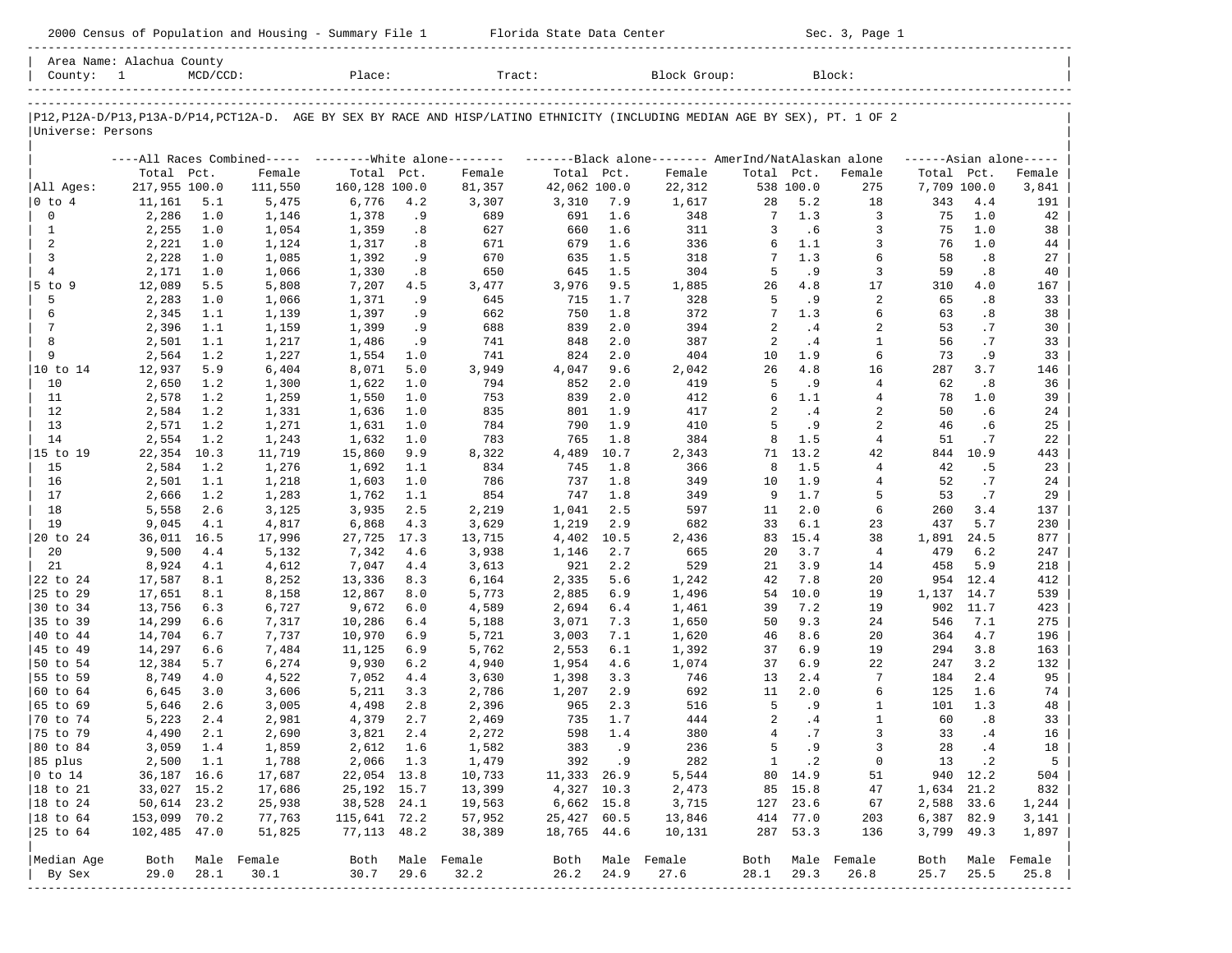2000 Census of Population and Housing - Summary File 1 Florida State Data Center Sec. 3, Page 1

Area Name: Alachua County
County: 1 MCD/CCD: Place: Tract: Block Group: Block:

P12,P12A-D/P13,P13A-D/P14,PCT12A-D. AGE BY SEX BY RACE AND HISP/LATINO ETHNICITY (INCLUDING MEDIAN AGE BY SEX), PT. 1 OF 2
Universe: Persons

| | All Races Combined | | | White alone | | | Black alone | | | AmerInd/NatAlaskan alone | | | Asian alone | | |
|---|---|---|---|---|---|---|---|---|---|---|---|---|---|---|---|
| | Total | Pct. | Female | Total | Pct. | Female | Total | Pct. | Female | Total | Pct. | Female | Total | Pct. | Female |
| All Ages: | 217,955 | 100.0 | 111,550 | 160,128 | 100.0 | 81,357 | 42,062 | 100.0 | 22,312 | 538 | 100.0 | 275 | 7,709 | 100.0 | 3,841 |
| 0 to 4 | 11,161 | 5.1 | 5,475 | 6,776 | 4.2 | 3,307 | 3,310 | 7.9 | 1,617 | 28 | 5.2 | 18 | 343 | 4.4 | 191 |
| 0 | 2,286 | 1.0 | 1,146 | 1,378 | .9 | 689 | 691 | 1.6 | 348 | 7 | 1.3 | 3 | 75 | 1.0 | 42 |
| 1 | 2,255 | 1.0 | 1,054 | 1,359 | .8 | 627 | 660 | 1.6 | 311 | 3 | .6 | 3 | 75 | 1.0 | 38 |
| 2 | 2,221 | 1.0 | 1,124 | 1,317 | .8 | 671 | 679 | 1.6 | 336 | 6 | 1.1 | 3 | 76 | 1.0 | 44 |
| 3 | 2,228 | 1.0 | 1,085 | 1,392 | .9 | 670 | 635 | 1.5 | 318 | 7 | 1.3 | 6 | 58 | .8 | 27 |
| 4 | 2,171 | 1.0 | 1,066 | 1,330 | .8 | 650 | 645 | 1.5 | 304 | 5 | .9 | 3 | 59 | .8 | 40 |
| 5 to 9 | 12,089 | 5.5 | 5,808 | 7,207 | 4.5 | 3,477 | 3,976 | 9.5 | 1,885 | 26 | 4.8 | 17 | 310 | 4.0 | 167 |
| 5 | 2,283 | 1.0 | 1,066 | 1,371 | .9 | 645 | 715 | 1.7 | 328 | 5 | .9 | 2 | 65 | .8 | 33 |
| 6 | 2,345 | 1.1 | 1,139 | 1,397 | .9 | 662 | 750 | 1.8 | 372 | 7 | 1.3 | 6 | 63 | .8 | 38 |
| 7 | 2,396 | 1.1 | 1,159 | 1,399 | .9 | 688 | 839 | 2.0 | 394 | 2 | .4 | 2 | 53 | .7 | 30 |
| 8 | 2,501 | 1.1 | 1,217 | 1,486 | .9 | 741 | 848 | 2.0 | 387 | 2 | .4 | 1 | 56 | .7 | 33 |
| 9 | 2,564 | 1.2 | 1,227 | 1,554 | 1.0 | 741 | 824 | 2.0 | 404 | 10 | 1.9 | 6 | 73 | .9 | 33 |
| 10 to 14 | 12,937 | 5.9 | 6,404 | 8,071 | 5.0 | 3,949 | 4,047 | 9.6 | 2,042 | 26 | 4.8 | 16 | 287 | 3.7 | 146 |
| 10 | 2,650 | 1.2 | 1,300 | 1,622 | 1.0 | 794 | 852 | 2.0 | 419 | 5 | .9 | 4 | 62 | .8 | 36 |
| 11 | 2,578 | 1.2 | 1,259 | 1,550 | 1.0 | 753 | 839 | 2.0 | 412 | 6 | 1.1 | 4 | 78 | 1.0 | 39 |
| 12 | 2,584 | 1.2 | 1,331 | 1,636 | 1.0 | 835 | 801 | 1.9 | 417 | 2 | .4 | 2 | 50 | .6 | 24 |
| 13 | 2,571 | 1.2 | 1,271 | 1,631 | 1.0 | 784 | 790 | 1.9 | 410 | 5 | .9 | 2 | 46 | .6 | 25 |
| 14 | 2,554 | 1.2 | 1,243 | 1,632 | 1.0 | 783 | 765 | 1.8 | 384 | 8 | 1.5 | 4 | 51 | .7 | 22 |
| 15 to 19 | 22,354 | 10.3 | 11,719 | 15,860 | 9.9 | 8,322 | 4,489 | 10.7 | 2,343 | 71 | 13.2 | 42 | 844 | 10.9 | 443 |
| 15 | 2,584 | 1.2 | 1,276 | 1,692 | 1.1 | 834 | 745 | 1.8 | 366 | 8 | 1.5 | 4 | 42 | .5 | 23 |
| 16 | 2,501 | 1.1 | 1,218 | 1,603 | 1.0 | 786 | 737 | 1.8 | 349 | 10 | 1.9 | 4 | 52 | .7 | 24 |
| 17 | 2,666 | 1.2 | 1,283 | 1,762 | 1.1 | 854 | 747 | 1.8 | 349 | 9 | 1.7 | 5 | 53 | .7 | 29 |
| 18 | 5,558 | 2.6 | 3,125 | 3,935 | 2.5 | 2,219 | 1,041 | 2.5 | 597 | 11 | 2.0 | 6 | 260 | 3.4 | 137 |
| 19 | 9,045 | 4.1 | 4,817 | 6,868 | 4.3 | 3,629 | 1,219 | 2.9 | 682 | 33 | 6.1 | 23 | 437 | 5.7 | 230 |
| 20 to 24 | 36,011 | 16.5 | 17,996 | 27,725 | 17.3 | 13,715 | 4,402 | 10.5 | 2,436 | 83 | 15.4 | 38 | 1,891 | 24.5 | 877 |
| 20 | 9,500 | 4.4 | 5,132 | 7,342 | 4.6 | 3,938 | 1,146 | 2.7 | 665 | 20 | 3.7 | 4 | 479 | 6.2 | 247 |
| 21 | 8,924 | 4.1 | 4,612 | 7,047 | 4.4 | 3,613 | 921 | 2.2 | 529 | 21 | 3.9 | 14 | 458 | 5.9 | 218 |
| 22 to 24 | 17,587 | 8.1 | 8,252 | 13,336 | 8.3 | 6,164 | 2,335 | 5.6 | 1,242 | 42 | 7.8 | 20 | 954 | 12.4 | 412 |
| 25 to 29 | 17,651 | 8.1 | 8,158 | 12,867 | 8.0 | 5,773 | 2,885 | 6.9 | 1,496 | 54 | 10.0 | 19 | 1,137 | 14.7 | 539 |
| 30 to 34 | 13,756 | 6.3 | 6,727 | 9,672 | 6.0 | 4,589 | 2,694 | 6.4 | 1,461 | 39 | 7.2 | 19 | 902 | 11.7 | 423 |
| 35 to 39 | 14,299 | 6.6 | 7,317 | 10,286 | 6.4 | 5,188 | 3,071 | 7.3 | 1,650 | 50 | 9.3 | 24 | 546 | 7.1 | 275 |
| 40 to 44 | 14,704 | 6.7 | 7,737 | 10,970 | 6.9 | 5,721 | 3,003 | 7.1 | 1,620 | 46 | 8.6 | 20 | 364 | 4.7 | 196 |
| 45 to 49 | 14,297 | 6.6 | 7,484 | 11,125 | 6.9 | 5,762 | 2,553 | 6.1 | 1,392 | 37 | 6.9 | 19 | 294 | 3.8 | 163 |
| 50 to 54 | 12,384 | 5.7 | 6,274 | 9,930 | 6.2 | 4,940 | 1,954 | 4.6 | 1,074 | 37 | 6.9 | 22 | 247 | 3.2 | 132 |
| 55 to 59 | 8,749 | 4.0 | 4,522 | 7,052 | 4.4 | 3,630 | 1,398 | 3.3 | 746 | 13 | 2.4 | 7 | 184 | 2.4 | 95 |
| 60 to 64 | 6,645 | 3.0 | 3,606 | 5,211 | 3.3 | 2,786 | 1,207 | 2.9 | 692 | 11 | 2.0 | 6 | 125 | 1.6 | 74 |
| 65 to 69 | 5,646 | 2.6 | 3,005 | 4,498 | 2.8 | 2,396 | 965 | 2.3 | 516 | 5 | .9 | 1 | 101 | 1.3 | 48 |
| 70 to 74 | 5,223 | 2.4 | 2,981 | 4,379 | 2.7 | 2,469 | 735 | 1.7 | 444 | 2 | .4 | 1 | 60 | .8 | 33 |
| 75 to 79 | 4,490 | 2.1 | 2,690 | 3,821 | 2.4 | 2,272 | 598 | 1.4 | 380 | 4 | .7 | 3 | 33 | .4 | 16 |
| 80 to 84 | 3,059 | 1.4 | 1,859 | 2,612 | 1.6 | 1,582 | 383 | .9 | 236 | 5 | .9 | 3 | 28 | .4 | 18 |
| 85 plus | 2,500 | 1.1 | 1,788 | 2,066 | 1.3 | 1,479 | 392 | .9 | 282 | 1 | .2 | 0 | 13 | .2 | 5 |
| 0 to 14 | 36,187 | 16.6 | 17,687 | 22,054 | 13.8 | 10,733 | 11,333 | 26.9 | 5,544 | 80 | 14.9 | 51 | 940 | 12.2 | 504 |
| 18 to 21 | 33,027 | 15.2 | 17,686 | 25,192 | 15.7 | 13,399 | 4,327 | 10.3 | 2,473 | 85 | 15.8 | 47 | 1,634 | 21.2 | 832 |
| 18 to 24 | 50,614 | 23.2 | 25,938 | 38,528 | 24.1 | 19,563 | 6,662 | 15.8 | 3,715 | 127 | 23.6 | 67 | 2,588 | 33.6 | 1,244 |
| 18 to 64 | 153,099 | 70.2 | 77,763 | 115,641 | 72.2 | 57,952 | 25,427 | 60.5 | 13,846 | 414 | 77.0 | 203 | 6,387 | 82.9 | 3,141 |
| 25 to 64 | 102,485 | 47.0 | 51,825 | 77,113 | 48.2 | 38,389 | 18,765 | 44.6 | 10,131 | 287 | 53.3 | 136 | 3,799 | 49.3 | 1,897 |
| Median Age | Both | Male | Female | Both | Male | Female | Both | Male | Female | Both | Male | Female | Both | Male | Female |
| By Sex | 29.0 | 28.1 | 30.1 | 30.7 | 29.6 | 32.2 | 26.2 | 24.9 | 27.6 | 28.1 | 29.3 | 26.8 | 25.7 | 25.5 | 25.8 |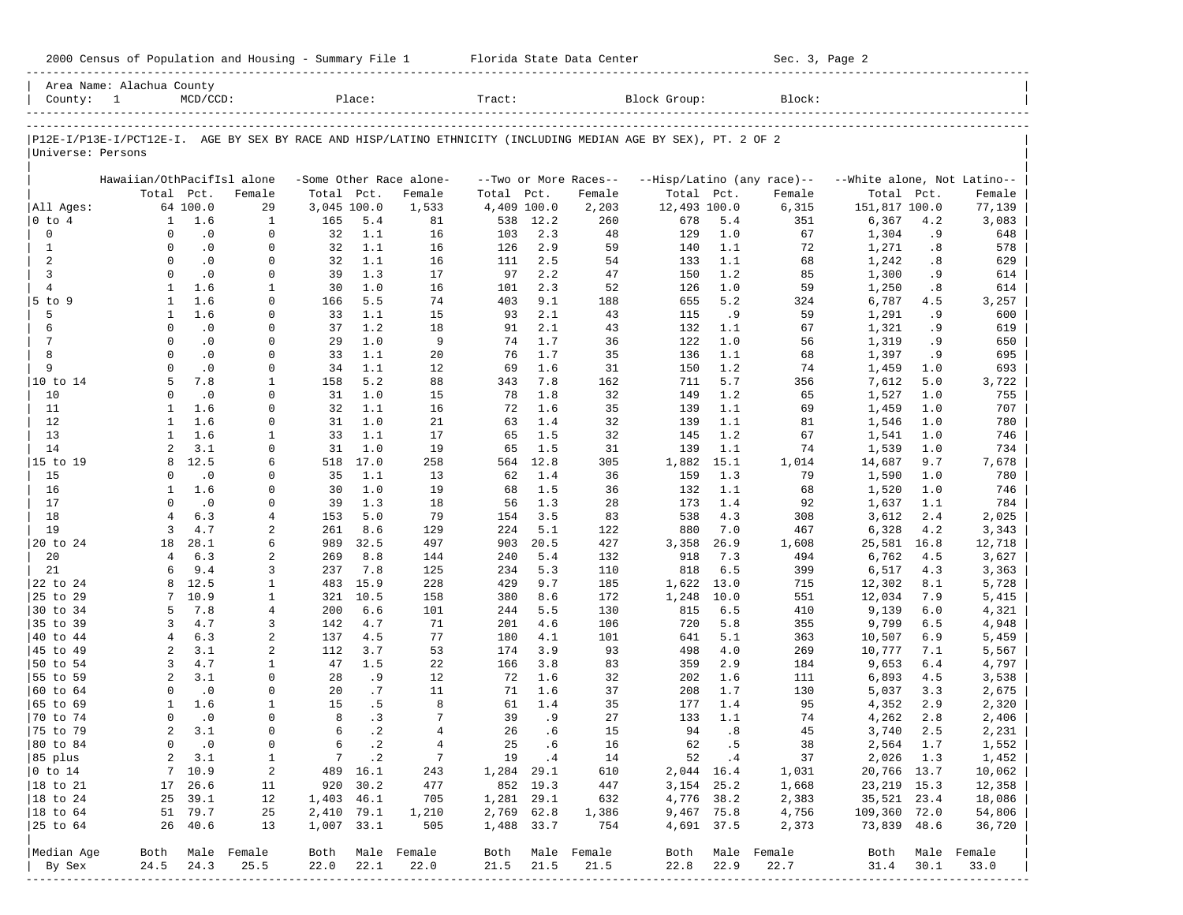Area Name: Alachua County
County: 1 MCD/CCD: Place: Tract: Block Group: Block:

P12E-I/P13E-I/PCT12E-I. AGE BY SEX BY RACE AND HISP/LATINO ETHNICITY (INCLUDING MEDIAN AGE BY SEX), PT. 2 OF 2
Universe: Persons

| | Hawaiian/OthPacifIsl alone | | | -Some Other Race alone- | | | --Two or More Races-- | | | --Hisp/Latino (any race)-- | | | --White alone, Not Latino-- | | |
|---|---|---|---|---|---|---|---|---|---|---|---|---|---|---|---|
| | Total | Pct. | Female | Total | Pct. | Female | Total | Pct. | Female | Total | Pct. | Female | Total | Pct. | Female |
| All Ages: | 64 | 100.0 | 29 | 3,045 | 100.0 | 1,533 | 4,409 | 100.0 | 2,203 | 12,493 | 100.0 | 6,315 | 151,817 | 100.0 | 77,139 |
| 0 to 4 | 1 | 1.6 | 1 | 165 | 5.4 | 81 | 538 | 12.2 | 260 | 678 | 5.4 | 351 | 6,367 | 4.2 | 3,083 |
| 0 | 0 | .0 | 0 | 32 | 1.1 | 16 | 103 | 2.3 | 48 | 129 | 1.0 | 67 | 1,304 | .9 | 648 |
| 1 | 0 | .0 | 0 | 32 | 1.1 | 16 | 126 | 2.9 | 59 | 140 | 1.1 | 72 | 1,271 | .8 | 578 |
| 2 | 0 | .0 | 0 | 32 | 1.1 | 16 | 111 | 2.5 | 54 | 133 | 1.1 | 68 | 1,242 | .8 | 629 |
| 3 | 0 | .0 | 0 | 39 | 1.3 | 17 | 97 | 2.2 | 47 | 150 | 1.2 | 85 | 1,300 | .9 | 614 |
| 4 | 1 | 1.6 | 1 | 30 | 1.0 | 16 | 101 | 2.3 | 52 | 126 | 1.0 | 59 | 1,250 | .8 | 614 |
| 5 to 9 | 1 | 1.6 | 0 | 166 | 5.5 | 74 | 403 | 9.1 | 188 | 655 | 5.2 | 324 | 6,787 | 4.5 | 3,257 |
| 5 | 1 | 1.6 | 0 | 33 | 1.1 | 15 | 93 | 2.1 | 43 | 115 | .9 | 59 | 1,291 | .9 | 600 |
| 6 | 0 | .0 | 0 | 37 | 1.2 | 18 | 91 | 2.1 | 43 | 132 | 1.1 | 67 | 1,321 | .9 | 619 |
| 7 | 0 | .0 | 0 | 29 | 1.0 | 9 | 74 | 1.7 | 36 | 122 | 1.0 | 56 | 1,319 | .9 | 650 |
| 8 | 0 | .0 | 0 | 33 | 1.1 | 20 | 76 | 1.7 | 35 | 136 | 1.1 | 68 | 1,397 | .9 | 695 |
| 9 | 0 | .0 | 0 | 34 | 1.1 | 12 | 69 | 1.6 | 31 | 150 | 1.2 | 74 | 1,459 | 1.0 | 693 |
| 10 to 14 | 5 | 7.8 | 1 | 158 | 5.2 | 88 | 343 | 7.8 | 162 | 711 | 5.7 | 356 | 7,612 | 5.0 | 3,722 |
| 10 | 0 | .0 | 0 | 31 | 1.0 | 15 | 78 | 1.8 | 32 | 149 | 1.2 | 65 | 1,527 | 1.0 | 755 |
| 11 | 1 | 1.6 | 0 | 32 | 1.1 | 16 | 72 | 1.6 | 35 | 139 | 1.1 | 69 | 1,459 | 1.0 | 707 |
| 12 | 1 | 1.6 | 0 | 31 | 1.0 | 21 | 63 | 1.4 | 32 | 139 | 1.1 | 81 | 1,546 | 1.0 | 780 |
| 13 | 1 | 1.6 | 1 | 33 | 1.1 | 17 | 65 | 1.5 | 32 | 145 | 1.2 | 67 | 1,541 | 1.0 | 746 |
| 14 | 2 | 3.1 | 0 | 31 | 1.0 | 19 | 65 | 1.5 | 31 | 139 | 1.1 | 74 | 1,539 | 1.0 | 734 |
| 15 to 19 | 8 | 12.5 | 6 | 518 | 17.0 | 258 | 564 | 12.8 | 305 | 1,882 | 15.1 | 1,014 | 14,687 | 9.7 | 7,678 |
| 15 | 0 | .0 | 0 | 35 | 1.1 | 13 | 62 | 1.4 | 36 | 159 | 1.3 | 79 | 1,590 | 1.0 | 780 |
| 16 | 1 | 1.6 | 0 | 30 | 1.0 | 19 | 68 | 1.5 | 36 | 132 | 1.1 | 68 | 1,520 | 1.0 | 746 |
| 17 | 0 | .0 | 0 | 39 | 1.3 | 18 | 56 | 1.3 | 28 | 173 | 1.4 | 92 | 1,637 | 1.1 | 784 |
| 18 | 4 | 6.3 | 4 | 153 | 5.0 | 79 | 154 | 3.5 | 83 | 538 | 4.3 | 308 | 3,612 | 2.4 | 2,025 |
| 19 | 3 | 4.7 | 2 | 261 | 8.6 | 129 | 224 | 5.1 | 122 | 880 | 7.0 | 467 | 6,328 | 4.2 | 3,343 |
| 20 to 24 | 18 | 28.1 | 6 | 989 | 32.5 | 497 | 903 | 20.5 | 427 | 3,358 | 26.9 | 1,608 | 25,581 | 16.8 | 12,718 |
| 20 | 4 | 6.3 | 2 | 269 | 8.8 | 144 | 240 | 5.4 | 132 | 918 | 7.3 | 494 | 6,762 | 4.5 | 3,627 |
| 21 | 6 | 9.4 | 3 | 237 | 7.8 | 125 | 234 | 5.3 | 110 | 818 | 6.5 | 399 | 6,517 | 4.3 | 3,363 |
| 22 to 24 | 8 | 12.5 | 1 | 483 | 15.9 | 228 | 429 | 9.7 | 185 | 1,622 | 13.0 | 715 | 12,302 | 8.1 | 5,728 |
| 25 to 29 | 7 | 10.9 | 1 | 321 | 10.5 | 158 | 380 | 8.6 | 172 | 1,248 | 10.0 | 551 | 12,034 | 7.9 | 5,415 |
| 30 to 34 | 5 | 7.8 | 4 | 200 | 6.6 | 101 | 244 | 5.5 | 130 | 815 | 6.5 | 410 | 9,139 | 6.0 | 4,321 |
| 35 to 39 | 3 | 4.7 | 3 | 142 | 4.7 | 71 | 201 | 4.6 | 106 | 720 | 5.8 | 355 | 9,799 | 6.5 | 4,948 |
| 40 to 44 | 4 | 6.3 | 2 | 137 | 4.5 | 77 | 180 | 4.1 | 101 | 641 | 5.1 | 363 | 10,507 | 6.9 | 5,459 |
| 45 to 49 | 2 | 3.1 | 2 | 112 | 3.7 | 53 | 174 | 3.9 | 93 | 498 | 4.0 | 269 | 10,777 | 7.1 | 5,567 |
| 50 to 54 | 3 | 4.7 | 1 | 47 | 1.5 | 22 | 166 | 3.8 | 83 | 359 | 2.9 | 184 | 9,653 | 6.4 | 4,797 |
| 55 to 59 | 2 | 3.1 | 0 | 28 | .9 | 12 | 72 | 1.6 | 32 | 202 | 1.6 | 111 | 6,893 | 4.5 | 3,538 |
| 60 to 64 | 0 | .0 | 0 | 20 | .7 | 11 | 71 | 1.6 | 37 | 208 | 1.7 | 130 | 5,037 | 3.3 | 2,675 |
| 65 to 69 | 1 | 1.6 | 1 | 15 | .5 | 8 | 61 | 1.4 | 35 | 177 | 1.4 | 95 | 4,352 | 2.9 | 2,320 |
| 70 to 74 | 0 | .0 | 0 | 8 | .3 | 7 | 39 | .9 | 27 | 133 | 1.1 | 74 | 4,262 | 2.8 | 2,406 |
| 75 to 79 | 2 | 3.1 | 0 | 6 | .2 | 4 | 26 | .6 | 15 | 94 | .8 | 45 | 3,740 | 2.5 | 2,231 |
| 80 to 84 | 0 | .0 | 0 | 6 | .2 | 4 | 25 | .6 | 16 | 62 | .5 | 38 | 2,564 | 1.7 | 1,552 |
| 85 plus | 2 | 3.1 | 1 | 7 | .2 | 7 | 19 | .4 | 14 | 52 | .4 | 37 | 2,026 | 1.3 | 1,452 |
| 0 to 14 | 7 | 10.9 | 2 | 489 | 16.1 | 243 | 1,284 | 29.1 | 610 | 2,044 | 16.4 | 1,031 | 20,766 | 13.7 | 10,062 |
| 18 to 21 | 17 | 26.6 | 11 | 920 | 30.2 | 477 | 852 | 19.3 | 447 | 3,154 | 25.2 | 1,668 | 23,219 | 15.3 | 12,358 |
| 18 to 24 | 25 | 39.1 | 12 | 1,403 | 46.1 | 705 | 1,281 | 29.1 | 632 | 4,776 | 38.2 | 2,383 | 35,521 | 23.4 | 18,086 |
| 18 to 64 | 51 | 79.7 | 25 | 2,410 | 79.1 | 1,210 | 2,769 | 62.8 | 1,386 | 9,467 | 75.8 | 4,756 | 109,360 | 72.0 | 54,806 |
| 25 to 64 | 26 | 40.6 | 13 | 1,007 | 33.1 | 505 | 1,488 | 33.7 | 754 | 4,691 | 37.5 | 2,373 | 73,839 | 48.6 | 36,720 |
| Median Age | Both | Male | Female | Both | Male | Female | Both | Male | Female | Both | Male | Female | Both | Male | Female |
| By Sex | 24.5 | 24.3 | 25.5 | 22.0 | 22.1 | 22.0 | 21.5 | 21.5 | 21.5 | 22.8 | 22.9 | 22.7 | 31.4 | 30.1 | 33.0 |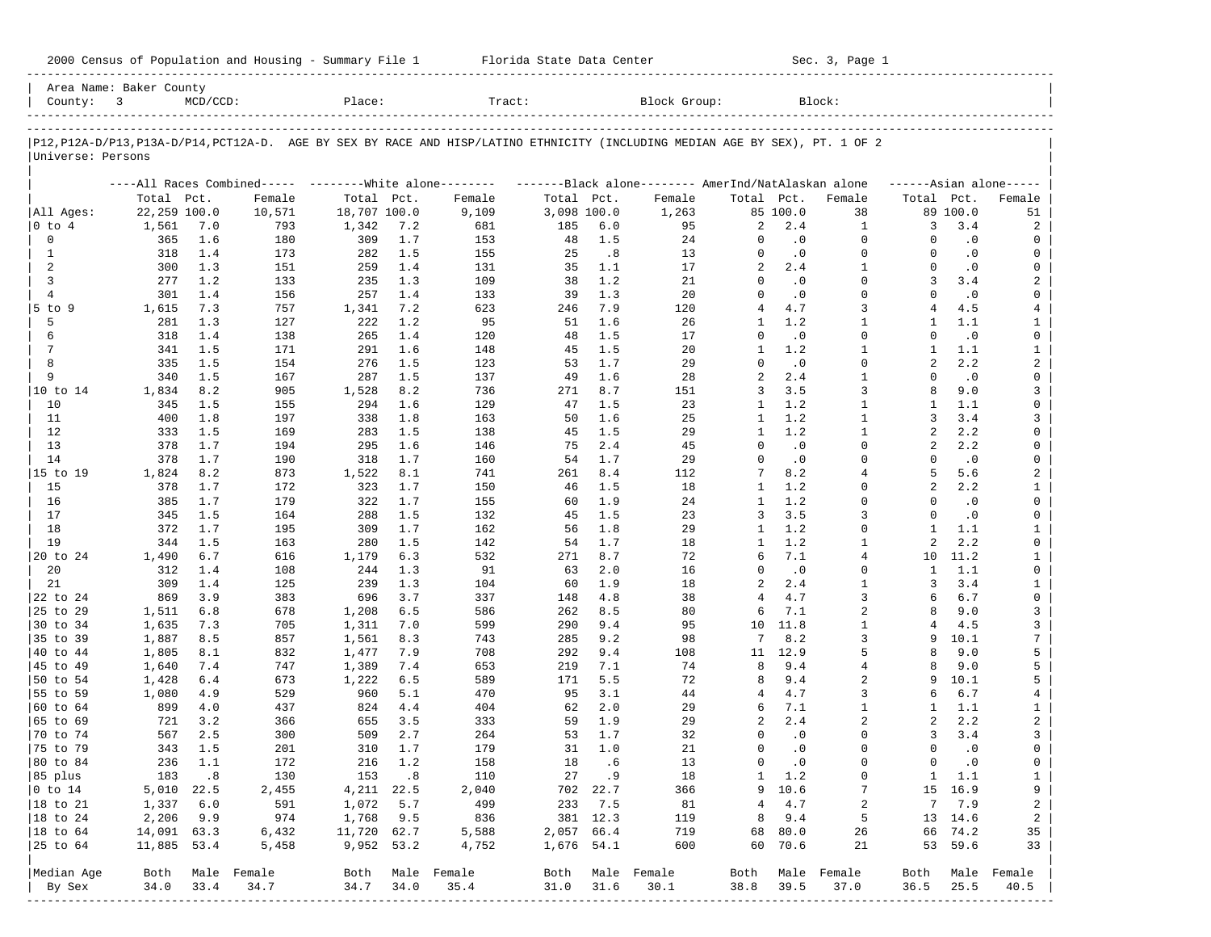2000 Census of Population and Housing - Summary File 1 Florida State Data Center Sec. 3, Page 1

Area Name: Baker County
County: 3 MCD/CCD: Place: Tract: Block Group: Block:

P12,P12A-D/P13,P13A-D/P14,PCT12A-D. AGE BY SEX BY RACE AND HISP/LATINO ETHNICITY (INCLUDING MEDIAN AGE BY SEX), PT. 1 OF 2
Universe: Persons

| | All Races Combined Total | Pct. | Female | White alone Total | Pct. | Female | Black alone Total | Pct. | Female | AmerInd/NatAlaskan alone Total | Pct. | Female | Asian alone Total | Pct. | Female |
|---|---|---|---|---|---|---|---|---|---|---|---|---|---|---|---|
| All Ages: | 22,259 | 100.0 | 10,571 | 18,707 | 100.0 | 9,109 | 3,098 | 100.0 | 1,263 | 85 | 100.0 | 38 | 89 | 100.0 | 51 |
| 0 to 4 | 1,561 | 7.0 | 793 | 1,342 | 7.2 | 681 | 185 | 6.0 | 95 | 2 | 2.4 | 1 | 3 | 3.4 | 2 |
| 0 | 365 | 1.6 | 180 | 309 | 1.7 | 153 | 48 | 1.5 | 24 | 0 | .0 | 0 | 0 | .0 | 0 |
| 1 | 318 | 1.4 | 173 | 282 | 1.5 | 155 | 25 | .8 | 13 | 0 | .0 | 0 | 0 | .0 | 0 |
| 2 | 300 | 1.3 | 151 | 259 | 1.4 | 131 | 35 | 1.1 | 17 | 2 | 2.4 | 1 | 0 | .0 | 0 |
| 3 | 277 | 1.2 | 133 | 235 | 1.3 | 109 | 38 | 1.2 | 21 | 0 | .0 | 0 | 3 | 3.4 | 2 |
| 4 | 301 | 1.4 | 156 | 257 | 1.4 | 133 | 39 | 1.3 | 20 | 0 | .0 | 0 | 0 | .0 | 0 |
| 5 to 9 | 1,615 | 7.3 | 757 | 1,341 | 7.2 | 623 | 246 | 7.9 | 120 | 4 | 4.7 | 3 | 4 | 4.5 | 4 |
| 5 | 281 | 1.3 | 127 | 222 | 1.2 | 95 | 51 | 1.6 | 26 | 1 | 1.2 | 1 | 1 | 1.1 | 1 |
| 6 | 318 | 1.4 | 138 | 265 | 1.4 | 120 | 48 | 1.5 | 17 | 0 | .0 | 0 | 0 | .0 | 0 |
| 7 | 341 | 1.5 | 171 | 291 | 1.6 | 148 | 45 | 1.5 | 20 | 1 | 1.2 | 1 | 1 | 1.1 | 1 |
| 8 | 335 | 1.5 | 154 | 276 | 1.5 | 123 | 53 | 1.7 | 29 | 0 | .0 | 0 | 2 | 2.2 | 2 |
| 9 | 340 | 1.5 | 167 | 287 | 1.5 | 137 | 49 | 1.6 | 28 | 2 | 2.4 | 1 | 0 | .0 | 0 |
| 10 to 14 | 1,834 | 8.2 | 905 | 1,528 | 8.2 | 736 | 271 | 8.7 | 151 | 3 | 3.5 | 3 | 8 | 9.0 | 3 |
| 10 | 345 | 1.5 | 155 | 294 | 1.6 | 129 | 47 | 1.5 | 23 | 1 | 1.2 | 1 | 1 | 1.1 | 0 |
| 11 | 400 | 1.8 | 197 | 338 | 1.8 | 163 | 50 | 1.6 | 25 | 1 | 1.2 | 1 | 3 | 3.4 | 3 |
| 12 | 333 | 1.5 | 169 | 283 | 1.5 | 138 | 45 | 1.5 | 29 | 1 | 1.2 | 1 | 2 | 2.2 | 0 |
| 13 | 378 | 1.7 | 194 | 295 | 1.6 | 146 | 75 | 2.4 | 45 | 0 | .0 | 0 | 2 | 2.2 | 0 |
| 14 | 378 | 1.7 | 190 | 318 | 1.7 | 160 | 54 | 1.7 | 29 | 0 | .0 | 0 | 0 | .0 | 0 |
| 15 to 19 | 1,824 | 8.2 | 873 | 1,522 | 8.1 | 741 | 261 | 8.4 | 112 | 7 | 8.2 | 4 | 5 | 5.6 | 2 |
| 15 | 378 | 1.7 | 172 | 323 | 1.7 | 150 | 46 | 1.5 | 18 | 1 | 1.2 | 0 | 2 | 2.2 | 1 |
| 16 | 385 | 1.7 | 179 | 322 | 1.7 | 155 | 60 | 1.9 | 24 | 1 | 1.2 | 0 | 0 | .0 | 0 |
| 17 | 345 | 1.5 | 164 | 288 | 1.5 | 132 | 45 | 1.5 | 23 | 3 | 3.5 | 3 | 0 | .0 | 0 |
| 18 | 372 | 1.7 | 195 | 309 | 1.7 | 162 | 56 | 1.8 | 29 | 1 | 1.2 | 0 | 1 | 1.1 | 1 |
| 19 | 344 | 1.5 | 163 | 280 | 1.5 | 142 | 54 | 1.7 | 18 | 1 | 1.2 | 1 | 2 | 2.2 | 0 |
| 20 to 24 | 1,490 | 6.7 | 616 | 1,179 | 6.3 | 532 | 271 | 8.7 | 72 | 6 | 7.1 | 4 | 10 | 11.2 | 1 |
| 20 | 312 | 1.4 | 108 | 244 | 1.3 | 91 | 63 | 2.0 | 16 | 0 | .0 | 0 | 1 | 1.1 | 0 |
| 21 | 309 | 1.4 | 125 | 239 | 1.3 | 104 | 60 | 1.9 | 18 | 2 | 2.4 | 1 | 3 | 3.4 | 1 |
| 22 to 24 | 869 | 3.9 | 383 | 696 | 3.7 | 337 | 148 | 4.8 | 38 | 4 | 4.7 | 3 | 6 | 6.7 | 0 |
| 25 to 29 | 1,511 | 6.8 | 678 | 1,208 | 6.5 | 586 | 262 | 8.5 | 80 | 6 | 7.1 | 2 | 8 | 9.0 | 3 |
| 30 to 34 | 1,635 | 7.3 | 705 | 1,311 | 7.0 | 599 | 290 | 9.4 | 95 | 10 | 11.8 | 1 | 4 | 4.5 | 3 |
| 35 to 39 | 1,887 | 8.5 | 857 | 1,561 | 8.3 | 743 | 285 | 9.2 | 98 | 7 | 8.2 | 3 | 9 | 10.1 | 7 |
| 40 to 44 | 1,805 | 8.1 | 832 | 1,477 | 7.9 | 708 | 292 | 9.4 | 108 | 11 | 12.9 | 5 | 8 | 9.0 | 5 |
| 45 to 49 | 1,640 | 7.4 | 747 | 1,389 | 7.4 | 653 | 219 | 7.1 | 74 | 8 | 9.4 | 4 | 8 | 9.0 | 5 |
| 50 to 54 | 1,428 | 6.4 | 673 | 1,222 | 6.5 | 589 | 171 | 5.5 | 72 | 8 | 9.4 | 2 | 9 | 10.1 | 5 |
| 55 to 59 | 1,080 | 4.9 | 529 | 960 | 5.1 | 470 | 95 | 3.1 | 44 | 4 | 4.7 | 3 | 6 | 6.7 | 4 |
| 60 to 64 | 899 | 4.0 | 437 | 824 | 4.4 | 404 | 62 | 2.0 | 29 | 6 | 7.1 | 1 | 1 | 1.1 | 1 |
| 65 to 69 | 721 | 3.2 | 366 | 655 | 3.5 | 333 | 59 | 1.9 | 29 | 2 | 2.4 | 2 | 2 | 2.2 | 2 |
| 70 to 74 | 567 | 2.5 | 300 | 509 | 2.7 | 264 | 53 | 1.7 | 32 | 0 | .0 | 0 | 3 | 3.4 | 3 |
| 75 to 79 | 343 | 1.5 | 201 | 310 | 1.7 | 179 | 31 | 1.0 | 21 | 0 | .0 | 0 | 0 | .0 | 0 |
| 80 to 84 | 236 | 1.1 | 172 | 216 | 1.2 | 158 | 18 | .6 | 13 | 0 | .0 | 0 | 0 | .0 | 0 |
| 85 plus | 183 | .8 | 130 | 153 | .8 | 110 | 27 | .9 | 18 | 1 | 1.2 | 0 | 1 | 1.1 | 1 |
| 0 to 14 | 5,010 | 22.5 | 2,455 | 4,211 | 22.5 | 2,040 | 702 | 22.7 | 366 | 9 | 10.6 | 7 | 15 | 16.9 | 9 |
| 18 to 21 | 1,337 | 6.0 | 591 | 1,072 | 5.7 | 499 | 233 | 7.5 | 81 | 4 | 4.7 | 2 | 7 | 7.9 | 2 |
| 18 to 24 | 2,206 | 9.9 | 974 | 1,768 | 9.5 | 836 | 381 | 12.3 | 119 | 8 | 9.4 | 5 | 13 | 14.6 | 2 |
| 18 to 64 | 14,091 | 63.3 | 6,432 | 11,720 | 62.7 | 5,588 | 2,057 | 66.4 | 719 | 68 | 80.0 | 26 | 66 | 74.2 | 35 |
| 25 to 64 | 11,885 | 53.4 | 5,458 | 9,952 | 53.2 | 4,752 | 1,676 | 54.1 | 600 | 60 | 70.6 | 21 | 53 | 59.6 | 33 |

| Median Age By Sex | Both | Male | Female | Both | Male | Female | Both | Male | Female | Both | Male | Female | Both | Male | Female |
|---|---|---|---|---|---|---|---|---|---|---|---|---|---|---|---|
| | 34.0 | 33.4 | 34.7 | 34.7 | 34.0 | 35.4 | 31.0 | 31.6 | 30.1 | 38.8 | 39.5 | 37.0 | 36.5 | 25.5 | 40.5 |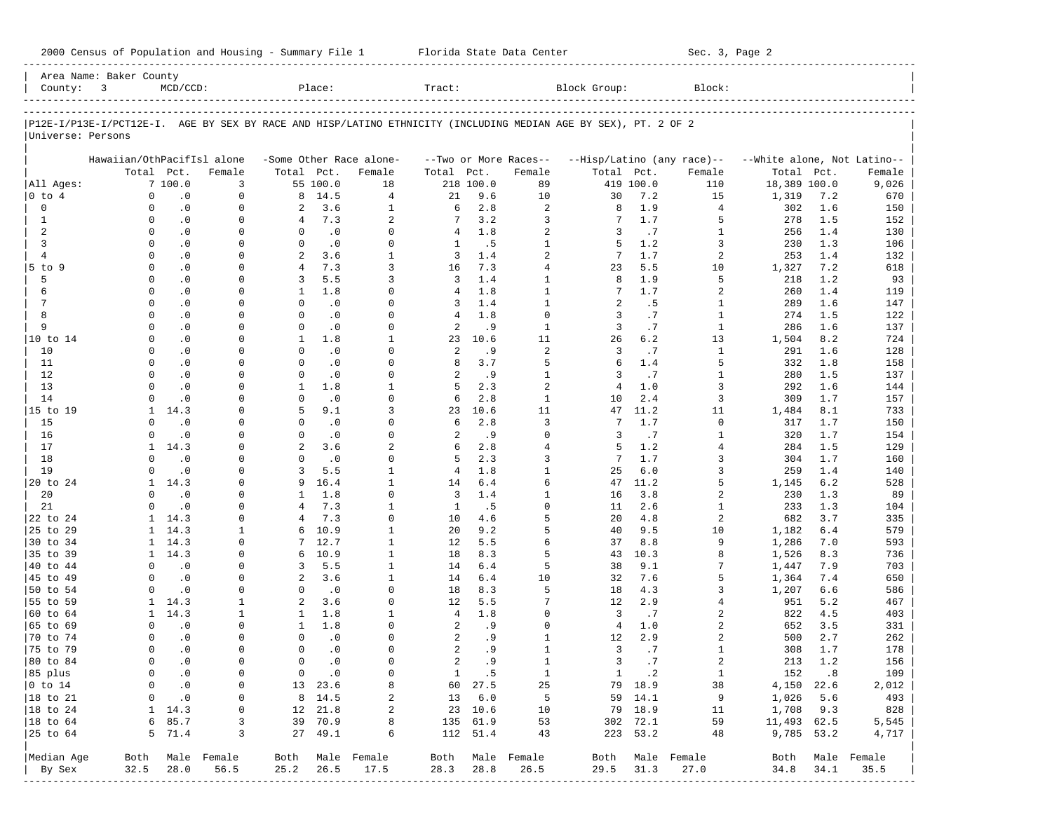Area Name: Baker County
County: 3 MCD/CCD: Place: Tract: Block Group: Block:

P12E-I/P13E-I/PCT12E-I. AGE BY SEX BY RACE AND HISP/LATINO ETHNICITY (INCLUDING MEDIAN AGE BY SEX), PT. 2 OF 2

Universe: Persons

| | Hawaiian/OthPacifIsl alone | | | -Some Other Race alone- | | | --Two or More Races-- | | | --Hisp/Latino (any race)-- | | | --White alone, Not Latino-- | | |
|---|---|---|---|---|---|---|---|---|---|---|---|---|---|---|---|
| | Total | Pct. | Female | Total | Pct. | Female | Total | Pct. | Female | Total | Pct. | Female | Total | Pct. | Female |
| All Ages: | 7 | 100.0 | 3 | 55 | 100.0 | 18 | 218 | 100.0 | 89 | 419 | 100.0 | 110 | 18,389 | 100.0 | 9,026 |
| 0 to 4 | 0 | .0 | 0 | 8 | 14.5 | 4 | 21 | 9.6 | 10 | 30 | 7.2 | 15 | 1,319 | 7.2 | 670 |
| 0 | 0 | .0 | 0 | 2 | 3.6 | 1 | 6 | 2.8 | 2 | 8 | 1.9 | 4 | 302 | 1.6 | 150 |
| 1 | 0 | .0 | 0 | 4 | 7.3 | 2 | 7 | 3.2 | 3 | 7 | 1.7 | 5 | 278 | 1.5 | 152 |
| 2 | 0 | .0 | 0 | 0 | .0 | 0 | 4 | 1.8 | 2 | 3 | .7 | 1 | 256 | 1.4 | 130 |
| 3 | 0 | .0 | 0 | 0 | .0 | 0 | 1 | .5 | 1 | 5 | 1.2 | 3 | 230 | 1.3 | 106 |
| 4 | 0 | .0 | 0 | 2 | 3.6 | 1 | 3 | 1.4 | 2 | 7 | 1.7 | 2 | 253 | 1.4 | 132 |
| 5 to 9 | 0 | .0 | 0 | 4 | 7.3 | 3 | 16 | 7.3 | 4 | 23 | 5.5 | 10 | 1,327 | 7.2 | 618 |
| 5 | 0 | .0 | 0 | 3 | 5.5 | 3 | 3 | 1.4 | 1 | 8 | 1.9 | 5 | 218 | 1.2 | 93 |
| 6 | 0 | .0 | 0 | 1 | 1.8 | 0 | 4 | 1.8 | 1 | 7 | 1.7 | 2 | 260 | 1.4 | 119 |
| 7 | 0 | .0 | 0 | 0 | .0 | 0 | 3 | 1.4 | 1 | 2 | .5 | 1 | 289 | 1.6 | 147 |
| 8 | 0 | .0 | 0 | 0 | .0 | 0 | 4 | 1.8 | 0 | 3 | .7 | 1 | 274 | 1.5 | 122 |
| 9 | 0 | .0 | 0 | 0 | .0 | 0 | 2 | .9 | 1 | 3 | .7 | 1 | 286 | 1.6 | 137 |
| 10 to 14 | 0 | .0 | 0 | 1 | 1.8 | 1 | 23 | 10.6 | 11 | 26 | 6.2 | 13 | 1,504 | 8.2 | 724 |
| 10 | 0 | .0 | 0 | 0 | .0 | 0 | 2 | .9 | 2 | 3 | .7 | 1 | 291 | 1.6 | 128 |
| 11 | 0 | .0 | 0 | 0 | .0 | 0 | 8 | 3.7 | 5 | 6 | 1.4 | 5 | 332 | 1.8 | 158 |
| 12 | 0 | .0 | 0 | 0 | .0 | 0 | 2 | .9 | 1 | 3 | .7 | 1 | 280 | 1.5 | 137 |
| 13 | 0 | .0 | 0 | 1 | 1.8 | 1 | 5 | 2.3 | 2 | 4 | 1.0 | 3 | 292 | 1.6 | 144 |
| 14 | 0 | .0 | 0 | 0 | .0 | 0 | 6 | 2.8 | 1 | 10 | 2.4 | 3 | 309 | 1.7 | 157 |
| 15 to 19 | 1 | 14.3 | 0 | 5 | 9.1 | 3 | 23 | 10.6 | 11 | 47 | 11.2 | 11 | 1,484 | 8.1 | 733 |
| 15 | 0 | .0 | 0 | 0 | .0 | 0 | 6 | 2.8 | 3 | 7 | 1.7 | 0 | 317 | 1.7 | 150 |
| 16 | 0 | .0 | 0 | 0 | .0 | 0 | 2 | .9 | 0 | 3 | .7 | 1 | 320 | 1.7 | 154 |
| 17 | 1 | 14.3 | 0 | 2 | 3.6 | 2 | 6 | 2.8 | 4 | 5 | 1.2 | 4 | 284 | 1.5 | 129 |
| 18 | 0 | .0 | 0 | 0 | .0 | 0 | 5 | 2.3 | 3 | 7 | 1.7 | 3 | 304 | 1.7 | 160 |
| 19 | 0 | .0 | 0 | 3 | 5.5 | 1 | 4 | 1.8 | 1 | 25 | 6.0 | 3 | 259 | 1.4 | 140 |
| 20 to 24 | 1 | 14.3 | 0 | 9 | 16.4 | 1 | 14 | 6.4 | 6 | 47 | 11.2 | 5 | 1,145 | 6.2 | 528 |
| 20 | 0 | .0 | 0 | 1 | 1.8 | 0 | 3 | 1.4 | 1 | 16 | 3.8 | 2 | 230 | 1.3 | 89 |
| 21 | 0 | .0 | 0 | 4 | 7.3 | 1 | 1 | .5 | 0 | 11 | 2.6 | 1 | 233 | 1.3 | 104 |
| 22 to 24 | 1 | 14.3 | 0 | 4 | 7.3 | 0 | 10 | 4.6 | 5 | 20 | 4.8 | 2 | 682 | 3.7 | 335 |
| 25 to 29 | 1 | 14.3 | 1 | 6 | 10.9 | 1 | 20 | 9.2 | 5 | 40 | 9.5 | 10 | 1,182 | 6.4 | 579 |
| 30 to 34 | 1 | 14.3 | 0 | 7 | 12.7 | 1 | 12 | 5.5 | 6 | 37 | 8.8 | 9 | 1,286 | 7.0 | 593 |
| 35 to 39 | 1 | 14.3 | 0 | 6 | 10.9 | 1 | 18 | 8.3 | 5 | 43 | 10.3 | 8 | 1,526 | 8.3 | 736 |
| 40 to 44 | 0 | .0 | 0 | 3 | 5.5 | 1 | 14 | 6.4 | 5 | 38 | 9.1 | 7 | 1,447 | 7.9 | 703 |
| 45 to 49 | 0 | .0 | 0 | 2 | 3.6 | 1 | 14 | 6.4 | 10 | 32 | 7.6 | 5 | 1,364 | 7.4 | 650 |
| 50 to 54 | 0 | .0 | 0 | 0 | .0 | 0 | 18 | 8.3 | 5 | 18 | 4.3 | 3 | 1,207 | 6.6 | 586 |
| 55 to 59 | 1 | 14.3 | 1 | 2 | 3.6 | 0 | 12 | 5.5 | 7 | 12 | 2.9 | 4 | 951 | 5.2 | 467 |
| 60 to 64 | 1 | 14.3 | 1 | 1 | 1.8 | 1 | 4 | 1.8 | 0 | 3 | .7 | 2 | 822 | 4.5 | 403 |
| 65 to 69 | 0 | .0 | 0 | 1 | 1.8 | 0 | 2 | .9 | 0 | 4 | 1.0 | 2 | 652 | 3.5 | 331 |
| 70 to 74 | 0 | .0 | 0 | 0 | .0 | 0 | 2 | .9 | 1 | 12 | 2.9 | 2 | 500 | 2.7 | 262 |
| 75 to 79 | 0 | .0 | 0 | 0 | .0 | 0 | 2 | .9 | 1 | 3 | .7 | 1 | 308 | 1.7 | 178 |
| 80 to 84 | 0 | .0 | 0 | 0 | .0 | 0 | 2 | .9 | 1 | 3 | .7 | 2 | 213 | 1.2 | 156 |
| 85 plus | 0 | .0 | 0 | 0 | .0 | 0 | 1 | .5 | 1 | 1 | .2 | 1 | 152 | .8 | 109 |
| 0 to 14 | 0 | .0 | 0 | 13 | 23.6 | 8 | 60 | 27.5 | 25 | 79 | 18.9 | 38 | 4,150 | 22.6 | 2,012 |
| 18 to 21 | 0 | .0 | 0 | 8 | 14.5 | 2 | 13 | 6.0 | 5 | 59 | 14.1 | 9 | 1,026 | 5.6 | 493 |
| 18 to 24 | 1 | 14.3 | 0 | 12 | 21.8 | 2 | 23 | 10.6 | 10 | 79 | 18.9 | 11 | 1,708 | 9.3 | 828 |
| 18 to 64 | 6 | 85.7 | 3 | 39 | 70.9 | 8 | 135 | 61.9 | 53 | 302 | 72.1 | 59 | 11,493 | 62.5 | 5,545 |
| 25 to 64 | 5 | 71.4 | 3 | 27 | 49.1 | 6 | 112 | 51.4 | 43 | 223 | 53.2 | 48 | 9,785 | 53.2 | 4,717 |
| Median Age | Both | Male | Female | Both | Male | Female | Both | Male | Female | Both | Male | Female | Both | Male | Female |
| By Sex | 32.5 | 28.0 | 56.5 | 25.2 | 26.5 | 17.5 | 28.3 | 28.8 | 26.5 | 29.5 | 31.3 | 27.0 | 34.8 | 34.1 | 35.5 |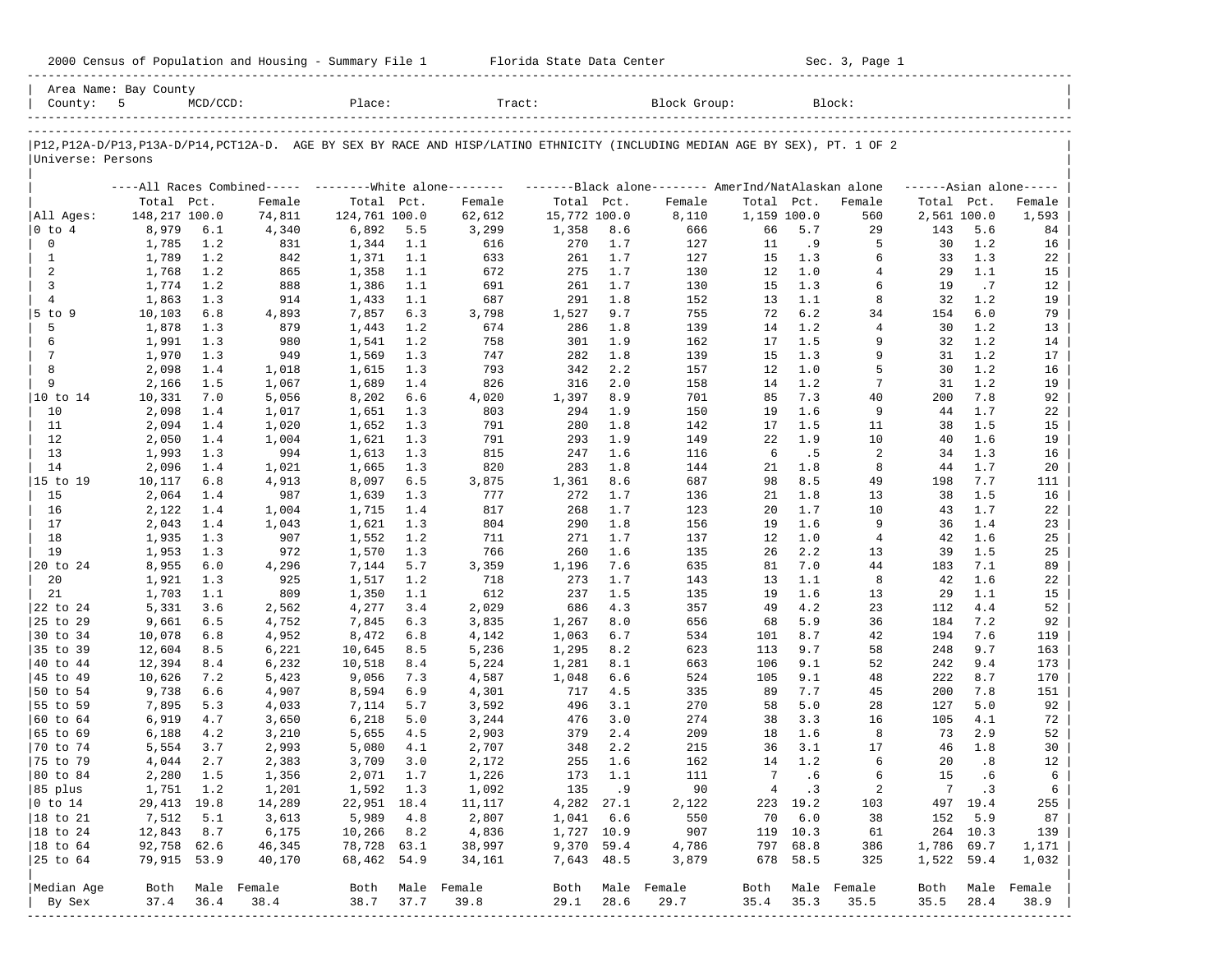2000 Census of Population and Housing - Summary File 1 Florida State Data Center Sec. 3, Page 1

Area Name: Bay County
County: 5 MCD/CCD: Place: Tract: Block Group: Block:

P12,P12A-D/P13,P13A-D/P14,PCT12A-D. AGE BY SEX BY RACE AND HISP/LATINO ETHNICITY (INCLUDING MEDIAN AGE BY SEX), PT. 1 OF 2
Universe: Persons

| | All Races Combined | | | White alone | | | Black alone | | | AmerInd/NatAlaskan alone | | | Asian alone | | |
|---|---|---|---|---|---|---|---|---|---|---|---|---|---|---|---|
| | Total | Pct. | Female | Total | Pct. | Female | Total | Pct. | Female | Total | Pct. | Female | Total | Pct. | Female |
| All Ages: | 148,217 | 100.0 | 74,811 | 124,761 | 100.0 | 62,612 | 15,772 | 100.0 | 8,110 | 1,159 | 100.0 | 560 | 2,561 | 100.0 | 1,593 |
| 0 to 4 | 8,979 | 6.1 | 4,340 | 6,892 | 5.5 | 3,299 | 1,358 | 8.6 | 666 | 66 | 5.7 | 29 | 143 | 5.6 | 84 |
| 0 | 1,785 | 1.2 | 831 | 1,344 | 1.1 | 616 | 270 | 1.7 | 127 | 11 | .9 | 5 | 30 | 1.2 | 16 |
| 1 | 1,789 | 1.2 | 842 | 1,371 | 1.1 | 633 | 261 | 1.7 | 127 | 15 | 1.3 | 6 | 33 | 1.3 | 22 |
| 2 | 1,768 | 1.2 | 865 | 1,358 | 1.1 | 672 | 275 | 1.7 | 130 | 12 | 1.0 | 4 | 29 | 1.1 | 15 |
| 3 | 1,774 | 1.2 | 888 | 1,386 | 1.1 | 691 | 261 | 1.7 | 130 | 15 | 1.3 | 6 | 19 | .7 | 12 |
| 4 | 1,863 | 1.3 | 914 | 1,433 | 1.1 | 687 | 291 | 1.8 | 152 | 13 | 1.1 | 8 | 32 | 1.2 | 19 |
| 5 to 9 | 10,103 | 6.8 | 4,893 | 7,857 | 6.3 | 3,798 | 1,527 | 9.7 | 755 | 72 | 6.2 | 34 | 154 | 6.0 | 79 |
| 5 | 1,878 | 1.3 | 879 | 1,443 | 1.2 | 674 | 286 | 1.8 | 139 | 14 | 1.2 | 4 | 30 | 1.2 | 13 |
| 6 | 1,991 | 1.3 | 980 | 1,541 | 1.2 | 758 | 301 | 1.9 | 162 | 17 | 1.5 | 9 | 32 | 1.2 | 14 |
| 7 | 1,970 | 1.3 | 949 | 1,569 | 1.3 | 747 | 282 | 1.8 | 139 | 15 | 1.3 | 9 | 31 | 1.2 | 17 |
| 8 | 2,098 | 1.4 | 1,018 | 1,615 | 1.3 | 793 | 342 | 2.2 | 157 | 12 | 1.0 | 5 | 30 | 1.2 | 16 |
| 9 | 2,166 | 1.5 | 1,067 | 1,689 | 1.4 | 826 | 316 | 2.0 | 158 | 14 | 1.2 | 7 | 31 | 1.2 | 19 |
| 10 to 14 | 10,331 | 7.0 | 5,056 | 8,202 | 6.6 | 4,020 | 1,397 | 8.9 | 701 | 85 | 7.3 | 40 | 200 | 7.8 | 92 |
| 10 | 2,098 | 1.4 | 1,017 | 1,651 | 1.3 | 803 | 294 | 1.9 | 150 | 19 | 1.6 | 9 | 44 | 1.7 | 22 |
| 11 | 2,094 | 1.4 | 1,020 | 1,652 | 1.3 | 791 | 280 | 1.8 | 142 | 17 | 1.5 | 11 | 38 | 1.5 | 15 |
| 12 | 2,050 | 1.4 | 1,004 | 1,621 | 1.3 | 791 | 293 | 1.9 | 149 | 22 | 1.9 | 10 | 40 | 1.6 | 19 |
| 13 | 1,993 | 1.3 | 994 | 1,613 | 1.3 | 815 | 247 | 1.6 | 116 | 6 | .5 | 2 | 34 | 1.3 | 16 |
| 14 | 2,096 | 1.4 | 1,021 | 1,665 | 1.3 | 820 | 283 | 1.8 | 144 | 21 | 1.8 | 8 | 44 | 1.7 | 20 |
| 15 to 19 | 10,117 | 6.8 | 4,913 | 8,097 | 6.5 | 3,875 | 1,361 | 8.6 | 687 | 98 | 8.5 | 49 | 198 | 7.7 | 111 |
| 15 | 2,064 | 1.4 | 987 | 1,639 | 1.3 | 777 | 272 | 1.7 | 136 | 21 | 1.8 | 13 | 38 | 1.5 | 16 |
| 16 | 2,122 | 1.4 | 1,004 | 1,715 | 1.4 | 817 | 268 | 1.7 | 123 | 20 | 1.7 | 10 | 43 | 1.7 | 22 |
| 17 | 2,043 | 1.4 | 1,043 | 1,621 | 1.3 | 804 | 290 | 1.8 | 156 | 19 | 1.6 | 9 | 36 | 1.4 | 23 |
| 18 | 1,935 | 1.3 | 907 | 1,552 | 1.2 | 711 | 271 | 1.7 | 137 | 12 | 1.0 | 4 | 42 | 1.6 | 25 |
| 19 | 1,953 | 1.3 | 972 | 1,570 | 1.3 | 766 | 260 | 1.6 | 135 | 26 | 2.2 | 13 | 39 | 1.5 | 25 |
| 20 to 24 | 8,955 | 6.0 | 4,296 | 7,144 | 5.7 | 3,359 | 1,196 | 7.6 | 635 | 81 | 7.0 | 44 | 183 | 7.1 | 89 |
| 20 | 1,921 | 1.3 | 925 | 1,517 | 1.2 | 718 | 273 | 1.7 | 143 | 13 | 1.1 | 8 | 42 | 1.6 | 22 |
| 21 | 1,703 | 1.1 | 809 | 1,350 | 1.1 | 612 | 237 | 1.5 | 135 | 19 | 1.6 | 13 | 29 | 1.1 | 15 |
| 22 to 24 | 5,331 | 3.6 | 2,562 | 4,277 | 3.4 | 2,029 | 686 | 4.3 | 357 | 49 | 4.2 | 23 | 112 | 4.4 | 52 |
| 25 to 29 | 9,661 | 6.5 | 4,752 | 7,845 | 6.3 | 3,835 | 1,267 | 8.0 | 656 | 68 | 5.9 | 36 | 184 | 7.2 | 92 |
| 30 to 34 | 10,078 | 6.8 | 4,952 | 8,472 | 6.8 | 4,142 | 1,063 | 6.7 | 534 | 101 | 8.7 | 42 | 194 | 7.6 | 119 |
| 35 to 39 | 12,604 | 8.5 | 6,221 | 10,645 | 8.5 | 5,236 | 1,295 | 8.2 | 623 | 113 | 9.7 | 58 | 248 | 9.7 | 163 |
| 40 to 44 | 12,394 | 8.4 | 6,232 | 10,518 | 8.4 | 5,224 | 1,281 | 8.1 | 663 | 106 | 9.1 | 52 | 242 | 9.4 | 173 |
| 45 to 49 | 10,626 | 7.2 | 5,423 | 9,056 | 7.3 | 4,587 | 1,048 | 6.6 | 524 | 105 | 9.1 | 48 | 222 | 8.7 | 170 |
| 50 to 54 | 9,738 | 6.6 | 4,907 | 8,594 | 6.9 | 4,301 | 717 | 4.5 | 335 | 89 | 7.7 | 45 | 200 | 7.8 | 151 |
| 55 to 59 | 7,895 | 5.3 | 4,033 | 7,114 | 5.7 | 3,592 | 496 | 3.1 | 270 | 58 | 5.0 | 28 | 127 | 5.0 | 92 |
| 60 to 64 | 6,919 | 4.7 | 3,650 | 6,218 | 5.0 | 3,244 | 476 | 3.0 | 274 | 38 | 3.3 | 16 | 105 | 4.1 | 72 |
| 65 to 69 | 6,188 | 4.2 | 3,210 | 5,655 | 4.5 | 2,903 | 379 | 2.4 | 209 | 18 | 1.6 | 8 | 73 | 2.9 | 52 |
| 70 to 74 | 5,554 | 3.7 | 2,993 | 5,080 | 4.1 | 2,707 | 348 | 2.2 | 215 | 36 | 3.1 | 17 | 46 | 1.8 | 30 |
| 75 to 79 | 4,044 | 2.7 | 2,383 | 3,709 | 3.0 | 2,172 | 255 | 1.6 | 162 | 14 | 1.2 | 6 | 20 | .8 | 12 |
| 80 to 84 | 2,280 | 1.5 | 1,356 | 2,071 | 1.7 | 1,226 | 173 | 1.1 | 111 | 7 | .6 | 6 | 15 | .6 | 6 |
| 85 plus | 1,751 | 1.2 | 1,201 | 1,592 | 1.3 | 1,092 | 135 | .9 | 90 | 4 | .3 | 2 | 7 | .3 | 6 |
| 0 to 14 | 29,413 | 19.8 | 14,289 | 22,951 | 18.4 | 11,117 | 4,282 | 27.1 | 2,122 | 223 | 19.2 | 103 | 497 | 19.4 | 255 |
| 18 to 21 | 7,512 | 5.1 | 3,613 | 5,989 | 4.8 | 2,807 | 1,041 | 6.6 | 550 | 70 | 6.0 | 38 | 152 | 5.9 | 87 |
| 18 to 24 | 12,843 | 8.7 | 6,175 | 10,266 | 8.2 | 4,836 | 1,727 | 10.9 | 907 | 119 | 10.3 | 61 | 264 | 10.3 | 139 |
| 18 to 64 | 92,758 | 62.6 | 46,345 | 78,728 | 63.1 | 38,997 | 9,370 | 59.4 | 4,786 | 797 | 68.8 | 386 | 1,786 | 69.7 | 1,171 |
| 25 to 64 | 79,915 | 53.9 | 40,170 | 68,462 | 54.9 | 34,161 | 7,643 | 48.5 | 3,879 | 678 | 58.5 | 325 | 1,522 | 59.4 | 1,032 |

| Median Age By Sex | Both | Male | Female | Both | Male | Female | Both | Male | Female | Both | Male | Female | Both | Male | Female |
|---|---|---|---|---|---|---|---|---|---|---|---|---|---|---|---|
| | 37.4 | 36.4 | 38.4 | 38.7 | 37.7 | 39.8 | 29.1 | 28.6 | 29.7 | 35.4 | 35.3 | 35.5 | 35.5 | 28.4 | 38.9 |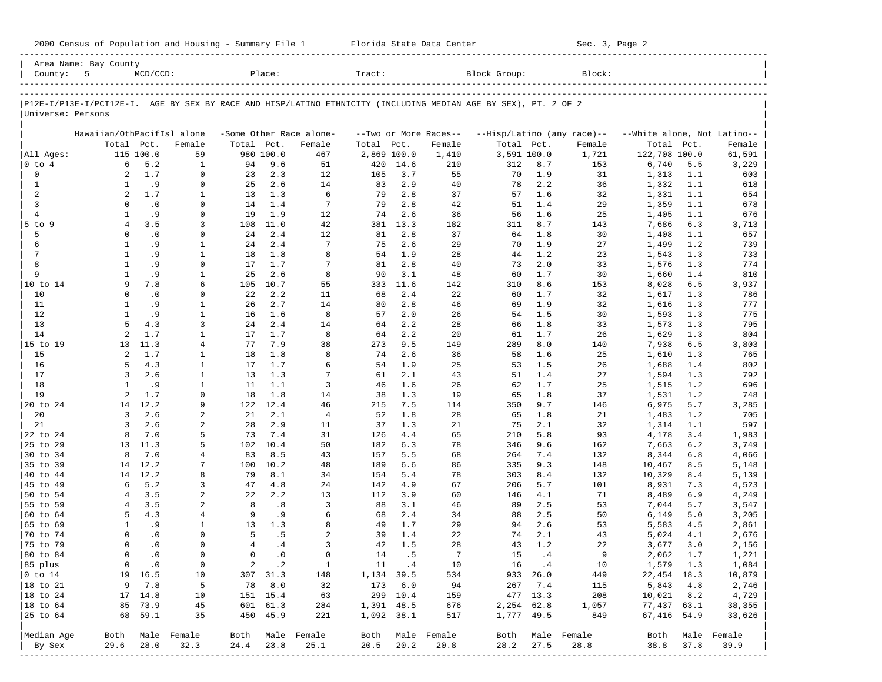Area Name: Bay County
County: 5 MCD/CCD: Place: Tract: Block Group: Block:

P12E-I/P13E-I/PCT12E-I. AGE BY SEX BY RACE AND HISP/LATINO ETHNICITY (INCLUDING MEDIAN AGE BY SEX), PT. 2 OF 2
Universe: Persons

| | Hawaiian/OthPacifIsl alone | | | -Some Other Race alone- | | | --Two or More Races-- | | | --Hisp/Latino (any race)-- | | | --White alone, Not Latino-- | | |
|---|---|---|---|---|---|---|---|---|---|---|---|---|---|---|---|
| | Total | Pct. | Female | Total | Pct. | Female | Total | Pct. | Female | Total | Pct. | Female | Total | Pct. | Female |
| All Ages: | 115 | 100.0 | 59 | 980 | 100.0 | 467 | 2,869 | 100.0 | 1,410 | 3,591 | 100.0 | 1,721 | 122,708 | 100.0 | 61,591 |
| 0 to 4 | 6 | 5.2 | 1 | 94 | 9.6 | 51 | 420 | 14.6 | 210 | 312 | 8.7 | 153 | 6,740 | 5.5 | 3,229 |
| 0 | 2 | 1.7 | 0 | 23 | 2.3 | 12 | 105 | 3.7 | 55 | 70 | 1.9 | 31 | 1,313 | 1.1 | 603 |
| 1 | 1 | .9 | 0 | 25 | 2.6 | 14 | 83 | 2.9 | 40 | 78 | 2.2 | 36 | 1,332 | 1.1 | 618 |
| 2 | 2 | 1.7 | 1 | 13 | 1.3 | 6 | 79 | 2.8 | 37 | 57 | 1.6 | 32 | 1,331 | 1.1 | 654 |
| 3 | 0 | .0 | 0 | 14 | 1.4 | 7 | 79 | 2.8 | 42 | 51 | 1.4 | 29 | 1,359 | 1.1 | 678 |
| 4 | 1 | .9 | 0 | 19 | 1.9 | 12 | 74 | 2.6 | 36 | 56 | 1.6 | 25 | 1,405 | 1.1 | 676 |
| 5 to 9 | 4 | 3.5 | 3 | 108 | 11.0 | 42 | 381 | 13.3 | 182 | 311 | 8.7 | 143 | 7,686 | 6.3 | 3,713 |
| 5 | 0 | .0 | 0 | 24 | 2.4 | 12 | 81 | 2.8 | 37 | 64 | 1.8 | 30 | 1,408 | 1.1 | 657 |
| 6 | 1 | .9 | 1 | 24 | 2.4 | 7 | 75 | 2.6 | 29 | 70 | 1.9 | 27 | 1,499 | 1.2 | 739 |
| 7 | 1 | .9 | 1 | 18 | 1.8 | 8 | 54 | 1.9 | 28 | 44 | 1.2 | 23 | 1,543 | 1.3 | 733 |
| 8 | 1 | .9 | 0 | 17 | 1.7 | 7 | 81 | 2.8 | 40 | 73 | 2.0 | 33 | 1,576 | 1.3 | 774 |
| 9 | 1 | .9 | 1 | 25 | 2.6 | 8 | 90 | 3.1 | 48 | 60 | 1.7 | 30 | 1,660 | 1.4 | 810 |
| 10 to 14 | 9 | 7.8 | 6 | 105 | 10.7 | 55 | 333 | 11.6 | 142 | 310 | 8.6 | 153 | 8,028 | 6.5 | 3,937 |
| 10 | 0 | .0 | 0 | 22 | 2.2 | 11 | 68 | 2.4 | 22 | 60 | 1.7 | 32 | 1,617 | 1.3 | 786 |
| 11 | 1 | .9 | 1 | 26 | 2.7 | 14 | 80 | 2.8 | 46 | 69 | 1.9 | 32 | 1,616 | 1.3 | 777 |
| 12 | 1 | .9 | 1 | 16 | 1.6 | 8 | 57 | 2.0 | 26 | 54 | 1.5 | 30 | 1,593 | 1.3 | 775 |
| 13 | 5 | 4.3 | 3 | 24 | 2.4 | 14 | 64 | 2.2 | 28 | 66 | 1.8 | 33 | 1,573 | 1.3 | 795 |
| 14 | 2 | 1.7 | 1 | 17 | 1.7 | 8 | 64 | 2.2 | 20 | 61 | 1.7 | 26 | 1,629 | 1.3 | 804 |
| 15 to 19 | 13 | 11.3 | 4 | 77 | 7.9 | 38 | 273 | 9.5 | 149 | 289 | 8.0 | 140 | 7,938 | 6.5 | 3,803 |
| 15 | 2 | 1.7 | 1 | 18 | 1.8 | 8 | 74 | 2.6 | 36 | 58 | 1.6 | 25 | 1,610 | 1.3 | 765 |
| 16 | 5 | 4.3 | 1 | 17 | 1.7 | 6 | 54 | 1.9 | 25 | 53 | 1.5 | 26 | 1,688 | 1.4 | 802 |
| 17 | 3 | 2.6 | 1 | 13 | 1.3 | 7 | 61 | 2.1 | 43 | 51 | 1.4 | 27 | 1,594 | 1.3 | 792 |
| 18 | 1 | .9 | 1 | 11 | 1.1 | 3 | 46 | 1.6 | 26 | 62 | 1.7 | 25 | 1,515 | 1.2 | 696 |
| 19 | 2 | 1.7 | 0 | 18 | 1.8 | 14 | 38 | 1.3 | 19 | 65 | 1.8 | 37 | 1,531 | 1.2 | 748 |
| 20 to 24 | 14 | 12.2 | 9 | 122 | 12.4 | 46 | 215 | 7.5 | 114 | 350 | 9.7 | 146 | 6,975 | 5.7 | 3,285 |
| 20 | 3 | 2.6 | 2 | 21 | 2.1 | 4 | 52 | 1.8 | 28 | 65 | 1.8 | 21 | 1,483 | 1.2 | 705 |
| 21 | 3 | 2.6 | 2 | 28 | 2.9 | 11 | 37 | 1.3 | 21 | 75 | 2.1 | 32 | 1,314 | 1.1 | 597 |
| 22 to 24 | 8 | 7.0 | 5 | 73 | 7.4 | 31 | 126 | 4.4 | 65 | 210 | 5.8 | 93 | 4,178 | 3.4 | 1,983 |
| 25 to 29 | 13 | 11.3 | 5 | 102 | 10.4 | 50 | 182 | 6.3 | 78 | 346 | 9.6 | 162 | 7,663 | 6.2 | 3,749 |
| 30 to 34 | 8 | 7.0 | 4 | 83 | 8.5 | 43 | 157 | 5.5 | 68 | 264 | 7.4 | 132 | 8,344 | 6.8 | 4,066 |
| 35 to 39 | 14 | 12.2 | 7 | 100 | 10.2 | 48 | 189 | 6.6 | 86 | 335 | 9.3 | 148 | 10,467 | 8.5 | 5,148 |
| 40 to 44 | 14 | 12.2 | 8 | 79 | 8.1 | 34 | 154 | 5.4 | 78 | 303 | 8.4 | 132 | 10,329 | 8.4 | 5,139 |
| 45 to 49 | 6 | 5.2 | 3 | 47 | 4.8 | 24 | 142 | 4.9 | 67 | 206 | 5.7 | 101 | 8,931 | 7.3 | 4,523 |
| 50 to 54 | 4 | 3.5 | 2 | 22 | 2.2 | 13 | 112 | 3.9 | 60 | 146 | 4.1 | 71 | 8,489 | 6.9 | 4,249 |
| 55 to 59 | 4 | 3.5 | 2 | 8 | .8 | 3 | 88 | 3.1 | 46 | 89 | 2.5 | 53 | 7,044 | 5.7 | 3,547 |
| 60 to 64 | 5 | 4.3 | 4 | 9 | .9 | 6 | 68 | 2.4 | 34 | 88 | 2.5 | 50 | 6,149 | 5.0 | 3,205 |
| 65 to 69 | 1 | .9 | 1 | 13 | 1.3 | 8 | 49 | 1.7 | 29 | 94 | 2.6 | 53 | 5,583 | 4.5 | 2,861 |
| 70 to 74 | 0 | .0 | 0 | 5 | .5 | 2 | 39 | 1.4 | 22 | 74 | 2.1 | 43 | 5,024 | 4.1 | 2,676 |
| 75 to 79 | 0 | .0 | 0 | 4 | .4 | 3 | 42 | 1.5 | 28 | 43 | 1.2 | 22 | 3,677 | 3.0 | 2,156 |
| 80 to 84 | 0 | .0 | 0 | 0 | .0 | 0 | 14 | .5 | 7 | 15 | .4 | 9 | 2,062 | 1.7 | 1,221 |
| 85 plus | 0 | .0 | 0 | 2 | .2 | 1 | 11 | .4 | 10 | 16 | .4 | 10 | 1,579 | 1.3 | 1,084 |
| 0 to 14 | 19 | 16.5 | 10 | 307 | 31.3 | 148 | 1,134 | 39.5 | 534 | 933 | 26.0 | 449 | 22,454 | 18.3 | 10,879 |
| 18 to 21 | 9 | 7.8 | 5 | 78 | 8.0 | 32 | 173 | 6.0 | 94 | 267 | 7.4 | 115 | 5,843 | 4.8 | 2,746 |
| 18 to 24 | 17 | 14.8 | 10 | 151 | 15.4 | 63 | 299 | 10.4 | 159 | 477 | 13.3 | 208 | 10,021 | 8.2 | 4,729 |
| 18 to 64 | 85 | 73.9 | 45 | 601 | 61.3 | 284 | 1,391 | 48.5 | 676 | 2,254 | 62.8 | 1,057 | 77,437 | 63.1 | 38,355 |
| 25 to 64 | 68 | 59.1 | 35 | 450 | 45.9 | 221 | 1,092 | 38.1 | 517 | 1,777 | 49.5 | 849 | 67,416 | 54.9 | 33,626 |
| Median Age | Both | Male | Female | Both | Male | Female | Both | Male | Female | Both | Male | Female | Both | Male | Female |
| By Sex | 29.6 | 28.0 | 32.3 | 24.4 | 23.8 | 25.1 | 20.5 | 20.2 | 20.8 | 28.2 | 27.5 | 28.8 | 38.8 | 37.8 | 39.9 |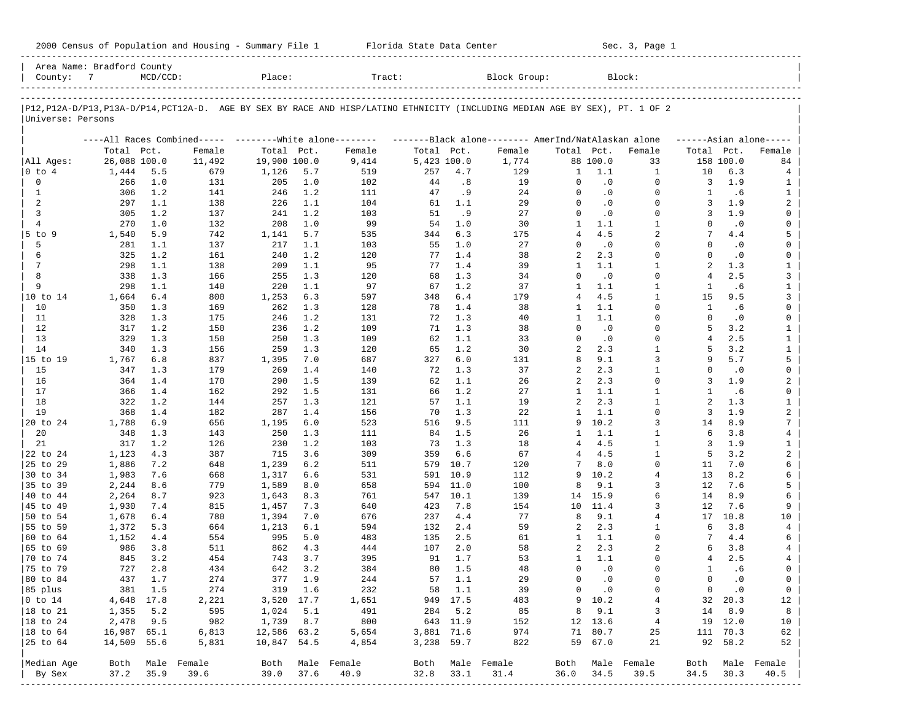2000 Census of Population and Housing - Summary File 1 Florida State Data Center Sec. 3, Page 1

Area Name: Bradford County
County: 7 MCD/CCD: Place: Tract: Block Group: Block:

P12,P12A-D/P13,P13A-D/P14,PCT12A-D. AGE BY SEX BY RACE AND HISP/LATINO ETHNICITY (INCLUDING MEDIAN AGE BY SEX), PT. 1 OF 2
Universe: Persons

| | All Races Combined | | | White alone | | | Black alone | | | AmerInd/NatAlaskan alone | | | Asian alone | | |
|---|---|---|---|---|---|---|---|---|---|---|---|---|---|---|---|
| | Total | Pct. | Female | Total | Pct. | Female | Total | Pct. | Female | Total | Pct. | Female | Total | Pct. | Female |
| All Ages: | 26,088 | 100.0 | 11,492 | 19,900 | 100.0 | 9,414 | 5,423 | 100.0 | 1,774 | 88 | 100.0 | 33 | 158 | 100.0 | 84 |
| 0 to 4 | 1,444 | 5.5 | 679 | 1,126 | 5.7 | 519 | 257 | 4.7 | 129 | 1 | 1.1 | 1 | 10 | 6.3 | 4 |
| 0 | 266 | 1.0 | 131 | 205 | 1.0 | 102 | 44 | .8 | 19 | 0 | .0 | 0 | 3 | 1.9 | 1 |
| 1 | 306 | 1.2 | 141 | 246 | 1.2 | 111 | 47 | .9 | 24 | 0 | .0 | 0 | 1 | .6 | 1 |
| 2 | 297 | 1.1 | 138 | 226 | 1.1 | 104 | 61 | 1.1 | 29 | 0 | .0 | 0 | 3 | 1.9 | 2 |
| 3 | 305 | 1.2 | 137 | 241 | 1.2 | 103 | 51 | .9 | 27 | 0 | .0 | 0 | 3 | 1.9 | 0 |
| 4 | 270 | 1.0 | 132 | 208 | 1.0 | 99 | 54 | 1.0 | 30 | 1 | 1.1 | 1 | 0 | .0 | 0 |
| 5 to 9 | 1,540 | 5.9 | 742 | 1,141 | 5.7 | 535 | 344 | 6.3 | 175 | 4 | 4.5 | 2 | 7 | 4.4 | 5 |
| 5 | 281 | 1.1 | 137 | 217 | 1.1 | 103 | 55 | 1.0 | 27 | 0 | .0 | 0 | 0 | .0 | 0 |
| 6 | 325 | 1.2 | 161 | 240 | 1.2 | 120 | 77 | 1.4 | 38 | 2 | 2.3 | 0 | 0 | .0 | 0 |
| 7 | 298 | 1.1 | 138 | 209 | 1.1 | 95 | 77 | 1.4 | 39 | 1 | 1.1 | 1 | 2 | 1.3 | 1 |
| 8 | 338 | 1.3 | 166 | 255 | 1.3 | 120 | 68 | 1.3 | 34 | 0 | .0 | 0 | 4 | 2.5 | 3 |
| 9 | 298 | 1.1 | 140 | 220 | 1.1 | 97 | 67 | 1.2 | 37 | 1 | 1.1 | 1 | 1 | .6 | 1 |
| 10 to 14 | 1,664 | 6.4 | 800 | 1,253 | 6.3 | 597 | 348 | 6.4 | 179 | 4 | 4.5 | 1 | 15 | 9.5 | 3 |
| 10 | 350 | 1.3 | 169 | 262 | 1.3 | 128 | 78 | 1.4 | 38 | 1 | 1.1 | 0 | 1 | .6 | 0 |
| 11 | 328 | 1.3 | 175 | 246 | 1.2 | 131 | 72 | 1.3 | 40 | 1 | 1.1 | 0 | 0 | .0 | 0 |
| 12 | 317 | 1.2 | 150 | 236 | 1.2 | 109 | 71 | 1.3 | 38 | 0 | .0 | 0 | 5 | 3.2 | 1 |
| 13 | 329 | 1.3 | 150 | 250 | 1.3 | 109 | 62 | 1.1 | 33 | 0 | .0 | 0 | 4 | 2.5 | 1 |
| 14 | 340 | 1.3 | 156 | 259 | 1.3 | 120 | 65 | 1.2 | 30 | 2 | 2.3 | 1 | 5 | 3.2 | 1 |
| 15 to 19 | 1,767 | 6.8 | 837 | 1,395 | 7.0 | 687 | 327 | 6.0 | 131 | 8 | 9.1 | 3 | 9 | 5.7 | 5 |
| 15 | 347 | 1.3 | 179 | 269 | 1.4 | 140 | 72 | 1.3 | 37 | 2 | 2.3 | 1 | 0 | .0 | 0 |
| 16 | 364 | 1.4 | 170 | 290 | 1.5 | 139 | 62 | 1.1 | 26 | 2 | 2.3 | 0 | 3 | 1.9 | 2 |
| 17 | 366 | 1.4 | 162 | 292 | 1.5 | 131 | 66 | 1.2 | 27 | 1 | 1.1 | 1 | 1 | .6 | 0 |
| 18 | 322 | 1.2 | 144 | 257 | 1.3 | 121 | 57 | 1.1 | 19 | 2 | 2.3 | 1 | 2 | 1.3 | 1 |
| 19 | 368 | 1.4 | 182 | 287 | 1.4 | 156 | 70 | 1.3 | 22 | 1 | 1.1 | 0 | 3 | 1.9 | 2 |
| 20 to 24 | 1,788 | 6.9 | 656 | 1,195 | 6.0 | 523 | 516 | 9.5 | 111 | 9 | 10.2 | 3 | 14 | 8.9 | 7 |
| 20 | 348 | 1.3 | 143 | 250 | 1.3 | 111 | 84 | 1.5 | 26 | 1 | 1.1 | 1 | 6 | 3.8 | 4 |
| 21 | 317 | 1.2 | 126 | 230 | 1.2 | 103 | 73 | 1.3 | 18 | 4 | 4.5 | 1 | 3 | 1.9 | 1 |
| 22 to 24 | 1,123 | 4.3 | 387 | 715 | 3.6 | 309 | 359 | 6.6 | 67 | 4 | 4.5 | 1 | 5 | 3.2 | 2 |
| 25 to 29 | 1,886 | 7.2 | 648 | 1,239 | 6.2 | 511 | 579 | 10.7 | 120 | 7 | 8.0 | 0 | 11 | 7.0 | 6 |
| 30 to 34 | 1,983 | 7.6 | 668 | 1,317 | 6.6 | 531 | 591 | 10.9 | 112 | 9 | 10.2 | 4 | 13 | 8.2 | 6 |
| 35 to 39 | 2,244 | 8.6 | 779 | 1,589 | 8.0 | 658 | 594 | 11.0 | 100 | 8 | 9.1 | 3 | 12 | 7.6 | 5 |
| 40 to 44 | 2,264 | 8.7 | 923 | 1,643 | 8.3 | 761 | 547 | 10.1 | 139 | 14 | 15.9 | 6 | 14 | 8.9 | 6 |
| 45 to 49 | 1,930 | 7.4 | 815 | 1,457 | 7.3 | 640 | 423 | 7.8 | 154 | 10 | 11.4 | 3 | 12 | 7.6 | 9 |
| 50 to 54 | 1,678 | 6.4 | 780 | 1,394 | 7.0 | 676 | 237 | 4.4 | 77 | 8 | 9.1 | 4 | 17 | 10.8 | 10 |
| 55 to 59 | 1,372 | 5.3 | 664 | 1,213 | 6.1 | 594 | 132 | 2.4 | 59 | 2 | 2.3 | 1 | 6 | 3.8 | 4 |
| 60 to 64 | 1,152 | 4.4 | 554 | 995 | 5.0 | 483 | 135 | 2.5 | 61 | 1 | 1.1 | 0 | 7 | 4.4 | 6 |
| 65 to 69 | 986 | 3.8 | 511 | 862 | 4.3 | 444 | 107 | 2.0 | 58 | 2 | 2.3 | 2 | 6 | 3.8 | 4 |
| 70 to 74 | 845 | 3.2 | 454 | 743 | 3.7 | 395 | 91 | 1.7 | 53 | 1 | 1.1 | 0 | 4 | 2.5 | 4 |
| 75 to 79 | 727 | 2.8 | 434 | 642 | 3.2 | 384 | 80 | 1.5 | 48 | 0 | .0 | 0 | 1 | .6 | 0 |
| 80 to 84 | 437 | 1.7 | 274 | 377 | 1.9 | 244 | 57 | 1.1 | 29 | 0 | .0 | 0 | 0 | .0 | 0 |
| 85 plus | 381 | 1.5 | 274 | 319 | 1.6 | 232 | 58 | 1.1 | 39 | 0 | .0 | 0 | 0 | .0 | 0 |
| 0 to 14 | 4,648 | 17.8 | 2,221 | 3,520 | 17.7 | 1,651 | 949 | 17.5 | 483 | 9 | 10.2 | 4 | 32 | 20.3 | 12 |
| 18 to 21 | 1,355 | 5.2 | 595 | 1,024 | 5.1 | 491 | 284 | 5.2 | 85 | 8 | 9.1 | 3 | 14 | 8.9 | 8 |
| 18 to 24 | 2,478 | 9.5 | 982 | 1,739 | 8.7 | 800 | 643 | 11.9 | 152 | 12 | 13.6 | 4 | 19 | 12.0 | 10 |
| 18 to 64 | 16,987 | 65.1 | 6,813 | 12,586 | 63.2 | 5,654 | 3,881 | 71.6 | 974 | 71 | 80.7 | 25 | 111 | 70.3 | 62 |
| 25 to 64 | 14,509 | 55.6 | 5,831 | 10,847 | 54.5 | 4,854 | 3,238 | 59.7 | 822 | 59 | 67.0 | 21 | 92 | 58.2 | 52 |
| Median Age By Sex | Both | Male | Female | Both | Male | Female | Both | Male | Female | Both | Male | Female | Both | Male | Female |
| | 37.2 | 35.9 | 39.6 | 39.0 | 37.6 | 40.9 | 32.8 | 33.1 | 31.4 | 36.0 | 34.5 | 39.5 | 34.5 | 30.3 | 40.5 |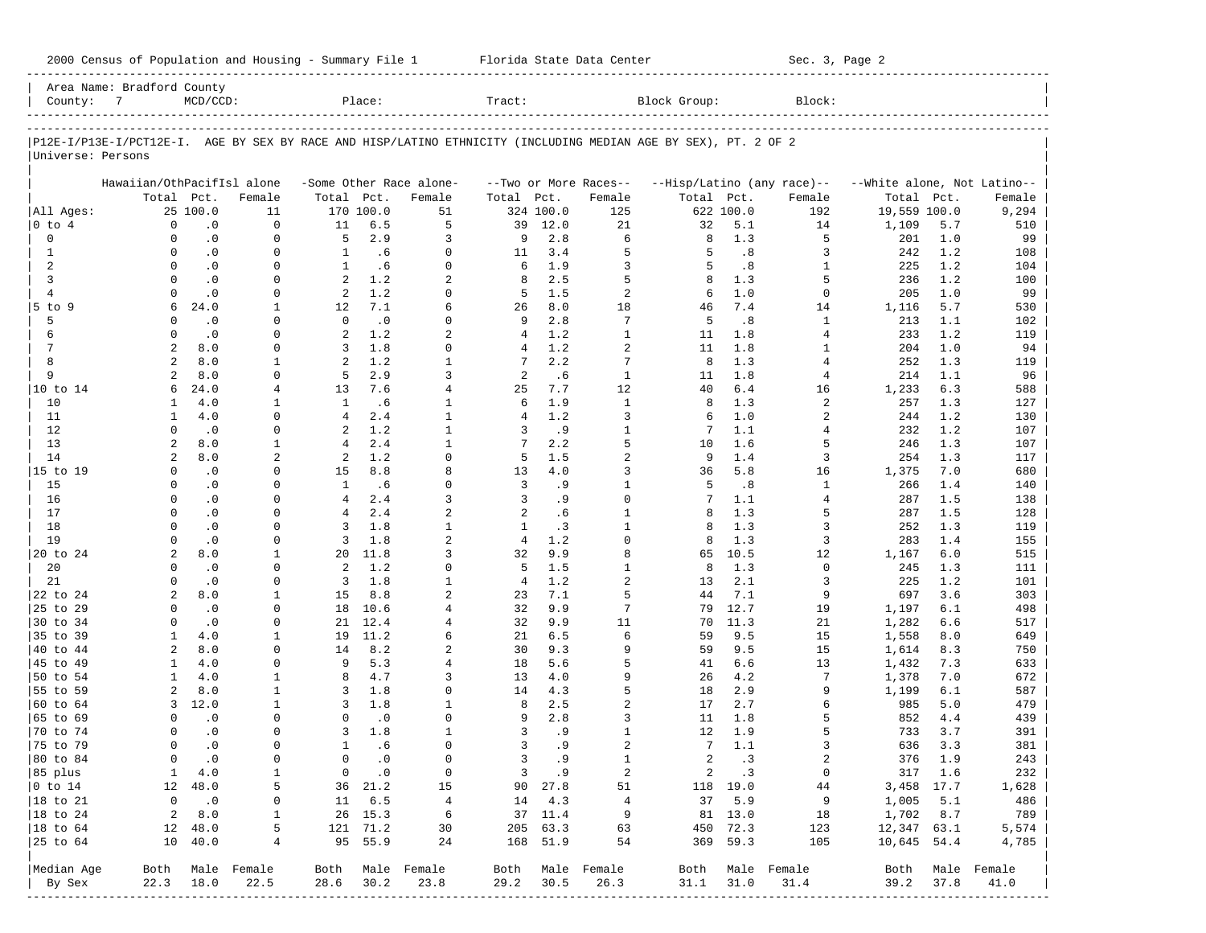Area Name: Bradford County
County: 7 MCD/CCD: Place: Tract: Block Group: Block:

P12E-I/P13E-I/PCT12E-I. AGE BY SEX BY RACE AND HISP/LATINO ETHNICITY (INCLUDING MEDIAN AGE BY SEX), PT. 2 OF 2
Universe: Persons

| | Hawaiian/OthPacifIsl alone | | | -Some Other Race alone- | | | --Two or More Races-- | | | --Hisp/Latino (any race)-- | | | --White alone, Not Latino-- | | |
|---|---|---|---|---|---|---|---|---|---|---|---|---|---|---|---|
| | Total | Pct. | Female | Total | Pct. | Female | Total | Pct. | Female | Total | Pct. | Female | Total | Pct. | Female |
| All Ages: | 25 | 100.0 | 11 | 170 | 100.0 | 51 | 324 | 100.0 | 125 | 622 | 100.0 | 192 | 19,559 | 100.0 | 9,294 |
| 0 to 4 | 0 | .0 | 0 | 11 | 6.5 | 5 | 39 | 12.0 | 21 | 32 | 5.1 | 14 | 1,109 | 5.7 | 510 |
| 0 | 0 | .0 | 0 | 5 | 2.9 | 3 | 9 | 2.8 | 6 | 8 | 1.3 | 5 | 201 | 1.0 | 99 |
| 1 | 0 | .0 | 0 | 1 | .6 | 0 | 11 | 3.4 | 5 | 5 | .8 | 3 | 242 | 1.2 | 108 |
| 2 | 0 | .0 | 0 | 1 | .6 | 0 | 6 | 1.9 | 3 | 5 | .8 | 1 | 225 | 1.2 | 104 |
| 3 | 0 | .0 | 0 | 2 | 1.2 | 2 | 8 | 2.5 | 5 | 8 | 1.3 | 5 | 236 | 1.2 | 100 |
| 4 | 0 | .0 | 0 | 2 | 1.2 | 0 | 5 | 1.5 | 2 | 6 | 1.0 | 0 | 205 | 1.0 | 99 |
| 5 to 9 | 6 | 24.0 | 1 | 12 | 7.1 | 6 | 26 | 8.0 | 18 | 46 | 7.4 | 14 | 1,116 | 5.7 | 530 |
| 5 | 0 | .0 | 0 | 0 | .0 | 0 | 9 | 2.8 | 7 | 5 | .8 | 1 | 213 | 1.1 | 102 |
| 6 | 0 | .0 | 0 | 2 | 1.2 | 2 | 4 | 1.2 | 1 | 11 | 1.8 | 4 | 233 | 1.2 | 119 |
| 7 | 2 | 8.0 | 0 | 3 | 1.8 | 0 | 4 | 1.2 | 2 | 11 | 1.8 | 1 | 204 | 1.0 | 94 |
| 8 | 2 | 8.0 | 1 | 2 | 1.2 | 1 | 7 | 2.2 | 7 | 8 | 1.3 | 4 | 252 | 1.3 | 119 |
| 9 | 2 | 8.0 | 0 | 5 | 2.9 | 3 | 2 | .6 | 1 | 11 | 1.8 | 4 | 214 | 1.1 | 96 |
| 10 to 14 | 6 | 24.0 | 4 | 13 | 7.6 | 4 | 25 | 7.7 | 12 | 40 | 6.4 | 16 | 1,233 | 6.3 | 588 |
| 10 | 1 | 4.0 | 1 | 1 | .6 | 1 | 6 | 1.9 | 1 | 8 | 1.3 | 2 | 257 | 1.3 | 127 |
| 11 | 1 | 4.0 | 0 | 4 | 2.4 | 1 | 4 | 1.2 | 3 | 6 | 1.0 | 2 | 244 | 1.2 | 130 |
| 12 | 0 | .0 | 0 | 2 | 1.2 | 1 | 3 | .9 | 1 | 7 | 1.1 | 4 | 232 | 1.2 | 107 |
| 13 | 2 | 8.0 | 1 | 4 | 2.4 | 1 | 7 | 2.2 | 5 | 10 | 1.6 | 5 | 246 | 1.3 | 107 |
| 14 | 2 | 8.0 | 2 | 2 | 1.2 | 0 | 5 | 1.5 | 2 | 9 | 1.4 | 3 | 254 | 1.3 | 117 |
| 15 to 19 | 0 | .0 | 0 | 15 | 8.8 | 8 | 13 | 4.0 | 3 | 36 | 5.8 | 16 | 1,375 | 7.0 | 680 |
| 15 | 0 | .0 | 0 | 1 | .6 | 0 | 3 | .9 | 1 | 5 | .8 | 1 | 266 | 1.4 | 140 |
| 16 | 0 | .0 | 0 | 4 | 2.4 | 3 | 3 | .9 | 0 | 7 | 1.1 | 4 | 287 | 1.5 | 138 |
| 17 | 0 | .0 | 0 | 4 | 2.4 | 2 | 2 | .6 | 1 | 8 | 1.3 | 5 | 287 | 1.5 | 128 |
| 18 | 0 | .0 | 0 | 3 | 1.8 | 1 | 1 | .3 | 1 | 8 | 1.3 | 3 | 252 | 1.3 | 119 |
| 19 | 0 | .0 | 0 | 3 | 1.8 | 2 | 4 | 1.2 | 0 | 8 | 1.3 | 3 | 283 | 1.4 | 155 |
| 20 to 24 | 2 | 8.0 | 1 | 20 | 11.8 | 3 | 32 | 9.9 | 8 | 65 | 10.5 | 12 | 1,167 | 6.0 | 515 |
| 20 | 0 | .0 | 0 | 2 | 1.2 | 0 | 5 | 1.5 | 1 | 8 | 1.3 | 0 | 245 | 1.3 | 111 |
| 21 | 0 | .0 | 0 | 3 | 1.8 | 1 | 4 | 1.2 | 2 | 13 | 2.1 | 3 | 225 | 1.2 | 101 |
| 22 to 24 | 2 | 8.0 | 1 | 15 | 8.8 | 2 | 23 | 7.1 | 5 | 44 | 7.1 | 9 | 697 | 3.6 | 303 |
| 25 to 29 | 0 | .0 | 0 | 18 | 10.6 | 4 | 32 | 9.9 | 7 | 79 | 12.7 | 19 | 1,197 | 6.1 | 498 |
| 30 to 34 | 0 | .0 | 0 | 21 | 12.4 | 4 | 32 | 9.9 | 11 | 70 | 11.3 | 21 | 1,282 | 6.6 | 517 |
| 35 to 39 | 1 | 4.0 | 1 | 19 | 11.2 | 6 | 21 | 6.5 | 6 | 59 | 9.5 | 15 | 1,558 | 8.0 | 649 |
| 40 to 44 | 2 | 8.0 | 0 | 14 | 8.2 | 2 | 30 | 9.3 | 9 | 59 | 9.5 | 15 | 1,614 | 8.3 | 750 |
| 45 to 49 | 1 | 4.0 | 0 | 9 | 5.3 | 4 | 18 | 5.6 | 5 | 41 | 6.6 | 13 | 1,432 | 7.3 | 633 |
| 50 to 54 | 1 | 4.0 | 1 | 8 | 4.7 | 3 | 13 | 4.0 | 9 | 26 | 4.2 | 7 | 1,378 | 7.0 | 672 |
| 55 to 59 | 2 | 8.0 | 1 | 3 | 1.8 | 0 | 14 | 4.3 | 5 | 18 | 2.9 | 9 | 1,199 | 6.1 | 587 |
| 60 to 64 | 3 | 12.0 | 1 | 3 | 1.8 | 1 | 8 | 2.5 | 2 | 17 | 2.7 | 6 | 985 | 5.0 | 479 |
| 65 to 69 | 0 | .0 | 0 | 0 | .0 | 0 | 9 | 2.8 | 3 | 11 | 1.8 | 5 | 852 | 4.4 | 439 |
| 70 to 74 | 0 | .0 | 0 | 3 | 1.8 | 1 | 3 | .9 | 1 | 12 | 1.9 | 5 | 733 | 3.7 | 391 |
| 75 to 79 | 0 | .0 | 0 | 1 | .6 | 0 | 3 | .9 | 2 | 7 | 1.1 | 3 | 636 | 3.3 | 381 |
| 80 to 84 | 0 | .0 | 0 | 0 | .0 | 0 | 3 | .9 | 1 | 2 | .3 | 2 | 376 | 1.9 | 243 |
| 85 plus | 1 | 4.0 | 1 | 0 | .0 | 0 | 3 | .9 | 2 | 2 | .3 | 0 | 317 | 1.6 | 232 |
| 0 to 14 | 12 | 48.0 | 5 | 36 | 21.2 | 15 | 90 | 27.8 | 51 | 118 | 19.0 | 44 | 3,458 | 17.7 | 1,628 |
| 18 to 21 | 0 | .0 | 0 | 11 | 6.5 | 4 | 14 | 4.3 | 4 | 37 | 5.9 | 9 | 1,005 | 5.1 | 486 |
| 18 to 24 | 2 | 8.0 | 1 | 26 | 15.3 | 6 | 37 | 11.4 | 9 | 81 | 13.0 | 18 | 1,702 | 8.7 | 789 |
| 18 to 64 | 12 | 48.0 | 5 | 121 | 71.2 | 30 | 205 | 63.3 | 63 | 450 | 72.3 | 123 | 12,347 | 63.1 | 5,574 |
| 25 to 64 | 10 | 40.0 | 4 | 95 | 55.9 | 24 | 168 | 51.9 | 54 | 369 | 59.3 | 105 | 10,645 | 54.4 | 4,785 |
| Median Age | Both | Male | Female | Both | Male | Female | Both | Male | Female | Both | Male | Female | Both | Male | Female |
| By Sex | 22.3 | 18.0 | 22.5 | 28.6 | 30.2 | 23.8 | 29.2 | 30.5 | 26.3 | 31.1 | 31.0 | 31.4 | 39.2 | 37.8 | 41.0 |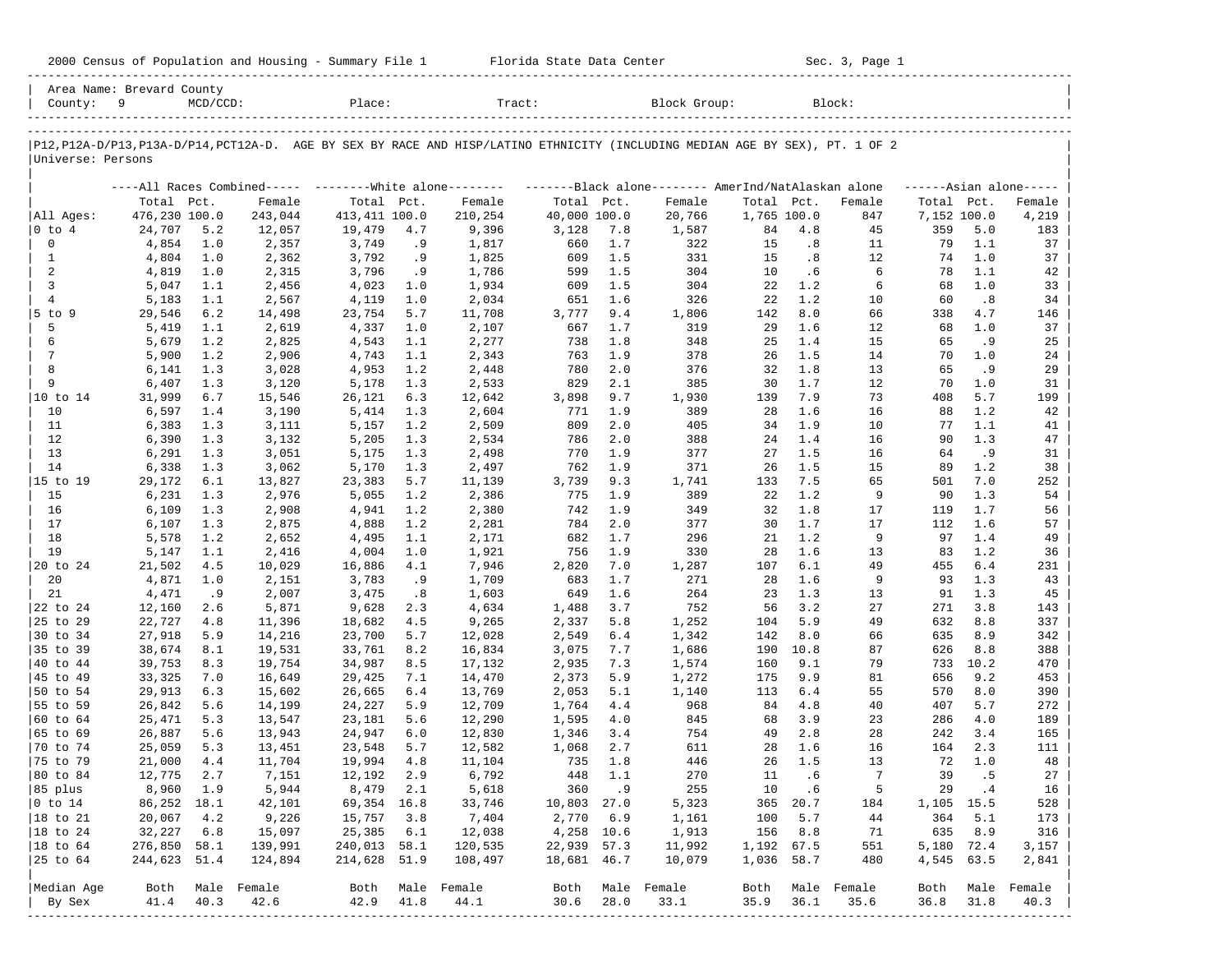2000 Census of Population and Housing - Summary File 1 Florida State Data Center Sec. 3, Page 1

Area Name: Brevard County
County: 9 MCD/CCD: Place: Tract: Block Group: Block:

P12,P12A-D/P13,P13A-D/P14,PCT12A-D. AGE BY SEX BY RACE AND HISP/LATINO ETHNICITY (INCLUDING MEDIAN AGE BY SEX), PT. 1 OF 2
Universe: Persons

| | ----All Races Combined----- | | | --------White alone-------- | | | -------Black alone-------- | | | AmerInd/NatAlaskan alone | | | ------Asian alone----- | | |
|---|---|---|---|---|---|---|---|---|---|---|---|---|---|---|---|
| | Total | Pct. | Female | Total | Pct. | Female | Total | Pct. | Female | Total | Pct. | Female | Total | Pct. | Female |
| All Ages: | 476,230 | 100.0 | 243,044 | 413,411 | 100.0 | 210,254 | 40,000 | 100.0 | 20,766 | 1,765 | 100.0 | 847 | 7,152 | 100.0 | 4,219 |
| 0 to 4 | 24,707 | 5.2 | 12,057 | 19,479 | 4.7 | 9,396 | 3,128 | 7.8 | 1,587 | 84 | 4.8 | 45 | 359 | 5.0 | 183 |
| 0 | 4,854 | 1.0 | 2,357 | 3,749 | .9 | 1,817 | 660 | 1.7 | 322 | 15 | .8 | 11 | 79 | 1.1 | 37 |
| 1 | 4,804 | 1.0 | 2,362 | 3,792 | .9 | 1,825 | 609 | 1.5 | 331 | 15 | .8 | 12 | 74 | 1.0 | 37 |
| 2 | 4,819 | 1.0 | 2,315 | 3,796 | .9 | 1,786 | 599 | 1.5 | 304 | 10 | .6 | 6 | 78 | 1.1 | 42 |
| 3 | 5,047 | 1.1 | 2,456 | 4,023 | 1.0 | 1,934 | 609 | 1.5 | 304 | 22 | 1.2 | 6 | 68 | 1.0 | 33 |
| 4 | 5,183 | 1.1 | 2,567 | 4,119 | 1.0 | 2,034 | 651 | 1.6 | 326 | 22 | 1.2 | 10 | 60 | .8 | 34 |
| 5 to 9 | 29,546 | 6.2 | 14,498 | 23,754 | 5.7 | 11,708 | 3,777 | 9.4 | 1,806 | 142 | 8.0 | 66 | 338 | 4.7 | 146 |
| 5 | 5,419 | 1.1 | 2,619 | 4,337 | 1.0 | 2,107 | 667 | 1.7 | 319 | 29 | 1.6 | 12 | 68 | 1.0 | 37 |
| 6 | 5,679 | 1.2 | 2,825 | 4,543 | 1.1 | 2,277 | 738 | 1.8 | 348 | 25 | 1.4 | 15 | 65 | .9 | 25 |
| 7 | 5,900 | 1.2 | 2,906 | 4,743 | 1.1 | 2,343 | 763 | 1.9 | 378 | 26 | 1.5 | 14 | 70 | 1.0 | 24 |
| 8 | 6,141 | 1.3 | 3,028 | 4,953 | 1.2 | 2,448 | 780 | 2.0 | 376 | 32 | 1.8 | 13 | 65 | .9 | 29 |
| 9 | 6,407 | 1.3 | 3,120 | 5,178 | 1.3 | 2,533 | 829 | 2.1 | 385 | 30 | 1.7 | 12 | 70 | 1.0 | 31 |
| 10 to 14 | 31,999 | 6.7 | 15,546 | 26,121 | 6.3 | 12,642 | 3,898 | 9.7 | 1,930 | 139 | 7.9 | 73 | 408 | 5.7 | 199 |
| 10 | 6,597 | 1.4 | 3,190 | 5,414 | 1.3 | 2,604 | 771 | 1.9 | 389 | 28 | 1.6 | 16 | 88 | 1.2 | 42 |
| 11 | 6,383 | 1.3 | 3,111 | 5,157 | 1.2 | 2,509 | 809 | 2.0 | 405 | 34 | 1.9 | 10 | 77 | 1.1 | 41 |
| 12 | 6,390 | 1.3 | 3,132 | 5,205 | 1.3 | 2,534 | 786 | 2.0 | 388 | 24 | 1.4 | 16 | 90 | 1.3 | 47 |
| 13 | 6,291 | 1.3 | 3,051 | 5,175 | 1.3 | 2,498 | 770 | 1.9 | 377 | 27 | 1.5 | 16 | 64 | .9 | 31 |
| 14 | 6,338 | 1.3 | 3,062 | 5,170 | 1.3 | 2,497 | 762 | 1.9 | 371 | 26 | 1.5 | 15 | 89 | 1.2 | 38 |
| 15 to 19 | 29,172 | 6.1 | 13,827 | 23,383 | 5.7 | 11,139 | 3,739 | 9.3 | 1,741 | 133 | 7.5 | 65 | 501 | 7.0 | 252 |
| 15 | 6,231 | 1.3 | 2,976 | 5,055 | 1.2 | 2,386 | 775 | 1.9 | 389 | 22 | 1.2 | 9 | 90 | 1.3 | 54 |
| 16 | 6,109 | 1.3 | 2,908 | 4,941 | 1.2 | 2,380 | 742 | 1.9 | 349 | 32 | 1.8 | 17 | 119 | 1.7 | 56 |
| 17 | 6,107 | 1.3 | 2,875 | 4,888 | 1.2 | 2,281 | 784 | 2.0 | 377 | 30 | 1.7 | 17 | 112 | 1.6 | 57 |
| 18 | 5,578 | 1.2 | 2,652 | 4,495 | 1.1 | 2,171 | 682 | 1.7 | 296 | 21 | 1.2 | 9 | 97 | 1.4 | 49 |
| 19 | 5,147 | 1.1 | 2,416 | 4,004 | 1.0 | 1,921 | 756 | 1.9 | 330 | 28 | 1.6 | 13 | 83 | 1.2 | 36 |
| 20 to 24 | 21,502 | 4.5 | 10,029 | 16,886 | 4.1 | 7,946 | 2,820 | 7.0 | 1,287 | 107 | 6.1 | 49 | 455 | 6.4 | 231 |
| 20 | 4,871 | 1.0 | 2,151 | 3,783 | .9 | 1,709 | 683 | 1.7 | 271 | 28 | 1.6 | 9 | 93 | 1.3 | 43 |
| 21 | 4,471 | .9 | 2,007 | 3,475 | .8 | 1,603 | 649 | 1.6 | 264 | 23 | 1.3 | 13 | 91 | 1.3 | 45 |
| 22 to 24 | 12,160 | 2.6 | 5,871 | 9,628 | 2.3 | 4,634 | 1,488 | 3.7 | 752 | 56 | 3.2 | 27 | 271 | 3.8 | 143 |
| 25 to 29 | 22,727 | 4.8 | 11,396 | 18,682 | 4.5 | 9,265 | 2,337 | 5.8 | 1,252 | 104 | 5.9 | 49 | 632 | 8.8 | 337 |
| 30 to 34 | 27,918 | 5.9 | 14,216 | 23,700 | 5.7 | 12,028 | 2,549 | 6.4 | 1,342 | 142 | 8.0 | 66 | 635 | 8.9 | 342 |
| 35 to 39 | 38,674 | 8.1 | 19,531 | 33,761 | 8.2 | 16,834 | 3,075 | 7.7 | 1,686 | 190 | 10.8 | 87 | 626 | 8.8 | 388 |
| 40 to 44 | 39,753 | 8.3 | 19,754 | 34,987 | 8.5 | 17,132 | 2,935 | 7.3 | 1,574 | 160 | 9.1 | 79 | 733 | 10.2 | 470 |
| 45 to 49 | 33,325 | 7.0 | 16,649 | 29,425 | 7.1 | 14,470 | 2,373 | 5.9 | 1,272 | 175 | 9.9 | 81 | 656 | 9.2 | 453 |
| 50 to 54 | 29,913 | 6.3 | 15,602 | 26,665 | 6.4 | 13,769 | 2,053 | 5.1 | 1,140 | 113 | 6.4 | 55 | 570 | 8.0 | 390 |
| 55 to 59 | 26,842 | 5.6 | 14,199 | 24,227 | 5.9 | 12,709 | 1,764 | 4.4 | 968 | 84 | 4.8 | 40 | 407 | 5.7 | 272 |
| 60 to 64 | 25,471 | 5.3 | 13,547 | 23,181 | 5.6 | 12,290 | 1,595 | 4.0 | 845 | 68 | 3.9 | 23 | 286 | 4.0 | 189 |
| 65 to 69 | 26,887 | 5.6 | 13,943 | 24,947 | 6.0 | 12,830 | 1,346 | 3.4 | 754 | 49 | 2.8 | 28 | 242 | 3.4 | 165 |
| 70 to 74 | 25,059 | 5.3 | 13,451 | 23,548 | 5.7 | 12,582 | 1,068 | 2.7 | 611 | 28 | 1.6 | 16 | 164 | 2.3 | 111 |
| 75 to 79 | 21,000 | 4.4 | 11,704 | 19,994 | 4.8 | 11,104 | 735 | 1.8 | 446 | 26 | 1.5 | 13 | 72 | 1.0 | 48 |
| 80 to 84 | 12,775 | 2.7 | 7,151 | 12,192 | 2.9 | 6,792 | 448 | 1.1 | 270 | 11 | .6 | 7 | 39 | .5 | 27 |
| 85 plus | 8,960 | 1.9 | 5,944 | 8,479 | 2.1 | 5,618 | 360 | .9 | 255 | 10 | .6 | 5 | 29 | .4 | 16 |
| 0 to 14 | 86,252 | 18.1 | 42,101 | 69,354 | 16.8 | 33,746 | 10,803 | 27.0 | 5,323 | 365 | 20.7 | 184 | 1,105 | 15.5 | 528 |
| 18 to 21 | 20,067 | 4.2 | 9,226 | 15,757 | 3.8 | 7,404 | 2,770 | 6.9 | 1,161 | 100 | 5.7 | 44 | 364 | 5.1 | 173 |
| 18 to 24 | 32,227 | 6.8 | 15,097 | 25,385 | 6.1 | 12,038 | 4,258 | 10.6 | 1,913 | 156 | 8.8 | 71 | 635 | 8.9 | 316 |
| 18 to 64 | 276,850 | 58.1 | 139,991 | 240,013 | 58.1 | 120,535 | 22,939 | 57.3 | 11,992 | 1,192 | 67.5 | 551 | 5,180 | 72.4 | 3,157 |
| 25 to 64 | 244,623 | 51.4 | 124,894 | 214,628 | 51.9 | 108,497 | 18,681 | 46.7 | 10,079 | 1,036 | 58.7 | 480 | 4,545 | 63.5 | 2,841 |
| Median Age | Both | Male | Female | Both | Male | Female | Both | Male | Female | Both | Male | Female | Both | Male | Female |
| By Sex | 41.4 | 40.3 | 42.6 | 42.9 | 41.8 | 44.1 | 30.6 | 28.0 | 33.1 | 35.9 | 36.1 | 35.6 | 36.8 | 31.8 | 40.3 |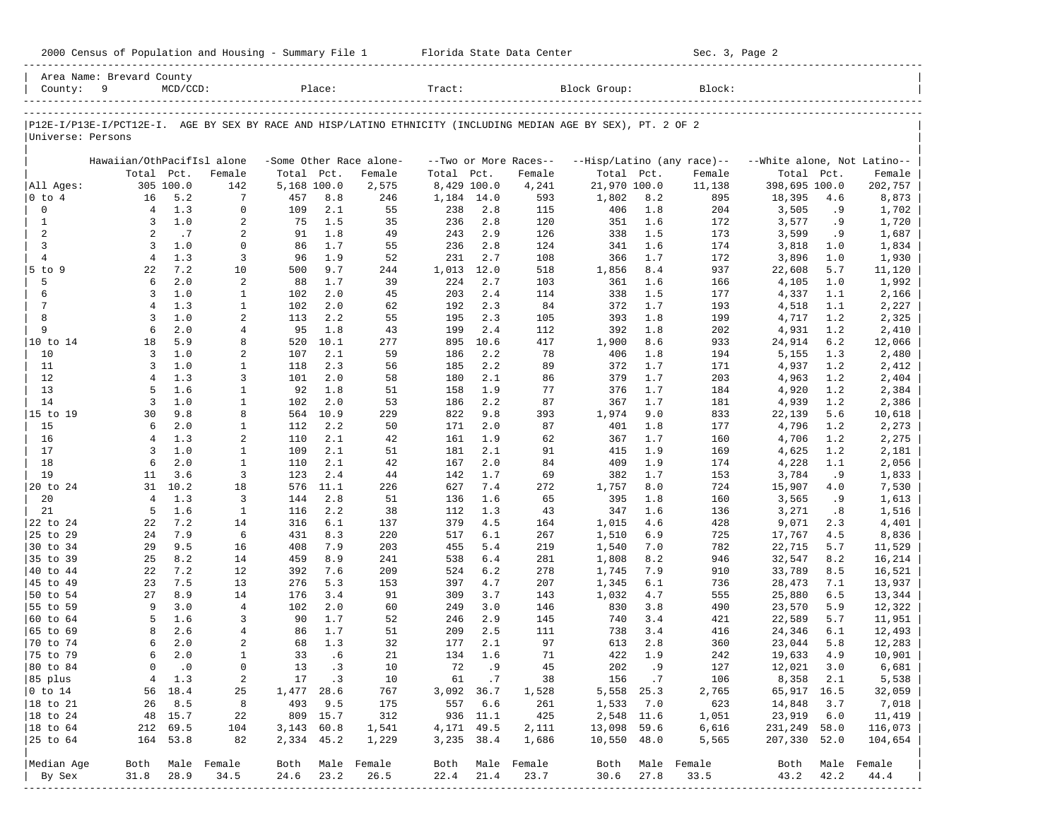Area Name: Brevard County
County: 9 MCD/CCD: Place: Tract: Block Group: Block:

P12E-I/P13E-I/PCT12E-I. AGE BY SEX BY RACE AND HISP/LATINO ETHNICITY (INCLUDING MEDIAN AGE BY SEX), PT. 2 OF 2
Universe: Persons

| | Hawaiian/OthPacifIsl alone | | | -Some Other Race alone- | | | --Two or More Races-- | | | --Hisp/Latino (any race)-- | | | --White alone, Not Latino-- | | |
|---|---|---|---|---|---|---|---|---|---|---|---|---|---|---|---|
| | Total | Pct. | Female | Total | Pct. | Female | Total | Pct. | Female | Total | Pct. | Female | Total | Pct. | Female |
| All Ages: | 305 | 100.0 | 142 | 5,168 | 100.0 | 2,575 | 8,429 | 100.0 | 4,241 | 21,970 | 100.0 | 11,138 | 398,695 | 100.0 | 202,757 |
| 0 to 4 | 16 | 5.2 | 7 | 457 | 8.8 | 246 | 1,184 | 14.0 | 593 | 1,802 | 8.2 | 895 | 18,395 | 4.6 | 8,873 |
| 0 | 4 | 1.3 | 0 | 109 | 2.1 | 55 | 238 | 2.8 | 115 | 406 | 1.8 | 204 | 3,505 | .9 | 1,702 |
| 1 | 3 | 1.0 | 2 | 75 | 1.5 | 35 | 236 | 2.8 | 120 | 351 | 1.6 | 172 | 3,577 | .9 | 1,720 |
| 2 | 2 | .7 | 2 | 91 | 1.8 | 49 | 243 | 2.9 | 126 | 338 | 1.5 | 173 | 3,599 | .9 | 1,687 |
| 3 | 3 | 1.0 | 0 | 86 | 1.7 | 55 | 236 | 2.8 | 124 | 341 | 1.6 | 174 | 3,818 | 1.0 | 1,834 |
| 4 | 4 | 1.3 | 3 | 96 | 1.9 | 52 | 231 | 2.7 | 108 | 366 | 1.7 | 172 | 3,896 | 1.0 | 1,930 |
| 5 to 9 | 22 | 7.2 | 10 | 500 | 9.7 | 244 | 1,013 | 12.0 | 518 | 1,856 | 8.4 | 937 | 22,608 | 5.7 | 11,120 |
| 5 | 6 | 2.0 | 2 | 88 | 1.7 | 39 | 224 | 2.7 | 103 | 361 | 1.6 | 166 | 4,105 | 1.0 | 1,992 |
| 6 | 3 | 1.0 | 1 | 102 | 2.0 | 45 | 203 | 2.4 | 114 | 338 | 1.5 | 177 | 4,337 | 1.1 | 2,166 |
| 7 | 4 | 1.3 | 1 | 102 | 2.0 | 62 | 192 | 2.3 | 84 | 372 | 1.7 | 193 | 4,518 | 1.1 | 2,227 |
| 8 | 3 | 1.0 | 2 | 113 | 2.2 | 55 | 195 | 2.3 | 105 | 393 | 1.8 | 199 | 4,717 | 1.2 | 2,325 |
| 9 | 6 | 2.0 | 4 | 95 | 1.8 | 43 | 199 | 2.4 | 112 | 392 | 1.8 | 202 | 4,931 | 1.2 | 2,410 |
| 10 to 14 | 18 | 5.9 | 8 | 520 | 10.1 | 277 | 895 | 10.6 | 417 | 1,900 | 8.6 | 933 | 24,914 | 6.2 | 12,066 |
| 10 | 3 | 1.0 | 2 | 107 | 2.1 | 59 | 186 | 2.2 | 78 | 406 | 1.8 | 194 | 5,155 | 1.3 | 2,480 |
| 11 | 3 | 1.0 | 1 | 118 | 2.3 | 56 | 185 | 2.2 | 89 | 372 | 1.7 | 171 | 4,937 | 1.2 | 2,412 |
| 12 | 4 | 1.3 | 3 | 101 | 2.0 | 58 | 180 | 2.1 | 86 | 379 | 1.7 | 203 | 4,963 | 1.2 | 2,404 |
| 13 | 5 | 1.6 | 1 | 92 | 1.8 | 51 | 158 | 1.9 | 77 | 376 | 1.7 | 184 | 4,920 | 1.2 | 2,384 |
| 14 | 3 | 1.0 | 1 | 102 | 2.0 | 53 | 186 | 2.2 | 87 | 367 | 1.7 | 181 | 4,939 | 1.2 | 2,386 |
| 15 to 19 | 30 | 9.8 | 8 | 564 | 10.9 | 229 | 822 | 9.8 | 393 | 1,974 | 9.0 | 833 | 22,139 | 5.6 | 10,618 |
| 15 | 6 | 2.0 | 1 | 112 | 2.2 | 50 | 171 | 2.0 | 87 | 401 | 1.8 | 177 | 4,796 | 1.2 | 2,273 |
| 16 | 4 | 1.3 | 2 | 110 | 2.1 | 42 | 161 | 1.9 | 62 | 367 | 1.7 | 160 | 4,706 | 1.2 | 2,275 |
| 17 | 3 | 1.0 | 1 | 109 | 2.1 | 51 | 181 | 2.1 | 91 | 415 | 1.9 | 169 | 4,625 | 1.2 | 2,181 |
| 18 | 6 | 2.0 | 1 | 110 | 2.1 | 42 | 167 | 2.0 | 84 | 409 | 1.9 | 174 | 4,228 | 1.1 | 2,056 |
| 19 | 11 | 3.6 | 3 | 123 | 2.4 | 44 | 142 | 1.7 | 69 | 382 | 1.7 | 153 | 3,784 | .9 | 1,833 |
| 20 to 24 | 31 | 10.2 | 18 | 576 | 11.1 | 226 | 627 | 7.4 | 272 | 1,757 | 8.0 | 724 | 15,907 | 4.0 | 7,530 |
| 20 | 4 | 1.3 | 3 | 144 | 2.8 | 51 | 136 | 1.6 | 65 | 395 | 1.8 | 160 | 3,565 | .9 | 1,613 |
| 21 | 5 | 1.6 | 1 | 116 | 2.2 | 38 | 112 | 1.3 | 43 | 347 | 1.6 | 136 | 3,271 | .8 | 1,516 |
| 22 to 24 | 22 | 7.2 | 14 | 316 | 6.1 | 137 | 379 | 4.5 | 164 | 1,015 | 4.6 | 428 | 9,071 | 2.3 | 4,401 |
| 25 to 29 | 24 | 7.9 | 6 | 431 | 8.3 | 220 | 517 | 6.1 | 267 | 1,510 | 6.9 | 725 | 17,767 | 4.5 | 8,836 |
| 30 to 34 | 29 | 9.5 | 16 | 408 | 7.9 | 203 | 455 | 5.4 | 219 | 1,540 | 7.0 | 782 | 22,715 | 5.7 | 11,529 |
| 35 to 39 | 25 | 8.2 | 14 | 459 | 8.9 | 241 | 538 | 6.4 | 281 | 1,808 | 8.2 | 946 | 32,547 | 8.2 | 16,214 |
| 40 to 44 | 22 | 7.2 | 12 | 392 | 7.6 | 209 | 524 | 6.2 | 278 | 1,745 | 7.9 | 910 | 33,789 | 8.5 | 16,521 |
| 45 to 49 | 23 | 7.5 | 13 | 276 | 5.3 | 153 | 397 | 4.7 | 207 | 1,345 | 6.1 | 736 | 28,473 | 7.1 | 13,937 |
| 50 to 54 | 27 | 8.9 | 14 | 176 | 3.4 | 91 | 309 | 3.7 | 143 | 1,032 | 4.7 | 555 | 25,880 | 6.5 | 13,344 |
| 55 to 59 | 9 | 3.0 | 4 | 102 | 2.0 | 60 | 249 | 3.0 | 146 | 830 | 3.8 | 490 | 23,570 | 5.9 | 12,322 |
| 60 to 64 | 5 | 1.6 | 3 | 90 | 1.7 | 52 | 246 | 2.9 | 145 | 740 | 3.4 | 421 | 22,589 | 5.7 | 11,951 |
| 65 to 69 | 8 | 2.6 | 4 | 86 | 1.7 | 51 | 209 | 2.5 | 111 | 738 | 3.4 | 416 | 24,346 | 6.1 | 12,493 |
| 70 to 74 | 6 | 2.0 | 2 | 68 | 1.3 | 32 | 177 | 2.1 | 97 | 613 | 2.8 | 360 | 23,044 | 5.8 | 12,283 |
| 75 to 79 | 6 | 2.0 | 1 | 33 | .6 | 21 | 134 | 1.6 | 71 | 422 | 1.9 | 242 | 19,633 | 4.9 | 10,901 |
| 80 to 84 | 0 | .0 | 0 | 13 | .3 | 10 | 72 | .9 | 45 | 202 | .9 | 127 | 12,021 | 3.0 | 6,681 |
| 85 plus | 4 | 1.3 | 2 | 17 | .3 | 10 | 61 | .7 | 38 | 156 | .7 | 106 | 8,358 | 2.1 | 5,538 |
| 0 to 14 | 56 | 18.4 | 25 | 1,477 | 28.6 | 767 | 3,092 | 36.7 | 1,528 | 5,558 | 25.3 | 2,765 | 65,917 | 16.5 | 32,059 |
| 18 to 21 | 26 | 8.5 | 8 | 493 | 9.5 | 175 | 557 | 6.6 | 261 | 1,533 | 7.0 | 623 | 14,848 | 3.7 | 7,018 |
| 18 to 24 | 48 | 15.7 | 22 | 809 | 15.7 | 312 | 936 | 11.1 | 425 | 2,548 | 11.6 | 1,051 | 23,919 | 6.0 | 11,419 |
| 18 to 64 | 212 | 69.5 | 104 | 3,143 | 60.8 | 1,541 | 4,171 | 49.5 | 2,111 | 13,098 | 59.6 | 6,616 | 231,249 | 58.0 | 116,073 |
| 25 to 64 | 164 | 53.8 | 82 | 2,334 | 45.2 | 1,229 | 3,235 | 38.4 | 1,686 | 10,550 | 48.0 | 5,565 | 207,330 | 52.0 | 104,654 |
| Median Age | Both | Male | Female | Both | Male | Female | Both | Male | Female | Both | Male | Female | Both | Male | Female |
| By Sex | 31.8 | 28.9 | 34.5 | 24.6 | 23.2 | 26.5 | 22.4 | 21.4 | 23.7 | 30.6 | 27.8 | 33.5 | 43.2 | 42.2 | 44.4 |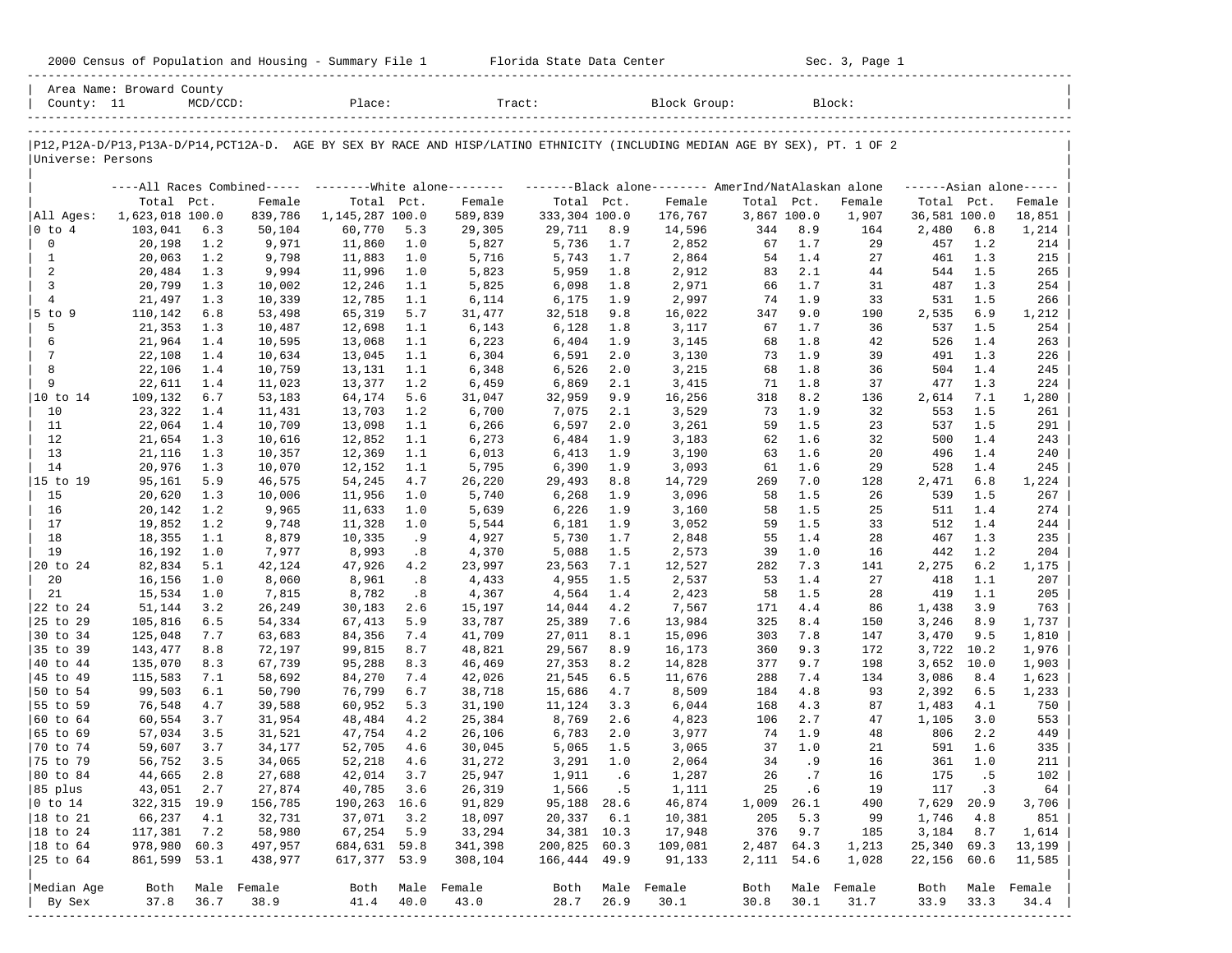2000 Census of Population and Housing - Summary File 1 Florida State Data Center Sec. 3, Page 1

Area Name: Broward County
County: 11 MCD/CCD: Place: Tract: Block Group: Block:

P12,P12A-D/P13,P13A-D/P14,PCT12A-D. AGE BY SEX BY RACE AND HISP/LATINO ETHNICITY (INCLUDING MEDIAN AGE BY SEX), PT. 1 OF 2
Universe: Persons

| | All Races Combined | | | White alone | | | Black alone | | | AmerInd/NatAlaskan alone | | | Asian alone | | |
|---|---|---|---|---|---|---|---|---|---|---|---|---|---|---|---|
| | Total | Pct. | Female | Total | Pct. | Female | Total | Pct. | Female | Total | Pct. | Female | Total | Pct. | Female |
| All Ages: | 1,623,018 | 100.0 | 839,786 | 1,145,287 | 100.0 | 589,839 | 333,304 | 100.0 | 176,767 | 3,867 | 100.0 | 1,907 | 36,581 | 100.0 | 18,851 |
| 0 to 4 | 103,041 | 6.3 | 50,104 | 60,770 | 5.3 | 29,305 | 29,711 | 8.9 | 14,596 | 344 | 8.9 | 164 | 2,480 | 6.8 | 1,214 |
| 0 | 20,198 | 1.2 | 9,971 | 11,860 | 1.0 | 5,827 | 5,736 | 1.7 | 2,852 | 67 | 1.7 | 29 | 457 | 1.2 | 214 |
| 1 | 20,063 | 1.2 | 9,798 | 11,883 | 1.0 | 5,716 | 5,743 | 1.7 | 2,864 | 54 | 1.4 | 27 | 461 | 1.3 | 215 |
| 2 | 20,484 | 1.3 | 9,994 | 11,996 | 1.0 | 5,823 | 5,959 | 1.8 | 2,912 | 83 | 2.1 | 44 | 544 | 1.5 | 265 |
| 3 | 20,799 | 1.3 | 10,002 | 12,246 | 1.1 | 5,825 | 6,098 | 1.8 | 2,971 | 66 | 1.7 | 31 | 487 | 1.3 | 254 |
| 4 | 21,497 | 1.3 | 10,339 | 12,785 | 1.1 | 6,114 | 6,175 | 1.9 | 2,997 | 74 | 1.9 | 33 | 531 | 1.5 | 266 |
| 5 to 9 | 110,142 | 6.8 | 53,498 | 65,319 | 5.7 | 31,477 | 32,518 | 9.8 | 16,022 | 347 | 9.0 | 190 | 2,535 | 6.9 | 1,212 |
| 5 | 21,353 | 1.3 | 10,487 | 12,698 | 1.1 | 6,143 | 6,128 | 1.8 | 3,117 | 67 | 1.7 | 36 | 537 | 1.5 | 254 |
| 6 | 21,964 | 1.4 | 10,595 | 13,068 | 1.1 | 6,223 | 6,404 | 1.9 | 3,145 | 68 | 1.8 | 42 | 526 | 1.4 | 263 |
| 7 | 22,108 | 1.4 | 10,634 | 13,045 | 1.1 | 6,304 | 6,591 | 2.0 | 3,130 | 73 | 1.9 | 39 | 491 | 1.3 | 226 |
| 8 | 22,106 | 1.4 | 10,759 | 13,131 | 1.1 | 6,348 | 6,526 | 2.0 | 3,215 | 68 | 1.8 | 36 | 504 | 1.4 | 245 |
| 9 | 22,611 | 1.4 | 11,023 | 13,377 | 1.2 | 6,459 | 6,869 | 2.1 | 3,415 | 71 | 1.8 | 37 | 477 | 1.3 | 224 |
| 10 to 14 | 109,132 | 6.7 | 53,183 | 64,174 | 5.6 | 31,047 | 32,959 | 9.9 | 16,256 | 318 | 8.2 | 136 | 2,614 | 7.1 | 1,280 |
| 10 | 23,322 | 1.4 | 11,431 | 13,703 | 1.2 | 6,700 | 7,075 | 2.1 | 3,529 | 73 | 1.9 | 32 | 553 | 1.5 | 261 |
| 11 | 22,064 | 1.4 | 10,709 | 13,098 | 1.1 | 6,266 | 6,597 | 2.0 | 3,261 | 59 | 1.5 | 23 | 537 | 1.5 | 291 |
| 12 | 21,654 | 1.3 | 10,616 | 12,852 | 1.1 | 6,273 | 6,484 | 1.9 | 3,183 | 62 | 1.6 | 32 | 500 | 1.4 | 243 |
| 13 | 21,116 | 1.3 | 10,357 | 12,369 | 1.1 | 6,013 | 6,413 | 1.9 | 3,190 | 63 | 1.6 | 20 | 496 | 1.4 | 240 |
| 14 | 20,976 | 1.3 | 10,070 | 12,152 | 1.1 | 5,795 | 6,390 | 1.9 | 3,093 | 61 | 1.6 | 29 | 528 | 1.4 | 245 |
| 15 to 19 | 95,161 | 5.9 | 46,575 | 54,245 | 4.7 | 26,220 | 29,493 | 8.8 | 14,729 | 269 | 7.0 | 128 | 2,471 | 6.8 | 1,224 |
| 15 | 20,620 | 1.3 | 10,006 | 11,956 | 1.0 | 5,740 | 6,268 | 1.9 | 3,096 | 58 | 1.5 | 26 | 539 | 1.5 | 267 |
| 16 | 20,142 | 1.2 | 9,965 | 11,633 | 1.0 | 5,639 | 6,226 | 1.9 | 3,160 | 58 | 1.5 | 25 | 511 | 1.4 | 274 |
| 17 | 19,852 | 1.2 | 9,748 | 11,328 | 1.0 | 5,544 | 6,181 | 1.9 | 3,052 | 59 | 1.5 | 33 | 512 | 1.4 | 244 |
| 18 | 18,355 | 1.1 | 8,879 | 10,335 | .9 | 4,927 | 5,730 | 1.7 | 2,848 | 55 | 1.4 | 28 | 467 | 1.3 | 235 |
| 19 | 16,192 | 1.0 | 7,977 | 8,993 | .8 | 4,370 | 5,088 | 1.5 | 2,573 | 39 | 1.0 | 16 | 442 | 1.2 | 204 |
| 20 to 24 | 82,834 | 5.1 | 42,124 | 47,926 | 4.2 | 23,997 | 23,563 | 7.1 | 12,527 | 282 | 7.3 | 141 | 2,275 | 6.2 | 1,175 |
| 20 | 16,156 | 1.0 | 8,060 | 8,961 | .8 | 4,433 | 4,955 | 1.5 | 2,537 | 53 | 1.4 | 27 | 418 | 1.1 | 207 |
| 21 | 15,534 | 1.0 | 7,815 | 8,782 | .8 | 4,367 | 4,564 | 1.4 | 2,423 | 58 | 1.5 | 28 | 419 | 1.1 | 205 |
| 22 to 24 | 51,144 | 3.2 | 26,249 | 30,183 | 2.6 | 15,197 | 14,044 | 4.2 | 7,567 | 171 | 4.4 | 86 | 1,438 | 3.9 | 763 |
| 25 to 29 | 105,816 | 6.5 | 54,334 | 67,413 | 5.9 | 33,787 | 25,389 | 7.6 | 13,984 | 325 | 8.4 | 150 | 3,246 | 8.9 | 1,737 |
| 30 to 34 | 125,048 | 7.7 | 63,683 | 84,356 | 7.4 | 41,709 | 27,011 | 8.1 | 15,096 | 303 | 7.8 | 147 | 3,470 | 9.5 | 1,810 |
| 35 to 39 | 143,477 | 8.8 | 72,197 | 99,815 | 8.7 | 48,821 | 29,567 | 8.9 | 16,173 | 360 | 9.3 | 172 | 3,722 | 10.2 | 1,976 |
| 40 to 44 | 135,070 | 8.3 | 67,739 | 95,288 | 8.3 | 46,469 | 27,353 | 8.2 | 14,828 | 377 | 9.7 | 198 | 3,652 | 10.0 | 1,903 |
| 45 to 49 | 115,583 | 7.1 | 58,692 | 84,270 | 7.4 | 42,026 | 21,545 | 6.5 | 11,676 | 288 | 7.4 | 134 | 3,086 | 8.4 | 1,623 |
| 50 to 54 | 99,503 | 6.1 | 50,790 | 76,799 | 6.7 | 38,718 | 15,686 | 4.7 | 8,509 | 184 | 4.8 | 93 | 2,392 | 6.5 | 1,233 |
| 55 to 59 | 76,548 | 4.7 | 39,588 | 60,952 | 5.3 | 31,190 | 11,124 | 3.3 | 6,044 | 168 | 4.3 | 87 | 1,483 | 4.1 | 750 |
| 60 to 64 | 60,554 | 3.7 | 31,954 | 48,484 | 4.2 | 25,384 | 8,769 | 2.6 | 4,823 | 106 | 2.7 | 47 | 1,105 | 3.0 | 553 |
| 65 to 69 | 57,034 | 3.5 | 31,521 | 47,754 | 4.2 | 26,106 | 6,783 | 2.0 | 3,977 | 74 | 1.9 | 48 | 806 | 2.2 | 449 |
| 70 to 74 | 59,607 | 3.7 | 34,177 | 52,705 | 4.6 | 30,045 | 5,065 | 1.5 | 3,065 | 37 | 1.0 | 21 | 591 | 1.6 | 335 |
| 75 to 79 | 56,752 | 3.5 | 34,065 | 52,218 | 4.6 | 31,272 | 3,291 | 1.0 | 2,064 | 34 | .9 | 16 | 361 | 1.0 | 211 |
| 80 to 84 | 44,665 | 2.8 | 27,688 | 42,014 | 3.7 | 25,947 | 1,911 | .6 | 1,287 | 26 | .7 | 16 | 175 | .5 | 102 |
| 85 plus | 43,051 | 2.7 | 27,874 | 40,785 | 3.6 | 26,319 | 1,566 | .5 | 1,111 | 25 | .6 | 19 | 117 | .3 | 64 |
| 0 to 14 | 322,315 | 19.9 | 156,785 | 190,263 | 16.6 | 91,829 | 95,188 | 28.6 | 46,874 | 1,009 | 26.1 | 490 | 7,629 | 20.9 | 3,706 |
| 18 to 21 | 66,237 | 4.1 | 32,731 | 37,071 | 3.2 | 18,097 | 20,337 | 6.1 | 10,381 | 205 | 5.3 | 99 | 1,746 | 4.8 | 851 |
| 18 to 24 | 117,381 | 7.2 | 58,980 | 67,254 | 5.9 | 33,294 | 34,381 | 10.3 | 17,948 | 376 | 9.7 | 185 | 3,184 | 8.7 | 1,614 |
| 18 to 64 | 978,980 | 60.3 | 497,957 | 684,631 | 59.8 | 341,398 | 200,825 | 60.3 | 109,081 | 2,487 | 64.3 | 1,213 | 25,340 | 69.3 | 13,199 |
| 25 to 64 | 861,599 | 53.1 | 438,977 | 617,377 | 53.9 | 308,104 | 166,444 | 49.9 | 91,133 | 2,111 | 54.6 | 1,028 | 22,156 | 60.6 | 11,585 |
| Median Age | Both | Male | Female | Both | Male | Female | Both | Male | Female | Both | Male | Female | Both | Male | Female |
| By Sex | 37.8 | 36.7 | 38.9 | 41.4 | 40.0 | 43.0 | 28.7 | 26.9 | 30.1 | 30.8 | 30.1 | 31.7 | 33.9 | 33.3 | 34.4 |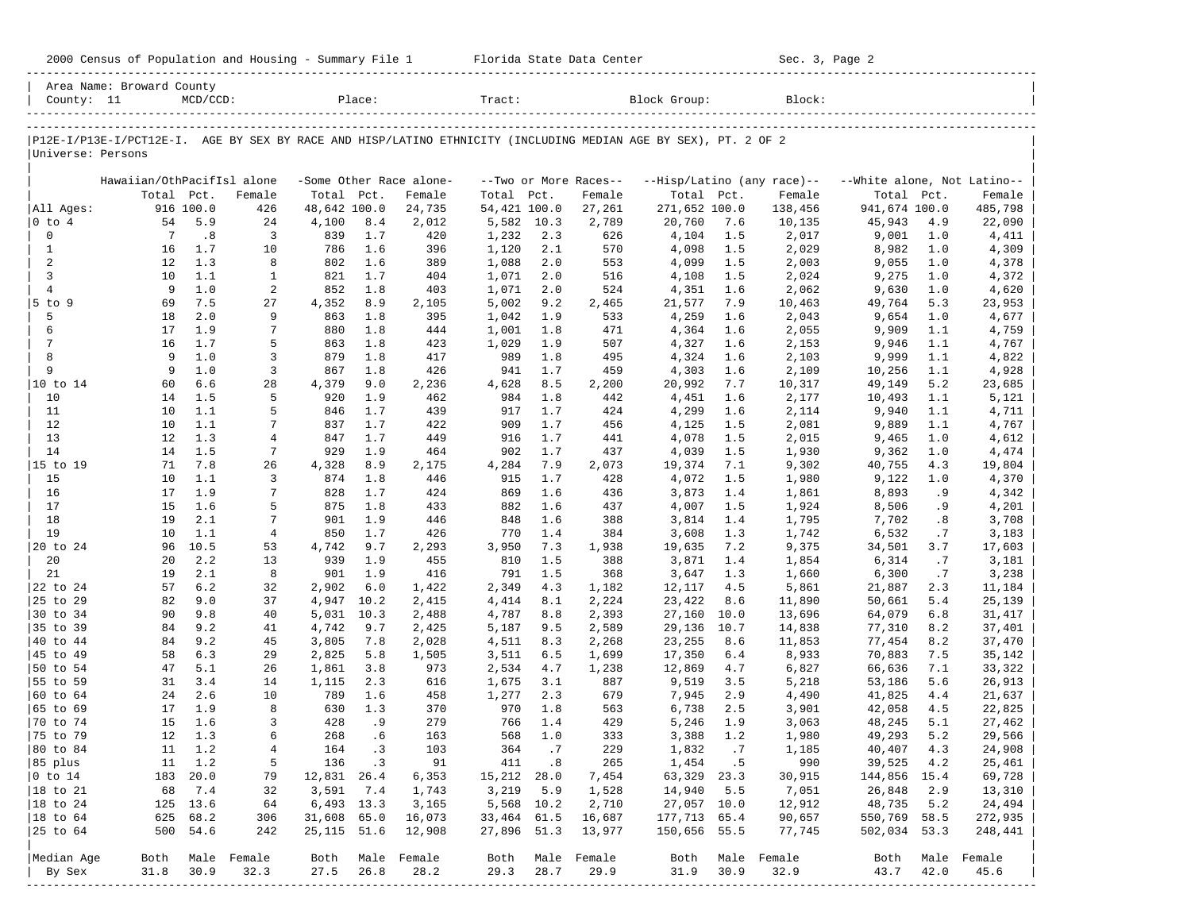2000 Census of Population and Housing - Summary File 1 Florida State Data Center Sec. 3, Page 2

Area Name: Broward County
County: 11 MCD/CCD: Place: Tract: Block Group: Block:

P12E-I/P13E-I/PCT12E-I. AGE BY SEX BY RACE AND HISP/LATINO ETHNICITY (INCLUDING MEDIAN AGE BY SEX), PT. 2 OF 2
Universe: Persons

| | Hawaiian/OthPacifIsl alone | | | -Some Other Race alone- | | | --Two or More Races-- | | | --Hisp/Latino (any race)-- | | | --White alone, Not Latino-- | | |
|---|---|---|---|---|---|---|---|---|---|---|---|---|---|---|---|
| | Total | Pct. | Female | Total | Pct. | Female | Total | Pct. | Female | Total | Pct. | Female | Total | Pct. | Female |
| All Ages: | 916 | 100.0 | 426 | 48,642 | 100.0 | 24,735 | 54,421 | 100.0 | 27,261 | 271,652 | 100.0 | 138,456 | 941,674 | 100.0 | 485,798 |
| 0 to 4 | 54 | 5.9 | 24 | 4,100 | 8.4 | 2,012 | 5,582 | 10.3 | 2,789 | 20,760 | 7.6 | 10,135 | 45,943 | 4.9 | 22,090 |
| 0 | 7 | .8 | 3 | 839 | 1.7 | 420 | 1,232 | 2.3 | 626 | 4,104 | 1.5 | 2,017 | 9,001 | 1.0 | 4,411 |
| 1 | 16 | 1.7 | 10 | 786 | 1.6 | 396 | 1,120 | 2.1 | 570 | 4,098 | 1.5 | 2,029 | 8,982 | 1.0 | 4,309 |
| 2 | 12 | 1.3 | 8 | 802 | 1.6 | 389 | 1,088 | 2.0 | 553 | 4,099 | 1.5 | 2,003 | 9,055 | 1.0 | 4,378 |
| 3 | 10 | 1.1 | 1 | 821 | 1.7 | 404 | 1,071 | 2.0 | 516 | 4,108 | 1.5 | 2,024 | 9,275 | 1.0 | 4,372 |
| 4 | 9 | 1.0 | 2 | 852 | 1.8 | 403 | 1,071 | 2.0 | 524 | 4,351 | 1.6 | 2,062 | 9,630 | 1.0 | 4,620 |
| 5 to 9 | 69 | 7.5 | 27 | 4,352 | 8.9 | 2,105 | 5,002 | 9.2 | 2,465 | 21,577 | 7.9 | 10,463 | 49,764 | 5.3 | 23,953 |
| 5 | 18 | 2.0 | 9 | 863 | 1.8 | 395 | 1,042 | 1.9 | 533 | 4,259 | 1.6 | 2,043 | 9,654 | 1.0 | 4,677 |
| 6 | 17 | 1.9 | 7 | 880 | 1.8 | 444 | 1,001 | 1.8 | 471 | 4,364 | 1.6 | 2,055 | 9,909 | 1.1 | 4,759 |
| 7 | 16 | 1.7 | 5 | 863 | 1.8 | 423 | 1,029 | 1.9 | 507 | 4,327 | 1.6 | 2,153 | 9,946 | 1.1 | 4,767 |
| 8 | 9 | 1.0 | 3 | 879 | 1.8 | 417 | 989 | 1.8 | 495 | 4,324 | 1.6 | 2,103 | 9,999 | 1.1 | 4,822 |
| 9 | 9 | 1.0 | 3 | 867 | 1.8 | 426 | 941 | 1.7 | 459 | 4,303 | 1.6 | 2,109 | 10,256 | 1.1 | 4,928 |
| 10 to 14 | 60 | 6.6 | 28 | 4,379 | 9.0 | 2,236 | 4,628 | 8.5 | 2,200 | 20,992 | 7.7 | 10,317 | 49,149 | 5.2 | 23,685 |
| 10 | 14 | 1.5 | 5 | 920 | 1.9 | 462 | 984 | 1.8 | 442 | 4,451 | 1.6 | 2,177 | 10,493 | 1.1 | 5,121 |
| 11 | 10 | 1.1 | 5 | 846 | 1.7 | 439 | 917 | 1.7 | 424 | 4,299 | 1.6 | 2,114 | 9,940 | 1.1 | 4,711 |
| 12 | 10 | 1.1 | 7 | 837 | 1.7 | 422 | 909 | 1.7 | 456 | 4,125 | 1.5 | 2,081 | 9,889 | 1.1 | 4,767 |
| 13 | 12 | 1.3 | 4 | 847 | 1.7 | 449 | 916 | 1.7 | 441 | 4,078 | 1.5 | 2,015 | 9,465 | 1.0 | 4,612 |
| 14 | 14 | 1.5 | 7 | 929 | 1.9 | 464 | 902 | 1.7 | 437 | 4,039 | 1.5 | 1,930 | 9,362 | 1.0 | 4,474 |
| 15 to 19 | 71 | 7.8 | 26 | 4,328 | 8.9 | 2,175 | 4,284 | 7.9 | 2,073 | 19,374 | 7.1 | 9,302 | 40,755 | 4.3 | 19,804 |
| 15 | 10 | 1.1 | 3 | 874 | 1.8 | 446 | 915 | 1.7 | 428 | 4,072 | 1.5 | 1,980 | 9,122 | 1.0 | 4,370 |
| 16 | 17 | 1.9 | 7 | 828 | 1.7 | 424 | 869 | 1.6 | 436 | 3,873 | 1.4 | 1,861 | 8,893 | .9 | 4,342 |
| 17 | 15 | 1.6 | 5 | 875 | 1.8 | 433 | 882 | 1.6 | 437 | 4,007 | 1.5 | 1,924 | 8,506 | .9 | 4,201 |
| 18 | 19 | 2.1 | 7 | 901 | 1.9 | 446 | 848 | 1.6 | 388 | 3,814 | 1.4 | 1,795 | 7,702 | .8 | 3,708 |
| 19 | 10 | 1.1 | 4 | 850 | 1.7 | 426 | 770 | 1.4 | 384 | 3,608 | 1.3 | 1,742 | 6,532 | .7 | 3,183 |
| 20 to 24 | 96 | 10.5 | 53 | 4,742 | 9.7 | 2,293 | 3,950 | 7.3 | 1,938 | 19,635 | 7.2 | 9,375 | 34,501 | 3.7 | 17,603 |
| 20 | 20 | 2.2 | 13 | 939 | 1.9 | 455 | 810 | 1.5 | 388 | 3,871 | 1.4 | 1,854 | 6,314 | .7 | 3,181 |
| 21 | 19 | 2.1 | 8 | 901 | 1.9 | 416 | 791 | 1.5 | 368 | 3,647 | 1.3 | 1,660 | 6,300 | .7 | 3,238 |
| 22 to 24 | 57 | 6.2 | 32 | 2,902 | 6.0 | 1,422 | 2,349 | 4.3 | 1,182 | 12,117 | 4.5 | 5,861 | 21,887 | 2.3 | 11,184 |
| 25 to 29 | 82 | 9.0 | 37 | 4,947 | 10.2 | 2,415 | 4,414 | 8.1 | 2,224 | 23,422 | 8.6 | 11,890 | 50,661 | 5.4 | 25,139 |
| 30 to 34 | 90 | 9.8 | 40 | 5,031 | 10.3 | 2,488 | 4,787 | 8.8 | 2,393 | 27,160 | 10.0 | 13,696 | 64,079 | 6.8 | 31,417 |
| 35 to 39 | 84 | 9.2 | 41 | 4,742 | 9.7 | 2,425 | 5,187 | 9.5 | 2,589 | 29,136 | 10.7 | 14,838 | 77,310 | 8.2 | 37,401 |
| 40 to 44 | 84 | 9.2 | 45 | 3,805 | 7.8 | 2,028 | 4,511 | 8.3 | 2,268 | 23,255 | 8.6 | 11,853 | 77,454 | 8.2 | 37,470 |
| 45 to 49 | 58 | 6.3 | 29 | 2,825 | 5.8 | 1,505 | 3,511 | 6.5 | 1,699 | 17,350 | 6.4 | 8,933 | 70,883 | 7.5 | 35,142 |
| 50 to 54 | 47 | 5.1 | 26 | 1,861 | 3.8 | 973 | 2,534 | 4.7 | 1,238 | 12,869 | 4.7 | 6,827 | 66,636 | 7.1 | 33,322 |
| 55 to 59 | 31 | 3.4 | 14 | 1,115 | 2.3 | 616 | 1,675 | 3.1 | 887 | 9,519 | 3.5 | 5,218 | 53,186 | 5.6 | 26,913 |
| 60 to 64 | 24 | 2.6 | 10 | 789 | 1.6 | 458 | 1,277 | 2.3 | 679 | 7,945 | 2.9 | 4,490 | 41,825 | 4.4 | 21,637 |
| 65 to 69 | 17 | 1.9 | 8 | 630 | 1.3 | 370 | 970 | 1.8 | 563 | 6,738 | 2.5 | 3,901 | 42,058 | 4.5 | 22,825 |
| 70 to 74 | 15 | 1.6 | 3 | 428 | .9 | 279 | 766 | 1.4 | 429 | 5,246 | 1.9 | 3,063 | 48,245 | 5.1 | 27,462 |
| 75 to 79 | 12 | 1.3 | 6 | 268 | .6 | 163 | 568 | 1.0 | 333 | 3,388 | 1.2 | 1,980 | 49,293 | 5.2 | 29,566 |
| 80 to 84 | 11 | 1.2 | 4 | 164 | .3 | 103 | 364 | .7 | 229 | 1,832 | .7 | 1,185 | 40,407 | 4.3 | 24,908 |
| 85 plus | 11 | 1.2 | 5 | 136 | .3 | 91 | 411 | .8 | 265 | 1,454 | .5 | 990 | 39,525 | 4.2 | 25,461 |
| 0 to 14 | 183 | 20.0 | 79 | 12,831 | 26.4 | 6,353 | 15,212 | 28.0 | 7,454 | 63,329 | 23.3 | 30,915 | 144,856 | 15.4 | 69,728 |
| 18 to 21 | 68 | 7.4 | 32 | 3,591 | 7.4 | 1,743 | 3,219 | 5.9 | 1,528 | 14,940 | 5.5 | 7,051 | 26,848 | 2.9 | 13,310 |
| 18 to 24 | 125 | 13.6 | 64 | 6,493 | 13.3 | 3,165 | 5,568 | 10.2 | 2,710 | 27,057 | 10.0 | 12,912 | 48,735 | 5.2 | 24,494 |
| 18 to 64 | 625 | 68.2 | 306 | 31,608 | 65.0 | 16,073 | 33,464 | 61.5 | 16,687 | 177,713 | 65.4 | 90,657 | 550,769 | 58.5 | 272,935 |
| 25 to 64 | 500 | 54.6 | 242 | 25,115 | 51.6 | 12,908 | 27,896 | 51.3 | 13,977 | 150,656 | 55.5 | 77,745 | 502,034 | 53.3 | 248,441 |
| Median Age | Both | Male | Female | Both | Male | Female | Both | Male | Female | Both | Male | Female | Both | Male | Female |
| By Sex | 31.8 | 30.9 | 32.3 | 27.5 | 26.8 | 28.2 | 29.3 | 28.7 | 29.9 | 31.9 | 30.9 | 32.9 | 43.7 | 42.0 | 45.6 |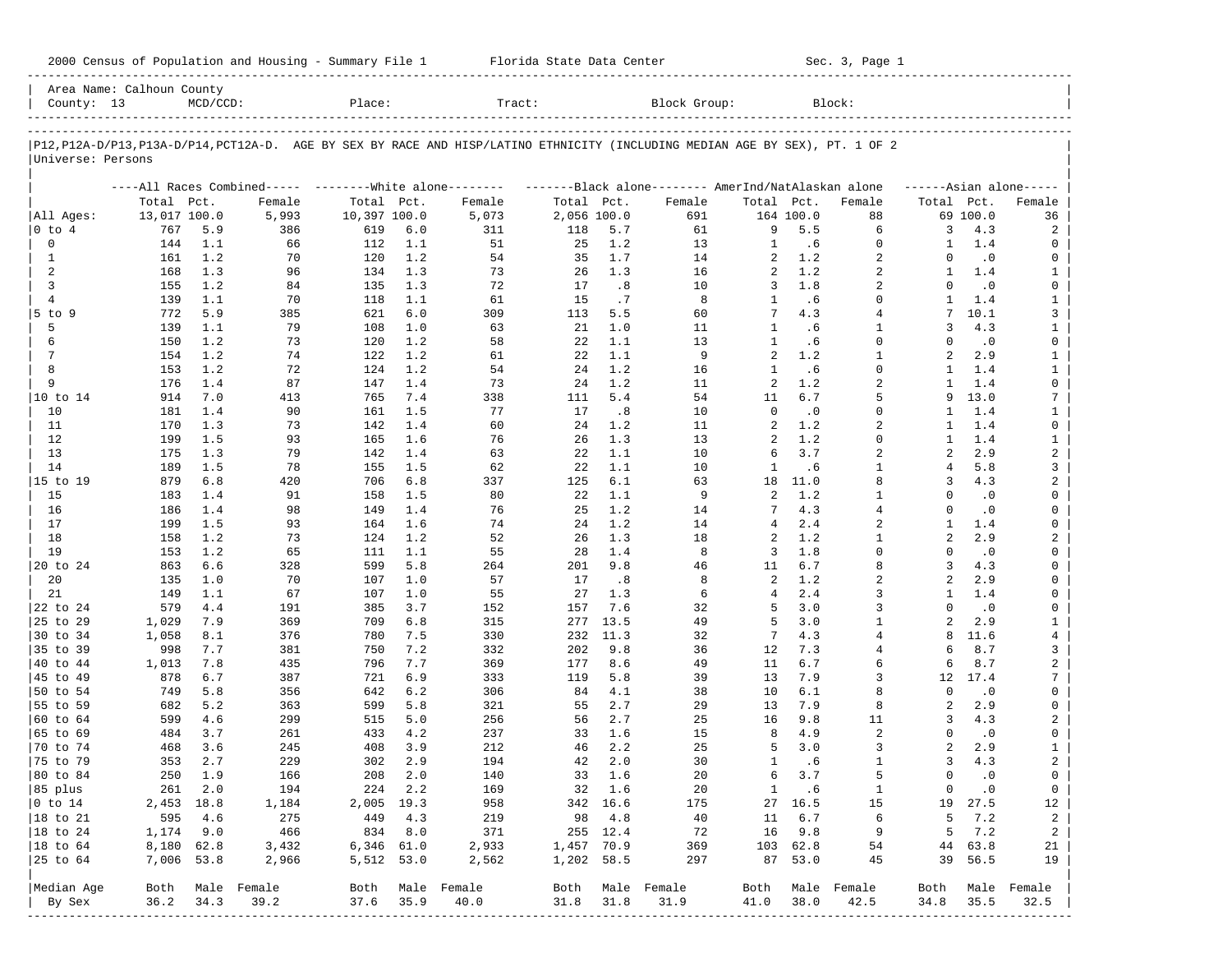2000 Census of Population and Housing - Summary File 1 Florida State Data Center Sec. 3, Page 1

Area Name: Calhoun County
County: 13 MCD/CCD: Place: Tract: Block Group: Block:

P12,P12A-D/P13,P13A-D/P14,PCT12A-D. AGE BY SEX BY RACE AND HISP/LATINO ETHNICITY (INCLUDING MEDIAN AGE BY SEX), PT. 1 OF 2
Universe: Persons

| | All Races Combined | | | White alone | | | Black alone | | | AmerInd/NatAlaskan alone | | | Asian alone | | |
|---|---|---|---|---|---|---|---|---|---|---|---|---|---|---|---|
| | Total | Pct. | Female | Total | Pct. | Female | Total | Pct. | Female | Total | Pct. | Female | Total | Pct. | Female |
| All Ages: | 13,017 | 100.0 | 5,993 | 10,397 | 100.0 | 5,073 | 2,056 | 100.0 | 691 | 164 | 100.0 | 88 | 69 | 100.0 | 36 |
| 0 to 4 | 767 | 5.9 | 386 | 619 | 6.0 | 311 | 118 | 5.7 | 61 | 9 | 5.5 | 6 | 3 | 4.3 | 2 |
| 0 | 144 | 1.1 | 66 | 112 | 1.1 | 51 | 25 | 1.2 | 13 | 1 | .6 | 0 | 1 | 1.4 | 0 |
| 1 | 161 | 1.2 | 70 | 120 | 1.2 | 54 | 35 | 1.7 | 14 | 2 | 1.2 | 2 | 0 | .0 | 0 |
| 2 | 168 | 1.3 | 96 | 134 | 1.3 | 73 | 26 | 1.3 | 16 | 2 | 1.2 | 2 | 1 | 1.4 | 1 |
| 3 | 155 | 1.2 | 84 | 135 | 1.3 | 72 | 17 | .8 | 10 | 3 | 1.8 | 2 | 0 | .0 | 0 |
| 4 | 139 | 1.1 | 70 | 118 | 1.1 | 61 | 15 | .7 | 8 | 1 | .6 | 0 | 1 | 1.4 | 1 |
| 5 to 9 | 772 | 5.9 | 385 | 621 | 6.0 | 309 | 113 | 5.5 | 60 | 7 | 4.3 | 4 | 7 | 10.1 | 3 |
| 5 | 139 | 1.1 | 79 | 108 | 1.0 | 63 | 21 | 1.0 | 11 | 1 | .6 | 1 | 3 | 4.3 | 1 |
| 6 | 150 | 1.2 | 73 | 120 | 1.2 | 58 | 22 | 1.1 | 13 | 1 | .6 | 0 | 0 | .0 | 0 |
| 7 | 154 | 1.2 | 74 | 122 | 1.2 | 61 | 22 | 1.1 | 9 | 2 | 1.2 | 1 | 2 | 2.9 | 1 |
| 8 | 153 | 1.2 | 72 | 124 | 1.2 | 54 | 24 | 1.2 | 16 | 1 | .6 | 0 | 1 | 1.4 | 1 |
| 9 | 176 | 1.4 | 87 | 147 | 1.4 | 73 | 24 | 1.2 | 11 | 2 | 1.2 | 2 | 1 | 1.4 | 0 |
| 10 to 14 | 914 | 7.0 | 413 | 765 | 7.4 | 338 | 111 | 5.4 | 54 | 11 | 6.7 | 5 | 9 | 13.0 | 7 |
| 10 | 181 | 1.4 | 90 | 161 | 1.5 | 77 | 17 | .8 | 10 | 0 | .0 | 0 | 1 | 1.4 | 1 |
| 11 | 170 | 1.3 | 73 | 142 | 1.4 | 60 | 24 | 1.2 | 11 | 2 | 1.2 | 2 | 1 | 1.4 | 0 |
| 12 | 199 | 1.5 | 93 | 165 | 1.6 | 76 | 26 | 1.3 | 13 | 2 | 1.2 | 0 | 1 | 1.4 | 1 |
| 13 | 175 | 1.3 | 79 | 142 | 1.4 | 63 | 22 | 1.1 | 10 | 6 | 3.7 | 2 | 2 | 2.9 | 2 |
| 14 | 189 | 1.5 | 78 | 155 | 1.5 | 62 | 22 | 1.1 | 10 | 1 | .6 | 1 | 4 | 5.8 | 3 |
| 15 to 19 | 879 | 6.8 | 420 | 706 | 6.8 | 337 | 125 | 6.1 | 63 | 18 | 11.0 | 8 | 3 | 4.3 | 2 |
| 15 | 183 | 1.4 | 91 | 158 | 1.5 | 80 | 22 | 1.1 | 9 | 2 | 1.2 | 1 | 0 | .0 | 0 |
| 16 | 186 | 1.4 | 98 | 149 | 1.4 | 76 | 25 | 1.2 | 14 | 7 | 4.3 | 4 | 0 | .0 | 0 |
| 17 | 199 | 1.5 | 93 | 164 | 1.6 | 74 | 24 | 1.2 | 14 | 4 | 2.4 | 2 | 1 | 1.4 | 0 |
| 18 | 158 | 1.2 | 73 | 124 | 1.2 | 52 | 26 | 1.3 | 18 | 2 | 1.2 | 1 | 2 | 2.9 | 2 |
| 19 | 153 | 1.2 | 65 | 111 | 1.1 | 55 | 28 | 1.4 | 8 | 3 | 1.8 | 0 | 0 | .0 | 0 |
| 20 to 24 | 863 | 6.6 | 328 | 599 | 5.8 | 264 | 201 | 9.8 | 46 | 11 | 6.7 | 8 | 3 | 4.3 | 0 |
| 20 | 135 | 1.0 | 70 | 107 | 1.0 | 57 | 17 | .8 | 8 | 2 | 1.2 | 2 | 2 | 2.9 | 0 |
| 21 | 149 | 1.1 | 67 | 107 | 1.0 | 55 | 27 | 1.3 | 6 | 4 | 2.4 | 3 | 1 | 1.4 | 0 |
| 22 to 24 | 579 | 4.4 | 191 | 385 | 3.7 | 152 | 157 | 7.6 | 32 | 5 | 3.0 | 3 | 0 | .0 | 0 |
| 25 to 29 | 1,029 | 7.9 | 369 | 709 | 6.8 | 315 | 277 | 13.5 | 49 | 5 | 3.0 | 1 | 2 | 2.9 | 1 |
| 30 to 34 | 1,058 | 8.1 | 376 | 780 | 7.5 | 330 | 232 | 11.3 | 32 | 7 | 4.3 | 4 | 8 | 11.6 | 4 |
| 35 to 39 | 998 | 7.7 | 381 | 750 | 7.2 | 332 | 202 | 9.8 | 36 | 12 | 7.3 | 4 | 6 | 8.7 | 3 |
| 40 to 44 | 1,013 | 7.8 | 435 | 796 | 7.7 | 369 | 177 | 8.6 | 49 | 11 | 6.7 | 6 | 6 | 8.7 | 2 |
| 45 to 49 | 878 | 6.7 | 387 | 721 | 6.9 | 333 | 119 | 5.8 | 39 | 13 | 7.9 | 3 | 12 | 17.4 | 7 |
| 50 to 54 | 749 | 5.8 | 356 | 642 | 6.2 | 306 | 84 | 4.1 | 38 | 10 | 6.1 | 8 | 0 | .0 | 0 |
| 55 to 59 | 682 | 5.2 | 363 | 599 | 5.8 | 321 | 55 | 2.7 | 29 | 13 | 7.9 | 8 | 2 | 2.9 | 0 |
| 60 to 64 | 599 | 4.6 | 299 | 515 | 5.0 | 256 | 56 | 2.7 | 25 | 16 | 9.8 | 11 | 3 | 4.3 | 2 |
| 65 to 69 | 484 | 3.7 | 261 | 433 | 4.2 | 237 | 33 | 1.6 | 15 | 8 | 4.9 | 2 | 0 | .0 | 0 |
| 70 to 74 | 468 | 3.6 | 245 | 408 | 3.9 | 212 | 46 | 2.2 | 25 | 5 | 3.0 | 3 | 2 | 2.9 | 1 |
| 75 to 79 | 353 | 2.7 | 229 | 302 | 2.9 | 194 | 42 | 2.0 | 30 | 1 | .6 | 1 | 3 | 4.3 | 2 |
| 80 to 84 | 250 | 1.9 | 166 | 208 | 2.0 | 140 | 33 | 1.6 | 20 | 6 | 3.7 | 5 | 0 | .0 | 0 |
| 85 plus | 261 | 2.0 | 194 | 224 | 2.2 | 169 | 32 | 1.6 | 20 | 1 | .6 | 1 | 0 | .0 | 0 |
| 0 to 14 | 2,453 | 18.8 | 1,184 | 2,005 | 19.3 | 958 | 342 | 16.6 | 175 | 27 | 16.5 | 15 | 19 | 27.5 | 12 |
| 18 to 21 | 595 | 4.6 | 275 | 449 | 4.3 | 219 | 98 | 4.8 | 40 | 11 | 6.7 | 6 | 5 | 7.2 | 2 |
| 18 to 24 | 1,174 | 9.0 | 466 | 834 | 8.0 | 371 | 255 | 12.4 | 72 | 16 | 9.8 | 9 | 5 | 7.2 | 2 |
| 18 to 64 | 8,180 | 62.8 | 3,432 | 6,346 | 61.0 | 2,933 | 1,457 | 70.9 | 369 | 103 | 62.8 | 54 | 44 | 63.8 | 21 |
| 25 to 64 | 7,006 | 53.8 | 2,966 | 5,512 | 53.0 | 2,562 | 1,202 | 58.5 | 297 | 87 | 53.0 | 45 | 39 | 56.5 | 19 |
| Median Age | Both | Male | Female | Both | Male | Female | Both | Male | Female | Both | Male | Female | Both | Male | Female |
| By Sex | 36.2 | 34.3 | 39.2 | 37.6 | 35.9 | 40.0 | 31.8 | 31.8 | 31.9 | 41.0 | 38.0 | 42.5 | 34.8 | 35.5 | 32.5 |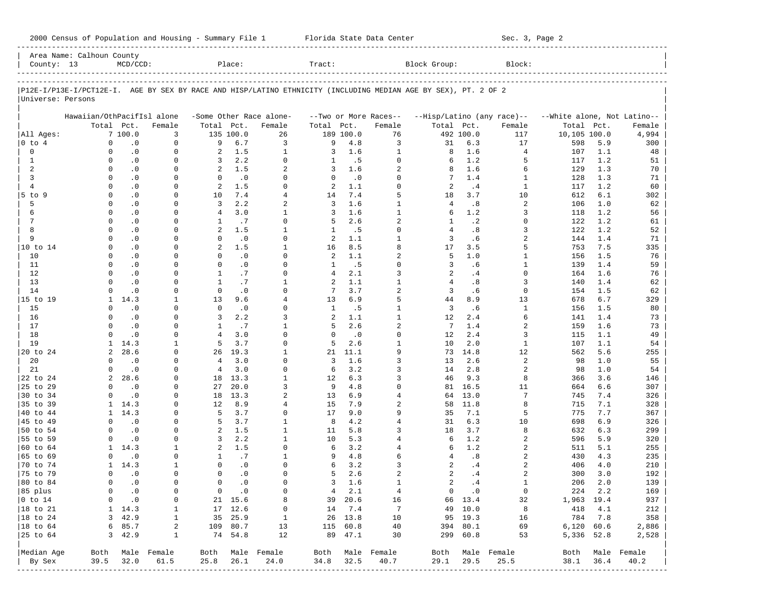Area Name: Calhoun County
County: 13 MCD/CCD: Place: Tract: Block Group: Block:

P12E-I/P13E-I/PCT12E-I. AGE BY SEX BY RACE AND HISP/LATINO ETHNICITY (INCLUDING MEDIAN AGE BY SEX), PT. 2 OF 2
Universe: Persons

| | Hawaiian/OthPacifIsl alone | | | -Some Other Race alone- | | | --Two or More Races-- | | | --Hisp/Latino (any race)-- | | | --White alone, Not Latino-- | | |
|---|---|---|---|---|---|---|---|---|---|---|---|---|---|---|---|
| | Total | Pct. | Female | Total | Pct. | Female | Total | Pct. | Female | Total | Pct. | Female | Total | Pct. | Female |
| All Ages: | 7 | 100.0 | 3 | 135 | 100.0 | 26 | 189 | 100.0 | 76 | 492 | 100.0 | 117 | 10,105 | 100.0 | 4,994 |
| 0 to 4 | 0 | .0 | 0 | 9 | 6.7 | 3 | 9 | 4.8 | 3 | 31 | 6.3 | 17 | 598 | 5.9 | 300 |
| 0 | 0 | .0 | 0 | 2 | 1.5 | 1 | 3 | 1.6 | 1 | 8 | 1.6 | 4 | 107 | 1.1 | 48 |
| 1 | 0 | .0 | 0 | 3 | 2.2 | 0 | 1 | .5 | 0 | 6 | 1.2 | 5 | 117 | 1.2 | 51 |
| 2 | 0 | .0 | 0 | 2 | 1.5 | 2 | 3 | 1.6 | 2 | 8 | 1.6 | 6 | 129 | 1.3 | 70 |
| 3 | 0 | .0 | 0 | 0 | .0 | 0 | 0 | .0 | 0 | 7 | 1.4 | 1 | 128 | 1.3 | 71 |
| 4 | 0 | .0 | 0 | 2 | 1.5 | 0 | 2 | 1.1 | 0 | 2 | .4 | 1 | 117 | 1.2 | 60 |
| 5 to 9 | 0 | .0 | 0 | 10 | 7.4 | 4 | 14 | 7.4 | 5 | 18 | 3.7 | 10 | 612 | 6.1 | 302 |
| 5 | 0 | .0 | 0 | 3 | 2.2 | 2 | 3 | 1.6 | 1 | 4 | .8 | 2 | 106 | 1.0 | 62 |
| 6 | 0 | .0 | 0 | 4 | 3.0 | 1 | 3 | 1.6 | 1 | 6 | 1.2 | 3 | 118 | 1.2 | 56 |
| 7 | 0 | .0 | 0 | 1 | .7 | 0 | 5 | 2.6 | 2 | 1 | .2 | 0 | 122 | 1.2 | 61 |
| 8 | 0 | .0 | 0 | 2 | 1.5 | 1 | 1 | .5 | 0 | 4 | .8 | 3 | 122 | 1.2 | 52 |
| 9 | 0 | .0 | 0 | 0 | .0 | 0 | 2 | 1.1 | 1 | 3 | .6 | 2 | 144 | 1.4 | 71 |
| 10 to 14 | 0 | .0 | 0 | 2 | 1.5 | 1 | 16 | 8.5 | 8 | 17 | 3.5 | 5 | 753 | 7.5 | 335 |
| 10 | 0 | .0 | 0 | 0 | .0 | 0 | 2 | 1.1 | 2 | 5 | 1.0 | 1 | 156 | 1.5 | 76 |
| 11 | 0 | .0 | 0 | 0 | .0 | 0 | 1 | .5 | 0 | 3 | .6 | 1 | 139 | 1.4 | 59 |
| 12 | 0 | .0 | 0 | 1 | .7 | 0 | 4 | 2.1 | 3 | 2 | .4 | 0 | 164 | 1.6 | 76 |
| 13 | 0 | .0 | 0 | 1 | .7 | 1 | 2 | 1.1 | 1 | 4 | .8 | 3 | 140 | 1.4 | 62 |
| 14 | 0 | .0 | 0 | 0 | .0 | 0 | 7 | 3.7 | 2 | 3 | .6 | 0 | 154 | 1.5 | 62 |
| 15 to 19 | 1 | 14.3 | 1 | 13 | 9.6 | 4 | 13 | 6.9 | 5 | 44 | 8.9 | 13 | 678 | 6.7 | 329 |
| 15 | 0 | .0 | 0 | 0 | .0 | 0 | 1 | .5 | 1 | 3 | .6 | 1 | 156 | 1.5 | 80 |
| 16 | 0 | .0 | 0 | 3 | 2.2 | 3 | 2 | 1.1 | 1 | 12 | 2.4 | 6 | 141 | 1.4 | 73 |
| 17 | 0 | .0 | 0 | 1 | .7 | 1 | 5 | 2.6 | 2 | 7 | 1.4 | 2 | 159 | 1.6 | 73 |
| 18 | 0 | .0 | 0 | 4 | 3.0 | 0 | 0 | .0 | 0 | 12 | 2.4 | 3 | 115 | 1.1 | 49 |
| 19 | 1 | 14.3 | 1 | 5 | 3.7 | 0 | 5 | 2.6 | 1 | 10 | 2.0 | 1 | 107 | 1.1 | 54 |
| 20 to 24 | 2 | 28.6 | 0 | 26 | 19.3 | 1 | 21 | 11.1 | 9 | 73 | 14.8 | 12 | 562 | 5.6 | 255 |
| 20 | 0 | .0 | 0 | 4 | 3.0 | 0 | 3 | 1.6 | 3 | 13 | 2.6 | 2 | 98 | 1.0 | 55 |
| 21 | 0 | .0 | 0 | 4 | 3.0 | 0 | 6 | 3.2 | 3 | 14 | 2.8 | 2 | 98 | 1.0 | 54 |
| 22 to 24 | 2 | 28.6 | 0 | 18 | 13.3 | 1 | 12 | 6.3 | 3 | 46 | 9.3 | 8 | 366 | 3.6 | 146 |
| 25 to 29 | 0 | .0 | 0 | 27 | 20.0 | 3 | 9 | 4.8 | 0 | 81 | 16.5 | 11 | 664 | 6.6 | 307 |
| 30 to 34 | 0 | .0 | 0 | 18 | 13.3 | 2 | 13 | 6.9 | 4 | 64 | 13.0 | 7 | 745 | 7.4 | 326 |
| 35 to 39 | 1 | 14.3 | 0 | 12 | 8.9 | 4 | 15 | 7.9 | 2 | 58 | 11.8 | 8 | 715 | 7.1 | 328 |
| 40 to 44 | 1 | 14.3 | 0 | 5 | 3.7 | 0 | 17 | 9.0 | 9 | 35 | 7.1 | 5 | 775 | 7.7 | 367 |
| 45 to 49 | 0 | .0 | 0 | 5 | 3.7 | 1 | 8 | 4.2 | 4 | 31 | 6.3 | 10 | 698 | 6.9 | 326 |
| 50 to 54 | 0 | .0 | 0 | 2 | 1.5 | 1 | 11 | 5.8 | 3 | 18 | 3.7 | 8 | 632 | 6.3 | 299 |
| 55 to 59 | 0 | .0 | 0 | 3 | 2.2 | 1 | 10 | 5.3 | 4 | 6 | 1.2 | 2 | 596 | 5.9 | 320 |
| 60 to 64 | 1 | 14.3 | 1 | 2 | 1.5 | 0 | 6 | 3.2 | 4 | 6 | 1.2 | 2 | 511 | 5.1 | 255 |
| 65 to 69 | 0 | .0 | 0 | 1 | .7 | 1 | 9 | 4.8 | 6 | 4 | .8 | 2 | 430 | 4.3 | 235 |
| 70 to 74 | 1 | 14.3 | 1 | 0 | .0 | 0 | 6 | 3.2 | 3 | 2 | .4 | 2 | 406 | 4.0 | 210 |
| 75 to 79 | 0 | .0 | 0 | 0 | .0 | 0 | 5 | 2.6 | 2 | 2 | .4 | 2 | 300 | 3.0 | 192 |
| 80 to 84 | 0 | .0 | 0 | 0 | .0 | 0 | 3 | 1.6 | 1 | 2 | .4 | 1 | 206 | 2.0 | 139 |
| 85 plus | 0 | .0 | 0 | 0 | .0 | 0 | 4 | 2.1 | 4 | 0 | .0 | 0 | 224 | 2.2 | 169 |
| 0 to 14 | 0 | .0 | 0 | 21 | 15.6 | 8 | 39 | 20.6 | 16 | 66 | 13.4 | 32 | 1,963 | 19.4 | 937 |
| 18 to 21 | 1 | 14.3 | 1 | 17 | 12.6 | 0 | 14 | 7.4 | 7 | 49 | 10.0 | 8 | 418 | 4.1 | 212 |
| 18 to 24 | 3 | 42.9 | 1 | 35 | 25.9 | 1 | 26 | 13.8 | 10 | 95 | 19.3 | 16 | 784 | 7.8 | 358 |
| 18 to 64 | 6 | 85.7 | 2 | 109 | 80.7 | 13 | 115 | 60.8 | 40 | 394 | 80.1 | 69 | 6,120 | 60.6 | 2,886 |
| 25 to 64 | 3 | 42.9 | 1 | 74 | 54.8 | 12 | 89 | 47.1 | 30 | 299 | 60.8 | 53 | 5,336 | 52.8 | 2,528 |
| Median Age | Both | Male | Female | Both | Male | Female | Both | Male | Female | Both | Male | Female | Both | Male | Female |
| By Sex | 39.5 | 32.0 | 61.5 | 25.8 | 26.1 | 24.0 | 34.8 | 32.5 | 40.7 | 29.1 | 29.5 | 25.5 | 38.1 | 36.4 | 40.2 |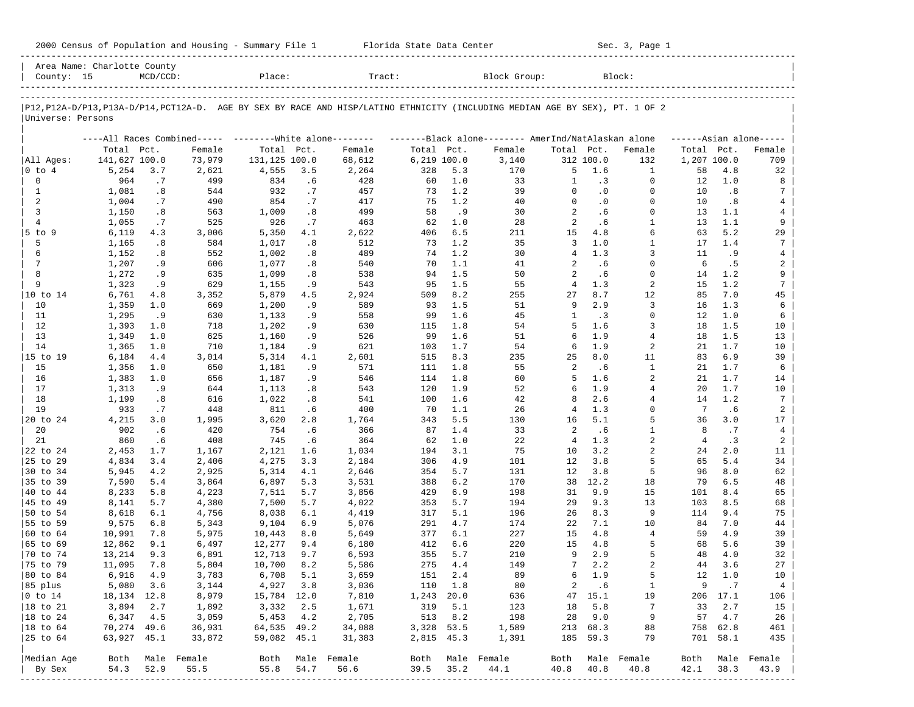2000 Census of Population and Housing - Summary File 1 Florida State Data Center Sec. 3, Page 1

Area Name: Charlotte County
County: 15 MCD/CCD: Place: Tract: Block Group: Block:

P12,P12A-D/P13,P13A-D/P14,PCT12A-D. AGE BY SEX BY RACE AND HISP/LATINO ETHNICITY (INCLUDING MEDIAN AGE BY SEX), PT. 1 OF 2
Universe: Persons

| | All Races Combined | | | White alone | | | Black alone | | | AmerInd/NatAlaskan alone | | | Asian alone | | |
|---|---|---|---|---|---|---|---|---|---|---|---|---|---|---|---|
| | Total | Pct. | Female | Total | Pct. | Female | Total | Pct. | Female | Total | Pct. | Female | Total | Pct. | Female |
| All Ages: | 141,627 | 100.0 | 73,979 | 131,125 | 100.0 | 68,612 | 6,219 | 100.0 | 3,140 | 312 | 100.0 | 132 | 1,207 | 100.0 | 709 |
| 0 to 4 | 5,254 | 3.7 | 2,621 | 4,555 | 3.5 | 2,264 | 328 | 5.3 | 170 | 5 | 1.6 | 1 | 58 | 4.8 | 32 |
| 0 | 964 | .7 | 499 | 834 | .6 | 428 | 60 | 1.0 | 33 | 1 | .3 | 0 | 12 | 1.0 | 8 |
| 1 | 1,081 | .8 | 544 | 932 | .7 | 457 | 73 | 1.2 | 39 | 0 | .0 | 0 | 10 | .8 | 7 |
| 2 | 1,004 | .7 | 490 | 854 | .7 | 417 | 75 | 1.2 | 40 | 0 | .0 | 0 | 10 | .8 | 4 |
| 3 | 1,150 | .8 | 563 | 1,009 | .8 | 499 | 58 | .9 | 30 | 2 | .6 | 0 | 13 | 1.1 | 4 |
| 4 | 1,055 | .7 | 525 | 926 | .7 | 463 | 62 | 1.0 | 28 | 2 | .6 | 1 | 13 | 1.1 | 9 |
| 5 to 9 | 6,119 | 4.3 | 3,006 | 5,350 | 4.1 | 2,622 | 406 | 6.5 | 211 | 15 | 4.8 | 6 | 63 | 5.2 | 29 |
| 5 | 1,165 | .8 | 584 | 1,017 | .8 | 512 | 73 | 1.2 | 35 | 3 | 1.0 | 1 | 17 | 1.4 | 7 |
| 6 | 1,152 | .8 | 552 | 1,002 | .8 | 489 | 74 | 1.2 | 30 | 4 | 1.3 | 3 | 11 | .9 | 4 |
| 7 | 1,207 | .9 | 606 | 1,077 | .8 | 540 | 70 | 1.1 | 41 | 2 | .6 | 0 | 6 | .5 | 2 |
| 8 | 1,272 | .9 | 635 | 1,099 | .8 | 538 | 94 | 1.5 | 50 | 2 | .6 | 0 | 14 | 1.2 | 9 |
| 9 | 1,323 | .9 | 629 | 1,155 | .9 | 543 | 95 | 1.5 | 55 | 4 | 1.3 | 2 | 15 | 1.2 | 7 |
| 10 to 14 | 6,761 | 4.8 | 3,352 | 5,879 | 4.5 | 2,924 | 509 | 8.2 | 255 | 27 | 8.7 | 12 | 85 | 7.0 | 45 |
| 10 | 1,359 | 1.0 | 669 | 1,200 | .9 | 589 | 93 | 1.5 | 51 | 9 | 2.9 | 3 | 16 | 1.3 | 6 |
| 11 | 1,295 | .9 | 630 | 1,133 | .9 | 558 | 99 | 1.6 | 45 | 1 | .3 | 0 | 12 | 1.0 | 6 |
| 12 | 1,393 | 1.0 | 718 | 1,202 | .9 | 630 | 115 | 1.8 | 54 | 5 | 1.6 | 3 | 18 | 1.5 | 10 |
| 13 | 1,349 | 1.0 | 625 | 1,160 | .9 | 526 | 99 | 1.6 | 51 | 6 | 1.9 | 4 | 18 | 1.5 | 13 |
| 14 | 1,365 | 1.0 | 710 | 1,184 | .9 | 621 | 103 | 1.7 | 54 | 6 | 1.9 | 2 | 21 | 1.7 | 10 |
| 15 to 19 | 6,184 | 4.4 | 3,014 | 5,314 | 4.1 | 2,601 | 515 | 8.3 | 235 | 25 | 8.0 | 11 | 83 | 6.9 | 39 |
| 15 | 1,356 | 1.0 | 650 | 1,181 | .9 | 571 | 111 | 1.8 | 55 | 2 | .6 | 1 | 21 | 1.7 | 6 |
| 16 | 1,383 | 1.0 | 656 | 1,187 | .9 | 546 | 114 | 1.8 | 60 | 5 | 1.6 | 2 | 21 | 1.7 | 14 |
| 17 | 1,313 | .9 | 644 | 1,113 | .8 | 543 | 120 | 1.9 | 52 | 6 | 1.9 | 4 | 20 | 1.7 | 10 |
| 18 | 1,199 | .8 | 616 | 1,022 | .8 | 541 | 100 | 1.6 | 42 | 8 | 2.6 | 4 | 14 | 1.2 | 7 |
| 19 | 933 | .7 | 448 | 811 | .6 | 400 | 70 | 1.1 | 26 | 4 | 1.3 | 0 | 7 | .6 | 2 |
| 20 to 24 | 4,215 | 3.0 | 1,995 | 3,620 | 2.8 | 1,764 | 343 | 5.5 | 130 | 16 | 5.1 | 5 | 36 | 3.0 | 17 |
| 20 | 902 | .6 | 420 | 754 | .6 | 366 | 87 | 1.4 | 33 | 2 | .6 | 1 | 8 | .7 | 4 |
| 21 | 860 | .6 | 408 | 745 | .6 | 364 | 62 | 1.0 | 22 | 4 | 1.3 | 2 | 4 | .3 | 2 |
| 22 to 24 | 2,453 | 1.7 | 1,167 | 2,121 | 1.6 | 1,034 | 194 | 3.1 | 75 | 10 | 3.2 | 2 | 24 | 2.0 | 11 |
| 25 to 29 | 4,834 | 3.4 | 2,406 | 4,275 | 3.3 | 2,184 | 306 | 4.9 | 101 | 12 | 3.8 | 5 | 65 | 5.4 | 34 |
| 30 to 34 | 5,945 | 4.2 | 2,925 | 5,314 | 4.1 | 2,646 | 354 | 5.7 | 131 | 12 | 3.8 | 5 | 96 | 8.0 | 62 |
| 35 to 39 | 7,590 | 5.4 | 3,864 | 6,897 | 5.3 | 3,531 | 388 | 6.2 | 170 | 38 | 12.2 | 18 | 79 | 6.5 | 48 |
| 40 to 44 | 8,233 | 5.8 | 4,223 | 7,511 | 5.7 | 3,856 | 429 | 6.9 | 198 | 31 | 9.9 | 15 | 101 | 8.4 | 65 |
| 45 to 49 | 8,141 | 5.7 | 4,380 | 7,500 | 5.7 | 4,022 | 353 | 5.7 | 194 | 29 | 9.3 | 13 | 103 | 8.5 | 68 |
| 50 to 54 | 8,618 | 6.1 | 4,756 | 8,038 | 6.1 | 4,419 | 317 | 5.1 | 196 | 26 | 8.3 | 9 | 114 | 9.4 | 75 |
| 55 to 59 | 9,575 | 6.8 | 5,343 | 9,104 | 6.9 | 5,076 | 291 | 4.7 | 174 | 22 | 7.1 | 10 | 84 | 7.0 | 44 |
| 60 to 64 | 10,991 | 7.8 | 5,975 | 10,443 | 8.0 | 5,649 | 377 | 6.1 | 227 | 15 | 4.8 | 4 | 59 | 4.9 | 39 |
| 65 to 69 | 12,862 | 9.1 | 6,497 | 12,277 | 9.4 | 6,180 | 412 | 6.6 | 220 | 15 | 4.8 | 5 | 68 | 5.6 | 39 |
| 70 to 74 | 13,214 | 9.3 | 6,891 | 12,713 | 9.7 | 6,593 | 355 | 5.7 | 210 | 9 | 2.9 | 5 | 48 | 4.0 | 32 |
| 75 to 79 | 11,095 | 7.8 | 5,804 | 10,700 | 8.2 | 5,586 | 275 | 4.4 | 149 | 7 | 2.2 | 2 | 44 | 3.6 | 27 |
| 80 to 84 | 6,916 | 4.9 | 3,783 | 6,708 | 5.1 | 3,659 | 151 | 2.4 | 89 | 6 | 1.9 | 5 | 12 | 1.0 | 10 |
| 85 plus | 5,080 | 3.6 | 3,144 | 4,927 | 3.8 | 3,036 | 110 | 1.8 | 80 | 2 | .6 | 1 | 9 | .7 | 4 |
| 0 to 14 | 18,134 | 12.8 | 8,979 | 15,784 | 12.0 | 7,810 | 1,243 | 20.0 | 636 | 47 | 15.1 | 19 | 206 | 17.1 | 106 |
| 18 to 21 | 3,894 | 2.7 | 1,892 | 3,332 | 2.5 | 1,671 | 319 | 5.1 | 123 | 18 | 5.8 | 7 | 33 | 2.7 | 15 |
| 18 to 24 | 6,347 | 4.5 | 3,059 | 5,453 | 4.2 | 2,705 | 513 | 8.2 | 198 | 28 | 9.0 | 9 | 57 | 4.7 | 26 |
| 18 to 64 | 70,274 | 49.6 | 36,931 | 64,535 | 49.2 | 34,088 | 3,328 | 53.5 | 1,589 | 213 | 68.3 | 88 | 758 | 62.8 | 461 |
| 25 to 64 | 63,927 | 45.1 | 33,872 | 59,082 | 45.1 | 31,383 | 2,815 | 45.3 | 1,391 | 185 | 59.3 | 79 | 701 | 58.1 | 435 |
| Median Age | Both | Male | Female | Both | Male | Female | Both | Male | Female | Both | Male | Female | Both | Male | Female |
| By Sex | 54.3 | 52.9 | 55.5 | 55.8 | 54.7 | 56.6 | 39.5 | 35.2 | 44.1 | 40.8 | 40.8 | 40.8 | 42.1 | 38.3 | 43.9 |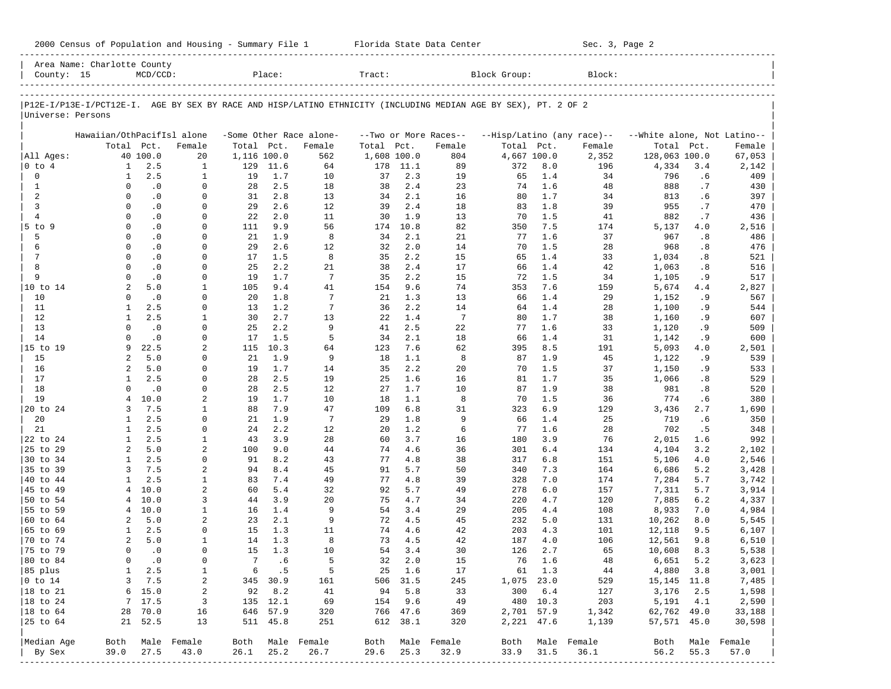2000 Census of Population and Housing - Summary File 1 Florida State Data Center Sec. 3, Page 2

Area Name: Charlotte County
County: 15 MCD/CCD: Place: Tract: Block Group: Block:

P12E-I/P13E-I/PCT12E-I. AGE BY SEX BY RACE AND HISP/LATINO ETHNICITY (INCLUDING MEDIAN AGE BY SEX), PT. 2 OF 2
Universe: Persons

| | Hawaiian/OthPacifIsl alone | | | -Some Other Race alone- | | | --Two or More Races-- | | | --Hisp/Latino (any race)-- | | | --White alone, Not Latino-- | | |
|---|---|---|---|---|---|---|---|---|---|---|---|---|---|---|---|
| | Total | Pct. | Female | Total | Pct. | Female | Total | Pct. | Female | Total | Pct. | Female | Total | Pct. | Female |
| All Ages: | 40 | 100.0 | 20 | 1,116 | 100.0 | 562 | 1,608 | 100.0 | 804 | 4,667 | 100.0 | 2,352 | 128,063 | 100.0 | 67,053 |
| 0 to 4 | 1 | 2.5 | 1 | 129 | 11.6 | 64 | 178 | 11.1 | 89 | 372 | 8.0 | 196 | 4,334 | 3.4 | 2,142 |
| 0 | 1 | 2.5 | 1 | 19 | 1.7 | 10 | 37 | 2.3 | 19 | 65 | 1.4 | 34 | 796 | .6 | 409 |
| 1 | 0 | .0 | 0 | 28 | 2.5 | 18 | 38 | 2.4 | 23 | 74 | 1.6 | 48 | 888 | .7 | 430 |
| 2 | 0 | .0 | 0 | 31 | 2.8 | 13 | 34 | 2.1 | 16 | 80 | 1.7 | 34 | 813 | .6 | 397 |
| 3 | 0 | .0 | 0 | 29 | 2.6 | 12 | 39 | 2.4 | 18 | 83 | 1.8 | 39 | 955 | .7 | 470 |
| 4 | 0 | .0 | 0 | 22 | 2.0 | 11 | 30 | 1.9 | 13 | 70 | 1.5 | 41 | 882 | .7 | 436 |
| 5 to 9 | 0 | .0 | 0 | 111 | 9.9 | 56 | 174 | 10.8 | 82 | 350 | 7.5 | 174 | 5,137 | 4.0 | 2,516 |
| 5 | 0 | .0 | 0 | 21 | 1.9 | 8 | 34 | 2.1 | 21 | 77 | 1.6 | 37 | 967 | .8 | 486 |
| 6 | 0 | .0 | 0 | 29 | 2.6 | 12 | 32 | 2.0 | 14 | 70 | 1.5 | 28 | 968 | .8 | 476 |
| 7 | 0 | .0 | 0 | 17 | 1.5 | 8 | 35 | 2.2 | 15 | 65 | 1.4 | 33 | 1,034 | .8 | 521 |
| 8 | 0 | .0 | 0 | 25 | 2.2 | 21 | 38 | 2.4 | 17 | 66 | 1.4 | 42 | 1,063 | .8 | 516 |
| 9 | 0 | .0 | 0 | 19 | 1.7 | 7 | 35 | 2.2 | 15 | 72 | 1.5 | 34 | 1,105 | .9 | 517 |
| 10 to 14 | 2 | 5.0 | 1 | 105 | 9.4 | 41 | 154 | 9.6 | 74 | 353 | 7.6 | 159 | 5,674 | 4.4 | 2,827 |
| 10 | 0 | .0 | 0 | 20 | 1.8 | 7 | 21 | 1.3 | 13 | 66 | 1.4 | 29 | 1,152 | .9 | 567 |
| 11 | 1 | 2.5 | 0 | 13 | 1.2 | 7 | 36 | 2.2 | 14 | 64 | 1.4 | 28 | 1,100 | .9 | 544 |
| 12 | 1 | 2.5 | 1 | 30 | 2.7 | 13 | 22 | 1.4 | 7 | 80 | 1.7 | 38 | 1,160 | .9 | 607 |
| 13 | 0 | .0 | 0 | 25 | 2.2 | 9 | 41 | 2.5 | 22 | 77 | 1.6 | 33 | 1,120 | .9 | 509 |
| 14 | 0 | .0 | 0 | 17 | 1.5 | 5 | 34 | 2.1 | 18 | 66 | 1.4 | 31 | 1,142 | .9 | 600 |
| 15 to 19 | 9 | 22.5 | 2 | 115 | 10.3 | 64 | 123 | 7.6 | 62 | 395 | 8.5 | 191 | 5,093 | 4.0 | 2,501 |
| 15 | 2 | 5.0 | 0 | 21 | 1.9 | 9 | 18 | 1.1 | 8 | 87 | 1.9 | 45 | 1,122 | .9 | 539 |
| 16 | 2 | 5.0 | 0 | 19 | 1.7 | 14 | 35 | 2.2 | 20 | 70 | 1.5 | 37 | 1,150 | .9 | 533 |
| 17 | 1 | 2.5 | 0 | 28 | 2.5 | 19 | 25 | 1.6 | 16 | 81 | 1.7 | 35 | 1,066 | .8 | 529 |
| 18 | 0 | .0 | 0 | 28 | 2.5 | 12 | 27 | 1.7 | 10 | 87 | 1.9 | 38 | 981 | .8 | 520 |
| 19 | 4 | 10.0 | 2 | 19 | 1.7 | 10 | 18 | 1.1 | 8 | 70 | 1.5 | 36 | 774 | .6 | 380 |
| 20 to 24 | 3 | 7.5 | 1 | 88 | 7.9 | 47 | 109 | 6.8 | 31 | 323 | 6.9 | 129 | 3,436 | 2.7 | 1,690 |
| 20 | 1 | 2.5 | 0 | 21 | 1.9 | 7 | 29 | 1.8 | 9 | 66 | 1.4 | 25 | 719 | .6 | 350 |
| 21 | 1 | 2.5 | 0 | 24 | 2.2 | 12 | 20 | 1.2 | 6 | 77 | 1.6 | 28 | 702 | .5 | 348 |
| 22 to 24 | 1 | 2.5 | 1 | 43 | 3.9 | 28 | 60 | 3.7 | 16 | 180 | 3.9 | 76 | 2,015 | 1.6 | 992 |
| 25 to 29 | 2 | 5.0 | 2 | 100 | 9.0 | 44 | 74 | 4.6 | 36 | 301 | 6.4 | 134 | 4,104 | 3.2 | 2,102 |
| 30 to 34 | 1 | 2.5 | 0 | 91 | 8.2 | 43 | 77 | 4.8 | 38 | 317 | 6.8 | 151 | 5,106 | 4.0 | 2,546 |
| 35 to 39 | 3 | 7.5 | 2 | 94 | 8.4 | 45 | 91 | 5.7 | 50 | 340 | 7.3 | 164 | 6,686 | 5.2 | 3,428 |
| 40 to 44 | 1 | 2.5 | 1 | 83 | 7.4 | 49 | 77 | 4.8 | 39 | 328 | 7.0 | 174 | 7,284 | 5.7 | 3,742 |
| 45 to 49 | 4 | 10.0 | 2 | 60 | 5.4 | 32 | 92 | 5.7 | 49 | 278 | 6.0 | 157 | 7,311 | 5.7 | 3,914 |
| 50 to 54 | 4 | 10.0 | 3 | 44 | 3.9 | 20 | 75 | 4.7 | 34 | 220 | 4.7 | 120 | 7,885 | 6.2 | 4,337 |
| 55 to 59 | 4 | 10.0 | 1 | 16 | 1.4 | 9 | 54 | 3.4 | 29 | 205 | 4.4 | 108 | 8,933 | 7.0 | 4,984 |
| 60 to 64 | 2 | 5.0 | 2 | 23 | 2.1 | 9 | 72 | 4.5 | 45 | 232 | 5.0 | 131 | 10,262 | 8.0 | 5,545 |
| 65 to 69 | 1 | 2.5 | 0 | 15 | 1.3 | 11 | 74 | 4.6 | 42 | 203 | 4.3 | 101 | 12,118 | 9.5 | 6,107 |
| 70 to 74 | 2 | 5.0 | 1 | 14 | 1.3 | 8 | 73 | 4.5 | 42 | 187 | 4.0 | 106 | 12,561 | 9.8 | 6,510 |
| 75 to 79 | 0 | .0 | 0 | 15 | 1.3 | 10 | 54 | 3.4 | 30 | 126 | 2.7 | 65 | 10,608 | 8.3 | 5,538 |
| 80 to 84 | 0 | .0 | 0 | 7 | .6 | 5 | 32 | 2.0 | 15 | 76 | 1.6 | 48 | 6,651 | 5.2 | 3,623 |
| 85 plus | 1 | 2.5 | 1 | 6 | .5 | 5 | 25 | 1.6 | 17 | 61 | 1.3 | 44 | 4,880 | 3.8 | 3,001 |
| 0 to 14 | 3 | 7.5 | 2 | 345 | 30.9 | 161 | 506 | 31.5 | 245 | 1,075 | 23.0 | 529 | 15,145 | 11.8 | 7,485 |
| 18 to 21 | 6 | 15.0 | 2 | 92 | 8.2 | 41 | 94 | 5.8 | 33 | 300 | 6.4 | 127 | 3,176 | 2.5 | 1,598 |
| 18 to 24 | 7 | 17.5 | 3 | 135 | 12.1 | 69 | 154 | 9.6 | 49 | 480 | 10.3 | 203 | 5,191 | 4.1 | 2,590 |
| 18 to 64 | 28 | 70.0 | 16 | 646 | 57.9 | 320 | 766 | 47.6 | 369 | 2,701 | 57.9 | 1,342 | 62,762 | 49.0 | 33,188 |
| 25 to 64 | 21 | 52.5 | 13 | 511 | 45.8 | 251 | 612 | 38.1 | 320 | 2,221 | 47.6 | 1,139 | 57,571 | 45.0 | 30,598 |
| Median Age | Both | Male | Female | Both | Male | Female | Both | Male | Female | Both | Male | Female | Both | Male | Female |
| By Sex | 39.0 | 27.5 | 43.0 | 26.1 | 25.2 | 26.7 | 29.6 | 25.3 | 32.9 | 33.9 | 31.5 | 36.1 | 56.2 | 55.3 | 57.0 |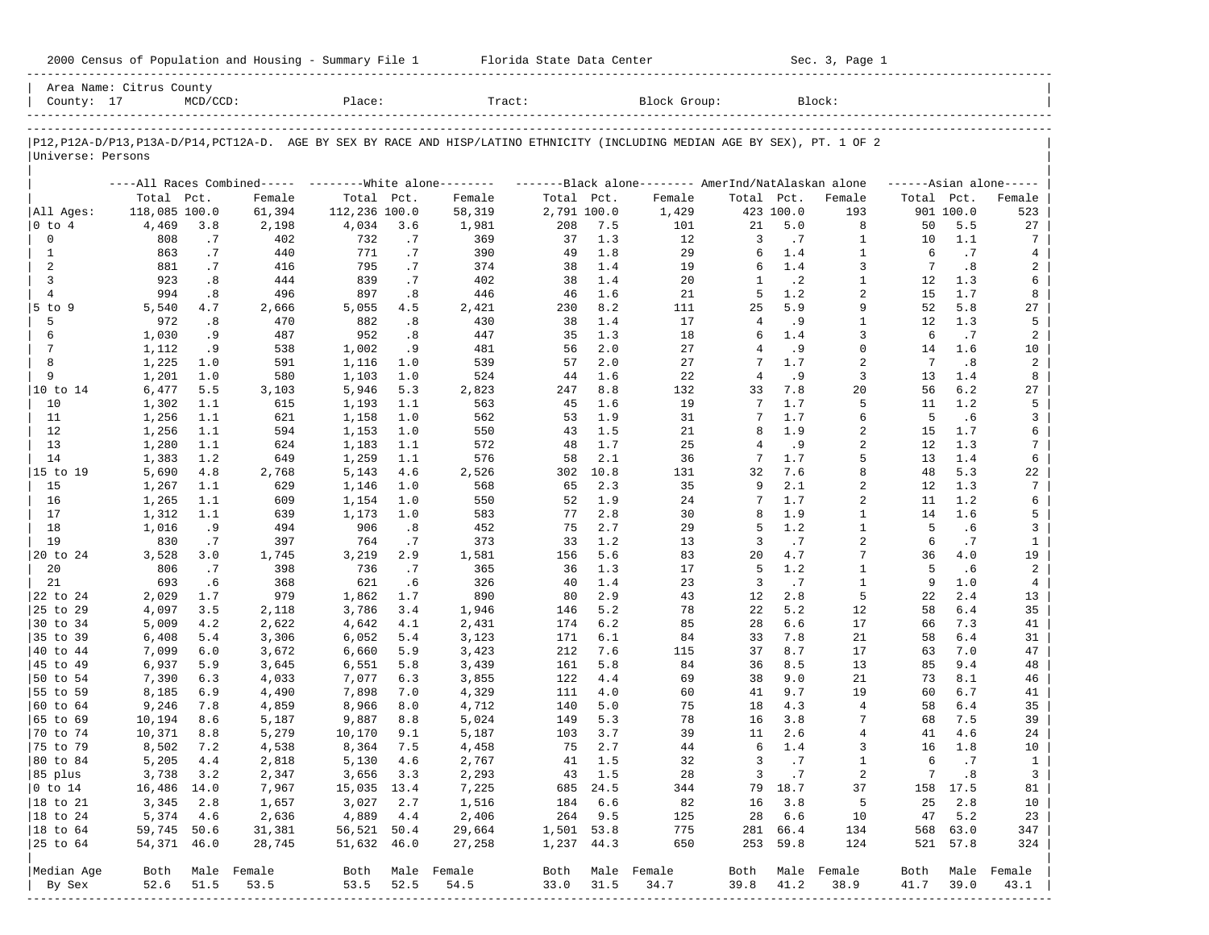2000 Census of Population and Housing - Summary File 1 Florida State Data Center Sec. 3, Page 1

Area Name: Citrus County
County: 17 MCD/CCD: Place: Tract: Block Group: Block:

P12,P12A-D/P13,P13A-D/P14,PCT12A-D. AGE BY SEX BY RACE AND HISP/LATINO ETHNICITY (INCLUDING MEDIAN AGE BY SEX), PT. 1 OF 2
Universe: Persons

| | All Races Combined | | | White alone | | | Black alone | | | AmerInd/NatAlaskan alone | | | Asian alone | | |
|---|---|---|---|---|---|---|---|---|---|---|---|---|---|---|---|
| | Total | Pct. | Female | Total | Pct. | Female | Total | Pct. | Female | Total | Pct. | Female | Total | Pct. | Female |
| All Ages: | 118,085 | 100.0 | 61,394 | 112,236 | 100.0 | 58,319 | 2,791 | 100.0 | 1,429 | 423 | 100.0 | 193 | 901 | 100.0 | 523 |
| 0 to 4 | 4,469 | 3.8 | 2,198 | 4,034 | 3.6 | 1,981 | 208 | 7.5 | 101 | 21 | 5.0 | 8 | 50 | 5.5 | 27 |
| 0 | 808 | .7 | 402 | 732 | .7 | 369 | 37 | 1.3 | 12 | 3 | .7 | 1 | 10 | 1.1 | 7 |
| 1 | 863 | .7 | 440 | 771 | .7 | 390 | 49 | 1.8 | 29 | 6 | 1.4 | 1 | 6 | .7 | 4 |
| 2 | 881 | .7 | 416 | 795 | .7 | 374 | 38 | 1.4 | 19 | 6 | 1.4 | 3 | 7 | .8 | 2 |
| 3 | 923 | .8 | 444 | 839 | .7 | 402 | 38 | 1.4 | 20 | 1 | .2 | 1 | 12 | 1.3 | 6 |
| 4 | 994 | .8 | 496 | 897 | .8 | 446 | 46 | 1.6 | 21 | 5 | 1.2 | 2 | 15 | 1.7 | 8 |
| 5 to 9 | 5,540 | 4.7 | 2,666 | 5,055 | 4.5 | 2,421 | 230 | 8.2 | 111 | 25 | 5.9 | 9 | 52 | 5.8 | 27 |
| 5 | 972 | .8 | 470 | 882 | .8 | 430 | 38 | 1.4 | 17 | 4 | .9 | 1 | 12 | 1.3 | 5 |
| 6 | 1,030 | .9 | 487 | 952 | .8 | 447 | 35 | 1.3 | 18 | 6 | 1.4 | 3 | 6 | .7 | 2 |
| 7 | 1,112 | .9 | 538 | 1,002 | .9 | 481 | 56 | 2.0 | 27 | 4 | .9 | 0 | 14 | 1.6 | 10 |
| 8 | 1,225 | 1.0 | 591 | 1,116 | 1.0 | 539 | 57 | 2.0 | 27 | 7 | 1.7 | 2 | 7 | .8 | 2 |
| 9 | 1,201 | 1.0 | 580 | 1,103 | 1.0 | 524 | 44 | 1.6 | 22 | 4 | .9 | 3 | 13 | 1.4 | 8 |
| 10 to 14 | 6,477 | 5.5 | 3,103 | 5,946 | 5.3 | 2,823 | 247 | 8.8 | 132 | 33 | 7.8 | 20 | 56 | 6.2 | 27 |
| 10 | 1,302 | 1.1 | 615 | 1,193 | 1.1 | 563 | 45 | 1.6 | 19 | 7 | 1.7 | 5 | 11 | 1.2 | 5 |
| 11 | 1,256 | 1.1 | 621 | 1,158 | 1.0 | 562 | 53 | 1.9 | 31 | 7 | 1.7 | 6 | 5 | .6 | 3 |
| 12 | 1,256 | 1.1 | 594 | 1,153 | 1.0 | 550 | 43 | 1.5 | 21 | 8 | 1.9 | 2 | 15 | 1.7 | 6 |
| 13 | 1,280 | 1.1 | 624 | 1,183 | 1.1 | 572 | 48 | 1.7 | 25 | 4 | .9 | 2 | 12 | 1.3 | 7 |
| 14 | 1,383 | 1.2 | 649 | 1,259 | 1.1 | 576 | 58 | 2.1 | 36 | 7 | 1.7 | 5 | 13 | 1.4 | 6 |
| 15 to 19 | 5,690 | 4.8 | 2,768 | 5,143 | 4.6 | 2,526 | 302 | 10.8 | 131 | 32 | 7.6 | 8 | 48 | 5.3 | 22 |
| 15 | 1,267 | 1.1 | 629 | 1,146 | 1.0 | 568 | 65 | 2.3 | 35 | 9 | 2.1 | 2 | 12 | 1.3 | 7 |
| 16 | 1,265 | 1.1 | 609 | 1,154 | 1.0 | 550 | 52 | 1.9 | 24 | 7 | 1.7 | 2 | 11 | 1.2 | 6 |
| 17 | 1,312 | 1.1 | 639 | 1,173 | 1.0 | 583 | 77 | 2.8 | 30 | 8 | 1.9 | 1 | 14 | 1.6 | 5 |
| 18 | 1,016 | .9 | 494 | 906 | .8 | 452 | 75 | 2.7 | 29 | 5 | 1.2 | 1 | 5 | .6 | 3 |
| 19 | 830 | .7 | 397 | 764 | .7 | 373 | 33 | 1.2 | 13 | 3 | .7 | 2 | 6 | .7 | 1 |
| 20 to 24 | 3,528 | 3.0 | 1,745 | 3,219 | 2.9 | 1,581 | 156 | 5.6 | 83 | 20 | 4.7 | 7 | 36 | 4.0 | 19 |
| 20 | 806 | .7 | 398 | 736 | .7 | 365 | 36 | 1.3 | 17 | 5 | 1.2 | 1 | 5 | .6 | 2 |
| 21 | 693 | .6 | 368 | 621 | .6 | 326 | 40 | 1.4 | 23 | 3 | .7 | 1 | 9 | 1.0 | 4 |
| 22 to 24 | 2,029 | 1.7 | 979 | 1,862 | 1.7 | 890 | 80 | 2.9 | 43 | 12 | 2.8 | 5 | 22 | 2.4 | 13 |
| 25 to 29 | 4,097 | 3.5 | 2,118 | 3,786 | 3.4 | 1,946 | 146 | 5.2 | 78 | 22 | 5.2 | 12 | 58 | 6.4 | 35 |
| 30 to 34 | 5,009 | 4.2 | 2,622 | 4,642 | 4.1 | 2,431 | 174 | 6.2 | 85 | 28 | 6.6 | 17 | 66 | 7.3 | 41 |
| 35 to 39 | 6,408 | 5.4 | 3,306 | 6,052 | 5.4 | 3,123 | 171 | 6.1 | 84 | 33 | 7.8 | 21 | 58 | 6.4 | 31 |
| 40 to 44 | 7,099 | 6.0 | 3,672 | 6,660 | 5.9 | 3,423 | 212 | 7.6 | 115 | 37 | 8.7 | 17 | 63 | 7.0 | 47 |
| 45 to 49 | 6,937 | 5.9 | 3,645 | 6,551 | 5.8 | 3,439 | 161 | 5.8 | 84 | 36 | 8.5 | 13 | 85 | 9.4 | 48 |
| 50 to 54 | 7,390 | 6.3 | 4,033 | 7,077 | 6.3 | 3,855 | 122 | 4.4 | 69 | 38 | 9.0 | 21 | 73 | 8.1 | 46 |
| 55 to 59 | 8,185 | 6.9 | 4,490 | 7,898 | 7.0 | 4,329 | 111 | 4.0 | 60 | 41 | 9.7 | 19 | 60 | 6.7 | 41 |
| 60 to 64 | 9,246 | 7.8 | 4,859 | 8,966 | 8.0 | 4,712 | 140 | 5.0 | 75 | 18 | 4.3 | 4 | 58 | 6.4 | 35 |
| 65 to 69 | 10,194 | 8.6 | 5,187 | 9,887 | 8.8 | 5,024 | 149 | 5.3 | 78 | 16 | 3.8 | 7 | 68 | 7.5 | 39 |
| 70 to 74 | 10,371 | 8.8 | 5,279 | 10,170 | 9.1 | 5,187 | 103 | 3.7 | 39 | 11 | 2.6 | 4 | 41 | 4.6 | 24 |
| 75 to 79 | 8,502 | 7.2 | 4,538 | 8,364 | 7.5 | 4,458 | 75 | 2.7 | 44 | 6 | 1.4 | 3 | 16 | 1.8 | 10 |
| 80 to 84 | 5,205 | 4.4 | 2,818 | 5,130 | 4.6 | 2,767 | 41 | 1.5 | 32 | 3 | .7 | 1 | 6 | .7 | 1 |
| 85 plus | 3,738 | 3.2 | 2,347 | 3,656 | 3.3 | 2,293 | 43 | 1.5 | 28 | 3 | .7 | 2 | 7 | .8 | 3 |
| 0 to 14 | 16,486 | 14.0 | 7,967 | 15,035 | 13.4 | 7,225 | 685 | 24.5 | 344 | 79 | 18.7 | 37 | 158 | 17.5 | 81 |
| 18 to 21 | 3,345 | 2.8 | 1,657 | 3,027 | 2.7 | 1,516 | 184 | 6.6 | 82 | 16 | 3.8 | 5 | 25 | 2.8 | 10 |
| 18 to 24 | 5,374 | 4.6 | 2,636 | 4,889 | 4.4 | 2,406 | 264 | 9.5 | 125 | 28 | 6.6 | 10 | 47 | 5.2 | 23 |
| 18 to 64 | 59,745 | 50.6 | 31,381 | 56,521 | 50.4 | 29,664 | 1,501 | 53.8 | 775 | 281 | 66.4 | 134 | 568 | 63.0 | 347 |
| 25 to 64 | 54,371 | 46.0 | 28,745 | 51,632 | 46.0 | 27,258 | 1,237 | 44.3 | 650 | 253 | 59.8 | 124 | 521 | 57.8 | 324 |
| Median Age | Both | Male | Female | Both | Male | Female | Both | Male | Female | Both | Male | Female | Both | Male | Female |
| By Sex | 52.6 | 51.5 | 53.5 | 53.5 | 52.5 | 54.5 | 33.0 | 31.5 | 34.7 | 39.8 | 41.2 | 38.9 | 41.7 | 39.0 | 43.1 |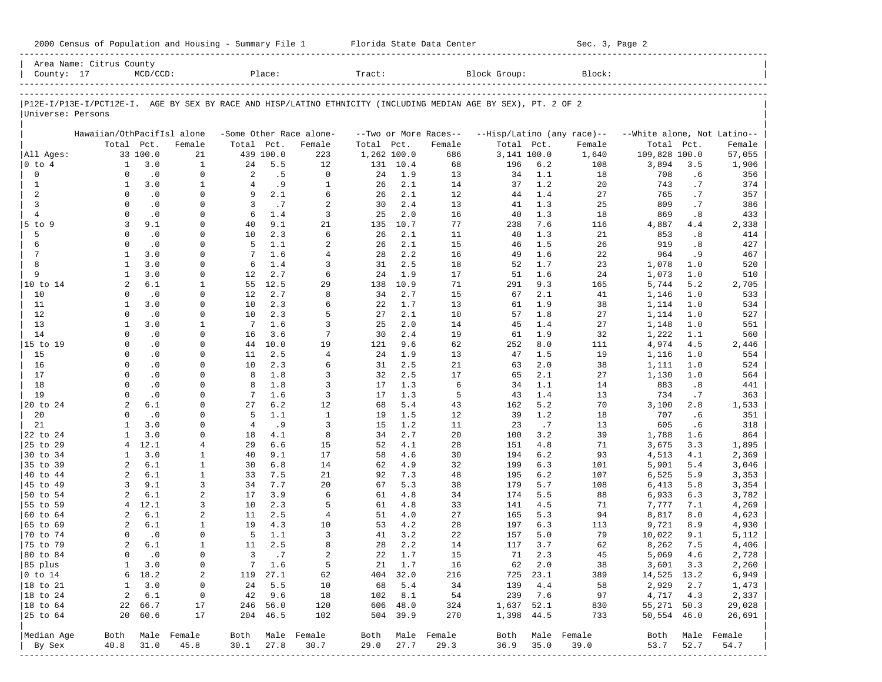2000 Census of Population and Housing - Summary File 1 — Florida State Data Center — Sec. 3, Page 2

Area Name: Citrus County
County: 17 MCD/CCD: Place: Tract: Block Group: Block:

## P12E-I/P13E-I/PCT12E-I. AGE BY SEX BY RACE AND HISP/LATINO ETHNICITY (INCLUDING MEDIAN AGE BY SEX), PT. 2 OF 2

Universe: Persons

| | Hawaiian/OthPacifIsl alone | | | -Some Other Race alone- | | | --Two or More Races-- | | | --Hisp/Latino (any race)-- | | | --White alone, Not Latino-- | | |
|---|---|---|---|---|---|---|---|---|---|---|---|---|---|---|---|
| | Total | Pct. | Female | Total | Pct. | Female | Total | Pct. | Female | Total | Pct. | Female | Total | Pct. | Female |
| All Ages: | 33 | 100.0 | 21 | 439 | 100.0 | 223 | 1,262 | 100.0 | 686 | 3,141 | 100.0 | 1,640 | 109,828 | 100.0 | 57,055 |
| 0 to 4 | 1 | 3.0 | 1 | 24 | 5.5 | 12 | 131 | 10.4 | 68 | 196 | 6.2 | 108 | 3,894 | 3.5 | 1,906 |
| 0 | 0 | .0 | 0 | 2 | .5 | 0 | 24 | 1.9 | 13 | 34 | 1.1 | 18 | 708 | .6 | 356 |
| 1 | 1 | 3.0 | 1 | 4 | .9 | 1 | 26 | 2.1 | 14 | 37 | 1.2 | 20 | 743 | .7 | 374 |
| 2 | 0 | .0 | 0 | 9 | 2.1 | 6 | 26 | 2.1 | 12 | 44 | 1.4 | 27 | 765 | .7 | 357 |
| 3 | 0 | .0 | 0 | 3 | .7 | 2 | 30 | 2.4 | 13 | 41 | 1.3 | 25 | 809 | .7 | 386 |
| 4 | 0 | .0 | 0 | 6 | 1.4 | 3 | 25 | 2.0 | 16 | 40 | 1.3 | 18 | 869 | .8 | 433 |
| 5 to 9 | 3 | 9.1 | 0 | 40 | 9.1 | 21 | 135 | 10.7 | 77 | 238 | 7.6 | 116 | 4,887 | 4.4 | 2,338 |
| 5 | 0 | .0 | 0 | 10 | 2.3 | 6 | 26 | 2.1 | 11 | 40 | 1.3 | 21 | 853 | .8 | 414 |
| 6 | 0 | .0 | 0 | 5 | 1.1 | 2 | 26 | 2.1 | 15 | 46 | 1.5 | 26 | 919 | .8 | 427 |
| 7 | 1 | 3.0 | 0 | 7 | 1.6 | 4 | 28 | 2.2 | 16 | 49 | 1.6 | 22 | 964 | .9 | 467 |
| 8 | 1 | 3.0 | 0 | 6 | 1.4 | 3 | 31 | 2.5 | 18 | 52 | 1.7 | 23 | 1,078 | 1.0 | 520 |
| 9 | 1 | 3.0 | 0 | 12 | 2.7 | 6 | 24 | 1.9 | 17 | 51 | 1.6 | 24 | 1,073 | 1.0 | 510 |
| 10 to 14 | 2 | 6.1 | 1 | 55 | 12.5 | 29 | 138 | 10.9 | 71 | 291 | 9.3 | 165 | 5,744 | 5.2 | 2,705 |
| 10 | 0 | .0 | 0 | 12 | 2.7 | 8 | 34 | 2.7 | 15 | 67 | 2.1 | 41 | 1,146 | 1.0 | 533 |
| 11 | 1 | 3.0 | 0 | 10 | 2.3 | 6 | 22 | 1.7 | 13 | 61 | 1.9 | 38 | 1,114 | 1.0 | 534 |
| 12 | 0 | .0 | 0 | 10 | 2.3 | 5 | 27 | 2.1 | 10 | 57 | 1.8 | 27 | 1,114 | 1.0 | 527 |
| 13 | 1 | 3.0 | 1 | 7 | 1.6 | 3 | 25 | 2.0 | 14 | 45 | 1.4 | 27 | 1,148 | 1.0 | 551 |
| 14 | 0 | .0 | 0 | 16 | 3.6 | 7 | 30 | 2.4 | 19 | 61 | 1.9 | 32 | 1,222 | 1.1 | 560 |
| 15 to 19 | 0 | .0 | 0 | 44 | 10.0 | 19 | 121 | 9.6 | 62 | 252 | 8.0 | 111 | 4,974 | 4.5 | 2,446 |
| 15 | 0 | .0 | 0 | 11 | 2.5 | 4 | 24 | 1.9 | 13 | 47 | 1.5 | 19 | 1,116 | 1.0 | 554 |
| 16 | 0 | .0 | 0 | 10 | 2.3 | 6 | 31 | 2.5 | 21 | 63 | 2.0 | 38 | 1,111 | 1.0 | 524 |
| 17 | 0 | .0 | 0 | 8 | 1.8 | 3 | 32 | 2.5 | 17 | 65 | 2.1 | 27 | 1,130 | 1.0 | 564 |
| 18 | 0 | .0 | 0 | 8 | 1.8 | 3 | 17 | 1.3 | 6 | 34 | 1.1 | 14 | 883 | .8 | 441 |
| 19 | 0 | .0 | 0 | 7 | 1.6 | 3 | 17 | 1.3 | 5 | 43 | 1.4 | 13 | 734 | .7 | 363 |
| 20 to 24 | 2 | 6.1 | 0 | 27 | 6.2 | 12 | 68 | 5.4 | 43 | 162 | 5.2 | 70 | 3,100 | 2.8 | 1,533 |
| 20 | 0 | .0 | 0 | 5 | 1.1 | 1 | 19 | 1.5 | 12 | 39 | 1.2 | 18 | 707 | .6 | 351 |
| 21 | 1 | 3.0 | 0 | 4 | .9 | 3 | 15 | 1.2 | 11 | 23 | .7 | 13 | 605 | .6 | 318 |
| 22 to 24 | 1 | 3.0 | 0 | 18 | 4.1 | 8 | 34 | 2.7 | 20 | 100 | 3.2 | 39 | 1,788 | 1.6 | 864 |
| 25 to 29 | 4 | 12.1 | 4 | 29 | 6.6 | 15 | 52 | 4.1 | 28 | 151 | 4.8 | 71 | 3,675 | 3.3 | 1,895 |
| 30 to 34 | 1 | 3.0 | 1 | 40 | 9.1 | 17 | 58 | 4.6 | 30 | 194 | 6.2 | 93 | 4,513 | 4.1 | 2,369 |
| 35 to 39 | 2 | 6.1 | 1 | 30 | 6.8 | 14 | 62 | 4.9 | 32 | 199 | 6.3 | 101 | 5,901 | 5.4 | 3,046 |
| 40 to 44 | 2 | 6.1 | 1 | 33 | 7.5 | 21 | 92 | 7.3 | 48 | 195 | 6.2 | 107 | 6,525 | 5.9 | 3,353 |
| 45 to 49 | 3 | 9.1 | 3 | 34 | 7.7 | 20 | 67 | 5.3 | 38 | 179 | 5.7 | 108 | 6,413 | 5.8 | 3,354 |
| 50 to 54 | 2 | 6.1 | 2 | 17 | 3.9 | 6 | 61 | 4.8 | 34 | 174 | 5.5 | 88 | 6,933 | 6.3 | 3,782 |
| 55 to 59 | 4 | 12.1 | 3 | 10 | 2.3 | 5 | 61 | 4.8 | 33 | 141 | 4.5 | 71 | 7,777 | 7.1 | 4,269 |
| 60 to 64 | 2 | 6.1 | 2 | 11 | 2.5 | 4 | 51 | 4.0 | 27 | 165 | 5.3 | 94 | 8,817 | 8.0 | 4,623 |
| 65 to 69 | 2 | 6.1 | 1 | 19 | 4.3 | 10 | 53 | 4.2 | 28 | 197 | 6.3 | 113 | 9,721 | 8.9 | 4,930 |
| 70 to 74 | 0 | .0 | 0 | 5 | 1.1 | 3 | 41 | 3.2 | 22 | 157 | 5.0 | 79 | 10,022 | 9.1 | 5,112 |
| 75 to 79 | 2 | 6.1 | 1 | 11 | 2.5 | 8 | 28 | 2.2 | 14 | 117 | 3.7 | 62 | 8,262 | 7.5 | 4,406 |
| 80 to 84 | 0 | .0 | 0 | 3 | .7 | 2 | 22 | 1.7 | 15 | 71 | 2.3 | 45 | 5,069 | 4.6 | 2,728 |
| 85 plus | 1 | 3.0 | 0 | 7 | 1.6 | 5 | 21 | 1.7 | 16 | 62 | 2.0 | 38 | 3,601 | 3.3 | 2,260 |
| 0 to 14 | 6 | 18.2 | 2 | 119 | 27.1 | 62 | 404 | 32.0 | 216 | 725 | 23.1 | 389 | 14,525 | 13.2 | 6,949 |
| 18 to 21 | 1 | 3.0 | 0 | 24 | 5.5 | 10 | 68 | 5.4 | 34 | 139 | 4.4 | 58 | 2,929 | 2.7 | 1,473 |
| 18 to 24 | 2 | 6.1 | 0 | 42 | 9.6 | 18 | 102 | 8.1 | 54 | 239 | 7.6 | 97 | 4,717 | 4.3 | 2,337 |
| 18 to 64 | 22 | 66.7 | 17 | 246 | 56.0 | 120 | 606 | 48.0 | 324 | 1,637 | 52.1 | 830 | 55,271 | 50.3 | 29,028 |
| 25 to 64 | 20 | 60.6 | 17 | 204 | 46.5 | 102 | 504 | 39.9 | 270 | 1,398 | 44.5 | 733 | 50,554 | 46.0 | 26,691 |
| Median Age | Both | Male | Female | Both | Male | Female | Both | Male | Female | Both | Male | Female | Both | Male | Female |
| By Sex | 40.8 | 31.0 | 45.8 | 30.1 | 27.8 | 30.7 | 29.0 | 27.7 | 29.3 | 36.9 | 35.0 | 39.0 | 53.7 | 52.7 | 54.7 |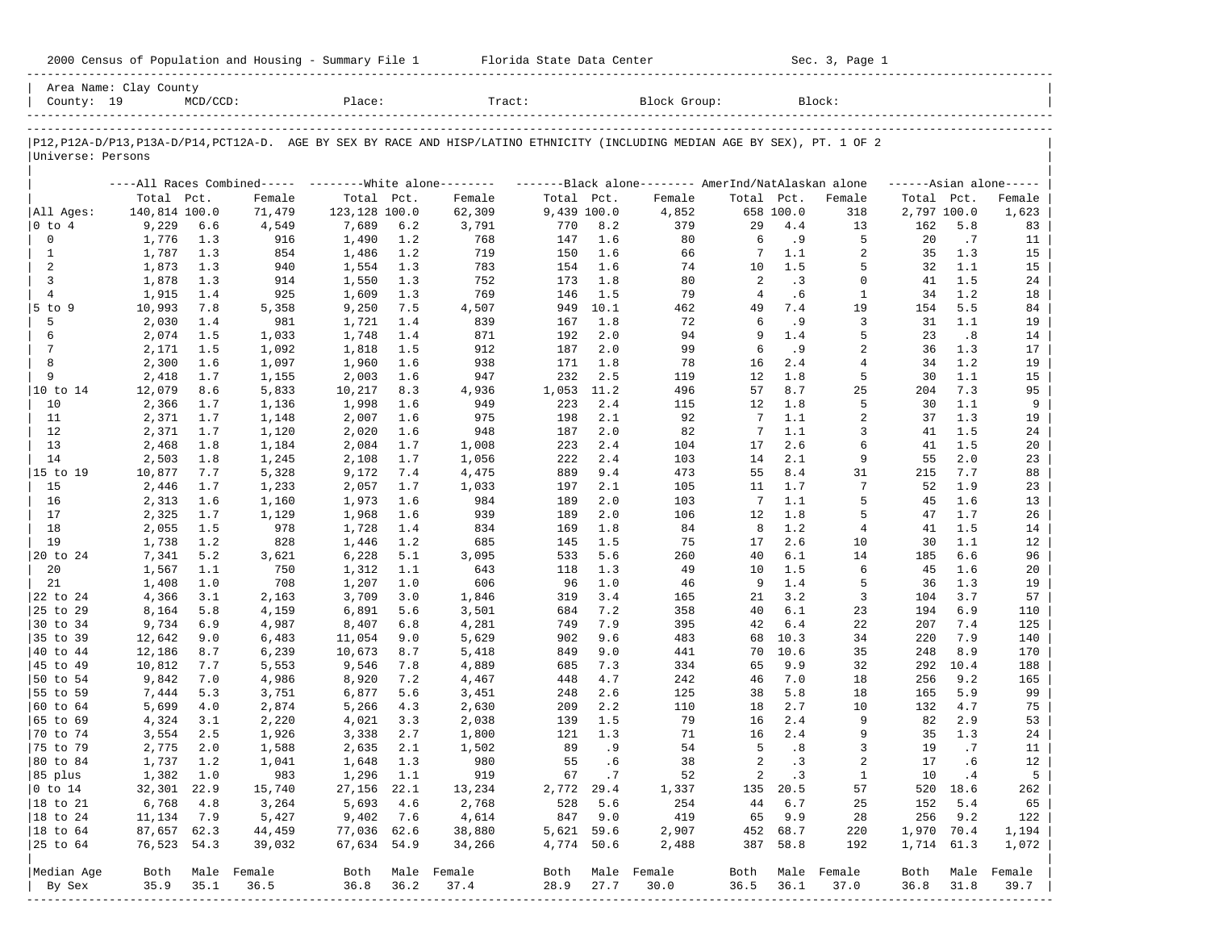2000 Census of Population and Housing - Summary File 1 Florida State Data Center Sec. 3, Page 1

Area Name: Clay County
County: 19 MCD/CCD: Place: Tract: Block Group: Block:

P12,P12A-D/P13,P13A-D/P14,PCT12A-D. AGE BY SEX BY RACE AND HISP/LATINO ETHNICITY (INCLUDING MEDIAN AGE BY SEX), PT. 1 OF 2
Universe: Persons

| | All Races Combined | | | White alone | | | Black alone | | | AmerInd/NatAlaskan alone | | | Asian alone | | |
|---|---|---|---|---|---|---|---|---|---|---|---|---|---|---|---|
| | Total | Pct. | Female | Total | Pct. | Female | Total | Pct. | Female | Total | Pct. | Female | Total | Pct. | Female |
| All Ages: | 140,814 | 100.0 | 71,479 | 123,128 | 100.0 | 62,309 | 9,439 | 100.0 | 4,852 | 658 | 100.0 | 318 | 2,797 | 100.0 | 1,623 |
| 0 to 4 | 9,229 | 6.6 | 4,549 | 7,689 | 6.2 | 3,791 | 770 | 8.2 | 379 | 29 | 4.4 | 13 | 162 | 5.8 | 83 |
| 0 | 1,776 | 1.3 | 916 | 1,490 | 1.2 | 768 | 147 | 1.6 | 80 | 6 | .9 | 5 | 20 | .7 | 11 |
| 1 | 1,787 | 1.3 | 854 | 1,486 | 1.2 | 719 | 150 | 1.6 | 66 | 7 | 1.1 | 2 | 35 | 1.3 | 15 |
| 2 | 1,873 | 1.3 | 940 | 1,554 | 1.3 | 783 | 154 | 1.6 | 74 | 10 | 1.5 | 5 | 32 | 1.1 | 15 |
| 3 | 1,878 | 1.3 | 914 | 1,550 | 1.3 | 752 | 173 | 1.8 | 80 | 2 | .3 | 0 | 41 | 1.5 | 24 |
| 4 | 1,915 | 1.4 | 925 | 1,609 | 1.3 | 769 | 146 | 1.5 | 79 | 4 | .6 | 1 | 34 | 1.2 | 18 |
| 5 to 9 | 10,993 | 7.8 | 5,358 | 9,250 | 7.5 | 4,507 | 949 | 10.1 | 462 | 49 | 7.4 | 19 | 154 | 5.5 | 84 |
| 5 | 2,030 | 1.4 | 981 | 1,721 | 1.4 | 839 | 167 | 1.8 | 72 | 6 | .9 | 3 | 31 | 1.1 | 19 |
| 6 | 2,074 | 1.5 | 1,033 | 1,748 | 1.4 | 871 | 192 | 2.0 | 94 | 9 | 1.4 | 5 | 23 | .8 | 14 |
| 7 | 2,171 | 1.5 | 1,092 | 1,818 | 1.5 | 912 | 187 | 2.0 | 99 | 6 | .9 | 2 | 36 | 1.3 | 17 |
| 8 | 2,300 | 1.6 | 1,097 | 1,960 | 1.6 | 938 | 171 | 1.8 | 78 | 16 | 2.4 | 4 | 34 | 1.2 | 19 |
| 9 | 2,418 | 1.7 | 1,155 | 2,003 | 1.6 | 947 | 232 | 2.5 | 119 | 12 | 1.8 | 5 | 30 | 1.1 | 15 |
| 10 to 14 | 12,079 | 8.6 | 5,833 | 10,217 | 8.3 | 4,936 | 1,053 | 11.2 | 496 | 57 | 8.7 | 25 | 204 | 7.3 | 95 |
| 10 | 2,366 | 1.7 | 1,136 | 1,998 | 1.6 | 949 | 223 | 2.4 | 115 | 12 | 1.8 | 5 | 30 | 1.1 | 9 |
| 11 | 2,371 | 1.7 | 1,148 | 2,007 | 1.6 | 975 | 198 | 2.1 | 92 | 7 | 1.1 | 2 | 37 | 1.3 | 19 |
| 12 | 2,371 | 1.7 | 1,120 | 2,020 | 1.6 | 948 | 187 | 2.0 | 82 | 7 | 1.1 | 3 | 41 | 1.5 | 24 |
| 13 | 2,468 | 1.8 | 1,184 | 2,084 | 1.7 | 1,008 | 223 | 2.4 | 104 | 17 | 2.6 | 6 | 41 | 1.5 | 20 |
| 14 | 2,503 | 1.8 | 1,245 | 2,108 | 1.7 | 1,056 | 222 | 2.4 | 103 | 14 | 2.1 | 9 | 55 | 2.0 | 23 |
| 15 to 19 | 10,877 | 7.7 | 5,328 | 9,172 | 7.4 | 4,475 | 889 | 9.4 | 473 | 55 | 8.4 | 31 | 215 | 7.7 | 88 |
| 15 | 2,446 | 1.7 | 1,233 | 2,057 | 1.7 | 1,033 | 197 | 2.1 | 105 | 11 | 1.7 | 7 | 52 | 1.9 | 23 |
| 16 | 2,313 | 1.6 | 1,160 | 1,973 | 1.6 | 984 | 189 | 2.0 | 103 | 7 | 1.1 | 5 | 45 | 1.6 | 13 |
| 17 | 2,325 | 1.7 | 1,129 | 1,968 | 1.6 | 939 | 189 | 2.0 | 106 | 12 | 1.8 | 5 | 47 | 1.7 | 26 |
| 18 | 2,055 | 1.5 | 978 | 1,728 | 1.4 | 834 | 169 | 1.8 | 84 | 8 | 1.2 | 4 | 41 | 1.5 | 14 |
| 19 | 1,738 | 1.2 | 828 | 1,446 | 1.2 | 685 | 145 | 1.5 | 75 | 17 | 2.6 | 10 | 30 | 1.1 | 12 |
| 20 to 24 | 7,341 | 5.2 | 3,621 | 6,228 | 5.1 | 3,095 | 533 | 5.6 | 260 | 40 | 6.1 | 14 | 185 | 6.6 | 96 |
| 20 | 1,567 | 1.1 | 750 | 1,312 | 1.1 | 643 | 118 | 1.3 | 49 | 10 | 1.5 | 6 | 45 | 1.6 | 20 |
| 21 | 1,408 | 1.0 | 708 | 1,207 | 1.0 | 606 | 96 | 1.0 | 46 | 9 | 1.4 | 5 | 36 | 1.3 | 19 |
| 22 to 24 | 4,366 | 3.1 | 2,163 | 3,709 | 3.0 | 1,846 | 319 | 3.4 | 165 | 21 | 3.2 | 3 | 104 | 3.7 | 57 |
| 25 to 29 | 8,164 | 5.8 | 4,159 | 6,891 | 5.6 | 3,501 | 684 | 7.2 | 358 | 40 | 6.1 | 23 | 194 | 6.9 | 110 |
| 30 to 34 | 9,734 | 6.9 | 4,987 | 8,407 | 6.8 | 4,281 | 749 | 7.9 | 395 | 42 | 6.4 | 22 | 207 | 7.4 | 125 |
| 35 to 39 | 12,642 | 9.0 | 6,483 | 11,054 | 9.0 | 5,629 | 902 | 9.6 | 483 | 68 | 10.3 | 34 | 220 | 7.9 | 140 |
| 40 to 44 | 12,186 | 8.7 | 6,239 | 10,673 | 8.7 | 5,418 | 849 | 9.0 | 441 | 70 | 10.6 | 35 | 248 | 8.9 | 170 |
| 45 to 49 | 10,812 | 7.7 | 5,553 | 9,546 | 7.8 | 4,889 | 685 | 7.3 | 334 | 65 | 9.9 | 32 | 292 | 10.4 | 188 |
| 50 to 54 | 9,842 | 7.0 | 4,986 | 8,920 | 7.2 | 4,467 | 448 | 4.7 | 242 | 46 | 7.0 | 18 | 256 | 9.2 | 165 |
| 55 to 59 | 7,444 | 5.3 | 3,751 | 6,877 | 5.6 | 3,451 | 248 | 2.6 | 125 | 38 | 5.8 | 18 | 165 | 5.9 | 99 |
| 60 to 64 | 5,699 | 4.0 | 2,874 | 5,266 | 4.3 | 2,630 | 209 | 2.2 | 110 | 18 | 2.7 | 10 | 132 | 4.7 | 75 |
| 65 to 69 | 4,324 | 3.1 | 2,220 | 4,021 | 3.3 | 2,038 | 139 | 1.5 | 79 | 16 | 2.4 | 9 | 82 | 2.9 | 53 |
| 70 to 74 | 3,554 | 2.5 | 1,926 | 3,338 | 2.7 | 1,800 | 121 | 1.3 | 71 | 16 | 2.4 | 9 | 35 | 1.3 | 24 |
| 75 to 79 | 2,775 | 2.0 | 1,588 | 2,635 | 2.1 | 1,502 | 89 | .9 | 54 | 5 | .8 | 3 | 19 | .7 | 11 |
| 80 to 84 | 1,737 | 1.2 | 1,041 | 1,648 | 1.3 | 980 | 55 | .6 | 38 | 2 | .3 | 2 | 17 | .6 | 12 |
| 85 plus | 1,382 | 1.0 | 983 | 1,296 | 1.1 | 919 | 67 | .7 | 52 | 2 | .3 | 1 | 10 | .4 | 5 |
| 0 to 14 | 32,301 | 22.9 | 15,740 | 27,156 | 22.1 | 13,234 | 2,772 | 29.4 | 1,337 | 135 | 20.5 | 57 | 520 | 18.6 | 262 |
| 18 to 21 | 6,768 | 4.8 | 3,264 | 5,693 | 4.6 | 2,768 | 528 | 5.6 | 254 | 44 | 6.7 | 25 | 152 | 5.4 | 65 |
| 18 to 24 | 11,134 | 7.9 | 5,427 | 9,402 | 7.6 | 4,614 | 847 | 9.0 | 419 | 65 | 9.9 | 28 | 256 | 9.2 | 122 |
| 18 to 64 | 87,657 | 62.3 | 44,459 | 77,036 | 62.6 | 38,880 | 5,621 | 59.6 | 2,907 | 452 | 68.7 | 220 | 1,970 | 70.4 | 1,194 |
| 25 to 64 | 76,523 | 54.3 | 39,032 | 67,634 | 54.9 | 34,266 | 4,774 | 50.6 | 2,488 | 387 | 58.8 | 192 | 1,714 | 61.3 | 1,072 |
| Median Age By Sex | Both | Male | Female | Both | Male | Female | Both | Male | Female | Both | Male | Female | Both | Male | Female |
| | 35.9 | 35.1 | 36.5 | 36.8 | 36.2 | 37.4 | 28.9 | 27.7 | 30.0 | 36.5 | 36.1 | 37.0 | 36.8 | 31.8 | 39.7 |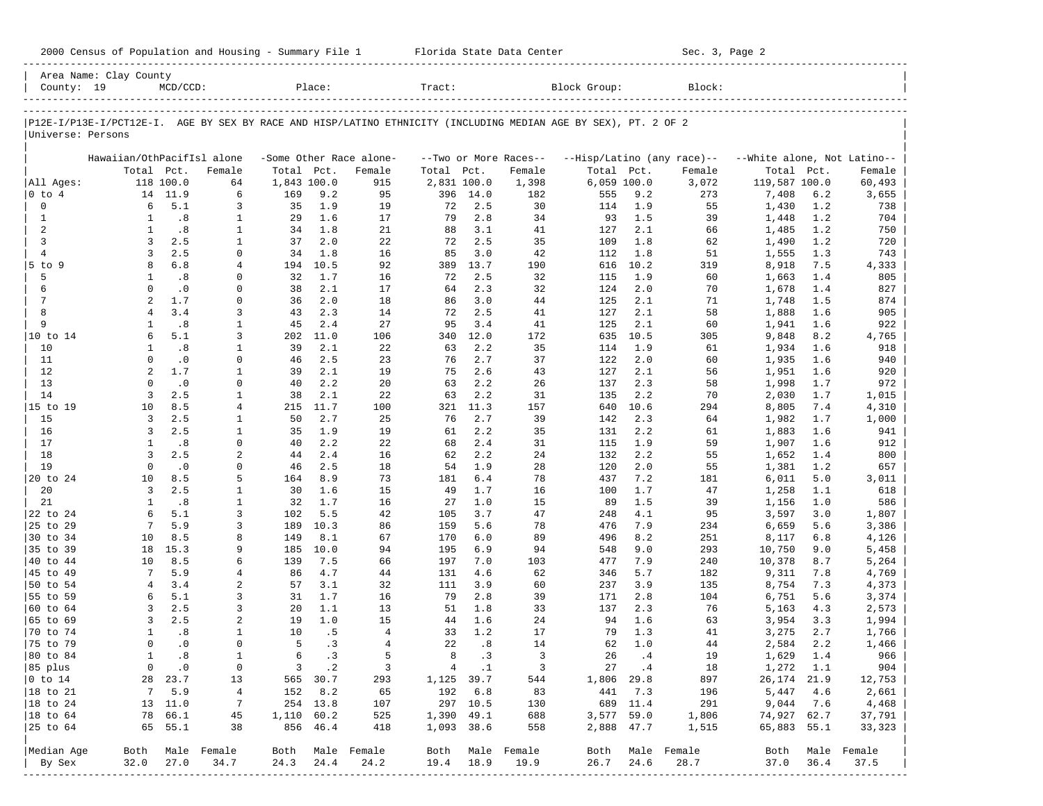2000 Census of Population and Housing - Summary File 1 Florida State Data Center Sec. 3, Page 2

| Area Name: Clay County | | | | | |
|---|---|---|---|---|---|
| County: 19 | MCD/CCD: | Place: | Tract: | Block Group: | Block: |

## P12E-I/P13E-I/PCT12E-I. AGE BY SEX BY RACE AND HISP/LATINO ETHNICITY (INCLUDING MEDIAN AGE BY SEX), PT. 2 OF 2

Universe: Persons

| | Hawaiian/OthPacifIsl alone | | | -Some Other Race alone- | | | --Two or More Races-- | | | --Hisp/Latino (any race)-- | | | --White alone, Not Latino-- | | |
|---|---|---|---|---|---|---|---|---|---|---|---|---|---|---|---|
| | Total | Pct. | Female | Total | Pct. | Female | Total | Pct. | Female | Total | Pct. | Female | Total | Pct. | Female |
| All Ages: | 118 | 100.0 | 64 | 1,843 | 100.0 | 915 | 2,831 | 100.0 | 1,398 | 6,059 | 100.0 | 3,072 | 119,587 | 100.0 | 60,493 |
| 0 to 4 | 14 | 11.9 | 6 | 169 | 9.2 | 95 | 396 | 14.0 | 182 | 555 | 9.2 | 273 | 7,408 | 6.2 | 3,655 |
| 0 | 6 | 5.1 | 3 | 35 | 1.9 | 19 | 72 | 2.5 | 30 | 114 | 1.9 | 55 | 1,430 | 1.2 | 738 |
| 1 | 1 | .8 | 1 | 29 | 1.6 | 17 | 79 | 2.8 | 34 | 93 | 1.5 | 39 | 1,448 | 1.2 | 704 |
| 2 | 1 | .8 | 1 | 34 | 1.8 | 21 | 88 | 3.1 | 41 | 127 | 2.1 | 66 | 1,485 | 1.2 | 750 |
| 3 | 3 | 2.5 | 1 | 37 | 2.0 | 22 | 72 | 2.5 | 35 | 109 | 1.8 | 62 | 1,490 | 1.2 | 720 |
| 4 | 3 | 2.5 | 0 | 34 | 1.8 | 16 | 85 | 3.0 | 42 | 112 | 1.8 | 51 | 1,555 | 1.3 | 743 |
| 5 to 9 | 8 | 6.8 | 4 | 194 | 10.5 | 92 | 389 | 13.7 | 190 | 616 | 10.2 | 319 | 8,918 | 7.5 | 4,333 |
| 5 | 1 | .8 | 0 | 32 | 1.7 | 16 | 72 | 2.5 | 32 | 115 | 1.9 | 60 | 1,663 | 1.4 | 805 |
| 6 | 0 | .0 | 0 | 38 | 2.1 | 17 | 64 | 2.3 | 32 | 124 | 2.0 | 70 | 1,678 | 1.4 | 827 |
| 7 | 2 | 1.7 | 0 | 36 | 2.0 | 18 | 86 | 3.0 | 44 | 125 | 2.1 | 71 | 1,748 | 1.5 | 874 |
| 8 | 4 | 3.4 | 3 | 43 | 2.3 | 14 | 72 | 2.5 | 41 | 127 | 2.1 | 58 | 1,888 | 1.6 | 905 |
| 9 | 1 | .8 | 1 | 45 | 2.4 | 27 | 95 | 3.4 | 41 | 125 | 2.1 | 60 | 1,941 | 1.6 | 922 |
| 10 to 14 | 6 | 5.1 | 3 | 202 | 11.0 | 106 | 340 | 12.0 | 172 | 635 | 10.5 | 305 | 9,848 | 8.2 | 4,765 |
| 10 | 1 | .8 | 1 | 39 | 2.1 | 22 | 63 | 2.2 | 35 | 114 | 1.9 | 61 | 1,934 | 1.6 | 918 |
| 11 | 0 | .0 | 0 | 46 | 2.5 | 23 | 76 | 2.7 | 37 | 122 | 2.0 | 60 | 1,935 | 1.6 | 940 |
| 12 | 2 | 1.7 | 1 | 39 | 2.1 | 19 | 75 | 2.6 | 43 | 127 | 2.1 | 56 | 1,951 | 1.6 | 920 |
| 13 | 0 | .0 | 0 | 40 | 2.2 | 20 | 63 | 2.2 | 26 | 137 | 2.3 | 58 | 1,998 | 1.7 | 972 |
| 14 | 3 | 2.5 | 1 | 38 | 2.1 | 22 | 63 | 2.2 | 31 | 135 | 2.2 | 70 | 2,030 | 1.7 | 1,015 |
| 15 to 19 | 10 | 8.5 | 4 | 215 | 11.7 | 100 | 321 | 11.3 | 157 | 640 | 10.6 | 294 | 8,805 | 7.4 | 4,310 |
| 15 | 3 | 2.5 | 1 | 50 | 2.7 | 25 | 76 | 2.7 | 39 | 142 | 2.3 | 64 | 1,982 | 1.7 | 1,000 |
| 16 | 3 | 2.5 | 1 | 35 | 1.9 | 19 | 61 | 2.2 | 35 | 131 | 2.2 | 61 | 1,883 | 1.6 | 941 |
| 17 | 1 | .8 | 0 | 40 | 2.2 | 22 | 68 | 2.4 | 31 | 115 | 1.9 | 59 | 1,907 | 1.6 | 912 |
| 18 | 3 | 2.5 | 2 | 44 | 2.4 | 16 | 62 | 2.2 | 24 | 132 | 2.2 | 55 | 1,652 | 1.4 | 800 |
| 19 | 0 | .0 | 0 | 46 | 2.5 | 18 | 54 | 1.9 | 28 | 120 | 2.0 | 55 | 1,381 | 1.2 | 657 |
| 20 to 24 | 10 | 8.5 | 5 | 164 | 8.9 | 73 | 181 | 6.4 | 78 | 437 | 7.2 | 181 | 6,011 | 5.0 | 3,011 |
| 20 | 3 | 2.5 | 1 | 30 | 1.6 | 15 | 49 | 1.7 | 16 | 100 | 1.7 | 47 | 1,258 | 1.1 | 618 |
| 21 | 1 | .8 | 1 | 32 | 1.7 | 16 | 27 | 1.0 | 15 | 89 | 1.5 | 39 | 1,156 | 1.0 | 586 |
| 22 to 24 | 6 | 5.1 | 3 | 102 | 5.5 | 42 | 105 | 3.7 | 47 | 248 | 4.1 | 95 | 3,597 | 3.0 | 1,807 |
| 25 to 29 | 7 | 5.9 | 3 | 189 | 10.3 | 86 | 159 | 5.6 | 78 | 476 | 7.9 | 234 | 6,659 | 5.6 | 3,386 |
| 30 to 34 | 10 | 8.5 | 8 | 149 | 8.1 | 67 | 170 | 6.0 | 89 | 496 | 8.2 | 251 | 8,117 | 6.8 | 4,126 |
| 35 to 39 | 18 | 15.3 | 9 | 185 | 10.0 | 94 | 195 | 6.9 | 94 | 548 | 9.0 | 293 | 10,750 | 9.0 | 5,458 |
| 40 to 44 | 10 | 8.5 | 6 | 139 | 7.5 | 66 | 197 | 7.0 | 103 | 477 | 7.9 | 240 | 10,378 | 8.7 | 5,264 |
| 45 to 49 | 7 | 5.9 | 4 | 86 | 4.7 | 44 | 131 | 4.6 | 62 | 346 | 5.7 | 182 | 9,311 | 7.8 | 4,769 |
| 50 to 54 | 4 | 3.4 | 2 | 57 | 3.1 | 32 | 111 | 3.9 | 60 | 237 | 3.9 | 135 | 8,754 | 7.3 | 4,373 |
| 55 to 59 | 6 | 5.1 | 3 | 31 | 1.7 | 16 | 79 | 2.8 | 39 | 171 | 2.8 | 104 | 6,751 | 5.6 | 3,374 |
| 60 to 64 | 3 | 2.5 | 3 | 20 | 1.1 | 13 | 51 | 1.8 | 33 | 137 | 2.3 | 76 | 5,163 | 4.3 | 2,573 |
| 65 to 69 | 3 | 2.5 | 2 | 19 | 1.0 | 15 | 44 | 1.6 | 24 | 94 | 1.6 | 63 | 3,954 | 3.3 | 1,994 |
| 70 to 74 | 1 | .8 | 1 | 10 | .5 | 4 | 33 | 1.2 | 17 | 79 | 1.3 | 41 | 3,275 | 2.7 | 1,766 |
| 75 to 79 | 0 | .0 | 0 | 5 | .3 | 4 | 22 | .8 | 14 | 62 | 1.0 | 44 | 2,584 | 2.2 | 1,466 |
| 80 to 84 | 1 | .8 | 1 | 6 | .3 | 5 | 8 | .3 | 3 | 26 | .4 | 19 | 1,629 | 1.4 | 966 |
| 85 plus | 0 | .0 | 0 | 3 | .2 | 3 | 4 | .1 | 3 | 27 | .4 | 18 | 1,272 | 1.1 | 904 |
| 0 to 14 | 28 | 23.7 | 13 | 565 | 30.7 | 293 | 1,125 | 39.7 | 544 | 1,806 | 29.8 | 897 | 26,174 | 21.9 | 12,753 |
| 18 to 21 | 7 | 5.9 | 4 | 152 | 8.2 | 65 | 192 | 6.8 | 83 | 441 | 7.3 | 196 | 5,447 | 4.6 | 2,661 |
| 18 to 24 | 13 | 11.0 | 7 | 254 | 13.8 | 107 | 297 | 10.5 | 130 | 689 | 11.4 | 291 | 9,044 | 7.6 | 4,468 |
| 18 to 64 | 78 | 66.1 | 45 | 1,110 | 60.2 | 525 | 1,390 | 49.1 | 688 | 3,577 | 59.0 | 1,806 | 74,927 | 62.7 | 37,791 |
| 25 to 64 | 65 | 55.1 | 38 | 856 | 46.4 | 418 | 1,093 | 38.6 | 558 | 2,888 | 47.7 | 1,515 | 65,883 | 55.1 | 33,323 |
| Median Age | Both | Male | Female | Both | Male | Female | Both | Male | Female | Both | Male | Female | Both | Male | Female |
| By Sex | 32.0 | 27.0 | 34.7 | 24.3 | 24.4 | 24.2 | 19.4 | 18.9 | 19.9 | 26.7 | 24.6 | 28.7 | 37.0 | 36.4 | 37.5 |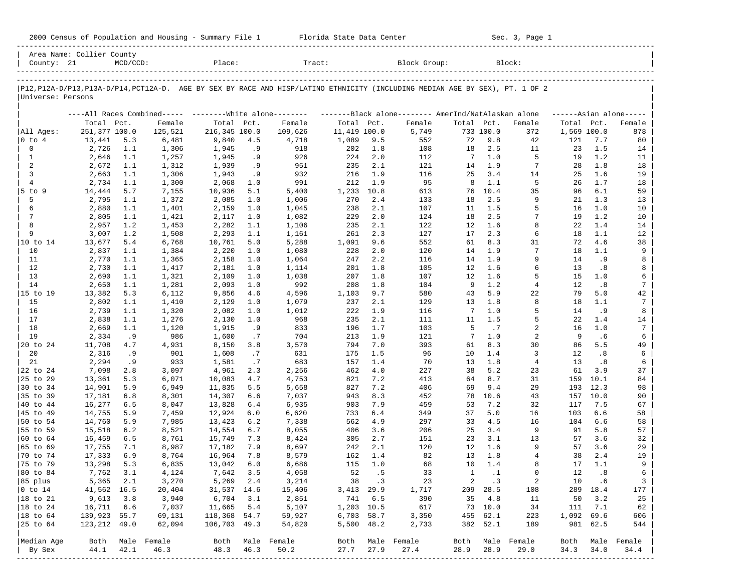2000 Census of Population and Housing - Summary File 1 Florida State Data Center Sec. 3, Page 1

Area Name: Collier County
County: 21 MCD/CCD: Place: Tract: Block Group: Block:

P12,P12A-D/P13,P13A-D/P14,PCT12A-D. AGE BY SEX BY RACE AND HISP/LATINO ETHNICITY (INCLUDING MEDIAN AGE BY SEX), PT. 1 OF 2
Universe: Persons

| | All Races Combined | | | White alone | | | Black alone | | | AmerInd/NatAlaskan alone | | | Asian alone | | |
|---|---|---|---|---|---|---|---|---|---|---|---|---|---|---|---|
| | Total | Pct. | Female | Total | Pct. | Female | Total | Pct. | Female | Total | Pct. | Female | Total | Pct. | Female |
| All Ages: | 251,377 | 100.0 | 125,521 | 216,345 | 100.0 | 109,626 | 11,419 | 100.0 | 5,749 | 733 | 100.0 | 372 | 1,569 | 100.0 | 878 |
| 0 to 4 | 13,441 | 5.3 | 6,481 | 9,840 | 4.5 | 4,718 | 1,089 | 9.5 | 552 | 72 | 9.8 | 42 | 121 | 7.7 | 80 |
| 0 | 2,726 | 1.1 | 1,306 | 1,945 | .9 | 918 | 202 | 1.8 | 108 | 18 | 2.5 | 11 | 23 | 1.5 | 14 |
| 1 | 2,646 | 1.1 | 1,257 | 1,945 | .9 | 926 | 224 | 2.0 | 112 | 7 | 1.0 | 5 | 19 | 1.2 | 11 |
| 2 | 2,672 | 1.1 | 1,312 | 1,939 | .9 | 951 | 235 | 2.1 | 121 | 14 | 1.9 | 7 | 28 | 1.8 | 18 |
| 3 | 2,663 | 1.1 | 1,306 | 1,943 | .9 | 932 | 216 | 1.9 | 116 | 25 | 3.4 | 14 | 25 | 1.6 | 19 |
| 4 | 2,734 | 1.1 | 1,300 | 2,068 | 1.0 | 991 | 212 | 1.9 | 95 | 8 | 1.1 | 5 | 26 | 1.7 | 18 |
| 5 to 9 | 14,444 | 5.7 | 7,155 | 10,936 | 5.1 | 5,400 | 1,233 | 10.8 | 613 | 76 | 10.4 | 35 | 96 | 6.1 | 59 |
| 5 | 2,795 | 1.1 | 1,372 | 2,085 | 1.0 | 1,006 | 270 | 2.4 | 133 | 18 | 2.5 | 9 | 21 | 1.3 | 13 |
| 6 | 2,880 | 1.1 | 1,401 | 2,159 | 1.0 | 1,045 | 238 | 2.1 | 107 | 11 | 1.5 | 5 | 16 | 1.0 | 10 |
| 7 | 2,805 | 1.1 | 1,421 | 2,117 | 1.0 | 1,082 | 229 | 2.0 | 124 | 18 | 2.5 | 7 | 19 | 1.2 | 10 |
| 8 | 2,957 | 1.2 | 1,453 | 2,282 | 1.1 | 1,106 | 235 | 2.1 | 122 | 12 | 1.6 | 8 | 22 | 1.4 | 14 |
| 9 | 3,007 | 1.2 | 1,508 | 2,293 | 1.1 | 1,161 | 261 | 2.3 | 127 | 17 | 2.3 | 6 | 18 | 1.1 | 12 |
| 10 to 14 | 13,677 | 5.4 | 6,768 | 10,761 | 5.0 | 5,288 | 1,091 | 9.6 | 552 | 61 | 8.3 | 31 | 72 | 4.6 | 38 |
| 10 | 2,837 | 1.1 | 1,384 | 2,220 | 1.0 | 1,080 | 228 | 2.0 | 120 | 14 | 1.9 | 7 | 18 | 1.1 | 9 |
| 11 | 2,770 | 1.1 | 1,365 | 2,158 | 1.0 | 1,064 | 247 | 2.2 | 116 | 14 | 1.9 | 9 | 14 | .9 | 8 |
| 12 | 2,730 | 1.1 | 1,417 | 2,181 | 1.0 | 1,114 | 201 | 1.8 | 105 | 12 | 1.6 | 6 | 13 | .8 | 8 |
| 13 | 2,690 | 1.1 | 1,321 | 2,109 | 1.0 | 1,038 | 207 | 1.8 | 107 | 12 | 1.6 | 5 | 15 | 1.0 | 6 |
| 14 | 2,650 | 1.1 | 1,281 | 2,093 | 1.0 | 992 | 208 | 1.8 | 104 | 9 | 1.2 | 4 | 12 | .8 | 7 |
| 15 to 19 | 13,382 | 5.3 | 6,112 | 9,856 | 4.6 | 4,596 | 1,103 | 9.7 | 580 | 43 | 5.9 | 22 | 79 | 5.0 | 42 |
| 15 | 2,802 | 1.1 | 1,410 | 2,129 | 1.0 | 1,079 | 237 | 2.1 | 129 | 13 | 1.8 | 8 | 18 | 1.1 | 7 |
| 16 | 2,739 | 1.1 | 1,320 | 2,082 | 1.0 | 1,012 | 222 | 1.9 | 116 | 7 | 1.0 | 5 | 14 | .9 | 8 |
| 17 | 2,838 | 1.1 | 1,276 | 2,130 | 1.0 | 968 | 235 | 2.1 | 111 | 11 | 1.5 | 5 | 22 | 1.4 | 14 |
| 18 | 2,669 | 1.1 | 1,120 | 1,915 | .9 | 833 | 196 | 1.7 | 103 | 5 | .7 | 2 | 16 | 1.0 | 7 |
| 19 | 2,334 | .9 | 986 | 1,600 | .7 | 704 | 213 | 1.9 | 121 | 7 | 1.0 | 2 | 9 | .6 | 6 |
| 20 to 24 | 11,708 | 4.7 | 4,931 | 8,150 | 3.8 | 3,570 | 794 | 7.0 | 393 | 61 | 8.3 | 30 | 86 | 5.5 | 49 |
| 20 | 2,316 | .9 | 901 | 1,608 | .7 | 631 | 175 | 1.5 | 96 | 10 | 1.4 | 3 | 12 | .8 | 6 |
| 21 | 2,294 | .9 | 933 | 1,581 | .7 | 683 | 157 | 1.4 | 70 | 13 | 1.8 | 4 | 13 | .8 | 6 |
| 22 to 24 | 7,098 | 2.8 | 3,097 | 4,961 | 2.3 | 2,256 | 462 | 4.0 | 227 | 38 | 5.2 | 23 | 61 | 3.9 | 37 |
| 25 to 29 | 13,361 | 5.3 | 6,071 | 10,083 | 4.7 | 4,753 | 821 | 7.2 | 413 | 64 | 8.7 | 31 | 159 | 10.1 | 84 |
| 30 to 34 | 14,901 | 5.9 | 6,949 | 11,835 | 5.5 | 5,658 | 827 | 7.2 | 406 | 69 | 9.4 | 29 | 193 | 12.3 | 98 |
| 35 to 39 | 17,181 | 6.8 | 8,301 | 14,307 | 6.6 | 7,037 | 943 | 8.3 | 452 | 78 | 10.6 | 43 | 157 | 10.0 | 90 |
| 40 to 44 | 16,277 | 6.5 | 8,047 | 13,828 | 6.4 | 6,935 | 903 | 7.9 | 459 | 53 | 7.2 | 32 | 117 | 7.5 | 67 |
| 45 to 49 | 14,755 | 5.9 | 7,459 | 12,924 | 6.0 | 6,620 | 733 | 6.4 | 349 | 37 | 5.0 | 16 | 103 | 6.6 | 58 |
| 50 to 54 | 14,760 | 5.9 | 7,985 | 13,423 | 6.2 | 7,338 | 562 | 4.9 | 297 | 33 | 4.5 | 16 | 104 | 6.6 | 58 |
| 55 to 59 | 15,518 | 6.2 | 8,521 | 14,554 | 6.7 | 8,055 | 406 | 3.6 | 206 | 25 | 3.4 | 9 | 91 | 5.8 | 57 |
| 60 to 64 | 16,459 | 6.5 | 8,761 | 15,749 | 7.3 | 8,424 | 305 | 2.7 | 151 | 23 | 3.1 | 13 | 57 | 3.6 | 32 |
| 65 to 69 | 17,755 | 7.1 | 8,987 | 17,182 | 7.9 | 8,697 | 242 | 2.1 | 120 | 12 | 1.6 | 9 | 57 | 3.6 | 29 |
| 70 to 74 | 17,333 | 6.9 | 8,764 | 16,964 | 7.8 | 8,579 | 162 | 1.4 | 82 | 13 | 1.8 | 4 | 38 | 2.4 | 19 |
| 75 to 79 | 13,298 | 5.3 | 6,835 | 13,042 | 6.0 | 6,686 | 115 | 1.0 | 68 | 10 | 1.4 | 8 | 17 | 1.1 | 9 |
| 80 to 84 | 7,762 | 3.1 | 4,124 | 7,642 | 3.5 | 4,058 | 52 | .5 | 33 | 1 | .1 | 0 | 12 | .8 | 6 |
| 85 plus | 5,365 | 2.1 | 3,270 | 5,269 | 2.4 | 3,214 | 38 | .3 | 23 | 2 | .3 | 2 | 10 | .6 | 3 |
| 0 to 14 | 41,562 | 16.5 | 20,404 | 31,537 | 14.6 | 15,406 | 3,413 | 29.9 | 1,717 | 209 | 28.5 | 108 | 289 | 18.4 | 177 |
| 18 to 21 | 9,613 | 3.8 | 3,940 | 6,704 | 3.1 | 2,851 | 741 | 6.5 | 390 | 35 | 4.8 | 11 | 50 | 3.2 | 25 |
| 18 to 24 | 16,711 | 6.6 | 7,037 | 11,665 | 5.4 | 5,107 | 1,203 | 10.5 | 617 | 73 | 10.0 | 34 | 111 | 7.1 | 62 |
| 18 to 64 | 139,923 | 55.7 | 69,131 | 118,368 | 54.7 | 59,927 | 6,703 | 58.7 | 3,350 | 455 | 62.1 | 223 | 1,092 | 69.6 | 606 |
| 25 to 64 | 123,212 | 49.0 | 62,094 | 106,703 | 49.3 | 54,820 | 5,500 | 48.2 | 2,733 | 382 | 52.1 | 189 | 981 | 62.5 | 544 |
| Median Age | Both | Male | Female | Both | Male | Female | Both | Male | Female | Both | Male | Female | Both | Male | Female |
| By Sex | 44.1 | 42.1 | 46.3 | 48.3 | 46.3 | 50.2 | 27.7 | 27.9 | 27.4 | 28.9 | 28.9 | 29.0 | 34.3 | 34.0 | 34.4 |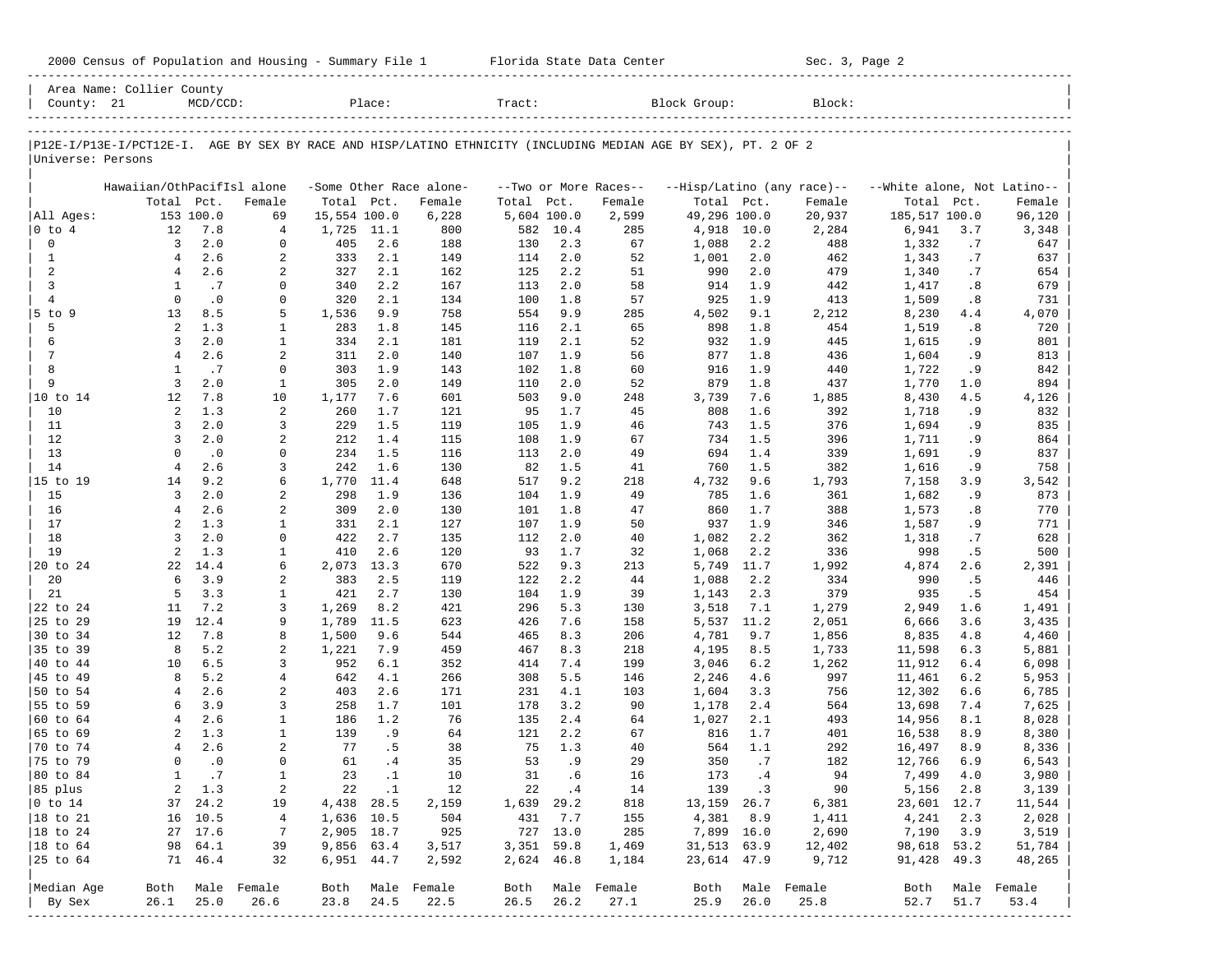2000 Census of Population and Housing - Summary File 1 Florida State Data Center Sec. 3, Page 2

Area Name: Collier County
County: 21 MCD/CCD: Place: Tract: Block Group: Block:

P12E-I/P13E-I/PCT12E-I. AGE BY SEX BY RACE AND HISP/LATINO ETHNICITY (INCLUDING MEDIAN AGE BY SEX), PT. 2 OF 2
Universe: Persons

| | Hawaiian/OthPacifIsl alone | | | -Some Other Race alone- | | | --Two or More Races-- | | | --Hisp/Latino (any race)-- | | | --White alone, Not Latino-- | | |
|---|---|---|---|---|---|---|---|---|---|---|---|---|---|---|---|
| | Total | Pct. | Female | Total | Pct. | Female | Total | Pct. | Female | Total | Pct. | Female | Total | Pct. | Female |
| All Ages: | 153 | 100.0 | 69 | 15,554 | 100.0 | 6,228 | 5,604 | 100.0 | 2,599 | 49,296 | 100.0 | 20,937 | 185,517 | 100.0 | 96,120 |
| 0 to 4 | 12 | 7.8 | 4 | 1,725 | 11.1 | 800 | 582 | 10.4 | 285 | 4,918 | 10.0 | 2,284 | 6,941 | 3.7 | 3,348 |
| 0 | 3 | 2.0 | 0 | 405 | 2.6 | 188 | 130 | 2.3 | 67 | 1,088 | 2.2 | 488 | 1,332 | .7 | 647 |
| 1 | 4 | 2.6 | 2 | 333 | 2.1 | 149 | 114 | 2.0 | 52 | 1,001 | 2.0 | 462 | 1,343 | .7 | 637 |
| 2 | 4 | 2.6 | 2 | 327 | 2.1 | 162 | 125 | 2.2 | 51 | 990 | 2.0 | 479 | 1,340 | .7 | 654 |
| 3 | 1 | .7 | 0 | 340 | 2.2 | 167 | 113 | 2.0 | 58 | 914 | 1.9 | 442 | 1,417 | .8 | 679 |
| 4 | 0 | .0 | 0 | 320 | 2.1 | 134 | 100 | 1.8 | 57 | 925 | 1.9 | 413 | 1,509 | .8 | 731 |
| 5 to 9 | 13 | 8.5 | 5 | 1,536 | 9.9 | 758 | 554 | 9.9 | 285 | 4,502 | 9.1 | 2,212 | 8,230 | 4.4 | 4,070 |
| 5 | 2 | 1.3 | 1 | 283 | 1.8 | 145 | 116 | 2.1 | 65 | 898 | 1.8 | 454 | 1,519 | .8 | 720 |
| 6 | 3 | 2.0 | 1 | 334 | 2.1 | 181 | 119 | 2.1 | 52 | 932 | 1.9 | 445 | 1,615 | .9 | 801 |
| 7 | 4 | 2.6 | 2 | 311 | 2.0 | 140 | 107 | 1.9 | 56 | 877 | 1.8 | 436 | 1,604 | .9 | 813 |
| 8 | 1 | .7 | 0 | 303 | 1.9 | 143 | 102 | 1.8 | 60 | 916 | 1.9 | 440 | 1,722 | .9 | 842 |
| 9 | 3 | 2.0 | 1 | 305 | 2.0 | 149 | 110 | 2.0 | 52 | 879 | 1.8 | 437 | 1,770 | 1.0 | 894 |
| 10 to 14 | 12 | 7.8 | 10 | 1,177 | 7.6 | 601 | 503 | 9.0 | 248 | 3,739 | 7.6 | 1,885 | 8,430 | 4.5 | 4,126 |
| 10 | 2 | 1.3 | 2 | 260 | 1.7 | 121 | 95 | 1.7 | 45 | 808 | 1.6 | 392 | 1,718 | .9 | 832 |
| 11 | 3 | 2.0 | 3 | 229 | 1.5 | 119 | 105 | 1.9 | 46 | 743 | 1.5 | 376 | 1,694 | .9 | 835 |
| 12 | 3 | 2.0 | 2 | 212 | 1.4 | 115 | 108 | 1.9 | 67 | 734 | 1.5 | 396 | 1,711 | .9 | 864 |
| 13 | 0 | .0 | 0 | 234 | 1.5 | 116 | 113 | 2.0 | 49 | 694 | 1.4 | 339 | 1,691 | .9 | 837 |
| 14 | 4 | 2.6 | 3 | 242 | 1.6 | 130 | 82 | 1.5 | 41 | 760 | 1.5 | 382 | 1,616 | .9 | 758 |
| 15 to 19 | 14 | 9.2 | 6 | 1,770 | 11.4 | 648 | 517 | 9.2 | 218 | 4,732 | 9.6 | 1,793 | 7,158 | 3.9 | 3,542 |
| 15 | 3 | 2.0 | 2 | 298 | 1.9 | 136 | 104 | 1.9 | 49 | 785 | 1.6 | 361 | 1,682 | .9 | 873 |
| 16 | 4 | 2.6 | 2 | 309 | 2.0 | 130 | 101 | 1.8 | 47 | 860 | 1.7 | 388 | 1,573 | .8 | 770 |
| 17 | 2 | 1.3 | 1 | 331 | 2.1 | 127 | 107 | 1.9 | 50 | 937 | 1.9 | 346 | 1,587 | .9 | 771 |
| 18 | 3 | 2.0 | 0 | 422 | 2.7 | 135 | 112 | 2.0 | 40 | 1,082 | 2.2 | 362 | 1,318 | .7 | 628 |
| 19 | 2 | 1.3 | 1 | 410 | 2.6 | 120 | 93 | 1.7 | 32 | 1,068 | 2.2 | 336 | 998 | .5 | 500 |
| 20 to 24 | 22 | 14.4 | 6 | 2,073 | 13.3 | 670 | 522 | 9.3 | 213 | 5,749 | 11.7 | 1,992 | 4,874 | 2.6 | 2,391 |
| 20 | 6 | 3.9 | 2 | 383 | 2.5 | 119 | 122 | 2.2 | 44 | 1,088 | 2.2 | 334 | 990 | .5 | 446 |
| 21 | 5 | 3.3 | 1 | 421 | 2.7 | 130 | 104 | 1.9 | 39 | 1,143 | 2.3 | 379 | 935 | .5 | 454 |
| 22 to 24 | 11 | 7.2 | 3 | 1,269 | 8.2 | 421 | 296 | 5.3 | 130 | 3,518 | 7.1 | 1,279 | 2,949 | 1.6 | 1,491 |
| 25 to 29 | 19 | 12.4 | 9 | 1,789 | 11.5 | 623 | 426 | 7.6 | 158 | 5,537 | 11.2 | 2,051 | 6,666 | 3.6 | 3,435 |
| 30 to 34 | 12 | 7.8 | 8 | 1,500 | 9.6 | 544 | 465 | 8.3 | 206 | 4,781 | 9.7 | 1,856 | 8,835 | 4.8 | 4,460 |
| 35 to 39 | 8 | 5.2 | 2 | 1,221 | 7.9 | 459 | 467 | 8.3 | 218 | 4,195 | 8.5 | 1,733 | 11,598 | 6.3 | 5,881 |
| 40 to 44 | 10 | 6.5 | 3 | 952 | 6.1 | 352 | 414 | 7.4 | 199 | 3,046 | 6.2 | 1,262 | 11,912 | 6.4 | 6,098 |
| 45 to 49 | 8 | 5.2 | 4 | 642 | 4.1 | 266 | 308 | 5.5 | 146 | 2,246 | 4.6 | 997 | 11,461 | 6.2 | 5,953 |
| 50 to 54 | 4 | 2.6 | 2 | 403 | 2.6 | 171 | 231 | 4.1 | 103 | 1,604 | 3.3 | 756 | 12,302 | 6.6 | 6,785 |
| 55 to 59 | 6 | 3.9 | 3 | 258 | 1.7 | 101 | 178 | 3.2 | 90 | 1,178 | 2.4 | 564 | 13,698 | 7.4 | 7,625 |
| 60 to 64 | 4 | 2.6 | 1 | 186 | 1.2 | 76 | 135 | 2.4 | 64 | 1,027 | 2.1 | 493 | 14,956 | 8.1 | 8,028 |
| 65 to 69 | 2 | 1.3 | 1 | 139 | .9 | 64 | 121 | 2.2 | 67 | 816 | 1.7 | 401 | 16,538 | 8.9 | 8,380 |
| 70 to 74 | 4 | 2.6 | 2 | 77 | .5 | 38 | 75 | 1.3 | 40 | 564 | 1.1 | 292 | 16,497 | 8.9 | 8,336 |
| 75 to 79 | 0 | .0 | 0 | 61 | .4 | 35 | 53 | .9 | 29 | 350 | .7 | 182 | 12,766 | 6.9 | 6,543 |
| 80 to 84 | 1 | .7 | 1 | 23 | .1 | 10 | 31 | .6 | 16 | 173 | .4 | 94 | 7,499 | 4.0 | 3,980 |
| 85 plus | 2 | 1.3 | 2 | 22 | .1 | 12 | 22 | .4 | 14 | 139 | .3 | 90 | 5,156 | 2.8 | 3,139 |
| 0 to 14 | 37 | 24.2 | 19 | 4,438 | 28.5 | 2,159 | 1,639 | 29.2 | 818 | 13,159 | 26.7 | 6,381 | 23,601 | 12.7 | 11,544 |
| 18 to 21 | 16 | 10.5 | 4 | 1,636 | 10.5 | 504 | 431 | 7.7 | 155 | 4,381 | 8.9 | 1,411 | 4,241 | 2.3 | 2,028 |
| 18 to 24 | 27 | 17.6 | 7 | 2,905 | 18.7 | 925 | 727 | 13.0 | 285 | 7,899 | 16.0 | 2,690 | 7,190 | 3.9 | 3,519 |
| 18 to 64 | 98 | 64.1 | 39 | 9,856 | 63.4 | 3,517 | 3,351 | 59.8 | 1,469 | 31,513 | 63.9 | 12,402 | 98,618 | 53.2 | 51,784 |
| 25 to 64 | 71 | 46.4 | 32 | 6,951 | 44.7 | 2,592 | 2,624 | 46.8 | 1,184 | 23,614 | 47.9 | 9,712 | 91,428 | 49.3 | 48,265 |
| Median Age | Both | Male | Female | Both | Male | Female | Both | Male | Female | Both | Male | Female | Both | Male | Female |
| By Sex | 26.1 | 25.0 | 26.6 | 23.8 | 24.5 | 22.5 | 26.5 | 26.2 | 27.1 | 25.9 | 26.0 | 25.8 | 52.7 | 51.7 | 53.4 |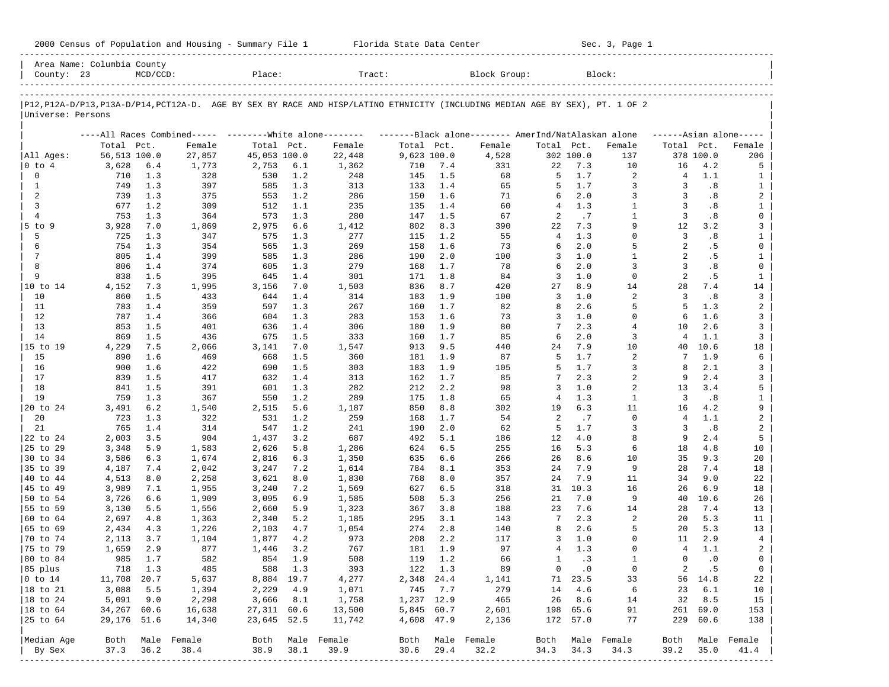2000 Census of Population and Housing - Summary File 1 Florida State Data Center Sec. 3, Page 1

Area Name: Columbia County
County: 23 MCD/CCD: Place: Tract: Block Group: Block:

P12,P12A-D/P13,P13A-D/P14,PCT12A-D. AGE BY SEX BY RACE AND HISP/LATINO ETHNICITY (INCLUDING MEDIAN AGE BY SEX), PT. 1 OF 2
Universe: Persons

| | All Races Combined | | | White alone | | | Black alone | | | AmerInd/NatAlaskan alone | | | Asian alone | | |
|---|---|---|---|---|---|---|---|---|---|---|---|---|---|---|---|
| | Total | Pct. | Female | Total | Pct. | Female | Total | Pct. | Female | Total | Pct. | Female | Total | Pct. | Female |
| All Ages: | 56,513 | 100.0 | 27,857 | 45,053 | 100.0 | 22,448 | 9,623 | 100.0 | 4,528 | 302 | 100.0 | 137 | 378 | 100.0 | 206 |
| 0 to 4 | 3,628 | 6.4 | 1,773 | 2,753 | 6.1 | 1,362 | 710 | 7.4 | 331 | 22 | 7.3 | 10 | 16 | 4.2 | 5 |
| 0 | 710 | 1.3 | 328 | 530 | 1.2 | 248 | 145 | 1.5 | 68 | 5 | 1.7 | 2 | 4 | 1.1 | 1 |
| 1 | 749 | 1.3 | 397 | 585 | 1.3 | 313 | 133 | 1.4 | 65 | 5 | 1.7 | 3 | 3 | .8 | 1 |
| 2 | 739 | 1.3 | 375 | 553 | 1.2 | 286 | 150 | 1.6 | 71 | 6 | 2.0 | 3 | 3 | .8 | 2 |
| 3 | 677 | 1.2 | 309 | 512 | 1.1 | 235 | 135 | 1.4 | 60 | 4 | 1.3 | 1 | 3 | .8 | 1 |
| 4 | 753 | 1.3 | 364 | 573 | 1.3 | 280 | 147 | 1.5 | 67 | 2 | .7 | 1 | 3 | .8 | 0 |
| 5 to 9 | 3,928 | 7.0 | 1,869 | 2,975 | 6.6 | 1,412 | 802 | 8.3 | 390 | 22 | 7.3 | 9 | 12 | 3.2 | 3 |
| 5 | 725 | 1.3 | 347 | 575 | 1.3 | 277 | 115 | 1.2 | 55 | 4 | 1.3 | 0 | 3 | .8 | 1 |
| 6 | 754 | 1.3 | 354 | 565 | 1.3 | 269 | 158 | 1.6 | 73 | 6 | 2.0 | 5 | 2 | .5 | 0 |
| 7 | 805 | 1.4 | 399 | 585 | 1.3 | 286 | 190 | 2.0 | 100 | 3 | 1.0 | 1 | 2 | .5 | 1 |
| 8 | 806 | 1.4 | 374 | 605 | 1.3 | 279 | 168 | 1.7 | 78 | 6 | 2.0 | 3 | 3 | .8 | 0 |
| 9 | 838 | 1.5 | 395 | 645 | 1.4 | 301 | 171 | 1.8 | 84 | 3 | 1.0 | 0 | 2 | .5 | 1 |
| 10 to 14 | 4,152 | 7.3 | 1,995 | 3,156 | 7.0 | 1,503 | 836 | 8.7 | 420 | 27 | 8.9 | 14 | 28 | 7.4 | 14 |
| 10 | 860 | 1.5 | 433 | 644 | 1.4 | 314 | 183 | 1.9 | 100 | 3 | 1.0 | 2 | 3 | .8 | 3 |
| 11 | 783 | 1.4 | 359 | 597 | 1.3 | 267 | 160 | 1.7 | 82 | 8 | 2.6 | 5 | 5 | 1.3 | 2 |
| 12 | 787 | 1.4 | 366 | 604 | 1.3 | 283 | 153 | 1.6 | 73 | 3 | 1.0 | 0 | 6 | 1.6 | 3 |
| 13 | 853 | 1.5 | 401 | 636 | 1.4 | 306 | 180 | 1.9 | 80 | 7 | 2.3 | 4 | 10 | 2.6 | 3 |
| 14 | 869 | 1.5 | 436 | 675 | 1.5 | 333 | 160 | 1.7 | 85 | 6 | 2.0 | 3 | 4 | 1.1 | 3 |
| 15 to 19 | 4,229 | 7.5 | 2,066 | 3,141 | 7.0 | 1,547 | 913 | 9.5 | 440 | 24 | 7.9 | 10 | 40 | 10.6 | 18 |
| 15 | 890 | 1.6 | 469 | 668 | 1.5 | 360 | 181 | 1.9 | 87 | 5 | 1.7 | 2 | 7 | 1.9 | 6 |
| 16 | 900 | 1.6 | 422 | 690 | 1.5 | 303 | 183 | 1.9 | 105 | 5 | 1.7 | 3 | 8 | 2.1 | 3 |
| 17 | 839 | 1.5 | 417 | 632 | 1.4 | 313 | 162 | 1.7 | 85 | 7 | 2.3 | 2 | 9 | 2.4 | 3 |
| 18 | 841 | 1.5 | 391 | 601 | 1.3 | 282 | 212 | 2.2 | 98 | 3 | 1.0 | 2 | 13 | 3.4 | 5 |
| 19 | 759 | 1.3 | 367 | 550 | 1.2 | 289 | 175 | 1.8 | 65 | 4 | 1.3 | 1 | 3 | .8 | 1 |
| 20 to 24 | 3,491 | 6.2 | 1,540 | 2,515 | 5.6 | 1,187 | 850 | 8.8 | 302 | 19 | 6.3 | 11 | 16 | 4.2 | 9 |
| 20 | 723 | 1.3 | 322 | 531 | 1.2 | 259 | 168 | 1.7 | 54 | 2 | .7 | 0 | 4 | 1.1 | 2 |
| 21 | 765 | 1.4 | 314 | 547 | 1.2 | 241 | 190 | 2.0 | 62 | 5 | 1.7 | 3 | 3 | .8 | 2 |
| 22 to 24 | 2,003 | 3.5 | 904 | 1,437 | 3.2 | 687 | 492 | 5.1 | 186 | 12 | 4.0 | 8 | 9 | 2.4 | 5 |
| 25 to 29 | 3,348 | 5.9 | 1,583 | 2,626 | 5.8 | 1,286 | 624 | 6.5 | 255 | 16 | 5.3 | 6 | 18 | 4.8 | 10 |
| 30 to 34 | 3,586 | 6.3 | 1,674 | 2,816 | 6.3 | 1,350 | 635 | 6.6 | 266 | 26 | 8.6 | 10 | 35 | 9.3 | 20 |
| 35 to 39 | 4,187 | 7.4 | 2,042 | 3,247 | 7.2 | 1,614 | 784 | 8.1 | 353 | 24 | 7.9 | 9 | 28 | 7.4 | 18 |
| 40 to 44 | 4,513 | 8.0 | 2,258 | 3,621 | 8.0 | 1,830 | 768 | 8.0 | 357 | 24 | 7.9 | 11 | 34 | 9.0 | 22 |
| 45 to 49 | 3,989 | 7.1 | 1,955 | 3,240 | 7.2 | 1,569 | 627 | 6.5 | 318 | 31 | 10.3 | 16 | 26 | 6.9 | 18 |
| 50 to 54 | 3,726 | 6.6 | 1,909 | 3,095 | 6.9 | 1,585 | 508 | 5.3 | 256 | 21 | 7.0 | 9 | 40 | 10.6 | 26 |
| 55 to 59 | 3,130 | 5.5 | 1,556 | 2,660 | 5.9 | 1,323 | 367 | 3.8 | 188 | 23 | 7.6 | 14 | 28 | 7.4 | 13 |
| 60 to 64 | 2,697 | 4.8 | 1,363 | 2,340 | 5.2 | 1,185 | 295 | 3.1 | 143 | 7 | 2.3 | 2 | 20 | 5.3 | 11 |
| 65 to 69 | 2,434 | 4.3 | 1,226 | 2,103 | 4.7 | 1,054 | 274 | 2.8 | 140 | 8 | 2.6 | 5 | 20 | 5.3 | 13 |
| 70 to 74 | 2,113 | 3.7 | 1,104 | 1,877 | 4.2 | 973 | 208 | 2.2 | 117 | 3 | 1.0 | 0 | 11 | 2.9 | 4 |
| 75 to 79 | 1,659 | 2.9 | 877 | 1,446 | 3.2 | 767 | 181 | 1.9 | 97 | 4 | 1.3 | 0 | 4 | 1.1 | 2 |
| 80 to 84 | 985 | 1.7 | 582 | 854 | 1.9 | 508 | 119 | 1.2 | 66 | 1 | .3 | 1 | 0 | .0 | 0 |
| 85 plus | 718 | 1.3 | 485 | 588 | 1.3 | 393 | 122 | 1.3 | 89 | 0 | .0 | 0 | 2 | .5 | 0 |
| 0 to 14 | 11,708 | 20.7 | 5,637 | 8,884 | 19.7 | 4,277 | 2,348 | 24.4 | 1,141 | 71 | 23.5 | 33 | 56 | 14.8 | 22 |
| 18 to 21 | 3,088 | 5.5 | 1,394 | 2,229 | 4.9 | 1,071 | 745 | 7.7 | 279 | 14 | 4.6 | 6 | 23 | 6.1 | 10 |
| 18 to 24 | 5,091 | 9.0 | 2,298 | 3,666 | 8.1 | 1,758 | 1,237 | 12.9 | 465 | 26 | 8.6 | 14 | 32 | 8.5 | 15 |
| 18 to 64 | 34,267 | 60.6 | 16,638 | 27,311 | 60.6 | 13,500 | 5,845 | 60.7 | 2,601 | 198 | 65.6 | 91 | 261 | 69.0 | 153 |
| 25 to 64 | 29,176 | 51.6 | 14,340 | 23,645 | 52.5 | 11,742 | 4,608 | 47.9 | 2,136 | 172 | 57.0 | 77 | 229 | 60.6 | 138 |
| Median Age | Both | Male | Female | Both | Male | Female | Both | Male | Female | Both | Male | Female | Both | Male | Female |
| By Sex | 37.3 | 36.2 | 38.4 | 38.9 | 38.1 | 39.9 | 30.6 | 29.4 | 32.2 | 34.3 | 34.3 | 34.3 | 39.2 | 35.0 | 41.4 |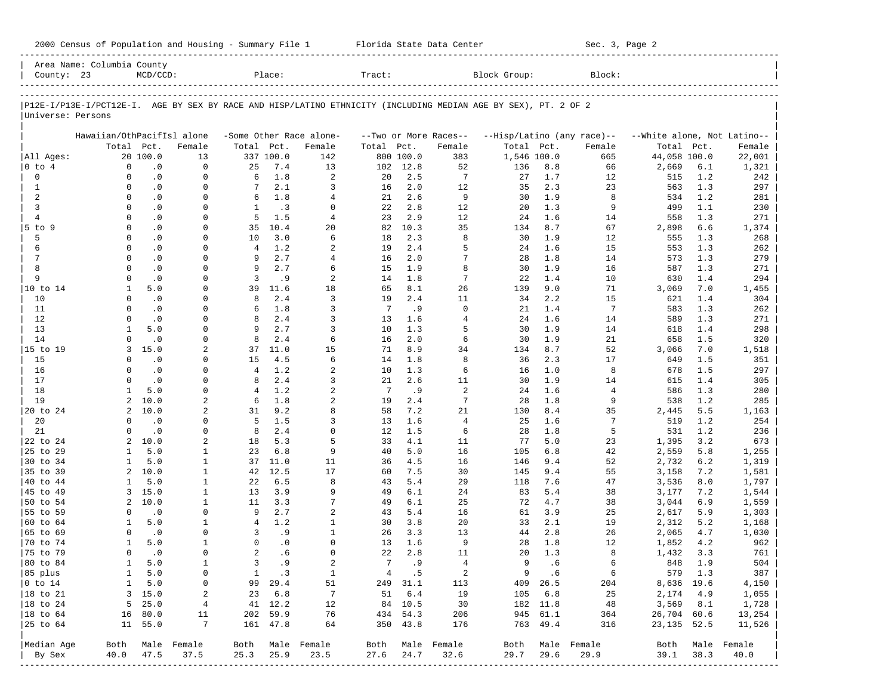2000 Census of Population and Housing - Summary File 1 Florida State Data Center Sec. 3, Page 2

| Area Name: Columbia County | | | | | |
|---|---|---|---|---|---|
| County: 23 | MCD/CCD: | Place: | Tract: | Block Group: | Block: |

P12E-I/P13E-I/PCT12E-I. AGE BY SEX BY RACE AND HISP/LATINO ETHNICITY (INCLUDING MEDIAN AGE BY SEX), PT. 2 OF 2

Universe: Persons

| | Hawaiian/OthPacifIsl alone | | | -Some Other Race alone- | | | --Two or More Races-- | | | --Hisp/Latino (any race)-- | | | --White alone, Not Latino-- | | |
|---|---|---|---|---|---|---|---|---|---|---|---|---|---|---|---|
| | Total | Pct. | Female | Total | Pct. | Female | Total | Pct. | Female | Total | Pct. | Female | Total | Pct. | Female |
| All Ages: | 20 | 100.0 | 13 | 337 | 100.0 | 142 | 800 | 100.0 | 383 | 1,546 | 100.0 | 665 | 44,058 | 100.0 | 22,001 |
| 0 to 4 | 0 | .0 | 0 | 25 | 7.4 | 13 | 102 | 12.8 | 52 | 136 | 8.8 | 66 | 2,669 | 6.1 | 1,321 |
| 0 | 0 | .0 | 0 | 6 | 1.8 | 2 | 20 | 2.5 | 7 | 27 | 1.7 | 12 | 515 | 1.2 | 242 |
| 1 | 0 | .0 | 0 | 7 | 2.1 | 3 | 16 | 2.0 | 12 | 35 | 2.3 | 23 | 563 | 1.3 | 297 |
| 2 | 0 | .0 | 0 | 6 | 1.8 | 4 | 21 | 2.6 | 9 | 30 | 1.9 | 8 | 534 | 1.2 | 281 |
| 3 | 0 | .0 | 0 | 1 | .3 | 0 | 22 | 2.8 | 12 | 20 | 1.3 | 9 | 499 | 1.1 | 230 |
| 4 | 0 | .0 | 0 | 5 | 1.5 | 4 | 23 | 2.9 | 12 | 24 | 1.6 | 14 | 558 | 1.3 | 271 |
| 5 to 9 | 0 | .0 | 0 | 35 | 10.4 | 20 | 82 | 10.3 | 35 | 134 | 8.7 | 67 | 2,898 | 6.6 | 1,374 |
| 5 | 0 | .0 | 0 | 10 | 3.0 | 6 | 18 | 2.3 | 8 | 30 | 1.9 | 12 | 555 | 1.3 | 268 |
| 6 | 0 | .0 | 0 | 4 | 1.2 | 2 | 19 | 2.4 | 5 | 24 | 1.6 | 15 | 553 | 1.3 | 262 |
| 7 | 0 | .0 | 0 | 9 | 2.7 | 4 | 16 | 2.0 | 7 | 28 | 1.8 | 14 | 573 | 1.3 | 279 |
| 8 | 0 | .0 | 0 | 9 | 2.7 | 6 | 15 | 1.9 | 8 | 30 | 1.9 | 16 | 587 | 1.3 | 271 |
| 9 | 0 | .0 | 0 | 3 | .9 | 2 | 14 | 1.8 | 7 | 22 | 1.4 | 10 | 630 | 1.4 | 294 |
| 10 to 14 | 1 | 5.0 | 0 | 39 | 11.6 | 18 | 65 | 8.1 | 26 | 139 | 9.0 | 71 | 3,069 | 7.0 | 1,455 |
| 10 | 0 | .0 | 0 | 8 | 2.4 | 3 | 19 | 2.4 | 11 | 34 | 2.2 | 15 | 621 | 1.4 | 304 |
| 11 | 0 | .0 | 0 | 6 | 1.8 | 3 | 7 | .9 | 0 | 21 | 1.4 | 7 | 583 | 1.3 | 262 |
| 12 | 0 | .0 | 0 | 8 | 2.4 | 3 | 13 | 1.6 | 4 | 24 | 1.6 | 14 | 589 | 1.3 | 271 |
| 13 | 1 | 5.0 | 0 | 9 | 2.7 | 3 | 10 | 1.3 | 5 | 30 | 1.9 | 14 | 618 | 1.4 | 298 |
| 14 | 0 | .0 | 0 | 8 | 2.4 | 6 | 16 | 2.0 | 6 | 30 | 1.9 | 21 | 658 | 1.5 | 320 |
| 15 to 19 | 3 | 15.0 | 2 | 37 | 11.0 | 15 | 71 | 8.9 | 34 | 134 | 8.7 | 52 | 3,066 | 7.0 | 1,518 |
| 15 | 0 | .0 | 0 | 15 | 4.5 | 6 | 14 | 1.8 | 8 | 36 | 2.3 | 17 | 649 | 1.5 | 351 |
| 16 | 0 | .0 | 0 | 4 | 1.2 | 2 | 10 | 1.3 | 6 | 16 | 1.0 | 8 | 678 | 1.5 | 297 |
| 17 | 0 | .0 | 0 | 8 | 2.4 | 3 | 21 | 2.6 | 11 | 30 | 1.9 | 14 | 615 | 1.4 | 305 |
| 18 | 1 | 5.0 | 0 | 4 | 1.2 | 2 | 7 | .9 | 2 | 24 | 1.6 | 4 | 586 | 1.3 | 280 |
| 19 | 2 | 10.0 | 2 | 6 | 1.8 | 2 | 19 | 2.4 | 7 | 28 | 1.8 | 9 | 538 | 1.2 | 285 |
| 20 to 24 | 2 | 10.0 | 2 | 31 | 9.2 | 8 | 58 | 7.2 | 21 | 130 | 8.4 | 35 | 2,445 | 5.5 | 1,163 |
| 20 | 0 | .0 | 0 | 5 | 1.5 | 3 | 13 | 1.6 | 4 | 25 | 1.6 | 7 | 519 | 1.2 | 254 |
| 21 | 0 | .0 | 0 | 8 | 2.4 | 0 | 12 | 1.5 | 6 | 28 | 1.8 | 5 | 531 | 1.2 | 236 |
| 22 to 24 | 2 | 10.0 | 2 | 18 | 5.3 | 5 | 33 | 4.1 | 11 | 77 | 5.0 | 23 | 1,395 | 3.2 | 673 |
| 25 to 29 | 1 | 5.0 | 1 | 23 | 6.8 | 9 | 40 | 5.0 | 16 | 105 | 6.8 | 42 | 2,559 | 5.8 | 1,255 |
| 30 to 34 | 1 | 5.0 | 1 | 37 | 11.0 | 11 | 36 | 4.5 | 16 | 146 | 9.4 | 52 | 2,732 | 6.2 | 1,319 |
| 35 to 39 | 2 | 10.0 | 1 | 42 | 12.5 | 17 | 60 | 7.5 | 30 | 145 | 9.4 | 55 | 3,158 | 7.2 | 1,581 |
| 40 to 44 | 1 | 5.0 | 1 | 22 | 6.5 | 8 | 43 | 5.4 | 29 | 118 | 7.6 | 47 | 3,536 | 8.0 | 1,797 |
| 45 to 49 | 3 | 15.0 | 1 | 13 | 3.9 | 9 | 49 | 6.1 | 24 | 83 | 5.4 | 38 | 3,177 | 7.2 | 1,544 |
| 50 to 54 | 2 | 10.0 | 1 | 11 | 3.3 | 7 | 49 | 6.1 | 25 | 72 | 4.7 | 38 | 3,044 | 6.9 | 1,559 |
| 55 to 59 | 0 | .0 | 0 | 9 | 2.7 | 2 | 43 | 5.4 | 16 | 61 | 3.9 | 25 | 2,617 | 5.9 | 1,303 |
| 60 to 64 | 1 | 5.0 | 1 | 4 | 1.2 | 1 | 30 | 3.8 | 20 | 33 | 2.1 | 19 | 2,312 | 5.2 | 1,168 |
| 65 to 69 | 0 | .0 | 0 | 3 | .9 | 1 | 26 | 3.3 | 13 | 44 | 2.8 | 26 | 2,065 | 4.7 | 1,030 |
| 70 to 74 | 1 | 5.0 | 1 | 0 | .0 | 0 | 13 | 1.6 | 9 | 28 | 1.8 | 12 | 1,852 | 4.2 | 962 |
| 75 to 79 | 0 | .0 | 0 | 2 | .6 | 0 | 22 | 2.8 | 11 | 20 | 1.3 | 8 | 1,432 | 3.3 | 761 |
| 80 to 84 | 1 | 5.0 | 1 | 3 | .9 | 2 | 7 | .9 | 4 | 9 | .6 | 6 | 848 | 1.9 | 504 |
| 85 plus | 1 | 5.0 | 0 | 1 | .3 | 1 | 4 | .5 | 2 | 9 | .6 | 6 | 579 | 1.3 | 387 |
| 0 to 14 | 1 | 5.0 | 0 | 99 | 29.4 | 51 | 249 | 31.1 | 113 | 409 | 26.5 | 204 | 8,636 | 19.6 | 4,150 |
| 18 to 21 | 3 | 15.0 | 2 | 23 | 6.8 | 7 | 51 | 6.4 | 19 | 105 | 6.8 | 25 | 2,174 | 4.9 | 1,055 |
| 18 to 24 | 5 | 25.0 | 4 | 41 | 12.2 | 12 | 84 | 10.5 | 30 | 182 | 11.8 | 48 | 3,569 | 8.1 | 1,728 |
| 18 to 64 | 16 | 80.0 | 11 | 202 | 59.9 | 76 | 434 | 54.3 | 206 | 945 | 61.1 | 364 | 26,704 | 60.6 | 13,254 |
| 25 to 64 | 11 | 55.0 | 7 | 161 | 47.8 | 64 | 350 | 43.8 | 176 | 763 | 49.4 | 316 | 23,135 | 52.5 | 11,526 |
| Median Age | Both | Male | Female | Both | Male | Female | Both | Male | Female | Both | Male | Female | Both | Male | Female |
| By Sex | 40.0 | 47.5 | 37.5 | 25.3 | 25.9 | 23.5 | 27.6 | 24.7 | 32.6 | 29.7 | 29.6 | 29.9 | 39.1 | 38.3 | 40.0 |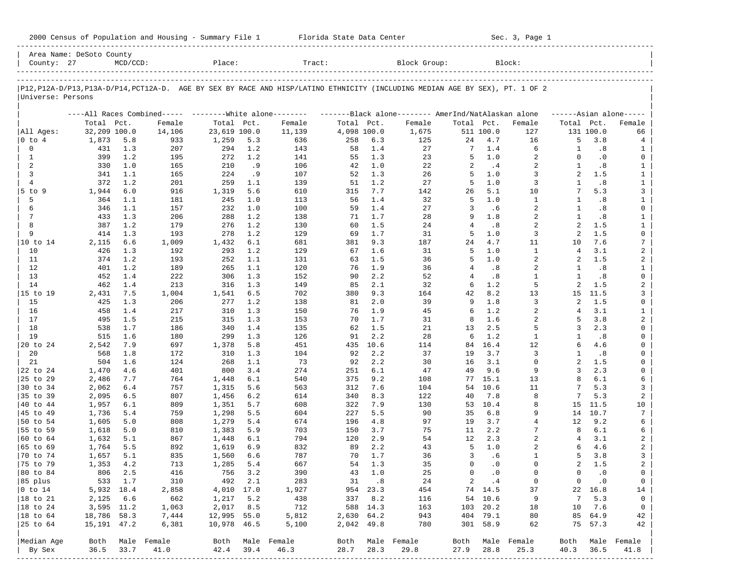2000 Census of Population and Housing - Summary File 1 Florida State Data Center Sec. 3, Page 1

Area Name: DeSoto County
County: 27 MCD/CCD: Place: Tract: Block Group: Block:

P12,P12A-D/P13,P13A-D/P14,PCT12A-D. AGE BY SEX BY RACE AND HISP/LATINO ETHNICITY (INCLUDING MEDIAN AGE BY SEX), PT. 1 OF 2
Universe: Persons

| | All Races Combined | | | White alone | | | Black alone | | | AmerInd/NatAlaskan alone | | | Asian alone | | |
|---|---|---|---|---|---|---|---|---|---|---|---|---|---|---|---|
| | Total | Pct. | Female | Total | Pct. | Female | Total | Pct. | Female | Total | Pct. | Female | Total | Pct. | Female |
| All Ages: | 32,209 | 100.0 | 14,106 | 23,619 | 100.0 | 11,139 | 4,098 | 100.0 | 1,675 | 511 | 100.0 | 127 | 131 | 100.0 | 66 |
| 0 to 4 | 1,873 | 5.8 | 933 | 1,259 | 5.3 | 636 | 258 | 6.3 | 125 | 24 | 4.7 | 16 | 5 | 3.8 | 4 |
| 0 | 431 | 1.3 | 207 | 294 | 1.2 | 143 | 58 | 1.4 | 27 | 7 | 1.4 | 6 | 1 | .8 | 1 |
| 1 | 399 | 1.2 | 195 | 272 | 1.2 | 141 | 55 | 1.3 | 23 | 5 | 1.0 | 2 | 0 | .0 | 0 |
| 2 | 330 | 1.0 | 165 | 210 | .9 | 106 | 42 | 1.0 | 22 | 2 | .4 | 2 | 1 | .8 | 1 |
| 3 | 341 | 1.1 | 165 | 224 | .9 | 107 | 52 | 1.3 | 26 | 5 | 1.0 | 3 | 2 | 1.5 | 1 |
| 4 | 372 | 1.2 | 201 | 259 | 1.1 | 139 | 51 | 1.2 | 27 | 5 | 1.0 | 3 | 1 | .8 | 1 |
| 5 to 9 | 1,944 | 6.0 | 916 | 1,319 | 5.6 | 610 | 315 | 7.7 | 142 | 26 | 5.1 | 10 | 7 | 5.3 | 3 |
| 5 | 364 | 1.1 | 181 | 245 | 1.0 | 113 | 56 | 1.4 | 32 | 5 | 1.0 | 1 | 1 | .8 | 1 |
| 6 | 346 | 1.1 | 157 | 232 | 1.0 | 100 | 59 | 1.4 | 27 | 3 | .6 | 2 | 1 | .8 | 0 |
| 7 | 433 | 1.3 | 206 | 288 | 1.2 | 138 | 71 | 1.7 | 28 | 9 | 1.8 | 2 | 1 | .8 | 1 |
| 8 | 387 | 1.2 | 179 | 276 | 1.2 | 130 | 60 | 1.5 | 24 | 4 | .8 | 2 | 2 | 1.5 | 1 |
| 9 | 414 | 1.3 | 193 | 278 | 1.2 | 129 | 69 | 1.7 | 31 | 5 | 1.0 | 3 | 2 | 1.5 | 0 |
| 10 to 14 | 2,115 | 6.6 | 1,009 | 1,432 | 6.1 | 681 | 381 | 9.3 | 187 | 24 | 4.7 | 11 | 10 | 7.6 | 7 |
| 10 | 426 | 1.3 | 192 | 293 | 1.2 | 129 | 67 | 1.6 | 31 | 5 | 1.0 | 1 | 4 | 3.1 | 2 |
| 11 | 374 | 1.2 | 193 | 252 | 1.1 | 131 | 63 | 1.5 | 36 | 5 | 1.0 | 2 | 2 | 1.5 | 2 |
| 12 | 401 | 1.2 | 189 | 265 | 1.1 | 120 | 76 | 1.9 | 36 | 4 | .8 | 2 | 1 | .8 | 1 |
| 13 | 452 | 1.4 | 222 | 306 | 1.3 | 152 | 90 | 2.2 | 52 | 4 | .8 | 1 | 1 | .8 | 0 |
| 14 | 462 | 1.4 | 213 | 316 | 1.3 | 149 | 85 | 2.1 | 32 | 6 | 1.2 | 5 | 2 | 1.5 | 2 |
| 15 to 19 | 2,431 | 7.5 | 1,004 | 1,541 | 6.5 | 702 | 380 | 9.3 | 164 | 42 | 8.2 | 13 | 15 | 11.5 | 3 |
| 15 | 425 | 1.3 | 206 | 277 | 1.2 | 138 | 81 | 2.0 | 39 | 9 | 1.8 | 3 | 2 | 1.5 | 0 |
| 16 | 458 | 1.4 | 217 | 310 | 1.3 | 150 | 76 | 1.9 | 45 | 6 | 1.2 | 2 | 4 | 3.1 | 1 |
| 17 | 495 | 1.5 | 215 | 315 | 1.3 | 153 | 70 | 1.7 | 31 | 8 | 1.6 | 2 | 5 | 3.8 | 2 |
| 18 | 538 | 1.7 | 186 | 340 | 1.4 | 135 | 62 | 1.5 | 21 | 13 | 2.5 | 5 | 3 | 2.3 | 0 |
| 19 | 515 | 1.6 | 180 | 299 | 1.3 | 126 | 91 | 2.2 | 28 | 6 | 1.2 | 1 | 1 | .8 | 0 |
| 20 to 24 | 2,542 | 7.9 | 697 | 1,378 | 5.8 | 451 | 435 | 10.6 | 114 | 84 | 16.4 | 12 | 6 | 4.6 | 0 |
| 20 | 568 | 1.8 | 172 | 310 | 1.3 | 104 | 92 | 2.2 | 37 | 19 | 3.7 | 3 | 1 | .8 | 0 |
| 21 | 504 | 1.6 | 124 | 268 | 1.1 | 73 | 92 | 2.2 | 30 | 16 | 3.1 | 0 | 2 | 1.5 | 0 |
| 22 to 24 | 1,470 | 4.6 | 401 | 800 | 3.4 | 274 | 251 | 6.1 | 47 | 49 | 9.6 | 9 | 3 | 2.3 | 0 |
| 25 to 29 | 2,486 | 7.7 | 764 | 1,448 | 6.1 | 540 | 375 | 9.2 | 108 | 77 | 15.1 | 13 | 8 | 6.1 | 6 |
| 30 to 34 | 2,062 | 6.4 | 757 | 1,315 | 5.6 | 563 | 312 | 7.6 | 104 | 54 | 10.6 | 11 | 7 | 5.3 | 3 |
| 35 to 39 | 2,095 | 6.5 | 807 | 1,456 | 6.2 | 614 | 340 | 8.3 | 122 | 40 | 7.8 | 8 | 7 | 5.3 | 2 |
| 40 to 44 | 1,957 | 6.1 | 809 | 1,351 | 5.7 | 608 | 322 | 7.9 | 130 | 53 | 10.4 | 8 | 15 | 11.5 | 10 |
| 45 to 49 | 1,736 | 5.4 | 759 | 1,298 | 5.5 | 604 | 227 | 5.5 | 90 | 35 | 6.8 | 9 | 14 | 10.7 | 7 |
| 50 to 54 | 1,605 | 5.0 | 808 | 1,279 | 5.4 | 674 | 196 | 4.8 | 97 | 19 | 3.7 | 4 | 12 | 9.2 | 6 |
| 55 to 59 | 1,618 | 5.0 | 810 | 1,383 | 5.9 | 703 | 150 | 3.7 | 75 | 11 | 2.2 | 7 | 8 | 6.1 | 6 |
| 60 to 64 | 1,632 | 5.1 | 867 | 1,448 | 6.1 | 794 | 120 | 2.9 | 54 | 12 | 2.3 | 2 | 4 | 3.1 | 2 |
| 65 to 69 | 1,764 | 5.5 | 892 | 1,619 | 6.9 | 832 | 89 | 2.2 | 43 | 5 | 1.0 | 2 | 6 | 4.6 | 2 |
| 70 to 74 | 1,657 | 5.1 | 835 | 1,560 | 6.6 | 787 | 70 | 1.7 | 36 | 3 | .6 | 1 | 5 | 3.8 | 3 |
| 75 to 79 | 1,353 | 4.2 | 713 | 1,285 | 5.4 | 667 | 54 | 1.3 | 35 | 0 | .0 | 0 | 2 | 1.5 | 2 |
| 80 to 84 | 806 | 2.5 | 416 | 756 | 3.2 | 390 | 43 | 1.0 | 25 | 0 | .0 | 0 | 0 | .0 | 0 |
| 85 plus | 533 | 1.7 | 310 | 492 | 2.1 | 283 | 31 | .8 | 24 | 2 | .4 | 0 | 0 | .0 | 0 |
| 0 to 14 | 5,932 | 18.4 | 2,858 | 4,010 | 17.0 | 1,927 | 954 | 23.3 | 454 | 74 | 14.5 | 37 | 22 | 16.8 | 14 |
| 18 to 21 | 2,125 | 6.6 | 662 | 1,217 | 5.2 | 438 | 337 | 8.2 | 116 | 54 | 10.6 | 9 | 7 | 5.3 | 0 |
| 18 to 24 | 3,595 | 11.2 | 1,063 | 2,017 | 8.5 | 712 | 588 | 14.3 | 163 | 103 | 20.2 | 18 | 10 | 7.6 | 0 |
| 18 to 64 | 18,786 | 58.3 | 7,444 | 12,995 | 55.0 | 5,812 | 2,630 | 64.2 | 943 | 404 | 79.1 | 80 | 85 | 64.9 | 42 |
| 25 to 64 | 15,191 | 47.2 | 6,381 | 10,978 | 46.5 | 5,100 | 2,042 | 49.8 | 780 | 301 | 58.9 | 62 | 75 | 57.3 | 42 |
| Median Age | Both | Male | Female | Both | Male | Female | Both | Male | Female | Both | Male | Female | Both | Male | Female |
| By Sex | 36.5 | 33.7 | 41.0 | 42.4 | 39.4 | 46.3 | 28.7 | 28.3 | 29.8 | 27.9 | 28.8 | 25.3 | 40.3 | 36.5 | 41.8 |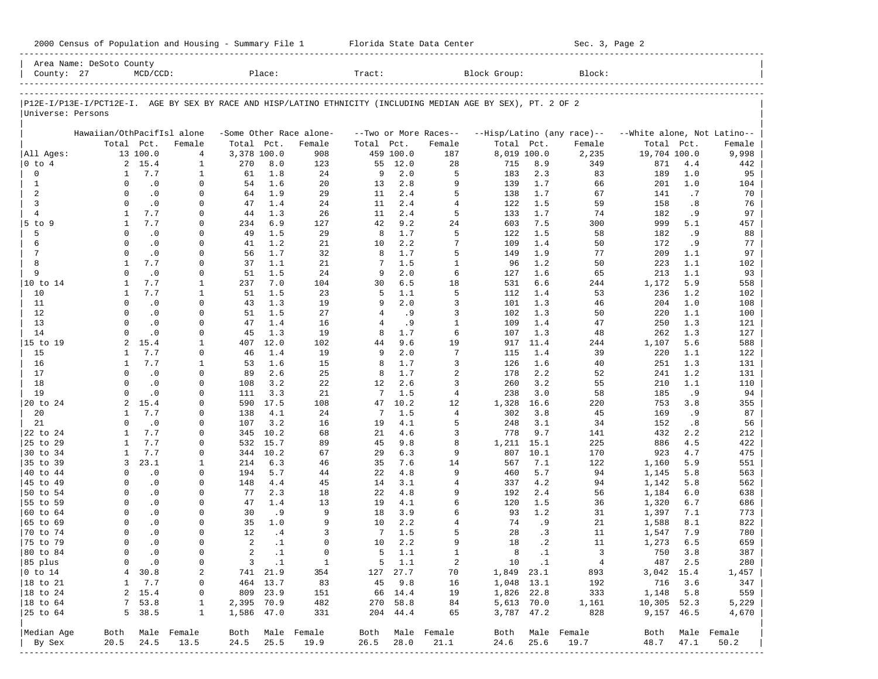2000 Census of Population and Housing - Summary File 1 Florida State Data Center Sec. 3, Page 2

Area Name: DeSoto County
County: 27 MCD/CCD: Place: Tract: Block Group: Block:

P12E-I/P13E-I/PCT12E-I. AGE BY SEX BY RACE AND HISP/LATINO ETHNICITY (INCLUDING MEDIAN AGE BY SEX), PT. 2 OF 2
Universe: Persons

| | Hawaiian/OthPacifIsl alone | | | -Some Other Race alone- | | | --Two or More Races-- | | | --Hisp/Latino (any race)-- | | | --White alone, Not Latino-- | | |
|---|---|---|---|---|---|---|---|---|---|---|---|---|---|---|---|
| | Total | Pct. | Female | Total | Pct. | Female | Total | Pct. | Female | Total | Pct. | Female | Total | Pct. | Female |
| All Ages: | 13 | 100.0 | 4 | 3,378 | 100.0 | 908 | 459 | 100.0 | 187 | 8,019 | 100.0 | 2,235 | 19,704 | 100.0 | 9,998 |
| 0 to 4 | 2 | 15.4 | 1 | 270 | 8.0 | 123 | 55 | 12.0 | 28 | 715 | 8.9 | 349 | 871 | 4.4 | 442 |
| 0 | 1 | 7.7 | 1 | 61 | 1.8 | 24 | 9 | 2.0 | 5 | 183 | 2.3 | 83 | 189 | 1.0 | 95 |
| 1 | 0 | .0 | 0 | 54 | 1.6 | 20 | 13 | 2.8 | 9 | 139 | 1.7 | 66 | 201 | 1.0 | 104 |
| 2 | 0 | .0 | 0 | 64 | 1.9 | 29 | 11 | 2.4 | 5 | 138 | 1.7 | 67 | 141 | .7 | 70 |
| 3 | 0 | .0 | 0 | 47 | 1.4 | 24 | 11 | 2.4 | 4 | 122 | 1.5 | 59 | 158 | .8 | 76 |
| 4 | 1 | 7.7 | 0 | 44 | 1.3 | 26 | 11 | 2.4 | 5 | 133 | 1.7 | 74 | 182 | .9 | 97 |
| 5 to 9 | 1 | 7.7 | 0 | 234 | 6.9 | 127 | 42 | 9.2 | 24 | 603 | 7.5 | 300 | 999 | 5.1 | 457 |
| 5 | 0 | .0 | 0 | 49 | 1.5 | 29 | 8 | 1.7 | 5 | 122 | 1.5 | 58 | 182 | .9 | 88 |
| 6 | 0 | .0 | 0 | 41 | 1.2 | 21 | 10 | 2.2 | 7 | 109 | 1.4 | 50 | 172 | .9 | 77 |
| 7 | 0 | .0 | 0 | 56 | 1.7 | 32 | 8 | 1.7 | 5 | 149 | 1.9 | 77 | 209 | 1.1 | 97 |
| 8 | 1 | 7.7 | 0 | 37 | 1.1 | 21 | 7 | 1.5 | 1 | 96 | 1.2 | 50 | 223 | 1.1 | 102 |
| 9 | 0 | .0 | 0 | 51 | 1.5 | 24 | 9 | 2.0 | 6 | 127 | 1.6 | 65 | 213 | 1.1 | 93 |
| 10 to 14 | 1 | 7.7 | 1 | 237 | 7.0 | 104 | 30 | 6.5 | 18 | 531 | 6.6 | 244 | 1,172 | 5.9 | 558 |
| 10 | 1 | 7.7 | 1 | 51 | 1.5 | 23 | 5 | 1.1 | 5 | 112 | 1.4 | 53 | 236 | 1.2 | 102 |
| 11 | 0 | .0 | 0 | 43 | 1.3 | 19 | 9 | 2.0 | 3 | 101 | 1.3 | 46 | 204 | 1.0 | 108 |
| 12 | 0 | .0 | 0 | 51 | 1.5 | 27 | 4 | .9 | 3 | 102 | 1.3 | 50 | 220 | 1.1 | 100 |
| 13 | 0 | .0 | 0 | 47 | 1.4 | 16 | 4 | .9 | 1 | 109 | 1.4 | 47 | 250 | 1.3 | 121 |
| 14 | 0 | .0 | 0 | 45 | 1.3 | 19 | 8 | 1.7 | 6 | 107 | 1.3 | 48 | 262 | 1.3 | 127 |
| 15 to 19 | 2 | 15.4 | 1 | 407 | 12.0 | 102 | 44 | 9.6 | 19 | 917 | 11.4 | 244 | 1,107 | 5.6 | 588 |
| 15 | 1 | 7.7 | 0 | 46 | 1.4 | 19 | 9 | 2.0 | 7 | 115 | 1.4 | 39 | 220 | 1.1 | 122 |
| 16 | 1 | 7.7 | 1 | 53 | 1.6 | 15 | 8 | 1.7 | 3 | 126 | 1.6 | 40 | 251 | 1.3 | 131 |
| 17 | 0 | .0 | 0 | 89 | 2.6 | 25 | 8 | 1.7 | 2 | 178 | 2.2 | 52 | 241 | 1.2 | 131 |
| 18 | 0 | .0 | 0 | 108 | 3.2 | 22 | 12 | 2.6 | 3 | 260 | 3.2 | 55 | 210 | 1.1 | 110 |
| 19 | 0 | .0 | 0 | 111 | 3.3 | 21 | 7 | 1.5 | 4 | 238 | 3.0 | 58 | 185 | .9 | 94 |
| 20 to 24 | 2 | 15.4 | 0 | 590 | 17.5 | 108 | 47 | 10.2 | 12 | 1,328 | 16.6 | 220 | 753 | 3.8 | 355 |
| 20 | 1 | 7.7 | 0 | 138 | 4.1 | 24 | 7 | 1.5 | 4 | 302 | 3.8 | 45 | 169 | .9 | 87 |
| 21 | 0 | .0 | 0 | 107 | 3.2 | 16 | 19 | 4.1 | 5 | 248 | 3.1 | 34 | 152 | .8 | 56 |
| 22 to 24 | 1 | 7.7 | 0 | 345 | 10.2 | 68 | 21 | 4.6 | 3 | 778 | 9.7 | 141 | 432 | 2.2 | 212 |
| 25 to 29 | 1 | 7.7 | 0 | 532 | 15.7 | 89 | 45 | 9.8 | 8 | 1,211 | 15.1 | 225 | 886 | 4.5 | 422 |
| 30 to 34 | 1 | 7.7 | 0 | 344 | 10.2 | 67 | 29 | 6.3 | 9 | 807 | 10.1 | 170 | 923 | 4.7 | 475 |
| 35 to 39 | 3 | 23.1 | 1 | 214 | 6.3 | 46 | 35 | 7.6 | 14 | 567 | 7.1 | 122 | 1,160 | 5.9 | 551 |
| 40 to 44 | 0 | .0 | 0 | 194 | 5.7 | 44 | 22 | 4.8 | 9 | 460 | 5.7 | 94 | 1,145 | 5.8 | 563 |
| 45 to 49 | 0 | .0 | 0 | 148 | 4.4 | 45 | 14 | 3.1 | 4 | 337 | 4.2 | 94 | 1,142 | 5.8 | 562 |
| 50 to 54 | 0 | .0 | 0 | 77 | 2.3 | 18 | 22 | 4.8 | 9 | 192 | 2.4 | 56 | 1,184 | 6.0 | 638 |
| 55 to 59 | 0 | .0 | 0 | 47 | 1.4 | 13 | 19 | 4.1 | 6 | 120 | 1.5 | 36 | 1,320 | 6.7 | 686 |
| 60 to 64 | 0 | .0 | 0 | 30 | .9 | 9 | 18 | 3.9 | 6 | 93 | 1.2 | 31 | 1,397 | 7.1 | 773 |
| 65 to 69 | 0 | .0 | 0 | 35 | 1.0 | 9 | 10 | 2.2 | 4 | 74 | .9 | 21 | 1,588 | 8.1 | 822 |
| 70 to 74 | 0 | .0 | 0 | 12 | .4 | 3 | 7 | 1.5 | 5 | 28 | .3 | 11 | 1,547 | 7.9 | 780 |
| 75 to 79 | 0 | .0 | 0 | 2 | .1 | 0 | 10 | 2.2 | 9 | 18 | .2 | 11 | 1,273 | 6.5 | 659 |
| 80 to 84 | 0 | .0 | 0 | 2 | .1 | 0 | 5 | 1.1 | 1 | 8 | .1 | 3 | 750 | 3.8 | 387 |
| 85 plus | 0 | .0 | 0 | 3 | .1 | 1 | 5 | 1.1 | 2 | 10 | .1 | 4 | 487 | 2.5 | 280 |
| 0 to 14 | 4 | 30.8 | 2 | 741 | 21.9 | 354 | 127 | 27.7 | 70 | 1,849 | 23.1 | 893 | 3,042 | 15.4 | 1,457 |
| 18 to 21 | 1 | 7.7 | 0 | 464 | 13.7 | 83 | 45 | 9.8 | 16 | 1,048 | 13.1 | 192 | 716 | 3.6 | 347 |
| 18 to 24 | 2 | 15.4 | 0 | 809 | 23.9 | 151 | 66 | 14.4 | 19 | 1,826 | 22.8 | 333 | 1,148 | 5.8 | 559 |
| 18 to 64 | 7 | 53.8 | 1 | 2,395 | 70.9 | 482 | 270 | 58.8 | 84 | 5,613 | 70.0 | 1,161 | 10,305 | 52.3 | 5,229 |
| 25 to 64 | 5 | 38.5 | 1 | 1,586 | 47.0 | 331 | 204 | 44.4 | 65 | 3,787 | 47.2 | 828 | 9,157 | 46.5 | 4,670 |
| Median Age | Both | Male | Female | Both | Male | Female | Both | Male | Female | Both | Male | Female | Both | Male | Female |
| By Sex | 20.5 | 24.5 | 13.5 | 24.5 | 25.5 | 19.9 | 26.5 | 28.0 | 21.1 | 24.6 | 25.6 | 19.7 | 48.7 | 47.1 | 50.2 |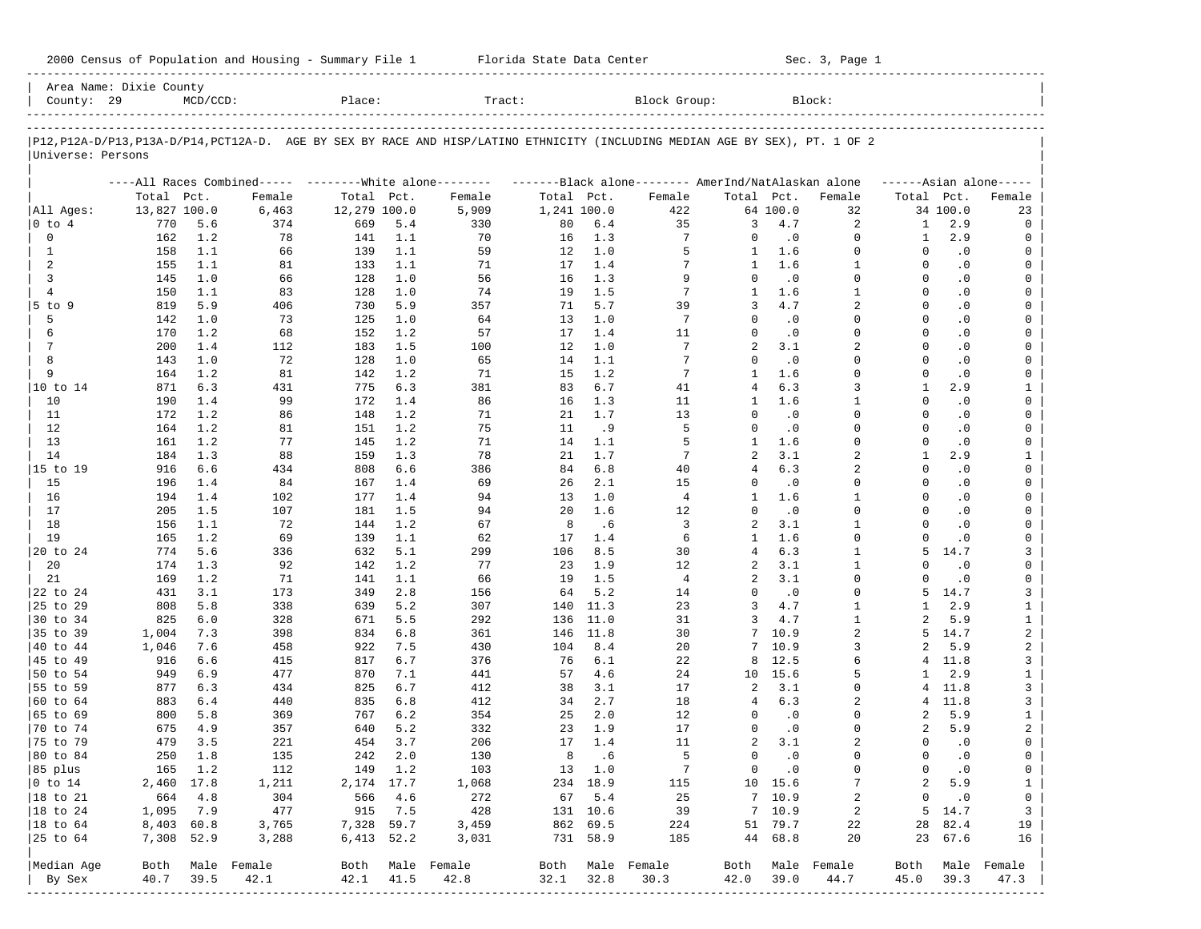2000 Census of Population and Housing - Summary File 1 Florida State Data Center Sec. 3, Page 1

Area Name: Dixie County
County: 29 MCD/CCD: Place: Tract: Block Group: Block:

|P12,P12A-D/P13,P13A-D/P14,PCT12A-D. AGE BY SEX BY RACE AND HISP/LATINO ETHNICITY (INCLUDING MEDIAN AGE BY SEX), PT. 1 OF 2
Universe: Persons

| | All Races Combined | | | White alone | | | Black alone | | | AmerInd/NatAlaskan alone | | | Asian alone | | |
|---|---|---|---|---|---|---|---|---|---|---|---|---|---|---|---|
| | Total | Pct. | Female | Total | Pct. | Female | Total | Pct. | Female | Total | Pct. | Female | Total | Pct. | Female |
| All Ages: | 13,827 | 100.0 | 6,463 | 12,279 | 100.0 | 5,909 | 1,241 | 100.0 | 422 | 64 | 100.0 | 32 | 34 | 100.0 | 23 |
| 0 to 4 | 770 | 5.6 | 374 | 669 | 5.4 | 330 | 80 | 6.4 | 35 | 3 | 4.7 | 2 | 1 | 2.9 | 0 |
| 0 | 162 | 1.2 | 78 | 141 | 1.1 | 70 | 16 | 1.3 | 7 | 0 | .0 | 0 | 1 | 2.9 | 0 |
| 1 | 158 | 1.1 | 66 | 139 | 1.1 | 59 | 12 | 1.0 | 5 | 1 | 1.6 | 0 | 0 | .0 | 0 |
| 2 | 155 | 1.1 | 81 | 133 | 1.1 | 71 | 17 | 1.4 | 7 | 1 | 1.6 | 1 | 0 | .0 | 0 |
| 3 | 145 | 1.0 | 66 | 128 | 1.0 | 56 | 16 | 1.3 | 9 | 0 | .0 | 0 | 0 | .0 | 0 |
| 4 | 150 | 1.1 | 83 | 128 | 1.0 | 74 | 19 | 1.5 | 7 | 1 | 1.6 | 1 | 0 | .0 | 0 |
| 5 to 9 | 819 | 5.9 | 406 | 730 | 5.9 | 357 | 71 | 5.7 | 39 | 3 | 4.7 | 2 | 0 | .0 | 0 |
| 5 | 142 | 1.0 | 73 | 125 | 1.0 | 64 | 13 | 1.0 | 7 | 0 | .0 | 0 | 0 | .0 | 0 |
| 6 | 170 | 1.2 | 68 | 152 | 1.2 | 57 | 17 | 1.4 | 11 | 0 | .0 | 0 | 0 | .0 | 0 |
| 7 | 200 | 1.4 | 112 | 183 | 1.5 | 100 | 12 | 1.0 | 7 | 2 | 3.1 | 2 | 0 | .0 | 0 |
| 8 | 143 | 1.0 | 72 | 128 | 1.0 | 65 | 14 | 1.1 | 7 | 0 | .0 | 0 | 0 | .0 | 0 |
| 9 | 164 | 1.2 | 81 | 142 | 1.2 | 71 | 15 | 1.2 | 7 | 1 | 1.6 | 0 | 0 | .0 | 0 |
| 10 to 14 | 871 | 6.3 | 431 | 775 | 6.3 | 381 | 83 | 6.7 | 41 | 4 | 6.3 | 3 | 1 | 2.9 | 1 |
| 10 | 190 | 1.4 | 99 | 172 | 1.4 | 86 | 16 | 1.3 | 11 | 1 | 1.6 | 1 | 0 | .0 | 0 |
| 11 | 172 | 1.2 | 86 | 148 | 1.2 | 71 | 21 | 1.7 | 13 | 0 | .0 | 0 | 0 | .0 | 0 |
| 12 | 164 | 1.2 | 81 | 151 | 1.2 | 75 | 11 | .9 | 5 | 0 | .0 | 0 | 0 | .0 | 0 |
| 13 | 161 | 1.2 | 77 | 145 | 1.2 | 71 | 14 | 1.1 | 5 | 1 | 1.6 | 0 | 0 | .0 | 0 |
| 14 | 184 | 1.3 | 88 | 159 | 1.3 | 78 | 21 | 1.7 | 7 | 2 | 3.1 | 2 | 1 | 2.9 | 1 |
| 15 to 19 | 916 | 6.6 | 434 | 808 | 6.6 | 386 | 84 | 6.8 | 40 | 4 | 6.3 | 2 | 0 | .0 | 0 |
| 15 | 196 | 1.4 | 84 | 167 | 1.4 | 69 | 26 | 2.1 | 15 | 0 | .0 | 0 | 0 | .0 | 0 |
| 16 | 194 | 1.4 | 102 | 177 | 1.4 | 94 | 13 | 1.0 | 4 | 1 | 1.6 | 1 | 0 | .0 | 0 |
| 17 | 205 | 1.5 | 107 | 181 | 1.5 | 94 | 20 | 1.6 | 12 | 0 | .0 | 0 | 0 | .0 | 0 |
| 18 | 156 | 1.1 | 72 | 144 | 1.2 | 67 | 8 | .6 | 3 | 2 | 3.1 | 1 | 0 | .0 | 0 |
| 19 | 165 | 1.2 | 69 | 139 | 1.1 | 62 | 17 | 1.4 | 6 | 1 | 1.6 | 0 | 0 | .0 | 0 |
| 20 to 24 | 774 | 5.6 | 336 | 632 | 5.1 | 299 | 106 | 8.5 | 30 | 4 | 6.3 | 1 | 5 | 14.7 | 3 |
| 20 | 174 | 1.3 | 92 | 142 | 1.2 | 77 | 23 | 1.9 | 12 | 2 | 3.1 | 1 | 0 | .0 | 0 |
| 21 | 169 | 1.2 | 71 | 141 | 1.1 | 66 | 19 | 1.5 | 4 | 2 | 3.1 | 0 | 0 | .0 | 0 |
| 22 to 24 | 431 | 3.1 | 173 | 349 | 2.8 | 156 | 64 | 5.2 | 14 | 0 | .0 | 0 | 5 | 14.7 | 3 |
| 25 to 29 | 808 | 5.8 | 338 | 639 | 5.2 | 307 | 140 | 11.3 | 23 | 3 | 4.7 | 1 | 1 | 2.9 | 1 |
| 30 to 34 | 825 | 6.0 | 328 | 671 | 5.5 | 292 | 136 | 11.0 | 31 | 3 | 4.7 | 1 | 2 | 5.9 | 1 |
| 35 to 39 | 1,004 | 7.3 | 398 | 834 | 6.8 | 361 | 146 | 11.8 | 30 | 7 | 10.9 | 2 | 5 | 14.7 | 2 |
| 40 to 44 | 1,046 | 7.6 | 458 | 922 | 7.5 | 430 | 104 | 8.4 | 20 | 7 | 10.9 | 3 | 2 | 5.9 | 2 |
| 45 to 49 | 916 | 6.6 | 415 | 817 | 6.7 | 376 | 76 | 6.1 | 22 | 8 | 12.5 | 6 | 4 | 11.8 | 3 |
| 50 to 54 | 949 | 6.9 | 477 | 870 | 7.1 | 441 | 57 | 4.6 | 24 | 10 | 15.6 | 5 | 1 | 2.9 | 1 |
| 55 to 59 | 877 | 6.3 | 434 | 825 | 6.7 | 412 | 38 | 3.1 | 17 | 2 | 3.1 | 0 | 4 | 11.8 | 3 |
| 60 to 64 | 883 | 6.4 | 440 | 835 | 6.8 | 412 | 34 | 2.7 | 18 | 4 | 6.3 | 2 | 4 | 11.8 | 3 |
| 65 to 69 | 800 | 5.8 | 369 | 767 | 6.2 | 354 | 25 | 2.0 | 12 | 0 | .0 | 0 | 2 | 5.9 | 1 |
| 70 to 74 | 675 | 4.9 | 357 | 640 | 5.2 | 332 | 23 | 1.9 | 17 | 0 | .0 | 0 | 2 | 5.9 | 2 |
| 75 to 79 | 479 | 3.5 | 221 | 454 | 3.7 | 206 | 17 | 1.4 | 11 | 2 | 3.1 | 2 | 0 | .0 | 0 |
| 80 to 84 | 250 | 1.8 | 135 | 242 | 2.0 | 130 | 8 | .6 | 5 | 0 | .0 | 0 | 0 | .0 | 0 |
| 85 plus | 165 | 1.2 | 112 | 149 | 1.2 | 103 | 13 | 1.0 | 7 | 0 | .0 | 0 | 0 | .0 | 0 |
| 0 to 14 | 2,460 | 17.8 | 1,211 | 2,174 | 17.7 | 1,068 | 234 | 18.9 | 115 | 10 | 15.6 | 7 | 2 | 5.9 | 1 |
| 18 to 21 | 664 | 4.8 | 304 | 566 | 4.6 | 272 | 67 | 5.4 | 25 | 7 | 10.9 | 2 | 0 | .0 | 0 |
| 18 to 24 | 1,095 | 7.9 | 477 | 915 | 7.5 | 428 | 131 | 10.6 | 39 | 7 | 10.9 | 2 | 5 | 14.7 | 3 |
| 18 to 64 | 8,403 | 60.8 | 3,765 | 7,328 | 59.7 | 3,459 | 862 | 69.5 | 224 | 51 | 79.7 | 22 | 28 | 82.4 | 19 |
| 25 to 64 | 7,308 | 52.9 | 3,288 | 6,413 | 52.2 | 3,031 | 731 | 58.9 | 185 | 44 | 68.8 | 20 | 23 | 67.6 | 16 |
| Median Age | Both | Male | Female | Both | Male | Female | Both | Male | Female | Both | Male | Female | Both | Male | Female |
| By Sex | 40.7 | 39.5 | 42.1 | 42.1 | 41.5 | 42.8 | 32.1 | 32.8 | 30.3 | 42.0 | 39.0 | 44.7 | 45.0 | 39.3 | 47.3 |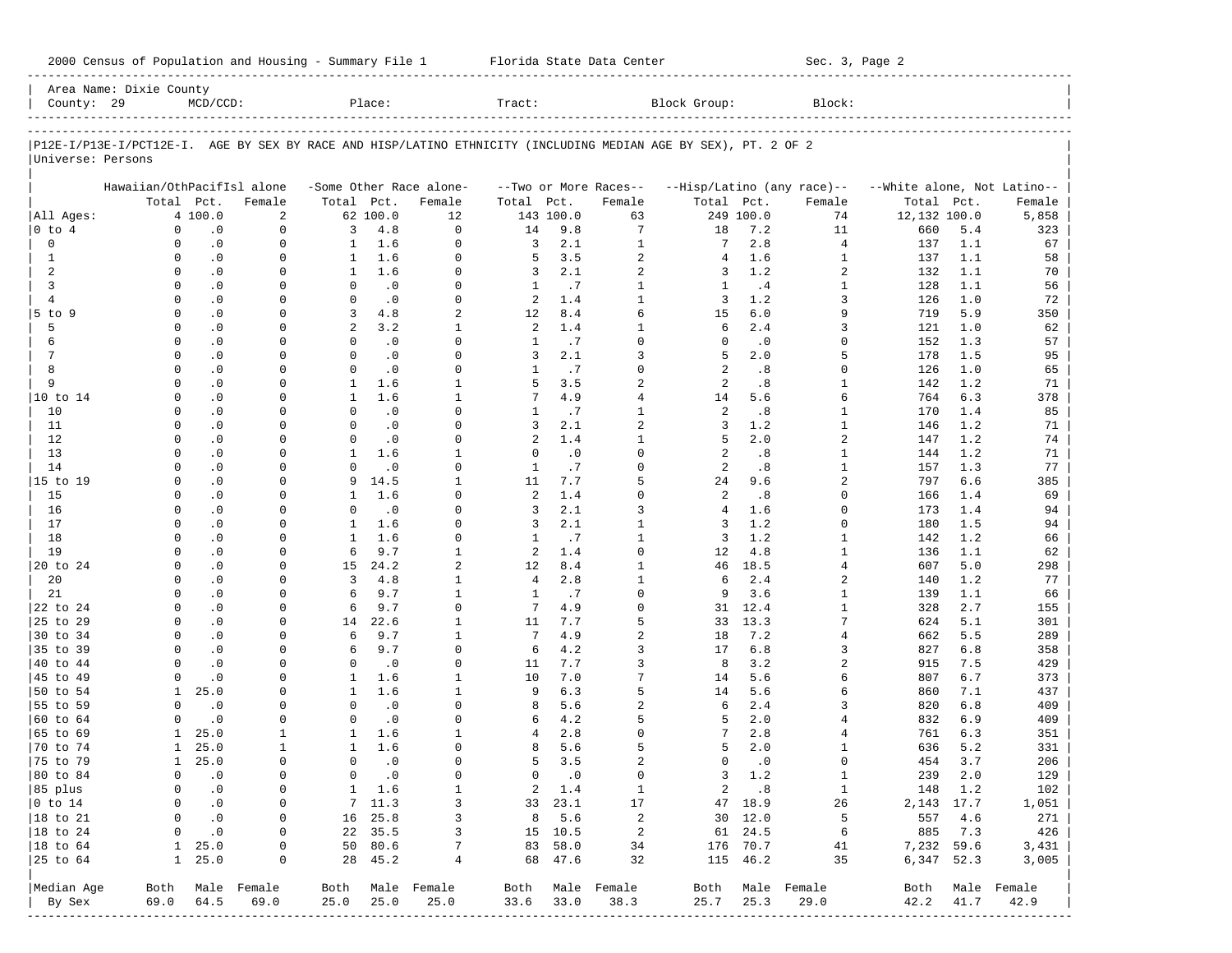2000 Census of Population and Housing - Summary File 1 Florida State Data Center Sec. 3, Page 2

Area Name: Dixie County
County: 29 MCD/CCD: Place: Tract: Block Group: Block:

P12E-I/P13E-I/PCT12E-I. AGE BY SEX BY RACE AND HISP/LATINO ETHNICITY (INCLUDING MEDIAN AGE BY SEX), PT. 2 OF 2
Universe: Persons

| | Hawaiian/OthPacifIsl alone | | | -Some Other Race alone- | | | --Two or More Races-- | | | --Hisp/Latino (any race)-- | | | --White alone, Not Latino-- | | |
|---|---|---|---|---|---|---|---|---|---|---|---|---|---|---|---|
| | Total | Pct. | Female | Total | Pct. | Female | Total | Pct. | Female | Total | Pct. | Female | Total | Pct. | Female |
| All Ages: | 4 | 100.0 | 2 | 62 | 100.0 | 12 | 143 | 100.0 | 63 | 249 | 100.0 | 74 | 12,132 | 100.0 | 5,858 |
| 0 to 4 | 0 | .0 | 0 | 3 | 4.8 | 0 | 14 | 9.8 | 7 | 18 | 7.2 | 11 | 660 | 5.4 | 323 |
| 0 | 0 | .0 | 0 | 1 | 1.6 | 0 | 3 | 2.1 | 1 | 7 | 2.8 | 4 | 137 | 1.1 | 67 |
| 1 | 0 | .0 | 0 | 1 | 1.6 | 0 | 5 | 3.5 | 2 | 4 | 1.6 | 1 | 137 | 1.1 | 58 |
| 2 | 0 | .0 | 0 | 1 | 1.6 | 0 | 3 | 2.1 | 2 | 3 | 1.2 | 2 | 132 | 1.1 | 70 |
| 3 | 0 | .0 | 0 | 0 | .0 | 0 | 1 | .7 | 1 | 1 | .4 | 1 | 128 | 1.1 | 56 |
| 4 | 0 | .0 | 0 | 0 | .0 | 0 | 2 | 1.4 | 1 | 3 | 1.2 | 3 | 126 | 1.0 | 72 |
| 5 to 9 | 0 | .0 | 0 | 3 | 4.8 | 2 | 12 | 8.4 | 6 | 15 | 6.0 | 9 | 719 | 5.9 | 350 |
| 5 | 0 | .0 | 0 | 2 | 3.2 | 1 | 2 | 1.4 | 1 | 6 | 2.4 | 3 | 121 | 1.0 | 62 |
| 6 | 0 | .0 | 0 | 0 | .0 | 0 | 1 | .7 | 0 | 0 | .0 | 0 | 152 | 1.3 | 57 |
| 7 | 0 | .0 | 0 | 0 | .0 | 0 | 3 | 2.1 | 3 | 5 | 2.0 | 5 | 178 | 1.5 | 95 |
| 8 | 0 | .0 | 0 | 0 | .0 | 0 | 1 | .7 | 0 | 2 | .8 | 0 | 126 | 1.0 | 65 |
| 9 | 0 | .0 | 0 | 1 | 1.6 | 1 | 5 | 3.5 | 2 | 2 | .8 | 1 | 142 | 1.2 | 71 |
| 10 to 14 | 0 | .0 | 0 | 1 | 1.6 | 1 | 7 | 4.9 | 4 | 14 | 5.6 | 6 | 764 | 6.3 | 378 |
| 10 | 0 | .0 | 0 | 0 | .0 | 0 | 1 | .7 | 1 | 2 | .8 | 1 | 170 | 1.4 | 85 |
| 11 | 0 | .0 | 0 | 0 | .0 | 0 | 3 | 2.1 | 2 | 3 | 1.2 | 1 | 146 | 1.2 | 71 |
| 12 | 0 | .0 | 0 | 0 | .0 | 0 | 2 | 1.4 | 1 | 5 | 2.0 | 2 | 147 | 1.2 | 74 |
| 13 | 0 | .0 | 0 | 1 | 1.6 | 1 | 0 | .0 | 0 | 2 | .8 | 1 | 144 | 1.2 | 71 |
| 14 | 0 | .0 | 0 | 0 | .0 | 0 | 1 | .7 | 0 | 2 | .8 | 1 | 157 | 1.3 | 77 |
| 15 to 19 | 0 | .0 | 0 | 9 | 14.5 | 1 | 11 | 7.7 | 5 | 24 | 9.6 | 2 | 797 | 6.6 | 385 |
| 15 | 0 | .0 | 0 | 1 | 1.6 | 0 | 2 | 1.4 | 0 | 2 | .8 | 0 | 166 | 1.4 | 69 |
| 16 | 0 | .0 | 0 | 0 | .0 | 0 | 3 | 2.1 | 3 | 4 | 1.6 | 0 | 173 | 1.4 | 94 |
| 17 | 0 | .0 | 0 | 1 | 1.6 | 0 | 3 | 2.1 | 1 | 3 | 1.2 | 0 | 180 | 1.5 | 94 |
| 18 | 0 | .0 | 0 | 1 | 1.6 | 0 | 1 | .7 | 1 | 3 | 1.2 | 1 | 142 | 1.2 | 66 |
| 19 | 0 | .0 | 0 | 6 | 9.7 | 1 | 2 | 1.4 | 0 | 12 | 4.8 | 1 | 136 | 1.1 | 62 |
| 20 to 24 | 0 | .0 | 0 | 15 | 24.2 | 2 | 12 | 8.4 | 1 | 46 | 18.5 | 4 | 607 | 5.0 | 298 |
| 20 | 0 | .0 | 0 | 3 | 4.8 | 1 | 4 | 2.8 | 1 | 6 | 2.4 | 2 | 140 | 1.2 | 77 |
| 21 | 0 | .0 | 0 | 6 | 9.7 | 1 | 1 | .7 | 0 | 9 | 3.6 | 1 | 139 | 1.1 | 66 |
| 22 to 24 | 0 | .0 | 0 | 6 | 9.7 | 0 | 7 | 4.9 | 0 | 31 | 12.4 | 1 | 328 | 2.7 | 155 |
| 25 to 29 | 0 | .0 | 0 | 14 | 22.6 | 1 | 11 | 7.7 | 5 | 33 | 13.3 | 7 | 624 | 5.1 | 301 |
| 30 to 34 | 0 | .0 | 0 | 6 | 9.7 | 1 | 7 | 4.9 | 2 | 18 | 7.2 | 4 | 662 | 5.5 | 289 |
| 35 to 39 | 0 | .0 | 0 | 6 | 9.7 | 0 | 6 | 4.2 | 3 | 17 | 6.8 | 3 | 827 | 6.8 | 358 |
| 40 to 44 | 0 | .0 | 0 | 0 | .0 | 0 | 11 | 7.7 | 3 | 8 | 3.2 | 2 | 915 | 7.5 | 429 |
| 45 to 49 | 0 | .0 | 0 | 1 | 1.6 | 1 | 10 | 7.0 | 7 | 14 | 5.6 | 6 | 807 | 6.7 | 373 |
| 50 to 54 | 1 | 25.0 | 0 | 1 | 1.6 | 1 | 9 | 6.3 | 5 | 14 | 5.6 | 6 | 860 | 7.1 | 437 |
| 55 to 59 | 0 | .0 | 0 | 0 | .0 | 0 | 8 | 5.6 | 2 | 6 | 2.4 | 3 | 820 | 6.8 | 409 |
| 60 to 64 | 0 | .0 | 0 | 0 | .0 | 0 | 6 | 4.2 | 5 | 5 | 2.0 | 4 | 832 | 6.9 | 409 |
| 65 to 69 | 1 | 25.0 | 1 | 1 | 1.6 | 1 | 4 | 2.8 | 0 | 7 | 2.8 | 4 | 761 | 6.3 | 351 |
| 70 to 74 | 1 | 25.0 | 1 | 1 | 1.6 | 0 | 8 | 5.6 | 5 | 5 | 2.0 | 1 | 636 | 5.2 | 331 |
| 75 to 79 | 1 | 25.0 | 0 | 0 | .0 | 0 | 5 | 3.5 | 2 | 0 | .0 | 0 | 454 | 3.7 | 206 |
| 80 to 84 | 0 | .0 | 0 | 0 | .0 | 0 | 0 | .0 | 0 | 3 | 1.2 | 1 | 239 | 2.0 | 129 |
| 85 plus | 0 | .0 | 0 | 1 | 1.6 | 1 | 2 | 1.4 | 1 | 2 | .8 | 1 | 148 | 1.2 | 102 |
| 0 to 14 | 0 | .0 | 0 | 7 | 11.3 | 3 | 33 | 23.1 | 17 | 47 | 18.9 | 26 | 2,143 | 17.7 | 1,051 |
| 18 to 21 | 0 | .0 | 0 | 16 | 25.8 | 3 | 8 | 5.6 | 2 | 30 | 12.0 | 5 | 557 | 4.6 | 271 |
| 18 to 24 | 0 | .0 | 0 | 22 | 35.5 | 3 | 15 | 10.5 | 2 | 61 | 24.5 | 6 | 885 | 7.3 | 426 |
| 18 to 64 | 1 | 25.0 | 0 | 50 | 80.6 | 7 | 83 | 58.0 | 34 | 176 | 70.7 | 41 | 7,232 | 59.6 | 3,431 |
| 25 to 64 | 1 | 25.0 | 0 | 28 | 45.2 | 4 | 68 | 47.6 | 32 | 115 | 46.2 | 35 | 6,347 | 52.3 | 3,005 |
| Median Age | Both | Male | Female | Both | Male | Female | Both | Male | Female | Both | Male | Female | Both | Male | Female |
| By Sex | 69.0 | 64.5 | 69.0 | 25.0 | 25.0 | 25.0 | 33.6 | 33.0 | 38.3 | 25.7 | 25.3 | 29.0 | 42.2 | 41.7 | 42.9 |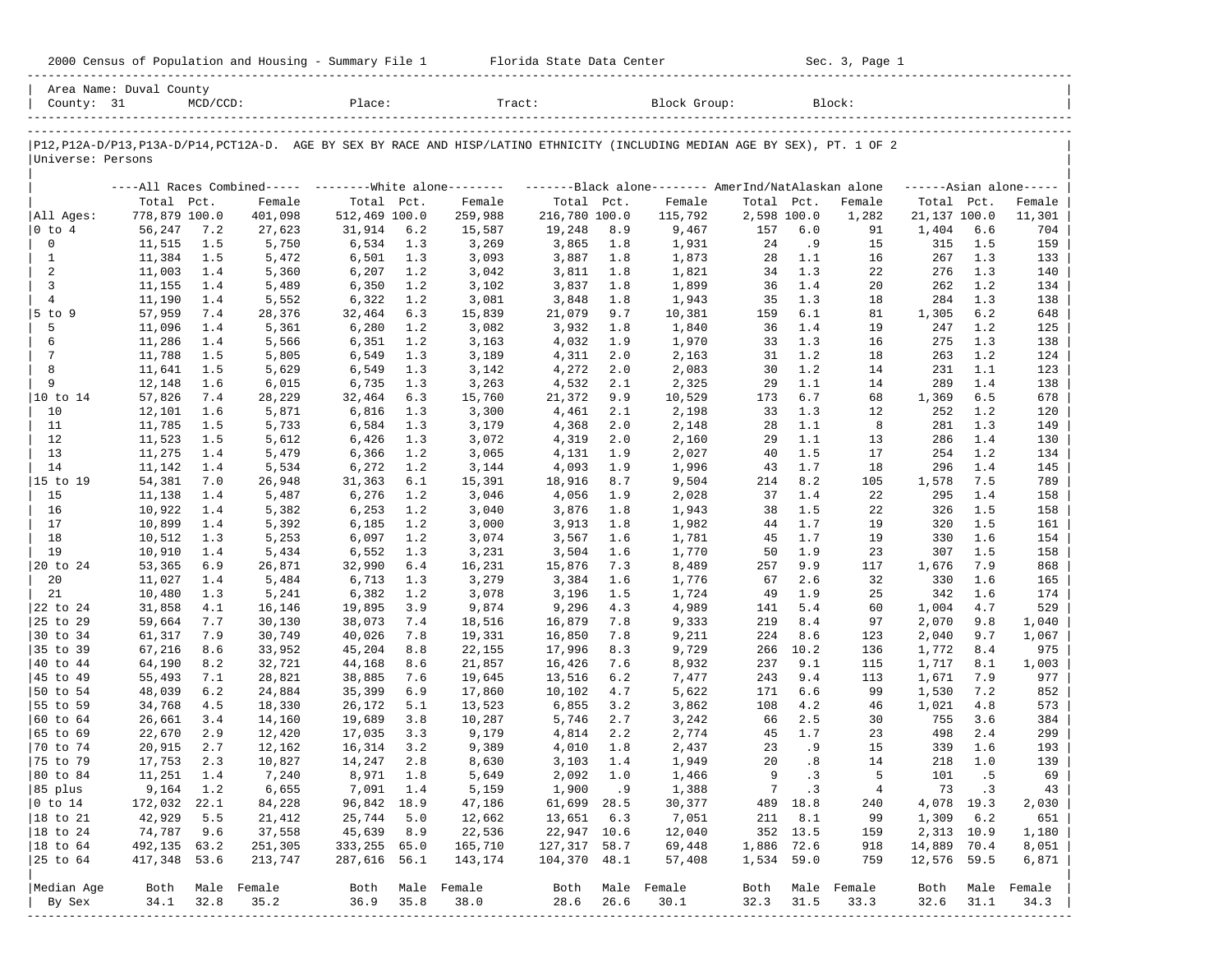2000 Census of Population and Housing - Summary File 1 Florida State Data Center Sec. 3, Page 1

Area Name: Duval County
County: 31 MCD/CCD: Place: Tract: Block Group: Block:

P12,P12A-D/P13,P13A-D/P14,PCT12A-D. AGE BY SEX BY RACE AND HISP/LATINO ETHNICITY (INCLUDING MEDIAN AGE BY SEX), PT. 1 OF 2
Universe: Persons

| | All Races Combined | | | White alone | | | Black alone | | | AmerInd/NatAlaskan alone | | | Asian alone | | |
|---|---|---|---|---|---|---|---|---|---|---|---|---|---|---|---|
| | Total | Pct. | Female | Total | Pct. | Female | Total | Pct. | Female | Total | Pct. | Female | Total | Pct. | Female |
| All Ages: | 778,879 | 100.0 | 401,098 | 512,469 | 100.0 | 259,988 | 216,780 | 100.0 | 115,792 | 2,598 | 100.0 | 1,282 | 21,137 | 100.0 | 11,301 |
| 0 to 4 | 56,247 | 7.2 | 27,623 | 31,914 | 6.2 | 15,587 | 19,248 | 8.9 | 9,467 | 157 | 6.0 | 91 | 1,404 | 6.6 | 704 |
| 0 | 11,515 | 1.5 | 5,750 | 6,534 | 1.3 | 3,269 | 3,865 | 1.8 | 1,931 | 24 | .9 | 15 | 315 | 1.5 | 159 |
| 1 | 11,384 | 1.5 | 5,472 | 6,501 | 1.3 | 3,093 | 3,887 | 1.8 | 1,873 | 28 | 1.1 | 16 | 267 | 1.3 | 133 |
| 2 | 11,003 | 1.4 | 5,360 | 6,207 | 1.2 | 3,042 | 3,811 | 1.8 | 1,821 | 34 | 1.3 | 22 | 276 | 1.3 | 140 |
| 3 | 11,155 | 1.4 | 5,489 | 6,350 | 1.2 | 3,102 | 3,837 | 1.8 | 1,899 | 36 | 1.4 | 20 | 262 | 1.2 | 134 |
| 4 | 11,190 | 1.4 | 5,552 | 6,322 | 1.2 | 3,081 | 3,848 | 1.8 | 1,943 | 35 | 1.3 | 18 | 284 | 1.3 | 138 |
| 5 to 9 | 57,959 | 7.4 | 28,376 | 32,464 | 6.3 | 15,839 | 21,079 | 9.7 | 10,381 | 159 | 6.1 | 81 | 1,305 | 6.2 | 648 |
| 5 | 11,096 | 1.4 | 5,361 | 6,280 | 1.2 | 3,082 | 3,932 | 1.8 | 1,840 | 36 | 1.4 | 19 | 247 | 1.2 | 125 |
| 6 | 11,286 | 1.4 | 5,566 | 6,351 | 1.2 | 3,163 | 4,032 | 1.9 | 1,970 | 33 | 1.3 | 16 | 275 | 1.3 | 138 |
| 7 | 11,788 | 1.5 | 5,805 | 6,549 | 1.3 | 3,189 | 4,311 | 2.0 | 2,163 | 31 | 1.2 | 18 | 263 | 1.2 | 124 |
| 8 | 11,641 | 1.5 | 5,629 | 6,549 | 1.3 | 3,142 | 4,272 | 2.0 | 2,083 | 30 | 1.2 | 14 | 231 | 1.1 | 123 |
| 9 | 12,148 | 1.6 | 6,015 | 6,735 | 1.3 | 3,263 | 4,532 | 2.1 | 2,325 | 29 | 1.1 | 14 | 289 | 1.4 | 138 |
| 10 to 14 | 57,826 | 7.4 | 28,229 | 32,464 | 6.3 | 15,760 | 21,372 | 9.9 | 10,529 | 173 | 6.7 | 68 | 1,369 | 6.5 | 678 |
| 10 | 12,101 | 1.6 | 5,871 | 6,816 | 1.3 | 3,300 | 4,461 | 2.1 | 2,198 | 33 | 1.3 | 12 | 252 | 1.2 | 120 |
| 11 | 11,785 | 1.5 | 5,733 | 6,584 | 1.3 | 3,179 | 4,368 | 2.0 | 2,148 | 28 | 1.1 | 8 | 281 | 1.3 | 149 |
| 12 | 11,523 | 1.5 | 5,612 | 6,426 | 1.3 | 3,072 | 4,319 | 2.0 | 2,160 | 29 | 1.1 | 13 | 286 | 1.4 | 130 |
| 13 | 11,275 | 1.4 | 5,479 | 6,366 | 1.2 | 3,065 | 4,131 | 1.9 | 2,027 | 40 | 1.5 | 17 | 254 | 1.2 | 134 |
| 14 | 11,142 | 1.4 | 5,534 | 6,272 | 1.2 | 3,144 | 4,093 | 1.9 | 1,996 | 43 | 1.7 | 18 | 296 | 1.4 | 145 |
| 15 to 19 | 54,381 | 7.0 | 26,948 | 31,363 | 6.1 | 15,391 | 18,916 | 8.7 | 9,504 | 214 | 8.2 | 105 | 1,578 | 7.5 | 789 |
| 15 | 11,138 | 1.4 | 5,487 | 6,276 | 1.2 | 3,046 | 4,056 | 1.9 | 2,028 | 37 | 1.4 | 22 | 295 | 1.4 | 158 |
| 16 | 10,922 | 1.4 | 5,382 | 6,253 | 1.2 | 3,040 | 3,876 | 1.8 | 1,943 | 38 | 1.5 | 22 | 326 | 1.5 | 158 |
| 17 | 10,899 | 1.4 | 5,392 | 6,185 | 1.2 | 3,000 | 3,913 | 1.8 | 1,982 | 44 | 1.7 | 19 | 320 | 1.5 | 161 |
| 18 | 10,512 | 1.3 | 5,253 | 6,097 | 1.2 | 3,074 | 3,567 | 1.6 | 1,781 | 45 | 1.7 | 19 | 330 | 1.6 | 154 |
| 19 | 10,910 | 1.4 | 5,434 | 6,552 | 1.3 | 3,231 | 3,504 | 1.6 | 1,770 | 50 | 1.9 | 23 | 307 | 1.5 | 158 |
| 20 to 24 | 53,365 | 6.9 | 26,871 | 32,990 | 6.4 | 16,231 | 15,876 | 7.3 | 8,489 | 257 | 9.9 | 117 | 1,676 | 7.9 | 868 |
| 20 | 11,027 | 1.4 | 5,484 | 6,713 | 1.3 | 3,279 | 3,384 | 1.6 | 1,776 | 67 | 2.6 | 32 | 330 | 1.6 | 165 |
| 21 | 10,480 | 1.3 | 5,241 | 6,382 | 1.2 | 3,078 | 3,196 | 1.5 | 1,724 | 49 | 1.9 | 25 | 342 | 1.6 | 174 |
| 22 to 24 | 31,858 | 4.1 | 16,146 | 19,895 | 3.9 | 9,874 | 9,296 | 4.3 | 4,989 | 141 | 5.4 | 60 | 1,004 | 4.7 | 529 |
| 25 to 29 | 59,664 | 7.7 | 30,130 | 38,073 | 7.4 | 18,516 | 16,879 | 7.8 | 9,333 | 219 | 8.4 | 97 | 2,070 | 9.8 | 1,040 |
| 30 to 34 | 61,317 | 7.9 | 30,749 | 40,026 | 7.8 | 19,331 | 16,850 | 7.8 | 9,211 | 224 | 8.6 | 123 | 2,040 | 9.7 | 1,067 |
| 35 to 39 | 67,216 | 8.6 | 33,952 | 45,204 | 8.8 | 22,155 | 17,996 | 8.3 | 9,729 | 266 | 10.2 | 136 | 1,772 | 8.4 | 975 |
| 40 to 44 | 64,190 | 8.2 | 32,721 | 44,168 | 8.6 | 21,857 | 16,426 | 7.6 | 8,932 | 237 | 9.1 | 115 | 1,717 | 8.1 | 1,003 |
| 45 to 49 | 55,493 | 7.1 | 28,821 | 38,885 | 7.6 | 19,645 | 13,516 | 6.2 | 7,477 | 243 | 9.4 | 113 | 1,671 | 7.9 | 977 |
| 50 to 54 | 48,039 | 6.2 | 24,884 | 35,399 | 6.9 | 17,860 | 10,102 | 4.7 | 5,622 | 171 | 6.6 | 99 | 1,530 | 7.2 | 852 |
| 55 to 59 | 34,768 | 4.5 | 18,330 | 26,172 | 5.1 | 13,523 | 6,855 | 3.2 | 3,862 | 108 | 4.2 | 46 | 1,021 | 4.8 | 573 |
| 60 to 64 | 26,661 | 3.4 | 14,160 | 19,689 | 3.8 | 10,287 | 5,746 | 2.7 | 3,242 | 66 | 2.5 | 30 | 755 | 3.6 | 384 |
| 65 to 69 | 22,670 | 2.9 | 12,420 | 17,035 | 3.3 | 9,179 | 4,814 | 2.2 | 2,774 | 45 | 1.7 | 23 | 498 | 2.4 | 299 |
| 70 to 74 | 20,915 | 2.7 | 12,162 | 16,314 | 3.2 | 9,389 | 4,010 | 1.8 | 2,437 | 23 | .9 | 15 | 339 | 1.6 | 193 |
| 75 to 79 | 17,753 | 2.3 | 10,827 | 14,247 | 2.8 | 8,630 | 3,103 | 1.4 | 1,949 | 20 | .8 | 14 | 218 | 1.0 | 139 |
| 80 to 84 | 11,251 | 1.4 | 7,240 | 8,971 | 1.8 | 5,649 | 2,092 | 1.0 | 1,466 | 9 | .3 | 5 | 101 | .5 | 69 |
| 85 plus | 9,164 | 1.2 | 6,655 | 7,091 | 1.4 | 5,159 | 1,900 | .9 | 1,388 | 7 | .3 | 4 | 73 | .3 | 43 |
| 0 to 14 | 172,032 | 22.1 | 84,228 | 96,842 | 18.9 | 47,186 | 61,699 | 28.5 | 30,377 | 489 | 18.8 | 240 | 4,078 | 19.3 | 2,030 |
| 18 to 21 | 42,929 | 5.5 | 21,412 | 25,744 | 5.0 | 12,662 | 13,651 | 6.3 | 7,051 | 211 | 8.1 | 99 | 1,309 | 6.2 | 651 |
| 18 to 24 | 74,787 | 9.6 | 37,558 | 45,639 | 8.9 | 22,536 | 22,947 | 10.6 | 12,040 | 352 | 13.5 | 159 | 2,313 | 10.9 | 1,180 |
| 18 to 64 | 492,135 | 63.2 | 251,305 | 333,255 | 65.0 | 165,710 | 127,317 | 58.7 | 69,448 | 1,886 | 72.6 | 918 | 14,889 | 70.4 | 8,051 |
| 25 to 64 | 417,348 | 53.6 | 213,747 | 287,616 | 56.1 | 143,174 | 104,370 | 48.1 | 57,408 | 1,534 | 59.0 | 759 | 12,576 | 59.5 | 6,871 |
| Median Age | Both | Male | Female | Both | Male | Female | Both | Male | Female | Both | Male | Female | Both | Male | Female |
| By Sex | 34.1 | 32.8 | 35.2 | 36.9 | 35.8 | 38.0 | 28.6 | 26.6 | 30.1 | 32.3 | 31.5 | 33.3 | 32.6 | 31.1 | 34.3 |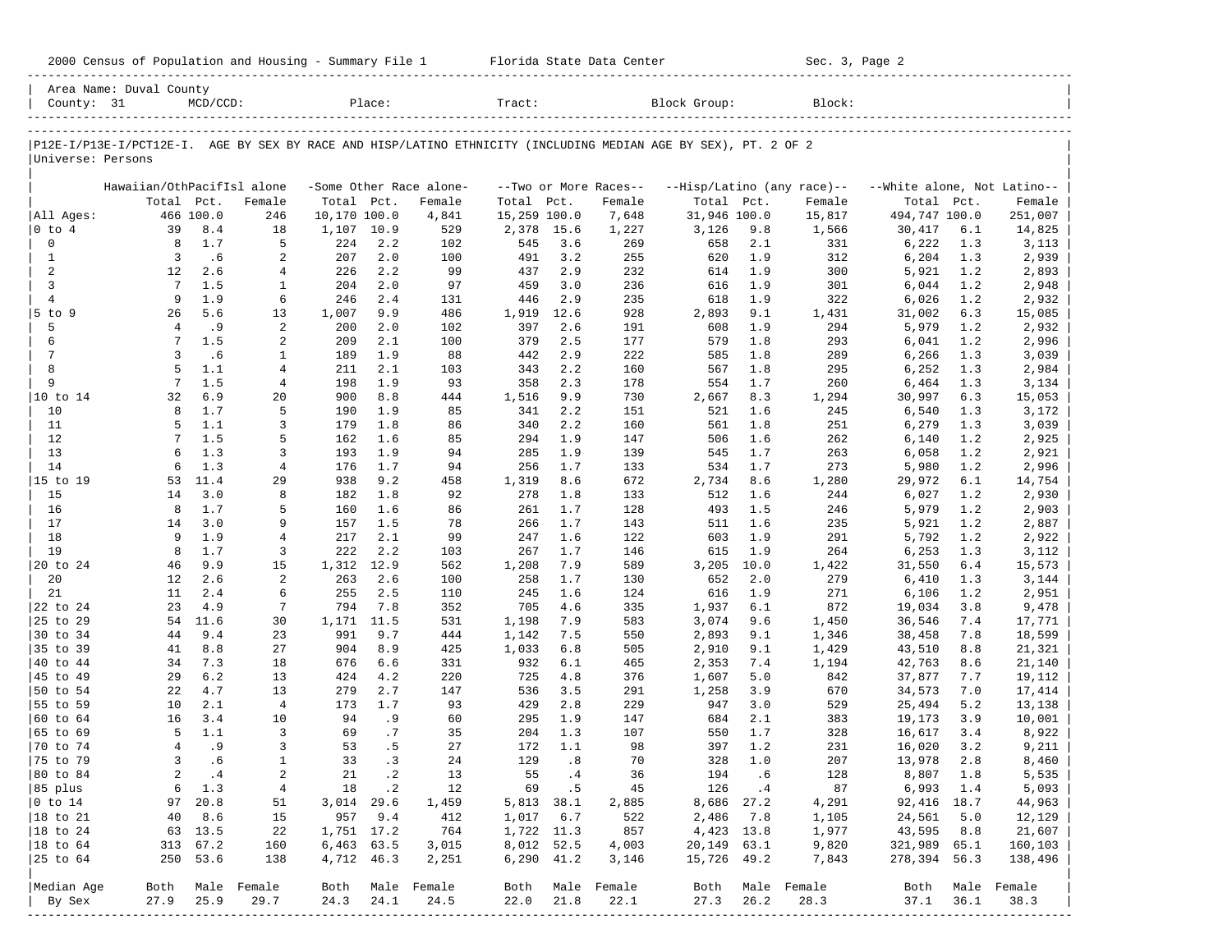2000 Census of Population and Housing - Summary File 1 Florida State Data Center Sec. 3, Page 2

Area Name: Duval County
County: 31 MCD/CCD: Place: Tract: Block Group: Block:

P12E-I/P13E-I/PCT12E-I. AGE BY SEX BY RACE AND HISP/LATINO ETHNICITY (INCLUDING MEDIAN AGE BY SEX), PT. 2 OF 2
Universe: Persons

| | Hawaiian/OthPacifIsl alone | | | -Some Other Race alone- | | | --Two or More Races-- | | | --Hisp/Latino (any race)-- | | | --White alone, Not Latino-- | | |
|---|---|---|---|---|---|---|---|---|---|---|---|---|---|---|---|
| | Total | Pct. | Female | Total | Pct. | Female | Total | Pct. | Female | Total | Pct. | Female | Total | Pct. | Female |
| All Ages: | 466 | 100.0 | 246 | 10,170 | 100.0 | 4,841 | 15,259 | 100.0 | 7,648 | 31,946 | 100.0 | 15,817 | 494,747 | 100.0 | 251,007 |
| 0 to 4 | 39 | 8.4 | 18 | 1,107 | 10.9 | 529 | 2,378 | 15.6 | 1,227 | 3,126 | 9.8 | 1,566 | 30,417 | 6.1 | 14,825 |
| 0 | 8 | 1.7 | 5 | 224 | 2.2 | 102 | 545 | 3.6 | 269 | 658 | 2.1 | 331 | 6,222 | 1.3 | 3,113 |
| 1 | 3 | .6 | 2 | 207 | 2.0 | 100 | 491 | 3.2 | 255 | 620 | 1.9 | 312 | 6,204 | 1.3 | 2,939 |
| 2 | 12 | 2.6 | 4 | 226 | 2.2 | 99 | 437 | 2.9 | 232 | 614 | 1.9 | 300 | 5,921 | 1.2 | 2,893 |
| 3 | 7 | 1.5 | 1 | 204 | 2.0 | 97 | 459 | 3.0 | 236 | 616 | 1.9 | 301 | 6,044 | 1.2 | 2,948 |
| 4 | 9 | 1.9 | 6 | 246 | 2.4 | 131 | 446 | 2.9 | 235 | 618 | 1.9 | 322 | 6,026 | 1.2 | 2,932 |
| 5 to 9 | 26 | 5.6 | 13 | 1,007 | 9.9 | 486 | 1,919 | 12.6 | 928 | 2,893 | 9.1 | 1,431 | 31,002 | 6.3 | 15,085 |
| 5 | 4 | .9 | 2 | 200 | 2.0 | 102 | 397 | 2.6 | 191 | 608 | 1.9 | 294 | 5,979 | 1.2 | 2,932 |
| 6 | 7 | 1.5 | 2 | 209 | 2.1 | 100 | 379 | 2.5 | 177 | 579 | 1.8 | 293 | 6,041 | 1.2 | 2,996 |
| 7 | 3 | .6 | 1 | 189 | 1.9 | 88 | 442 | 2.9 | 222 | 585 | 1.8 | 289 | 6,266 | 1.3 | 3,039 |
| 8 | 5 | 1.1 | 4 | 211 | 2.1 | 103 | 343 | 2.2 | 160 | 567 | 1.8 | 295 | 6,252 | 1.3 | 2,984 |
| 9 | 7 | 1.5 | 4 | 198 | 1.9 | 93 | 358 | 2.3 | 178 | 554 | 1.7 | 260 | 6,464 | 1.3 | 3,134 |
| 10 to 14 | 32 | 6.9 | 20 | 900 | 8.8 | 444 | 1,516 | 9.9 | 730 | 2,667 | 8.3 | 1,294 | 30,997 | 6.3 | 15,053 |
| 10 | 8 | 1.7 | 5 | 190 | 1.9 | 85 | 341 | 2.2 | 151 | 521 | 1.6 | 245 | 6,540 | 1.3 | 3,172 |
| 11 | 5 | 1.1 | 3 | 179 | 1.8 | 86 | 340 | 2.2 | 160 | 561 | 1.8 | 251 | 6,279 | 1.3 | 3,039 |
| 12 | 7 | 1.5 | 5 | 162 | 1.6 | 85 | 294 | 1.9 | 147 | 506 | 1.6 | 262 | 6,140 | 1.2 | 2,925 |
| 13 | 6 | 1.3 | 3 | 193 | 1.9 | 94 | 285 | 1.9 | 139 | 545 | 1.7 | 263 | 6,058 | 1.2 | 2,921 |
| 14 | 6 | 1.3 | 4 | 176 | 1.7 | 94 | 256 | 1.7 | 133 | 534 | 1.7 | 273 | 5,980 | 1.2 | 2,996 |
| 15 to 19 | 53 | 11.4 | 29 | 938 | 9.2 | 458 | 1,319 | 8.6 | 672 | 2,734 | 8.6 | 1,280 | 29,972 | 6.1 | 14,754 |
| 15 | 14 | 3.0 | 8 | 182 | 1.8 | 92 | 278 | 1.8 | 133 | 512 | 1.6 | 244 | 6,027 | 1.2 | 2,930 |
| 16 | 8 | 1.7 | 5 | 160 | 1.6 | 86 | 261 | 1.7 | 128 | 493 | 1.5 | 246 | 5,979 | 1.2 | 2,903 |
| 17 | 14 | 3.0 | 9 | 157 | 1.5 | 78 | 266 | 1.7 | 143 | 511 | 1.6 | 235 | 5,921 | 1.2 | 2,887 |
| 18 | 9 | 1.9 | 4 | 217 | 2.1 | 99 | 247 | 1.6 | 122 | 603 | 1.9 | 291 | 5,792 | 1.2 | 2,922 |
| 19 | 8 | 1.7 | 3 | 222 | 2.2 | 103 | 267 | 1.7 | 146 | 615 | 1.9 | 264 | 6,253 | 1.3 | 3,112 |
| 20 to 24 | 46 | 9.9 | 15 | 1,312 | 12.9 | 562 | 1,208 | 7.9 | 589 | 3,205 | 10.0 | 1,422 | 31,550 | 6.4 | 15,573 |
| 20 | 12 | 2.6 | 2 | 263 | 2.6 | 100 | 258 | 1.7 | 130 | 652 | 2.0 | 279 | 6,410 | 1.3 | 3,144 |
| 21 | 11 | 2.4 | 6 | 255 | 2.5 | 110 | 245 | 1.6 | 124 | 616 | 1.9 | 271 | 6,106 | 1.2 | 2,951 |
| 22 to 24 | 23 | 4.9 | 7 | 794 | 7.8 | 352 | 705 | 4.6 | 335 | 1,937 | 6.1 | 872 | 19,034 | 3.8 | 9,478 |
| 25 to 29 | 54 | 11.6 | 30 | 1,171 | 11.5 | 531 | 1,198 | 7.9 | 583 | 3,074 | 9.6 | 1,450 | 36,546 | 7.4 | 17,771 |
| 30 to 34 | 44 | 9.4 | 23 | 991 | 9.7 | 444 | 1,142 | 7.5 | 550 | 2,893 | 9.1 | 1,346 | 38,458 | 7.8 | 18,599 |
| 35 to 39 | 41 | 8.8 | 27 | 904 | 8.9 | 425 | 1,033 | 6.8 | 505 | 2,910 | 9.1 | 1,429 | 43,510 | 8.8 | 21,321 |
| 40 to 44 | 34 | 7.3 | 18 | 676 | 6.6 | 331 | 932 | 6.1 | 465 | 2,353 | 7.4 | 1,194 | 42,763 | 8.6 | 21,140 |
| 45 to 49 | 29 | 6.2 | 13 | 424 | 4.2 | 220 | 725 | 4.8 | 376 | 1,607 | 5.0 | 842 | 37,877 | 7.7 | 19,112 |
| 50 to 54 | 22 | 4.7 | 13 | 279 | 2.7 | 147 | 536 | 3.5 | 291 | 1,258 | 3.9 | 670 | 34,573 | 7.0 | 17,414 |
| 55 to 59 | 10 | 2.1 | 4 | 173 | 1.7 | 93 | 429 | 2.8 | 229 | 947 | 3.0 | 529 | 25,494 | 5.2 | 13,138 |
| 60 to 64 | 16 | 3.4 | 10 | 94 | .9 | 60 | 295 | 1.9 | 147 | 684 | 2.1 | 383 | 19,173 | 3.9 | 10,001 |
| 65 to 69 | 5 | 1.1 | 3 | 69 | .7 | 35 | 204 | 1.3 | 107 | 550 | 1.7 | 328 | 16,617 | 3.4 | 8,922 |
| 70 to 74 | 4 | .9 | 3 | 53 | .5 | 27 | 172 | 1.1 | 98 | 397 | 1.2 | 231 | 16,020 | 3.2 | 9,211 |
| 75 to 79 | 3 | .6 | 1 | 33 | .3 | 24 | 129 | .8 | 70 | 328 | 1.0 | 207 | 13,978 | 2.8 | 8,460 |
| 80 to 84 | 2 | .4 | 2 | 21 | .2 | 13 | 55 | .4 | 36 | 194 | .6 | 128 | 8,807 | 1.8 | 5,535 |
| 85 plus | 6 | 1.3 | 4 | 18 | .2 | 12 | 69 | .5 | 45 | 126 | .4 | 87 | 6,993 | 1.4 | 5,093 |
| 0 to 14 | 97 | 20.8 | 51 | 3,014 | 29.6 | 1,459 | 5,813 | 38.1 | 2,885 | 8,686 | 27.2 | 4,291 | 92,416 | 18.7 | 44,963 |
| 18 to 21 | 40 | 8.6 | 15 | 957 | 9.4 | 412 | 1,017 | 6.7 | 522 | 2,486 | 7.8 | 1,105 | 24,561 | 5.0 | 12,129 |
| 18 to 24 | 63 | 13.5 | 22 | 1,751 | 17.2 | 764 | 1,722 | 11.3 | 857 | 4,423 | 13.8 | 1,977 | 43,595 | 8.8 | 21,607 |
| 18 to 64 | 313 | 67.2 | 160 | 6,463 | 63.5 | 3,015 | 8,012 | 52.5 | 4,003 | 20,149 | 63.1 | 9,820 | 321,989 | 65.1 | 160,103 |
| 25 to 64 | 250 | 53.6 | 138 | 4,712 | 46.3 | 2,251 | 6,290 | 41.2 | 3,146 | 15,726 | 49.2 | 7,843 | 278,394 | 56.3 | 138,496 |
| Median Age | Both | Male | Female | Both | Male | Female | Both | Male | Female | Both | Male | Female | Both | Male | Female |
| By Sex | 27.9 | 25.9 | 29.7 | 24.3 | 24.1 | 24.5 | 22.0 | 21.8 | 22.1 | 27.3 | 26.2 | 28.3 | 37.1 | 36.1 | 38.3 |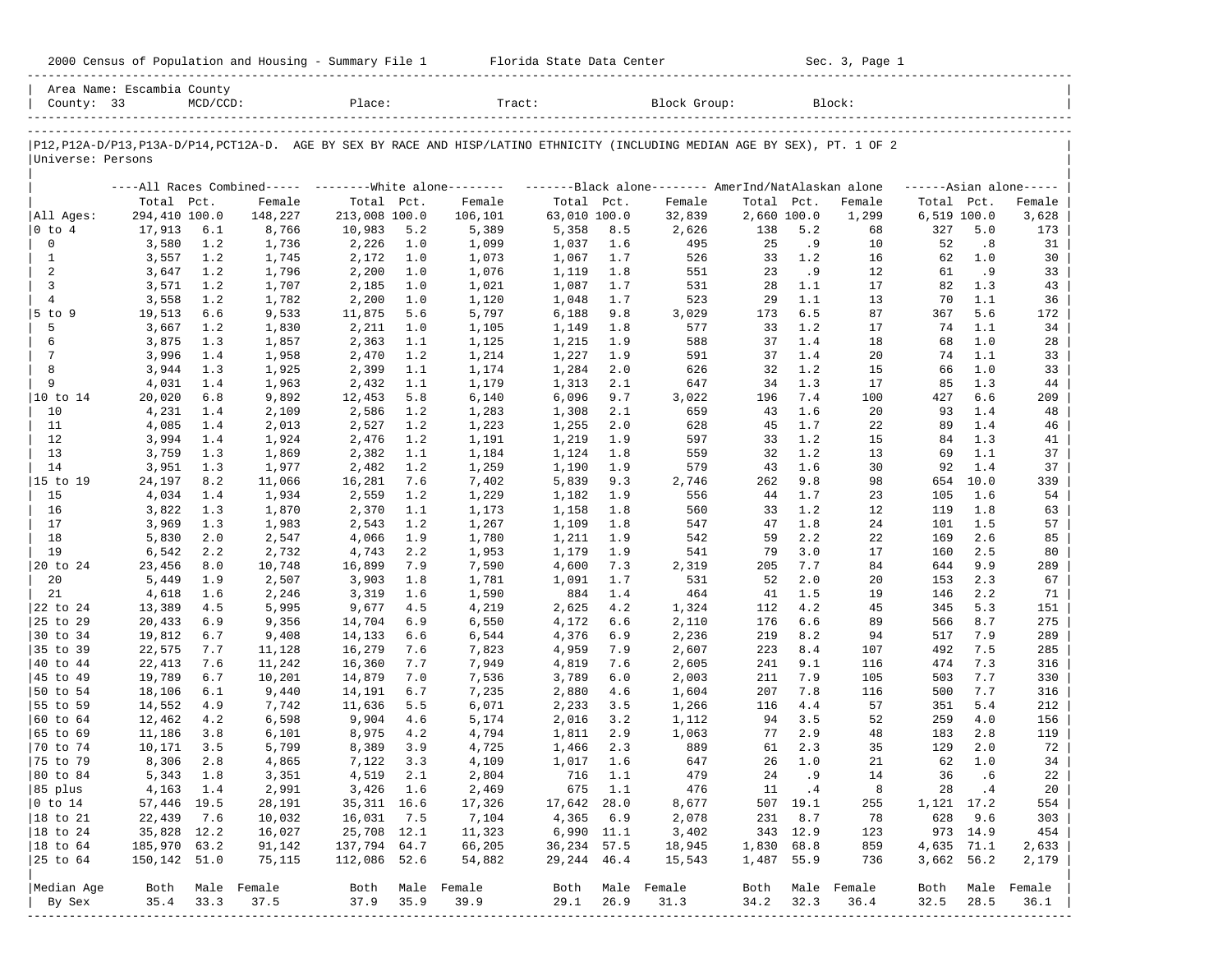2000 Census of Population and Housing - Summary File 1 Florida State Data Center Sec. 3, Page 1

| Area Name: Escambia County | | | | | |
|---|---|---|---|---|---|
| County: 33 | MCD/CCD: | Place: | Tract: | Block Group: | Block: |

P12,P12A-D/P13,P13A-D/P14,PCT12A-D. AGE BY SEX BY RACE AND HISP/LATINO ETHNICITY (INCLUDING MEDIAN AGE BY SEX), PT. 1 OF 2

Universe: Persons

| | All Races Combined | | | White alone | | | Black alone | | | AmerInd/NatAlaskan alone | | | Asian alone | | |
|---|---|---|---|---|---|---|---|---|---|---|---|---|---|---|---|
| | Total | Pct. | Female | Total | Pct. | Female | Total | Pct. | Female | Total | Pct. | Female | Total | Pct. | Female |
| All Ages: | 294,410 | 100.0 | 148,227 | 213,008 | 100.0 | 106,101 | 63,010 | 100.0 | 32,839 | 2,660 | 100.0 | 1,299 | 6,519 | 100.0 | 3,628 |
| 0 to 4 | 17,913 | 6.1 | 8,766 | 10,983 | 5.2 | 5,389 | 5,358 | 8.5 | 2,626 | 138 | 5.2 | 68 | 327 | 5.0 | 173 |
| 0 | 3,580 | 1.2 | 1,736 | 2,226 | 1.0 | 1,099 | 1,037 | 1.6 | 495 | 25 | .9 | 10 | 52 | .8 | 31 |
| 1 | 3,557 | 1.2 | 1,745 | 2,172 | 1.0 | 1,073 | 1,067 | 1.7 | 526 | 33 | 1.2 | 16 | 62 | 1.0 | 30 |
| 2 | 3,647 | 1.2 | 1,796 | 2,200 | 1.0 | 1,076 | 1,119 | 1.8 | 551 | 23 | .9 | 12 | 61 | .9 | 33 |
| 3 | 3,571 | 1.2 | 1,707 | 2,185 | 1.0 | 1,021 | 1,087 | 1.7 | 531 | 28 | 1.1 | 17 | 82 | 1.3 | 43 |
| 4 | 3,558 | 1.2 | 1,782 | 2,200 | 1.0 | 1,120 | 1,048 | 1.7 | 523 | 29 | 1.1 | 13 | 70 | 1.1 | 36 |
| 5 to 9 | 19,513 | 6.6 | 9,533 | 11,875 | 5.6 | 5,797 | 6,188 | 9.8 | 3,029 | 173 | 6.5 | 87 | 367 | 5.6 | 172 |
| 5 | 3,667 | 1.2 | 1,830 | 2,211 | 1.0 | 1,105 | 1,149 | 1.8 | 577 | 33 | 1.2 | 17 | 74 | 1.1 | 34 |
| 6 | 3,875 | 1.3 | 1,857 | 2,363 | 1.1 | 1,125 | 1,215 | 1.9 | 588 | 37 | 1.4 | 18 | 68 | 1.0 | 28 |
| 7 | 3,996 | 1.4 | 1,958 | 2,470 | 1.2 | 1,214 | 1,227 | 1.9 | 591 | 37 | 1.4 | 20 | 74 | 1.1 | 33 |
| 8 | 3,944 | 1.3 | 1,925 | 2,399 | 1.1 | 1,174 | 1,284 | 2.0 | 626 | 32 | 1.2 | 15 | 66 | 1.0 | 33 |
| 9 | 4,031 | 1.4 | 1,963 | 2,432 | 1.1 | 1,179 | 1,313 | 2.1 | 647 | 34 | 1.3 | 17 | 85 | 1.3 | 44 |
| 10 to 14 | 20,020 | 6.8 | 9,892 | 12,453 | 5.8 | 6,140 | 6,096 | 9.7 | 3,022 | 196 | 7.4 | 100 | 427 | 6.6 | 209 |
| 10 | 4,231 | 1.4 | 2,109 | 2,586 | 1.2 | 1,283 | 1,308 | 2.1 | 659 | 43 | 1.6 | 20 | 93 | 1.4 | 48 |
| 11 | 4,085 | 1.4 | 2,013 | 2,527 | 1.2 | 1,223 | 1,255 | 2.0 | 628 | 45 | 1.7 | 22 | 89 | 1.4 | 46 |
| 12 | 3,994 | 1.4 | 1,924 | 2,476 | 1.2 | 1,191 | 1,219 | 1.9 | 597 | 33 | 1.2 | 15 | 84 | 1.3 | 41 |
| 13 | 3,759 | 1.3 | 1,869 | 2,382 | 1.1 | 1,184 | 1,124 | 1.8 | 559 | 32 | 1.2 | 13 | 69 | 1.1 | 37 |
| 14 | 3,951 | 1.3 | 1,977 | 2,482 | 1.2 | 1,259 | 1,190 | 1.9 | 579 | 43 | 1.6 | 30 | 92 | 1.4 | 37 |
| 15 to 19 | 24,197 | 8.2 | 11,066 | 16,281 | 7.6 | 7,402 | 5,839 | 9.3 | 2,746 | 262 | 9.8 | 98 | 654 | 10.0 | 339 |
| 15 | 4,034 | 1.4 | 1,934 | 2,559 | 1.2 | 1,229 | 1,182 | 1.9 | 556 | 44 | 1.7 | 23 | 105 | 1.6 | 54 |
| 16 | 3,822 | 1.3 | 1,870 | 2,370 | 1.1 | 1,173 | 1,158 | 1.8 | 560 | 33 | 1.2 | 12 | 119 | 1.8 | 63 |
| 17 | 3,969 | 1.3 | 1,983 | 2,543 | 1.2 | 1,267 | 1,109 | 1.8 | 547 | 47 | 1.8 | 24 | 101 | 1.5 | 57 |
| 18 | 5,830 | 2.0 | 2,547 | 4,066 | 1.9 | 1,780 | 1,211 | 1.9 | 542 | 59 | 2.2 | 22 | 169 | 2.6 | 85 |
| 19 | 6,542 | 2.2 | 2,732 | 4,743 | 2.2 | 1,953 | 1,179 | 1.9 | 541 | 79 | 3.0 | 17 | 160 | 2.5 | 80 |
| 20 to 24 | 23,456 | 8.0 | 10,748 | 16,899 | 7.9 | 7,590 | 4,600 | 7.3 | 2,319 | 205 | 7.7 | 84 | 644 | 9.9 | 289 |
| 20 | 5,449 | 1.9 | 2,507 | 3,903 | 1.8 | 1,781 | 1,091 | 1.7 | 531 | 52 | 2.0 | 20 | 153 | 2.3 | 67 |
| 21 | 4,618 | 1.6 | 2,246 | 3,319 | 1.6 | 1,590 | 884 | 1.4 | 464 | 41 | 1.5 | 19 | 146 | 2.2 | 71 |
| 22 to 24 | 13,389 | 4.5 | 5,995 | 9,677 | 4.5 | 4,219 | 2,625 | 4.2 | 1,324 | 112 | 4.2 | 45 | 345 | 5.3 | 151 |
| 25 to 29 | 20,433 | 6.9 | 9,356 | 14,704 | 6.9 | 6,550 | 4,172 | 6.6 | 2,110 | 176 | 6.6 | 89 | 566 | 8.7 | 275 |
| 30 to 34 | 19,812 | 6.7 | 9,408 | 14,133 | 6.6 | 6,544 | 4,376 | 6.9 | 2,236 | 219 | 8.2 | 94 | 517 | 7.9 | 289 |
| 35 to 39 | 22,575 | 7.7 | 11,128 | 16,279 | 7.6 | 7,823 | 4,959 | 7.9 | 2,607 | 223 | 8.4 | 107 | 492 | 7.5 | 285 |
| 40 to 44 | 22,413 | 7.6 | 11,242 | 16,360 | 7.7 | 7,949 | 4,819 | 7.6 | 2,605 | 241 | 9.1 | 116 | 474 | 7.3 | 316 |
| 45 to 49 | 19,789 | 6.7 | 10,201 | 14,879 | 7.0 | 7,536 | 3,789 | 6.0 | 2,003 | 211 | 7.9 | 105 | 503 | 7.7 | 330 |
| 50 to 54 | 18,106 | 6.1 | 9,440 | 14,191 | 6.7 | 7,235 | 2,880 | 4.6 | 1,604 | 207 | 7.8 | 116 | 500 | 7.7 | 316 |
| 55 to 59 | 14,552 | 4.9 | 7,742 | 11,636 | 5.5 | 6,071 | 2,233 | 3.5 | 1,266 | 116 | 4.4 | 57 | 351 | 5.4 | 212 |
| 60 to 64 | 12,462 | 4.2 | 6,598 | 9,904 | 4.6 | 5,174 | 2,016 | 3.2 | 1,112 | 94 | 3.5 | 52 | 259 | 4.0 | 156 |
| 65 to 69 | 11,186 | 3.8 | 6,101 | 8,975 | 4.2 | 4,794 | 1,811 | 2.9 | 1,063 | 77 | 2.9 | 48 | 183 | 2.8 | 119 |
| 70 to 74 | 10,171 | 3.5 | 5,799 | 8,389 | 3.9 | 4,725 | 1,466 | 2.3 | 889 | 61 | 2.3 | 35 | 129 | 2.0 | 72 |
| 75 to 79 | 8,306 | 2.8 | 4,865 | 7,122 | 3.3 | 4,109 | 1,017 | 1.6 | 647 | 26 | 1.0 | 21 | 62 | 1.0 | 34 |
| 80 to 84 | 5,343 | 1.8 | 3,351 | 4,519 | 2.1 | 2,804 | 716 | 1.1 | 479 | 24 | .9 | 14 | 36 | .6 | 22 |
| 85 plus | 4,163 | 1.4 | 2,991 | 3,426 | 1.6 | 2,469 | 675 | 1.1 | 476 | 11 | .4 | 8 | 28 | .4 | 20 |
| 0 to 14 | 57,446 | 19.5 | 28,191 | 35,311 | 16.6 | 17,326 | 17,642 | 28.0 | 8,677 | 507 | 19.1 | 255 | 1,121 | 17.2 | 554 |
| 18 to 21 | 22,439 | 7.6 | 10,032 | 16,031 | 7.5 | 7,104 | 4,365 | 6.9 | 2,078 | 231 | 8.7 | 78 | 628 | 9.6 | 303 |
| 18 to 24 | 35,828 | 12.2 | 16,027 | 25,708 | 12.1 | 11,323 | 6,990 | 11.1 | 3,402 | 343 | 12.9 | 123 | 973 | 14.9 | 454 |
| 18 to 64 | 185,970 | 63.2 | 91,142 | 137,794 | 64.7 | 66,205 | 36,234 | 57.5 | 18,945 | 1,830 | 68.8 | 859 | 4,635 | 71.1 | 2,633 |
| 25 to 64 | 150,142 | 51.0 | 75,115 | 112,086 | 52.6 | 54,882 | 29,244 | 46.4 | 15,543 | 1,487 | 55.9 | 736 | 3,662 | 56.2 | 2,179 |
| Median Age | Both | Male | Female | Both | Male | Female | Both | Male | Female | Both | Male | Female | Both | Male | Female |
| By Sex | 35.4 | 33.3 | 37.5 | 37.9 | 35.9 | 39.9 | 29.1 | 26.9 | 31.3 | 34.2 | 32.3 | 36.4 | 32.5 | 28.5 | 36.1 |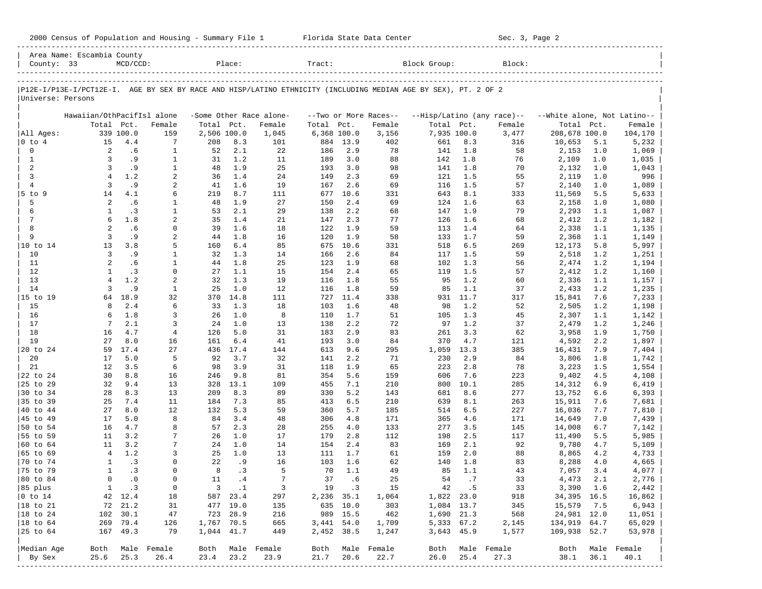2000 Census of Population and Housing - Summary File 1 Florida State Data Center Sec. 3, Page 2

Area Name: Escambia County
County: 33 MCD/CCD: Place: Tract: Block Group: Block:

P12E-I/P13E-I/PCT12E-I. AGE BY SEX BY RACE AND HISP/LATINO ETHNICITY (INCLUDING MEDIAN AGE BY SEX), PT. 2 OF 2
Universe: Persons

| | Hawaiian/OthPacifIsl alone | | | -Some Other Race alone- | | | --Two or More Races-- | | | --Hisp/Latino (any race)-- | | | --White alone, Not Latino-- | | |
|---|---|---|---|---|---|---|---|---|---|---|---|---|---|---|---|
| | Total | Pct. | Female | Total | Pct. | Female | Total | Pct. | Female | Total | Pct. | Female | Total | Pct. | Female |
| All Ages: | 339 | 100.0 | 159 | 2,506 | 100.0 | 1,045 | 6,368 | 100.0 | 3,156 | 7,935 | 100.0 | 3,477 | 208,678 | 100.0 | 104,170 |
| 0 to 4 | 15 | 4.4 | 7 | 208 | 8.3 | 101 | 884 | 13.9 | 402 | 661 | 8.3 | 316 | 10,653 | 5.1 | 5,232 |
| 0 | 2 | .6 | 1 | 52 | 2.1 | 22 | 186 | 2.9 | 78 | 141 | 1.8 | 58 | 2,153 | 1.0 | 1,069 |
| 1 | 3 | .9 | 1 | 31 | 1.2 | 11 | 189 | 3.0 | 88 | 142 | 1.8 | 76 | 2,109 | 1.0 | 1,035 |
| 2 | 3 | .9 | 1 | 48 | 1.9 | 25 | 193 | 3.0 | 98 | 141 | 1.8 | 70 | 2,132 | 1.0 | 1,043 |
| 3 | 4 | 1.2 | 2 | 36 | 1.4 | 24 | 149 | 2.3 | 69 | 121 | 1.5 | 55 | 2,119 | 1.0 | 996 |
| 4 | 3 | .9 | 2 | 41 | 1.6 | 19 | 167 | 2.6 | 69 | 116 | 1.5 | 57 | 2,140 | 1.0 | 1,089 |
| 5 to 9 | 14 | 4.1 | 6 | 219 | 8.7 | 111 | 677 | 10.6 | 331 | 643 | 8.1 | 333 | 11,569 | 5.5 | 5,633 |
| 5 | 2 | .6 | 1 | 48 | 1.9 | 27 | 150 | 2.4 | 69 | 124 | 1.6 | 63 | 2,158 | 1.0 | 1,080 |
| 6 | 1 | .3 | 1 | 53 | 2.1 | 29 | 138 | 2.2 | 68 | 147 | 1.9 | 79 | 2,293 | 1.1 | 1,087 |
| 7 | 6 | 1.8 | 2 | 35 | 1.4 | 21 | 147 | 2.3 | 77 | 126 | 1.6 | 68 | 2,412 | 1.2 | 1,182 |
| 8 | 2 | .6 | 0 | 39 | 1.6 | 18 | 122 | 1.9 | 59 | 113 | 1.4 | 64 | 2,338 | 1.1 | 1,135 |
| 9 | 3 | .9 | 2 | 44 | 1.8 | 16 | 120 | 1.9 | 58 | 133 | 1.7 | 59 | 2,368 | 1.1 | 1,149 |
| 10 to 14 | 13 | 3.8 | 5 | 160 | 6.4 | 85 | 675 | 10.6 | 331 | 518 | 6.5 | 269 | 12,173 | 5.8 | 5,997 |
| 10 | 3 | .9 | 1 | 32 | 1.3 | 14 | 166 | 2.6 | 84 | 117 | 1.5 | 59 | 2,518 | 1.2 | 1,251 |
| 11 | 2 | .6 | 1 | 44 | 1.8 | 25 | 123 | 1.9 | 68 | 102 | 1.3 | 56 | 2,474 | 1.2 | 1,194 |
| 12 | 1 | .3 | 0 | 27 | 1.1 | 15 | 154 | 2.4 | 65 | 119 | 1.5 | 57 | 2,412 | 1.2 | 1,160 |
| 13 | 4 | 1.2 | 2 | 32 | 1.3 | 19 | 116 | 1.8 | 55 | 95 | 1.2 | 60 | 2,336 | 1.1 | 1,157 |
| 14 | 3 | .9 | 1 | 25 | 1.0 | 12 | 116 | 1.8 | 59 | 85 | 1.1 | 37 | 2,433 | 1.2 | 1,235 |
| 15 to 19 | 64 | 18.9 | 32 | 370 | 14.8 | 111 | 727 | 11.4 | 338 | 931 | 11.7 | 317 | 15,841 | 7.6 | 7,233 |
| 15 | 8 | 2.4 | 6 | 33 | 1.3 | 18 | 103 | 1.6 | 48 | 98 | 1.2 | 52 | 2,505 | 1.2 | 1,198 |
| 16 | 6 | 1.8 | 3 | 26 | 1.0 | 8 | 110 | 1.7 | 51 | 105 | 1.3 | 45 | 2,307 | 1.1 | 1,142 |
| 17 | 7 | 2.1 | 3 | 24 | 1.0 | 13 | 138 | 2.2 | 72 | 97 | 1.2 | 37 | 2,479 | 1.2 | 1,246 |
| 18 | 16 | 4.7 | 4 | 126 | 5.0 | 31 | 183 | 2.9 | 83 | 261 | 3.3 | 62 | 3,958 | 1.9 | 1,750 |
| 19 | 27 | 8.0 | 16 | 161 | 6.4 | 41 | 193 | 3.0 | 84 | 370 | 4.7 | 121 | 4,592 | 2.2 | 1,897 |
| 20 to 24 | 59 | 17.4 | 27 | 436 | 17.4 | 144 | 613 | 9.6 | 295 | 1,059 | 13.3 | 385 | 16,431 | 7.9 | 7,404 |
| 20 | 17 | 5.0 | 5 | 92 | 3.7 | 32 | 141 | 2.2 | 71 | 230 | 2.9 | 84 | 3,806 | 1.8 | 1,742 |
| 21 | 12 | 3.5 | 6 | 98 | 3.9 | 31 | 118 | 1.9 | 65 | 223 | 2.8 | 78 | 3,223 | 1.5 | 1,554 |
| 22 to 24 | 30 | 8.8 | 16 | 246 | 9.8 | 81 | 354 | 5.6 | 159 | 606 | 7.6 | 223 | 9,402 | 4.5 | 4,108 |
| 25 to 29 | 32 | 9.4 | 13 | 328 | 13.1 | 109 | 455 | 7.1 | 210 | 800 | 10.1 | 285 | 14,312 | 6.9 | 6,419 |
| 30 to 34 | 28 | 8.3 | 13 | 209 | 8.3 | 89 | 330 | 5.2 | 143 | 681 | 8.6 | 277 | 13,752 | 6.6 | 6,393 |
| 35 to 39 | 25 | 7.4 | 11 | 184 | 7.3 | 85 | 413 | 6.5 | 210 | 639 | 8.1 | 263 | 15,911 | 7.6 | 7,681 |
| 40 to 44 | 27 | 8.0 | 12 | 132 | 5.3 | 59 | 360 | 5.7 | 185 | 514 | 6.5 | 227 | 16,036 | 7.7 | 7,810 |
| 45 to 49 | 17 | 5.0 | 8 | 84 | 3.4 | 48 | 306 | 4.8 | 171 | 365 | 4.6 | 171 | 14,649 | 7.0 | 7,439 |
| 50 to 54 | 16 | 4.7 | 8 | 57 | 2.3 | 28 | 255 | 4.0 | 133 | 277 | 3.5 | 145 | 14,008 | 6.7 | 7,142 |
| 55 to 59 | 11 | 3.2 | 7 | 26 | 1.0 | 17 | 179 | 2.8 | 112 | 198 | 2.5 | 117 | 11,490 | 5.5 | 5,985 |
| 60 to 64 | 11 | 3.2 | 7 | 24 | 1.0 | 14 | 154 | 2.4 | 83 | 169 | 2.1 | 92 | 9,780 | 4.7 | 5,109 |
| 65 to 69 | 4 | 1.2 | 3 | 25 | 1.0 | 13 | 111 | 1.7 | 61 | 159 | 2.0 | 88 | 8,865 | 4.2 | 4,733 |
| 70 to 74 | 1 | .3 | 0 | 22 | .9 | 16 | 103 | 1.6 | 62 | 140 | 1.8 | 83 | 8,288 | 4.0 | 4,665 |
| 75 to 79 | 1 | .3 | 0 | 8 | .3 | 5 | 70 | 1.1 | 49 | 85 | 1.1 | 43 | 7,057 | 3.4 | 4,077 |
| 80 to 84 | 0 | .0 | 0 | 11 | .4 | 7 | 37 | .6 | 25 | 54 | .7 | 33 | 4,473 | 2.1 | 2,776 |
| 85 plus | 1 | .3 | 0 | 3 | .1 | 3 | 19 | .3 | 15 | 42 | .5 | 33 | 3,390 | 1.6 | 2,442 |
| 0 to 14 | 42 | 12.4 | 18 | 587 | 23.4 | 297 | 2,236 | 35.1 | 1,064 | 1,822 | 23.0 | 918 | 34,395 | 16.5 | 16,862 |
| 18 to 21 | 72 | 21.2 | 31 | 477 | 19.0 | 135 | 635 | 10.0 | 303 | 1,084 | 13.7 | 345 | 15,579 | 7.5 | 6,943 |
| 18 to 24 | 102 | 30.1 | 47 | 723 | 28.9 | 216 | 989 | 15.5 | 462 | 1,690 | 21.3 | 568 | 24,981 | 12.0 | 11,051 |
| 18 to 64 | 269 | 79.4 | 126 | 1,767 | 70.5 | 665 | 3,441 | 54.0 | 1,709 | 5,333 | 67.2 | 2,145 | 134,919 | 64.7 | 65,029 |
| 25 to 64 | 167 | 49.3 | 79 | 1,044 | 41.7 | 449 | 2,452 | 38.5 | 1,247 | 3,643 | 45.9 | 1,577 | 109,938 | 52.7 | 53,978 |
| Median Age | Both | Male | Female | Both | Male | Female | Both | Male | Female | Both | Male | Female | Both | Male | Female |
| By Sex | 25.6 | 25.3 | 26.4 | 23.4 | 23.2 | 23.9 | 21.7 | 20.6 | 22.7 | 26.0 | 25.4 | 27.3 | 38.1 | 36.1 | 40.1 |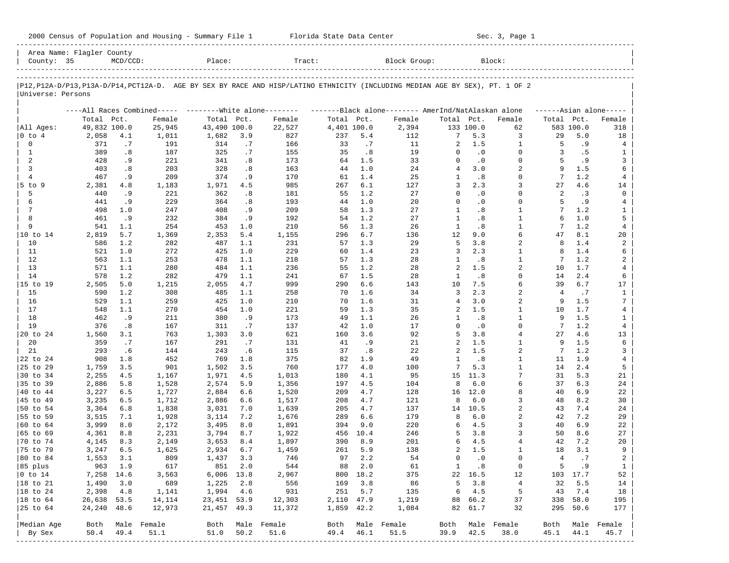2000 Census of Population and Housing - Summary File 1 Florida State Data Center Sec. 3, Page 1

Area Name: Flagler County
County: 35 MCD/CCD: Place: Tract: Block Group: Block:

P12,P12A-D/P13,P13A-D/P14,PCT12A-D. AGE BY SEX BY RACE AND HISP/LATINO ETHNICITY (INCLUDING MEDIAN AGE BY SEX), PT. 1 OF 2
Universe: Persons

| | All Races Combined | | | White alone | | | Black alone | | | AmerInd/NatAlaskan alone | | | Asian alone | | |
|---|---|---|---|---|---|---|---|---|---|---|---|---|---|---|---|
| | Total | Pct. | Female | Total | Pct. | Female | Total | Pct. | Female | Total | Pct. | Female | Total | Pct. | Female |
| All Ages: | 49,832 | 100.0 | 25,945 | 43,490 | 100.0 | 22,527 | 4,401 | 100.0 | 2,394 | 133 | 100.0 | 62 | 583 | 100.0 | 318 |
| 0 to 4 | 2,058 | 4.1 | 1,011 | 1,682 | 3.9 | 827 | 237 | 5.4 | 112 | 7 | 5.3 | 3 | 29 | 5.0 | 18 |
| 0 | 371 | .7 | 191 | 314 | .7 | 166 | 33 | .7 | 11 | 2 | 1.5 | 1 | 5 | .9 | 4 |
| 1 | 389 | .8 | 187 | 325 | .7 | 155 | 35 | .8 | 19 | 0 | .0 | 0 | 3 | .5 | 1 |
| 2 | 428 | .9 | 221 | 341 | .8 | 173 | 64 | 1.5 | 33 | 0 | .0 | 0 | 5 | .9 | 3 |
| 3 | 403 | .8 | 203 | 328 | .8 | 163 | 44 | 1.0 | 24 | 4 | 3.0 | 2 | 9 | 1.5 | 6 |
| 4 | 467 | .9 | 209 | 374 | .9 | 170 | 61 | 1.4 | 25 | 1 | .8 | 0 | 7 | 1.2 | 4 |
| 5 to 9 | 2,381 | 4.8 | 1,183 | 1,971 | 4.5 | 985 | 267 | 6.1 | 127 | 3 | 2.3 | 3 | 27 | 4.6 | 14 |
| 5 | 440 | .9 | 221 | 362 | .8 | 181 | 55 | 1.2 | 27 | 0 | .0 | 0 | 2 | .3 | 0 |
| 6 | 441 | .9 | 229 | 364 | .8 | 193 | 44 | 1.0 | 20 | 0 | .0 | 0 | 5 | .9 | 4 |
| 7 | 498 | 1.0 | 247 | 408 | .9 | 209 | 58 | 1.3 | 27 | 1 | .8 | 1 | 7 | 1.2 | 1 |
| 8 | 461 | .9 | 232 | 384 | .9 | 192 | 54 | 1.2 | 27 | 1 | .8 | 1 | 6 | 1.0 | 5 |
| 9 | 541 | 1.1 | 254 | 453 | 1.0 | 210 | 56 | 1.3 | 26 | 1 | .8 | 1 | 7 | 1.2 | 4 |
| 10 to 14 | 2,819 | 5.7 | 1,369 | 2,353 | 5.4 | 1,155 | 296 | 6.7 | 136 | 12 | 9.0 | 6 | 47 | 8.1 | 20 |
| 10 | 586 | 1.2 | 282 | 487 | 1.1 | 231 | 57 | 1.3 | 29 | 5 | 3.8 | 2 | 8 | 1.4 | 2 |
| 11 | 521 | 1.0 | 272 | 425 | 1.0 | 229 | 60 | 1.4 | 23 | 3 | 2.3 | 1 | 8 | 1.4 | 6 |
| 12 | 563 | 1.1 | 253 | 478 | 1.1 | 218 | 57 | 1.3 | 28 | 1 | .8 | 1 | 7 | 1.2 | 2 |
| 13 | 571 | 1.1 | 280 | 484 | 1.1 | 236 | 55 | 1.2 | 28 | 2 | 1.5 | 2 | 10 | 1.7 | 4 |
| 14 | 578 | 1.2 | 282 | 479 | 1.1 | 241 | 67 | 1.5 | 28 | 1 | .8 | 0 | 14 | 2.4 | 6 |
| 15 to 19 | 2,505 | 5.0 | 1,215 | 2,055 | 4.7 | 999 | 290 | 6.6 | 143 | 10 | 7.5 | 6 | 39 | 6.7 | 17 |
| 15 | 590 | 1.2 | 308 | 485 | 1.1 | 258 | 70 | 1.6 | 34 | 3 | 2.3 | 2 | 4 | .7 | 1 |
| 16 | 529 | 1.1 | 259 | 425 | 1.0 | 210 | 70 | 1.6 | 31 | 4 | 3.0 | 2 | 9 | 1.5 | 7 |
| 17 | 548 | 1.1 | 270 | 454 | 1.0 | 221 | 59 | 1.3 | 35 | 2 | 1.5 | 1 | 10 | 1.7 | 4 |
| 18 | 462 | .9 | 211 | 380 | .9 | 173 | 49 | 1.1 | 26 | 1 | .8 | 1 | 9 | 1.5 | 1 |
| 19 | 376 | .8 | 167 | 311 | .7 | 137 | 42 | 1.0 | 17 | 0 | .0 | 0 | 7 | 1.2 | 4 |
| 20 to 24 | 1,560 | 3.1 | 763 | 1,303 | 3.0 | 621 | 160 | 3.6 | 92 | 5 | 3.8 | 4 | 27 | 4.6 | 13 |
| 20 | 359 | .7 | 167 | 291 | .7 | 131 | 41 | .9 | 21 | 2 | 1.5 | 1 | 9 | 1.5 | 6 |
| 21 | 293 | .6 | 144 | 243 | .6 | 115 | 37 | .8 | 22 | 2 | 1.5 | 2 | 7 | 1.2 | 3 |
| 22 to 24 | 908 | 1.8 | 452 | 769 | 1.8 | 375 | 82 | 1.9 | 49 | 1 | .8 | 1 | 11 | 1.9 | 4 |
| 25 to 29 | 1,759 | 3.5 | 901 | 1,502 | 3.5 | 760 | 177 | 4.0 | 100 | 7 | 5.3 | 1 | 14 | 2.4 | 5 |
| 30 to 34 | 2,255 | 4.5 | 1,167 | 1,971 | 4.5 | 1,013 | 180 | 4.1 | 95 | 15 | 11.3 | 7 | 31 | 5.3 | 21 |
| 35 to 39 | 2,886 | 5.8 | 1,528 | 2,574 | 5.9 | 1,356 | 197 | 4.5 | 104 | 8 | 6.0 | 6 | 37 | 6.3 | 24 |
| 40 to 44 | 3,227 | 6.5 | 1,727 | 2,884 | 6.6 | 1,520 | 209 | 4.7 | 128 | 16 | 12.0 | 8 | 40 | 6.9 | 22 |
| 45 to 49 | 3,235 | 6.5 | 1,712 | 2,886 | 6.6 | 1,517 | 208 | 4.7 | 121 | 8 | 6.0 | 3 | 48 | 8.2 | 30 |
| 50 to 54 | 3,364 | 6.8 | 1,838 | 3,031 | 7.0 | 1,639 | 205 | 4.7 | 137 | 14 | 10.5 | 2 | 43 | 7.4 | 24 |
| 55 to 59 | 3,515 | 7.1 | 1,928 | 3,114 | 7.2 | 1,676 | 289 | 6.6 | 179 | 8 | 6.0 | 2 | 42 | 7.2 | 29 |
| 60 to 64 | 3,999 | 8.0 | 2,172 | 3,495 | 8.0 | 1,891 | 394 | 9.0 | 220 | 6 | 4.5 | 3 | 40 | 6.9 | 22 |
| 65 to 69 | 4,361 | 8.8 | 2,231 | 3,794 | 8.7 | 1,922 | 456 | 10.4 | 246 | 5 | 3.8 | 3 | 50 | 8.6 | 27 |
| 70 to 74 | 4,145 | 8.3 | 2,149 | 3,653 | 8.4 | 1,897 | 390 | 8.9 | 201 | 6 | 4.5 | 4 | 42 | 7.2 | 20 |
| 75 to 79 | 3,247 | 6.5 | 1,625 | 2,934 | 6.7 | 1,459 | 261 | 5.9 | 138 | 2 | 1.5 | 1 | 18 | 3.1 | 9 |
| 80 to 84 | 1,553 | 3.1 | 809 | 1,437 | 3.3 | 746 | 97 | 2.2 | 54 | 0 | .0 | 0 | 4 | .7 | 2 |
| 85 plus | 963 | 1.9 | 617 | 851 | 2.0 | 544 | 88 | 2.0 | 61 | 1 | .8 | 0 | 5 | .9 | 1 |
| 0 to 14 | 7,258 | 14.6 | 3,563 | 6,006 | 13.8 | 2,967 | 800 | 18.2 | 375 | 22 | 16.5 | 12 | 103 | 17.7 | 52 |
| 18 to 21 | 1,490 | 3.0 | 689 | 1,225 | 2.8 | 556 | 169 | 3.8 | 86 | 5 | 3.8 | 4 | 32 | 5.5 | 14 |
| 18 to 24 | 2,398 | 4.8 | 1,141 | 1,994 | 4.6 | 931 | 251 | 5.7 | 135 | 6 | 4.5 | 5 | 43 | 7.4 | 18 |
| 18 to 64 | 26,638 | 53.5 | 14,114 | 23,451 | 53.9 | 12,303 | 2,110 | 47.9 | 1,219 | 88 | 66.2 | 37 | 338 | 58.0 | 195 |
| 25 to 64 | 24,240 | 48.6 | 12,973 | 21,457 | 49.3 | 11,372 | 1,859 | 42.2 | 1,084 | 82 | 61.7 | 32 | 295 | 50.6 | 177 |

| Median Age By Sex | Both | Male | Female | Both | Male | Female | Both | Male | Female | Both | Male | Female | Both | Male | Female |
|---|---|---|---|---|---|---|---|---|---|---|---|---|---|---|---|
| | 50.4 | 49.4 | 51.1 | 51.0 | 50.2 | 51.6 | 49.4 | 46.1 | 51.5 | 39.9 | 42.5 | 38.0 | 45.1 | 44.1 | 45.7 |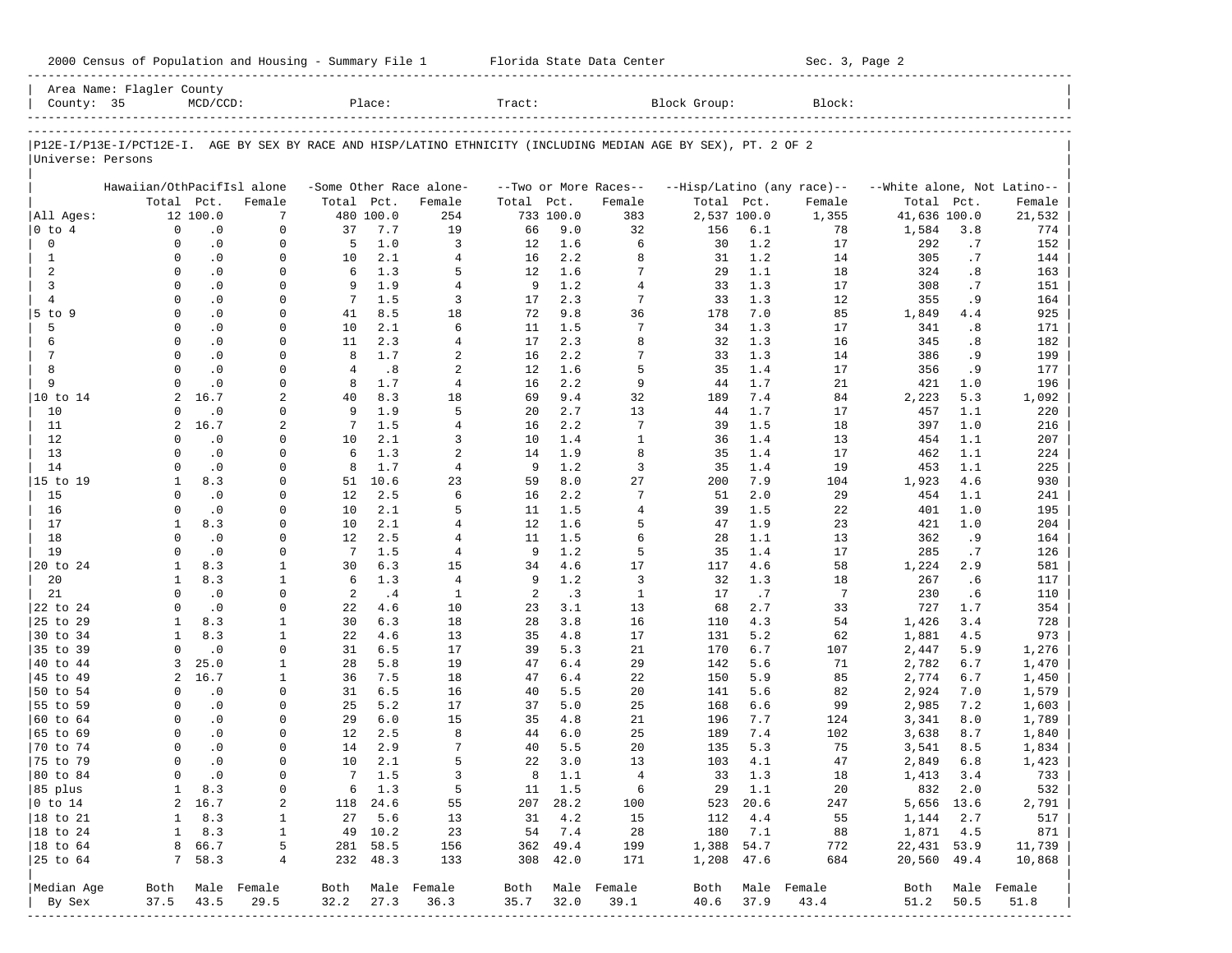Area Name: Flagler County
County: 35 MCD/CCD: Place: Tract: Block Group: Block:

P12E-I/P13E-I/PCT12E-I. AGE BY SEX BY RACE AND HISP/LATINO ETHNICITY (INCLUDING MEDIAN AGE BY SEX), PT. 2 OF 2

Universe: Persons

| | Hawaiian/OthPacifIsl alone | | | -Some Other Race alone- | | | --Two or More Races-- | | | --Hisp/Latino (any race)-- | | | --White alone, Not Latino-- | | |
|---|---|---|---|---|---|---|---|---|---|---|---|---|---|---|---|
| | Total | Pct. | Female | Total | Pct. | Female | Total | Pct. | Female | Total | Pct. | Female | Total | Pct. | Female |
| All Ages: | 12 | 100.0 | 7 | 480 | 100.0 | 254 | 733 | 100.0 | 383 | 2,537 | 100.0 | 1,355 | 41,636 | 100.0 | 21,532 |
| 0 to 4 | 0 | .0 | 0 | 37 | 7.7 | 19 | 66 | 9.0 | 32 | 156 | 6.1 | 78 | 1,584 | 3.8 | 774 |
| 0 | 0 | .0 | 0 | 5 | 1.0 | 3 | 12 | 1.6 | 6 | 30 | 1.2 | 17 | 292 | .7 | 152 |
| 1 | 0 | .0 | 0 | 10 | 2.1 | 4 | 16 | 2.2 | 8 | 31 | 1.2 | 14 | 305 | .7 | 144 |
| 2 | 0 | .0 | 0 | 6 | 1.3 | 5 | 12 | 1.6 | 7 | 29 | 1.1 | 18 | 324 | .8 | 163 |
| 3 | 0 | .0 | 0 | 9 | 1.9 | 4 | 9 | 1.2 | 4 | 33 | 1.3 | 17 | 308 | .7 | 151 |
| 4 | 0 | .0 | 0 | 7 | 1.5 | 3 | 17 | 2.3 | 7 | 33 | 1.3 | 12 | 355 | .9 | 164 |
| 5 to 9 | 0 | .0 | 0 | 41 | 8.5 | 18 | 72 | 9.8 | 36 | 178 | 7.0 | 85 | 1,849 | 4.4 | 925 |
| 5 | 0 | .0 | 0 | 10 | 2.1 | 6 | 11 | 1.5 | 7 | 34 | 1.3 | 17 | 341 | .8 | 171 |
| 6 | 0 | .0 | 0 | 11 | 2.3 | 4 | 17 | 2.3 | 8 | 32 | 1.3 | 16 | 345 | .8 | 182 |
| 7 | 0 | .0 | 0 | 8 | 1.7 | 2 | 16 | 2.2 | 7 | 33 | 1.3 | 14 | 386 | .9 | 199 |
| 8 | 0 | .0 | 0 | 4 | .8 | 2 | 12 | 1.6 | 5 | 35 | 1.4 | 17 | 356 | .9 | 177 |
| 9 | 0 | .0 | 0 | 8 | 1.7 | 4 | 16 | 2.2 | 9 | 44 | 1.7 | 21 | 421 | 1.0 | 196 |
| 10 to 14 | 2 | 16.7 | 2 | 40 | 8.3 | 18 | 69 | 9.4 | 32 | 189 | 7.4 | 84 | 2,223 | 5.3 | 1,092 |
| 10 | 0 | .0 | 0 | 9 | 1.9 | 5 | 20 | 2.7 | 13 | 44 | 1.7 | 17 | 457 | 1.1 | 220 |
| 11 | 2 | 16.7 | 2 | 7 | 1.5 | 4 | 16 | 2.2 | 7 | 39 | 1.5 | 18 | 397 | 1.0 | 216 |
| 12 | 0 | .0 | 0 | 10 | 2.1 | 3 | 10 | 1.4 | 1 | 36 | 1.4 | 13 | 454 | 1.1 | 207 |
| 13 | 0 | .0 | 0 | 6 | 1.3 | 2 | 14 | 1.9 | 8 | 35 | 1.4 | 17 | 462 | 1.1 | 224 |
| 14 | 0 | .0 | 0 | 8 | 1.7 | 4 | 9 | 1.2 | 3 | 35 | 1.4 | 19 | 453 | 1.1 | 225 |
| 15 to 19 | 1 | 8.3 | 0 | 51 | 10.6 | 23 | 59 | 8.0 | 27 | 200 | 7.9 | 104 | 1,923 | 4.6 | 930 |
| 15 | 0 | .0 | 0 | 12 | 2.5 | 6 | 16 | 2.2 | 7 | 51 | 2.0 | 29 | 454 | 1.1 | 241 |
| 16 | 0 | .0 | 0 | 10 | 2.1 | 5 | 11 | 1.5 | 4 | 39 | 1.5 | 22 | 401 | 1.0 | 195 |
| 17 | 1 | 8.3 | 0 | 10 | 2.1 | 4 | 12 | 1.6 | 5 | 47 | 1.9 | 23 | 421 | 1.0 | 204 |
| 18 | 0 | .0 | 0 | 12 | 2.5 | 4 | 11 | 1.5 | 6 | 28 | 1.1 | 13 | 362 | .9 | 164 |
| 19 | 0 | .0 | 0 | 7 | 1.5 | 4 | 9 | 1.2 | 5 | 35 | 1.4 | 17 | 285 | .7 | 126 |
| 20 to 24 | 1 | 8.3 | 1 | 30 | 6.3 | 15 | 34 | 4.6 | 17 | 117 | 4.6 | 58 | 1,224 | 2.9 | 581 |
| 20 | 1 | 8.3 | 1 | 6 | 1.3 | 4 | 9 | 1.2 | 3 | 32 | 1.3 | 18 | 267 | .6 | 117 |
| 21 | 0 | .0 | 0 | 2 | .4 | 1 | 2 | .3 | 1 | 17 | .7 | 7 | 230 | .6 | 110 |
| 22 to 24 | 0 | .0 | 0 | 22 | 4.6 | 10 | 23 | 3.1 | 13 | 68 | 2.7 | 33 | 727 | 1.7 | 354 |
| 25 to 29 | 1 | 8.3 | 1 | 30 | 6.3 | 18 | 28 | 3.8 | 16 | 110 | 4.3 | 54 | 1,426 | 3.4 | 728 |
| 30 to 34 | 1 | 8.3 | 1 | 22 | 4.6 | 13 | 35 | 4.8 | 17 | 131 | 5.2 | 62 | 1,881 | 4.5 | 973 |
| 35 to 39 | 0 | .0 | 0 | 31 | 6.5 | 17 | 39 | 5.3 | 21 | 170 | 6.7 | 107 | 2,447 | 5.9 | 1,276 |
| 40 to 44 | 3 | 25.0 | 1 | 28 | 5.8 | 19 | 47 | 6.4 | 29 | 142 | 5.6 | 71 | 2,782 | 6.7 | 1,470 |
| 45 to 49 | 2 | 16.7 | 1 | 36 | 7.5 | 18 | 47 | 6.4 | 22 | 150 | 5.9 | 85 | 2,774 | 6.7 | 1,450 |
| 50 to 54 | 0 | .0 | 0 | 31 | 6.5 | 16 | 40 | 5.5 | 20 | 141 | 5.6 | 82 | 2,924 | 7.0 | 1,579 |
| 55 to 59 | 0 | .0 | 0 | 25 | 5.2 | 17 | 37 | 5.0 | 25 | 168 | 6.6 | 99 | 2,985 | 7.2 | 1,603 |
| 60 to 64 | 0 | .0 | 0 | 29 | 6.0 | 15 | 35 | 4.8 | 21 | 196 | 7.7 | 124 | 3,341 | 8.0 | 1,789 |
| 65 to 69 | 0 | .0 | 0 | 12 | 2.5 | 8 | 44 | 6.0 | 25 | 189 | 7.4 | 102 | 3,638 | 8.7 | 1,840 |
| 70 to 74 | 0 | .0 | 0 | 14 | 2.9 | 7 | 40 | 5.5 | 20 | 135 | 5.3 | 75 | 3,541 | 8.5 | 1,834 |
| 75 to 79 | 0 | .0 | 0 | 10 | 2.1 | 5 | 22 | 3.0 | 13 | 103 | 4.1 | 47 | 2,849 | 6.8 | 1,423 |
| 80 to 84 | 0 | .0 | 0 | 7 | 1.5 | 3 | 8 | 1.1 | 4 | 33 | 1.3 | 18 | 1,413 | 3.4 | 733 |
| 85 plus | 1 | 8.3 | 0 | 6 | 1.3 | 5 | 11 | 1.5 | 6 | 29 | 1.1 | 20 | 832 | 2.0 | 532 |
| 0 to 14 | 2 | 16.7 | 2 | 118 | 24.6 | 55 | 207 | 28.2 | 100 | 523 | 20.6 | 247 | 5,656 | 13.6 | 2,791 |
| 18 to 21 | 1 | 8.3 | 1 | 27 | 5.6 | 13 | 31 | 4.2 | 15 | 112 | 4.4 | 55 | 1,144 | 2.7 | 517 |
| 18 to 24 | 1 | 8.3 | 1 | 49 | 10.2 | 23 | 54 | 7.4 | 28 | 180 | 7.1 | 88 | 1,871 | 4.5 | 871 |
| 18 to 64 | 8 | 66.7 | 5 | 281 | 58.5 | 156 | 362 | 49.4 | 199 | 1,388 | 54.7 | 772 | 22,431 | 53.9 | 11,739 |
| 25 to 64 | 7 | 58.3 | 4 | 232 | 48.3 | 133 | 308 | 42.0 | 171 | 1,208 | 47.6 | 684 | 20,560 | 49.4 | 10,868 |
| Median Age | Both | Male | Female | Both | Male | Female | Both | Male | Female | Both | Male | Female | Both | Male | Female |
| By Sex | 37.5 | 43.5 | 29.5 | 32.2 | 27.3 | 36.3 | 35.7 | 32.0 | 39.1 | 40.6 | 37.9 | 43.4 | 51.2 | 50.5 | 51.8 |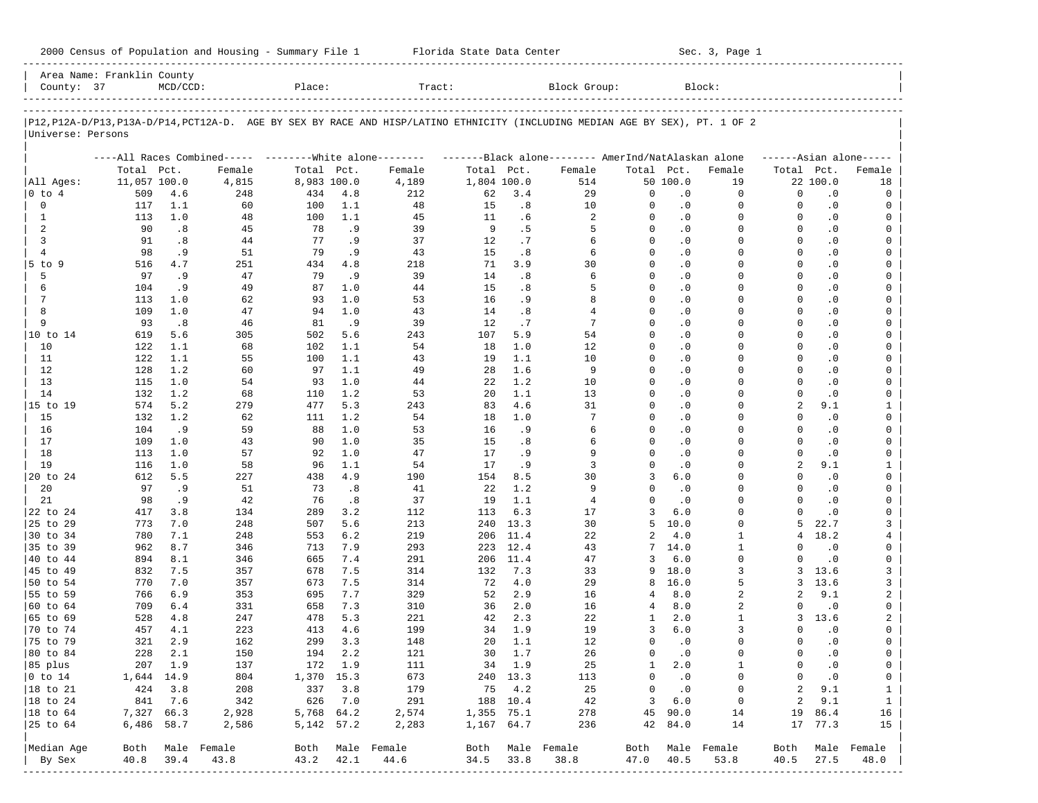2000 Census of Population and Housing - Summary File 1 Florida State Data Center Sec. 3, Page 1

Area Name: Franklin County
County: 37 MCD/CCD: Place: Tract: Block Group: Block:

P12,P12A-D/P13,P13A-D/P14,PCT12A-D. AGE BY SEX BY RACE AND HISP/LATINO ETHNICITY (INCLUDING MEDIAN AGE BY SEX), PT. 1 OF 2
Universe: Persons

| | All Races Combined | | | White alone | | | Black alone | | | AmerInd/NatAlaskan alone | | | Asian alone | | |
|---|---|---|---|---|---|---|---|---|---|---|---|---|---|---|---|
| | Total | Pct. | Female | Total | Pct. | Female | Total | Pct. | Female | Total | Pct. | Female | Total | Pct. | Female |
| All Ages: | 11,057 | 100.0 | 4,815 | 8,983 | 100.0 | 4,189 | 1,804 | 100.0 | 514 | 50 | 100.0 | 19 | 22 | 100.0 | 18 |
| 0 to 4 | 509 | 4.6 | 248 | 434 | 4.8 | 212 | 62 | 3.4 | 29 | 0 | .0 | 0 | 0 | .0 | 0 |
| 0 | 117 | 1.1 | 60 | 100 | 1.1 | 48 | 15 | .8 | 10 | 0 | .0 | 0 | 0 | .0 | 0 |
| 1 | 113 | 1.0 | 48 | 100 | 1.1 | 45 | 11 | .6 | 2 | 0 | .0 | 0 | 0 | .0 | 0 |
| 2 | 90 | .8 | 45 | 78 | .9 | 39 | 9 | .5 | 5 | 0 | .0 | 0 | 0 | .0 | 0 |
| 3 | 91 | .8 | 44 | 77 | .9 | 37 | 12 | .7 | 6 | 0 | .0 | 0 | 0 | .0 | 0 |
| 4 | 98 | .9 | 51 | 79 | .9 | 43 | 15 | .8 | 6 | 0 | .0 | 0 | 0 | .0 | 0 |
| 5 to 9 | 516 | 4.7 | 251 | 434 | 4.8 | 218 | 71 | 3.9 | 30 | 0 | .0 | 0 | 0 | .0 | 0 |
| 5 | 97 | .9 | 47 | 79 | .9 | 39 | 14 | .8 | 6 | 0 | .0 | 0 | 0 | .0 | 0 |
| 6 | 104 | .9 | 49 | 87 | 1.0 | 44 | 15 | .8 | 5 | 0 | .0 | 0 | 0 | .0 | 0 |
| 7 | 113 | 1.0 | 62 | 93 | 1.0 | 53 | 16 | .9 | 8 | 0 | .0 | 0 | 0 | .0 | 0 |
| 8 | 109 | 1.0 | 47 | 94 | 1.0 | 43 | 14 | .8 | 4 | 0 | .0 | 0 | 0 | .0 | 0 |
| 9 | 93 | .8 | 46 | 81 | .9 | 39 | 12 | .7 | 7 | 0 | .0 | 0 | 0 | .0 | 0 |
| 10 to 14 | 619 | 5.6 | 305 | 502 | 5.6 | 243 | 107 | 5.9 | 54 | 0 | .0 | 0 | 0 | .0 | 0 |
| 10 | 122 | 1.1 | 68 | 102 | 1.1 | 54 | 18 | 1.0 | 12 | 0 | .0 | 0 | 0 | .0 | 0 |
| 11 | 122 | 1.1 | 55 | 100 | 1.1 | 43 | 19 | 1.1 | 10 | 0 | .0 | 0 | 0 | .0 | 0 |
| 12 | 128 | 1.2 | 60 | 97 | 1.1 | 49 | 28 | 1.6 | 9 | 0 | .0 | 0 | 0 | .0 | 0 |
| 13 | 115 | 1.0 | 54 | 93 | 1.0 | 44 | 22 | 1.2 | 10 | 0 | .0 | 0 | 0 | .0 | 0 |
| 14 | 132 | 1.2 | 68 | 110 | 1.2 | 53 | 20 | 1.1 | 13 | 0 | .0 | 0 | 0 | .0 | 0 |
| 15 to 19 | 574 | 5.2 | 279 | 477 | 5.3 | 243 | 83 | 4.6 | 31 | 0 | .0 | 0 | 2 | 9.1 | 1 |
| 15 | 132 | 1.2 | 62 | 111 | 1.2 | 54 | 18 | 1.0 | 7 | 0 | .0 | 0 | 0 | .0 | 0 |
| 16 | 104 | .9 | 59 | 88 | 1.0 | 53 | 16 | .9 | 6 | 0 | .0 | 0 | 0 | .0 | 0 |
| 17 | 109 | 1.0 | 43 | 90 | 1.0 | 35 | 15 | .8 | 6 | 0 | .0 | 0 | 0 | .0 | 0 |
| 18 | 113 | 1.0 | 57 | 92 | 1.0 | 47 | 17 | .9 | 9 | 0 | .0 | 0 | 0 | .0 | 0 |
| 19 | 116 | 1.0 | 58 | 96 | 1.1 | 54 | 17 | .9 | 3 | 0 | .0 | 0 | 2 | 9.1 | 1 |
| 20 to 24 | 612 | 5.5 | 227 | 438 | 4.9 | 190 | 154 | 8.5 | 30 | 3 | 6.0 | 0 | 0 | .0 | 0 |
| 20 | 97 | .9 | 51 | 73 | .8 | 41 | 22 | 1.2 | 9 | 0 | .0 | 0 | 0 | .0 | 0 |
| 21 | 98 | .9 | 42 | 76 | .8 | 37 | 19 | 1.1 | 4 | 0 | .0 | 0 | 0 | .0 | 0 |
| 22 to 24 | 417 | 3.8 | 134 | 289 | 3.2 | 112 | 113 | 6.3 | 17 | 3 | 6.0 | 0 | 0 | .0 | 0 |
| 25 to 29 | 773 | 7.0 | 248 | 507 | 5.6 | 213 | 240 | 13.3 | 30 | 5 | 10.0 | 0 | 5 | 22.7 | 3 |
| 30 to 34 | 780 | 7.1 | 248 | 553 | 6.2 | 219 | 206 | 11.4 | 22 | 2 | 4.0 | 1 | 4 | 18.2 | 4 |
| 35 to 39 | 962 | 8.7 | 346 | 713 | 7.9 | 293 | 223 | 12.4 | 43 | 7 | 14.0 | 1 | 0 | .0 | 0 |
| 40 to 44 | 894 | 8.1 | 346 | 665 | 7.4 | 291 | 206 | 11.4 | 47 | 3 | 6.0 | 0 | 0 | .0 | 0 |
| 45 to 49 | 832 | 7.5 | 357 | 678 | 7.5 | 314 | 132 | 7.3 | 33 | 9 | 18.0 | 3 | 3 | 13.6 | 3 |
| 50 to 54 | 770 | 7.0 | 357 | 673 | 7.5 | 314 | 72 | 4.0 | 29 | 8 | 16.0 | 5 | 3 | 13.6 | 3 |
| 55 to 59 | 766 | 6.9 | 353 | 695 | 7.7 | 329 | 52 | 2.9 | 16 | 4 | 8.0 | 2 | 2 | 9.1 | 2 |
| 60 to 64 | 709 | 6.4 | 331 | 658 | 7.3 | 310 | 36 | 2.0 | 16 | 4 | 8.0 | 2 | 0 | .0 | 0 |
| 65 to 69 | 528 | 4.8 | 247 | 478 | 5.3 | 221 | 42 | 2.3 | 22 | 1 | 2.0 | 1 | 3 | 13.6 | 2 |
| 70 to 74 | 457 | 4.1 | 223 | 413 | 4.6 | 199 | 34 | 1.9 | 19 | 3 | 6.0 | 3 | 0 | .0 | 0 |
| 75 to 79 | 321 | 2.9 | 162 | 299 | 3.3 | 148 | 20 | 1.1 | 12 | 0 | .0 | 0 | 0 | .0 | 0 |
| 80 to 84 | 228 | 2.1 | 150 | 194 | 2.2 | 121 | 30 | 1.7 | 26 | 0 | .0 | 0 | 0 | .0 | 0 |
| 85 plus | 207 | 1.9 | 137 | 172 | 1.9 | 111 | 34 | 1.9 | 25 | 1 | 2.0 | 1 | 0 | .0 | 0 |
| 0 to 14 | 1,644 | 14.9 | 804 | 1,370 | 15.3 | 673 | 240 | 13.3 | 113 | 0 | .0 | 0 | 0 | .0 | 0 |
| 18 to 21 | 424 | 3.8 | 208 | 337 | 3.8 | 179 | 75 | 4.2 | 25 | 0 | .0 | 0 | 2 | 9.1 | 1 |
| 18 to 24 | 841 | 7.6 | 342 | 626 | 7.0 | 291 | 188 | 10.4 | 42 | 3 | 6.0 | 0 | 2 | 9.1 | 1 |
| 18 to 64 | 7,327 | 66.3 | 2,928 | 5,768 | 64.2 | 2,574 | 1,355 | 75.1 | 278 | 45 | 90.0 | 14 | 19 | 86.4 | 16 |
| 25 to 64 | 6,486 | 58.7 | 2,586 | 5,142 | 57.2 | 2,283 | 1,167 | 64.7 | 236 | 42 | 84.0 | 14 | 17 | 77.3 | 15 |

| Median Age | Both | Male | Female | Both | Male | Female | Both | Male | Female | Both | Male | Female | Both | Male | Female |
|---|---|---|---|---|---|---|---|---|---|---|---|---|---|---|---|
| By Sex | 40.8 | 39.4 | 43.8 | 43.2 | 42.1 | 44.6 | 34.5 | 33.8 | 38.8 | 47.0 | 40.5 | 53.8 | 40.5 | 27.5 | 48.0 |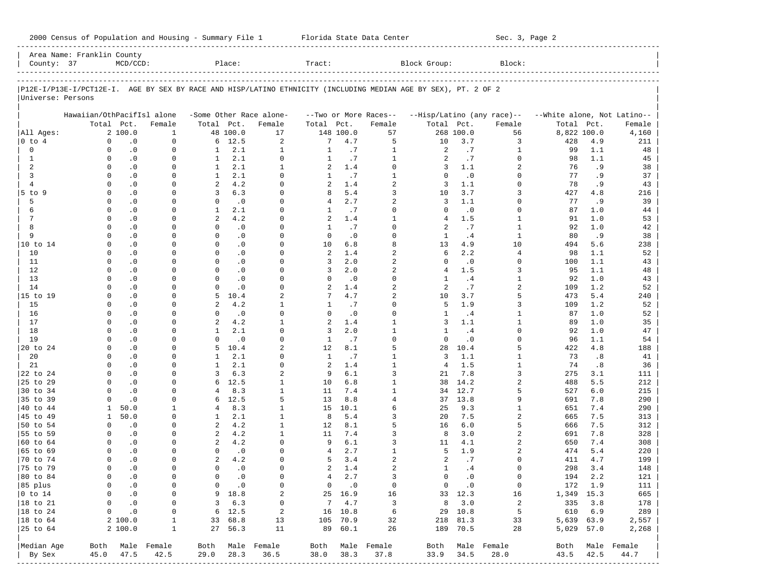2000 Census of Population and Housing - Summary File 1 Florida State Data Center Sec. 3, Page 2

| Area Name: Franklin County | | | | |
|---|---|---|---|---|
| County: 37 | MCD/CCD: | Place: | Tract: | Block Group: | Block: |

P12E-I/P13E-I/PCT12E-I. AGE BY SEX BY RACE AND HISP/LATINO ETHNICITY (INCLUDING MEDIAN AGE BY SEX), PT. 2 OF 2

Universe: Persons

| | Hawaiian/OthPacifIsl alone | | | -Some Other Race alone- | | | --Two or More Races-- | | | --Hisp/Latino (any race)-- | | | --White alone, Not Latino-- | | |
|---|---|---|---|---|---|---|---|---|---|---|---|---|---|---|---|
| | Total | Pct. | Female | Total | Pct. | Female | Total | Pct. | Female | Total | Pct. | Female | Total | Pct. | Female |
| All Ages: | 2 | 100.0 | 1 | 48 | 100.0 | 17 | 148 | 100.0 | 57 | 268 | 100.0 | 56 | 8,822 | 100.0 | 4,160 |
| 0 to 4 | 0 | .0 | 0 | 6 | 12.5 | 2 | 7 | 4.7 | 5 | 10 | 3.7 | 3 | 428 | 4.9 | 211 |
| 0 | 0 | .0 | 0 | 1 | 2.1 | 1 | 1 | .7 | 1 | 2 | .7 | 1 | 99 | 1.1 | 48 |
| 1 | 0 | .0 | 0 | 1 | 2.1 | 0 | 1 | .7 | 1 | 2 | .7 | 0 | 98 | 1.1 | 45 |
| 2 | 0 | .0 | 0 | 1 | 2.1 | 1 | 2 | 1.4 | 0 | 3 | 1.1 | 2 | 76 | .9 | 38 |
| 3 | 0 | .0 | 0 | 1 | 2.1 | 0 | 1 | .7 | 1 | 0 | .0 | 0 | 77 | .9 | 37 |
| 4 | 0 | .0 | 0 | 2 | 4.2 | 0 | 2 | 1.4 | 2 | 3 | 1.1 | 0 | 78 | .9 | 43 |
| 5 to 9 | 0 | .0 | 0 | 3 | 6.3 | 0 | 8 | 5.4 | 3 | 10 | 3.7 | 3 | 427 | 4.8 | 216 |
| 5 | 0 | .0 | 0 | 0 | .0 | 0 | 4 | 2.7 | 2 | 3 | 1.1 | 0 | 77 | .9 | 39 |
| 6 | 0 | .0 | 0 | 1 | 2.1 | 0 | 1 | .7 | 0 | 0 | .0 | 0 | 87 | 1.0 | 44 |
| 7 | 0 | .0 | 0 | 2 | 4.2 | 0 | 2 | 1.4 | 1 | 4 | 1.5 | 1 | 91 | 1.0 | 53 |
| 8 | 0 | .0 | 0 | 0 | .0 | 0 | 1 | .7 | 0 | 2 | .7 | 1 | 92 | 1.0 | 42 |
| 9 | 0 | .0 | 0 | 0 | .0 | 0 | 0 | .0 | 0 | 1 | .4 | 1 | 80 | .9 | 38 |
| 10 to 14 | 0 | .0 | 0 | 0 | .0 | 0 | 10 | 6.8 | 8 | 13 | 4.9 | 10 | 494 | 5.6 | 238 |
| 10 | 0 | .0 | 0 | 0 | .0 | 0 | 2 | 1.4 | 2 | 6 | 2.2 | 4 | 98 | 1.1 | 52 |
| 11 | 0 | .0 | 0 | 0 | .0 | 0 | 3 | 2.0 | 2 | 0 | .0 | 0 | 100 | 1.1 | 43 |
| 12 | 0 | .0 | 0 | 0 | .0 | 0 | 3 | 2.0 | 2 | 4 | 1.5 | 3 | 95 | 1.1 | 48 |
| 13 | 0 | .0 | 0 | 0 | .0 | 0 | 0 | .0 | 0 | 1 | .4 | 1 | 92 | 1.0 | 43 |
| 14 | 0 | .0 | 0 | 0 | .0 | 0 | 2 | 1.4 | 2 | 2 | .7 | 2 | 109 | 1.2 | 52 |
| 15 to 19 | 0 | .0 | 0 | 5 | 10.4 | 2 | 7 | 4.7 | 2 | 10 | 3.7 | 5 | 473 | 5.4 | 240 |
| 15 | 0 | .0 | 0 | 2 | 4.2 | 1 | 1 | .7 | 0 | 5 | 1.9 | 3 | 109 | 1.2 | 52 |
| 16 | 0 | .0 | 0 | 0 | .0 | 0 | 0 | .0 | 0 | 1 | .4 | 1 | 87 | 1.0 | 52 |
| 17 | 0 | .0 | 0 | 2 | 4.2 | 1 | 2 | 1.4 | 1 | 3 | 1.1 | 1 | 89 | 1.0 | 35 |
| 18 | 0 | .0 | 0 | 1 | 2.1 | 0 | 3 | 2.0 | 1 | 1 | .4 | 0 | 92 | 1.0 | 47 |
| 19 | 0 | .0 | 0 | 0 | .0 | 0 | 1 | .7 | 0 | 0 | .0 | 0 | 96 | 1.1 | 54 |
| 20 to 24 | 0 | .0 | 0 | 5 | 10.4 | 2 | 12 | 8.1 | 5 | 28 | 10.4 | 5 | 422 | 4.8 | 188 |
| 20 | 0 | .0 | 0 | 1 | 2.1 | 0 | 1 | .7 | 1 | 3 | 1.1 | 1 | 73 | .8 | 41 |
| 21 | 0 | .0 | 0 | 1 | 2.1 | 0 | 2 | 1.4 | 1 | 4 | 1.5 | 1 | 74 | .8 | 36 |
| 22 to 24 | 0 | .0 | 0 | 3 | 6.3 | 2 | 9 | 6.1 | 3 | 21 | 7.8 | 3 | 275 | 3.1 | 111 |
| 25 to 29 | 0 | .0 | 0 | 6 | 12.5 | 1 | 10 | 6.8 | 1 | 38 | 14.2 | 2 | 488 | 5.5 | 212 |
| 30 to 34 | 0 | .0 | 0 | 4 | 8.3 | 1 | 11 | 7.4 | 1 | 34 | 12.7 | 5 | 527 | 6.0 | 215 |
| 35 to 39 | 0 | .0 | 0 | 6 | 12.5 | 5 | 13 | 8.8 | 4 | 37 | 13.8 | 9 | 691 | 7.8 | 290 |
| 40 to 44 | 1 | 50.0 | 1 | 4 | 8.3 | 1 | 15 | 10.1 | 6 | 25 | 9.3 | 1 | 651 | 7.4 | 290 |
| 45 to 49 | 1 | 50.0 | 0 | 1 | 2.1 | 1 | 8 | 5.4 | 3 | 20 | 7.5 | 2 | 665 | 7.5 | 313 |
| 50 to 54 | 0 | .0 | 0 | 2 | 4.2 | 1 | 12 | 8.1 | 5 | 16 | 6.0 | 5 | 666 | 7.5 | 312 |
| 55 to 59 | 0 | .0 | 0 | 2 | 4.2 | 1 | 11 | 7.4 | 3 | 8 | 3.0 | 2 | 691 | 7.8 | 328 |
| 60 to 64 | 0 | .0 | 0 | 2 | 4.2 | 0 | 9 | 6.1 | 3 | 11 | 4.1 | 2 | 650 | 7.4 | 308 |
| 65 to 69 | 0 | .0 | 0 | 0 | .0 | 0 | 4 | 2.7 | 1 | 5 | 1.9 | 2 | 474 | 5.4 | 220 |
| 70 to 74 | 0 | .0 | 0 | 2 | 4.2 | 0 | 5 | 3.4 | 2 | 2 | .7 | 0 | 411 | 4.7 | 199 |
| 75 to 79 | 0 | .0 | 0 | 0 | .0 | 0 | 2 | 1.4 | 2 | 1 | .4 | 0 | 298 | 3.4 | 148 |
| 80 to 84 | 0 | .0 | 0 | 0 | .0 | 0 | 4 | 2.7 | 3 | 0 | .0 | 0 | 194 | 2.2 | 121 |
| 85 plus | 0 | .0 | 0 | 0 | .0 | 0 | 0 | .0 | 0 | 0 | .0 | 0 | 172 | 1.9 | 111 |
| 0 to 14 | 0 | .0 | 0 | 9 | 18.8 | 2 | 25 | 16.9 | 16 | 33 | 12.3 | 16 | 1,349 | 15.3 | 665 |
| 18 to 21 | 0 | .0 | 0 | 3 | 6.3 | 0 | 7 | 4.7 | 3 | 8 | 3.0 | 2 | 335 | 3.8 | 178 |
| 18 to 24 | 0 | .0 | 0 | 6 | 12.5 | 2 | 16 | 10.8 | 6 | 29 | 10.8 | 5 | 610 | 6.9 | 289 |
| 18 to 64 | 2 | 100.0 | 1 | 33 | 68.8 | 13 | 105 | 70.9 | 32 | 218 | 81.3 | 33 | 5,639 | 63.9 | 2,557 |
| 25 to 64 | 2 | 100.0 | 1 | 27 | 56.3 | 11 | 89 | 60.1 | 26 | 189 | 70.5 | 28 | 5,029 | 57.0 | 2,268 |
| Median Age | Both | Male | Female | Both | Male | Female | Both | Male | Female | Both | Male | Female | Both | Male | Female |
| By Sex | 45.0 | 47.5 | 42.5 | 29.0 | 28.3 | 36.5 | 38.0 | 38.3 | 37.8 | 33.9 | 34.5 | 28.0 | 43.5 | 42.5 | 44.7 |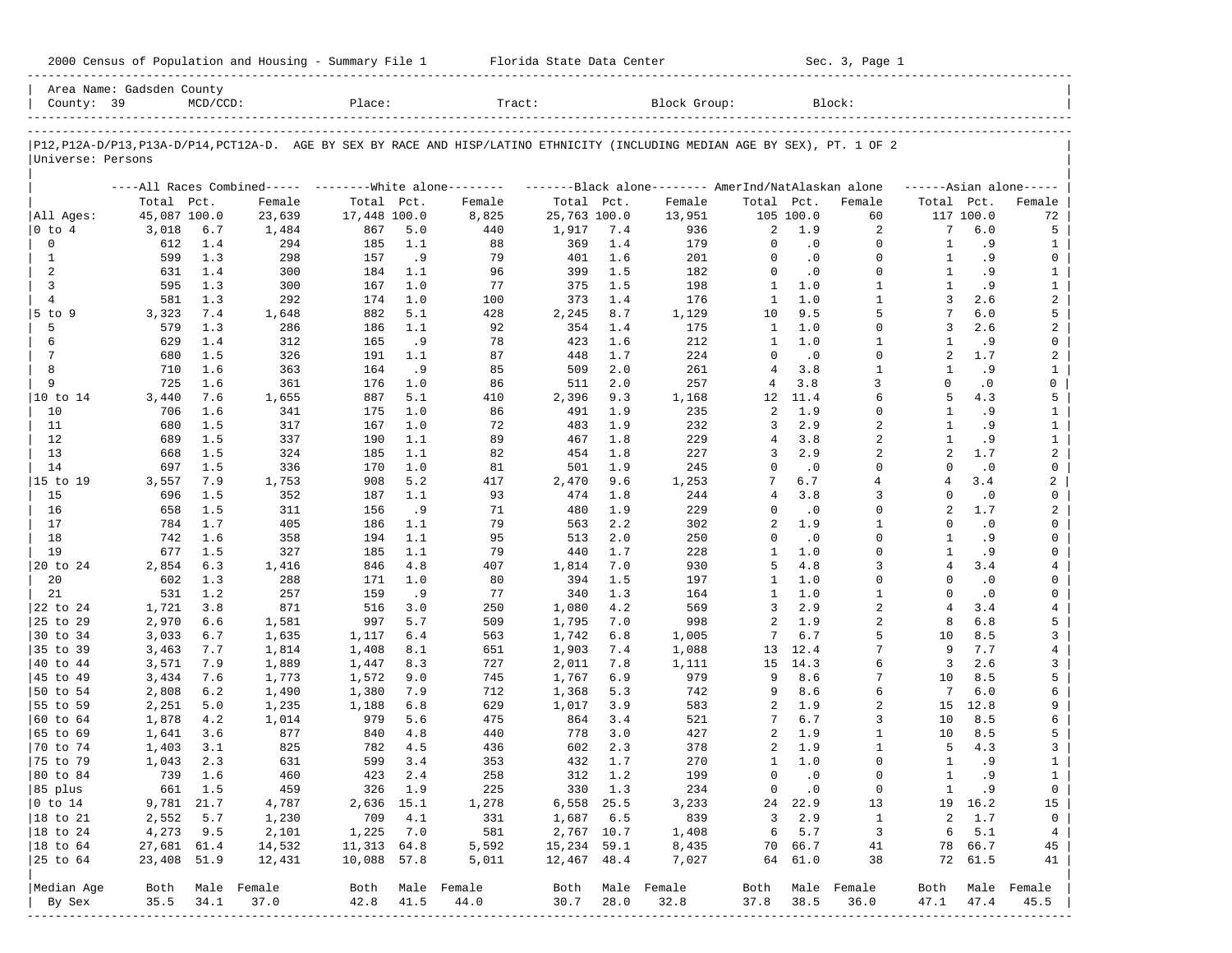2000 Census of Population and Housing - Summary File 1 Florida State Data Center Sec. 3, Page 1

Area Name: Gadsden County
County: 39 MCD/CCD: Place: Tract: Block Group: Block:

P12,P12A-D/P13,P13A-D/P14,PCT12A-D. AGE BY SEX BY RACE AND HISP/LATINO ETHNICITY (INCLUDING MEDIAN AGE BY SEX), PT. 1 OF 2
Universe: Persons

| | All Races Combined | | | White alone | | | Black alone | | | AmerInd/NatAlaskan alone | | | Asian alone | | |
|---|---|---|---|---|---|---|---|---|---|---|---|---|---|---|---|
| | Total | Pct. | Female | Total | Pct. | Female | Total | Pct. | Female | Total | Pct. | Female | Total | Pct. | Female |
| All Ages: | 45,087 | 100.0 | 23,639 | 17,448 | 100.0 | 8,825 | 25,763 | 100.0 | 13,951 | 105 | 100.0 | 60 | 117 | 100.0 | 72 |
| 0 to 4 | 3,018 | 6.7 | 1,484 | 867 | 5.0 | 440 | 1,917 | 7.4 | 936 | 2 | 1.9 | 2 | 7 | 6.0 | 5 |
| 0 | 612 | 1.4 | 294 | 185 | 1.1 | 88 | 369 | 1.4 | 179 | 0 | .0 | 0 | 1 | .9 | 1 |
| 1 | 599 | 1.3 | 298 | 157 | .9 | 79 | 401 | 1.6 | 201 | 0 | .0 | 0 | 1 | .9 | 0 |
| 2 | 631 | 1.4 | 300 | 184 | 1.1 | 96 | 399 | 1.5 | 182 | 0 | .0 | 0 | 1 | .9 | 1 |
| 3 | 595 | 1.3 | 300 | 167 | 1.0 | 77 | 375 | 1.5 | 198 | 1 | 1.0 | 1 | 1 | .9 | 1 |
| 4 | 581 | 1.3 | 292 | 174 | 1.0 | 100 | 373 | 1.4 | 176 | 1 | 1.0 | 1 | 3 | 2.6 | 2 |
| 5 to 9 | 3,323 | 7.4 | 1,648 | 882 | 5.1 | 428 | 2,245 | 8.7 | 1,129 | 10 | 9.5 | 5 | 7 | 6.0 | 5 |
| 5 | 579 | 1.3 | 286 | 186 | 1.1 | 92 | 354 | 1.4 | 175 | 1 | 1.0 | 0 | 3 | 2.6 | 2 |
| 6 | 629 | 1.4 | 312 | 165 | .9 | 78 | 423 | 1.6 | 212 | 1 | 1.0 | 1 | 1 | .9 | 0 |
| 7 | 680 | 1.5 | 326 | 191 | 1.1 | 87 | 448 | 1.7 | 224 | 0 | .0 | 0 | 2 | 1.7 | 2 |
| 8 | 710 | 1.6 | 363 | 164 | .9 | 85 | 509 | 2.0 | 261 | 4 | 3.8 | 1 | 1 | .9 | 1 |
| 9 | 725 | 1.6 | 361 | 176 | 1.0 | 86 | 511 | 2.0 | 257 | 4 | 3.8 | 3 | 0 | .0 | 0 |
| 10 to 14 | 3,440 | 7.6 | 1,655 | 887 | 5.1 | 410 | 2,396 | 9.3 | 1,168 | 12 | 11.4 | 6 | 5 | 4.3 | 5 |
| 10 | 706 | 1.6 | 341 | 175 | 1.0 | 86 | 491 | 1.9 | 235 | 2 | 1.9 | 0 | 1 | .9 | 1 |
| 11 | 680 | 1.5 | 317 | 167 | 1.0 | 72 | 483 | 1.9 | 232 | 3 | 2.9 | 2 | 1 | .9 | 1 |
| 12 | 689 | 1.5 | 337 | 190 | 1.1 | 89 | 467 | 1.8 | 229 | 4 | 3.8 | 2 | 1 | .9 | 1 |
| 13 | 668 | 1.5 | 324 | 185 | 1.1 | 82 | 454 | 1.8 | 227 | 3 | 2.9 | 2 | 2 | 1.7 | 2 |
| 14 | 697 | 1.5 | 336 | 170 | 1.0 | 81 | 501 | 1.9 | 245 | 0 | .0 | 0 | 0 | .0 | 0 |
| 15 to 19 | 3,557 | 7.9 | 1,753 | 908 | 5.2 | 417 | 2,470 | 9.6 | 1,253 | 7 | 6.7 | 4 | 4 | 3.4 | 2 |
| 15 | 696 | 1.5 | 352 | 187 | 1.1 | 93 | 474 | 1.8 | 244 | 4 | 3.8 | 3 | 0 | .0 | 0 |
| 16 | 658 | 1.5 | 311 | 156 | .9 | 71 | 480 | 1.9 | 229 | 0 | .0 | 0 | 2 | 1.7 | 2 |
| 17 | 784 | 1.7 | 405 | 186 | 1.1 | 79 | 563 | 2.2 | 302 | 2 | 1.9 | 1 | 0 | .0 | 0 |
| 18 | 742 | 1.6 | 358 | 194 | 1.1 | 95 | 513 | 2.0 | 250 | 0 | .0 | 0 | 1 | .9 | 0 |
| 19 | 677 | 1.5 | 327 | 185 | 1.1 | 79 | 440 | 1.7 | 228 | 1 | 1.0 | 0 | 1 | .9 | 0 |
| 20 to 24 | 2,854 | 6.3 | 1,416 | 846 | 4.8 | 407 | 1,814 | 7.0 | 930 | 5 | 4.8 | 3 | 4 | 3.4 | 4 |
| 20 | 602 | 1.3 | 288 | 171 | 1.0 | 80 | 394 | 1.5 | 197 | 1 | 1.0 | 0 | 0 | .0 | 0 |
| 21 | 531 | 1.2 | 257 | 159 | .9 | 77 | 340 | 1.3 | 164 | 1 | 1.0 | 1 | 0 | .0 | 0 |
| 22 to 24 | 1,721 | 3.8 | 871 | 516 | 3.0 | 250 | 1,080 | 4.2 | 569 | 3 | 2.9 | 2 | 4 | 3.4 | 4 |
| 25 to 29 | 2,970 | 6.6 | 1,581 | 997 | 5.7 | 509 | 1,795 | 7.0 | 998 | 2 | 1.9 | 2 | 8 | 6.8 | 5 |
| 30 to 34 | 3,033 | 6.7 | 1,635 | 1,117 | 6.4 | 563 | 1,742 | 6.8 | 1,005 | 7 | 6.7 | 5 | 10 | 8.5 | 3 |
| 35 to 39 | 3,463 | 7.7 | 1,814 | 1,408 | 8.1 | 651 | 1,903 | 7.4 | 1,088 | 13 | 12.4 | 7 | 9 | 7.7 | 4 |
| 40 to 44 | 3,571 | 7.9 | 1,889 | 1,447 | 8.3 | 727 | 2,011 | 7.8 | 1,111 | 15 | 14.3 | 6 | 3 | 2.6 | 3 |
| 45 to 49 | 3,434 | 7.6 | 1,773 | 1,572 | 9.0 | 745 | 1,767 | 6.9 | 979 | 9 | 8.6 | 7 | 10 | 8.5 | 5 |
| 50 to 54 | 2,808 | 6.2 | 1,490 | 1,380 | 7.9 | 712 | 1,368 | 5.3 | 742 | 9 | 8.6 | 6 | 7 | 6.0 | 6 |
| 55 to 59 | 2,251 | 5.0 | 1,235 | 1,188 | 6.8 | 629 | 1,017 | 3.9 | 583 | 2 | 1.9 | 2 | 15 | 12.8 | 9 |
| 60 to 64 | 1,878 | 4.2 | 1,014 | 979 | 5.6 | 475 | 864 | 3.4 | 521 | 7 | 6.7 | 3 | 10 | 8.5 | 6 |
| 65 to 69 | 1,641 | 3.6 | 877 | 840 | 4.8 | 440 | 778 | 3.0 | 427 | 2 | 1.9 | 1 | 10 | 8.5 | 5 |
| 70 to 74 | 1,403 | 3.1 | 825 | 782 | 4.5 | 436 | 602 | 2.3 | 378 | 2 | 1.9 | 1 | 5 | 4.3 | 3 |
| 75 to 79 | 1,043 | 2.3 | 631 | 599 | 3.4 | 353 | 432 | 1.7 | 270 | 1 | 1.0 | 0 | 1 | .9 | 1 |
| 80 to 84 | 739 | 1.6 | 460 | 423 | 2.4 | 258 | 312 | 1.2 | 199 | 0 | .0 | 0 | 1 | .9 | 1 |
| 85 plus | 661 | 1.5 | 459 | 326 | 1.9 | 225 | 330 | 1.3 | 234 | 0 | .0 | 0 | 1 | .9 | 0 |
| 0 to 14 | 9,781 | 21.7 | 4,787 | 2,636 | 15.1 | 1,278 | 6,558 | 25.5 | 3,233 | 24 | 22.9 | 13 | 19 | 16.2 | 15 |
| 18 to 21 | 2,552 | 5.7 | 1,230 | 709 | 4.1 | 331 | 1,687 | 6.5 | 839 | 3 | 2.9 | 1 | 2 | 1.7 | 0 |
| 18 to 24 | 4,273 | 9.5 | 2,101 | 1,225 | 7.0 | 581 | 2,767 | 10.7 | 1,408 | 6 | 5.7 | 3 | 6 | 5.1 | 4 |
| 18 to 64 | 27,681 | 61.4 | 14,532 | 11,313 | 64.8 | 5,592 | 15,234 | 59.1 | 8,435 | 70 | 66.7 | 41 | 78 | 66.7 | 45 |
| 25 to 64 | 23,408 | 51.9 | 12,431 | 10,088 | 57.8 | 5,011 | 12,467 | 48.4 | 7,027 | 64 | 61.0 | 38 | 72 | 61.5 | 41 |
| Median Age | Both | Male | Female | Both | Male | Female | Both | Male | Female | Both | Male | Female | Both | Male | Female |
| By Sex | 35.5 | 34.1 | 37.0 | 42.8 | 41.5 | 44.0 | 30.7 | 28.0 | 32.8 | 37.8 | 38.5 | 36.0 | 47.1 | 47.4 | 45.5 |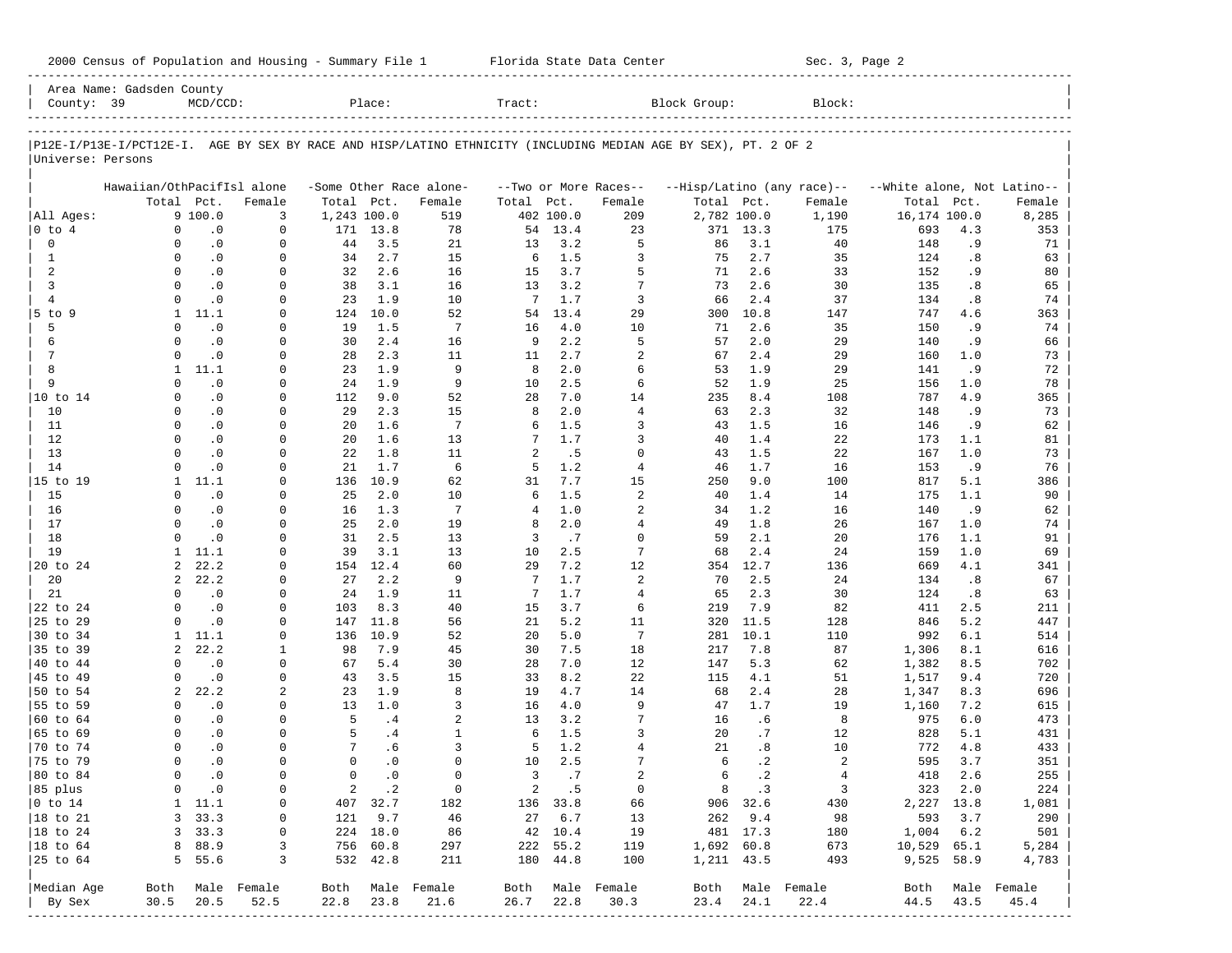2000 Census of Population and Housing - Summary File 1 Florida State Data Center Sec. 3, Page 2

Area Name: Gadsden County
County: 39 MCD/CCD: Place: Tract: Block Group: Block:

P12E-I/P13E-I/PCT12E-I. AGE BY SEX BY RACE AND HISP/LATINO ETHNICITY (INCLUDING MEDIAN AGE BY SEX), PT. 2 OF 2
Universe: Persons

| | Hawaiian/OthPacifIsl alone | | | -Some Other Race alone- | | | --Two or More Races-- | | | --Hisp/Latino (any race)-- | | | --White alone, Not Latino-- | | |
|---|---|---|---|---|---|---|---|---|---|---|---|---|---|---|---|
| | Total | Pct. | Female | Total | Pct. | Female | Total | Pct. | Female | Total | Pct. | Female | Total | Pct. | Female |
| All Ages: | 9 | 100.0 | 3 | 1,243 | 100.0 | 519 | 402 | 100.0 | 209 | 2,782 | 100.0 | 1,190 | 16,174 | 100.0 | 8,285 |
| 0 to 4 | 0 | .0 | 0 | 171 | 13.8 | 78 | 54 | 13.4 | 23 | 371 | 13.3 | 175 | 693 | 4.3 | 353 |
| 0 | 0 | .0 | 0 | 44 | 3.5 | 21 | 13 | 3.2 | 5 | 86 | 3.1 | 40 | 148 | .9 | 71 |
| 1 | 0 | .0 | 0 | 34 | 2.7 | 15 | 6 | 1.5 | 3 | 75 | 2.7 | 35 | 124 | .8 | 63 |
| 2 | 0 | .0 | 0 | 32 | 2.6 | 16 | 15 | 3.7 | 5 | 71 | 2.6 | 33 | 152 | .9 | 80 |
| 3 | 0 | .0 | 0 | 38 | 3.1 | 16 | 13 | 3.2 | 7 | 73 | 2.6 | 30 | 135 | .8 | 65 |
| 4 | 0 | .0 | 0 | 23 | 1.9 | 10 | 7 | 1.7 | 3 | 66 | 2.4 | 37 | 134 | .8 | 74 |
| 5 to 9 | 1 | 11.1 | 0 | 124 | 10.0 | 52 | 54 | 13.4 | 29 | 300 | 10.8 | 147 | 747 | 4.6 | 363 |
| 5 | 0 | .0 | 0 | 19 | 1.5 | 7 | 16 | 4.0 | 10 | 71 | 2.6 | 35 | 150 | .9 | 74 |
| 6 | 0 | .0 | 0 | 30 | 2.4 | 16 | 9 | 2.2 | 5 | 57 | 2.0 | 29 | 140 | .9 | 66 |
| 7 | 0 | .0 | 0 | 28 | 2.3 | 11 | 11 | 2.7 | 2 | 67 | 2.4 | 29 | 160 | 1.0 | 73 |
| 8 | 1 | 11.1 | 0 | 23 | 1.9 | 9 | 8 | 2.0 | 6 | 53 | 1.9 | 29 | 141 | .9 | 72 |
| 9 | 0 | .0 | 0 | 24 | 1.9 | 9 | 10 | 2.5 | 6 | 52 | 1.9 | 25 | 156 | 1.0 | 78 |
| 10 to 14 | 0 | .0 | 0 | 112 | 9.0 | 52 | 28 | 7.0 | 14 | 235 | 8.4 | 108 | 787 | 4.9 | 365 |
| 10 | 0 | .0 | 0 | 29 | 2.3 | 15 | 8 | 2.0 | 4 | 63 | 2.3 | 32 | 148 | .9 | 73 |
| 11 | 0 | .0 | 0 | 20 | 1.6 | 7 | 6 | 1.5 | 3 | 43 | 1.5 | 16 | 146 | .9 | 62 |
| 12 | 0 | .0 | 0 | 20 | 1.6 | 13 | 7 | 1.7 | 3 | 40 | 1.4 | 22 | 173 | 1.1 | 81 |
| 13 | 0 | .0 | 0 | 22 | 1.8 | 11 | 2 | .5 | 0 | 43 | 1.5 | 22 | 167 | 1.0 | 73 |
| 14 | 0 | .0 | 0 | 21 | 1.7 | 6 | 5 | 1.2 | 4 | 46 | 1.7 | 16 | 153 | .9 | 76 |
| 15 to 19 | 1 | 11.1 | 0 | 136 | 10.9 | 62 | 31 | 7.7 | 15 | 250 | 9.0 | 100 | 817 | 5.1 | 386 |
| 15 | 0 | .0 | 0 | 25 | 2.0 | 10 | 6 | 1.5 | 2 | 40 | 1.4 | 14 | 175 | 1.1 | 90 |
| 16 | 0 | .0 | 0 | 16 | 1.3 | 7 | 4 | 1.0 | 2 | 34 | 1.2 | 16 | 140 | .9 | 62 |
| 17 | 0 | .0 | 0 | 25 | 2.0 | 19 | 8 | 2.0 | 4 | 49 | 1.8 | 26 | 167 | 1.0 | 74 |
| 18 | 0 | .0 | 0 | 31 | 2.5 | 13 | 3 | .7 | 0 | 59 | 2.1 | 20 | 176 | 1.1 | 91 |
| 19 | 1 | 11.1 | 0 | 39 | 3.1 | 13 | 10 | 2.5 | 7 | 68 | 2.4 | 24 | 159 | 1.0 | 69 |
| 20 to 24 | 2 | 22.2 | 0 | 154 | 12.4 | 60 | 29 | 7.2 | 12 | 354 | 12.7 | 136 | 669 | 4.1 | 341 |
| 20 | 2 | 22.2 | 0 | 27 | 2.2 | 9 | 7 | 1.7 | 2 | 70 | 2.5 | 24 | 134 | .8 | 67 |
| 21 | 0 | .0 | 0 | 24 | 1.9 | 11 | 7 | 1.7 | 4 | 65 | 2.3 | 30 | 124 | .8 | 63 |
| 22 to 24 | 0 | .0 | 0 | 103 | 8.3 | 40 | 15 | 3.7 | 6 | 219 | 7.9 | 82 | 411 | 2.5 | 211 |
| 25 to 29 | 0 | .0 | 0 | 147 | 11.8 | 56 | 21 | 5.2 | 11 | 320 | 11.5 | 128 | 846 | 5.2 | 447 |
| 30 to 34 | 1 | 11.1 | 0 | 136 | 10.9 | 52 | 20 | 5.0 | 7 | 281 | 10.1 | 110 | 992 | 6.1 | 514 |
| 35 to 39 | 2 | 22.2 | 1 | 98 | 7.9 | 45 | 30 | 7.5 | 18 | 217 | 7.8 | 87 | 1,306 | 8.1 | 616 |
| 40 to 44 | 0 | .0 | 0 | 67 | 5.4 | 30 | 28 | 7.0 | 12 | 147 | 5.3 | 62 | 1,382 | 8.5 | 702 |
| 45 to 49 | 0 | .0 | 0 | 43 | 3.5 | 15 | 33 | 8.2 | 22 | 115 | 4.1 | 51 | 1,517 | 9.4 | 720 |
| 50 to 54 | 2 | 22.2 | 2 | 23 | 1.9 | 8 | 19 | 4.7 | 14 | 68 | 2.4 | 28 | 1,347 | 8.3 | 696 |
| 55 to 59 | 0 | .0 | 0 | 13 | 1.0 | 3 | 16 | 4.0 | 9 | 47 | 1.7 | 19 | 1,160 | 7.2 | 615 |
| 60 to 64 | 0 | .0 | 0 | 5 | .4 | 2 | 13 | 3.2 | 7 | 16 | .6 | 8 | 975 | 6.0 | 473 |
| 65 to 69 | 0 | .0 | 0 | 5 | .4 | 1 | 6 | 1.5 | 3 | 20 | .7 | 12 | 828 | 5.1 | 431 |
| 70 to 74 | 0 | .0 | 0 | 7 | .6 | 3 | 5 | 1.2 | 4 | 21 | .8 | 10 | 772 | 4.8 | 433 |
| 75 to 79 | 0 | .0 | 0 | 0 | .0 | 0 | 10 | 2.5 | 7 | 6 | .2 | 2 | 595 | 3.7 | 351 |
| 80 to 84 | 0 | .0 | 0 | 0 | .0 | 0 | 3 | .7 | 2 | 6 | .2 | 4 | 418 | 2.6 | 255 |
| 85 plus | 0 | .0 | 0 | 2 | .2 | 0 | 2 | .5 | 0 | 8 | .3 | 3 | 323 | 2.0 | 224 |
| 0 to 14 | 1 | 11.1 | 0 | 407 | 32.7 | 182 | 136 | 33.8 | 66 | 906 | 32.6 | 430 | 2,227 | 13.8 | 1,081 |
| 18 to 21 | 3 | 33.3 | 0 | 121 | 9.7 | 46 | 27 | 6.7 | 13 | 262 | 9.4 | 98 | 593 | 3.7 | 290 |
| 18 to 24 | 3 | 33.3 | 0 | 224 | 18.0 | 86 | 42 | 10.4 | 19 | 481 | 17.3 | 180 | 1,004 | 6.2 | 501 |
| 18 to 64 | 8 | 88.9 | 3 | 756 | 60.8 | 297 | 222 | 55.2 | 119 | 1,692 | 60.8 | 673 | 10,529 | 65.1 | 5,284 |
| 25 to 64 | 5 | 55.6 | 3 | 532 | 42.8 | 211 | 180 | 44.8 | 100 | 1,211 | 43.5 | 493 | 9,525 | 58.9 | 4,783 |
| Median Age | Both | Male | Female | Both | Male | Female | Both | Male | Female | Both | Male | Female | Both | Male | Female |
| By Sex | 30.5 | 20.5 | 52.5 | 22.8 | 23.8 | 21.6 | 26.7 | 22.8 | 30.3 | 23.4 | 24.1 | 22.4 | 44.5 | 43.5 | 45.4 |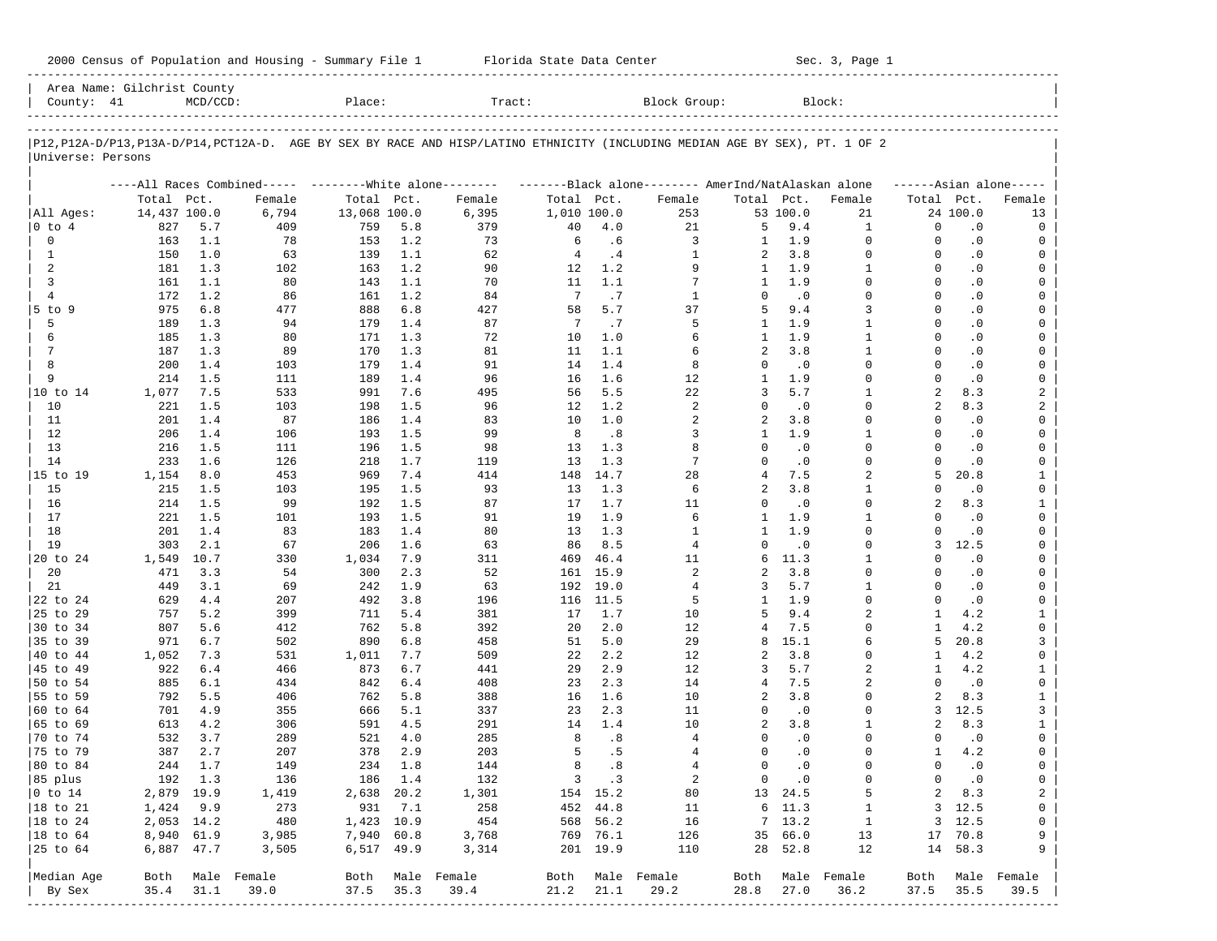2000 Census of Population and Housing - Summary File 1 Florida State Data Center Sec. 3, Page 1

Area Name: Gilchrist County
County: 41 MCD/CCD: Place: Tract: Block Group: Block:

P12,P12A-D/P13,P13A-D/P14,PCT12A-D. AGE BY SEX BY RACE AND HISP/LATINO ETHNICITY (INCLUDING MEDIAN AGE BY SEX), PT. 1 OF 2
Universe: Persons

| | All Races Combined | | | White alone | | | Black alone | | | AmerInd/NatAlaskan alone | | | Asian alone | | |
|---|---|---|---|---|---|---|---|---|---|---|---|---|---|---|---|
| | Total | Pct. | Female | Total | Pct. | Female | Total | Pct. | Female | Total | Pct. | Female | Total | Pct. | Female |
| All Ages: | 14,437 | 100.0 | 6,794 | 13,068 | 100.0 | 6,395 | 1,010 | 100.0 | 253 | 53 | 100.0 | 21 | 24 | 100.0 | 13 |
| 0 to 4 | 827 | 5.7 | 409 | 759 | 5.8 | 379 | 40 | 4.0 | 21 | 5 | 9.4 | 1 | 0 | .0 | 0 |
| 0 | 163 | 1.1 | 78 | 153 | 1.2 | 73 | 6 | .6 | 3 | 1 | 1.9 | 0 | 0 | .0 | 0 |
| 1 | 150 | 1.0 | 63 | 139 | 1.1 | 62 | 4 | .4 | 1 | 2 | 3.8 | 0 | 0 | .0 | 0 |
| 2 | 181 | 1.3 | 102 | 163 | 1.2 | 90 | 12 | 1.2 | 9 | 1 | 1.9 | 1 | 0 | .0 | 0 |
| 3 | 161 | 1.1 | 80 | 143 | 1.1 | 70 | 11 | 1.1 | 7 | 1 | 1.9 | 0 | 0 | .0 | 0 |
| 4 | 172 | 1.2 | 86 | 161 | 1.2 | 84 | 7 | .7 | 1 | 0 | .0 | 0 | 0 | .0 | 0 |
| 5 to 9 | 975 | 6.8 | 477 | 888 | 6.8 | 427 | 58 | 5.7 | 37 | 5 | 9.4 | 3 | 0 | .0 | 0 |
| 5 | 189 | 1.3 | 94 | 179 | 1.4 | 87 | 7 | .7 | 5 | 1 | 1.9 | 1 | 0 | .0 | 0 |
| 6 | 185 | 1.3 | 80 | 171 | 1.3 | 72 | 10 | 1.0 | 6 | 1 | 1.9 | 1 | 0 | .0 | 0 |
| 7 | 187 | 1.3 | 89 | 170 | 1.3 | 81 | 11 | 1.1 | 6 | 2 | 3.8 | 1 | 0 | .0 | 0 |
| 8 | 200 | 1.4 | 103 | 179 | 1.4 | 91 | 14 | 1.4 | 8 | 0 | .0 | 0 | 0 | .0 | 0 |
| 9 | 214 | 1.5 | 111 | 189 | 1.4 | 96 | 16 | 1.6 | 12 | 1 | 1.9 | 0 | 0 | .0 | 0 |
| 10 to 14 | 1,077 | 7.5 | 533 | 991 | 7.6 | 495 | 56 | 5.5 | 22 | 3 | 5.7 | 1 | 2 | 8.3 | 2 |
| 10 | 221 | 1.5 | 103 | 198 | 1.5 | 96 | 12 | 1.2 | 2 | 0 | .0 | 0 | 2 | 8.3 | 2 |
| 11 | 201 | 1.4 | 87 | 186 | 1.4 | 83 | 10 | 1.0 | 2 | 2 | 3.8 | 0 | 0 | .0 | 0 |
| 12 | 206 | 1.4 | 106 | 193 | 1.5 | 99 | 8 | .8 | 3 | 1 | 1.9 | 1 | 0 | .0 | 0 |
| 13 | 216 | 1.5 | 111 | 196 | 1.5 | 98 | 13 | 1.3 | 8 | 0 | .0 | 0 | 0 | .0 | 0 |
| 14 | 233 | 1.6 | 126 | 218 | 1.7 | 119 | 13 | 1.3 | 7 | 0 | .0 | 0 | 0 | .0 | 0 |
| 15 to 19 | 1,154 | 8.0 | 453 | 969 | 7.4 | 414 | 148 | 14.7 | 28 | 4 | 7.5 | 2 | 5 | 20.8 | 1 |
| 15 | 215 | 1.5 | 103 | 195 | 1.5 | 93 | 13 | 1.3 | 6 | 2 | 3.8 | 1 | 0 | .0 | 0 |
| 16 | 214 | 1.5 | 99 | 192 | 1.5 | 87 | 17 | 1.7 | 11 | 0 | .0 | 0 | 2 | 8.3 | 1 |
| 17 | 221 | 1.5 | 101 | 193 | 1.5 | 91 | 19 | 1.9 | 6 | 1 | 1.9 | 1 | 0 | .0 | 0 |
| 18 | 201 | 1.4 | 83 | 183 | 1.4 | 80 | 13 | 1.3 | 1 | 1 | 1.9 | 0 | 0 | .0 | 0 |
| 19 | 303 | 2.1 | 67 | 206 | 1.6 | 63 | 86 | 8.5 | 4 | 0 | .0 | 0 | 3 | 12.5 | 0 |
| 20 to 24 | 1,549 | 10.7 | 330 | 1,034 | 7.9 | 311 | 469 | 46.4 | 11 | 6 | 11.3 | 1 | 0 | .0 | 0 |
| 20 | 471 | 3.3 | 54 | 300 | 2.3 | 52 | 161 | 15.9 | 2 | 2 | 3.8 | 0 | 0 | .0 | 0 |
| 21 | 449 | 3.1 | 69 | 242 | 1.9 | 63 | 192 | 19.0 | 4 | 3 | 5.7 | 1 | 0 | .0 | 0 |
| 22 to 24 | 629 | 4.4 | 207 | 492 | 3.8 | 196 | 116 | 11.5 | 5 | 1 | 1.9 | 0 | 0 | .0 | 0 |
| 25 to 29 | 757 | 5.2 | 399 | 711 | 5.4 | 381 | 17 | 1.7 | 10 | 5 | 9.4 | 2 | 1 | 4.2 | 1 |
| 30 to 34 | 807 | 5.6 | 412 | 762 | 5.8 | 392 | 20 | 2.0 | 12 | 4 | 7.5 | 0 | 1 | 4.2 | 0 |
| 35 to 39 | 971 | 6.7 | 502 | 890 | 6.8 | 458 | 51 | 5.0 | 29 | 8 | 15.1 | 6 | 5 | 20.8 | 3 |
| 40 to 44 | 1,052 | 7.3 | 531 | 1,011 | 7.7 | 509 | 22 | 2.2 | 12 | 2 | 3.8 | 0 | 1 | 4.2 | 0 |
| 45 to 49 | 922 | 6.4 | 466 | 873 | 6.7 | 441 | 29 | 2.9 | 12 | 3 | 5.7 | 2 | 1 | 4.2 | 1 |
| 50 to 54 | 885 | 6.1 | 434 | 842 | 6.4 | 408 | 23 | 2.3 | 14 | 4 | 7.5 | 2 | 0 | .0 | 0 |
| 55 to 59 | 792 | 5.5 | 406 | 762 | 5.8 | 388 | 16 | 1.6 | 10 | 2 | 3.8 | 0 | 2 | 8.3 | 1 |
| 60 to 64 | 701 | 4.9 | 355 | 666 | 5.1 | 337 | 23 | 2.3 | 11 | 0 | .0 | 0 | 3 | 12.5 | 3 |
| 65 to 69 | 613 | 4.2 | 306 | 591 | 4.5 | 291 | 14 | 1.4 | 10 | 2 | 3.8 | 1 | 2 | 8.3 | 1 |
| 70 to 74 | 532 | 3.7 | 289 | 521 | 4.0 | 285 | 8 | .8 | 4 | 0 | .0 | 0 | 0 | .0 | 0 |
| 75 to 79 | 387 | 2.7 | 207 | 378 | 2.9 | 203 | 5 | .5 | 4 | 0 | .0 | 0 | 1 | 4.2 | 0 |
| 80 to 84 | 244 | 1.7 | 149 | 234 | 1.8 | 144 | 8 | .8 | 4 | 0 | .0 | 0 | 0 | .0 | 0 |
| 85 plus | 192 | 1.3 | 136 | 186 | 1.4 | 132 | 3 | .3 | 2 | 0 | .0 | 0 | 0 | .0 | 0 |
| 0 to 14 | 2,879 | 19.9 | 1,419 | 2,638 | 20.2 | 1,301 | 154 | 15.2 | 80 | 13 | 24.5 | 5 | 2 | 8.3 | 2 |
| 18 to 21 | 1,424 | 9.9 | 273 | 931 | 7.1 | 258 | 452 | 44.8 | 11 | 6 | 11.3 | 1 | 3 | 12.5 | 0 |
| 18 to 24 | 2,053 | 14.2 | 480 | 1,423 | 10.9 | 454 | 568 | 56.2 | 16 | 7 | 13.2 | 1 | 3 | 12.5 | 0 |
| 18 to 64 | 8,940 | 61.9 | 3,985 | 7,940 | 60.8 | 3,768 | 769 | 76.1 | 126 | 35 | 66.0 | 13 | 17 | 70.8 | 9 |
| 25 to 64 | 6,887 | 47.7 | 3,505 | 6,517 | 49.9 | 3,314 | 201 | 19.9 | 110 | 28 | 52.8 | 12 | 14 | 58.3 | 9 |

| Median Age By Sex | Both | Male | Female | Both | Male | Female | Both | Male | Female | Both | Male | Female | Both | Male | Female |
|---|---|---|---|---|---|---|---|---|---|---|---|---|---|---|---|
| | 35.4 | 31.1 | 39.0 | 37.5 | 35.3 | 39.4 | 21.2 | 21.1 | 29.2 | 28.8 | 27.0 | 36.2 | 37.5 | 35.5 | 39.5 |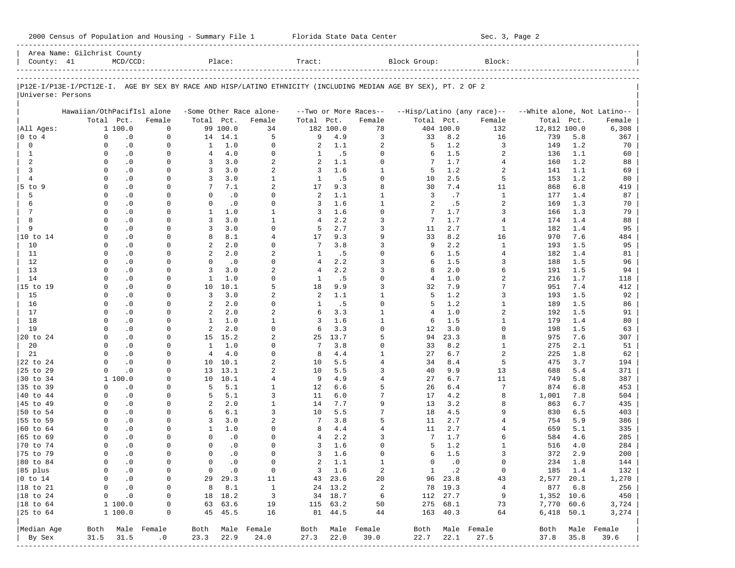2000 Census of Population and Housing - Summary File 1 Florida State Data Center Sec. 3, Page 2

| Area Name: Gilchrist County | | | | | |
|---|---|---|---|---|---|
| County: 41 | MCD/CCD: | Place: | Tract: | Block Group: | Block: |

P12E-I/P13E-I/PCT12E-I. AGE BY SEX BY RACE AND HISP/LATINO ETHNICITY (INCLUDING MEDIAN AGE BY SEX), PT. 2 OF 2
Universe: Persons

| | Hawaiian/OthPacifIsl alone | | | -Some Other Race alone- | | | --Two or More Races-- | | | --Hisp/Latino (any race)-- | | | --White alone, Not Latino-- | | |
|---|---|---|---|---|---|---|---|---|---|---|---|---|---|---|---|
| | Total | Pct. | Female | Total | Pct. | Female | Total | Pct. | Female | Total | Pct. | Female | Total | Pct. | Female |
| All Ages: | 1 | 100.0 | 0 | 99 | 100.0 | 34 | 182 | 100.0 | 78 | 404 | 100.0 | 132 | 12,812 | 100.0 | 6,308 |
| 0 to 4 | 0 | .0 | 0 | 14 | 14.1 | 5 | 9 | 4.9 | 3 | 33 | 8.2 | 16 | 739 | 5.8 | 367 |
| 0 | 0 | .0 | 0 | 1 | 1.0 | 0 | 2 | 1.1 | 2 | 5 | 1.2 | 3 | 149 | 1.2 | 70 |
| 1 | 0 | .0 | 0 | 4 | 4.0 | 0 | 1 | .5 | 0 | 6 | 1.5 | 2 | 136 | 1.1 | 60 |
| 2 | 0 | .0 | 0 | 3 | 3.0 | 2 | 2 | 1.1 | 0 | 7 | 1.7 | 4 | 160 | 1.2 | 88 |
| 3 | 0 | .0 | 0 | 3 | 3.0 | 2 | 3 | 1.6 | 1 | 5 | 1.2 | 2 | 141 | 1.1 | 69 |
| 4 | 0 | .0 | 0 | 3 | 3.0 | 1 | 1 | .5 | 0 | 10 | 2.5 | 5 | 153 | 1.2 | 80 |
| 5 to 9 | 0 | .0 | 0 | 7 | 7.1 | 2 | 17 | 9.3 | 8 | 30 | 7.4 | 11 | 868 | 6.8 | 419 |
| 5 | 0 | .0 | 0 | 0 | .0 | 0 | 2 | 1.1 | 1 | 3 | .7 | 1 | 177 | 1.4 | 87 |
| 6 | 0 | .0 | 0 | 0 | .0 | 0 | 3 | 1.6 | 1 | 2 | .5 | 2 | 169 | 1.3 | 70 |
| 7 | 0 | .0 | 0 | 1 | 1.0 | 1 | 3 | 1.6 | 0 | 7 | 1.7 | 3 | 166 | 1.3 | 79 |
| 8 | 0 | .0 | 0 | 3 | 3.0 | 1 | 4 | 2.2 | 3 | 7 | 1.7 | 4 | 174 | 1.4 | 88 |
| 9 | 0 | .0 | 0 | 3 | 3.0 | 0 | 5 | 2.7 | 3 | 11 | 2.7 | 1 | 182 | 1.4 | 95 |
| 10 to 14 | 0 | .0 | 0 | 8 | 8.1 | 4 | 17 | 9.3 | 9 | 33 | 8.2 | 16 | 970 | 7.6 | 484 |
| 10 | 0 | .0 | 0 | 2 | 2.0 | 0 | 7 | 3.8 | 3 | 9 | 2.2 | 1 | 193 | 1.5 | 95 |
| 11 | 0 | .0 | 0 | 2 | 2.0 | 2 | 1 | .5 | 0 | 6 | 1.5 | 4 | 182 | 1.4 | 81 |
| 12 | 0 | .0 | 0 | 0 | .0 | 0 | 4 | 2.2 | 3 | 6 | 1.5 | 3 | 188 | 1.5 | 96 |
| 13 | 0 | .0 | 0 | 3 | 3.0 | 2 | 4 | 2.2 | 3 | 8 | 2.0 | 6 | 191 | 1.5 | 94 |
| 14 | 0 | .0 | 0 | 1 | 1.0 | 0 | 1 | .5 | 0 | 4 | 1.0 | 2 | 216 | 1.7 | 118 |
| 15 to 19 | 0 | .0 | 0 | 10 | 10.1 | 5 | 18 | 9.9 | 3 | 32 | 7.9 | 7 | 951 | 7.4 | 412 |
| 15 | 0 | .0 | 0 | 3 | 3.0 | 2 | 2 | 1.1 | 1 | 5 | 1.2 | 3 | 193 | 1.5 | 92 |
| 16 | 0 | .0 | 0 | 2 | 2.0 | 0 | 1 | .5 | 0 | 5 | 1.2 | 1 | 189 | 1.5 | 86 |
| 17 | 0 | .0 | 0 | 2 | 2.0 | 2 | 6 | 3.3 | 1 | 4 | 1.0 | 2 | 192 | 1.5 | 91 |
| 18 | 0 | .0 | 0 | 1 | 1.0 | 1 | 3 | 1.6 | 1 | 6 | 1.5 | 1 | 179 | 1.4 | 80 |
| 19 | 0 | .0 | 0 | 2 | 2.0 | 0 | 6 | 3.3 | 0 | 12 | 3.0 | 0 | 198 | 1.5 | 63 |
| 20 to 24 | 0 | .0 | 0 | 15 | 15.2 | 2 | 25 | 13.7 | 5 | 94 | 23.3 | 8 | 975 | 7.6 | 307 |
| 20 | 0 | .0 | 0 | 1 | 1.0 | 0 | 7 | 3.8 | 0 | 33 | 8.2 | 1 | 275 | 2.1 | 51 |
| 21 | 0 | .0 | 0 | 4 | 4.0 | 0 | 8 | 4.4 | 1 | 27 | 6.7 | 2 | 225 | 1.8 | 62 |
| 22 to 24 | 0 | .0 | 0 | 10 | 10.1 | 2 | 10 | 5.5 | 4 | 34 | 8.4 | 5 | 475 | 3.7 | 194 |
| 25 to 29 | 0 | .0 | 0 | 13 | 13.1 | 2 | 10 | 5.5 | 3 | 40 | 9.9 | 13 | 688 | 5.4 | 371 |
| 30 to 34 | 1 | 100.0 | 0 | 10 | 10.1 | 4 | 9 | 4.9 | 4 | 27 | 6.7 | 11 | 749 | 5.8 | 387 |
| 35 to 39 | 0 | .0 | 0 | 5 | 5.1 | 1 | 12 | 6.6 | 5 | 26 | 6.4 | 7 | 874 | 6.8 | 453 |
| 40 to 44 | 0 | .0 | 0 | 5 | 5.1 | 3 | 11 | 6.0 | 7 | 17 | 4.2 | 8 | 1,001 | 7.8 | 504 |
| 45 to 49 | 0 | .0 | 0 | 2 | 2.0 | 1 | 14 | 7.7 | 9 | 13 | 3.2 | 8 | 863 | 6.7 | 435 |
| 50 to 54 | 0 | .0 | 0 | 6 | 6.1 | 3 | 10 | 5.5 | 7 | 18 | 4.5 | 9 | 830 | 6.5 | 403 |
| 55 to 59 | 0 | .0 | 0 | 3 | 3.0 | 2 | 7 | 3.8 | 5 | 11 | 2.7 | 4 | 754 | 5.9 | 386 |
| 60 to 64 | 0 | .0 | 0 | 1 | 1.0 | 0 | 8 | 4.4 | 4 | 11 | 2.7 | 4 | 659 | 5.1 | 335 |
| 65 to 69 | 0 | .0 | 0 | 0 | .0 | 0 | 4 | 2.2 | 3 | 7 | 1.7 | 6 | 584 | 4.6 | 285 |
| 70 to 74 | 0 | .0 | 0 | 0 | .0 | 0 | 3 | 1.6 | 0 | 5 | 1.2 | 1 | 516 | 4.0 | 284 |
| 75 to 79 | 0 | .0 | 0 | 0 | .0 | 0 | 3 | 1.6 | 0 | 6 | 1.5 | 3 | 372 | 2.9 | 200 |
| 80 to 84 | 0 | .0 | 0 | 0 | .0 | 0 | 2 | 1.1 | 1 | 0 | .0 | 0 | 234 | 1.8 | 144 |
| 85 plus | 0 | .0 | 0 | 0 | .0 | 0 | 3 | 1.6 | 2 | 1 | .2 | 0 | 185 | 1.4 | 132 |
| 0 to 14 | 0 | .0 | 0 | 29 | 29.3 | 11 | 43 | 23.6 | 20 | 96 | 23.8 | 43 | 2,577 | 20.1 | 1,270 |
| 18 to 21 | 0 | .0 | 0 | 8 | 8.1 | 1 | 24 | 13.2 | 2 | 78 | 19.3 | 4 | 877 | 6.8 | 256 |
| 18 to 24 | 0 | .0 | 0 | 18 | 18.2 | 3 | 34 | 18.7 | 6 | 112 | 27.7 | 9 | 1,352 | 10.6 | 450 |
| 18 to 64 | 1 | 100.0 | 0 | 63 | 63.6 | 19 | 115 | 63.2 | 50 | 275 | 68.1 | 73 | 7,770 | 60.6 | 3,724 |
| 25 to 64 | 1 | 100.0 | 0 | 45 | 45.5 | 16 | 81 | 44.5 | 44 | 163 | 40.3 | 64 | 6,418 | 50.1 | 3,274 |
| Median Age | Both | Male | Female | Both | Male | Female | Both | Male | Female | Both | Male | Female | Both | Male | Female |
| By Sex | 31.5 | 31.5 | .0 | 23.3 | 22.9 | 24.0 | 27.3 | 22.0 | 39.0 | 22.7 | 22.1 | 27.5 | 37.8 | 35.8 | 39.6 |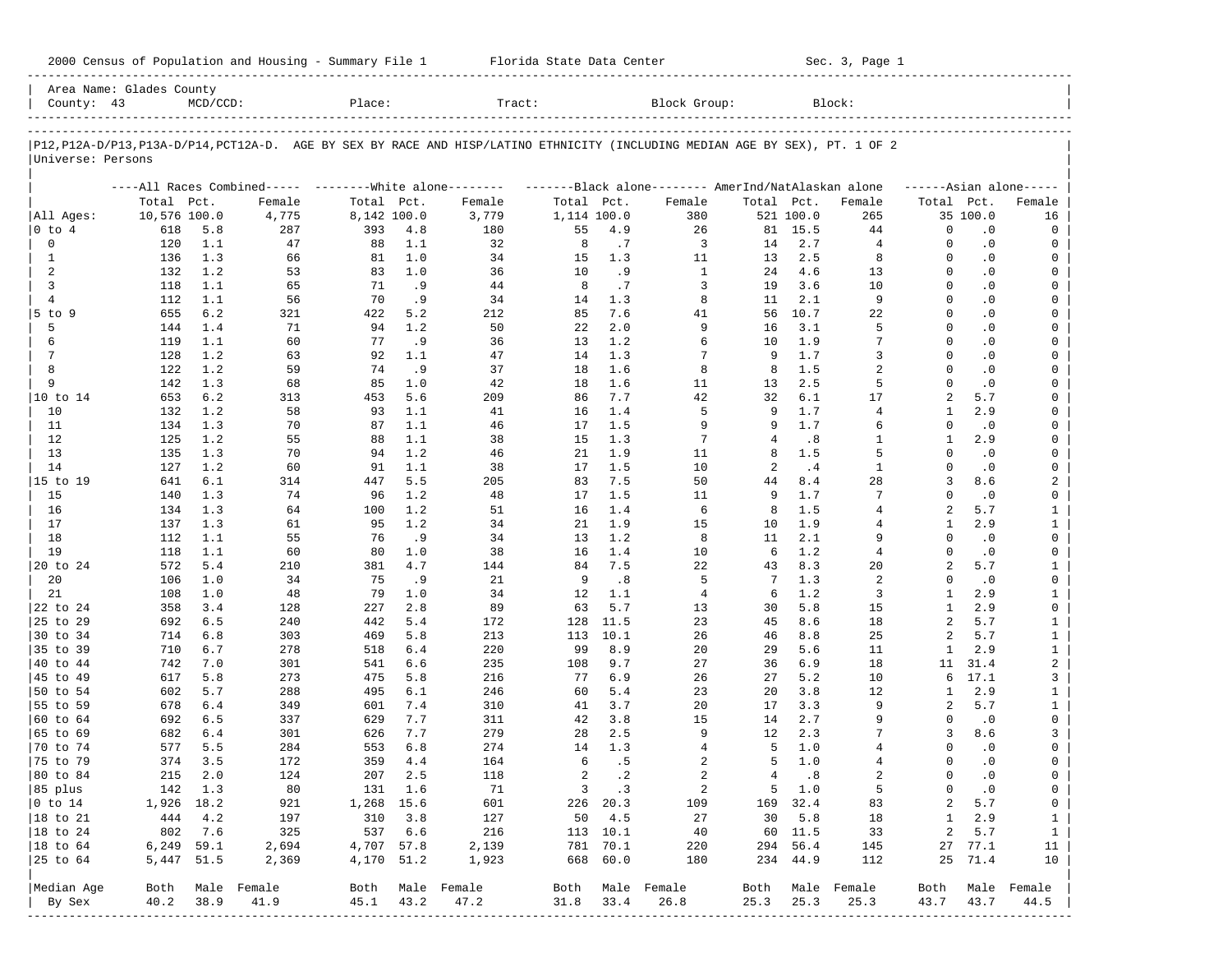2000 Census of Population and Housing - Summary File 1 Florida State Data Center Sec. 3, Page 1

Area Name: Glades County
County: 43 MCD/CCD: Place: Tract: Block Group: Block:

P12,P12A-D/P13,P13A-D/P14,PCT12A-D. AGE BY SEX BY RACE AND HISP/LATINO ETHNICITY (INCLUDING MEDIAN AGE BY SEX), PT. 1 OF 2
Universe: Persons

| | All Races Combined Total | Pct. | Female | White alone Total | Pct. | Female | Black alone Total | Pct. | Female | AmerInd/NatAlaskan alone Total | Pct. | Female | Asian alone Total | Pct. | Female |
|---|---|---|---|---|---|---|---|---|---|---|---|---|---|---|---|
| All Ages: | 10,576 | 100.0 | 4,775 | 8,142 | 100.0 | 3,779 | 1,114 | 100.0 | 380 | 521 | 100.0 | 265 | 35 | 100.0 | 16 |
| 0 to 4 | 618 | 5.8 | 287 | 393 | 4.8 | 180 | 55 | 4.9 | 26 | 81 | 15.5 | 44 | 0 | .0 | 0 |
| 0 | 120 | 1.1 | 47 | 88 | 1.1 | 32 | 8 | .7 | 3 | 14 | 2.7 | 4 | 0 | .0 | 0 |
| 1 | 136 | 1.3 | 66 | 81 | 1.0 | 34 | 15 | 1.3 | 11 | 13 | 2.5 | 8 | 0 | .0 | 0 |
| 2 | 132 | 1.2 | 53 | 83 | 1.0 | 36 | 10 | .9 | 1 | 24 | 4.6 | 13 | 0 | .0 | 0 |
| 3 | 118 | 1.1 | 65 | 71 | .9 | 44 | 8 | .7 | 3 | 19 | 3.6 | 10 | 0 | .0 | 0 |
| 4 | 112 | 1.1 | 56 | 70 | .9 | 34 | 14 | 1.3 | 8 | 11 | 2.1 | 9 | 0 | .0 | 0 |
| 5 to 9 | 655 | 6.2 | 321 | 422 | 5.2 | 212 | 85 | 7.6 | 41 | 56 | 10.7 | 22 | 0 | .0 | 0 |
| 5 | 144 | 1.4 | 71 | 94 | 1.2 | 50 | 22 | 2.0 | 9 | 16 | 3.1 | 5 | 0 | .0 | 0 |
| 6 | 119 | 1.1 | 60 | 77 | .9 | 36 | 13 | 1.2 | 6 | 10 | 1.9 | 7 | 0 | .0 | 0 |
| 7 | 128 | 1.2 | 63 | 92 | 1.1 | 47 | 14 | 1.3 | 7 | 9 | 1.7 | 3 | 0 | .0 | 0 |
| 8 | 122 | 1.2 | 59 | 74 | .9 | 37 | 18 | 1.6 | 8 | 8 | 1.5 | 2 | 0 | .0 | 0 |
| 9 | 142 | 1.3 | 68 | 85 | 1.0 | 42 | 18 | 1.6 | 11 | 13 | 2.5 | 5 | 0 | .0 | 0 |
| 10 to 14 | 653 | 6.2 | 313 | 453 | 5.6 | 209 | 86 | 7.7 | 42 | 32 | 6.1 | 17 | 2 | 5.7 | 0 |
| 10 | 132 | 1.2 | 58 | 93 | 1.1 | 41 | 16 | 1.4 | 5 | 9 | 1.7 | 4 | 1 | 2.9 | 0 |
| 11 | 134 | 1.3 | 70 | 87 | 1.1 | 46 | 17 | 1.5 | 9 | 9 | 1.7 | 6 | 0 | .0 | 0 |
| 12 | 125 | 1.2 | 55 | 88 | 1.1 | 38 | 15 | 1.3 | 7 | 4 | .8 | 1 | 1 | 2.9 | 0 |
| 13 | 135 | 1.3 | 70 | 94 | 1.2 | 46 | 21 | 1.9 | 11 | 8 | 1.5 | 5 | 0 | .0 | 0 |
| 14 | 127 | 1.2 | 60 | 91 | 1.1 | 38 | 17 | 1.5 | 10 | 2 | .4 | 1 | 0 | .0 | 0 |
| 15 to 19 | 641 | 6.1 | 314 | 447 | 5.5 | 205 | 83 | 7.5 | 50 | 44 | 8.4 | 28 | 3 | 8.6 | 2 |
| 15 | 140 | 1.3 | 74 | 96 | 1.2 | 48 | 17 | 1.5 | 11 | 9 | 1.7 | 7 | 0 | .0 | 0 |
| 16 | 134 | 1.3 | 64 | 100 | 1.2 | 51 | 16 | 1.4 | 6 | 8 | 1.5 | 4 | 2 | 5.7 | 1 |
| 17 | 137 | 1.3 | 61 | 95 | 1.2 | 34 | 21 | 1.9 | 15 | 10 | 1.9 | 4 | 1 | 2.9 | 1 |
| 18 | 112 | 1.1 | 55 | 76 | .9 | 34 | 13 | 1.2 | 8 | 11 | 2.1 | 9 | 0 | .0 | 0 |
| 19 | 118 | 1.1 | 60 | 80 | 1.0 | 38 | 16 | 1.4 | 10 | 6 | 1.2 | 4 | 0 | .0 | 0 |
| 20 to 24 | 572 | 5.4 | 210 | 381 | 4.7 | 144 | 84 | 7.5 | 22 | 43 | 8.3 | 20 | 2 | 5.7 | 1 |
| 20 | 106 | 1.0 | 34 | 75 | .9 | 21 | 9 | .8 | 5 | 7 | 1.3 | 2 | 0 | .0 | 0 |
| 21 | 108 | 1.0 | 48 | 79 | 1.0 | 34 | 12 | 1.1 | 4 | 6 | 1.2 | 3 | 1 | 2.9 | 1 |
| 22 to 24 | 358 | 3.4 | 128 | 227 | 2.8 | 89 | 63 | 5.7 | 13 | 30 | 5.8 | 15 | 1 | 2.9 | 0 |
| 25 to 29 | 692 | 6.5 | 240 | 442 | 5.4 | 172 | 128 | 11.5 | 23 | 45 | 8.6 | 18 | 2 | 5.7 | 1 |
| 30 to 34 | 714 | 6.8 | 303 | 469 | 5.8 | 213 | 113 | 10.1 | 26 | 46 | 8.8 | 25 | 2 | 5.7 | 1 |
| 35 to 39 | 710 | 6.7 | 278 | 518 | 6.4 | 220 | 99 | 8.9 | 20 | 29 | 5.6 | 11 | 1 | 2.9 | 1 |
| 40 to 44 | 742 | 7.0 | 301 | 541 | 6.6 | 235 | 108 | 9.7 | 27 | 36 | 6.9 | 18 | 11 | 31.4 | 2 |
| 45 to 49 | 617 | 5.8 | 273 | 475 | 5.8 | 216 | 77 | 6.9 | 26 | 27 | 5.2 | 10 | 6 | 17.1 | 3 |
| 50 to 54 | 602 | 5.7 | 288 | 495 | 6.1 | 246 | 60 | 5.4 | 23 | 20 | 3.8 | 12 | 1 | 2.9 | 1 |
| 55 to 59 | 678 | 6.4 | 349 | 601 | 7.4 | 310 | 41 | 3.7 | 20 | 17 | 3.3 | 9 | 2 | 5.7 | 1 |
| 60 to 64 | 692 | 6.5 | 337 | 629 | 7.7 | 311 | 42 | 3.8 | 15 | 14 | 2.7 | 9 | 0 | .0 | 0 |
| 65 to 69 | 682 | 6.4 | 301 | 626 | 7.7 | 279 | 28 | 2.5 | 9 | 12 | 2.3 | 7 | 3 | 8.6 | 3 |
| 70 to 74 | 577 | 5.5 | 284 | 553 | 6.8 | 274 | 14 | 1.3 | 4 | 5 | 1.0 | 4 | 0 | .0 | 0 |
| 75 to 79 | 374 | 3.5 | 172 | 359 | 4.4 | 164 | 6 | .5 | 2 | 5 | 1.0 | 4 | 0 | .0 | 0 |
| 80 to 84 | 215 | 2.0 | 124 | 207 | 2.5 | 118 | 2 | .2 | 2 | 4 | .8 | 2 | 0 | .0 | 0 |
| 85 plus | 142 | 1.3 | 80 | 131 | 1.6 | 71 | 3 | .3 | 2 | 5 | 1.0 | 5 | 0 | .0 | 0 |
| 0 to 14 | 1,926 | 18.2 | 921 | 1,268 | 15.6 | 601 | 226 | 20.3 | 109 | 169 | 32.4 | 83 | 2 | 5.7 | 0 |
| 18 to 21 | 444 | 4.2 | 197 | 310 | 3.8 | 127 | 50 | 4.5 | 27 | 30 | 5.8 | 18 | 1 | 2.9 | 1 |
| 18 to 24 | 802 | 7.6 | 325 | 537 | 6.6 | 216 | 113 | 10.1 | 40 | 60 | 11.5 | 33 | 2 | 5.7 | 1 |
| 18 to 64 | 6,249 | 59.1 | 2,694 | 4,707 | 57.8 | 2,139 | 781 | 70.1 | 220 | 294 | 56.4 | 145 | 27 | 77.1 | 11 |
| 25 to 64 | 5,447 | 51.5 | 2,369 | 4,170 | 51.2 | 1,923 | 668 | 60.0 | 180 | 234 | 44.9 | 112 | 25 | 71.4 | 10 |

| Median Age By Sex | Both | Male | Female | Both | Male | Female | Both | Male | Female | Both | Male | Female | Both | Male | Female |
|---|---|---|---|---|---|---|---|---|---|---|---|---|---|---|---|
| | 40.2 | 38.9 | 41.9 | 45.1 | 43.2 | 47.2 | 31.8 | 33.4 | 26.8 | 25.3 | 25.3 | 25.3 | 43.7 | 43.7 | 44.5 |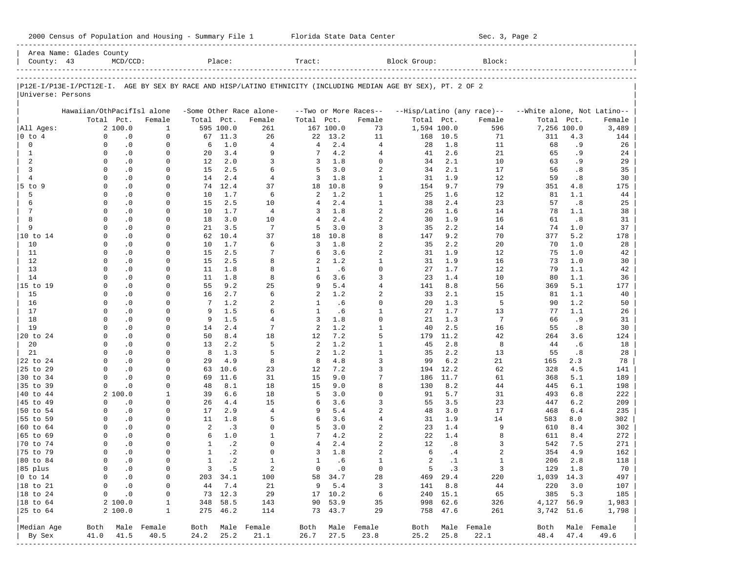Area Name: Glades County
County: 43 MCD/CCD: Place: Tract: Block Group: Block:

P12E-I/P13E-I/PCT12E-I. AGE BY SEX BY RACE AND HISP/LATINO ETHNICITY (INCLUDING MEDIAN AGE BY SEX), PT. 2 OF 2

Universe: Persons

| | Hawaiian/OthPacifIsl alone | | | -Some Other Race alone- | | | --Two or More Races-- | | | --Hisp/Latino (any race)-- | | | --White alone, Not Latino-- | | |
|---|---|---|---|---|---|---|---|---|---|---|---|---|---|---|---|
| | Total | Pct. | Female | Total | Pct. | Female | Total | Pct. | Female | Total | Pct. | Female | Total | Pct. | Female |
| All Ages: | 2 | 100.0 | 1 | 595 | 100.0 | 261 | 167 | 100.0 | 73 | 1,594 | 100.0 | 596 | 7,256 | 100.0 | 3,489 |
| 0 to 4 | 0 | .0 | 0 | 67 | 11.3 | 26 | 22 | 13.2 | 11 | 168 | 10.5 | 71 | 311 | 4.3 | 144 |
| 0 | 0 | .0 | 0 | 6 | 1.0 | 4 | 4 | 2.4 | 4 | 28 | 1.8 | 11 | 68 | .9 | 26 |
| 1 | 0 | .0 | 0 | 20 | 3.4 | 9 | 7 | 4.2 | 4 | 41 | 2.6 | 21 | 65 | .9 | 24 |
| 2 | 0 | .0 | 0 | 12 | 2.0 | 3 | 3 | 1.8 | 0 | 34 | 2.1 | 10 | 63 | .9 | 29 |
| 3 | 0 | .0 | 0 | 15 | 2.5 | 6 | 5 | 3.0 | 2 | 34 | 2.1 | 17 | 56 | .8 | 35 |
| 4 | 0 | .0 | 0 | 14 | 2.4 | 4 | 3 | 1.8 | 1 | 31 | 1.9 | 12 | 59 | .8 | 30 |
| 5 to 9 | 0 | .0 | 0 | 74 | 12.4 | 37 | 18 | 10.8 | 9 | 154 | 9.7 | 79 | 351 | 4.8 | 175 |
| 5 | 0 | .0 | 0 | 10 | 1.7 | 6 | 2 | 1.2 | 1 | 25 | 1.6 | 12 | 81 | 1.1 | 44 |
| 6 | 0 | .0 | 0 | 15 | 2.5 | 10 | 4 | 2.4 | 1 | 38 | 2.4 | 23 | 57 | .8 | 25 |
| 7 | 0 | .0 | 0 | 10 | 1.7 | 4 | 3 | 1.8 | 2 | 26 | 1.6 | 14 | 78 | 1.1 | 38 |
| 8 | 0 | .0 | 0 | 18 | 3.0 | 10 | 4 | 2.4 | 2 | 30 | 1.9 | 16 | 61 | .8 | 31 |
| 9 | 0 | .0 | 0 | 21 | 3.5 | 7 | 5 | 3.0 | 3 | 35 | 2.2 | 14 | 74 | 1.0 | 37 |
| 10 to 14 | 0 | .0 | 0 | 62 | 10.4 | 37 | 18 | 10.8 | 8 | 147 | 9.2 | 70 | 377 | 5.2 | 178 |
| 10 | 0 | .0 | 0 | 10 | 1.7 | 6 | 3 | 1.8 | 2 | 35 | 2.2 | 20 | 70 | 1.0 | 28 |
| 11 | 0 | .0 | 0 | 15 | 2.5 | 7 | 6 | 3.6 | 2 | 31 | 1.9 | 12 | 75 | 1.0 | 42 |
| 12 | 0 | .0 | 0 | 15 | 2.5 | 8 | 2 | 1.2 | 1 | 31 | 1.9 | 16 | 73 | 1.0 | 30 |
| 13 | 0 | .0 | 0 | 11 | 1.8 | 8 | 1 | .6 | 0 | 27 | 1.7 | 12 | 79 | 1.1 | 42 |
| 14 | 0 | .0 | 0 | 11 | 1.8 | 8 | 6 | 3.6 | 3 | 23 | 1.4 | 10 | 80 | 1.1 | 36 |
| 15 to 19 | 0 | .0 | 0 | 55 | 9.2 | 25 | 9 | 5.4 | 4 | 141 | 8.8 | 56 | 369 | 5.1 | 177 |
| 15 | 0 | .0 | 0 | 16 | 2.7 | 6 | 2 | 1.2 | 2 | 33 | 2.1 | 15 | 81 | 1.1 | 40 |
| 16 | 0 | .0 | 0 | 7 | 1.2 | 2 | 1 | .6 | 0 | 20 | 1.3 | 5 | 90 | 1.2 | 50 |
| 17 | 0 | .0 | 0 | 9 | 1.5 | 6 | 1 | .6 | 1 | 27 | 1.7 | 13 | 77 | 1.1 | 26 |
| 18 | 0 | .0 | 0 | 9 | 1.5 | 4 | 3 | 1.8 | 0 | 21 | 1.3 | 7 | 66 | .9 | 31 |
| 19 | 0 | .0 | 0 | 14 | 2.4 | 7 | 2 | 1.2 | 1 | 40 | 2.5 | 16 | 55 | .8 | 30 |
| 20 to 24 | 0 | .0 | 0 | 50 | 8.4 | 18 | 12 | 7.2 | 5 | 179 | 11.2 | 42 | 264 | 3.6 | 124 |
| 20 | 0 | .0 | 0 | 13 | 2.2 | 5 | 2 | 1.2 | 1 | 45 | 2.8 | 8 | 44 | .6 | 18 |
| 21 | 0 | .0 | 0 | 8 | 1.3 | 5 | 2 | 1.2 | 1 | 35 | 2.2 | 13 | 55 | .8 | 28 |
| 22 to 24 | 0 | .0 | 0 | 29 | 4.9 | 8 | 8 | 4.8 | 3 | 99 | 6.2 | 21 | 165 | 2.3 | 78 |
| 25 to 29 | 0 | .0 | 0 | 63 | 10.6 | 23 | 12 | 7.2 | 3 | 194 | 12.2 | 62 | 328 | 4.5 | 141 |
| 30 to 34 | 0 | .0 | 0 | 69 | 11.6 | 31 | 15 | 9.0 | 7 | 186 | 11.7 | 61 | 368 | 5.1 | 189 |
| 35 to 39 | 0 | .0 | 0 | 48 | 8.1 | 18 | 15 | 9.0 | 8 | 130 | 8.2 | 44 | 445 | 6.1 | 198 |
| 40 to 44 | 2 | 100.0 | 1 | 39 | 6.6 | 18 | 5 | 3.0 | 0 | 91 | 5.7 | 31 | 493 | 6.8 | 222 |
| 45 to 49 | 0 | .0 | 0 | 26 | 4.4 | 15 | 6 | 3.6 | 3 | 55 | 3.5 | 23 | 447 | 6.2 | 209 |
| 50 to 54 | 0 | .0 | 0 | 17 | 2.9 | 4 | 9 | 5.4 | 2 | 48 | 3.0 | 17 | 468 | 6.4 | 235 |
| 55 to 59 | 0 | .0 | 0 | 11 | 1.8 | 5 | 6 | 3.6 | 4 | 31 | 1.9 | 14 | 583 | 8.0 | 302 |
| 60 to 64 | 0 | .0 | 0 | 2 | .3 | 0 | 5 | 3.0 | 2 | 23 | 1.4 | 9 | 610 | 8.4 | 302 |
| 65 to 69 | 0 | .0 | 0 | 6 | 1.0 | 1 | 7 | 4.2 | 2 | 22 | 1.4 | 8 | 611 | 8.4 | 272 |
| 70 to 74 | 0 | .0 | 0 | 1 | .2 | 0 | 4 | 2.4 | 2 | 12 | .8 | 3 | 542 | 7.5 | 271 |
| 75 to 79 | 0 | .0 | 0 | 1 | .2 | 0 | 3 | 1.8 | 2 | 6 | .4 | 2 | 354 | 4.9 | 162 |
| 80 to 84 | 0 | .0 | 0 | 1 | .2 | 1 | 1 | .6 | 1 | 2 | .1 | 1 | 206 | 2.8 | 118 |
| 85 plus | 0 | .0 | 0 | 3 | .5 | 2 | 0 | .0 | 0 | 5 | .3 | 3 | 129 | 1.8 | 70 |
| 0 to 14 | 0 | .0 | 0 | 203 | 34.1 | 100 | 58 | 34.7 | 28 | 469 | 29.4 | 220 | 1,039 | 14.3 | 497 |
| 18 to 21 | 0 | .0 | 0 | 44 | 7.4 | 21 | 9 | 5.4 | 3 | 141 | 8.8 | 44 | 220 | 3.0 | 107 |
| 18 to 24 | 0 | .0 | 0 | 73 | 12.3 | 29 | 17 | 10.2 | 6 | 240 | 15.1 | 65 | 385 | 5.3 | 185 |
| 18 to 64 | 2 | 100.0 | 1 | 348 | 58.5 | 143 | 90 | 53.9 | 35 | 998 | 62.6 | 326 | 4,127 | 56.9 | 1,983 |
| 25 to 64 | 2 | 100.0 | 1 | 275 | 46.2 | 114 | 73 | 43.7 | 29 | 758 | 47.6 | 261 | 3,742 | 51.6 | 1,798 |

| Median Age By Sex | Both | Male | Female | Both | Male | Female | Both | Male | Female | Both | Male | Female | Both | Male | Female |
|---|---|---|---|---|---|---|---|---|---|---|---|---|---|---|---|
| | 41.0 | 41.5 | 40.5 | 24.2 | 25.2 | 21.1 | 26.7 | 27.5 | 23.8 | 25.2 | 25.8 | 22.1 | 48.4 | 47.4 | 49.6 |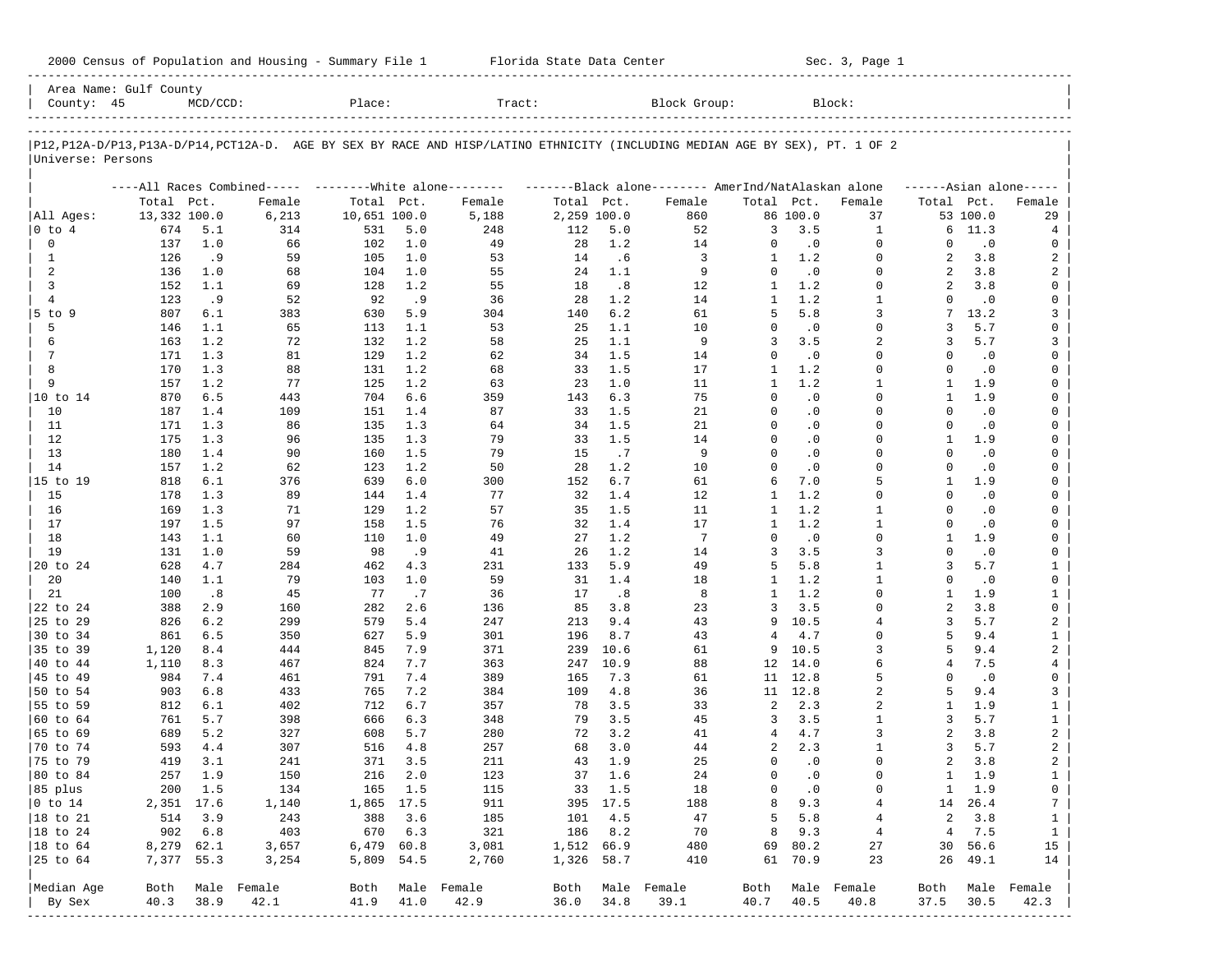2000 Census of Population and Housing - Summary File 1 Florida State Data Center Sec. 3, Page 1

Area Name: Gulf County
County: 45 MCD/CCD: Place: Tract: Block Group: Block:

P12,P12A-D/P13,P13A-D/P14,PCT12A-D. AGE BY SEX BY RACE AND HISP/LATINO ETHNICITY (INCLUDING MEDIAN AGE BY SEX), PT. 1 OF 2
Universe: Persons

| | All Races Combined | | | White alone | | | Black alone | | | AmerInd/NatAlaskan alone | | | Asian alone | | |
|---|---|---|---|---|---|---|---|---|---|---|---|---|---|---|---|
| | Total | Pct. | Female | Total | Pct. | Female | Total | Pct. | Female | Total | Pct. | Female | Total | Pct. | Female |
| All Ages: | 13,332 | 100.0 | 6,213 | 10,651 | 100.0 | 5,188 | 2,259 | 100.0 | 860 | 86 | 100.0 | 37 | 53 | 100.0 | 29 |
| 0 to 4 | 674 | 5.1 | 314 | 531 | 5.0 | 248 | 112 | 5.0 | 52 | 3 | 3.5 | 1 | 6 | 11.3 | 4 |
| 0 | 137 | 1.0 | 66 | 102 | 1.0 | 49 | 28 | 1.2 | 14 | 0 | .0 | 0 | 0 | .0 | 0 |
| 1 | 126 | .9 | 59 | 105 | 1.0 | 53 | 14 | .6 | 3 | 1 | 1.2 | 0 | 2 | 3.8 | 2 |
| 2 | 136 | 1.0 | 68 | 104 | 1.0 | 55 | 24 | 1.1 | 9 | 0 | .0 | 0 | 2 | 3.8 | 2 |
| 3 | 152 | 1.1 | 69 | 128 | 1.2 | 55 | 18 | .8 | 12 | 1 | 1.2 | 0 | 2 | 3.8 | 0 |
| 4 | 123 | .9 | 52 | 92 | .9 | 36 | 28 | 1.2 | 14 | 1 | 1.2 | 1 | 0 | .0 | 0 |
| 5 to 9 | 807 | 6.1 | 383 | 630 | 5.9 | 304 | 140 | 6.2 | 61 | 5 | 5.8 | 3 | 7 | 13.2 | 3 |
| 5 | 146 | 1.1 | 65 | 113 | 1.1 | 53 | 25 | 1.1 | 10 | 0 | .0 | 0 | 3 | 5.7 | 0 |
| 6 | 163 | 1.2 | 72 | 132 | 1.2 | 58 | 25 | 1.1 | 9 | 3 | 3.5 | 2 | 3 | 5.7 | 3 |
| 7 | 171 | 1.3 | 81 | 129 | 1.2 | 62 | 34 | 1.5 | 14 | 0 | .0 | 0 | 0 | .0 | 0 |
| 8 | 170 | 1.3 | 88 | 131 | 1.2 | 68 | 33 | 1.5 | 17 | 1 | 1.2 | 0 | 0 | .0 | 0 |
| 9 | 157 | 1.2 | 77 | 125 | 1.2 | 63 | 23 | 1.0 | 11 | 1 | 1.2 | 1 | 1 | 1.9 | 0 |
| 10 to 14 | 870 | 6.5 | 443 | 704 | 6.6 | 359 | 143 | 6.3 | 75 | 0 | .0 | 0 | 1 | 1.9 | 0 |
| 10 | 187 | 1.4 | 109 | 151 | 1.4 | 87 | 33 | 1.5 | 21 | 0 | .0 | 0 | 0 | .0 | 0 |
| 11 | 171 | 1.3 | 86 | 135 | 1.3 | 64 | 34 | 1.5 | 21 | 0 | .0 | 0 | 0 | .0 | 0 |
| 12 | 175 | 1.3 | 96 | 135 | 1.3 | 79 | 33 | 1.5 | 14 | 0 | .0 | 0 | 1 | 1.9 | 0 |
| 13 | 180 | 1.4 | 90 | 160 | 1.5 | 79 | 15 | .7 | 9 | 0 | .0 | 0 | 0 | .0 | 0 |
| 14 | 157 | 1.2 | 62 | 123 | 1.2 | 50 | 28 | 1.2 | 10 | 0 | .0 | 0 | 0 | .0 | 0 |
| 15 to 19 | 818 | 6.1 | 376 | 639 | 6.0 | 300 | 152 | 6.7 | 61 | 6 | 7.0 | 5 | 1 | 1.9 | 0 |
| 15 | 178 | 1.3 | 89 | 144 | 1.4 | 77 | 32 | 1.4 | 12 | 1 | 1.2 | 0 | 0 | .0 | 0 |
| 16 | 169 | 1.3 | 71 | 129 | 1.2 | 57 | 35 | 1.5 | 11 | 1 | 1.2 | 1 | 0 | .0 | 0 |
| 17 | 197 | 1.5 | 97 | 158 | 1.5 | 76 | 32 | 1.4 | 17 | 1 | 1.2 | 1 | 0 | .0 | 0 |
| 18 | 143 | 1.1 | 60 | 110 | 1.0 | 49 | 27 | 1.2 | 7 | 0 | .0 | 0 | 1 | 1.9 | 0 |
| 19 | 131 | 1.0 | 59 | 98 | .9 | 41 | 26 | 1.2 | 14 | 3 | 3.5 | 3 | 0 | .0 | 0 |
| 20 to 24 | 628 | 4.7 | 284 | 462 | 4.3 | 231 | 133 | 5.9 | 49 | 5 | 5.8 | 1 | 3 | 5.7 | 1 |
| 20 | 140 | 1.1 | 79 | 103 | 1.0 | 59 | 31 | 1.4 | 18 | 1 | 1.2 | 1 | 0 | .0 | 0 |
| 21 | 100 | .8 | 45 | 77 | .7 | 36 | 17 | .8 | 8 | 1 | 1.2 | 0 | 1 | 1.9 | 1 |
| 22 to 24 | 388 | 2.9 | 160 | 282 | 2.6 | 136 | 85 | 3.8 | 23 | 3 | 3.5 | 0 | 2 | 3.8 | 0 |
| 25 to 29 | 826 | 6.2 | 299 | 579 | 5.4 | 247 | 213 | 9.4 | 43 | 9 | 10.5 | 4 | 3 | 5.7 | 2 |
| 30 to 34 | 861 | 6.5 | 350 | 627 | 5.9 | 301 | 196 | 8.7 | 43 | 4 | 4.7 | 0 | 5 | 9.4 | 1 |
| 35 to 39 | 1,120 | 8.4 | 444 | 845 | 7.9 | 371 | 239 | 10.6 | 61 | 9 | 10.5 | 3 | 5 | 9.4 | 2 |
| 40 to 44 | 1,110 | 8.3 | 467 | 824 | 7.7 | 363 | 247 | 10.9 | 88 | 12 | 14.0 | 6 | 4 | 7.5 | 4 |
| 45 to 49 | 984 | 7.4 | 461 | 791 | 7.4 | 389 | 165 | 7.3 | 61 | 11 | 12.8 | 5 | 0 | .0 | 0 |
| 50 to 54 | 903 | 6.8 | 433 | 765 | 7.2 | 384 | 109 | 4.8 | 36 | 11 | 12.8 | 2 | 5 | 9.4 | 3 |
| 55 to 59 | 812 | 6.1 | 402 | 712 | 6.7 | 357 | 78 | 3.5 | 33 | 2 | 2.3 | 2 | 1 | 1.9 | 1 |
| 60 to 64 | 761 | 5.7 | 398 | 666 | 6.3 | 348 | 79 | 3.5 | 45 | 3 | 3.5 | 1 | 3 | 5.7 | 1 |
| 65 to 69 | 689 | 5.2 | 327 | 608 | 5.7 | 280 | 72 | 3.2 | 41 | 4 | 4.7 | 3 | 2 | 3.8 | 2 |
| 70 to 74 | 593 | 4.4 | 307 | 516 | 4.8 | 257 | 68 | 3.0 | 44 | 2 | 2.3 | 1 | 3 | 5.7 | 2 |
| 75 to 79 | 419 | 3.1 | 241 | 371 | 3.5 | 211 | 43 | 1.9 | 25 | 0 | .0 | 0 | 2 | 3.8 | 2 |
| 80 to 84 | 257 | 1.9 | 150 | 216 | 2.0 | 123 | 37 | 1.6 | 24 | 0 | .0 | 0 | 1 | 1.9 | 1 |
| 85 plus | 200 | 1.5 | 134 | 165 | 1.5 | 115 | 33 | 1.5 | 18 | 0 | .0 | 0 | 1 | 1.9 | 0 |
| 0 to 14 | 2,351 | 17.6 | 1,140 | 1,865 | 17.5 | 911 | 395 | 17.5 | 188 | 8 | 9.3 | 4 | 14 | 26.4 | 7 |
| 18 to 21 | 514 | 3.9 | 243 | 388 | 3.6 | 185 | 101 | 4.5 | 47 | 5 | 5.8 | 4 | 2 | 3.8 | 1 |
| 18 to 24 | 902 | 6.8 | 403 | 670 | 6.3 | 321 | 186 | 8.2 | 70 | 8 | 9.3 | 4 | 4 | 7.5 | 1 |
| 18 to 64 | 8,279 | 62.1 | 3,657 | 6,479 | 60.8 | 3,081 | 1,512 | 66.9 | 480 | 69 | 80.2 | 27 | 30 | 56.6 | 15 |
| 25 to 64 | 7,377 | 55.3 | 3,254 | 5,809 | 54.5 | 2,760 | 1,326 | 58.7 | 410 | 61 | 70.9 | 23 | 26 | 49.1 | 14 |
| Median Age | Both | Male | Female | Both | Male | Female | Both | Male | Female | Both | Male | Female | Both | Male | Female |
| By Sex | 40.3 | 38.9 | 42.1 | 41.9 | 41.0 | 42.9 | 36.0 | 34.8 | 39.1 | 40.7 | 40.5 | 40.8 | 37.5 | 30.5 | 42.3 |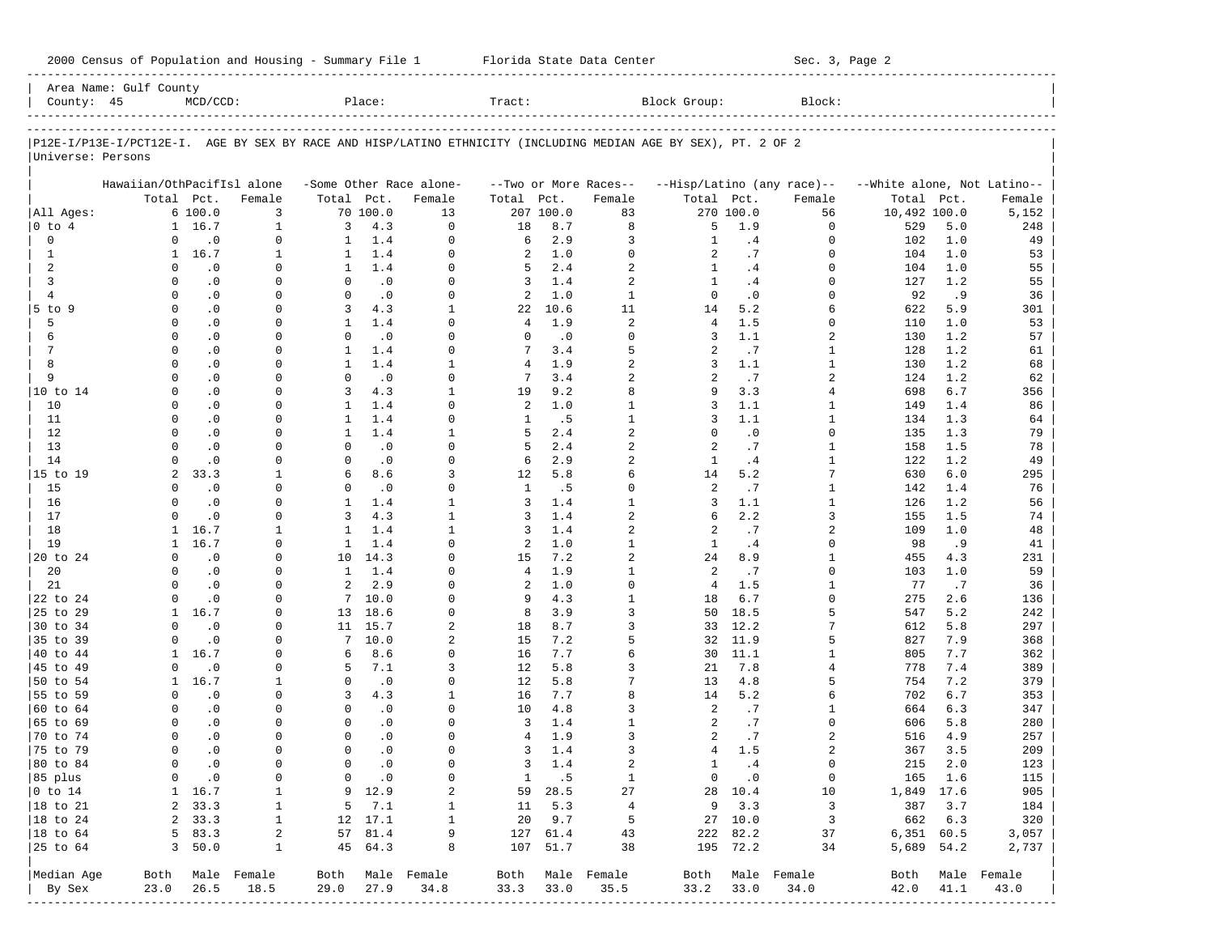2000 Census of Population and Housing - Summary File 1 Florida State Data Center Sec. 3, Page 2

Area Name: Gulf County
County: 45 MCD/CCD: Place: Tract: Block Group: Block:

P12E-I/P13E-I/PCT12E-I. AGE BY SEX BY RACE AND HISP/LATINO ETHNICITY (INCLUDING MEDIAN AGE BY SEX), PT. 2 OF 2
Universe: Persons

| | Hawaiian/OthPacifIsl alone | | | -Some Other Race alone- | | | --Two or More Races-- | | | --Hisp/Latino (any race)-- | | | --White alone, Not Latino-- | | |
|---|---|---|---|---|---|---|---|---|---|---|---|---|---|---|---|
| | Total | Pct. | Female | Total | Pct. | Female | Total | Pct. | Female | Total | Pct. | Female | Total | Pct. | Female |
| All Ages: | 6 | 100.0 | 3 | 70 | 100.0 | 13 | 207 | 100.0 | 83 | 270 | 100.0 | 56 | 10,492 | 100.0 | 5,152 |
| 0 to 4 | 1 | 16.7 | 1 | 3 | 4.3 | 0 | 18 | 8.7 | 8 | 5 | 1.9 | 0 | 529 | 5.0 | 248 |
| 0 | 0 | .0 | 0 | 1 | 1.4 | 0 | 6 | 2.9 | 3 | 1 | .4 | 0 | 102 | 1.0 | 49 |
| 1 | 1 | 16.7 | 1 | 1 | 1.4 | 0 | 2 | 1.0 | 0 | 2 | .7 | 0 | 104 | 1.0 | 53 |
| 2 | 0 | .0 | 0 | 1 | 1.4 | 0 | 5 | 2.4 | 2 | 1 | .4 | 0 | 104 | 1.0 | 55 |
| 3 | 0 | .0 | 0 | 0 | .0 | 0 | 3 | 1.4 | 2 | 1 | .4 | 0 | 127 | 1.2 | 55 |
| 4 | 0 | .0 | 0 | 0 | .0 | 0 | 2 | 1.0 | 1 | 0 | .0 | 0 | 92 | .9 | 36 |
| 5 to 9 | 0 | .0 | 0 | 3 | 4.3 | 1 | 22 | 10.6 | 11 | 14 | 5.2 | 6 | 622 | 5.9 | 301 |
| 5 | 0 | .0 | 0 | 1 | 1.4 | 0 | 4 | 1.9 | 2 | 4 | 1.5 | 0 | 110 | 1.0 | 53 |
| 6 | 0 | .0 | 0 | 0 | .0 | 0 | 0 | .0 | 0 | 3 | 1.1 | 2 | 130 | 1.2 | 57 |
| 7 | 0 | .0 | 0 | 1 | 1.4 | 0 | 7 | 3.4 | 5 | 2 | .7 | 1 | 128 | 1.2 | 61 |
| 8 | 0 | .0 | 0 | 1 | 1.4 | 1 | 4 | 1.9 | 2 | 3 | 1.1 | 1 | 130 | 1.2 | 68 |
| 9 | 0 | .0 | 0 | 0 | .0 | 0 | 7 | 3.4 | 2 | 2 | .7 | 2 | 124 | 1.2 | 62 |
| 10 to 14 | 0 | .0 | 0 | 3 | 4.3 | 1 | 19 | 9.2 | 8 | 9 | 3.3 | 4 | 698 | 6.7 | 356 |
| 10 | 0 | .0 | 0 | 1 | 1.4 | 0 | 2 | 1.0 | 1 | 3 | 1.1 | 1 | 149 | 1.4 | 86 |
| 11 | 0 | .0 | 0 | 1 | 1.4 | 0 | 1 | .5 | 1 | 3 | 1.1 | 1 | 134 | 1.3 | 64 |
| 12 | 0 | .0 | 0 | 1 | 1.4 | 1 | 5 | 2.4 | 2 | 0 | .0 | 0 | 135 | 1.3 | 79 |
| 13 | 0 | .0 | 0 | 0 | .0 | 0 | 5 | 2.4 | 2 | 2 | .7 | 1 | 158 | 1.5 | 78 |
| 14 | 0 | .0 | 0 | 0 | .0 | 0 | 6 | 2.9 | 2 | 1 | .4 | 1 | 122 | 1.2 | 49 |
| 15 to 19 | 2 | 33.3 | 1 | 6 | 8.6 | 3 | 12 | 5.8 | 6 | 14 | 5.2 | 7 | 630 | 6.0 | 295 |
| 15 | 0 | .0 | 0 | 0 | .0 | 0 | 1 | .5 | 0 | 2 | .7 | 1 | 142 | 1.4 | 76 |
| 16 | 0 | .0 | 0 | 1 | 1.4 | 1 | 3 | 1.4 | 1 | 3 | 1.1 | 1 | 126 | 1.2 | 56 |
| 17 | 0 | .0 | 0 | 3 | 4.3 | 1 | 3 | 1.4 | 2 | 6 | 2.2 | 3 | 155 | 1.5 | 74 |
| 18 | 1 | 16.7 | 1 | 1 | 1.4 | 1 | 3 | 1.4 | 2 | 2 | .7 | 2 | 109 | 1.0 | 48 |
| 19 | 1 | 16.7 | 0 | 1 | 1.4 | 0 | 2 | 1.0 | 1 | 1 | .4 | 0 | 98 | .9 | 41 |
| 20 to 24 | 0 | .0 | 0 | 10 | 14.3 | 0 | 15 | 7.2 | 2 | 24 | 8.9 | 1 | 455 | 4.3 | 231 |
| 20 | 0 | .0 | 0 | 1 | 1.4 | 0 | 4 | 1.9 | 1 | 2 | .7 | 0 | 103 | 1.0 | 59 |
| 21 | 0 | .0 | 0 | 2 | 2.9 | 0 | 2 | 1.0 | 0 | 4 | 1.5 | 1 | 77 | .7 | 36 |
| 22 to 24 | 0 | .0 | 0 | 7 | 10.0 | 0 | 9 | 4.3 | 1 | 18 | 6.7 | 0 | 275 | 2.6 | 136 |
| 25 to 29 | 1 | 16.7 | 0 | 13 | 18.6 | 0 | 8 | 3.9 | 3 | 50 | 18.5 | 5 | 547 | 5.2 | 242 |
| 30 to 34 | 0 | .0 | 0 | 11 | 15.7 | 2 | 18 | 8.7 | 3 | 33 | 12.2 | 7 | 612 | 5.8 | 297 |
| 35 to 39 | 0 | .0 | 0 | 7 | 10.0 | 2 | 15 | 7.2 | 5 | 32 | 11.9 | 5 | 827 | 7.9 | 368 |
| 40 to 44 | 1 | 16.7 | 0 | 6 | 8.6 | 0 | 16 | 7.7 | 6 | 30 | 11.1 | 1 | 805 | 7.7 | 362 |
| 45 to 49 | 0 | .0 | 0 | 5 | 7.1 | 3 | 12 | 5.8 | 3 | 21 | 7.8 | 4 | 778 | 7.4 | 389 |
| 50 to 54 | 1 | 16.7 | 1 | 0 | .0 | 0 | 12 | 5.8 | 7 | 13 | 4.8 | 5 | 754 | 7.2 | 379 |
| 55 to 59 | 0 | .0 | 0 | 3 | 4.3 | 1 | 16 | 7.7 | 8 | 14 | 5.2 | 6 | 702 | 6.7 | 353 |
| 60 to 64 | 0 | .0 | 0 | 0 | .0 | 0 | 10 | 4.8 | 3 | 2 | .7 | 1 | 664 | 6.3 | 347 |
| 65 to 69 | 0 | .0 | 0 | 0 | .0 | 0 | 3 | 1.4 | 1 | 2 | .7 | 0 | 606 | 5.8 | 280 |
| 70 to 74 | 0 | .0 | 0 | 0 | .0 | 0 | 4 | 1.9 | 3 | 2 | .7 | 2 | 516 | 4.9 | 257 |
| 75 to 79 | 0 | .0 | 0 | 0 | .0 | 0 | 3 | 1.4 | 3 | 4 | 1.5 | 2 | 367 | 3.5 | 209 |
| 80 to 84 | 0 | .0 | 0 | 0 | .0 | 0 | 3 | 1.4 | 2 | 1 | .4 | 0 | 215 | 2.0 | 123 |
| 85 plus | 0 | .0 | 0 | 0 | .0 | 0 | 1 | .5 | 1 | 0 | .0 | 0 | 165 | 1.6 | 115 |
| 0 to 14 | 1 | 16.7 | 1 | 9 | 12.9 | 2 | 59 | 28.5 | 27 | 28 | 10.4 | 10 | 1,849 | 17.6 | 905 |
| 18 to 21 | 2 | 33.3 | 1 | 5 | 7.1 | 1 | 11 | 5.3 | 4 | 9 | 3.3 | 3 | 387 | 3.7 | 184 |
| 18 to 24 | 2 | 33.3 | 1 | 12 | 17.1 | 1 | 20 | 9.7 | 5 | 27 | 10.0 | 3 | 662 | 6.3 | 320 |
| 18 to 64 | 5 | 83.3 | 2 | 57 | 81.4 | 9 | 127 | 61.4 | 43 | 222 | 82.2 | 37 | 6,351 | 60.5 | 3,057 |
| 25 to 64 | 3 | 50.0 | 1 | 45 | 64.3 | 8 | 107 | 51.7 | 38 | 195 | 72.2 | 34 | 5,689 | 54.2 | 2,737 |
| Median Age | Both | Male | Female | Both | Male | Female | Both | Male | Female | Both | Male | Female | Both | Male | Female |
| By Sex | 23.0 | 26.5 | 18.5 | 29.0 | 27.9 | 34.8 | 33.3 | 33.0 | 35.5 | 33.2 | 33.0 | 34.0 | 42.0 | 41.1 | 43.0 |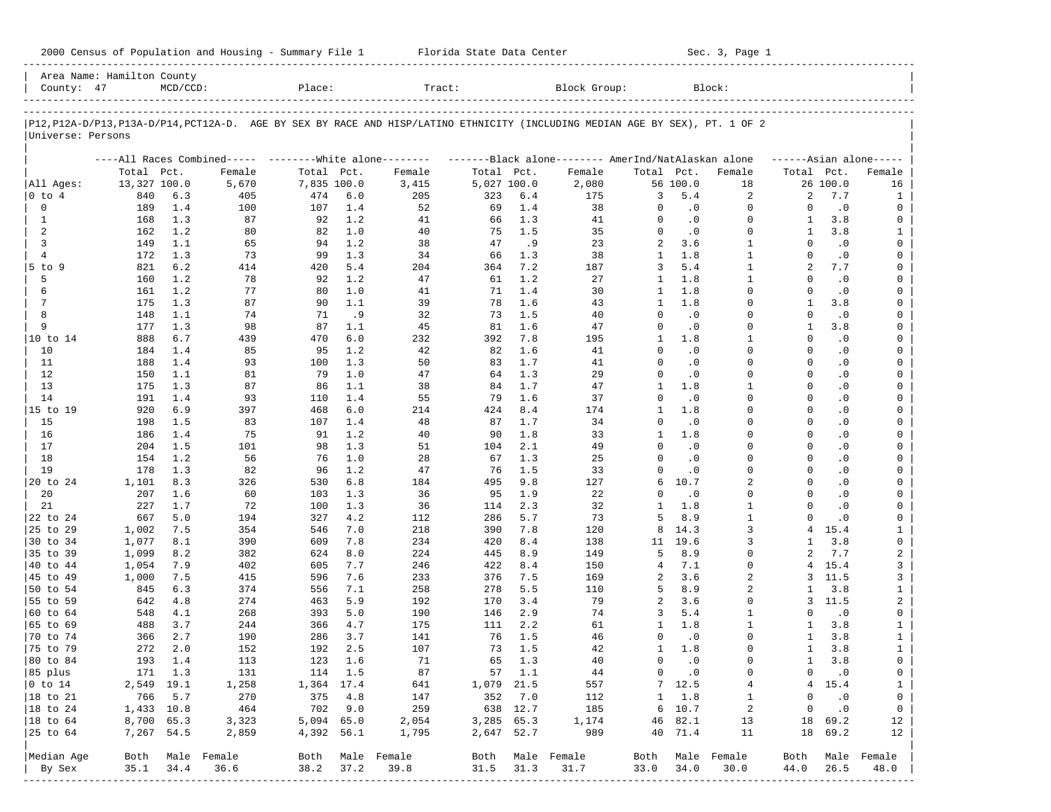2000 Census of Population and Housing - Summary File 1 Florida State Data Center Sec. 3, Page 1

Area Name: Hamilton County
County: 47 MCD/CCD: Place: Tract: Block Group: Block:

P12,P12A-D/P13,P13A-D/P14,PCT12A-D. AGE BY SEX BY RACE AND HISP/LATINO ETHNICITY (INCLUDING MEDIAN AGE BY SEX), PT. 1 OF 2
Universe: Persons

| | All Races Combined | | | White alone | | | Black alone | | | AmerInd/NatAlaskan alone | | | Asian alone | | |
|---|---|---|---|---|---|---|---|---|---|---|---|---|---|---|---|
| | Total | Pct. | Female | Total | Pct. | Female | Total | Pct. | Female | Total | Pct. | Female | Total | Pct. | Female |
| All Ages: | 13,327 | 100.0 | 5,670 | 7,835 | 100.0 | 3,415 | 5,027 | 100.0 | 2,080 | 56 | 100.0 | 18 | 26 | 100.0 | 16 |
| 0 to 4 | 840 | 6.3 | 405 | 474 | 6.0 | 205 | 323 | 6.4 | 175 | 3 | 5.4 | 2 | 2 | 7.7 | 1 |
| 0 | 189 | 1.4 | 100 | 107 | 1.4 | 52 | 69 | 1.4 | 38 | 0 | .0 | 0 | 0 | .0 | 0 |
| 1 | 168 | 1.3 | 87 | 92 | 1.2 | 41 | 66 | 1.3 | 41 | 0 | .0 | 0 | 1 | 3.8 | 0 |
| 2 | 162 | 1.2 | 80 | 82 | 1.0 | 40 | 75 | 1.5 | 35 | 0 | .0 | 0 | 1 | 3.8 | 1 |
| 3 | 149 | 1.1 | 65 | 94 | 1.2 | 38 | 47 | .9 | 23 | 2 | 3.6 | 1 | 0 | .0 | 0 |
| 4 | 172 | 1.3 | 73 | 99 | 1.3 | 34 | 66 | 1.3 | 38 | 1 | 1.8 | 1 | 0 | .0 | 0 |
| 5 to 9 | 821 | 6.2 | 414 | 420 | 5.4 | 204 | 364 | 7.2 | 187 | 3 | 5.4 | 1 | 2 | 7.7 | 0 |
| 5 | 160 | 1.2 | 78 | 92 | 1.2 | 47 | 61 | 1.2 | 27 | 1 | 1.8 | 1 | 0 | .0 | 0 |
| 6 | 161 | 1.2 | 77 | 80 | 1.0 | 41 | 71 | 1.4 | 30 | 1 | 1.8 | 0 | 0 | .0 | 0 |
| 7 | 175 | 1.3 | 87 | 90 | 1.1 | 39 | 78 | 1.6 | 43 | 1 | 1.8 | 0 | 1 | 3.8 | 0 |
| 8 | 148 | 1.1 | 74 | 71 | .9 | 32 | 73 | 1.5 | 40 | 0 | .0 | 0 | 0 | .0 | 0 |
| 9 | 177 | 1.3 | 98 | 87 | 1.1 | 45 | 81 | 1.6 | 47 | 0 | .0 | 0 | 1 | 3.8 | 0 |
| 10 to 14 | 888 | 6.7 | 439 | 470 | 6.0 | 232 | 392 | 7.8 | 195 | 1 | 1.8 | 1 | 0 | .0 | 0 |
| 10 | 184 | 1.4 | 85 | 95 | 1.2 | 42 | 82 | 1.6 | 41 | 0 | .0 | 0 | 0 | .0 | 0 |
| 11 | 188 | 1.4 | 93 | 100 | 1.3 | 50 | 83 | 1.7 | 41 | 0 | .0 | 0 | 0 | .0 | 0 |
| 12 | 150 | 1.1 | 81 | 79 | 1.0 | 47 | 64 | 1.3 | 29 | 0 | .0 | 0 | 0 | .0 | 0 |
| 13 | 175 | 1.3 | 87 | 86 | 1.1 | 38 | 84 | 1.7 | 47 | 1 | 1.8 | 1 | 0 | .0 | 0 |
| 14 | 191 | 1.4 | 93 | 110 | 1.4 | 55 | 79 | 1.6 | 37 | 0 | .0 | 0 | 0 | .0 | 0 |
| 15 to 19 | 920 | 6.9 | 397 | 468 | 6.0 | 214 | 424 | 8.4 | 174 | 1 | 1.8 | 0 | 0 | .0 | 0 |
| 15 | 198 | 1.5 | 83 | 107 | 1.4 | 48 | 87 | 1.7 | 34 | 0 | .0 | 0 | 0 | .0 | 0 |
| 16 | 186 | 1.4 | 75 | 91 | 1.2 | 40 | 90 | 1.8 | 33 | 1 | 1.8 | 0 | 0 | .0 | 0 |
| 17 | 204 | 1.5 | 101 | 98 | 1.3 | 51 | 104 | 2.1 | 49 | 0 | .0 | 0 | 0 | .0 | 0 |
| 18 | 154 | 1.2 | 56 | 76 | 1.0 | 28 | 67 | 1.3 | 25 | 0 | .0 | 0 | 0 | .0 | 0 |
| 19 | 178 | 1.3 | 82 | 96 | 1.2 | 47 | 76 | 1.5 | 33 | 0 | .0 | 0 | 0 | .0 | 0 |
| 20 to 24 | 1,101 | 8.3 | 326 | 530 | 6.8 | 184 | 495 | 9.8 | 127 | 6 | 10.7 | 2 | 0 | .0 | 0 |
| 20 | 207 | 1.6 | 60 | 103 | 1.3 | 36 | 95 | 1.9 | 22 | 0 | .0 | 0 | 0 | .0 | 0 |
| 21 | 227 | 1.7 | 72 | 100 | 1.3 | 36 | 114 | 2.3 | 32 | 1 | 1.8 | 1 | 0 | .0 | 0 |
| 22 to 24 | 667 | 5.0 | 194 | 327 | 4.2 | 112 | 286 | 5.7 | 73 | 5 | 8.9 | 1 | 0 | .0 | 0 |
| 25 to 29 | 1,002 | 7.5 | 354 | 546 | 7.0 | 218 | 390 | 7.8 | 120 | 8 | 14.3 | 3 | 4 | 15.4 | 1 |
| 30 to 34 | 1,077 | 8.1 | 390 | 609 | 7.8 | 234 | 420 | 8.4 | 138 | 11 | 19.6 | 3 | 1 | 3.8 | 0 |
| 35 to 39 | 1,099 | 8.2 | 382 | 624 | 8.0 | 224 | 445 | 8.9 | 149 | 5 | 8.9 | 0 | 2 | 7.7 | 2 |
| 40 to 44 | 1,054 | 7.9 | 402 | 605 | 7.7 | 246 | 422 | 8.4 | 150 | 4 | 7.1 | 0 | 4 | 15.4 | 3 |
| 45 to 49 | 1,000 | 7.5 | 415 | 596 | 7.6 | 233 | 376 | 7.5 | 169 | 2 | 3.6 | 2 | 3 | 11.5 | 3 |
| 50 to 54 | 845 | 6.3 | 374 | 556 | 7.1 | 258 | 278 | 5.5 | 110 | 5 | 8.9 | 2 | 1 | 3.8 | 1 |
| 55 to 59 | 642 | 4.8 | 274 | 463 | 5.9 | 192 | 170 | 3.4 | 79 | 2 | 3.6 | 0 | 3 | 11.5 | 2 |
| 60 to 64 | 548 | 4.1 | 268 | 393 | 5.0 | 190 | 146 | 2.9 | 74 | 3 | 5.4 | 1 | 0 | .0 | 0 |
| 65 to 69 | 488 | 3.7 | 244 | 366 | 4.7 | 175 | 111 | 2.2 | 61 | 1 | 1.8 | 1 | 1 | 3.8 | 1 |
| 70 to 74 | 366 | 2.7 | 190 | 286 | 3.7 | 141 | 76 | 1.5 | 46 | 0 | .0 | 0 | 1 | 3.8 | 1 |
| 75 to 79 | 272 | 2.0 | 152 | 192 | 2.5 | 107 | 73 | 1.5 | 42 | 1 | 1.8 | 0 | 1 | 3.8 | 1 |
| 80 to 84 | 193 | 1.4 | 113 | 123 | 1.6 | 71 | 65 | 1.3 | 40 | 0 | .0 | 0 | 1 | 3.8 | 0 |
| 85 plus | 171 | 1.3 | 131 | 114 | 1.5 | 87 | 57 | 1.1 | 44 | 0 | .0 | 0 | 0 | .0 | 0 |
| 0 to 14 | 2,549 | 19.1 | 1,258 | 1,364 | 17.4 | 641 | 1,079 | 21.5 | 557 | 7 | 12.5 | 4 | 4 | 15.4 | 1 |
| 18 to 21 | 766 | 5.7 | 270 | 375 | 4.8 | 147 | 352 | 7.0 | 112 | 1 | 1.8 | 1 | 0 | .0 | 0 |
| 18 to 24 | 1,433 | 10.8 | 464 | 702 | 9.0 | 259 | 638 | 12.7 | 185 | 6 | 10.7 | 2 | 0 | .0 | 0 |
| 18 to 64 | 8,700 | 65.3 | 3,323 | 5,094 | 65.0 | 2,054 | 3,285 | 65.3 | 1,174 | 46 | 82.1 | 13 | 18 | 69.2 | 12 |
| 25 to 64 | 7,267 | 54.5 | 2,859 | 4,392 | 56.1 | 1,795 | 2,647 | 52.7 | 989 | 40 | 71.4 | 11 | 18 | 69.2 | 12 |
| Median Age By Sex | Both | Male | Female | Both | Male | Female | Both | Male | Female | Both | Male | Female | Both | Male | Female |
| | 35.1 | 34.4 | 36.6 | 38.2 | 37.2 | 39.8 | 31.5 | 31.3 | 31.7 | 33.0 | 34.0 | 30.0 | 44.0 | 26.5 | 48.0 |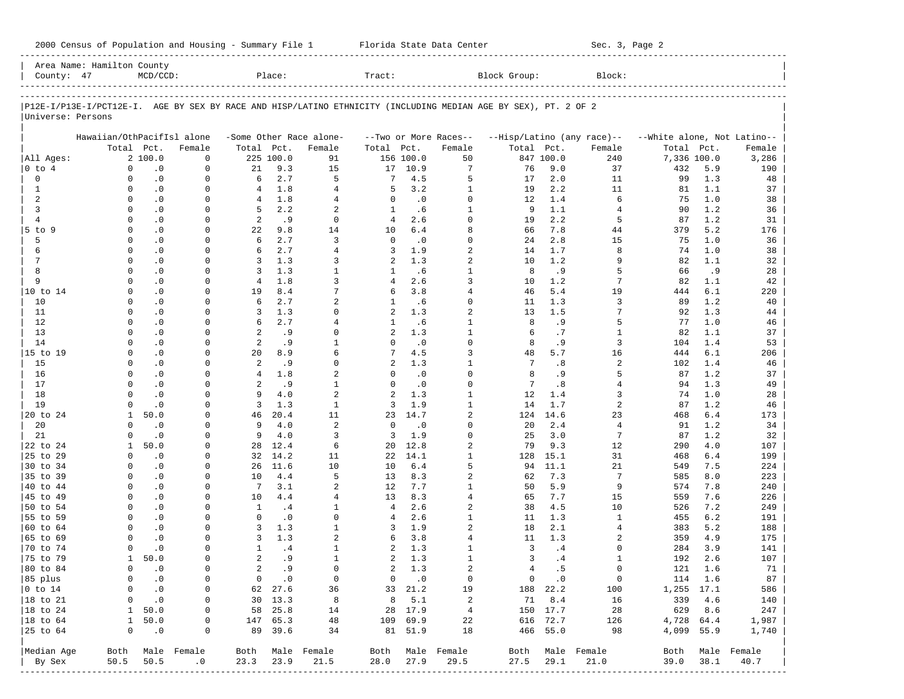2000 Census of Population and Housing - Summary File 1 Florida State Data Center Sec. 3, Page 2

Area Name: Hamilton County
County: 47 MCD/CCD: Place: Tract: Block Group: Block:

P12E-I/P13E-I/PCT12E-I. AGE BY SEX BY RACE AND HISP/LATINO ETHNICITY (INCLUDING MEDIAN AGE BY SEX), PT. 2 OF 2
Universe: Persons

| | Hawaiian/OthPacifIsl alone | | | -Some Other Race alone- | | | --Two or More Races-- | | | --Hisp/Latino (any race)-- | | | --White alone, Not Latino-- | | |
|---|---|---|---|---|---|---|---|---|---|---|---|---|---|---|---|
| | Total | Pct. | Female | Total | Pct. | Female | Total | Pct. | Female | Total | Pct. | Female | Total | Pct. | Female |
| All Ages: | 2 | 100.0 | 0 | 225 | 100.0 | 91 | 156 | 100.0 | 50 | 847 | 100.0 | 240 | 7,336 | 100.0 | 3,286 |
| 0 to 4 | 0 | .0 | 0 | 21 | 9.3 | 15 | 17 | 10.9 | 7 | 76 | 9.0 | 37 | 432 | 5.9 | 190 |
| 0 | 0 | .0 | 0 | 6 | 2.7 | 5 | 7 | 4.5 | 5 | 17 | 2.0 | 11 | 99 | 1.3 | 48 |
| 1 | 0 | .0 | 0 | 4 | 1.8 | 4 | 5 | 3.2 | 1 | 19 | 2.2 | 11 | 81 | 1.1 | 37 |
| 2 | 0 | .0 | 0 | 4 | 1.8 | 4 | 0 | .0 | 0 | 12 | 1.4 | 6 | 75 | 1.0 | 38 |
| 3 | 0 | .0 | 0 | 5 | 2.2 | 2 | 1 | .6 | 1 | 9 | 1.1 | 4 | 90 | 1.2 | 36 |
| 4 | 0 | .0 | 0 | 2 | .9 | 0 | 4 | 2.6 | 0 | 19 | 2.2 | 5 | 87 | 1.2 | 31 |
| 5 to 9 | 0 | .0 | 0 | 22 | 9.8 | 14 | 10 | 6.4 | 8 | 66 | 7.8 | 44 | 379 | 5.2 | 176 |
| 5 | 0 | .0 | 0 | 6 | 2.7 | 3 | 0 | .0 | 0 | 24 | 2.8 | 15 | 75 | 1.0 | 36 |
| 6 | 0 | .0 | 0 | 6 | 2.7 | 4 | 3 | 1.9 | 2 | 14 | 1.7 | 8 | 74 | 1.0 | 38 |
| 7 | 0 | .0 | 0 | 3 | 1.3 | 3 | 2 | 1.3 | 2 | 10 | 1.2 | 9 | 82 | 1.1 | 32 |
| 8 | 0 | .0 | 0 | 3 | 1.3 | 1 | 1 | .6 | 1 | 8 | .9 | 5 | 66 | .9 | 28 |
| 9 | 0 | .0 | 0 | 4 | 1.8 | 3 | 4 | 2.6 | 3 | 10 | 1.2 | 7 | 82 | 1.1 | 42 |
| 10 to 14 | 0 | .0 | 0 | 19 | 8.4 | 7 | 6 | 3.8 | 4 | 46 | 5.4 | 19 | 444 | 6.1 | 220 |
| 10 | 0 | .0 | 0 | 6 | 2.7 | 2 | 1 | .6 | 0 | 11 | 1.3 | 3 | 89 | 1.2 | 40 |
| 11 | 0 | .0 | 0 | 3 | 1.3 | 0 | 2 | 1.3 | 2 | 13 | 1.5 | 7 | 92 | 1.3 | 44 |
| 12 | 0 | .0 | 0 | 6 | 2.7 | 4 | 1 | .6 | 1 | 8 | .9 | 5 | 77 | 1.0 | 46 |
| 13 | 0 | .0 | 0 | 2 | .9 | 0 | 2 | 1.3 | 1 | 6 | .7 | 1 | 82 | 1.1 | 37 |
| 14 | 0 | .0 | 0 | 2 | .9 | 1 | 0 | .0 | 0 | 8 | .9 | 3 | 104 | 1.4 | 53 |
| 15 to 19 | 0 | .0 | 0 | 20 | 8.9 | 6 | 7 | 4.5 | 3 | 48 | 5.7 | 16 | 444 | 6.1 | 206 |
| 15 | 0 | .0 | 0 | 2 | .9 | 0 | 2 | 1.3 | 1 | 7 | .8 | 2 | 102 | 1.4 | 46 |
| 16 | 0 | .0 | 0 | 4 | 1.8 | 2 | 0 | .0 | 0 | 8 | .9 | 5 | 87 | 1.2 | 37 |
| 17 | 0 | .0 | 0 | 2 | .9 | 1 | 0 | .0 | 0 | 7 | .8 | 4 | 94 | 1.3 | 49 |
| 18 | 0 | .0 | 0 | 9 | 4.0 | 2 | 2 | 1.3 | 1 | 12 | 1.4 | 3 | 74 | 1.0 | 28 |
| 19 | 0 | .0 | 0 | 3 | 1.3 | 1 | 3 | 1.9 | 1 | 14 | 1.7 | 2 | 87 | 1.2 | 46 |
| 20 to 24 | 1 | 50.0 | 0 | 46 | 20.4 | 11 | 23 | 14.7 | 2 | 124 | 14.6 | 23 | 468 | 6.4 | 173 |
| 20 | 0 | .0 | 0 | 9 | 4.0 | 2 | 0 | .0 | 0 | 20 | 2.4 | 4 | 91 | 1.2 | 34 |
| 21 | 0 | .0 | 0 | 9 | 4.0 | 3 | 3 | 1.9 | 0 | 25 | 3.0 | 7 | 87 | 1.2 | 32 |
| 22 to 24 | 1 | 50.0 | 0 | 28 | 12.4 | 6 | 20 | 12.8 | 2 | 79 | 9.3 | 12 | 290 | 4.0 | 107 |
| 25 to 29 | 0 | .0 | 0 | 32 | 14.2 | 11 | 22 | 14.1 | 1 | 128 | 15.1 | 31 | 468 | 6.4 | 199 |
| 30 to 34 | 0 | .0 | 0 | 26 | 11.6 | 10 | 10 | 6.4 | 5 | 94 | 11.1 | 21 | 549 | 7.5 | 224 |
| 35 to 39 | 0 | .0 | 0 | 10 | 4.4 | 5 | 13 | 8.3 | 2 | 62 | 7.3 | 7 | 585 | 8.0 | 223 |
| 40 to 44 | 0 | .0 | 0 | 7 | 3.1 | 2 | 12 | 7.7 | 1 | 50 | 5.9 | 9 | 574 | 7.8 | 240 |
| 45 to 49 | 0 | .0 | 0 | 10 | 4.4 | 4 | 13 | 8.3 | 4 | 65 | 7.7 | 15 | 559 | 7.6 | 226 |
| 50 to 54 | 0 | .0 | 0 | 1 | .4 | 1 | 4 | 2.6 | 2 | 38 | 4.5 | 10 | 526 | 7.2 | 249 |
| 55 to 59 | 0 | .0 | 0 | 0 | .0 | 0 | 4 | 2.6 | 1 | 11 | 1.3 | 1 | 455 | 6.2 | 191 |
| 60 to 64 | 0 | .0 | 0 | 3 | 1.3 | 1 | 3 | 1.9 | 2 | 18 | 2.1 | 4 | 383 | 5.2 | 188 |
| 65 to 69 | 0 | .0 | 0 | 3 | 1.3 | 2 | 6 | 3.8 | 4 | 11 | 1.3 | 2 | 359 | 4.9 | 175 |
| 70 to 74 | 0 | .0 | 0 | 1 | .4 | 1 | 2 | 1.3 | 1 | 3 | .4 | 0 | 284 | 3.9 | 141 |
| 75 to 79 | 1 | 50.0 | 0 | 2 | .9 | 1 | 2 | 1.3 | 1 | 3 | .4 | 1 | 192 | 2.6 | 107 |
| 80 to 84 | 0 | .0 | 0 | 2 | .9 | 0 | 2 | 1.3 | 2 | 4 | .5 | 0 | 121 | 1.6 | 71 |
| 85 plus | 0 | .0 | 0 | 0 | .0 | 0 | 0 | .0 | 0 | 0 | .0 | 0 | 114 | 1.6 | 87 |
| 0 to 14 | 0 | .0 | 0 | 62 | 27.6 | 36 | 33 | 21.2 | 19 | 188 | 22.2 | 100 | 1,255 | 17.1 | 586 |
| 18 to 21 | 0 | .0 | 0 | 30 | 13.3 | 8 | 8 | 5.1 | 2 | 71 | 8.4 | 16 | 339 | 4.6 | 140 |
| 18 to 24 | 1 | 50.0 | 0 | 58 | 25.8 | 14 | 28 | 17.9 | 4 | 150 | 17.7 | 28 | 629 | 8.6 | 247 |
| 18 to 64 | 1 | 50.0 | 0 | 147 | 65.3 | 48 | 109 | 69.9 | 22 | 616 | 72.7 | 126 | 4,728 | 64.4 | 1,987 |
| 25 to 64 | 0 | .0 | 0 | 89 | 39.6 | 34 | 81 | 51.9 | 18 | 466 | 55.0 | 98 | 4,099 | 55.9 | 1,740 |
| Median Age | Both | Male | Female | Both | Male | Female | Both | Male | Female | Both | Male | Female | Both | Male | Female |
| By Sex | 50.5 | 50.5 | .0 | 23.3 | 23.9 | 21.5 | 28.0 | 27.9 | 29.5 | 27.5 | 29.1 | 21.0 | 39.0 | 38.1 | 40.7 |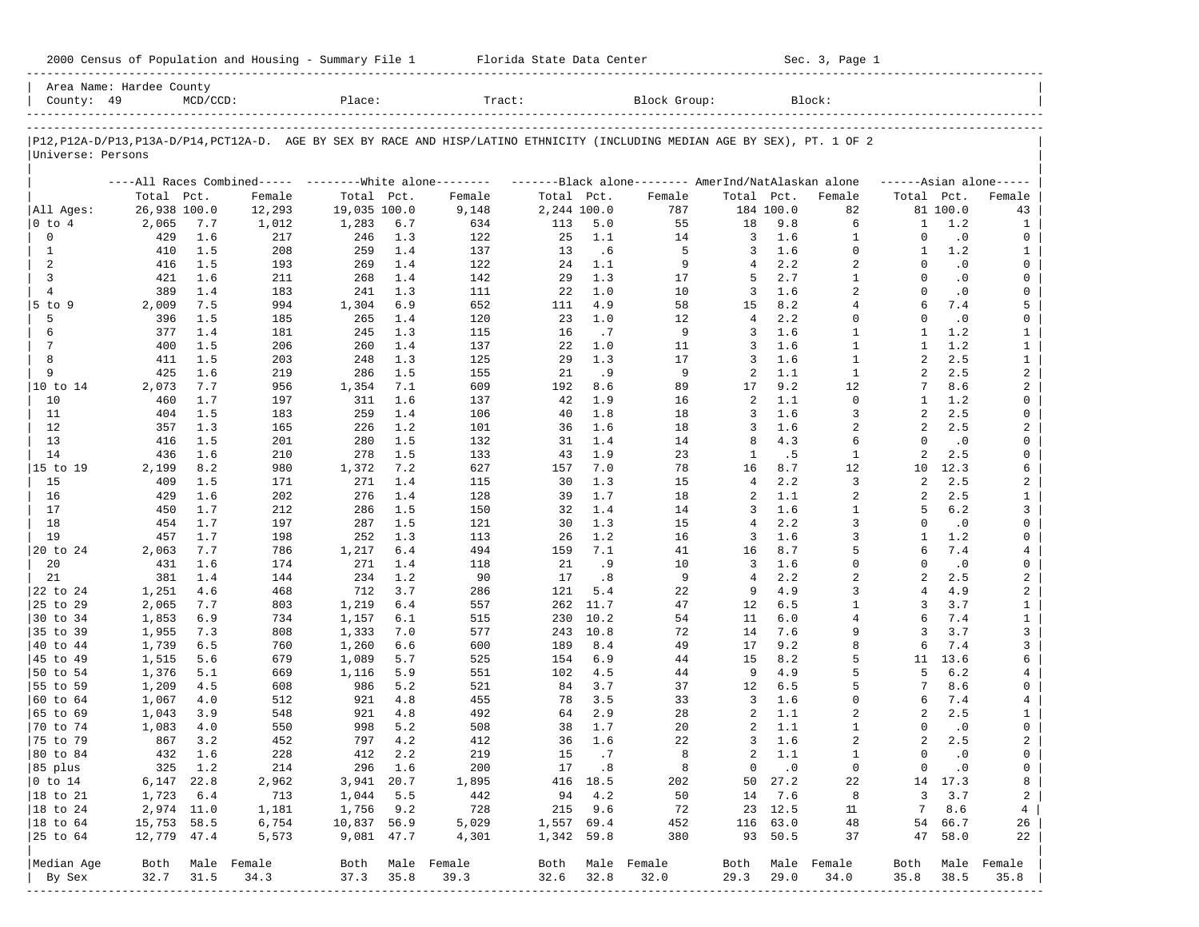2000 Census of Population and Housing - Summary File 1 &nbsp;&nbsp;&nbsp;&nbsp; Florida State Data Center &nbsp;&nbsp;&nbsp;&nbsp; Sec. 3, Page 1

Area Name: Hardee County
County: 49 &nbsp;&nbsp; MCD/CCD: &nbsp;&nbsp; Place: &nbsp;&nbsp; Tract: &nbsp;&nbsp; Block Group: &nbsp;&nbsp; Block:

P12,P12A-D/P13,P13A-D/P14,PCT12A-D. AGE BY SEX BY RACE AND HISP/LATINO ETHNICITY (INCLUDING MEDIAN AGE BY SEX), PT. 1 OF 2
Universe: Persons

| | All Races Combined Total | Pct. | Female | White alone Total | Pct. | Female | Black alone Total | Pct. | Female | AmerInd/NatAlaskan alone Total | Pct. | Female | Asian alone Total | Pct. | Female |
|---|---|---|---|---|---|---|---|---|---|---|---|---|---|---|---|
| All Ages: | 26,938 | 100.0 | 12,293 | 19,035 | 100.0 | 9,148 | 2,244 | 100.0 | 787 | 184 | 100.0 | 82 | 81 | 100.0 | 43 |
| 0 to 4 | 2,065 | 7.7 | 1,012 | 1,283 | 6.7 | 634 | 113 | 5.0 | 55 | 18 | 9.8 | 6 | 1 | 1.2 | 1 |
| 0 | 429 | 1.6 | 217 | 246 | 1.3 | 122 | 25 | 1.1 | 14 | 3 | 1.6 | 1 | 0 | .0 | 0 |
| 1 | 410 | 1.5 | 208 | 259 | 1.4 | 137 | 13 | .6 | 5 | 3 | 1.6 | 0 | 1 | 1.2 | 1 |
| 2 | 416 | 1.5 | 193 | 269 | 1.4 | 122 | 24 | 1.1 | 9 | 4 | 2.2 | 2 | 0 | .0 | 0 |
| 3 | 421 | 1.6 | 211 | 268 | 1.4 | 142 | 29 | 1.3 | 17 | 5 | 2.7 | 1 | 0 | .0 | 0 |
| 4 | 389 | 1.4 | 183 | 241 | 1.3 | 111 | 22 | 1.0 | 10 | 3 | 1.6 | 2 | 0 | .0 | 0 |
| 5 to 9 | 2,009 | 7.5 | 994 | 1,304 | 6.9 | 652 | 111 | 4.9 | 58 | 15 | 8.2 | 4 | 6 | 7.4 | 5 |
| 5 | 396 | 1.5 | 185 | 265 | 1.4 | 120 | 23 | 1.0 | 12 | 4 | 2.2 | 0 | 0 | .0 | 0 |
| 6 | 377 | 1.4 | 181 | 245 | 1.3 | 115 | 16 | .7 | 9 | 3 | 1.6 | 1 | 1 | 1.2 | 1 |
| 7 | 400 | 1.5 | 206 | 260 | 1.4 | 137 | 22 | 1.0 | 11 | 3 | 1.6 | 1 | 1 | 1.2 | 1 |
| 8 | 411 | 1.5 | 203 | 248 | 1.3 | 125 | 29 | 1.3 | 17 | 3 | 1.6 | 1 | 2 | 2.5 | 1 |
| 9 | 425 | 1.6 | 219 | 286 | 1.5 | 155 | 21 | .9 | 9 | 2 | 1.1 | 1 | 2 | 2.5 | 2 |
| 10 to 14 | 2,073 | 7.7 | 956 | 1,354 | 7.1 | 609 | 192 | 8.6 | 89 | 17 | 9.2 | 12 | 7 | 8.6 | 2 |
| 10 | 460 | 1.7 | 197 | 311 | 1.6 | 137 | 42 | 1.9 | 16 | 2 | 1.1 | 0 | 1 | 1.2 | 0 |
| 11 | 404 | 1.5 | 183 | 259 | 1.4 | 106 | 40 | 1.8 | 18 | 3 | 1.6 | 3 | 2 | 2.5 | 0 |
| 12 | 357 | 1.3 | 165 | 226 | 1.2 | 101 | 36 | 1.6 | 18 | 3 | 1.6 | 2 | 2 | 2.5 | 2 |
| 13 | 416 | 1.5 | 201 | 280 | 1.5 | 132 | 31 | 1.4 | 14 | 8 | 4.3 | 6 | 0 | .0 | 0 |
| 14 | 436 | 1.6 | 210 | 278 | 1.5 | 133 | 43 | 1.9 | 23 | 1 | .5 | 1 | 2 | 2.5 | 0 |
| 15 to 19 | 2,199 | 8.2 | 980 | 1,372 | 7.2 | 627 | 157 | 7.0 | 78 | 16 | 8.7 | 12 | 10 | 12.3 | 6 |
| 15 | 409 | 1.5 | 171 | 271 | 1.4 | 115 | 30 | 1.3 | 15 | 4 | 2.2 | 3 | 2 | 2.5 | 2 |
| 16 | 429 | 1.6 | 202 | 276 | 1.4 | 128 | 39 | 1.7 | 18 | 2 | 1.1 | 2 | 2 | 2.5 | 1 |
| 17 | 450 | 1.7 | 212 | 286 | 1.5 | 150 | 32 | 1.4 | 14 | 3 | 1.6 | 1 | 5 | 6.2 | 3 |
| 18 | 454 | 1.7 | 197 | 287 | 1.5 | 121 | 30 | 1.3 | 15 | 4 | 2.2 | 3 | 0 | .0 | 0 |
| 19 | 457 | 1.7 | 198 | 252 | 1.3 | 113 | 26 | 1.2 | 16 | 3 | 1.6 | 3 | 1 | 1.2 | 0 |
| 20 to 24 | 2,063 | 7.7 | 786 | 1,217 | 6.4 | 494 | 159 | 7.1 | 41 | 16 | 8.7 | 5 | 6 | 7.4 | 4 |
| 20 | 431 | 1.6 | 174 | 271 | 1.4 | 118 | 21 | .9 | 10 | 3 | 1.6 | 0 | 0 | .0 | 0 |
| 21 | 381 | 1.4 | 144 | 234 | 1.2 | 90 | 17 | .8 | 9 | 4 | 2.2 | 2 | 2 | 2.5 | 2 |
| 22 to 24 | 1,251 | 4.6 | 468 | 712 | 3.7 | 286 | 121 | 5.4 | 22 | 9 | 4.9 | 3 | 4 | 4.9 | 2 |
| 25 to 29 | 2,065 | 7.7 | 803 | 1,219 | 6.4 | 557 | 262 | 11.7 | 47 | 12 | 6.5 | 1 | 3 | 3.7 | 1 |
| 30 to 34 | 1,853 | 6.9 | 734 | 1,157 | 6.1 | 515 | 230 | 10.2 | 54 | 11 | 6.0 | 4 | 6 | 7.4 | 1 |
| 35 to 39 | 1,955 | 7.3 | 808 | 1,333 | 7.0 | 577 | 243 | 10.8 | 72 | 14 | 7.6 | 9 | 3 | 3.7 | 3 |
| 40 to 44 | 1,739 | 6.5 | 760 | 1,260 | 6.6 | 600 | 189 | 8.4 | 49 | 17 | 9.2 | 8 | 6 | 7.4 | 3 |
| 45 to 49 | 1,515 | 5.6 | 679 | 1,089 | 5.7 | 525 | 154 | 6.9 | 44 | 15 | 8.2 | 5 | 11 | 13.6 | 6 |
| 50 to 54 | 1,376 | 5.1 | 669 | 1,116 | 5.9 | 551 | 102 | 4.5 | 44 | 9 | 4.9 | 5 | 5 | 6.2 | 4 |
| 55 to 59 | 1,209 | 4.5 | 608 | 986 | 5.2 | 521 | 84 | 3.7 | 37 | 12 | 6.5 | 5 | 7 | 8.6 | 0 |
| 60 to 64 | 1,067 | 4.0 | 512 | 921 | 4.8 | 455 | 78 | 3.5 | 33 | 3 | 1.6 | 0 | 6 | 7.4 | 4 |
| 65 to 69 | 1,043 | 3.9 | 548 | 921 | 4.8 | 492 | 64 | 2.9 | 28 | 2 | 1.1 | 2 | 2 | 2.5 | 1 |
| 70 to 74 | 1,083 | 4.0 | 550 | 998 | 5.2 | 508 | 38 | 1.7 | 20 | 2 | 1.1 | 1 | 0 | .0 | 0 |
| 75 to 79 | 867 | 3.2 | 452 | 797 | 4.2 | 412 | 36 | 1.6 | 22 | 3 | 1.6 | 2 | 2 | 2.5 | 2 |
| 80 to 84 | 432 | 1.6 | 228 | 412 | 2.2 | 219 | 15 | .7 | 8 | 2 | 1.1 | 1 | 0 | .0 | 0 |
| 85 plus | 325 | 1.2 | 214 | 296 | 1.6 | 200 | 17 | .8 | 8 | 0 | .0 | 0 | 0 | .0 | 0 |
| 0 to 14 | 6,147 | 22.8 | 2,962 | 3,941 | 20.7 | 1,895 | 416 | 18.5 | 202 | 50 | 27.2 | 22 | 14 | 17.3 | 8 |
| 18 to 21 | 1,723 | 6.4 | 713 | 1,044 | 5.5 | 442 | 94 | 4.2 | 50 | 14 | 7.6 | 8 | 3 | 3.7 | 2 |
| 18 to 24 | 2,974 | 11.0 | 1,181 | 1,756 | 9.2 | 728 | 215 | 9.6 | 72 | 23 | 12.5 | 11 | 7 | 8.6 | 4 |
| 18 to 64 | 15,753 | 58.5 | 6,754 | 10,837 | 56.9 | 5,029 | 1,557 | 69.4 | 452 | 116 | 63.0 | 48 | 54 | 66.7 | 26 |
| 25 to 64 | 12,779 | 47.4 | 5,573 | 9,081 | 47.7 | 4,301 | 1,342 | 59.8 | 380 | 93 | 50.5 | 37 | 47 | 58.0 | 22 |

| Median Age By Sex | Both | Male | Female | Both | Male | Female | Both | Male | Female | Both | Male | Female | Both | Male | Female |
|---|---|---|---|---|---|---|---|---|---|---|---|---|---|---|---|
| | 32.7 | 31.5 | 34.3 | 37.3 | 35.8 | 39.3 | 32.6 | 32.8 | 32.0 | 29.3 | 29.0 | 34.0 | 35.8 | 38.5 | 35.8 |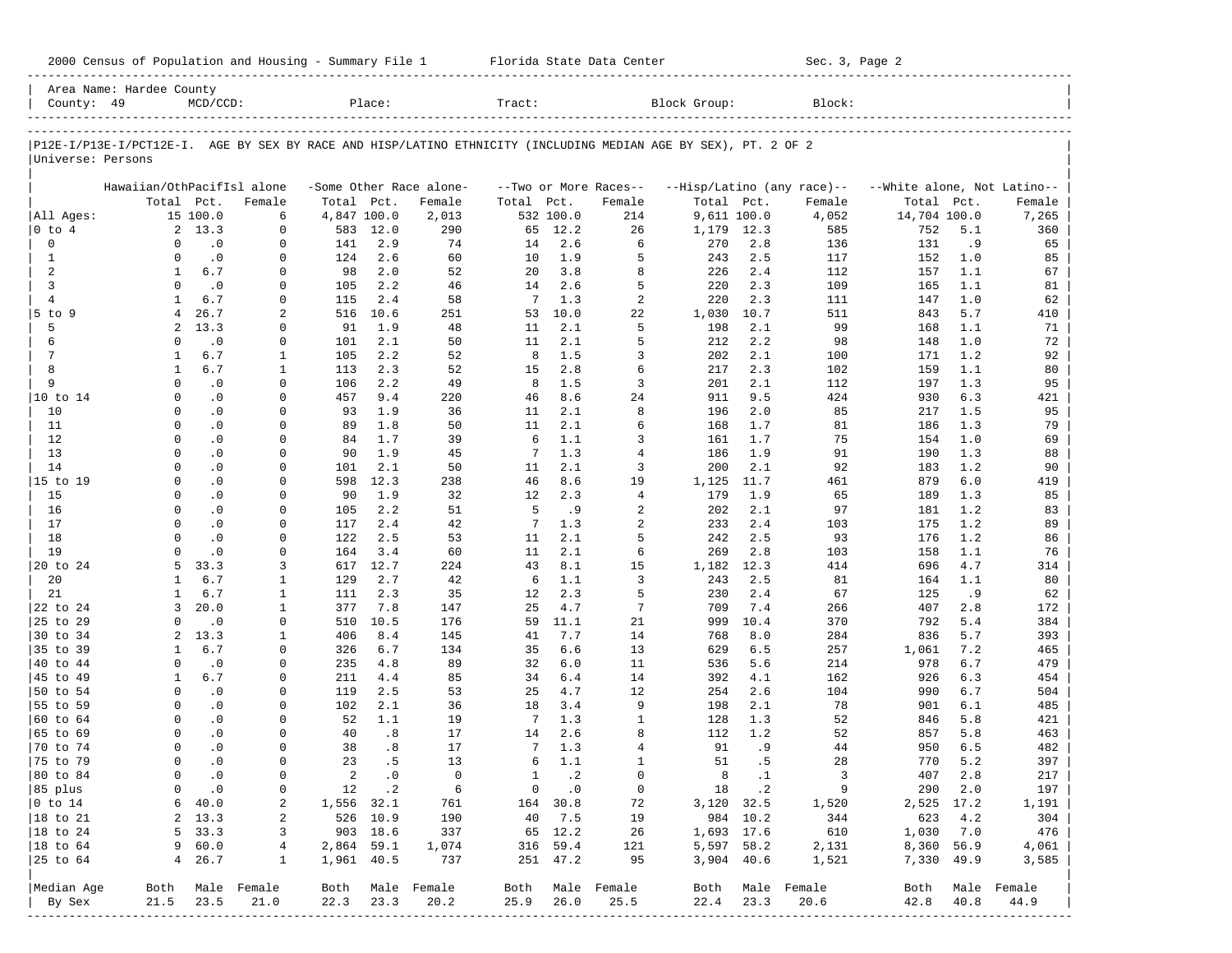2000 Census of Population and Housing - Summary File 1 Florida State Data Center Sec. 3, Page 2

Area Name: Hardee County
County: 49 MCD/CCD: Place: Tract: Block Group: Block:

P12E-I/P13E-I/PCT12E-I. AGE BY SEX BY RACE AND HISP/LATINO ETHNICITY (INCLUDING MEDIAN AGE BY SEX), PT. 2 OF 2
Universe: Persons

| | Hawaiian/OthPacifIsl alone | | | -Some Other Race alone- | | | --Two or More Races-- | | | --Hisp/Latino (any race)-- | | | --White alone, Not Latino-- | | |
|---|---|---|---|---|---|---|---|---|---|---|---|---|---|---|---|
| | Total | Pct. | Female | Total | Pct. | Female | Total | Pct. | Female | Total | Pct. | Female | Total | Pct. | Female |
| All Ages: | 15 | 100.0 | 6 | 4,847 | 100.0 | 2,013 | 532 | 100.0 | 214 | 9,611 | 100.0 | 4,052 | 14,704 | 100.0 | 7,265 |
| 0 to 4 | 2 | 13.3 | 0 | 583 | 12.0 | 290 | 65 | 12.2 | 26 | 1,179 | 12.3 | 585 | 752 | 5.1 | 360 |
| 0 | 0 | .0 | 0 | 141 | 2.9 | 74 | 14 | 2.6 | 6 | 270 | 2.8 | 136 | 131 | .9 | 65 |
| 1 | 0 | .0 | 0 | 124 | 2.6 | 60 | 10 | 1.9 | 5 | 243 | 2.5 | 117 | 152 | 1.0 | 85 |
| 2 | 1 | 6.7 | 0 | 98 | 2.0 | 52 | 20 | 3.8 | 8 | 226 | 2.4 | 112 | 157 | 1.1 | 67 |
| 3 | 0 | .0 | 0 | 105 | 2.2 | 46 | 14 | 2.6 | 5 | 220 | 2.3 | 109 | 165 | 1.1 | 81 |
| 4 | 1 | 6.7 | 0 | 115 | 2.4 | 58 | 7 | 1.3 | 2 | 220 | 2.3 | 111 | 147 | 1.0 | 62 |
| 5 to 9 | 4 | 26.7 | 2 | 516 | 10.6 | 251 | 53 | 10.0 | 22 | 1,030 | 10.7 | 511 | 843 | 5.7 | 410 |
| 5 | 2 | 13.3 | 0 | 91 | 1.9 | 48 | 11 | 2.1 | 5 | 198 | 2.1 | 99 | 168 | 1.1 | 71 |
| 6 | 0 | .0 | 0 | 101 | 2.1 | 50 | 11 | 2.1 | 5 | 212 | 2.2 | 98 | 148 | 1.0 | 72 |
| 7 | 1 | 6.7 | 1 | 105 | 2.2 | 52 | 8 | 1.5 | 3 | 202 | 2.1 | 100 | 171 | 1.2 | 92 |
| 8 | 1 | 6.7 | 1 | 113 | 2.3 | 52 | 15 | 2.8 | 6 | 217 | 2.3 | 102 | 159 | 1.1 | 80 |
| 9 | 0 | .0 | 0 | 106 | 2.2 | 49 | 8 | 1.5 | 3 | 201 | 2.1 | 112 | 197 | 1.3 | 95 |
| 10 to 14 | 0 | .0 | 0 | 457 | 9.4 | 220 | 46 | 8.6 | 24 | 911 | 9.5 | 424 | 930 | 6.3 | 421 |
| 10 | 0 | .0 | 0 | 93 | 1.9 | 36 | 11 | 2.1 | 8 | 196 | 2.0 | 85 | 217 | 1.5 | 95 |
| 11 | 0 | .0 | 0 | 89 | 1.8 | 50 | 11 | 2.1 | 6 | 168 | 1.7 | 81 | 186 | 1.3 | 79 |
| 12 | 0 | .0 | 0 | 84 | 1.7 | 39 | 6 | 1.1 | 3 | 161 | 1.7 | 75 | 154 | 1.0 | 69 |
| 13 | 0 | .0 | 0 | 90 | 1.9 | 45 | 7 | 1.3 | 4 | 186 | 1.9 | 91 | 190 | 1.3 | 88 |
| 14 | 0 | .0 | 0 | 101 | 2.1 | 50 | 11 | 2.1 | 3 | 200 | 2.1 | 92 | 183 | 1.2 | 90 |
| 15 to 19 | 0 | .0 | 0 | 598 | 12.3 | 238 | 46 | 8.6 | 19 | 1,125 | 11.7 | 461 | 879 | 6.0 | 419 |
| 15 | 0 | .0 | 0 | 90 | 1.9 | 32 | 12 | 2.3 | 4 | 179 | 1.9 | 65 | 189 | 1.3 | 85 |
| 16 | 0 | .0 | 0 | 105 | 2.2 | 51 | 5 | .9 | 2 | 202 | 2.1 | 97 | 181 | 1.2 | 83 |
| 17 | 0 | .0 | 0 | 117 | 2.4 | 42 | 7 | 1.3 | 2 | 233 | 2.4 | 103 | 175 | 1.2 | 89 |
| 18 | 0 | .0 | 0 | 122 | 2.5 | 53 | 11 | 2.1 | 5 | 242 | 2.5 | 93 | 176 | 1.2 | 86 |
| 19 | 0 | .0 | 0 | 164 | 3.4 | 60 | 11 | 2.1 | 6 | 269 | 2.8 | 103 | 158 | 1.1 | 76 |
| 20 to 24 | 5 | 33.3 | 3 | 617 | 12.7 | 224 | 43 | 8.1 | 15 | 1,182 | 12.3 | 414 | 696 | 4.7 | 314 |
| 20 | 1 | 6.7 | 1 | 129 | 2.7 | 42 | 6 | 1.1 | 3 | 243 | 2.5 | 81 | 164 | 1.1 | 80 |
| 21 | 1 | 6.7 | 1 | 111 | 2.3 | 35 | 12 | 2.3 | 5 | 230 | 2.4 | 67 | 125 | .9 | 62 |
| 22 to 24 | 3 | 20.0 | 1 | 377 | 7.8 | 147 | 25 | 4.7 | 7 | 709 | 7.4 | 266 | 407 | 2.8 | 172 |
| 25 to 29 | 0 | .0 | 0 | 510 | 10.5 | 176 | 59 | 11.1 | 21 | 999 | 10.4 | 370 | 792 | 5.4 | 384 |
| 30 to 34 | 2 | 13.3 | 1 | 406 | 8.4 | 145 | 41 | 7.7 | 14 | 768 | 8.0 | 284 | 836 | 5.7 | 393 |
| 35 to 39 | 1 | 6.7 | 0 | 326 | 6.7 | 134 | 35 | 6.6 | 13 | 629 | 6.5 | 257 | 1,061 | 7.2 | 465 |
| 40 to 44 | 0 | .0 | 0 | 235 | 4.8 | 89 | 32 | 6.0 | 11 | 536 | 5.6 | 214 | 978 | 6.7 | 479 |
| 45 to 49 | 1 | 6.7 | 0 | 211 | 4.4 | 85 | 34 | 6.4 | 14 | 392 | 4.1 | 162 | 926 | 6.3 | 454 |
| 50 to 54 | 0 | .0 | 0 | 119 | 2.5 | 53 | 25 | 4.7 | 12 | 254 | 2.6 | 104 | 990 | 6.7 | 504 |
| 55 to 59 | 0 | .0 | 0 | 102 | 2.1 | 36 | 18 | 3.4 | 9 | 198 | 2.1 | 78 | 901 | 6.1 | 485 |
| 60 to 64 | 0 | .0 | 0 | 52 | 1.1 | 19 | 7 | 1.3 | 1 | 128 | 1.3 | 52 | 846 | 5.8 | 421 |
| 65 to 69 | 0 | .0 | 0 | 40 | .8 | 17 | 14 | 2.6 | 8 | 112 | 1.2 | 52 | 857 | 5.8 | 463 |
| 70 to 74 | 0 | .0 | 0 | 38 | .8 | 17 | 7 | 1.3 | 4 | 91 | .9 | 44 | 950 | 6.5 | 482 |
| 75 to 79 | 0 | .0 | 0 | 23 | .5 | 13 | 6 | 1.1 | 1 | 51 | .5 | 28 | 770 | 5.2 | 397 |
| 80 to 84 | 0 | .0 | 0 | 2 | .0 | 0 | 1 | .2 | 0 | 8 | .1 | 3 | 407 | 2.8 | 217 |
| 85 plus | 0 | .0 | 0 | 12 | .2 | 6 | 0 | .0 | 0 | 18 | .2 | 9 | 290 | 2.0 | 197 |
| 0 to 14 | 6 | 40.0 | 2 | 1,556 | 32.1 | 761 | 164 | 30.8 | 72 | 3,120 | 32.5 | 1,520 | 2,525 | 17.2 | 1,191 |
| 18 to 21 | 2 | 13.3 | 2 | 526 | 10.9 | 190 | 40 | 7.5 | 19 | 984 | 10.2 | 344 | 623 | 4.2 | 304 |
| 18 to 24 | 5 | 33.3 | 3 | 903 | 18.6 | 337 | 65 | 12.2 | 26 | 1,693 | 17.6 | 610 | 1,030 | 7.0 | 476 |
| 18 to 64 | 9 | 60.0 | 4 | 2,864 | 59.1 | 1,074 | 316 | 59.4 | 121 | 5,597 | 58.2 | 2,131 | 8,360 | 56.9 | 4,061 |
| 25 to 64 | 4 | 26.7 | 1 | 1,961 | 40.5 | 737 | 251 | 47.2 | 95 | 3,904 | 40.6 | 1,521 | 7,330 | 49.9 | 3,585 |
| Median Age | Both | Male | Female | Both | Male | Female | Both | Male | Female | Both | Male | Female | Both | Male | Female |
| By Sex | 21.5 | 23.5 | 21.0 | 22.3 | 23.3 | 20.2 | 25.9 | 26.0 | 25.5 | 22.4 | 23.3 | 20.6 | 42.8 | 40.8 | 44.9 |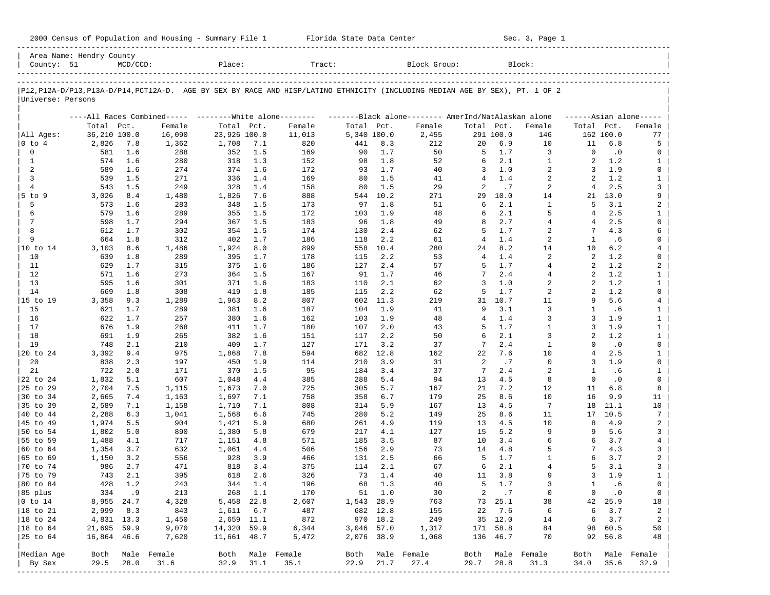2000 Census of Population and Housing - Summary File 1 Florida State Data Center Sec. 3, Page 1

Area Name: Hendry County
County: 51 MCD/CCD: Place: Tract: Block Group: Block:

P12,P12A-D/P13,P13A-D/P14,PCT12A-D. AGE BY SEX BY RACE AND HISP/LATINO ETHNICITY (INCLUDING MEDIAN AGE BY SEX), PT. 1 OF 2
Universe: Persons

| | All Races Combined Total | Pct. | Female | White alone Total | Pct. | Female | Black alone Total | Pct. | Female | AmerInd/NatAlaskan alone Total | Pct. | Female | Asian alone Total | Pct. | Female |
|---|---|---|---|---|---|---|---|---|---|---|---|---|---|---|---|
| All Ages: | 36,210 | 100.0 | 16,090 | 23,926 | 100.0 | 11,013 | 5,340 | 100.0 | 2,455 | 291 | 100.0 | 146 | 162 | 100.0 | 77 |
| 0 to 4 | 2,826 | 7.8 | 1,362 | 1,708 | 7.1 | 820 | 441 | 8.3 | 212 | 20 | 6.9 | 10 | 11 | 6.8 | 5 |
| 0 | 581 | 1.6 | 288 | 352 | 1.5 | 169 | 90 | 1.7 | 50 | 5 | 1.7 | 3 | 0 | .0 | 0 |
| 1 | 574 | 1.6 | 280 | 318 | 1.3 | 152 | 98 | 1.8 | 52 | 6 | 2.1 | 1 | 2 | 1.2 | 1 |
| 2 | 589 | 1.6 | 274 | 374 | 1.6 | 172 | 93 | 1.7 | 40 | 3 | 1.0 | 2 | 3 | 1.9 | 0 |
| 3 | 539 | 1.5 | 271 | 336 | 1.4 | 169 | 80 | 1.5 | 41 | 4 | 1.4 | 2 | 2 | 1.2 | 1 |
| 4 | 543 | 1.5 | 249 | 328 | 1.4 | 158 | 80 | 1.5 | 29 | 2 | .7 | 2 | 4 | 2.5 | 3 |
| 5 to 9 | 3,026 | 8.4 | 1,480 | 1,826 | 7.6 | 888 | 544 | 10.2 | 271 | 29 | 10.0 | 14 | 21 | 13.0 | 9 |
| 5 | 573 | 1.6 | 283 | 348 | 1.5 | 173 | 97 | 1.8 | 51 | 6 | 2.1 | 1 | 5 | 3.1 | 2 |
| 6 | 579 | 1.6 | 289 | 355 | 1.5 | 172 | 103 | 1.9 | 48 | 6 | 2.1 | 5 | 4 | 2.5 | 1 |
| 7 | 598 | 1.7 | 294 | 367 | 1.5 | 183 | 96 | 1.8 | 49 | 8 | 2.7 | 4 | 4 | 2.5 | 0 |
| 8 | 612 | 1.7 | 302 | 354 | 1.5 | 174 | 130 | 2.4 | 62 | 5 | 1.7 | 2 | 7 | 4.3 | 6 |
| 9 | 664 | 1.8 | 312 | 402 | 1.7 | 186 | 118 | 2.2 | 61 | 4 | 1.4 | 2 | 1 | .6 | 0 |
| 10 to 14 | 3,103 | 8.6 | 1,486 | 1,924 | 8.0 | 899 | 558 | 10.4 | 280 | 24 | 8.2 | 14 | 10 | 6.2 | 4 |
| 10 | 639 | 1.8 | 289 | 395 | 1.7 | 178 | 115 | 2.2 | 53 | 4 | 1.4 | 2 | 2 | 1.2 | 0 |
| 11 | 629 | 1.7 | 315 | 375 | 1.6 | 186 | 127 | 2.4 | 57 | 5 | 1.7 | 4 | 2 | 1.2 | 2 |
| 12 | 571 | 1.6 | 273 | 364 | 1.5 | 167 | 91 | 1.7 | 46 | 7 | 2.4 | 4 | 2 | 1.2 | 1 |
| 13 | 595 | 1.6 | 301 | 371 | 1.6 | 183 | 110 | 2.1 | 62 | 3 | 1.0 | 2 | 2 | 1.2 | 1 |
| 14 | 669 | 1.8 | 308 | 419 | 1.8 | 185 | 115 | 2.2 | 62 | 5 | 1.7 | 2 | 2 | 1.2 | 0 |
| 15 to 19 | 3,358 | 9.3 | 1,289 | 1,963 | 8.2 | 807 | 602 | 11.3 | 219 | 31 | 10.7 | 11 | 9 | 5.6 | 4 |
| 15 | 621 | 1.7 | 289 | 381 | 1.6 | 187 | 104 | 1.9 | 41 | 9 | 3.1 | 3 | 1 | .6 | 1 |
| 16 | 622 | 1.7 | 257 | 380 | 1.6 | 162 | 103 | 1.9 | 48 | 4 | 1.4 | 3 | 3 | 1.9 | 1 |
| 17 | 676 | 1.9 | 268 | 411 | 1.7 | 180 | 107 | 2.0 | 43 | 5 | 1.7 | 1 | 3 | 1.9 | 1 |
| 18 | 691 | 1.9 | 265 | 382 | 1.6 | 151 | 117 | 2.2 | 50 | 6 | 2.1 | 3 | 2 | 1.2 | 1 |
| 19 | 748 | 2.1 | 210 | 409 | 1.7 | 127 | 171 | 3.2 | 37 | 7 | 2.4 | 1 | 0 | .0 | 0 |
| 20 to 24 | 3,392 | 9.4 | 975 | 1,868 | 7.8 | 594 | 682 | 12.8 | 162 | 22 | 7.6 | 10 | 4 | 2.5 | 1 |
| 20 | 838 | 2.3 | 197 | 450 | 1.9 | 114 | 210 | 3.9 | 31 | 2 | .7 | 0 | 3 | 1.9 | 0 |
| 21 | 722 | 2.0 | 171 | 370 | 1.5 | 95 | 184 | 3.4 | 37 | 7 | 2.4 | 2 | 1 | .6 | 1 |
| 22 to 24 | 1,832 | 5.1 | 607 | 1,048 | 4.4 | 385 | 288 | 5.4 | 94 | 13 | 4.5 | 8 | 0 | .0 | 0 |
| 25 to 29 | 2,704 | 7.5 | 1,115 | 1,673 | 7.0 | 725 | 305 | 5.7 | 167 | 21 | 7.2 | 12 | 11 | 6.8 | 8 |
| 30 to 34 | 2,665 | 7.4 | 1,163 | 1,697 | 7.1 | 758 | 358 | 6.7 | 179 | 25 | 8.6 | 10 | 16 | 9.9 | 11 |
| 35 to 39 | 2,589 | 7.1 | 1,158 | 1,710 | 7.1 | 808 | 314 | 5.9 | 167 | 13 | 4.5 | 7 | 18 | 11.1 | 10 |
| 40 to 44 | 2,288 | 6.3 | 1,041 | 1,568 | 6.6 | 745 | 280 | 5.2 | 149 | 25 | 8.6 | 11 | 17 | 10.5 | 7 |
| 45 to 49 | 1,974 | 5.5 | 904 | 1,421 | 5.9 | 680 | 261 | 4.9 | 119 | 13 | 4.5 | 10 | 8 | 4.9 | 2 |
| 50 to 54 | 1,802 | 5.0 | 890 | 1,380 | 5.8 | 679 | 217 | 4.1 | 127 | 15 | 5.2 | 9 | 9 | 5.6 | 3 |
| 55 to 59 | 1,488 | 4.1 | 717 | 1,151 | 4.8 | 571 | 185 | 3.5 | 87 | 10 | 3.4 | 6 | 6 | 3.7 | 4 |
| 60 to 64 | 1,354 | 3.7 | 632 | 1,061 | 4.4 | 506 | 156 | 2.9 | 73 | 14 | 4.8 | 5 | 7 | 4.3 | 3 |
| 65 to 69 | 1,150 | 3.2 | 556 | 928 | 3.9 | 466 | 131 | 2.5 | 66 | 5 | 1.7 | 1 | 6 | 3.7 | 2 |
| 70 to 74 | 986 | 2.7 | 471 | 818 | 3.4 | 375 | 114 | 2.1 | 67 | 6 | 2.1 | 4 | 5 | 3.1 | 3 |
| 75 to 79 | 743 | 2.1 | 395 | 618 | 2.6 | 326 | 73 | 1.4 | 40 | 11 | 3.8 | 9 | 3 | 1.9 | 1 |
| 80 to 84 | 428 | 1.2 | 243 | 344 | 1.4 | 196 | 68 | 1.3 | 40 | 5 | 1.7 | 3 | 1 | .6 | 0 |
| 85 plus | 334 | .9 | 213 | 268 | 1.1 | 170 | 51 | 1.0 | 30 | 2 | .7 | 0 | 0 | .0 | 0 |
| 0 to 14 | 8,955 | 24.7 | 4,328 | 5,458 | 22.8 | 2,607 | 1,543 | 28.9 | 763 | 73 | 25.1 | 38 | 42 | 25.9 | 18 |
| 18 to 21 | 2,999 | 8.3 | 843 | 1,611 | 6.7 | 487 | 682 | 12.8 | 155 | 22 | 7.6 | 6 | 6 | 3.7 | 2 |
| 18 to 24 | 4,831 | 13.3 | 1,450 | 2,659 | 11.1 | 872 | 970 | 18.2 | 249 | 35 | 12.0 | 14 | 6 | 3.7 | 2 |
| 18 to 64 | 21,695 | 59.9 | 9,070 | 14,320 | 59.9 | 6,344 | 3,046 | 57.0 | 1,317 | 171 | 58.8 | 84 | 98 | 60.5 | 50 |
| 25 to 64 | 16,864 | 46.6 | 7,620 | 11,661 | 48.7 | 5,472 | 2,076 | 38.9 | 1,068 | 136 | 46.7 | 70 | 92 | 56.8 | 48 |

| Median Age By Sex | Both | Male | Female | Both | Male | Female | Both | Male | Female | Both | Male | Female | Both | Male | Female |
|---|---|---|---|---|---|---|---|---|---|---|---|---|---|---|---|
| | 29.5 | 28.0 | 31.6 | 32.9 | 31.1 | 35.1 | 22.9 | 21.7 | 27.4 | 29.7 | 28.8 | 31.3 | 34.0 | 35.6 | 32.9 |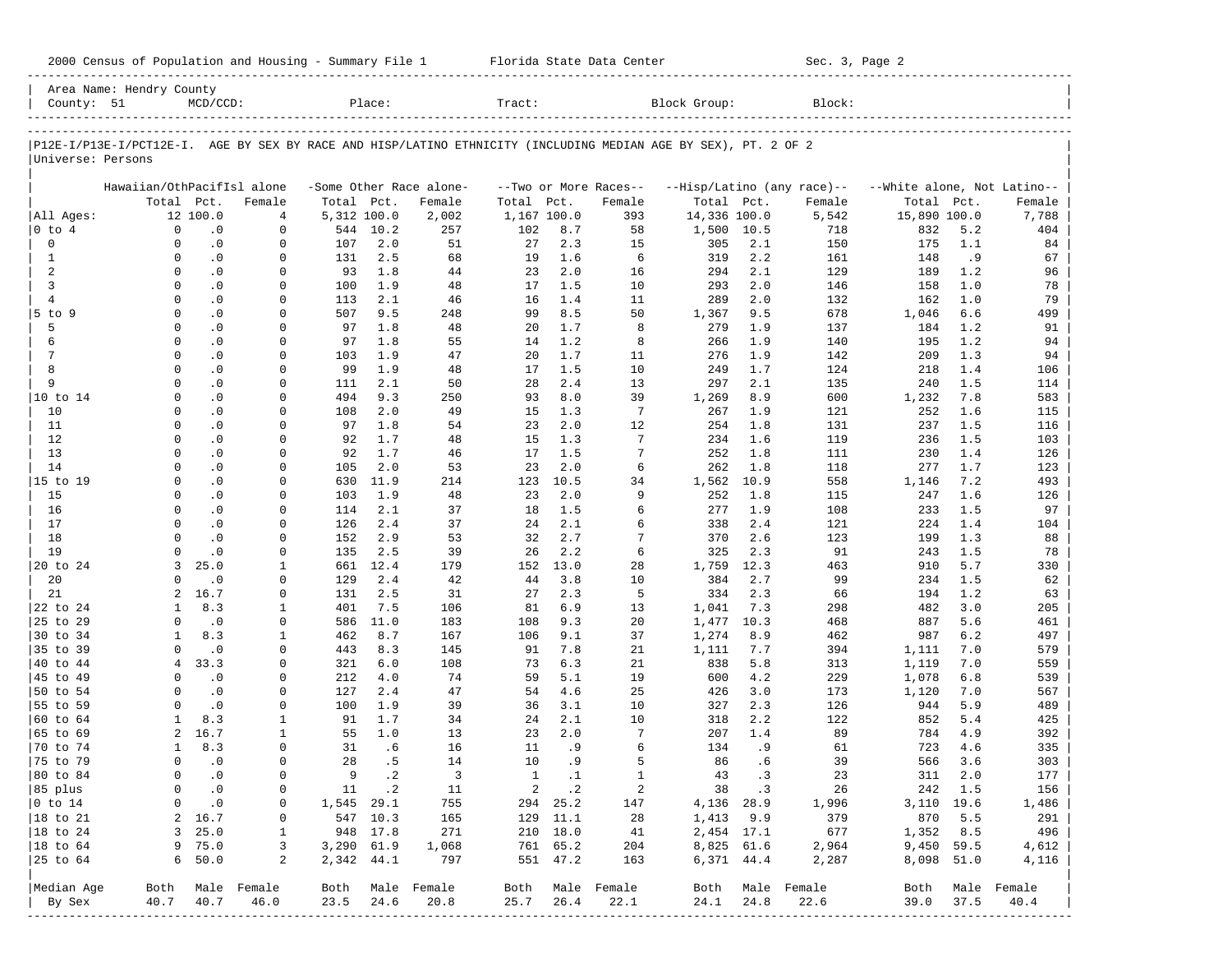2000 Census of Population and Housing - Summary File 1 Florida State Data Center Sec. 3, Page 2

Area Name: Hendry County
County: 51 MCD/CCD: Place: Tract: Block Group: Block:

P12E-I/P13E-I/PCT12E-I. AGE BY SEX BY RACE AND HISP/LATINO ETHNICITY (INCLUDING MEDIAN AGE BY SEX), PT. 2 OF 2
Universe: Persons

| | Hawaiian/OthPacifIsl alone | | | -Some Other Race alone- | | | --Two or More Races-- | | | --Hisp/Latino (any race)-- | | | --White alone, Not Latino-- | | |
|---|---|---|---|---|---|---|---|---|---|---|---|---|---|---|---|
| | Total | Pct. | Female | Total | Pct. | Female | Total | Pct. | Female | Total | Pct. | Female | Total | Pct. | Female |
| All Ages: | 12 | 100.0 | 4 | 5,312 | 100.0 | 2,002 | 1,167 | 100.0 | 393 | 14,336 | 100.0 | 5,542 | 15,890 | 100.0 | 7,788 |
| 0 to 4 | 0 | .0 | 0 | 544 | 10.2 | 257 | 102 | 8.7 | 58 | 1,500 | 10.5 | 718 | 832 | 5.2 | 404 |
| 0 | 0 | .0 | 0 | 107 | 2.0 | 51 | 27 | 2.3 | 15 | 305 | 2.1 | 150 | 175 | 1.1 | 84 |
| 1 | 0 | .0 | 0 | 131 | 2.5 | 68 | 19 | 1.6 | 6 | 319 | 2.2 | 161 | 148 | .9 | 67 |
| 2 | 0 | .0 | 0 | 93 | 1.8 | 44 | 23 | 2.0 | 16 | 294 | 2.1 | 129 | 189 | 1.2 | 96 |
| 3 | 0 | .0 | 0 | 100 | 1.9 | 48 | 17 | 1.5 | 10 | 293 | 2.0 | 146 | 158 | 1.0 | 78 |
| 4 | 0 | .0 | 0 | 113 | 2.1 | 46 | 16 | 1.4 | 11 | 289 | 2.0 | 132 | 162 | 1.0 | 79 |
| 5 to 9 | 0 | .0 | 0 | 507 | 9.5 | 248 | 99 | 8.5 | 50 | 1,367 | 9.5 | 678 | 1,046 | 6.6 | 499 |
| 5 | 0 | .0 | 0 | 97 | 1.8 | 48 | 20 | 1.7 | 8 | 279 | 1.9 | 137 | 184 | 1.2 | 91 |
| 6 | 0 | .0 | 0 | 97 | 1.8 | 55 | 14 | 1.2 | 8 | 266 | 1.9 | 140 | 195 | 1.2 | 94 |
| 7 | 0 | .0 | 0 | 103 | 1.9 | 47 | 20 | 1.7 | 11 | 276 | 1.9 | 142 | 209 | 1.3 | 94 |
| 8 | 0 | .0 | 0 | 99 | 1.9 | 48 | 17 | 1.5 | 10 | 249 | 1.7 | 124 | 218 | 1.4 | 106 |
| 9 | 0 | .0 | 0 | 111 | 2.1 | 50 | 28 | 2.4 | 13 | 297 | 2.1 | 135 | 240 | 1.5 | 114 |
| 10 to 14 | 0 | .0 | 0 | 494 | 9.3 | 250 | 93 | 8.0 | 39 | 1,269 | 8.9 | 600 | 1,232 | 7.8 | 583 |
| 10 | 0 | .0 | 0 | 108 | 2.0 | 49 | 15 | 1.3 | 7 | 267 | 1.9 | 121 | 252 | 1.6 | 115 |
| 11 | 0 | .0 | 0 | 97 | 1.8 | 54 | 23 | 2.0 | 12 | 254 | 1.8 | 131 | 237 | 1.5 | 116 |
| 12 | 0 | .0 | 0 | 92 | 1.7 | 48 | 15 | 1.3 | 7 | 234 | 1.6 | 119 | 236 | 1.5 | 103 |
| 13 | 0 | .0 | 0 | 92 | 1.7 | 46 | 17 | 1.5 | 7 | 252 | 1.8 | 111 | 230 | 1.4 | 126 |
| 14 | 0 | .0 | 0 | 105 | 2.0 | 53 | 23 | 2.0 | 6 | 262 | 1.8 | 118 | 277 | 1.7 | 123 |
| 15 to 19 | 0 | .0 | 0 | 630 | 11.9 | 214 | 123 | 10.5 | 34 | 1,562 | 10.9 | 558 | 1,146 | 7.2 | 493 |
| 15 | 0 | .0 | 0 | 103 | 1.9 | 48 | 23 | 2.0 | 9 | 252 | 1.8 | 115 | 247 | 1.6 | 126 |
| 16 | 0 | .0 | 0 | 114 | 2.1 | 37 | 18 | 1.5 | 6 | 277 | 1.9 | 108 | 233 | 1.5 | 97 |
| 17 | 0 | .0 | 0 | 126 | 2.4 | 37 | 24 | 2.1 | 6 | 338 | 2.4 | 121 | 224 | 1.4 | 104 |
| 18 | 0 | .0 | 0 | 152 | 2.9 | 53 | 32 | 2.7 | 7 | 370 | 2.6 | 123 | 199 | 1.3 | 88 |
| 19 | 0 | .0 | 0 | 135 | 2.5 | 39 | 26 | 2.2 | 6 | 325 | 2.3 | 91 | 243 | 1.5 | 78 |
| 20 to 24 | 3 | 25.0 | 1 | 661 | 12.4 | 179 | 152 | 13.0 | 28 | 1,759 | 12.3 | 463 | 910 | 5.7 | 330 |
| 20 | 0 | .0 | 0 | 129 | 2.4 | 42 | 44 | 3.8 | 10 | 384 | 2.7 | 99 | 234 | 1.5 | 62 |
| 21 | 2 | 16.7 | 0 | 131 | 2.5 | 31 | 27 | 2.3 | 5 | 334 | 2.3 | 66 | 194 | 1.2 | 63 |
| 22 to 24 | 1 | 8.3 | 1 | 401 | 7.5 | 106 | 81 | 6.9 | 13 | 1,041 | 7.3 | 298 | 482 | 3.0 | 205 |
| 25 to 29 | 0 | .0 | 0 | 586 | 11.0 | 183 | 108 | 9.3 | 20 | 1,477 | 10.3 | 468 | 887 | 5.6 | 461 |
| 30 to 34 | 1 | 8.3 | 1 | 462 | 8.7 | 167 | 106 | 9.1 | 37 | 1,274 | 8.9 | 462 | 987 | 6.2 | 497 |
| 35 to 39 | 0 | .0 | 0 | 443 | 8.3 | 145 | 91 | 7.8 | 21 | 1,111 | 7.7 | 394 | 1,111 | 7.0 | 579 |
| 40 to 44 | 4 | 33.3 | 0 | 321 | 6.0 | 108 | 73 | 6.3 | 21 | 838 | 5.8 | 313 | 1,119 | 7.0 | 559 |
| 45 to 49 | 0 | .0 | 0 | 212 | 4.0 | 74 | 59 | 5.1 | 19 | 600 | 4.2 | 229 | 1,078 | 6.8 | 539 |
| 50 to 54 | 0 | .0 | 0 | 127 | 2.4 | 47 | 54 | 4.6 | 25 | 426 | 3.0 | 173 | 1,120 | 7.0 | 567 |
| 55 to 59 | 0 | .0 | 0 | 100 | 1.9 | 39 | 36 | 3.1 | 10 | 327 | 2.3 | 126 | 944 | 5.9 | 489 |
| 60 to 64 | 1 | 8.3 | 1 | 91 | 1.7 | 34 | 24 | 2.1 | 10 | 318 | 2.2 | 122 | 852 | 5.4 | 425 |
| 65 to 69 | 2 | 16.7 | 1 | 55 | 1.0 | 13 | 23 | 2.0 | 7 | 207 | 1.4 | 89 | 784 | 4.9 | 392 |
| 70 to 74 | 1 | 8.3 | 0 | 31 | .6 | 16 | 11 | .9 | 6 | 134 | .9 | 61 | 723 | 4.6 | 335 |
| 75 to 79 | 0 | .0 | 0 | 28 | .5 | 14 | 10 | .9 | 5 | 86 | .6 | 39 | 566 | 3.6 | 303 |
| 80 to 84 | 0 | .0 | 0 | 9 | .2 | 3 | 1 | .1 | 1 | 43 | .3 | 23 | 311 | 2.0 | 177 |
| 85 plus | 0 | .0 | 0 | 11 | .2 | 11 | 2 | .2 | 2 | 38 | .3 | 26 | 242 | 1.5 | 156 |
| 0 to 14 | 0 | .0 | 0 | 1,545 | 29.1 | 755 | 294 | 25.2 | 147 | 4,136 | 28.9 | 1,996 | 3,110 | 19.6 | 1,486 |
| 18 to 21 | 2 | 16.7 | 0 | 547 | 10.3 | 165 | 129 | 11.1 | 28 | 1,413 | 9.9 | 379 | 870 | 5.5 | 291 |
| 18 to 24 | 3 | 25.0 | 1 | 948 | 17.8 | 271 | 210 | 18.0 | 41 | 2,454 | 17.1 | 677 | 1,352 | 8.5 | 496 |
| 18 to 64 | 9 | 75.0 | 3 | 3,290 | 61.9 | 1,068 | 761 | 65.2 | 204 | 8,825 | 61.6 | 2,964 | 9,450 | 59.5 | 4,612 |
| 25 to 64 | 6 | 50.0 | 2 | 2,342 | 44.1 | 797 | 551 | 47.2 | 163 | 6,371 | 44.4 | 2,287 | 8,098 | 51.0 | 4,116 |
| Median Age | Both | Male | Female | Both | Male | Female | Both | Male | Female | Both | Male | Female | Both | Male | Female |
| By Sex | 40.7 | 40.7 | 46.0 | 23.5 | 24.6 | 20.8 | 25.7 | 26.4 | 22.1 | 24.1 | 24.8 | 22.6 | 39.0 | 37.5 | 40.4 |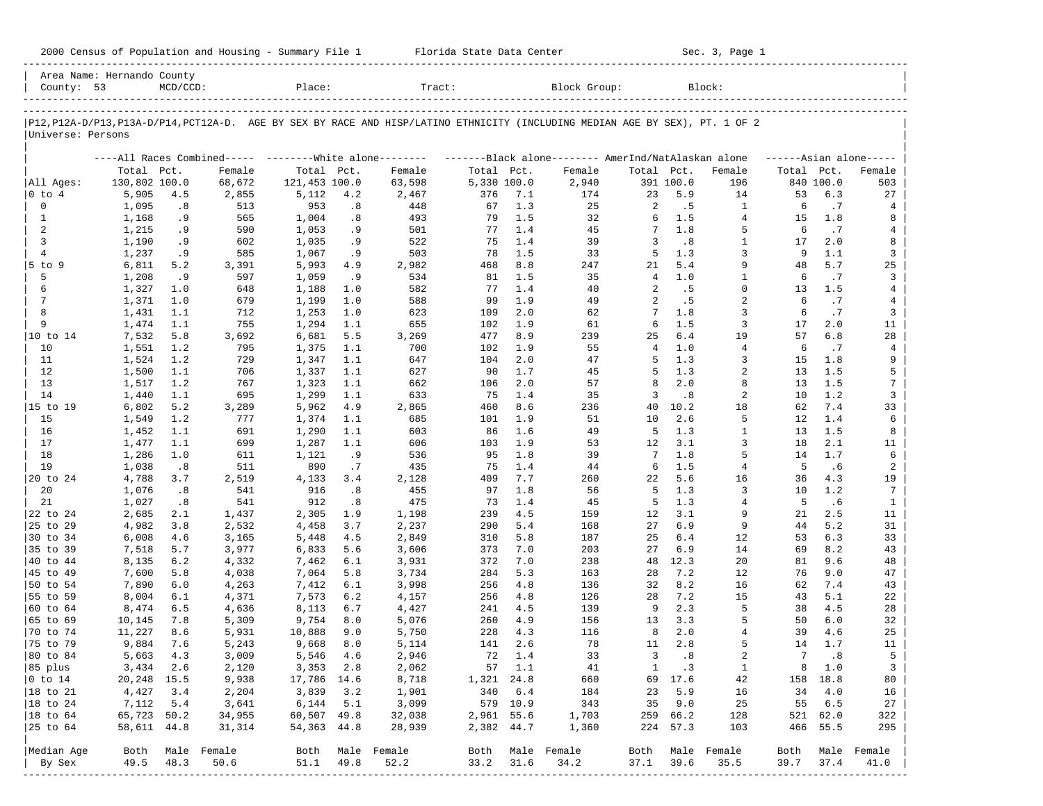2000 Census of Population and Housing - Summary File 1 Florida State Data Center Sec. 3, Page 1

Area Name: Hernando County
County: 53 MCD/CCD: Place: Tract: Block Group: Block:

P12,P12A-D/P13,P13A-D/P14,PCT12A-D. AGE BY SEX BY RACE AND HISP/LATINO ETHNICITY (INCLUDING MEDIAN AGE BY SEX), PT. 1 OF 2
Universe: Persons

| | All Races Combined | | | White alone | | | Black alone | | | AmerInd/NatAlaskan alone | | | Asian alone | | |
|---|---|---|---|---|---|---|---|---|---|---|---|---|---|---|---|
| | Total | Pct. | Female | Total | Pct. | Female | Total | Pct. | Female | Total | Pct. | Female | Total | Pct. | Female |
| All Ages: | 130,802 | 100.0 | 68,672 | 121,453 | 100.0 | 63,598 | 5,330 | 100.0 | 2,940 | 391 | 100.0 | 196 | 840 | 100.0 | 503 |
| 0 to 4 | 5,905 | 4.5 | 2,855 | 5,112 | 4.2 | 2,467 | 376 | 7.1 | 174 | 23 | 5.9 | 14 | 53 | 6.3 | 27 |
| 0 | 1,095 | .8 | 513 | 953 | .8 | 448 | 67 | 1.3 | 25 | 2 | .5 | 1 | 6 | .7 | 4 |
| 1 | 1,168 | .9 | 565 | 1,004 | .8 | 493 | 79 | 1.5 | 32 | 6 | 1.5 | 4 | 15 | 1.8 | 8 |
| 2 | 1,215 | .9 | 590 | 1,053 | .9 | 501 | 77 | 1.4 | 45 | 7 | 1.8 | 5 | 6 | .7 | 4 |
| 3 | 1,190 | .9 | 602 | 1,035 | .9 | 522 | 75 | 1.4 | 39 | 3 | .8 | 1 | 17 | 2.0 | 8 |
| 4 | 1,237 | .9 | 585 | 1,067 | .9 | 503 | 78 | 1.5 | 33 | 5 | 1.3 | 3 | 9 | 1.1 | 3 |
| 5 to 9 | 6,811 | 5.2 | 3,391 | 5,993 | 4.9 | 2,982 | 468 | 8.8 | 247 | 21 | 5.4 | 9 | 48 | 5.7 | 25 |
| 5 | 1,208 | .9 | 597 | 1,059 | .9 | 534 | 81 | 1.5 | 35 | 4 | 1.0 | 1 | 6 | .7 | 3 |
| 6 | 1,327 | 1.0 | 648 | 1,188 | 1.0 | 582 | 77 | 1.4 | 40 | 2 | .5 | 0 | 13 | 1.5 | 4 |
| 7 | 1,371 | 1.0 | 679 | 1,199 | 1.0 | 588 | 99 | 1.9 | 49 | 2 | .5 | 2 | 6 | .7 | 4 |
| 8 | 1,431 | 1.1 | 712 | 1,253 | 1.0 | 623 | 109 | 2.0 | 62 | 7 | 1.8 | 3 | 6 | .7 | 3 |
| 9 | 1,474 | 1.1 | 755 | 1,294 | 1.1 | 655 | 102 | 1.9 | 61 | 6 | 1.5 | 3 | 17 | 2.0 | 11 |
| 10 to 14 | 7,532 | 5.8 | 3,692 | 6,681 | 5.5 | 3,269 | 477 | 8.9 | 239 | 25 | 6.4 | 19 | 57 | 6.8 | 28 |
| 10 | 1,551 | 1.2 | 795 | 1,375 | 1.1 | 700 | 102 | 1.9 | 55 | 4 | 1.0 | 4 | 6 | .7 | 4 |
| 11 | 1,524 | 1.2 | 729 | 1,347 | 1.1 | 647 | 104 | 2.0 | 47 | 5 | 1.3 | 3 | 15 | 1.8 | 9 |
| 12 | 1,500 | 1.1 | 706 | 1,337 | 1.1 | 627 | 90 | 1.7 | 45 | 5 | 1.3 | 2 | 13 | 1.5 | 5 |
| 13 | 1,517 | 1.2 | 767 | 1,323 | 1.1 | 662 | 106 | 2.0 | 57 | 8 | 2.0 | 8 | 13 | 1.5 | 7 |
| 14 | 1,440 | 1.1 | 695 | 1,299 | 1.1 | 633 | 75 | 1.4 | 35 | 3 | .8 | 2 | 10 | 1.2 | 3 |
| 15 to 19 | 6,802 | 5.2 | 3,289 | 5,962 | 4.9 | 2,865 | 460 | 8.6 | 236 | 40 | 10.2 | 18 | 62 | 7.4 | 33 |
| 15 | 1,549 | 1.2 | 777 | 1,374 | 1.1 | 685 | 101 | 1.9 | 51 | 10 | 2.6 | 5 | 12 | 1.4 | 6 |
| 16 | 1,452 | 1.1 | 691 | 1,290 | 1.1 | 603 | 86 | 1.6 | 49 | 5 | 1.3 | 1 | 13 | 1.5 | 8 |
| 17 | 1,477 | 1.1 | 699 | 1,287 | 1.1 | 606 | 103 | 1.9 | 53 | 12 | 3.1 | 3 | 18 | 2.1 | 11 |
| 18 | 1,286 | 1.0 | 611 | 1,121 | .9 | 536 | 95 | 1.8 | 39 | 7 | 1.8 | 5 | 14 | 1.7 | 6 |
| 19 | 1,038 | .8 | 511 | 890 | .7 | 435 | 75 | 1.4 | 44 | 6 | 1.5 | 4 | 5 | .6 | 2 |
| 20 to 24 | 4,788 | 3.7 | 2,519 | 4,133 | 3.4 | 2,128 | 409 | 7.7 | 260 | 22 | 5.6 | 16 | 36 | 4.3 | 19 |
| 20 | 1,076 | .8 | 541 | 916 | .8 | 455 | 97 | 1.8 | 56 | 5 | 1.3 | 3 | 10 | 1.2 | 7 |
| 21 | 1,027 | .8 | 541 | 912 | .8 | 475 | 73 | 1.4 | 45 | 5 | 1.3 | 4 | 5 | .6 | 1 |
| 22 to 24 | 2,685 | 2.1 | 1,437 | 2,305 | 1.9 | 1,198 | 239 | 4.5 | 159 | 12 | 3.1 | 9 | 21 | 2.5 | 11 |
| 25 to 29 | 4,982 | 3.8 | 2,532 | 4,458 | 3.7 | 2,237 | 290 | 5.4 | 168 | 27 | 6.9 | 9 | 44 | 5.2 | 31 |
| 30 to 34 | 6,008 | 4.6 | 3,165 | 5,448 | 4.5 | 2,849 | 310 | 5.8 | 187 | 25 | 6.4 | 12 | 53 | 6.3 | 33 |
| 35 to 39 | 7,518 | 5.7 | 3,977 | 6,833 | 5.6 | 3,606 | 373 | 7.0 | 203 | 27 | 6.9 | 14 | 69 | 8.2 | 43 |
| 40 to 44 | 8,135 | 6.2 | 4,332 | 7,462 | 6.1 | 3,931 | 372 | 7.0 | 238 | 48 | 12.3 | 20 | 81 | 9.6 | 48 |
| 45 to 49 | 7,600 | 5.8 | 4,038 | 7,064 | 5.8 | 3,734 | 284 | 5.3 | 163 | 28 | 7.2 | 12 | 76 | 9.0 | 47 |
| 50 to 54 | 7,890 | 6.0 | 4,263 | 7,412 | 6.1 | 3,998 | 256 | 4.8 | 136 | 32 | 8.2 | 16 | 62 | 7.4 | 43 |
| 55 to 59 | 8,004 | 6.1 | 4,371 | 7,573 | 6.2 | 4,157 | 256 | 4.8 | 126 | 28 | 7.2 | 15 | 43 | 5.1 | 22 |
| 60 to 64 | 8,474 | 6.5 | 4,636 | 8,113 | 6.7 | 4,427 | 241 | 4.5 | 139 | 9 | 2.3 | 5 | 38 | 4.5 | 28 |
| 65 to 69 | 10,145 | 7.8 | 5,309 | 9,754 | 8.0 | 5,076 | 260 | 4.9 | 156 | 13 | 3.3 | 5 | 50 | 6.0 | 32 |
| 70 to 74 | 11,227 | 8.6 | 5,931 | 10,888 | 9.0 | 5,750 | 228 | 4.3 | 116 | 8 | 2.0 | 4 | 39 | 4.6 | 25 |
| 75 to 79 | 9,884 | 7.6 | 5,243 | 9,668 | 8.0 | 5,114 | 141 | 2.6 | 78 | 11 | 2.8 | 5 | 14 | 1.7 | 11 |
| 80 to 84 | 5,663 | 4.3 | 3,009 | 5,546 | 4.6 | 2,946 | 72 | 1.4 | 33 | 3 | .8 | 2 | 7 | .8 | 5 |
| 85 plus | 3,434 | 2.6 | 2,120 | 3,353 | 2.8 | 2,062 | 57 | 1.1 | 41 | 1 | .3 | 1 | 8 | 1.0 | 3 |
| 0 to 14 | 20,248 | 15.5 | 9,938 | 17,786 | 14.6 | 8,718 | 1,321 | 24.8 | 660 | 69 | 17.6 | 42 | 158 | 18.8 | 80 |
| 18 to 21 | 4,427 | 3.4 | 2,204 | 3,839 | 3.2 | 1,901 | 340 | 6.4 | 184 | 23 | 5.9 | 16 | 34 | 4.0 | 16 |
| 18 to 24 | 7,112 | 5.4 | 3,641 | 6,144 | 5.1 | 3,099 | 579 | 10.9 | 343 | 35 | 9.0 | 25 | 55 | 6.5 | 27 |
| 18 to 64 | 65,723 | 50.2 | 34,955 | 60,507 | 49.8 | 32,038 | 2,961 | 55.6 | 1,703 | 259 | 66.2 | 128 | 521 | 62.0 | 322 |
| 25 to 64 | 58,611 | 44.8 | 31,314 | 54,363 | 44.8 | 28,939 | 2,382 | 44.7 | 1,360 | 224 | 57.3 | 103 | 466 | 55.5 | 295 |
| Median Age | Both | Male | Female | Both | Male | Female | Both | Male | Female | Both | Male | Female | Both | Male | Female |
| By Sex | 49.5 | 48.3 | 50.6 | 51.1 | 49.8 | 52.2 | 33.2 | 31.6 | 34.2 | 37.1 | 39.6 | 35.5 | 39.7 | 37.4 | 41.0 |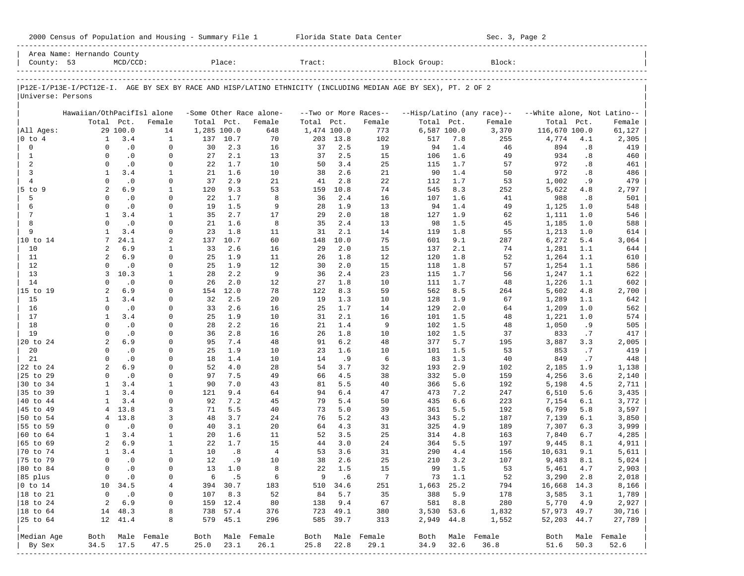2000 Census of Population and Housing - Summary File 1 Florida State Data Center Sec. 3, Page 2

Area Name: Hernando County
County: 53 MCD/CCD: Place: Tract: Block Group: Block:

P12E-I/P13E-I/PCT12E-I. AGE BY SEX BY RACE AND HISP/LATINO ETHNICITY (INCLUDING MEDIAN AGE BY SEX), PT. 2 OF 2
Universe: Persons

| | Hawaiian/OthPacifIsl alone | | | -Some Other Race alone- | | | --Two or More Races-- | | | --Hisp/Latino (any race)-- | | | --White alone, Not Latino-- | | |
|---|---|---|---|---|---|---|---|---|---|---|---|---|---|---|---|
| | Total | Pct. | Female | Total | Pct. | Female | Total | Pct. | Female | Total | Pct. | Female | Total | Pct. | Female |
| All Ages: | 29 | 100.0 | 14 | 1,285 | 100.0 | 648 | 1,474 | 100.0 | 773 | 6,587 | 100.0 | 3,370 | 116,670 | 100.0 | 61,127 |
| 0 to 4 | 1 | 3.4 | 1 | 137 | 10.7 | 70 | 203 | 13.8 | 102 | 517 | 7.8 | 255 | 4,774 | 4.1 | 2,305 |
| 0 | 0 | .0 | 0 | 30 | 2.3 | 16 | 37 | 2.5 | 19 | 94 | 1.4 | 46 | 894 | .8 | 419 |
| 1 | 0 | .0 | 0 | 27 | 2.1 | 13 | 37 | 2.5 | 15 | 106 | 1.6 | 49 | 934 | .8 | 460 |
| 2 | 0 | .0 | 0 | 22 | 1.7 | 10 | 50 | 3.4 | 25 | 115 | 1.7 | 57 | 972 | .8 | 461 |
| 3 | 1 | 3.4 | 1 | 21 | 1.6 | 10 | 38 | 2.6 | 21 | 90 | 1.4 | 50 | 972 | .8 | 486 |
| 4 | 0 | .0 | 0 | 37 | 2.9 | 21 | 41 | 2.8 | 22 | 112 | 1.7 | 53 | 1,002 | .9 | 479 |
| 5 to 9 | 2 | 6.9 | 1 | 120 | 9.3 | 53 | 159 | 10.8 | 74 | 545 | 8.3 | 252 | 5,622 | 4.8 | 2,797 |
| 5 | 0 | .0 | 0 | 22 | 1.7 | 8 | 36 | 2.4 | 16 | 107 | 1.6 | 41 | 988 | .8 | 501 |
| 6 | 0 | .0 | 0 | 19 | 1.5 | 9 | 28 | 1.9 | 13 | 94 | 1.4 | 49 | 1,125 | 1.0 | 548 |
| 7 | 1 | 3.4 | 1 | 35 | 2.7 | 17 | 29 | 2.0 | 18 | 127 | 1.9 | 62 | 1,111 | 1.0 | 546 |
| 8 | 0 | .0 | 0 | 21 | 1.6 | 8 | 35 | 2.4 | 13 | 98 | 1.5 | 45 | 1,185 | 1.0 | 588 |
| 9 | 1 | 3.4 | 0 | 23 | 1.8 | 11 | 31 | 2.1 | 14 | 119 | 1.8 | 55 | 1,213 | 1.0 | 614 |
| 10 to 14 | 7 | 24.1 | 2 | 137 | 10.7 | 60 | 148 | 10.0 | 75 | 601 | 9.1 | 287 | 6,272 | 5.4 | 3,064 |
| 10 | 2 | 6.9 | 1 | 33 | 2.6 | 16 | 29 | 2.0 | 15 | 137 | 2.1 | 74 | 1,281 | 1.1 | 644 |
| 11 | 2 | 6.9 | 0 | 25 | 1.9 | 11 | 26 | 1.8 | 12 | 120 | 1.8 | 52 | 1,264 | 1.1 | 610 |
| 12 | 0 | .0 | 0 | 25 | 1.9 | 12 | 30 | 2.0 | 15 | 118 | 1.8 | 57 | 1,254 | 1.1 | 586 |
| 13 | 3 | 10.3 | 1 | 28 | 2.2 | 9 | 36 | 2.4 | 23 | 115 | 1.7 | 56 | 1,247 | 1.1 | 622 |
| 14 | 0 | .0 | 0 | 26 | 2.0 | 12 | 27 | 1.8 | 10 | 111 | 1.7 | 48 | 1,226 | 1.1 | 602 |
| 15 to 19 | 2 | 6.9 | 0 | 154 | 12.0 | 78 | 122 | 8.3 | 59 | 562 | 8.5 | 264 | 5,602 | 4.8 | 2,700 |
| 15 | 1 | 3.4 | 0 | 32 | 2.5 | 20 | 19 | 1.3 | 10 | 128 | 1.9 | 67 | 1,289 | 1.1 | 642 |
| 16 | 0 | .0 | 0 | 33 | 2.6 | 16 | 25 | 1.7 | 14 | 129 | 2.0 | 64 | 1,209 | 1.0 | 562 |
| 17 | 1 | 3.4 | 0 | 25 | 1.9 | 10 | 31 | 2.1 | 16 | 101 | 1.5 | 48 | 1,221 | 1.0 | 574 |
| 18 | 0 | .0 | 0 | 28 | 2.2 | 16 | 21 | 1.4 | 9 | 102 | 1.5 | 48 | 1,050 | .9 | 505 |
| 19 | 0 | .0 | 0 | 36 | 2.8 | 16 | 26 | 1.8 | 10 | 102 | 1.5 | 37 | 833 | .7 | 417 |
| 20 to 24 | 2 | 6.9 | 0 | 95 | 7.4 | 48 | 91 | 6.2 | 48 | 377 | 5.7 | 195 | 3,887 | 3.3 | 2,005 |
| 20 | 0 | .0 | 0 | 25 | 1.9 | 10 | 23 | 1.6 | 10 | 101 | 1.5 | 53 | 853 | .7 | 419 |
| 21 | 0 | .0 | 0 | 18 | 1.4 | 10 | 14 | .9 | 6 | 83 | 1.3 | 40 | 849 | .7 | 448 |
| 22 to 24 | 2 | 6.9 | 0 | 52 | 4.0 | 28 | 54 | 3.7 | 32 | 193 | 2.9 | 102 | 2,185 | 1.9 | 1,138 |
| 25 to 29 | 0 | .0 | 0 | 97 | 7.5 | 49 | 66 | 4.5 | 38 | 332 | 5.0 | 159 | 4,256 | 3.6 | 2,140 |
| 30 to 34 | 1 | 3.4 | 1 | 90 | 7.0 | 43 | 81 | 5.5 | 40 | 366 | 5.6 | 192 | 5,198 | 4.5 | 2,711 |
| 35 to 39 | 1 | 3.4 | 0 | 121 | 9.4 | 64 | 94 | 6.4 | 47 | 473 | 7.2 | 247 | 6,510 | 5.6 | 3,435 |
| 40 to 44 | 1 | 3.4 | 0 | 92 | 7.2 | 45 | 79 | 5.4 | 50 | 435 | 6.6 | 223 | 7,154 | 6.1 | 3,772 |
| 45 to 49 | 4 | 13.8 | 3 | 71 | 5.5 | 40 | 73 | 5.0 | 39 | 361 | 5.5 | 192 | 6,799 | 5.8 | 3,597 |
| 50 to 54 | 4 | 13.8 | 3 | 48 | 3.7 | 24 | 76 | 5.2 | 43 | 343 | 5.2 | 187 | 7,139 | 6.1 | 3,850 |
| 55 to 59 | 0 | .0 | 0 | 40 | 3.1 | 20 | 64 | 4.3 | 31 | 325 | 4.9 | 189 | 7,307 | 6.3 | 3,999 |
| 60 to 64 | 1 | 3.4 | 1 | 20 | 1.6 | 11 | 52 | 3.5 | 25 | 314 | 4.8 | 163 | 7,840 | 6.7 | 4,285 |
| 65 to 69 | 2 | 6.9 | 1 | 22 | 1.7 | 15 | 44 | 3.0 | 24 | 364 | 5.5 | 197 | 9,445 | 8.1 | 4,911 |
| 70 to 74 | 1 | 3.4 | 1 | 10 | .8 | 4 | 53 | 3.6 | 31 | 290 | 4.4 | 156 | 10,631 | 9.1 | 5,611 |
| 75 to 79 | 0 | .0 | 0 | 12 | .9 | 10 | 38 | 2.6 | 25 | 210 | 3.2 | 107 | 9,483 | 8.1 | 5,024 |
| 80 to 84 | 0 | .0 | 0 | 13 | 1.0 | 8 | 22 | 1.5 | 15 | 99 | 1.5 | 53 | 5,461 | 4.7 | 2,903 |
| 85 plus | 0 | .0 | 0 | 6 | .5 | 6 | 9 | .6 | 7 | 73 | 1.1 | 52 | 3,290 | 2.8 | 2,018 |
| 0 to 14 | 10 | 34.5 | 4 | 394 | 30.7 | 183 | 510 | 34.6 | 251 | 1,663 | 25.2 | 794 | 16,668 | 14.3 | 8,166 |
| 18 to 21 | 0 | .0 | 0 | 107 | 8.3 | 52 | 84 | 5.7 | 35 | 388 | 5.9 | 178 | 3,585 | 3.1 | 1,789 |
| 18 to 24 | 2 | 6.9 | 0 | 159 | 12.4 | 80 | 138 | 9.4 | 67 | 581 | 8.8 | 280 | 5,770 | 4.9 | 2,927 |
| 18 to 64 | 14 | 48.3 | 8 | 738 | 57.4 | 376 | 723 | 49.1 | 380 | 3,530 | 53.6 | 1,832 | 57,973 | 49.7 | 30,716 |
| 25 to 64 | 12 | 41.4 | 8 | 579 | 45.1 | 296 | 585 | 39.7 | 313 | 2,949 | 44.8 | 1,552 | 52,203 | 44.7 | 27,789 |
| Median Age | Both | Male | Female | Both | Male | Female | Both | Male | Female | Both | Male | Female | Both | Male | Female |
| By Sex | 34.5 | 17.5 | 47.5 | 25.0 | 23.1 | 26.1 | 25.8 | 22.8 | 29.1 | 34.9 | 32.6 | 36.8 | 51.6 | 50.3 | 52.6 |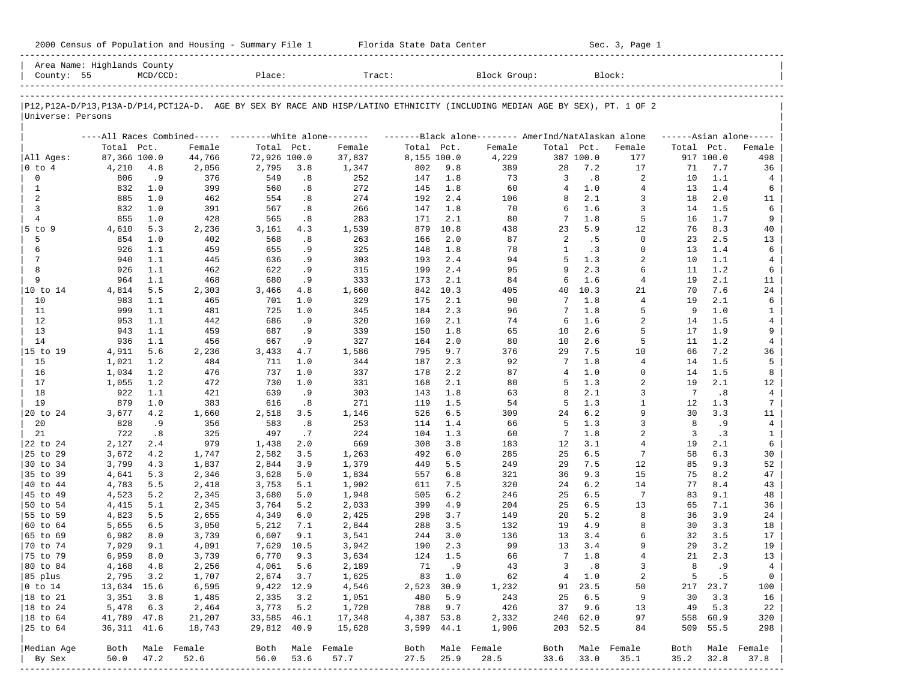2000 Census of Population and Housing - Summary File 1 Florida State Data Center Sec. 3, Page 1

Area Name: Highlands County
County: 55 MCD/CCD: Place: Tract: Block Group: Block:

P12,P12A-D/P13,P13A-D/P14,PCT12A-D. AGE BY SEX BY RACE AND HISP/LATINO ETHNICITY (INCLUDING MEDIAN AGE BY SEX), PT. 1 OF 2
Universe: Persons

| | All Races Combined | | | White alone | | | Black alone | | | AmerInd/NatAlaskan alone | | | Asian alone | | |
|---|---|---|---|---|---|---|---|---|---|---|---|---|---|---|---|
| | Total | Pct. | Female | Total | Pct. | Female | Total | Pct. | Female | Total | Pct. | Female | Total | Pct. | Female |
| All Ages: | 87,366 | 100.0 | 44,766 | 72,926 | 100.0 | 37,837 | 8,155 | 100.0 | 4,229 | 387 | 100.0 | 177 | 917 | 100.0 | 498 |
| 0 to 4 | 4,210 | 4.8 | 2,056 | 2,795 | 3.8 | 1,347 | 802 | 9.8 | 389 | 28 | 7.2 | 17 | 71 | 7.7 | 36 |
| 0 | 806 | .9 | 376 | 549 | .8 | 252 | 147 | 1.8 | 73 | 3 | .8 | 2 | 10 | 1.1 | 4 |
| 1 | 832 | 1.0 | 399 | 560 | .8 | 272 | 145 | 1.8 | 60 | 4 | 1.0 | 4 | 13 | 1.4 | 6 |
| 2 | 885 | 1.0 | 462 | 554 | .8 | 274 | 192 | 2.4 | 106 | 8 | 2.1 | 3 | 18 | 2.0 | 11 |
| 3 | 832 | 1.0 | 391 | 567 | .8 | 266 | 147 | 1.8 | 70 | 6 | 1.6 | 3 | 14 | 1.5 | 6 |
| 4 | 855 | 1.0 | 428 | 565 | .8 | 283 | 171 | 2.1 | 80 | 7 | 1.8 | 5 | 16 | 1.7 | 9 |
| 5 to 9 | 4,610 | 5.3 | 2,236 | 3,161 | 4.3 | 1,539 | 879 | 10.8 | 438 | 23 | 5.9 | 12 | 76 | 8.3 | 40 |
| 5 | 854 | 1.0 | 402 | 568 | .8 | 263 | 166 | 2.0 | 87 | 2 | .5 | 0 | 23 | 2.5 | 13 |
| 6 | 926 | 1.1 | 459 | 655 | .9 | 325 | 148 | 1.8 | 78 | 1 | .3 | 0 | 13 | 1.4 | 6 |
| 7 | 940 | 1.1 | 445 | 636 | .9 | 303 | 193 | 2.4 | 94 | 5 | 1.3 | 2 | 10 | 1.1 | 4 |
| 8 | 926 | 1.1 | 462 | 622 | .9 | 315 | 199 | 2.4 | 95 | 9 | 2.3 | 6 | 11 | 1.2 | 6 |
| 9 | 964 | 1.1 | 468 | 680 | .9 | 333 | 173 | 2.1 | 84 | 6 | 1.6 | 4 | 19 | 2.1 | 11 |
| 10 to 14 | 4,814 | 5.5 | 2,303 | 3,466 | 4.8 | 1,660 | 842 | 10.3 | 405 | 40 | 10.3 | 21 | 70 | 7.6 | 24 |
| 10 | 983 | 1.1 | 465 | 701 | 1.0 | 329 | 175 | 2.1 | 90 | 7 | 1.8 | 4 | 19 | 2.1 | 6 |
| 11 | 999 | 1.1 | 481 | 725 | 1.0 | 345 | 184 | 2.3 | 96 | 7 | 1.8 | 5 | 9 | 1.0 | 1 |
| 12 | 953 | 1.1 | 442 | 686 | .9 | 320 | 169 | 2.1 | 74 | 6 | 1.6 | 2 | 14 | 1.5 | 4 |
| 13 | 943 | 1.1 | 459 | 687 | .9 | 339 | 150 | 1.8 | 65 | 10 | 2.6 | 5 | 17 | 1.9 | 9 |
| 14 | 936 | 1.1 | 456 | 667 | .9 | 327 | 164 | 2.0 | 80 | 10 | 2.6 | 5 | 11 | 1.2 | 4 |
| 15 to 19 | 4,911 | 5.6 | 2,236 | 3,433 | 4.7 | 1,586 | 795 | 9.7 | 376 | 29 | 7.5 | 10 | 66 | 7.2 | 36 |
| 15 | 1,021 | 1.2 | 484 | 711 | 1.0 | 344 | 187 | 2.3 | 92 | 7 | 1.8 | 4 | 14 | 1.5 | 5 |
| 16 | 1,034 | 1.2 | 476 | 737 | 1.0 | 337 | 178 | 2.2 | 87 | 4 | 1.0 | 0 | 14 | 1.5 | 8 |
| 17 | 1,055 | 1.2 | 472 | 730 | 1.0 | 331 | 168 | 2.1 | 80 | 5 | 1.3 | 2 | 19 | 2.1 | 12 |
| 18 | 922 | 1.1 | 421 | 639 | .9 | 303 | 143 | 1.8 | 63 | 8 | 2.1 | 3 | 7 | .8 | 4 |
| 19 | 879 | 1.0 | 383 | 616 | .8 | 271 | 119 | 1.5 | 54 | 5 | 1.3 | 1 | 12 | 1.3 | 7 |
| 20 to 24 | 3,677 | 4.2 | 1,660 | 2,518 | 3.5 | 1,146 | 526 | 6.5 | 309 | 24 | 6.2 | 9 | 30 | 3.3 | 11 |
| 20 | 828 | .9 | 356 | 583 | .8 | 253 | 114 | 1.4 | 66 | 5 | 1.3 | 3 | 8 | .9 | 4 |
| 21 | 722 | .8 | 325 | 497 | .7 | 224 | 104 | 1.3 | 60 | 7 | 1.8 | 2 | 3 | .3 | 1 |
| 22 to 24 | 2,127 | 2.4 | 979 | 1,438 | 2.0 | 669 | 308 | 3.8 | 183 | 12 | 3.1 | 4 | 19 | 2.1 | 6 |
| 25 to 29 | 3,672 | 4.2 | 1,747 | 2,582 | 3.5 | 1,263 | 492 | 6.0 | 285 | 25 | 6.5 | 7 | 58 | 6.3 | 30 |
| 30 to 34 | 3,799 | 4.3 | 1,837 | 2,844 | 3.9 | 1,379 | 449 | 5.5 | 249 | 29 | 7.5 | 12 | 85 | 9.3 | 52 |
| 35 to 39 | 4,641 | 5.3 | 2,346 | 3,628 | 5.0 | 1,834 | 557 | 6.8 | 321 | 36 | 9.3 | 15 | 75 | 8.2 | 47 |
| 40 to 44 | 4,783 | 5.5 | 2,418 | 3,753 | 5.1 | 1,902 | 611 | 7.5 | 320 | 24 | 6.2 | 14 | 77 | 8.4 | 43 |
| 45 to 49 | 4,523 | 5.2 | 2,345 | 3,680 | 5.0 | 1,948 | 505 | 6.2 | 246 | 25 | 6.5 | 7 | 83 | 9.1 | 48 |
| 50 to 54 | 4,415 | 5.1 | 2,345 | 3,764 | 5.2 | 2,033 | 399 | 4.9 | 204 | 25 | 6.5 | 13 | 65 | 7.1 | 36 |
| 55 to 59 | 4,823 | 5.5 | 2,655 | 4,349 | 6.0 | 2,425 | 298 | 3.7 | 149 | 20 | 5.2 | 8 | 36 | 3.9 | 24 |
| 60 to 64 | 5,655 | 6.5 | 3,050 | 5,212 | 7.1 | 2,844 | 288 | 3.5 | 132 | 19 | 4.9 | 8 | 30 | 3.3 | 18 |
| 65 to 69 | 6,982 | 8.0 | 3,739 | 6,607 | 9.1 | 3,541 | 244 | 3.0 | 136 | 13 | 3.4 | 6 | 32 | 3.5 | 17 |
| 70 to 74 | 7,929 | 9.1 | 4,091 | 7,629 | 10.5 | 3,942 | 190 | 2.3 | 99 | 13 | 3.4 | 9 | 29 | 3.2 | 19 |
| 75 to 79 | 6,959 | 8.0 | 3,739 | 6,770 | 9.3 | 3,634 | 124 | 1.5 | 66 | 7 | 1.8 | 4 | 21 | 2.3 | 13 |
| 80 to 84 | 4,168 | 4.8 | 2,256 | 4,061 | 5.6 | 2,189 | 71 | .9 | 43 | 3 | .8 | 3 | 8 | .9 | 4 |
| 85 plus | 2,795 | 3.2 | 1,707 | 2,674 | 3.7 | 1,625 | 83 | 1.0 | 62 | 4 | 1.0 | 2 | 5 | .5 | 0 |
| 0 to 14 | 13,634 | 15.6 | 6,595 | 9,422 | 12.9 | 4,546 | 2,523 | 30.9 | 1,232 | 91 | 23.5 | 50 | 217 | 23.7 | 100 |
| 18 to 21 | 3,351 | 3.8 | 1,485 | 2,335 | 3.2 | 1,051 | 480 | 5.9 | 243 | 25 | 6.5 | 9 | 30 | 3.3 | 16 |
| 18 to 24 | 5,478 | 6.3 | 2,464 | 3,773 | 5.2 | 1,720 | 788 | 9.7 | 426 | 37 | 9.6 | 13 | 49 | 5.3 | 22 |
| 18 to 64 | 41,789 | 47.8 | 21,207 | 33,585 | 46.1 | 17,348 | 4,387 | 53.8 | 2,332 | 240 | 62.0 | 97 | 558 | 60.9 | 320 |
| 25 to 64 | 36,311 | 41.6 | 18,743 | 29,812 | 40.9 | 15,628 | 3,599 | 44.1 | 1,906 | 203 | 52.5 | 84 | 509 | 55.5 | 298 |
| Median Age | Both | Male | Female | Both | Male | Female | Both | Male | Female | Both | Male | Female | Both | Male | Female |
| By Sex | 50.0 | 47.2 | 52.6 | 56.0 | 53.6 | 57.7 | 27.5 | 25.9 | 28.5 | 33.6 | 33.0 | 35.1 | 35.2 | 32.8 | 37.8 |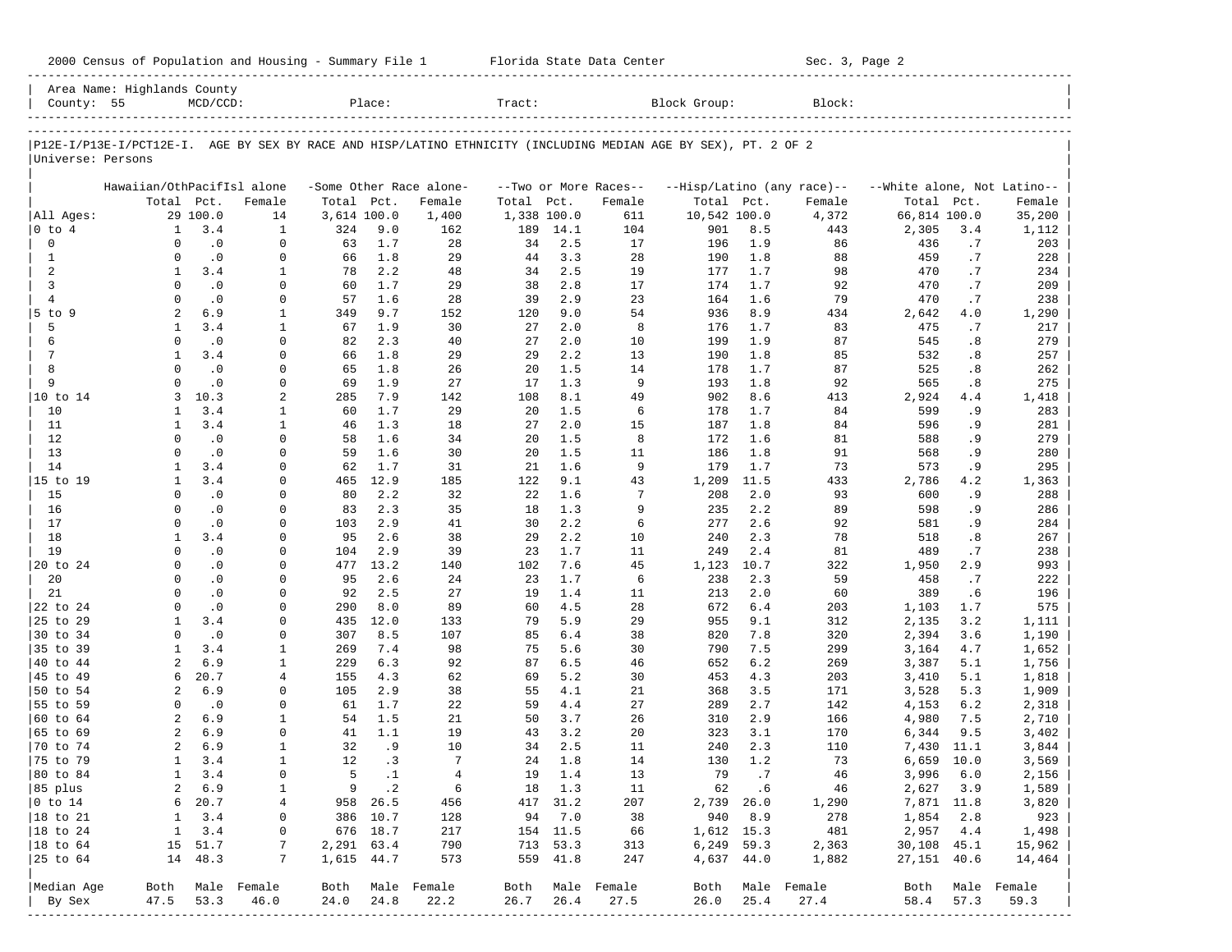Area Name: Highlands County
County: 55 MCD/CCD: Place: Tract: Block Group: Block:

P12E-I/P13E-I/PCT12E-I. AGE BY SEX BY RACE AND HISP/LATINO ETHNICITY (INCLUDING MEDIAN AGE BY SEX), PT. 2 OF 2
Universe: Persons

| | Hawaiian/OthPacifIsl alone | | | -Some Other Race alone- | | | --Two or More Races-- | | | --Hisp/Latino (any race)-- | | | --White alone, Not Latino-- | | |
|---|---|---|---|---|---|---|---|---|---|---|---|---|---|---|---|
| | Total | Pct. | Female | Total | Pct. | Female | Total | Pct. | Female | Total | Pct. | Female | Total | Pct. | Female |
| All Ages: | 29 | 100.0 | 14 | 3,614 | 100.0 | 1,400 | 1,338 | 100.0 | 611 | 10,542 | 100.0 | 4,372 | 66,814 | 100.0 | 35,200 |
| 0 to 4 | 1 | 3.4 | 1 | 324 | 9.0 | 162 | 189 | 14.1 | 104 | 901 | 8.5 | 443 | 2,305 | 3.4 | 1,112 |
| 0 | 0 | .0 | 0 | 63 | 1.7 | 28 | 34 | 2.5 | 17 | 196 | 1.9 | 86 | 436 | .7 | 203 |
| 1 | 0 | .0 | 0 | 66 | 1.8 | 29 | 44 | 3.3 | 28 | 190 | 1.8 | 88 | 459 | .7 | 228 |
| 2 | 1 | 3.4 | 1 | 78 | 2.2 | 48 | 34 | 2.5 | 19 | 177 | 1.7 | 98 | 470 | .7 | 234 |
| 3 | 0 | .0 | 0 | 60 | 1.7 | 29 | 38 | 2.8 | 17 | 174 | 1.7 | 92 | 470 | .7 | 209 |
| 4 | 0 | .0 | 0 | 57 | 1.6 | 28 | 39 | 2.9 | 23 | 164 | 1.6 | 79 | 470 | .7 | 238 |
| 5 to 9 | 2 | 6.9 | 1 | 349 | 9.7 | 152 | 120 | 9.0 | 54 | 936 | 8.9 | 434 | 2,642 | 4.0 | 1,290 |
| 5 | 1 | 3.4 | 1 | 67 | 1.9 | 30 | 27 | 2.0 | 8 | 176 | 1.7 | 83 | 475 | .7 | 217 |
| 6 | 0 | .0 | 0 | 82 | 2.3 | 40 | 27 | 2.0 | 10 | 199 | 1.9 | 87 | 545 | .8 | 279 |
| 7 | 1 | 3.4 | 0 | 66 | 1.8 | 29 | 29 | 2.2 | 13 | 190 | 1.8 | 85 | 532 | .8 | 257 |
| 8 | 0 | .0 | 0 | 65 | 1.8 | 26 | 20 | 1.5 | 14 | 178 | 1.7 | 87 | 525 | .8 | 262 |
| 9 | 0 | .0 | 0 | 69 | 1.9 | 27 | 17 | 1.3 | 9 | 193 | 1.8 | 92 | 565 | .8 | 275 |
| 10 to 14 | 3 | 10.3 | 2 | 285 | 7.9 | 142 | 108 | 8.1 | 49 | 902 | 8.6 | 413 | 2,924 | 4.4 | 1,418 |
| 10 | 1 | 3.4 | 1 | 60 | 1.7 | 29 | 20 | 1.5 | 6 | 178 | 1.7 | 84 | 599 | .9 | 283 |
| 11 | 1 | 3.4 | 1 | 46 | 1.3 | 18 | 27 | 2.0 | 15 | 187 | 1.8 | 84 | 596 | .9 | 281 |
| 12 | 0 | .0 | 0 | 58 | 1.6 | 34 | 20 | 1.5 | 8 | 172 | 1.6 | 81 | 588 | .9 | 279 |
| 13 | 0 | .0 | 0 | 59 | 1.6 | 30 | 20 | 1.5 | 11 | 186 | 1.8 | 91 | 568 | .9 | 280 |
| 14 | 1 | 3.4 | 0 | 62 | 1.7 | 31 | 21 | 1.6 | 9 | 179 | 1.7 | 73 | 573 | .9 | 295 |
| 15 to 19 | 1 | 3.4 | 0 | 465 | 12.9 | 185 | 122 | 9.1 | 43 | 1,209 | 11.5 | 433 | 2,786 | 4.2 | 1,363 |
| 15 | 0 | .0 | 0 | 80 | 2.2 | 32 | 22 | 1.6 | 7 | 208 | 2.0 | 93 | 600 | .9 | 288 |
| 16 | 0 | .0 | 0 | 83 | 2.3 | 35 | 18 | 1.3 | 9 | 235 | 2.2 | 89 | 598 | .9 | 286 |
| 17 | 0 | .0 | 0 | 103 | 2.9 | 41 | 30 | 2.2 | 6 | 277 | 2.6 | 92 | 581 | .9 | 284 |
| 18 | 1 | 3.4 | 0 | 95 | 2.6 | 38 | 29 | 2.2 | 10 | 240 | 2.3 | 78 | 518 | .8 | 267 |
| 19 | 0 | .0 | 0 | 104 | 2.9 | 39 | 23 | 1.7 | 11 | 249 | 2.4 | 81 | 489 | .7 | 238 |
| 20 to 24 | 0 | .0 | 0 | 477 | 13.2 | 140 | 102 | 7.6 | 45 | 1,123 | 10.7 | 322 | 1,950 | 2.9 | 993 |
| 20 | 0 | .0 | 0 | 95 | 2.6 | 24 | 23 | 1.7 | 6 | 238 | 2.3 | 59 | 458 | .7 | 222 |
| 21 | 0 | .0 | 0 | 92 | 2.5 | 27 | 19 | 1.4 | 11 | 213 | 2.0 | 60 | 389 | .6 | 196 |
| 22 to 24 | 0 | .0 | 0 | 290 | 8.0 | 89 | 60 | 4.5 | 28 | 672 | 6.4 | 203 | 1,103 | 1.7 | 575 |
| 25 to 29 | 1 | 3.4 | 0 | 435 | 12.0 | 133 | 79 | 5.9 | 29 | 955 | 9.1 | 312 | 2,135 | 3.2 | 1,111 |
| 30 to 34 | 0 | .0 | 0 | 307 | 8.5 | 107 | 85 | 6.4 | 38 | 820 | 7.8 | 320 | 2,394 | 3.6 | 1,190 |
| 35 to 39 | 1 | 3.4 | 1 | 269 | 7.4 | 98 | 75 | 5.6 | 30 | 790 | 7.5 | 299 | 3,164 | 4.7 | 1,652 |
| 40 to 44 | 2 | 6.9 | 1 | 229 | 6.3 | 92 | 87 | 6.5 | 46 | 652 | 6.2 | 269 | 3,387 | 5.1 | 1,756 |
| 45 to 49 | 6 | 20.7 | 4 | 155 | 4.3 | 62 | 69 | 5.2 | 30 | 453 | 4.3 | 203 | 3,410 | 5.1 | 1,818 |
| 50 to 54 | 2 | 6.9 | 0 | 105 | 2.9 | 38 | 55 | 4.1 | 21 | 368 | 3.5 | 171 | 3,528 | 5.3 | 1,909 |
| 55 to 59 | 0 | .0 | 0 | 61 | 1.7 | 22 | 59 | 4.4 | 27 | 289 | 2.7 | 142 | 4,153 | 6.2 | 2,318 |
| 60 to 64 | 2 | 6.9 | 1 | 54 | 1.5 | 21 | 50 | 3.7 | 26 | 310 | 2.9 | 166 | 4,980 | 7.5 | 2,710 |
| 65 to 69 | 2 | 6.9 | 0 | 41 | 1.1 | 19 | 43 | 3.2 | 20 | 323 | 3.1 | 170 | 6,344 | 9.5 | 3,402 |
| 70 to 74 | 2 | 6.9 | 1 | 32 | .9 | 10 | 34 | 2.5 | 11 | 240 | 2.3 | 110 | 7,430 | 11.1 | 3,844 |
| 75 to 79 | 1 | 3.4 | 1 | 12 | .3 | 7 | 24 | 1.8 | 14 | 130 | 1.2 | 73 | 6,659 | 10.0 | 3,569 |
| 80 to 84 | 1 | 3.4 | 0 | 5 | .1 | 4 | 19 | 1.4 | 13 | 79 | .7 | 46 | 3,996 | 6.0 | 2,156 |
| 85 plus | 2 | 6.9 | 1 | 9 | .2 | 6 | 18 | 1.3 | 11 | 62 | .6 | 46 | 2,627 | 3.9 | 1,589 |
| 0 to 14 | 6 | 20.7 | 4 | 958 | 26.5 | 456 | 417 | 31.2 | 207 | 2,739 | 26.0 | 1,290 | 7,871 | 11.8 | 3,820 |
| 18 to 21 | 1 | 3.4 | 0 | 386 | 10.7 | 128 | 94 | 7.0 | 38 | 940 | 8.9 | 278 | 1,854 | 2.8 | 923 |
| 18 to 24 | 1 | 3.4 | 0 | 676 | 18.7 | 217 | 154 | 11.5 | 66 | 1,612 | 15.3 | 481 | 2,957 | 4.4 | 1,498 |
| 18 to 64 | 15 | 51.7 | 7 | 2,291 | 63.4 | 790 | 713 | 53.3 | 313 | 6,249 | 59.3 | 2,363 | 30,108 | 45.1 | 15,962 |
| 25 to 64 | 14 | 48.3 | 7 | 1,615 | 44.7 | 573 | 559 | 41.8 | 247 | 4,637 | 44.0 | 1,882 | 27,151 | 40.6 | 14,464 |
| Median Age | Both | Male | Female | Both | Male | Female | Both | Male | Female | Both | Male | Female | Both | Male | Female |
| By Sex | 47.5 | 53.3 | 46.0 | 24.0 | 24.8 | 22.2 | 26.7 | 26.4 | 27.5 | 26.0 | 25.4 | 27.4 | 58.4 | 57.3 | 59.3 |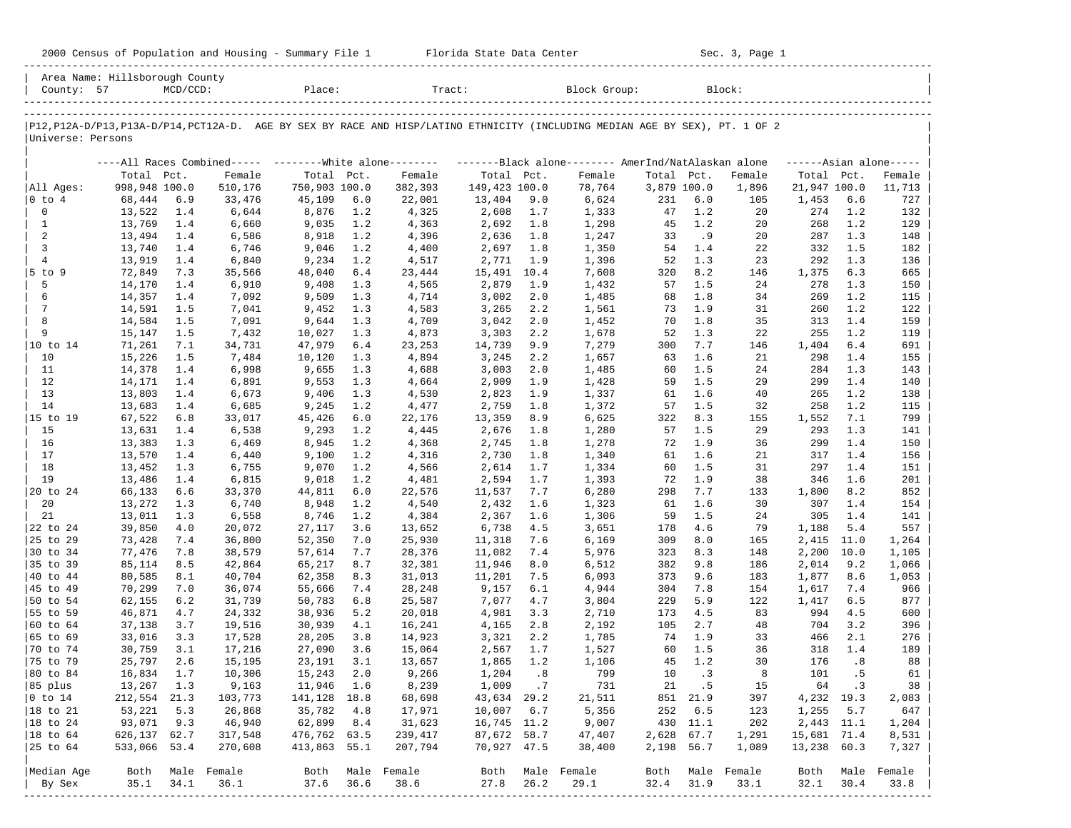2000 Census of Population and Housing - Summary File 1 Florida State Data Center Sec. 3, Page 1

Area Name: Hillsborough County
County: 57 MCD/CCD: Place: Tract: Block Group: Block:

P12,P12A-D/P13,P13A-D/P14,PCT12A-D. AGE BY SEX BY RACE AND HISP/LATINO ETHNICITY (INCLUDING MEDIAN AGE BY SEX), PT. 1 OF 2
Universe: Persons

| | All Races Combined Total | Pct. | Female | White alone Total | Pct. | Female | Black alone Total | Pct. | Female | AmerInd/NatAlaskan alone Total | Pct. | Female | Asian alone Total | Pct. | Female |
|---|---|---|---|---|---|---|---|---|---|---|---|---|---|---|---|
| All Ages: | 998,948 | 100.0 | 510,176 | 750,903 | 100.0 | 382,393 | 149,423 | 100.0 | 78,764 | 3,879 | 100.0 | 1,896 | 21,947 | 100.0 | 11,713 |
| 0 to 4 | 68,444 | 6.9 | 33,476 | 45,109 | 6.0 | 22,001 | 13,404 | 9.0 | 6,624 | 231 | 6.0 | 105 | 1,453 | 6.6 | 727 |
| 0 | 13,522 | 1.4 | 6,644 | 8,876 | 1.2 | 4,325 | 2,608 | 1.7 | 1,333 | 47 | 1.2 | 20 | 274 | 1.2 | 132 |
| 1 | 13,769 | 1.4 | 6,660 | 9,035 | 1.2 | 4,363 | 2,692 | 1.8 | 1,298 | 45 | 1.2 | 20 | 268 | 1.2 | 129 |
| 2 | 13,494 | 1.4 | 6,586 | 8,918 | 1.2 | 4,396 | 2,636 | 1.8 | 1,247 | 33 | .9 | 20 | 287 | 1.3 | 148 |
| 3 | 13,740 | 1.4 | 6,746 | 9,046 | 1.2 | 4,400 | 2,697 | 1.8 | 1,350 | 54 | 1.4 | 22 | 332 | 1.5 | 182 |
| 4 | 13,919 | 1.4 | 6,840 | 9,234 | 1.2 | 4,517 | 2,771 | 1.9 | 1,396 | 52 | 1.3 | 23 | 292 | 1.3 | 136 |
| 5 to 9 | 72,849 | 7.3 | 35,566 | 48,040 | 6.4 | 23,444 | 15,491 | 10.4 | 7,608 | 320 | 8.2 | 146 | 1,375 | 6.3 | 665 |
| 5 | 14,170 | 1.4 | 6,910 | 9,408 | 1.3 | 4,565 | 2,879 | 1.9 | 1,432 | 57 | 1.5 | 24 | 278 | 1.3 | 150 |
| 6 | 14,357 | 1.4 | 7,092 | 9,509 | 1.3 | 4,714 | 3,002 | 2.0 | 1,485 | 68 | 1.8 | 34 | 269 | 1.2 | 115 |
| 7 | 14,591 | 1.5 | 7,041 | 9,452 | 1.3 | 4,583 | 3,265 | 2.2 | 1,561 | 73 | 1.9 | 31 | 260 | 1.2 | 122 |
| 8 | 14,584 | 1.5 | 7,091 | 9,644 | 1.3 | 4,709 | 3,042 | 2.0 | 1,452 | 70 | 1.8 | 35 | 313 | 1.4 | 159 |
| 9 | 15,147 | 1.5 | 7,432 | 10,027 | 1.3 | 4,873 | 3,303 | 2.2 | 1,678 | 52 | 1.3 | 22 | 255 | 1.2 | 119 |
| 10 to 14 | 71,261 | 7.1 | 34,731 | 47,979 | 6.4 | 23,253 | 14,739 | 9.9 | 7,279 | 300 | 7.7 | 146 | 1,404 | 6.4 | 691 |
| 10 | 15,226 | 1.5 | 7,484 | 10,120 | 1.3 | 4,894 | 3,245 | 2.2 | 1,657 | 63 | 1.6 | 21 | 298 | 1.4 | 155 |
| 11 | 14,378 | 1.4 | 6,998 | 9,655 | 1.3 | 4,688 | 3,003 | 2.0 | 1,485 | 60 | 1.5 | 24 | 284 | 1.3 | 143 |
| 12 | 14,171 | 1.4 | 6,891 | 9,553 | 1.3 | 4,664 | 2,909 | 1.9 | 1,428 | 59 | 1.5 | 29 | 299 | 1.4 | 140 |
| 13 | 13,803 | 1.4 | 6,673 | 9,406 | 1.3 | 4,530 | 2,823 | 1.9 | 1,337 | 61 | 1.6 | 40 | 265 | 1.2 | 138 |
| 14 | 13,683 | 1.4 | 6,685 | 9,245 | 1.2 | 4,477 | 2,759 | 1.8 | 1,372 | 57 | 1.5 | 32 | 258 | 1.2 | 115 |
| 15 to 19 | 67,522 | 6.8 | 33,017 | 45,426 | 6.0 | 22,176 | 13,359 | 8.9 | 6,625 | 322 | 8.3 | 155 | 1,552 | 7.1 | 799 |
| 15 | 13,631 | 1.4 | 6,538 | 9,293 | 1.2 | 4,445 | 2,676 | 1.8 | 1,280 | 57 | 1.5 | 29 | 293 | 1.3 | 141 |
| 16 | 13,383 | 1.3 | 6,469 | 8,945 | 1.2 | 4,368 | 2,745 | 1.8 | 1,278 | 72 | 1.9 | 36 | 299 | 1.4 | 150 |
| 17 | 13,570 | 1.4 | 6,440 | 9,100 | 1.2 | 4,316 | 2,730 | 1.8 | 1,340 | 61 | 1.6 | 21 | 317 | 1.4 | 156 |
| 18 | 13,452 | 1.3 | 6,755 | 9,070 | 1.2 | 4,566 | 2,614 | 1.7 | 1,334 | 60 | 1.5 | 31 | 297 | 1.4 | 151 |
| 19 | 13,486 | 1.4 | 6,815 | 9,018 | 1.2 | 4,481 | 2,594 | 1.7 | 1,393 | 72 | 1.9 | 38 | 346 | 1.6 | 201 |
| 20 to 24 | 66,133 | 6.6 | 33,370 | 44,811 | 6.0 | 22,576 | 11,537 | 7.7 | 6,280 | 298 | 7.7 | 133 | 1,800 | 8.2 | 852 |
| 20 | 13,272 | 1.3 | 6,740 | 8,948 | 1.2 | 4,540 | 2,432 | 1.6 | 1,323 | 61 | 1.6 | 30 | 307 | 1.4 | 154 |
| 21 | 13,011 | 1.3 | 6,558 | 8,746 | 1.2 | 4,384 | 2,367 | 1.6 | 1,306 | 59 | 1.5 | 24 | 305 | 1.4 | 141 |
| 22 to 24 | 39,850 | 4.0 | 20,072 | 27,117 | 3.6 | 13,652 | 6,738 | 4.5 | 3,651 | 178 | 4.6 | 79 | 1,188 | 5.4 | 557 |
| 25 to 29 | 73,428 | 7.4 | 36,800 | 52,350 | 7.0 | 25,930 | 11,318 | 7.6 | 6,169 | 309 | 8.0 | 165 | 2,415 | 11.0 | 1,264 |
| 30 to 34 | 77,476 | 7.8 | 38,579 | 57,614 | 7.7 | 28,376 | 11,082 | 7.4 | 5,976 | 323 | 8.3 | 148 | 2,200 | 10.0 | 1,105 |
| 35 to 39 | 85,114 | 8.5 | 42,864 | 65,217 | 8.7 | 32,381 | 11,946 | 8.0 | 6,512 | 382 | 9.8 | 186 | 2,014 | 9.2 | 1,066 |
| 40 to 44 | 80,585 | 8.1 | 40,704 | 62,358 | 8.3 | 31,013 | 11,201 | 7.5 | 6,093 | 373 | 9.6 | 183 | 1,877 | 8.6 | 1,053 |
| 45 to 49 | 70,299 | 7.0 | 36,074 | 55,666 | 7.4 | 28,248 | 9,157 | 6.1 | 4,944 | 304 | 7.8 | 154 | 1,617 | 7.4 | 966 |
| 50 to 54 | 62,155 | 6.2 | 31,739 | 50,783 | 6.8 | 25,587 | 7,077 | 4.7 | 3,804 | 229 | 5.9 | 122 | 1,417 | 6.5 | 877 |
| 55 to 59 | 46,871 | 4.7 | 24,332 | 38,936 | 5.2 | 20,018 | 4,981 | 3.3 | 2,710 | 173 | 4.5 | 83 | 994 | 4.5 | 600 |
| 60 to 64 | 37,138 | 3.7 | 19,516 | 30,939 | 4.1 | 16,241 | 4,165 | 2.8 | 2,192 | 105 | 2.7 | 48 | 704 | 3.2 | 396 |
| 65 to 69 | 33,016 | 3.3 | 17,528 | 28,205 | 3.8 | 14,923 | 3,321 | 2.2 | 1,785 | 74 | 1.9 | 33 | 466 | 2.1 | 276 |
| 70 to 74 | 30,759 | 3.1 | 17,216 | 27,090 | 3.6 | 15,064 | 2,567 | 1.7 | 1,527 | 60 | 1.5 | 36 | 318 | 1.4 | 189 |
| 75 to 79 | 25,797 | 2.6 | 15,195 | 23,191 | 3.1 | 13,657 | 1,865 | 1.2 | 1,106 | 45 | 1.2 | 30 | 176 | .8 | 88 |
| 80 to 84 | 16,834 | 1.7 | 10,306 | 15,243 | 2.0 | 9,266 | 1,204 | .8 | 799 | 10 | .3 | 8 | 101 | .5 | 61 |
| 85 plus | 13,267 | 1.3 | 9,163 | 11,946 | 1.6 | 8,239 | 1,009 | .7 | 731 | 21 | .5 | 15 | 64 | .3 | 38 |
| 0 to 14 | 212,554 | 21.3 | 103,773 | 141,128 | 18.8 | 68,698 | 43,634 | 29.2 | 21,511 | 851 | 21.9 | 397 | 4,232 | 19.3 | 2,083 |
| 18 to 21 | 53,221 | 5.3 | 26,868 | 35,782 | 4.8 | 17,971 | 10,007 | 6.7 | 5,356 | 252 | 6.5 | 123 | 1,255 | 5.7 | 647 |
| 18 to 24 | 93,071 | 9.3 | 46,940 | 62,899 | 8.4 | 31,623 | 16,745 | 11.2 | 9,007 | 430 | 11.1 | 202 | 2,443 | 11.1 | 1,204 |
| 18 to 64 | 626,137 | 62.7 | 317,548 | 476,762 | 63.5 | 239,417 | 87,672 | 58.7 | 47,407 | 2,628 | 67.7 | 1,291 | 15,681 | 71.4 | 8,531 |
| 25 to 64 | 533,066 | 53.4 | 270,608 | 413,863 | 55.1 | 207,794 | 70,927 | 47.5 | 38,400 | 2,198 | 56.7 | 1,089 | 13,238 | 60.3 | 7,327 |

| Median Age By Sex | Both | Male | Female | Both | Male | Female | Both | Male | Female | Both | Male | Female | Both | Male | Female |
|---|---|---|---|---|---|---|---|---|---|---|---|---|---|---|---|
| | 35.1 | 34.1 | 36.1 | 37.6 | 36.6 | 38.6 | 27.8 | 26.2 | 29.1 | 32.4 | 31.9 | 33.1 | 32.1 | 30.4 | 33.8 |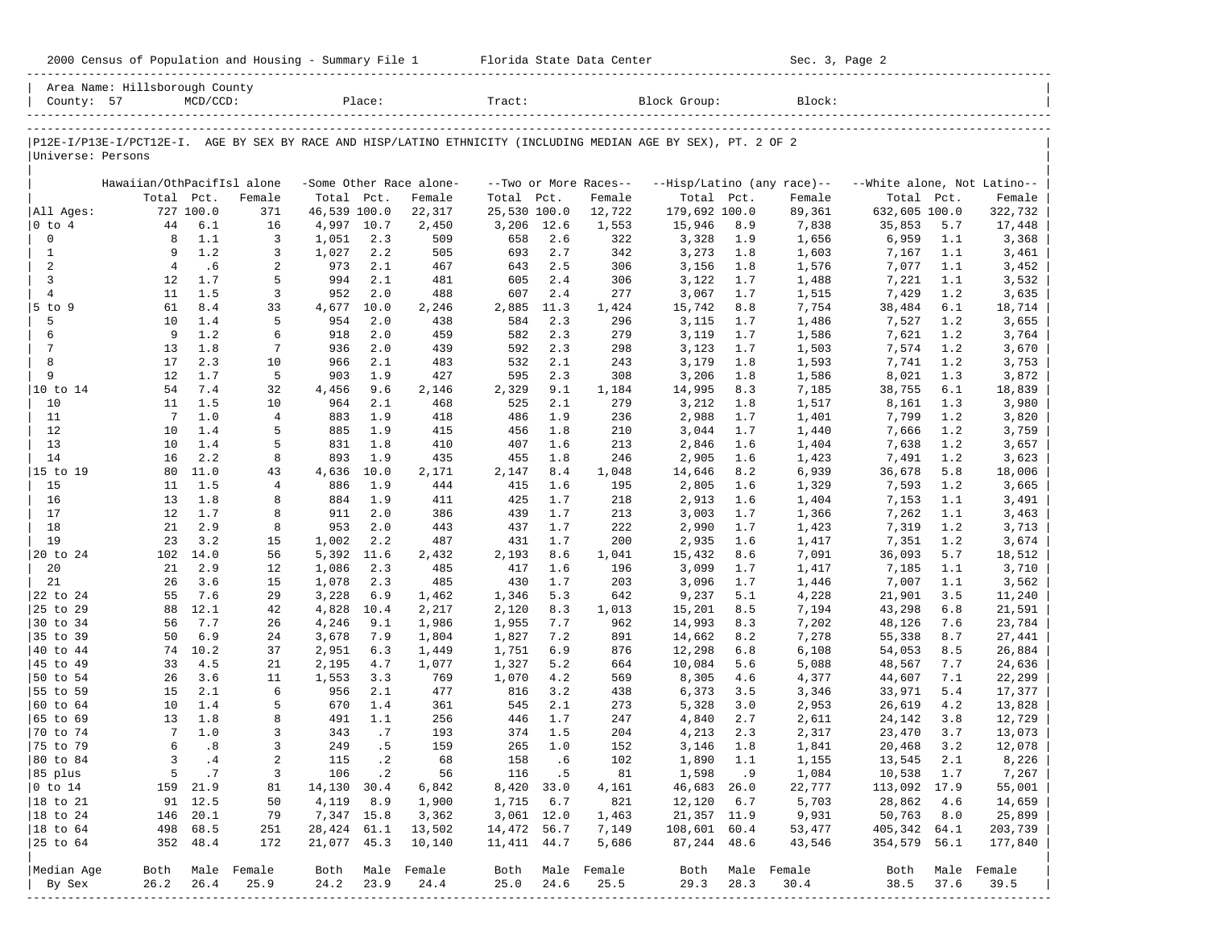2000 Census of Population and Housing - Summary File 1 Florida State Data Center Sec. 3, Page 2

Area Name: Hillsborough County
County: 57 MCD/CCD: Place: Tract: Block Group: Block:

P12E-I/P13E-I/PCT12E-I. AGE BY SEX BY RACE AND HISP/LATINO ETHNICITY (INCLUDING MEDIAN AGE BY SEX), PT. 2 OF 2
Universe: Persons

| | Hawaiian/OthPacifIsl alone | | | -Some Other Race alone- | | | --Two or More Races-- | | | --Hisp/Latino (any race)-- | | | --White alone, Not Latino-- | | |
|---|---|---|---|---|---|---|---|---|---|---|---|---|---|---|---|
| | Total | Pct. | Female | Total | Pct. | Female | Total | Pct. | Female | Total | Pct. | Female | Total | Pct. | Female |
| All Ages: | 727 | 100.0 | 371 | 46,539 | 100.0 | 22,317 | 25,530 | 100.0 | 12,722 | 179,692 | 100.0 | 89,361 | 632,605 | 100.0 | 322,732 |
| 0 to 4 | 44 | 6.1 | 16 | 4,997 | 10.7 | 2,450 | 3,206 | 12.6 | 1,553 | 15,946 | 8.9 | 7,838 | 35,853 | 5.7 | 17,448 |
| 0 | 8 | 1.1 | 3 | 1,051 | 2.3 | 509 | 658 | 2.6 | 322 | 3,328 | 1.9 | 1,656 | 6,959 | 1.1 | 3,368 |
| 1 | 9 | 1.2 | 3 | 1,027 | 2.2 | 505 | 693 | 2.7 | 342 | 3,273 | 1.8 | 1,603 | 7,167 | 1.1 | 3,461 |
| 2 | 4 | .6 | 2 | 973 | 2.1 | 467 | 643 | 2.5 | 306 | 3,156 | 1.8 | 1,576 | 7,077 | 1.1 | 3,452 |
| 3 | 12 | 1.7 | 5 | 994 | 2.1 | 481 | 605 | 2.4 | 306 | 3,122 | 1.7 | 1,488 | 7,221 | 1.1 | 3,532 |
| 4 | 11 | 1.5 | 3 | 952 | 2.0 | 488 | 607 | 2.4 | 277 | 3,067 | 1.7 | 1,515 | 7,429 | 1.2 | 3,635 |
| 5 to 9 | 61 | 8.4 | 33 | 4,677 | 10.0 | 2,246 | 2,885 | 11.3 | 1,424 | 15,742 | 8.8 | 7,754 | 38,484 | 6.1 | 18,714 |
| 5 | 10 | 1.4 | 5 | 954 | 2.0 | 438 | 584 | 2.3 | 296 | 3,115 | 1.7 | 1,486 | 7,527 | 1.2 | 3,655 |
| 6 | 9 | 1.2 | 6 | 918 | 2.0 | 459 | 582 | 2.3 | 279 | 3,119 | 1.7 | 1,586 | 7,621 | 1.2 | 3,764 |
| 7 | 13 | 1.8 | 7 | 936 | 2.0 | 439 | 592 | 2.3 | 298 | 3,123 | 1.7 | 1,503 | 7,574 | 1.2 | 3,670 |
| 8 | 17 | 2.3 | 10 | 966 | 2.1 | 483 | 532 | 2.1 | 243 | 3,179 | 1.8 | 1,593 | 7,741 | 1.2 | 3,753 |
| 9 | 12 | 1.7 | 5 | 903 | 1.9 | 427 | 595 | 2.3 | 308 | 3,206 | 1.8 | 1,586 | 8,021 | 1.3 | 3,872 |
| 10 to 14 | 54 | 7.4 | 32 | 4,456 | 9.6 | 2,146 | 2,329 | 9.1 | 1,184 | 14,995 | 8.3 | 7,185 | 38,755 | 6.1 | 18,839 |
| 10 | 11 | 1.5 | 10 | 964 | 2.1 | 468 | 525 | 2.1 | 279 | 3,212 | 1.8 | 1,517 | 8,161 | 1.3 | 3,980 |
| 11 | 7 | 1.0 | 4 | 883 | 1.9 | 418 | 486 | 1.9 | 236 | 2,988 | 1.7 | 1,401 | 7,799 | 1.2 | 3,820 |
| 12 | 10 | 1.4 | 5 | 885 | 1.9 | 415 | 456 | 1.8 | 210 | 3,044 | 1.7 | 1,440 | 7,666 | 1.2 | 3,759 |
| 13 | 10 | 1.4 | 5 | 831 | 1.8 | 410 | 407 | 1.6 | 213 | 2,846 | 1.6 | 1,404 | 7,638 | 1.2 | 3,657 |
| 14 | 16 | 2.2 | 8 | 893 | 1.9 | 435 | 455 | 1.8 | 246 | 2,905 | 1.6 | 1,423 | 7,491 | 1.2 | 3,623 |
| 15 to 19 | 80 | 11.0 | 43 | 4,636 | 10.0 | 2,171 | 2,147 | 8.4 | 1,048 | 14,646 | 8.2 | 6,939 | 36,678 | 5.8 | 18,006 |
| 15 | 11 | 1.5 | 4 | 886 | 1.9 | 444 | 415 | 1.6 | 195 | 2,805 | 1.6 | 1,329 | 7,593 | 1.2 | 3,665 |
| 16 | 13 | 1.8 | 8 | 884 | 1.9 | 411 | 425 | 1.7 | 218 | 2,913 | 1.6 | 1,404 | 7,153 | 1.1 | 3,491 |
| 17 | 12 | 1.7 | 8 | 911 | 2.0 | 386 | 439 | 1.7 | 213 | 3,003 | 1.7 | 1,366 | 7,262 | 1.1 | 3,463 |
| 18 | 21 | 2.9 | 8 | 953 | 2.0 | 443 | 437 | 1.7 | 222 | 2,990 | 1.7 | 1,423 | 7,319 | 1.2 | 3,713 |
| 19 | 23 | 3.2 | 15 | 1,002 | 2.2 | 487 | 431 | 1.7 | 200 | 2,935 | 1.6 | 1,417 | 7,351 | 1.2 | 3,674 |
| 20 to 24 | 102 | 14.0 | 56 | 5,392 | 11.6 | 2,432 | 2,193 | 8.6 | 1,041 | 15,432 | 8.6 | 7,091 | 36,093 | 5.7 | 18,512 |
| 20 | 21 | 2.9 | 12 | 1,086 | 2.3 | 485 | 417 | 1.6 | 196 | 3,099 | 1.7 | 1,417 | 7,185 | 1.1 | 3,710 |
| 21 | 26 | 3.6 | 15 | 1,078 | 2.3 | 485 | 430 | 1.7 | 203 | 3,096 | 1.7 | 1,446 | 7,007 | 1.1 | 3,562 |
| 22 to 24 | 55 | 7.6 | 29 | 3,228 | 6.9 | 1,462 | 1,346 | 5.3 | 642 | 9,237 | 5.1 | 4,228 | 21,901 | 3.5 | 11,240 |
| 25 to 29 | 88 | 12.1 | 42 | 4,828 | 10.4 | 2,217 | 2,120 | 8.3 | 1,013 | 15,201 | 8.5 | 7,194 | 43,298 | 6.8 | 21,591 |
| 30 to 34 | 56 | 7.7 | 26 | 4,246 | 9.1 | 1,986 | 1,955 | 7.7 | 962 | 14,993 | 8.3 | 7,202 | 48,126 | 7.6 | 23,784 |
| 35 to 39 | 50 | 6.9 | 24 | 3,678 | 7.9 | 1,804 | 1,827 | 7.2 | 891 | 14,662 | 8.2 | 7,278 | 55,338 | 8.7 | 27,441 |
| 40 to 44 | 74 | 10.2 | 37 | 2,951 | 6.3 | 1,449 | 1,751 | 6.9 | 876 | 12,298 | 6.8 | 6,108 | 54,053 | 8.5 | 26,884 |
| 45 to 49 | 33 | 4.5 | 21 | 2,195 | 4.7 | 1,077 | 1,327 | 5.2 | 664 | 10,084 | 5.6 | 5,088 | 48,567 | 7.7 | 24,636 |
| 50 to 54 | 26 | 3.6 | 11 | 1,553 | 3.3 | 769 | 1,070 | 4.2 | 569 | 8,305 | 4.6 | 4,377 | 44,607 | 7.1 | 22,299 |
| 55 to 59 | 15 | 2.1 | 6 | 956 | 2.1 | 477 | 816 | 3.2 | 438 | 6,373 | 3.5 | 3,346 | 33,971 | 5.4 | 17,377 |
| 60 to 64 | 10 | 1.4 | 5 | 670 | 1.4 | 361 | 545 | 2.1 | 273 | 5,328 | 3.0 | 2,953 | 26,619 | 4.2 | 13,828 |
| 65 to 69 | 13 | 1.8 | 8 | 491 | 1.1 | 256 | 446 | 1.7 | 247 | 4,840 | 2.7 | 2,611 | 24,142 | 3.8 | 12,729 |
| 70 to 74 | 7 | 1.0 | 3 | 343 | .7 | 193 | 374 | 1.5 | 204 | 4,213 | 2.3 | 2,317 | 23,470 | 3.7 | 13,073 |
| 75 to 79 | 6 | .8 | 3 | 249 | .5 | 159 | 265 | 1.0 | 152 | 3,146 | 1.8 | 1,841 | 20,468 | 3.2 | 12,078 |
| 80 to 84 | 3 | .4 | 2 | 115 | .2 | 68 | 158 | .6 | 102 | 1,890 | 1.1 | 1,155 | 13,545 | 2.1 | 8,226 |
| 85 plus | 5 | .7 | 3 | 106 | .2 | 56 | 116 | .5 | 81 | 1,598 | .9 | 1,084 | 10,538 | 1.7 | 7,267 |
| 0 to 14 | 159 | 21.9 | 81 | 14,130 | 30.4 | 6,842 | 8,420 | 33.0 | 4,161 | 46,683 | 26.0 | 22,777 | 113,092 | 17.9 | 55,001 |
| 18 to 21 | 91 | 12.5 | 50 | 4,119 | 8.9 | 1,900 | 1,715 | 6.7 | 821 | 12,120 | 6.7 | 5,703 | 28,862 | 4.6 | 14,659 |
| 18 to 24 | 146 | 20.1 | 79 | 7,347 | 15.8 | 3,362 | 3,061 | 12.0 | 1,463 | 21,357 | 11.9 | 9,931 | 50,763 | 8.0 | 25,899 |
| 18 to 64 | 498 | 68.5 | 251 | 28,424 | 61.1 | 13,502 | 14,472 | 56.7 | 7,149 | 108,601 | 60.4 | 53,477 | 405,342 | 64.1 | 203,739 |
| 25 to 64 | 352 | 48.4 | 172 | 21,077 | 45.3 | 10,140 | 11,411 | 44.7 | 5,686 | 87,244 | 48.6 | 43,546 | 354,579 | 56.1 | 177,840 |
| Median Age | Both | Male | Female | Both | Male | Female | Both | Male | Female | Both | Male | Female | Both | Male | Female |
| By Sex | 26.2 | 26.4 | 25.9 | 24.2 | 23.9 | 24.4 | 25.0 | 24.6 | 25.5 | 29.3 | 28.3 | 30.4 | 38.5 | 37.6 | 39.5 |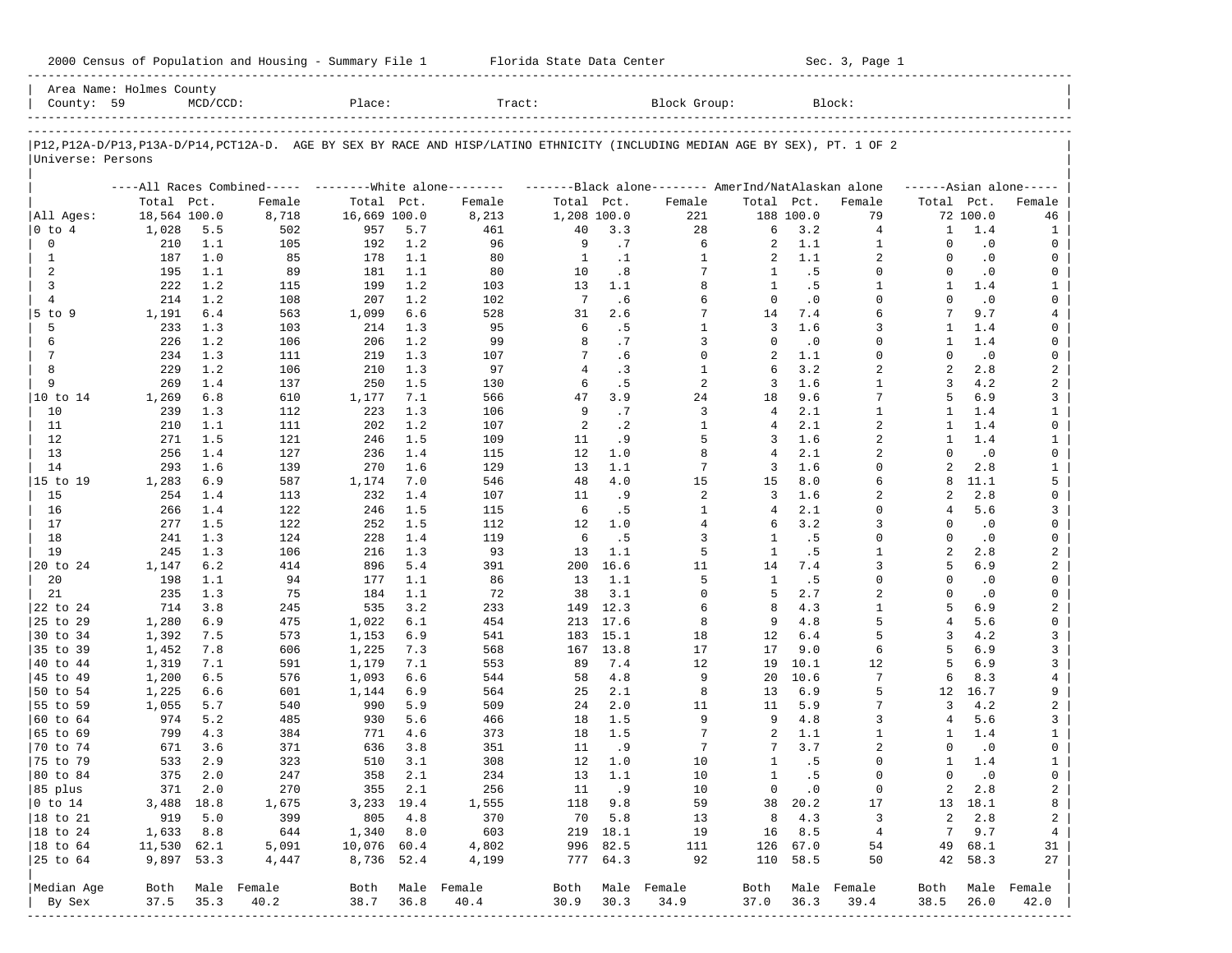2000 Census of Population and Housing - Summary File 1 &nbsp;&nbsp;&nbsp; Florida State Data Center &nbsp;&nbsp;&nbsp; Sec. 3, Page 1

Area Name: Holmes County
County: 59 &nbsp;&nbsp; MCD/CCD: &nbsp;&nbsp; Place: &nbsp;&nbsp; Tract: &nbsp;&nbsp; Block Group: &nbsp;&nbsp; Block:

P12,P12A-D/P13,P13A-D/P14,PCT12A-D. AGE BY SEX BY RACE AND HISP/LATINO ETHNICITY (INCLUDING MEDIAN AGE BY SEX), PT. 1 OF 2
Universe: Persons

| | All Races Combined | | | White alone | | | Black alone | | | AmerInd/NatAlaskan alone | | | Asian alone | | |
|---|---|---|---|---|---|---|---|---|---|---|---|---|---|---|---|
| | Total | Pct. | Female | Total | Pct. | Female | Total | Pct. | Female | Total | Pct. | Female | Total | Pct. | Female |
| All Ages: | 18,564 | 100.0 | 8,718 | 16,669 | 100.0 | 8,213 | 1,208 | 100.0 | 221 | 188 | 100.0 | 79 | 72 | 100.0 | 46 |
| 0 to 4 | 1,028 | 5.5 | 502 | 957 | 5.7 | 461 | 40 | 3.3 | 28 | 6 | 3.2 | 4 | 1 | 1.4 | 1 |
| 0 | 210 | 1.1 | 105 | 192 | 1.2 | 96 | 9 | .7 | 6 | 2 | 1.1 | 1 | 0 | .0 | 0 |
| 1 | 187 | 1.0 | 85 | 178 | 1.1 | 80 | 1 | .1 | 1 | 2 | 1.1 | 2 | 0 | .0 | 0 |
| 2 | 195 | 1.1 | 89 | 181 | 1.1 | 80 | 10 | .8 | 7 | 1 | .5 | 0 | 0 | .0 | 0 |
| 3 | 222 | 1.2 | 115 | 199 | 1.2 | 103 | 13 | 1.1 | 8 | 1 | .5 | 1 | 1 | 1.4 | 1 |
| 4 | 214 | 1.2 | 108 | 207 | 1.2 | 102 | 7 | .6 | 6 | 0 | .0 | 0 | 0 | .0 | 0 |
| 5 to 9 | 1,191 | 6.4 | 563 | 1,099 | 6.6 | 528 | 31 | 2.6 | 7 | 14 | 7.4 | 6 | 7 | 9.7 | 4 |
| 5 | 233 | 1.3 | 103 | 214 | 1.3 | 95 | 6 | .5 | 1 | 3 | 1.6 | 3 | 1 | 1.4 | 0 |
| 6 | 226 | 1.2 | 106 | 206 | 1.2 | 99 | 8 | .7 | 3 | 0 | .0 | 0 | 1 | 1.4 | 0 |
| 7 | 234 | 1.3 | 111 | 219 | 1.3 | 107 | 7 | .6 | 0 | 2 | 1.1 | 0 | 0 | .0 | 0 |
| 8 | 229 | 1.2 | 106 | 210 | 1.3 | 97 | 4 | .3 | 1 | 6 | 3.2 | 2 | 2 | 2.8 | 2 |
| 9 | 269 | 1.4 | 137 | 250 | 1.5 | 130 | 6 | .5 | 2 | 3 | 1.6 | 1 | 3 | 4.2 | 2 |
| 10 to 14 | 1,269 | 6.8 | 610 | 1,177 | 7.1 | 566 | 47 | 3.9 | 24 | 18 | 9.6 | 7 | 5 | 6.9 | 3 |
| 10 | 239 | 1.3 | 112 | 223 | 1.3 | 106 | 9 | .7 | 3 | 4 | 2.1 | 1 | 1 | 1.4 | 1 |
| 11 | 210 | 1.1 | 111 | 202 | 1.2 | 107 | 2 | .2 | 1 | 4 | 2.1 | 2 | 1 | 1.4 | 0 |
| 12 | 271 | 1.5 | 121 | 246 | 1.5 | 109 | 11 | .9 | 5 | 3 | 1.6 | 2 | 1 | 1.4 | 1 |
| 13 | 256 | 1.4 | 127 | 236 | 1.4 | 115 | 12 | 1.0 | 8 | 4 | 2.1 | 2 | 0 | .0 | 0 |
| 14 | 293 | 1.6 | 139 | 270 | 1.6 | 129 | 13 | 1.1 | 7 | 3 | 1.6 | 0 | 2 | 2.8 | 1 |
| 15 to 19 | 1,283 | 6.9 | 587 | 1,174 | 7.0 | 546 | 48 | 4.0 | 15 | 15 | 8.0 | 6 | 8 | 11.1 | 5 |
| 15 | 254 | 1.4 | 113 | 232 | 1.4 | 107 | 11 | .9 | 2 | 3 | 1.6 | 2 | 2 | 2.8 | 0 |
| 16 | 266 | 1.4 | 122 | 246 | 1.5 | 115 | 6 | .5 | 1 | 4 | 2.1 | 0 | 4 | 5.6 | 3 |
| 17 | 277 | 1.5 | 122 | 252 | 1.5 | 112 | 12 | 1.0 | 4 | 6 | 3.2 | 3 | 0 | .0 | 0 |
| 18 | 241 | 1.3 | 124 | 228 | 1.4 | 119 | 6 | .5 | 3 | 1 | .5 | 0 | 0 | .0 | 0 |
| 19 | 245 | 1.3 | 106 | 216 | 1.3 | 93 | 13 | 1.1 | 5 | 1 | .5 | 1 | 2 | 2.8 | 2 |
| 20 to 24 | 1,147 | 6.2 | 414 | 896 | 5.4 | 391 | 200 | 16.6 | 11 | 14 | 7.4 | 3 | 5 | 6.9 | 2 |
| 20 | 198 | 1.1 | 94 | 177 | 1.1 | 86 | 13 | 1.1 | 5 | 1 | .5 | 0 | 0 | .0 | 0 |
| 21 | 235 | 1.3 | 75 | 184 | 1.1 | 72 | 38 | 3.1 | 0 | 5 | 2.7 | 2 | 0 | .0 | 0 |
| 22 to 24 | 714 | 3.8 | 245 | 535 | 3.2 | 233 | 149 | 12.3 | 6 | 8 | 4.3 | 1 | 5 | 6.9 | 2 |
| 25 to 29 | 1,280 | 6.9 | 475 | 1,022 | 6.1 | 454 | 213 | 17.6 | 8 | 9 | 4.8 | 5 | 4 | 5.6 | 0 |
| 30 to 34 | 1,392 | 7.5 | 573 | 1,153 | 6.9 | 541 | 183 | 15.1 | 18 | 12 | 6.4 | 5 | 3 | 4.2 | 3 |
| 35 to 39 | 1,452 | 7.8 | 606 | 1,225 | 7.3 | 568 | 167 | 13.8 | 17 | 17 | 9.0 | 6 | 5 | 6.9 | 3 |
| 40 to 44 | 1,319 | 7.1 | 591 | 1,179 | 7.1 | 553 | 89 | 7.4 | 12 | 19 | 10.1 | 12 | 5 | 6.9 | 3 |
| 45 to 49 | 1,200 | 6.5 | 576 | 1,093 | 6.6 | 544 | 58 | 4.8 | 9 | 20 | 10.6 | 7 | 6 | 8.3 | 4 |
| 50 to 54 | 1,225 | 6.6 | 601 | 1,144 | 6.9 | 564 | 25 | 2.1 | 8 | 13 | 6.9 | 5 | 12 | 16.7 | 9 |
| 55 to 59 | 1,055 | 5.7 | 540 | 990 | 5.9 | 509 | 24 | 2.0 | 11 | 11 | 5.9 | 7 | 3 | 4.2 | 2 |
| 60 to 64 | 974 | 5.2 | 485 | 930 | 5.6 | 466 | 18 | 1.5 | 9 | 9 | 4.8 | 3 | 4 | 5.6 | 3 |
| 65 to 69 | 799 | 4.3 | 384 | 771 | 4.6 | 373 | 18 | 1.5 | 7 | 2 | 1.1 | 1 | 1 | 1.4 | 1 |
| 70 to 74 | 671 | 3.6 | 371 | 636 | 3.8 | 351 | 11 | .9 | 7 | 7 | 3.7 | 2 | 0 | .0 | 0 |
| 75 to 79 | 533 | 2.9 | 323 | 510 | 3.1 | 308 | 12 | 1.0 | 10 | 1 | .5 | 0 | 1 | 1.4 | 1 |
| 80 to 84 | 375 | 2.0 | 247 | 358 | 2.1 | 234 | 13 | 1.1 | 10 | 1 | .5 | 0 | 0 | .0 | 0 |
| 85 plus | 371 | 2.0 | 270 | 355 | 2.1 | 256 | 11 | .9 | 10 | 0 | .0 | 0 | 2 | 2.8 | 2 |
| 0 to 14 | 3,488 | 18.8 | 1,675 | 3,233 | 19.4 | 1,555 | 118 | 9.8 | 59 | 38 | 20.2 | 17 | 13 | 18.1 | 8 |
| 18 to 21 | 919 | 5.0 | 399 | 805 | 4.8 | 370 | 70 | 5.8 | 13 | 8 | 4.3 | 3 | 2 | 2.8 | 2 |
| 18 to 24 | 1,633 | 8.8 | 644 | 1,340 | 8.0 | 603 | 219 | 18.1 | 19 | 16 | 8.5 | 4 | 7 | 9.7 | 4 |
| 18 to 64 | 11,530 | 62.1 | 5,091 | 10,076 | 60.4 | 4,802 | 996 | 82.5 | 111 | 126 | 67.0 | 54 | 49 | 68.1 | 31 |
| 25 to 64 | 9,897 | 53.3 | 4,447 | 8,736 | 52.4 | 4,199 | 777 | 64.3 | 92 | 110 | 58.5 | 50 | 42 | 58.3 | 27 |
| Median Age | Both | Male | Female | Both | Male | Female | Both | Male | Female | Both | Male | Female | Both | Male | Female |
| By Sex | 37.5 | 35.3 | 40.2 | 38.7 | 36.8 | 40.4 | 30.9 | 30.3 | 34.9 | 37.0 | 36.3 | 39.4 | 38.5 | 26.0 | 42.0 |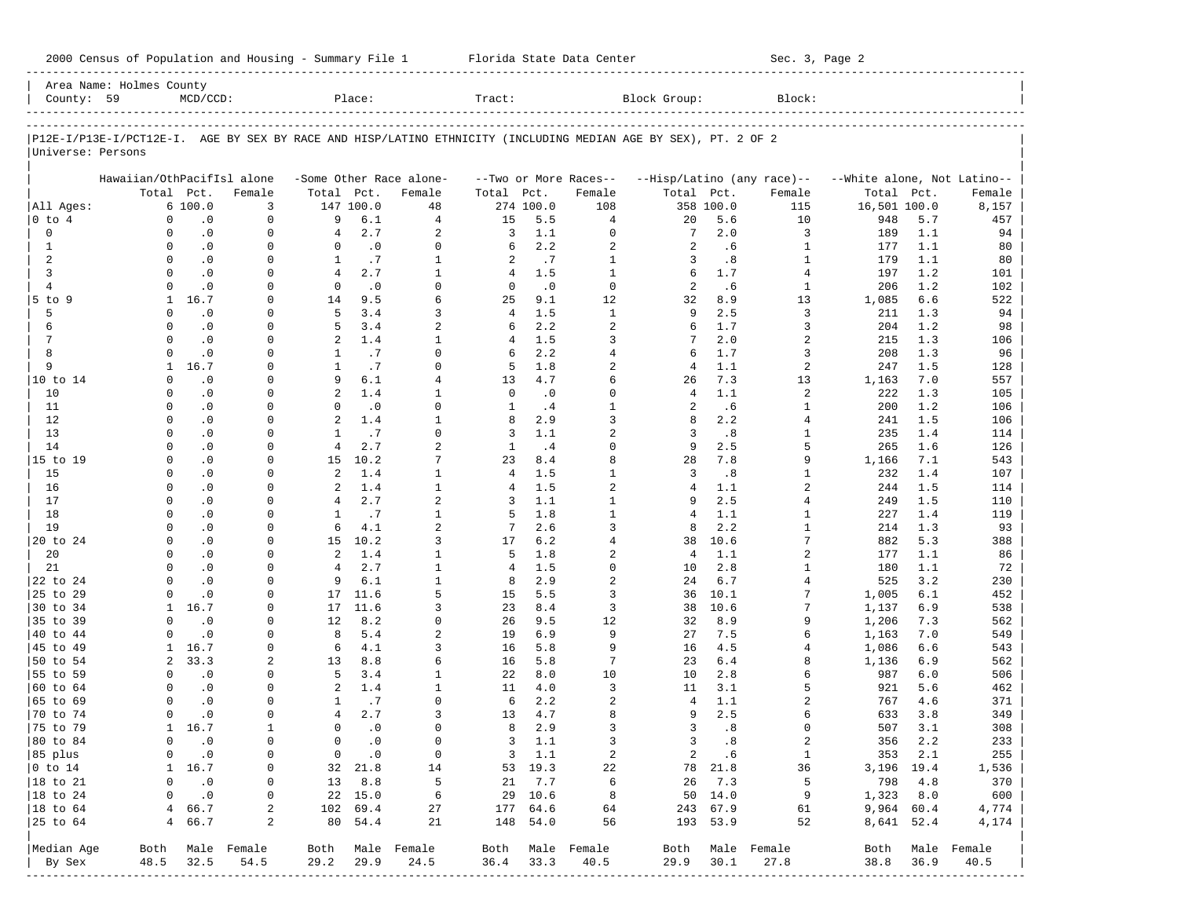2000 Census of Population and Housing - Summary File 1 Florida State Data Center Sec. 3, Page 2

Area Name: Holmes County
County: 59 MCD/CCD: Place: Tract: Block Group: Block:

P12E-I/P13E-I/PCT12E-I. AGE BY SEX BY RACE AND HISP/LATINO ETHNICITY (INCLUDING MEDIAN AGE BY SEX), PT. 2 OF 2
Universe: Persons

| | Hawaiian/OthPacifIsl alone | | | -Some Other Race alone- | | | --Two or More Races-- | | | --Hisp/Latino (any race)-- | | | --White alone, Not Latino-- | | |
|---|---|---|---|---|---|---|---|---|---|---|---|---|---|---|---|
| | Total | Pct. | Female | Total | Pct. | Female | Total | Pct. | Female | Total | Pct. | Female | Total | Pct. | Female |
| All Ages: | 6 | 100.0 | 3 | 147 | 100.0 | 48 | 274 | 100.0 | 108 | 358 | 100.0 | 115 | 16,501 | 100.0 | 8,157 |
| 0 to 4 | 0 | .0 | 0 | 9 | 6.1 | 4 | 15 | 5.5 | 4 | 20 | 5.6 | 10 | 948 | 5.7 | 457 |
| 0 | 0 | .0 | 0 | 4 | 2.7 | 2 | 3 | 1.1 | 0 | 7 | 2.0 | 3 | 189 | 1.1 | 94 |
| 1 | 0 | .0 | 0 | 0 | .0 | 0 | 6 | 2.2 | 2 | 2 | .6 | 1 | 177 | 1.1 | 80 |
| 2 | 0 | .0 | 0 | 1 | .7 | 1 | 2 | .7 | 1 | 3 | .8 | 1 | 179 | 1.1 | 80 |
| 3 | 0 | .0 | 0 | 4 | 2.7 | 1 | 4 | 1.5 | 1 | 6 | 1.7 | 4 | 197 | 1.2 | 101 |
| 4 | 0 | .0 | 0 | 0 | .0 | 0 | 0 | .0 | 0 | 2 | .6 | 1 | 206 | 1.2 | 102 |
| 5 to 9 | 1 | 16.7 | 0 | 14 | 9.5 | 6 | 25 | 9.1 | 12 | 32 | 8.9 | 13 | 1,085 | 6.6 | 522 |
| 5 | 0 | .0 | 0 | 5 | 3.4 | 3 | 4 | 1.5 | 1 | 9 | 2.5 | 3 | 211 | 1.3 | 94 |
| 6 | 0 | .0 | 0 | 5 | 3.4 | 2 | 6 | 2.2 | 2 | 6 | 1.7 | 3 | 204 | 1.2 | 98 |
| 7 | 0 | .0 | 0 | 2 | 1.4 | 1 | 4 | 1.5 | 3 | 7 | 2.0 | 2 | 215 | 1.3 | 106 |
| 8 | 0 | .0 | 0 | 1 | .7 | 0 | 6 | 2.2 | 4 | 6 | 1.7 | 3 | 208 | 1.3 | 96 |
| 9 | 1 | 16.7 | 0 | 1 | .7 | 0 | 5 | 1.8 | 2 | 4 | 1.1 | 2 | 247 | 1.5 | 128 |
| 10 to 14 | 0 | .0 | 0 | 9 | 6.1 | 4 | 13 | 4.7 | 6 | 26 | 7.3 | 13 | 1,163 | 7.0 | 557 |
| 10 | 0 | .0 | 0 | 2 | 1.4 | 1 | 0 | .0 | 0 | 4 | 1.1 | 2 | 222 | 1.3 | 105 |
| 11 | 0 | .0 | 0 | 0 | .0 | 0 | 1 | .4 | 1 | 2 | .6 | 1 | 200 | 1.2 | 106 |
| 12 | 0 | .0 | 0 | 2 | 1.4 | 1 | 8 | 2.9 | 3 | 8 | 2.2 | 4 | 241 | 1.5 | 106 |
| 13 | 0 | .0 | 0 | 1 | .7 | 0 | 3 | 1.1 | 2 | 3 | .8 | 1 | 235 | 1.4 | 114 |
| 14 | 0 | .0 | 0 | 4 | 2.7 | 2 | 1 | .4 | 0 | 9 | 2.5 | 5 | 265 | 1.6 | 126 |
| 15 to 19 | 0 | .0 | 0 | 15 | 10.2 | 7 | 23 | 8.4 | 8 | 28 | 7.8 | 9 | 1,166 | 7.1 | 543 |
| 15 | 0 | .0 | 0 | 2 | 1.4 | 1 | 4 | 1.5 | 1 | 3 | .8 | 1 | 232 | 1.4 | 107 |
| 16 | 0 | .0 | 0 | 2 | 1.4 | 1 | 4 | 1.5 | 2 | 4 | 1.1 | 2 | 244 | 1.5 | 114 |
| 17 | 0 | .0 | 0 | 4 | 2.7 | 2 | 3 | 1.1 | 1 | 9 | 2.5 | 4 | 249 | 1.5 | 110 |
| 18 | 0 | .0 | 0 | 1 | .7 | 1 | 5 | 1.8 | 1 | 4 | 1.1 | 1 | 227 | 1.4 | 119 |
| 19 | 0 | .0 | 0 | 6 | 4.1 | 2 | 7 | 2.6 | 3 | 8 | 2.2 | 1 | 214 | 1.3 | 93 |
| 20 to 24 | 0 | .0 | 0 | 15 | 10.2 | 3 | 17 | 6.2 | 4 | 38 | 10.6 | 7 | 882 | 5.3 | 388 |
| 20 | 0 | .0 | 0 | 2 | 1.4 | 1 | 5 | 1.8 | 2 | 4 | 1.1 | 2 | 177 | 1.1 | 86 |
| 21 | 0 | .0 | 0 | 4 | 2.7 | 1 | 4 | 1.5 | 0 | 10 | 2.8 | 1 | 180 | 1.1 | 72 |
| 22 to 24 | 0 | .0 | 0 | 9 | 6.1 | 1 | 8 | 2.9 | 2 | 24 | 6.7 | 4 | 525 | 3.2 | 230 |
| 25 to 29 | 0 | .0 | 0 | 17 | 11.6 | 5 | 15 | 5.5 | 3 | 36 | 10.1 | 7 | 1,005 | 6.1 | 452 |
| 30 to 34 | 1 | 16.7 | 0 | 17 | 11.6 | 3 | 23 | 8.4 | 3 | 38 | 10.6 | 7 | 1,137 | 6.9 | 538 |
| 35 to 39 | 0 | .0 | 0 | 12 | 8.2 | 0 | 26 | 9.5 | 12 | 32 | 8.9 | 9 | 1,206 | 7.3 | 562 |
| 40 to 44 | 0 | .0 | 0 | 8 | 5.4 | 2 | 19 | 6.9 | 9 | 27 | 7.5 | 6 | 1,163 | 7.0 | 549 |
| 45 to 49 | 1 | 16.7 | 0 | 6 | 4.1 | 3 | 16 | 5.8 | 9 | 16 | 4.5 | 4 | 1,086 | 6.6 | 543 |
| 50 to 54 | 2 | 33.3 | 2 | 13 | 8.8 | 6 | 16 | 5.8 | 7 | 23 | 6.4 | 8 | 1,136 | 6.9 | 562 |
| 55 to 59 | 0 | .0 | 0 | 5 | 3.4 | 1 | 22 | 8.0 | 10 | 10 | 2.8 | 6 | 987 | 6.0 | 506 |
| 60 to 64 | 0 | .0 | 0 | 2 | 1.4 | 1 | 11 | 4.0 | 3 | 11 | 3.1 | 5 | 921 | 5.6 | 462 |
| 65 to 69 | 0 | .0 | 0 | 1 | .7 | 0 | 6 | 2.2 | 2 | 4 | 1.1 | 2 | 767 | 4.6 | 371 |
| 70 to 74 | 0 | .0 | 0 | 4 | 2.7 | 3 | 13 | 4.7 | 8 | 9 | 2.5 | 6 | 633 | 3.8 | 349 |
| 75 to 79 | 1 | 16.7 | 1 | 0 | .0 | 0 | 8 | 2.9 | 3 | 3 | .8 | 0 | 507 | 3.1 | 308 |
| 80 to 84 | 0 | .0 | 0 | 0 | .0 | 0 | 3 | 1.1 | 3 | 3 | .8 | 2 | 356 | 2.2 | 233 |
| 85 plus | 0 | .0 | 0 | 0 | .0 | 0 | 3 | 1.1 | 2 | 2 | .6 | 1 | 353 | 2.1 | 255 |
| 0 to 14 | 1 | 16.7 | 0 | 32 | 21.8 | 14 | 53 | 19.3 | 22 | 78 | 21.8 | 36 | 3,196 | 19.4 | 1,536 |
| 18 to 21 | 0 | .0 | 0 | 13 | 8.8 | 5 | 21 | 7.7 | 6 | 26 | 7.3 | 5 | 798 | 4.8 | 370 |
| 18 to 24 | 0 | .0 | 0 | 22 | 15.0 | 6 | 29 | 10.6 | 8 | 50 | 14.0 | 9 | 1,323 | 8.0 | 600 |
| 18 to 64 | 4 | 66.7 | 2 | 102 | 69.4 | 27 | 177 | 64.6 | 64 | 243 | 67.9 | 61 | 9,964 | 60.4 | 4,774 |
| 25 to 64 | 4 | 66.7 | 2 | 80 | 54.4 | 21 | 148 | 54.0 | 56 | 193 | 53.9 | 52 | 8,641 | 52.4 | 4,174 |
| Median Age | Both | Male | Female | Both | Male | Female | Both | Male | Female | Both | Male | Female | Both | Male | Female |
| By Sex | 48.5 | 32.5 | 54.5 | 29.2 | 29.9 | 24.5 | 36.4 | 33.3 | 40.5 | 29.9 | 30.1 | 27.8 | 38.8 | 36.9 | 40.5 |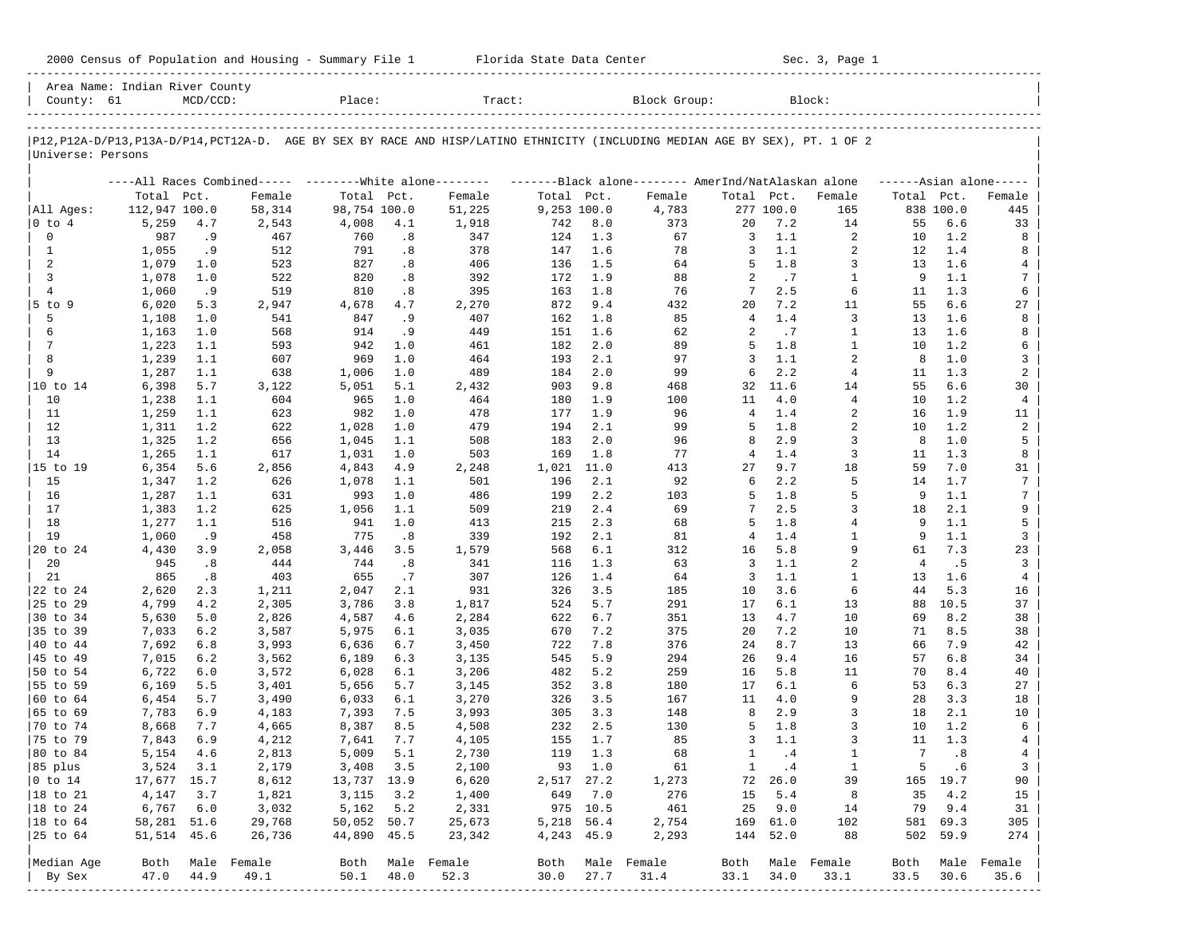2000 Census of Population and Housing - Summary File 1 Florida State Data Center Sec. 3, Page 1

Area Name: Indian River County
County: 61 MCD/CCD: Place: Tract: Block Group: Block:

|P12,P12A-D/P13,P13A-D/P14,PCT12A-D. AGE BY SEX BY RACE AND HISP/LATINO ETHNICITY (INCLUDING MEDIAN AGE BY SEX), PT. 1 OF 2
Universe: Persons

| | All Races Combined | | | White alone | | | Black alone | | | AmerInd/NatAlaskan alone | | | Asian alone | | |
|---|---|---|---|---|---|---|---|---|---|---|---|---|---|---|---|
| | Total | Pct. | Female | Total | Pct. | Female | Total | Pct. | Female | Total | Pct. | Female | Total | Pct. | Female |
| All Ages: | 112,947 | 100.0 | 58,314 | 98,754 | 100.0 | 51,225 | 9,253 | 100.0 | 4,783 | 277 | 100.0 | 165 | 838 | 100.0 | 445 |
| 0 to 4 | 5,259 | 4.7 | 2,543 | 4,008 | 4.1 | 1,918 | 742 | 8.0 | 373 | 20 | 7.2 | 14 | 55 | 6.6 | 33 |
| 0 | 987 | .9 | 467 | 760 | .8 | 347 | 124 | 1.3 | 67 | 3 | 1.1 | 2 | 10 | 1.2 | 8 |
| 1 | 1,055 | .9 | 512 | 791 | .8 | 378 | 147 | 1.6 | 78 | 3 | 1.1 | 2 | 12 | 1.4 | 8 |
| 2 | 1,079 | 1.0 | 523 | 827 | .8 | 406 | 136 | 1.5 | 64 | 5 | 1.8 | 3 | 13 | 1.6 | 4 |
| 3 | 1,078 | 1.0 | 522 | 820 | .8 | 392 | 172 | 1.9 | 88 | 2 | .7 | 1 | 9 | 1.1 | 7 |
| 4 | 1,060 | .9 | 519 | 810 | .8 | 395 | 163 | 1.8 | 76 | 7 | 2.5 | 6 | 11 | 1.3 | 6 |
| 5 to 9 | 6,020 | 5.3 | 2,947 | 4,678 | 4.7 | 2,270 | 872 | 9.4 | 432 | 20 | 7.2 | 11 | 55 | 6.6 | 27 |
| 5 | 1,108 | 1.0 | 541 | 847 | .9 | 407 | 162 | 1.8 | 85 | 4 | 1.4 | 3 | 13 | 1.6 | 8 |
| 6 | 1,163 | 1.0 | 568 | 914 | .9 | 449 | 151 | 1.6 | 62 | 2 | .7 | 1 | 13 | 1.6 | 8 |
| 7 | 1,223 | 1.1 | 593 | 942 | 1.0 | 461 | 182 | 2.0 | 89 | 5 | 1.8 | 1 | 10 | 1.2 | 6 |
| 8 | 1,239 | 1.1 | 607 | 969 | 1.0 | 464 | 193 | 2.1 | 97 | 3 | 1.1 | 2 | 8 | 1.0 | 3 |
| 9 | 1,287 | 1.1 | 638 | 1,006 | 1.0 | 489 | 184 | 2.0 | 99 | 6 | 2.2 | 4 | 11 | 1.3 | 2 |
| 10 to 14 | 6,398 | 5.7 | 3,122 | 5,051 | 5.1 | 2,432 | 903 | 9.8 | 468 | 32 | 11.6 | 14 | 55 | 6.6 | 30 |
| 10 | 1,238 | 1.1 | 604 | 965 | 1.0 | 464 | 180 | 1.9 | 100 | 11 | 4.0 | 4 | 10 | 1.2 | 4 |
| 11 | 1,259 | 1.1 | 623 | 982 | 1.0 | 478 | 177 | 1.9 | 96 | 4 | 1.4 | 2 | 16 | 1.9 | 11 |
| 12 | 1,311 | 1.2 | 622 | 1,028 | 1.0 | 479 | 194 | 2.1 | 99 | 5 | 1.8 | 2 | 10 | 1.2 | 2 |
| 13 | 1,325 | 1.2 | 656 | 1,045 | 1.1 | 508 | 183 | 2.0 | 96 | 8 | 2.9 | 3 | 8 | 1.0 | 5 |
| 14 | 1,265 | 1.1 | 617 | 1,031 | 1.0 | 503 | 169 | 1.8 | 77 | 4 | 1.4 | 3 | 11 | 1.3 | 8 |
| 15 to 19 | 6,354 | 5.6 | 2,856 | 4,843 | 4.9 | 2,248 | 1,021 | 11.0 | 413 | 27 | 9.7 | 18 | 59 | 7.0 | 31 |
| 15 | 1,347 | 1.2 | 626 | 1,078 | 1.1 | 501 | 196 | 2.1 | 92 | 6 | 2.2 | 5 | 14 | 1.7 | 7 |
| 16 | 1,287 | 1.1 | 631 | 993 | 1.0 | 486 | 199 | 2.2 | 103 | 5 | 1.8 | 5 | 9 | 1.1 | 7 |
| 17 | 1,383 | 1.2 | 625 | 1,056 | 1.1 | 509 | 219 | 2.4 | 69 | 7 | 2.5 | 3 | 18 | 2.1 | 9 |
| 18 | 1,277 | 1.1 | 516 | 941 | 1.0 | 413 | 215 | 2.3 | 68 | 5 | 1.8 | 4 | 9 | 1.1 | 5 |
| 19 | 1,060 | .9 | 458 | 775 | .8 | 339 | 192 | 2.1 | 81 | 4 | 1.4 | 1 | 9 | 1.1 | 3 |
| 20 to 24 | 4,430 | 3.9 | 2,058 | 3,446 | 3.5 | 1,579 | 568 | 6.1 | 312 | 16 | 5.8 | 9 | 61 | 7.3 | 23 |
| 20 | 945 | .8 | 444 | 744 | .8 | 341 | 116 | 1.3 | 63 | 3 | 1.1 | 2 | 4 | .5 | 3 |
| 21 | 865 | .8 | 403 | 655 | .7 | 307 | 126 | 1.4 | 64 | 3 | 1.1 | 1 | 13 | 1.6 | 4 |
| 22 to 24 | 2,620 | 2.3 | 1,211 | 2,047 | 2.1 | 931 | 326 | 3.5 | 185 | 10 | 3.6 | 6 | 44 | 5.3 | 16 |
| 25 to 29 | 4,799 | 4.2 | 2,305 | 3,786 | 3.8 | 1,817 | 524 | 5.7 | 291 | 17 | 6.1 | 13 | 88 | 10.5 | 37 |
| 30 to 34 | 5,630 | 5.0 | 2,826 | 4,587 | 4.6 | 2,284 | 622 | 6.7 | 351 | 13 | 4.7 | 10 | 69 | 8.2 | 38 |
| 35 to 39 | 7,033 | 6.2 | 3,587 | 5,975 | 6.1 | 3,035 | 670 | 7.2 | 375 | 20 | 7.2 | 10 | 71 | 8.5 | 38 |
| 40 to 44 | 7,692 | 6.8 | 3,993 | 6,636 | 6.7 | 3,450 | 722 | 7.8 | 376 | 24 | 8.7 | 13 | 66 | 7.9 | 42 |
| 45 to 49 | 7,015 | 6.2 | 3,562 | 6,189 | 6.3 | 3,135 | 545 | 5.9 | 294 | 26 | 9.4 | 16 | 57 | 6.8 | 34 |
| 50 to 54 | 6,722 | 6.0 | 3,572 | 6,028 | 6.1 | 3,206 | 482 | 5.2 | 259 | 16 | 5.8 | 11 | 70 | 8.4 | 40 |
| 55 to 59 | 6,169 | 5.5 | 3,401 | 5,656 | 5.7 | 3,145 | 352 | 3.8 | 180 | 17 | 6.1 | 6 | 53 | 6.3 | 27 |
| 60 to 64 | 6,454 | 5.7 | 3,490 | 6,033 | 6.1 | 3,270 | 326 | 3.5 | 167 | 11 | 4.0 | 9 | 28 | 3.3 | 18 |
| 65 to 69 | 7,783 | 6.9 | 4,183 | 7,393 | 7.5 | 3,993 | 305 | 3.3 | 148 | 8 | 2.9 | 3 | 18 | 2.1 | 10 |
| 70 to 74 | 8,668 | 7.7 | 4,665 | 8,387 | 8.5 | 4,508 | 232 | 2.5 | 130 | 5 | 1.8 | 3 | 10 | 1.2 | 6 |
| 75 to 79 | 7,843 | 6.9 | 4,212 | 7,641 | 7.7 | 4,105 | 155 | 1.7 | 85 | 3 | 1.1 | 3 | 11 | 1.3 | 4 |
| 80 to 84 | 5,154 | 4.6 | 2,813 | 5,009 | 5.1 | 2,730 | 119 | 1.3 | 68 | 1 | .4 | 1 | 7 | .8 | 4 |
| 85 plus | 3,524 | 3.1 | 2,179 | 3,408 | 3.5 | 2,100 | 93 | 1.0 | 61 | 1 | .4 | 1 | 5 | .6 | 3 |
| 0 to 14 | 17,677 | 15.7 | 8,612 | 13,737 | 13.9 | 6,620 | 2,517 | 27.2 | 1,273 | 72 | 26.0 | 39 | 165 | 19.7 | 90 |
| 18 to 21 | 4,147 | 3.7 | 1,821 | 3,115 | 3.2 | 1,400 | 649 | 7.0 | 276 | 15 | 5.4 | 8 | 35 | 4.2 | 15 |
| 18 to 24 | 6,767 | 6.0 | 3,032 | 5,162 | 5.2 | 2,331 | 975 | 10.5 | 461 | 25 | 9.0 | 14 | 79 | 9.4 | 31 |
| 18 to 64 | 58,281 | 51.6 | 29,768 | 50,052 | 50.7 | 25,673 | 5,218 | 56.4 | 2,754 | 169 | 61.0 | 102 | 581 | 69.3 | 305 |
| 25 to 64 | 51,514 | 45.6 | 26,736 | 44,890 | 45.5 | 23,342 | 4,243 | 45.9 | 2,293 | 144 | 52.0 | 88 | 502 | 59.9 | 274 |
| Median Age | Both | Male | Female | Both | Male | Female | Both | Male | Female | Both | Male | Female | Both | Male | Female |
| By Sex | 47.0 | 44.9 | 49.1 | 50.1 | 48.0 | 52.3 | 30.0 | 27.7 | 31.4 | 33.1 | 34.0 | 33.1 | 33.5 | 30.6 | 35.6 |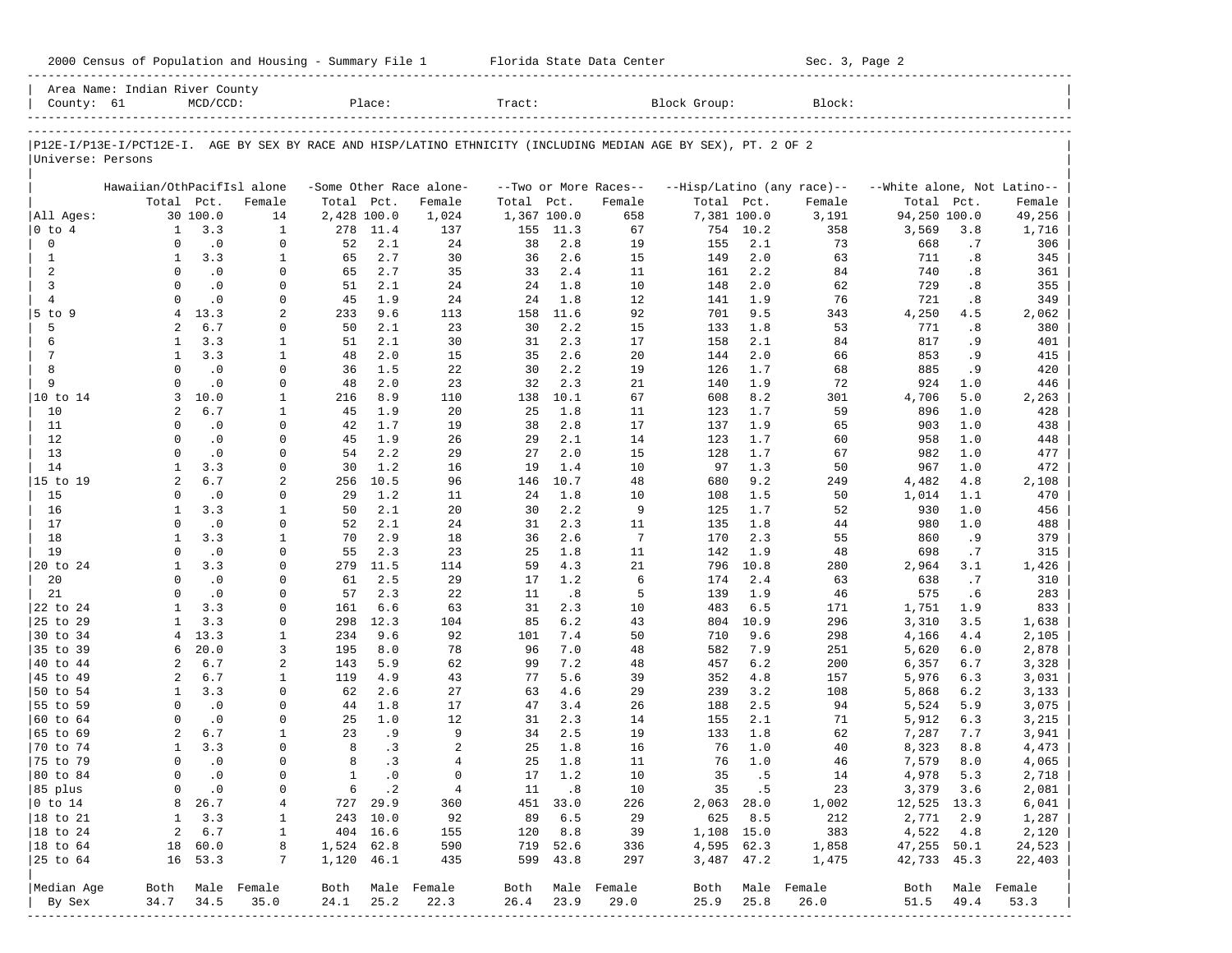2000 Census of Population and Housing - Summary File 1 Florida State Data Center Sec. 3, Page 2

Area Name: Indian River County
County: 61 MCD/CCD: Place: Tract: Block Group: Block:

P12E-I/P13E-I/PCT12E-I. AGE BY SEX BY RACE AND HISP/LATINO ETHNICITY (INCLUDING MEDIAN AGE BY SEX), PT. 2 OF 2
Universe: Persons

| | Hawaiian/OthPacifIsl alone | | | -Some Other Race alone- | | | --Two or More Races-- | | | --Hisp/Latino (any race)-- | | | --White alone, Not Latino-- | | |
|---|---|---|---|---|---|---|---|---|---|---|---|---|---|---|---|
| | Total | Pct. | Female | Total | Pct. | Female | Total | Pct. | Female | Total | Pct. | Female | Total | Pct. | Female |
| All Ages: | 30 | 100.0 | 14 | 2,428 | 100.0 | 1,024 | 1,367 | 100.0 | 658 | 7,381 | 100.0 | 3,191 | 94,250 | 100.0 | 49,256 |
| 0 to 4 | 1 | 3.3 | 1 | 278 | 11.4 | 137 | 155 | 11.3 | 67 | 754 | 10.2 | 358 | 3,569 | 3.8 | 1,716 |
| 0 | 0 | .0 | 0 | 52 | 2.1 | 24 | 38 | 2.8 | 19 | 155 | 2.1 | 73 | 668 | .7 | 306 |
| 1 | 1 | 3.3 | 1 | 65 | 2.7 | 30 | 36 | 2.6 | 15 | 149 | 2.0 | 63 | 711 | .8 | 345 |
| 2 | 0 | .0 | 0 | 65 | 2.7 | 35 | 33 | 2.4 | 11 | 161 | 2.2 | 84 | 740 | .8 | 361 |
| 3 | 0 | .0 | 0 | 51 | 2.1 | 24 | 24 | 1.8 | 10 | 148 | 2.0 | 62 | 729 | .8 | 355 |
| 4 | 0 | .0 | 0 | 45 | 1.9 | 24 | 24 | 1.8 | 12 | 141 | 1.9 | 76 | 721 | .8 | 349 |
| 5 to 9 | 4 | 13.3 | 2 | 233 | 9.6 | 113 | 158 | 11.6 | 92 | 701 | 9.5 | 343 | 4,250 | 4.5 | 2,062 |
| 5 | 2 | 6.7 | 0 | 50 | 2.1 | 23 | 30 | 2.2 | 15 | 133 | 1.8 | 53 | 771 | .8 | 380 |
| 6 | 1 | 3.3 | 1 | 51 | 2.1 | 30 | 31 | 2.3 | 17 | 158 | 2.1 | 84 | 817 | .9 | 401 |
| 7 | 1 | 3.3 | 1 | 48 | 2.0 | 15 | 35 | 2.6 | 20 | 144 | 2.0 | 66 | 853 | .9 | 415 |
| 8 | 0 | .0 | 0 | 36 | 1.5 | 22 | 30 | 2.2 | 19 | 126 | 1.7 | 68 | 885 | .9 | 420 |
| 9 | 0 | .0 | 0 | 48 | 2.0 | 23 | 32 | 2.3 | 21 | 140 | 1.9 | 72 | 924 | 1.0 | 446 |
| 10 to 14 | 3 | 10.0 | 1 | 216 | 8.9 | 110 | 138 | 10.1 | 67 | 608 | 8.2 | 301 | 4,706 | 5.0 | 2,263 |
| 10 | 2 | 6.7 | 1 | 45 | 1.9 | 20 | 25 | 1.8 | 11 | 123 | 1.7 | 59 | 896 | 1.0 | 428 |
| 11 | 0 | .0 | 0 | 42 | 1.7 | 19 | 38 | 2.8 | 17 | 137 | 1.9 | 65 | 903 | 1.0 | 438 |
| 12 | 0 | .0 | 0 | 45 | 1.9 | 26 | 29 | 2.1 | 14 | 123 | 1.7 | 60 | 958 | 1.0 | 448 |
| 13 | 0 | .0 | 0 | 54 | 2.2 | 29 | 27 | 2.0 | 15 | 128 | 1.7 | 67 | 982 | 1.0 | 477 |
| 14 | 1 | 3.3 | 0 | 30 | 1.2 | 16 | 19 | 1.4 | 10 | 97 | 1.3 | 50 | 967 | 1.0 | 472 |
| 15 to 19 | 2 | 6.7 | 2 | 256 | 10.5 | 96 | 146 | 10.7 | 48 | 680 | 9.2 | 249 | 4,482 | 4.8 | 2,108 |
| 15 | 0 | .0 | 0 | 29 | 1.2 | 11 | 24 | 1.8 | 10 | 108 | 1.5 | 50 | 1,014 | 1.1 | 470 |
| 16 | 1 | 3.3 | 1 | 50 | 2.1 | 20 | 30 | 2.2 | 9 | 125 | 1.7 | 52 | 930 | 1.0 | 456 |
| 17 | 0 | .0 | 0 | 52 | 2.1 | 24 | 31 | 2.3 | 11 | 135 | 1.8 | 44 | 980 | 1.0 | 488 |
| 18 | 1 | 3.3 | 1 | 70 | 2.9 | 18 | 36 | 2.6 | 7 | 170 | 2.3 | 55 | 860 | .9 | 379 |
| 19 | 0 | .0 | 0 | 55 | 2.3 | 23 | 25 | 1.8 | 11 | 142 | 1.9 | 48 | 698 | .7 | 315 |
| 20 to 24 | 1 | 3.3 | 0 | 279 | 11.5 | 114 | 59 | 4.3 | 21 | 796 | 10.8 | 280 | 2,964 | 3.1 | 1,426 |
| 20 | 0 | .0 | 0 | 61 | 2.5 | 29 | 17 | 1.2 | 6 | 174 | 2.4 | 63 | 638 | .7 | 310 |
| 21 | 0 | .0 | 0 | 57 | 2.3 | 22 | 11 | .8 | 5 | 139 | 1.9 | 46 | 575 | .6 | 283 |
| 22 to 24 | 1 | 3.3 | 0 | 161 | 6.6 | 63 | 31 | 2.3 | 10 | 483 | 6.5 | 171 | 1,751 | 1.9 | 833 |
| 25 to 29 | 1 | 3.3 | 0 | 298 | 12.3 | 104 | 85 | 6.2 | 43 | 804 | 10.9 | 296 | 3,310 | 3.5 | 1,638 |
| 30 to 34 | 4 | 13.3 | 1 | 234 | 9.6 | 92 | 101 | 7.4 | 50 | 710 | 9.6 | 298 | 4,166 | 4.4 | 2,105 |
| 35 to 39 | 6 | 20.0 | 3 | 195 | 8.0 | 78 | 96 | 7.0 | 48 | 582 | 7.9 | 251 | 5,620 | 6.0 | 2,878 |
| 40 to 44 | 2 | 6.7 | 2 | 143 | 5.9 | 62 | 99 | 7.2 | 48 | 457 | 6.2 | 200 | 6,357 | 6.7 | 3,328 |
| 45 to 49 | 2 | 6.7 | 1 | 119 | 4.9 | 43 | 77 | 5.6 | 39 | 352 | 4.8 | 157 | 5,976 | 6.3 | 3,031 |
| 50 to 54 | 1 | 3.3 | 0 | 62 | 2.6 | 27 | 63 | 4.6 | 29 | 239 | 3.2 | 108 | 5,868 | 6.2 | 3,133 |
| 55 to 59 | 0 | .0 | 0 | 44 | 1.8 | 17 | 47 | 3.4 | 26 | 188 | 2.5 | 94 | 5,524 | 5.9 | 3,075 |
| 60 to 64 | 0 | .0 | 0 | 25 | 1.0 | 12 | 31 | 2.3 | 14 | 155 | 2.1 | 71 | 5,912 | 6.3 | 3,215 |
| 65 to 69 | 2 | 6.7 | 1 | 23 | .9 | 9 | 34 | 2.5 | 19 | 133 | 1.8 | 62 | 7,287 | 7.7 | 3,941 |
| 70 to 74 | 1 | 3.3 | 0 | 8 | .3 | 2 | 25 | 1.8 | 16 | 76 | 1.0 | 40 | 8,323 | 8.8 | 4,473 |
| 75 to 79 | 0 | .0 | 0 | 8 | .3 | 4 | 25 | 1.8 | 11 | 76 | 1.0 | 46 | 7,579 | 8.0 | 4,065 |
| 80 to 84 | 0 | .0 | 0 | 1 | .0 | 0 | 17 | 1.2 | 10 | 35 | .5 | 14 | 4,978 | 5.3 | 2,718 |
| 85 plus | 0 | .0 | 0 | 6 | .2 | 4 | 11 | .8 | 10 | 35 | .5 | 23 | 3,379 | 3.6 | 2,081 |
| 0 to 14 | 8 | 26.7 | 4 | 727 | 29.9 | 360 | 451 | 33.0 | 226 | 2,063 | 28.0 | 1,002 | 12,525 | 13.3 | 6,041 |
| 18 to 21 | 1 | 3.3 | 1 | 243 | 10.0 | 92 | 89 | 6.5 | 29 | 625 | 8.5 | 212 | 2,771 | 2.9 | 1,287 |
| 18 to 24 | 2 | 6.7 | 1 | 404 | 16.6 | 155 | 120 | 8.8 | 39 | 1,108 | 15.0 | 383 | 4,522 | 4.8 | 2,120 |
| 18 to 64 | 18 | 60.0 | 8 | 1,524 | 62.8 | 590 | 719 | 52.6 | 336 | 4,595 | 62.3 | 1,858 | 47,255 | 50.1 | 24,523 |
| 25 to 64 | 16 | 53.3 | 7 | 1,120 | 46.1 | 435 | 599 | 43.8 | 297 | 3,487 | 47.2 | 1,475 | 42,733 | 45.3 | 22,403 |
| Median Age | Both | Male | Female | Both | Male | Female | Both | Male | Female | Both | Male | Female | Both | Male | Female |
| By Sex | 34.7 | 34.5 | 35.0 | 24.1 | 25.2 | 22.3 | 26.4 | 23.9 | 29.0 | 25.9 | 25.8 | 26.0 | 51.5 | 49.4 | 53.3 |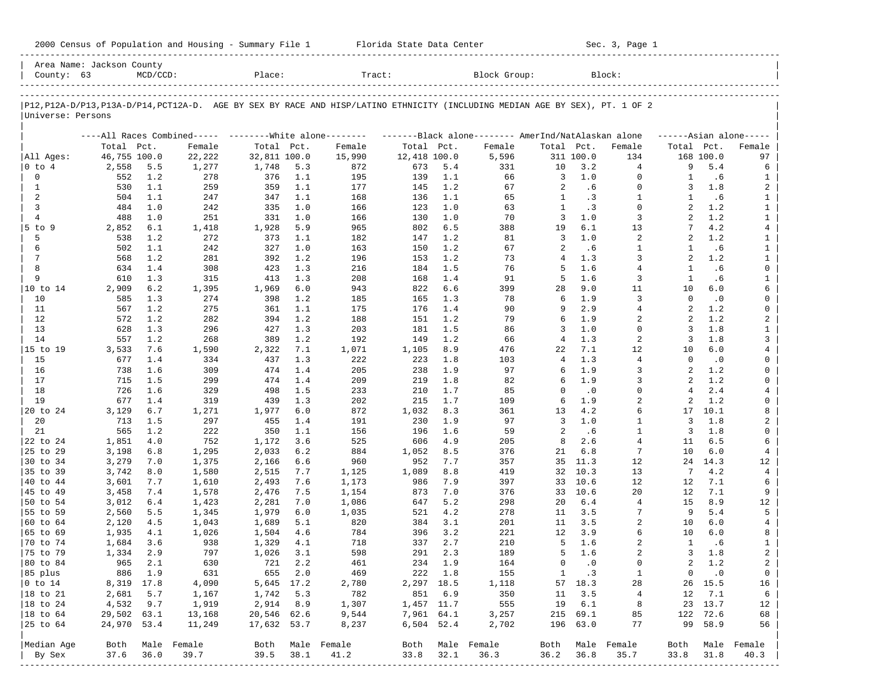2000 Census of Population and Housing - Summary File 1 Florida State Data Center Sec. 3, Page 1

Area Name: Jackson County
County: 63 MCD/CCD: Place: Tract: Block Group: Block:

P12,P12A-D/P13,P13A-D/P14,PCT12A-D. AGE BY SEX BY RACE AND HISP/LATINO ETHNICITY (INCLUDING MEDIAN AGE BY SEX), PT. 1 OF 2
Universe: Persons

| | All Races Combined | | | White alone | | | Black alone | | | AmerInd/NatAlaskan alone | | | Asian alone | | |
|---|---|---|---|---|---|---|---|---|---|---|---|---|---|---|---|
| | Total | Pct. | Female | Total | Pct. | Female | Total | Pct. | Female | Total | Pct. | Female | Total | Pct. | Female |
| All Ages: | 46,755 | 100.0 | 22,222 | 32,811 | 100.0 | 15,990 | 12,418 | 100.0 | 5,596 | 311 | 100.0 | 134 | 168 | 100.0 | 97 |
| 0 to 4 | 2,558 | 5.5 | 1,277 | 1,748 | 5.3 | 872 | 673 | 5.4 | 331 | 10 | 3.2 | 4 | 9 | 5.4 | 6 |
| 0 | 552 | 1.2 | 278 | 376 | 1.1 | 195 | 139 | 1.1 | 66 | 3 | 1.0 | 0 | 1 | .6 | 1 |
| 1 | 530 | 1.1 | 259 | 359 | 1.1 | 177 | 145 | 1.2 | 67 | 2 | .6 | 0 | 3 | 1.8 | 2 |
| 2 | 504 | 1.1 | 247 | 347 | 1.1 | 168 | 136 | 1.1 | 65 | 1 | .3 | 1 | 1 | .6 | 1 |
| 3 | 484 | 1.0 | 242 | 335 | 1.0 | 166 | 123 | 1.0 | 63 | 1 | .3 | 0 | 2 | 1.2 | 1 |
| 4 | 488 | 1.0 | 251 | 331 | 1.0 | 166 | 130 | 1.0 | 70 | 3 | 1.0 | 3 | 2 | 1.2 | 1 |
| 5 to 9 | 2,852 | 6.1 | 1,418 | 1,928 | 5.9 | 965 | 802 | 6.5 | 388 | 19 | 6.1 | 13 | 7 | 4.2 | 4 |
| 5 | 538 | 1.2 | 272 | 373 | 1.1 | 182 | 147 | 1.2 | 81 | 3 | 1.0 | 2 | 2 | 1.2 | 1 |
| 6 | 502 | 1.1 | 242 | 327 | 1.0 | 163 | 150 | 1.2 | 67 | 2 | .6 | 1 | 1 | .6 | 1 |
| 7 | 568 | 1.2 | 281 | 392 | 1.2 | 196 | 153 | 1.2 | 73 | 4 | 1.3 | 3 | 2 | 1.2 | 1 |
| 8 | 634 | 1.4 | 308 | 423 | 1.3 | 216 | 184 | 1.5 | 76 | 5 | 1.6 | 4 | 1 | .6 | 0 |
| 9 | 610 | 1.3 | 315 | 413 | 1.3 | 208 | 168 | 1.4 | 91 | 5 | 1.6 | 3 | 1 | .6 | 1 |
| 10 to 14 | 2,909 | 6.2 | 1,395 | 1,969 | 6.0 | 943 | 822 | 6.6 | 399 | 28 | 9.0 | 11 | 10 | 6.0 | 6 |
| 10 | 585 | 1.3 | 274 | 398 | 1.2 | 185 | 165 | 1.3 | 78 | 6 | 1.9 | 3 | 0 | .0 | 0 |
| 11 | 567 | 1.2 | 275 | 361 | 1.1 | 175 | 176 | 1.4 | 90 | 9 | 2.9 | 4 | 2 | 1.2 | 0 |
| 12 | 572 | 1.2 | 282 | 394 | 1.2 | 188 | 151 | 1.2 | 79 | 6 | 1.9 | 2 | 2 | 1.2 | 2 |
| 13 | 628 | 1.3 | 296 | 427 | 1.3 | 203 | 181 | 1.5 | 86 | 3 | 1.0 | 0 | 3 | 1.8 | 1 |
| 14 | 557 | 1.2 | 268 | 389 | 1.2 | 192 | 149 | 1.2 | 66 | 4 | 1.3 | 2 | 3 | 1.8 | 3 |
| 15 to 19 | 3,533 | 7.6 | 1,590 | 2,322 | 7.1 | 1,071 | 1,105 | 8.9 | 476 | 22 | 7.1 | 12 | 10 | 6.0 | 4 |
| 15 | 677 | 1.4 | 334 | 437 | 1.3 | 222 | 223 | 1.8 | 103 | 4 | 1.3 | 4 | 0 | .0 | 0 |
| 16 | 738 | 1.6 | 309 | 474 | 1.4 | 205 | 238 | 1.9 | 97 | 6 | 1.9 | 3 | 2 | 1.2 | 0 |
| 17 | 715 | 1.5 | 299 | 474 | 1.4 | 209 | 219 | 1.8 | 82 | 6 | 1.9 | 3 | 2 | 1.2 | 0 |
| 18 | 726 | 1.6 | 329 | 498 | 1.5 | 233 | 210 | 1.7 | 85 | 0 | .0 | 0 | 4 | 2.4 | 4 |
| 19 | 677 | 1.4 | 319 | 439 | 1.3 | 202 | 215 | 1.7 | 109 | 6 | 1.9 | 2 | 2 | 1.2 | 0 |
| 20 to 24 | 3,129 | 6.7 | 1,271 | 1,977 | 6.0 | 872 | 1,032 | 8.3 | 361 | 13 | 4.2 | 6 | 17 | 10.1 | 8 |
| 20 | 713 | 1.5 | 297 | 455 | 1.4 | 191 | 230 | 1.9 | 97 | 3 | 1.0 | 1 | 3 | 1.8 | 2 |
| 21 | 565 | 1.2 | 222 | 350 | 1.1 | 156 | 196 | 1.6 | 59 | 2 | .6 | 1 | 3 | 1.8 | 0 |
| 22 to 24 | 1,851 | 4.0 | 752 | 1,172 | 3.6 | 525 | 606 | 4.9 | 205 | 8 | 2.6 | 4 | 11 | 6.5 | 6 |
| 25 to 29 | 3,198 | 6.8 | 1,295 | 2,033 | 6.2 | 884 | 1,052 | 8.5 | 376 | 21 | 6.8 | 7 | 10 | 6.0 | 4 |
| 30 to 34 | 3,279 | 7.0 | 1,375 | 2,166 | 6.6 | 960 | 952 | 7.7 | 357 | 35 | 11.3 | 12 | 24 | 14.3 | 12 |
| 35 to 39 | 3,742 | 8.0 | 1,580 | 2,515 | 7.7 | 1,125 | 1,089 | 8.8 | 419 | 32 | 10.3 | 13 | 7 | 4.2 | 4 |
| 40 to 44 | 3,601 | 7.7 | 1,610 | 2,493 | 7.6 | 1,173 | 986 | 7.9 | 397 | 33 | 10.6 | 12 | 12 | 7.1 | 6 |
| 45 to 49 | 3,458 | 7.4 | 1,578 | 2,476 | 7.5 | 1,154 | 873 | 7.0 | 376 | 33 | 10.6 | 20 | 12 | 7.1 | 9 |
| 50 to 54 | 3,012 | 6.4 | 1,423 | 2,281 | 7.0 | 1,086 | 647 | 5.2 | 298 | 20 | 6.4 | 4 | 15 | 8.9 | 12 |
| 55 to 59 | 2,560 | 5.5 | 1,345 | 1,979 | 6.0 | 1,035 | 521 | 4.2 | 278 | 11 | 3.5 | 7 | 9 | 5.4 | 5 |
| 60 to 64 | 2,120 | 4.5 | 1,043 | 1,689 | 5.1 | 820 | 384 | 3.1 | 201 | 11 | 3.5 | 2 | 10 | 6.0 | 4 |
| 65 to 69 | 1,935 | 4.1 | 1,026 | 1,504 | 4.6 | 784 | 396 | 3.2 | 221 | 12 | 3.9 | 6 | 10 | 6.0 | 8 |
| 70 to 74 | 1,684 | 3.6 | 938 | 1,329 | 4.1 | 718 | 337 | 2.7 | 210 | 5 | 1.6 | 2 | 1 | .6 | 1 |
| 75 to 79 | 1,334 | 2.9 | 797 | 1,026 | 3.1 | 598 | 291 | 2.3 | 189 | 5 | 1.6 | 2 | 3 | 1.8 | 2 |
| 80 to 84 | 965 | 2.1 | 630 | 721 | 2.2 | 461 | 234 | 1.9 | 164 | 0 | .0 | 0 | 2 | 1.2 | 2 |
| 85 plus | 886 | 1.9 | 631 | 655 | 2.0 | 469 | 222 | 1.8 | 155 | 1 | .3 | 1 | 0 | .0 | 0 |
| 0 to 14 | 8,319 | 17.8 | 4,090 | 5,645 | 17.2 | 2,780 | 2,297 | 18.5 | 1,118 | 57 | 18.3 | 28 | 26 | 15.5 | 16 |
| 18 to 21 | 2,681 | 5.7 | 1,167 | 1,742 | 5.3 | 782 | 851 | 6.9 | 350 | 11 | 3.5 | 4 | 12 | 7.1 | 6 |
| 18 to 24 | 4,532 | 9.7 | 1,919 | 2,914 | 8.9 | 1,307 | 1,457 | 11.7 | 555 | 19 | 6.1 | 8 | 23 | 13.7 | 12 |
| 18 to 64 | 29,502 | 63.1 | 13,168 | 20,546 | 62.6 | 9,544 | 7,961 | 64.1 | 3,257 | 215 | 69.1 | 85 | 122 | 72.6 | 68 |
| 25 to 64 | 24,970 | 53.4 | 11,249 | 17,632 | 53.7 | 8,237 | 6,504 | 52.4 | 2,702 | 196 | 63.0 | 77 | 99 | 58.9 | 56 |

| Median Age By Sex | Both | Male | Female | Both | Male | Female | Both | Male | Female | Both | Male | Female | Both | Male | Female |
|---|---|---|---|---|---|---|---|---|---|---|---|---|---|---|---|
| | 37.6 | 36.0 | 39.7 | 39.5 | 38.1 | 41.2 | 33.8 | 32.1 | 36.3 | 36.2 | 36.8 | 35.7 | 33.8 | 31.8 | 40.3 |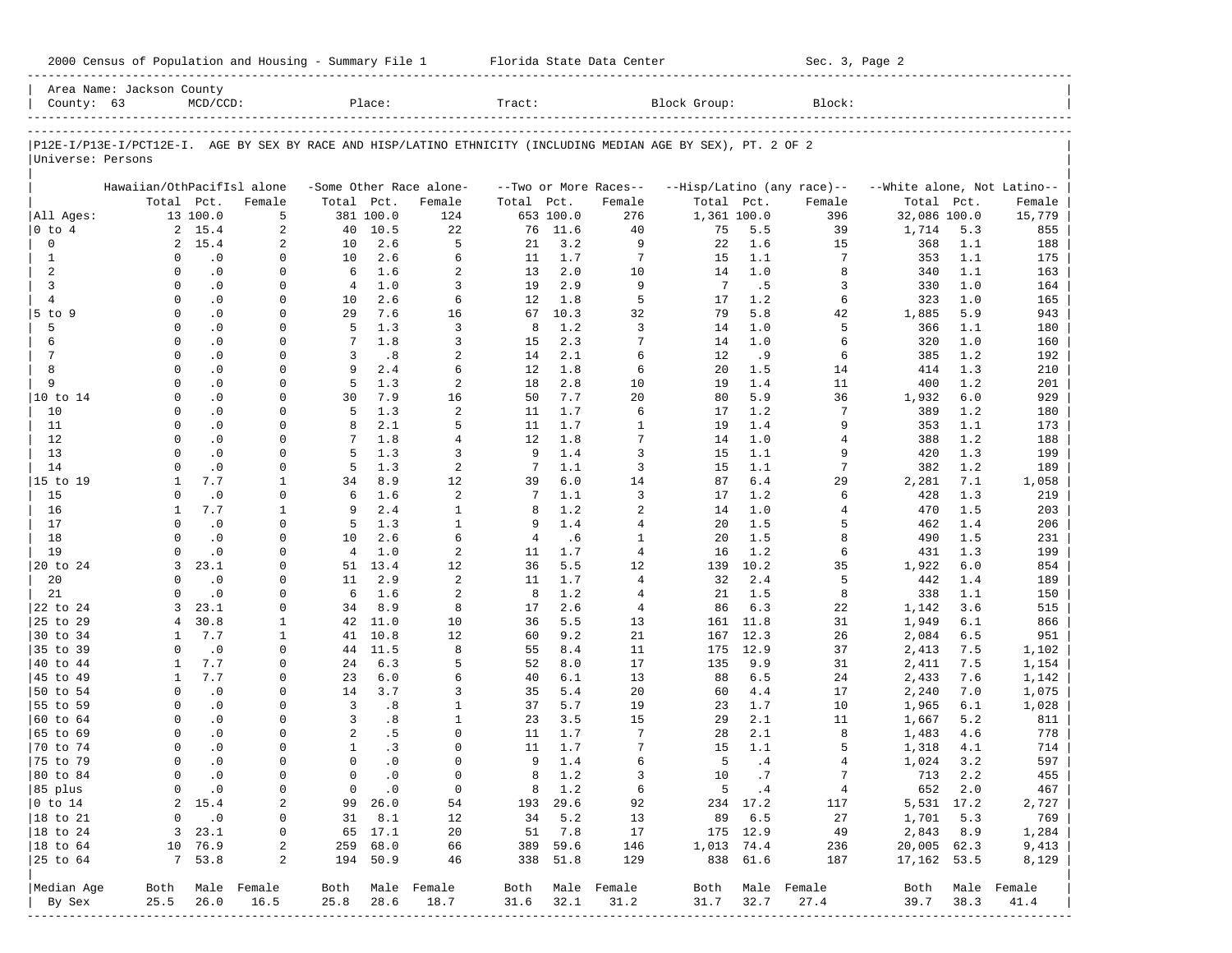2000 Census of Population and Housing - Summary File 1 Florida State Data Center Sec. 3, Page 2

Area Name: Jackson County
County: 63 MCD/CCD: Place: Tract: Block Group: Block:

P12E-I/P13E-I/PCT12E-I. AGE BY SEX BY RACE AND HISP/LATINO ETHNICITY (INCLUDING MEDIAN AGE BY SEX), PT. 2 OF 2
Universe: Persons

| | Hawaiian/OthPacifIsl alone | | | -Some Other Race alone- | | | --Two or More Races-- | | | --Hisp/Latino (any race)-- | | | --White alone, Not Latino-- | | |
|---|---|---|---|---|---|---|---|---|---|---|---|---|---|---|---|
| | Total | Pct. | Female | Total | Pct. | Female | Total | Pct. | Female | Total | Pct. | Female | Total | Pct. | Female |
| All Ages: | 13 | 100.0 | 5 | 381 | 100.0 | 124 | 653 | 100.0 | 276 | 1,361 | 100.0 | 396 | 32,086 | 100.0 | 15,779 |
| 0 to 4 | 2 | 15.4 | 2 | 40 | 10.5 | 22 | 76 | 11.6 | 40 | 75 | 5.5 | 39 | 1,714 | 5.3 | 855 |
| 0 | 2 | 15.4 | 2 | 10 | 2.6 | 5 | 21 | 3.2 | 9 | 22 | 1.6 | 15 | 368 | 1.1 | 188 |
| 1 | 0 | .0 | 0 | 10 | 2.6 | 6 | 11 | 1.7 | 7 | 15 | 1.1 | 7 | 353 | 1.1 | 175 |
| 2 | 0 | .0 | 0 | 6 | 1.6 | 2 | 13 | 2.0 | 10 | 14 | 1.0 | 8 | 340 | 1.1 | 163 |
| 3 | 0 | .0 | 0 | 4 | 1.0 | 3 | 19 | 2.9 | 9 | 7 | .5 | 3 | 330 | 1.0 | 164 |
| 4 | 0 | .0 | 0 | 10 | 2.6 | 6 | 12 | 1.8 | 5 | 17 | 1.2 | 6 | 323 | 1.0 | 165 |
| 5 to 9 | 0 | .0 | 0 | 29 | 7.6 | 16 | 67 | 10.3 | 32 | 79 | 5.8 | 42 | 1,885 | 5.9 | 943 |
| 5 | 0 | .0 | 0 | 5 | 1.3 | 3 | 8 | 1.2 | 3 | 14 | 1.0 | 5 | 366 | 1.1 | 180 |
| 6 | 0 | .0 | 0 | 7 | 1.8 | 3 | 15 | 2.3 | 7 | 14 | 1.0 | 6 | 320 | 1.0 | 160 |
| 7 | 0 | .0 | 0 | 3 | .8 | 2 | 14 | 2.1 | 6 | 12 | .9 | 6 | 385 | 1.2 | 192 |
| 8 | 0 | .0 | 0 | 9 | 2.4 | 6 | 12 | 1.8 | 6 | 20 | 1.5 | 14 | 414 | 1.3 | 210 |
| 9 | 0 | .0 | 0 | 5 | 1.3 | 2 | 18 | 2.8 | 10 | 19 | 1.4 | 11 | 400 | 1.2 | 201 |
| 10 to 14 | 0 | .0 | 0 | 30 | 7.9 | 16 | 50 | 7.7 | 20 | 80 | 5.9 | 36 | 1,932 | 6.0 | 929 |
| 10 | 0 | .0 | 0 | 5 | 1.3 | 2 | 11 | 1.7 | 6 | 17 | 1.2 | 7 | 389 | 1.2 | 180 |
| 11 | 0 | .0 | 0 | 8 | 2.1 | 5 | 11 | 1.7 | 1 | 19 | 1.4 | 9 | 353 | 1.1 | 173 |
| 12 | 0 | .0 | 0 | 7 | 1.8 | 4 | 12 | 1.8 | 7 | 14 | 1.0 | 4 | 388 | 1.2 | 188 |
| 13 | 0 | .0 | 0 | 5 | 1.3 | 3 | 9 | 1.4 | 3 | 15 | 1.1 | 9 | 420 | 1.3 | 199 |
| 14 | 0 | .0 | 0 | 5 | 1.3 | 2 | 7 | 1.1 | 3 | 15 | 1.1 | 7 | 382 | 1.2 | 189 |
| 15 to 19 | 1 | 7.7 | 1 | 34 | 8.9 | 12 | 39 | 6.0 | 14 | 87 | 6.4 | 29 | 2,281 | 7.1 | 1,058 |
| 15 | 0 | .0 | 0 | 6 | 1.6 | 2 | 7 | 1.1 | 3 | 17 | 1.2 | 6 | 428 | 1.3 | 219 |
| 16 | 1 | 7.7 | 1 | 9 | 2.4 | 1 | 8 | 1.2 | 2 | 14 | 1.0 | 4 | 470 | 1.5 | 203 |
| 17 | 0 | .0 | 0 | 5 | 1.3 | 1 | 9 | 1.4 | 4 | 20 | 1.5 | 5 | 462 | 1.4 | 206 |
| 18 | 0 | .0 | 0 | 10 | 2.6 | 6 | 4 | .6 | 1 | 20 | 1.5 | 8 | 490 | 1.5 | 231 |
| 19 | 0 | .0 | 0 | 4 | 1.0 | 2 | 11 | 1.7 | 4 | 16 | 1.2 | 6 | 431 | 1.3 | 199 |
| 20 to 24 | 3 | 23.1 | 0 | 51 | 13.4 | 12 | 36 | 5.5 | 12 | 139 | 10.2 | 35 | 1,922 | 6.0 | 854 |
| 20 | 0 | .0 | 0 | 11 | 2.9 | 2 | 11 | 1.7 | 4 | 32 | 2.4 | 5 | 442 | 1.4 | 189 |
| 21 | 0 | .0 | 0 | 6 | 1.6 | 2 | 8 | 1.2 | 4 | 21 | 1.5 | 8 | 338 | 1.1 | 150 |
| 22 to 24 | 3 | 23.1 | 0 | 34 | 8.9 | 8 | 17 | 2.6 | 4 | 86 | 6.3 | 22 | 1,142 | 3.6 | 515 |
| 25 to 29 | 4 | 30.8 | 1 | 42 | 11.0 | 10 | 36 | 5.5 | 13 | 161 | 11.8 | 31 | 1,949 | 6.1 | 866 |
| 30 to 34 | 1 | 7.7 | 1 | 41 | 10.8 | 12 | 60 | 9.2 | 21 | 167 | 12.3 | 26 | 2,084 | 6.5 | 951 |
| 35 to 39 | 0 | .0 | 0 | 44 | 11.5 | 8 | 55 | 8.4 | 11 | 175 | 12.9 | 37 | 2,413 | 7.5 | 1,102 |
| 40 to 44 | 1 | 7.7 | 0 | 24 | 6.3 | 5 | 52 | 8.0 | 17 | 135 | 9.9 | 31 | 2,411 | 7.5 | 1,154 |
| 45 to 49 | 1 | 7.7 | 0 | 23 | 6.0 | 6 | 40 | 6.1 | 13 | 88 | 6.5 | 24 | 2,433 | 7.6 | 1,142 |
| 50 to 54 | 0 | .0 | 0 | 14 | 3.7 | 3 | 35 | 5.4 | 20 | 60 | 4.4 | 17 | 2,240 | 7.0 | 1,075 |
| 55 to 59 | 0 | .0 | 0 | 3 | .8 | 1 | 37 | 5.7 | 19 | 23 | 1.7 | 10 | 1,965 | 6.1 | 1,028 |
| 60 to 64 | 0 | .0 | 0 | 3 | .8 | 1 | 23 | 3.5 | 15 | 29 | 2.1 | 11 | 1,667 | 5.2 | 811 |
| 65 to 69 | 0 | .0 | 0 | 2 | .5 | 0 | 11 | 1.7 | 7 | 28 | 2.1 | 8 | 1,483 | 4.6 | 778 |
| 70 to 74 | 0 | .0 | 0 | 1 | .3 | 0 | 11 | 1.7 | 7 | 15 | 1.1 | 5 | 1,318 | 4.1 | 714 |
| 75 to 79 | 0 | .0 | 0 | 0 | .0 | 0 | 9 | 1.4 | 6 | 5 | .4 | 4 | 1,024 | 3.2 | 597 |
| 80 to 84 | 0 | .0 | 0 | 0 | .0 | 0 | 8 | 1.2 | 3 | 10 | .7 | 7 | 713 | 2.2 | 455 |
| 85 plus | 0 | .0 | 0 | 0 | .0 | 0 | 8 | 1.2 | 6 | 5 | .4 | 4 | 652 | 2.0 | 467 |
| 0 to 14 | 2 | 15.4 | 2 | 99 | 26.0 | 54 | 193 | 29.6 | 92 | 234 | 17.2 | 117 | 5,531 | 17.2 | 2,727 |
| 18 to 21 | 0 | .0 | 0 | 31 | 8.1 | 12 | 34 | 5.2 | 13 | 89 | 6.5 | 27 | 1,701 | 5.3 | 769 |
| 18 to 24 | 3 | 23.1 | 0 | 65 | 17.1 | 20 | 51 | 7.8 | 17 | 175 | 12.9 | 49 | 2,843 | 8.9 | 1,284 |
| 18 to 64 | 10 | 76.9 | 2 | 259 | 68.0 | 66 | 389 | 59.6 | 146 | 1,013 | 74.4 | 236 | 20,005 | 62.3 | 9,413 |
| 25 to 64 | 7 | 53.8 | 2 | 194 | 50.9 | 46 | 338 | 51.8 | 129 | 838 | 61.6 | 187 | 17,162 | 53.5 | 8,129 |
| Median Age | Both | Male | Female | Both | Male | Female | Both | Male | Female | Both | Male | Female | Both | Male | Female |
| By Sex | 25.5 | 26.0 | 16.5 | 25.8 | 28.6 | 18.7 | 31.6 | 32.1 | 31.2 | 31.7 | 32.7 | 27.4 | 39.7 | 38.3 | 41.4 |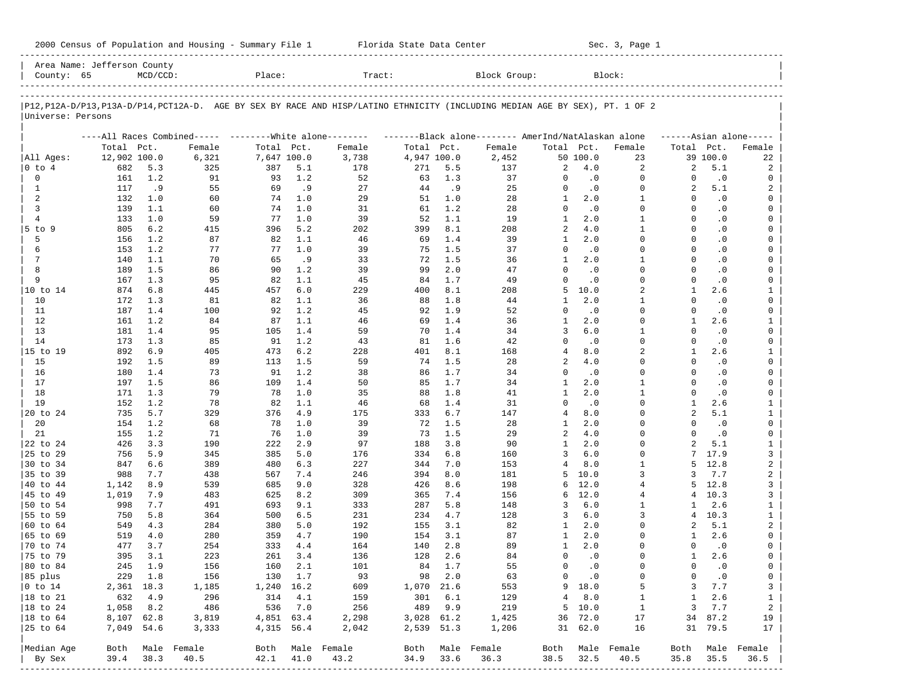2000 Census of Population and Housing - Summary File 1 Florida State Data Center Sec. 3, Page 1

Area Name: Jefferson County
County: 65 MCD/CCD: Place: Tract: Block Group: Block:

P12,P12A-D/P13,P13A-D/P14,PCT12A-D. AGE BY SEX BY RACE AND HISP/LATINO ETHNICITY (INCLUDING MEDIAN AGE BY SEX), PT. 1 OF 2
Universe: Persons

| | All Races Combined | | | White alone | | | Black alone | | | AmerInd/NatAlaskan alone | | | Asian alone | | |
|---|---|---|---|---|---|---|---|---|---|---|---|---|---|---|---|
| | Total | Pct. | Female | Total | Pct. | Female | Total | Pct. | Female | Total | Pct. | Female | Total | Pct. | Female |
| All Ages: | 12,902 | 100.0 | 6,321 | 7,647 | 100.0 | 3,738 | 4,947 | 100.0 | 2,452 | 50 | 100.0 | 23 | 39 | 100.0 | 22 |
| 0 to 4 | 682 | 5.3 | 325 | 387 | 5.1 | 178 | 271 | 5.5 | 137 | 2 | 4.0 | 2 | 2 | 5.1 | 2 |
| 0 | 161 | 1.2 | 91 | 93 | 1.2 | 52 | 63 | 1.3 | 37 | 0 | .0 | 0 | 0 | .0 | 0 |
| 1 | 117 | .9 | 55 | 69 | .9 | 27 | 44 | .9 | 25 | 0 | .0 | 0 | 2 | 5.1 | 2 |
| 2 | 132 | 1.0 | 60 | 74 | 1.0 | 29 | 51 | 1.0 | 28 | 1 | 2.0 | 1 | 0 | .0 | 0 |
| 3 | 139 | 1.1 | 60 | 74 | 1.0 | 31 | 61 | 1.2 | 28 | 0 | .0 | 0 | 0 | .0 | 0 |
| 4 | 133 | 1.0 | 59 | 77 | 1.0 | 39 | 52 | 1.1 | 19 | 1 | 2.0 | 1 | 0 | .0 | 0 |
| 5 to 9 | 805 | 6.2 | 415 | 396 | 5.2 | 202 | 399 | 8.1 | 208 | 2 | 4.0 | 1 | 0 | .0 | 0 |
| 5 | 156 | 1.2 | 87 | 82 | 1.1 | 46 | 69 | 1.4 | 39 | 1 | 2.0 | 0 | 0 | .0 | 0 |
| 6 | 153 | 1.2 | 77 | 77 | 1.0 | 39 | 75 | 1.5 | 37 | 0 | .0 | 0 | 0 | .0 | 0 |
| 7 | 140 | 1.1 | 70 | 65 | .9 | 33 | 72 | 1.5 | 36 | 1 | 2.0 | 1 | 0 | .0 | 0 |
| 8 | 189 | 1.5 | 86 | 90 | 1.2 | 39 | 99 | 2.0 | 47 | 0 | .0 | 0 | 0 | .0 | 0 |
| 9 | 167 | 1.3 | 95 | 82 | 1.1 | 45 | 84 | 1.7 | 49 | 0 | .0 | 0 | 0 | .0 | 0 |
| 10 to 14 | 874 | 6.8 | 445 | 457 | 6.0 | 229 | 400 | 8.1 | 208 | 5 | 10.0 | 2 | 1 | 2.6 | 1 |
| 10 | 172 | 1.3 | 81 | 82 | 1.1 | 36 | 88 | 1.8 | 44 | 1 | 2.0 | 1 | 0 | .0 | 0 |
| 11 | 187 | 1.4 | 100 | 92 | 1.2 | 45 | 92 | 1.9 | 52 | 0 | .0 | 0 | 0 | .0 | 0 |
| 12 | 161 | 1.2 | 84 | 87 | 1.1 | 46 | 69 | 1.4 | 36 | 1 | 2.0 | 0 | 1 | 2.6 | 1 |
| 13 | 181 | 1.4 | 95 | 105 | 1.4 | 59 | 70 | 1.4 | 34 | 3 | 6.0 | 1 | 0 | .0 | 0 |
| 14 | 173 | 1.3 | 85 | 91 | 1.2 | 43 | 81 | 1.6 | 42 | 0 | .0 | 0 | 0 | .0 | 0 |
| 15 to 19 | 892 | 6.9 | 405 | 473 | 6.2 | 228 | 401 | 8.1 | 168 | 4 | 8.0 | 2 | 1 | 2.6 | 1 |
| 15 | 192 | 1.5 | 89 | 113 | 1.5 | 59 | 74 | 1.5 | 28 | 2 | 4.0 | 0 | 0 | .0 | 0 |
| 16 | 180 | 1.4 | 73 | 91 | 1.2 | 38 | 86 | 1.7 | 34 | 0 | .0 | 0 | 0 | .0 | 0 |
| 17 | 197 | 1.5 | 86 | 109 | 1.4 | 50 | 85 | 1.7 | 34 | 1 | 2.0 | 1 | 0 | .0 | 0 |
| 18 | 171 | 1.3 | 79 | 78 | 1.0 | 35 | 88 | 1.8 | 41 | 1 | 2.0 | 1 | 0 | .0 | 0 |
| 19 | 152 | 1.2 | 78 | 82 | 1.1 | 46 | 68 | 1.4 | 31 | 0 | .0 | 0 | 1 | 2.6 | 1 |
| 20 to 24 | 735 | 5.7 | 329 | 376 | 4.9 | 175 | 333 | 6.7 | 147 | 4 | 8.0 | 0 | 2 | 5.1 | 1 |
| 20 | 154 | 1.2 | 68 | 78 | 1.0 | 39 | 72 | 1.5 | 28 | 1 | 2.0 | 0 | 0 | .0 | 0 |
| 21 | 155 | 1.2 | 71 | 76 | 1.0 | 39 | 73 | 1.5 | 29 | 2 | 4.0 | 0 | 0 | .0 | 0 |
| 22 to 24 | 426 | 3.3 | 190 | 222 | 2.9 | 97 | 188 | 3.8 | 90 | 1 | 2.0 | 0 | 2 | 5.1 | 1 |
| 25 to 29 | 756 | 5.9 | 345 | 385 | 5.0 | 176 | 334 | 6.8 | 160 | 3 | 6.0 | 0 | 7 | 17.9 | 3 |
| 30 to 34 | 847 | 6.6 | 389 | 480 | 6.3 | 227 | 344 | 7.0 | 153 | 4 | 8.0 | 1 | 5 | 12.8 | 2 |
| 35 to 39 | 988 | 7.7 | 438 | 567 | 7.4 | 246 | 394 | 8.0 | 181 | 5 | 10.0 | 3 | 3 | 7.7 | 2 |
| 40 to 44 | 1,142 | 8.9 | 539 | 685 | 9.0 | 328 | 426 | 8.6 | 198 | 6 | 12.0 | 4 | 5 | 12.8 | 3 |
| 45 to 49 | 1,019 | 7.9 | 483 | 625 | 8.2 | 309 | 365 | 7.4 | 156 | 6 | 12.0 | 4 | 4 | 10.3 | 3 |
| 50 to 54 | 998 | 7.7 | 491 | 693 | 9.1 | 333 | 287 | 5.8 | 148 | 3 | 6.0 | 1 | 1 | 2.6 | 1 |
| 55 to 59 | 750 | 5.8 | 364 | 500 | 6.5 | 231 | 234 | 4.7 | 128 | 3 | 6.0 | 3 | 4 | 10.3 | 1 |
| 60 to 64 | 549 | 4.3 | 284 | 380 | 5.0 | 192 | 155 | 3.1 | 82 | 1 | 2.0 | 0 | 2 | 5.1 | 2 |
| 65 to 69 | 519 | 4.0 | 280 | 359 | 4.7 | 190 | 154 | 3.1 | 87 | 1 | 2.0 | 0 | 1 | 2.6 | 0 |
| 70 to 74 | 477 | 3.7 | 254 | 333 | 4.4 | 164 | 140 | 2.8 | 89 | 1 | 2.0 | 0 | 0 | .0 | 0 |
| 75 to 79 | 395 | 3.1 | 223 | 261 | 3.4 | 136 | 128 | 2.6 | 84 | 0 | .0 | 0 | 1 | 2.6 | 0 |
| 80 to 84 | 245 | 1.9 | 156 | 160 | 2.1 | 101 | 84 | 1.7 | 55 | 0 | .0 | 0 | 0 | .0 | 0 |
| 85 plus | 229 | 1.8 | 156 | 130 | 1.7 | 93 | 98 | 2.0 | 63 | 0 | .0 | 0 | 0 | .0 | 0 |
| 0 to 14 | 2,361 | 18.3 | 1,185 | 1,240 | 16.2 | 609 | 1,070 | 21.6 | 553 | 9 | 18.0 | 5 | 3 | 7.7 | 3 |
| 18 to 21 | 632 | 4.9 | 296 | 314 | 4.1 | 159 | 301 | 6.1 | 129 | 4 | 8.0 | 1 | 1 | 2.6 | 1 |
| 18 to 24 | 1,058 | 8.2 | 486 | 536 | 7.0 | 256 | 489 | 9.9 | 219 | 5 | 10.0 | 1 | 3 | 7.7 | 2 |
| 18 to 64 | 8,107 | 62.8 | 3,819 | 4,851 | 63.4 | 2,298 | 3,028 | 61.2 | 1,425 | 36 | 72.0 | 17 | 34 | 87.2 | 19 |
| 25 to 64 | 7,049 | 54.6 | 3,333 | 4,315 | 56.4 | 2,042 | 2,539 | 51.3 | 1,206 | 31 | 62.0 | 16 | 31 | 79.5 | 17 |
| Median Age | Both | Male | Female | Both | Male | Female | Both | Male | Female | Both | Male | Female | Both | Male | Female |
| By Sex | 39.4 | 38.3 | 40.5 | 42.1 | 41.0 | 43.2 | 34.9 | 33.6 | 36.3 | 38.5 | 32.5 | 40.5 | 35.8 | 35.5 | 36.5 |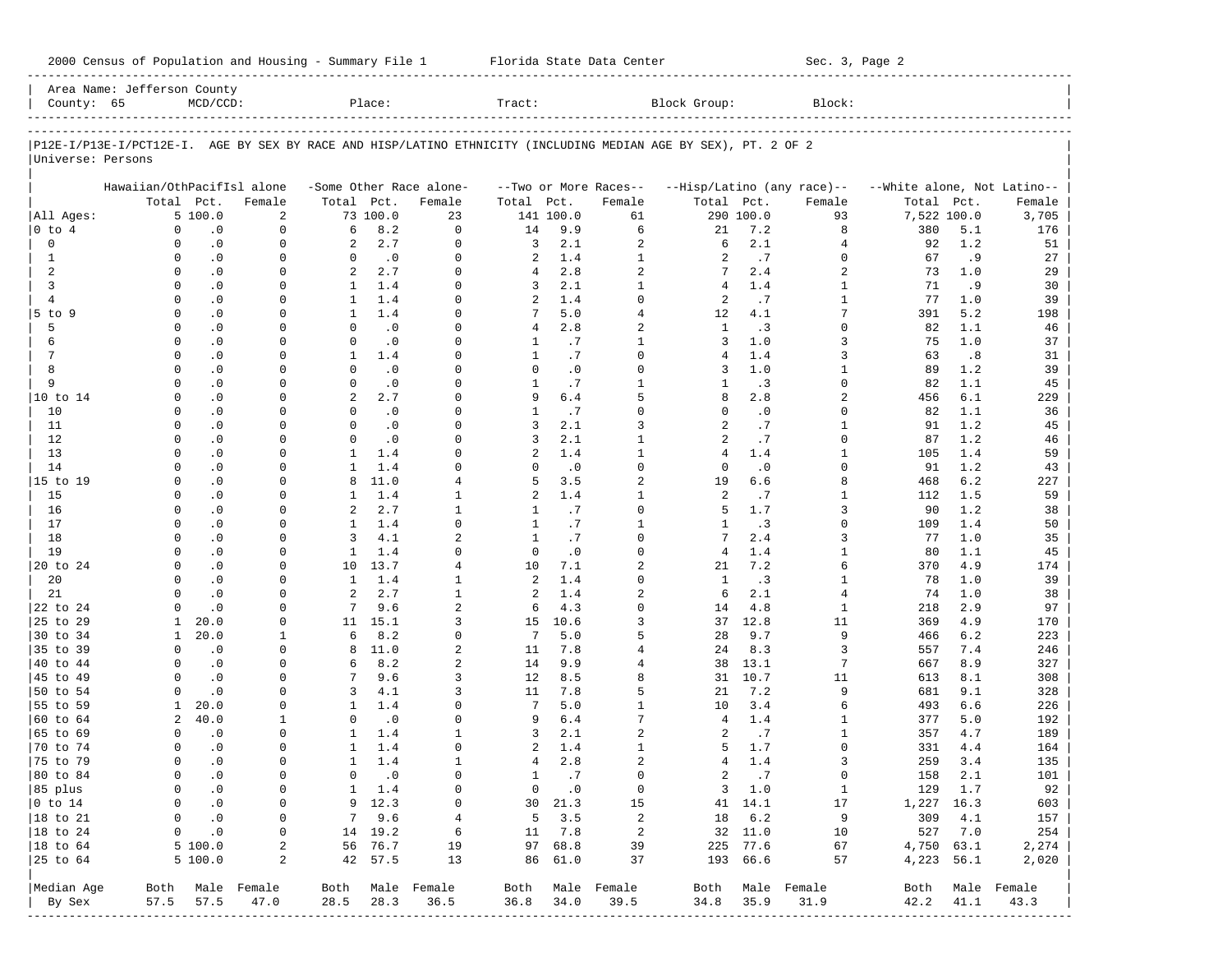2000 Census of Population and Housing - Summary File 1 Florida State Data Center Sec. 3, Page 2

Area Name: Jefferson County
County: 65 MCD/CCD: Place: Tract: Block Group: Block:

P12E-I/P13E-I/PCT12E-I. AGE BY SEX BY RACE AND HISP/LATINO ETHNICITY (INCLUDING MEDIAN AGE BY SEX), PT. 2 OF 2
Universe: Persons

| | Hawaiian/OthPacifIsl alone | | | -Some Other Race alone- | | | --Two or More Races-- | | | --Hisp/Latino (any race)-- | | | --White alone, Not Latino-- | | |
|---|---|---|---|---|---|---|---|---|---|---|---|---|---|---|---|
| | Total | Pct. | Female | Total | Pct. | Female | Total | Pct. | Female | Total | Pct. | Female | Total | Pct. | Female |
| All Ages: | 5 | 100.0 | 2 | 73 | 100.0 | 23 | 141 | 100.0 | 61 | 290 | 100.0 | 93 | 7,522 | 100.0 | 3,705 |
| 0 to 4 | 0 | .0 | 0 | 6 | 8.2 | 0 | 14 | 9.9 | 6 | 21 | 7.2 | 8 | 380 | 5.1 | 176 |
| 0 | 0 | .0 | 0 | 2 | 2.7 | 0 | 3 | 2.1 | 2 | 6 | 2.1 | 4 | 92 | 1.2 | 51 |
| 1 | 0 | .0 | 0 | 0 | .0 | 0 | 2 | 1.4 | 1 | 2 | .7 | 0 | 67 | .9 | 27 |
| 2 | 0 | .0 | 0 | 2 | 2.7 | 0 | 4 | 2.8 | 2 | 7 | 2.4 | 2 | 73 | 1.0 | 29 |
| 3 | 0 | .0 | 0 | 1 | 1.4 | 0 | 3 | 2.1 | 1 | 4 | 1.4 | 1 | 71 | .9 | 30 |
| 4 | 0 | .0 | 0 | 1 | 1.4 | 0 | 2 | 1.4 | 0 | 2 | .7 | 1 | 77 | 1.0 | 39 |
| 5 to 9 | 0 | .0 | 0 | 1 | 1.4 | 0 | 7 | 5.0 | 4 | 12 | 4.1 | 7 | 391 | 5.2 | 198 |
| 5 | 0 | .0 | 0 | 0 | .0 | 0 | 4 | 2.8 | 2 | 1 | .3 | 0 | 82 | 1.1 | 46 |
| 6 | 0 | .0 | 0 | 0 | .0 | 0 | 1 | .7 | 1 | 3 | 1.0 | 3 | 75 | 1.0 | 37 |
| 7 | 0 | .0 | 0 | 1 | 1.4 | 0 | 1 | .7 | 0 | 4 | 1.4 | 3 | 63 | .8 | 31 |
| 8 | 0 | .0 | 0 | 0 | .0 | 0 | 0 | .0 | 0 | 3 | 1.0 | 1 | 89 | 1.2 | 39 |
| 9 | 0 | .0 | 0 | 0 | .0 | 0 | 1 | .7 | 1 | 1 | .3 | 0 | 82 | 1.1 | 45 |
| 10 to 14 | 0 | .0 | 0 | 2 | 2.7 | 0 | 9 | 6.4 | 5 | 8 | 2.8 | 2 | 456 | 6.1 | 229 |
| 10 | 0 | .0 | 0 | 0 | .0 | 0 | 1 | .7 | 0 | 0 | .0 | 0 | 82 | 1.1 | 36 |
| 11 | 0 | .0 | 0 | 0 | .0 | 0 | 3 | 2.1 | 3 | 2 | .7 | 1 | 91 | 1.2 | 45 |
| 12 | 0 | .0 | 0 | 0 | .0 | 0 | 3 | 2.1 | 1 | 2 | .7 | 0 | 87 | 1.2 | 46 |
| 13 | 0 | .0 | 0 | 1 | 1.4 | 0 | 2 | 1.4 | 1 | 4 | 1.4 | 1 | 105 | 1.4 | 59 |
| 14 | 0 | .0 | 0 | 1 | 1.4 | 0 | 0 | .0 | 0 | 0 | .0 | 0 | 91 | 1.2 | 43 |
| 15 to 19 | 0 | .0 | 0 | 8 | 11.0 | 4 | 5 | 3.5 | 2 | 19 | 6.6 | 8 | 468 | 6.2 | 227 |
| 15 | 0 | .0 | 0 | 1 | 1.4 | 1 | 2 | 1.4 | 1 | 2 | .7 | 1 | 112 | 1.5 | 59 |
| 16 | 0 | .0 | 0 | 2 | 2.7 | 1 | 1 | .7 | 0 | 5 | 1.7 | 3 | 90 | 1.2 | 38 |
| 17 | 0 | .0 | 0 | 1 | 1.4 | 0 | 1 | .7 | 1 | 1 | .3 | 0 | 109 | 1.4 | 50 |
| 18 | 0 | .0 | 0 | 3 | 4.1 | 2 | 1 | .7 | 0 | 7 | 2.4 | 3 | 77 | 1.0 | 35 |
| 19 | 0 | .0 | 0 | 1 | 1.4 | 0 | 0 | .0 | 0 | 4 | 1.4 | 1 | 80 | 1.1 | 45 |
| 20 to 24 | 0 | .0 | 0 | 10 | 13.7 | 4 | 10 | 7.1 | 2 | 21 | 7.2 | 6 | 370 | 4.9 | 174 |
| 20 | 0 | .0 | 0 | 1 | 1.4 | 1 | 2 | 1.4 | 0 | 1 | .3 | 1 | 78 | 1.0 | 39 |
| 21 | 0 | .0 | 0 | 2 | 2.7 | 1 | 2 | 1.4 | 2 | 6 | 2.1 | 4 | 74 | 1.0 | 38 |
| 22 to 24 | 0 | .0 | 0 | 7 | 9.6 | 2 | 6 | 4.3 | 0 | 14 | 4.8 | 1 | 218 | 2.9 | 97 |
| 25 to 29 | 1 | 20.0 | 0 | 11 | 15.1 | 3 | 15 | 10.6 | 3 | 37 | 12.8 | 11 | 369 | 4.9 | 170 |
| 30 to 34 | 1 | 20.0 | 1 | 6 | 8.2 | 0 | 7 | 5.0 | 5 | 28 | 9.7 | 9 | 466 | 6.2 | 223 |
| 35 to 39 | 0 | .0 | 0 | 8 | 11.0 | 2 | 11 | 7.8 | 4 | 24 | 8.3 | 3 | 557 | 7.4 | 246 |
| 40 to 44 | 0 | .0 | 0 | 6 | 8.2 | 2 | 14 | 9.9 | 4 | 38 | 13.1 | 7 | 667 | 8.9 | 327 |
| 45 to 49 | 0 | .0 | 0 | 7 | 9.6 | 3 | 12 | 8.5 | 8 | 31 | 10.7 | 11 | 613 | 8.1 | 308 |
| 50 to 54 | 0 | .0 | 0 | 3 | 4.1 | 3 | 11 | 7.8 | 5 | 21 | 7.2 | 9 | 681 | 9.1 | 328 |
| 55 to 59 | 1 | 20.0 | 0 | 1 | 1.4 | 0 | 7 | 5.0 | 1 | 10 | 3.4 | 6 | 493 | 6.6 | 226 |
| 60 to 64 | 2 | 40.0 | 1 | 0 | .0 | 0 | 9 | 6.4 | 7 | 4 | 1.4 | 1 | 377 | 5.0 | 192 |
| 65 to 69 | 0 | .0 | 0 | 1 | 1.4 | 1 | 3 | 2.1 | 2 | 2 | .7 | 1 | 357 | 4.7 | 189 |
| 70 to 74 | 0 | .0 | 0 | 1 | 1.4 | 0 | 2 | 1.4 | 1 | 5 | 1.7 | 0 | 331 | 4.4 | 164 |
| 75 to 79 | 0 | .0 | 0 | 1 | 1.4 | 1 | 4 | 2.8 | 2 | 4 | 1.4 | 3 | 259 | 3.4 | 135 |
| 80 to 84 | 0 | .0 | 0 | 0 | .0 | 0 | 1 | .7 | 0 | 2 | .7 | 0 | 158 | 2.1 | 101 |
| 85 plus | 0 | .0 | 0 | 1 | 1.4 | 0 | 0 | .0 | 0 | 3 | 1.0 | 1 | 129 | 1.7 | 92 |
| 0 to 14 | 0 | .0 | 0 | 9 | 12.3 | 0 | 30 | 21.3 | 15 | 41 | 14.1 | 17 | 1,227 | 16.3 | 603 |
| 18 to 21 | 0 | .0 | 0 | 7 | 9.6 | 4 | 5 | 3.5 | 2 | 18 | 6.2 | 9 | 309 | 4.1 | 157 |
| 18 to 24 | 0 | .0 | 0 | 14 | 19.2 | 6 | 11 | 7.8 | 2 | 32 | 11.0 | 10 | 527 | 7.0 | 254 |
| 18 to 64 | 5 | 100.0 | 2 | 56 | 76.7 | 19 | 97 | 68.8 | 39 | 225 | 77.6 | 67 | 4,750 | 63.1 | 2,274 |
| 25 to 64 | 5 | 100.0 | 2 | 42 | 57.5 | 13 | 86 | 61.0 | 37 | 193 | 66.6 | 57 | 4,223 | 56.1 | 2,020 |
| Median Age | Both | Male | Female | Both | Male | Female | Both | Male | Female | Both | Male | Female | Both | Male | Female |
| By Sex | 57.5 | 57.5 | 47.0 | 28.5 | 28.3 | 36.5 | 36.8 | 34.0 | 39.5 | 34.8 | 35.9 | 31.9 | 42.2 | 41.1 | 43.3 |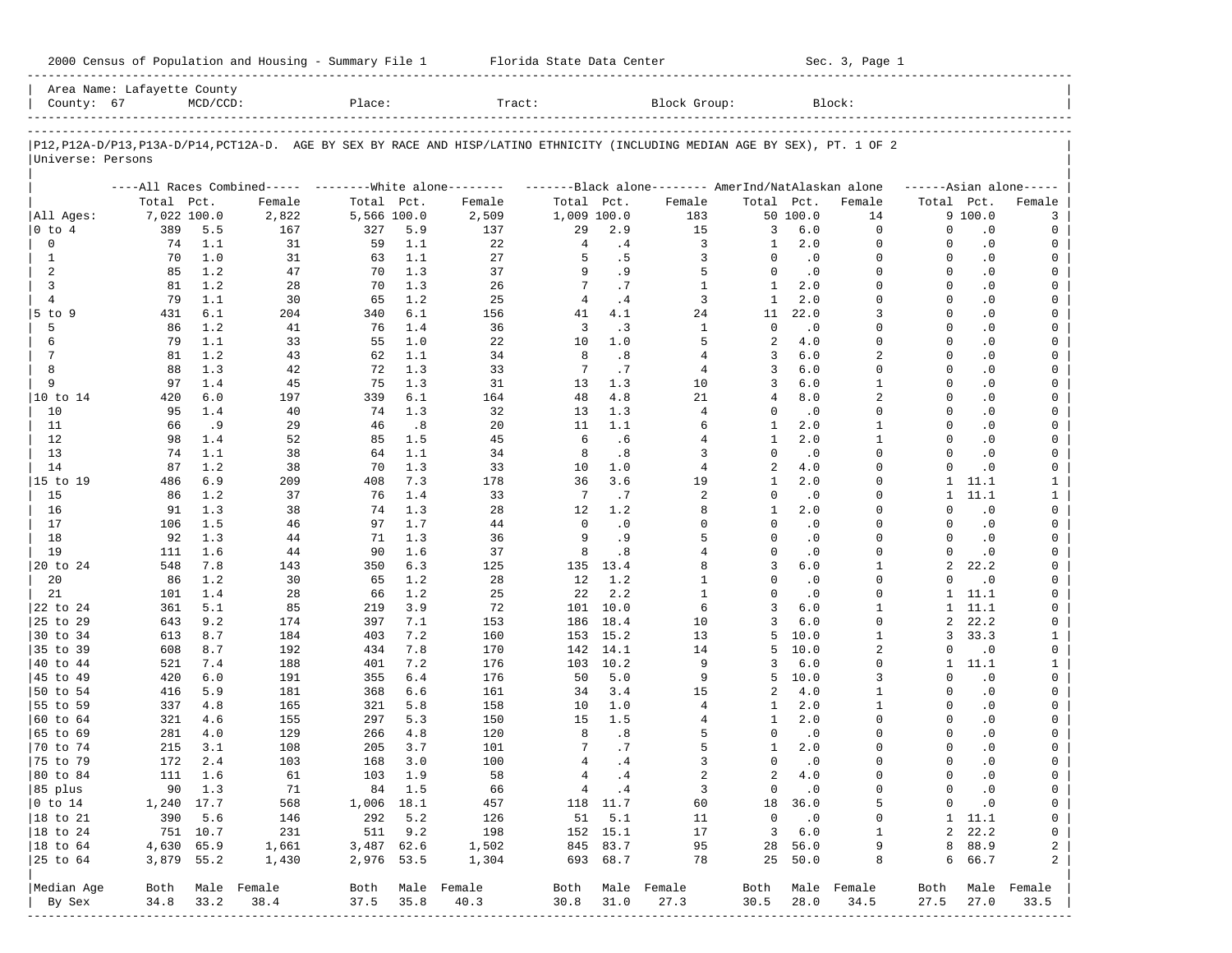2000 Census of Population and Housing - Summary File 1 &nbsp;&nbsp;&nbsp; Florida State Data Center &nbsp;&nbsp;&nbsp; Sec. 3, Page 1

Area Name: Lafayette County
County: 67 &nbsp; MCD/CCD: &nbsp; Place: &nbsp; Tract: &nbsp; Block Group: &nbsp; Block:

P12,P12A-D/P13,P13A-D/P14,PCT12A-D. AGE BY SEX BY RACE AND HISP/LATINO ETHNICITY (INCLUDING MEDIAN AGE BY SEX), PT. 1 OF 2
Universe: Persons

| | All Races Combined | | | White alone | | | Black alone | | | AmerInd/NatAlaskan alone | | | Asian alone | | |
|---|---|---|---|---|---|---|---|---|---|---|---|---|---|---|---|
| | Total | Pct. | Female | Total | Pct. | Female | Total | Pct. | Female | Total | Pct. | Female | Total | Pct. | Female |
| All Ages: | 7,022 | 100.0 | 2,822 | 5,566 | 100.0 | 2,509 | 1,009 | 100.0 | 183 | 50 | 100.0 | 14 | 9 | 100.0 | 3 |
| 0 to 4 | 389 | 5.5 | 167 | 327 | 5.9 | 137 | 29 | 2.9 | 15 | 3 | 6.0 | 0 | 0 | .0 | 0 |
| 0 | 74 | 1.1 | 31 | 59 | 1.1 | 22 | 4 | .4 | 3 | 1 | 2.0 | 0 | 0 | .0 | 0 |
| 1 | 70 | 1.0 | 31 | 63 | 1.1 | 27 | 5 | .5 | 3 | 0 | .0 | 0 | 0 | .0 | 0 |
| 2 | 85 | 1.2 | 47 | 70 | 1.3 | 37 | 9 | .9 | 5 | 0 | .0 | 0 | 0 | .0 | 0 |
| 3 | 81 | 1.2 | 28 | 70 | 1.3 | 26 | 7 | .7 | 1 | 1 | 2.0 | 0 | 0 | .0 | 0 |
| 4 | 79 | 1.1 | 30 | 65 | 1.2 | 25 | 4 | .4 | 3 | 1 | 2.0 | 0 | 0 | .0 | 0 |
| 5 to 9 | 431 | 6.1 | 204 | 340 | 6.1 | 156 | 41 | 4.1 | 24 | 11 | 22.0 | 3 | 0 | .0 | 0 |
| 5 | 86 | 1.2 | 41 | 76 | 1.4 | 36 | 3 | .3 | 1 | 0 | .0 | 0 | 0 | .0 | 0 |
| 6 | 79 | 1.1 | 33 | 55 | 1.0 | 22 | 10 | 1.0 | 5 | 2 | 4.0 | 0 | 0 | .0 | 0 |
| 7 | 81 | 1.2 | 43 | 62 | 1.1 | 34 | 8 | .8 | 4 | 3 | 6.0 | 2 | 0 | .0 | 0 |
| 8 | 88 | 1.3 | 42 | 72 | 1.3 | 33 | 7 | .7 | 4 | 3 | 6.0 | 0 | 0 | .0 | 0 |
| 9 | 97 | 1.4 | 45 | 75 | 1.3 | 31 | 13 | 1.3 | 10 | 3 | 6.0 | 1 | 0 | .0 | 0 |
| 10 to 14 | 420 | 6.0 | 197 | 339 | 6.1 | 164 | 48 | 4.8 | 21 | 4 | 8.0 | 2 | 0 | .0 | 0 |
| 10 | 95 | 1.4 | 40 | 74 | 1.3 | 32 | 13 | 1.3 | 4 | 0 | .0 | 0 | 0 | .0 | 0 |
| 11 | 66 | .9 | 29 | 46 | .8 | 20 | 11 | 1.1 | 6 | 1 | 2.0 | 1 | 0 | .0 | 0 |
| 12 | 98 | 1.4 | 52 | 85 | 1.5 | 45 | 6 | .6 | 4 | 1 | 2.0 | 1 | 0 | .0 | 0 |
| 13 | 74 | 1.1 | 38 | 64 | 1.1 | 34 | 8 | .8 | 3 | 0 | .0 | 0 | 0 | .0 | 0 |
| 14 | 87 | 1.2 | 38 | 70 | 1.3 | 33 | 10 | 1.0 | 4 | 2 | 4.0 | 0 | 0 | .0 | 0 |
| 15 to 19 | 486 | 6.9 | 209 | 408 | 7.3 | 178 | 36 | 3.6 | 19 | 1 | 2.0 | 0 | 1 | 11.1 | 1 |
| 15 | 86 | 1.2 | 37 | 76 | 1.4 | 33 | 7 | .7 | 2 | 0 | .0 | 0 | 1 | 11.1 | 1 |
| 16 | 91 | 1.3 | 38 | 74 | 1.3 | 28 | 12 | 1.2 | 8 | 1 | 2.0 | 0 | 0 | .0 | 0 |
| 17 | 106 | 1.5 | 46 | 97 | 1.7 | 44 | 0 | .0 | 0 | 0 | .0 | 0 | 0 | .0 | 0 |
| 18 | 92 | 1.3 | 44 | 71 | 1.3 | 36 | 9 | .9 | 5 | 0 | .0 | 0 | 0 | .0 | 0 |
| 19 | 111 | 1.6 | 44 | 90 | 1.6 | 37 | 8 | .8 | 4 | 0 | .0 | 0 | 0 | .0 | 0 |
| 20 to 24 | 548 | 7.8 | 143 | 350 | 6.3 | 125 | 135 | 13.4 | 8 | 3 | 6.0 | 1 | 2 | 22.2 | 0 |
| 20 | 86 | 1.2 | 30 | 65 | 1.2 | 28 | 12 | 1.2 | 1 | 0 | .0 | 0 | 0 | .0 | 0 |
| 21 | 101 | 1.4 | 28 | 66 | 1.2 | 25 | 22 | 2.2 | 1 | 0 | .0 | 0 | 1 | 11.1 | 0 |
| 22 to 24 | 361 | 5.1 | 85 | 219 | 3.9 | 72 | 101 | 10.0 | 6 | 3 | 6.0 | 1 | 1 | 11.1 | 0 |
| 25 to 29 | 643 | 9.2 | 174 | 397 | 7.1 | 153 | 186 | 18.4 | 10 | 3 | 6.0 | 0 | 2 | 22.2 | 0 |
| 30 to 34 | 613 | 8.7 | 184 | 403 | 7.2 | 160 | 153 | 15.2 | 13 | 5 | 10.0 | 1 | 3 | 33.3 | 1 |
| 35 to 39 | 608 | 8.7 | 192 | 434 | 7.8 | 170 | 142 | 14.1 | 14 | 5 | 10.0 | 2 | 0 | .0 | 0 |
| 40 to 44 | 521 | 7.4 | 188 | 401 | 7.2 | 176 | 103 | 10.2 | 9 | 3 | 6.0 | 0 | 1 | 11.1 | 1 |
| 45 to 49 | 420 | 6.0 | 191 | 355 | 6.4 | 176 | 50 | 5.0 | 9 | 5 | 10.0 | 3 | 0 | .0 | 0 |
| 50 to 54 | 416 | 5.9 | 181 | 368 | 6.6 | 161 | 34 | 3.4 | 15 | 2 | 4.0 | 1 | 0 | .0 | 0 |
| 55 to 59 | 337 | 4.8 | 165 | 321 | 5.8 | 158 | 10 | 1.0 | 4 | 1 | 2.0 | 1 | 0 | .0 | 0 |
| 60 to 64 | 321 | 4.6 | 155 | 297 | 5.3 | 150 | 15 | 1.5 | 4 | 1 | 2.0 | 0 | 0 | .0 | 0 |
| 65 to 69 | 281 | 4.0 | 129 | 266 | 4.8 | 120 | 8 | .8 | 5 | 0 | .0 | 0 | 0 | .0 | 0 |
| 70 to 74 | 215 | 3.1 | 108 | 205 | 3.7 | 101 | 7 | .7 | 5 | 1 | 2.0 | 0 | 0 | .0 | 0 |
| 75 to 79 | 172 | 2.4 | 103 | 168 | 3.0 | 100 | 4 | .4 | 3 | 0 | .0 | 0 | 0 | .0 | 0 |
| 80 to 84 | 111 | 1.6 | 61 | 103 | 1.9 | 58 | 4 | .4 | 2 | 2 | 4.0 | 0 | 0 | .0 | 0 |
| 85 plus | 90 | 1.3 | 71 | 84 | 1.5 | 66 | 4 | .4 | 3 | 0 | .0 | 0 | 0 | .0 | 0 |
| 0 to 14 | 1,240 | 17.7 | 568 | 1,006 | 18.1 | 457 | 118 | 11.7 | 60 | 18 | 36.0 | 5 | 0 | .0 | 0 |
| 18 to 21 | 390 | 5.6 | 146 | 292 | 5.2 | 126 | 51 | 5.1 | 11 | 0 | .0 | 0 | 1 | 11.1 | 0 |
| 18 to 24 | 751 | 10.7 | 231 | 511 | 9.2 | 198 | 152 | 15.1 | 17 | 3 | 6.0 | 1 | 2 | 22.2 | 0 |
| 18 to 64 | 4,630 | 65.9 | 1,661 | 3,487 | 62.6 | 1,502 | 845 | 83.7 | 95 | 28 | 56.0 | 9 | 8 | 88.9 | 2 |
| 25 to 64 | 3,879 | 55.2 | 1,430 | 2,976 | 53.5 | 1,304 | 693 | 68.7 | 78 | 25 | 50.0 | 8 | 6 | 66.7 | 2 |
| Median Age | Both | Male | Female | Both | Male | Female | Both | Male | Female | Both | Male | Female | Both | Male | Female |
| By Sex | 34.8 | 33.2 | 38.4 | 37.5 | 35.8 | 40.3 | 30.8 | 31.0 | 27.3 | 30.5 | 28.0 | 34.5 | 27.5 | 27.0 | 33.5 |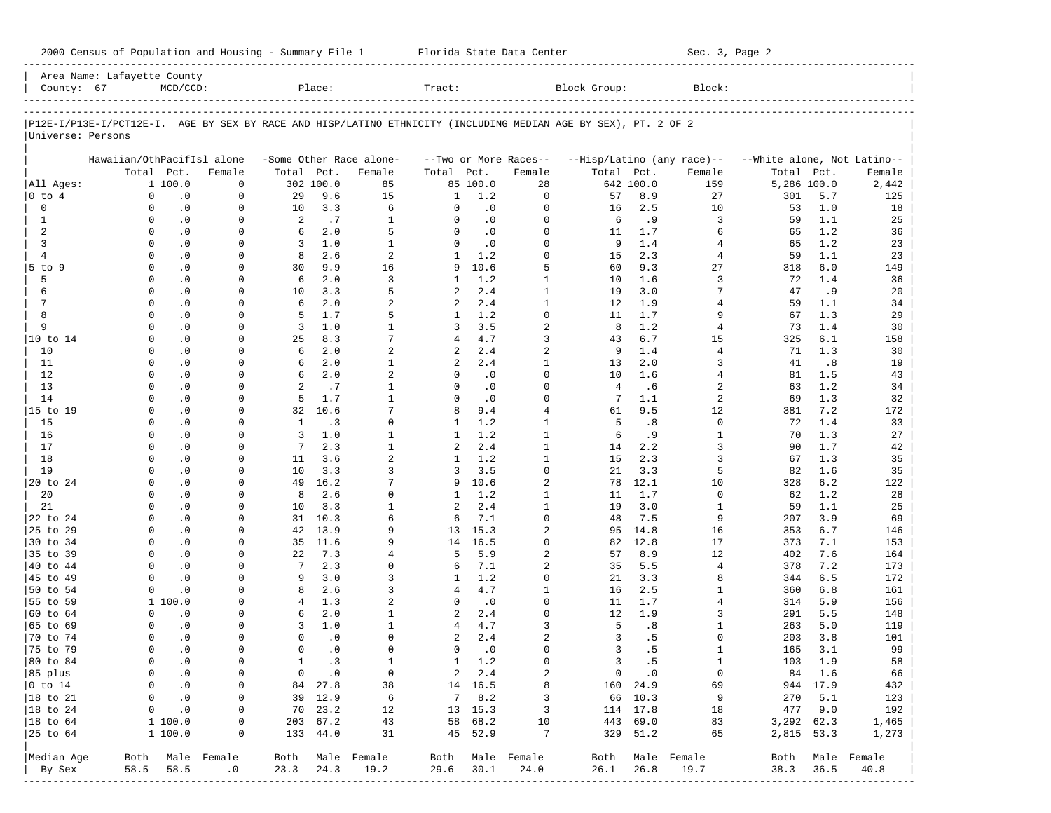2000 Census of Population and Housing - Summary File 1 Florida State Data Center Sec. 3, Page 2

| Area Name: Lafayette County | | | | | |
|---|---|---|---|---|---|
| County: 67 | MCD/CCD: | Place: | Tract: | Block Group: | Block: |

P12E-I/P13E-I/PCT12E-I. AGE BY SEX BY RACE AND HISP/LATINO ETHNICITY (INCLUDING MEDIAN AGE BY SEX), PT. 2 OF 2

Universe: Persons

| | Hawaiian/OthPacifIsl alone | | | -Some Other Race alone- | | | --Two or More Races-- | | | --Hisp/Latino (any race)-- | | | --White alone, Not Latino-- | | |
|---|---|---|---|---|---|---|---|---|---|---|---|---|---|---|---|
| | Total | Pct. | Female | Total | Pct. | Female | Total | Pct. | Female | Total | Pct. | Female | Total | Pct. | Female |
| All Ages: | 1 | 100.0 | 0 | 302 | 100.0 | 85 | 85 | 100.0 | 28 | 642 | 100.0 | 159 | 5,286 | 100.0 | 2,442 |
| 0 to 4 | 0 | .0 | 0 | 29 | 9.6 | 15 | 1 | 1.2 | 0 | 57 | 8.9 | 27 | 301 | 5.7 | 125 |
| 0 | 0 | .0 | 0 | 10 | 3.3 | 6 | 0 | .0 | 0 | 16 | 2.5 | 10 | 53 | 1.0 | 18 |
| 1 | 0 | .0 | 0 | 2 | .7 | 1 | 0 | .0 | 0 | 6 | .9 | 3 | 59 | 1.1 | 25 |
| 2 | 0 | .0 | 0 | 6 | 2.0 | 5 | 0 | .0 | 0 | 11 | 1.7 | 6 | 65 | 1.2 | 36 |
| 3 | 0 | .0 | 0 | 3 | 1.0 | 1 | 0 | .0 | 0 | 9 | 1.4 | 4 | 65 | 1.2 | 23 |
| 4 | 0 | .0 | 0 | 8 | 2.6 | 2 | 1 | 1.2 | 0 | 15 | 2.3 | 4 | 59 | 1.1 | 23 |
| 5 to 9 | 0 | .0 | 0 | 30 | 9.9 | 16 | 9 | 10.6 | 5 | 60 | 9.3 | 27 | 318 | 6.0 | 149 |
| 5 | 0 | .0 | 0 | 6 | 2.0 | 3 | 1 | 1.2 | 1 | 10 | 1.6 | 3 | 72 | 1.4 | 36 |
| 6 | 0 | .0 | 0 | 10 | 3.3 | 5 | 2 | 2.4 | 1 | 19 | 3.0 | 7 | 47 | .9 | 20 |
| 7 | 0 | .0 | 0 | 6 | 2.0 | 2 | 2 | 2.4 | 1 | 12 | 1.9 | 4 | 59 | 1.1 | 34 |
| 8 | 0 | .0 | 0 | 5 | 1.7 | 5 | 1 | 1.2 | 0 | 11 | 1.7 | 9 | 67 | 1.3 | 29 |
| 9 | 0 | .0 | 0 | 3 | 1.0 | 1 | 3 | 3.5 | 2 | 8 | 1.2 | 4 | 73 | 1.4 | 30 |
| 10 to 14 | 0 | .0 | 0 | 25 | 8.3 | 7 | 4 | 4.7 | 3 | 43 | 6.7 | 15 | 325 | 6.1 | 158 |
| 10 | 0 | .0 | 0 | 6 | 2.0 | 2 | 2 | 2.4 | 2 | 9 | 1.4 | 4 | 71 | 1.3 | 30 |
| 11 | 0 | .0 | 0 | 6 | 2.0 | 1 | 2 | 2.4 | 1 | 13 | 2.0 | 3 | 41 | .8 | 19 |
| 12 | 0 | .0 | 0 | 6 | 2.0 | 2 | 0 | .0 | 0 | 10 | 1.6 | 4 | 81 | 1.5 | 43 |
| 13 | 0 | .0 | 0 | 2 | .7 | 1 | 0 | .0 | 0 | 4 | .6 | 2 | 63 | 1.2 | 34 |
| 14 | 0 | .0 | 0 | 5 | 1.7 | 1 | 0 | .0 | 0 | 7 | 1.1 | 2 | 69 | 1.3 | 32 |
| 15 to 19 | 0 | .0 | 0 | 32 | 10.6 | 7 | 8 | 9.4 | 4 | 61 | 9.5 | 12 | 381 | 7.2 | 172 |
| 15 | 0 | .0 | 0 | 1 | .3 | 0 | 1 | 1.2 | 1 | 5 | .8 | 0 | 72 | 1.4 | 33 |
| 16 | 0 | .0 | 0 | 3 | 1.0 | 1 | 1 | 1.2 | 1 | 6 | .9 | 1 | 70 | 1.3 | 27 |
| 17 | 0 | .0 | 0 | 7 | 2.3 | 1 | 2 | 2.4 | 1 | 14 | 2.2 | 3 | 90 | 1.7 | 42 |
| 18 | 0 | .0 | 0 | 11 | 3.6 | 2 | 1 | 1.2 | 1 | 15 | 2.3 | 3 | 67 | 1.3 | 35 |
| 19 | 0 | .0 | 0 | 10 | 3.3 | 3 | 3 | 3.5 | 0 | 21 | 3.3 | 5 | 82 | 1.6 | 35 |
| 20 to 24 | 0 | .0 | 0 | 49 | 16.2 | 7 | 9 | 10.6 | 2 | 78 | 12.1 | 10 | 328 | 6.2 | 122 |
| 20 | 0 | .0 | 0 | 8 | 2.6 | 0 | 1 | 1.2 | 1 | 11 | 1.7 | 0 | 62 | 1.2 | 28 |
| 21 | 0 | .0 | 0 | 10 | 3.3 | 1 | 2 | 2.4 | 1 | 19 | 3.0 | 1 | 59 | 1.1 | 25 |
| 22 to 24 | 0 | .0 | 0 | 31 | 10.3 | 6 | 6 | 7.1 | 0 | 48 | 7.5 | 9 | 207 | 3.9 | 69 |
| 25 to 29 | 0 | .0 | 0 | 42 | 13.9 | 9 | 13 | 15.3 | 2 | 95 | 14.8 | 16 | 353 | 6.7 | 146 |
| 30 to 34 | 0 | .0 | 0 | 35 | 11.6 | 9 | 14 | 16.5 | 0 | 82 | 12.8 | 17 | 373 | 7.1 | 153 |
| 35 to 39 | 0 | .0 | 0 | 22 | 7.3 | 4 | 5 | 5.9 | 2 | 57 | 8.9 | 12 | 402 | 7.6 | 164 |
| 40 to 44 | 0 | .0 | 0 | 7 | 2.3 | 0 | 6 | 7.1 | 2 | 35 | 5.5 | 4 | 378 | 7.2 | 173 |
| 45 to 49 | 0 | .0 | 0 | 9 | 3.0 | 3 | 1 | 1.2 | 0 | 21 | 3.3 | 8 | 344 | 6.5 | 172 |
| 50 to 54 | 0 | .0 | 0 | 8 | 2.6 | 3 | 4 | 4.7 | 1 | 16 | 2.5 | 1 | 360 | 6.8 | 161 |
| 55 to 59 | 1 | 100.0 | 0 | 4 | 1.3 | 2 | 0 | .0 | 0 | 11 | 1.7 | 4 | 314 | 5.9 | 156 |
| 60 to 64 | 0 | .0 | 0 | 6 | 2.0 | 1 | 2 | 2.4 | 0 | 12 | 1.9 | 3 | 291 | 5.5 | 148 |
| 65 to 69 | 0 | .0 | 0 | 3 | 1.0 | 1 | 4 | 4.7 | 3 | 5 | .8 | 1 | 263 | 5.0 | 119 |
| 70 to 74 | 0 | .0 | 0 | 0 | .0 | 0 | 2 | 2.4 | 2 | 3 | .5 | 0 | 203 | 3.8 | 101 |
| 75 to 79 | 0 | .0 | 0 | 0 | .0 | 0 | 0 | .0 | 0 | 3 | .5 | 1 | 165 | 3.1 | 99 |
| 80 to 84 | 0 | .0 | 0 | 1 | .3 | 1 | 1 | 1.2 | 0 | 3 | .5 | 1 | 103 | 1.9 | 58 |
| 85 plus | 0 | .0 | 0 | 0 | .0 | 0 | 2 | 2.4 | 2 | 0 | .0 | 0 | 84 | 1.6 | 66 |
| 0 to 14 | 0 | .0 | 0 | 84 | 27.8 | 38 | 14 | 16.5 | 8 | 160 | 24.9 | 69 | 944 | 17.9 | 432 |
| 18 to 21 | 0 | .0 | 0 | 39 | 12.9 | 6 | 7 | 8.2 | 3 | 66 | 10.3 | 9 | 270 | 5.1 | 123 |
| 18 to 24 | 0 | .0 | 0 | 70 | 23.2 | 12 | 13 | 15.3 | 3 | 114 | 17.8 | 18 | 477 | 9.0 | 192 |
| 18 to 64 | 1 | 100.0 | 0 | 203 | 67.2 | 43 | 58 | 68.2 | 10 | 443 | 69.0 | 83 | 3,292 | 62.3 | 1,465 |
| 25 to 64 | 1 | 100.0 | 0 | 133 | 44.0 | 31 | 45 | 52.9 | 7 | 329 | 51.2 | 65 | 2,815 | 53.3 | 1,273 |
| Median Age | Both | Male | Female | Both | Male | Female | Both | Male | Female | Both | Male | Female | Both | Male | Female |
| By Sex | 58.5 | 58.5 | .0 | 23.3 | 24.3 | 19.2 | 29.6 | 30.1 | 24.0 | 26.1 | 26.8 | 19.7 | 38.3 | 36.5 | 40.8 |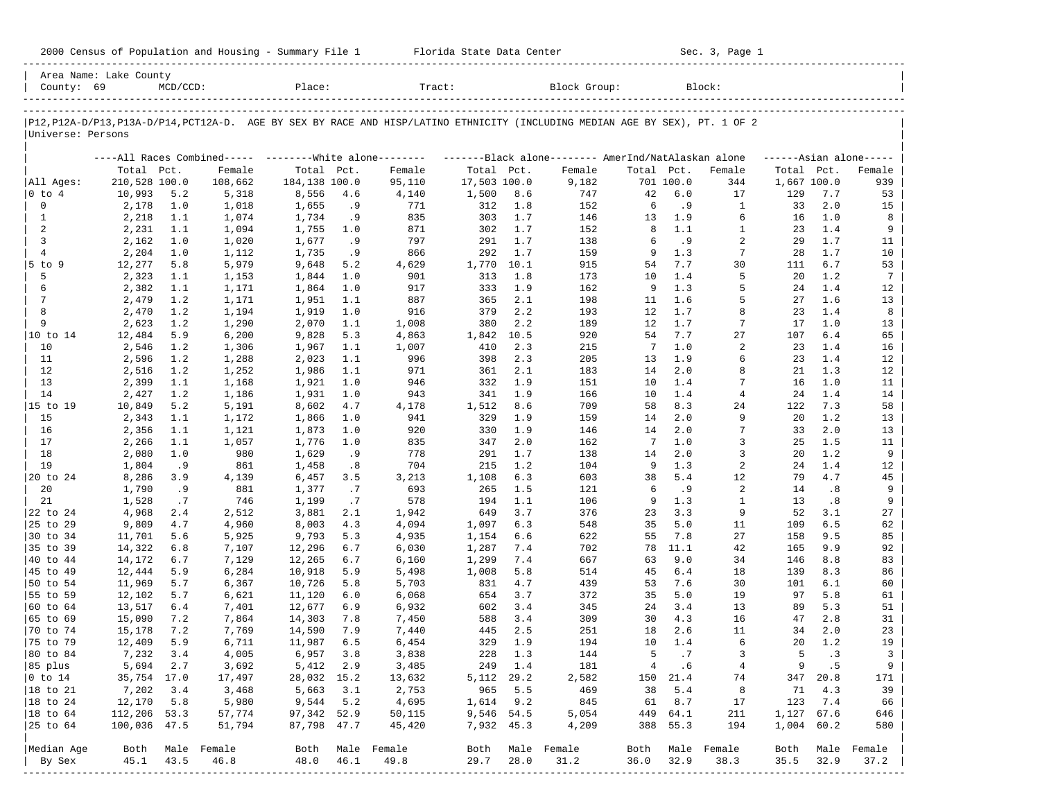2000 Census of Population and Housing - Summary File 1 Florida State Data Center Sec. 3, Page 1

| Area Name: Lake County | | | | | |
|---|---|---|---|---|---|
| County: 69 | MCD/CCD: | Place: | Tract: | Block Group: | Block: |

P12,P12A-D/P13,P13A-D/P14,PCT12A-D. AGE BY SEX BY RACE AND HISP/LATINO ETHNICITY (INCLUDING MEDIAN AGE BY SEX), PT. 1 OF 2

Universe: Persons

| | All Races Combined | | | White alone | | | Black alone | | | AmerInd/NatAlaskan alone | | | Asian alone | | |
|---|---|---|---|---|---|---|---|---|---|---|---|---|---|---|---|
| | Total | Pct. | Female | Total | Pct. | Female | Total | Pct. | Female | Total | Pct. | Female | Total | Pct. | Female |
| All Ages: | 210,528 | 100.0 | 108,662 | 184,138 | 100.0 | 95,110 | 17,503 | 100.0 | 9,182 | 701 | 100.0 | 344 | 1,667 | 100.0 | 939 |
| 0 to 4 | 10,993 | 5.2 | 5,318 | 8,556 | 4.6 | 4,140 | 1,500 | 8.6 | 747 | 42 | 6.0 | 17 | 129 | 7.7 | 53 |
| 0 | 2,178 | 1.0 | 1,018 | 1,655 | .9 | 771 | 312 | 1.8 | 152 | 6 | .9 | 1 | 33 | 2.0 | 15 |
| 1 | 2,218 | 1.1 | 1,074 | 1,734 | .9 | 835 | 303 | 1.7 | 146 | 13 | 1.9 | 6 | 16 | 1.0 | 8 |
| 2 | 2,231 | 1.1 | 1,094 | 1,755 | 1.0 | 871 | 302 | 1.7 | 152 | 8 | 1.1 | 1 | 23 | 1.4 | 9 |
| 3 | 2,162 | 1.0 | 1,020 | 1,677 | .9 | 797 | 291 | 1.7 | 138 | 6 | .9 | 2 | 29 | 1.7 | 11 |
| 4 | 2,204 | 1.0 | 1,112 | 1,735 | .9 | 866 | 292 | 1.7 | 159 | 9 | 1.3 | 7 | 28 | 1.7 | 10 |
| 5 to 9 | 12,277 | 5.8 | 5,979 | 9,648 | 5.2 | 4,629 | 1,770 | 10.1 | 915 | 54 | 7.7 | 30 | 111 | 6.7 | 53 |
| 5 | 2,323 | 1.1 | 1,153 | 1,844 | 1.0 | 901 | 313 | 1.8 | 173 | 10 | 1.4 | 5 | 20 | 1.2 | 7 |
| 6 | 2,382 | 1.1 | 1,171 | 1,864 | 1.0 | 917 | 333 | 1.9 | 162 | 9 | 1.3 | 5 | 24 | 1.4 | 12 |
| 7 | 2,479 | 1.2 | 1,171 | 1,951 | 1.1 | 887 | 365 | 2.1 | 198 | 11 | 1.6 | 5 | 27 | 1.6 | 13 |
| 8 | 2,470 | 1.2 | 1,194 | 1,919 | 1.0 | 916 | 379 | 2.2 | 193 | 12 | 1.7 | 8 | 23 | 1.4 | 8 |
| 9 | 2,623 | 1.2 | 1,290 | 2,070 | 1.1 | 1,008 | 380 | 2.2 | 189 | 12 | 1.7 | 7 | 17 | 1.0 | 13 |
| 10 to 14 | 12,484 | 5.9 | 6,200 | 9,828 | 5.3 | 4,863 | 1,842 | 10.5 | 920 | 54 | 7.7 | 27 | 107 | 6.4 | 65 |
| 10 | 2,546 | 1.2 | 1,306 | 1,967 | 1.1 | 1,007 | 410 | 2.3 | 215 | 7 | 1.0 | 2 | 23 | 1.4 | 16 |
| 11 | 2,596 | 1.2 | 1,288 | 2,023 | 1.1 | 996 | 398 | 2.3 | 205 | 13 | 1.9 | 6 | 23 | 1.4 | 12 |
| 12 | 2,516 | 1.2 | 1,252 | 1,986 | 1.1 | 971 | 361 | 2.1 | 183 | 14 | 2.0 | 8 | 21 | 1.3 | 12 |
| 13 | 2,399 | 1.1 | 1,168 | 1,921 | 1.0 | 946 | 332 | 1.9 | 151 | 10 | 1.4 | 7 | 16 | 1.0 | 11 |
| 14 | 2,427 | 1.2 | 1,186 | 1,931 | 1.0 | 943 | 341 | 1.9 | 166 | 10 | 1.4 | 4 | 24 | 1.4 | 14 |
| 15 to 19 | 10,849 | 5.2 | 5,191 | 8,602 | 4.7 | 4,178 | 1,512 | 8.6 | 709 | 58 | 8.3 | 24 | 122 | 7.3 | 58 |
| 15 | 2,343 | 1.1 | 1,172 | 1,866 | 1.0 | 941 | 329 | 1.9 | 159 | 14 | 2.0 | 9 | 20 | 1.2 | 13 |
| 16 | 2,356 | 1.1 | 1,121 | 1,873 | 1.0 | 920 | 330 | 1.9 | 146 | 14 | 2.0 | 7 | 33 | 2.0 | 13 |
| 17 | 2,266 | 1.1 | 1,057 | 1,776 | 1.0 | 835 | 347 | 2.0 | 162 | 7 | 1.0 | 3 | 25 | 1.5 | 11 |
| 18 | 2,080 | 1.0 | 980 | 1,629 | .9 | 778 | 291 | 1.7 | 138 | 14 | 2.0 | 3 | 20 | 1.2 | 9 |
| 19 | 1,804 | .9 | 861 | 1,458 | .8 | 704 | 215 | 1.2 | 104 | 9 | 1.3 | 2 | 24 | 1.4 | 12 |
| 20 to 24 | 8,286 | 3.9 | 4,139 | 6,457 | 3.5 | 3,213 | 1,108 | 6.3 | 603 | 38 | 5.4 | 12 | 79 | 4.7 | 45 |
| 20 | 1,790 | .9 | 881 | 1,377 | .7 | 693 | 265 | 1.5 | 121 | 6 | .9 | 2 | 14 | .8 | 9 |
| 21 | 1,528 | .7 | 746 | 1,199 | .7 | 578 | 194 | 1.1 | 106 | 9 | 1.3 | 1 | 13 | .8 | 9 |
| 22 to 24 | 4,968 | 2.4 | 2,512 | 3,881 | 2.1 | 1,942 | 649 | 3.7 | 376 | 23 | 3.3 | 9 | 52 | 3.1 | 27 |
| 25 to 29 | 9,809 | 4.7 | 4,960 | 8,003 | 4.3 | 4,094 | 1,097 | 6.3 | 548 | 35 | 5.0 | 11 | 109 | 6.5 | 62 |
| 30 to 34 | 11,701 | 5.6 | 5,925 | 9,793 | 5.3 | 4,935 | 1,154 | 6.6 | 622 | 55 | 7.8 | 27 | 158 | 9.5 | 85 |
| 35 to 39 | 14,322 | 6.8 | 7,107 | 12,296 | 6.7 | 6,030 | 1,287 | 7.4 | 702 | 78 | 11.1 | 42 | 165 | 9.9 | 92 |
| 40 to 44 | 14,172 | 6.7 | 7,129 | 12,265 | 6.7 | 6,160 | 1,299 | 7.4 | 667 | 63 | 9.0 | 34 | 146 | 8.8 | 83 |
| 45 to 49 | 12,444 | 5.9 | 6,284 | 10,918 | 5.9 | 5,498 | 1,008 | 5.8 | 514 | 45 | 6.4 | 18 | 139 | 8.3 | 86 |
| 50 to 54 | 11,969 | 5.7 | 6,367 | 10,726 | 5.8 | 5,703 | 831 | 4.7 | 439 | 53 | 7.6 | 30 | 101 | 6.1 | 60 |
| 55 to 59 | 12,102 | 5.7 | 6,621 | 11,120 | 6.0 | 6,068 | 654 | 3.7 | 372 | 35 | 5.0 | 19 | 97 | 5.8 | 61 |
| 60 to 64 | 13,517 | 6.4 | 7,401 | 12,677 | 6.9 | 6,932 | 602 | 3.4 | 345 | 24 | 3.4 | 13 | 89 | 5.3 | 51 |
| 65 to 69 | 15,090 | 7.2 | 7,864 | 14,303 | 7.8 | 7,450 | 588 | 3.4 | 309 | 30 | 4.3 | 16 | 47 | 2.8 | 31 |
| 70 to 74 | 15,178 | 7.2 | 7,769 | 14,590 | 7.9 | 7,440 | 445 | 2.5 | 251 | 18 | 2.6 | 11 | 34 | 2.0 | 23 |
| 75 to 79 | 12,409 | 5.9 | 6,711 | 11,987 | 6.5 | 6,454 | 329 | 1.9 | 194 | 10 | 1.4 | 6 | 20 | 1.2 | 19 |
| 80 to 84 | 7,232 | 3.4 | 4,005 | 6,957 | 3.8 | 3,838 | 228 | 1.3 | 144 | 5 | .7 | 3 | 5 | .3 | 3 |
| 85 plus | 5,694 | 2.7 | 3,692 | 5,412 | 2.9 | 3,485 | 249 | 1.4 | 181 | 4 | .6 | 4 | 9 | .5 | 9 |
| 0 to 14 | 35,754 | 17.0 | 17,497 | 28,032 | 15.2 | 13,632 | 5,112 | 29.2 | 2,582 | 150 | 21.4 | 74 | 347 | 20.8 | 171 |
| 18 to 21 | 7,202 | 3.4 | 3,468 | 5,663 | 3.1 | 2,753 | 965 | 5.5 | 469 | 38 | 5.4 | 8 | 71 | 4.3 | 39 |
| 18 to 24 | 12,170 | 5.8 | 5,980 | 9,544 | 5.2 | 4,695 | 1,614 | 9.2 | 845 | 61 | 8.7 | 17 | 123 | 7.4 | 66 |
| 18 to 64 | 112,206 | 53.3 | 57,774 | 97,342 | 52.9 | 50,115 | 9,546 | 54.5 | 5,054 | 449 | 64.1 | 211 | 1,127 | 67.6 | 646 |
| 25 to 64 | 100,036 | 47.5 | 51,794 | 87,798 | 47.7 | 45,420 | 7,932 | 45.3 | 4,209 | 388 | 55.3 | 194 | 1,004 | 60.2 | 580 |
| Median Age | Both | Male | Female | Both | Male | Female | Both | Male | Female | Both | Male | Female | Both | Male | Female |
| By Sex | 45.1 | 43.5 | 46.8 | 48.0 | 46.1 | 49.8 | 29.7 | 28.0 | 31.2 | 36.0 | 32.9 | 38.3 | 35.5 | 32.9 | 37.2 |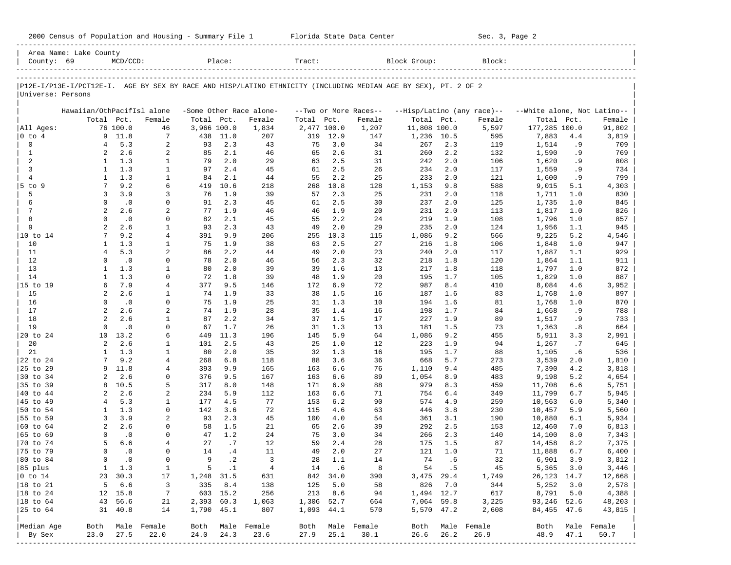2000 Census of Population and Housing - Summary File 1 Florida State Data Center Sec. 3, Page 2

Area Name: Lake County
County: 69 MCD/CCD: Place: Tract: Block Group: Block:

P12E-I/P13E-I/PCT12E-I. AGE BY SEX BY RACE AND HISP/LATINO ETHNICITY (INCLUDING MEDIAN AGE BY SEX), PT. 2 OF 2
Universe: Persons

| | Hawaiian/OthPacifIsl alone | | | -Some Other Race alone- | | | --Two or More Races-- | | | --Hisp/Latino (any race)-- | | | --White alone, Not Latino-- | | |
|---|---|---|---|---|---|---|---|---|---|---|---|---|---|---|---|
| | Total | Pct. | Female | Total | Pct. | Female | Total | Pct. | Female | Total | Pct. | Female | Total | Pct. | Female |
| All Ages: | 76 | 100.0 | 46 | 3,966 | 100.0 | 1,834 | 2,477 | 100.0 | 1,207 | 11,808 | 100.0 | 5,597 | 177,285 | 100.0 | 91,802 |
| 0 to 4 | 9 | 11.8 | 7 | 438 | 11.0 | 207 | 319 | 12.9 | 147 | 1,236 | 10.5 | 595 | 7,883 | 4.4 | 3,819 |
| 0 | 4 | 5.3 | 2 | 93 | 2.3 | 43 | 75 | 3.0 | 34 | 267 | 2.3 | 119 | 1,514 | .9 | 709 |
| 1 | 2 | 2.6 | 2 | 85 | 2.1 | 46 | 65 | 2.6 | 31 | 260 | 2.2 | 132 | 1,590 | .9 | 769 |
| 2 | 1 | 1.3 | 1 | 79 | 2.0 | 29 | 63 | 2.5 | 31 | 242 | 2.0 | 106 | 1,620 | .9 | 808 |
| 3 | 1 | 1.3 | 1 | 97 | 2.4 | 45 | 61 | 2.5 | 26 | 234 | 2.0 | 117 | 1,559 | .9 | 734 |
| 4 | 1 | 1.3 | 1 | 84 | 2.1 | 44 | 55 | 2.2 | 25 | 233 | 2.0 | 121 | 1,600 | .9 | 799 |
| 5 to 9 | 7 | 9.2 | 6 | 419 | 10.6 | 218 | 268 | 10.8 | 128 | 1,153 | 9.8 | 588 | 9,015 | 5.1 | 4,303 |
| 5 | 3 | 3.9 | 3 | 76 | 1.9 | 39 | 57 | 2.3 | 25 | 231 | 2.0 | 118 | 1,711 | 1.0 | 830 |
| 6 | 0 | .0 | 0 | 91 | 2.3 | 45 | 61 | 2.5 | 30 | 237 | 2.0 | 125 | 1,735 | 1.0 | 845 |
| 7 | 2 | 2.6 | 2 | 77 | 1.9 | 46 | 46 | 1.9 | 20 | 231 | 2.0 | 113 | 1,817 | 1.0 | 826 |
| 8 | 0 | .0 | 0 | 82 | 2.1 | 45 | 55 | 2.2 | 24 | 219 | 1.9 | 108 | 1,796 | 1.0 | 857 |
| 9 | 2 | 2.6 | 1 | 93 | 2.3 | 43 | 49 | 2.0 | 29 | 235 | 2.0 | 124 | 1,956 | 1.1 | 945 |
| 10 to 14 | 7 | 9.2 | 4 | 391 | 9.9 | 206 | 255 | 10.3 | 115 | 1,086 | 9.2 | 566 | 9,225 | 5.2 | 4,546 |
| 10 | 1 | 1.3 | 1 | 75 | 1.9 | 38 | 63 | 2.5 | 27 | 216 | 1.8 | 106 | 1,848 | 1.0 | 947 |
| 11 | 4 | 5.3 | 2 | 86 | 2.2 | 44 | 49 | 2.0 | 23 | 240 | 2.0 | 117 | 1,887 | 1.1 | 929 |
| 12 | 0 | .0 | 0 | 78 | 2.0 | 46 | 56 | 2.3 | 32 | 218 | 1.8 | 120 | 1,864 | 1.1 | 911 |
| 13 | 1 | 1.3 | 1 | 80 | 2.0 | 39 | 39 | 1.6 | 13 | 217 | 1.8 | 118 | 1,797 | 1.0 | 872 |
| 14 | 1 | 1.3 | 0 | 72 | 1.8 | 39 | 48 | 1.9 | 20 | 195 | 1.7 | 105 | 1,829 | 1.0 | 887 |
| 15 to 19 | 6 | 7.9 | 4 | 377 | 9.5 | 146 | 172 | 6.9 | 72 | 987 | 8.4 | 410 | 8,084 | 4.6 | 3,952 |
| 15 | 2 | 2.6 | 1 | 74 | 1.9 | 33 | 38 | 1.5 | 16 | 187 | 1.6 | 83 | 1,768 | 1.0 | 897 |
| 16 | 0 | .0 | 0 | 75 | 1.9 | 25 | 31 | 1.3 | 10 | 194 | 1.6 | 81 | 1,768 | 1.0 | 870 |
| 17 | 2 | 2.6 | 2 | 74 | 1.9 | 28 | 35 | 1.4 | 16 | 198 | 1.7 | 84 | 1,668 | .9 | 788 |
| 18 | 2 | 2.6 | 1 | 87 | 2.2 | 34 | 37 | 1.5 | 17 | 227 | 1.9 | 89 | 1,517 | .9 | 733 |
| 19 | 0 | .0 | 0 | 67 | 1.7 | 26 | 31 | 1.3 | 13 | 181 | 1.5 | 73 | 1,363 | .8 | 664 |
| 20 to 24 | 10 | 13.2 | 6 | 449 | 11.3 | 196 | 145 | 5.9 | 64 | 1,086 | 9.2 | 455 | 5,911 | 3.3 | 2,991 |
| 20 | 2 | 2.6 | 1 | 101 | 2.5 | 43 | 25 | 1.0 | 12 | 223 | 1.9 | 94 | 1,267 | .7 | 645 |
| 21 | 1 | 1.3 | 1 | 80 | 2.0 | 35 | 32 | 1.3 | 16 | 195 | 1.7 | 88 | 1,105 | .6 | 536 |
| 22 to 24 | 7 | 9.2 | 4 | 268 | 6.8 | 118 | 88 | 3.6 | 36 | 668 | 5.7 | 273 | 3,539 | 2.0 | 1,810 |
| 25 to 29 | 9 | 11.8 | 4 | 393 | 9.9 | 165 | 163 | 6.6 | 76 | 1,110 | 9.4 | 485 | 7,390 | 4.2 | 3,818 |
| 30 to 34 | 2 | 2.6 | 0 | 376 | 9.5 | 167 | 163 | 6.6 | 89 | 1,054 | 8.9 | 483 | 9,198 | 5.2 | 4,654 |
| 35 to 39 | 8 | 10.5 | 5 | 317 | 8.0 | 148 | 171 | 6.9 | 88 | 979 | 8.3 | 459 | 11,708 | 6.6 | 5,751 |
| 40 to 44 | 2 | 2.6 | 2 | 234 | 5.9 | 112 | 163 | 6.6 | 71 | 754 | 6.4 | 349 | 11,799 | 6.7 | 5,945 |
| 45 to 49 | 4 | 5.3 | 1 | 177 | 4.5 | 77 | 153 | 6.2 | 90 | 574 | 4.9 | 259 | 10,563 | 6.0 | 5,340 |
| 50 to 54 | 1 | 1.3 | 0 | 142 | 3.6 | 72 | 115 | 4.6 | 63 | 446 | 3.8 | 230 | 10,457 | 5.9 | 5,560 |
| 55 to 59 | 3 | 3.9 | 2 | 93 | 2.3 | 45 | 100 | 4.0 | 54 | 361 | 3.1 | 190 | 10,880 | 6.1 | 5,934 |
| 60 to 64 | 2 | 2.6 | 0 | 58 | 1.5 | 21 | 65 | 2.6 | 39 | 292 | 2.5 | 153 | 12,460 | 7.0 | 6,813 |
| 65 to 69 | 0 | .0 | 0 | 47 | 1.2 | 24 | 75 | 3.0 | 34 | 266 | 2.3 | 140 | 14,100 | 8.0 | 7,343 |
| 70 to 74 | 5 | 6.6 | 4 | 27 | .7 | 12 | 59 | 2.4 | 28 | 175 | 1.5 | 87 | 14,458 | 8.2 | 7,375 |
| 75 to 79 | 0 | .0 | 0 | 14 | .4 | 11 | 49 | 2.0 | 27 | 121 | 1.0 | 71 | 11,888 | 6.7 | 6,400 |
| 80 to 84 | 0 | .0 | 0 | 9 | .2 | 3 | 28 | 1.1 | 14 | 74 | .6 | 32 | 6,901 | 3.9 | 3,812 |
| 85 plus | 1 | 1.3 | 1 | 5 | .1 | 4 | 14 | .6 | 8 | 54 | .5 | 45 | 5,365 | 3.0 | 3,446 |
| 0 to 14 | 23 | 30.3 | 17 | 1,248 | 31.5 | 631 | 842 | 34.0 | 390 | 3,475 | 29.4 | 1,749 | 26,123 | 14.7 | 12,668 |
| 18 to 21 | 5 | 6.6 | 3 | 335 | 8.4 | 138 | 125 | 5.0 | 58 | 826 | 7.0 | 344 | 5,252 | 3.0 | 2,578 |
| 18 to 24 | 12 | 15.8 | 7 | 603 | 15.2 | 256 | 213 | 8.6 | 94 | 1,494 | 12.7 | 617 | 8,791 | 5.0 | 4,388 |
| 18 to 64 | 43 | 56.6 | 21 | 2,393 | 60.3 | 1,063 | 1,306 | 52.7 | 664 | 7,064 | 59.8 | 3,225 | 93,246 | 52.6 | 48,203 |
| 25 to 64 | 31 | 40.8 | 14 | 1,790 | 45.1 | 807 | 1,093 | 44.1 | 570 | 5,570 | 47.2 | 2,608 | 84,455 | 47.6 | 43,815 |
| Median Age | Both | Male | Female | Both | Male | Female | Both | Male | Female | Both | Male | Female | Both | Male | Female |
| By Sex | 23.0 | 27.5 | 22.0 | 24.0 | 24.3 | 23.6 | 27.9 | 25.1 | 30.1 | 26.6 | 26.2 | 26.9 | 48.9 | 47.1 | 50.7 |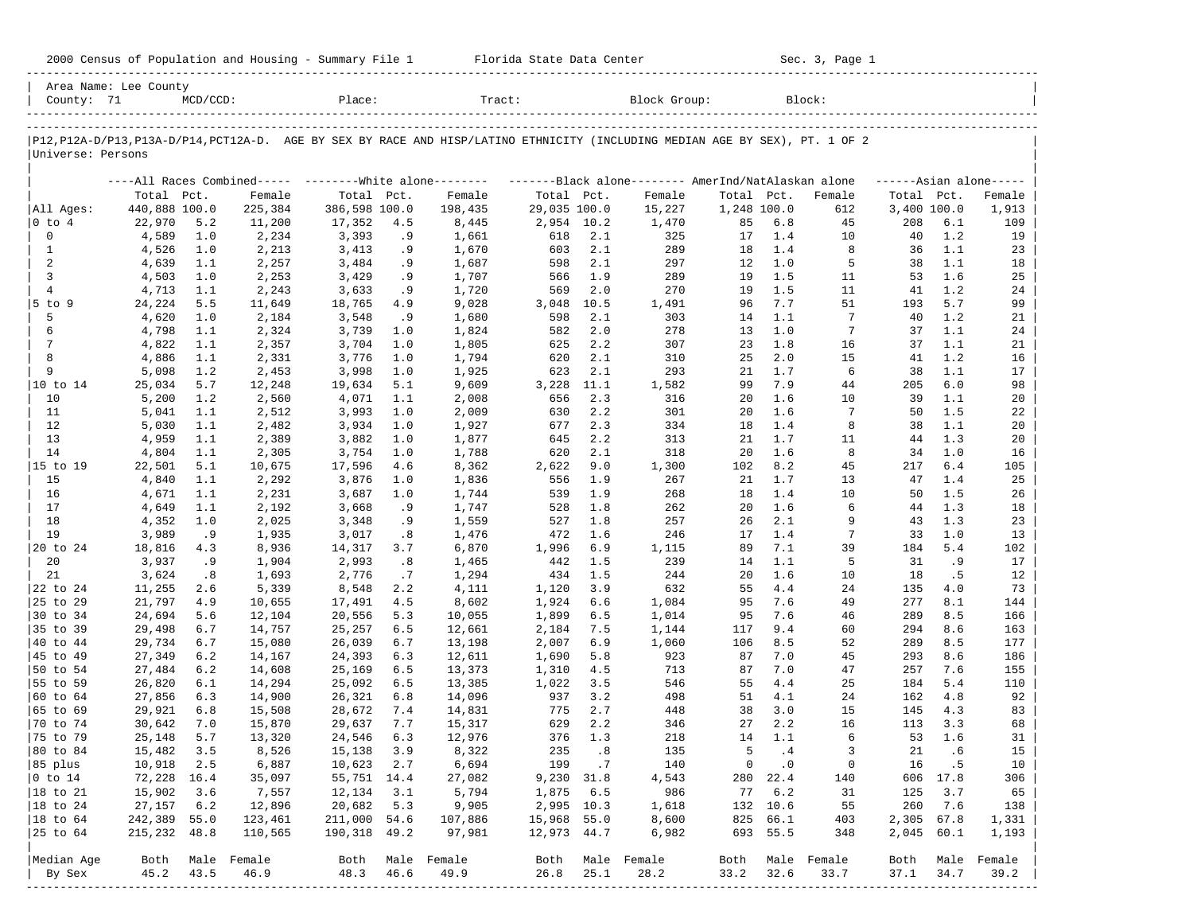2000 Census of Population and Housing - Summary File 1 Florida State Data Center Sec. 3, Page 1

Area Name: Lee County
County: 71 MCD/CCD: Place: Tract: Block Group: Block:

P12,P12A-D/P13,P13A-D/P14,PCT12A-D. AGE BY SEX BY RACE AND HISP/LATINO ETHNICITY (INCLUDING MEDIAN AGE BY SEX), PT. 1 OF 2
Universe: Persons

| | All Races Combined Total | Pct. | Female | White alone Total | Pct. | Female | Black alone Total | Pct. | Female | AmerInd/NatAlaskan alone Total | Pct. | Female | Asian alone Total | Pct. | Female |
|---|---|---|---|---|---|---|---|---|---|---|---|---|---|---|---|
| All Ages: | 440,888 | 100.0 | 225,384 | 386,598 | 100.0 | 198,435 | 29,035 | 100.0 | 15,227 | 1,248 | 100.0 | 612 | 3,400 | 100.0 | 1,913 |
| 0 to 4 | 22,970 | 5.2 | 11,200 | 17,352 | 4.5 | 8,445 | 2,954 | 10.2 | 1,470 | 85 | 6.8 | 45 | 208 | 6.1 | 109 |
| 0 | 4,589 | 1.0 | 2,234 | 3,393 | .9 | 1,661 | 618 | 2.1 | 325 | 17 | 1.4 | 10 | 40 | 1.2 | 19 |
| 1 | 4,526 | 1.0 | 2,213 | 3,413 | .9 | 1,670 | 603 | 2.1 | 289 | 18 | 1.4 | 8 | 36 | 1.1 | 23 |
| 2 | 4,639 | 1.1 | 2,257 | 3,484 | .9 | 1,687 | 598 | 2.1 | 297 | 12 | 1.0 | 5 | 38 | 1.1 | 18 |
| 3 | 4,503 | 1.0 | 2,253 | 3,429 | .9 | 1,707 | 566 | 1.9 | 289 | 19 | 1.5 | 11 | 53 | 1.6 | 25 |
| 4 | 4,713 | 1.1 | 2,243 | 3,633 | .9 | 1,720 | 569 | 2.0 | 270 | 19 | 1.5 | 11 | 41 | 1.2 | 24 |
| 5 to 9 | 24,224 | 5.5 | 11,649 | 18,765 | 4.9 | 9,028 | 3,048 | 10.5 | 1,491 | 96 | 7.7 | 51 | 193 | 5.7 | 99 |
| 5 | 4,620 | 1.0 | 2,184 | 3,548 | .9 | 1,680 | 598 | 2.1 | 303 | 14 | 1.1 | 7 | 40 | 1.2 | 21 |
| 6 | 4,798 | 1.1 | 2,324 | 3,739 | 1.0 | 1,824 | 582 | 2.0 | 278 | 13 | 1.0 | 7 | 37 | 1.1 | 24 |
| 7 | 4,822 | 1.1 | 2,357 | 3,704 | 1.0 | 1,805 | 625 | 2.2 | 307 | 23 | 1.8 | 16 | 37 | 1.1 | 21 |
| 8 | 4,886 | 1.1 | 2,331 | 3,776 | 1.0 | 1,794 | 620 | 2.1 | 310 | 25 | 2.0 | 15 | 41 | 1.2 | 16 |
| 9 | 5,098 | 1.2 | 2,453 | 3,998 | 1.0 | 1,925 | 623 | 2.1 | 293 | 21 | 1.7 | 6 | 38 | 1.1 | 17 |
| 10 to 14 | 25,034 | 5.7 | 12,248 | 19,634 | 5.1 | 9,609 | 3,228 | 11.1 | 1,582 | 99 | 7.9 | 44 | 205 | 6.0 | 98 |
| 10 | 5,200 | 1.2 | 2,560 | 4,071 | 1.1 | 2,008 | 656 | 2.3 | 316 | 20 | 1.6 | 10 | 39 | 1.1 | 20 |
| 11 | 5,041 | 1.1 | 2,512 | 3,993 | 1.0 | 2,009 | 630 | 2.2 | 301 | 20 | 1.6 | 7 | 50 | 1.5 | 22 |
| 12 | 5,030 | 1.1 | 2,482 | 3,934 | 1.0 | 1,927 | 677 | 2.3 | 334 | 18 | 1.4 | 8 | 38 | 1.1 | 20 |
| 13 | 4,959 | 1.1 | 2,389 | 3,882 | 1.0 | 1,877 | 645 | 2.2 | 313 | 21 | 1.7 | 11 | 44 | 1.3 | 20 |
| 14 | 4,804 | 1.1 | 2,305 | 3,754 | 1.0 | 1,788 | 620 | 2.1 | 318 | 20 | 1.6 | 8 | 34 | 1.0 | 16 |
| 15 to 19 | 22,501 | 5.1 | 10,675 | 17,596 | 4.6 | 8,362 | 2,622 | 9.0 | 1,300 | 102 | 8.2 | 45 | 217 | 6.4 | 105 |
| 15 | 4,840 | 1.1 | 2,292 | 3,876 | 1.0 | 1,836 | 556 | 1.9 | 267 | 21 | 1.7 | 13 | 47 | 1.4 | 25 |
| 16 | 4,671 | 1.1 | 2,231 | 3,687 | 1.0 | 1,744 | 539 | 1.9 | 268 | 18 | 1.4 | 10 | 50 | 1.5 | 26 |
| 17 | 4,649 | 1.1 | 2,192 | 3,668 | .9 | 1,747 | 528 | 1.8 | 262 | 20 | 1.6 | 6 | 44 | 1.3 | 18 |
| 18 | 4,352 | 1.0 | 2,025 | 3,348 | .9 | 1,559 | 527 | 1.8 | 257 | 26 | 2.1 | 9 | 43 | 1.3 | 23 |
| 19 | 3,989 | .9 | 1,935 | 3,017 | .8 | 1,476 | 472 | 1.6 | 246 | 17 | 1.4 | 7 | 33 | 1.0 | 13 |
| 20 to 24 | 18,816 | 4.3 | 8,936 | 14,317 | 3.7 | 6,870 | 1,996 | 6.9 | 1,115 | 89 | 7.1 | 39 | 184 | 5.4 | 102 |
| 20 | 3,937 | .9 | 1,904 | 2,993 | .8 | 1,465 | 442 | 1.5 | 239 | 14 | 1.1 | 5 | 31 | .9 | 17 |
| 21 | 3,624 | .8 | 1,693 | 2,776 | .7 | 1,294 | 434 | 1.5 | 244 | 20 | 1.6 | 10 | 18 | .5 | 12 |
| 22 to 24 | 11,255 | 2.6 | 5,339 | 8,548 | 2.2 | 4,111 | 1,120 | 3.9 | 632 | 55 | 4.4 | 24 | 135 | 4.0 | 73 |
| 25 to 29 | 21,797 | 4.9 | 10,655 | 17,491 | 4.5 | 8,602 | 1,924 | 6.6 | 1,084 | 95 | 7.6 | 49 | 277 | 8.1 | 144 |
| 30 to 34 | 24,694 | 5.6 | 12,104 | 20,556 | 5.3 | 10,055 | 1,899 | 6.5 | 1,014 | 95 | 7.6 | 46 | 289 | 8.5 | 166 |
| 35 to 39 | 29,498 | 6.7 | 14,757 | 25,257 | 6.5 | 12,661 | 2,184 | 7.5 | 1,144 | 117 | 9.4 | 60 | 294 | 8.6 | 163 |
| 40 to 44 | 29,734 | 6.7 | 15,080 | 26,039 | 6.7 | 13,198 | 2,007 | 6.9 | 1,060 | 106 | 8.5 | 52 | 289 | 8.5 | 177 |
| 45 to 49 | 27,349 | 6.2 | 14,167 | 24,393 | 6.3 | 12,611 | 1,690 | 5.8 | 923 | 87 | 7.0 | 45 | 293 | 8.6 | 186 |
| 50 to 54 | 27,484 | 6.2 | 14,608 | 25,169 | 6.5 | 13,373 | 1,310 | 4.5 | 713 | 87 | 7.0 | 47 | 257 | 7.6 | 155 |
| 55 to 59 | 26,820 | 6.1 | 14,294 | 25,092 | 6.5 | 13,385 | 1,022 | 3.5 | 546 | 55 | 4.4 | 25 | 184 | 5.4 | 110 |
| 60 to 64 | 27,856 | 6.3 | 14,900 | 26,321 | 6.8 | 14,096 | 937 | 3.2 | 498 | 51 | 4.1 | 24 | 162 | 4.8 | 92 |
| 65 to 69 | 29,921 | 6.8 | 15,508 | 28,672 | 7.4 | 14,831 | 775 | 2.7 | 448 | 38 | 3.0 | 15 | 145 | 4.3 | 83 |
| 70 to 74 | 30,642 | 7.0 | 15,870 | 29,637 | 7.7 | 15,317 | 629 | 2.2 | 346 | 27 | 2.2 | 16 | 113 | 3.3 | 68 |
| 75 to 79 | 25,148 | 5.7 | 13,320 | 24,546 | 6.3 | 12,976 | 376 | 1.3 | 218 | 14 | 1.1 | 6 | 53 | 1.6 | 31 |
| 80 to 84 | 15,482 | 3.5 | 8,526 | 15,138 | 3.9 | 8,322 | 235 | .8 | 135 | 5 | .4 | 3 | 21 | .6 | 15 |
| 85 plus | 10,918 | 2.5 | 6,887 | 10,623 | 2.7 | 6,694 | 199 | .7 | 140 | 0 | .0 | 0 | 16 | .5 | 10 |
| 0 to 14 | 72,228 | 16.4 | 35,097 | 55,751 | 14.4 | 27,082 | 9,230 | 31.8 | 4,543 | 280 | 22.4 | 140 | 606 | 17.8 | 306 |
| 18 to 21 | 15,902 | 3.6 | 7,557 | 12,134 | 3.1 | 5,794 | 1,875 | 6.5 | 986 | 77 | 6.2 | 31 | 125 | 3.7 | 65 |
| 18 to 24 | 27,157 | 6.2 | 12,896 | 20,682 | 5.3 | 9,905 | 2,995 | 10.3 | 1,618 | 132 | 10.6 | 55 | 260 | 7.6 | 138 |
| 18 to 64 | 242,389 | 55.0 | 123,461 | 211,000 | 54.6 | 107,886 | 15,968 | 55.0 | 8,600 | 825 | 66.1 | 403 | 2,305 | 67.8 | 1,331 |
| 25 to 64 | 215,232 | 48.8 | 110,565 | 190,318 | 49.2 | 97,981 | 12,973 | 44.7 | 6,982 | 693 | 55.5 | 348 | 2,045 | 60.1 | 1,193 |

| Median Age By Sex | Both | Male | Female | Both | Male | Female | Both | Male | Female | Both | Male | Female | Both | Male | Female |
|---|---|---|---|---|---|---|---|---|---|---|---|---|---|---|---|
| | 45.2 | 43.5 | 46.9 | 48.3 | 46.6 | 49.9 | 26.8 | 25.1 | 28.2 | 33.2 | 32.6 | 33.7 | 37.1 | 34.7 | 39.2 |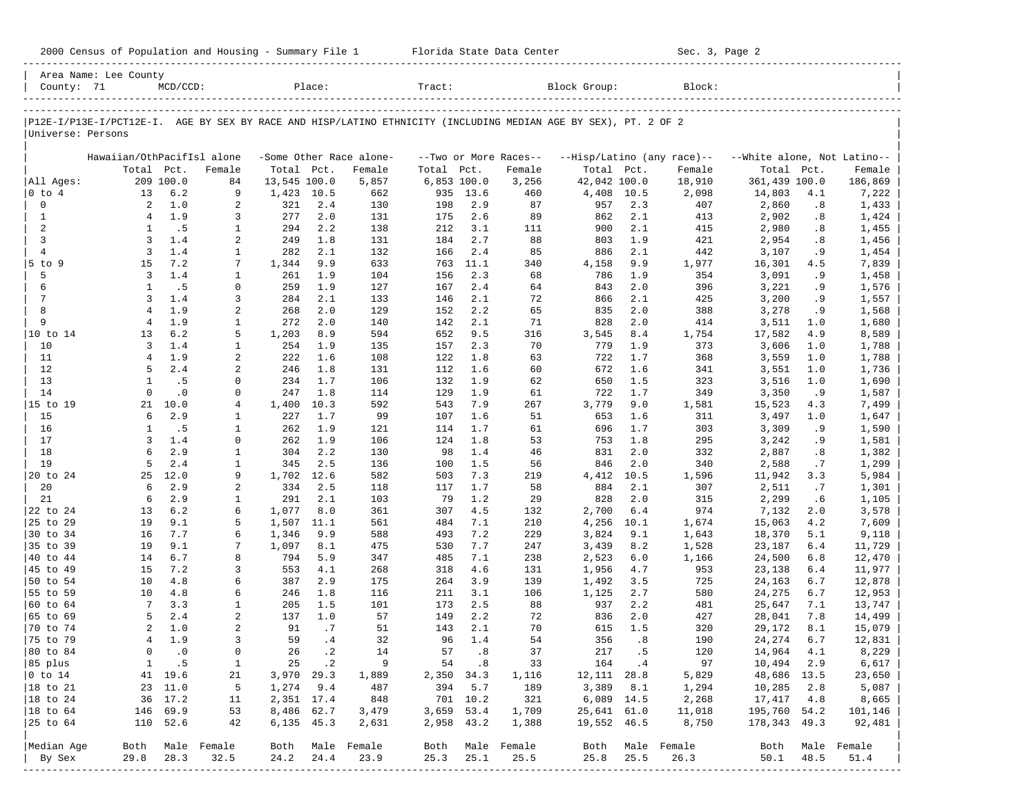Area Name: Lee County
County: 71 MCD/CCD: Place: Tract: Block Group: Block:

P12E-I/P13E-I/PCT12E-I. AGE BY SEX BY RACE AND HISP/LATINO ETHNICITY (INCLUDING MEDIAN AGE BY SEX), PT. 2 OF 2
Universe: Persons

| | Hawaiian/OthPacifIsl alone | | | -Some Other Race alone- | | | --Two or More Races-- | | | --Hisp/Latino (any race)-- | | | --White alone, Not Latino-- | | |
|---|---|---|---|---|---|---|---|---|---|---|---|---|---|---|---|
| | Total | Pct. | Female | Total | Pct. | Female | Total | Pct. | Female | Total | Pct. | Female | Total | Pct. | Female |
| All Ages: | 209 | 100.0 | 84 | 13,545 | 100.0 | 5,857 | 6,853 | 100.0 | 3,256 | 42,042 | 100.0 | 18,910 | 361,439 | 100.0 | 186,869 |
| 0 to 4 | 13 | 6.2 | 9 | 1,423 | 10.5 | 662 | 935 | 13.6 | 460 | 4,408 | 10.5 | 2,098 | 14,803 | 4.1 | 7,222 |
| 0 | 2 | 1.0 | 2 | 321 | 2.4 | 130 | 198 | 2.9 | 87 | 957 | 2.3 | 407 | 2,860 | .8 | 1,433 |
| 1 | 4 | 1.9 | 3 | 277 | 2.0 | 131 | 175 | 2.6 | 89 | 862 | 2.1 | 413 | 2,902 | .8 | 1,424 |
| 2 | 1 | .5 | 1 | 294 | 2.2 | 138 | 212 | 3.1 | 111 | 900 | 2.1 | 415 | 2,980 | .8 | 1,455 |
| 3 | 3 | 1.4 | 2 | 249 | 1.8 | 131 | 184 | 2.7 | 88 | 803 | 1.9 | 421 | 2,954 | .8 | 1,456 |
| 4 | 3 | 1.4 | 1 | 282 | 2.1 | 132 | 166 | 2.4 | 85 | 886 | 2.1 | 442 | 3,107 | .9 | 1,454 |
| 5 to 9 | 15 | 7.2 | 7 | 1,344 | 9.9 | 633 | 763 | 11.1 | 340 | 4,158 | 9.9 | 1,977 | 16,301 | 4.5 | 7,839 |
| 5 | 3 | 1.4 | 1 | 261 | 1.9 | 104 | 156 | 2.3 | 68 | 786 | 1.9 | 354 | 3,091 | .9 | 1,458 |
| 6 | 1 | .5 | 0 | 259 | 1.9 | 127 | 167 | 2.4 | 64 | 843 | 2.0 | 396 | 3,221 | .9 | 1,576 |
| 7 | 3 | 1.4 | 3 | 284 | 2.1 | 133 | 146 | 2.1 | 72 | 866 | 2.1 | 425 | 3,200 | .9 | 1,557 |
| 8 | 4 | 1.9 | 2 | 268 | 2.0 | 129 | 152 | 2.2 | 65 | 835 | 2.0 | 388 | 3,278 | .9 | 1,568 |
| 9 | 4 | 1.9 | 1 | 272 | 2.0 | 140 | 142 | 2.1 | 71 | 828 | 2.0 | 414 | 3,511 | 1.0 | 1,680 |
| 10 to 14 | 13 | 6.2 | 5 | 1,203 | 8.9 | 594 | 652 | 9.5 | 316 | 3,545 | 8.4 | 1,754 | 17,582 | 4.9 | 8,589 |
| 10 | 3 | 1.4 | 1 | 254 | 1.9 | 135 | 157 | 2.3 | 70 | 779 | 1.9 | 373 | 3,606 | 1.0 | 1,788 |
| 11 | 4 | 1.9 | 2 | 222 | 1.6 | 108 | 122 | 1.8 | 63 | 722 | 1.7 | 368 | 3,559 | 1.0 | 1,788 |
| 12 | 5 | 2.4 | 2 | 246 | 1.8 | 131 | 112 | 1.6 | 60 | 672 | 1.6 | 341 | 3,551 | 1.0 | 1,736 |
| 13 | 1 | .5 | 0 | 234 | 1.7 | 106 | 132 | 1.9 | 62 | 650 | 1.5 | 323 | 3,516 | 1.0 | 1,690 |
| 14 | 0 | .0 | 0 | 247 | 1.8 | 114 | 129 | 1.9 | 61 | 722 | 1.7 | 349 | 3,350 | .9 | 1,587 |
| 15 to 19 | 21 | 10.0 | 4 | 1,400 | 10.3 | 592 | 543 | 7.9 | 267 | 3,779 | 9.0 | 1,581 | 15,523 | 4.3 | 7,499 |
| 15 | 6 | 2.9 | 1 | 227 | 1.7 | 99 | 107 | 1.6 | 51 | 653 | 1.6 | 311 | 3,497 | 1.0 | 1,647 |
| 16 | 1 | .5 | 1 | 262 | 1.9 | 121 | 114 | 1.7 | 61 | 696 | 1.7 | 303 | 3,309 | .9 | 1,590 |
| 17 | 3 | 1.4 | 0 | 262 | 1.9 | 106 | 124 | 1.8 | 53 | 753 | 1.8 | 295 | 3,242 | .9 | 1,581 |
| 18 | 6 | 2.9 | 1 | 304 | 2.2 | 130 | 98 | 1.4 | 46 | 831 | 2.0 | 332 | 2,887 | .8 | 1,382 |
| 19 | 5 | 2.4 | 1 | 345 | 2.5 | 136 | 100 | 1.5 | 56 | 846 | 2.0 | 340 | 2,588 | .7 | 1,299 |
| 20 to 24 | 25 | 12.0 | 9 | 1,702 | 12.6 | 582 | 503 | 7.3 | 219 | 4,412 | 10.5 | 1,596 | 11,942 | 3.3 | 5,984 |
| 20 | 6 | 2.9 | 2 | 334 | 2.5 | 118 | 117 | 1.7 | 58 | 884 | 2.1 | 307 | 2,511 | .7 | 1,301 |
| 21 | 6 | 2.9 | 1 | 291 | 2.1 | 103 | 79 | 1.2 | 29 | 828 | 2.0 | 315 | 2,299 | .6 | 1,105 |
| 22 to 24 | 13 | 6.2 | 6 | 1,077 | 8.0 | 361 | 307 | 4.5 | 132 | 2,700 | 6.4 | 974 | 7,132 | 2.0 | 3,578 |
| 25 to 29 | 19 | 9.1 | 5 | 1,507 | 11.1 | 561 | 484 | 7.1 | 210 | 4,256 | 10.1 | 1,674 | 15,063 | 4.2 | 7,609 |
| 30 to 34 | 16 | 7.7 | 6 | 1,346 | 9.9 | 588 | 493 | 7.2 | 229 | 3,824 | 9.1 | 1,643 | 18,370 | 5.1 | 9,118 |
| 35 to 39 | 19 | 9.1 | 7 | 1,097 | 8.1 | 475 | 530 | 7.7 | 247 | 3,439 | 8.2 | 1,528 | 23,187 | 6.4 | 11,729 |
| 40 to 44 | 14 | 6.7 | 8 | 794 | 5.9 | 347 | 485 | 7.1 | 238 | 2,523 | 6.0 | 1,166 | 24,500 | 6.8 | 12,470 |
| 45 to 49 | 15 | 7.2 | 3 | 553 | 4.1 | 268 | 318 | 4.6 | 131 | 1,956 | 4.7 | 953 | 23,138 | 6.4 | 11,977 |
| 50 to 54 | 10 | 4.8 | 6 | 387 | 2.9 | 175 | 264 | 3.9 | 139 | 1,492 | 3.5 | 725 | 24,163 | 6.7 | 12,878 |
| 55 to 59 | 10 | 4.8 | 6 | 246 | 1.8 | 116 | 211 | 3.1 | 106 | 1,125 | 2.7 | 580 | 24,275 | 6.7 | 12,953 |
| 60 to 64 | 7 | 3.3 | 1 | 205 | 1.5 | 101 | 173 | 2.5 | 88 | 937 | 2.2 | 481 | 25,647 | 7.1 | 13,747 |
| 65 to 69 | 5 | 2.4 | 2 | 137 | 1.0 | 57 | 149 | 2.2 | 72 | 836 | 2.0 | 427 | 28,041 | 7.8 | 14,499 |
| 70 to 74 | 2 | 1.0 | 2 | 91 | .7 | 51 | 143 | 2.1 | 70 | 615 | 1.5 | 320 | 29,172 | 8.1 | 15,079 |
| 75 to 79 | 4 | 1.9 | 3 | 59 | .4 | 32 | 96 | 1.4 | 54 | 356 | .8 | 190 | 24,274 | 6.7 | 12,831 |
| 80 to 84 | 0 | .0 | 0 | 26 | .2 | 14 | 57 | .8 | 37 | 217 | .5 | 120 | 14,964 | 4.1 | 8,229 |
| 85 plus | 1 | .5 | 1 | 25 | .2 | 9 | 54 | .8 | 33 | 164 | .4 | 97 | 10,494 | 2.9 | 6,617 |
| 0 to 14 | 41 | 19.6 | 21 | 3,970 | 29.3 | 1,889 | 2,350 | 34.3 | 1,116 | 12,111 | 28.8 | 5,829 | 48,686 | 13.5 | 23,650 |
| 18 to 21 | 23 | 11.0 | 5 | 1,274 | 9.4 | 487 | 394 | 5.7 | 189 | 3,389 | 8.1 | 1,294 | 10,285 | 2.8 | 5,087 |
| 18 to 24 | 36 | 17.2 | 11 | 2,351 | 17.4 | 848 | 701 | 10.2 | 321 | 6,089 | 14.5 | 2,268 | 17,417 | 4.8 | 8,665 |
| 18 to 64 | 146 | 69.9 | 53 | 8,486 | 62.7 | 3,479 | 3,659 | 53.4 | 1,709 | 25,641 | 61.0 | 11,018 | 195,760 | 54.2 | 101,146 |
| 25 to 64 | 110 | 52.6 | 42 | 6,135 | 45.3 | 2,631 | 2,958 | 43.2 | 1,388 | 19,552 | 46.5 | 8,750 | 178,343 | 49.3 | 92,481 |
| Median Age | Both | Male | Female | Both | Male | Female | Both | Male | Female | Both | Male | Female | Both | Male | Female |
| By Sex | 29.8 | 28.3 | 32.5 | 24.2 | 24.4 | 23.9 | 25.3 | 25.1 | 25.5 | 25.8 | 25.5 | 26.3 | 50.1 | 48.5 | 51.4 |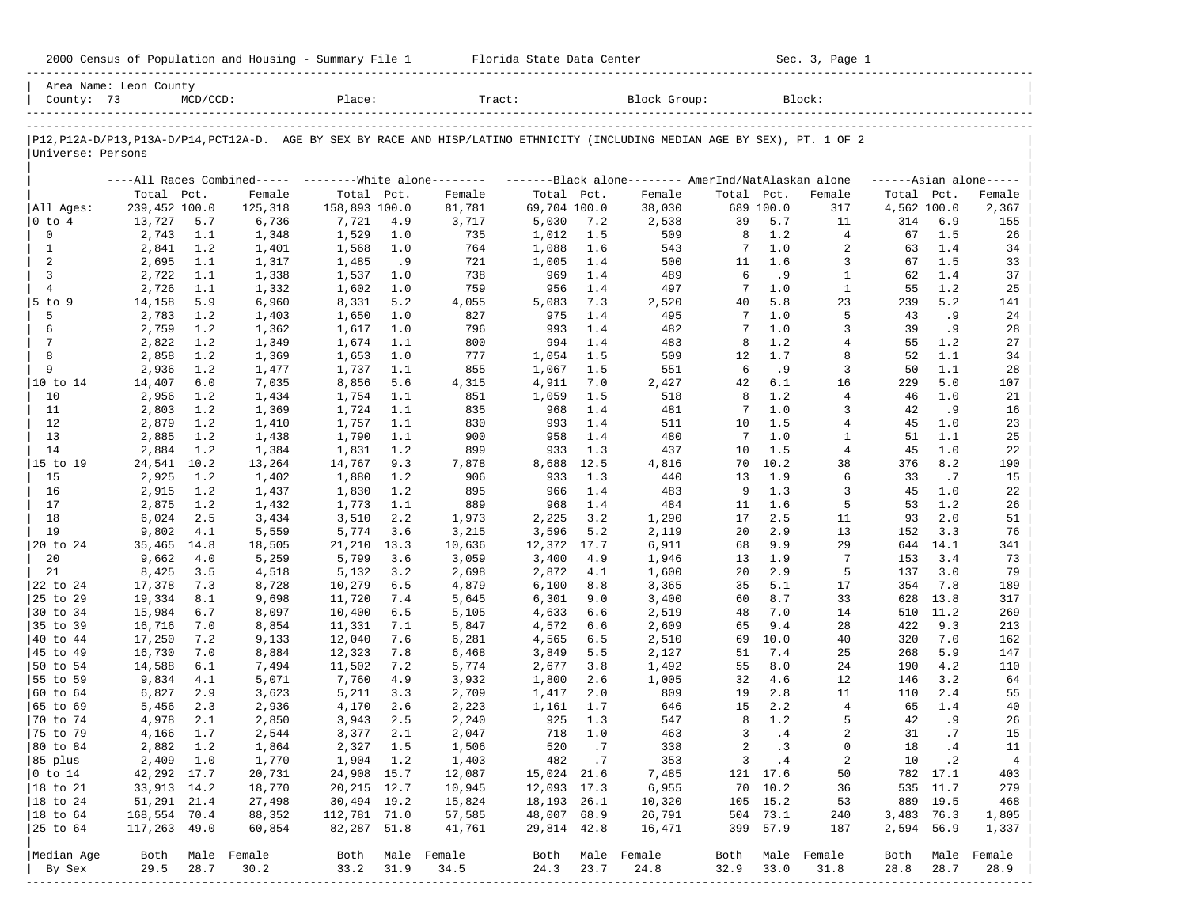2000 Census of Population and Housing - Summary File 1 Florida State Data Center Sec. 3, Page 1

Area Name: Leon County
County: 73 MCD/CCD: Place: Tract: Block Group: Block:

P12,P12A-D/P13,P13A-D/P14,PCT12A-D. AGE BY SEX BY RACE AND HISP/LATINO ETHNICITY (INCLUDING MEDIAN AGE BY SEX), PT. 1 OF 2
Universe: Persons

| | All Races Combined | | | White alone | | | Black alone | | | AmerInd/NatAlaskan alone | | | Asian alone | | |
|---|---|---|---|---|---|---|---|---|---|---|---|---|---|---|---|
| | Total | Pct. | Female | Total | Pct. | Female | Total | Pct. | Female | Total | Pct. | Female | Total | Pct. | Female |
| All Ages: | 239,452 | 100.0 | 125,318 | 158,893 | 100.0 | 81,781 | 69,704 | 100.0 | 38,030 | 689 | 100.0 | 317 | 4,562 | 100.0 | 2,367 |
| 0 to 4 | 13,727 | 5.7 | 6,736 | 7,721 | 4.9 | 3,717 | 5,030 | 7.2 | 2,538 | 39 | 5.7 | 11 | 314 | 6.9 | 155 |
| 0 | 2,743 | 1.1 | 1,348 | 1,529 | 1.0 | 735 | 1,012 | 1.5 | 509 | 8 | 1.2 | 4 | 67 | 1.5 | 26 |
| 1 | 2,841 | 1.2 | 1,401 | 1,568 | 1.0 | 764 | 1,088 | 1.6 | 543 | 7 | 1.0 | 2 | 63 | 1.4 | 34 |
| 2 | 2,695 | 1.1 | 1,317 | 1,485 | .9 | 721 | 1,005 | 1.4 | 500 | 11 | 1.6 | 3 | 67 | 1.5 | 33 |
| 3 | 2,722 | 1.1 | 1,338 | 1,537 | 1.0 | 738 | 969 | 1.4 | 489 | 6 | .9 | 1 | 62 | 1.4 | 37 |
| 4 | 2,726 | 1.1 | 1,332 | 1,602 | 1.0 | 759 | 956 | 1.4 | 497 | 7 | 1.0 | 1 | 55 | 1.2 | 25 |
| 5 to 9 | 14,158 | 5.9 | 6,960 | 8,331 | 5.2 | 4,055 | 5,083 | 7.3 | 2,520 | 40 | 5.8 | 23 | 239 | 5.2 | 141 |
| 5 | 2,783 | 1.2 | 1,403 | 1,650 | 1.0 | 827 | 975 | 1.4 | 495 | 7 | 1.0 | 5 | 43 | .9 | 24 |
| 6 | 2,759 | 1.2 | 1,362 | 1,617 | 1.0 | 796 | 993 | 1.4 | 482 | 7 | 1.0 | 3 | 39 | .9 | 28 |
| 7 | 2,822 | 1.2 | 1,349 | 1,674 | 1.1 | 800 | 994 | 1.4 | 483 | 8 | 1.2 | 4 | 55 | 1.2 | 27 |
| 8 | 2,858 | 1.2 | 1,369 | 1,653 | 1.0 | 777 | 1,054 | 1.5 | 509 | 12 | 1.7 | 8 | 52 | 1.1 | 34 |
| 9 | 2,936 | 1.2 | 1,477 | 1,737 | 1.1 | 855 | 1,067 | 1.5 | 551 | 6 | .9 | 3 | 50 | 1.1 | 28 |
| 10 to 14 | 14,407 | 6.0 | 7,035 | 8,856 | 5.6 | 4,315 | 4,911 | 7.0 | 2,427 | 42 | 6.1 | 16 | 229 | 5.0 | 107 |
| 10 | 2,956 | 1.2 | 1,434 | 1,754 | 1.1 | 851 | 1,059 | 1.5 | 518 | 8 | 1.2 | 4 | 46 | 1.0 | 21 |
| 11 | 2,803 | 1.2 | 1,369 | 1,724 | 1.1 | 835 | 968 | 1.4 | 481 | 7 | 1.0 | 3 | 42 | .9 | 16 |
| 12 | 2,879 | 1.2 | 1,410 | 1,757 | 1.1 | 830 | 993 | 1.4 | 511 | 10 | 1.5 | 4 | 45 | 1.0 | 23 |
| 13 | 2,885 | 1.2 | 1,438 | 1,790 | 1.1 | 900 | 958 | 1.4 | 480 | 7 | 1.0 | 1 | 51 | 1.1 | 25 |
| 14 | 2,884 | 1.2 | 1,384 | 1,831 | 1.2 | 899 | 933 | 1.3 | 437 | 10 | 1.5 | 4 | 45 | 1.0 | 22 |
| 15 to 19 | 24,541 | 10.2 | 13,264 | 14,767 | 9.3 | 7,878 | 8,688 | 12.5 | 4,816 | 70 | 10.2 | 38 | 376 | 8.2 | 190 |
| 15 | 2,925 | 1.2 | 1,402 | 1,880 | 1.2 | 906 | 933 | 1.3 | 440 | 13 | 1.9 | 6 | 33 | .7 | 15 |
| 16 | 2,915 | 1.2 | 1,437 | 1,830 | 1.2 | 895 | 966 | 1.4 | 483 | 9 | 1.3 | 3 | 45 | 1.0 | 22 |
| 17 | 2,875 | 1.2 | 1,432 | 1,773 | 1.1 | 889 | 968 | 1.4 | 484 | 11 | 1.6 | 5 | 53 | 1.2 | 26 |
| 18 | 6,024 | 2.5 | 3,434 | 3,510 | 2.2 | 1,973 | 2,225 | 3.2 | 1,290 | 17 | 2.5 | 11 | 93 | 2.0 | 51 |
| 19 | 9,802 | 4.1 | 5,559 | 5,774 | 3.6 | 3,215 | 3,596 | 5.2 | 2,119 | 20 | 2.9 | 13 | 152 | 3.3 | 76 |
| 20 to 24 | 35,465 | 14.8 | 18,505 | 21,210 | 13.3 | 10,636 | 12,372 | 17.7 | 6,911 | 68 | 9.9 | 29 | 644 | 14.1 | 341 |
| 20 | 9,662 | 4.0 | 5,259 | 5,799 | 3.6 | 3,059 | 3,400 | 4.9 | 1,946 | 13 | 1.9 | 7 | 153 | 3.4 | 73 |
| 21 | 8,425 | 3.5 | 4,518 | 5,132 | 3.2 | 2,698 | 2,872 | 4.1 | 1,600 | 20 | 2.9 | 5 | 137 | 3.0 | 79 |
| 22 to 24 | 17,378 | 7.3 | 8,728 | 10,279 | 6.5 | 4,879 | 6,100 | 8.8 | 3,365 | 35 | 5.1 | 17 | 354 | 7.8 | 189 |
| 25 to 29 | 19,334 | 8.1 | 9,698 | 11,720 | 7.4 | 5,645 | 6,301 | 9.0 | 3,400 | 60 | 8.7 | 33 | 628 | 13.8 | 317 |
| 30 to 34 | 15,984 | 6.7 | 8,097 | 10,400 | 6.5 | 5,105 | 4,633 | 6.6 | 2,519 | 48 | 7.0 | 14 | 510 | 11.2 | 269 |
| 35 to 39 | 16,716 | 7.0 | 8,854 | 11,331 | 7.1 | 5,847 | 4,572 | 6.6 | 2,609 | 65 | 9.4 | 28 | 422 | 9.3 | 213 |
| 40 to 44 | 17,250 | 7.2 | 9,133 | 12,040 | 7.6 | 6,281 | 4,565 | 6.5 | 2,510 | 69 | 10.0 | 40 | 320 | 7.0 | 162 |
| 45 to 49 | 16,730 | 7.0 | 8,884 | 12,323 | 7.8 | 6,468 | 3,849 | 5.5 | 2,127 | 51 | 7.4 | 25 | 268 | 5.9 | 147 |
| 50 to 54 | 14,588 | 6.1 | 7,494 | 11,502 | 7.2 | 5,774 | 2,677 | 3.8 | 1,492 | 55 | 8.0 | 24 | 190 | 4.2 | 110 |
| 55 to 59 | 9,834 | 4.1 | 5,071 | 7,760 | 4.9 | 3,932 | 1,800 | 2.6 | 1,005 | 32 | 4.6 | 12 | 146 | 3.2 | 64 |
| 60 to 64 | 6,827 | 2.9 | 3,623 | 5,211 | 3.3 | 2,709 | 1,417 | 2.0 | 809 | 19 | 2.8 | 11 | 110 | 2.4 | 55 |
| 65 to 69 | 5,456 | 2.3 | 2,936 | 4,170 | 2.6 | 2,223 | 1,161 | 1.7 | 646 | 15 | 2.2 | 4 | 65 | 1.4 | 40 |
| 70 to 74 | 4,978 | 2.1 | 2,850 | 3,943 | 2.5 | 2,240 | 925 | 1.3 | 547 | 8 | 1.2 | 5 | 42 | .9 | 26 |
| 75 to 79 | 4,166 | 1.7 | 2,544 | 3,377 | 2.1 | 2,047 | 718 | 1.0 | 463 | 3 | .4 | 2 | 31 | .7 | 15 |
| 80 to 84 | 2,882 | 1.2 | 1,864 | 2,327 | 1.5 | 1,506 | 520 | .7 | 338 | 2 | .3 | 0 | 18 | .4 | 11 |
| 85 plus | 2,409 | 1.0 | 1,770 | 1,904 | 1.2 | 1,403 | 482 | .7 | 353 | 3 | .4 | 2 | 10 | .2 | 4 |
| 0 to 14 | 42,292 | 17.7 | 20,731 | 24,908 | 15.7 | 12,087 | 15,024 | 21.6 | 7,485 | 121 | 17.6 | 50 | 782 | 17.1 | 403 |
| 18 to 21 | 33,913 | 14.2 | 18,770 | 20,215 | 12.7 | 10,945 | 12,093 | 17.3 | 6,955 | 70 | 10.2 | 36 | 535 | 11.7 | 279 |
| 18 to 24 | 51,291 | 21.4 | 27,498 | 30,494 | 19.2 | 15,824 | 18,193 | 26.1 | 10,320 | 105 | 15.2 | 53 | 889 | 19.5 | 468 |
| 18 to 64 | 168,554 | 70.4 | 88,352 | 112,781 | 71.0 | 57,585 | 48,007 | 68.9 | 26,791 | 504 | 73.1 | 240 | 3,483 | 76.3 | 1,805 |
| 25 to 64 | 117,263 | 49.0 | 60,854 | 82,287 | 51.8 | 41,761 | 29,814 | 42.8 | 16,471 | 399 | 57.9 | 187 | 2,594 | 56.9 | 1,337 |
| Median Age | Both | Male | Female | Both | Male | Female | Both | Male | Female | Both | Male | Female | Both | Male | Female |
| By Sex | 29.5 | 28.7 | 30.2 | 33.2 | 31.9 | 34.5 | 24.3 | 23.7 | 24.8 | 32.9 | 33.0 | 31.8 | 28.8 | 28.7 | 28.9 |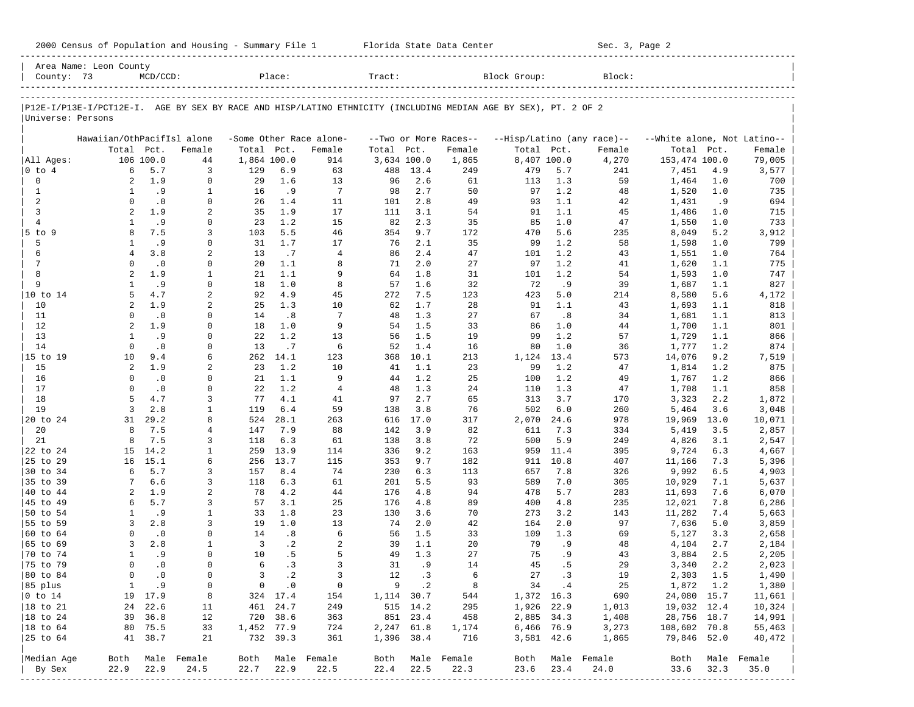Area Name: Leon County
County: 73 MCD/CCD: Place: Tract: Block Group: Block:

P12E-I/P13E-I/PCT12E-I. AGE BY SEX BY RACE AND HISP/LATINO ETHNICITY (INCLUDING MEDIAN AGE BY SEX), PT. 2 OF 2
Universe: Persons

| | Hawaiian/OthPacifIsl alone | | | -Some Other Race alone- | | | --Two or More Races-- | | | --Hisp/Latino (any race)-- | | | --White alone, Not Latino-- | | |
|---|---|---|---|---|---|---|---|---|---|---|---|---|---|---|---|
| | Total | Pct. | Female | Total | Pct. | Female | Total | Pct. | Female | Total | Pct. | Female | Total | Pct. | Female |
| All Ages: | 106 | 100.0 | 44 | 1,864 | 100.0 | 914 | 3,634 | 100.0 | 1,865 | 8,407 | 100.0 | 4,270 | 153,474 | 100.0 | 79,005 |
| 0 to 4 | 6 | 5.7 | 3 | 129 | 6.9 | 63 | 488 | 13.4 | 249 | 479 | 5.7 | 241 | 7,451 | 4.9 | 3,577 |
| 0 | 2 | 1.9 | 0 | 29 | 1.6 | 13 | 96 | 2.6 | 61 | 113 | 1.3 | 59 | 1,464 | 1.0 | 700 |
| 1 | 1 | .9 | 1 | 16 | .9 | 7 | 98 | 2.7 | 50 | 97 | 1.2 | 48 | 1,520 | 1.0 | 735 |
| 2 | 0 | .0 | 0 | 26 | 1.4 | 11 | 101 | 2.8 | 49 | 93 | 1.1 | 42 | 1,431 | .9 | 694 |
| 3 | 2 | 1.9 | 2 | 35 | 1.9 | 17 | 111 | 3.1 | 54 | 91 | 1.1 | 45 | 1,486 | 1.0 | 715 |
| 4 | 1 | .9 | 0 | 23 | 1.2 | 15 | 82 | 2.3 | 35 | 85 | 1.0 | 47 | 1,550 | 1.0 | 733 |
| 5 to 9 | 8 | 7.5 | 3 | 103 | 5.5 | 46 | 354 | 9.7 | 172 | 470 | 5.6 | 235 | 8,049 | 5.2 | 3,912 |
| 5 | 1 | .9 | 0 | 31 | 1.7 | 17 | 76 | 2.1 | 35 | 99 | 1.2 | 58 | 1,598 | 1.0 | 799 |
| 6 | 4 | 3.8 | 2 | 13 | .7 | 4 | 86 | 2.4 | 47 | 101 | 1.2 | 43 | 1,551 | 1.0 | 764 |
| 7 | 0 | .0 | 0 | 20 | 1.1 | 8 | 71 | 2.0 | 27 | 97 | 1.2 | 41 | 1,620 | 1.1 | 775 |
| 8 | 2 | 1.9 | 1 | 21 | 1.1 | 9 | 64 | 1.8 | 31 | 101 | 1.2 | 54 | 1,593 | 1.0 | 747 |
| 9 | 1 | .9 | 0 | 18 | 1.0 | 8 | 57 | 1.6 | 32 | 72 | .9 | 39 | 1,687 | 1.1 | 827 |
| 10 to 14 | 5 | 4.7 | 2 | 92 | 4.9 | 45 | 272 | 7.5 | 123 | 423 | 5.0 | 214 | 8,580 | 5.6 | 4,172 |
| 10 | 2 | 1.9 | 2 | 25 | 1.3 | 10 | 62 | 1.7 | 28 | 91 | 1.1 | 43 | 1,693 | 1.1 | 818 |
| 11 | 0 | .0 | 0 | 14 | .8 | 7 | 48 | 1.3 | 27 | 67 | .8 | 34 | 1,681 | 1.1 | 813 |
| 12 | 2 | 1.9 | 0 | 18 | 1.0 | 9 | 54 | 1.5 | 33 | 86 | 1.0 | 44 | 1,700 | 1.1 | 801 |
| 13 | 1 | .9 | 0 | 22 | 1.2 | 13 | 56 | 1.5 | 19 | 99 | 1.2 | 57 | 1,729 | 1.1 | 866 |
| 14 | 0 | .0 | 0 | 13 | .7 | 6 | 52 | 1.4 | 16 | 80 | 1.0 | 36 | 1,777 | 1.2 | 874 |
| 15 to 19 | 10 | 9.4 | 6 | 262 | 14.1 | 123 | 368 | 10.1 | 213 | 1,124 | 13.4 | 573 | 14,076 | 9.2 | 7,519 |
| 15 | 2 | 1.9 | 2 | 23 | 1.2 | 10 | 41 | 1.1 | 23 | 99 | 1.2 | 47 | 1,814 | 1.2 | 875 |
| 16 | 0 | .0 | 0 | 21 | 1.1 | 9 | 44 | 1.2 | 25 | 100 | 1.2 | 49 | 1,767 | 1.2 | 866 |
| 17 | 0 | .0 | 0 | 22 | 1.2 | 4 | 48 | 1.3 | 24 | 110 | 1.3 | 47 | 1,708 | 1.1 | 858 |
| 18 | 5 | 4.7 | 3 | 77 | 4.1 | 41 | 97 | 2.7 | 65 | 313 | 3.7 | 170 | 3,323 | 2.2 | 1,872 |
| 19 | 3 | 2.8 | 1 | 119 | 6.4 | 59 | 138 | 3.8 | 76 | 502 | 6.0 | 260 | 5,464 | 3.6 | 3,048 |
| 20 to 24 | 31 | 29.2 | 8 | 524 | 28.1 | 263 | 616 | 17.0 | 317 | 2,070 | 24.6 | 978 | 19,969 | 13.0 | 10,071 |
| 20 | 8 | 7.5 | 4 | 147 | 7.9 | 88 | 142 | 3.9 | 82 | 611 | 7.3 | 334 | 5,419 | 3.5 | 2,857 |
| 21 | 8 | 7.5 | 3 | 118 | 6.3 | 61 | 138 | 3.8 | 72 | 500 | 5.9 | 249 | 4,826 | 3.1 | 2,547 |
| 22 to 24 | 15 | 14.2 | 1 | 259 | 13.9 | 114 | 336 | 9.2 | 163 | 959 | 11.4 | 395 | 9,724 | 6.3 | 4,667 |
| 25 to 29 | 16 | 15.1 | 6 | 256 | 13.7 | 115 | 353 | 9.7 | 182 | 911 | 10.8 | 407 | 11,166 | 7.3 | 5,396 |
| 30 to 34 | 6 | 5.7 | 3 | 157 | 8.4 | 74 | 230 | 6.3 | 113 | 657 | 7.8 | 326 | 9,992 | 6.5 | 4,903 |
| 35 to 39 | 7 | 6.6 | 3 | 118 | 6.3 | 61 | 201 | 5.5 | 93 | 589 | 7.0 | 305 | 10,929 | 7.1 | 5,637 |
| 40 to 44 | 2 | 1.9 | 2 | 78 | 4.2 | 44 | 176 | 4.8 | 94 | 478 | 5.7 | 283 | 11,693 | 7.6 | 6,070 |
| 45 to 49 | 6 | 5.7 | 3 | 57 | 3.1 | 25 | 176 | 4.8 | 89 | 400 | 4.8 | 235 | 12,021 | 7.8 | 6,286 |
| 50 to 54 | 1 | .9 | 1 | 33 | 1.8 | 23 | 130 | 3.6 | 70 | 273 | 3.2 | 143 | 11,282 | 7.4 | 5,663 |
| 55 to 59 | 3 | 2.8 | 3 | 19 | 1.0 | 13 | 74 | 2.0 | 42 | 164 | 2.0 | 97 | 7,636 | 5.0 | 3,859 |
| 60 to 64 | 0 | .0 | 0 | 14 | .8 | 6 | 56 | 1.5 | 33 | 109 | 1.3 | 69 | 5,127 | 3.3 | 2,658 |
| 65 to 69 | 3 | 2.8 | 1 | 3 | .2 | 2 | 39 | 1.1 | 20 | 79 | .9 | 48 | 4,104 | 2.7 | 2,184 |
| 70 to 74 | 1 | .9 | 0 | 10 | .5 | 5 | 49 | 1.3 | 27 | 75 | .9 | 43 | 3,884 | 2.5 | 2,205 |
| 75 to 79 | 0 | .0 | 0 | 6 | .3 | 3 | 31 | .9 | 14 | 45 | .5 | 29 | 3,340 | 2.2 | 2,023 |
| 80 to 84 | 0 | .0 | 0 | 3 | .2 | 3 | 12 | .3 | 6 | 27 | .3 | 19 | 2,303 | 1.5 | 1,490 |
| 85 plus | 1 | .9 | 0 | 0 | .0 | 0 | 9 | .2 | 8 | 34 | .4 | 25 | 1,872 | 1.2 | 1,380 |
| 0 to 14 | 19 | 17.9 | 8 | 324 | 17.4 | 154 | 1,114 | 30.7 | 544 | 1,372 | 16.3 | 690 | 24,080 | 15.7 | 11,661 |
| 18 to 21 | 24 | 22.6 | 11 | 461 | 24.7 | 249 | 515 | 14.2 | 295 | 1,926 | 22.9 | 1,013 | 19,032 | 12.4 | 10,324 |
| 18 to 24 | 39 | 36.8 | 12 | 720 | 38.6 | 363 | 851 | 23.4 | 458 | 2,885 | 34.3 | 1,408 | 28,756 | 18.7 | 14,991 |
| 18 to 64 | 80 | 75.5 | 33 | 1,452 | 77.9 | 724 | 2,247 | 61.8 | 1,174 | 6,466 | 76.9 | 3,273 | 108,602 | 70.8 | 55,463 |
| 25 to 64 | 41 | 38.7 | 21 | 732 | 39.3 | 361 | 1,396 | 38.4 | 716 | 3,581 | 42.6 | 1,865 | 79,846 | 52.0 | 40,472 |
| Median Age | Both | Male | Female | Both | Male | Female | Both | Male | Female | Both | Male | Female | Both | Male | Female |
| By Sex | 22.9 | 22.9 | 24.5 | 22.7 | 22.9 | 22.5 | 22.4 | 22.5 | 22.3 | 23.6 | 23.4 | 24.0 | 33.6 | 32.3 | 35.0 |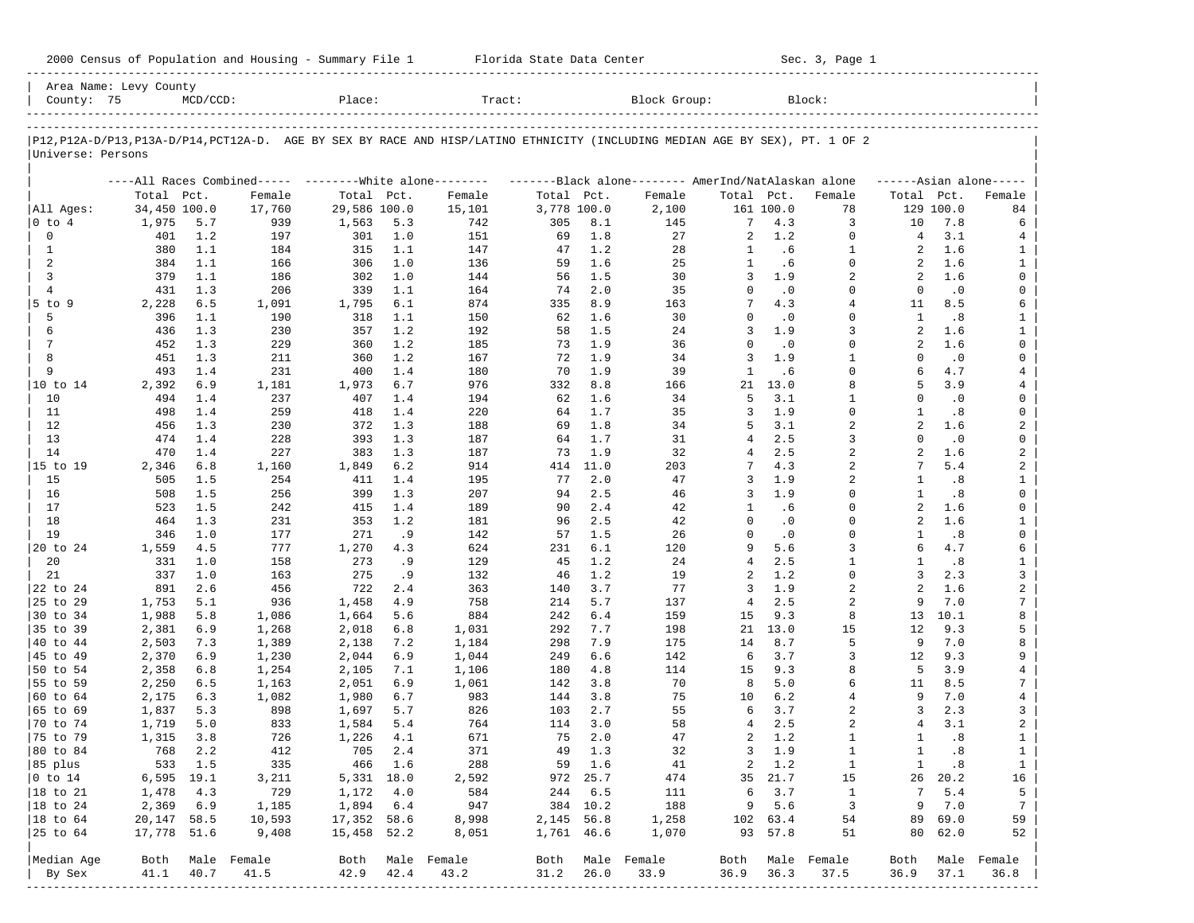2000 Census of Population and Housing - Summary File 1 Florida State Data Center Sec. 3, Page 1

Area Name: Levy County
County: 75 MCD/CCD: Place: Tract: Block Group: Block:

P12,P12A-D/P13,P13A-D/P14,PCT12A-D. AGE BY SEX BY RACE AND HISP/LATINO ETHNICITY (INCLUDING MEDIAN AGE BY SEX), PT. 1 OF 2
Universe: Persons

| | All Races Combined | | | White alone | | | Black alone | | | AmerInd/NatAlaskan alone | | | Asian alone | | |
|---|---|---|---|---|---|---|---|---|---|---|---|---|---|---|---|
| | Total | Pct. | Female | Total | Pct. | Female | Total | Pct. | Female | Total | Pct. | Female | Total | Pct. | Female |
| All Ages: | 34,450 | 100.0 | 17,760 | 29,586 | 100.0 | 15,101 | 3,778 | 100.0 | 2,100 | 161 | 100.0 | 78 | 129 | 100.0 | 84 |
| 0 to 4 | 1,975 | 5.7 | 939 | 1,563 | 5.3 | 742 | 305 | 8.1 | 145 | 7 | 4.3 | 3 | 10 | 7.8 | 6 |
| 0 | 401 | 1.2 | 197 | 301 | 1.0 | 151 | 69 | 1.8 | 27 | 2 | 1.2 | 0 | 4 | 3.1 | 4 |
| 1 | 380 | 1.1 | 184 | 315 | 1.1 | 147 | 47 | 1.2 | 28 | 1 | .6 | 1 | 2 | 1.6 | 1 |
| 2 | 384 | 1.1 | 166 | 306 | 1.0 | 136 | 59 | 1.6 | 25 | 1 | .6 | 0 | 2 | 1.6 | 1 |
| 3 | 379 | 1.1 | 186 | 302 | 1.0 | 144 | 56 | 1.5 | 30 | 3 | 1.9 | 2 | 2 | 1.6 | 0 |
| 4 | 431 | 1.3 | 206 | 339 | 1.1 | 164 | 74 | 2.0 | 35 | 0 | .0 | 0 | 0 | .0 | 0 |
| 5 to 9 | 2,228 | 6.5 | 1,091 | 1,795 | 6.1 | 874 | 335 | 8.9 | 163 | 7 | 4.3 | 4 | 11 | 8.5 | 6 |
| 5 | 396 | 1.1 | 190 | 318 | 1.1 | 150 | 62 | 1.6 | 30 | 0 | .0 | 0 | 1 | .8 | 1 |
| 6 | 436 | 1.3 | 230 | 357 | 1.2 | 192 | 58 | 1.5 | 24 | 3 | 1.9 | 3 | 2 | 1.6 | 1 |
| 7 | 452 | 1.3 | 229 | 360 | 1.2 | 185 | 73 | 1.9 | 36 | 0 | .0 | 0 | 2 | 1.6 | 0 |
| 8 | 451 | 1.3 | 211 | 360 | 1.2 | 167 | 72 | 1.9 | 34 | 3 | 1.9 | 1 | 0 | .0 | 0 |
| 9 | 493 | 1.4 | 231 | 400 | 1.4 | 180 | 70 | 1.9 | 39 | 1 | .6 | 0 | 6 | 4.7 | 4 |
| 10 to 14 | 2,392 | 6.9 | 1,181 | 1,973 | 6.7 | 976 | 332 | 8.8 | 166 | 21 | 13.0 | 8 | 5 | 3.9 | 4 |
| 10 | 494 | 1.4 | 237 | 407 | 1.4 | 194 | 62 | 1.6 | 34 | 5 | 3.1 | 1 | 0 | .0 | 0 |
| 11 | 498 | 1.4 | 259 | 418 | 1.4 | 220 | 64 | 1.7 | 35 | 3 | 1.9 | 0 | 1 | .8 | 0 |
| 12 | 456 | 1.3 | 230 | 372 | 1.3 | 188 | 69 | 1.8 | 34 | 5 | 3.1 | 2 | 2 | 1.6 | 2 |
| 13 | 474 | 1.4 | 228 | 393 | 1.3 | 187 | 64 | 1.7 | 31 | 4 | 2.5 | 3 | 0 | .0 | 0 |
| 14 | 470 | 1.4 | 227 | 383 | 1.3 | 187 | 73 | 1.9 | 32 | 4 | 2.5 | 2 | 2 | 1.6 | 2 |
| 15 to 19 | 2,346 | 6.8 | 1,160 | 1,849 | 6.2 | 914 | 414 | 11.0 | 203 | 7 | 4.3 | 2 | 7 | 5.4 | 2 |
| 15 | 505 | 1.5 | 254 | 411 | 1.4 | 195 | 77 | 2.0 | 47 | 3 | 1.9 | 2 | 1 | .8 | 1 |
| 16 | 508 | 1.5 | 256 | 399 | 1.3 | 207 | 94 | 2.5 | 46 | 3 | 1.9 | 0 | 1 | .8 | 0 |
| 17 | 523 | 1.5 | 242 | 415 | 1.4 | 189 | 90 | 2.4 | 42 | 1 | .6 | 0 | 2 | 1.6 | 0 |
| 18 | 464 | 1.3 | 231 | 353 | 1.2 | 181 | 96 | 2.5 | 42 | 0 | .0 | 0 | 2 | 1.6 | 1 |
| 19 | 346 | 1.0 | 177 | 271 | .9 | 142 | 57 | 1.5 | 26 | 0 | .0 | 0 | 1 | .8 | 0 |
| 20 to 24 | 1,559 | 4.5 | 777 | 1,270 | 4.3 | 624 | 231 | 6.1 | 120 | 9 | 5.6 | 3 | 6 | 4.7 | 6 |
| 20 | 331 | 1.0 | 158 | 273 | .9 | 129 | 45 | 1.2 | 24 | 4 | 2.5 | 1 | 1 | .8 | 1 |
| 21 | 337 | 1.0 | 163 | 275 | .9 | 132 | 46 | 1.2 | 19 | 2 | 1.2 | 0 | 3 | 2.3 | 3 |
| 22 to 24 | 891 | 2.6 | 456 | 722 | 2.4 | 363 | 140 | 3.7 | 77 | 3 | 1.9 | 2 | 2 | 1.6 | 2 |
| 25 to 29 | 1,753 | 5.1 | 936 | 1,458 | 4.9 | 758 | 214 | 5.7 | 137 | 4 | 2.5 | 2 | 9 | 7.0 | 7 |
| 30 to 34 | 1,988 | 5.8 | 1,086 | 1,664 | 5.6 | 884 | 242 | 6.4 | 159 | 15 | 9.3 | 8 | 13 | 10.1 | 8 |
| 35 to 39 | 2,381 | 6.9 | 1,268 | 2,018 | 6.8 | 1,031 | 292 | 7.7 | 198 | 21 | 13.0 | 15 | 12 | 9.3 | 5 |
| 40 to 44 | 2,503 | 7.3 | 1,389 | 2,138 | 7.2 | 1,184 | 298 | 7.9 | 175 | 14 | 8.7 | 5 | 9 | 7.0 | 8 |
| 45 to 49 | 2,370 | 6.9 | 1,230 | 2,044 | 6.9 | 1,044 | 249 | 6.6 | 142 | 6 | 3.7 | 3 | 12 | 9.3 | 9 |
| 50 to 54 | 2,358 | 6.8 | 1,254 | 2,105 | 7.1 | 1,106 | 180 | 4.8 | 114 | 15 | 9.3 | 8 | 5 | 3.9 | 4 |
| 55 to 59 | 2,250 | 6.5 | 1,163 | 2,051 | 6.9 | 1,061 | 142 | 3.8 | 70 | 8 | 5.0 | 6 | 11 | 8.5 | 7 |
| 60 to 64 | 2,175 | 6.3 | 1,082 | 1,980 | 6.7 | 983 | 144 | 3.8 | 75 | 10 | 6.2 | 4 | 9 | 7.0 | 4 |
| 65 to 69 | 1,837 | 5.3 | 898 | 1,697 | 5.7 | 826 | 103 | 2.7 | 55 | 6 | 3.7 | 2 | 3 | 2.3 | 3 |
| 70 to 74 | 1,719 | 5.0 | 833 | 1,584 | 5.4 | 764 | 114 | 3.0 | 58 | 4 | 2.5 | 2 | 4 | 3.1 | 2 |
| 75 to 79 | 1,315 | 3.8 | 726 | 1,226 | 4.1 | 671 | 75 | 2.0 | 47 | 2 | 1.2 | 1 | 1 | .8 | 1 |
| 80 to 84 | 768 | 2.2 | 412 | 705 | 2.4 | 371 | 49 | 1.3 | 32 | 3 | 1.9 | 1 | 1 | .8 | 1 |
| 85 plus | 533 | 1.5 | 335 | 466 | 1.6 | 288 | 59 | 1.6 | 41 | 2 | 1.2 | 1 | 1 | .8 | 1 |
| 0 to 14 | 6,595 | 19.1 | 3,211 | 5,331 | 18.0 | 2,592 | 972 | 25.7 | 474 | 35 | 21.7 | 15 | 26 | 20.2 | 16 |
| 18 to 21 | 1,478 | 4.3 | 729 | 1,172 | 4.0 | 584 | 244 | 6.5 | 111 | 6 | 3.7 | 1 | 7 | 5.4 | 5 |
| 18 to 24 | 2,369 | 6.9 | 1,185 | 1,894 | 6.4 | 947 | 384 | 10.2 | 188 | 9 | 5.6 | 3 | 9 | 7.0 | 7 |
| 18 to 64 | 20,147 | 58.5 | 10,593 | 17,352 | 58.6 | 8,998 | 2,145 | 56.8 | 1,258 | 102 | 63.4 | 54 | 89 | 69.0 | 59 |
| 25 to 64 | 17,778 | 51.6 | 9,408 | 15,458 | 52.2 | 8,051 | 1,761 | 46.6 | 1,070 | 93 | 57.8 | 51 | 80 | 62.0 | 52 |
| Median Age | Both | Male | Female | Both | Male | Female | Both | Male | Female | Both | Male | Female | Both | Male | Female |
| By Sex | 41.1 | 40.7 | 41.5 | 42.9 | 42.4 | 43.2 | 31.2 | 26.0 | 33.9 | 36.9 | 36.3 | 37.5 | 36.9 | 37.1 | 36.8 |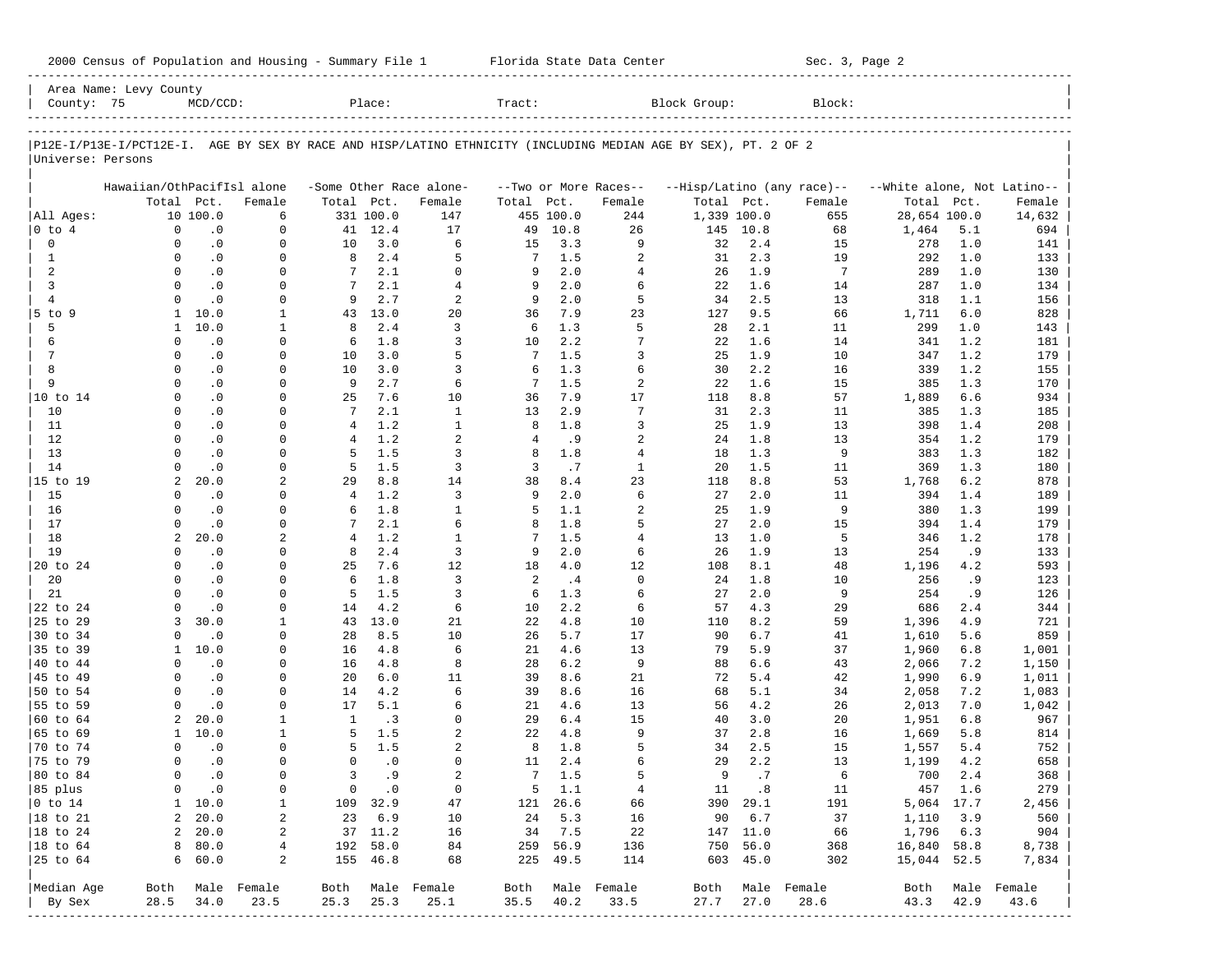2000 Census of Population and Housing - Summary File 1 Florida State Data Center Sec. 3, Page 2

Area Name: Levy County
County: 75 MCD/CCD: Place: Tract: Block Group: Block:

P12E-I/P13E-I/PCT12E-I. AGE BY SEX BY RACE AND HISP/LATINO ETHNICITY (INCLUDING MEDIAN AGE BY SEX), PT. 2 OF 2
Universe: Persons

| | Hawaiian/OthPacifIsl alone | | | -Some Other Race alone- | | | --Two or More Races-- | | | --Hisp/Latino (any race)-- | | | --White alone, Not Latino-- | | |
|---|---|---|---|---|---|---|---|---|---|---|---|---|---|---|---|
| | Total | Pct. | Female | Total | Pct. | Female | Total | Pct. | Female | Total | Pct. | Female | Total | Pct. | Female |
| All Ages: | 10 | 100.0 | 6 | 331 | 100.0 | 147 | 455 | 100.0 | 244 | 1,339 | 100.0 | 655 | 28,654 | 100.0 | 14,632 |
| 0 to 4 | 0 | .0 | 0 | 41 | 12.4 | 17 | 49 | 10.8 | 26 | 145 | 10.8 | 68 | 1,464 | 5.1 | 694 |
| 0 | 0 | .0 | 0 | 10 | 3.0 | 6 | 15 | 3.3 | 9 | 32 | 2.4 | 15 | 278 | 1.0 | 141 |
| 1 | 0 | .0 | 0 | 8 | 2.4 | 5 | 7 | 1.5 | 2 | 31 | 2.3 | 19 | 292 | 1.0 | 133 |
| 2 | 0 | .0 | 0 | 7 | 2.1 | 0 | 9 | 2.0 | 4 | 26 | 1.9 | 7 | 289 | 1.0 | 130 |
| 3 | 0 | .0 | 0 | 7 | 2.1 | 4 | 9 | 2.0 | 6 | 22 | 1.6 | 14 | 287 | 1.0 | 134 |
| 4 | 0 | .0 | 0 | 9 | 2.7 | 2 | 9 | 2.0 | 5 | 34 | 2.5 | 13 | 318 | 1.1 | 156 |
| 5 to 9 | 1 | 10.0 | 1 | 43 | 13.0 | 20 | 36 | 7.9 | 23 | 127 | 9.5 | 66 | 1,711 | 6.0 | 828 |
| 5 | 1 | 10.0 | 1 | 8 | 2.4 | 3 | 6 | 1.3 | 5 | 28 | 2.1 | 11 | 299 | 1.0 | 143 |
| 6 | 0 | .0 | 0 | 6 | 1.8 | 3 | 10 | 2.2 | 7 | 22 | 1.6 | 14 | 341 | 1.2 | 181 |
| 7 | 0 | .0 | 0 | 10 | 3.0 | 5 | 7 | 1.5 | 3 | 25 | 1.9 | 10 | 347 | 1.2 | 179 |
| 8 | 0 | .0 | 0 | 10 | 3.0 | 3 | 6 | 1.3 | 6 | 30 | 2.2 | 16 | 339 | 1.2 | 155 |
| 9 | 0 | .0 | 0 | 9 | 2.7 | 6 | 7 | 1.5 | 2 | 22 | 1.6 | 15 | 385 | 1.3 | 170 |
| 10 to 14 | 0 | .0 | 0 | 25 | 7.6 | 10 | 36 | 7.9 | 17 | 118 | 8.8 | 57 | 1,889 | 6.6 | 934 |
| 10 | 0 | .0 | 0 | 7 | 2.1 | 1 | 13 | 2.9 | 7 | 31 | 2.3 | 11 | 385 | 1.3 | 185 |
| 11 | 0 | .0 | 0 | 4 | 1.2 | 1 | 8 | 1.8 | 3 | 25 | 1.9 | 13 | 398 | 1.4 | 208 |
| 12 | 0 | .0 | 0 | 4 | 1.2 | 2 | 4 | .9 | 2 | 24 | 1.8 | 13 | 354 | 1.2 | 179 |
| 13 | 0 | .0 | 0 | 5 | 1.5 | 3 | 8 | 1.8 | 4 | 18 | 1.3 | 9 | 383 | 1.3 | 182 |
| 14 | 0 | .0 | 0 | 5 | 1.5 | 3 | 3 | .7 | 1 | 20 | 1.5 | 11 | 369 | 1.3 | 180 |
| 15 to 19 | 2 | 20.0 | 2 | 29 | 8.8 | 14 | 38 | 8.4 | 23 | 118 | 8.8 | 53 | 1,768 | 6.2 | 878 |
| 15 | 0 | .0 | 0 | 4 | 1.2 | 3 | 9 | 2.0 | 6 | 27 | 2.0 | 11 | 394 | 1.4 | 189 |
| 16 | 0 | .0 | 0 | 6 | 1.8 | 1 | 5 | 1.1 | 2 | 25 | 1.9 | 9 | 380 | 1.3 | 199 |
| 17 | 0 | .0 | 0 | 7 | 2.1 | 6 | 8 | 1.8 | 5 | 27 | 2.0 | 15 | 394 | 1.4 | 179 |
| 18 | 2 | 20.0 | 2 | 4 | 1.2 | 1 | 7 | 1.5 | 4 | 13 | 1.0 | 5 | 346 | 1.2 | 178 |
| 19 | 0 | .0 | 0 | 8 | 2.4 | 3 | 9 | 2.0 | 6 | 26 | 1.9 | 13 | 254 | .9 | 133 |
| 20 to 24 | 0 | .0 | 0 | 25 | 7.6 | 12 | 18 | 4.0 | 12 | 108 | 8.1 | 48 | 1,196 | 4.2 | 593 |
| 20 | 0 | .0 | 0 | 6 | 1.8 | 3 | 2 | .4 | 0 | 24 | 1.8 | 10 | 256 | .9 | 123 |
| 21 | 0 | .0 | 0 | 5 | 1.5 | 3 | 6 | 1.3 | 6 | 27 | 2.0 | 9 | 254 | .9 | 126 |
| 22 to 24 | 0 | .0 | 0 | 14 | 4.2 | 6 | 10 | 2.2 | 6 | 57 | 4.3 | 29 | 686 | 2.4 | 344 |
| 25 to 29 | 3 | 30.0 | 1 | 43 | 13.0 | 21 | 22 | 4.8 | 10 | 110 | 8.2 | 59 | 1,396 | 4.9 | 721 |
| 30 to 34 | 0 | .0 | 0 | 28 | 8.5 | 10 | 26 | 5.7 | 17 | 90 | 6.7 | 41 | 1,610 | 5.6 | 859 |
| 35 to 39 | 1 | 10.0 | 0 | 16 | 4.8 | 6 | 21 | 4.6 | 13 | 79 | 5.9 | 37 | 1,960 | 6.8 | 1,001 |
| 40 to 44 | 0 | .0 | 0 | 16 | 4.8 | 8 | 28 | 6.2 | 9 | 88 | 6.6 | 43 | 2,066 | 7.2 | 1,150 |
| 45 to 49 | 0 | .0 | 0 | 20 | 6.0 | 11 | 39 | 8.6 | 21 | 72 | 5.4 | 42 | 1,990 | 6.9 | 1,011 |
| 50 to 54 | 0 | .0 | 0 | 14 | 4.2 | 6 | 39 | 8.6 | 16 | 68 | 5.1 | 34 | 2,058 | 7.2 | 1,083 |
| 55 to 59 | 0 | .0 | 0 | 17 | 5.1 | 6 | 21 | 4.6 | 13 | 56 | 4.2 | 26 | 2,013 | 7.0 | 1,042 |
| 60 to 64 | 2 | 20.0 | 1 | 1 | .3 | 0 | 29 | 6.4 | 15 | 40 | 3.0 | 20 | 1,951 | 6.8 | 967 |
| 65 to 69 | 1 | 10.0 | 1 | 5 | 1.5 | 2 | 22 | 4.8 | 9 | 37 | 2.8 | 16 | 1,669 | 5.8 | 814 |
| 70 to 74 | 0 | .0 | 0 | 5 | 1.5 | 2 | 8 | 1.8 | 5 | 34 | 2.5 | 15 | 1,557 | 5.4 | 752 |
| 75 to 79 | 0 | .0 | 0 | 0 | .0 | 0 | 11 | 2.4 | 6 | 29 | 2.2 | 13 | 1,199 | 4.2 | 658 |
| 80 to 84 | 0 | .0 | 0 | 3 | .9 | 2 | 7 | 1.5 | 5 | 9 | .7 | 6 | 700 | 2.4 | 368 |
| 85 plus | 0 | .0 | 0 | 0 | .0 | 0 | 5 | 1.1 | 4 | 11 | .8 | 11 | 457 | 1.6 | 279 |
| 0 to 14 | 1 | 10.0 | 1 | 109 | 32.9 | 47 | 121 | 26.6 | 66 | 390 | 29.1 | 191 | 5,064 | 17.7 | 2,456 |
| 18 to 21 | 2 | 20.0 | 2 | 23 | 6.9 | 10 | 24 | 5.3 | 16 | 90 | 6.7 | 37 | 1,110 | 3.9 | 560 |
| 18 to 24 | 2 | 20.0 | 2 | 37 | 11.2 | 16 | 34 | 7.5 | 22 | 147 | 11.0 | 66 | 1,796 | 6.3 | 904 |
| 18 to 64 | 8 | 80.0 | 4 | 192 | 58.0 | 84 | 259 | 56.9 | 136 | 750 | 56.0 | 368 | 16,840 | 58.8 | 8,738 |
| 25 to 64 | 6 | 60.0 | 2 | 155 | 46.8 | 68 | 225 | 49.5 | 114 | 603 | 45.0 | 302 | 15,044 | 52.5 | 7,834 |
| Median Age | Both | Male | Female | Both | Male | Female | Both | Male | Female | Both | Male | Female | Both | Male | Female |
| By Sex | 28.5 | 34.0 | 23.5 | 25.3 | 25.3 | 25.1 | 35.5 | 40.2 | 33.5 | 27.7 | 27.0 | 28.6 | 43.3 | 42.9 | 43.6 |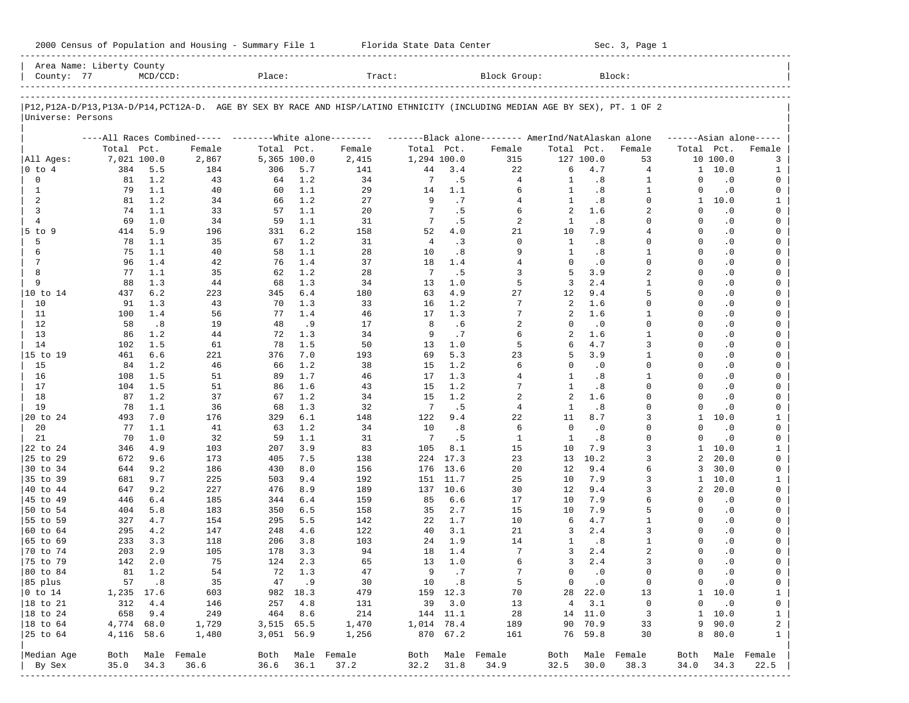2000 Census of Population and Housing - Summary File 1 Florida State Data Center Sec. 3, Page 1

Area Name: Liberty County
County: 77 MCD/CCD: Place: Tract: Block Group: Block:

P12,P12A-D/P13,P13A-D/P14,PCT12A-D. AGE BY SEX BY RACE AND HISP/LATINO ETHNICITY (INCLUDING MEDIAN AGE BY SEX), PT. 1 OF 2
Universe: Persons

| | All Races Combined | | | White alone | | | Black alone | | | AmerInd/NatAlaskan alone | | | Asian alone | | |
|---|---|---|---|---|---|---|---|---|---|---|---|---|---|---|---|
| | Total | Pct. | Female | Total | Pct. | Female | Total | Pct. | Female | Total | Pct. | Female | Total | Pct. | Female |
| All Ages: | 7,021 | 100.0 | 2,867 | 5,365 | 100.0 | 2,415 | 1,294 | 100.0 | 315 | 127 | 100.0 | 53 | 10 | 100.0 | 3 |
| 0 to 4 | 384 | 5.5 | 184 | 306 | 5.7 | 141 | 44 | 3.4 | 22 | 6 | 4.7 | 4 | 1 | 10.0 | 1 |
| 0 | 81 | 1.2 | 43 | 64 | 1.2 | 34 | 7 | .5 | 4 | 1 | .8 | 1 | 0 | .0 | 0 |
| 1 | 79 | 1.1 | 40 | 60 | 1.1 | 29 | 14 | 1.1 | 6 | 1 | .8 | 1 | 0 | .0 | 0 |
| 2 | 81 | 1.2 | 34 | 66 | 1.2 | 27 | 9 | .7 | 4 | 1 | .8 | 0 | 1 | 10.0 | 1 |
| 3 | 74 | 1.1 | 33 | 57 | 1.1 | 20 | 7 | .5 | 6 | 2 | 1.6 | 2 | 0 | .0 | 0 |
| 4 | 69 | 1.0 | 34 | 59 | 1.1 | 31 | 7 | .5 | 2 | 1 | .8 | 0 | 0 | .0 | 0 |
| 5 to 9 | 414 | 5.9 | 196 | 331 | 6.2 | 158 | 52 | 4.0 | 21 | 10 | 7.9 | 4 | 0 | .0 | 0 |
| 5 | 78 | 1.1 | 35 | 67 | 1.2 | 31 | 4 | .3 | 0 | 1 | .8 | 0 | 0 | .0 | 0 |
| 6 | 75 | 1.1 | 40 | 58 | 1.1 | 28 | 10 | .8 | 9 | 1 | .8 | 1 | 0 | .0 | 0 |
| 7 | 96 | 1.4 | 42 | 76 | 1.4 | 37 | 18 | 1.4 | 4 | 0 | .0 | 0 | 0 | .0 | 0 |
| 8 | 77 | 1.1 | 35 | 62 | 1.2 | 28 | 7 | .5 | 3 | 5 | 3.9 | 2 | 0 | .0 | 0 |
| 9 | 88 | 1.3 | 44 | 68 | 1.3 | 34 | 13 | 1.0 | 5 | 3 | 2.4 | 1 | 0 | .0 | 0 |
| 10 to 14 | 437 | 6.2 | 223 | 345 | 6.4 | 180 | 63 | 4.9 | 27 | 12 | 9.4 | 5 | 0 | .0 | 0 |
| 10 | 91 | 1.3 | 43 | 70 | 1.3 | 33 | 16 | 1.2 | 7 | 2 | 1.6 | 0 | 0 | .0 | 0 |
| 11 | 100 | 1.4 | 56 | 77 | 1.4 | 46 | 17 | 1.3 | 7 | 2 | 1.6 | 1 | 0 | .0 | 0 |
| 12 | 58 | .8 | 19 | 48 | .9 | 17 | 8 | .6 | 2 | 0 | .0 | 0 | 0 | .0 | 0 |
| 13 | 86 | 1.2 | 44 | 72 | 1.3 | 34 | 9 | .7 | 6 | 2 | 1.6 | 1 | 0 | .0 | 0 |
| 14 | 102 | 1.5 | 61 | 78 | 1.5 | 50 | 13 | 1.0 | 5 | 6 | 4.7 | 3 | 0 | .0 | 0 |
| 15 to 19 | 461 | 6.6 | 221 | 376 | 7.0 | 193 | 69 | 5.3 | 23 | 5 | 3.9 | 1 | 0 | .0 | 0 |
| 15 | 84 | 1.2 | 46 | 66 | 1.2 | 38 | 15 | 1.2 | 6 | 0 | .0 | 0 | 0 | .0 | 0 |
| 16 | 108 | 1.5 | 51 | 89 | 1.7 | 46 | 17 | 1.3 | 4 | 1 | .8 | 1 | 0 | .0 | 0 |
| 17 | 104 | 1.5 | 51 | 86 | 1.6 | 43 | 15 | 1.2 | 7 | 1 | .8 | 0 | 0 | .0 | 0 |
| 18 | 87 | 1.2 | 37 | 67 | 1.2 | 34 | 15 | 1.2 | 2 | 2 | 1.6 | 0 | 0 | .0 | 0 |
| 19 | 78 | 1.1 | 36 | 68 | 1.3 | 32 | 7 | .5 | 4 | 1 | .8 | 0 | 0 | .0 | 0 |
| 20 to 24 | 493 | 7.0 | 176 | 329 | 6.1 | 148 | 122 | 9.4 | 22 | 11 | 8.7 | 3 | 1 | 10.0 | 1 |
| 20 | 77 | 1.1 | 41 | 63 | 1.2 | 34 | 10 | .8 | 6 | 0 | .0 | 0 | 0 | .0 | 0 |
| 21 | 70 | 1.0 | 32 | 59 | 1.1 | 31 | 7 | .5 | 1 | 1 | .8 | 0 | 0 | .0 | 0 |
| 22 to 24 | 346 | 4.9 | 103 | 207 | 3.9 | 83 | 105 | 8.1 | 15 | 10 | 7.9 | 3 | 1 | 10.0 | 1 |
| 25 to 29 | 672 | 9.6 | 173 | 405 | 7.5 | 138 | 224 | 17.3 | 23 | 13 | 10.2 | 3 | 2 | 20.0 | 0 |
| 30 to 34 | 644 | 9.2 | 186 | 430 | 8.0 | 156 | 176 | 13.6 | 20 | 12 | 9.4 | 6 | 3 | 30.0 | 0 |
| 35 to 39 | 681 | 9.7 | 225 | 503 | 9.4 | 192 | 151 | 11.7 | 25 | 10 | 7.9 | 3 | 1 | 10.0 | 1 |
| 40 to 44 | 647 | 9.2 | 227 | 476 | 8.9 | 189 | 137 | 10.6 | 30 | 12 | 9.4 | 3 | 2 | 20.0 | 0 |
| 45 to 49 | 446 | 6.4 | 185 | 344 | 6.4 | 159 | 85 | 6.6 | 17 | 10 | 7.9 | 6 | 0 | .0 | 0 |
| 50 to 54 | 404 | 5.8 | 183 | 350 | 6.5 | 158 | 35 | 2.7 | 15 | 10 | 7.9 | 5 | 0 | .0 | 0 |
| 55 to 59 | 327 | 4.7 | 154 | 295 | 5.5 | 142 | 22 | 1.7 | 10 | 6 | 4.7 | 1 | 0 | .0 | 0 |
| 60 to 64 | 295 | 4.2 | 147 | 248 | 4.6 | 122 | 40 | 3.1 | 21 | 3 | 2.4 | 3 | 0 | .0 | 0 |
| 65 to 69 | 233 | 3.3 | 118 | 206 | 3.8 | 103 | 24 | 1.9 | 14 | 1 | .8 | 1 | 0 | .0 | 0 |
| 70 to 74 | 203 | 2.9 | 105 | 178 | 3.3 | 94 | 18 | 1.4 | 7 | 3 | 2.4 | 2 | 0 | .0 | 0 |
| 75 to 79 | 142 | 2.0 | 75 | 124 | 2.3 | 65 | 13 | 1.0 | 6 | 3 | 2.4 | 3 | 0 | .0 | 0 |
| 80 to 84 | 81 | 1.2 | 54 | 72 | 1.3 | 47 | 9 | .7 | 7 | 0 | .0 | 0 | 0 | .0 | 0 |
| 85 plus | 57 | .8 | 35 | 47 | .9 | 30 | 10 | .8 | 5 | 0 | .0 | 0 | 0 | .0 | 0 |
| 0 to 14 | 1,235 | 17.6 | 603 | 982 | 18.3 | 479 | 159 | 12.3 | 70 | 28 | 22.0 | 13 | 1 | 10.0 | 1 |
| 18 to 21 | 312 | 4.4 | 146 | 257 | 4.8 | 131 | 39 | 3.0 | 13 | 4 | 3.1 | 0 | 0 | .0 | 0 |
| 18 to 24 | 658 | 9.4 | 249 | 464 | 8.6 | 214 | 144 | 11.1 | 28 | 14 | 11.0 | 3 | 1 | 10.0 | 1 |
| 18 to 64 | 4,774 | 68.0 | 1,729 | 3,515 | 65.5 | 1,470 | 1,014 | 78.4 | 189 | 90 | 70.9 | 33 | 9 | 90.0 | 2 |
| 25 to 64 | 4,116 | 58.6 | 1,480 | 3,051 | 56.9 | 1,256 | 870 | 67.2 | 161 | 76 | 59.8 | 30 | 8 | 80.0 | 1 |

| Median Age By Sex | Both | Male | Female | Both | Male | Female | Both | Male | Female | Both | Male | Female | Both | Male | Female |
|---|---|---|---|---|---|---|---|---|---|---|---|---|---|---|---|
| | 35.0 | 34.3 | 36.6 | 36.6 | 36.1 | 37.2 | 32.2 | 31.8 | 34.9 | 32.5 | 30.0 | 38.3 | 34.0 | 34.3 | 22.5 |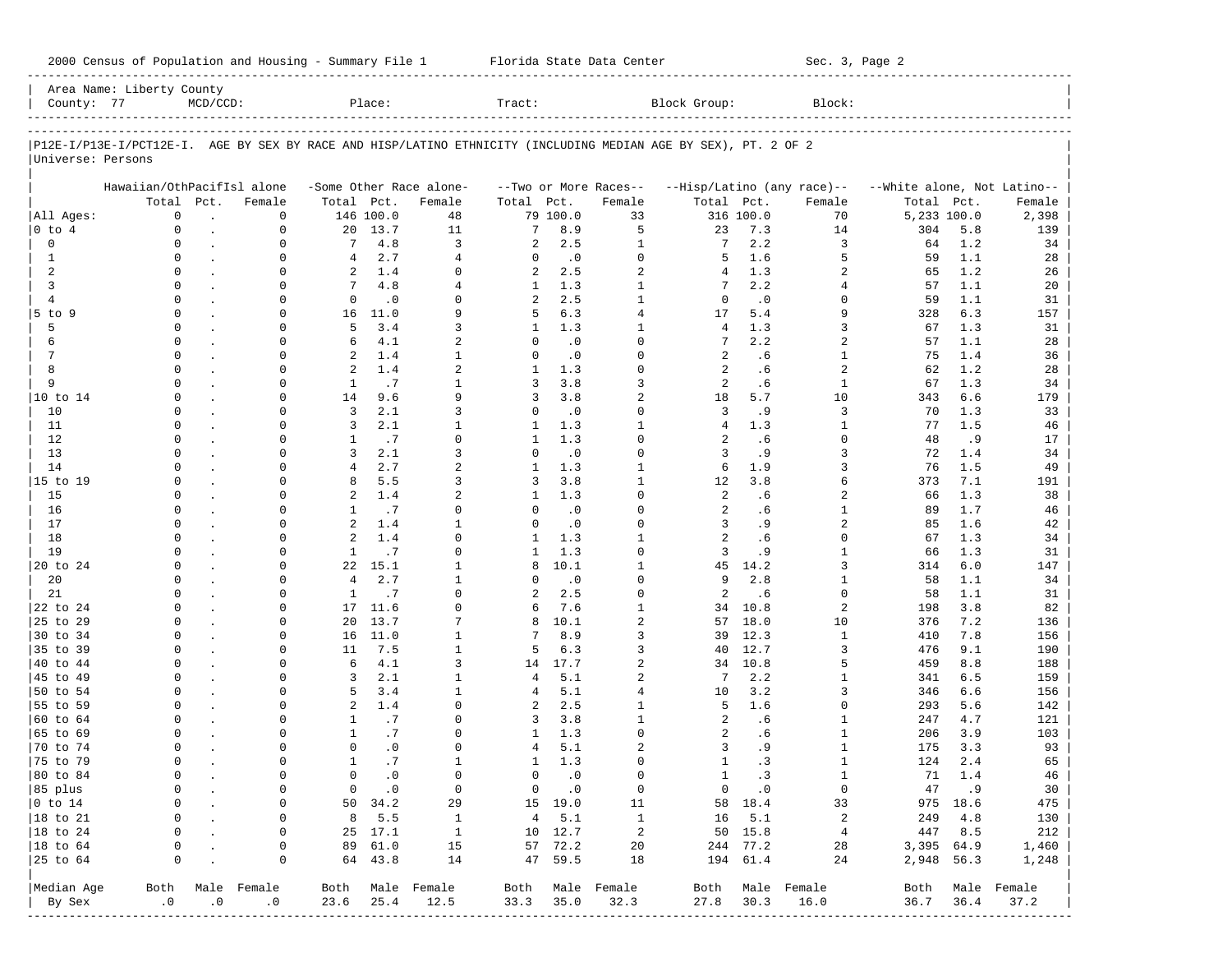2000 Census of Population and Housing - Summary File 1 Florida State Data Center Sec. 3, Page 2

Area Name: Liberty County
County: 77 MCD/CCD: Place: Tract: Block Group: Block:

P12E-I/P13E-I/PCT12E-I. AGE BY SEX BY RACE AND HISP/LATINO ETHNICITY (INCLUDING MEDIAN AGE BY SEX), PT. 2 OF 2
Universe: Persons

| | Hawaiian/OthPacifIsl alone | | | -Some Other Race alone- | | | --Two or More Races-- | | | --Hisp/Latino (any race)-- | | | --White alone, Not Latino-- | | |
|---|---|---|---|---|---|---|---|---|---|---|---|---|---|---|---|
| | Total | Pct. | Female | Total | Pct. | Female | Total | Pct. | Female | Total | Pct. | Female | Total | Pct. | Female |
| All Ages: | 0 | . | 0 | 146 | 100.0 | 48 | 79 | 100.0 | 33 | 316 | 100.0 | 70 | 5,233 | 100.0 | 2,398 |
| 0 to 4 | 0 | . | 0 | 20 | 13.7 | 11 | 7 | 8.9 | 5 | 23 | 7.3 | 14 | 304 | 5.8 | 139 |
| 0 | 0 | . | 0 | 7 | 4.8 | 3 | 2 | 2.5 | 1 | 7 | 2.2 | 3 | 64 | 1.2 | 34 |
| 1 | 0 | . | 0 | 4 | 2.7 | 4 | 0 | .0 | 0 | 5 | 1.6 | 5 | 59 | 1.1 | 28 |
| 2 | 0 | . | 0 | 2 | 1.4 | 0 | 2 | 2.5 | 2 | 4 | 1.3 | 2 | 65 | 1.2 | 26 |
| 3 | 0 | . | 0 | 7 | 4.8 | 4 | 1 | 1.3 | 1 | 7 | 2.2 | 4 | 57 | 1.1 | 20 |
| 4 | 0 | . | 0 | 0 | .0 | 0 | 2 | 2.5 | 1 | 0 | .0 | 0 | 59 | 1.1 | 31 |
| 5 to 9 | 0 | . | 0 | 16 | 11.0 | 9 | 5 | 6.3 | 4 | 17 | 5.4 | 9 | 328 | 6.3 | 157 |
| 5 | 0 | . | 0 | 5 | 3.4 | 3 | 1 | 1.3 | 1 | 4 | 1.3 | 3 | 67 | 1.3 | 31 |
| 6 | 0 | . | 0 | 6 | 4.1 | 2 | 0 | .0 | 0 | 7 | 2.2 | 2 | 57 | 1.1 | 28 |
| 7 | 0 | . | 0 | 2 | 1.4 | 1 | 0 | .0 | 0 | 2 | .6 | 1 | 75 | 1.4 | 36 |
| 8 | 0 | . | 0 | 2 | 1.4 | 2 | 1 | 1.3 | 0 | 2 | .6 | 2 | 62 | 1.2 | 28 |
| 9 | 0 | . | 0 | 1 | .7 | 1 | 3 | 3.8 | 3 | 2 | .6 | 1 | 67 | 1.3 | 34 |
| 10 to 14 | 0 | . | 0 | 14 | 9.6 | 9 | 3 | 3.8 | 2 | 18 | 5.7 | 10 | 343 | 6.6 | 179 |
| 10 | 0 | . | 0 | 3 | 2.1 | 3 | 0 | .0 | 0 | 3 | .9 | 3 | 70 | 1.3 | 33 |
| 11 | 0 | . | 0 | 3 | 2.1 | 1 | 1 | 1.3 | 1 | 4 | 1.3 | 1 | 77 | 1.5 | 46 |
| 12 | 0 | . | 0 | 1 | .7 | 0 | 1 | 1.3 | 0 | 2 | .6 | 0 | 48 | .9 | 17 |
| 13 | 0 | . | 0 | 3 | 2.1 | 3 | 0 | .0 | 0 | 3 | .9 | 3 | 72 | 1.4 | 34 |
| 14 | 0 | . | 0 | 4 | 2.7 | 2 | 1 | 1.3 | 1 | 6 | 1.9 | 3 | 76 | 1.5 | 49 |
| 15 to 19 | 0 | . | 0 | 8 | 5.5 | 3 | 3 | 3.8 | 1 | 12 | 3.8 | 6 | 373 | 7.1 | 191 |
| 15 | 0 | . | 0 | 2 | 1.4 | 2 | 1 | 1.3 | 0 | 2 | .6 | 2 | 66 | 1.3 | 38 |
| 16 | 0 | . | 0 | 1 | .7 | 0 | 0 | .0 | 0 | 2 | .6 | 1 | 89 | 1.7 | 46 |
| 17 | 0 | . | 0 | 2 | 1.4 | 1 | 0 | .0 | 0 | 3 | .9 | 2 | 85 | 1.6 | 42 |
| 18 | 0 | . | 0 | 2 | 1.4 | 0 | 1 | 1.3 | 1 | 2 | .6 | 0 | 67 | 1.3 | 34 |
| 19 | 0 | . | 0 | 1 | .7 | 0 | 1 | 1.3 | 0 | 3 | .9 | 1 | 66 | 1.3 | 31 |
| 20 to 24 | 0 | . | 0 | 22 | 15.1 | 1 | 8 | 10.1 | 1 | 45 | 14.2 | 3 | 314 | 6.0 | 147 |
| 20 | 0 | . | 0 | 4 | 2.7 | 1 | 0 | .0 | 0 | 9 | 2.8 | 1 | 58 | 1.1 | 34 |
| 21 | 0 | . | 0 | 1 | .7 | 0 | 2 | 2.5 | 0 | 2 | .6 | 0 | 58 | 1.1 | 31 |
| 22 to 24 | 0 | . | 0 | 17 | 11.6 | 0 | 6 | 7.6 | 1 | 34 | 10.8 | 2 | 198 | 3.8 | 82 |
| 25 to 29 | 0 | . | 0 | 20 | 13.7 | 7 | 8 | 10.1 | 2 | 57 | 18.0 | 10 | 376 | 7.2 | 136 |
| 30 to 34 | 0 | . | 0 | 16 | 11.0 | 1 | 7 | 8.9 | 3 | 39 | 12.3 | 1 | 410 | 7.8 | 156 |
| 35 to 39 | 0 | . | 0 | 11 | 7.5 | 1 | 5 | 6.3 | 3 | 40 | 12.7 | 3 | 476 | 9.1 | 190 |
| 40 to 44 | 0 | . | 0 | 6 | 4.1 | 3 | 14 | 17.7 | 2 | 34 | 10.8 | 5 | 459 | 8.8 | 188 |
| 45 to 49 | 0 | . | 0 | 3 | 2.1 | 1 | 4 | 5.1 | 2 | 7 | 2.2 | 1 | 341 | 6.5 | 159 |
| 50 to 54 | 0 | . | 0 | 5 | 3.4 | 1 | 4 | 5.1 | 4 | 10 | 3.2 | 3 | 346 | 6.6 | 156 |
| 55 to 59 | 0 | . | 0 | 2 | 1.4 | 0 | 2 | 2.5 | 1 | 5 | 1.6 | 0 | 293 | 5.6 | 142 |
| 60 to 64 | 0 | . | 0 | 1 | .7 | 0 | 3 | 3.8 | 1 | 2 | .6 | 1 | 247 | 4.7 | 121 |
| 65 to 69 | 0 | . | 0 | 1 | .7 | 0 | 1 | 1.3 | 0 | 2 | .6 | 1 | 206 | 3.9 | 103 |
| 70 to 74 | 0 | . | 0 | 0 | .0 | 0 | 4 | 5.1 | 2 | 3 | .9 | 1 | 175 | 3.3 | 93 |
| 75 to 79 | 0 | . | 0 | 1 | .7 | 1 | 1 | 1.3 | 0 | 1 | .3 | 1 | 124 | 2.4 | 65 |
| 80 to 84 | 0 | . | 0 | 0 | .0 | 0 | 0 | .0 | 0 | 1 | .3 | 1 | 71 | 1.4 | 46 |
| 85 plus | 0 | . | 0 | 0 | .0 | 0 | 0 | .0 | 0 | 0 | .0 | 0 | 47 | .9 | 30 |
| 0 to 14 | 0 | . | 0 | 50 | 34.2 | 29 | 15 | 19.0 | 11 | 58 | 18.4 | 33 | 975 | 18.6 | 475 |
| 18 to 21 | 0 | . | 0 | 8 | 5.5 | 1 | 4 | 5.1 | 1 | 16 | 5.1 | 2 | 249 | 4.8 | 130 |
| 18 to 24 | 0 | . | 0 | 25 | 17.1 | 1 | 10 | 12.7 | 2 | 50 | 15.8 | 4 | 447 | 8.5 | 212 |
| 18 to 64 | 0 | . | 0 | 89 | 61.0 | 15 | 57 | 72.2 | 20 | 244 | 77.2 | 28 | 3,395 | 64.9 | 1,460 |
| 25 to 64 | 0 | . | 0 | 64 | 43.8 | 14 | 47 | 59.5 | 18 | 194 | 61.4 | 24 | 2,948 | 56.3 | 1,248 |
| Median Age | Both | Male | Female | Both | Male | Female | Both | Male | Female | Both | Male | Female | Both | Male | Female |
| By Sex | .0 | .0 | .0 | 23.6 | 25.4 | 12.5 | 33.3 | 35.0 | 32.3 | 27.8 | 30.3 | 16.0 | 36.7 | 36.4 | 37.2 |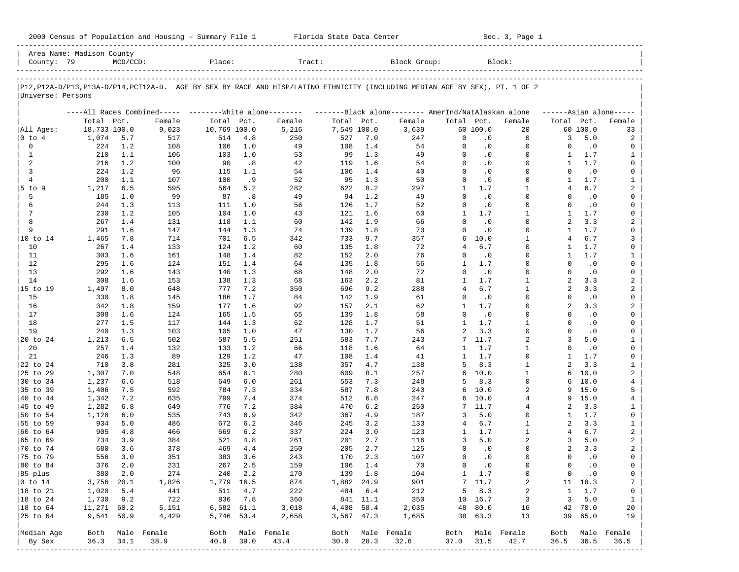2000 Census of Population and Housing - Summary File 1 Florida State Data Center Sec. 3, Page 1

Area Name: Madison County
County: 79 MCD/CCD: Place: Tract: Block Group: Block:

P12,P12A-D/P13,P13A-D/P14,PCT12A-D. AGE BY SEX BY RACE AND HISP/LATINO ETHNICITY (INCLUDING MEDIAN AGE BY SEX), PT. 1 OF 2
Universe: Persons

| | All Races Combined Total | Pct. | Female | White alone Total | Pct. | Female | Black alone Total | Pct. | Female | AmerInd/NatAlaskan alone Total | Pct. | Female | Asian alone Total | Pct. | Female |
|---|---|---|---|---|---|---|---|---|---|---|---|---|---|---|---|
| All Ages: | 18,733 | 100.0 | 9,023 | 10,769 | 100.0 | 5,216 | 7,549 | 100.0 | 3,639 | 60 | 100.0 | 20 | 60 | 100.0 | 33 |
| 0 to 4 | 1,074 | 5.7 | 517 | 514 | 4.8 | 250 | 527 | 7.0 | 247 | 0 | .0 | 0 | 3 | 5.0 | 2 |
| 0 | 224 | 1.2 | 108 | 106 | 1.0 | 49 | 108 | 1.4 | 54 | 0 | .0 | 0 | 0 | .0 | 0 |
| 1 | 210 | 1.1 | 106 | 103 | 1.0 | 53 | 99 | 1.3 | 49 | 0 | .0 | 0 | 1 | 1.7 | 1 |
| 2 | 216 | 1.2 | 100 | 90 | .8 | 42 | 119 | 1.6 | 54 | 0 | .0 | 0 | 1 | 1.7 | 0 |
| 3 | 224 | 1.2 | 96 | 115 | 1.1 | 54 | 106 | 1.4 | 40 | 0 | .0 | 0 | 0 | .0 | 0 |
| 4 | 200 | 1.1 | 107 | 100 | .9 | 52 | 95 | 1.3 | 50 | 0 | .0 | 0 | 1 | 1.7 | 1 |
| 5 to 9 | 1,217 | 6.5 | 595 | 564 | 5.2 | 282 | 622 | 8.2 | 297 | 1 | 1.7 | 1 | 4 | 6.7 | 2 |
| 5 | 185 | 1.0 | 99 | 87 | .8 | 49 | 94 | 1.2 | 49 | 0 | .0 | 0 | 0 | .0 | 0 |
| 6 | 244 | 1.3 | 113 | 111 | 1.0 | 56 | 126 | 1.7 | 52 | 0 | .0 | 0 | 0 | .0 | 0 |
| 7 | 230 | 1.2 | 105 | 104 | 1.0 | 43 | 121 | 1.6 | 60 | 1 | 1.7 | 1 | 1 | 1.7 | 0 |
| 8 | 267 | 1.4 | 131 | 118 | 1.1 | 60 | 142 | 1.9 | 66 | 0 | .0 | 0 | 2 | 3.3 | 2 |
| 9 | 291 | 1.6 | 147 | 144 | 1.3 | 74 | 139 | 1.8 | 70 | 0 | .0 | 0 | 1 | 1.7 | 0 |
| 10 to 14 | 1,465 | 7.8 | 714 | 701 | 6.5 | 342 | 733 | 9.7 | 357 | 6 | 10.0 | 1 | 4 | 6.7 | 3 |
| 10 | 267 | 1.4 | 133 | 124 | 1.2 | 60 | 135 | 1.8 | 72 | 4 | 6.7 | 0 | 1 | 1.7 | 0 |
| 11 | 303 | 1.6 | 161 | 148 | 1.4 | 82 | 152 | 2.0 | 76 | 0 | .0 | 0 | 1 | 1.7 | 1 |
| 12 | 295 | 1.6 | 124 | 151 | 1.4 | 64 | 135 | 1.8 | 56 | 1 | 1.7 | 0 | 0 | .0 | 0 |
| 13 | 292 | 1.6 | 143 | 140 | 1.3 | 68 | 148 | 2.0 | 72 | 0 | .0 | 0 | 0 | .0 | 0 |
| 14 | 308 | 1.6 | 153 | 138 | 1.3 | 68 | 163 | 2.2 | 81 | 1 | 1.7 | 1 | 2 | 3.3 | 2 |
| 15 to 19 | 1,497 | 8.0 | 648 | 777 | 7.2 | 350 | 696 | 9.2 | 288 | 4 | 6.7 | 1 | 2 | 3.3 | 2 |
| 15 | 330 | 1.8 | 145 | 186 | 1.7 | 84 | 142 | 1.9 | 61 | 0 | .0 | 0 | 0 | .0 | 0 |
| 16 | 342 | 1.8 | 159 | 177 | 1.6 | 92 | 157 | 2.1 | 62 | 1 | 1.7 | 0 | 2 | 3.3 | 2 |
| 17 | 308 | 1.6 | 124 | 165 | 1.5 | 65 | 139 | 1.8 | 58 | 0 | .0 | 0 | 0 | .0 | 0 |
| 18 | 277 | 1.5 | 117 | 144 | 1.3 | 62 | 128 | 1.7 | 51 | 1 | 1.7 | 1 | 0 | .0 | 0 |
| 19 | 240 | 1.3 | 103 | 105 | 1.0 | 47 | 130 | 1.7 | 56 | 2 | 3.3 | 0 | 0 | .0 | 0 |
| 20 to 24 | 1,213 | 6.5 | 502 | 587 | 5.5 | 251 | 583 | 7.7 | 243 | 7 | 11.7 | 2 | 3 | 5.0 | 1 |
| 20 | 257 | 1.4 | 132 | 133 | 1.2 | 66 | 118 | 1.6 | 64 | 1 | 1.7 | 1 | 0 | .0 | 0 |
| 21 | 246 | 1.3 | 89 | 129 | 1.2 | 47 | 108 | 1.4 | 41 | 1 | 1.7 | 0 | 1 | 1.7 | 0 |
| 22 to 24 | 710 | 3.8 | 281 | 325 | 3.0 | 138 | 357 | 4.7 | 138 | 5 | 8.3 | 1 | 2 | 3.3 | 1 |
| 25 to 29 | 1,307 | 7.0 | 548 | 654 | 6.1 | 280 | 609 | 8.1 | 257 | 6 | 10.0 | 1 | 6 | 10.0 | 2 |
| 30 to 34 | 1,237 | 6.6 | 518 | 649 | 6.0 | 261 | 553 | 7.3 | 248 | 5 | 8.3 | 0 | 6 | 10.0 | 4 |
| 35 to 39 | 1,406 | 7.5 | 592 | 784 | 7.3 | 334 | 587 | 7.8 | 240 | 6 | 10.0 | 2 | 9 | 15.0 | 5 |
| 40 to 44 | 1,342 | 7.2 | 635 | 799 | 7.4 | 374 | 512 | 6.8 | 247 | 6 | 10.0 | 4 | 9 | 15.0 | 4 |
| 45 to 49 | 1,282 | 6.8 | 649 | 776 | 7.2 | 384 | 470 | 6.2 | 250 | 7 | 11.7 | 4 | 2 | 3.3 | 1 |
| 50 to 54 | 1,128 | 6.0 | 535 | 743 | 6.9 | 342 | 367 | 4.9 | 187 | 3 | 5.0 | 0 | 1 | 1.7 | 0 |
| 55 to 59 | 934 | 5.0 | 486 | 672 | 6.2 | 346 | 245 | 3.2 | 133 | 4 | 6.7 | 1 | 2 | 3.3 | 1 |
| 60 to 64 | 905 | 4.8 | 466 | 669 | 6.2 | 337 | 224 | 3.0 | 123 | 1 | 1.7 | 1 | 4 | 6.7 | 2 |
| 65 to 69 | 734 | 3.9 | 384 | 521 | 4.8 | 261 | 201 | 2.7 | 116 | 3 | 5.0 | 2 | 3 | 5.0 | 2 |
| 70 to 74 | 680 | 3.6 | 378 | 469 | 4.4 | 250 | 205 | 2.7 | 125 | 0 | .0 | 0 | 2 | 3.3 | 2 |
| 75 to 79 | 556 | 3.0 | 351 | 383 | 3.6 | 243 | 170 | 2.3 | 107 | 0 | .0 | 0 | 0 | .0 | 0 |
| 80 to 84 | 376 | 2.0 | 231 | 267 | 2.5 | 159 | 106 | 1.4 | 70 | 0 | .0 | 0 | 0 | .0 | 0 |
| 85 plus | 380 | 2.0 | 274 | 240 | 2.2 | 170 | 139 | 1.8 | 104 | 1 | 1.7 | 0 | 0 | .0 | 0 |
| 0 to 14 | 3,756 | 20.1 | 1,826 | 1,779 | 16.5 | 874 | 1,882 | 24.9 | 901 | 7 | 11.7 | 2 | 11 | 18.3 | 7 |
| 18 to 21 | 1,020 | 5.4 | 441 | 511 | 4.7 | 222 | 484 | 6.4 | 212 | 5 | 8.3 | 2 | 1 | 1.7 | 0 |
| 18 to 24 | 1,730 | 9.2 | 722 | 836 | 7.8 | 360 | 841 | 11.1 | 350 | 10 | 16.7 | 3 | 3 | 5.0 | 1 |
| 18 to 64 | 11,271 | 60.2 | 5,151 | 6,582 | 61.1 | 3,018 | 4,408 | 58.4 | 2,035 | 48 | 80.0 | 16 | 42 | 70.0 | 20 |
| 25 to 64 | 9,541 | 50.9 | 4,429 | 5,746 | 53.4 | 2,658 | 3,567 | 47.3 | 1,685 | 38 | 63.3 | 13 | 39 | 65.0 | 19 |

| Median Age By Sex | Both | Male | Female | Both | Male | Female | Both | Male | Female | Both | Male | Female | Both | Male | Female |
|---|---|---|---|---|---|---|---|---|---|---|---|---|---|---|---|
| | 36.3 | 34.1 | 38.9 | 40.9 | 39.0 | 43.4 | 30.0 | 28.3 | 32.6 | 37.0 | 31.5 | 42.7 | 36.5 | 36.5 | 36.5 |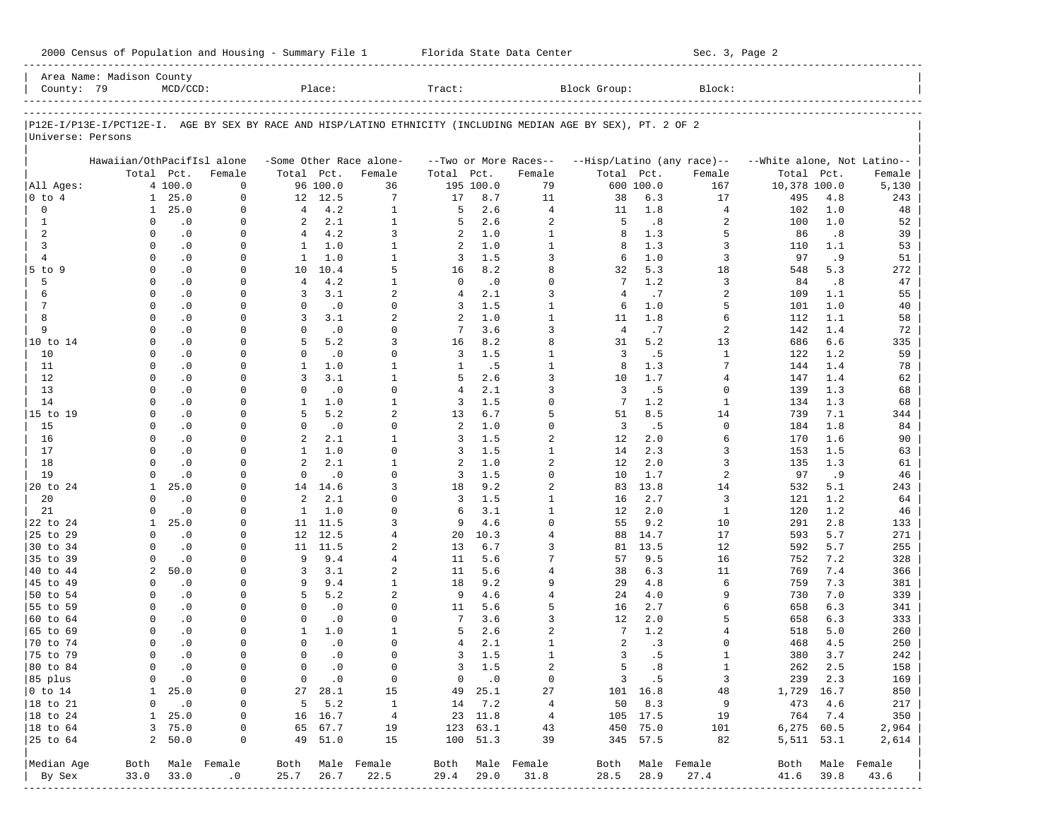2000 Census of Population and Housing - Summary File 1 Florida State Data Center Sec. 3, Page 2

Area Name: Madison County
County: 79 MCD/CCD: Place: Tract: Block Group: Block:

P12E-I/P13E-I/PCT12E-I. AGE BY SEX BY RACE AND HISP/LATINO ETHNICITY (INCLUDING MEDIAN AGE BY SEX), PT. 2 OF 2
Universe: Persons

| | Hawaiian/OthPacifIsl alone | | | -Some Other Race alone- | | | --Two or More Races-- | | | --Hisp/Latino (any race)-- | | | --White alone, Not Latino-- | | |
|---|---|---|---|---|---|---|---|---|---|---|---|---|---|---|---|
| | Total | Pct. | Female | Total | Pct. | Female | Total | Pct. | Female | Total | Pct. | Female | Total | Pct. | Female |
| All Ages: | 4 | 100.0 | 0 | 96 | 100.0 | 36 | 195 | 100.0 | 79 | 600 | 100.0 | 167 | 10,378 | 100.0 | 5,130 |
| 0 to 4 | 1 | 25.0 | 0 | 12 | 12.5 | 7 | 17 | 8.7 | 11 | 38 | 6.3 | 17 | 495 | 4.8 | 243 |
| 0 | 1 | 25.0 | 0 | 4 | 4.2 | 1 | 5 | 2.6 | 4 | 11 | 1.8 | 4 | 102 | 1.0 | 48 |
| 1 | 0 | .0 | 0 | 2 | 2.1 | 1 | 5 | 2.6 | 2 | 5 | .8 | 2 | 100 | 1.0 | 52 |
| 2 | 0 | .0 | 0 | 4 | 4.2 | 3 | 2 | 1.0 | 1 | 8 | 1.3 | 5 | 86 | .8 | 39 |
| 3 | 0 | .0 | 0 | 1 | 1.0 | 1 | 2 | 1.0 | 1 | 8 | 1.3 | 3 | 110 | 1.1 | 53 |
| 4 | 0 | .0 | 0 | 1 | 1.0 | 1 | 3 | 1.5 | 3 | 6 | 1.0 | 3 | 97 | .9 | 51 |
| 5 to 9 | 0 | .0 | 0 | 10 | 10.4 | 5 | 16 | 8.2 | 8 | 32 | 5.3 | 18 | 548 | 5.3 | 272 |
| 5 | 0 | .0 | 0 | 4 | 4.2 | 1 | 0 | .0 | 0 | 7 | 1.2 | 3 | 84 | .8 | 47 |
| 6 | 0 | .0 | 0 | 3 | 3.1 | 2 | 4 | 2.1 | 3 | 4 | .7 | 2 | 109 | 1.1 | 55 |
| 7 | 0 | .0 | 0 | 0 | .0 | 0 | 3 | 1.5 | 1 | 6 | 1.0 | 5 | 101 | 1.0 | 40 |
| 8 | 0 | .0 | 0 | 3 | 3.1 | 2 | 2 | 1.0 | 1 | 11 | 1.8 | 6 | 112 | 1.1 | 58 |
| 9 | 0 | .0 | 0 | 0 | .0 | 0 | 7 | 3.6 | 3 | 4 | .7 | 2 | 142 | 1.4 | 72 |
| 10 to 14 | 0 | .0 | 0 | 5 | 5.2 | 3 | 16 | 8.2 | 8 | 31 | 5.2 | 13 | 686 | 6.6 | 335 |
| 10 | 0 | .0 | 0 | 0 | .0 | 0 | 3 | 1.5 | 1 | 3 | .5 | 1 | 122 | 1.2 | 59 |
| 11 | 0 | .0 | 0 | 1 | 1.0 | 1 | 1 | .5 | 1 | 8 | 1.3 | 7 | 144 | 1.4 | 78 |
| 12 | 0 | .0 | 0 | 3 | 3.1 | 1 | 5 | 2.6 | 3 | 10 | 1.7 | 4 | 147 | 1.4 | 62 |
| 13 | 0 | .0 | 0 | 0 | .0 | 0 | 4 | 2.1 | 3 | 3 | .5 | 0 | 139 | 1.3 | 68 |
| 14 | 0 | .0 | 0 | 1 | 1.0 | 1 | 3 | 1.5 | 0 | 7 | 1.2 | 1 | 134 | 1.3 | 68 |
| 15 to 19 | 0 | .0 | 0 | 5 | 5.2 | 2 | 13 | 6.7 | 5 | 51 | 8.5 | 14 | 739 | 7.1 | 344 |
| 15 | 0 | .0 | 0 | 0 | .0 | 0 | 2 | 1.0 | 0 | 3 | .5 | 0 | 184 | 1.8 | 84 |
| 16 | 0 | .0 | 0 | 2 | 2.1 | 1 | 3 | 1.5 | 2 | 12 | 2.0 | 6 | 170 | 1.6 | 90 |
| 17 | 0 | .0 | 0 | 1 | 1.0 | 0 | 3 | 1.5 | 1 | 14 | 2.3 | 3 | 153 | 1.5 | 63 |
| 18 | 0 | .0 | 0 | 2 | 2.1 | 1 | 2 | 1.0 | 2 | 12 | 2.0 | 3 | 135 | 1.3 | 61 |
| 19 | 0 | .0 | 0 | 0 | .0 | 0 | 3 | 1.5 | 0 | 10 | 1.7 | 2 | 97 | .9 | 46 |
| 20 to 24 | 1 | 25.0 | 0 | 14 | 14.6 | 3 | 18 | 9.2 | 2 | 83 | 13.8 | 14 | 532 | 5.1 | 243 |
| 20 | 0 | .0 | 0 | 2 | 2.1 | 0 | 3 | 1.5 | 1 | 16 | 2.7 | 3 | 121 | 1.2 | 64 |
| 21 | 0 | .0 | 0 | 1 | 1.0 | 0 | 6 | 3.1 | 1 | 12 | 2.0 | 1 | 120 | 1.2 | 46 |
| 22 to 24 | 1 | 25.0 | 0 | 11 | 11.5 | 3 | 9 | 4.6 | 0 | 55 | 9.2 | 10 | 291 | 2.8 | 133 |
| 25 to 29 | 0 | .0 | 0 | 12 | 12.5 | 4 | 20 | 10.3 | 4 | 88 | 14.7 | 17 | 593 | 5.7 | 271 |
| 30 to 34 | 0 | .0 | 0 | 11 | 11.5 | 2 | 13 | 6.7 | 3 | 81 | 13.5 | 12 | 592 | 5.7 | 255 |
| 35 to 39 | 0 | .0 | 0 | 9 | 9.4 | 4 | 11 | 5.6 | 7 | 57 | 9.5 | 16 | 752 | 7.2 | 328 |
| 40 to 44 | 2 | 50.0 | 0 | 3 | 3.1 | 2 | 11 | 5.6 | 4 | 38 | 6.3 | 11 | 769 | 7.4 | 366 |
| 45 to 49 | 0 | .0 | 0 | 9 | 9.4 | 1 | 18 | 9.2 | 9 | 29 | 4.8 | 6 | 759 | 7.3 | 381 |
| 50 to 54 | 0 | .0 | 0 | 5 | 5.2 | 2 | 9 | 4.6 | 4 | 24 | 4.0 | 9 | 730 | 7.0 | 339 |
| 55 to 59 | 0 | .0 | 0 | 0 | .0 | 0 | 11 | 5.6 | 5 | 16 | 2.7 | 6 | 658 | 6.3 | 341 |
| 60 to 64 | 0 | .0 | 0 | 0 | .0 | 0 | 7 | 3.6 | 3 | 12 | 2.0 | 5 | 658 | 6.3 | 333 |
| 65 to 69 | 0 | .0 | 0 | 1 | 1.0 | 1 | 5 | 2.6 | 2 | 7 | 1.2 | 4 | 518 | 5.0 | 260 |
| 70 to 74 | 0 | .0 | 0 | 0 | .0 | 0 | 4 | 2.1 | 1 | 2 | .3 | 0 | 468 | 4.5 | 250 |
| 75 to 79 | 0 | .0 | 0 | 0 | .0 | 0 | 3 | 1.5 | 1 | 3 | .5 | 1 | 380 | 3.7 | 242 |
| 80 to 84 | 0 | .0 | 0 | 0 | .0 | 0 | 3 | 1.5 | 2 | 5 | .8 | 1 | 262 | 2.5 | 158 |
| 85 plus | 0 | .0 | 0 | 0 | .0 | 0 | 0 | .0 | 0 | 3 | .5 | 3 | 239 | 2.3 | 169 |
| 0 to 14 | 1 | 25.0 | 0 | 27 | 28.1 | 15 | 49 | 25.1 | 27 | 101 | 16.8 | 48 | 1,729 | 16.7 | 850 |
| 18 to 21 | 0 | .0 | 0 | 5 | 5.2 | 1 | 14 | 7.2 | 4 | 50 | 8.3 | 9 | 473 | 4.6 | 217 |
| 18 to 24 | 1 | 25.0 | 0 | 16 | 16.7 | 4 | 23 | 11.8 | 4 | 105 | 17.5 | 19 | 764 | 7.4 | 350 |
| 18 to 64 | 3 | 75.0 | 0 | 65 | 67.7 | 19 | 123 | 63.1 | 43 | 450 | 75.0 | 101 | 6,275 | 60.5 | 2,964 |
| 25 to 64 | 2 | 50.0 | 0 | 49 | 51.0 | 15 | 100 | 51.3 | 39 | 345 | 57.5 | 82 | 5,511 | 53.1 | 2,614 |
| Median Age | Both | Male | Female | Both | Male | Female | Both | Male | Female | Both | Male | Female | Both | Male | Female |
| By Sex | 33.0 | 33.0 | .0 | 25.7 | 26.7 | 22.5 | 29.4 | 29.0 | 31.8 | 28.5 | 28.9 | 27.4 | 41.6 | 39.8 | 43.6 |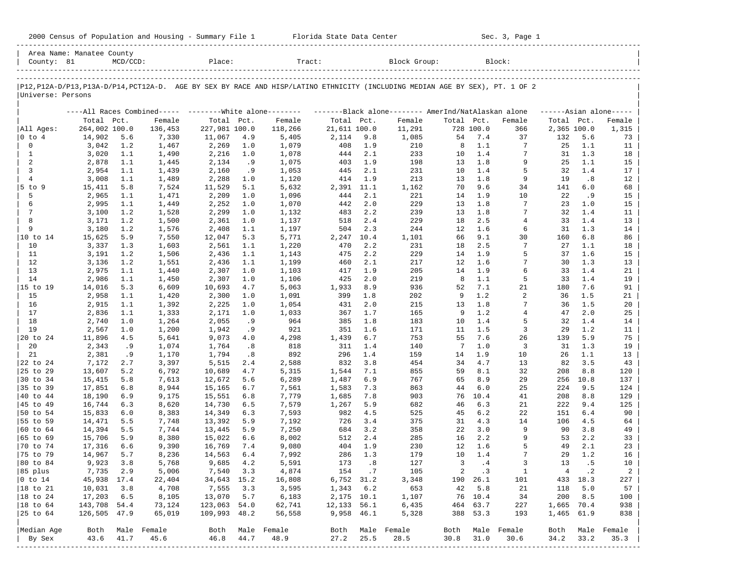2000 Census of Population and Housing - Summary File 1 Florida State Data Center Sec. 3, Page 1

Area Name: Manatee County
County: 81 MCD/CCD: Place: Tract: Block Group: Block:

P12,P12A-D/P13,P13A-D/P14,PCT12A-D. AGE BY SEX BY RACE AND HISP/LATINO ETHNICITY (INCLUDING MEDIAN AGE BY SEX), PT. 1 OF 2
Universe: Persons

| | All Races Combined | | | White alone | | | Black alone | | | AmerInd/NatAlaskan alone | | | Asian alone | | |
|---|---|---|---|---|---|---|---|---|---|---|---|---|---|---|---|
| | Total | Pct. | Female | Total | Pct. | Female | Total | Pct. | Female | Total | Pct. | Female | Total | Pct. | Female |
| All Ages: | 264,002 | 100.0 | 136,453 | 227,981 | 100.0 | 118,266 | 21,611 | 100.0 | 11,291 | 728 | 100.0 | 366 | 2,365 | 100.0 | 1,315 |
| 0 to 4 | 14,902 | 5.6 | 7,330 | 11,067 | 4.9 | 5,405 | 2,114 | 9.8 | 1,085 | 54 | 7.4 | 37 | 132 | 5.6 | 73 |
| 0 | 3,042 | 1.2 | 1,467 | 2,269 | 1.0 | 1,079 | 408 | 1.9 | 210 | 8 | 1.1 | 7 | 25 | 1.1 | 11 |
| 1 | 3,020 | 1.1 | 1,490 | 2,216 | 1.0 | 1,078 | 444 | 2.1 | 233 | 10 | 1.4 | 7 | 31 | 1.3 | 18 |
| 2 | 2,878 | 1.1 | 1,445 | 2,134 | .9 | 1,075 | 403 | 1.9 | 198 | 13 | 1.8 | 9 | 25 | 1.1 | 15 |
| 3 | 2,954 | 1.1 | 1,439 | 2,160 | .9 | 1,053 | 445 | 2.1 | 231 | 10 | 1.4 | 5 | 32 | 1.4 | 17 |
| 4 | 3,008 | 1.1 | 1,489 | 2,288 | 1.0 | 1,120 | 414 | 1.9 | 213 | 13 | 1.8 | 9 | 19 | .8 | 12 |
| 5 to 9 | 15,411 | 5.8 | 7,524 | 11,529 | 5.1 | 5,632 | 2,391 | 11.1 | 1,162 | 70 | 9.6 | 34 | 141 | 6.0 | 68 |
| 5 | 2,965 | 1.1 | 1,471 | 2,209 | 1.0 | 1,096 | 444 | 2.1 | 221 | 14 | 1.9 | 10 | 22 | .9 | 15 |
| 6 | 2,995 | 1.1 | 1,449 | 2,252 | 1.0 | 1,070 | 442 | 2.0 | 229 | 13 | 1.8 | 7 | 23 | 1.0 | 15 |
| 7 | 3,100 | 1.2 | 1,528 | 2,299 | 1.0 | 1,132 | 483 | 2.2 | 239 | 13 | 1.8 | 7 | 32 | 1.4 | 11 |
| 8 | 3,171 | 1.2 | 1,500 | 2,361 | 1.0 | 1,137 | 518 | 2.4 | 229 | 18 | 2.5 | 4 | 33 | 1.4 | 13 |
| 9 | 3,180 | 1.2 | 1,576 | 2,408 | 1.1 | 1,197 | 504 | 2.3 | 244 | 12 | 1.6 | 6 | 31 | 1.3 | 14 |
| 10 to 14 | 15,625 | 5.9 | 7,550 | 12,047 | 5.3 | 5,771 | 2,247 | 10.4 | 1,101 | 66 | 9.1 | 30 | 160 | 6.8 | 86 |
| 10 | 3,337 | 1.3 | 1,603 | 2,561 | 1.1 | 1,220 | 470 | 2.2 | 231 | 18 | 2.5 | 7 | 27 | 1.1 | 18 |
| 11 | 3,191 | 1.2 | 1,506 | 2,436 | 1.1 | 1,143 | 475 | 2.2 | 229 | 14 | 1.9 | 5 | 37 | 1.6 | 15 |
| 12 | 3,136 | 1.2 | 1,551 | 2,436 | 1.1 | 1,199 | 460 | 2.1 | 217 | 12 | 1.6 | 7 | 30 | 1.3 | 13 |
| 13 | 2,975 | 1.1 | 1,440 | 2,307 | 1.0 | 1,103 | 417 | 1.9 | 205 | 14 | 1.9 | 6 | 33 | 1.4 | 21 |
| 14 | 2,986 | 1.1 | 1,450 | 2,307 | 1.0 | 1,106 | 425 | 2.0 | 219 | 8 | 1.1 | 5 | 33 | 1.4 | 19 |
| 15 to 19 | 14,016 | 5.3 | 6,609 | 10,693 | 4.7 | 5,063 | 1,933 | 8.9 | 936 | 52 | 7.1 | 21 | 180 | 7.6 | 91 |
| 15 | 2,958 | 1.1 | 1,420 | 2,300 | 1.0 | 1,091 | 399 | 1.8 | 202 | 9 | 1.2 | 2 | 36 | 1.5 | 21 |
| 16 | 2,915 | 1.1 | 1,392 | 2,225 | 1.0 | 1,054 | 431 | 2.0 | 215 | 13 | 1.8 | 7 | 36 | 1.5 | 20 |
| 17 | 2,836 | 1.1 | 1,333 | 2,171 | 1.0 | 1,033 | 367 | 1.7 | 165 | 9 | 1.2 | 4 | 47 | 2.0 | 25 |
| 18 | 2,740 | 1.0 | 1,264 | 2,055 | .9 | 964 | 385 | 1.8 | 183 | 10 | 1.4 | 5 | 32 | 1.4 | 14 |
| 19 | 2,567 | 1.0 | 1,200 | 1,942 | .9 | 921 | 351 | 1.6 | 171 | 11 | 1.5 | 3 | 29 | 1.2 | 11 |
| 20 to 24 | 11,896 | 4.5 | 5,641 | 9,073 | 4.0 | 4,298 | 1,439 | 6.7 | 753 | 55 | 7.6 | 26 | 139 | 5.9 | 75 |
| 20 | 2,343 | .9 | 1,074 | 1,764 | .8 | 818 | 311 | 1.4 | 140 | 7 | 1.0 | 3 | 31 | 1.3 | 19 |
| 21 | 2,381 | .9 | 1,170 | 1,794 | .8 | 892 | 296 | 1.4 | 159 | 14 | 1.9 | 10 | 26 | 1.1 | 13 |
| 22 to 24 | 7,172 | 2.7 | 3,397 | 5,515 | 2.4 | 2,588 | 832 | 3.8 | 454 | 34 | 4.7 | 13 | 82 | 3.5 | 43 |
| 25 to 29 | 13,607 | 5.2 | 6,792 | 10,689 | 4.7 | 5,315 | 1,544 | 7.1 | 855 | 59 | 8.1 | 32 | 208 | 8.8 | 120 |
| 30 to 34 | 15,415 | 5.8 | 7,613 | 12,672 | 5.6 | 6,289 | 1,487 | 6.9 | 767 | 65 | 8.9 | 29 | 256 | 10.8 | 137 |
| 35 to 39 | 17,851 | 6.8 | 8,944 | 15,165 | 6.7 | 7,561 | 1,583 | 7.3 | 863 | 44 | 6.0 | 25 | 224 | 9.5 | 124 |
| 40 to 44 | 18,190 | 6.9 | 9,175 | 15,551 | 6.8 | 7,779 | 1,685 | 7.8 | 903 | 76 | 10.4 | 41 | 208 | 8.8 | 129 |
| 45 to 49 | 16,744 | 6.3 | 8,620 | 14,730 | 6.5 | 7,579 | 1,267 | 5.9 | 682 | 46 | 6.3 | 21 | 222 | 9.4 | 125 |
| 50 to 54 | 15,833 | 6.0 | 8,383 | 14,349 | 6.3 | 7,593 | 982 | 4.5 | 525 | 45 | 6.2 | 22 | 151 | 6.4 | 90 |
| 55 to 59 | 14,471 | 5.5 | 7,748 | 13,392 | 5.9 | 7,192 | 726 | 3.4 | 375 | 31 | 4.3 | 14 | 106 | 4.5 | 64 |
| 60 to 64 | 14,394 | 5.5 | 7,744 | 13,445 | 5.9 | 7,250 | 684 | 3.2 | 358 | 22 | 3.0 | 9 | 90 | 3.8 | 49 |
| 65 to 69 | 15,706 | 5.9 | 8,380 | 15,022 | 6.6 | 8,002 | 512 | 2.4 | 285 | 16 | 2.2 | 9 | 53 | 2.2 | 33 |
| 70 to 74 | 17,316 | 6.6 | 9,390 | 16,769 | 7.4 | 9,080 | 404 | 1.9 | 230 | 12 | 1.6 | 5 | 49 | 2.1 | 23 |
| 75 to 79 | 14,967 | 5.7 | 8,236 | 14,563 | 6.4 | 7,992 | 286 | 1.3 | 179 | 10 | 1.4 | 7 | 29 | 1.2 | 16 |
| 80 to 84 | 9,923 | 3.8 | 5,768 | 9,685 | 4.2 | 5,591 | 173 | .8 | 127 | 3 | .4 | 3 | 13 | .5 | 10 |
| 85 plus | 7,735 | 2.9 | 5,006 | 7,540 | 3.3 | 4,874 | 154 | .7 | 105 | 2 | .3 | 1 | 4 | .2 | 2 |
| 0 to 14 | 45,938 | 17.4 | 22,404 | 34,643 | 15.2 | 16,808 | 6,752 | 31.2 | 3,348 | 190 | 26.1 | 101 | 433 | 18.3 | 227 |
| 18 to 21 | 10,031 | 3.8 | 4,708 | 7,555 | 3.3 | 3,595 | 1,343 | 6.2 | 653 | 42 | 5.8 | 21 | 118 | 5.0 | 57 |
| 18 to 24 | 17,203 | 6.5 | 8,105 | 13,070 | 5.7 | 6,183 | 2,175 | 10.1 | 1,107 | 76 | 10.4 | 34 | 200 | 8.5 | 100 |
| 18 to 64 | 143,708 | 54.4 | 73,124 | 123,063 | 54.0 | 62,741 | 12,133 | 56.1 | 6,435 | 464 | 63.7 | 227 | 1,665 | 70.4 | 938 |
| 25 to 64 | 126,505 | 47.9 | 65,019 | 109,993 | 48.2 | 56,558 | 9,958 | 46.1 | 5,328 | 388 | 53.3 | 193 | 1,465 | 61.9 | 838 |

| Median Age By Sex | Both | Male | Female | Both | Male | Female | Both | Male | Female | Both | Male | Female | Both | Male | Female |
|---|---|---|---|---|---|---|---|---|---|---|---|---|---|---|---|
| | 43.6 | 41.7 | 45.6 | 46.8 | 44.7 | 48.9 | 27.2 | 25.5 | 28.5 | 30.8 | 31.0 | 30.6 | 34.2 | 33.2 | 35.3 |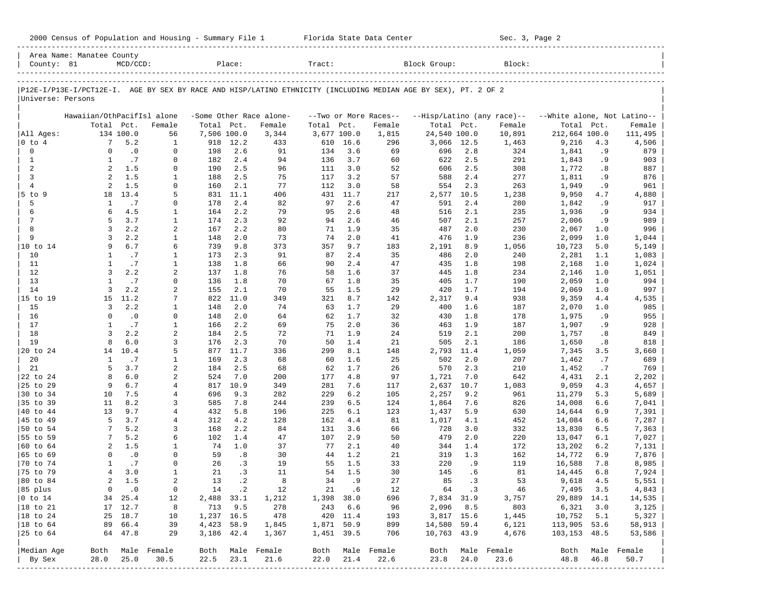2000 Census of Population and Housing - Summary File 1 Florida State Data Center Sec. 3, Page 2

Area Name: Manatee County
County: 81 MCD/CCD: Place: Tract: Block Group: Block:

P12E-I/P13E-I/PCT12E-I. AGE BY SEX BY RACE AND HISP/LATINO ETHNICITY (INCLUDING MEDIAN AGE BY SEX), PT. 2 OF 2
Universe: Persons

| | Hawaiian/OthPacifIsl alone | | | -Some Other Race alone- | | | --Two or More Races-- | | | --Hisp/Latino (any race)-- | | | --White alone, Not Latino-- | | |
|---|---|---|---|---|---|---|---|---|---|---|---|---|---|---|---|
| | Total | Pct. | Female | Total | Pct. | Female | Total | Pct. | Female | Total | Pct. | Female | Total | Pct. | Female |
| All Ages: | 134 | 100.0 | 56 | 7,506 | 100.0 | 3,344 | 3,677 | 100.0 | 1,815 | 24,540 | 100.0 | 10,891 | 212,664 | 100.0 | 111,495 |
| 0 to 4 | 7 | 5.2 | 1 | 918 | 12.2 | 433 | 610 | 16.6 | 296 | 3,066 | 12.5 | 1,463 | 9,216 | 4.3 | 4,506 |
| 0 | 0 | .0 | 0 | 198 | 2.6 | 91 | 134 | 3.6 | 69 | 696 | 2.8 | 324 | 1,841 | .9 | 879 |
| 1 | 1 | .7 | 0 | 182 | 2.4 | 94 | 136 | 3.7 | 60 | 622 | 2.5 | 291 | 1,843 | .9 | 903 |
| 2 | 2 | 1.5 | 0 | 190 | 2.5 | 96 | 111 | 3.0 | 52 | 606 | 2.5 | 308 | 1,772 | .8 | 887 |
| 3 | 2 | 1.5 | 1 | 188 | 2.5 | 75 | 117 | 3.2 | 57 | 588 | 2.4 | 277 | 1,811 | .9 | 876 |
| 4 | 2 | 1.5 | 0 | 160 | 2.1 | 77 | 112 | 3.0 | 58 | 554 | 2.3 | 263 | 1,949 | .9 | 961 |
| 5 to 9 | 18 | 13.4 | 5 | 831 | 11.1 | 406 | 431 | 11.7 | 217 | 2,577 | 10.5 | 1,238 | 9,950 | 4.7 | 4,880 |
| 5 | 1 | .7 | 0 | 178 | 2.4 | 82 | 97 | 2.6 | 47 | 591 | 2.4 | 280 | 1,842 | .9 | 917 |
| 6 | 6 | 4.5 | 1 | 164 | 2.2 | 79 | 95 | 2.6 | 48 | 516 | 2.1 | 235 | 1,936 | .9 | 934 |
| 7 | 5 | 3.7 | 1 | 174 | 2.3 | 92 | 94 | 2.6 | 46 | 507 | 2.1 | 257 | 2,006 | .9 | 989 |
| 8 | 3 | 2.2 | 2 | 167 | 2.2 | 80 | 71 | 1.9 | 35 | 487 | 2.0 | 230 | 2,067 | 1.0 | 996 |
| 9 | 3 | 2.2 | 1 | 148 | 2.0 | 73 | 74 | 2.0 | 41 | 476 | 1.9 | 236 | 2,099 | 1.0 | 1,044 |
| 10 to 14 | 9 | 6.7 | 6 | 739 | 9.8 | 373 | 357 | 9.7 | 183 | 2,191 | 8.9 | 1,056 | 10,723 | 5.0 | 5,149 |
| 10 | 1 | .7 | 1 | 173 | 2.3 | 91 | 87 | 2.4 | 35 | 486 | 2.0 | 240 | 2,281 | 1.1 | 1,083 |
| 11 | 1 | .7 | 1 | 138 | 1.8 | 66 | 90 | 2.4 | 47 | 435 | 1.8 | 198 | 2,168 | 1.0 | 1,024 |
| 12 | 3 | 2.2 | 2 | 137 | 1.8 | 76 | 58 | 1.6 | 37 | 445 | 1.8 | 234 | 2,146 | 1.0 | 1,051 |
| 13 | 1 | .7 | 0 | 136 | 1.8 | 70 | 67 | 1.8 | 35 | 405 | 1.7 | 190 | 2,059 | 1.0 | 994 |
| 14 | 3 | 2.2 | 2 | 155 | 2.1 | 70 | 55 | 1.5 | 29 | 420 | 1.7 | 194 | 2,069 | 1.0 | 997 |
| 15 to 19 | 15 | 11.2 | 7 | 822 | 11.0 | 349 | 321 | 8.7 | 142 | 2,317 | 9.4 | 938 | 9,359 | 4.4 | 4,535 |
| 15 | 3 | 2.2 | 1 | 148 | 2.0 | 74 | 63 | 1.7 | 29 | 400 | 1.6 | 187 | 2,070 | 1.0 | 985 |
| 16 | 0 | .0 | 0 | 148 | 2.0 | 64 | 62 | 1.7 | 32 | 430 | 1.8 | 178 | 1,975 | .9 | 955 |
| 17 | 1 | .7 | 1 | 166 | 2.2 | 69 | 75 | 2.0 | 36 | 463 | 1.9 | 187 | 1,907 | .9 | 928 |
| 18 | 3 | 2.2 | 2 | 184 | 2.5 | 72 | 71 | 1.9 | 24 | 519 | 2.1 | 200 | 1,757 | .8 | 849 |
| 19 | 8 | 6.0 | 3 | 176 | 2.3 | 70 | 50 | 1.4 | 21 | 505 | 2.1 | 186 | 1,650 | .8 | 818 |
| 20 to 24 | 14 | 10.4 | 5 | 877 | 11.7 | 336 | 299 | 8.1 | 148 | 2,793 | 11.4 | 1,059 | 7,345 | 3.5 | 3,660 |
| 20 | 1 | .7 | 1 | 169 | 2.3 | 68 | 60 | 1.6 | 25 | 502 | 2.0 | 207 | 1,462 | .7 | 689 |
| 21 | 5 | 3.7 | 2 | 184 | 2.5 | 68 | 62 | 1.7 | 26 | 570 | 2.3 | 210 | 1,452 | .7 | 769 |
| 22 to 24 | 8 | 6.0 | 2 | 524 | 7.0 | 200 | 177 | 4.8 | 97 | 1,721 | 7.0 | 642 | 4,431 | 2.1 | 2,202 |
| 25 to 29 | 9 | 6.7 | 4 | 817 | 10.9 | 349 | 281 | 7.6 | 117 | 2,637 | 10.7 | 1,083 | 9,059 | 4.3 | 4,657 |
| 30 to 34 | 10 | 7.5 | 4 | 696 | 9.3 | 282 | 229 | 6.2 | 105 | 2,257 | 9.2 | 961 | 11,279 | 5.3 | 5,689 |
| 35 to 39 | 11 | 8.2 | 3 | 585 | 7.8 | 244 | 239 | 6.5 | 124 | 1,864 | 7.6 | 826 | 14,008 | 6.6 | 7,041 |
| 40 to 44 | 13 | 9.7 | 4 | 432 | 5.8 | 196 | 225 | 6.1 | 123 | 1,437 | 5.9 | 630 | 14,644 | 6.9 | 7,391 |
| 45 to 49 | 5 | 3.7 | 4 | 312 | 4.2 | 128 | 162 | 4.4 | 81 | 1,017 | 4.1 | 452 | 14,084 | 6.6 | 7,287 |
| 50 to 54 | 7 | 5.2 | 3 | 168 | 2.2 | 84 | 131 | 3.6 | 66 | 728 | 3.0 | 332 | 13,830 | 6.5 | 7,363 |
| 55 to 59 | 7 | 5.2 | 6 | 102 | 1.4 | 47 | 107 | 2.9 | 50 | 479 | 2.0 | 220 | 13,047 | 6.1 | 7,027 |
| 60 to 64 | 2 | 1.5 | 1 | 74 | 1.0 | 37 | 77 | 2.1 | 40 | 344 | 1.4 | 172 | 13,202 | 6.2 | 7,131 |
| 65 to 69 | 0 | .0 | 0 | 59 | .8 | 30 | 44 | 1.2 | 21 | 319 | 1.3 | 162 | 14,772 | 6.9 | 7,876 |
| 70 to 74 | 1 | .7 | 0 | 26 | .3 | 19 | 55 | 1.5 | 33 | 220 | .9 | 119 | 16,588 | 7.8 | 8,985 |
| 75 to 79 | 4 | 3.0 | 1 | 21 | .3 | 11 | 54 | 1.5 | 30 | 145 | .6 | 81 | 14,445 | 6.8 | 7,924 |
| 80 to 84 | 2 | 1.5 | 2 | 13 | .2 | 8 | 34 | .9 | 27 | 85 | .3 | 53 | 9,618 | 4.5 | 5,551 |
| 85 plus | 0 | .0 | 0 | 14 | .2 | 12 | 21 | .6 | 12 | 64 | .3 | 46 | 7,495 | 3.5 | 4,843 |
| 0 to 14 | 34 | 25.4 | 12 | 2,488 | 33.1 | 1,212 | 1,398 | 38.0 | 696 | 7,834 | 31.9 | 3,757 | 29,889 | 14.1 | 14,535 |
| 18 to 21 | 17 | 12.7 | 8 | 713 | 9.5 | 278 | 243 | 6.6 | 96 | 2,096 | 8.5 | 803 | 6,321 | 3.0 | 3,125 |
| 18 to 24 | 25 | 18.7 | 10 | 1,237 | 16.5 | 478 | 420 | 11.4 | 193 | 3,817 | 15.6 | 1,445 | 10,752 | 5.1 | 5,327 |
| 18 to 64 | 89 | 66.4 | 39 | 4,423 | 58.9 | 1,845 | 1,871 | 50.9 | 899 | 14,580 | 59.4 | 6,121 | 113,905 | 53.6 | 58,913 |
| 25 to 64 | 64 | 47.8 | 29 | 3,186 | 42.4 | 1,367 | 1,451 | 39.5 | 706 | 10,763 | 43.9 | 4,676 | 103,153 | 48.5 | 53,586 |
| Median Age | Both | Male | Female | Both | Male | Female | Both | Male | Female | Both | Male | Female | Both | Male | Female |
| By Sex | 28.0 | 25.0 | 30.5 | 22.5 | 23.1 | 21.6 | 22.0 | 21.4 | 22.6 | 23.8 | 24.0 | 23.6 | 48.8 | 46.8 | 50.7 |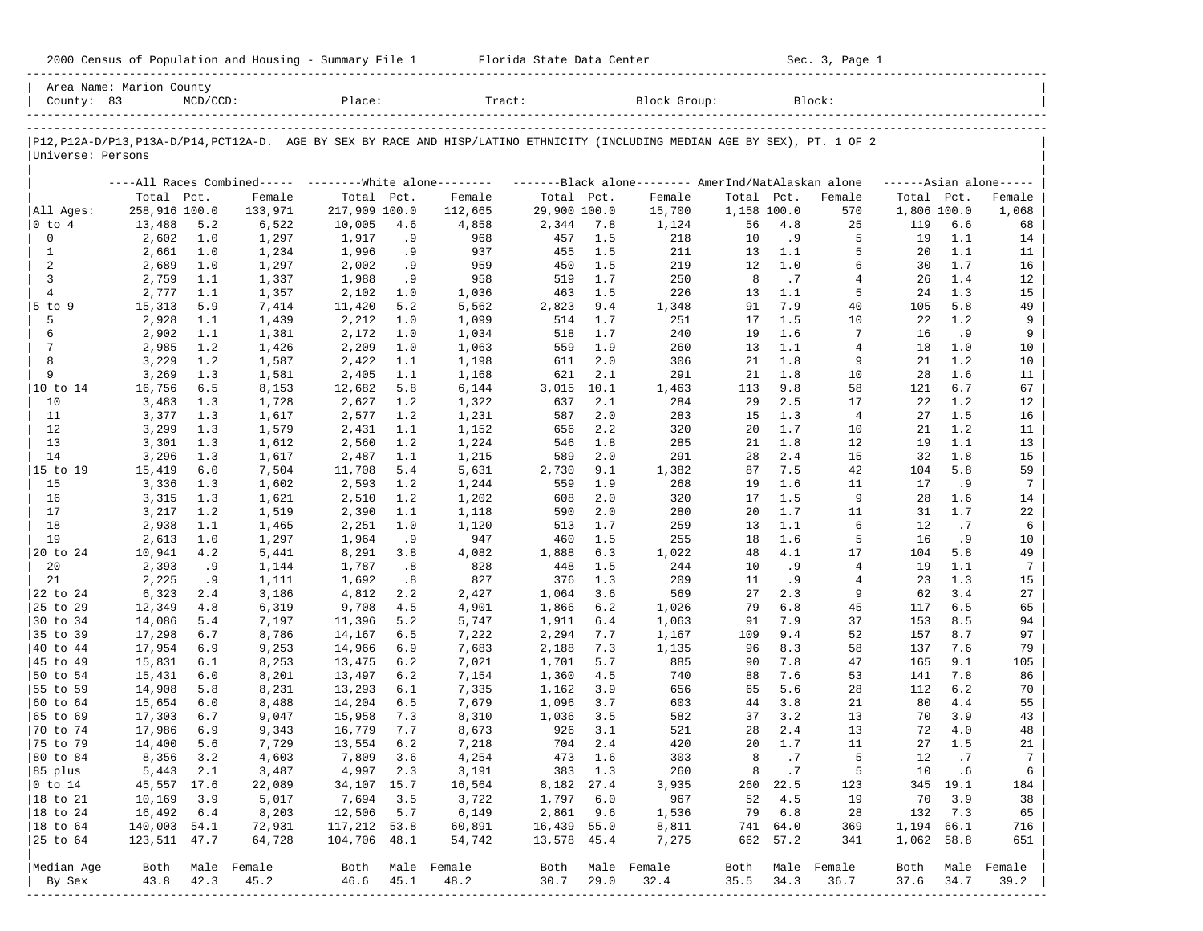2000 Census of Population and Housing - Summary File 1 Florida State Data Center Sec. 3, Page 1

Area Name: Marion County
County: 83 MCD/CCD: Place: Tract: Block Group: Block:

P12,P12A-D/P13,P13A-D/P14,PCT12A-D. AGE BY SEX BY RACE AND HISP/LATINO ETHNICITY (INCLUDING MEDIAN AGE BY SEX), PT. 1 OF 2
Universe: Persons

| | All Races Combined | | | White alone | | | Black alone | | | AmerInd/NatAlaskan alone | | | Asian alone | | |
|---|---|---|---|---|---|---|---|---|---|---|---|---|---|---|---|
| | Total | Pct. | Female | Total | Pct. | Female | Total | Pct. | Female | Total | Pct. | Female | Total | Pct. | Female |
| All Ages: | 258,916 | 100.0 | 133,971 | 217,909 | 100.0 | 112,665 | 29,900 | 100.0 | 15,700 | 1,158 | 100.0 | 570 | 1,806 | 100.0 | 1,068 |
| 0 to 4 | 13,488 | 5.2 | 6,522 | 10,005 | 4.6 | 4,858 | 2,344 | 7.8 | 1,124 | 56 | 4.8 | 25 | 119 | 6.6 | 68 |
| 0 | 2,602 | 1.0 | 1,297 | 1,917 | .9 | 968 | 457 | 1.5 | 218 | 10 | .9 | 5 | 19 | 1.1 | 14 |
| 1 | 2,661 | 1.0 | 1,234 | 1,996 | .9 | 937 | 455 | 1.5 | 211 | 13 | 1.1 | 5 | 20 | 1.1 | 11 |
| 2 | 2,689 | 1.0 | 1,297 | 2,002 | .9 | 959 | 450 | 1.5 | 219 | 12 | 1.0 | 6 | 30 | 1.7 | 16 |
| 3 | 2,759 | 1.1 | 1,337 | 1,988 | .9 | 958 | 519 | 1.7 | 250 | 8 | .7 | 4 | 26 | 1.4 | 12 |
| 4 | 2,777 | 1.1 | 1,357 | 2,102 | 1.0 | 1,036 | 463 | 1.5 | 226 | 13 | 1.1 | 5 | 24 | 1.3 | 15 |
| 5 to 9 | 15,313 | 5.9 | 7,414 | 11,420 | 5.2 | 5,562 | 2,823 | 9.4 | 1,348 | 91 | 7.9 | 40 | 105 | 5.8 | 49 |
| 5 | 2,928 | 1.1 | 1,439 | 2,212 | 1.0 | 1,099 | 514 | 1.7 | 251 | 17 | 1.5 | 10 | 22 | 1.2 | 9 |
| 6 | 2,902 | 1.1 | 1,381 | 2,172 | 1.0 | 1,034 | 518 | 1.7 | 240 | 19 | 1.6 | 7 | 16 | .9 | 9 |
| 7 | 2,985 | 1.2 | 1,426 | 2,209 | 1.0 | 1,063 | 559 | 1.9 | 260 | 13 | 1.1 | 4 | 18 | 1.0 | 10 |
| 8 | 3,229 | 1.2 | 1,587 | 2,422 | 1.1 | 1,198 | 611 | 2.0 | 306 | 21 | 1.8 | 9 | 21 | 1.2 | 10 |
| 9 | 3,269 | 1.3 | 1,581 | 2,405 | 1.1 | 1,168 | 621 | 2.1 | 291 | 21 | 1.8 | 10 | 28 | 1.6 | 11 |
| 10 to 14 | 16,756 | 6.5 | 8,153 | 12,682 | 5.8 | 6,144 | 3,015 | 10.1 | 1,463 | 113 | 9.8 | 58 | 121 | 6.7 | 67 |
| 10 | 3,483 | 1.3 | 1,728 | 2,627 | 1.2 | 1,322 | 637 | 2.1 | 284 | 29 | 2.5 | 17 | 22 | 1.2 | 12 |
| 11 | 3,377 | 1.3 | 1,617 | 2,577 | 1.2 | 1,231 | 587 | 2.0 | 283 | 15 | 1.3 | 4 | 27 | 1.5 | 16 |
| 12 | 3,299 | 1.3 | 1,579 | 2,431 | 1.1 | 1,152 | 656 | 2.2 | 320 | 20 | 1.7 | 10 | 21 | 1.2 | 11 |
| 13 | 3,301 | 1.3 | 1,612 | 2,560 | 1.2 | 1,224 | 546 | 1.8 | 285 | 21 | 1.8 | 12 | 19 | 1.1 | 13 |
| 14 | 3,296 | 1.3 | 1,617 | 2,487 | 1.1 | 1,215 | 589 | 2.0 | 291 | 28 | 2.4 | 15 | 32 | 1.8 | 15 |
| 15 to 19 | 15,419 | 6.0 | 7,504 | 11,708 | 5.4 | 5,631 | 2,730 | 9.1 | 1,382 | 87 | 7.5 | 42 | 104 | 5.8 | 59 |
| 15 | 3,336 | 1.3 | 1,602 | 2,593 | 1.2 | 1,244 | 559 | 1.9 | 268 | 19 | 1.6 | 11 | 17 | .9 | 7 |
| 16 | 3,315 | 1.3 | 1,621 | 2,510 | 1.2 | 1,202 | 608 | 2.0 | 320 | 17 | 1.5 | 9 | 28 | 1.6 | 14 |
| 17 | 3,217 | 1.2 | 1,519 | 2,390 | 1.1 | 1,118 | 590 | 2.0 | 280 | 20 | 1.7 | 11 | 31 | 1.7 | 22 |
| 18 | 2,938 | 1.1 | 1,465 | 2,251 | 1.0 | 1,120 | 513 | 1.7 | 259 | 13 | 1.1 | 6 | 12 | .7 | 6 |
| 19 | 2,613 | 1.0 | 1,297 | 1,964 | .9 | 947 | 460 | 1.5 | 255 | 18 | 1.6 | 5 | 16 | .9 | 10 |
| 20 to 24 | 10,941 | 4.2 | 5,441 | 8,291 | 3.8 | 4,082 | 1,888 | 6.3 | 1,022 | 48 | 4.1 | 17 | 104 | 5.8 | 49 |
| 20 | 2,393 | .9 | 1,144 | 1,787 | .8 | 828 | 448 | 1.5 | 244 | 10 | .9 | 4 | 19 | 1.1 | 7 |
| 21 | 2,225 | .9 | 1,111 | 1,692 | .8 | 827 | 376 | 1.3 | 209 | 11 | .9 | 4 | 23 | 1.3 | 15 |
| 22 to 24 | 6,323 | 2.4 | 3,186 | 4,812 | 2.2 | 2,427 | 1,064 | 3.6 | 569 | 27 | 2.3 | 9 | 62 | 3.4 | 27 |
| 25 to 29 | 12,349 | 4.8 | 6,319 | 9,708 | 4.5 | 4,901 | 1,866 | 6.2 | 1,026 | 79 | 6.8 | 45 | 117 | 6.5 | 65 |
| 30 to 34 | 14,086 | 5.4 | 7,197 | 11,396 | 5.2 | 5,747 | 1,911 | 6.4 | 1,063 | 91 | 7.9 | 37 | 153 | 8.5 | 94 |
| 35 to 39 | 17,298 | 6.7 | 8,786 | 14,167 | 6.5 | 7,222 | 2,294 | 7.7 | 1,167 | 109 | 9.4 | 52 | 157 | 8.7 | 97 |
| 40 to 44 | 17,954 | 6.9 | 9,253 | 14,966 | 6.9 | 7,683 | 2,188 | 7.3 | 1,135 | 96 | 8.3 | 58 | 137 | 7.6 | 79 |
| 45 to 49 | 15,831 | 6.1 | 8,253 | 13,475 | 6.2 | 7,021 | 1,701 | 5.7 | 885 | 90 | 7.8 | 47 | 165 | 9.1 | 105 |
| 50 to 54 | 15,431 | 6.0 | 8,201 | 13,497 | 6.2 | 7,154 | 1,360 | 4.5 | 740 | 88 | 7.6 | 53 | 141 | 7.8 | 86 |
| 55 to 59 | 14,908 | 5.8 | 8,231 | 13,293 | 6.1 | 7,335 | 1,162 | 3.9 | 656 | 65 | 5.6 | 28 | 112 | 6.2 | 70 |
| 60 to 64 | 15,654 | 6.0 | 8,488 | 14,204 | 6.5 | 7,679 | 1,096 | 3.7 | 603 | 44 | 3.8 | 21 | 80 | 4.4 | 55 |
| 65 to 69 | 17,303 | 6.7 | 9,047 | 15,958 | 7.3 | 8,310 | 1,036 | 3.5 | 582 | 37 | 3.2 | 13 | 70 | 3.9 | 43 |
| 70 to 74 | 17,986 | 6.9 | 9,343 | 16,779 | 7.7 | 8,673 | 926 | 3.1 | 521 | 28 | 2.4 | 13 | 72 | 4.0 | 48 |
| 75 to 79 | 14,400 | 5.6 | 7,729 | 13,554 | 6.2 | 7,218 | 704 | 2.4 | 420 | 20 | 1.7 | 11 | 27 | 1.5 | 21 |
| 80 to 84 | 8,356 | 3.2 | 4,603 | 7,809 | 3.6 | 4,254 | 473 | 1.6 | 303 | 8 | .7 | 5 | 12 | .7 | 7 |
| 85 plus | 5,443 | 2.1 | 3,487 | 4,997 | 2.3 | 3,191 | 383 | 1.3 | 260 | 8 | .7 | 5 | 10 | .6 | 6 |
| 0 to 14 | 45,557 | 17.6 | 22,089 | 34,107 | 15.7 | 16,564 | 8,182 | 27.4 | 3,935 | 260 | 22.5 | 123 | 345 | 19.1 | 184 |
| 18 to 21 | 10,169 | 3.9 | 5,017 | 7,694 | 3.5 | 3,722 | 1,797 | 6.0 | 967 | 52 | 4.5 | 19 | 70 | 3.9 | 38 |
| 18 to 24 | 16,492 | 6.4 | 8,203 | 12,506 | 5.7 | 6,149 | 2,861 | 9.6 | 1,536 | 79 | 6.8 | 28 | 132 | 7.3 | 65 |
| 18 to 64 | 140,003 | 54.1 | 72,931 | 117,212 | 53.8 | 60,891 | 16,439 | 55.0 | 8,811 | 741 | 64.0 | 369 | 1,194 | 66.1 | 716 |
| 25 to 64 | 123,511 | 47.7 | 64,728 | 104,706 | 48.1 | 54,742 | 13,578 | 45.4 | 7,275 | 662 | 57.2 | 341 | 1,062 | 58.8 | 651 |
| Median Age By Sex | Both | Male | Female | Both | Male | Female | Both | Male | Female | Both | Male | Female | Both | Male | Female |
| | 43.8 | 42.3 | 45.2 | 46.6 | 45.1 | 48.2 | 30.7 | 29.0 | 32.4 | 35.5 | 34.3 | 36.7 | 37.6 | 34.7 | 39.2 |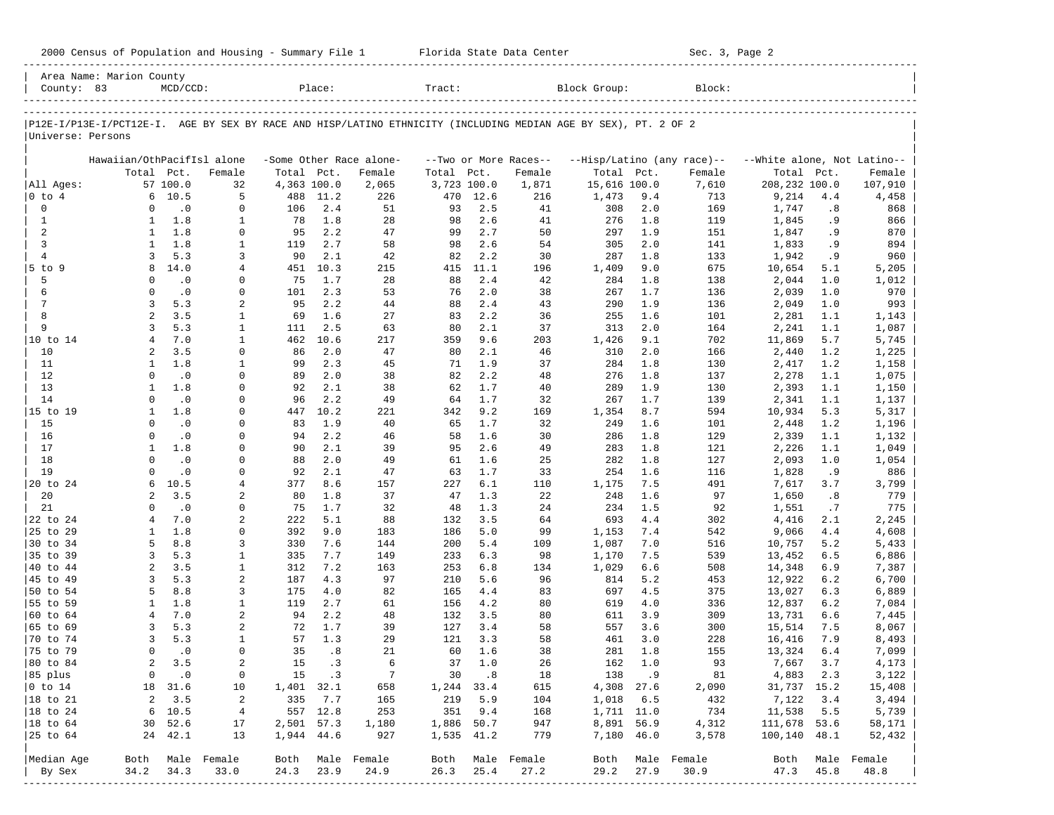2000 Census of Population and Housing - Summary File 1 Florida State Data Center Sec. 3, Page 2

Area Name: Marion County
County: 83 MCD/CCD: Place: Tract: Block Group: Block:

P12E-I/P13E-I/PCT12E-I. AGE BY SEX BY RACE AND HISP/LATINO ETHNICITY (INCLUDING MEDIAN AGE BY SEX), PT. 2 OF 2
Universe: Persons

| | Hawaiian/OthPacifIsl alone | | | -Some Other Race alone- | | | --Two or More Races-- | | | --Hisp/Latino (any race)-- | | | --White alone, Not Latino-- | | |
|---|---|---|---|---|---|---|---|---|---|---|---|---|---|---|---|
| | Total | Pct. | Female | Total | Pct. | Female | Total | Pct. | Female | Total | Pct. | Female | Total | Pct. | Female |
| All Ages: | 57 | 100.0 | 32 | 4,363 | 100.0 | 2,065 | 3,723 | 100.0 | 1,871 | 15,616 | 100.0 | 7,610 | 208,232 | 100.0 | 107,910 |
| 0 to 4 | 6 | 10.5 | 5 | 488 | 11.2 | 226 | 470 | 12.6 | 216 | 1,473 | 9.4 | 713 | 9,214 | 4.4 | 4,458 |
| 0 | 0 | .0 | 0 | 106 | 2.4 | 51 | 93 | 2.5 | 41 | 308 | 2.0 | 169 | 1,747 | .8 | 868 |
| 1 | 1 | 1.8 | 1 | 78 | 1.8 | 28 | 98 | 2.6 | 41 | 276 | 1.8 | 119 | 1,845 | .9 | 866 |
| 2 | 1 | 1.8 | 0 | 95 | 2.2 | 47 | 99 | 2.7 | 50 | 297 | 1.9 | 151 | 1,847 | .9 | 870 |
| 3 | 1 | 1.8 | 1 | 119 | 2.7 | 58 | 98 | 2.6 | 54 | 305 | 2.0 | 141 | 1,833 | .9 | 894 |
| 4 | 3 | 5.3 | 3 | 90 | 2.1 | 42 | 82 | 2.2 | 30 | 287 | 1.8 | 133 | 1,942 | .9 | 960 |
| 5 to 9 | 8 | 14.0 | 4 | 451 | 10.3 | 215 | 415 | 11.1 | 196 | 1,409 | 9.0 | 675 | 10,654 | 5.1 | 5,205 |
| 5 | 0 | .0 | 0 | 75 | 1.7 | 28 | 88 | 2.4 | 42 | 284 | 1.8 | 138 | 2,044 | 1.0 | 1,012 |
| 6 | 0 | .0 | 0 | 101 | 2.3 | 53 | 76 | 2.0 | 38 | 267 | 1.7 | 136 | 2,039 | 1.0 | 970 |
| 7 | 3 | 5.3 | 2 | 95 | 2.2 | 44 | 88 | 2.4 | 43 | 290 | 1.9 | 136 | 2,049 | 1.0 | 993 |
| 8 | 2 | 3.5 | 1 | 69 | 1.6 | 27 | 83 | 2.2 | 36 | 255 | 1.6 | 101 | 2,281 | 1.1 | 1,143 |
| 9 | 3 | 5.3 | 1 | 111 | 2.5 | 63 | 80 | 2.1 | 37 | 313 | 2.0 | 164 | 2,241 | 1.1 | 1,087 |
| 10 to 14 | 4 | 7.0 | 1 | 462 | 10.6 | 217 | 359 | 9.6 | 203 | 1,426 | 9.1 | 702 | 11,869 | 5.7 | 5,745 |
| 10 | 2 | 3.5 | 0 | 86 | 2.0 | 47 | 80 | 2.1 | 46 | 310 | 2.0 | 166 | 2,440 | 1.2 | 1,225 |
| 11 | 1 | 1.8 | 1 | 99 | 2.3 | 45 | 71 | 1.9 | 37 | 284 | 1.8 | 130 | 2,417 | 1.2 | 1,158 |
| 12 | 0 | .0 | 0 | 89 | 2.0 | 38 | 82 | 2.2 | 48 | 276 | 1.8 | 137 | 2,278 | 1.1 | 1,075 |
| 13 | 1 | 1.8 | 0 | 92 | 2.1 | 38 | 62 | 1.7 | 40 | 289 | 1.9 | 130 | 2,393 | 1.1 | 1,150 |
| 14 | 0 | .0 | 0 | 96 | 2.2 | 49 | 64 | 1.7 | 32 | 267 | 1.7 | 139 | 2,341 | 1.1 | 1,137 |
| 15 to 19 | 1 | 1.8 | 0 | 447 | 10.2 | 221 | 342 | 9.2 | 169 | 1,354 | 8.7 | 594 | 10,934 | 5.3 | 5,317 |
| 15 | 0 | .0 | 0 | 83 | 1.9 | 40 | 65 | 1.7 | 32 | 249 | 1.6 | 101 | 2,448 | 1.2 | 1,196 |
| 16 | 0 | .0 | 0 | 94 | 2.2 | 46 | 58 | 1.6 | 30 | 286 | 1.8 | 129 | 2,339 | 1.1 | 1,132 |
| 17 | 1 | 1.8 | 0 | 90 | 2.1 | 39 | 95 | 2.6 | 49 | 283 | 1.8 | 121 | 2,226 | 1.1 | 1,049 |
| 18 | 0 | .0 | 0 | 88 | 2.0 | 49 | 61 | 1.6 | 25 | 282 | 1.8 | 127 | 2,093 | 1.0 | 1,054 |
| 19 | 0 | .0 | 0 | 92 | 2.1 | 47 | 63 | 1.7 | 33 | 254 | 1.6 | 116 | 1,828 | .9 | 886 |
| 20 to 24 | 6 | 10.5 | 4 | 377 | 8.6 | 157 | 227 | 6.1 | 110 | 1,175 | 7.5 | 491 | 7,617 | 3.7 | 3,799 |
| 20 | 2 | 3.5 | 2 | 80 | 1.8 | 37 | 47 | 1.3 | 22 | 248 | 1.6 | 97 | 1,650 | .8 | 779 |
| 21 | 0 | .0 | 0 | 75 | 1.7 | 32 | 48 | 1.3 | 24 | 234 | 1.5 | 92 | 1,551 | .7 | 775 |
| 22 to 24 | 4 | 7.0 | 2 | 222 | 5.1 | 88 | 132 | 3.5 | 64 | 693 | 4.4 | 302 | 4,416 | 2.1 | 2,245 |
| 25 to 29 | 1 | 1.8 | 0 | 392 | 9.0 | 183 | 186 | 5.0 | 99 | 1,153 | 7.4 | 542 | 9,066 | 4.4 | 4,608 |
| 30 to 34 | 5 | 8.8 | 3 | 330 | 7.6 | 144 | 200 | 5.4 | 109 | 1,087 | 7.0 | 516 | 10,757 | 5.2 | 5,433 |
| 35 to 39 | 3 | 5.3 | 1 | 335 | 7.7 | 149 | 233 | 6.3 | 98 | 1,170 | 7.5 | 539 | 13,452 | 6.5 | 6,886 |
| 40 to 44 | 2 | 3.5 | 1 | 312 | 7.2 | 163 | 253 | 6.8 | 134 | 1,029 | 6.6 | 508 | 14,348 | 6.9 | 7,387 |
| 45 to 49 | 3 | 5.3 | 2 | 187 | 4.3 | 97 | 210 | 5.6 | 96 | 814 | 5.2 | 453 | 12,922 | 6.2 | 6,700 |
| 50 to 54 | 5 | 8.8 | 3 | 175 | 4.0 | 82 | 165 | 4.4 | 83 | 697 | 4.5 | 375 | 13,027 | 6.3 | 6,889 |
| 55 to 59 | 1 | 1.8 | 1 | 119 | 2.7 | 61 | 156 | 4.2 | 80 | 619 | 4.0 | 336 | 12,837 | 6.2 | 7,084 |
| 60 to 64 | 4 | 7.0 | 2 | 94 | 2.2 | 48 | 132 | 3.5 | 80 | 611 | 3.9 | 309 | 13,731 | 6.6 | 7,445 |
| 65 to 69 | 3 | 5.3 | 2 | 72 | 1.7 | 39 | 127 | 3.4 | 58 | 557 | 3.6 | 300 | 15,514 | 7.5 | 8,067 |
| 70 to 74 | 3 | 5.3 | 1 | 57 | 1.3 | 29 | 121 | 3.3 | 58 | 461 | 3.0 | 228 | 16,416 | 7.9 | 8,493 |
| 75 to 79 | 0 | .0 | 0 | 35 | .8 | 21 | 60 | 1.6 | 38 | 281 | 1.8 | 155 | 13,324 | 6.4 | 7,099 |
| 80 to 84 | 2 | 3.5 | 2 | 15 | .3 | 6 | 37 | 1.0 | 26 | 162 | 1.0 | 93 | 7,667 | 3.7 | 4,173 |
| 85 plus | 0 | .0 | 0 | 15 | .3 | 7 | 30 | .8 | 18 | 138 | .9 | 81 | 4,883 | 2.3 | 3,122 |
| 0 to 14 | 18 | 31.6 | 10 | 1,401 | 32.1 | 658 | 1,244 | 33.4 | 615 | 4,308 | 27.6 | 2,090 | 31,737 | 15.2 | 15,408 |
| 18 to 21 | 2 | 3.5 | 2 | 335 | 7.7 | 165 | 219 | 5.9 | 104 | 1,018 | 6.5 | 432 | 7,122 | 3.4 | 3,494 |
| 18 to 24 | 6 | 10.5 | 4 | 557 | 12.8 | 253 | 351 | 9.4 | 168 | 1,711 | 11.0 | 734 | 11,538 | 5.5 | 5,739 |
| 18 to 64 | 30 | 52.6 | 17 | 2,501 | 57.3 | 1,180 | 1,886 | 50.7 | 947 | 8,891 | 56.9 | 4,312 | 111,678 | 53.6 | 58,171 |
| 25 to 64 | 24 | 42.1 | 13 | 1,944 | 44.6 | 927 | 1,535 | 41.2 | 779 | 7,180 | 46.0 | 3,578 | 100,140 | 48.1 | 52,432 |
| Median Age | Both | Male | Female | Both | Male | Female | Both | Male | Female | Both | Male | Female | Both | Male | Female |
| By Sex | 34.2 | 34.3 | 33.0 | 24.3 | 23.9 | 24.9 | 26.3 | 25.4 | 27.2 | 29.2 | 27.9 | 30.9 | 47.3 | 45.8 | 48.8 |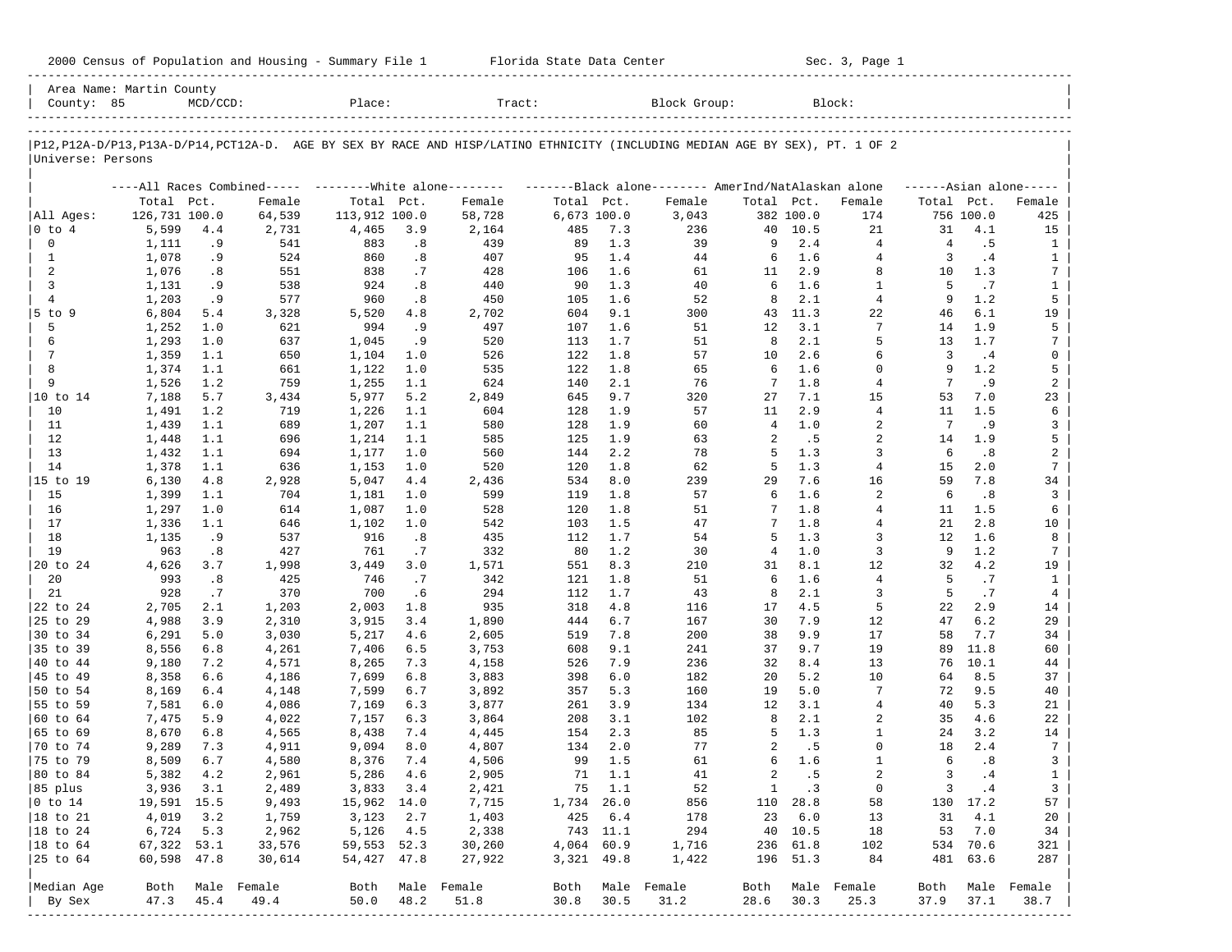2000 Census of Population and Housing - Summary File 1 Florida State Data Center Sec. 3, Page 1

| Area Name: Martin County | | | | | | |
|---|---|---|---|---|---|---|
| County: 85 | MCD/CCD: | Place: | Tract: | Block Group: | Block: | |

P12,P12A-D/P13,P13A-D/P14,PCT12A-D. AGE BY SEX BY RACE AND HISP/LATINO ETHNICITY (INCLUDING MEDIAN AGE BY SEX), PT. 1 OF 2

Universe: Persons

| | All Races Combined Total | Pct. | Female | White alone Total | Pct. | Female | Black alone Total | Pct. | Female | AmerInd/NatAlaskan alone Total | Pct. | Female | Asian alone Total | Pct. | Female |
|---|---|---|---|---|---|---|---|---|---|---|---|---|---|---|---|
| All Ages: | 126,731 | 100.0 | 64,539 | 113,912 | 100.0 | 58,728 | 6,673 | 100.0 | 3,043 | 382 | 100.0 | 174 | 756 | 100.0 | 425 |
| 0 to 4 | 5,599 | 4.4 | 2,731 | 4,465 | 3.9 | 2,164 | 485 | 7.3 | 236 | 40 | 10.5 | 21 | 31 | 4.1 | 15 |
| 0 | 1,111 | .9 | 541 | 883 | .8 | 439 | 89 | 1.3 | 39 | 9 | 2.4 | 4 | 4 | .5 | 1 |
| 1 | 1,078 | .9 | 524 | 860 | .8 | 407 | 95 | 1.4 | 44 | 6 | 1.6 | 4 | 3 | .4 | 1 |
| 2 | 1,076 | .8 | 551 | 838 | .7 | 428 | 106 | 1.6 | 61 | 11 | 2.9 | 8 | 10 | 1.3 | 7 |
| 3 | 1,131 | .9 | 538 | 924 | .8 | 440 | 90 | 1.3 | 40 | 6 | 1.6 | 1 | 5 | .7 | 1 |
| 4 | 1,203 | .9 | 577 | 960 | .8 | 450 | 105 | 1.6 | 52 | 8 | 2.1 | 4 | 9 | 1.2 | 5 |
| 5 to 9 | 6,804 | 5.4 | 3,328 | 5,520 | 4.8 | 2,702 | 604 | 9.1 | 300 | 43 | 11.3 | 22 | 46 | 6.1 | 19 |
| 5 | 1,252 | 1.0 | 621 | 994 | .9 | 497 | 107 | 1.6 | 51 | 12 | 3.1 | 7 | 14 | 1.9 | 5 |
| 6 | 1,293 | 1.0 | 637 | 1,045 | .9 | 520 | 113 | 1.7 | 51 | 8 | 2.1 | 5 | 13 | 1.7 | 7 |
| 7 | 1,359 | 1.1 | 650 | 1,104 | 1.0 | 526 | 122 | 1.8 | 57 | 10 | 2.6 | 6 | 3 | .4 | 0 |
| 8 | 1,374 | 1.1 | 661 | 1,122 | 1.0 | 535 | 122 | 1.8 | 65 | 6 | 1.6 | 0 | 9 | 1.2 | 5 |
| 9 | 1,526 | 1.2 | 759 | 1,255 | 1.1 | 624 | 140 | 2.1 | 76 | 7 | 1.8 | 4 | 7 | .9 | 2 |
| 10 to 14 | 7,188 | 5.7 | 3,434 | 5,977 | 5.2 | 2,849 | 645 | 9.7 | 320 | 27 | 7.1 | 15 | 53 | 7.0 | 23 |
| 10 | 1,491 | 1.2 | 719 | 1,226 | 1.1 | 604 | 128 | 1.9 | 57 | 11 | 2.9 | 4 | 11 | 1.5 | 6 |
| 11 | 1,439 | 1.1 | 689 | 1,207 | 1.1 | 580 | 128 | 1.9 | 60 | 4 | 1.0 | 2 | 7 | .9 | 3 |
| 12 | 1,448 | 1.1 | 696 | 1,214 | 1.1 | 585 | 125 | 1.9 | 63 | 2 | .5 | 2 | 14 | 1.9 | 5 |
| 13 | 1,432 | 1.1 | 694 | 1,177 | 1.0 | 560 | 144 | 2.2 | 78 | 5 | 1.3 | 3 | 6 | .8 | 2 |
| 14 | 1,378 | 1.1 | 636 | 1,153 | 1.0 | 520 | 120 | 1.8 | 62 | 5 | 1.3 | 4 | 15 | 2.0 | 7 |
| 15 to 19 | 6,130 | 4.8 | 2,928 | 5,047 | 4.4 | 2,436 | 534 | 8.0 | 239 | 29 | 7.6 | 16 | 59 | 7.8 | 34 |
| 15 | 1,399 | 1.1 | 704 | 1,181 | 1.0 | 599 | 119 | 1.8 | 57 | 6 | 1.6 | 2 | 6 | .8 | 3 |
| 16 | 1,297 | 1.0 | 614 | 1,087 | 1.0 | 528 | 120 | 1.8 | 51 | 7 | 1.8 | 4 | 11 | 1.5 | 6 |
| 17 | 1,336 | 1.1 | 646 | 1,102 | 1.0 | 542 | 103 | 1.5 | 47 | 7 | 1.8 | 4 | 21 | 2.8 | 10 |
| 18 | 1,135 | .9 | 537 | 916 | .8 | 435 | 112 | 1.7 | 54 | 5 | 1.3 | 3 | 12 | 1.6 | 8 |
| 19 | 963 | .8 | 427 | 761 | .7 | 332 | 80 | 1.2 | 30 | 4 | 1.0 | 3 | 9 | 1.2 | 7 |
| 20 to 24 | 4,626 | 3.7 | 1,998 | 3,449 | 3.0 | 1,571 | 551 | 8.3 | 210 | 31 | 8.1 | 12 | 32 | 4.2 | 19 |
| 20 | 993 | .8 | 425 | 746 | .7 | 342 | 121 | 1.8 | 51 | 6 | 1.6 | 4 | 5 | .7 | 1 |
| 21 | 928 | .7 | 370 | 700 | .6 | 294 | 112 | 1.7 | 43 | 8 | 2.1 | 3 | 5 | .7 | 4 |
| 22 to 24 | 2,705 | 2.1 | 1,203 | 2,003 | 1.8 | 935 | 318 | 4.8 | 116 | 17 | 4.5 | 5 | 22 | 2.9 | 14 |
| 25 to 29 | 4,988 | 3.9 | 2,310 | 3,915 | 3.4 | 1,890 | 444 | 6.7 | 167 | 30 | 7.9 | 12 | 47 | 6.2 | 29 |
| 30 to 34 | 6,291 | 5.0 | 3,030 | 5,217 | 4.6 | 2,605 | 519 | 7.8 | 200 | 38 | 9.9 | 17 | 58 | 7.7 | 34 |
| 35 to 39 | 8,556 | 6.8 | 4,261 | 7,406 | 6.5 | 3,753 | 608 | 9.1 | 241 | 37 | 9.7 | 19 | 89 | 11.8 | 60 |
| 40 to 44 | 9,180 | 7.2 | 4,571 | 8,265 | 7.3 | 4,158 | 526 | 7.9 | 236 | 32 | 8.4 | 13 | 76 | 10.1 | 44 |
| 45 to 49 | 8,358 | 6.6 | 4,186 | 7,699 | 6.8 | 3,883 | 398 | 6.0 | 182 | 20 | 5.2 | 10 | 64 | 8.5 | 37 |
| 50 to 54 | 8,169 | 6.4 | 4,148 | 7,599 | 6.7 | 3,892 | 357 | 5.3 | 160 | 19 | 5.0 | 7 | 72 | 9.5 | 40 |
| 55 to 59 | 7,581 | 6.0 | 4,086 | 7,169 | 6.3 | 3,877 | 261 | 3.9 | 134 | 12 | 3.1 | 4 | 40 | 5.3 | 21 |
| 60 to 64 | 7,475 | 5.9 | 4,022 | 7,157 | 6.3 | 3,864 | 208 | 3.1 | 102 | 8 | 2.1 | 2 | 35 | 4.6 | 22 |
| 65 to 69 | 8,670 | 6.8 | 4,565 | 8,438 | 7.4 | 4,445 | 154 | 2.3 | 85 | 5 | 1.3 | 1 | 24 | 3.2 | 14 |
| 70 to 74 | 9,289 | 7.3 | 4,911 | 9,094 | 8.0 | 4,807 | 134 | 2.0 | 77 | 2 | .5 | 0 | 18 | 2.4 | 7 |
| 75 to 79 | 8,509 | 6.7 | 4,580 | 8,376 | 7.4 | 4,506 | 99 | 1.5 | 61 | 6 | 1.6 | 1 | 6 | .8 | 3 |
| 80 to 84 | 5,382 | 4.2 | 2,961 | 5,286 | 4.6 | 2,905 | 71 | 1.1 | 41 | 2 | .5 | 2 | 3 | .4 | 1 |
| 85 plus | 3,936 | 3.1 | 2,489 | 3,833 | 3.4 | 2,421 | 75 | 1.1 | 52 | 1 | .3 | 0 | 3 | .4 | 3 |
| 0 to 14 | 19,591 | 15.5 | 9,493 | 15,962 | 14.0 | 7,715 | 1,734 | 26.0 | 856 | 110 | 28.8 | 58 | 130 | 17.2 | 57 |
| 18 to 21 | 4,019 | 3.2 | 1,759 | 3,123 | 2.7 | 1,403 | 425 | 6.4 | 178 | 23 | 6.0 | 13 | 31 | 4.1 | 20 |
| 18 to 24 | 6,724 | 5.3 | 2,962 | 5,126 | 4.5 | 2,338 | 743 | 11.1 | 294 | 40 | 10.5 | 18 | 53 | 7.0 | 34 |
| 18 to 64 | 67,322 | 53.1 | 33,576 | 59,553 | 52.3 | 30,260 | 4,064 | 60.9 | 1,716 | 236 | 61.8 | 102 | 534 | 70.6 | 321 |
| 25 to 64 | 60,598 | 47.8 | 30,614 | 54,427 | 47.8 | 27,922 | 3,321 | 49.8 | 1,422 | 196 | 51.3 | 84 | 481 | 63.6 | 287 |
| Median Age By Sex | Both | Male | Female | Both | Male | Female | Both | Male | Female | Both | Male | Female | Both | Male | Female |
| | 47.3 | 45.4 | 49.4 | 50.0 | 48.2 | 51.8 | 30.8 | 30.5 | 31.2 | 28.6 | 30.3 | 25.3 | 37.9 | 37.1 | 38.7 |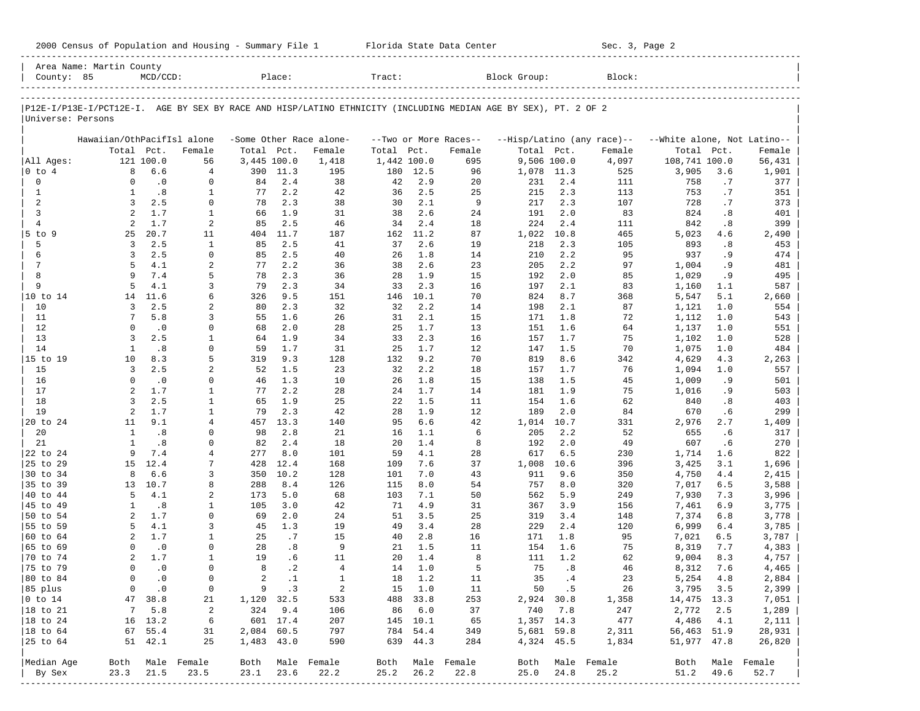2000 Census of Population and Housing - Summary File 1    Florida State Data Center    Sec. 3, Page 2

Area Name: Martin County
County: 85    MCD/CCD:    Place:    Tract:    Block Group:    Block:

P12E-I/P13E-I/PCT12E-I. AGE BY SEX BY RACE AND HISP/LATINO ETHNICITY (INCLUDING MEDIAN AGE BY SEX), PT. 2 OF 2
Universe: Persons

| | Hawaiian/OthPacifIsl alone | | | -Some Other Race alone- | | | --Two or More Races-- | | | --Hisp/Latino (any race)-- | | | --White alone, Not Latino-- | | |
|---|---|---|---|---|---|---|---|---|---|---|---|---|---|---|---|
| | Total | Pct. | Female | Total | Pct. | Female | Total | Pct. | Female | Total | Pct. | Female | Total | Pct. | Female |
| All Ages: | 121 | 100.0 | 56 | 3,445 | 100.0 | 1,418 | 1,442 | 100.0 | 695 | 9,506 | 100.0 | 4,097 | 108,741 | 100.0 | 56,431 |
| 0 to 4 | 8 | 6.6 | 4 | 390 | 11.3 | 195 | 180 | 12.5 | 96 | 1,078 | 11.3 | 525 | 3,905 | 3.6 | 1,901 |
| 0 | 0 | .0 | 0 | 84 | 2.4 | 38 | 42 | 2.9 | 20 | 231 | 2.4 | 111 | 758 | .7 | 377 |
| 1 | 1 | .8 | 1 | 77 | 2.2 | 42 | 36 | 2.5 | 25 | 215 | 2.3 | 113 | 753 | .7 | 351 |
| 2 | 3 | 2.5 | 0 | 78 | 2.3 | 38 | 30 | 2.1 | 9 | 217 | 2.3 | 107 | 728 | .7 | 373 |
| 3 | 2 | 1.7 | 1 | 66 | 1.9 | 31 | 38 | 2.6 | 24 | 191 | 2.0 | 83 | 824 | .8 | 401 |
| 4 | 2 | 1.7 | 2 | 85 | 2.5 | 46 | 34 | 2.4 | 18 | 224 | 2.4 | 111 | 842 | .8 | 399 |
| 5 to 9 | 25 | 20.7 | 11 | 404 | 11.7 | 187 | 162 | 11.2 | 87 | 1,022 | 10.8 | 465 | 5,023 | 4.6 | 2,490 |
| 5 | 3 | 2.5 | 1 | 85 | 2.5 | 41 | 37 | 2.6 | 19 | 218 | 2.3 | 105 | 893 | .8 | 453 |
| 6 | 3 | 2.5 | 0 | 85 | 2.5 | 40 | 26 | 1.8 | 14 | 210 | 2.2 | 95 | 937 | .9 | 474 |
| 7 | 5 | 4.1 | 2 | 77 | 2.2 | 36 | 38 | 2.6 | 23 | 205 | 2.2 | 97 | 1,004 | .9 | 481 |
| 8 | 9 | 7.4 | 5 | 78 | 2.3 | 36 | 28 | 1.9 | 15 | 192 | 2.0 | 85 | 1,029 | .9 | 495 |
| 9 | 5 | 4.1 | 3 | 79 | 2.3 | 34 | 33 | 2.3 | 16 | 197 | 2.1 | 83 | 1,160 | 1.1 | 587 |
| 10 to 14 | 14 | 11.6 | 6 | 326 | 9.5 | 151 | 146 | 10.1 | 70 | 824 | 8.7 | 368 | 5,547 | 5.1 | 2,660 |
| 10 | 3 | 2.5 | 2 | 80 | 2.3 | 32 | 32 | 2.2 | 14 | 198 | 2.1 | 87 | 1,121 | 1.0 | 554 |
| 11 | 7 | 5.8 | 3 | 55 | 1.6 | 26 | 31 | 2.1 | 15 | 171 | 1.8 | 72 | 1,112 | 1.0 | 543 |
| 12 | 0 | .0 | 0 | 68 | 2.0 | 28 | 25 | 1.7 | 13 | 151 | 1.6 | 64 | 1,137 | 1.0 | 551 |
| 13 | 3 | 2.5 | 1 | 64 | 1.9 | 34 | 33 | 2.3 | 16 | 157 | 1.7 | 75 | 1,102 | 1.0 | 528 |
| 14 | 1 | .8 | 0 | 59 | 1.7 | 31 | 25 | 1.7 | 12 | 147 | 1.5 | 70 | 1,075 | 1.0 | 484 |
| 15 to 19 | 10 | 8.3 | 5 | 319 | 9.3 | 128 | 132 | 9.2 | 70 | 819 | 8.6 | 342 | 4,629 | 4.3 | 2,263 |
| 15 | 3 | 2.5 | 2 | 52 | 1.5 | 23 | 32 | 2.2 | 18 | 157 | 1.7 | 76 | 1,094 | 1.0 | 557 |
| 16 | 0 | .0 | 0 | 46 | 1.3 | 10 | 26 | 1.8 | 15 | 138 | 1.5 | 45 | 1,009 | .9 | 501 |
| 17 | 2 | 1.7 | 1 | 77 | 2.2 | 28 | 24 | 1.7 | 14 | 181 | 1.9 | 75 | 1,016 | .9 | 503 |
| 18 | 3 | 2.5 | 1 | 65 | 1.9 | 25 | 22 | 1.5 | 11 | 154 | 1.6 | 62 | 840 | .8 | 403 |
| 19 | 2 | 1.7 | 1 | 79 | 2.3 | 42 | 28 | 1.9 | 12 | 189 | 2.0 | 84 | 670 | .6 | 299 |
| 20 to 24 | 11 | 9.1 | 4 | 457 | 13.3 | 140 | 95 | 6.6 | 42 | 1,014 | 10.7 | 331 | 2,976 | 2.7 | 1,409 |
| 20 | 1 | .8 | 0 | 98 | 2.8 | 21 | 16 | 1.1 | 6 | 205 | 2.2 | 52 | 655 | .6 | 317 |
| 21 | 1 | .8 | 0 | 82 | 2.4 | 18 | 20 | 1.4 | 8 | 192 | 2.0 | 49 | 607 | .6 | 270 |
| 22 to 24 | 9 | 7.4 | 4 | 277 | 8.0 | 101 | 59 | 4.1 | 28 | 617 | 6.5 | 230 | 1,714 | 1.6 | 822 |
| 25 to 29 | 15 | 12.4 | 7 | 428 | 12.4 | 168 | 109 | 7.6 | 37 | 1,008 | 10.6 | 396 | 3,425 | 3.1 | 1,696 |
| 30 to 34 | 8 | 6.6 | 3 | 350 | 10.2 | 128 | 101 | 7.0 | 43 | 911 | 9.6 | 350 | 4,750 | 4.4 | 2,415 |
| 35 to 39 | 13 | 10.7 | 8 | 288 | 8.4 | 126 | 115 | 8.0 | 54 | 757 | 8.0 | 320 | 7,017 | 6.5 | 3,588 |
| 40 to 44 | 5 | 4.1 | 2 | 173 | 5.0 | 68 | 103 | 7.1 | 50 | 562 | 5.9 | 249 | 7,930 | 7.3 | 3,996 |
| 45 to 49 | 1 | .8 | 1 | 105 | 3.0 | 42 | 71 | 4.9 | 31 | 367 | 3.9 | 156 | 7,461 | 6.9 | 3,775 |
| 50 to 54 | 2 | 1.7 | 0 | 69 | 2.0 | 24 | 51 | 3.5 | 25 | 319 | 3.4 | 148 | 7,374 | 6.8 | 3,778 |
| 55 to 59 | 5 | 4.1 | 3 | 45 | 1.3 | 19 | 49 | 3.4 | 28 | 229 | 2.4 | 120 | 6,999 | 6.4 | 3,785 |
| 60 to 64 | 2 | 1.7 | 1 | 25 | .7 | 15 | 40 | 2.8 | 16 | 171 | 1.8 | 95 | 7,021 | 6.5 | 3,787 |
| 65 to 69 | 0 | .0 | 0 | 28 | .8 | 9 | 21 | 1.5 | 11 | 154 | 1.6 | 75 | 8,319 | 7.7 | 4,383 |
| 70 to 74 | 2 | 1.7 | 1 | 19 | .6 | 11 | 20 | 1.4 | 8 | 111 | 1.2 | 62 | 9,004 | 8.3 | 4,757 |
| 75 to 79 | 0 | .0 | 0 | 8 | .2 | 4 | 14 | 1.0 | 5 | 75 | .8 | 46 | 8,312 | 7.6 | 4,465 |
| 80 to 84 | 0 | .0 | 0 | 2 | .1 | 1 | 18 | 1.2 | 11 | 35 | .4 | 23 | 5,254 | 4.8 | 2,884 |
| 85 plus | 0 | .0 | 0 | 9 | .3 | 2 | 15 | 1.0 | 11 | 50 | .5 | 26 | 3,795 | 3.5 | 2,399 |
| 0 to 14 | 47 | 38.8 | 21 | 1,120 | 32.5 | 533 | 488 | 33.8 | 253 | 2,924 | 30.8 | 1,358 | 14,475 | 13.3 | 7,051 |
| 18 to 21 | 7 | 5.8 | 2 | 324 | 9.4 | 106 | 86 | 6.0 | 37 | 740 | 7.8 | 247 | 2,772 | 2.5 | 1,289 |
| 18 to 24 | 16 | 13.2 | 6 | 601 | 17.4 | 207 | 145 | 10.1 | 65 | 1,357 | 14.3 | 477 | 4,486 | 4.1 | 2,111 |
| 18 to 64 | 67 | 55.4 | 31 | 2,084 | 60.5 | 797 | 784 | 54.4 | 349 | 5,681 | 59.8 | 2,311 | 56,463 | 51.9 | 28,931 |
| 25 to 64 | 51 | 42.1 | 25 | 1,483 | 43.0 | 590 | 639 | 44.3 | 284 | 4,324 | 45.5 | 1,834 | 51,977 | 47.8 | 26,820 |
| Median Age | Both | Male | Female | Both | Male | Female | Both | Male | Female | Both | Male | Female | Both | Male | Female |
| By Sex | 23.3 | 21.5 | 23.5 | 23.1 | 23.6 | 22.2 | 25.2 | 26.2 | 22.8 | 25.0 | 24.8 | 25.2 | 51.2 | 49.6 | 52.7 |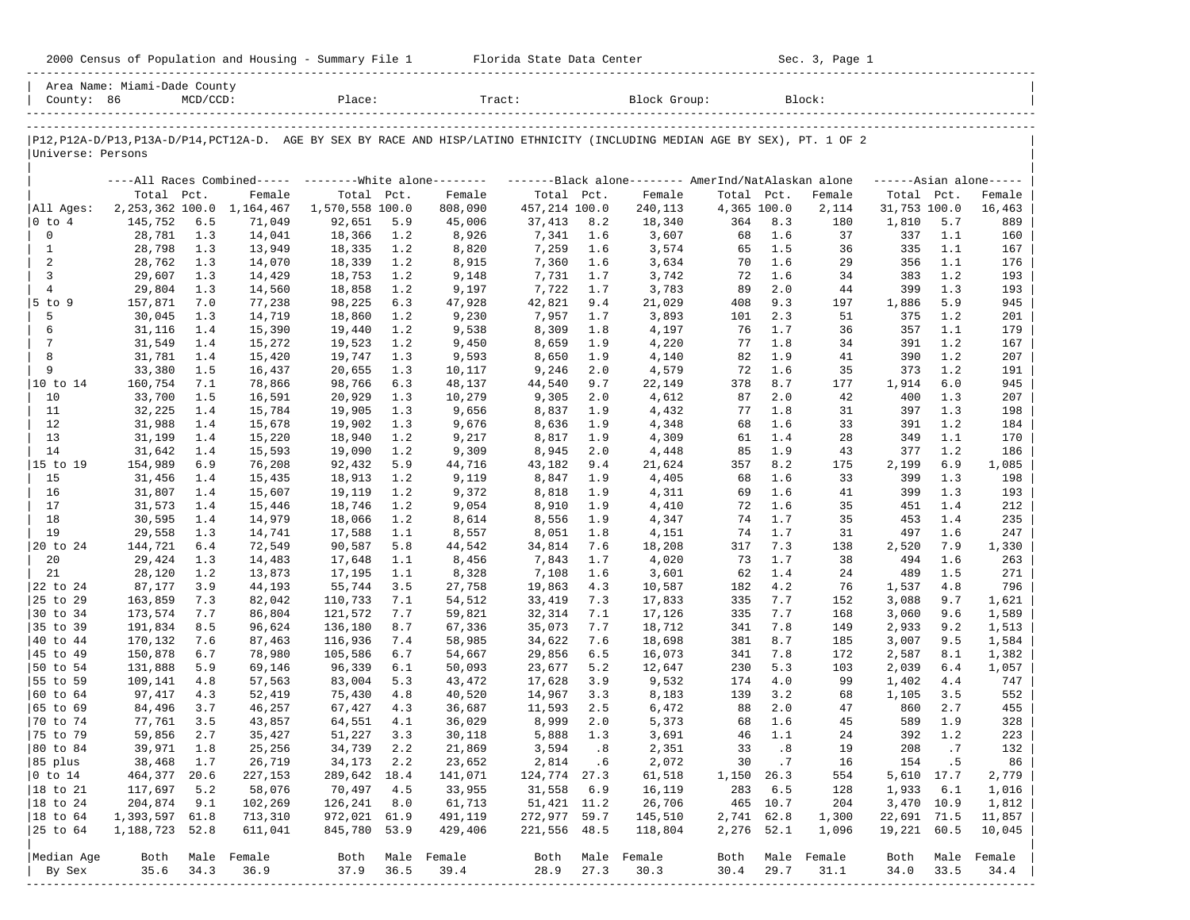2000 Census of Population and Housing - Summary File 1 Florida State Data Center Sec. 3, Page 1

Area Name: Miami-Dade County
County: 86 MCD/CCD: Place: Tract: Block Group: Block:

P12,P12A-D/P13,P13A-D/P14,PCT12A-D. AGE BY SEX BY RACE AND HISP/LATINO ETHNICITY (INCLUDING MEDIAN AGE BY SEX), PT. 1 OF 2
Universe: Persons

| | All Races Combined | | | White alone | | | Black alone | | | AmerInd/NatAlaskan alone | | | Asian alone | | |
|---|---|---|---|---|---|---|---|---|---|---|---|---|---|---|---|
| | Total | Pct. | Female | Total | Pct. | Female | Total | Pct. | Female | Total | Pct. | Female | Total | Pct. | Female |
| All Ages: | 2,253,362 | 100.0 | 1,164,467 | 1,570,558 | 100.0 | 808,090 | 457,214 | 100.0 | 240,113 | 4,365 | 100.0 | 2,114 | 31,753 | 100.0 | 16,463 |
| 0 to 4 | 145,752 | 6.5 | 71,049 | 92,651 | 5.9 | 45,006 | 37,413 | 8.2 | 18,340 | 364 | 8.3 | 180 | 1,810 | 5.7 | 889 |
| 0 | 28,781 | 1.3 | 14,041 | 18,366 | 1.2 | 8,926 | 7,341 | 1.6 | 3,607 | 68 | 1.6 | 37 | 337 | 1.1 | 160 |
| 1 | 28,798 | 1.3 | 13,949 | 18,335 | 1.2 | 8,820 | 7,259 | 1.6 | 3,574 | 65 | 1.5 | 36 | 335 | 1.1 | 167 |
| 2 | 28,762 | 1.3 | 14,070 | 18,339 | 1.2 | 8,915 | 7,360 | 1.6 | 3,634 | 70 | 1.6 | 29 | 356 | 1.1 | 176 |
| 3 | 29,607 | 1.3 | 14,429 | 18,753 | 1.2 | 9,148 | 7,731 | 1.7 | 3,742 | 72 | 1.6 | 34 | 383 | 1.2 | 193 |
| 4 | 29,804 | 1.3 | 14,560 | 18,858 | 1.2 | 9,197 | 7,722 | 1.7 | 3,783 | 89 | 2.0 | 44 | 399 | 1.3 | 193 |
| 5 to 9 | 157,871 | 7.0 | 77,238 | 98,225 | 6.3 | 47,928 | 42,821 | 9.4 | 21,029 | 408 | 9.3 | 197 | 1,886 | 5.9 | 945 |
| 5 | 30,045 | 1.3 | 14,719 | 18,860 | 1.2 | 9,230 | 7,957 | 1.7 | 3,893 | 101 | 2.3 | 51 | 375 | 1.2 | 201 |
| 6 | 31,116 | 1.4 | 15,390 | 19,440 | 1.2 | 9,538 | 8,309 | 1.8 | 4,197 | 76 | 1.7 | 36 | 357 | 1.1 | 179 |
| 7 | 31,549 | 1.4 | 15,272 | 19,523 | 1.2 | 9,450 | 8,659 | 1.9 | 4,220 | 77 | 1.8 | 34 | 391 | 1.2 | 167 |
| 8 | 31,781 | 1.4 | 15,420 | 19,747 | 1.3 | 9,593 | 8,650 | 1.9 | 4,140 | 82 | 1.9 | 41 | 390 | 1.2 | 207 |
| 9 | 33,380 | 1.5 | 16,437 | 20,655 | 1.3 | 10,117 | 9,246 | 2.0 | 4,579 | 72 | 1.6 | 35 | 373 | 1.2 | 191 |
| 10 to 14 | 160,754 | 7.1 | 78,866 | 98,766 | 6.3 | 48,137 | 44,540 | 9.7 | 22,149 | 378 | 8.7 | 177 | 1,914 | 6.0 | 945 |
| 10 | 33,700 | 1.5 | 16,591 | 20,929 | 1.3 | 10,279 | 9,305 | 2.0 | 4,612 | 87 | 2.0 | 42 | 400 | 1.3 | 207 |
| 11 | 32,225 | 1.4 | 15,784 | 19,905 | 1.3 | 9,656 | 8,837 | 1.9 | 4,432 | 77 | 1.8 | 31 | 397 | 1.3 | 198 |
| 12 | 31,988 | 1.4 | 15,678 | 19,902 | 1.3 | 9,676 | 8,636 | 1.9 | 4,348 | 68 | 1.6 | 33 | 391 | 1.2 | 184 |
| 13 | 31,199 | 1.4 | 15,220 | 18,940 | 1.2 | 9,217 | 8,817 | 1.9 | 4,309 | 61 | 1.4 | 28 | 349 | 1.1 | 170 |
| 14 | 31,642 | 1.4 | 15,593 | 19,090 | 1.2 | 9,309 | 8,945 | 2.0 | 4,448 | 85 | 1.9 | 43 | 377 | 1.2 | 186 |
| 15 to 19 | 154,989 | 6.9 | 76,208 | 92,432 | 5.9 | 44,716 | 43,182 | 9.4 | 21,624 | 357 | 8.2 | 175 | 2,199 | 6.9 | 1,085 |
| 15 | 31,456 | 1.4 | 15,435 | 18,913 | 1.2 | 9,119 | 8,847 | 1.9 | 4,405 | 68 | 1.6 | 33 | 399 | 1.3 | 198 |
| 16 | 31,807 | 1.4 | 15,607 | 19,119 | 1.2 | 9,372 | 8,818 | 1.9 | 4,311 | 69 | 1.6 | 41 | 399 | 1.3 | 193 |
| 17 | 31,573 | 1.4 | 15,446 | 18,746 | 1.2 | 9,054 | 8,910 | 1.9 | 4,410 | 72 | 1.6 | 35 | 451 | 1.4 | 212 |
| 18 | 30,595 | 1.4 | 14,979 | 18,066 | 1.2 | 8,614 | 8,556 | 1.9 | 4,347 | 74 | 1.7 | 35 | 453 | 1.4 | 235 |
| 19 | 29,558 | 1.3 | 14,741 | 17,588 | 1.1 | 8,557 | 8,051 | 1.8 | 4,151 | 74 | 1.7 | 31 | 497 | 1.6 | 247 |
| 20 to 24 | 144,721 | 6.4 | 72,549 | 90,587 | 5.8 | 44,542 | 34,814 | 7.6 | 18,208 | 317 | 7.3 | 138 | 2,520 | 7.9 | 1,330 |
| 20 | 29,424 | 1.3 | 14,483 | 17,648 | 1.1 | 8,456 | 7,843 | 1.7 | 4,020 | 73 | 1.7 | 38 | 494 | 1.6 | 263 |
| 21 | 28,120 | 1.2 | 13,873 | 17,195 | 1.1 | 8,328 | 7,108 | 1.6 | 3,601 | 62 | 1.4 | 24 | 489 | 1.5 | 271 |
| 22 to 24 | 87,177 | 3.9 | 44,193 | 55,744 | 3.5 | 27,758 | 19,863 | 4.3 | 10,587 | 182 | 4.2 | 76 | 1,537 | 4.8 | 796 |
| 25 to 29 | 163,859 | 7.3 | 82,042 | 110,733 | 7.1 | 54,512 | 33,419 | 7.3 | 17,833 | 335 | 7.7 | 152 | 3,088 | 9.7 | 1,621 |
| 30 to 34 | 173,574 | 7.7 | 86,804 | 121,572 | 7.7 | 59,821 | 32,314 | 7.1 | 17,126 | 335 | 7.7 | 168 | 3,060 | 9.6 | 1,589 |
| 35 to 39 | 191,834 | 8.5 | 96,624 | 136,180 | 8.7 | 67,336 | 35,073 | 7.7 | 18,712 | 341 | 7.8 | 149 | 2,933 | 9.2 | 1,513 |
| 40 to 44 | 170,132 | 7.6 | 87,463 | 116,936 | 7.4 | 58,985 | 34,622 | 7.6 | 18,698 | 381 | 8.7 | 185 | 3,007 | 9.5 | 1,584 |
| 45 to 49 | 150,878 | 6.7 | 78,980 | 105,586 | 6.7 | 54,667 | 29,856 | 6.5 | 16,073 | 341 | 7.8 | 172 | 2,587 | 8.1 | 1,382 |
| 50 to 54 | 131,888 | 5.9 | 69,146 | 96,339 | 6.1 | 50,093 | 23,677 | 5.2 | 12,647 | 230 | 5.3 | 103 | 2,039 | 6.4 | 1,057 |
| 55 to 59 | 109,141 | 4.8 | 57,563 | 83,004 | 5.3 | 43,472 | 17,628 | 3.9 | 9,532 | 174 | 4.0 | 99 | 1,402 | 4.4 | 747 |
| 60 to 64 | 97,417 | 4.3 | 52,419 | 75,430 | 4.8 | 40,520 | 14,967 | 3.3 | 8,183 | 139 | 3.2 | 68 | 1,105 | 3.5 | 552 |
| 65 to 69 | 84,496 | 3.7 | 46,257 | 67,427 | 4.3 | 36,687 | 11,593 | 2.5 | 6,472 | 88 | 2.0 | 47 | 860 | 2.7 | 455 |
| 70 to 74 | 77,761 | 3.5 | 43,857 | 64,551 | 4.1 | 36,029 | 8,999 | 2.0 | 5,373 | 68 | 1.6 | 45 | 589 | 1.9 | 328 |
| 75 to 79 | 59,856 | 2.7 | 35,427 | 51,227 | 3.3 | 30,118 | 5,888 | 1.3 | 3,691 | 46 | 1.1 | 24 | 392 | 1.2 | 223 |
| 80 to 84 | 39,971 | 1.8 | 25,256 | 34,739 | 2.2 | 21,869 | 3,594 | .8 | 2,351 | 33 | .8 | 19 | 208 | .7 | 132 |
| 85 plus | 38,468 | 1.7 | 26,719 | 34,173 | 2.2 | 23,652 | 2,814 | .6 | 2,072 | 30 | .7 | 16 | 154 | .5 | 86 |
| 0 to 14 | 464,377 | 20.6 | 227,153 | 289,642 | 18.4 | 141,071 | 124,774 | 27.3 | 61,518 | 1,150 | 26.3 | 554 | 5,610 | 17.7 | 2,779 |
| 18 to 21 | 117,697 | 5.2 | 58,076 | 70,497 | 4.5 | 33,955 | 31,558 | 6.9 | 16,119 | 283 | 6.5 | 128 | 1,933 | 6.1 | 1,016 |
| 18 to 24 | 204,874 | 9.1 | 102,269 | 126,241 | 8.0 | 61,713 | 51,421 | 11.2 | 26,706 | 465 | 10.7 | 204 | 3,470 | 10.9 | 1,812 |
| 18 to 64 | 1,393,597 | 61.8 | 713,310 | 972,021 | 61.9 | 491,119 | 272,977 | 59.7 | 145,510 | 2,741 | 62.8 | 1,300 | 22,691 | 71.5 | 11,857 |
| 25 to 64 | 1,188,723 | 52.8 | 611,041 | 845,780 | 53.9 | 429,406 | 221,556 | 48.5 | 118,804 | 2,276 | 52.1 | 1,096 | 19,221 | 60.5 | 10,045 |
| Median Age | Both | Male | Female | Both | Male | Female | Both | Male | Female | Both | Male | Female | Both | Male | Female |
| By Sex | 35.6 | 34.3 | 36.9 | 37.9 | 36.5 | 39.4 | 28.9 | 27.3 | 30.3 | 30.4 | 29.7 | 31.1 | 34.0 | 33.5 | 34.4 |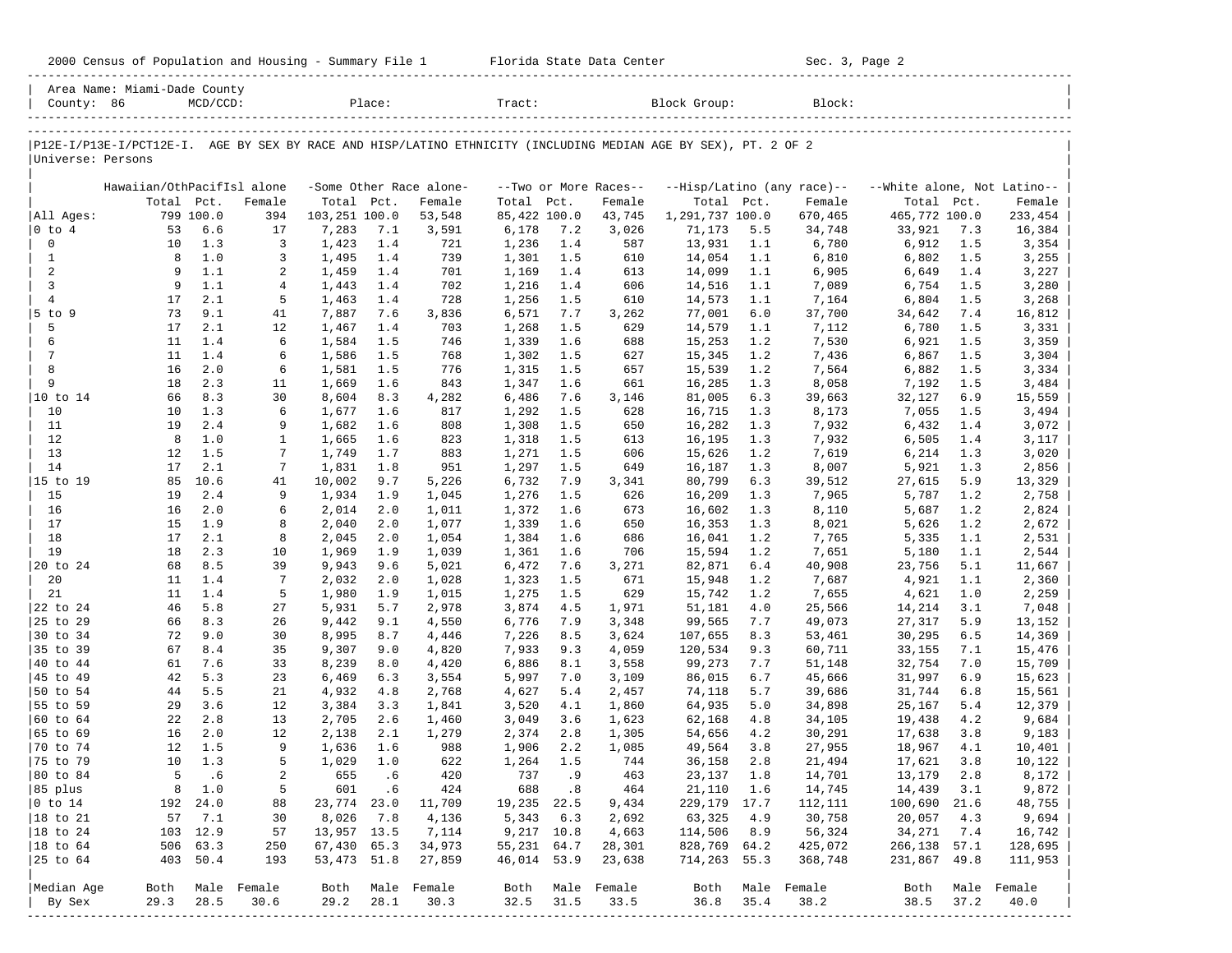Area Name: Miami-Dade County
County: 86 MCD/CCD: Place: Tract: Block Group: Block:

P12E-I/P13E-I/PCT12E-I. AGE BY SEX BY RACE AND HISP/LATINO ETHNICITY (INCLUDING MEDIAN AGE BY SEX), PT. 2 OF 2
Universe: Persons

| | Hawaiian/OthPacifIsl alone | | | -Some Other Race alone- | | | --Two or More Races-- | | | --Hisp/Latino (any race)-- | | | --White alone, Not Latino-- | | |
|---|---|---|---|---|---|---|---|---|---|---|---|---|---|---|---|
| | Total | Pct. | Female | Total | Pct. | Female | Total | Pct. | Female | Total | Pct. | Female | Total | Pct. | Female |
| All Ages: | 799 | 100.0 | 394 | 103,251 | 100.0 | 53,548 | 85,422 | 100.0 | 43,745 | 1,291,737 | 100.0 | 670,465 | 465,772 | 100.0 | 233,454 |
| 0 to 4 | 53 | 6.6 | 17 | 7,283 | 7.1 | 3,591 | 6,178 | 7.2 | 3,026 | 71,173 | 5.5 | 34,748 | 33,921 | 7.3 | 16,384 |
| 0 | 10 | 1.3 | 3 | 1,423 | 1.4 | 721 | 1,236 | 1.4 | 587 | 13,931 | 1.1 | 6,780 | 6,912 | 1.5 | 3,354 |
| 1 | 8 | 1.0 | 3 | 1,495 | 1.4 | 739 | 1,301 | 1.5 | 610 | 14,054 | 1.1 | 6,810 | 6,802 | 1.5 | 3,255 |
| 2 | 9 | 1.1 | 2 | 1,459 | 1.4 | 701 | 1,169 | 1.4 | 613 | 14,099 | 1.1 | 6,905 | 6,649 | 1.4 | 3,227 |
| 3 | 9 | 1.1 | 4 | 1,443 | 1.4 | 702 | 1,216 | 1.4 | 606 | 14,516 | 1.1 | 7,089 | 6,754 | 1.5 | 3,280 |
| 4 | 17 | 2.1 | 5 | 1,463 | 1.4 | 728 | 1,256 | 1.5 | 610 | 14,573 | 1.1 | 7,164 | 6,804 | 1.5 | 3,268 |
| 5 to 9 | 73 | 9.1 | 41 | 7,887 | 7.6 | 3,836 | 6,571 | 7.7 | 3,262 | 77,001 | 6.0 | 37,700 | 34,642 | 7.4 | 16,812 |
| 5 | 17 | 2.1 | 12 | 1,467 | 1.4 | 703 | 1,268 | 1.5 | 629 | 14,579 | 1.1 | 7,112 | 6,780 | 1.5 | 3,331 |
| 6 | 11 | 1.4 | 6 | 1,584 | 1.5 | 746 | 1,339 | 1.6 | 688 | 15,253 | 1.2 | 7,530 | 6,921 | 1.5 | 3,359 |
| 7 | 11 | 1.4 | 6 | 1,586 | 1.5 | 768 | 1,302 | 1.5 | 627 | 15,345 | 1.2 | 7,436 | 6,867 | 1.5 | 3,304 |
| 8 | 16 | 2.0 | 6 | 1,581 | 1.5 | 776 | 1,315 | 1.5 | 657 | 15,539 | 1.2 | 7,564 | 6,882 | 1.5 | 3,334 |
| 9 | 18 | 2.3 | 11 | 1,669 | 1.6 | 843 | 1,347 | 1.6 | 661 | 16,285 | 1.3 | 8,058 | 7,192 | 1.5 | 3,484 |
| 10 to 14 | 66 | 8.3 | 30 | 8,604 | 8.3 | 4,282 | 6,486 | 7.6 | 3,146 | 81,005 | 6.3 | 39,663 | 32,127 | 6.9 | 15,559 |
| 10 | 10 | 1.3 | 6 | 1,677 | 1.6 | 817 | 1,292 | 1.5 | 628 | 16,715 | 1.3 | 8,173 | 7,055 | 1.5 | 3,494 |
| 11 | 19 | 2.4 | 9 | 1,682 | 1.6 | 808 | 1,308 | 1.5 | 650 | 16,282 | 1.3 | 7,932 | 6,432 | 1.4 | 3,072 |
| 12 | 8 | 1.0 | 1 | 1,665 | 1.6 | 823 | 1,318 | 1.5 | 613 | 16,195 | 1.3 | 7,932 | 6,505 | 1.4 | 3,117 |
| 13 | 12 | 1.5 | 7 | 1,749 | 1.7 | 883 | 1,271 | 1.5 | 606 | 15,626 | 1.2 | 7,619 | 6,214 | 1.3 | 3,020 |
| 14 | 17 | 2.1 | 7 | 1,831 | 1.8 | 951 | 1,297 | 1.5 | 649 | 16,187 | 1.3 | 8,007 | 5,921 | 1.3 | 2,856 |
| 15 to 19 | 85 | 10.6 | 41 | 10,002 | 9.7 | 5,226 | 6,732 | 7.9 | 3,341 | 80,799 | 6.3 | 39,512 | 27,615 | 5.9 | 13,329 |
| 15 | 19 | 2.4 | 9 | 1,934 | 1.9 | 1,045 | 1,276 | 1.5 | 626 | 16,209 | 1.3 | 7,965 | 5,787 | 1.2 | 2,758 |
| 16 | 16 | 2.0 | 6 | 2,014 | 2.0 | 1,011 | 1,372 | 1.6 | 673 | 16,602 | 1.3 | 8,110 | 5,687 | 1.2 | 2,824 |
| 17 | 15 | 1.9 | 8 | 2,040 | 2.0 | 1,077 | 1,339 | 1.6 | 650 | 16,353 | 1.3 | 8,021 | 5,626 | 1.2 | 2,672 |
| 18 | 17 | 2.1 | 8 | 2,045 | 2.0 | 1,054 | 1,384 | 1.6 | 686 | 16,041 | 1.2 | 7,765 | 5,335 | 1.1 | 2,531 |
| 19 | 18 | 2.3 | 10 | 1,969 | 1.9 | 1,039 | 1,361 | 1.6 | 706 | 15,594 | 1.2 | 7,651 | 5,180 | 1.1 | 2,544 |
| 20 to 24 | 68 | 8.5 | 39 | 9,943 | 9.6 | 5,021 | 6,472 | 7.6 | 3,271 | 82,871 | 6.4 | 40,908 | 23,756 | 5.1 | 11,667 |
| 20 | 11 | 1.4 | 7 | 2,032 | 2.0 | 1,028 | 1,323 | 1.5 | 671 | 15,948 | 1.2 | 7,687 | 4,921 | 1.1 | 2,360 |
| 21 | 11 | 1.4 | 5 | 1,980 | 1.9 | 1,015 | 1,275 | 1.5 | 629 | 15,742 | 1.2 | 7,655 | 4,621 | 1.0 | 2,259 |
| 22 to 24 | 46 | 5.8 | 27 | 5,931 | 5.7 | 2,978 | 3,874 | 4.5 | 1,971 | 51,181 | 4.0 | 25,566 | 14,214 | 3.1 | 7,048 |
| 25 to 29 | 66 | 8.3 | 26 | 9,442 | 9.1 | 4,550 | 6,776 | 7.9 | 3,348 | 99,565 | 7.7 | 49,073 | 27,317 | 5.9 | 13,152 |
| 30 to 34 | 72 | 9.0 | 30 | 8,995 | 8.7 | 4,446 | 7,226 | 8.5 | 3,624 | 107,655 | 8.3 | 53,461 | 30,295 | 6.5 | 14,369 |
| 35 to 39 | 67 | 8.4 | 35 | 9,307 | 9.0 | 4,820 | 7,933 | 9.3 | 4,059 | 120,534 | 9.3 | 60,711 | 33,155 | 7.1 | 15,476 |
| 40 to 44 | 61 | 7.6 | 33 | 8,239 | 8.0 | 4,420 | 6,886 | 8.1 | 3,558 | 99,273 | 7.7 | 51,148 | 32,754 | 7.0 | 15,709 |
| 45 to 49 | 42 | 5.3 | 23 | 6,469 | 6.3 | 3,554 | 5,997 | 7.0 | 3,109 | 86,015 | 6.7 | 45,666 | 31,997 | 6.9 | 15,623 |
| 50 to 54 | 44 | 5.5 | 21 | 4,932 | 4.8 | 2,768 | 4,627 | 5.4 | 2,457 | 74,118 | 5.7 | 39,686 | 31,744 | 6.8 | 15,561 |
| 55 to 59 | 29 | 3.6 | 12 | 3,384 | 3.3 | 1,841 | 3,520 | 4.1 | 1,860 | 64,935 | 5.0 | 34,898 | 25,167 | 5.4 | 12,379 |
| 60 to 64 | 22 | 2.8 | 13 | 2,705 | 2.6 | 1,460 | 3,049 | 3.6 | 1,623 | 62,168 | 4.8 | 34,105 | 19,438 | 4.2 | 9,684 |
| 65 to 69 | 16 | 2.0 | 12 | 2,138 | 2.1 | 1,279 | 2,374 | 2.8 | 1,305 | 54,656 | 4.2 | 30,291 | 17,638 | 3.8 | 9,183 |
| 70 to 74 | 12 | 1.5 | 9 | 1,636 | 1.6 | 988 | 1,906 | 2.2 | 1,085 | 49,564 | 3.8 | 27,955 | 18,967 | 4.1 | 10,401 |
| 75 to 79 | 10 | 1.3 | 5 | 1,029 | 1.0 | 622 | 1,264 | 1.5 | 744 | 36,158 | 2.8 | 21,494 | 17,621 | 3.8 | 10,122 |
| 80 to 84 | 5 | .6 | 2 | 655 | .6 | 420 | 737 | .9 | 463 | 23,137 | 1.8 | 14,701 | 13,179 | 2.8 | 8,172 |
| 85 plus | 8 | 1.0 | 5 | 601 | .6 | 424 | 688 | .8 | 464 | 21,110 | 1.6 | 14,745 | 14,439 | 3.1 | 9,872 |
| 0 to 14 | 192 | 24.0 | 88 | 23,774 | 23.0 | 11,709 | 19,235 | 22.5 | 9,434 | 229,179 | 17.7 | 112,111 | 100,690 | 21.6 | 48,755 |
| 18 to 21 | 57 | 7.1 | 30 | 8,026 | 7.8 | 4,136 | 5,343 | 6.3 | 2,692 | 63,325 | 4.9 | 30,758 | 20,057 | 4.3 | 9,694 |
| 18 to 24 | 103 | 12.9 | 57 | 13,957 | 13.5 | 7,114 | 9,217 | 10.8 | 4,663 | 114,506 | 8.9 | 56,324 | 34,271 | 7.4 | 16,742 |
| 18 to 64 | 506 | 63.3 | 250 | 67,430 | 65.3 | 34,973 | 55,231 | 64.7 | 28,301 | 828,769 | 64.2 | 425,072 | 266,138 | 57.1 | 128,695 |
| 25 to 64 | 403 | 50.4 | 193 | 53,473 | 51.8 | 27,859 | 46,014 | 53.9 | 23,638 | 714,263 | 55.3 | 368,748 | 231,867 | 49.8 | 111,953 |
| Median Age | Both | Male | Female | Both | Male | Female | Both | Male | Female | Both | Male | Female | Both | Male | Female |
| By Sex | 29.3 | 28.5 | 30.6 | 29.2 | 28.1 | 30.3 | 32.5 | 31.5 | 33.5 | 36.8 | 35.4 | 38.2 | 38.5 | 37.2 | 40.0 |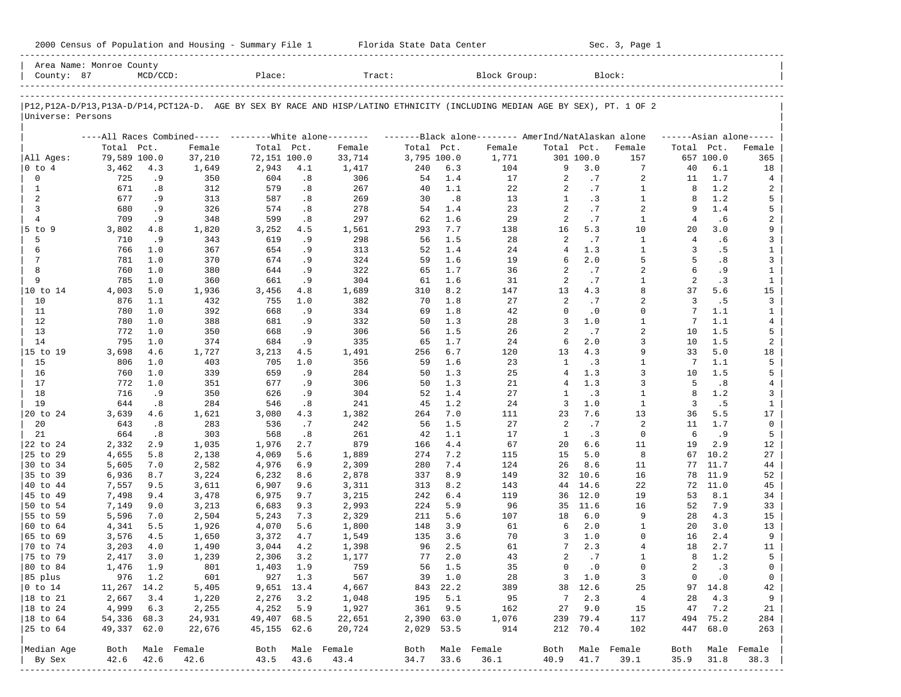2000 Census of Population and Housing - Summary File 1 Florida State Data Center Sec. 3, Page 1

Area Name: Monroe County
County: 87 MCD/CCD: Place: Tract: Block Group: Block:

P12,P12A-D/P13,P13A-D/P14,PCT12A-D. AGE BY SEX BY RACE AND HISP/LATINO ETHNICITY (INCLUDING MEDIAN AGE BY SEX), PT. 1 OF 2
Universe: Persons

| | All Races Combined Total | Pct. | Female | White alone Total | Pct. | Female | Black alone Total | Pct. | Female | AmerInd/NatAlaskan alone Total | Pct. | Female | Asian alone Total | Pct. | Female |
|---|---|---|---|---|---|---|---|---|---|---|---|---|---|---|---|
| All Ages: | 79,589 | 100.0 | 37,210 | 72,151 | 100.0 | 33,714 | 3,795 | 100.0 | 1,771 | 301 | 100.0 | 157 | 657 | 100.0 | 365 |
| 0 to 4 | 3,462 | 4.3 | 1,649 | 2,943 | 4.1 | 1,417 | 240 | 6.3 | 104 | 9 | 3.0 | 7 | 40 | 6.1 | 18 |
| 0 | 725 | .9 | 350 | 604 | .8 | 306 | 54 | 1.4 | 17 | 2 | .7 | 2 | 11 | 1.7 | 4 |
| 1 | 671 | .8 | 312 | 579 | .8 | 267 | 40 | 1.1 | 22 | 2 | .7 | 1 | 8 | 1.2 | 2 |
| 2 | 677 | .9 | 313 | 587 | .8 | 269 | 30 | .8 | 13 | 1 | .3 | 1 | 8 | 1.2 | 5 |
| 3 | 680 | .9 | 326 | 574 | .8 | 278 | 54 | 1.4 | 23 | 2 | .7 | 2 | 9 | 1.4 | 5 |
| 4 | 709 | .9 | 348 | 599 | .8 | 297 | 62 | 1.6 | 29 | 2 | .7 | 1 | 4 | .6 | 2 |
| 5 to 9 | 3,802 | 4.8 | 1,820 | 3,252 | 4.5 | 1,561 | 293 | 7.7 | 138 | 16 | 5.3 | 10 | 20 | 3.0 | 9 |
| 5 | 710 | .9 | 343 | 619 | .9 | 298 | 56 | 1.5 | 28 | 2 | .7 | 1 | 4 | .6 | 3 |
| 6 | 766 | 1.0 | 367 | 654 | .9 | 313 | 52 | 1.4 | 24 | 4 | 1.3 | 1 | 3 | .5 | 1 |
| 7 | 781 | 1.0 | 370 | 674 | .9 | 324 | 59 | 1.6 | 19 | 6 | 2.0 | 5 | 5 | .8 | 3 |
| 8 | 760 | 1.0 | 380 | 644 | .9 | 322 | 65 | 1.7 | 36 | 2 | .7 | 2 | 6 | .9 | 1 |
| 9 | 785 | 1.0 | 360 | 661 | .9 | 304 | 61 | 1.6 | 31 | 2 | .7 | 1 | 2 | .3 | 1 |
| 10 to 14 | 4,003 | 5.0 | 1,936 | 3,456 | 4.8 | 1,689 | 310 | 8.2 | 147 | 13 | 4.3 | 8 | 37 | 5.6 | 15 |
| 10 | 876 | 1.1 | 432 | 755 | 1.0 | 382 | 70 | 1.8 | 27 | 2 | .7 | 2 | 3 | .5 | 3 |
| 11 | 780 | 1.0 | 392 | 668 | .9 | 334 | 69 | 1.8 | 42 | 0 | .0 | 0 | 7 | 1.1 | 1 |
| 12 | 780 | 1.0 | 388 | 681 | .9 | 332 | 50 | 1.3 | 28 | 3 | 1.0 | 1 | 7 | 1.1 | 4 |
| 13 | 772 | 1.0 | 350 | 668 | .9 | 306 | 56 | 1.5 | 26 | 2 | .7 | 2 | 10 | 1.5 | 5 |
| 14 | 795 | 1.0 | 374 | 684 | .9 | 335 | 65 | 1.7 | 24 | 6 | 2.0 | 3 | 10 | 1.5 | 2 |
| 15 to 19 | 3,698 | 4.6 | 1,727 | 3,213 | 4.5 | 1,491 | 256 | 6.7 | 120 | 13 | 4.3 | 9 | 33 | 5.0 | 18 |
| 15 | 806 | 1.0 | 403 | 705 | 1.0 | 356 | 59 | 1.6 | 23 | 1 | .3 | 1 | 7 | 1.1 | 5 |
| 16 | 760 | 1.0 | 339 | 659 | .9 | 284 | 50 | 1.3 | 25 | 4 | 1.3 | 3 | 10 | 1.5 | 5 |
| 17 | 772 | 1.0 | 351 | 677 | .9 | 306 | 50 | 1.3 | 21 | 4 | 1.3 | 3 | 5 | .8 | 4 |
| 18 | 716 | .9 | 350 | 626 | .9 | 304 | 52 | 1.4 | 27 | 1 | .3 | 1 | 8 | 1.2 | 3 |
| 19 | 644 | .8 | 284 | 546 | .8 | 241 | 45 | 1.2 | 24 | 3 | 1.0 | 1 | 3 | .5 | 1 |
| 20 to 24 | 3,639 | 4.6 | 1,621 | 3,080 | 4.3 | 1,382 | 264 | 7.0 | 111 | 23 | 7.6 | 13 | 36 | 5.5 | 17 |
| 20 | 643 | .8 | 283 | 536 | .7 | 242 | 56 | 1.5 | 27 | 2 | .7 | 2 | 11 | 1.7 | 0 |
| 21 | 664 | .8 | 303 | 568 | .8 | 261 | 42 | 1.1 | 17 | 1 | .3 | 0 | 6 | .9 | 5 |
| 22 to 24 | 2,332 | 2.9 | 1,035 | 1,976 | 2.7 | 879 | 166 | 4.4 | 67 | 20 | 6.6 | 11 | 19 | 2.9 | 12 |
| 25 to 29 | 4,655 | 5.8 | 2,138 | 4,069 | 5.6 | 1,889 | 274 | 7.2 | 115 | 15 | 5.0 | 8 | 67 | 10.2 | 27 |
| 30 to 34 | 5,605 | 7.0 | 2,582 | 4,976 | 6.9 | 2,309 | 280 | 7.4 | 124 | 26 | 8.6 | 11 | 77 | 11.7 | 44 |
| 35 to 39 | 6,936 | 8.7 | 3,224 | 6,232 | 8.6 | 2,878 | 337 | 8.9 | 149 | 32 | 10.6 | 16 | 78 | 11.9 | 52 |
| 40 to 44 | 7,557 | 9.5 | 3,611 | 6,907 | 9.6 | 3,311 | 313 | 8.2 | 143 | 44 | 14.6 | 22 | 72 | 11.0 | 45 |
| 45 to 49 | 7,498 | 9.4 | 3,478 | 6,975 | 9.7 | 3,215 | 242 | 6.4 | 119 | 36 | 12.0 | 19 | 53 | 8.1 | 34 |
| 50 to 54 | 7,149 | 9.0 | 3,213 | 6,683 | 9.3 | 2,993 | 224 | 5.9 | 96 | 35 | 11.6 | 16 | 52 | 7.9 | 33 |
| 55 to 59 | 5,596 | 7.0 | 2,504 | 5,243 | 7.3 | 2,329 | 211 | 5.6 | 107 | 18 | 6.0 | 9 | 28 | 4.3 | 15 |
| 60 to 64 | 4,341 | 5.5 | 1,926 | 4,070 | 5.6 | 1,800 | 148 | 3.9 | 61 | 6 | 2.0 | 1 | 20 | 3.0 | 13 |
| 65 to 69 | 3,576 | 4.5 | 1,650 | 3,372 | 4.7 | 1,549 | 135 | 3.6 | 70 | 3 | 1.0 | 0 | 16 | 2.4 | 9 |
| 70 to 74 | 3,203 | 4.0 | 1,490 | 3,044 | 4.2 | 1,398 | 96 | 2.5 | 61 | 7 | 2.3 | 4 | 18 | 2.7 | 11 |
| 75 to 79 | 2,417 | 3.0 | 1,239 | 2,306 | 3.2 | 1,177 | 77 | 2.0 | 43 | 2 | .7 | 1 | 8 | 1.2 | 5 |
| 80 to 84 | 1,476 | 1.9 | 801 | 1,403 | 1.9 | 759 | 56 | 1.5 | 35 | 0 | .0 | 0 | 2 | .3 | 0 |
| 85 plus | 976 | 1.2 | 601 | 927 | 1.3 | 567 | 39 | 1.0 | 28 | 3 | 1.0 | 3 | 0 | .0 | 0 |
| 0 to 14 | 11,267 | 14.2 | 5,405 | 9,651 | 13.4 | 4,667 | 843 | 22.2 | 389 | 38 | 12.6 | 25 | 97 | 14.8 | 42 |
| 18 to 21 | 2,667 | 3.4 | 1,220 | 2,276 | 3.2 | 1,048 | 195 | 5.1 | 95 | 7 | 2.3 | 4 | 28 | 4.3 | 9 |
| 18 to 24 | 4,999 | 6.3 | 2,255 | 4,252 | 5.9 | 1,927 | 361 | 9.5 | 162 | 27 | 9.0 | 15 | 47 | 7.2 | 21 |
| 18 to 64 | 54,336 | 68.3 | 24,931 | 49,407 | 68.5 | 22,651 | 2,390 | 63.0 | 1,076 | 239 | 79.4 | 117 | 494 | 75.2 | 284 |
| 25 to 64 | 49,337 | 62.0 | 22,676 | 45,155 | 62.6 | 20,724 | 2,029 | 53.5 | 914 | 212 | 70.4 | 102 | 447 | 68.0 | 263 |

| Median Age By Sex | Both | Male | Female | Both | Male | Female | Both | Male | Female | Both | Male | Female | Both | Male | Female |
|---|---|---|---|---|---|---|---|---|---|---|---|---|---|---|---|
| | 42.6 | 42.6 | 42.6 | 43.5 | 43.6 | 43.4 | 34.7 | 33.6 | 36.1 | 40.9 | 41.7 | 39.1 | 35.9 | 31.8 | 38.3 |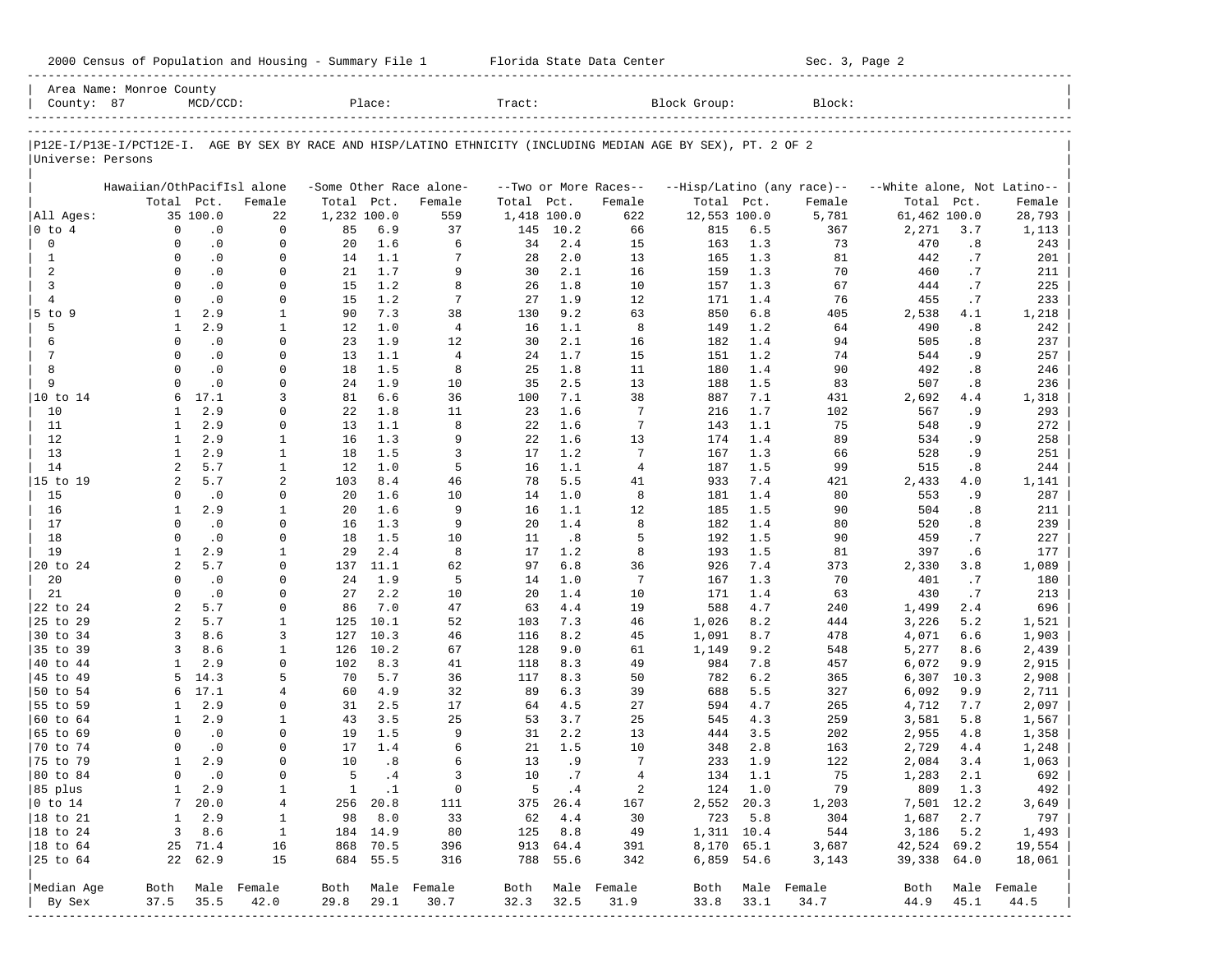2000 Census of Population and Housing - Summary File 1 Florida State Data Center Sec. 3, Page 2

Area Name: Monroe County
County: 87 MCD/CCD: Place: Tract: Block Group: Block:

P12E-I/P13E-I/PCT12E-I. AGE BY SEX BY RACE AND HISP/LATINO ETHNICITY (INCLUDING MEDIAN AGE BY SEX), PT. 2 OF 2
Universe: Persons

| | Hawaiian/OthPacifIsl alone | | | -Some Other Race alone- | | | --Two or More Races-- | | | --Hisp/Latino (any race)-- | | | --White alone, Not Latino-- | | |
|---|---|---|---|---|---|---|---|---|---|---|---|---|---|---|---|
| | Total | Pct. | Female | Total | Pct. | Female | Total | Pct. | Female | Total | Pct. | Female | Total | Pct. | Female |
| All Ages: | 35 | 100.0 | 22 | 1,232 | 100.0 | 559 | 1,418 | 100.0 | 622 | 12,553 | 100.0 | 5,781 | 61,462 | 100.0 | 28,793 |
| 0 to 4 | 0 | .0 | 0 | 85 | 6.9 | 37 | 145 | 10.2 | 66 | 815 | 6.5 | 367 | 2,271 | 3.7 | 1,113 |
| 0 | 0 | .0 | 0 | 20 | 1.6 | 6 | 34 | 2.4 | 15 | 163 | 1.3 | 73 | 470 | .8 | 243 |
| 1 | 0 | .0 | 0 | 14 | 1.1 | 7 | 28 | 2.0 | 13 | 165 | 1.3 | 81 | 442 | .7 | 201 |
| 2 | 0 | .0 | 0 | 21 | 1.7 | 9 | 30 | 2.1 | 16 | 159 | 1.3 | 70 | 460 | .7 | 211 |
| 3 | 0 | .0 | 0 | 15 | 1.2 | 8 | 26 | 1.8 | 10 | 157 | 1.3 | 67 | 444 | .7 | 225 |
| 4 | 0 | .0 | 0 | 15 | 1.2 | 7 | 27 | 1.9 | 12 | 171 | 1.4 | 76 | 455 | .7 | 233 |
| 5 to 9 | 1 | 2.9 | 1 | 90 | 7.3 | 38 | 130 | 9.2 | 63 | 850 | 6.8 | 405 | 2,538 | 4.1 | 1,218 |
| 5 | 1 | 2.9 | 1 | 12 | 1.0 | 4 | 16 | 1.1 | 8 | 149 | 1.2 | 64 | 490 | .8 | 242 |
| 6 | 0 | .0 | 0 | 23 | 1.9 | 12 | 30 | 2.1 | 16 | 182 | 1.4 | 94 | 505 | .8 | 237 |
| 7 | 0 | .0 | 0 | 13 | 1.1 | 4 | 24 | 1.7 | 15 | 151 | 1.2 | 74 | 544 | .9 | 257 |
| 8 | 0 | .0 | 0 | 18 | 1.5 | 8 | 25 | 1.8 | 11 | 180 | 1.4 | 90 | 492 | .8 | 246 |
| 9 | 0 | .0 | 0 | 24 | 1.9 | 10 | 35 | 2.5 | 13 | 188 | 1.5 | 83 | 507 | .8 | 236 |
| 10 to 14 | 6 | 17.1 | 3 | 81 | 6.6 | 36 | 100 | 7.1 | 38 | 887 | 7.1 | 431 | 2,692 | 4.4 | 1,318 |
| 10 | 1 | 2.9 | 0 | 22 | 1.8 | 11 | 23 | 1.6 | 7 | 216 | 1.7 | 102 | 567 | .9 | 293 |
| 11 | 1 | 2.9 | 0 | 13 | 1.1 | 8 | 22 | 1.6 | 7 | 143 | 1.1 | 75 | 548 | .9 | 272 |
| 12 | 1 | 2.9 | 1 | 16 | 1.3 | 9 | 22 | 1.6 | 13 | 174 | 1.4 | 89 | 534 | .9 | 258 |
| 13 | 1 | 2.9 | 1 | 18 | 1.5 | 3 | 17 | 1.2 | 7 | 167 | 1.3 | 66 | 528 | .9 | 251 |
| 14 | 2 | 5.7 | 1 | 12 | 1.0 | 5 | 16 | 1.1 | 4 | 187 | 1.5 | 99 | 515 | .8 | 244 |
| 15 to 19 | 2 | 5.7 | 2 | 103 | 8.4 | 46 | 78 | 5.5 | 41 | 933 | 7.4 | 421 | 2,433 | 4.0 | 1,141 |
| 15 | 0 | .0 | 0 | 20 | 1.6 | 10 | 14 | 1.0 | 8 | 181 | 1.4 | 80 | 553 | .9 | 287 |
| 16 | 1 | 2.9 | 1 | 20 | 1.6 | 9 | 16 | 1.1 | 12 | 185 | 1.5 | 90 | 504 | .8 | 211 |
| 17 | 0 | .0 | 0 | 16 | 1.3 | 9 | 20 | 1.4 | 8 | 182 | 1.4 | 80 | 520 | .8 | 239 |
| 18 | 0 | .0 | 0 | 18 | 1.5 | 10 | 11 | .8 | 5 | 192 | 1.5 | 90 | 459 | .7 | 227 |
| 19 | 1 | 2.9 | 1 | 29 | 2.4 | 8 | 17 | 1.2 | 8 | 193 | 1.5 | 81 | 397 | .6 | 177 |
| 20 to 24 | 2 | 5.7 | 0 | 137 | 11.1 | 62 | 97 | 6.8 | 36 | 926 | 7.4 | 373 | 2,330 | 3.8 | 1,089 |
| 20 | 0 | .0 | 0 | 24 | 1.9 | 5 | 14 | 1.0 | 7 | 167 | 1.3 | 70 | 401 | .7 | 180 |
| 21 | 0 | .0 | 0 | 27 | 2.2 | 10 | 20 | 1.4 | 10 | 171 | 1.4 | 63 | 430 | .7 | 213 |
| 22 to 24 | 2 | 5.7 | 0 | 86 | 7.0 | 47 | 63 | 4.4 | 19 | 588 | 4.7 | 240 | 1,499 | 2.4 | 696 |
| 25 to 29 | 2 | 5.7 | 1 | 125 | 10.1 | 52 | 103 | 7.3 | 46 | 1,026 | 8.2 | 444 | 3,226 | 5.2 | 1,521 |
| 30 to 34 | 3 | 8.6 | 3 | 127 | 10.3 | 46 | 116 | 8.2 | 45 | 1,091 | 8.7 | 478 | 4,071 | 6.6 | 1,903 |
| 35 to 39 | 3 | 8.6 | 1 | 126 | 10.2 | 67 | 128 | 9.0 | 61 | 1,149 | 9.2 | 548 | 5,277 | 8.6 | 2,439 |
| 40 to 44 | 1 | 2.9 | 0 | 102 | 8.3 | 41 | 118 | 8.3 | 49 | 984 | 7.8 | 457 | 6,072 | 9.9 | 2,915 |
| 45 to 49 | 5 | 14.3 | 5 | 70 | 5.7 | 36 | 117 | 8.3 | 50 | 782 | 6.2 | 365 | 6,307 | 10.3 | 2,908 |
| 50 to 54 | 6 | 17.1 | 4 | 60 | 4.9 | 32 | 89 | 6.3 | 39 | 688 | 5.5 | 327 | 6,092 | 9.9 | 2,711 |
| 55 to 59 | 1 | 2.9 | 0 | 31 | 2.5 | 17 | 64 | 4.5 | 27 | 594 | 4.7 | 265 | 4,712 | 7.7 | 2,097 |
| 60 to 64 | 1 | 2.9 | 1 | 43 | 3.5 | 25 | 53 | 3.7 | 25 | 545 | 4.3 | 259 | 3,581 | 5.8 | 1,567 |
| 65 to 69 | 0 | .0 | 0 | 19 | 1.5 | 9 | 31 | 2.2 | 13 | 444 | 3.5 | 202 | 2,955 | 4.8 | 1,358 |
| 70 to 74 | 0 | .0 | 0 | 17 | 1.4 | 6 | 21 | 1.5 | 10 | 348 | 2.8 | 163 | 2,729 | 4.4 | 1,248 |
| 75 to 79 | 1 | 2.9 | 0 | 10 | .8 | 6 | 13 | .9 | 7 | 233 | 1.9 | 122 | 2,084 | 3.4 | 1,063 |
| 80 to 84 | 0 | .0 | 0 | 5 | .4 | 3 | 10 | .7 | 4 | 134 | 1.1 | 75 | 1,283 | 2.1 | 692 |
| 85 plus | 1 | 2.9 | 1 | 1 | .1 | 0 | 5 | .4 | 2 | 124 | 1.0 | 79 | 809 | 1.3 | 492 |
| 0 to 14 | 7 | 20.0 | 4 | 256 | 20.8 | 111 | 375 | 26.4 | 167 | 2,552 | 20.3 | 1,203 | 7,501 | 12.2 | 3,649 |
| 18 to 21 | 1 | 2.9 | 1 | 98 | 8.0 | 33 | 62 | 4.4 | 30 | 723 | 5.8 | 304 | 1,687 | 2.7 | 797 |
| 18 to 24 | 3 | 8.6 | 1 | 184 | 14.9 | 80 | 125 | 8.8 | 49 | 1,311 | 10.4 | 544 | 3,186 | 5.2 | 1,493 |
| 18 to 64 | 25 | 71.4 | 16 | 868 | 70.5 | 396 | 913 | 64.4 | 391 | 8,170 | 65.1 | 3,687 | 42,524 | 69.2 | 19,554 |
| 25 to 64 | 22 | 62.9 | 15 | 684 | 55.5 | 316 | 788 | 55.6 | 342 | 6,859 | 54.6 | 3,143 | 39,338 | 64.0 | 18,061 |
| Median Age | Both | Male | Female | Both | Male | Female | Both | Male | Female | Both | Male | Female | Both | Male | Female |
| By Sex | 37.5 | 35.5 | 42.0 | 29.8 | 29.1 | 30.7 | 32.3 | 32.5 | 31.9 | 33.8 | 33.1 | 34.7 | 44.9 | 45.1 | 44.5 |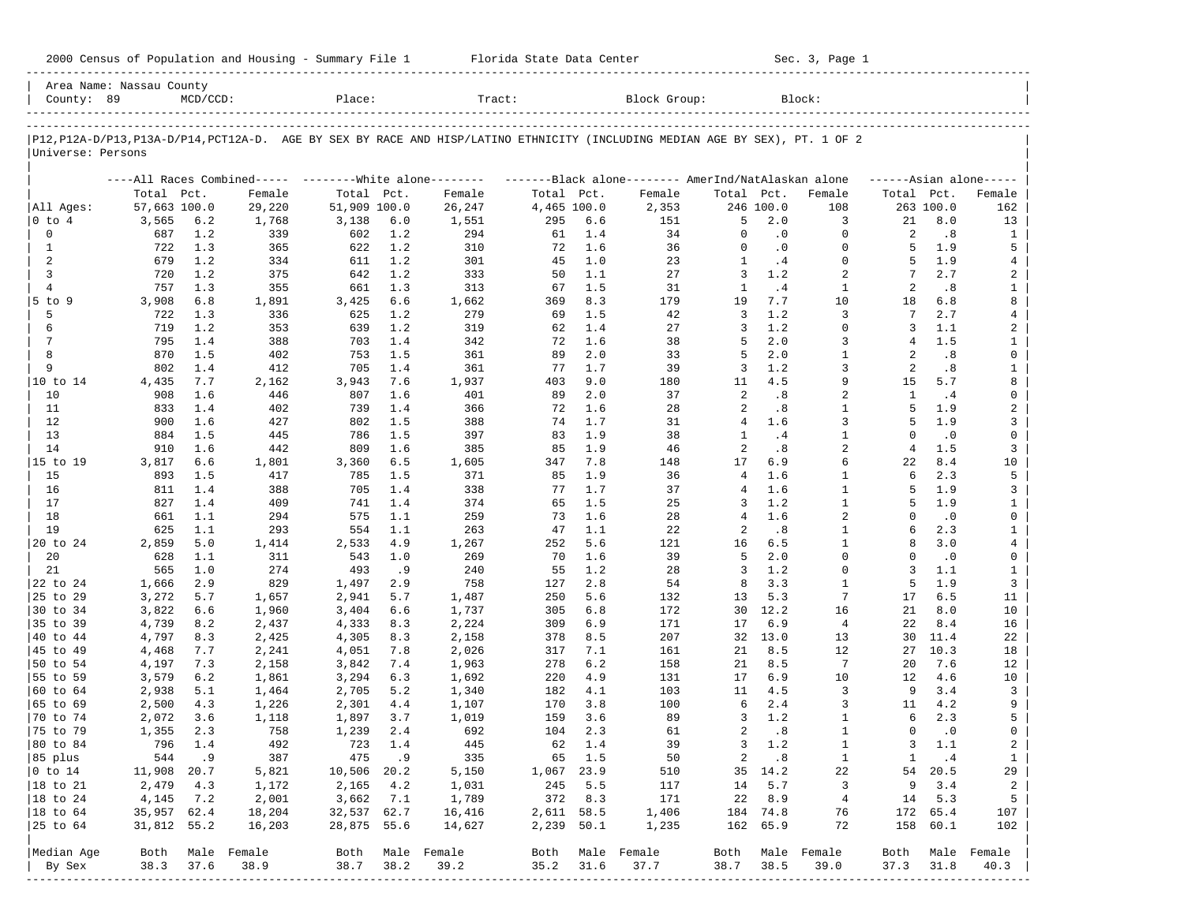2000 Census of Population and Housing - Summary File 1    Florida State Data Center    Sec. 3, Page 1

Area Name: Nassau County
County: 89    MCD/CCD:    Place:    Tract:    Block Group:    Block:

P12,P12A-D/P13,P13A-D/P14,PCT12A-D. AGE BY SEX BY RACE AND HISP/LATINO ETHNICITY (INCLUDING MEDIAN AGE BY SEX), PT. 1 OF 2
Universe: Persons

| | All Races Combined | | | White alone | | | Black alone | | | AmerInd/NatAlaskan alone | | | Asian alone | | |
|---|---|---|---|---|---|---|---|---|---|---|---|---|---|---|---|
| | Total | Pct. | Female | Total | Pct. | Female | Total | Pct. | Female | Total | Pct. | Female | Total | Pct. | Female |
| All Ages: | 57,663 | 100.0 | 29,220 | 51,909 | 100.0 | 26,247 | 4,465 | 100.0 | 2,353 | 246 | 100.0 | 108 | 263 | 100.0 | 162 |
| 0 to 4 | 3,565 | 6.2 | 1,768 | 3,138 | 6.0 | 1,551 | 295 | 6.6 | 151 | 5 | 2.0 | 3 | 21 | 8.0 | 13 |
| 0 | 687 | 1.2 | 339 | 602 | 1.2 | 294 | 61 | 1.4 | 34 | 0 | .0 | 0 | 2 | .8 | 1 |
| 1 | 722 | 1.3 | 365 | 622 | 1.2 | 310 | 72 | 1.6 | 36 | 0 | .0 | 0 | 5 | 1.9 | 5 |
| 2 | 679 | 1.2 | 334 | 611 | 1.2 | 301 | 45 | 1.0 | 23 | 1 | .4 | 0 | 5 | 1.9 | 4 |
| 3 | 720 | 1.2 | 375 | 642 | 1.2 | 333 | 50 | 1.1 | 27 | 3 | 1.2 | 2 | 7 | 2.7 | 2 |
| 4 | 757 | 1.3 | 355 | 661 | 1.3 | 313 | 67 | 1.5 | 31 | 1 | .4 | 1 | 2 | .8 | 1 |
| 5 to 9 | 3,908 | 6.8 | 1,891 | 3,425 | 6.6 | 1,662 | 369 | 8.3 | 179 | 19 | 7.7 | 10 | 18 | 6.8 | 8 |
| 5 | 722 | 1.3 | 336 | 625 | 1.2 | 279 | 69 | 1.5 | 42 | 3 | 1.2 | 3 | 7 | 2.7 | 4 |
| 6 | 719 | 1.2 | 353 | 639 | 1.2 | 319 | 62 | 1.4 | 27 | 3 | 1.2 | 0 | 3 | 1.1 | 2 |
| 7 | 795 | 1.4 | 388 | 703 | 1.4 | 342 | 72 | 1.6 | 38 | 5 | 2.0 | 3 | 4 | 1.5 | 1 |
| 8 | 870 | 1.5 | 402 | 753 | 1.5 | 361 | 89 | 2.0 | 33 | 5 | 2.0 | 1 | 2 | .8 | 0 |
| 9 | 802 | 1.4 | 412 | 705 | 1.4 | 361 | 77 | 1.7 | 39 | 3 | 1.2 | 3 | 2 | .8 | 1 |
| 10 to 14 | 4,435 | 7.7 | 2,162 | 3,943 | 7.6 | 1,937 | 403 | 9.0 | 180 | 11 | 4.5 | 9 | 15 | 5.7 | 8 |
| 10 | 908 | 1.6 | 446 | 807 | 1.6 | 401 | 89 | 2.0 | 37 | 2 | .8 | 2 | 1 | .4 | 0 |
| 11 | 833 | 1.4 | 402 | 739 | 1.4 | 366 | 72 | 1.6 | 28 | 2 | .8 | 1 | 5 | 1.9 | 2 |
| 12 | 900 | 1.6 | 427 | 802 | 1.5 | 388 | 74 | 1.7 | 31 | 4 | 1.6 | 3 | 5 | 1.9 | 3 |
| 13 | 884 | 1.5 | 445 | 786 | 1.5 | 397 | 83 | 1.9 | 38 | 1 | .4 | 1 | 0 | .0 | 0 |
| 14 | 910 | 1.6 | 442 | 809 | 1.6 | 385 | 85 | 1.9 | 46 | 2 | .8 | 2 | 4 | 1.5 | 3 |
| 15 to 19 | 3,817 | 6.6 | 1,801 | 3,360 | 6.5 | 1,605 | 347 | 7.8 | 148 | 17 | 6.9 | 6 | 22 | 8.4 | 10 |
| 15 | 893 | 1.5 | 417 | 785 | 1.5 | 371 | 85 | 1.9 | 36 | 4 | 1.6 | 1 | 6 | 2.3 | 5 |
| 16 | 811 | 1.4 | 388 | 705 | 1.4 | 338 | 77 | 1.7 | 37 | 4 | 1.6 | 1 | 5 | 1.9 | 3 |
| 17 | 827 | 1.4 | 409 | 741 | 1.4 | 374 | 65 | 1.5 | 25 | 3 | 1.2 | 1 | 5 | 1.9 | 1 |
| 18 | 661 | 1.1 | 294 | 575 | 1.1 | 259 | 73 | 1.6 | 28 | 4 | 1.6 | 2 | 0 | .0 | 0 |
| 19 | 625 | 1.1 | 293 | 554 | 1.1 | 263 | 47 | 1.1 | 22 | 2 | .8 | 1 | 6 | 2.3 | 1 |
| 20 to 24 | 2,859 | 5.0 | 1,414 | 2,533 | 4.9 | 1,267 | 252 | 5.6 | 121 | 16 | 6.5 | 1 | 8 | 3.0 | 4 |
| 20 | 628 | 1.1 | 311 | 543 | 1.0 | 269 | 70 | 1.6 | 39 | 5 | 2.0 | 0 | 0 | .0 | 0 |
| 21 | 565 | 1.0 | 274 | 493 | .9 | 240 | 55 | 1.2 | 28 | 3 | 1.2 | 0 | 3 | 1.1 | 1 |
| 22 to 24 | 1,666 | 2.9 | 829 | 1,497 | 2.9 | 758 | 127 | 2.8 | 54 | 8 | 3.3 | 1 | 5 | 1.9 | 3 |
| 25 to 29 | 3,272 | 5.7 | 1,657 | 2,941 | 5.7 | 1,487 | 250 | 5.6 | 132 | 13 | 5.3 | 7 | 17 | 6.5 | 11 |
| 30 to 34 | 3,822 | 6.6 | 1,960 | 3,404 | 6.6 | 1,737 | 305 | 6.8 | 172 | 30 | 12.2 | 16 | 21 | 8.0 | 10 |
| 35 to 39 | 4,739 | 8.2 | 2,437 | 4,333 | 8.3 | 2,224 | 309 | 6.9 | 171 | 17 | 6.9 | 4 | 22 | 8.4 | 16 |
| 40 to 44 | 4,797 | 8.3 | 2,425 | 4,305 | 8.3 | 2,158 | 378 | 8.5 | 207 | 32 | 13.0 | 13 | 30 | 11.4 | 22 |
| 45 to 49 | 4,468 | 7.7 | 2,241 | 4,051 | 7.8 | 2,026 | 317 | 7.1 | 161 | 21 | 8.5 | 12 | 27 | 10.3 | 18 |
| 50 to 54 | 4,197 | 7.3 | 2,158 | 3,842 | 7.4 | 1,963 | 278 | 6.2 | 158 | 21 | 8.5 | 7 | 20 | 7.6 | 12 |
| 55 to 59 | 3,579 | 6.2 | 1,861 | 3,294 | 6.3 | 1,692 | 220 | 4.9 | 131 | 17 | 6.9 | 10 | 12 | 4.6 | 10 |
| 60 to 64 | 2,938 | 5.1 | 1,464 | 2,705 | 5.2 | 1,340 | 182 | 4.1 | 103 | 11 | 4.5 | 3 | 9 | 3.4 | 3 |
| 65 to 69 | 2,500 | 4.3 | 1,226 | 2,301 | 4.4 | 1,107 | 170 | 3.8 | 100 | 6 | 2.4 | 3 | 11 | 4.2 | 9 |
| 70 to 74 | 2,072 | 3.6 | 1,118 | 1,897 | 3.7 | 1,019 | 159 | 3.6 | 89 | 3 | 1.2 | 1 | 6 | 2.3 | 5 |
| 75 to 79 | 1,355 | 2.3 | 758 | 1,239 | 2.4 | 692 | 104 | 2.3 | 61 | 2 | .8 | 1 | 0 | .0 | 0 |
| 80 to 84 | 796 | 1.4 | 492 | 723 | 1.4 | 445 | 62 | 1.4 | 39 | 3 | 1.2 | 1 | 3 | 1.1 | 2 |
| 85 plus | 544 | .9 | 387 | 475 | .9 | 335 | 65 | 1.5 | 50 | 2 | .8 | 1 | 1 | .4 | 1 |
| 0 to 14 | 11,908 | 20.7 | 5,821 | 10,506 | 20.2 | 5,150 | 1,067 | 23.9 | 510 | 35 | 14.2 | 22 | 54 | 20.5 | 29 |
| 18 to 21 | 2,479 | 4.3 | 1,172 | 2,165 | 4.2 | 1,031 | 245 | 5.5 | 117 | 14 | 5.7 | 3 | 9 | 3.4 | 2 |
| 18 to 24 | 4,145 | 7.2 | 2,001 | 3,662 | 7.1 | 1,789 | 372 | 8.3 | 171 | 22 | 8.9 | 4 | 14 | 5.3 | 5 |
| 18 to 64 | 35,957 | 62.4 | 18,204 | 32,537 | 62.7 | 16,416 | 2,611 | 58.5 | 1,406 | 184 | 74.8 | 76 | 172 | 65.4 | 107 |
| 25 to 64 | 31,812 | 55.2 | 16,203 | 28,875 | 55.6 | 14,627 | 2,239 | 50.1 | 1,235 | 162 | 65.9 | 72 | 158 | 60.1 | 102 |
| Median Age | Both | Male | Female | Both | Male | Female | Both | Male | Female | Both | Male | Female | Both | Male | Female |
| By Sex | 38.3 | 37.6 | 38.9 | 38.7 | 38.2 | 39.2 | 35.2 | 31.6 | 37.7 | 38.7 | 38.5 | 39.0 | 37.3 | 31.8 | 40.3 |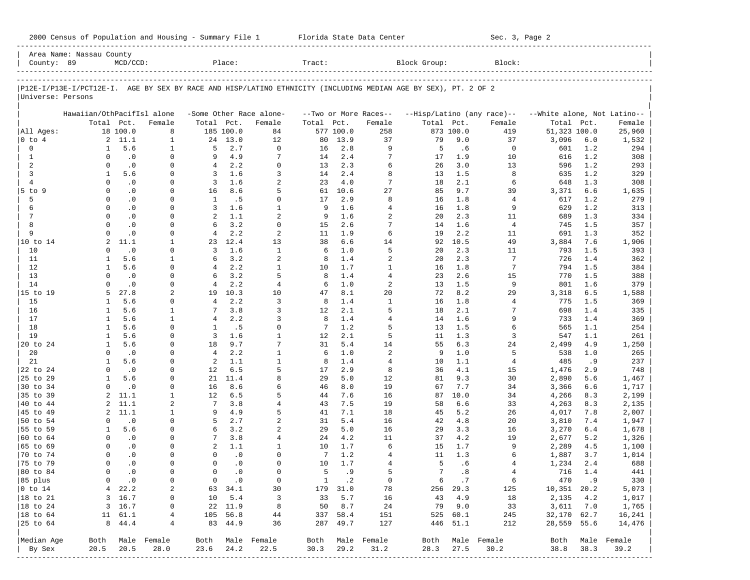2000 Census of Population and Housing - Summary File 1 Florida State Data Center Sec. 3, Page 2

Area Name: Nassau County
County: 89 MCD/CCD: Place: Tract: Block Group: Block:

P12E-I/P13E-I/PCT12E-I. AGE BY SEX BY RACE AND HISP/LATINO ETHNICITY (INCLUDING MEDIAN AGE BY SEX), PT. 2 OF 2
Universe: Persons

| | Hawaiian/OthPacifIsl alone | | | -Some Other Race alone- | | | --Two or More Races-- | | | --Hisp/Latino (any race)-- | | | --White alone, Not Latino-- | | |
|---|---|---|---|---|---|---|---|---|---|---|---|---|---|---|---|
| | Total | Pct. | Female | Total | Pct. | Female | Total | Pct. | Female | Total | Pct. | Female | Total | Pct. | Female |
| All Ages: | 18 | 100.0 | 8 | 185 | 100.0 | 84 | 577 | 100.0 | 258 | 873 | 100.0 | 419 | 51,323 | 100.0 | 25,960 |
| 0 to 4 | 2 | 11.1 | 1 | 24 | 13.0 | 12 | 80 | 13.9 | 37 | 79 | 9.0 | 37 | 3,096 | 6.0 | 1,532 |
| 0 | 1 | 5.6 | 1 | 5 | 2.7 | 0 | 16 | 2.8 | 9 | 5 | .6 | 0 | 601 | 1.2 | 294 |
| 1 | 0 | .0 | 0 | 9 | 4.9 | 7 | 14 | 2.4 | 7 | 17 | 1.9 | 10 | 616 | 1.2 | 308 |
| 2 | 0 | .0 | 0 | 4 | 2.2 | 0 | 13 | 2.3 | 6 | 26 | 3.0 | 13 | 596 | 1.2 | 293 |
| 3 | 1 | 5.6 | 0 | 3 | 1.6 | 3 | 14 | 2.4 | 8 | 13 | 1.5 | 8 | 635 | 1.2 | 329 |
| 4 | 0 | .0 | 0 | 3 | 1.6 | 2 | 23 | 4.0 | 7 | 18 | 2.1 | 6 | 648 | 1.3 | 308 |
| 5 to 9 | 0 | .0 | 0 | 16 | 8.6 | 5 | 61 | 10.6 | 27 | 85 | 9.7 | 39 | 3,371 | 6.6 | 1,635 |
| 5 | 0 | .0 | 0 | 1 | .5 | 0 | 17 | 2.9 | 8 | 16 | 1.8 | 4 | 617 | 1.2 | 279 |
| 6 | 0 | .0 | 0 | 3 | 1.6 | 1 | 9 | 1.6 | 4 | 16 | 1.8 | 9 | 629 | 1.2 | 313 |
| 7 | 0 | .0 | 0 | 2 | 1.1 | 2 | 9 | 1.6 | 2 | 20 | 2.3 | 11 | 689 | 1.3 | 334 |
| 8 | 0 | .0 | 0 | 6 | 3.2 | 0 | 15 | 2.6 | 7 | 14 | 1.6 | 4 | 745 | 1.5 | 357 |
| 9 | 0 | .0 | 0 | 4 | 2.2 | 2 | 11 | 1.9 | 6 | 19 | 2.2 | 11 | 691 | 1.3 | 352 |
| 10 to 14 | 2 | 11.1 | 1 | 23 | 12.4 | 13 | 38 | 6.6 | 14 | 92 | 10.5 | 49 | 3,884 | 7.6 | 1,906 |
| 10 | 0 | .0 | 0 | 3 | 1.6 | 1 | 6 | 1.0 | 5 | 20 | 2.3 | 11 | 793 | 1.5 | 393 |
| 11 | 1 | 5.6 | 1 | 6 | 3.2 | 2 | 8 | 1.4 | 2 | 20 | 2.3 | 7 | 726 | 1.4 | 362 |
| 12 | 1 | 5.6 | 0 | 4 | 2.2 | 1 | 10 | 1.7 | 1 | 16 | 1.8 | 7 | 794 | 1.5 | 384 |
| 13 | 0 | .0 | 0 | 6 | 3.2 | 5 | 8 | 1.4 | 4 | 23 | 2.6 | 15 | 770 | 1.5 | 388 |
| 14 | 0 | .0 | 0 | 4 | 2.2 | 4 | 6 | 1.0 | 2 | 13 | 1.5 | 9 | 801 | 1.6 | 379 |
| 15 to 19 | 5 | 27.8 | 2 | 19 | 10.3 | 10 | 47 | 8.1 | 20 | 72 | 8.2 | 29 | 3,318 | 6.5 | 1,588 |
| 15 | 1 | 5.6 | 0 | 4 | 2.2 | 3 | 8 | 1.4 | 1 | 16 | 1.8 | 4 | 775 | 1.5 | 369 |
| 16 | 1 | 5.6 | 1 | 7 | 3.8 | 3 | 12 | 2.1 | 5 | 18 | 2.1 | 7 | 698 | 1.4 | 335 |
| 17 | 1 | 5.6 | 1 | 4 | 2.2 | 3 | 8 | 1.4 | 4 | 14 | 1.6 | 9 | 733 | 1.4 | 369 |
| 18 | 1 | 5.6 | 0 | 1 | .5 | 0 | 7 | 1.2 | 5 | 13 | 1.5 | 6 | 565 | 1.1 | 254 |
| 19 | 1 | 5.6 | 0 | 3 | 1.6 | 1 | 12 | 2.1 | 5 | 11 | 1.3 | 3 | 547 | 1.1 | 261 |
| 20 to 24 | 1 | 5.6 | 0 | 18 | 9.7 | 7 | 31 | 5.4 | 14 | 55 | 6.3 | 24 | 2,499 | 4.9 | 1,250 |
| 20 | 0 | .0 | 0 | 4 | 2.2 | 1 | 6 | 1.0 | 2 | 9 | 1.0 | 5 | 538 | 1.0 | 265 |
| 21 | 1 | 5.6 | 0 | 2 | 1.1 | 1 | 8 | 1.4 | 4 | 10 | 1.1 | 4 | 485 | .9 | 237 |
| 22 to 24 | 0 | .0 | 0 | 12 | 6.5 | 5 | 17 | 2.9 | 8 | 36 | 4.1 | 15 | 1,476 | 2.9 | 748 |
| 25 to 29 | 1 | 5.6 | 0 | 21 | 11.4 | 8 | 29 | 5.0 | 12 | 81 | 9.3 | 30 | 2,890 | 5.6 | 1,467 |
| 30 to 34 | 0 | .0 | 0 | 16 | 8.6 | 6 | 46 | 8.0 | 19 | 67 | 7.7 | 34 | 3,366 | 6.6 | 1,717 |
| 35 to 39 | 2 | 11.1 | 1 | 12 | 6.5 | 5 | 44 | 7.6 | 16 | 87 | 10.0 | 34 | 4,266 | 8.3 | 2,199 |
| 40 to 44 | 2 | 11.1 | 2 | 7 | 3.8 | 4 | 43 | 7.5 | 19 | 58 | 6.6 | 33 | 4,263 | 8.3 | 2,135 |
| 45 to 49 | 2 | 11.1 | 1 | 9 | 4.9 | 5 | 41 | 7.1 | 18 | 45 | 5.2 | 26 | 4,017 | 7.8 | 2,007 |
| 50 to 54 | 0 | .0 | 0 | 5 | 2.7 | 2 | 31 | 5.4 | 16 | 42 | 4.8 | 20 | 3,810 | 7.4 | 1,947 |
| 55 to 59 | 1 | 5.6 | 0 | 6 | 3.2 | 2 | 29 | 5.0 | 16 | 29 | 3.3 | 16 | 3,270 | 6.4 | 1,678 |
| 60 to 64 | 0 | .0 | 0 | 7 | 3.8 | 4 | 24 | 4.2 | 11 | 37 | 4.2 | 19 | 2,677 | 5.2 | 1,326 |
| 65 to 69 | 0 | .0 | 0 | 2 | 1.1 | 1 | 10 | 1.7 | 6 | 15 | 1.7 | 9 | 2,289 | 4.5 | 1,100 |
| 70 to 74 | 0 | .0 | 0 | 0 | .0 | 0 | 7 | 1.2 | 4 | 11 | 1.3 | 6 | 1,887 | 3.7 | 1,014 |
| 75 to 79 | 0 | .0 | 0 | 0 | .0 | 0 | 10 | 1.7 | 4 | 5 | .6 | 4 | 1,234 | 2.4 | 688 |
| 80 to 84 | 0 | .0 | 0 | 0 | .0 | 0 | 5 | .9 | 5 | 7 | .8 | 4 | 716 | 1.4 | 441 |
| 85 plus | 0 | .0 | 0 | 0 | .0 | 0 | 1 | .2 | 0 | 6 | .7 | 6 | 470 | .9 | 330 |
| 0 to 14 | 4 | 22.2 | 2 | 63 | 34.1 | 30 | 179 | 31.0 | 78 | 256 | 29.3 | 125 | 10,351 | 20.2 | 5,073 |
| 18 to 21 | 3 | 16.7 | 0 | 10 | 5.4 | 3 | 33 | 5.7 | 16 | 43 | 4.9 | 18 | 2,135 | 4.2 | 1,017 |
| 18 to 24 | 3 | 16.7 | 0 | 22 | 11.9 | 8 | 50 | 8.7 | 24 | 79 | 9.0 | 33 | 3,611 | 7.0 | 1,765 |
| 18 to 64 | 11 | 61.1 | 4 | 105 | 56.8 | 44 | 337 | 58.4 | 151 | 525 | 60.1 | 245 | 32,170 | 62.7 | 16,241 |
| 25 to 64 | 8 | 44.4 | 4 | 83 | 44.9 | 36 | 287 | 49.7 | 127 | 446 | 51.1 | 212 | 28,559 | 55.6 | 14,476 |
| Median Age | Both | Male | Female | Both | Male | Female | Both | Male | Female | Both | Male | Female | Both | Male | Female |
| By Sex | 20.5 | 20.5 | 28.0 | 23.6 | 24.2 | 22.5 | 30.3 | 29.2 | 31.2 | 28.3 | 27.5 | 30.2 | 38.8 | 38.3 | 39.2 |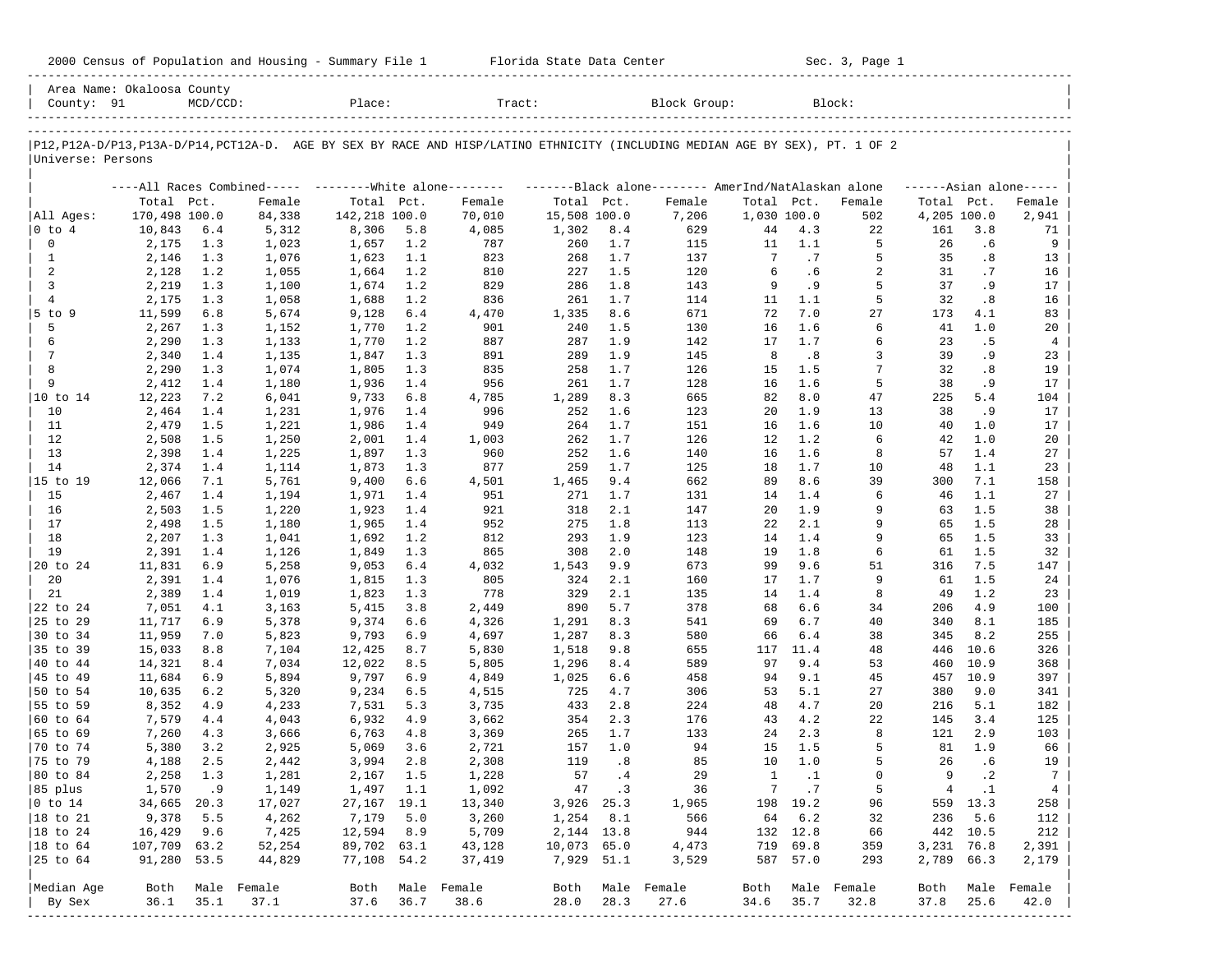2000 Census of Population and Housing - Summary File 1 Florida State Data Center Sec. 3, Page 1

Area Name: Okaloosa County
County: 91 MCD/CCD: Place: Tract: Block Group: Block:

P12,P12A-D/P13,P13A-D/P14,PCT12A-D. AGE BY SEX BY RACE AND HISP/LATINO ETHNICITY (INCLUDING MEDIAN AGE BY SEX), PT. 1 OF 2
Universe: Persons

| | All Races Combined | | | White alone | | | Black alone | | | AmerInd/NatAlaskan alone | | | Asian alone | | |
|---|---|---|---|---|---|---|---|---|---|---|---|---|---|---|---|
| | Total | Pct. | Female | Total | Pct. | Female | Total | Pct. | Female | Total | Pct. | Female | Total | Pct. | Female |
| All Ages: | 170,498 | 100.0 | 84,338 | 142,218 | 100.0 | 70,010 | 15,508 | 100.0 | 7,206 | 1,030 | 100.0 | 502 | 4,205 | 100.0 | 2,941 |
| 0 to 4 | 10,843 | 6.4 | 5,312 | 8,306 | 5.8 | 4,085 | 1,302 | 8.4 | 629 | 44 | 4.3 | 22 | 161 | 3.8 | 71 |
| 0 | 2,175 | 1.3 | 1,023 | 1,657 | 1.2 | 787 | 260 | 1.7 | 115 | 11 | 1.1 | 5 | 26 | .6 | 9 |
| 1 | 2,146 | 1.3 | 1,076 | 1,623 | 1.1 | 823 | 268 | 1.7 | 137 | 7 | .7 | 5 | 35 | .8 | 13 |
| 2 | 2,128 | 1.2 | 1,055 | 1,664 | 1.2 | 810 | 227 | 1.5 | 120 | 6 | .6 | 2 | 31 | .7 | 16 |
| 3 | 2,219 | 1.3 | 1,100 | 1,674 | 1.2 | 829 | 286 | 1.8 | 143 | 9 | .9 | 5 | 37 | .9 | 17 |
| 4 | 2,175 | 1.3 | 1,058 | 1,688 | 1.2 | 836 | 261 | 1.7 | 114 | 11 | 1.1 | 5 | 32 | .8 | 16 |
| 5 to 9 | 11,599 | 6.8 | 5,674 | 9,128 | 6.4 | 4,470 | 1,335 | 8.6 | 671 | 72 | 7.0 | 27 | 173 | 4.1 | 83 |
| 5 | 2,267 | 1.3 | 1,152 | 1,770 | 1.2 | 901 | 240 | 1.5 | 130 | 16 | 1.6 | 6 | 41 | 1.0 | 20 |
| 6 | 2,290 | 1.3 | 1,133 | 1,770 | 1.2 | 887 | 287 | 1.9 | 142 | 17 | 1.7 | 6 | 23 | .5 | 4 |
| 7 | 2,340 | 1.4 | 1,135 | 1,847 | 1.3 | 891 | 289 | 1.9 | 145 | 8 | .8 | 3 | 39 | .9 | 23 |
| 8 | 2,290 | 1.3 | 1,074 | 1,805 | 1.3 | 835 | 258 | 1.7 | 126 | 15 | 1.5 | 7 | 32 | .8 | 19 |
| 9 | 2,412 | 1.4 | 1,180 | 1,936 | 1.4 | 956 | 261 | 1.7 | 128 | 16 | 1.6 | 5 | 38 | .9 | 17 |
| 10 to 14 | 12,223 | 7.2 | 6,041 | 9,733 | 6.8 | 4,785 | 1,289 | 8.3 | 665 | 82 | 8.0 | 47 | 225 | 5.4 | 104 |
| 10 | 2,464 | 1.4 | 1,231 | 1,976 | 1.4 | 996 | 252 | 1.6 | 123 | 20 | 1.9 | 13 | 38 | .9 | 17 |
| 11 | 2,479 | 1.5 | 1,221 | 1,986 | 1.4 | 949 | 264 | 1.7 | 151 | 16 | 1.6 | 10 | 40 | 1.0 | 17 |
| 12 | 2,508 | 1.5 | 1,250 | 2,001 | 1.4 | 1,003 | 262 | 1.7 | 126 | 12 | 1.2 | 6 | 42 | 1.0 | 20 |
| 13 | 2,398 | 1.4 | 1,225 | 1,897 | 1.3 | 960 | 252 | 1.6 | 140 | 16 | 1.6 | 8 | 57 | 1.4 | 27 |
| 14 | 2,374 | 1.4 | 1,114 | 1,873 | 1.3 | 877 | 259 | 1.7 | 125 | 18 | 1.7 | 10 | 48 | 1.1 | 23 |
| 15 to 19 | 12,066 | 7.1 | 5,761 | 9,400 | 6.6 | 4,501 | 1,465 | 9.4 | 662 | 89 | 8.6 | 39 | 300 | 7.1 | 158 |
| 15 | 2,467 | 1.4 | 1,194 | 1,971 | 1.4 | 951 | 271 | 1.7 | 131 | 14 | 1.4 | 6 | 46 | 1.1 | 27 |
| 16 | 2,503 | 1.5 | 1,220 | 1,923 | 1.4 | 921 | 318 | 2.1 | 147 | 20 | 1.9 | 9 | 63 | 1.5 | 38 |
| 17 | 2,498 | 1.5 | 1,180 | 1,965 | 1.4 | 952 | 275 | 1.8 | 113 | 22 | 2.1 | 9 | 65 | 1.5 | 28 |
| 18 | 2,207 | 1.3 | 1,041 | 1,692 | 1.2 | 812 | 293 | 1.9 | 123 | 14 | 1.4 | 9 | 65 | 1.5 | 33 |
| 19 | 2,391 | 1.4 | 1,126 | 1,849 | 1.3 | 865 | 308 | 2.0 | 148 | 19 | 1.8 | 6 | 61 | 1.5 | 32 |
| 20 to 24 | 11,831 | 6.9 | 5,258 | 9,053 | 6.4 | 4,032 | 1,543 | 9.9 | 673 | 99 | 9.6 | 51 | 316 | 7.5 | 147 |
| 20 | 2,391 | 1.4 | 1,076 | 1,815 | 1.3 | 805 | 324 | 2.1 | 160 | 17 | 1.7 | 9 | 61 | 1.5 | 24 |
| 21 | 2,389 | 1.4 | 1,019 | 1,823 | 1.3 | 778 | 329 | 2.1 | 135 | 14 | 1.4 | 8 | 49 | 1.2 | 23 |
| 22 to 24 | 7,051 | 4.1 | 3,163 | 5,415 | 3.8 | 2,449 | 890 | 5.7 | 378 | 68 | 6.6 | 34 | 206 | 4.9 | 100 |
| 25 to 29 | 11,717 | 6.9 | 5,378 | 9,374 | 6.6 | 4,326 | 1,291 | 8.3 | 541 | 69 | 6.7 | 40 | 340 | 8.1 | 185 |
| 30 to 34 | 11,959 | 7.0 | 5,823 | 9,793 | 6.9 | 4,697 | 1,287 | 8.3 | 580 | 66 | 6.4 | 38 | 345 | 8.2 | 255 |
| 35 to 39 | 15,033 | 8.8 | 7,104 | 12,425 | 8.7 | 5,830 | 1,518 | 9.8 | 655 | 117 | 11.4 | 48 | 446 | 10.6 | 326 |
| 40 to 44 | 14,321 | 8.4 | 7,034 | 12,022 | 8.5 | 5,805 | 1,296 | 8.4 | 589 | 97 | 9.4 | 53 | 460 | 10.9 | 368 |
| 45 to 49 | 11,684 | 6.9 | 5,894 | 9,797 | 6.9 | 4,849 | 1,025 | 6.6 | 458 | 94 | 9.1 | 45 | 457 | 10.9 | 397 |
| 50 to 54 | 10,635 | 6.2 | 5,320 | 9,234 | 6.5 | 4,515 | 725 | 4.7 | 306 | 53 | 5.1 | 27 | 380 | 9.0 | 341 |
| 55 to 59 | 8,352 | 4.9 | 4,233 | 7,531 | 5.3 | 3,735 | 433 | 2.8 | 224 | 48 | 4.7 | 20 | 216 | 5.1 | 182 |
| 60 to 64 | 7,579 | 4.4 | 4,043 | 6,932 | 4.9 | 3,662 | 354 | 2.3 | 176 | 43 | 4.2 | 22 | 145 | 3.4 | 125 |
| 65 to 69 | 7,260 | 4.3 | 3,666 | 6,763 | 4.8 | 3,369 | 265 | 1.7 | 133 | 24 | 2.3 | 8 | 121 | 2.9 | 103 |
| 70 to 74 | 5,380 | 3.2 | 2,925 | 5,069 | 3.6 | 2,721 | 157 | 1.0 | 94 | 15 | 1.5 | 5 | 81 | 1.9 | 66 |
| 75 to 79 | 4,188 | 2.5 | 2,442 | 3,994 | 2.8 | 2,308 | 119 | .8 | 85 | 10 | 1.0 | 5 | 26 | .6 | 19 |
| 80 to 84 | 2,258 | 1.3 | 1,281 | 2,167 | 1.5 | 1,228 | 57 | .4 | 29 | 1 | .1 | 0 | 9 | .2 | 7 |
| 85 plus | 1,570 | .9 | 1,149 | 1,497 | 1.1 | 1,092 | 47 | .3 | 36 | 7 | .7 | 5 | 4 | .1 | 4 |
| 0 to 14 | 34,665 | 20.3 | 17,027 | 27,167 | 19.1 | 13,340 | 3,926 | 25.3 | 1,965 | 198 | 19.2 | 96 | 559 | 13.3 | 258 |
| 18 to 21 | 9,378 | 5.5 | 4,262 | 7,179 | 5.0 | 3,260 | 1,254 | 8.1 | 566 | 64 | 6.2 | 32 | 236 | 5.6 | 112 |
| 18 to 24 | 16,429 | 9.6 | 7,425 | 12,594 | 8.9 | 5,709 | 2,144 | 13.8 | 944 | 132 | 12.8 | 66 | 442 | 10.5 | 212 |
| 18 to 64 | 107,709 | 63.2 | 52,254 | 89,702 | 63.1 | 43,128 | 10,073 | 65.0 | 4,473 | 719 | 69.8 | 359 | 3,231 | 76.8 | 2,391 |
| 25 to 64 | 91,280 | 53.5 | 44,829 | 77,108 | 54.2 | 37,419 | 7,929 | 51.1 | 3,529 | 587 | 57.0 | 293 | 2,789 | 66.3 | 2,179 |
| Median Age | Both | Male | Female | Both | Male | Female | Both | Male | Female | Both | Male | Female | Both | Male | Female |
| By Sex | 36.1 | 35.1 | 37.1 | 37.6 | 36.7 | 38.6 | 28.0 | 28.3 | 27.6 | 34.6 | 35.7 | 32.8 | 37.8 | 25.6 | 42.0 |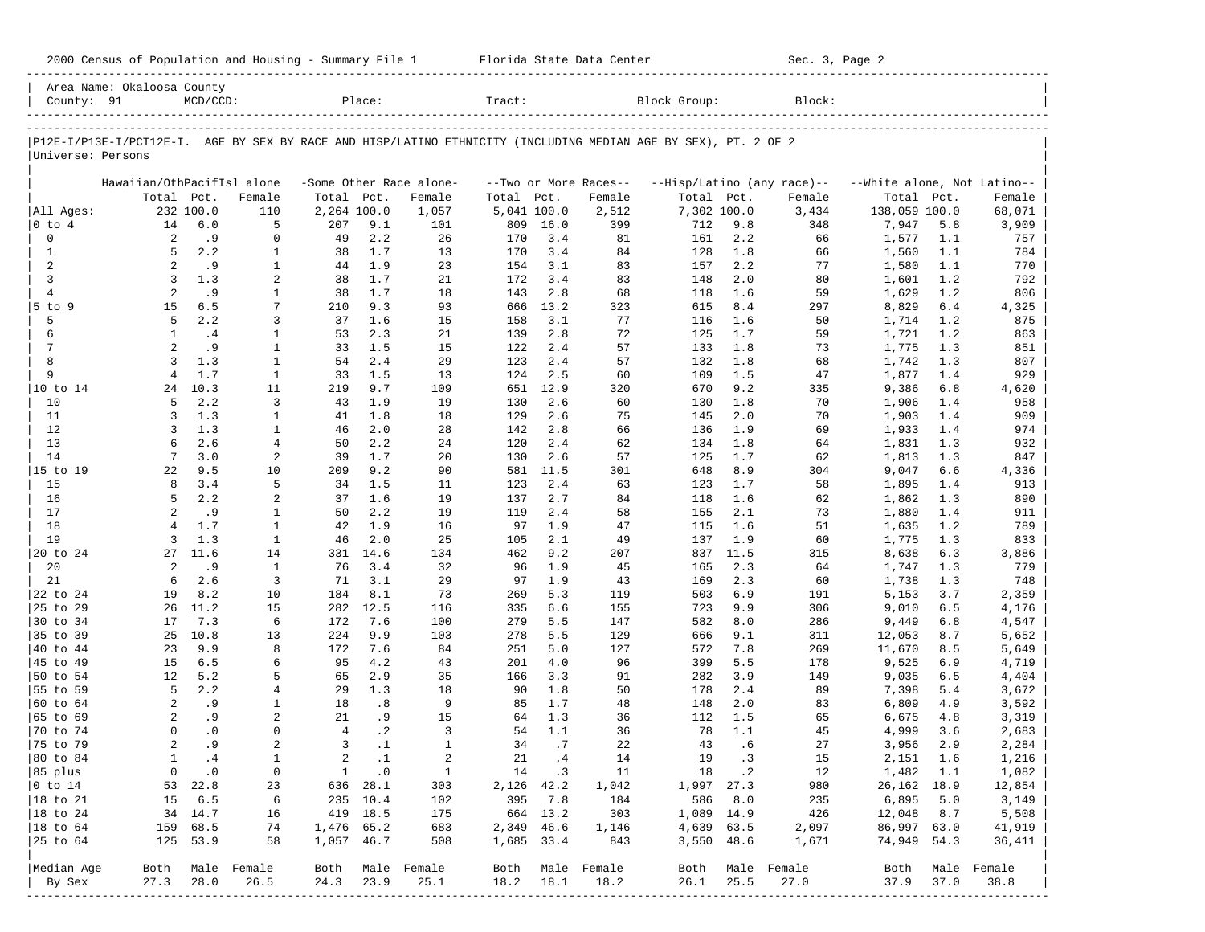2000 Census of Population and Housing - Summary File 1 Florida State Data Center Sec. 3, Page 2

Area Name: Okaloosa County
County: 91 MCD/CCD: Place: Tract: Block Group: Block:

P12E-I/P13E-I/PCT12E-I. AGE BY SEX BY RACE AND HISP/LATINO ETHNICITY (INCLUDING MEDIAN AGE BY SEX), PT. 2 OF 2
Universe: Persons

| | Hawaiian/OthPacifIsl alone | | | -Some Other Race alone- | | | --Two or More Races-- | | | --Hisp/Latino (any race)-- | | | --White alone, Not Latino-- | | |
|---|---|---|---|---|---|---|---|---|---|---|---|---|---|---|---|
| | Total | Pct. | Female | Total | Pct. | Female | Total | Pct. | Female | Total | Pct. | Female | Total | Pct. | Female |
| All Ages: | 232 | 100.0 | 110 | 2,264 | 100.0 | 1,057 | 5,041 | 100.0 | 2,512 | 7,302 | 100.0 | 3,434 | 138,059 | 100.0 | 68,071 |
| 0 to 4 | 14 | 6.0 | 5 | 207 | 9.1 | 101 | 809 | 16.0 | 399 | 712 | 9.8 | 348 | 7,947 | 5.8 | 3,909 |
| 0 | 2 | .9 | 0 | 49 | 2.2 | 26 | 170 | 3.4 | 81 | 161 | 2.2 | 66 | 1,577 | 1.1 | 757 |
| 1 | 5 | 2.2 | 1 | 38 | 1.7 | 13 | 170 | 3.4 | 84 | 128 | 1.8 | 66 | 1,560 | 1.1 | 784 |
| 2 | 2 | .9 | 1 | 44 | 1.9 | 23 | 154 | 3.1 | 83 | 157 | 2.2 | 77 | 1,580 | 1.1 | 770 |
| 3 | 3 | 1.3 | 2 | 38 | 1.7 | 21 | 172 | 3.4 | 83 | 148 | 2.0 | 80 | 1,601 | 1.2 | 792 |
| 4 | 2 | .9 | 1 | 38 | 1.7 | 18 | 143 | 2.8 | 68 | 118 | 1.6 | 59 | 1,629 | 1.2 | 806 |
| 5 to 9 | 15 | 6.5 | 7 | 210 | 9.3 | 93 | 666 | 13.2 | 323 | 615 | 8.4 | 297 | 8,829 | 6.4 | 4,325 |
| 5 | 5 | 2.2 | 3 | 37 | 1.6 | 15 | 158 | 3.1 | 77 | 116 | 1.6 | 50 | 1,714 | 1.2 | 875 |
| 6 | 1 | .4 | 1 | 53 | 2.3 | 21 | 139 | 2.8 | 72 | 125 | 1.7 | 59 | 1,721 | 1.2 | 863 |
| 7 | 2 | .9 | 1 | 33 | 1.5 | 15 | 122 | 2.4 | 57 | 133 | 1.8 | 73 | 1,775 | 1.3 | 851 |
| 8 | 3 | 1.3 | 1 | 54 | 2.4 | 29 | 123 | 2.4 | 57 | 132 | 1.8 | 68 | 1,742 | 1.3 | 807 |
| 9 | 4 | 1.7 | 1 | 33 | 1.5 | 13 | 124 | 2.5 | 60 | 109 | 1.5 | 47 | 1,877 | 1.4 | 929 |
| 10 to 14 | 24 | 10.3 | 11 | 219 | 9.7 | 109 | 651 | 12.9 | 320 | 670 | 9.2 | 335 | 9,386 | 6.8 | 4,620 |
| 10 | 5 | 2.2 | 3 | 43 | 1.9 | 19 | 130 | 2.6 | 60 | 130 | 1.8 | 70 | 1,906 | 1.4 | 958 |
| 11 | 3 | 1.3 | 1 | 41 | 1.8 | 18 | 129 | 2.6 | 75 | 145 | 2.0 | 70 | 1,903 | 1.4 | 909 |
| 12 | 3 | 1.3 | 1 | 46 | 2.0 | 28 | 142 | 2.8 | 66 | 136 | 1.9 | 69 | 1,933 | 1.4 | 974 |
| 13 | 6 | 2.6 | 4 | 50 | 2.2 | 24 | 120 | 2.4 | 62 | 134 | 1.8 | 64 | 1,831 | 1.3 | 932 |
| 14 | 7 | 3.0 | 2 | 39 | 1.7 | 20 | 130 | 2.6 | 57 | 125 | 1.7 | 62 | 1,813 | 1.3 | 847 |
| 15 to 19 | 22 | 9.5 | 10 | 209 | 9.2 | 90 | 581 | 11.5 | 301 | 648 | 8.9 | 304 | 9,047 | 6.6 | 4,336 |
| 15 | 8 | 3.4 | 5 | 34 | 1.5 | 11 | 123 | 2.4 | 63 | 123 | 1.7 | 58 | 1,895 | 1.4 | 913 |
| 16 | 5 | 2.2 | 2 | 37 | 1.6 | 19 | 137 | 2.7 | 84 | 118 | 1.6 | 62 | 1,862 | 1.3 | 890 |
| 17 | 2 | .9 | 1 | 50 | 2.2 | 19 | 119 | 2.4 | 58 | 155 | 2.1 | 73 | 1,880 | 1.4 | 911 |
| 18 | 4 | 1.7 | 1 | 42 | 1.9 | 16 | 97 | 1.9 | 47 | 115 | 1.6 | 51 | 1,635 | 1.2 | 789 |
| 19 | 3 | 1.3 | 1 | 46 | 2.0 | 25 | 105 | 2.1 | 49 | 137 | 1.9 | 60 | 1,775 | 1.3 | 833 |
| 20 to 24 | 27 | 11.6 | 14 | 331 | 14.6 | 134 | 462 | 9.2 | 207 | 837 | 11.5 | 315 | 8,638 | 6.3 | 3,886 |
| 20 | 2 | .9 | 1 | 76 | 3.4 | 32 | 96 | 1.9 | 45 | 165 | 2.3 | 64 | 1,747 | 1.3 | 779 |
| 21 | 6 | 2.6 | 3 | 71 | 3.1 | 29 | 97 | 1.9 | 43 | 169 | 2.3 | 60 | 1,738 | 1.3 | 748 |
| 22 to 24 | 19 | 8.2 | 10 | 184 | 8.1 | 73 | 269 | 5.3 | 119 | 503 | 6.9 | 191 | 5,153 | 3.7 | 2,359 |
| 25 to 29 | 26 | 11.2 | 15 | 282 | 12.5 | 116 | 335 | 6.6 | 155 | 723 | 9.9 | 306 | 9,010 | 6.5 | 4,176 |
| 30 to 34 | 17 | 7.3 | 6 | 172 | 7.6 | 100 | 279 | 5.5 | 147 | 582 | 8.0 | 286 | 9,449 | 6.8 | 4,547 |
| 35 to 39 | 25 | 10.8 | 13 | 224 | 9.9 | 103 | 278 | 5.5 | 129 | 666 | 9.1 | 311 | 12,053 | 8.7 | 5,652 |
| 40 to 44 | 23 | 9.9 | 8 | 172 | 7.6 | 84 | 251 | 5.0 | 127 | 572 | 7.8 | 269 | 11,670 | 8.5 | 5,649 |
| 45 to 49 | 15 | 6.5 | 6 | 95 | 4.2 | 43 | 201 | 4.0 | 96 | 399 | 5.5 | 178 | 9,525 | 6.9 | 4,719 |
| 50 to 54 | 12 | 5.2 | 5 | 65 | 2.9 | 35 | 166 | 3.3 | 91 | 282 | 3.9 | 149 | 9,035 | 6.5 | 4,404 |
| 55 to 59 | 5 | 2.2 | 4 | 29 | 1.3 | 18 | 90 | 1.8 | 50 | 178 | 2.4 | 89 | 7,398 | 5.4 | 3,672 |
| 60 to 64 | 2 | .9 | 1 | 18 | .8 | 9 | 85 | 1.7 | 48 | 148 | 2.0 | 83 | 6,809 | 4.9 | 3,592 |
| 65 to 69 | 2 | .9 | 2 | 21 | .9 | 15 | 64 | 1.3 | 36 | 112 | 1.5 | 65 | 6,675 | 4.8 | 3,319 |
| 70 to 74 | 0 | .0 | 0 | 4 | .2 | 3 | 54 | 1.1 | 36 | 78 | 1.1 | 45 | 4,999 | 3.6 | 2,683 |
| 75 to 79 | 2 | .9 | 2 | 3 | .1 | 1 | 34 | .7 | 22 | 43 | .6 | 27 | 3,956 | 2.9 | 2,284 |
| 80 to 84 | 1 | .4 | 1 | 2 | .1 | 2 | 21 | .4 | 14 | 19 | .3 | 15 | 2,151 | 1.6 | 1,216 |
| 85 plus | 0 | .0 | 0 | 1 | .0 | 1 | 14 | .3 | 11 | 18 | .2 | 12 | 1,482 | 1.1 | 1,082 |
| 0 to 14 | 53 | 22.8 | 23 | 636 | 28.1 | 303 | 2,126 | 42.2 | 1,042 | 1,997 | 27.3 | 980 | 26,162 | 18.9 | 12,854 |
| 18 to 21 | 15 | 6.5 | 6 | 235 | 10.4 | 102 | 395 | 7.8 | 184 | 586 | 8.0 | 235 | 6,895 | 5.0 | 3,149 |
| 18 to 24 | 34 | 14.7 | 16 | 419 | 18.5 | 175 | 664 | 13.2 | 303 | 1,089 | 14.9 | 426 | 12,048 | 8.7 | 5,508 |
| 18 to 64 | 159 | 68.5 | 74 | 1,476 | 65.2 | 683 | 2,349 | 46.6 | 1,146 | 4,639 | 63.5 | 2,097 | 86,997 | 63.0 | 41,919 |
| 25 to 64 | 125 | 53.9 | 58 | 1,057 | 46.7 | 508 | 1,685 | 33.4 | 843 | 3,550 | 48.6 | 1,671 | 74,949 | 54.3 | 36,411 |
| Median Age | Both | Male | Female | Both | Male | Female | Both | Male | Female | Both | Male | Female | Both | Male | Female |
| By Sex | 27.3 | 28.0 | 26.5 | 24.3 | 23.9 | 25.1 | 18.2 | 18.1 | 18.2 | 26.1 | 25.5 | 27.0 | 37.9 | 37.0 | 38.8 |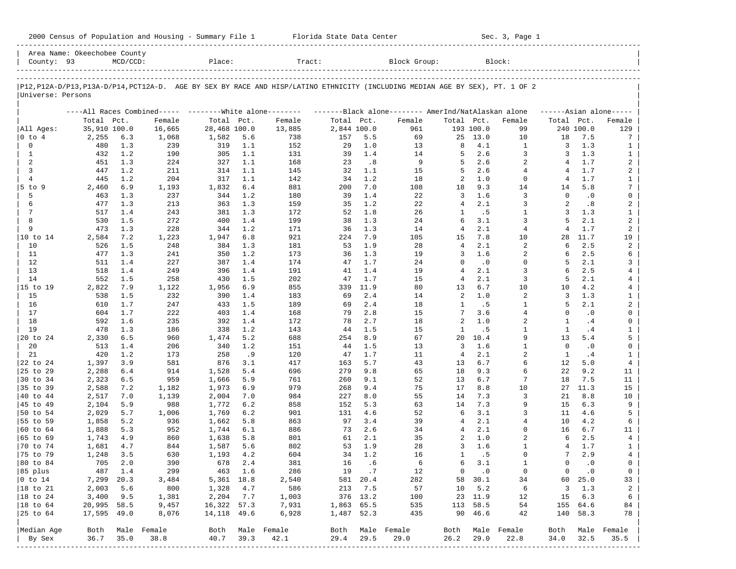2000 Census of Population and Housing - Summary File 1 Florida State Data Center Sec. 3, Page 1

Area Name: Okeechobee County
County: 93 MCD/CCD: Place: Tract: Block Group: Block:

P12,P12A-D/P13,P13A-D/P14,PCT12A-D. AGE BY SEX BY RACE AND HISP/LATINO ETHNICITY (INCLUDING MEDIAN AGE BY SEX), PT. 1 OF 2
Universe: Persons

| | All Races Combined | | | White alone | | | Black alone | | | AmerInd/NatAlaskan alone | | | Asian alone | | |
|---|---|---|---|---|---|---|---|---|---|---|---|---|---|---|---|
| | Total | Pct. | Female | Total | Pct. | Female | Total | Pct. | Female | Total | Pct. | Female | Total | Pct. | Female |
| All Ages: | 35,910 | 100.0 | 16,665 | 28,468 | 100.0 | 13,885 | 2,844 | 100.0 | 961 | 193 | 100.0 | 99 | 240 | 100.0 | 129 |
| 0 to 4 | 2,255 | 6.3 | 1,068 | 1,582 | 5.6 | 738 | 157 | 5.5 | 69 | 25 | 13.0 | 10 | 18 | 7.5 | 7 |
| 0 | 480 | 1.3 | 239 | 319 | 1.1 | 152 | 29 | 1.0 | 13 | 8 | 4.1 | 1 | 3 | 1.3 | 1 |
| 1 | 432 | 1.2 | 190 | 305 | 1.1 | 131 | 39 | 1.4 | 14 | 5 | 2.6 | 3 | 3 | 1.3 | 1 |
| 2 | 451 | 1.3 | 224 | 327 | 1.1 | 168 | 23 | .8 | 9 | 5 | 2.6 | 2 | 4 | 1.7 | 2 |
| 3 | 447 | 1.2 | 211 | 314 | 1.1 | 145 | 32 | 1.1 | 15 | 5 | 2.6 | 4 | 4 | 1.7 | 2 |
| 4 | 445 | 1.2 | 204 | 317 | 1.1 | 142 | 34 | 1.2 | 18 | 2 | 1.0 | 0 | 4 | 1.7 | 1 |
| 5 to 9 | 2,460 | 6.9 | 1,193 | 1,832 | 6.4 | 881 | 200 | 7.0 | 108 | 18 | 9.3 | 14 | 14 | 5.8 | 7 |
| 5 | 463 | 1.3 | 237 | 344 | 1.2 | 180 | 39 | 1.4 | 22 | 3 | 1.6 | 3 | 0 | .0 | 0 |
| 6 | 477 | 1.3 | 213 | 363 | 1.3 | 159 | 35 | 1.2 | 22 | 4 | 2.1 | 3 | 2 | .8 | 2 |
| 7 | 517 | 1.4 | 243 | 381 | 1.3 | 172 | 52 | 1.8 | 26 | 1 | .5 | 1 | 3 | 1.3 | 1 |
| 8 | 530 | 1.5 | 272 | 400 | 1.4 | 199 | 38 | 1.3 | 24 | 6 | 3.1 | 3 | 5 | 2.1 | 2 |
| 9 | 473 | 1.3 | 228 | 344 | 1.2 | 171 | 36 | 1.3 | 14 | 4 | 2.1 | 4 | 4 | 1.7 | 2 |
| 10 to 14 | 2,584 | 7.2 | 1,223 | 1,947 | 6.8 | 921 | 224 | 7.9 | 105 | 15 | 7.8 | 10 | 28 | 11.7 | 19 |
| 10 | 526 | 1.5 | 248 | 384 | 1.3 | 181 | 53 | 1.9 | 28 | 4 | 2.1 | 2 | 6 | 2.5 | 2 |
| 11 | 477 | 1.3 | 241 | 350 | 1.2 | 173 | 36 | 1.3 | 19 | 3 | 1.6 | 2 | 6 | 2.5 | 6 |
| 12 | 511 | 1.4 | 227 | 387 | 1.4 | 174 | 47 | 1.7 | 24 | 0 | .0 | 0 | 5 | 2.1 | 3 |
| 13 | 518 | 1.4 | 249 | 396 | 1.4 | 191 | 41 | 1.4 | 19 | 4 | 2.1 | 3 | 6 | 2.5 | 4 |
| 14 | 552 | 1.5 | 258 | 430 | 1.5 | 202 | 47 | 1.7 | 15 | 4 | 2.1 | 3 | 5 | 2.1 | 4 |
| 15 to 19 | 2,822 | 7.9 | 1,122 | 1,956 | 6.9 | 855 | 339 | 11.9 | 80 | 13 | 6.7 | 10 | 10 | 4.2 | 4 |
| 15 | 538 | 1.5 | 232 | 390 | 1.4 | 183 | 69 | 2.4 | 14 | 2 | 1.0 | 2 | 3 | 1.3 | 1 |
| 16 | 610 | 1.7 | 247 | 433 | 1.5 | 189 | 69 | 2.4 | 18 | 1 | .5 | 1 | 5 | 2.1 | 2 |
| 17 | 604 | 1.7 | 222 | 403 | 1.4 | 168 | 79 | 2.8 | 15 | 7 | 3.6 | 4 | 0 | .0 | 0 |
| 18 | 592 | 1.6 | 235 | 392 | 1.4 | 172 | 78 | 2.7 | 18 | 2 | 1.0 | 2 | 1 | .4 | 0 |
| 19 | 478 | 1.3 | 186 | 338 | 1.2 | 143 | 44 | 1.5 | 15 | 1 | .5 | 1 | 1 | .4 | 1 |
| 20 to 24 | 2,330 | 6.5 | 960 | 1,474 | 5.2 | 688 | 254 | 8.9 | 67 | 20 | 10.4 | 9 | 13 | 5.4 | 5 |
| 20 | 513 | 1.4 | 206 | 340 | 1.2 | 151 | 44 | 1.5 | 13 | 3 | 1.6 | 1 | 0 | .0 | 0 |
| 21 | 420 | 1.2 | 173 | 258 | .9 | 120 | 47 | 1.7 | 11 | 4 | 2.1 | 2 | 1 | .4 | 1 |
| 22 to 24 | 1,397 | 3.9 | 581 | 876 | 3.1 | 417 | 163 | 5.7 | 43 | 13 | 6.7 | 6 | 12 | 5.0 | 4 |
| 25 to 29 | 2,288 | 6.4 | 914 | 1,528 | 5.4 | 696 | 279 | 9.8 | 65 | 18 | 9.3 | 6 | 22 | 9.2 | 11 |
| 30 to 34 | 2,323 | 6.5 | 959 | 1,666 | 5.9 | 761 | 260 | 9.1 | 52 | 13 | 6.7 | 7 | 18 | 7.5 | 11 |
| 35 to 39 | 2,588 | 7.2 | 1,182 | 1,973 | 6.9 | 979 | 268 | 9.4 | 75 | 17 | 8.8 | 10 | 27 | 11.3 | 15 |
| 40 to 44 | 2,517 | 7.0 | 1,139 | 2,004 | 7.0 | 984 | 227 | 8.0 | 55 | 14 | 7.3 | 3 | 21 | 8.8 | 10 |
| 45 to 49 | 2,104 | 5.9 | 988 | 1,772 | 6.2 | 858 | 152 | 5.3 | 63 | 14 | 7.3 | 9 | 15 | 6.3 | 9 |
| 50 to 54 | 2,029 | 5.7 | 1,006 | 1,769 | 6.2 | 901 | 131 | 4.6 | 52 | 6 | 3.1 | 3 | 11 | 4.6 | 5 |
| 55 to 59 | 1,858 | 5.2 | 936 | 1,662 | 5.8 | 863 | 97 | 3.4 | 39 | 4 | 2.1 | 4 | 10 | 4.2 | 6 |
| 60 to 64 | 1,888 | 5.3 | 952 | 1,744 | 6.1 | 886 | 73 | 2.6 | 34 | 4 | 2.1 | 0 | 16 | 6.7 | 11 |
| 65 to 69 | 1,743 | 4.9 | 860 | 1,638 | 5.8 | 801 | 61 | 2.1 | 35 | 2 | 1.0 | 2 | 6 | 2.5 | 4 |
| 70 to 74 | 1,681 | 4.7 | 844 | 1,587 | 5.6 | 802 | 53 | 1.9 | 28 | 3 | 1.6 | 1 | 4 | 1.7 | 1 |
| 75 to 79 | 1,248 | 3.5 | 630 | 1,193 | 4.2 | 604 | 34 | 1.2 | 16 | 1 | .5 | 0 | 7 | 2.9 | 4 |
| 80 to 84 | 705 | 2.0 | 390 | 678 | 2.4 | 381 | 16 | .6 | 6 | 6 | 3.1 | 1 | 0 | .0 | 0 |
| 85 plus | 487 | 1.4 | 299 | 463 | 1.6 | 286 | 19 | .7 | 12 | 0 | .0 | 0 | 0 | .0 | 0 |
| 0 to 14 | 7,299 | 20.3 | 3,484 | 5,361 | 18.8 | 2,540 | 581 | 20.4 | 282 | 58 | 30.1 | 34 | 60 | 25.0 | 33 |
| 18 to 21 | 2,003 | 5.6 | 800 | 1,328 | 4.7 | 586 | 213 | 7.5 | 57 | 10 | 5.2 | 6 | 3 | 1.3 | 2 |
| 18 to 24 | 3,400 | 9.5 | 1,381 | 2,204 | 7.7 | 1,003 | 376 | 13.2 | 100 | 23 | 11.9 | 12 | 15 | 6.3 | 6 |
| 18 to 64 | 20,995 | 58.5 | 9,457 | 16,322 | 57.3 | 7,931 | 1,863 | 65.5 | 535 | 113 | 58.5 | 54 | 155 | 64.6 | 84 |
| 25 to 64 | 17,595 | 49.0 | 8,076 | 14,118 | 49.6 | 6,928 | 1,487 | 52.3 | 435 | 90 | 46.6 | 42 | 140 | 58.3 | 78 |
| Median Age | Both | Male | Female | Both | Male | Female | Both | Male | Female | Both | Male | Female | Both | Male | Female |
| By Sex | 36.7 | 35.0 | 38.8 | 40.7 | 39.3 | 42.1 | 29.4 | 29.5 | 29.0 | 26.2 | 29.0 | 22.8 | 34.0 | 32.5 | 35.5 |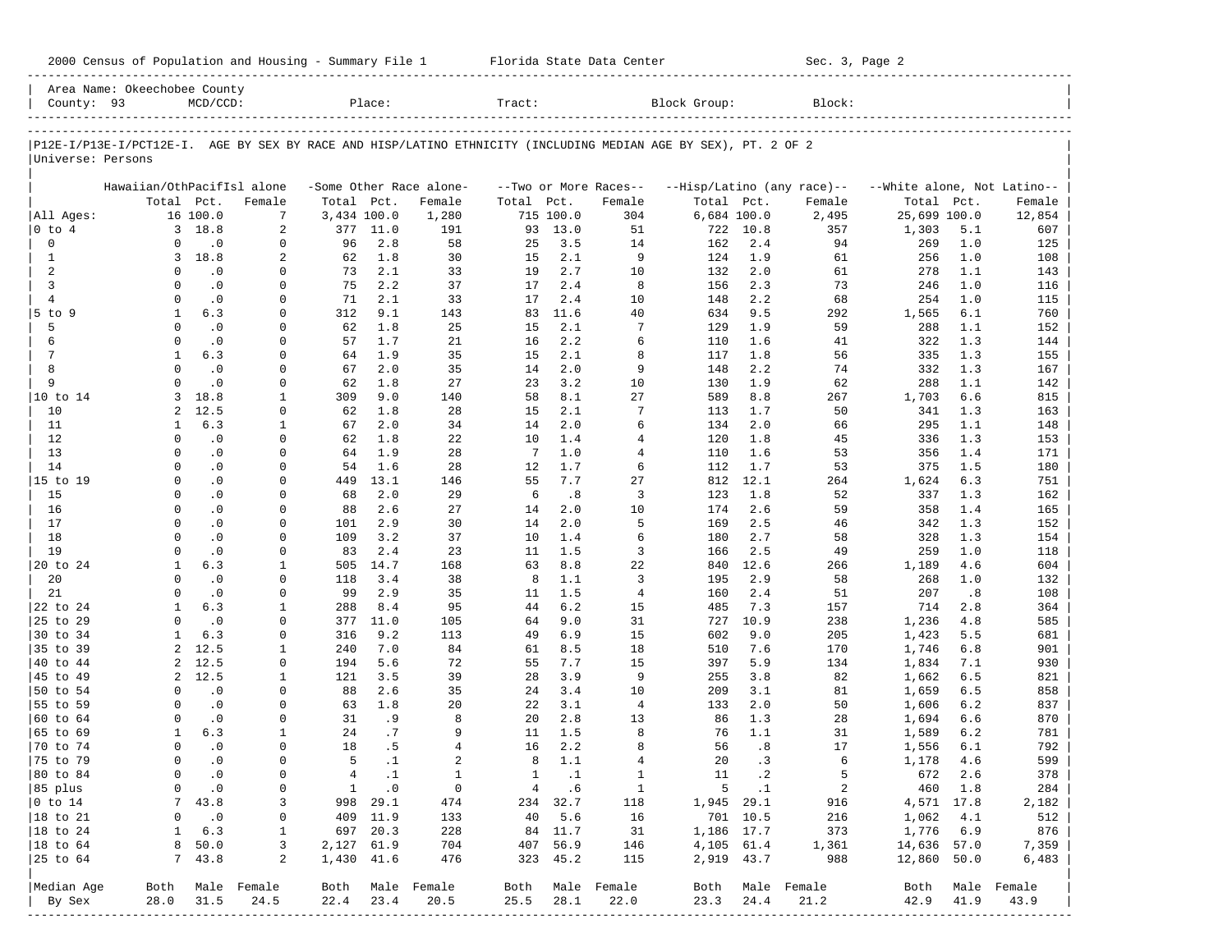2000 Census of Population and Housing - Summary File 1 Florida State Data Center Sec. 3, Page 2

Area Name: Okeechobee County
County: 93 MCD/CCD: Place: Tract: Block Group: Block:

P12E-I/P13E-I/PCT12E-I. AGE BY SEX BY RACE AND HISP/LATINO ETHNICITY (INCLUDING MEDIAN AGE BY SEX), PT. 2 OF 2
Universe: Persons

| | Hawaiian/OthPacifIsl alone | | | -Some Other Race alone- | | | --Two or More Races-- | | | --Hisp/Latino (any race)-- | | | --White alone, Not Latino-- | | |
|---|---|---|---|---|---|---|---|---|---|---|---|---|---|---|---|
| | Total | Pct. | Female | Total | Pct. | Female | Total | Pct. | Female | Total | Pct. | Female | Total | Pct. | Female |
| All Ages: | 16 | 100.0 | 7 | 3,434 | 100.0 | 1,280 | 715 | 100.0 | 304 | 6,684 | 100.0 | 2,495 | 25,699 | 100.0 | 12,854 |
| 0 to 4 | 3 | 18.8 | 2 | 377 | 11.0 | 191 | 93 | 13.0 | 51 | 722 | 10.8 | 357 | 1,303 | 5.1 | 607 |
| 0 | 0 | .0 | 0 | 96 | 2.8 | 58 | 25 | 3.5 | 14 | 162 | 2.4 | 94 | 269 | 1.0 | 125 |
| 1 | 3 | 18.8 | 2 | 62 | 1.8 | 30 | 15 | 2.1 | 9 | 124 | 1.9 | 61 | 256 | 1.0 | 108 |
| 2 | 0 | .0 | 0 | 73 | 2.1 | 33 | 19 | 2.7 | 10 | 132 | 2.0 | 61 | 278 | 1.1 | 143 |
| 3 | 0 | .0 | 0 | 75 | 2.2 | 37 | 17 | 2.4 | 8 | 156 | 2.3 | 73 | 246 | 1.0 | 116 |
| 4 | 0 | .0 | 0 | 71 | 2.1 | 33 | 17 | 2.4 | 10 | 148 | 2.2 | 68 | 254 | 1.0 | 115 |
| 5 to 9 | 1 | 6.3 | 0 | 312 | 9.1 | 143 | 83 | 11.6 | 40 | 634 | 9.5 | 292 | 1,565 | 6.1 | 760 |
| 5 | 0 | .0 | 0 | 62 | 1.8 | 25 | 15 | 2.1 | 7 | 129 | 1.9 | 59 | 288 | 1.1 | 152 |
| 6 | 0 | .0 | 0 | 57 | 1.7 | 21 | 16 | 2.2 | 6 | 110 | 1.6 | 41 | 322 | 1.3 | 144 |
| 7 | 1 | 6.3 | 0 | 64 | 1.9 | 35 | 15 | 2.1 | 8 | 117 | 1.8 | 56 | 335 | 1.3 | 155 |
| 8 | 0 | .0 | 0 | 67 | 2.0 | 35 | 14 | 2.0 | 9 | 148 | 2.2 | 74 | 332 | 1.3 | 167 |
| 9 | 0 | .0 | 0 | 62 | 1.8 | 27 | 23 | 3.2 | 10 | 130 | 1.9 | 62 | 288 | 1.1 | 142 |
| 10 to 14 | 3 | 18.8 | 1 | 309 | 9.0 | 140 | 58 | 8.1 | 27 | 589 | 8.8 | 267 | 1,703 | 6.6 | 815 |
| 10 | 2 | 12.5 | 0 | 62 | 1.8 | 28 | 15 | 2.1 | 7 | 113 | 1.7 | 50 | 341 | 1.3 | 163 |
| 11 | 1 | 6.3 | 1 | 67 | 2.0 | 34 | 14 | 2.0 | 6 | 134 | 2.0 | 66 | 295 | 1.1 | 148 |
| 12 | 0 | .0 | 0 | 62 | 1.8 | 22 | 10 | 1.4 | 4 | 120 | 1.8 | 45 | 336 | 1.3 | 153 |
| 13 | 0 | .0 | 0 | 64 | 1.9 | 28 | 7 | 1.0 | 4 | 110 | 1.6 | 53 | 356 | 1.4 | 171 |
| 14 | 0 | .0 | 0 | 54 | 1.6 | 28 | 12 | 1.7 | 6 | 112 | 1.7 | 53 | 375 | 1.5 | 180 |
| 15 to 19 | 0 | .0 | 0 | 449 | 13.1 | 146 | 55 | 7.7 | 27 | 812 | 12.1 | 264 | 1,624 | 6.3 | 751 |
| 15 | 0 | .0 | 0 | 68 | 2.0 | 29 | 6 | .8 | 3 | 123 | 1.8 | 52 | 337 | 1.3 | 162 |
| 16 | 0 | .0 | 0 | 88 | 2.6 | 27 | 14 | 2.0 | 10 | 174 | 2.6 | 59 | 358 | 1.4 | 165 |
| 17 | 0 | .0 | 0 | 101 | 2.9 | 30 | 14 | 2.0 | 5 | 169 | 2.5 | 46 | 342 | 1.3 | 152 |
| 18 | 0 | .0 | 0 | 109 | 3.2 | 37 | 10 | 1.4 | 6 | 180 | 2.7 | 58 | 328 | 1.3 | 154 |
| 19 | 0 | .0 | 0 | 83 | 2.4 | 23 | 11 | 1.5 | 3 | 166 | 2.5 | 49 | 259 | 1.0 | 118 |
| 20 to 24 | 1 | 6.3 | 1 | 505 | 14.7 | 168 | 63 | 8.8 | 22 | 840 | 12.6 | 266 | 1,189 | 4.6 | 604 |
| 20 | 0 | .0 | 0 | 118 | 3.4 | 38 | 8 | 1.1 | 3 | 195 | 2.9 | 58 | 268 | 1.0 | 132 |
| 21 | 0 | .0 | 0 | 99 | 2.9 | 35 | 11 | 1.5 | 4 | 160 | 2.4 | 51 | 207 | .8 | 108 |
| 22 to 24 | 1 | 6.3 | 1 | 288 | 8.4 | 95 | 44 | 6.2 | 15 | 485 | 7.3 | 157 | 714 | 2.8 | 364 |
| 25 to 29 | 0 | .0 | 0 | 377 | 11.0 | 105 | 64 | 9.0 | 31 | 727 | 10.9 | 238 | 1,236 | 4.8 | 585 |
| 30 to 34 | 1 | 6.3 | 0 | 316 | 9.2 | 113 | 49 | 6.9 | 15 | 602 | 9.0 | 205 | 1,423 | 5.5 | 681 |
| 35 to 39 | 2 | 12.5 | 1 | 240 | 7.0 | 84 | 61 | 8.5 | 18 | 510 | 7.6 | 170 | 1,746 | 6.8 | 901 |
| 40 to 44 | 2 | 12.5 | 0 | 194 | 5.6 | 72 | 55 | 7.7 | 15 | 397 | 5.9 | 134 | 1,834 | 7.1 | 930 |
| 45 to 49 | 2 | 12.5 | 1 | 121 | 3.5 | 39 | 28 | 3.9 | 9 | 255 | 3.8 | 82 | 1,662 | 6.5 | 821 |
| 50 to 54 | 0 | .0 | 0 | 88 | 2.6 | 35 | 24 | 3.4 | 10 | 209 | 3.1 | 81 | 1,659 | 6.5 | 858 |
| 55 to 59 | 0 | .0 | 0 | 63 | 1.8 | 20 | 22 | 3.1 | 4 | 133 | 2.0 | 50 | 1,606 | 6.2 | 837 |
| 60 to 64 | 0 | .0 | 0 | 31 | .9 | 8 | 20 | 2.8 | 13 | 86 | 1.3 | 28 | 1,694 | 6.6 | 870 |
| 65 to 69 | 1 | 6.3 | 1 | 24 | .7 | 9 | 11 | 1.5 | 8 | 76 | 1.1 | 31 | 1,589 | 6.2 | 781 |
| 70 to 74 | 0 | .0 | 0 | 18 | .5 | 4 | 16 | 2.2 | 8 | 56 | .8 | 17 | 1,556 | 6.1 | 792 |
| 75 to 79 | 0 | .0 | 0 | 5 | .1 | 2 | 8 | 1.1 | 4 | 20 | .3 | 6 | 1,178 | 4.6 | 599 |
| 80 to 84 | 0 | .0 | 0 | 4 | .1 | 1 | 1 | .1 | 1 | 11 | .2 | 5 | 672 | 2.6 | 378 |
| 85 plus | 0 | .0 | 0 | 1 | .0 | 0 | 4 | .6 | 1 | 5 | .1 | 2 | 460 | 1.8 | 284 |
| 0 to 14 | 7 | 43.8 | 3 | 998 | 29.1 | 474 | 234 | 32.7 | 118 | 1,945 | 29.1 | 916 | 4,571 | 17.8 | 2,182 |
| 18 to 21 | 0 | .0 | 0 | 409 | 11.9 | 133 | 40 | 5.6 | 16 | 701 | 10.5 | 216 | 1,062 | 4.1 | 512 |
| 18 to 24 | 1 | 6.3 | 1 | 697 | 20.3 | 228 | 84 | 11.7 | 31 | 1,186 | 17.7 | 373 | 1,776 | 6.9 | 876 |
| 18 to 64 | 8 | 50.0 | 3 | 2,127 | 61.9 | 704 | 407 | 56.9 | 146 | 4,105 | 61.4 | 1,361 | 14,636 | 57.0 | 7,359 |
| 25 to 64 | 7 | 43.8 | 2 | 1,430 | 41.6 | 476 | 323 | 45.2 | 115 | 2,919 | 43.7 | 988 | 12,860 | 50.0 | 6,483 |
| Median Age | Both | Male | Female | Both | Male | Female | Both | Male | Female | Both | Male | Female | Both | Male | Female |
| By Sex | 28.0 | 31.5 | 24.5 | 22.4 | 23.4 | 20.5 | 25.5 | 28.1 | 22.0 | 23.3 | 24.4 | 21.2 | 42.9 | 41.9 | 43.9 |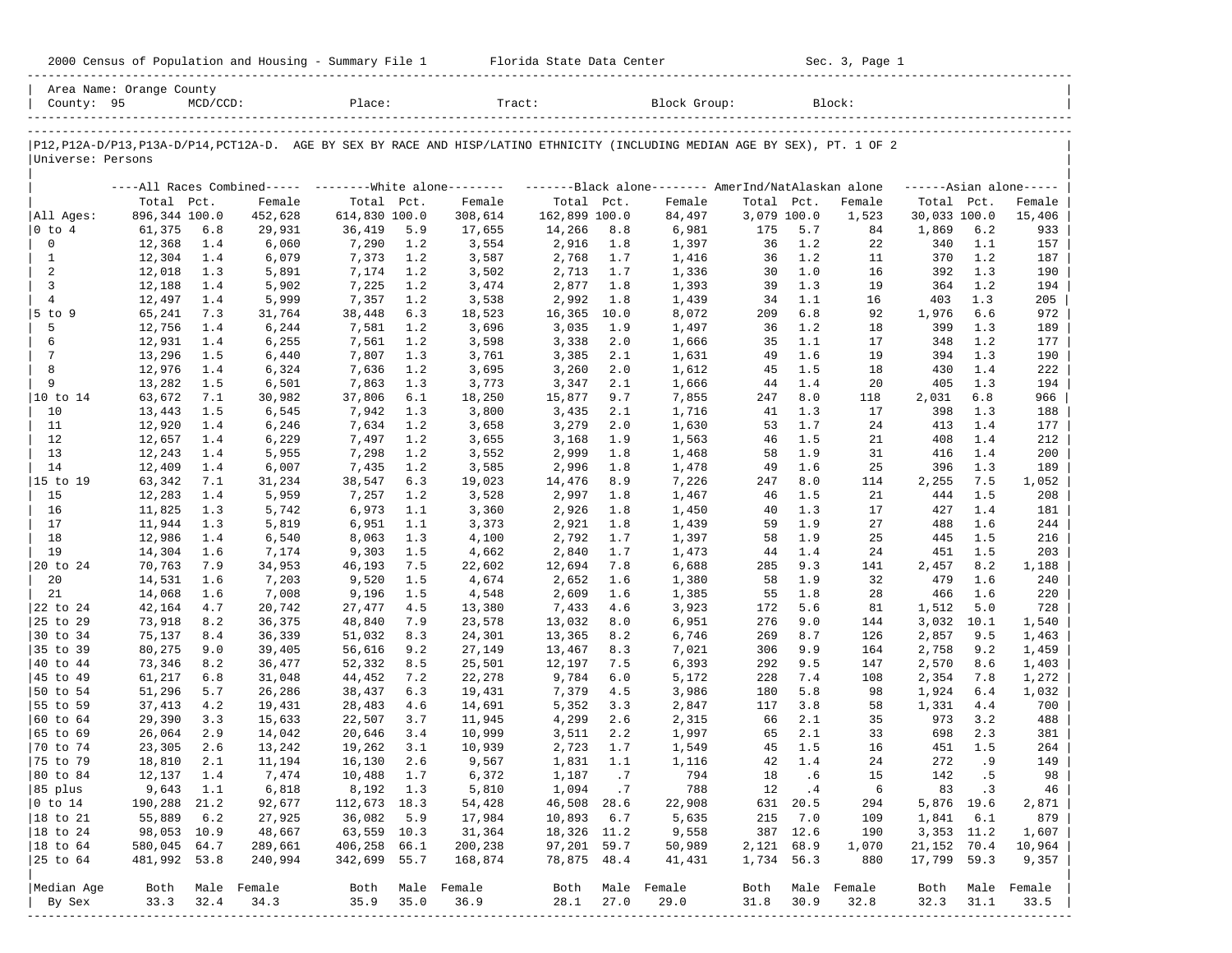2000 Census of Population and Housing - Summary File 1 Florida State Data Center Sec. 3, Page 1

Area Name: Orange County
County: 95 MCD/CCD: Place: Tract: Block Group: Block:

P12,P12A-D/P13,P13A-D/P14,PCT12A-D. AGE BY SEX BY RACE AND HISP/LATINO ETHNICITY (INCLUDING MEDIAN AGE BY SEX), PT. 1 OF 2
Universe: Persons

| | All Races Combined | | | White alone | | | Black alone | | | AmerInd/NatAlaskan alone | | | Asian alone | | |
|---|---|---|---|---|---|---|---|---|---|---|---|---|---|---|---|
| | Total | Pct. | Female | Total | Pct. | Female | Total | Pct. | Female | Total | Pct. | Female | Total | Pct. | Female |
| All Ages: | 896,344 | 100.0 | 452,628 | 614,830 | 100.0 | 308,614 | 162,899 | 100.0 | 84,497 | 3,079 | 100.0 | 1,523 | 30,033 | 100.0 | 15,406 |
| 0 to 4 | 61,375 | 6.8 | 29,931 | 36,419 | 5.9 | 17,655 | 14,266 | 8.8 | 6,981 | 175 | 5.7 | 84 | 1,869 | 6.2 | 933 |
| 0 | 12,368 | 1.4 | 6,060 | 7,290 | 1.2 | 3,554 | 2,916 | 1.8 | 1,397 | 36 | 1.2 | 22 | 340 | 1.1 | 157 |
| 1 | 12,304 | 1.4 | 6,079 | 7,373 | 1.2 | 3,587 | 2,768 | 1.7 | 1,416 | 36 | 1.2 | 11 | 370 | 1.2 | 187 |
| 2 | 12,018 | 1.3 | 5,891 | 7,174 | 1.2 | 3,502 | 2,713 | 1.7 | 1,336 | 30 | 1.0 | 16 | 392 | 1.3 | 190 |
| 3 | 12,188 | 1.4 | 5,902 | 7,225 | 1.2 | 3,474 | 2,877 | 1.8 | 1,393 | 39 | 1.3 | 19 | 364 | 1.2 | 194 |
| 4 | 12,497 | 1.4 | 5,999 | 7,357 | 1.2 | 3,538 | 2,992 | 1.8 | 1,439 | 34 | 1.1 | 16 | 403 | 1.3 | 205 |
| 5 to 9 | 65,241 | 7.3 | 31,764 | 38,448 | 6.3 | 18,523 | 16,365 | 10.0 | 8,072 | 209 | 6.8 | 92 | 1,976 | 6.6 | 972 |
| 5 | 12,756 | 1.4 | 6,244 | 7,581 | 1.2 | 3,696 | 3,035 | 1.9 | 1,497 | 36 | 1.2 | 18 | 399 | 1.3 | 189 |
| 6 | 12,931 | 1.4 | 6,255 | 7,561 | 1.2 | 3,598 | 3,338 | 2.0 | 1,666 | 35 | 1.1 | 17 | 348 | 1.2 | 177 |
| 7 | 13,296 | 1.5 | 6,440 | 7,807 | 1.3 | 3,761 | 3,385 | 2.1 | 1,631 | 49 | 1.6 | 19 | 394 | 1.3 | 190 |
| 8 | 12,976 | 1.4 | 6,324 | 7,636 | 1.2 | 3,695 | 3,260 | 2.0 | 1,612 | 45 | 1.5 | 18 | 430 | 1.4 | 222 |
| 9 | 13,282 | 1.5 | 6,501 | 7,863 | 1.3 | 3,773 | 3,347 | 2.1 | 1,666 | 44 | 1.4 | 20 | 405 | 1.3 | 194 |
| 10 to 14 | 63,672 | 7.1 | 30,982 | 37,806 | 6.1 | 18,250 | 15,877 | 9.7 | 7,855 | 247 | 8.0 | 118 | 2,031 | 6.8 | 966 |
| 10 | 13,443 | 1.5 | 6,545 | 7,942 | 1.3 | 3,800 | 3,435 | 2.1 | 1,716 | 41 | 1.3 | 17 | 398 | 1.3 | 188 |
| 11 | 12,920 | 1.4 | 6,246 | 7,634 | 1.2 | 3,658 | 3,279 | 2.0 | 1,630 | 53 | 1.7 | 24 | 413 | 1.4 | 177 |
| 12 | 12,657 | 1.4 | 6,229 | 7,497 | 1.2 | 3,655 | 3,168 | 1.9 | 1,563 | 46 | 1.5 | 21 | 408 | 1.4 | 212 |
| 13 | 12,243 | 1.4 | 5,955 | 7,298 | 1.2 | 3,552 | 2,999 | 1.8 | 1,468 | 58 | 1.9 | 31 | 416 | 1.4 | 200 |
| 14 | 12,409 | 1.4 | 6,007 | 7,435 | 1.2 | 3,585 | 2,996 | 1.8 | 1,478 | 49 | 1.6 | 25 | 396 | 1.3 | 189 |
| 15 to 19 | 63,342 | 7.1 | 31,234 | 38,547 | 6.3 | 19,023 | 14,476 | 8.9 | 7,226 | 247 | 8.0 | 114 | 2,255 | 7.5 | 1,052 |
| 15 | 12,283 | 1.4 | 5,959 | 7,257 | 1.2 | 3,528 | 2,997 | 1.8 | 1,467 | 46 | 1.5 | 21 | 444 | 1.5 | 208 |
| 16 | 11,825 | 1.3 | 5,742 | 6,973 | 1.1 | 3,360 | 2,926 | 1.8 | 1,450 | 40 | 1.3 | 17 | 427 | 1.4 | 181 |
| 17 | 11,944 | 1.3 | 5,819 | 6,951 | 1.1 | 3,373 | 2,921 | 1.8 | 1,439 | 59 | 1.9 | 27 | 488 | 1.6 | 244 |
| 18 | 12,986 | 1.4 | 6,540 | 8,063 | 1.3 | 4,100 | 2,792 | 1.7 | 1,397 | 58 | 1.9 | 25 | 445 | 1.5 | 216 |
| 19 | 14,304 | 1.6 | 7,174 | 9,303 | 1.5 | 4,662 | 2,840 | 1.7 | 1,473 | 44 | 1.4 | 24 | 451 | 1.5 | 203 |
| 20 to 24 | 70,763 | 7.9 | 34,953 | 46,193 | 7.5 | 22,602 | 12,694 | 7.8 | 6,688 | 285 | 9.3 | 141 | 2,457 | 8.2 | 1,188 |
| 20 | 14,531 | 1.6 | 7,203 | 9,520 | 1.5 | 4,674 | 2,652 | 1.6 | 1,380 | 58 | 1.9 | 32 | 479 | 1.6 | 240 |
| 21 | 14,068 | 1.6 | 7,008 | 9,196 | 1.5 | 4,548 | 2,609 | 1.6 | 1,385 | 55 | 1.8 | 28 | 466 | 1.6 | 220 |
| 22 to 24 | 42,164 | 4.7 | 20,742 | 27,477 | 4.5 | 13,380 | 7,433 | 4.6 | 3,923 | 172 | 5.6 | 81 | 1,512 | 5.0 | 728 |
| 25 to 29 | 73,918 | 8.2 | 36,375 | 48,840 | 7.9 | 23,578 | 13,032 | 8.0 | 6,951 | 276 | 9.0 | 144 | 3,032 | 10.1 | 1,540 |
| 30 to 34 | 75,137 | 8.4 | 36,339 | 51,032 | 8.3 | 24,301 | 13,365 | 8.2 | 6,746 | 269 | 8.7 | 126 | 2,857 | 9.5 | 1,463 |
| 35 to 39 | 80,275 | 9.0 | 39,405 | 56,616 | 9.2 | 27,149 | 13,467 | 8.3 | 7,021 | 306 | 9.9 | 164 | 2,758 | 9.2 | 1,459 |
| 40 to 44 | 73,346 | 8.2 | 36,477 | 52,332 | 8.5 | 25,501 | 12,197 | 7.5 | 6,393 | 292 | 9.5 | 147 | 2,570 | 8.6 | 1,403 |
| 45 to 49 | 61,217 | 6.8 | 31,048 | 44,452 | 7.2 | 22,278 | 9,784 | 6.0 | 5,172 | 228 | 7.4 | 108 | 2,354 | 7.8 | 1,272 |
| 50 to 54 | 51,296 | 5.7 | 26,286 | 38,437 | 6.3 | 19,431 | 7,379 | 4.5 | 3,986 | 180 | 5.8 | 98 | 1,924 | 6.4 | 1,032 |
| 55 to 59 | 37,413 | 4.2 | 19,431 | 28,483 | 4.6 | 14,691 | 5,352 | 3.3 | 2,847 | 117 | 3.8 | 58 | 1,331 | 4.4 | 700 |
| 60 to 64 | 29,390 | 3.3 | 15,633 | 22,507 | 3.7 | 11,945 | 4,299 | 2.6 | 2,315 | 66 | 2.1 | 35 | 973 | 3.2 | 488 |
| 65 to 69 | 26,064 | 2.9 | 14,042 | 20,646 | 3.4 | 10,999 | 3,511 | 2.2 | 1,997 | 65 | 2.1 | 33 | 698 | 2.3 | 381 |
| 70 to 74 | 23,305 | 2.6 | 13,242 | 19,262 | 3.1 | 10,939 | 2,723 | 1.7 | 1,549 | 45 | 1.5 | 16 | 451 | 1.5 | 264 |
| 75 to 79 | 18,810 | 2.1 | 11,194 | 16,130 | 2.6 | 9,567 | 1,831 | 1.1 | 1,116 | 42 | 1.4 | 24 | 272 | .9 | 149 |
| 80 to 84 | 12,137 | 1.4 | 7,474 | 10,488 | 1.7 | 6,372 | 1,187 | .7 | 794 | 18 | .6 | 15 | 142 | .5 | 98 |
| 85 plus | 9,643 | 1.1 | 6,818 | 8,192 | 1.3 | 5,810 | 1,094 | .7 | 788 | 12 | .4 | 6 | 83 | .3 | 46 |
| 0 to 14 | 190,288 | 21.2 | 92,677 | 112,673 | 18.3 | 54,428 | 46,508 | 28.6 | 22,908 | 631 | 20.5 | 294 | 5,876 | 19.6 | 2,871 |
| 18 to 21 | 55,889 | 6.2 | 27,925 | 36,082 | 5.9 | 17,984 | 10,893 | 6.7 | 5,635 | 215 | 7.0 | 109 | 1,841 | 6.1 | 879 |
| 18 to 24 | 98,053 | 10.9 | 48,667 | 63,559 | 10.3 | 31,364 | 18,326 | 11.2 | 9,558 | 387 | 12.6 | 190 | 3,353 | 11.2 | 1,607 |
| 18 to 64 | 580,045 | 64.7 | 289,661 | 406,258 | 66.1 | 200,238 | 97,201 | 59.7 | 50,989 | 2,121 | 68.9 | 1,070 | 21,152 | 70.4 | 10,964 |
| 25 to 64 | 481,992 | 53.8 | 240,994 | 342,699 | 55.7 | 168,874 | 78,875 | 48.4 | 41,431 | 1,734 | 56.3 | 880 | 17,799 | 59.3 | 9,357 |
| Median Age By Sex | Both | Male | Female | Both | Male | Female | Both | Male | Female | Both | Male | Female | Both | Male | Female |
| | 33.3 | 32.4 | 34.3 | 35.9 | 35.0 | 36.9 | 28.1 | 27.0 | 29.0 | 31.8 | 30.9 | 32.8 | 32.3 | 31.1 | 33.5 |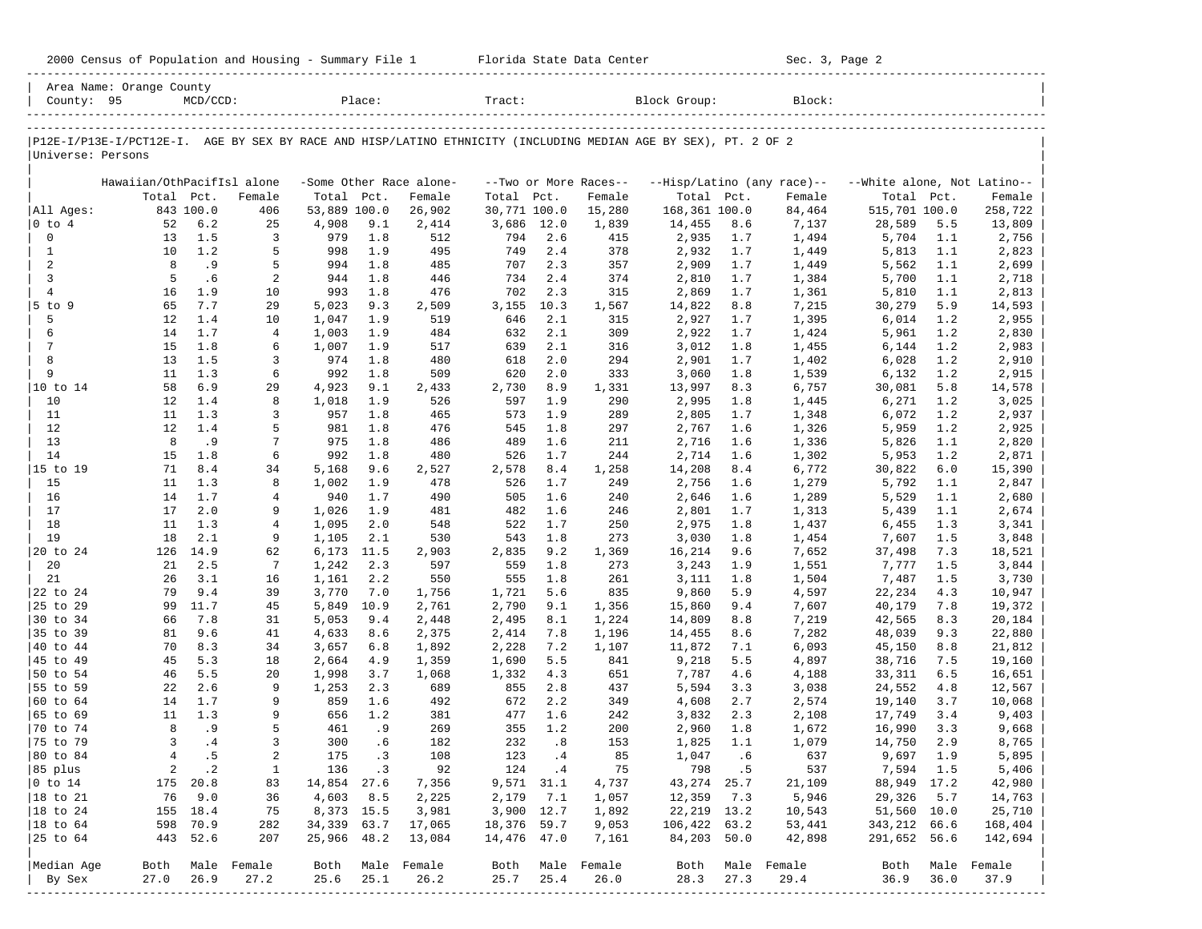2000 Census of Population and Housing - Summary File 1 Florida State Data Center Sec. 3, Page 2

Area Name: Orange County
County: 95 MCD/CCD: Place: Tract: Block Group: Block:

P12E-I/P13E-I/PCT12E-I. AGE BY SEX BY RACE AND HISP/LATINO ETHNICITY (INCLUDING MEDIAN AGE BY SEX), PT. 2 OF 2
Universe: Persons

| | Hawaiian/OthPacifIsl alone | | | -Some Other Race alone- | | | --Two or More Races-- | | | --Hisp/Latino (any race)-- | | | --White alone, Not Latino-- | | |
|---|---|---|---|---|---|---|---|---|---|---|---|---|---|---|---|
| | Total | Pct. | Female | Total | Pct. | Female | Total | Pct. | Female | Total | Pct. | Female | Total | Pct. | Female |
| All Ages: | 843 | 100.0 | 406 | 53,889 | 100.0 | 26,902 | 30,771 | 100.0 | 15,280 | 168,361 | 100.0 | 84,464 | 515,701 | 100.0 | 258,722 |
| 0 to 4 | 52 | 6.2 | 25 | 4,908 | 9.1 | 2,414 | 3,686 | 12.0 | 1,839 | 14,455 | 8.6 | 7,137 | 28,589 | 5.5 | 13,809 |
| 0 | 13 | 1.5 | 3 | 979 | 1.8 | 512 | 794 | 2.6 | 415 | 2,935 | 1.7 | 1,494 | 5,704 | 1.1 | 2,756 |
| 1 | 10 | 1.2 | 5 | 998 | 1.9 | 495 | 749 | 2.4 | 378 | 2,932 | 1.7 | 1,449 | 5,813 | 1.1 | 2,823 |
| 2 | 8 | .9 | 5 | 994 | 1.8 | 485 | 707 | 2.3 | 357 | 2,909 | 1.7 | 1,449 | 5,562 | 1.1 | 2,699 |
| 3 | 5 | .6 | 2 | 944 | 1.8 | 446 | 734 | 2.4 | 374 | 2,810 | 1.7 | 1,384 | 5,700 | 1.1 | 2,718 |
| 4 | 16 | 1.9 | 10 | 993 | 1.8 | 476 | 702 | 2.3 | 315 | 2,869 | 1.7 | 1,361 | 5,810 | 1.1 | 2,813 |
| 5 to 9 | 65 | 7.7 | 29 | 5,023 | 9.3 | 2,509 | 3,155 | 10.3 | 1,567 | 14,822 | 8.8 | 7,215 | 30,279 | 5.9 | 14,593 |
| 5 | 12 | 1.4 | 10 | 1,047 | 1.9 | 519 | 646 | 2.1 | 315 | 2,927 | 1.7 | 1,395 | 6,014 | 1.2 | 2,955 |
| 6 | 14 | 1.7 | 4 | 1,003 | 1.9 | 484 | 632 | 2.1 | 309 | 2,922 | 1.7 | 1,424 | 5,961 | 1.2 | 2,830 |
| 7 | 15 | 1.8 | 6 | 1,007 | 1.9 | 517 | 639 | 2.1 | 316 | 3,012 | 1.8 | 1,455 | 6,144 | 1.2 | 2,983 |
| 8 | 13 | 1.5 | 3 | 974 | 1.8 | 480 | 618 | 2.0 | 294 | 2,901 | 1.7 | 1,402 | 6,028 | 1.2 | 2,910 |
| 9 | 11 | 1.3 | 6 | 992 | 1.8 | 509 | 620 | 2.0 | 333 | 3,060 | 1.8 | 1,539 | 6,132 | 1.2 | 2,915 |
| 10 to 14 | 58 | 6.9 | 29 | 4,923 | 9.1 | 2,433 | 2,730 | 8.9 | 1,331 | 13,997 | 8.3 | 6,757 | 30,081 | 5.8 | 14,578 |
| 10 | 12 | 1.4 | 8 | 1,018 | 1.9 | 526 | 597 | 1.9 | 290 | 2,995 | 1.8 | 1,445 | 6,271 | 1.2 | 3,025 |
| 11 | 11 | 1.3 | 3 | 957 | 1.8 | 465 | 573 | 1.9 | 289 | 2,805 | 1.7 | 1,348 | 6,072 | 1.2 | 2,937 |
| 12 | 12 | 1.4 | 5 | 981 | 1.8 | 476 | 545 | 1.8 | 297 | 2,767 | 1.6 | 1,326 | 5,959 | 1.2 | 2,925 |
| 13 | 8 | .9 | 7 | 975 | 1.8 | 486 | 489 | 1.6 | 211 | 2,716 | 1.6 | 1,336 | 5,826 | 1.1 | 2,820 |
| 14 | 15 | 1.8 | 6 | 992 | 1.8 | 480 | 526 | 1.7 | 244 | 2,714 | 1.6 | 1,302 | 5,953 | 1.2 | 2,871 |
| 15 to 19 | 71 | 8.4 | 34 | 5,168 | 9.6 | 2,527 | 2,578 | 8.4 | 1,258 | 14,208 | 8.4 | 6,772 | 30,822 | 6.0 | 15,390 |
| 15 | 11 | 1.3 | 8 | 1,002 | 1.9 | 478 | 526 | 1.7 | 249 | 2,756 | 1.6 | 1,279 | 5,792 | 1.1 | 2,847 |
| 16 | 14 | 1.7 | 4 | 940 | 1.7 | 490 | 505 | 1.6 | 240 | 2,646 | 1.6 | 1,289 | 5,529 | 1.1 | 2,680 |
| 17 | 17 | 2.0 | 9 | 1,026 | 1.9 | 481 | 482 | 1.6 | 246 | 2,801 | 1.7 | 1,313 | 5,439 | 1.1 | 2,674 |
| 18 | 11 | 1.3 | 4 | 1,095 | 2.0 | 548 | 522 | 1.7 | 250 | 2,975 | 1.8 | 1,437 | 6,455 | 1.3 | 3,341 |
| 19 | 18 | 2.1 | 9 | 1,105 | 2.1 | 530 | 543 | 1.8 | 273 | 3,030 | 1.8 | 1,454 | 7,607 | 1.5 | 3,848 |
| 20 to 24 | 126 | 14.9 | 62 | 6,173 | 11.5 | 2,903 | 2,835 | 9.2 | 1,369 | 16,214 | 9.6 | 7,652 | 37,498 | 7.3 | 18,521 |
| 20 | 21 | 2.5 | 7 | 1,242 | 2.3 | 597 | 559 | 1.8 | 273 | 3,243 | 1.9 | 1,551 | 7,777 | 1.5 | 3,844 |
| 21 | 26 | 3.1 | 16 | 1,161 | 2.2 | 550 | 555 | 1.8 | 261 | 3,111 | 1.8 | 1,504 | 7,487 | 1.5 | 3,730 |
| 22 to 24 | 79 | 9.4 | 39 | 3,770 | 7.0 | 1,756 | 1,721 | 5.6 | 835 | 9,860 | 5.9 | 4,597 | 22,234 | 4.3 | 10,947 |
| 25 to 29 | 99 | 11.7 | 45 | 5,849 | 10.9 | 2,761 | 2,790 | 9.1 | 1,356 | 15,860 | 9.4 | 7,607 | 40,179 | 7.8 | 19,372 |
| 30 to 34 | 66 | 7.8 | 31 | 5,053 | 9.4 | 2,448 | 2,495 | 8.1 | 1,224 | 14,809 | 8.8 | 7,219 | 42,565 | 8.3 | 20,184 |
| 35 to 39 | 81 | 9.6 | 41 | 4,633 | 8.6 | 2,375 | 2,414 | 7.8 | 1,196 | 14,455 | 8.6 | 7,282 | 48,039 | 9.3 | 22,880 |
| 40 to 44 | 70 | 8.3 | 34 | 3,657 | 6.8 | 1,892 | 2,228 | 7.2 | 1,107 | 11,872 | 7.1 | 6,093 | 45,150 | 8.8 | 21,812 |
| 45 to 49 | 45 | 5.3 | 18 | 2,664 | 4.9 | 1,359 | 1,690 | 5.5 | 841 | 9,218 | 5.5 | 4,897 | 38,716 | 7.5 | 19,160 |
| 50 to 54 | 46 | 5.5 | 20 | 1,998 | 3.7 | 1,068 | 1,332 | 4.3 | 651 | 7,787 | 4.6 | 4,188 | 33,311 | 6.5 | 16,651 |
| 55 to 59 | 22 | 2.6 | 9 | 1,253 | 2.3 | 689 | 855 | 2.8 | 437 | 5,594 | 3.3 | 3,038 | 24,552 | 4.8 | 12,567 |
| 60 to 64 | 14 | 1.7 | 9 | 859 | 1.6 | 492 | 672 | 2.2 | 349 | 4,608 | 2.7 | 2,574 | 19,140 | 3.7 | 10,068 |
| 65 to 69 | 11 | 1.3 | 9 | 656 | 1.2 | 381 | 477 | 1.6 | 242 | 3,832 | 2.3 | 2,108 | 17,749 | 3.4 | 9,403 |
| 70 to 74 | 8 | .9 | 5 | 461 | .9 | 269 | 355 | 1.2 | 200 | 2,960 | 1.8 | 1,672 | 16,990 | 3.3 | 9,668 |
| 75 to 79 | 3 | .4 | 3 | 300 | .6 | 182 | 232 | .8 | 153 | 1,825 | 1.1 | 1,079 | 14,750 | 2.9 | 8,765 |
| 80 to 84 | 4 | .5 | 2 | 175 | .3 | 108 | 123 | .4 | 85 | 1,047 | .6 | 637 | 9,697 | 1.9 | 5,895 |
| 85 plus | 2 | .2 | 1 | 136 | .3 | 92 | 124 | .4 | 75 | 798 | .5 | 537 | 7,594 | 1.5 | 5,406 |
| 0 to 14 | 175 | 20.8 | 83 | 14,854 | 27.6 | 7,356 | 9,571 | 31.1 | 4,737 | 43,274 | 25.7 | 21,109 | 88,949 | 17.2 | 42,980 |
| 18 to 21 | 76 | 9.0 | 36 | 4,603 | 8.5 | 2,225 | 2,179 | 7.1 | 1,057 | 12,359 | 7.3 | 5,946 | 29,326 | 5.7 | 14,763 |
| 18 to 24 | 155 | 18.4 | 75 | 8,373 | 15.5 | 3,981 | 3,900 | 12.7 | 1,892 | 22,219 | 13.2 | 10,543 | 51,560 | 10.0 | 25,710 |
| 18 to 64 | 598 | 70.9 | 282 | 34,339 | 63.7 | 17,065 | 18,376 | 59.7 | 9,053 | 106,422 | 63.2 | 53,441 | 343,212 | 66.6 | 168,404 |
| 25 to 64 | 443 | 52.6 | 207 | 25,966 | 48.2 | 13,084 | 14,476 | 47.0 | 7,161 | 84,203 | 50.0 | 42,898 | 291,652 | 56.6 | 142,694 |
| Median Age | Both | Male | Female | Both | Male | Female | Both | Male | Female | Both | Male | Female | Both | Male | Female |
| By Sex | 27.0 | 26.9 | 27.2 | 25.6 | 25.1 | 26.2 | 25.7 | 25.4 | 26.0 | 28.3 | 27.3 | 29.4 | 36.9 | 36.0 | 37.9 |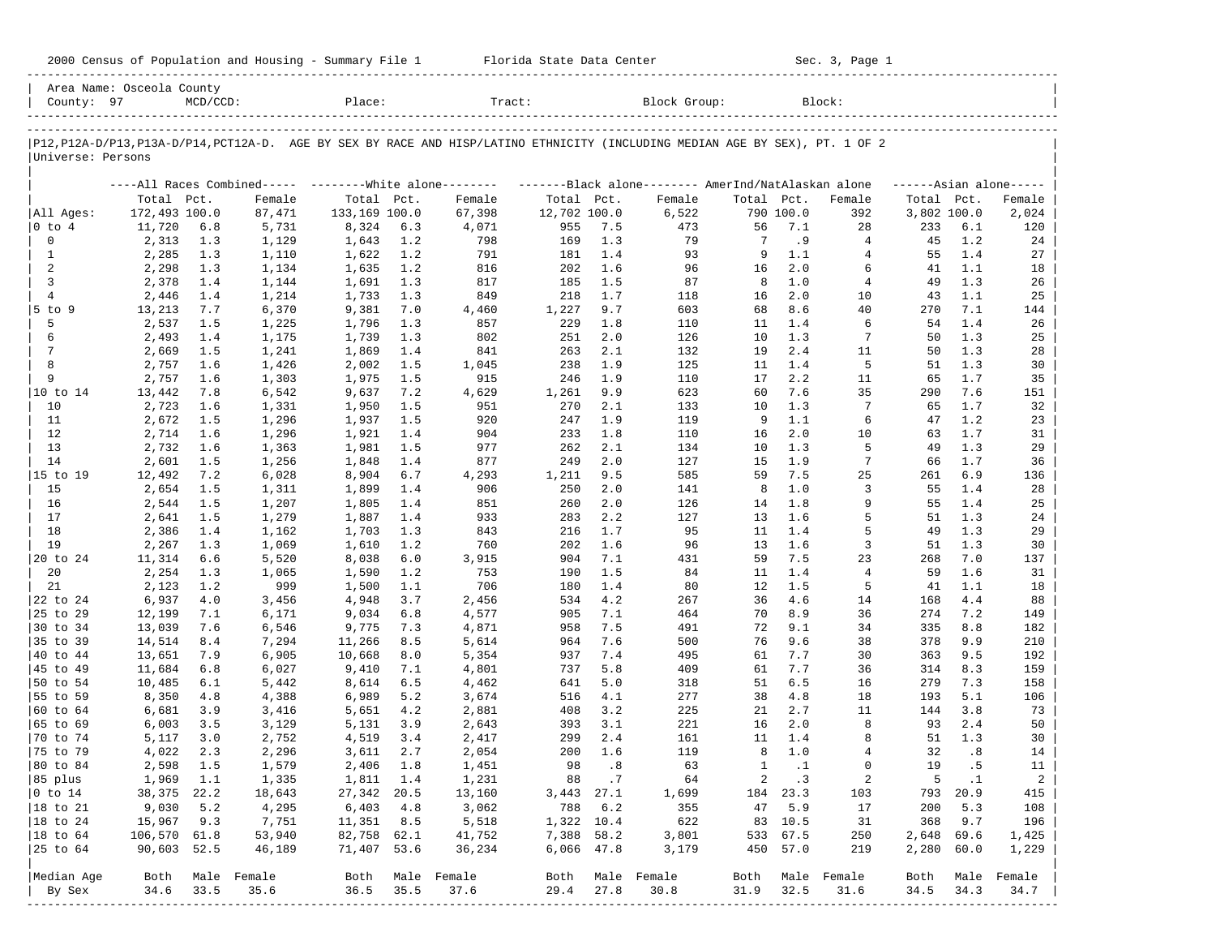2000 Census of Population and Housing - Summary File 1 Florida State Data Center Sec. 3, Page 1

Area Name: Osceola County
County: 97 MCD/CCD: Place: Tract: Block Group: Block:

P12,P12A-D/P13,P13A-D/P14,PCT12A-D. AGE BY SEX BY RACE AND HISP/LATINO ETHNICITY (INCLUDING MEDIAN AGE BY SEX), PT. 1 OF 2
Universe: Persons

| | All Races Combined | | | White alone | | | Black alone | | | AmerInd/NatAlaskan alone | | | Asian alone | | |
|---|---|---|---|---|---|---|---|---|---|---|---|---|---|---|---|
| | Total | Pct. | Female | Total | Pct. | Female | Total | Pct. | Female | Total | Pct. | Female | Total | Pct. | Female |
| All Ages: | 172,493 | 100.0 | 87,471 | 133,169 | 100.0 | 67,398 | 12,702 | 100.0 | 6,522 | 790 | 100.0 | 392 | 3,802 | 100.0 | 2,024 |
| 0 to 4 | 11,720 | 6.8 | 5,731 | 8,324 | 6.3 | 4,071 | 955 | 7.5 | 473 | 56 | 7.1 | 28 | 233 | 6.1 | 120 |
| 0 | 2,313 | 1.3 | 1,129 | 1,643 | 1.2 | 798 | 169 | 1.3 | 79 | 7 | .9 | 4 | 45 | 1.2 | 24 |
| 1 | 2,285 | 1.3 | 1,110 | 1,622 | 1.2 | 791 | 181 | 1.4 | 93 | 9 | 1.1 | 4 | 55 | 1.4 | 27 |
| 2 | 2,298 | 1.3 | 1,134 | 1,635 | 1.2 | 816 | 202 | 1.6 | 96 | 16 | 2.0 | 6 | 41 | 1.1 | 18 |
| 3 | 2,378 | 1.4 | 1,144 | 1,691 | 1.3 | 817 | 185 | 1.5 | 87 | 8 | 1.0 | 4 | 49 | 1.3 | 26 |
| 4 | 2,446 | 1.4 | 1,214 | 1,733 | 1.3 | 849 | 218 | 1.7 | 118 | 16 | 2.0 | 10 | 43 | 1.1 | 25 |
| 5 to 9 | 13,213 | 7.7 | 6,370 | 9,381 | 7.0 | 4,460 | 1,227 | 9.7 | 603 | 68 | 8.6 | 40 | 270 | 7.1 | 144 |
| 5 | 2,537 | 1.5 | 1,225 | 1,796 | 1.3 | 857 | 229 | 1.8 | 110 | 11 | 1.4 | 6 | 54 | 1.4 | 26 |
| 6 | 2,493 | 1.4 | 1,175 | 1,739 | 1.3 | 802 | 251 | 2.0 | 126 | 10 | 1.3 | 7 | 50 | 1.3 | 25 |
| 7 | 2,669 | 1.5 | 1,241 | 1,869 | 1.4 | 841 | 263 | 2.1 | 132 | 19 | 2.4 | 11 | 50 | 1.3 | 28 |
| 8 | 2,757 | 1.6 | 1,426 | 2,002 | 1.5 | 1,045 | 238 | 1.9 | 125 | 11 | 1.4 | 5 | 51 | 1.3 | 30 |
| 9 | 2,757 | 1.6 | 1,303 | 1,975 | 1.5 | 915 | 246 | 1.9 | 110 | 17 | 2.2 | 11 | 65 | 1.7 | 35 |
| 10 to 14 | 13,442 | 7.8 | 6,542 | 9,637 | 7.2 | 4,629 | 1,261 | 9.9 | 623 | 60 | 7.6 | 35 | 290 | 7.6 | 151 |
| 10 | 2,723 | 1.6 | 1,331 | 1,950 | 1.5 | 951 | 270 | 2.1 | 133 | 10 | 1.3 | 7 | 65 | 1.7 | 32 |
| 11 | 2,672 | 1.5 | 1,296 | 1,937 | 1.5 | 920 | 247 | 1.9 | 119 | 9 | 1.1 | 6 | 47 | 1.2 | 23 |
| 12 | 2,714 | 1.6 | 1,296 | 1,921 | 1.4 | 904 | 233 | 1.8 | 110 | 16 | 2.0 | 10 | 63 | 1.7 | 31 |
| 13 | 2,732 | 1.6 | 1,363 | 1,981 | 1.5 | 977 | 262 | 2.1 | 134 | 10 | 1.3 | 5 | 49 | 1.3 | 29 |
| 14 | 2,601 | 1.5 | 1,256 | 1,848 | 1.4 | 877 | 249 | 2.0 | 127 | 15 | 1.9 | 7 | 66 | 1.7 | 36 |
| 15 to 19 | 12,492 | 7.2 | 6,028 | 8,904 | 6.7 | 4,293 | 1,211 | 9.5 | 585 | 59 | 7.5 | 25 | 261 | 6.9 | 136 |
| 15 | 2,654 | 1.5 | 1,311 | 1,899 | 1.4 | 906 | 250 | 2.0 | 141 | 8 | 1.0 | 3 | 55 | 1.4 | 28 |
| 16 | 2,544 | 1.5 | 1,207 | 1,805 | 1.4 | 851 | 260 | 2.0 | 126 | 14 | 1.8 | 9 | 55 | 1.4 | 25 |
| 17 | 2,641 | 1.5 | 1,279 | 1,887 | 1.4 | 933 | 283 | 2.2 | 127 | 13 | 1.6 | 5 | 51 | 1.3 | 24 |
| 18 | 2,386 | 1.4 | 1,162 | 1,703 | 1.3 | 843 | 216 | 1.7 | 95 | 11 | 1.4 | 5 | 49 | 1.3 | 29 |
| 19 | 2,267 | 1.3 | 1,069 | 1,610 | 1.2 | 760 | 202 | 1.6 | 96 | 13 | 1.6 | 3 | 51 | 1.3 | 30 |
| 20 to 24 | 11,314 | 6.6 | 5,520 | 8,038 | 6.0 | 3,915 | 904 | 7.1 | 431 | 59 | 7.5 | 23 | 268 | 7.0 | 137 |
| 20 | 2,254 | 1.3 | 1,065 | 1,590 | 1.2 | 753 | 190 | 1.5 | 84 | 11 | 1.4 | 4 | 59 | 1.6 | 31 |
| 21 | 2,123 | 1.2 | 999 | 1,500 | 1.1 | 706 | 180 | 1.4 | 80 | 12 | 1.5 | 5 | 41 | 1.1 | 18 |
| 22 to 24 | 6,937 | 4.0 | 3,456 | 4,948 | 3.7 | 2,456 | 534 | 4.2 | 267 | 36 | 4.6 | 14 | 168 | 4.4 | 88 |
| 25 to 29 | 12,199 | 7.1 | 6,171 | 9,034 | 6.8 | 4,577 | 905 | 7.1 | 464 | 70 | 8.9 | 36 | 274 | 7.2 | 149 |
| 30 to 34 | 13,039 | 7.6 | 6,546 | 9,775 | 7.3 | 4,871 | 958 | 7.5 | 491 | 72 | 9.1 | 34 | 335 | 8.8 | 182 |
| 35 to 39 | 14,514 | 8.4 | 7,294 | 11,266 | 8.5 | 5,614 | 964 | 7.6 | 500 | 76 | 9.6 | 38 | 378 | 9.9 | 210 |
| 40 to 44 | 13,651 | 7.9 | 6,905 | 10,668 | 8.0 | 5,354 | 937 | 7.4 | 495 | 61 | 7.7 | 30 | 363 | 9.5 | 192 |
| 45 to 49 | 11,684 | 6.8 | 6,027 | 9,410 | 7.1 | 4,801 | 737 | 5.8 | 409 | 61 | 7.7 | 36 | 314 | 8.3 | 159 |
| 50 to 54 | 10,485 | 6.1 | 5,442 | 8,614 | 6.5 | 4,462 | 641 | 5.0 | 318 | 51 | 6.5 | 16 | 279 | 7.3 | 158 |
| 55 to 59 | 8,350 | 4.8 | 4,388 | 6,989 | 5.2 | 3,674 | 516 | 4.1 | 277 | 38 | 4.8 | 18 | 193 | 5.1 | 106 |
| 60 to 64 | 6,681 | 3.9 | 3,416 | 5,651 | 4.2 | 2,881 | 408 | 3.2 | 225 | 21 | 2.7 | 11 | 144 | 3.8 | 73 |
| 65 to 69 | 6,003 | 3.5 | 3,129 | 5,131 | 3.9 | 2,643 | 393 | 3.1 | 221 | 16 | 2.0 | 8 | 93 | 2.4 | 50 |
| 70 to 74 | 5,117 | 3.0 | 2,752 | 4,519 | 3.4 | 2,417 | 299 | 2.4 | 161 | 11 | 1.4 | 8 | 51 | 1.3 | 30 |
| 75 to 79 | 4,022 | 2.3 | 2,296 | 3,611 | 2.7 | 2,054 | 200 | 1.6 | 119 | 8 | 1.0 | 4 | 32 | .8 | 14 |
| 80 to 84 | 2,598 | 1.5 | 1,579 | 2,406 | 1.8 | 1,451 | 98 | .8 | 63 | 1 | .1 | 0 | 19 | .5 | 11 |
| 85 plus | 1,969 | 1.1 | 1,335 | 1,811 | 1.4 | 1,231 | 88 | .7 | 64 | 2 | .3 | 2 | 5 | .1 | 2 |
| 0 to 14 | 38,375 | 22.2 | 18,643 | 27,342 | 20.5 | 13,160 | 3,443 | 27.1 | 1,699 | 184 | 23.3 | 103 | 793 | 20.9 | 415 |
| 18 to 21 | 9,030 | 5.2 | 4,295 | 6,403 | 4.8 | 3,062 | 788 | 6.2 | 355 | 47 | 5.9 | 17 | 200 | 5.3 | 108 |
| 18 to 24 | 15,967 | 9.3 | 7,751 | 11,351 | 8.5 | 5,518 | 1,322 | 10.4 | 622 | 83 | 10.5 | 31 | 368 | 9.7 | 196 |
| 18 to 64 | 106,570 | 61.8 | 53,940 | 82,758 | 62.1 | 41,752 | 7,388 | 58.2 | 3,801 | 533 | 67.5 | 250 | 2,648 | 69.6 | 1,425 |
| 25 to 64 | 90,603 | 52.5 | 46,189 | 71,407 | 53.6 | 36,234 | 6,066 | 47.8 | 3,179 | 450 | 57.0 | 219 | 2,280 | 60.0 | 1,229 |
| Median Age By Sex | Both | Male | Female | Both | Male | Female | Both | Male | Female | Both | Male | Female | Both | Male | Female |
| | 34.6 | 33.5 | 35.6 | 36.5 | 35.5 | 37.6 | 29.4 | 27.8 | 30.8 | 31.9 | 32.5 | 31.6 | 34.5 | 34.3 | 34.7 |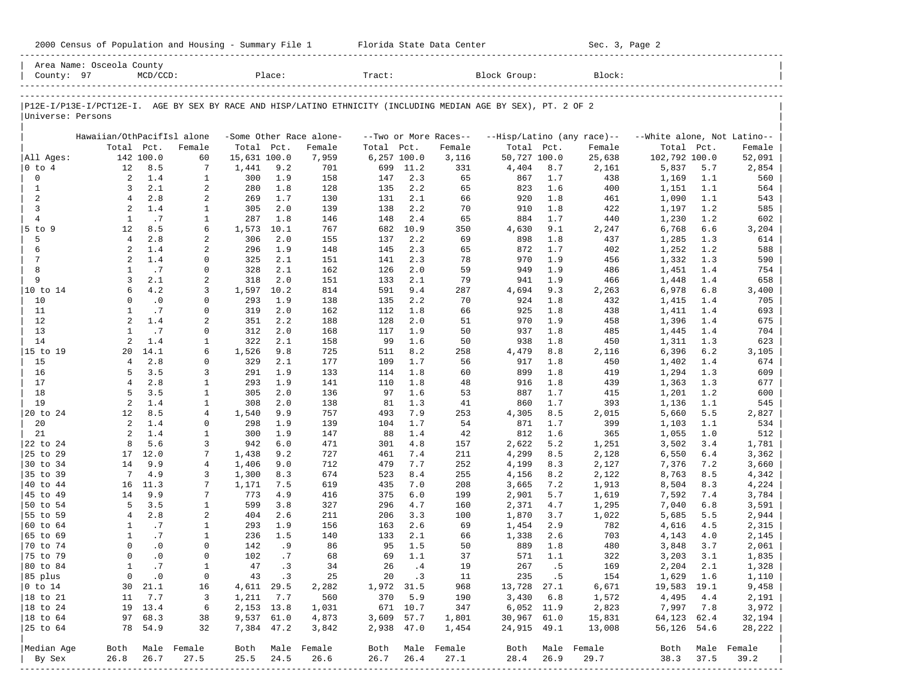2000 Census of Population and Housing - Summary File 1 Florida State Data Center Sec. 3, Page 2

Area Name: Osceola County
County: 97 MCD/CCD: Place: Tract: Block Group: Block:

P12E-I/P13E-I/PCT12E-I. AGE BY SEX BY RACE AND HISP/LATINO ETHNICITY (INCLUDING MEDIAN AGE BY SEX), PT. 2 OF 2
Universe: Persons

| | Hawaiian/OthPacifIsl alone | | | -Some Other Race alone- | | | --Two or More Races-- | | | --Hisp/Latino (any race)-- | | | --White alone, Not Latino-- | | |
|---|---|---|---|---|---|---|---|---|---|---|---|---|---|---|---|
| | Total | Pct. | Female | Total | Pct. | Female | Total | Pct. | Female | Total | Pct. | Female | Total | Pct. | Female |
| All Ages: | 142 | 100.0 | 60 | 15,631 | 100.0 | 7,959 | 6,257 | 100.0 | 3,116 | 50,727 | 100.0 | 25,638 | 102,792 | 100.0 | 52,091 |
| 0 to 4 | 12 | 8.5 | 7 | 1,441 | 9.2 | 701 | 699 | 11.2 | 331 | 4,404 | 8.7 | 2,161 | 5,837 | 5.7 | 2,854 |
| 0 | 2 | 1.4 | 1 | 300 | 1.9 | 158 | 147 | 2.3 | 65 | 867 | 1.7 | 438 | 1,169 | 1.1 | 560 |
| 1 | 3 | 2.1 | 2 | 280 | 1.8 | 128 | 135 | 2.2 | 65 | 823 | 1.6 | 400 | 1,151 | 1.1 | 564 |
| 2 | 4 | 2.8 | 2 | 269 | 1.7 | 130 | 131 | 2.1 | 66 | 920 | 1.8 | 461 | 1,090 | 1.1 | 543 |
| 3 | 2 | 1.4 | 1 | 305 | 2.0 | 139 | 138 | 2.2 | 70 | 910 | 1.8 | 422 | 1,197 | 1.2 | 585 |
| 4 | 1 | .7 | 1 | 287 | 1.8 | 146 | 148 | 2.4 | 65 | 884 | 1.7 | 440 | 1,230 | 1.2 | 602 |
| 5 to 9 | 12 | 8.5 | 6 | 1,573 | 10.1 | 767 | 682 | 10.9 | 350 | 4,630 | 9.1 | 2,247 | 6,768 | 6.6 | 3,204 |
| 5 | 4 | 2.8 | 2 | 306 | 2.0 | 155 | 137 | 2.2 | 69 | 898 | 1.8 | 437 | 1,285 | 1.3 | 614 |
| 6 | 2 | 1.4 | 2 | 296 | 1.9 | 148 | 145 | 2.3 | 65 | 872 | 1.7 | 402 | 1,252 | 1.2 | 588 |
| 7 | 2 | 1.4 | 0 | 325 | 2.1 | 151 | 141 | 2.3 | 78 | 970 | 1.9 | 456 | 1,332 | 1.3 | 590 |
| 8 | 1 | .7 | 0 | 328 | 2.1 | 162 | 126 | 2.0 | 59 | 949 | 1.9 | 486 | 1,451 | 1.4 | 754 |
| 9 | 3 | 2.1 | 2 | 318 | 2.0 | 151 | 133 | 2.1 | 79 | 941 | 1.9 | 466 | 1,448 | 1.4 | 658 |
| 10 to 14 | 6 | 4.2 | 3 | 1,597 | 10.2 | 814 | 591 | 9.4 | 287 | 4,694 | 9.3 | 2,263 | 6,978 | 6.8 | 3,400 |
| 10 | 0 | .0 | 0 | 293 | 1.9 | 138 | 135 | 2.2 | 70 | 924 | 1.8 | 432 | 1,415 | 1.4 | 705 |
| 11 | 1 | .7 | 0 | 319 | 2.0 | 162 | 112 | 1.8 | 66 | 925 | 1.8 | 438 | 1,411 | 1.4 | 693 |
| 12 | 2 | 1.4 | 2 | 351 | 2.2 | 188 | 128 | 2.0 | 51 | 970 | 1.9 | 458 | 1,396 | 1.4 | 675 |
| 13 | 1 | .7 | 0 | 312 | 2.0 | 168 | 117 | 1.9 | 50 | 937 | 1.8 | 485 | 1,445 | 1.4 | 704 |
| 14 | 2 | 1.4 | 1 | 322 | 2.1 | 158 | 99 | 1.6 | 50 | 938 | 1.8 | 450 | 1,311 | 1.3 | 623 |
| 15 to 19 | 20 | 14.1 | 6 | 1,526 | 9.8 | 725 | 511 | 8.2 | 258 | 4,479 | 8.8 | 2,116 | 6,396 | 6.2 | 3,105 |
| 15 | 4 | 2.8 | 0 | 329 | 2.1 | 177 | 109 | 1.7 | 56 | 917 | 1.8 | 450 | 1,402 | 1.4 | 674 |
| 16 | 5 | 3.5 | 3 | 291 | 1.9 | 133 | 114 | 1.8 | 60 | 899 | 1.8 | 419 | 1,294 | 1.3 | 609 |
| 17 | 4 | 2.8 | 1 | 293 | 1.9 | 141 | 110 | 1.8 | 48 | 916 | 1.8 | 439 | 1,363 | 1.3 | 677 |
| 18 | 5 | 3.5 | 1 | 305 | 2.0 | 136 | 97 | 1.6 | 53 | 887 | 1.7 | 415 | 1,201 | 1.2 | 600 |
| 19 | 2 | 1.4 | 1 | 308 | 2.0 | 138 | 81 | 1.3 | 41 | 860 | 1.7 | 393 | 1,136 | 1.1 | 545 |
| 20 to 24 | 12 | 8.5 | 4 | 1,540 | 9.9 | 757 | 493 | 7.9 | 253 | 4,305 | 8.5 | 2,015 | 5,660 | 5.5 | 2,827 |
| 20 | 2 | 1.4 | 0 | 298 | 1.9 | 139 | 104 | 1.7 | 54 | 871 | 1.7 | 399 | 1,103 | 1.1 | 534 |
| 21 | 2 | 1.4 | 1 | 300 | 1.9 | 147 | 88 | 1.4 | 42 | 812 | 1.6 | 365 | 1,055 | 1.0 | 512 |
| 22 to 24 | 8 | 5.6 | 3 | 942 | 6.0 | 471 | 301 | 4.8 | 157 | 2,622 | 5.2 | 1,251 | 3,502 | 3.4 | 1,781 |
| 25 to 29 | 17 | 12.0 | 7 | 1,438 | 9.2 | 727 | 461 | 7.4 | 211 | 4,299 | 8.5 | 2,128 | 6,550 | 6.4 | 3,362 |
| 30 to 34 | 14 | 9.9 | 4 | 1,406 | 9.0 | 712 | 479 | 7.7 | 252 | 4,199 | 8.3 | 2,127 | 7,376 | 7.2 | 3,660 |
| 35 to 39 | 7 | 4.9 | 3 | 1,300 | 8.3 | 674 | 523 | 8.4 | 255 | 4,156 | 8.2 | 2,122 | 8,763 | 8.5 | 4,342 |
| 40 to 44 | 16 | 11.3 | 7 | 1,171 | 7.5 | 619 | 435 | 7.0 | 208 | 3,665 | 7.2 | 1,913 | 8,504 | 8.3 | 4,224 |
| 45 to 49 | 14 | 9.9 | 7 | 773 | 4.9 | 416 | 375 | 6.0 | 199 | 2,901 | 5.7 | 1,619 | 7,592 | 7.4 | 3,784 |
| 50 to 54 | 5 | 3.5 | 1 | 599 | 3.8 | 327 | 296 | 4.7 | 160 | 2,371 | 4.7 | 1,295 | 7,040 | 6.8 | 3,591 |
| 55 to 59 | 4 | 2.8 | 2 | 404 | 2.6 | 211 | 206 | 3.3 | 100 | 1,870 | 3.7 | 1,022 | 5,685 | 5.5 | 2,944 |
| 60 to 64 | 1 | .7 | 1 | 293 | 1.9 | 156 | 163 | 2.6 | 69 | 1,454 | 2.9 | 782 | 4,616 | 4.5 | 2,315 |
| 65 to 69 | 1 | .7 | 1 | 236 | 1.5 | 140 | 133 | 2.1 | 66 | 1,338 | 2.6 | 703 | 4,143 | 4.0 | 2,145 |
| 70 to 74 | 0 | .0 | 0 | 142 | .9 | 86 | 95 | 1.5 | 50 | 889 | 1.8 | 480 | 3,848 | 3.7 | 2,061 |
| 75 to 79 | 0 | .0 | 0 | 102 | .7 | 68 | 69 | 1.1 | 37 | 571 | 1.1 | 322 | 3,203 | 3.1 | 1,835 |
| 80 to 84 | 1 | .7 | 1 | 47 | .3 | 34 | 26 | .4 | 19 | 267 | .5 | 169 | 2,204 | 2.1 | 1,328 |
| 85 plus | 0 | .0 | 0 | 43 | .3 | 25 | 20 | .3 | 11 | 235 | .5 | 154 | 1,629 | 1.6 | 1,110 |
| 0 to 14 | 30 | 21.1 | 16 | 4,611 | 29.5 | 2,282 | 1,972 | 31.5 | 968 | 13,728 | 27.1 | 6,671 | 19,583 | 19.1 | 9,458 |
| 18 to 21 | 11 | 7.7 | 3 | 1,211 | 7.7 | 560 | 370 | 5.9 | 190 | 3,430 | 6.8 | 1,572 | 4,495 | 4.4 | 2,191 |
| 18 to 24 | 19 | 13.4 | 6 | 2,153 | 13.8 | 1,031 | 671 | 10.7 | 347 | 6,052 | 11.9 | 2,823 | 7,997 | 7.8 | 3,972 |
| 18 to 64 | 97 | 68.3 | 38 | 9,537 | 61.0 | 4,873 | 3,609 | 57.7 | 1,801 | 30,967 | 61.0 | 15,831 | 64,123 | 62.4 | 32,194 |
| 25 to 64 | 78 | 54.9 | 32 | 7,384 | 47.2 | 3,842 | 2,938 | 47.0 | 1,454 | 24,915 | 49.1 | 13,008 | 56,126 | 54.6 | 28,222 |
| Median Age | Both | Male | Female | Both | Male | Female | Both | Male | Female | Both | Male | Female | Both | Male | Female |
| By Sex | 26.8 | 26.7 | 27.5 | 25.5 | 24.5 | 26.6 | 26.7 | 26.4 | 27.1 | 28.4 | 26.9 | 29.7 | 38.3 | 37.5 | 39.2 |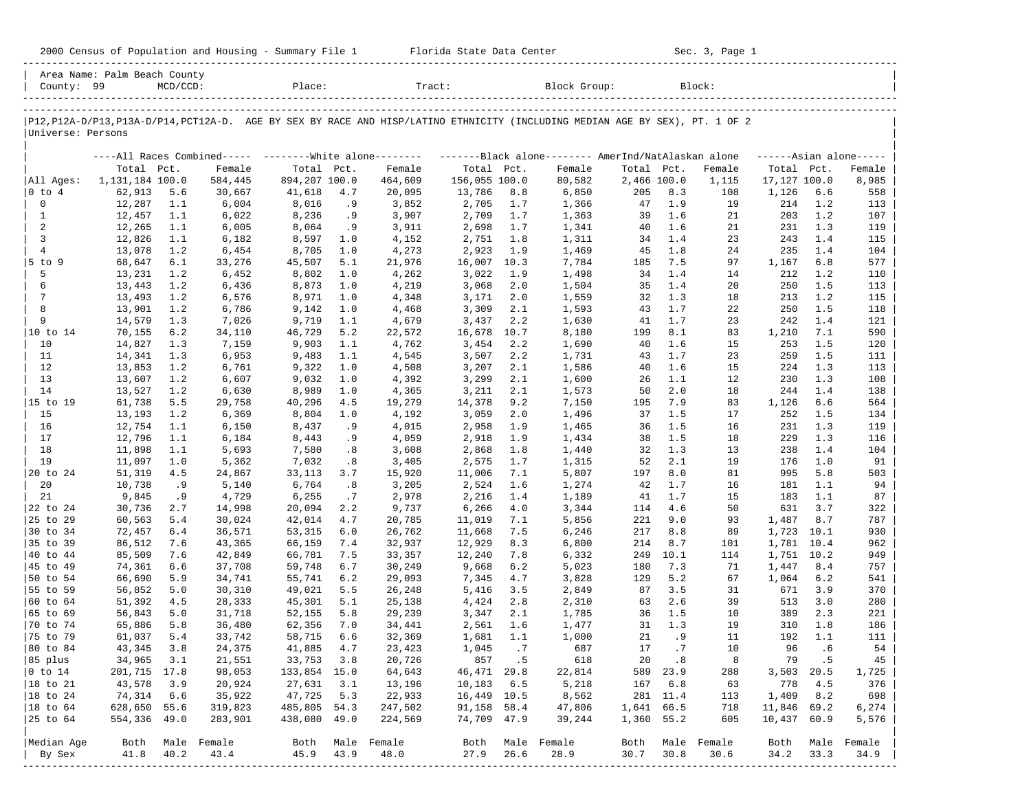2000 Census of Population and Housing - Summary File 1 Florida State Data Center Sec. 3, Page 1

Area Name: Palm Beach County
County: 99 MCD/CCD: Place: Tract: Block Group: Block:

P12,P12A-D/P13,P13A-D/P14,PCT12A-D. AGE BY SEX BY RACE AND HISP/LATINO ETHNICITY (INCLUDING MEDIAN AGE BY SEX), PT. 1 OF 2
Universe: Persons

| | All Races Combined | | | White alone | | | Black alone | | | AmerInd/NatAlaskan alone | | | Asian alone | | |
|---|---|---|---|---|---|---|---|---|---|---|---|---|---|---|---|
| | Total | Pct. | Female | Total | Pct. | Female | Total | Pct. | Female | Total | Pct. | Female | Total | Pct. | Female |
| All Ages: | 1,131,184 | 100.0 | 584,445 | 894,207 | 100.0 | 464,609 | 156,055 | 100.0 | 80,582 | 2,466 | 100.0 | 1,115 | 17,127 | 100.0 | 8,985 |
| 0 to 4 | 62,913 | 5.6 | 30,667 | 41,618 | 4.7 | 20,095 | 13,786 | 8.8 | 6,850 | 205 | 8.3 | 108 | 1,126 | 6.6 | 558 |
| 0 | 12,287 | 1.1 | 6,004 | 8,016 | .9 | 3,852 | 2,705 | 1.7 | 1,366 | 47 | 1.9 | 19 | 214 | 1.2 | 113 |
| 1 | 12,457 | 1.1 | 6,022 | 8,236 | .9 | 3,907 | 2,709 | 1.7 | 1,363 | 39 | 1.6 | 21 | 203 | 1.2 | 107 |
| 2 | 12,265 | 1.1 | 6,005 | 8,064 | .9 | 3,911 | 2,698 | 1.7 | 1,341 | 40 | 1.6 | 21 | 231 | 1.3 | 119 |
| 3 | 12,826 | 1.1 | 6,182 | 8,597 | 1.0 | 4,152 | 2,751 | 1.8 | 1,311 | 34 | 1.4 | 23 | 243 | 1.4 | 115 |
| 4 | 13,078 | 1.2 | 6,454 | 8,705 | 1.0 | 4,273 | 2,923 | 1.9 | 1,469 | 45 | 1.8 | 24 | 235 | 1.4 | 104 |
| 5 to 9 | 68,647 | 6.1 | 33,276 | 45,507 | 5.1 | 21,976 | 16,007 | 10.3 | 7,784 | 185 | 7.5 | 97 | 1,167 | 6.8 | 577 |
| 5 | 13,231 | 1.2 | 6,452 | 8,802 | 1.0 | 4,262 | 3,022 | 1.9 | 1,498 | 34 | 1.4 | 14 | 212 | 1.2 | 110 |
| 6 | 13,443 | 1.2 | 6,436 | 8,873 | 1.0 | 4,219 | 3,068 | 2.0 | 1,504 | 35 | 1.4 | 20 | 250 | 1.5 | 113 |
| 7 | 13,493 | 1.2 | 6,576 | 8,971 | 1.0 | 4,348 | 3,171 | 2.0 | 1,559 | 32 | 1.3 | 18 | 213 | 1.2 | 115 |
| 8 | 13,901 | 1.2 | 6,786 | 9,142 | 1.0 | 4,468 | 3,309 | 2.1 | 1,593 | 43 | 1.7 | 22 | 250 | 1.5 | 118 |
| 9 | 14,579 | 1.3 | 7,026 | 9,719 | 1.1 | 4,679 | 3,437 | 2.2 | 1,630 | 41 | 1.7 | 23 | 242 | 1.4 | 121 |
| 10 to 14 | 70,155 | 6.2 | 34,110 | 46,729 | 5.2 | 22,572 | 16,678 | 10.7 | 8,180 | 199 | 8.1 | 83 | 1,210 | 7.1 | 590 |
| 10 | 14,827 | 1.3 | 7,159 | 9,903 | 1.1 | 4,762 | 3,454 | 2.2 | 1,690 | 40 | 1.6 | 15 | 253 | 1.5 | 120 |
| 11 | 14,341 | 1.3 | 6,953 | 9,483 | 1.1 | 4,545 | 3,507 | 2.2 | 1,731 | 43 | 1.7 | 23 | 259 | 1.5 | 111 |
| 12 | 13,853 | 1.2 | 6,761 | 9,322 | 1.0 | 4,508 | 3,207 | 2.1 | 1,586 | 40 | 1.6 | 15 | 224 | 1.3 | 113 |
| 13 | 13,607 | 1.2 | 6,607 | 9,032 | 1.0 | 4,392 | 3,299 | 2.1 | 1,600 | 26 | 1.1 | 12 | 230 | 1.3 | 108 |
| 14 | 13,527 | 1.2 | 6,630 | 8,989 | 1.0 | 4,365 | 3,211 | 2.1 | 1,573 | 50 | 2.0 | 18 | 244 | 1.4 | 138 |
| 15 to 19 | 61,738 | 5.5 | 29,758 | 40,296 | 4.5 | 19,279 | 14,378 | 9.2 | 7,150 | 195 | 7.9 | 83 | 1,126 | 6.6 | 564 |
| 15 | 13,193 | 1.2 | 6,369 | 8,804 | 1.0 | 4,192 | 3,059 | 2.0 | 1,496 | 37 | 1.5 | 17 | 252 | 1.5 | 134 |
| 16 | 12,754 | 1.1 | 6,150 | 8,437 | .9 | 4,015 | 2,958 | 1.9 | 1,465 | 36 | 1.5 | 16 | 231 | 1.3 | 119 |
| 17 | 12,796 | 1.1 | 6,184 | 8,443 | .9 | 4,059 | 2,918 | 1.9 | 1,434 | 38 | 1.5 | 18 | 229 | 1.3 | 116 |
| 18 | 11,898 | 1.1 | 5,693 | 7,580 | .8 | 3,608 | 2,868 | 1.8 | 1,440 | 32 | 1.3 | 13 | 238 | 1.4 | 104 |
| 19 | 11,097 | 1.0 | 5,362 | 7,032 | .8 | 3,405 | 2,575 | 1.7 | 1,315 | 52 | 2.1 | 19 | 176 | 1.0 | 91 |
| 20 to 24 | 51,319 | 4.5 | 24,867 | 33,113 | 3.7 | 15,920 | 11,006 | 7.1 | 5,807 | 197 | 8.0 | 81 | 995 | 5.8 | 503 |
| 20 | 10,738 | .9 | 5,140 | 6,764 | .8 | 3,205 | 2,524 | 1.6 | 1,274 | 42 | 1.7 | 16 | 181 | 1.1 | 94 |
| 21 | 9,845 | .9 | 4,729 | 6,255 | .7 | 2,978 | 2,216 | 1.4 | 1,189 | 41 | 1.7 | 15 | 183 | 1.1 | 87 |
| 22 to 24 | 30,736 | 2.7 | 14,998 | 20,094 | 2.2 | 9,737 | 6,266 | 4.0 | 3,344 | 114 | 4.6 | 50 | 631 | 3.7 | 322 |
| 25 to 29 | 60,563 | 5.4 | 30,024 | 42,014 | 4.7 | 20,785 | 11,019 | 7.1 | 5,856 | 221 | 9.0 | 93 | 1,487 | 8.7 | 787 |
| 30 to 34 | 72,457 | 6.4 | 36,571 | 53,315 | 6.0 | 26,762 | 11,668 | 7.5 | 6,246 | 217 | 8.8 | 89 | 1,723 | 10.1 | 930 |
| 35 to 39 | 86,512 | 7.6 | 43,365 | 66,159 | 7.4 | 32,937 | 12,929 | 8.3 | 6,800 | 214 | 8.7 | 101 | 1,781 | 10.4 | 962 |
| 40 to 44 | 85,509 | 7.6 | 42,849 | 66,781 | 7.5 | 33,357 | 12,240 | 7.8 | 6,332 | 249 | 10.1 | 114 | 1,751 | 10.2 | 949 |
| 45 to 49 | 74,361 | 6.6 | 37,708 | 59,748 | 6.7 | 30,249 | 9,668 | 6.2 | 5,023 | 180 | 7.3 | 71 | 1,447 | 8.4 | 757 |
| 50 to 54 | 66,690 | 5.9 | 34,741 | 55,741 | 6.2 | 29,093 | 7,345 | 4.7 | 3,828 | 129 | 5.2 | 67 | 1,064 | 6.2 | 541 |
| 55 to 59 | 56,852 | 5.0 | 30,310 | 49,021 | 5.5 | 26,248 | 5,416 | 3.5 | 2,849 | 87 | 3.5 | 31 | 671 | 3.9 | 370 |
| 60 to 64 | 51,392 | 4.5 | 28,333 | 45,301 | 5.1 | 25,138 | 4,424 | 2.8 | 2,310 | 63 | 2.6 | 39 | 513 | 3.0 | 280 |
| 65 to 69 | 56,843 | 5.0 | 31,718 | 52,155 | 5.8 | 29,239 | 3,347 | 2.1 | 1,785 | 36 | 1.5 | 10 | 389 | 2.3 | 221 |
| 70 to 74 | 65,886 | 5.8 | 36,480 | 62,356 | 7.0 | 34,441 | 2,561 | 1.6 | 1,477 | 31 | 1.3 | 19 | 310 | 1.8 | 186 |
| 75 to 79 | 61,037 | 5.4 | 33,742 | 58,715 | 6.6 | 32,369 | 1,681 | 1.1 | 1,000 | 21 | .9 | 11 | 192 | 1.1 | 111 |
| 80 to 84 | 43,345 | 3.8 | 24,375 | 41,885 | 4.7 | 23,423 | 1,045 | .7 | 687 | 17 | .7 | 10 | 96 | .6 | 54 |
| 85 plus | 34,965 | 3.1 | 21,551 | 33,753 | 3.8 | 20,726 | 857 | .5 | 618 | 20 | .8 | 8 | 79 | .5 | 45 |
| 0 to 14 | 201,715 | 17.8 | 98,053 | 133,854 | 15.0 | 64,643 | 46,471 | 29.8 | 22,814 | 589 | 23.9 | 288 | 3,503 | 20.5 | 1,725 |
| 18 to 21 | 43,578 | 3.9 | 20,924 | 27,631 | 3.1 | 13,196 | 10,183 | 6.5 | 5,218 | 167 | 6.8 | 63 | 778 | 4.5 | 376 |
| 18 to 24 | 74,314 | 6.6 | 35,922 | 47,725 | 5.3 | 22,933 | 16,449 | 10.5 | 8,562 | 281 | 11.4 | 113 | 1,409 | 8.2 | 698 |
| 18 to 64 | 628,650 | 55.6 | 319,823 | 485,805 | 54.3 | 247,502 | 91,158 | 58.4 | 47,806 | 1,641 | 66.5 | 718 | 11,846 | 69.2 | 6,274 |
| 25 to 64 | 554,336 | 49.0 | 283,901 | 438,080 | 49.0 | 224,569 | 74,709 | 47.9 | 39,244 | 1,360 | 55.2 | 605 | 10,437 | 60.9 | 5,576 |
| Median Age | Both | Male | Female | Both | Male | Female | Both | Male | Female | Both | Male | Female | Both | Male | Female |
| By Sex | 41.8 | 40.2 | 43.4 | 45.9 | 43.9 | 48.0 | 27.9 | 26.6 | 28.9 | 30.7 | 30.8 | 30.6 | 34.2 | 33.3 | 34.9 |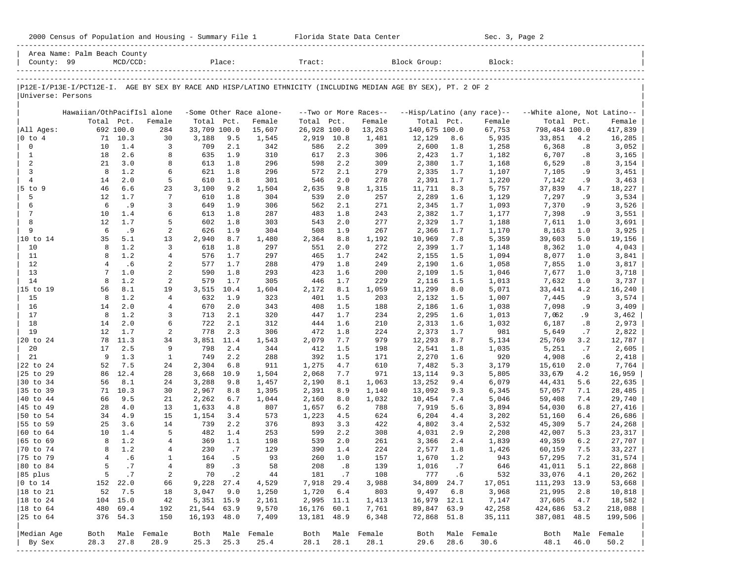2000 Census of Population and Housing - Summary File 1 &nbsp;&nbsp;&nbsp;&nbsp; Florida State Data Center &nbsp;&nbsp;&nbsp;&nbsp; Sec. 3, Page 2

Area Name: Palm Beach County
County: 99 &nbsp;&nbsp; MCD/CCD: &nbsp;&nbsp; Place: &nbsp;&nbsp; Tract: &nbsp;&nbsp; Block Group: &nbsp;&nbsp; Block:

P12E-I/P13E-I/PCT12E-I. AGE BY SEX BY RACE AND HISP/LATINO ETHNICITY (INCLUDING MEDIAN AGE BY SEX), PT. 2 OF 2
Universe: Persons

| | Hawaiian/OthPacifIsl alone | | | -Some Other Race alone- | | | --Two or More Races-- | | | --Hisp/Latino (any race)-- | | | --White alone, Not Latino-- | | |
|---|---|---|---|---|---|---|---|---|---|---|---|---|---|---|---|
| | Total | Pct. | Female | Total | Pct. | Female | Total | Pct. | Female | Total | Pct. | Female | Total | Pct. | Female |
| All Ages: | 692 | 100.0 | 284 | 33,709 | 100.0 | 15,607 | 26,928 | 100.0 | 13,263 | 140,675 | 100.0 | 67,753 | 798,484 | 100.0 | 417,839 |
| 0 to 4 | 71 | 10.3 | 30 | 3,188 | 9.5 | 1,545 | 2,919 | 10.8 | 1,481 | 12,129 | 8.6 | 5,935 | 33,851 | 4.2 | 16,285 |
| 0 | 10 | 1.4 | 3 | 709 | 2.1 | 342 | 586 | 2.2 | 309 | 2,600 | 1.8 | 1,258 | 6,368 | .8 | 3,052 |
| 1 | 18 | 2.6 | 8 | 635 | 1.9 | 310 | 617 | 2.3 | 306 | 2,423 | 1.7 | 1,182 | 6,707 | .8 | 3,165 |
| 2 | 21 | 3.0 | 8 | 613 | 1.8 | 296 | 598 | 2.2 | 309 | 2,380 | 1.7 | 1,168 | 6,529 | .8 | 3,154 |
| 3 | 8 | 1.2 | 6 | 621 | 1.8 | 296 | 572 | 2.1 | 279 | 2,335 | 1.7 | 1,107 | 7,105 | .9 | 3,451 |
| 4 | 14 | 2.0 | 5 | 610 | 1.8 | 301 | 546 | 2.0 | 278 | 2,391 | 1.7 | 1,220 | 7,142 | .9 | 3,463 |
| 5 to 9 | 46 | 6.6 | 23 | 3,100 | 9.2 | 1,504 | 2,635 | 9.8 | 1,315 | 11,711 | 8.3 | 5,757 | 37,839 | 4.7 | 18,227 |
| 5 | 12 | 1.7 | 7 | 610 | 1.8 | 304 | 539 | 2.0 | 257 | 2,289 | 1.6 | 1,129 | 7,297 | .9 | 3,534 |
| 6 | 6 | .9 | 3 | 649 | 1.9 | 306 | 562 | 2.1 | 271 | 2,345 | 1.7 | 1,093 | 7,370 | .9 | 3,526 |
| 7 | 10 | 1.4 | 6 | 613 | 1.8 | 287 | 483 | 1.8 | 243 | 2,382 | 1.7 | 1,177 | 7,398 | .9 | 3,551 |
| 8 | 12 | 1.7 | 5 | 602 | 1.8 | 303 | 543 | 2.0 | 277 | 2,329 | 1.7 | 1,188 | 7,611 | 1.0 | 3,691 |
| 9 | 6 | .9 | 2 | 626 | 1.9 | 304 | 508 | 1.9 | 267 | 2,366 | 1.7 | 1,170 | 8,163 | 1.0 | 3,925 |
| 10 to 14 | 35 | 5.1 | 13 | 2,940 | 8.7 | 1,480 | 2,364 | 8.8 | 1,192 | 10,969 | 7.8 | 5,359 | 39,603 | 5.0 | 19,156 |
| 10 | 8 | 1.2 | 3 | 618 | 1.8 | 297 | 551 | 2.0 | 272 | 2,399 | 1.7 | 1,148 | 8,362 | 1.0 | 4,043 |
| 11 | 8 | 1.2 | 4 | 576 | 1.7 | 297 | 465 | 1.7 | 242 | 2,155 | 1.5 | 1,094 | 8,077 | 1.0 | 3,841 |
| 12 | 4 | .6 | 2 | 577 | 1.7 | 288 | 479 | 1.8 | 249 | 2,190 | 1.6 | 1,058 | 7,855 | 1.0 | 3,817 |
| 13 | 7 | 1.0 | 2 | 590 | 1.8 | 293 | 423 | 1.6 | 200 | 2,109 | 1.5 | 1,046 | 7,677 | 1.0 | 3,718 |
| 14 | 8 | 1.2 | 2 | 579 | 1.7 | 305 | 446 | 1.7 | 229 | 2,116 | 1.5 | 1,013 | 7,632 | 1.0 | 3,737 |
| 15 to 19 | 56 | 8.1 | 19 | 3,515 | 10.4 | 1,604 | 2,172 | 8.1 | 1,059 | 11,299 | 8.0 | 5,071 | 33,441 | 4.2 | 16,240 |
| 15 | 8 | 1.2 | 4 | 632 | 1.9 | 323 | 401 | 1.5 | 203 | 2,132 | 1.5 | 1,007 | 7,445 | .9 | 3,574 |
| 16 | 14 | 2.0 | 4 | 670 | 2.0 | 343 | 408 | 1.5 | 188 | 2,186 | 1.6 | 1,038 | 7,098 | .9 | 3,409 |
| 17 | 8 | 1.2 | 3 | 713 | 2.1 | 320 | 447 | 1.7 | 234 | 2,295 | 1.6 | 1,013 | 7,062 | .9 | 3,462 |
| 18 | 14 | 2.0 | 6 | 722 | 2.1 | 312 | 444 | 1.6 | 210 | 2,313 | 1.6 | 1,032 | 6,187 | .8 | 2,973 |
| 19 | 12 | 1.7 | 2 | 778 | 2.3 | 306 | 472 | 1.8 | 224 | 2,373 | 1.7 | 981 | 5,649 | .7 | 2,822 |
| 20 to 24 | 78 | 11.3 | 34 | 3,851 | 11.4 | 1,543 | 2,079 | 7.7 | 979 | 12,293 | 8.7 | 5,134 | 25,769 | 3.2 | 12,787 |
| 20 | 17 | 2.5 | 9 | 798 | 2.4 | 344 | 412 | 1.5 | 198 | 2,541 | 1.8 | 1,035 | 5,251 | .7 | 2,605 |
| 21 | 9 | 1.3 | 1 | 749 | 2.2 | 288 | 392 | 1.5 | 171 | 2,270 | 1.6 | 920 | 4,908 | .6 | 2,418 |
| 22 to 24 | 52 | 7.5 | 24 | 2,304 | 6.8 | 911 | 1,275 | 4.7 | 610 | 7,482 | 5.3 | 3,179 | 15,610 | 2.0 | 7,764 |
| 25 to 29 | 86 | 12.4 | 28 | 3,668 | 10.9 | 1,504 | 2,068 | 7.7 | 971 | 13,114 | 9.3 | 5,805 | 33,679 | 4.2 | 16,959 |
| 30 to 34 | 56 | 8.1 | 24 | 3,288 | 9.8 | 1,457 | 2,190 | 8.1 | 1,063 | 13,252 | 9.4 | 6,079 | 44,431 | 5.6 | 22,635 |
| 35 to 39 | 71 | 10.3 | 30 | 2,967 | 8.8 | 1,395 | 2,391 | 8.9 | 1,140 | 13,092 | 9.3 | 6,345 | 57,057 | 7.1 | 28,485 |
| 40 to 44 | 66 | 9.5 | 21 | 2,262 | 6.7 | 1,044 | 2,160 | 8.0 | 1,032 | 10,454 | 7.4 | 5,046 | 59,408 | 7.4 | 29,740 |
| 45 to 49 | 28 | 4.0 | 13 | 1,633 | 4.8 | 807 | 1,657 | 6.2 | 788 | 7,919 | 5.6 | 3,894 | 54,030 | 6.8 | 27,416 |
| 50 to 54 | 34 | 4.9 | 15 | 1,154 | 3.4 | 573 | 1,223 | 4.5 | 624 | 6,204 | 4.4 | 3,202 | 51,160 | 6.4 | 26,686 |
| 55 to 59 | 25 | 3.6 | 14 | 739 | 2.2 | 376 | 893 | 3.3 | 422 | 4,802 | 3.4 | 2,532 | 45,309 | 5.7 | 24,268 |
| 60 to 64 | 10 | 1.4 | 5 | 482 | 1.4 | 253 | 599 | 2.2 | 308 | 4,031 | 2.9 | 2,208 | 42,007 | 5.3 | 23,317 |
| 65 to 69 | 8 | 1.2 | 4 | 369 | 1.1 | 198 | 539 | 2.0 | 261 | 3,366 | 2.4 | 1,839 | 49,359 | 6.2 | 27,707 |
| 70 to 74 | 8 | 1.2 | 4 | 230 | .7 | 129 | 390 | 1.4 | 224 | 2,577 | 1.8 | 1,426 | 60,159 | 7.5 | 33,227 |
| 75 to 79 | 4 | .6 | 1 | 164 | .5 | 93 | 260 | 1.0 | 157 | 1,670 | 1.2 | 943 | 57,295 | 7.2 | 31,574 |
| 80 to 84 | 5 | .7 | 4 | 89 | .3 | 58 | 208 | .8 | 139 | 1,016 | .7 | 646 | 41,011 | 5.1 | 22,868 |
| 85 plus | 5 | .7 | 2 | 70 | .2 | 44 | 181 | .7 | 108 | 777 | .6 | 532 | 33,076 | 4.1 | 20,262 |
| 0 to 14 | 152 | 22.0 | 66 | 9,228 | 27.4 | 4,529 | 7,918 | 29.4 | 3,988 | 34,809 | 24.7 | 17,051 | 111,293 | 13.9 | 53,668 |
| 18 to 21 | 52 | 7.5 | 18 | 3,047 | 9.0 | 1,250 | 1,720 | 6.4 | 803 | 9,497 | 6.8 | 3,968 | 21,995 | 2.8 | 10,818 |
| 18 to 24 | 104 | 15.0 | 42 | 5,351 | 15.9 | 2,161 | 2,995 | 11.1 | 1,413 | 16,979 | 12.1 | 7,147 | 37,605 | 4.7 | 18,582 |
| 18 to 64 | 480 | 69.4 | 192 | 21,544 | 63.9 | 9,570 | 16,176 | 60.1 | 7,761 | 89,847 | 63.9 | 42,258 | 424,686 | 53.2 | 218,088 |
| 25 to 64 | 376 | 54.3 | 150 | 16,193 | 48.0 | 7,409 | 13,181 | 48.9 | 6,348 | 72,868 | 51.8 | 35,111 | 387,081 | 48.5 | 199,506 |
| Median Age | Both | Male | Female | Both | Male | Female | Both | Male | Female | Both | Male | Female | Both | Male | Female |
| By Sex | 28.3 | 27.8 | 28.9 | 25.3 | 25.3 | 25.4 | 28.1 | 28.1 | 28.1 | 29.6 | 28.6 | 30.6 | 48.1 | 46.0 | 50.2 |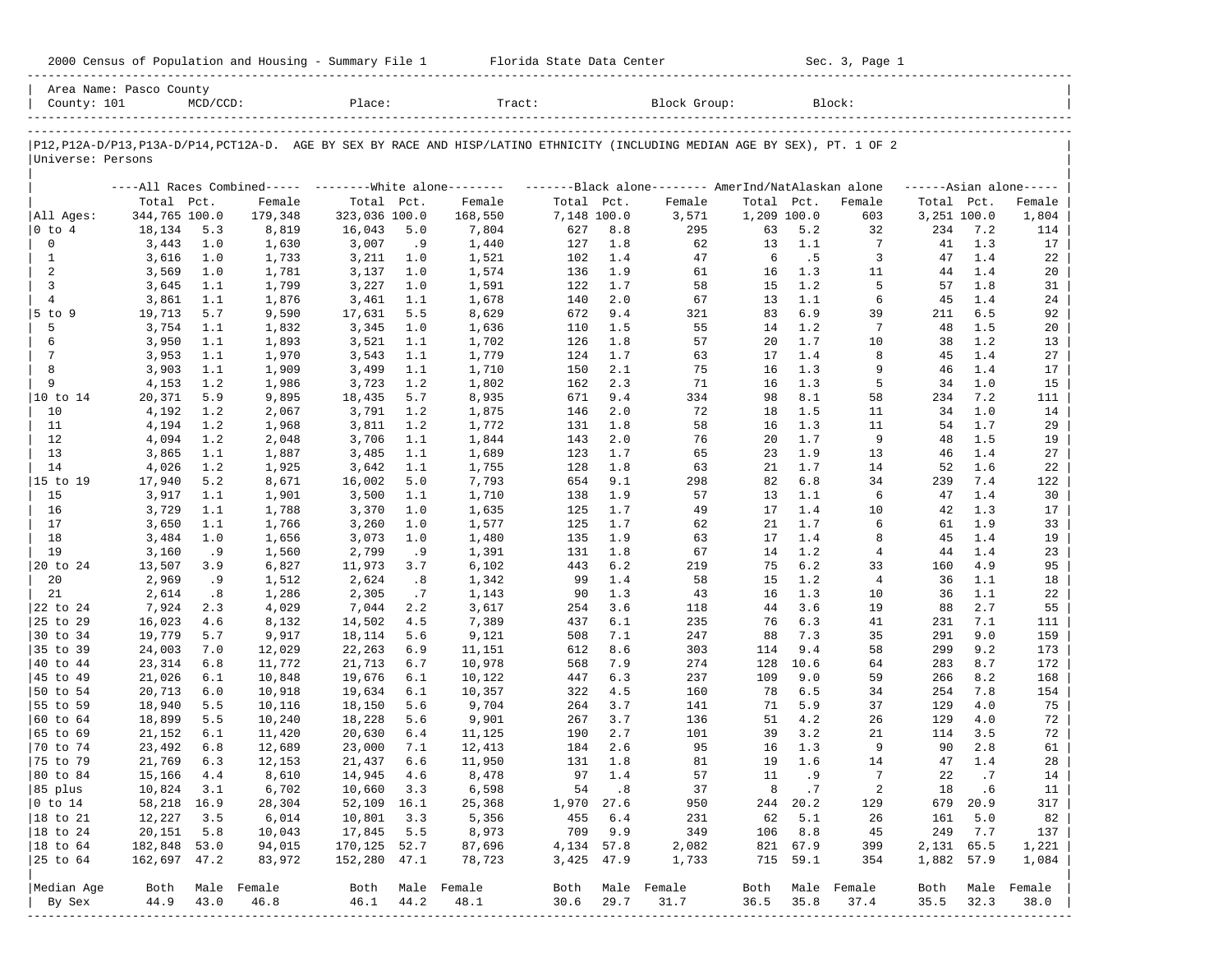2000 Census of Population and Housing - Summary File 1 — Florida State Data Center — Sec. 3, Page 1

| Area Name: Pasco County | | | | | |
|---|---|---|---|---|---|
| County: 101 | MCD/CCD: | Place: | Tract: | Block Group: | Block: |

P12,P12A-D/P13,P13A-D/P14,PCT12A-D. AGE BY SEX BY RACE AND HISP/LATINO ETHNICITY (INCLUDING MEDIAN AGE BY SEX), PT. 1 OF 2

Universe: Persons

| | All Races Combined | | | White alone | | | Black alone | | | AmerInd/NatAlaskan alone | | | Asian alone | | |
|---|---|---|---|---|---|---|---|---|---|---|---|---|---|---|---|
| | Total | Pct. | Female | Total | Pct. | Female | Total | Pct. | Female | Total | Pct. | Female | Total | Pct. | Female |
| All Ages: | 344,765 | 100.0 | 179,348 | 323,036 | 100.0 | 168,550 | 7,148 | 100.0 | 3,571 | 1,209 | 100.0 | 603 | 3,251 | 100.0 | 1,804 |
| 0 to 4 | 18,134 | 5.3 | 8,819 | 16,043 | 5.0 | 7,804 | 627 | 8.8 | 295 | 63 | 5.2 | 32 | 234 | 7.2 | 114 |
| 0 | 3,443 | 1.0 | 1,630 | 3,007 | .9 | 1,440 | 127 | 1.8 | 62 | 13 | 1.1 | 7 | 41 | 1.3 | 17 |
| 1 | 3,616 | 1.0 | 1,733 | 3,211 | 1.0 | 1,521 | 102 | 1.4 | 47 | 6 | .5 | 3 | 47 | 1.4 | 22 |
| 2 | 3,569 | 1.0 | 1,781 | 3,137 | 1.0 | 1,574 | 136 | 1.9 | 61 | 16 | 1.3 | 11 | 44 | 1.4 | 20 |
| 3 | 3,645 | 1.1 | 1,799 | 3,227 | 1.0 | 1,591 | 122 | 1.7 | 58 | 15 | 1.2 | 5 | 57 | 1.8 | 31 |
| 4 | 3,861 | 1.1 | 1,876 | 3,461 | 1.1 | 1,678 | 140 | 2.0 | 67 | 13 | 1.1 | 6 | 45 | 1.4 | 24 |
| 5 to 9 | 19,713 | 5.7 | 9,590 | 17,631 | 5.5 | 8,629 | 672 | 9.4 | 321 | 83 | 6.9 | 39 | 211 | 6.5 | 92 |
| 5 | 3,754 | 1.1 | 1,832 | 3,345 | 1.0 | 1,636 | 110 | 1.5 | 55 | 14 | 1.2 | 7 | 48 | 1.5 | 20 |
| 6 | 3,950 | 1.1 | 1,893 | 3,521 | 1.1 | 1,702 | 126 | 1.8 | 57 | 20 | 1.7 | 10 | 38 | 1.2 | 13 |
| 7 | 3,953 | 1.1 | 1,970 | 3,543 | 1.1 | 1,779 | 124 | 1.7 | 63 | 17 | 1.4 | 8 | 45 | 1.4 | 27 |
| 8 | 3,903 | 1.1 | 1,909 | 3,499 | 1.1 | 1,710 | 150 | 2.1 | 75 | 16 | 1.3 | 9 | 46 | 1.4 | 17 |
| 9 | 4,153 | 1.2 | 1,986 | 3,723 | 1.2 | 1,802 | 162 | 2.3 | 71 | 16 | 1.3 | 5 | 34 | 1.0 | 15 |
| 10 to 14 | 20,371 | 5.9 | 9,895 | 18,435 | 5.7 | 8,935 | 671 | 9.4 | 334 | 98 | 8.1 | 58 | 234 | 7.2 | 111 |
| 10 | 4,192 | 1.2 | 2,067 | 3,791 | 1.2 | 1,875 | 146 | 2.0 | 72 | 18 | 1.5 | 11 | 34 | 1.0 | 14 |
| 11 | 4,194 | 1.2 | 1,968 | 3,811 | 1.2 | 1,772 | 131 | 1.8 | 58 | 16 | 1.3 | 11 | 54 | 1.7 | 29 |
| 12 | 4,094 | 1.2 | 2,048 | 3,706 | 1.1 | 1,844 | 143 | 2.0 | 76 | 20 | 1.7 | 9 | 48 | 1.5 | 19 |
| 13 | 3,865 | 1.1 | 1,887 | 3,485 | 1.1 | 1,689 | 123 | 1.7 | 65 | 23 | 1.9 | 13 | 46 | 1.4 | 27 |
| 14 | 4,026 | 1.2 | 1,925 | 3,642 | 1.1 | 1,755 | 128 | 1.8 | 63 | 21 | 1.7 | 14 | 52 | 1.6 | 22 |
| 15 to 19 | 17,940 | 5.2 | 8,671 | 16,002 | 5.0 | 7,793 | 654 | 9.1 | 298 | 82 | 6.8 | 34 | 239 | 7.4 | 122 |
| 15 | 3,917 | 1.1 | 1,901 | 3,500 | 1.1 | 1,710 | 138 | 1.9 | 57 | 13 | 1.1 | 6 | 47 | 1.4 | 30 |
| 16 | 3,729 | 1.1 | 1,788 | 3,370 | 1.0 | 1,635 | 125 | 1.7 | 49 | 17 | 1.4 | 10 | 42 | 1.3 | 17 |
| 17 | 3,650 | 1.1 | 1,766 | 3,260 | 1.0 | 1,577 | 125 | 1.7 | 62 | 21 | 1.7 | 6 | 61 | 1.9 | 33 |
| 18 | 3,484 | 1.0 | 1,656 | 3,073 | 1.0 | 1,480 | 135 | 1.9 | 63 | 17 | 1.4 | 8 | 45 | 1.4 | 19 |
| 19 | 3,160 | .9 | 1,560 | 2,799 | .9 | 1,391 | 131 | 1.8 | 67 | 14 | 1.2 | 4 | 44 | 1.4 | 23 |
| 20 to 24 | 13,507 | 3.9 | 6,827 | 11,973 | 3.7 | 6,102 | 443 | 6.2 | 219 | 75 | 6.2 | 33 | 160 | 4.9 | 95 |
| 20 | 2,969 | .9 | 1,512 | 2,624 | .8 | 1,342 | 99 | 1.4 | 58 | 15 | 1.2 | 4 | 36 | 1.1 | 18 |
| 21 | 2,614 | .8 | 1,286 | 2,305 | .7 | 1,143 | 90 | 1.3 | 43 | 16 | 1.3 | 10 | 36 | 1.1 | 22 |
| 22 to 24 | 7,924 | 2.3 | 4,029 | 7,044 | 2.2 | 3,617 | 254 | 3.6 | 118 | 44 | 3.6 | 19 | 88 | 2.7 | 55 |
| 25 to 29 | 16,023 | 4.6 | 8,132 | 14,502 | 4.5 | 7,389 | 437 | 6.1 | 235 | 76 | 6.3 | 41 | 231 | 7.1 | 111 |
| 30 to 34 | 19,779 | 5.7 | 9,917 | 18,114 | 5.6 | 9,121 | 508 | 7.1 | 247 | 88 | 7.3 | 35 | 291 | 9.0 | 159 |
| 35 to 39 | 24,003 | 7.0 | 12,029 | 22,263 | 6.9 | 11,151 | 612 | 8.6 | 303 | 114 | 9.4 | 58 | 299 | 9.2 | 173 |
| 40 to 44 | 23,314 | 6.8 | 11,772 | 21,713 | 6.7 | 10,978 | 568 | 7.9 | 274 | 128 | 10.6 | 64 | 283 | 8.7 | 172 |
| 45 to 49 | 21,026 | 6.1 | 10,848 | 19,676 | 6.1 | 10,122 | 447 | 6.3 | 237 | 109 | 9.0 | 59 | 266 | 8.2 | 168 |
| 50 to 54 | 20,713 | 6.0 | 10,918 | 19,634 | 6.1 | 10,357 | 322 | 4.5 | 160 | 78 | 6.5 | 34 | 254 | 7.8 | 154 |
| 55 to 59 | 18,940 | 5.5 | 10,116 | 18,150 | 5.6 | 9,704 | 264 | 3.7 | 141 | 71 | 5.9 | 37 | 129 | 4.0 | 75 |
| 60 to 64 | 18,899 | 5.5 | 10,240 | 18,228 | 5.6 | 9,901 | 267 | 3.7 | 136 | 51 | 4.2 | 26 | 129 | 4.0 | 72 |
| 65 to 69 | 21,152 | 6.1 | 11,420 | 20,630 | 6.4 | 11,125 | 190 | 2.7 | 101 | 39 | 3.2 | 21 | 114 | 3.5 | 72 |
| 70 to 74 | 23,492 | 6.8 | 12,689 | 23,000 | 7.1 | 12,413 | 184 | 2.6 | 95 | 16 | 1.3 | 9 | 90 | 2.8 | 61 |
| 75 to 79 | 21,769 | 6.3 | 12,153 | 21,437 | 6.6 | 11,950 | 131 | 1.8 | 81 | 19 | 1.6 | 14 | 47 | 1.4 | 28 |
| 80 to 84 | 15,166 | 4.4 | 8,610 | 14,945 | 4.6 | 8,478 | 97 | 1.4 | 57 | 11 | .9 | 7 | 22 | .7 | 14 |
| 85 plus | 10,824 | 3.1 | 6,702 | 10,660 | 3.3 | 6,598 | 54 | .8 | 37 | 8 | .7 | 2 | 18 | .6 | 11 |
| 0 to 14 | 58,218 | 16.9 | 28,304 | 52,109 | 16.1 | 25,368 | 1,970 | 27.6 | 950 | 244 | 20.2 | 129 | 679 | 20.9 | 317 |
| 18 to 21 | 12,227 | 3.5 | 6,014 | 10,801 | 3.3 | 5,356 | 455 | 6.4 | 231 | 62 | 5.1 | 26 | 161 | 5.0 | 82 |
| 18 to 24 | 20,151 | 5.8 | 10,043 | 17,845 | 5.5 | 8,973 | 709 | 9.9 | 349 | 106 | 8.8 | 45 | 249 | 7.7 | 137 |
| 18 to 64 | 182,848 | 53.0 | 94,015 | 170,125 | 52.7 | 87,696 | 4,134 | 57.8 | 2,082 | 821 | 67.9 | 399 | 2,131 | 65.5 | 1,221 |
| 25 to 64 | 162,697 | 47.2 | 83,972 | 152,280 | 47.1 | 78,723 | 3,425 | 47.9 | 1,733 | 715 | 59.1 | 354 | 1,882 | 57.9 | 1,084 |
| Median Age By Sex | Both | Male | Female | Both | Male | Female | Both | Male | Female | Both | Male | Female | Both | Male | Female |
| | 44.9 | 43.0 | 46.8 | 46.1 | 44.2 | 48.1 | 30.6 | 29.7 | 31.7 | 36.5 | 35.8 | 37.4 | 35.5 | 32.3 | 38.0 |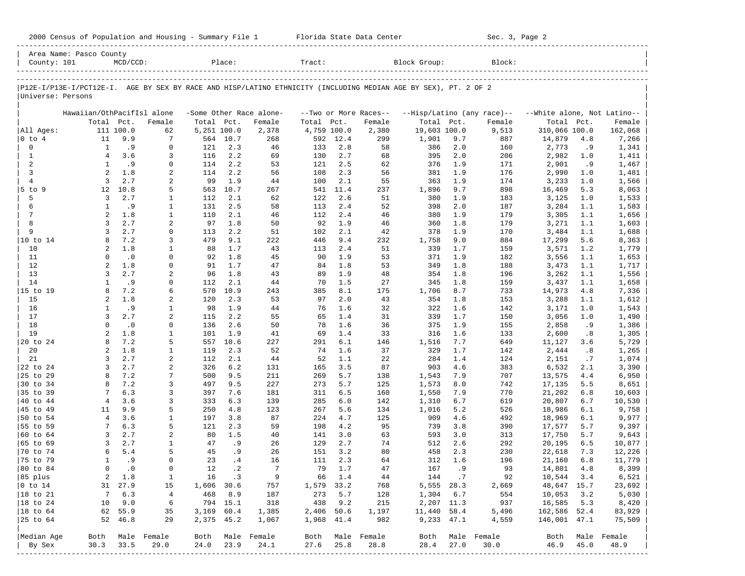Area Name: Pasco County
County: 101 MCD/CCD: Place: Tract: Block Group: Block:

P12E-I/P13E-I/PCT12E-I. AGE BY SEX BY RACE AND HISP/LATINO ETHNICITY (INCLUDING MEDIAN AGE BY SEX), PT. 2 OF 2
Universe: Persons

| | Hawaiian/OthPacifIsl alone | | | -Some Other Race alone- | | | --Two or More Races-- | | | --Hisp/Latino (any race)-- | | | --White alone, Not Latino-- | | |
|---|---|---|---|---|---|---|---|---|---|---|---|---|---|---|---|
| | Total | Pct. | Female | Total | Pct. | Female | Total | Pct. | Female | Total | Pct. | Female | Total | Pct. | Female |
| All Ages: | 111 | 100.0 | 62 | 5,251 | 100.0 | 2,378 | 4,759 | 100.0 | 2,380 | 19,603 | 100.0 | 9,513 | 310,066 | 100.0 | 162,068 |
| 0 to 4 | 11 | 9.9 | 7 | 564 | 10.7 | 268 | 592 | 12.4 | 299 | 1,901 | 9.7 | 887 | 14,879 | 4.8 | 7,266 |
| 0 | 1 | .9 | 0 | 121 | 2.3 | 46 | 133 | 2.8 | 58 | 386 | 2.0 | 160 | 2,773 | .9 | 1,341 |
| 1 | 4 | 3.6 | 3 | 116 | 2.2 | 69 | 130 | 2.7 | 68 | 395 | 2.0 | 206 | 2,982 | 1.0 | 1,411 |
| 2 | 1 | .9 | 0 | 114 | 2.2 | 53 | 121 | 2.5 | 62 | 376 | 1.9 | 171 | 2,901 | .9 | 1,467 |
| 3 | 2 | 1.8 | 2 | 114 | 2.2 | 56 | 108 | 2.3 | 56 | 381 | 1.9 | 176 | 2,990 | 1.0 | 1,481 |
| 4 | 3 | 2.7 | 2 | 99 | 1.9 | 44 | 100 | 2.1 | 55 | 363 | 1.9 | 174 | 3,233 | 1.0 | 1,566 |
| 5 to 9 | 12 | 10.8 | 5 | 563 | 10.7 | 267 | 541 | 11.4 | 237 | 1,896 | 9.7 | 898 | 16,469 | 5.3 | 8,063 |
| 5 | 3 | 2.7 | 1 | 112 | 2.1 | 62 | 122 | 2.6 | 51 | 380 | 1.9 | 183 | 3,125 | 1.0 | 1,533 |
| 6 | 1 | .9 | 1 | 131 | 2.5 | 58 | 113 | 2.4 | 52 | 398 | 2.0 | 187 | 3,284 | 1.1 | 1,583 |
| 7 | 2 | 1.8 | 1 | 110 | 2.1 | 46 | 112 | 2.4 | 46 | 380 | 1.9 | 179 | 3,305 | 1.1 | 1,656 |
| 8 | 3 | 2.7 | 2 | 97 | 1.8 | 50 | 92 | 1.9 | 46 | 360 | 1.8 | 179 | 3,271 | 1.1 | 1,603 |
| 9 | 3 | 2.7 | 0 | 113 | 2.2 | 51 | 102 | 2.1 | 42 | 378 | 1.9 | 170 | 3,484 | 1.1 | 1,688 |
| 10 to 14 | 8 | 7.2 | 3 | 479 | 9.1 | 222 | 446 | 9.4 | 232 | 1,758 | 9.0 | 884 | 17,299 | 5.6 | 8,363 |
| 10 | 2 | 1.8 | 1 | 88 | 1.7 | 43 | 113 | 2.4 | 51 | 339 | 1.7 | 159 | 3,571 | 1.2 | 1,779 |
| 11 | 0 | .0 | 0 | 92 | 1.8 | 45 | 90 | 1.9 | 53 | 371 | 1.9 | 182 | 3,556 | 1.1 | 1,653 |
| 12 | 2 | 1.8 | 0 | 91 | 1.7 | 47 | 84 | 1.8 | 53 | 349 | 1.8 | 188 | 3,473 | 1.1 | 1,717 |
| 13 | 3 | 2.7 | 2 | 96 | 1.8 | 43 | 89 | 1.9 | 48 | 354 | 1.8 | 196 | 3,262 | 1.1 | 1,556 |
| 14 | 1 | .9 | 0 | 112 | 2.1 | 44 | 70 | 1.5 | 27 | 345 | 1.8 | 159 | 3,437 | 1.1 | 1,658 |
| 15 to 19 | 8 | 7.2 | 6 | 570 | 10.9 | 243 | 385 | 8.1 | 175 | 1,706 | 8.7 | 733 | 14,973 | 4.8 | 7,336 |
| 15 | 2 | 1.8 | 2 | 120 | 2.3 | 53 | 97 | 2.0 | 43 | 354 | 1.8 | 153 | 3,288 | 1.1 | 1,612 |
| 16 | 1 | .9 | 1 | 98 | 1.9 | 44 | 76 | 1.6 | 32 | 322 | 1.6 | 142 | 3,171 | 1.0 | 1,543 |
| 17 | 3 | 2.7 | 2 | 115 | 2.2 | 55 | 65 | 1.4 | 31 | 339 | 1.7 | 150 | 3,056 | 1.0 | 1,490 |
| 18 | 0 | .0 | 0 | 136 | 2.6 | 50 | 78 | 1.6 | 36 | 375 | 1.9 | 155 | 2,858 | .9 | 1,386 |
| 19 | 2 | 1.8 | 1 | 101 | 1.9 | 41 | 69 | 1.4 | 33 | 316 | 1.6 | 133 | 2,600 | .8 | 1,305 |
| 20 to 24 | 8 | 7.2 | 5 | 557 | 10.6 | 227 | 291 | 6.1 | 146 | 1,516 | 7.7 | 649 | 11,127 | 3.6 | 5,729 |
| 20 | 2 | 1.8 | 1 | 119 | 2.3 | 52 | 74 | 1.6 | 37 | 329 | 1.7 | 142 | 2,444 | .8 | 1,265 |
| 21 | 3 | 2.7 | 2 | 112 | 2.1 | 44 | 52 | 1.1 | 22 | 284 | 1.4 | 124 | 2,151 | .7 | 1,074 |
| 22 to 24 | 3 | 2.7 | 2 | 326 | 6.2 | 131 | 165 | 3.5 | 87 | 903 | 4.6 | 383 | 6,532 | 2.1 | 3,390 |
| 25 to 29 | 8 | 7.2 | 7 | 500 | 9.5 | 211 | 269 | 5.7 | 138 | 1,543 | 7.9 | 707 | 13,575 | 4.4 | 6,950 |
| 30 to 34 | 8 | 7.2 | 3 | 497 | 9.5 | 227 | 273 | 5.7 | 125 | 1,573 | 8.0 | 742 | 17,135 | 5.5 | 8,651 |
| 35 to 39 | 7 | 6.3 | 3 | 397 | 7.6 | 181 | 311 | 6.5 | 160 | 1,550 | 7.9 | 770 | 21,202 | 6.8 | 10,603 |
| 40 to 44 | 4 | 3.6 | 3 | 333 | 6.3 | 139 | 285 | 6.0 | 142 | 1,310 | 6.7 | 619 | 20,807 | 6.7 | 10,530 |
| 45 to 49 | 11 | 9.9 | 5 | 250 | 4.8 | 123 | 267 | 5.6 | 134 | 1,016 | 5.2 | 526 | 18,986 | 6.1 | 9,758 |
| 50 to 54 | 4 | 3.6 | 1 | 197 | 3.8 | 87 | 224 | 4.7 | 125 | 909 | 4.6 | 492 | 18,969 | 6.1 | 9,977 |
| 55 to 59 | 7 | 6.3 | 5 | 121 | 2.3 | 59 | 198 | 4.2 | 95 | 739 | 3.8 | 390 | 17,577 | 5.7 | 9,397 |
| 60 to 64 | 3 | 2.7 | 2 | 80 | 1.5 | 40 | 141 | 3.0 | 63 | 593 | 3.0 | 313 | 17,750 | 5.7 | 9,643 |
| 65 to 69 | 3 | 2.7 | 1 | 47 | .9 | 26 | 129 | 2.7 | 74 | 512 | 2.6 | 292 | 20,195 | 6.5 | 10,877 |
| 70 to 74 | 6 | 5.4 | 5 | 45 | .9 | 26 | 151 | 3.2 | 80 | 458 | 2.3 | 230 | 22,618 | 7.3 | 12,226 |
| 75 to 79 | 1 | .9 | 0 | 23 | .4 | 16 | 111 | 2.3 | 64 | 312 | 1.6 | 196 | 21,160 | 6.8 | 11,779 |
| 80 to 84 | 0 | .0 | 0 | 12 | .2 | 7 | 79 | 1.7 | 47 | 167 | .9 | 93 | 14,801 | 4.8 | 8,399 |
| 85 plus | 2 | 1.8 | 1 | 16 | .3 | 9 | 66 | 1.4 | 44 | 144 | .7 | 92 | 10,544 | 3.4 | 6,521 |
| 0 to 14 | 31 | 27.9 | 15 | 1,606 | 30.6 | 757 | 1,579 | 33.2 | 768 | 5,555 | 28.3 | 2,669 | 48,647 | 15.7 | 23,692 |
| 18 to 21 | 7 | 6.3 | 4 | 468 | 8.9 | 187 | 273 | 5.7 | 128 | 1,304 | 6.7 | 554 | 10,053 | 3.2 | 5,030 |
| 18 to 24 | 10 | 9.0 | 6 | 794 | 15.1 | 318 | 438 | 9.2 | 215 | 2,207 | 11.3 | 937 | 16,585 | 5.3 | 8,420 |
| 18 to 64 | 62 | 55.9 | 35 | 3,169 | 60.4 | 1,385 | 2,406 | 50.6 | 1,197 | 11,440 | 58.4 | 5,496 | 162,586 | 52.4 | 83,929 |
| 25 to 64 | 52 | 46.8 | 29 | 2,375 | 45.2 | 1,067 | 1,968 | 41.4 | 982 | 9,233 | 47.1 | 4,559 | 146,001 | 47.1 | 75,509 |
| Median Age | Both | Male | Female | Both | Male | Female | Both | Male | Female | Both | Male | Female | Both | Male | Female |
| By Sex | 30.3 | 33.5 | 29.0 | 24.0 | 23.9 | 24.1 | 27.6 | 25.8 | 28.8 | 28.4 | 27.0 | 30.0 | 46.9 | 45.0 | 48.9 |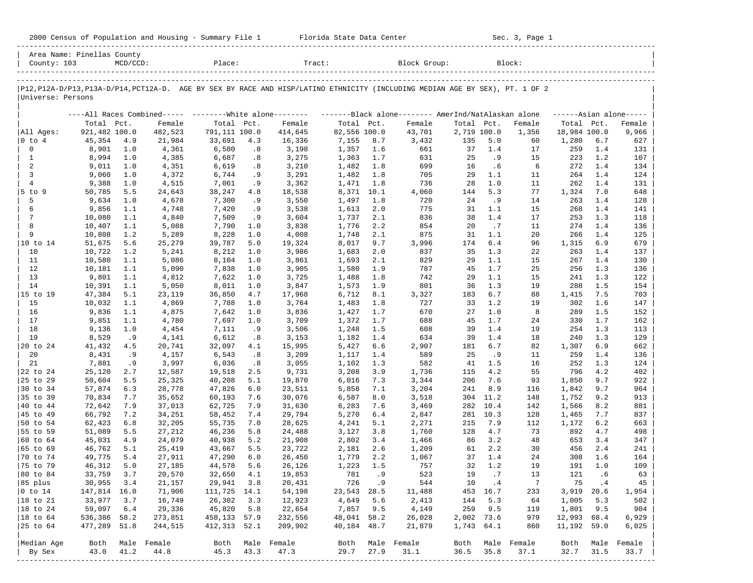2000 Census of Population and Housing - Summary File 1 Florida State Data Center Sec. 3, Page 1

Area Name: Pinellas County
County: 103 MCD/CCD: Place: Tract: Block Group: Block:

P12,P12A-D/P13,P13A-D/P14,PCT12A-D. AGE BY SEX BY RACE AND HISP/LATINO ETHNICITY (INCLUDING MEDIAN AGE BY SEX), PT. 1 OF 2
Universe: Persons

| | All Races Combined | | | White alone | | | Black alone | | | AmerInd/NatAlaskan alone | | | Asian alone | | |
|---|---|---|---|---|---|---|---|---|---|---|---|---|---|---|---|
| | Total | Pct. | Female | Total | Pct. | Female | Total | Pct. | Female | Total | Pct. | Female | Total | Pct. | Female |
| All Ages: | 921,482 | 100.0 | 482,523 | 791,111 | 100.0 | 414,645 | 82,556 | 100.0 | 43,701 | 2,719 | 100.0 | 1,356 | 18,984 | 100.0 | 9,966 |
| 0 to 4 | 45,354 | 4.9 | 21,984 | 33,691 | 4.3 | 16,336 | 7,155 | 8.7 | 3,432 | 135 | 5.0 | 60 | 1,280 | 6.7 | 627 |
| 0 | 8,901 | 1.0 | 4,361 | 6,580 | .8 | 3,198 | 1,357 | 1.6 | 661 | 37 | 1.4 | 17 | 259 | 1.4 | 131 |
| 1 | 8,994 | 1.0 | 4,385 | 6,687 | .8 | 3,275 | 1,363 | 1.7 | 631 | 25 | .9 | 15 | 223 | 1.2 | 107 |
| 2 | 9,011 | 1.0 | 4,351 | 6,619 | .8 | 3,210 | 1,482 | 1.8 | 699 | 16 | .6 | 6 | 272 | 1.4 | 134 |
| 3 | 9,060 | 1.0 | 4,372 | 6,744 | .9 | 3,291 | 1,482 | 1.8 | 705 | 29 | 1.1 | 11 | 264 | 1.4 | 124 |
| 4 | 9,388 | 1.0 | 4,515 | 7,061 | .9 | 3,362 | 1,471 | 1.8 | 736 | 28 | 1.0 | 11 | 262 | 1.4 | 131 |
| 5 to 9 | 50,785 | 5.5 | 24,643 | 38,247 | 4.8 | 18,538 | 8,371 | 10.1 | 4,060 | 144 | 5.3 | 77 | 1,324 | 7.0 | 648 |
| 5 | 9,634 | 1.0 | 4,678 | 7,300 | .9 | 3,550 | 1,497 | 1.8 | 720 | 24 | .9 | 14 | 263 | 1.4 | 128 |
| 6 | 9,856 | 1.1 | 4,748 | 7,420 | .9 | 3,538 | 1,613 | 2.0 | 775 | 31 | 1.1 | 15 | 268 | 1.4 | 141 |
| 7 | 10,080 | 1.1 | 4,840 | 7,509 | .9 | 3,604 | 1,737 | 2.1 | 836 | 38 | 1.4 | 17 | 253 | 1.3 | 118 |
| 8 | 10,407 | 1.1 | 5,088 | 7,790 | 1.0 | 3,838 | 1,776 | 2.2 | 854 | 20 | .7 | 11 | 274 | 1.4 | 136 |
| 9 | 10,808 | 1.2 | 5,289 | 8,228 | 1.0 | 4,008 | 1,748 | 2.1 | 875 | 31 | 1.1 | 20 | 266 | 1.4 | 125 |
| 10 to 14 | 51,675 | 5.6 | 25,279 | 39,787 | 5.0 | 19,324 | 8,017 | 9.7 | 3,996 | 174 | 6.4 | 96 | 1,315 | 6.9 | 679 |
| 10 | 10,722 | 1.2 | 5,241 | 8,212 | 1.0 | 3,986 | 1,683 | 2.0 | 837 | 35 | 1.3 | 22 | 263 | 1.4 | 137 |
| 11 | 10,580 | 1.1 | 5,086 | 8,104 | 1.0 | 3,861 | 1,693 | 2.1 | 829 | 29 | 1.1 | 15 | 267 | 1.4 | 130 |
| 12 | 10,181 | 1.1 | 5,090 | 7,838 | 1.0 | 3,905 | 1,580 | 1.9 | 787 | 45 | 1.7 | 25 | 256 | 1.3 | 136 |
| 13 | 9,801 | 1.1 | 4,812 | 7,622 | 1.0 | 3,725 | 1,488 | 1.8 | 742 | 29 | 1.1 | 15 | 241 | 1.3 | 122 |
| 14 | 10,391 | 1.1 | 5,050 | 8,011 | 1.0 | 3,847 | 1,573 | 1.9 | 801 | 36 | 1.3 | 19 | 288 | 1.5 | 154 |
| 15 to 19 | 47,384 | 5.1 | 23,119 | 36,850 | 4.7 | 17,968 | 6,712 | 8.1 | 3,327 | 183 | 6.7 | 88 | 1,415 | 7.5 | 703 |
| 15 | 10,032 | 1.1 | 4,869 | 7,788 | 1.0 | 3,764 | 1,483 | 1.8 | 727 | 33 | 1.2 | 19 | 302 | 1.6 | 147 |
| 16 | 9,836 | 1.1 | 4,875 | 7,642 | 1.0 | 3,836 | 1,427 | 1.7 | 670 | 27 | 1.0 | 8 | 289 | 1.5 | 152 |
| 17 | 9,851 | 1.1 | 4,780 | 7,697 | 1.0 | 3,709 | 1,372 | 1.7 | 688 | 45 | 1.7 | 24 | 330 | 1.7 | 162 |
| 18 | 9,136 | 1.0 | 4,454 | 7,111 | .9 | 3,506 | 1,248 | 1.5 | 608 | 39 | 1.4 | 19 | 254 | 1.3 | 113 |
| 19 | 8,529 | .9 | 4,141 | 6,612 | .8 | 3,153 | 1,182 | 1.4 | 634 | 39 | 1.4 | 18 | 240 | 1.3 | 129 |
| 20 to 24 | 41,432 | 4.5 | 20,741 | 32,097 | 4.1 | 15,995 | 5,427 | 6.6 | 2,907 | 181 | 6.7 | 82 | 1,307 | 6.9 | 662 |
| 20 | 8,431 | .9 | 4,157 | 6,543 | .8 | 3,209 | 1,117 | 1.4 | 589 | 25 | .9 | 11 | 259 | 1.4 | 136 |
| 21 | 7,881 | .9 | 3,997 | 6,036 | .8 | 3,055 | 1,102 | 1.3 | 582 | 41 | 1.5 | 16 | 252 | 1.3 | 124 |
| 22 to 24 | 25,120 | 2.7 | 12,587 | 19,518 | 2.5 | 9,731 | 3,208 | 3.9 | 1,736 | 115 | 4.2 | 55 | 796 | 4.2 | 402 |
| 25 to 29 | 50,604 | 5.5 | 25,325 | 40,208 | 5.1 | 19,870 | 6,016 | 7.3 | 3,344 | 206 | 7.6 | 93 | 1,850 | 9.7 | 922 |
| 30 to 34 | 57,874 | 6.3 | 28,778 | 47,826 | 6.0 | 23,511 | 5,858 | 7.1 | 3,204 | 241 | 8.9 | 116 | 1,842 | 9.7 | 964 |
| 35 to 39 | 70,834 | 7.7 | 35,652 | 60,193 | 7.6 | 30,076 | 6,587 | 8.0 | 3,518 | 304 | 11.2 | 148 | 1,752 | 9.2 | 913 |
| 40 to 44 | 72,642 | 7.9 | 37,013 | 62,725 | 7.9 | 31,630 | 6,283 | 7.6 | 3,469 | 282 | 10.4 | 142 | 1,566 | 8.2 | 881 |
| 45 to 49 | 66,792 | 7.2 | 34,251 | 58,452 | 7.4 | 29,794 | 5,270 | 6.4 | 2,847 | 281 | 10.3 | 128 | 1,465 | 7.7 | 837 |
| 50 to 54 | 62,423 | 6.8 | 32,205 | 55,735 | 7.0 | 28,625 | 4,241 | 5.1 | 2,271 | 215 | 7.9 | 112 | 1,172 | 6.2 | 663 |
| 55 to 59 | 51,089 | 5.5 | 27,212 | 46,236 | 5.8 | 24,488 | 3,127 | 3.8 | 1,760 | 128 | 4.7 | 73 | 892 | 4.7 | 498 |
| 60 to 64 | 45,031 | 4.9 | 24,079 | 40,938 | 5.2 | 21,908 | 2,802 | 3.4 | 1,466 | 86 | 3.2 | 48 | 653 | 3.4 | 347 |
| 65 to 69 | 46,762 | 5.1 | 25,419 | 43,667 | 5.5 | 23,722 | 2,181 | 2.6 | 1,209 | 61 | 2.2 | 30 | 456 | 2.4 | 241 |
| 70 to 74 | 49,775 | 5.4 | 27,911 | 47,290 | 6.0 | 26,450 | 1,779 | 2.2 | 1,067 | 37 | 1.4 | 24 | 308 | 1.6 | 164 |
| 75 to 79 | 46,312 | 5.0 | 27,185 | 44,578 | 5.6 | 26,126 | 1,223 | 1.5 | 757 | 32 | 1.2 | 19 | 191 | 1.0 | 109 |
| 80 to 84 | 33,759 | 3.7 | 20,570 | 32,650 | 4.1 | 19,853 | 781 | .9 | 523 | 19 | .7 | 13 | 121 | .6 | 63 |
| 85 plus | 30,955 | 3.4 | 21,157 | 29,941 | 3.8 | 20,431 | 726 | .9 | 544 | 10 | .4 | 7 | 75 | .4 | 45 |
| 0 to 14 | 147,814 | 16.0 | 71,906 | 111,725 | 14.1 | 54,198 | 23,543 | 28.5 | 11,488 | 453 | 16.7 | 233 | 3,919 | 20.6 | 1,954 |
| 18 to 21 | 33,977 | 3.7 | 16,749 | 26,302 | 3.3 | 12,923 | 4,649 | 5.6 | 2,413 | 144 | 5.3 | 64 | 1,005 | 5.3 | 502 |
| 18 to 24 | 59,097 | 6.4 | 29,336 | 45,820 | 5.8 | 22,654 | 7,857 | 9.5 | 4,149 | 259 | 9.5 | 119 | 1,801 | 9.5 | 904 |
| 18 to 64 | 536,386 | 58.2 | 273,851 | 458,133 | 57.9 | 232,556 | 48,041 | 58.2 | 26,028 | 2,002 | 73.6 | 979 | 12,993 | 68.4 | 6,929 |
| 25 to 64 | 477,289 | 51.8 | 244,515 | 412,313 | 52.1 | 209,902 | 40,184 | 48.7 | 21,879 | 1,743 | 64.1 | 860 | 11,192 | 59.0 | 6,025 |
| Median Age | Both | Male | Female | Both | Male | Female | Both | Male | Female | Both | Male | Female | Both | Male | Female |
| By Sex | 43.0 | 41.2 | 44.8 | 45.3 | 43.3 | 47.3 | 29.7 | 27.9 | 31.1 | 36.5 | 35.8 | 37.1 | 32.7 | 31.5 | 33.7 |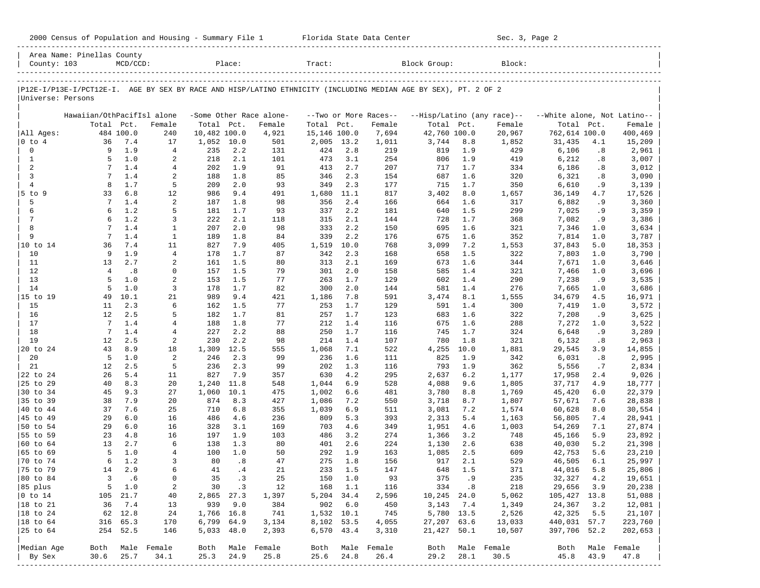2000 Census of Population and Housing - Summary File 1 Florida State Data Center Sec. 3, Page 2

Area Name: Pinellas County
County: 103 MCD/CCD: Place: Tract: Block Group: Block:

P12E-I/P13E-I/PCT12E-I. AGE BY SEX BY RACE AND HISP/LATINO ETHNICITY (INCLUDING MEDIAN AGE BY SEX), PT. 2 OF 2
Universe: Persons

| | Hawaiian/OthPacifIsl alone | | | -Some Other Race alone- | | | --Two or More Races-- | | | --Hisp/Latino (any race)-- | | | --White alone, Not Latino-- | | |
|---|---|---|---|---|---|---|---|---|---|---|---|---|---|---|---|
| | Total | Pct. | Female | Total | Pct. | Female | Total | Pct. | Female | Total | Pct. | Female | Total | Pct. | Female |
| All Ages: | 484 | 100.0 | 240 | 10,482 | 100.0 | 4,921 | 15,146 | 100.0 | 7,694 | 42,760 | 100.0 | 20,967 | 762,614 | 100.0 | 400,469 |
| 0 to 4 | 36 | 7.4 | 17 | 1,052 | 10.0 | 501 | 2,005 | 13.2 | 1,011 | 3,744 | 8.8 | 1,852 | 31,435 | 4.1 | 15,209 |
| 0 | 9 | 1.9 | 4 | 235 | 2.2 | 131 | 424 | 2.8 | 219 | 819 | 1.9 | 429 | 6,106 | .8 | 2,961 |
| 1 | 5 | 1.0 | 2 | 218 | 2.1 | 101 | 473 | 3.1 | 254 | 806 | 1.9 | 419 | 6,212 | .8 | 3,007 |
| 2 | 7 | 1.4 | 4 | 202 | 1.9 | 91 | 413 | 2.7 | 207 | 717 | 1.7 | 334 | 6,186 | .8 | 3,012 |
| 3 | 7 | 1.4 | 2 | 188 | 1.8 | 85 | 346 | 2.3 | 154 | 687 | 1.6 | 320 | 6,321 | .8 | 3,090 |
| 4 | 8 | 1.7 | 5 | 209 | 2.0 | 93 | 349 | 2.3 | 177 | 715 | 1.7 | 350 | 6,610 | .9 | 3,139 |
| 5 to 9 | 33 | 6.8 | 12 | 986 | 9.4 | 491 | 1,680 | 11.1 | 817 | 3,402 | 8.0 | 1,657 | 36,149 | 4.7 | 17,526 |
| 5 | 7 | 1.4 | 2 | 187 | 1.8 | 98 | 356 | 2.4 | 166 | 664 | 1.6 | 317 | 6,882 | .9 | 3,360 |
| 6 | 6 | 1.2 | 5 | 181 | 1.7 | 93 | 337 | 2.2 | 181 | 640 | 1.5 | 299 | 7,025 | .9 | 3,359 |
| 7 | 6 | 1.2 | 3 | 222 | 2.1 | 118 | 315 | 2.1 | 144 | 728 | 1.7 | 368 | 7,082 | .9 | 3,386 |
| 8 | 7 | 1.4 | 1 | 207 | 2.0 | 98 | 333 | 2.2 | 150 | 695 | 1.6 | 321 | 7,346 | 1.0 | 3,634 |
| 9 | 7 | 1.4 | 1 | 189 | 1.8 | 84 | 339 | 2.2 | 176 | 675 | 1.6 | 352 | 7,814 | 1.0 | 3,787 |
| 10 to 14 | 36 | 7.4 | 11 | 827 | 7.9 | 405 | 1,519 | 10.0 | 768 | 3,099 | 7.2 | 1,553 | 37,843 | 5.0 | 18,353 |
| 10 | 9 | 1.9 | 4 | 178 | 1.7 | 87 | 342 | 2.3 | 168 | 658 | 1.5 | 322 | 7,803 | 1.0 | 3,790 |
| 11 | 13 | 2.7 | 2 | 161 | 1.5 | 80 | 313 | 2.1 | 169 | 673 | 1.6 | 344 | 7,671 | 1.0 | 3,646 |
| 12 | 4 | .8 | 0 | 157 | 1.5 | 79 | 301 | 2.0 | 158 | 585 | 1.4 | 321 | 7,466 | 1.0 | 3,696 |
| 13 | 5 | 1.0 | 2 | 153 | 1.5 | 77 | 263 | 1.7 | 129 | 602 | 1.4 | 290 | 7,238 | .9 | 3,535 |
| 14 | 5 | 1.0 | 3 | 178 | 1.7 | 82 | 300 | 2.0 | 144 | 581 | 1.4 | 276 | 7,665 | 1.0 | 3,686 |
| 15 to 19 | 49 | 10.1 | 21 | 989 | 9.4 | 421 | 1,186 | 7.8 | 591 | 3,474 | 8.1 | 1,555 | 34,679 | 4.5 | 16,971 |
| 15 | 11 | 2.3 | 6 | 162 | 1.5 | 77 | 253 | 1.7 | 129 | 591 | 1.4 | 300 | 7,419 | 1.0 | 3,572 |
| 16 | 12 | 2.5 | 5 | 182 | 1.7 | 81 | 257 | 1.7 | 123 | 683 | 1.6 | 322 | 7,208 | .9 | 3,625 |
| 17 | 7 | 1.4 | 4 | 188 | 1.8 | 77 | 212 | 1.4 | 116 | 675 | 1.6 | 288 | 7,272 | 1.0 | 3,522 |
| 18 | 7 | 1.4 | 4 | 227 | 2.2 | 88 | 250 | 1.7 | 116 | 745 | 1.7 | 324 | 6,648 | .9 | 3,289 |
| 19 | 12 | 2.5 | 2 | 230 | 2.2 | 98 | 214 | 1.4 | 107 | 780 | 1.8 | 321 | 6,132 | .8 | 2,963 |
| 20 to 24 | 43 | 8.9 | 18 | 1,309 | 12.5 | 555 | 1,068 | 7.1 | 522 | 4,255 | 10.0 | 1,881 | 29,545 | 3.9 | 14,855 |
| 20 | 5 | 1.0 | 2 | 246 | 2.3 | 99 | 236 | 1.6 | 111 | 825 | 1.9 | 342 | 6,031 | .8 | 2,995 |
| 21 | 12 | 2.5 | 5 | 236 | 2.3 | 99 | 202 | 1.3 | 116 | 793 | 1.9 | 362 | 5,556 | .7 | 2,834 |
| 22 to 24 | 26 | 5.4 | 11 | 827 | 7.9 | 357 | 630 | 4.2 | 295 | 2,637 | 6.2 | 1,177 | 17,958 | 2.4 | 9,026 |
| 25 to 29 | 40 | 8.3 | 20 | 1,240 | 11.8 | 548 | 1,044 | 6.9 | 528 | 4,088 | 9.6 | 1,805 | 37,717 | 4.9 | 18,777 |
| 30 to 34 | 45 | 9.3 | 27 | 1,060 | 10.1 | 475 | 1,002 | 6.6 | 481 | 3,780 | 8.8 | 1,769 | 45,420 | 6.0 | 22,379 |
| 35 to 39 | 38 | 7.9 | 20 | 874 | 8.3 | 427 | 1,086 | 7.2 | 550 | 3,718 | 8.7 | 1,807 | 57,671 | 7.6 | 28,838 |
| 40 to 44 | 37 | 7.6 | 25 | 710 | 6.8 | 355 | 1,039 | 6.9 | 511 | 3,081 | 7.2 | 1,574 | 60,628 | 8.0 | 30,554 |
| 45 to 49 | 29 | 6.0 | 16 | 486 | 4.6 | 236 | 809 | 5.3 | 393 | 2,313 | 5.4 | 1,163 | 56,805 | 7.4 | 28,941 |
| 50 to 54 | 29 | 6.0 | 16 | 328 | 3.1 | 169 | 703 | 4.6 | 349 | 1,951 | 4.6 | 1,003 | 54,269 | 7.1 | 27,874 |
| 55 to 59 | 23 | 4.8 | 16 | 197 | 1.9 | 103 | 486 | 3.2 | 274 | 1,366 | 3.2 | 748 | 45,166 | 5.9 | 23,892 |
| 60 to 64 | 13 | 2.7 | 6 | 138 | 1.3 | 80 | 401 | 2.6 | 224 | 1,130 | 2.6 | 638 | 40,030 | 5.2 | 21,398 |
| 65 to 69 | 5 | 1.0 | 4 | 100 | 1.0 | 50 | 292 | 1.9 | 163 | 1,085 | 2.5 | 609 | 42,753 | 5.6 | 23,210 |
| 70 to 74 | 6 | 1.2 | 3 | 80 | .8 | 47 | 275 | 1.8 | 156 | 917 | 2.1 | 529 | 46,505 | 6.1 | 25,997 |
| 75 to 79 | 14 | 2.9 | 6 | 41 | .4 | 21 | 233 | 1.5 | 147 | 648 | 1.5 | 371 | 44,016 | 5.8 | 25,806 |
| 80 to 84 | 3 | .6 | 0 | 35 | .3 | 25 | 150 | 1.0 | 93 | 375 | .9 | 235 | 32,327 | 4.2 | 19,651 |
| 85 plus | 5 | 1.0 | 2 | 30 | .3 | 12 | 168 | 1.1 | 116 | 334 | .8 | 218 | 29,656 | 3.9 | 20,238 |
| 0 to 14 | 105 | 21.7 | 40 | 2,865 | 27.3 | 1,397 | 5,204 | 34.4 | 2,596 | 10,245 | 24.0 | 5,062 | 105,427 | 13.8 | 51,088 |
| 18 to 21 | 36 | 7.4 | 13 | 939 | 9.0 | 384 | 902 | 6.0 | 450 | 3,143 | 7.4 | 1,349 | 24,367 | 3.2 | 12,081 |
| 18 to 24 | 62 | 12.8 | 24 | 1,766 | 16.8 | 741 | 1,532 | 10.1 | 745 | 5,780 | 13.5 | 2,526 | 42,325 | 5.5 | 21,107 |
| 18 to 64 | 316 | 65.3 | 170 | 6,799 | 64.9 | 3,134 | 8,102 | 53.5 | 4,055 | 27,207 | 63.6 | 13,033 | 440,031 | 57.7 | 223,760 |
| 25 to 64 | 254 | 52.5 | 146 | 5,033 | 48.0 | 2,393 | 6,570 | 43.4 | 3,310 | 21,427 | 50.1 | 10,507 | 397,706 | 52.2 | 202,653 |
| Median Age | Both | Male | Female | Both | Male | Female | Both | Male | Female | Both | Male | Female | Both | Male | Female |
| By Sex | 30.6 | 25.7 | 34.1 | 25.3 | 24.9 | 25.8 | 25.6 | 24.8 | 26.4 | 29.2 | 28.1 | 30.5 | 45.8 | 43.9 | 47.8 |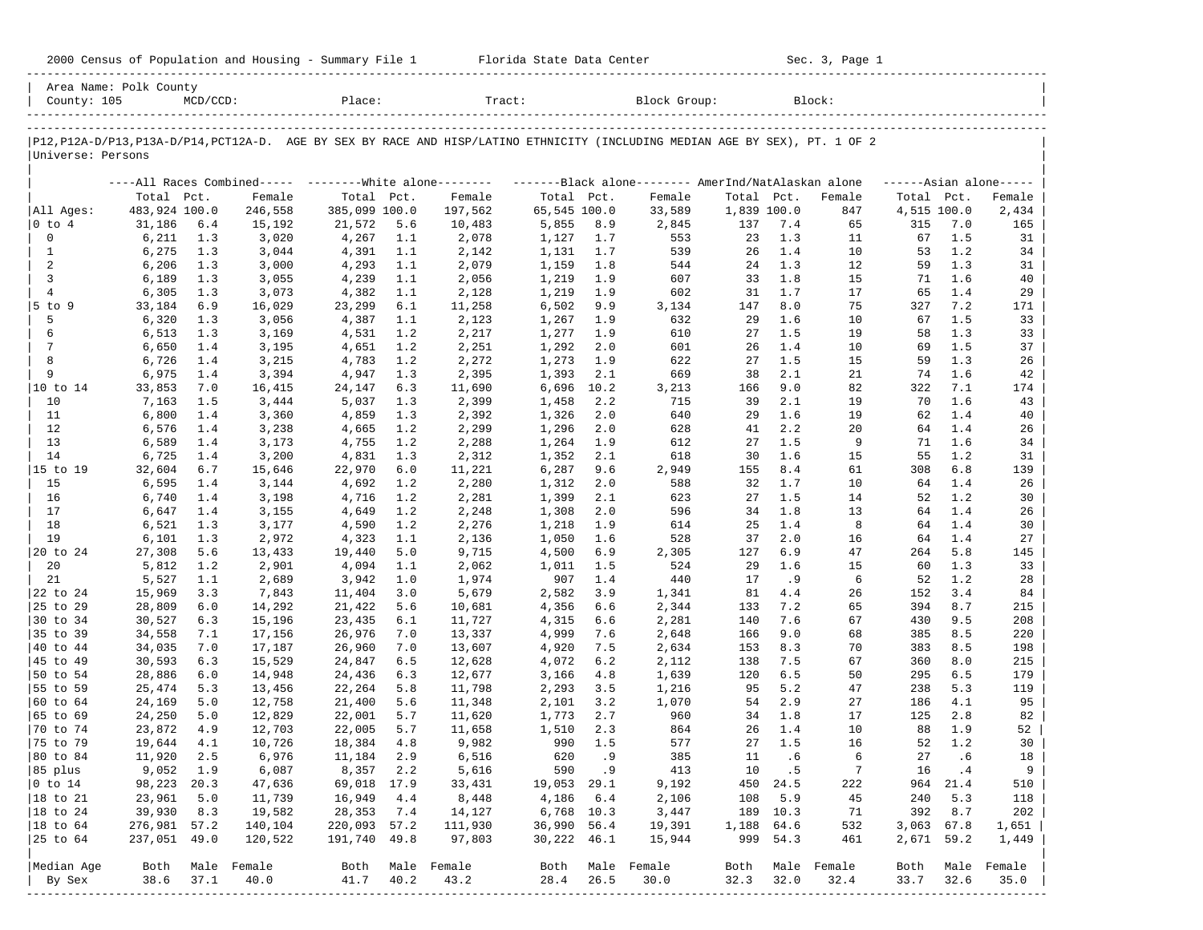2000 Census of Population and Housing - Summary File 1    Florida State Data Center    Sec. 3, Page 1

Area Name: Polk County
County: 105    MCD/CCD:    Place:    Tract:    Block Group:    Block:

P12,P12A-D/P13,P13A-D/P14,PCT12A-D. AGE BY SEX BY RACE AND HISP/LATINO ETHNICITY (INCLUDING MEDIAN AGE BY SEX), PT. 1 OF 2
Universe: Persons

| | All Races Combined | | | White alone | | | Black alone | | | AmerInd/NatAlaskan alone | | | Asian alone | | |
|---|---|---|---|---|---|---|---|---|---|---|---|---|---|---|---|
| | Total | Pct. | Female | Total | Pct. | Female | Total | Pct. | Female | Total | Pct. | Female | Total | Pct. | Female |
| All Ages: | 483,924 | 100.0 | 246,558 | 385,099 | 100.0 | 197,562 | 65,545 | 100.0 | 33,589 | 1,839 | 100.0 | 847 | 4,515 | 100.0 | 2,434 |
| 0 to 4 | 31,186 | 6.4 | 15,192 | 21,572 | 5.6 | 10,483 | 5,855 | 8.9 | 2,845 | 137 | 7.4 | 65 | 315 | 7.0 | 165 |
| 0 | 6,211 | 1.3 | 3,020 | 4,267 | 1.1 | 2,078 | 1,127 | 1.7 | 553 | 23 | 1.3 | 11 | 67 | 1.5 | 31 |
| 1 | 6,275 | 1.3 | 3,044 | 4,391 | 1.1 | 2,142 | 1,131 | 1.7 | 539 | 26 | 1.4 | 10 | 53 | 1.2 | 34 |
| 2 | 6,206 | 1.3 | 3,000 | 4,293 | 1.1 | 2,079 | 1,159 | 1.8 | 544 | 24 | 1.3 | 12 | 59 | 1.3 | 31 |
| 3 | 6,189 | 1.3 | 3,055 | 4,239 | 1.1 | 2,056 | 1,219 | 1.9 | 607 | 33 | 1.8 | 15 | 71 | 1.6 | 40 |
| 4 | 6,305 | 1.3 | 3,073 | 4,382 | 1.1 | 2,128 | 1,219 | 1.9 | 602 | 31 | 1.7 | 17 | 65 | 1.4 | 29 |
| 5 to 9 | 33,184 | 6.9 | 16,029 | 23,299 | 6.1 | 11,258 | 6,502 | 9.9 | 3,134 | 147 | 8.0 | 75 | 327 | 7.2 | 171 |
| 5 | 6,320 | 1.3 | 3,056 | 4,387 | 1.1 | 2,123 | 1,267 | 1.9 | 632 | 29 | 1.6 | 10 | 67 | 1.5 | 33 |
| 6 | 6,513 | 1.3 | 3,169 | 4,531 | 1.2 | 2,217 | 1,277 | 1.9 | 610 | 27 | 1.5 | 19 | 58 | 1.3 | 33 |
| 7 | 6,650 | 1.4 | 3,195 | 4,651 | 1.2 | 2,251 | 1,292 | 2.0 | 601 | 26 | 1.4 | 10 | 69 | 1.5 | 37 |
| 8 | 6,726 | 1.4 | 3,215 | 4,783 | 1.2 | 2,272 | 1,273 | 1.9 | 622 | 27 | 1.5 | 15 | 59 | 1.3 | 26 |
| 9 | 6,975 | 1.4 | 3,394 | 4,947 | 1.3 | 2,395 | 1,393 | 2.1 | 669 | 38 | 2.1 | 21 | 74 | 1.6 | 42 |
| 10 to 14 | 33,853 | 7.0 | 16,415 | 24,147 | 6.3 | 11,690 | 6,696 | 10.2 | 3,213 | 166 | 9.0 | 82 | 322 | 7.1 | 174 |
| 10 | 7,163 | 1.5 | 3,444 | 5,037 | 1.3 | 2,399 | 1,458 | 2.2 | 715 | 39 | 2.1 | 19 | 70 | 1.6 | 43 |
| 11 | 6,800 | 1.4 | 3,360 | 4,859 | 1.3 | 2,392 | 1,326 | 2.0 | 640 | 29 | 1.6 | 19 | 62 | 1.4 | 40 |
| 12 | 6,576 | 1.4 | 3,238 | 4,665 | 1.2 | 2,299 | 1,296 | 2.0 | 628 | 41 | 2.2 | 20 | 64 | 1.4 | 26 |
| 13 | 6,589 | 1.4 | 3,173 | 4,755 | 1.2 | 2,288 | 1,264 | 1.9 | 612 | 27 | 1.5 | 9 | 71 | 1.6 | 34 |
| 14 | 6,725 | 1.4 | 3,200 | 4,831 | 1.3 | 2,312 | 1,352 | 2.1 | 618 | 30 | 1.6 | 15 | 55 | 1.2 | 31 |
| 15 to 19 | 32,604 | 6.7 | 15,646 | 22,970 | 6.0 | 11,221 | 6,287 | 9.6 | 2,949 | 155 | 8.4 | 61 | 308 | 6.8 | 139 |
| 15 | 6,595 | 1.4 | 3,144 | 4,692 | 1.2 | 2,280 | 1,312 | 2.0 | 588 | 32 | 1.7 | 10 | 64 | 1.4 | 26 |
| 16 | 6,740 | 1.4 | 3,198 | 4,716 | 1.2 | 2,281 | 1,399 | 2.1 | 623 | 27 | 1.5 | 14 | 52 | 1.2 | 30 |
| 17 | 6,647 | 1.4 | 3,155 | 4,649 | 1.2 | 2,248 | 1,308 | 2.0 | 596 | 34 | 1.8 | 13 | 64 | 1.4 | 26 |
| 18 | 6,521 | 1.3 | 3,177 | 4,590 | 1.2 | 2,276 | 1,218 | 1.9 | 614 | 25 | 1.4 | 8 | 64 | 1.4 | 30 |
| 19 | 6,101 | 1.3 | 2,972 | 4,323 | 1.1 | 2,136 | 1,050 | 1.6 | 528 | 37 | 2.0 | 16 | 64 | 1.4 | 27 |
| 20 to 24 | 27,308 | 5.6 | 13,433 | 19,440 | 5.0 | 9,715 | 4,500 | 6.9 | 2,305 | 127 | 6.9 | 47 | 264 | 5.8 | 145 |
| 20 | 5,812 | 1.2 | 2,901 | 4,094 | 1.1 | 2,062 | 1,011 | 1.5 | 524 | 29 | 1.6 | 15 | 60 | 1.3 | 33 |
| 21 | 5,527 | 1.1 | 2,689 | 3,942 | 1.0 | 1,974 | 907 | 1.4 | 440 | 17 | .9 | 6 | 52 | 1.2 | 28 |
| 22 to 24 | 15,969 | 3.3 | 7,843 | 11,404 | 3.0 | 5,679 | 2,582 | 3.9 | 1,341 | 81 | 4.4 | 26 | 152 | 3.4 | 84 |
| 25 to 29 | 28,809 | 6.0 | 14,292 | 21,422 | 5.6 | 10,681 | 4,356 | 6.6 | 2,344 | 133 | 7.2 | 65 | 394 | 8.7 | 215 |
| 30 to 34 | 30,527 | 6.3 | 15,196 | 23,435 | 6.1 | 11,727 | 4,315 | 6.6 | 2,281 | 140 | 7.6 | 67 | 430 | 9.5 | 208 |
| 35 to 39 | 34,558 | 7.1 | 17,156 | 26,976 | 7.0 | 13,337 | 4,999 | 7.6 | 2,648 | 166 | 9.0 | 68 | 385 | 8.5 | 220 |
| 40 to 44 | 34,035 | 7.0 | 17,187 | 26,960 | 7.0 | 13,607 | 4,920 | 7.5 | 2,634 | 153 | 8.3 | 70 | 383 | 8.5 | 198 |
| 45 to 49 | 30,593 | 6.3 | 15,529 | 24,847 | 6.5 | 12,628 | 4,072 | 6.2 | 2,112 | 138 | 7.5 | 67 | 360 | 8.0 | 215 |
| 50 to 54 | 28,886 | 6.0 | 14,948 | 24,436 | 6.3 | 12,677 | 3,166 | 4.8 | 1,639 | 120 | 6.5 | 50 | 295 | 6.5 | 179 |
| 55 to 59 | 25,474 | 5.3 | 13,456 | 22,264 | 5.8 | 11,798 | 2,293 | 3.5 | 1,216 | 95 | 5.2 | 47 | 238 | 5.3 | 119 |
| 60 to 64 | 24,169 | 5.0 | 12,758 | 21,400 | 5.6 | 11,348 | 2,101 | 3.2 | 1,070 | 54 | 2.9 | 27 | 186 | 4.1 | 95 |
| 65 to 69 | 24,250 | 5.0 | 12,829 | 22,001 | 5.7 | 11,620 | 1,773 | 2.7 | 960 | 34 | 1.8 | 17 | 125 | 2.8 | 82 |
| 70 to 74 | 23,872 | 4.9 | 12,703 | 22,005 | 5.7 | 11,658 | 1,510 | 2.3 | 864 | 26 | 1.4 | 10 | 88 | 1.9 | 52 |
| 75 to 79 | 19,644 | 4.1 | 10,726 | 18,384 | 4.8 | 9,982 | 990 | 1.5 | 577 | 27 | 1.5 | 16 | 52 | 1.2 | 30 |
| 80 to 84 | 11,920 | 2.5 | 6,976 | 11,184 | 2.9 | 6,516 | 620 | .9 | 385 | 11 | .6 | 6 | 27 | .6 | 18 |
| 85 plus | 9,052 | 1.9 | 6,087 | 8,357 | 2.2 | 5,616 | 590 | .9 | 413 | 10 | .5 | 7 | 16 | .4 | 9 |
| 0 to 14 | 98,223 | 20.3 | 47,636 | 69,018 | 17.9 | 33,431 | 19,053 | 29.1 | 9,192 | 450 | 24.5 | 222 | 964 | 21.4 | 510 |
| 18 to 21 | 23,961 | 5.0 | 11,739 | 16,949 | 4.4 | 8,448 | 4,186 | 6.4 | 2,106 | 108 | 5.9 | 45 | 240 | 5.3 | 118 |
| 18 to 24 | 39,930 | 8.3 | 19,582 | 28,353 | 7.4 | 14,127 | 6,768 | 10.3 | 3,447 | 189 | 10.3 | 71 | 392 | 8.7 | 202 |
| 18 to 64 | 276,981 | 57.2 | 140,104 | 220,093 | 57.2 | 111,930 | 36,990 | 56.4 | 19,391 | 1,188 | 64.6 | 532 | 3,063 | 67.8 | 1,651 |
| 25 to 64 | 237,051 | 49.0 | 120,522 | 191,740 | 49.8 | 97,803 | 30,222 | 46.1 | 15,944 | 999 | 54.3 | 461 | 2,671 | 59.2 | 1,449 |
| Median Age | Both | Male | Female | Both | Male | Female | Both | Male | Female | Both | Male | Female | Both | Male | Female |
| By Sex | 38.6 | 37.1 | 40.0 | 41.7 | 40.2 | 43.2 | 28.4 | 26.5 | 30.0 | 32.3 | 32.0 | 32.4 | 33.7 | 32.6 | 35.0 |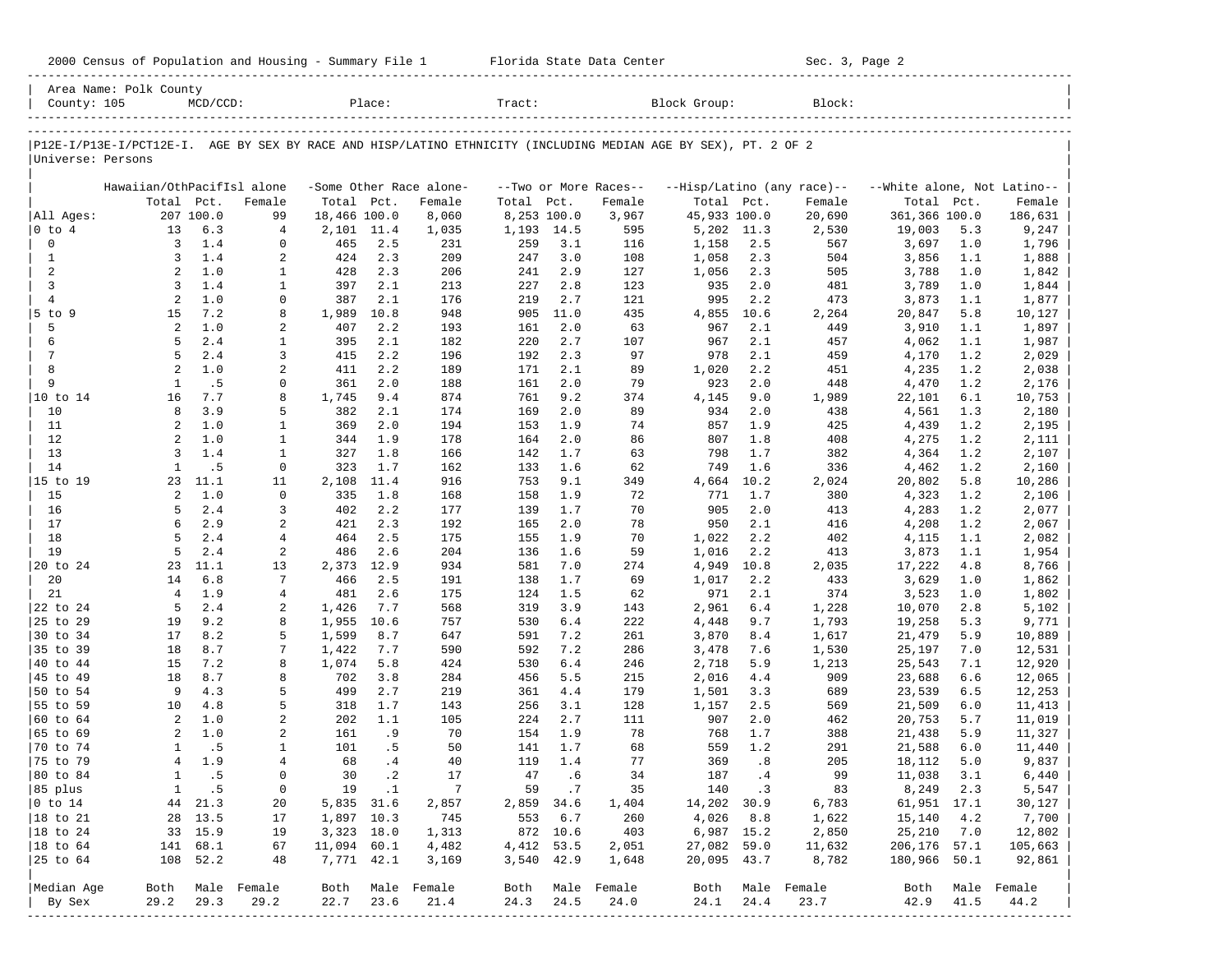2000 Census of Population and Housing - Summary File 1 Florida State Data Center Sec. 3, Page 2

Area Name: Polk County
County: 105 MCD/CCD: Place: Tract: Block Group: Block:

P12E-I/P13E-I/PCT12E-I. AGE BY SEX BY RACE AND HISP/LATINO ETHNICITY (INCLUDING MEDIAN AGE BY SEX), PT. 2 OF 2
Universe: Persons

| | Hawaiian/OthPacifIsl alone | | | -Some Other Race alone- | | | --Two or More Races-- | | | --Hisp/Latino (any race)-- | | | --White alone, Not Latino-- | | |
|---|---|---|---|---|---|---|---|---|---|---|---|---|---|---|---|
| | Total | Pct. | Female | Total | Pct. | Female | Total | Pct. | Female | Total | Pct. | Female | Total | Pct. | Female |
| All Ages: | 207 | 100.0 | 99 | 18,466 | 100.0 | 8,060 | 8,253 | 100.0 | 3,967 | 45,933 | 100.0 | 20,690 | 361,366 | 100.0 | 186,631 |
| 0 to 4 | 13 | 6.3 | 4 | 2,101 | 11.4 | 1,035 | 1,193 | 14.5 | 595 | 5,202 | 11.3 | 2,530 | 19,003 | 5.3 | 9,247 |
| 0 | 3 | 1.4 | 0 | 465 | 2.5 | 231 | 259 | 3.1 | 116 | 1,158 | 2.5 | 567 | 3,697 | 1.0 | 1,796 |
| 1 | 3 | 1.4 | 2 | 424 | 2.3 | 209 | 247 | 3.0 | 108 | 1,058 | 2.3 | 504 | 3,856 | 1.1 | 1,888 |
| 2 | 2 | 1.0 | 1 | 428 | 2.3 | 206 | 241 | 2.9 | 127 | 1,056 | 2.3 | 505 | 3,788 | 1.0 | 1,842 |
| 3 | 3 | 1.4 | 1 | 397 | 2.1 | 213 | 227 | 2.8 | 123 | 935 | 2.0 | 481 | 3,789 | 1.0 | 1,844 |
| 4 | 2 | 1.0 | 0 | 387 | 2.1 | 176 | 219 | 2.7 | 121 | 995 | 2.2 | 473 | 3,873 | 1.1 | 1,877 |
| 5 to 9 | 15 | 7.2 | 8 | 1,989 | 10.8 | 948 | 905 | 11.0 | 435 | 4,855 | 10.6 | 2,264 | 20,847 | 5.8 | 10,127 |
| 5 | 2 | 1.0 | 2 | 407 | 2.2 | 193 | 161 | 2.0 | 63 | 967 | 2.1 | 449 | 3,910 | 1.1 | 1,897 |
| 6 | 5 | 2.4 | 1 | 395 | 2.1 | 182 | 220 | 2.7 | 107 | 967 | 2.1 | 457 | 4,062 | 1.1 | 1,987 |
| 7 | 5 | 2.4 | 3 | 415 | 2.2 | 196 | 192 | 2.3 | 97 | 978 | 2.1 | 459 | 4,170 | 1.2 | 2,029 |
| 8 | 2 | 1.0 | 2 | 411 | 2.2 | 189 | 171 | 2.1 | 89 | 1,020 | 2.2 | 451 | 4,235 | 1.2 | 2,038 |
| 9 | 1 | .5 | 0 | 361 | 2.0 | 188 | 161 | 2.0 | 79 | 923 | 2.0 | 448 | 4,470 | 1.2 | 2,176 |
| 10 to 14 | 16 | 7.7 | 8 | 1,745 | 9.4 | 874 | 761 | 9.2 | 374 | 4,145 | 9.0 | 1,989 | 22,101 | 6.1 | 10,753 |
| 10 | 8 | 3.9 | 5 | 382 | 2.1 | 174 | 169 | 2.0 | 89 | 934 | 2.0 | 438 | 4,561 | 1.3 | 2,180 |
| 11 | 2 | 1.0 | 1 | 369 | 2.0 | 194 | 153 | 1.9 | 74 | 857 | 1.9 | 425 | 4,439 | 1.2 | 2,195 |
| 12 | 2 | 1.0 | 1 | 344 | 1.9 | 178 | 164 | 2.0 | 86 | 807 | 1.8 | 408 | 4,275 | 1.2 | 2,111 |
| 13 | 3 | 1.4 | 1 | 327 | 1.8 | 166 | 142 | 1.7 | 63 | 798 | 1.7 | 382 | 4,364 | 1.2 | 2,107 |
| 14 | 1 | .5 | 0 | 323 | 1.7 | 162 | 133 | 1.6 | 62 | 749 | 1.6 | 336 | 4,462 | 1.2 | 2,160 |
| 15 to 19 | 23 | 11.1 | 11 | 2,108 | 11.4 | 916 | 753 | 9.1 | 349 | 4,664 | 10.2 | 2,024 | 20,802 | 5.8 | 10,286 |
| 15 | 2 | 1.0 | 0 | 335 | 1.8 | 168 | 158 | 1.9 | 72 | 771 | 1.7 | 380 | 4,323 | 1.2 | 2,106 |
| 16 | 5 | 2.4 | 3 | 402 | 2.2 | 177 | 139 | 1.7 | 70 | 905 | 2.0 | 413 | 4,283 | 1.2 | 2,077 |
| 17 | 6 | 2.9 | 2 | 421 | 2.3 | 192 | 165 | 2.0 | 78 | 950 | 2.1 | 416 | 4,208 | 1.2 | 2,067 |
| 18 | 5 | 2.4 | 4 | 464 | 2.5 | 175 | 155 | 1.9 | 70 | 1,022 | 2.2 | 402 | 4,115 | 1.1 | 2,082 |
| 19 | 5 | 2.4 | 2 | 486 | 2.6 | 204 | 136 | 1.6 | 59 | 1,016 | 2.2 | 413 | 3,873 | 1.1 | 1,954 |
| 20 to 24 | 23 | 11.1 | 13 | 2,373 | 12.9 | 934 | 581 | 7.0 | 274 | 4,949 | 10.8 | 2,035 | 17,222 | 4.8 | 8,766 |
| 20 | 14 | 6.8 | 7 | 466 | 2.5 | 191 | 138 | 1.7 | 69 | 1,017 | 2.2 | 433 | 3,629 | 1.0 | 1,862 |
| 21 | 4 | 1.9 | 4 | 481 | 2.6 | 175 | 124 | 1.5 | 62 | 971 | 2.1 | 374 | 3,523 | 1.0 | 1,802 |
| 22 to 24 | 5 | 2.4 | 2 | 1,426 | 7.7 | 568 | 319 | 3.9 | 143 | 2,961 | 6.4 | 1,228 | 10,070 | 2.8 | 5,102 |
| 25 to 29 | 19 | 9.2 | 8 | 1,955 | 10.6 | 757 | 530 | 6.4 | 222 | 4,448 | 9.7 | 1,793 | 19,258 | 5.3 | 9,771 |
| 30 to 34 | 17 | 8.2 | 5 | 1,599 | 8.7 | 647 | 591 | 7.2 | 261 | 3,870 | 8.4 | 1,617 | 21,479 | 5.9 | 10,889 |
| 35 to 39 | 18 | 8.7 | 7 | 1,422 | 7.7 | 590 | 592 | 7.2 | 286 | 3,478 | 7.6 | 1,530 | 25,197 | 7.0 | 12,531 |
| 40 to 44 | 15 | 7.2 | 8 | 1,074 | 5.8 | 424 | 530 | 6.4 | 246 | 2,718 | 5.9 | 1,213 | 25,543 | 7.1 | 12,920 |
| 45 to 49 | 18 | 8.7 | 8 | 702 | 3.8 | 284 | 456 | 5.5 | 215 | 2,016 | 4.4 | 909 | 23,688 | 6.6 | 12,065 |
| 50 to 54 | 9 | 4.3 | 5 | 499 | 2.7 | 219 | 361 | 4.4 | 179 | 1,501 | 3.3 | 689 | 23,539 | 6.5 | 12,253 |
| 55 to 59 | 10 | 4.8 | 5 | 318 | 1.7 | 143 | 256 | 3.1 | 128 | 1,157 | 2.5 | 569 | 21,509 | 6.0 | 11,413 |
| 60 to 64 | 2 | 1.0 | 2 | 202 | 1.1 | 105 | 224 | 2.7 | 111 | 907 | 2.0 | 462 | 20,753 | 5.7 | 11,019 |
| 65 to 69 | 2 | 1.0 | 2 | 161 | .9 | 70 | 154 | 1.9 | 78 | 768 | 1.7 | 388 | 21,438 | 5.9 | 11,327 |
| 70 to 74 | 1 | .5 | 1 | 101 | .5 | 50 | 141 | 1.7 | 68 | 559 | 1.2 | 291 | 21,588 | 6.0 | 11,440 |
| 75 to 79 | 4 | 1.9 | 4 | 68 | .4 | 40 | 119 | 1.4 | 77 | 369 | .8 | 205 | 18,112 | 5.0 | 9,837 |
| 80 to 84 | 1 | .5 | 0 | 30 | .2 | 17 | 47 | .6 | 34 | 187 | .4 | 99 | 11,038 | 3.1 | 6,440 |
| 85 plus | 1 | .5 | 0 | 19 | .1 | 7 | 59 | .7 | 35 | 140 | .3 | 83 | 8,249 | 2.3 | 5,547 |
| 0 to 14 | 44 | 21.3 | 20 | 5,835 | 31.6 | 2,857 | 2,859 | 34.6 | 1,404 | 14,202 | 30.9 | 6,783 | 61,951 | 17.1 | 30,127 |
| 18 to 21 | 28 | 13.5 | 17 | 1,897 | 10.3 | 745 | 553 | 6.7 | 260 | 4,026 | 8.8 | 1,622 | 15,140 | 4.2 | 7,700 |
| 18 to 24 | 33 | 15.9 | 19 | 3,323 | 18.0 | 1,313 | 872 | 10.6 | 403 | 6,987 | 15.2 | 2,850 | 25,210 | 7.0 | 12,802 |
| 18 to 64 | 141 | 68.1 | 67 | 11,094 | 60.1 | 4,482 | 4,412 | 53.5 | 2,051 | 27,082 | 59.0 | 11,632 | 206,176 | 57.1 | 105,663 |
| 25 to 64 | 108 | 52.2 | 48 | 7,771 | 42.1 | 3,169 | 3,540 | 42.9 | 1,648 | 20,095 | 43.7 | 8,782 | 180,966 | 50.1 | 92,861 |
| Median Age | Both | Male | Female | Both | Male | Female | Both | Male | Female | Both | Male | Female | Both | Male | Female |
| By Sex | 29.2 | 29.3 | 29.2 | 22.7 | 23.6 | 21.4 | 24.3 | 24.5 | 24.0 | 24.1 | 24.4 | 23.7 | 42.9 | 41.5 | 44.2 |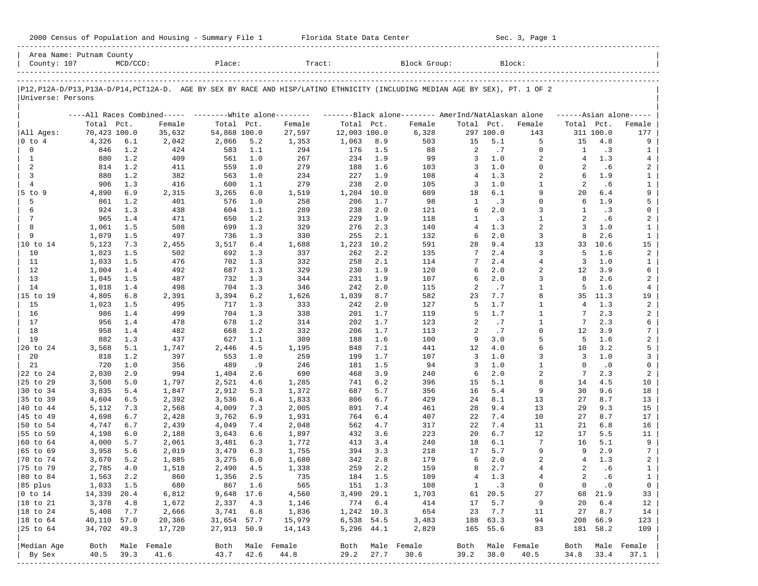2000 Census of Population and Housing - Summary File 1 Florida State Data Center Sec. 3, Page 1

Area Name: Putnam County
County: 107 MCD/CCD: Place: Tract: Block Group: Block:

P12,P12A-D/P13,P13A-D/P14,PCT12A-D. AGE BY SEX BY RACE AND HISP/LATINO ETHNICITY (INCLUDING MEDIAN AGE BY SEX), PT. 1 OF 2
Universe: Persons

| | All Races Combined | | | White alone | | | Black alone | | | AmerInd/NatAlaskan alone | | | Asian alone | | |
|---|---|---|---|---|---|---|---|---|---|---|---|---|---|---|---|
| | Total | Pct. | Female | Total | Pct. | Female | Total | Pct. | Female | Total | Pct. | Female | Total | Pct. | Female |
| All Ages: | 70,423 | 100.0 | 35,632 | 54,868 | 100.0 | 27,597 | 12,003 | 100.0 | 6,328 | 297 | 100.0 | 143 | 311 | 100.0 | 177 |
| 0 to 4 | 4,326 | 6.1 | 2,042 | 2,866 | 5.2 | 1,353 | 1,063 | 8.9 | 503 | 15 | 5.1 | 5 | 15 | 4.8 | 9 |
| 0 | 846 | 1.2 | 424 | 583 | 1.1 | 294 | 176 | 1.5 | 88 | 2 | .7 | 0 | 1 | .3 | 1 |
| 1 | 880 | 1.2 | 409 | 561 | 1.0 | 267 | 234 | 1.9 | 99 | 3 | 1.0 | 2 | 4 | 1.3 | 4 |
| 2 | 814 | 1.2 | 411 | 559 | 1.0 | 279 | 188 | 1.6 | 103 | 3 | 1.0 | 0 | 2 | .6 | 2 |
| 3 | 880 | 1.2 | 382 | 563 | 1.0 | 234 | 227 | 1.9 | 108 | 4 | 1.3 | 2 | 6 | 1.9 | 1 |
| 4 | 906 | 1.3 | 416 | 600 | 1.1 | 279 | 238 | 2.0 | 105 | 3 | 1.0 | 1 | 2 | .6 | 1 |
| 5 to 9 | 4,890 | 6.9 | 2,315 | 3,265 | 6.0 | 1,519 | 1,204 | 10.0 | 609 | 18 | 6.1 | 9 | 20 | 6.4 | 9 |
| 5 | 861 | 1.2 | 401 | 576 | 1.0 | 258 | 206 | 1.7 | 98 | 1 | .3 | 0 | 6 | 1.9 | 5 |
| 6 | 924 | 1.3 | 438 | 604 | 1.1 | 289 | 238 | 2.0 | 121 | 6 | 2.0 | 3 | 1 | .3 | 0 |
| 7 | 965 | 1.4 | 471 | 650 | 1.2 | 313 | 229 | 1.9 | 118 | 1 | .3 | 1 | 2 | .6 | 2 |
| 8 | 1,061 | 1.5 | 508 | 699 | 1.3 | 329 | 276 | 2.3 | 140 | 4 | 1.3 | 2 | 3 | 1.0 | 1 |
| 9 | 1,079 | 1.5 | 497 | 736 | 1.3 | 330 | 255 | 2.1 | 132 | 6 | 2.0 | 3 | 8 | 2.6 | 1 |
| 10 to 14 | 5,123 | 7.3 | 2,455 | 3,517 | 6.4 | 1,688 | 1,223 | 10.2 | 591 | 28 | 9.4 | 13 | 33 | 10.6 | 15 |
| 10 | 1,023 | 1.5 | 502 | 692 | 1.3 | 337 | 262 | 2.2 | 135 | 7 | 2.4 | 3 | 5 | 1.6 | 2 |
| 11 | 1,033 | 1.5 | 476 | 702 | 1.3 | 332 | 258 | 2.1 | 114 | 7 | 2.4 | 4 | 3 | 1.0 | 1 |
| 12 | 1,004 | 1.4 | 492 | 687 | 1.3 | 329 | 230 | 1.9 | 120 | 6 | 2.0 | 2 | 12 | 3.9 | 6 |
| 13 | 1,045 | 1.5 | 487 | 732 | 1.3 | 344 | 231 | 1.9 | 107 | 6 | 2.0 | 3 | 8 | 2.6 | 2 |
| 14 | 1,018 | 1.4 | 498 | 704 | 1.3 | 346 | 242 | 2.0 | 115 | 2 | .7 | 1 | 5 | 1.6 | 4 |
| 15 to 19 | 4,805 | 6.8 | 2,391 | 3,394 | 6.2 | 1,626 | 1,039 | 8.7 | 582 | 23 | 7.7 | 8 | 35 | 11.3 | 19 |
| 15 | 1,023 | 1.5 | 495 | 717 | 1.3 | 333 | 242 | 2.0 | 127 | 5 | 1.7 | 1 | 4 | 1.3 | 2 |
| 16 | 986 | 1.4 | 499 | 704 | 1.3 | 338 | 201 | 1.7 | 119 | 5 | 1.7 | 1 | 7 | 2.3 | 2 |
| 17 | 956 | 1.4 | 478 | 678 | 1.2 | 314 | 202 | 1.7 | 123 | 2 | .7 | 1 | 7 | 2.3 | 6 |
| 18 | 958 | 1.4 | 482 | 668 | 1.2 | 332 | 206 | 1.7 | 113 | 2 | .7 | 0 | 12 | 3.9 | 7 |
| 19 | 882 | 1.3 | 437 | 627 | 1.1 | 309 | 188 | 1.6 | 100 | 9 | 3.0 | 5 | 5 | 1.6 | 2 |
| 20 to 24 | 3,568 | 5.1 | 1,747 | 2,446 | 4.5 | 1,195 | 848 | 7.1 | 441 | 12 | 4.0 | 6 | 10 | 3.2 | 5 |
| 20 | 818 | 1.2 | 397 | 553 | 1.0 | 259 | 199 | 1.7 | 107 | 3 | 1.0 | 3 | 3 | 1.0 | 3 |
| 21 | 720 | 1.0 | 356 | 489 | .9 | 246 | 181 | 1.5 | 94 | 3 | 1.0 | 1 | 0 | .0 | 0 |
| 22 to 24 | 2,030 | 2.9 | 994 | 1,404 | 2.6 | 690 | 468 | 3.9 | 240 | 6 | 2.0 | 2 | 7 | 2.3 | 2 |
| 25 to 29 | 3,508 | 5.0 | 1,797 | 2,521 | 4.6 | 1,285 | 741 | 6.2 | 396 | 15 | 5.1 | 8 | 14 | 4.5 | 10 |
| 30 to 34 | 3,835 | 5.4 | 1,847 | 2,912 | 5.3 | 1,372 | 687 | 5.7 | 356 | 16 | 5.4 | 9 | 30 | 9.6 | 18 |
| 35 to 39 | 4,604 | 6.5 | 2,392 | 3,536 | 6.4 | 1,833 | 806 | 6.7 | 429 | 24 | 8.1 | 13 | 27 | 8.7 | 13 |
| 40 to 44 | 5,112 | 7.3 | 2,568 | 4,009 | 7.3 | 2,005 | 891 | 7.4 | 461 | 28 | 9.4 | 13 | 29 | 9.3 | 15 |
| 45 to 49 | 4,698 | 6.7 | 2,428 | 3,762 | 6.9 | 1,931 | 764 | 6.4 | 407 | 22 | 7.4 | 10 | 27 | 8.7 | 17 |
| 50 to 54 | 4,747 | 6.7 | 2,439 | 4,049 | 7.4 | 2,048 | 562 | 4.7 | 317 | 22 | 7.4 | 11 | 21 | 6.8 | 16 |
| 55 to 59 | 4,198 | 6.0 | 2,188 | 3,643 | 6.6 | 1,897 | 432 | 3.6 | 223 | 20 | 6.7 | 12 | 17 | 5.5 | 11 |
| 60 to 64 | 4,000 | 5.7 | 2,061 | 3,481 | 6.3 | 1,772 | 413 | 3.4 | 240 | 18 | 6.1 | 7 | 16 | 5.1 | 9 |
| 65 to 69 | 3,958 | 5.6 | 2,019 | 3,479 | 6.3 | 1,755 | 394 | 3.3 | 218 | 17 | 5.7 | 9 | 9 | 2.9 | 7 |
| 70 to 74 | 3,670 | 5.2 | 1,885 | 3,275 | 6.0 | 1,680 | 342 | 2.8 | 179 | 6 | 2.0 | 2 | 4 | 1.3 | 2 |
| 75 to 79 | 2,785 | 4.0 | 1,518 | 2,490 | 4.5 | 1,338 | 259 | 2.2 | 159 | 8 | 2.7 | 4 | 2 | .6 | 1 |
| 80 to 84 | 1,563 | 2.2 | 860 | 1,356 | 2.5 | 735 | 184 | 1.5 | 109 | 4 | 1.3 | 4 | 2 | .6 | 1 |
| 85 plus | 1,033 | 1.5 | 680 | 867 | 1.6 | 565 | 151 | 1.3 | 108 | 1 | .3 | 0 | 0 | .0 | 0 |
| 0 to 14 | 14,339 | 20.4 | 6,812 | 9,648 | 17.6 | 4,560 | 3,490 | 29.1 | 1,703 | 61 | 20.5 | 27 | 68 | 21.9 | 33 |
| 18 to 21 | 3,378 | 4.8 | 1,672 | 2,337 | 4.3 | 1,146 | 774 | 6.4 | 414 | 17 | 5.7 | 9 | 20 | 6.4 | 12 |
| 18 to 24 | 5,408 | 7.7 | 2,666 | 3,741 | 6.8 | 1,836 | 1,242 | 10.3 | 654 | 23 | 7.7 | 11 | 27 | 8.7 | 14 |
| 18 to 64 | 40,110 | 57.0 | 20,386 | 31,654 | 57.7 | 15,979 | 6,538 | 54.5 | 3,483 | 188 | 63.3 | 94 | 208 | 66.9 | 123 |
| 25 to 64 | 34,702 | 49.3 | 17,720 | 27,913 | 50.9 | 14,143 | 5,296 | 44.1 | 2,829 | 165 | 55.6 | 83 | 181 | 58.2 | 109 |
| Median Age | Both | Male | Female | Both | Male | Female | Both | Male | Female | Both | Male | Female | Both | Male | Female |
| By Sex | 40.5 | 39.3 | 41.6 | 43.7 | 42.6 | 44.8 | 29.2 | 27.7 | 30.6 | 39.2 | 38.0 | 40.5 | 34.8 | 33.4 | 37.1 |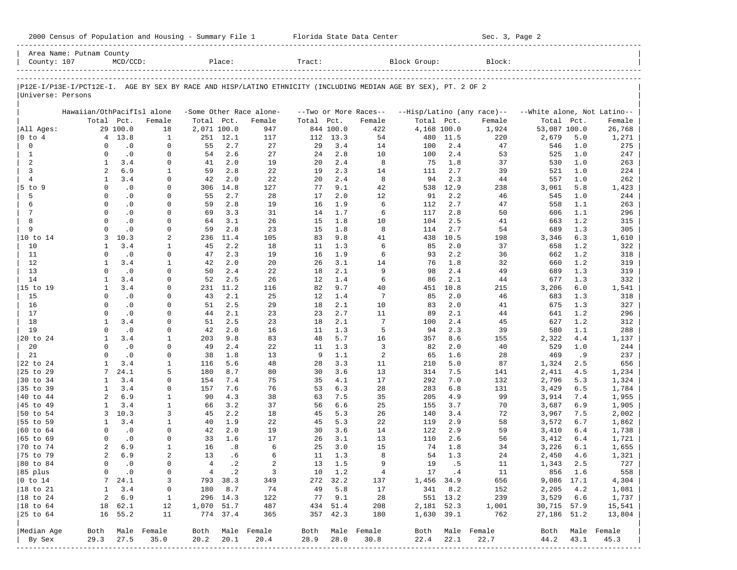2000 Census of Population and Housing - Summary File 1    Florida State Data Center    Sec. 3, Page 2

Area Name: Putnam County
County: 107    MCD/CCD:    Place:    Tract:    Block Group:    Block:

P12E-I/P13E-I/PCT12E-I. AGE BY SEX BY RACE AND HISP/LATINO ETHNICITY (INCLUDING MEDIAN AGE BY SEX), PT. 2 OF 2
Universe: Persons

| | Hawaiian/OthPacifIsl alone | | | -Some Other Race alone- | | | --Two or More Races-- | | | --Hisp/Latino (any race)-- | | | --White alone, Not Latino-- | | |
|---|---|---|---|---|---|---|---|---|---|---|---|---|---|---|---|
| | Total | Pct. | Female | Total | Pct. | Female | Total | Pct. | Female | Total | Pct. | Female | Total | Pct. | Female |
| All Ages: | 29 | 100.0 | 18 | 2,071 | 100.0 | 947 | 844 | 100.0 | 422 | 4,168 | 100.0 | 1,924 | 53,087 | 100.0 | 26,768 |
| 0 to 4 | 4 | 13.8 | 1 | 251 | 12.1 | 117 | 112 | 13.3 | 54 | 480 | 11.5 | 220 | 2,679 | 5.0 | 1,271 |
| 0 | 0 | .0 | 0 | 55 | 2.7 | 27 | 29 | 3.4 | 14 | 100 | 2.4 | 47 | 546 | 1.0 | 275 |
| 1 | 0 | .0 | 0 | 54 | 2.6 | 27 | 24 | 2.8 | 10 | 100 | 2.4 | 53 | 525 | 1.0 | 247 |
| 2 | 1 | 3.4 | 0 | 41 | 2.0 | 19 | 20 | 2.4 | 8 | 75 | 1.8 | 37 | 530 | 1.0 | 263 |
| 3 | 2 | 6.9 | 1 | 59 | 2.8 | 22 | 19 | 2.3 | 14 | 111 | 2.7 | 39 | 521 | 1.0 | 224 |
| 4 | 1 | 3.4 | 0 | 42 | 2.0 | 22 | 20 | 2.4 | 8 | 94 | 2.3 | 44 | 557 | 1.0 | 262 |
| 5 to 9 | 0 | .0 | 0 | 306 | 14.8 | 127 | 77 | 9.1 | 42 | 538 | 12.9 | 238 | 3,061 | 5.8 | 1,423 |
| 5 | 0 | .0 | 0 | 55 | 2.7 | 28 | 17 | 2.0 | 12 | 91 | 2.2 | 46 | 545 | 1.0 | 244 |
| 6 | 0 | .0 | 0 | 59 | 2.8 | 19 | 16 | 1.9 | 6 | 112 | 2.7 | 47 | 558 | 1.1 | 263 |
| 7 | 0 | .0 | 0 | 69 | 3.3 | 31 | 14 | 1.7 | 6 | 117 | 2.8 | 50 | 606 | 1.1 | 296 |
| 8 | 0 | .0 | 0 | 64 | 3.1 | 26 | 15 | 1.8 | 10 | 104 | 2.5 | 41 | 663 | 1.2 | 315 |
| 9 | 0 | .0 | 0 | 59 | 2.8 | 23 | 15 | 1.8 | 8 | 114 | 2.7 | 54 | 689 | 1.3 | 305 |
| 10 to 14 | 3 | 10.3 | 2 | 236 | 11.4 | 105 | 83 | 9.8 | 41 | 438 | 10.5 | 198 | 3,346 | 6.3 | 1,610 |
| 10 | 1 | 3.4 | 1 | 45 | 2.2 | 18 | 11 | 1.3 | 6 | 85 | 2.0 | 37 | 658 | 1.2 | 322 |
| 11 | 0 | .0 | 0 | 47 | 2.3 | 19 | 16 | 1.9 | 6 | 93 | 2.2 | 36 | 662 | 1.2 | 318 |
| 12 | 1 | 3.4 | 1 | 42 | 2.0 | 20 | 26 | 3.1 | 14 | 76 | 1.8 | 32 | 660 | 1.2 | 319 |
| 13 | 0 | .0 | 0 | 50 | 2.4 | 22 | 18 | 2.1 | 9 | 98 | 2.4 | 49 | 689 | 1.3 | 319 |
| 14 | 1 | 3.4 | 0 | 52 | 2.5 | 26 | 12 | 1.4 | 6 | 86 | 2.1 | 44 | 677 | 1.3 | 332 |
| 15 to 19 | 1 | 3.4 | 0 | 231 | 11.2 | 116 | 82 | 9.7 | 40 | 451 | 10.8 | 215 | 3,206 | 6.0 | 1,541 |
| 15 | 0 | .0 | 0 | 43 | 2.1 | 25 | 12 | 1.4 | 7 | 85 | 2.0 | 46 | 683 | 1.3 | 318 |
| 16 | 0 | .0 | 0 | 51 | 2.5 | 29 | 18 | 2.1 | 10 | 83 | 2.0 | 41 | 675 | 1.3 | 327 |
| 17 | 0 | .0 | 0 | 44 | 2.1 | 23 | 23 | 2.7 | 11 | 89 | 2.1 | 44 | 641 | 1.2 | 296 |
| 18 | 1 | 3.4 | 0 | 51 | 2.5 | 23 | 18 | 2.1 | 7 | 100 | 2.4 | 45 | 627 | 1.2 | 312 |
| 19 | 0 | .0 | 0 | 42 | 2.0 | 16 | 11 | 1.3 | 5 | 94 | 2.3 | 39 | 580 | 1.1 | 288 |
| 20 to 24 | 1 | 3.4 | 1 | 203 | 9.8 | 83 | 48 | 5.7 | 16 | 357 | 8.6 | 155 | 2,322 | 4.4 | 1,137 |
| 20 | 0 | .0 | 0 | 49 | 2.4 | 22 | 11 | 1.3 | 3 | 82 | 2.0 | 40 | 529 | 1.0 | 244 |
| 21 | 0 | .0 | 0 | 38 | 1.8 | 13 | 9 | 1.1 | 2 | 65 | 1.6 | 28 | 469 | .9 | 237 |
| 22 to 24 | 1 | 3.4 | 1 | 116 | 5.6 | 48 | 28 | 3.3 | 11 | 210 | 5.0 | 87 | 1,324 | 2.5 | 656 |
| 25 to 29 | 7 | 24.1 | 5 | 180 | 8.7 | 80 | 30 | 3.6 | 13 | 314 | 7.5 | 141 | 2,411 | 4.5 | 1,234 |
| 30 to 34 | 1 | 3.4 | 0 | 154 | 7.4 | 75 | 35 | 4.1 | 17 | 292 | 7.0 | 132 | 2,796 | 5.3 | 1,324 |
| 35 to 39 | 1 | 3.4 | 0 | 157 | 7.6 | 76 | 53 | 6.3 | 28 | 283 | 6.8 | 131 | 3,429 | 6.5 | 1,784 |
| 40 to 44 | 2 | 6.9 | 1 | 90 | 4.3 | 38 | 63 | 7.5 | 35 | 205 | 4.9 | 99 | 3,914 | 7.4 | 1,955 |
| 45 to 49 | 1 | 3.4 | 1 | 66 | 3.2 | 37 | 56 | 6.6 | 25 | 155 | 3.7 | 70 | 3,687 | 6.9 | 1,905 |
| 50 to 54 | 3 | 10.3 | 3 | 45 | 2.2 | 18 | 45 | 5.3 | 26 | 140 | 3.4 | 72 | 3,967 | 7.5 | 2,002 |
| 55 to 59 | 1 | 3.4 | 1 | 40 | 1.9 | 22 | 45 | 5.3 | 22 | 119 | 2.9 | 58 | 3,572 | 6.7 | 1,862 |
| 60 to 64 | 0 | .0 | 0 | 42 | 2.0 | 19 | 30 | 3.6 | 14 | 122 | 2.9 | 59 | 3,410 | 6.4 | 1,738 |
| 65 to 69 | 0 | .0 | 0 | 33 | 1.6 | 17 | 26 | 3.1 | 13 | 110 | 2.6 | 56 | 3,412 | 6.4 | 1,721 |
| 70 to 74 | 2 | 6.9 | 1 | 16 | .8 | 6 | 25 | 3.0 | 15 | 74 | 1.8 | 34 | 3,226 | 6.1 | 1,655 |
| 75 to 79 | 2 | 6.9 | 2 | 13 | .6 | 6 | 11 | 1.3 | 8 | 54 | 1.3 | 24 | 2,450 | 4.6 | 1,321 |
| 80 to 84 | 0 | .0 | 0 | 4 | .2 | 2 | 13 | 1.5 | 9 | 19 | .5 | 11 | 1,343 | 2.5 | 727 |
| 85 plus | 0 | .0 | 0 | 4 | .2 | 3 | 10 | 1.2 | 4 | 17 | .4 | 11 | 856 | 1.6 | 558 |
| 0 to 14 | 7 | 24.1 | 3 | 793 | 38.3 | 349 | 272 | 32.2 | 137 | 1,456 | 34.9 | 656 | 9,086 | 17.1 | 4,304 |
| 18 to 21 | 1 | 3.4 | 0 | 180 | 8.7 | 74 | 49 | 5.8 | 17 | 341 | 8.2 | 152 | 2,205 | 4.2 | 1,081 |
| 18 to 24 | 2 | 6.9 | 1 | 296 | 14.3 | 122 | 77 | 9.1 | 28 | 551 | 13.2 | 239 | 3,529 | 6.6 | 1,737 |
| 18 to 64 | 18 | 62.1 | 12 | 1,070 | 51.7 | 487 | 434 | 51.4 | 208 | 2,181 | 52.3 | 1,001 | 30,715 | 57.9 | 15,541 |
| 25 to 64 | 16 | 55.2 | 11 | 774 | 37.4 | 365 | 357 | 42.3 | 180 | 1,630 | 39.1 | 762 | 27,186 | 51.2 | 13,804 |
| Median Age | Both | Male | Female | Both | Male | Female | Both | Male | Female | Both | Male | Female | Both | Male | Female |
| By Sex | 29.3 | 27.5 | 35.0 | 20.2 | 20.1 | 20.4 | 28.9 | 28.0 | 30.8 | 22.4 | 22.1 | 22.7 | 44.2 | 43.1 | 45.3 |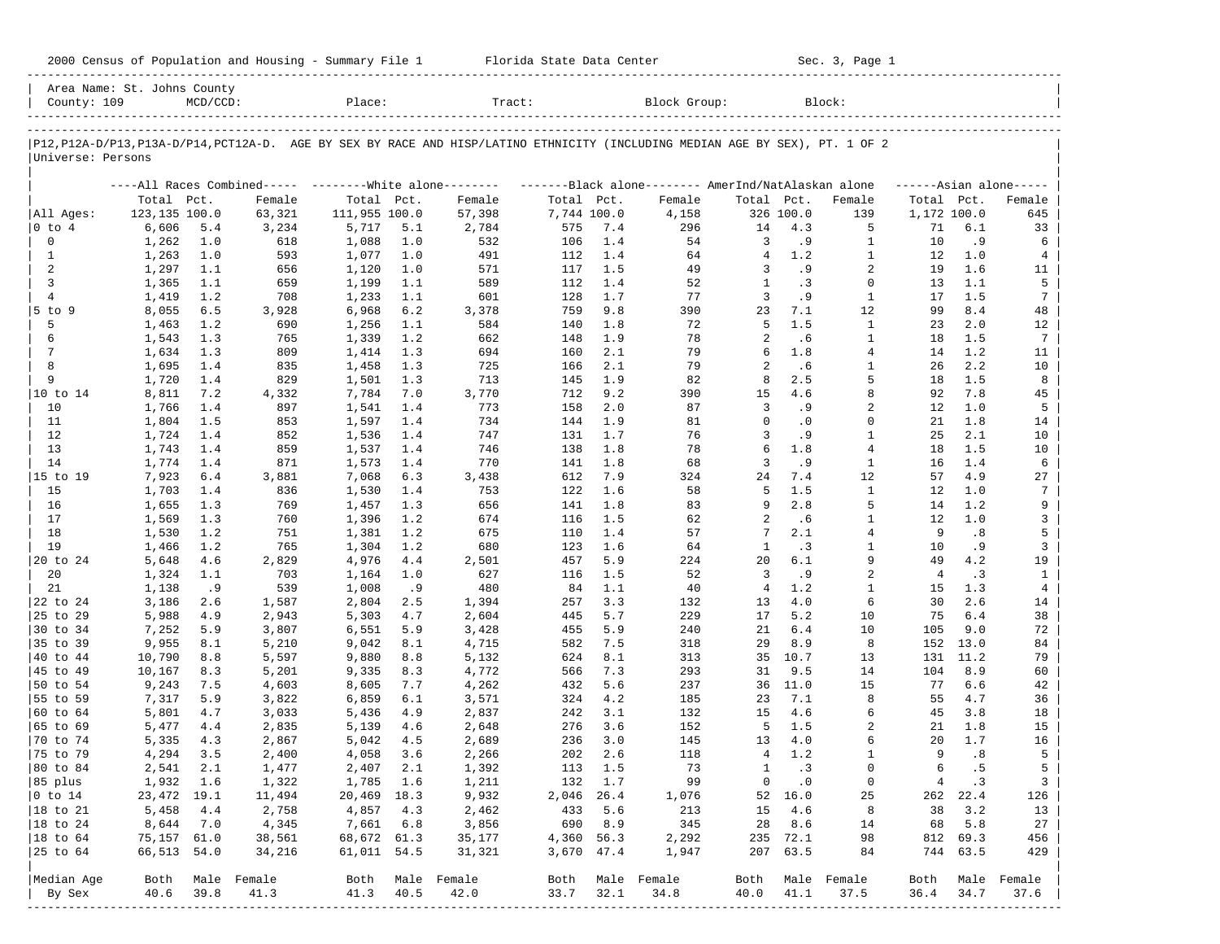2000 Census of Population and Housing - Summary File 1 &nbsp;&nbsp;&nbsp;&nbsp; Florida State Data Center &nbsp;&nbsp;&nbsp;&nbsp; Sec. 3, Page 1

Area Name: St. Johns County
County: 109 &nbsp;&nbsp; MCD/CCD: &nbsp;&nbsp; Place: &nbsp;&nbsp; Tract: &nbsp;&nbsp; Block Group: &nbsp;&nbsp; Block:

P12,P12A-D/P13,P13A-D/P14,PCT12A-D. AGE BY SEX BY RACE AND HISP/LATINO ETHNICITY (INCLUDING MEDIAN AGE BY SEX), PT. 1 OF 2
Universe: Persons

| | All Races Combined | | | White alone | | | Black alone | | | AmerInd/NatAlaskan alone | | | Asian alone | | |
|---|---|---|---|---|---|---|---|---|---|---|---|---|---|---|---|
| | Total | Pct. | Female | Total | Pct. | Female | Total | Pct. | Female | Total | Pct. | Female | Total | Pct. | Female |
| All Ages: | 123,135 | 100.0 | 63,321 | 111,955 | 100.0 | 57,398 | 7,744 | 100.0 | 4,158 | 326 | 100.0 | 139 | 1,172 | 100.0 | 645 |
| 0 to 4 | 6,606 | 5.4 | 3,234 | 5,717 | 5.1 | 2,784 | 575 | 7.4 | 296 | 14 | 4.3 | 5 | 71 | 6.1 | 33 |
| 0 | 1,262 | 1.0 | 618 | 1,088 | 1.0 | 532 | 106 | 1.4 | 54 | 3 | .9 | 1 | 10 | .9 | 6 |
| 1 | 1,263 | 1.0 | 593 | 1,077 | 1.0 | 491 | 112 | 1.4 | 64 | 4 | 1.2 | 1 | 12 | 1.0 | 4 |
| 2 | 1,297 | 1.1 | 656 | 1,120 | 1.0 | 571 | 117 | 1.5 | 49 | 3 | .9 | 2 | 19 | 1.6 | 11 |
| 3 | 1,365 | 1.1 | 659 | 1,199 | 1.1 | 589 | 112 | 1.4 | 52 | 1 | .3 | 0 | 13 | 1.1 | 5 |
| 4 | 1,419 | 1.2 | 708 | 1,233 | 1.1 | 601 | 128 | 1.7 | 77 | 3 | .9 | 1 | 17 | 1.5 | 7 |
| 5 to 9 | 8,055 | 6.5 | 3,928 | 6,968 | 6.2 | 3,378 | 759 | 9.8 | 390 | 23 | 7.1 | 12 | 99 | 8.4 | 48 |
| 5 | 1,463 | 1.2 | 690 | 1,256 | 1.1 | 584 | 140 | 1.8 | 72 | 5 | 1.5 | 1 | 23 | 2.0 | 12 |
| 6 | 1,543 | 1.3 | 765 | 1,339 | 1.2 | 662 | 148 | 1.9 | 78 | 2 | .6 | 1 | 18 | 1.5 | 7 |
| 7 | 1,634 | 1.3 | 809 | 1,414 | 1.3 | 694 | 160 | 2.1 | 79 | 6 | 1.8 | 4 | 14 | 1.2 | 11 |
| 8 | 1,695 | 1.4 | 835 | 1,458 | 1.3 | 725 | 166 | 2.1 | 79 | 2 | .6 | 1 | 26 | 2.2 | 10 |
| 9 | 1,720 | 1.4 | 829 | 1,501 | 1.3 | 713 | 145 | 1.9 | 82 | 8 | 2.5 | 5 | 18 | 1.5 | 8 |
| 10 to 14 | 8,811 | 7.2 | 4,332 | 7,784 | 7.0 | 3,770 | 712 | 9.2 | 390 | 15 | 4.6 | 8 | 92 | 7.8 | 45 |
| 10 | 1,766 | 1.4 | 897 | 1,541 | 1.4 | 773 | 158 | 2.0 | 87 | 3 | .9 | 2 | 12 | 1.0 | 5 |
| 11 | 1,804 | 1.5 | 853 | 1,597 | 1.4 | 734 | 144 | 1.9 | 81 | 0 | .0 | 0 | 21 | 1.8 | 14 |
| 12 | 1,724 | 1.4 | 852 | 1,536 | 1.4 | 747 | 131 | 1.7 | 76 | 3 | .9 | 1 | 25 | 2.1 | 10 |
| 13 | 1,743 | 1.4 | 859 | 1,537 | 1.4 | 746 | 138 | 1.8 | 78 | 6 | 1.8 | 4 | 18 | 1.5 | 10 |
| 14 | 1,774 | 1.4 | 871 | 1,573 | 1.4 | 770 | 141 | 1.8 | 68 | 3 | .9 | 1 | 16 | 1.4 | 6 |
| 15 to 19 | 7,923 | 6.4 | 3,881 | 7,068 | 6.3 | 3,438 | 612 | 7.9 | 324 | 24 | 7.4 | 12 | 57 | 4.9 | 27 |
| 15 | 1,703 | 1.4 | 836 | 1,530 | 1.4 | 753 | 122 | 1.6 | 58 | 5 | 1.5 | 1 | 12 | 1.0 | 7 |
| 16 | 1,655 | 1.3 | 769 | 1,457 | 1.3 | 656 | 141 | 1.8 | 83 | 9 | 2.8 | 5 | 14 | 1.2 | 9 |
| 17 | 1,569 | 1.3 | 760 | 1,396 | 1.2 | 674 | 116 | 1.5 | 62 | 2 | .6 | 1 | 12 | 1.0 | 3 |
| 18 | 1,530 | 1.2 | 751 | 1,381 | 1.2 | 675 | 110 | 1.4 | 57 | 7 | 2.1 | 4 | 9 | .8 | 5 |
| 19 | 1,466 | 1.2 | 765 | 1,304 | 1.2 | 680 | 123 | 1.6 | 64 | 1 | .3 | 1 | 10 | .9 | 3 |
| 20 to 24 | 5,648 | 4.6 | 2,829 | 4,976 | 4.4 | 2,501 | 457 | 5.9 | 224 | 20 | 6.1 | 9 | 49 | 4.2 | 19 |
| 20 | 1,324 | 1.1 | 703 | 1,164 | 1.0 | 627 | 116 | 1.5 | 52 | 3 | .9 | 2 | 4 | .3 | 1 |
| 21 | 1,138 | .9 | 539 | 1,008 | .9 | 480 | 84 | 1.1 | 40 | 4 | 1.2 | 1 | 15 | 1.3 | 4 |
| 22 to 24 | 3,186 | 2.6 | 1,587 | 2,804 | 2.5 | 1,394 | 257 | 3.3 | 132 | 13 | 4.0 | 6 | 30 | 2.6 | 14 |
| 25 to 29 | 5,988 | 4.9 | 2,943 | 5,303 | 4.7 | 2,604 | 445 | 5.7 | 229 | 17 | 5.2 | 10 | 75 | 6.4 | 38 |
| 30 to 34 | 7,252 | 5.9 | 3,807 | 6,551 | 5.9 | 3,428 | 455 | 5.9 | 240 | 21 | 6.4 | 10 | 105 | 9.0 | 72 |
| 35 to 39 | 9,955 | 8.1 | 5,210 | 9,042 | 8.1 | 4,715 | 582 | 7.5 | 318 | 29 | 8.9 | 8 | 152 | 13.0 | 84 |
| 40 to 44 | 10,790 | 8.8 | 5,597 | 9,880 | 8.8 | 5,132 | 624 | 8.1 | 313 | 35 | 10.7 | 13 | 131 | 11.2 | 79 |
| 45 to 49 | 10,167 | 8.3 | 5,201 | 9,335 | 8.3 | 4,772 | 566 | 7.3 | 293 | 31 | 9.5 | 14 | 104 | 8.9 | 60 |
| 50 to 54 | 9,243 | 7.5 | 4,603 | 8,605 | 7.7 | 4,262 | 432 | 5.6 | 237 | 36 | 11.0 | 15 | 77 | 6.6 | 42 |
| 55 to 59 | 7,317 | 5.9 | 3,822 | 6,859 | 6.1 | 3,571 | 324 | 4.2 | 185 | 23 | 7.1 | 8 | 55 | 4.7 | 36 |
| 60 to 64 | 5,801 | 4.7 | 3,033 | 5,436 | 4.9 | 2,837 | 242 | 3.1 | 132 | 15 | 4.6 | 6 | 45 | 3.8 | 18 |
| 65 to 69 | 5,477 | 4.4 | 2,835 | 5,139 | 4.6 | 2,648 | 276 | 3.6 | 152 | 5 | 1.5 | 2 | 21 | 1.8 | 15 |
| 70 to 74 | 5,335 | 4.3 | 2,867 | 5,042 | 4.5 | 2,689 | 236 | 3.0 | 145 | 13 | 4.0 | 6 | 20 | 1.7 | 16 |
| 75 to 79 | 4,294 | 3.5 | 2,400 | 4,058 | 3.6 | 2,266 | 202 | 2.6 | 118 | 4 | 1.2 | 1 | 9 | .8 | 5 |
| 80 to 84 | 2,541 | 2.1 | 1,477 | 2,407 | 2.1 | 1,392 | 113 | 1.5 | 73 | 1 | .3 | 0 | 6 | .5 | 5 |
| 85 plus | 1,932 | 1.6 | 1,322 | 1,785 | 1.6 | 1,211 | 132 | 1.7 | 99 | 0 | .0 | 0 | 4 | .3 | 3 |
| 0 to 14 | 23,472 | 19.1 | 11,494 | 20,469 | 18.3 | 9,932 | 2,046 | 26.4 | 1,076 | 52 | 16.0 | 25 | 262 | 22.4 | 126 |
| 18 to 21 | 5,458 | 4.4 | 2,758 | 4,857 | 4.3 | 2,462 | 433 | 5.6 | 213 | 15 | 4.6 | 8 | 38 | 3.2 | 13 |
| 18 to 24 | 8,644 | 7.0 | 4,345 | 7,661 | 6.8 | 3,856 | 690 | 8.9 | 345 | 28 | 8.6 | 14 | 68 | 5.8 | 27 |
| 18 to 64 | 75,157 | 61.0 | 38,561 | 68,672 | 61.3 | 35,177 | 4,360 | 56.3 | 2,292 | 235 | 72.1 | 98 | 812 | 69.3 | 456 |
| 25 to 64 | 66,513 | 54.0 | 34,216 | 61,011 | 54.5 | 31,321 | 3,670 | 47.4 | 1,947 | 207 | 63.5 | 84 | 744 | 63.5 | 429 |
| Median Age | Both | Male | Female | Both | Male | Female | Both | Male | Female | Both | Male | Female | Both | Male | Female |
| By Sex | 40.6 | 39.8 | 41.3 | 41.3 | 40.5 | 42.0 | 33.7 | 32.1 | 34.8 | 40.0 | 41.1 | 37.5 | 36.4 | 34.7 | 37.6 |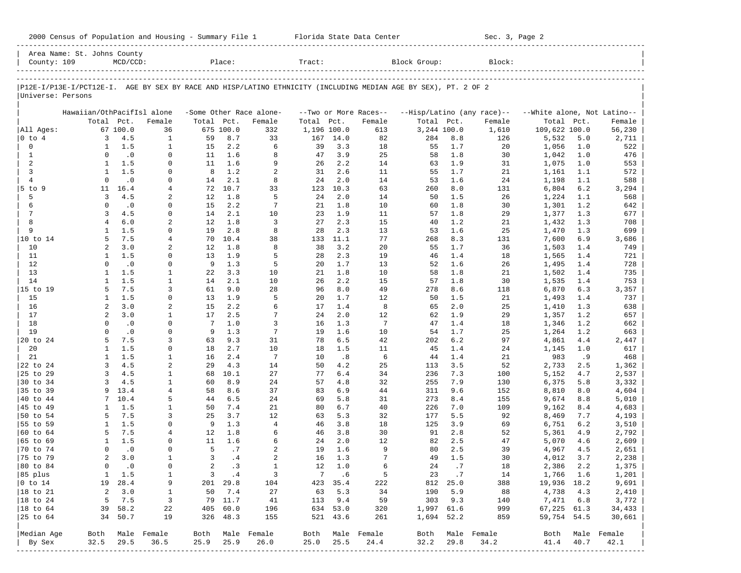Area Name: St. Johns County
County: 109 MCD/CCD: Place: Tract: Block Group: Block:

P12E-I/P13E-I/PCT12E-I. AGE BY SEX BY RACE AND HISP/LATINO ETHNICITY (INCLUDING MEDIAN AGE BY SEX), PT. 2 OF 2

Universe: Persons

| | Hawaiian/OthPacifIsl alone | | | -Some Other Race alone- | | | --Two or More Races-- | | | --Hisp/Latino (any race)-- | | | --White alone, Not Latino-- | | |
|---|---|---|---|---|---|---|---|---|---|---|---|---|---|---|---|
| | Total | Pct. | Female | Total | Pct. | Female | Total | Pct. | Female | Total | Pct. | Female | Total | Pct. | Female |
| All Ages: | 67 | 100.0 | 36 | 675 | 100.0 | 332 | 1,196 | 100.0 | 613 | 3,244 | 100.0 | 1,610 | 109,622 | 100.0 | 56,230 |
| 0 to 4 | 3 | 4.5 | 1 | 59 | 8.7 | 33 | 167 | 14.0 | 82 | 284 | 8.8 | 126 | 5,532 | 5.0 | 2,711 |
| 0 | 1 | 1.5 | 1 | 15 | 2.2 | 6 | 39 | 3.3 | 18 | 55 | 1.7 | 20 | 1,056 | 1.0 | 522 |
| 1 | 0 | .0 | 0 | 11 | 1.6 | 8 | 47 | 3.9 | 25 | 58 | 1.8 | 30 | 1,042 | 1.0 | 476 |
| 2 | 1 | 1.5 | 0 | 11 | 1.6 | 9 | 26 | 2.2 | 14 | 63 | 1.9 | 31 | 1,075 | 1.0 | 553 |
| 3 | 1 | 1.5 | 0 | 8 | 1.2 | 2 | 31 | 2.6 | 11 | 55 | 1.7 | 21 | 1,161 | 1.1 | 572 |
| 4 | 0 | .0 | 0 | 14 | 2.1 | 8 | 24 | 2.0 | 14 | 53 | 1.6 | 24 | 1,198 | 1.1 | 588 |
| 5 to 9 | 11 | 16.4 | 4 | 72 | 10.7 | 33 | 123 | 10.3 | 63 | 260 | 8.0 | 131 | 6,804 | 6.2 | 3,294 |
| 5 | 3 | 4.5 | 2 | 12 | 1.8 | 5 | 24 | 2.0 | 14 | 50 | 1.5 | 26 | 1,224 | 1.1 | 568 |
| 6 | 0 | .0 | 0 | 15 | 2.2 | 7 | 21 | 1.8 | 10 | 60 | 1.8 | 30 | 1,301 | 1.2 | 642 |
| 7 | 3 | 4.5 | 0 | 14 | 2.1 | 10 | 23 | 1.9 | 11 | 57 | 1.8 | 29 | 1,377 | 1.3 | 677 |
| 8 | 4 | 6.0 | 2 | 12 | 1.8 | 3 | 27 | 2.3 | 15 | 40 | 1.2 | 21 | 1,432 | 1.3 | 708 |
| 9 | 1 | 1.5 | 0 | 19 | 2.8 | 8 | 28 | 2.3 | 13 | 53 | 1.6 | 25 | 1,470 | 1.3 | 699 |
| 10 to 14 | 5 | 7.5 | 4 | 70 | 10.4 | 38 | 133 | 11.1 | 77 | 268 | 8.3 | 131 | 7,600 | 6.9 | 3,686 |
| 10 | 2 | 3.0 | 2 | 12 | 1.8 | 8 | 38 | 3.2 | 20 | 55 | 1.7 | 36 | 1,503 | 1.4 | 749 |
| 11 | 1 | 1.5 | 0 | 13 | 1.9 | 5 | 28 | 2.3 | 19 | 46 | 1.4 | 18 | 1,565 | 1.4 | 721 |
| 12 | 0 | .0 | 0 | 9 | 1.3 | 5 | 20 | 1.7 | 13 | 52 | 1.6 | 26 | 1,495 | 1.4 | 728 |
| 13 | 1 | 1.5 | 1 | 22 | 3.3 | 10 | 21 | 1.8 | 10 | 58 | 1.8 | 21 | 1,502 | 1.4 | 735 |
| 14 | 1 | 1.5 | 1 | 14 | 2.1 | 10 | 26 | 2.2 | 15 | 57 | 1.8 | 30 | 1,535 | 1.4 | 753 |
| 15 to 19 | 5 | 7.5 | 3 | 61 | 9.0 | 28 | 96 | 8.0 | 49 | 278 | 8.6 | 118 | 6,870 | 6.3 | 3,357 |
| 15 | 1 | 1.5 | 0 | 13 | 1.9 | 5 | 20 | 1.7 | 12 | 50 | 1.5 | 21 | 1,493 | 1.4 | 737 |
| 16 | 2 | 3.0 | 2 | 15 | 2.2 | 6 | 17 | 1.4 | 8 | 65 | 2.0 | 25 | 1,410 | 1.3 | 638 |
| 17 | 2 | 3.0 | 1 | 17 | 2.5 | 7 | 24 | 2.0 | 12 | 62 | 1.9 | 29 | 1,357 | 1.2 | 657 |
| 18 | 0 | .0 | 0 | 7 | 1.0 | 3 | 16 | 1.3 | 7 | 47 | 1.4 | 18 | 1,346 | 1.2 | 662 |
| 19 | 0 | .0 | 0 | 9 | 1.3 | 7 | 19 | 1.6 | 10 | 54 | 1.7 | 25 | 1,264 | 1.2 | 663 |
| 20 to 24 | 5 | 7.5 | 3 | 63 | 9.3 | 31 | 78 | 6.5 | 42 | 202 | 6.2 | 97 | 4,861 | 4.4 | 2,447 |
| 20 | 1 | 1.5 | 0 | 18 | 2.7 | 10 | 18 | 1.5 | 11 | 45 | 1.4 | 24 | 1,145 | 1.0 | 617 |
| 21 | 1 | 1.5 | 1 | 16 | 2.4 | 7 | 10 | .8 | 6 | 44 | 1.4 | 21 | 983 | .9 | 468 |
| 22 to 24 | 3 | 4.5 | 2 | 29 | 4.3 | 14 | 50 | 4.2 | 25 | 113 | 3.5 | 52 | 2,733 | 2.5 | 1,362 |
| 25 to 29 | 3 | 4.5 | 1 | 68 | 10.1 | 27 | 77 | 6.4 | 34 | 236 | 7.3 | 100 | 5,152 | 4.7 | 2,537 |
| 30 to 34 | 3 | 4.5 | 1 | 60 | 8.9 | 24 | 57 | 4.8 | 32 | 255 | 7.9 | 130 | 6,375 | 5.8 | 3,332 |
| 35 to 39 | 9 | 13.4 | 4 | 58 | 8.6 | 37 | 83 | 6.9 | 44 | 311 | 9.6 | 152 | 8,810 | 8.0 | 4,604 |
| 40 to 44 | 7 | 10.4 | 5 | 44 | 6.5 | 24 | 69 | 5.8 | 31 | 273 | 8.4 | 155 | 9,674 | 8.8 | 5,010 |
| 45 to 49 | 1 | 1.5 | 1 | 50 | 7.4 | 21 | 80 | 6.7 | 40 | 226 | 7.0 | 109 | 9,162 | 8.4 | 4,683 |
| 50 to 54 | 5 | 7.5 | 3 | 25 | 3.7 | 12 | 63 | 5.3 | 32 | 177 | 5.5 | 92 | 8,469 | 7.7 | 4,193 |
| 55 to 59 | 1 | 1.5 | 0 | 9 | 1.3 | 4 | 46 | 3.8 | 18 | 125 | 3.9 | 69 | 6,751 | 6.2 | 3,510 |
| 60 to 64 | 5 | 7.5 | 4 | 12 | 1.8 | 6 | 46 | 3.8 | 30 | 91 | 2.8 | 52 | 5,361 | 4.9 | 2,792 |
| 65 to 69 | 1 | 1.5 | 0 | 11 | 1.6 | 6 | 24 | 2.0 | 12 | 82 | 2.5 | 47 | 5,070 | 4.6 | 2,609 |
| 70 to 74 | 0 | .0 | 0 | 5 | .7 | 2 | 19 | 1.6 | 9 | 80 | 2.5 | 39 | 4,967 | 4.5 | 2,651 |
| 75 to 79 | 2 | 3.0 | 1 | 3 | .4 | 2 | 16 | 1.3 | 7 | 49 | 1.5 | 30 | 4,012 | 3.7 | 2,238 |
| 80 to 84 | 0 | .0 | 0 | 2 | .3 | 1 | 12 | 1.0 | 6 | 24 | .7 | 18 | 2,386 | 2.2 | 1,375 |
| 85 plus | 1 | 1.5 | 1 | 3 | .4 | 3 | 7 | .6 | 5 | 23 | .7 | 14 | 1,766 | 1.6 | 1,201 |
| 0 to 14 | 19 | 28.4 | 9 | 201 | 29.8 | 104 | 423 | 35.4 | 222 | 812 | 25.0 | 388 | 19,936 | 18.2 | 9,691 |
| 18 to 21 | 2 | 3.0 | 1 | 50 | 7.4 | 27 | 63 | 5.3 | 34 | 190 | 5.9 | 88 | 4,738 | 4.3 | 2,410 |
| 18 to 24 | 5 | 7.5 | 3 | 79 | 11.7 | 41 | 113 | 9.4 | 59 | 303 | 9.3 | 140 | 7,471 | 6.8 | 3,772 |
| 18 to 64 | 39 | 58.2 | 22 | 405 | 60.0 | 196 | 634 | 53.0 | 320 | 1,997 | 61.6 | 999 | 67,225 | 61.3 | 34,433 |
| 25 to 64 | 34 | 50.7 | 19 | 326 | 48.3 | 155 | 521 | 43.6 | 261 | 1,694 | 52.2 | 859 | 59,754 | 54.5 | 30,661 |
| Median Age | Both | Male | Female | Both | Male | Female | Both | Male | Female | Both | Male | Female | Both | Male | Female |
| By Sex | 32.5 | 29.5 | 36.5 | 25.9 | 25.9 | 26.0 | 25.0 | 25.5 | 24.4 | 32.2 | 29.8 | 34.2 | 41.4 | 40.7 | 42.1 |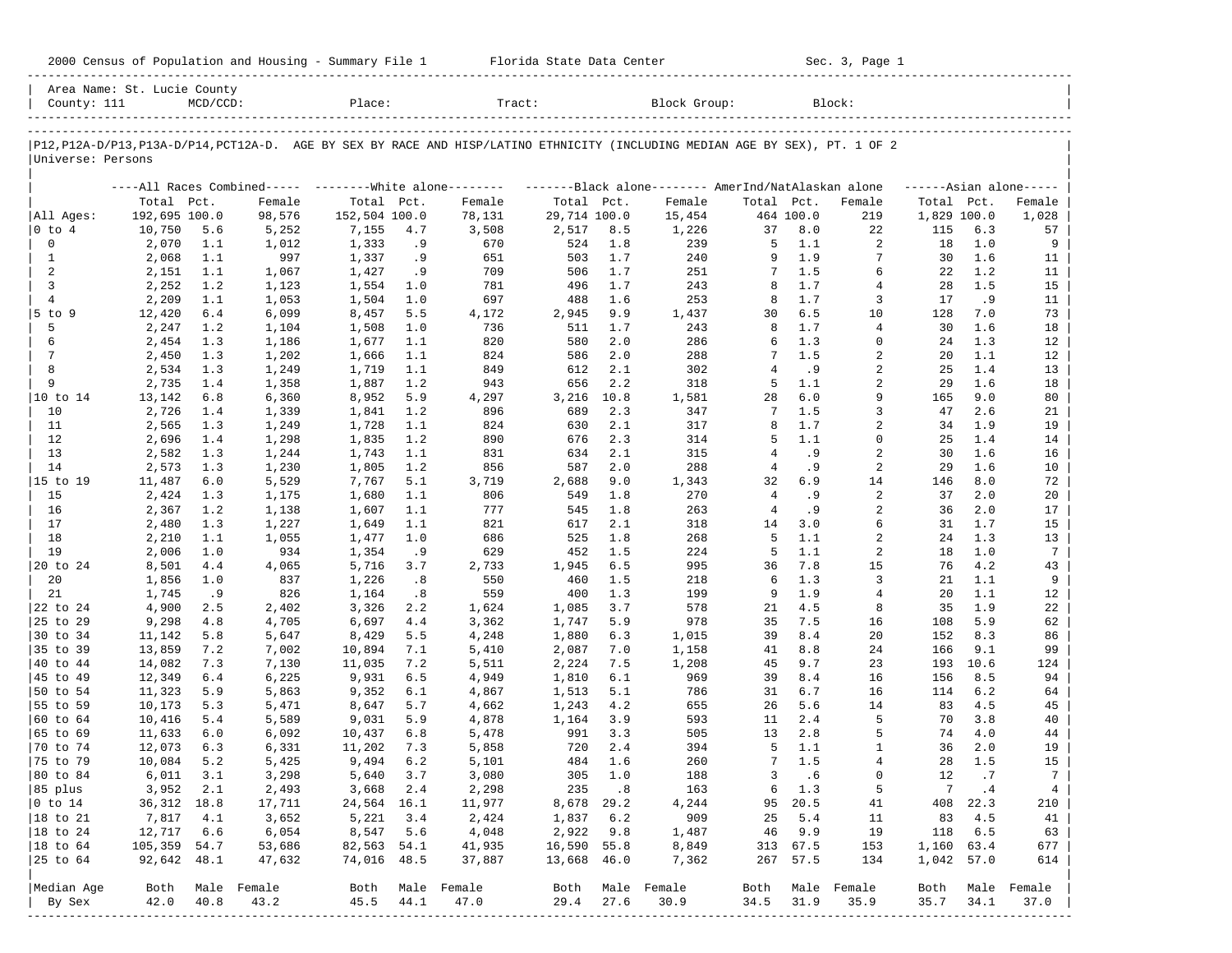2000 Census of Population and Housing - Summary File 1 Florida State Data Center Sec. 3, Page 1

Area Name: St. Lucie County
County: 111 MCD/CCD: Place: Tract: Block Group: Block:

P12,P12A-D/P13,P13A-D/P14,PCT12A-D. AGE BY SEX BY RACE AND HISP/LATINO ETHNICITY (INCLUDING MEDIAN AGE BY SEX), PT. 1 OF 2
Universe: Persons

| | All Races Combined | | | White alone | | | Black alone | | | AmerInd/NatAlaskan alone | | | Asian alone | | |
|---|---|---|---|---|---|---|---|---|---|---|---|---|---|---|---|
| | Total | Pct. | Female | Total | Pct. | Female | Total | Pct. | Female | Total | Pct. | Female | Total | Pct. | Female |
| All Ages: | 192,695 | 100.0 | 98,576 | 152,504 | 100.0 | 78,131 | 29,714 | 100.0 | 15,454 | 464 | 100.0 | 219 | 1,829 | 100.0 | 1,028 |
| 0 to 4 | 10,750 | 5.6 | 5,252 | 7,155 | 4.7 | 3,508 | 2,517 | 8.5 | 1,226 | 37 | 8.0 | 22 | 115 | 6.3 | 57 |
| 0 | 2,070 | 1.1 | 1,012 | 1,333 | .9 | 670 | 524 | 1.8 | 239 | 5 | 1.1 | 2 | 18 | 1.0 | 9 |
| 1 | 2,068 | 1.1 | 997 | 1,337 | .9 | 651 | 503 | 1.7 | 240 | 9 | 1.9 | 7 | 30 | 1.6 | 11 |
| 2 | 2,151 | 1.1 | 1,067 | 1,427 | .9 | 709 | 506 | 1.7 | 251 | 7 | 1.5 | 6 | 22 | 1.2 | 11 |
| 3 | 2,252 | 1.2 | 1,123 | 1,554 | 1.0 | 781 | 496 | 1.7 | 243 | 8 | 1.7 | 4 | 28 | 1.5 | 15 |
| 4 | 2,209 | 1.1 | 1,053 | 1,504 | 1.0 | 697 | 488 | 1.6 | 253 | 8 | 1.7 | 3 | 17 | .9 | 11 |
| 5 to 9 | 12,420 | 6.4 | 6,099 | 8,457 | 5.5 | 4,172 | 2,945 | 9.9 | 1,437 | 30 | 6.5 | 10 | 128 | 7.0 | 73 |
| 5 | 2,247 | 1.2 | 1,104 | 1,508 | 1.0 | 736 | 511 | 1.7 | 243 | 8 | 1.7 | 4 | 30 | 1.6 | 18 |
| 6 | 2,454 | 1.3 | 1,186 | 1,677 | 1.1 | 820 | 580 | 2.0 | 286 | 6 | 1.3 | 0 | 24 | 1.3 | 12 |
| 7 | 2,450 | 1.3 | 1,202 | 1,666 | 1.1 | 824 | 586 | 2.0 | 288 | 7 | 1.5 | 2 | 20 | 1.1 | 12 |
| 8 | 2,534 | 1.3 | 1,249 | 1,719 | 1.1 | 849 | 612 | 2.1 | 302 | 4 | .9 | 2 | 25 | 1.4 | 13 |
| 9 | 2,735 | 1.4 | 1,358 | 1,887 | 1.2 | 943 | 656 | 2.2 | 318 | 5 | 1.1 | 2 | 29 | 1.6 | 18 |
| 10 to 14 | 13,142 | 6.8 | 6,360 | 8,952 | 5.9 | 4,297 | 3,216 | 10.8 | 1,581 | 28 | 6.0 | 9 | 165 | 9.0 | 80 |
| 10 | 2,726 | 1.4 | 1,339 | 1,841 | 1.2 | 896 | 689 | 2.3 | 347 | 7 | 1.5 | 3 | 47 | 2.6 | 21 |
| 11 | 2,565 | 1.3 | 1,249 | 1,728 | 1.1 | 824 | 630 | 2.1 | 317 | 8 | 1.7 | 2 | 34 | 1.9 | 19 |
| 12 | 2,696 | 1.4 | 1,298 | 1,835 | 1.2 | 890 | 676 | 2.3 | 314 | 5 | 1.1 | 0 | 25 | 1.4 | 14 |
| 13 | 2,582 | 1.3 | 1,244 | 1,743 | 1.1 | 831 | 634 | 2.1 | 315 | 4 | .9 | 2 | 30 | 1.6 | 16 |
| 14 | 2,573 | 1.3 | 1,230 | 1,805 | 1.2 | 856 | 587 | 2.0 | 288 | 4 | .9 | 2 | 29 | 1.6 | 10 |
| 15 to 19 | 11,487 | 6.0 | 5,529 | 7,767 | 5.1 | 3,719 | 2,688 | 9.0 | 1,343 | 32 | 6.9 | 14 | 146 | 8.0 | 72 |
| 15 | 2,424 | 1.3 | 1,175 | 1,680 | 1.1 | 806 | 549 | 1.8 | 270 | 4 | .9 | 2 | 37 | 2.0 | 20 |
| 16 | 2,367 | 1.2 | 1,138 | 1,607 | 1.1 | 777 | 545 | 1.8 | 263 | 4 | .9 | 2 | 36 | 2.0 | 17 |
| 17 | 2,480 | 1.3 | 1,227 | 1,649 | 1.1 | 821 | 617 | 2.1 | 318 | 14 | 3.0 | 6 | 31 | 1.7 | 15 |
| 18 | 2,210 | 1.1 | 1,055 | 1,477 | 1.0 | 686 | 525 | 1.8 | 268 | 5 | 1.1 | 2 | 24 | 1.3 | 13 |
| 19 | 2,006 | 1.0 | 934 | 1,354 | .9 | 629 | 452 | 1.5 | 224 | 5 | 1.1 | 2 | 18 | 1.0 | 7 |
| 20 to 24 | 8,501 | 4.4 | 4,065 | 5,716 | 3.7 | 2,733 | 1,945 | 6.5 | 995 | 36 | 7.8 | 15 | 76 | 4.2 | 43 |
| 20 | 1,856 | 1.0 | 837 | 1,226 | .8 | 550 | 460 | 1.5 | 218 | 6 | 1.3 | 3 | 21 | 1.1 | 9 |
| 21 | 1,745 | .9 | 826 | 1,164 | .8 | 559 | 400 | 1.3 | 199 | 9 | 1.9 | 4 | 20 | 1.1 | 12 |
| 22 to 24 | 4,900 | 2.5 | 2,402 | 3,326 | 2.2 | 1,624 | 1,085 | 3.7 | 578 | 21 | 4.5 | 8 | 35 | 1.9 | 22 |
| 25 to 29 | 9,298 | 4.8 | 4,705 | 6,697 | 4.4 | 3,362 | 1,747 | 5.9 | 978 | 35 | 7.5 | 16 | 108 | 5.9 | 62 |
| 30 to 34 | 11,142 | 5.8 | 5,647 | 8,429 | 5.5 | 4,248 | 1,880 | 6.3 | 1,015 | 39 | 8.4 | 20 | 152 | 8.3 | 86 |
| 35 to 39 | 13,859 | 7.2 | 7,002 | 10,894 | 7.1 | 5,410 | 2,087 | 7.0 | 1,158 | 41 | 8.8 | 24 | 166 | 9.1 | 99 |
| 40 to 44 | 14,082 | 7.3 | 7,130 | 11,035 | 7.2 | 5,511 | 2,224 | 7.5 | 1,208 | 45 | 9.7 | 23 | 193 | 10.6 | 124 |
| 45 to 49 | 12,349 | 6.4 | 6,225 | 9,931 | 6.5 | 4,949 | 1,810 | 6.1 | 969 | 39 | 8.4 | 16 | 156 | 8.5 | 94 |
| 50 to 54 | 11,323 | 5.9 | 5,863 | 9,352 | 6.1 | 4,867 | 1,513 | 5.1 | 786 | 31 | 6.7 | 16 | 114 | 6.2 | 64 |
| 55 to 59 | 10,173 | 5.3 | 5,471 | 8,647 | 5.7 | 4,662 | 1,243 | 4.2 | 655 | 26 | 5.6 | 14 | 83 | 4.5 | 45 |
| 60 to 64 | 10,416 | 5.4 | 5,589 | 9,031 | 5.9 | 4,878 | 1,164 | 3.9 | 593 | 11 | 2.4 | 5 | 70 | 3.8 | 40 |
| 65 to 69 | 11,633 | 6.0 | 6,092 | 10,437 | 6.8 | 5,478 | 991 | 3.3 | 505 | 13 | 2.8 | 5 | 74 | 4.0 | 44 |
| 70 to 74 | 12,073 | 6.3 | 6,331 | 11,202 | 7.3 | 5,858 | 720 | 2.4 | 394 | 5 | 1.1 | 1 | 36 | 2.0 | 19 |
| 75 to 79 | 10,084 | 5.2 | 5,425 | 9,494 | 6.2 | 5,101 | 484 | 1.6 | 260 | 7 | 1.5 | 4 | 28 | 1.5 | 15 |
| 80 to 84 | 6,011 | 3.1 | 3,298 | 5,640 | 3.7 | 3,080 | 305 | 1.0 | 188 | 3 | .6 | 0 | 12 | .7 | 7 |
| 85 plus | 3,952 | 2.1 | 2,493 | 3,668 | 2.4 | 2,298 | 235 | .8 | 163 | 6 | 1.3 | 5 | 7 | .4 | 4 |
| 0 to 14 | 36,312 | 18.8 | 17,711 | 24,564 | 16.1 | 11,977 | 8,678 | 29.2 | 4,244 | 95 | 20.5 | 41 | 408 | 22.3 | 210 |
| 18 to 21 | 7,817 | 4.1 | 3,652 | 5,221 | 3.4 | 2,424 | 1,837 | 6.2 | 909 | 25 | 5.4 | 11 | 83 | 4.5 | 41 |
| 18 to 24 | 12,717 | 6.6 | 6,054 | 8,547 | 5.6 | 4,048 | 2,922 | 9.8 | 1,487 | 46 | 9.9 | 19 | 118 | 6.5 | 63 |
| 18 to 64 | 105,359 | 54.7 | 53,686 | 82,563 | 54.1 | 41,935 | 16,590 | 55.8 | 8,849 | 313 | 67.5 | 153 | 1,160 | 63.4 | 677 |
| 25 to 64 | 92,642 | 48.1 | 47,632 | 74,016 | 48.5 | 37,887 | 13,668 | 46.0 | 7,362 | 267 | 57.5 | 134 | 1,042 | 57.0 | 614 |
| Median Age | Both | Male | Female | Both | Male | Female | Both | Male | Female | Both | Male | Female | Both | Male | Female |
| By Sex | 42.0 | 40.8 | 43.2 | 45.5 | 44.1 | 47.0 | 29.4 | 27.6 | 30.9 | 34.5 | 31.9 | 35.9 | 35.7 | 34.1 | 37.0 |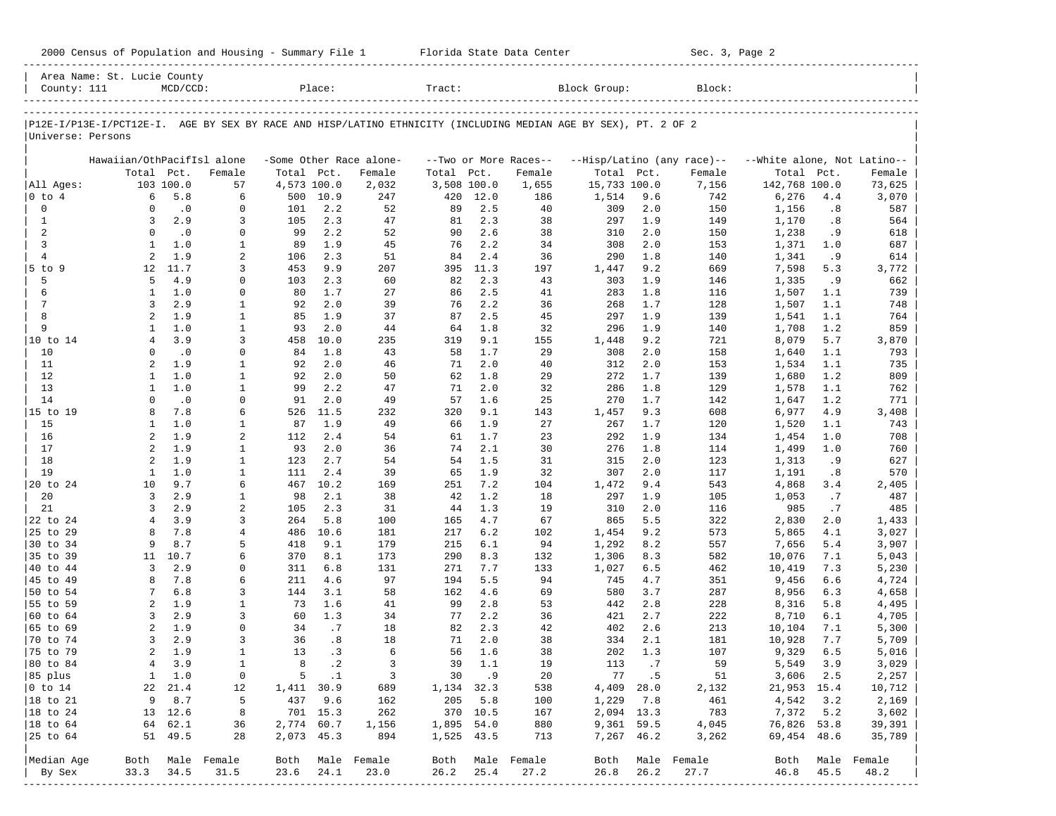2000 Census of Population and Housing - Summary File 1 Florida State Data Center Sec. 3, Page 2

Area Name: St. Lucie County
County: 111 MCD/CCD: Place: Tract: Block Group: Block:

P12E-I/P13E-I/PCT12E-I. AGE BY SEX BY RACE AND HISP/LATINO ETHNICITY (INCLUDING MEDIAN AGE BY SEX), PT. 2 OF 2
Universe: Persons

| | Hawaiian/OthPacifIsl alone | | | -Some Other Race alone- | | | --Two or More Races-- | | | --Hisp/Latino (any race)-- | | | --White alone, Not Latino-- | | |
|---|---|---|---|---|---|---|---|---|---|---|---|---|---|---|---|
| | Total | Pct. | Female | Total | Pct. | Female | Total | Pct. | Female | Total | Pct. | Female | Total | Pct. | Female |
| All Ages: | 103 | 100.0 | 57 | 4,573 | 100.0 | 2,032 | 3,508 | 100.0 | 1,655 | 15,733 | 100.0 | 7,156 | 142,768 | 100.0 | 73,625 |
| 0 to 4 | 6 | 5.8 | 6 | 500 | 10.9 | 247 | 420 | 12.0 | 186 | 1,514 | 9.6 | 742 | 6,276 | 4.4 | 3,070 |
| 0 | 0 | .0 | 0 | 101 | 2.2 | 52 | 89 | 2.5 | 40 | 309 | 2.0 | 150 | 1,156 | .8 | 587 |
| 1 | 3 | 2.9 | 3 | 105 | 2.3 | 47 | 81 | 2.3 | 38 | 297 | 1.9 | 149 | 1,170 | .8 | 564 |
| 2 | 0 | .0 | 0 | 99 | 2.2 | 52 | 90 | 2.6 | 38 | 310 | 2.0 | 150 | 1,238 | .9 | 618 |
| 3 | 1 | 1.0 | 1 | 89 | 1.9 | 45 | 76 | 2.2 | 34 | 308 | 2.0 | 153 | 1,371 | 1.0 | 687 |
| 4 | 2 | 1.9 | 2 | 106 | 2.3 | 51 | 84 | 2.4 | 36 | 290 | 1.8 | 140 | 1,341 | .9 | 614 |
| 5 to 9 | 12 | 11.7 | 3 | 453 | 9.9 | 207 | 395 | 11.3 | 197 | 1,447 | 9.2 | 669 | 7,598 | 5.3 | 3,772 |
| 5 | 5 | 4.9 | 0 | 103 | 2.3 | 60 | 82 | 2.3 | 43 | 303 | 1.9 | 146 | 1,335 | .9 | 662 |
| 6 | 1 | 1.0 | 0 | 80 | 1.7 | 27 | 86 | 2.5 | 41 | 283 | 1.8 | 116 | 1,507 | 1.1 | 739 |
| 7 | 3 | 2.9 | 1 | 92 | 2.0 | 39 | 76 | 2.2 | 36 | 268 | 1.7 | 128 | 1,507 | 1.1 | 748 |
| 8 | 2 | 1.9 | 1 | 85 | 1.9 | 37 | 87 | 2.5 | 45 | 297 | 1.9 | 139 | 1,541 | 1.1 | 764 |
| 9 | 1 | 1.0 | 1 | 93 | 2.0 | 44 | 64 | 1.8 | 32 | 296 | 1.9 | 140 | 1,708 | 1.2 | 859 |
| 10 to 14 | 4 | 3.9 | 3 | 458 | 10.0 | 235 | 319 | 9.1 | 155 | 1,448 | 9.2 | 721 | 8,079 | 5.7 | 3,870 |
| 10 | 0 | .0 | 0 | 84 | 1.8 | 43 | 58 | 1.7 | 29 | 308 | 2.0 | 158 | 1,640 | 1.1 | 793 |
| 11 | 2 | 1.9 | 1 | 92 | 2.0 | 46 | 71 | 2.0 | 40 | 312 | 2.0 | 153 | 1,534 | 1.1 | 735 |
| 12 | 1 | 1.0 | 1 | 92 | 2.0 | 50 | 62 | 1.8 | 29 | 272 | 1.7 | 139 | 1,680 | 1.2 | 809 |
| 13 | 1 | 1.0 | 1 | 99 | 2.2 | 47 | 71 | 2.0 | 32 | 286 | 1.8 | 129 | 1,578 | 1.1 | 762 |
| 14 | 0 | .0 | 0 | 91 | 2.0 | 49 | 57 | 1.6 | 25 | 270 | 1.7 | 142 | 1,647 | 1.2 | 771 |
| 15 to 19 | 8 | 7.8 | 6 | 526 | 11.5 | 232 | 320 | 9.1 | 143 | 1,457 | 9.3 | 608 | 6,977 | 4.9 | 3,408 |
| 15 | 1 | 1.0 | 1 | 87 | 1.9 | 49 | 66 | 1.9 | 27 | 267 | 1.7 | 120 | 1,520 | 1.1 | 743 |
| 16 | 2 | 1.9 | 2 | 112 | 2.4 | 54 | 61 | 1.7 | 23 | 292 | 1.9 | 134 | 1,454 | 1.0 | 708 |
| 17 | 2 | 1.9 | 1 | 93 | 2.0 | 36 | 74 | 2.1 | 30 | 276 | 1.8 | 114 | 1,499 | 1.0 | 760 |
| 18 | 2 | 1.9 | 1 | 123 | 2.7 | 54 | 54 | 1.5 | 31 | 315 | 2.0 | 123 | 1,313 | .9 | 627 |
| 19 | 1 | 1.0 | 1 | 111 | 2.4 | 39 | 65 | 1.9 | 32 | 307 | 2.0 | 117 | 1,191 | .8 | 570 |
| 20 to 24 | 10 | 9.7 | 6 | 467 | 10.2 | 169 | 251 | 7.2 | 104 | 1,472 | 9.4 | 543 | 4,868 | 3.4 | 2,405 |
| 20 | 3 | 2.9 | 1 | 98 | 2.1 | 38 | 42 | 1.2 | 18 | 297 | 1.9 | 105 | 1,053 | .7 | 487 |
| 21 | 3 | 2.9 | 2 | 105 | 2.3 | 31 | 44 | 1.3 | 19 | 310 | 2.0 | 116 | 985 | .7 | 485 |
| 22 to 24 | 4 | 3.9 | 3 | 264 | 5.8 | 100 | 165 | 4.7 | 67 | 865 | 5.5 | 322 | 2,830 | 2.0 | 1,433 |
| 25 to 29 | 8 | 7.8 | 4 | 486 | 10.6 | 181 | 217 | 6.2 | 102 | 1,454 | 9.2 | 573 | 5,865 | 4.1 | 3,027 |
| 30 to 34 | 9 | 8.7 | 5 | 418 | 9.1 | 179 | 215 | 6.1 | 94 | 1,292 | 8.2 | 557 | 7,656 | 5.4 | 3,907 |
| 35 to 39 | 11 | 10.7 | 6 | 370 | 8.1 | 173 | 290 | 8.3 | 132 | 1,306 | 8.3 | 582 | 10,076 | 7.1 | 5,043 |
| 40 to 44 | 3 | 2.9 | 0 | 311 | 6.8 | 131 | 271 | 7.7 | 133 | 1,027 | 6.5 | 462 | 10,419 | 7.3 | 5,230 |
| 45 to 49 | 8 | 7.8 | 6 | 211 | 4.6 | 97 | 194 | 5.5 | 94 | 745 | 4.7 | 351 | 9,456 | 6.6 | 4,724 |
| 50 to 54 | 7 | 6.8 | 3 | 144 | 3.1 | 58 | 162 | 4.6 | 69 | 580 | 3.7 | 287 | 8,956 | 6.3 | 4,658 |
| 55 to 59 | 2 | 1.9 | 1 | 73 | 1.6 | 41 | 99 | 2.8 | 53 | 442 | 2.8 | 228 | 8,316 | 5.8 | 4,495 |
| 60 to 64 | 3 | 2.9 | 3 | 60 | 1.3 | 34 | 77 | 2.2 | 36 | 421 | 2.7 | 222 | 8,710 | 6.1 | 4,705 |
| 65 to 69 | 2 | 1.9 | 0 | 34 | .7 | 18 | 82 | 2.3 | 42 | 402 | 2.6 | 213 | 10,104 | 7.1 | 5,300 |
| 70 to 74 | 3 | 2.9 | 3 | 36 | .8 | 18 | 71 | 2.0 | 38 | 334 | 2.1 | 181 | 10,928 | 7.7 | 5,709 |
| 75 to 79 | 2 | 1.9 | 1 | 13 | .3 | 6 | 56 | 1.6 | 38 | 202 | 1.3 | 107 | 9,329 | 6.5 | 5,016 |
| 80 to 84 | 4 | 3.9 | 1 | 8 | .2 | 3 | 39 | 1.1 | 19 | 113 | .7 | 59 | 5,549 | 3.9 | 3,029 |
| 85 plus | 1 | 1.0 | 0 | 5 | .1 | 3 | 30 | .9 | 20 | 77 | .5 | 51 | 3,606 | 2.5 | 2,257 |
| 0 to 14 | 22 | 21.4 | 12 | 1,411 | 30.9 | 689 | 1,134 | 32.3 | 538 | 4,409 | 28.0 | 2,132 | 21,953 | 15.4 | 10,712 |
| 18 to 21 | 9 | 8.7 | 5 | 437 | 9.6 | 162 | 205 | 5.8 | 100 | 1,229 | 7.8 | 461 | 4,542 | 3.2 | 2,169 |
| 18 to 24 | 13 | 12.6 | 8 | 701 | 15.3 | 262 | 370 | 10.5 | 167 | 2,094 | 13.3 | 783 | 7,372 | 5.2 | 3,602 |
| 18 to 64 | 64 | 62.1 | 36 | 2,774 | 60.7 | 1,156 | 1,895 | 54.0 | 880 | 9,361 | 59.5 | 4,045 | 76,826 | 53.8 | 39,391 |
| 25 to 64 | 51 | 49.5 | 28 | 2,073 | 45.3 | 894 | 1,525 | 43.5 | 713 | 7,267 | 46.2 | 3,262 | 69,454 | 48.6 | 35,789 |
| Median Age | Both | Male | Female | Both | Male | Female | Both | Male | Female | Both | Male | Female | Both | Male | Female |
| By Sex | 33.3 | 34.5 | 31.5 | 23.6 | 24.1 | 23.0 | 26.2 | 25.4 | 27.2 | 26.8 | 26.2 | 27.7 | 46.8 | 45.5 | 48.2 |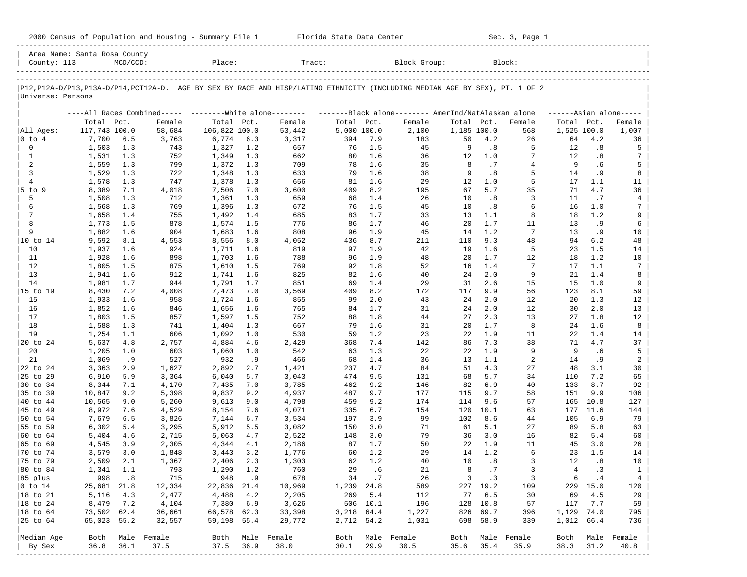2000 Census of Population and Housing - Summary File 1 Florida State Data Center Sec. 3, Page 1

Area Name: Santa Rosa County
County: 113 MCD/CCD: Place: Tract: Block Group: Block:

P12,P12A-D/P13,P13A-D/P14,PCT12A-D. AGE BY SEX BY RACE AND HISP/LATINO ETHNICITY (INCLUDING MEDIAN AGE BY SEX), PT. 1 OF 2
Universe: Persons

| | All Races Combined | | | White alone | | | Black alone | | | AmerInd/NatAlaskan alone | | | Asian alone | | |
|---|---|---|---|---|---|---|---|---|---|---|---|---|---|---|---|
| | Total | Pct. | Female | Total | Pct. | Female | Total | Pct. | Female | Total | Pct. | Female | Total | Pct. | Female |
| All Ages: | 117,743 | 100.0 | 58,684 | 106,822 | 100.0 | 53,442 | 5,000 | 100.0 | 2,100 | 1,185 | 100.0 | 568 | 1,525 | 100.0 | 1,007 |
| 0 to 4 | 7,700 | 6.5 | 3,763 | 6,774 | 6.3 | 3,317 | 394 | 7.9 | 183 | 50 | 4.2 | 26 | 64 | 4.2 | 36 |
| 0 | 1,503 | 1.3 | 743 | 1,327 | 1.2 | 657 | 76 | 1.5 | 45 | 9 | .8 | 5 | 12 | .8 | 5 |
| 1 | 1,531 | 1.3 | 752 | 1,349 | 1.3 | 662 | 80 | 1.6 | 36 | 12 | 1.0 | 7 | 12 | .8 | 7 |
| 2 | 1,559 | 1.3 | 799 | 1,372 | 1.3 | 709 | 78 | 1.6 | 35 | 8 | .7 | 4 | 9 | .6 | 5 |
| 3 | 1,529 | 1.3 | 722 | 1,348 | 1.3 | 633 | 79 | 1.6 | 38 | 9 | .8 | 5 | 14 | .9 | 8 |
| 4 | 1,578 | 1.3 | 747 | 1,378 | 1.3 | 656 | 81 | 1.6 | 29 | 12 | 1.0 | 5 | 17 | 1.1 | 11 |
| 5 to 9 | 8,389 | 7.1 | 4,018 | 7,506 | 7.0 | 3,600 | 409 | 8.2 | 195 | 67 | 5.7 | 35 | 71 | 4.7 | 36 |
| 5 | 1,508 | 1.3 | 712 | 1,361 | 1.3 | 659 | 68 | 1.4 | 26 | 10 | .8 | 3 | 11 | .7 | 4 |
| 6 | 1,568 | 1.3 | 769 | 1,396 | 1.3 | 672 | 76 | 1.5 | 45 | 10 | .8 | 6 | 16 | 1.0 | 7 |
| 7 | 1,658 | 1.4 | 755 | 1,492 | 1.4 | 685 | 83 | 1.7 | 33 | 13 | 1.1 | 8 | 18 | 1.2 | 9 |
| 8 | 1,773 | 1.5 | 878 | 1,574 | 1.5 | 776 | 86 | 1.7 | 46 | 20 | 1.7 | 11 | 13 | .9 | 6 |
| 9 | 1,882 | 1.6 | 904 | 1,683 | 1.6 | 808 | 96 | 1.9 | 45 | 14 | 1.2 | 7 | 13 | .9 | 10 |
| 10 to 14 | 9,592 | 8.1 | 4,553 | 8,556 | 8.0 | 4,052 | 436 | 8.7 | 211 | 110 | 9.3 | 48 | 94 | 6.2 | 48 |
| 10 | 1,937 | 1.6 | 924 | 1,711 | 1.6 | 819 | 97 | 1.9 | 42 | 19 | 1.6 | 5 | 23 | 1.5 | 14 |
| 11 | 1,928 | 1.6 | 898 | 1,703 | 1.6 | 788 | 96 | 1.9 | 48 | 20 | 1.7 | 12 | 18 | 1.2 | 10 |
| 12 | 1,805 | 1.5 | 875 | 1,610 | 1.5 | 769 | 92 | 1.8 | 52 | 16 | 1.4 | 7 | 17 | 1.1 | 7 |
| 13 | 1,941 | 1.6 | 912 | 1,741 | 1.6 | 825 | 82 | 1.6 | 40 | 24 | 2.0 | 9 | 21 | 1.4 | 8 |
| 14 | 1,981 | 1.7 | 944 | 1,791 | 1.7 | 851 | 69 | 1.4 | 29 | 31 | 2.6 | 15 | 15 | 1.0 | 9 |
| 15 to 19 | 8,430 | 7.2 | 4,008 | 7,473 | 7.0 | 3,569 | 409 | 8.2 | 172 | 117 | 9.9 | 56 | 123 | 8.1 | 59 |
| 15 | 1,933 | 1.6 | 958 | 1,724 | 1.6 | 855 | 99 | 2.0 | 43 | 24 | 2.0 | 12 | 20 | 1.3 | 12 |
| 16 | 1,852 | 1.6 | 846 | 1,656 | 1.6 | 765 | 84 | 1.7 | 31 | 24 | 2.0 | 12 | 30 | 2.0 | 13 |
| 17 | 1,803 | 1.5 | 857 | 1,597 | 1.5 | 752 | 88 | 1.8 | 44 | 27 | 2.3 | 13 | 27 | 1.8 | 12 |
| 18 | 1,588 | 1.3 | 741 | 1,404 | 1.3 | 667 | 79 | 1.6 | 31 | 20 | 1.7 | 8 | 24 | 1.6 | 8 |
| 19 | 1,254 | 1.1 | 606 | 1,092 | 1.0 | 530 | 59 | 1.2 | 23 | 22 | 1.9 | 11 | 22 | 1.4 | 14 |
| 20 to 24 | 5,637 | 4.8 | 2,757 | 4,884 | 4.6 | 2,429 | 368 | 7.4 | 142 | 86 | 7.3 | 38 | 71 | 4.7 | 37 |
| 20 | 1,205 | 1.0 | 603 | 1,060 | 1.0 | 542 | 63 | 1.3 | 22 | 22 | 1.9 | 9 | 9 | .6 | 5 |
| 21 | 1,069 | .9 | 527 | 932 | .9 | 466 | 68 | 1.4 | 36 | 13 | 1.1 | 2 | 14 | .9 | 2 |
| 22 to 24 | 3,363 | 2.9 | 1,627 | 2,892 | 2.7 | 1,421 | 237 | 4.7 | 84 | 51 | 4.3 | 27 | 48 | 3.1 | 30 |
| 25 to 29 | 6,910 | 5.9 | 3,364 | 6,040 | 5.7 | 3,043 | 474 | 9.5 | 131 | 68 | 5.7 | 34 | 110 | 7.2 | 65 |
| 30 to 34 | 8,344 | 7.1 | 4,170 | 7,435 | 7.0 | 3,785 | 462 | 9.2 | 146 | 82 | 6.9 | 40 | 133 | 8.7 | 92 |
| 35 to 39 | 10,847 | 9.2 | 5,398 | 9,837 | 9.2 | 4,937 | 487 | 9.7 | 177 | 115 | 9.7 | 58 | 151 | 9.9 | 106 |
| 40 to 44 | 10,565 | 9.0 | 5,260 | 9,613 | 9.0 | 4,798 | 459 | 9.2 | 174 | 114 | 9.6 | 57 | 165 | 10.8 | 127 |
| 45 to 49 | 8,972 | 7.6 | 4,529 | 8,154 | 7.6 | 4,071 | 335 | 6.7 | 154 | 120 | 10.1 | 63 | 177 | 11.6 | 144 |
| 50 to 54 | 7,679 | 6.5 | 3,826 | 7,144 | 6.7 | 3,534 | 197 | 3.9 | 99 | 102 | 8.6 | 44 | 105 | 6.9 | 79 |
| 55 to 59 | 6,302 | 5.4 | 3,295 | 5,912 | 5.5 | 3,082 | 150 | 3.0 | 71 | 61 | 5.1 | 27 | 89 | 5.8 | 63 |
| 60 to 64 | 5,404 | 4.6 | 2,715 | 5,063 | 4.7 | 2,522 | 148 | 3.0 | 79 | 36 | 3.0 | 16 | 82 | 5.4 | 60 |
| 65 to 69 | 4,545 | 3.9 | 2,305 | 4,344 | 4.1 | 2,186 | 87 | 1.7 | 50 | 22 | 1.9 | 11 | 45 | 3.0 | 26 |
| 70 to 74 | 3,579 | 3.0 | 1,848 | 3,443 | 3.2 | 1,776 | 60 | 1.2 | 29 | 14 | 1.2 | 6 | 23 | 1.5 | 14 |
| 75 to 79 | 2,509 | 2.1 | 1,367 | 2,406 | 2.3 | 1,303 | 62 | 1.2 | 40 | 10 | .8 | 3 | 12 | .8 | 10 |
| 80 to 84 | 1,341 | 1.1 | 793 | 1,290 | 1.2 | 760 | 29 | .6 | 21 | 8 | .7 | 3 | 4 | .3 | 1 |
| 85 plus | 998 | .8 | 715 | 948 | .9 | 678 | 34 | .7 | 26 | 3 | .3 | 3 | 6 | .4 | 4 |
| 0 to 14 | 25,681 | 21.8 | 12,334 | 22,836 | 21.4 | 10,969 | 1,239 | 24.8 | 589 | 227 | 19.2 | 109 | 229 | 15.0 | 120 |
| 18 to 21 | 5,116 | 4.3 | 2,477 | 4,488 | 4.2 | 2,205 | 269 | 5.4 | 112 | 77 | 6.5 | 30 | 69 | 4.5 | 29 |
| 18 to 24 | 8,479 | 7.2 | 4,104 | 7,380 | 6.9 | 3,626 | 506 | 10.1 | 196 | 128 | 10.8 | 57 | 117 | 7.7 | 59 |
| 18 to 64 | 73,502 | 62.4 | 36,661 | 66,578 | 62.3 | 33,398 | 3,218 | 64.4 | 1,227 | 826 | 69.7 | 396 | 1,129 | 74.0 | 795 |
| 25 to 64 | 65,023 | 55.2 | 32,557 | 59,198 | 55.4 | 29,772 | 2,712 | 54.2 | 1,031 | 698 | 58.9 | 339 | 1,012 | 66.4 | 736 |
| Median Age By Sex | Both | Male | Female | Both | Male | Female | Both | Male | Female | Both | Male | Female | Both | Male | Female |
| | 36.8 | 36.1 | 37.5 | 37.5 | 36.9 | 38.0 | 30.1 | 29.9 | 30.5 | 35.6 | 35.4 | 35.9 | 38.3 | 31.2 | 40.8 |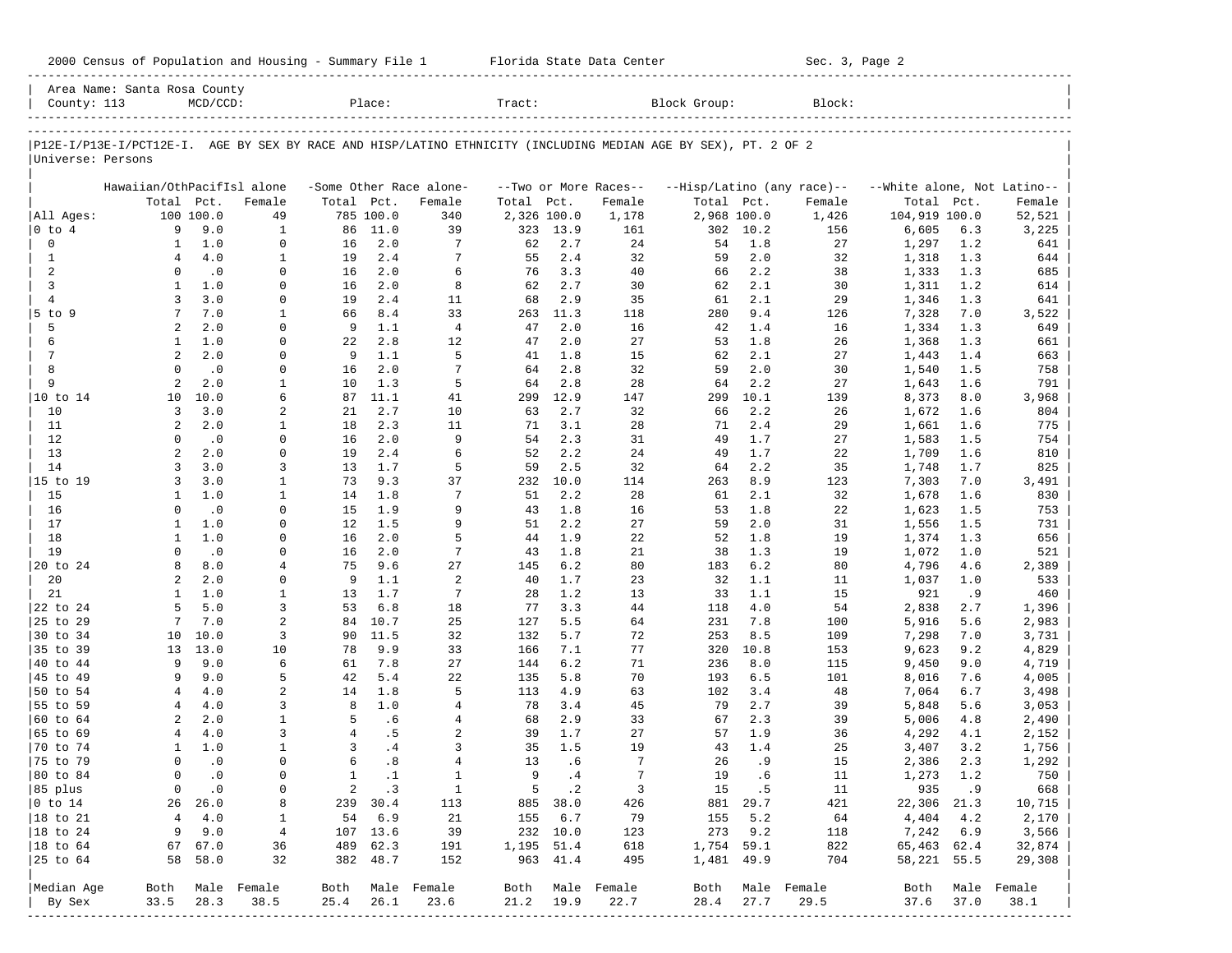2000 Census of Population and Housing - Summary File 1 Florida State Data Center Sec. 3, Page 2

Area Name: Santa Rosa County
County: 113 MCD/CCD: Place: Tract: Block Group: Block:

P12E-I/P13E-I/PCT12E-I. AGE BY SEX BY RACE AND HISP/LATINO ETHNICITY (INCLUDING MEDIAN AGE BY SEX), PT. 2 OF 2
Universe: Persons

| | Hawaiian/OthPacifIsl alone | | | -Some Other Race alone- | | | --Two or More Races-- | | | --Hisp/Latino (any race)-- | | | --White alone, Not Latino-- | | |
|---|---|---|---|---|---|---|---|---|---|---|---|---|---|---|---|
| | Total | Pct. | Female | Total | Pct. | Female | Total | Pct. | Female | Total | Pct. | Female | Total | Pct. | Female |
| All Ages: | 100 | 100.0 | 49 | 785 | 100.0 | 340 | 2,326 | 100.0 | 1,178 | 2,968 | 100.0 | 1,426 | 104,919 | 100.0 | 52,521 |
| 0 to 4 | 9 | 9.0 | 1 | 86 | 11.0 | 39 | 323 | 13.9 | 161 | 302 | 10.2 | 156 | 6,605 | 6.3 | 3,225 |
| 0 | 1 | 1.0 | 0 | 16 | 2.0 | 7 | 62 | 2.7 | 24 | 54 | 1.8 | 27 | 1,297 | 1.2 | 641 |
| 1 | 4 | 4.0 | 1 | 19 | 2.4 | 7 | 55 | 2.4 | 32 | 59 | 2.0 | 32 | 1,318 | 1.3 | 644 |
| 2 | 0 | .0 | 0 | 16 | 2.0 | 6 | 76 | 3.3 | 40 | 66 | 2.2 | 38 | 1,333 | 1.3 | 685 |
| 3 | 1 | 1.0 | 0 | 16 | 2.0 | 8 | 62 | 2.7 | 30 | 62 | 2.1 | 30 | 1,311 | 1.2 | 614 |
| 4 | 3 | 3.0 | 0 | 19 | 2.4 | 11 | 68 | 2.9 | 35 | 61 | 2.1 | 29 | 1,346 | 1.3 | 641 |
| 5 to 9 | 7 | 7.0 | 1 | 66 | 8.4 | 33 | 263 | 11.3 | 118 | 280 | 9.4 | 126 | 7,328 | 7.0 | 3,522 |
| 5 | 2 | 2.0 | 0 | 9 | 1.1 | 4 | 47 | 2.0 | 16 | 42 | 1.4 | 16 | 1,334 | 1.3 | 649 |
| 6 | 1 | 1.0 | 0 | 22 | 2.8 | 12 | 47 | 2.0 | 27 | 53 | 1.8 | 26 | 1,368 | 1.3 | 661 |
| 7 | 2 | 2.0 | 0 | 9 | 1.1 | 5 | 41 | 1.8 | 15 | 62 | 2.1 | 27 | 1,443 | 1.4 | 663 |
| 8 | 0 | .0 | 0 | 16 | 2.0 | 7 | 64 | 2.8 | 32 | 59 | 2.0 | 30 | 1,540 | 1.5 | 758 |
| 9 | 2 | 2.0 | 1 | 10 | 1.3 | 5 | 64 | 2.8 | 28 | 64 | 2.2 | 27 | 1,643 | 1.6 | 791 |
| 10 to 14 | 10 | 10.0 | 6 | 87 | 11.1 | 41 | 299 | 12.9 | 147 | 299 | 10.1 | 139 | 8,373 | 8.0 | 3,968 |
| 10 | 3 | 3.0 | 2 | 21 | 2.7 | 10 | 63 | 2.7 | 32 | 66 | 2.2 | 26 | 1,672 | 1.6 | 804 |
| 11 | 2 | 2.0 | 1 | 18 | 2.3 | 11 | 71 | 3.1 | 28 | 71 | 2.4 | 29 | 1,661 | 1.6 | 775 |
| 12 | 0 | .0 | 0 | 16 | 2.0 | 9 | 54 | 2.3 | 31 | 49 | 1.7 | 27 | 1,583 | 1.5 | 754 |
| 13 | 2 | 2.0 | 0 | 19 | 2.4 | 6 | 52 | 2.2 | 24 | 49 | 1.7 | 22 | 1,709 | 1.6 | 810 |
| 14 | 3 | 3.0 | 3 | 13 | 1.7 | 5 | 59 | 2.5 | 32 | 64 | 2.2 | 35 | 1,748 | 1.7 | 825 |
| 15 to 19 | 3 | 3.0 | 1 | 73 | 9.3 | 37 | 232 | 10.0 | 114 | 263 | 8.9 | 123 | 7,303 | 7.0 | 3,491 |
| 15 | 1 | 1.0 | 1 | 14 | 1.8 | 7 | 51 | 2.2 | 28 | 61 | 2.1 | 32 | 1,678 | 1.6 | 830 |
| 16 | 0 | .0 | 0 | 15 | 1.9 | 9 | 43 | 1.8 | 16 | 53 | 1.8 | 22 | 1,623 | 1.5 | 753 |
| 17 | 1 | 1.0 | 0 | 12 | 1.5 | 9 | 51 | 2.2 | 27 | 59 | 2.0 | 31 | 1,556 | 1.5 | 731 |
| 18 | 1 | 1.0 | 0 | 16 | 2.0 | 5 | 44 | 1.9 | 22 | 52 | 1.8 | 19 | 1,374 | 1.3 | 656 |
| 19 | 0 | .0 | 0 | 16 | 2.0 | 7 | 43 | 1.8 | 21 | 38 | 1.3 | 19 | 1,072 | 1.0 | 521 |
| 20 to 24 | 8 | 8.0 | 4 | 75 | 9.6 | 27 | 145 | 6.2 | 80 | 183 | 6.2 | 80 | 4,796 | 4.6 | 2,389 |
| 20 | 2 | 2.0 | 0 | 9 | 1.1 | 2 | 40 | 1.7 | 23 | 32 | 1.1 | 11 | 1,037 | 1.0 | 533 |
| 21 | 1 | 1.0 | 1 | 13 | 1.7 | 7 | 28 | 1.2 | 13 | 33 | 1.1 | 15 | 921 | .9 | 460 |
| 22 to 24 | 5 | 5.0 | 3 | 53 | 6.8 | 18 | 77 | 3.3 | 44 | 118 | 4.0 | 54 | 2,838 | 2.7 | 1,396 |
| 25 to 29 | 7 | 7.0 | 2 | 84 | 10.7 | 25 | 127 | 5.5 | 64 | 231 | 7.8 | 100 | 5,916 | 5.6 | 2,983 |
| 30 to 34 | 10 | 10.0 | 3 | 90 | 11.5 | 32 | 132 | 5.7 | 72 | 253 | 8.5 | 109 | 7,298 | 7.0 | 3,731 |
| 35 to 39 | 13 | 13.0 | 10 | 78 | 9.9 | 33 | 166 | 7.1 | 77 | 320 | 10.8 | 153 | 9,623 | 9.2 | 4,829 |
| 40 to 44 | 9 | 9.0 | 6 | 61 | 7.8 | 27 | 144 | 6.2 | 71 | 236 | 8.0 | 115 | 9,450 | 9.0 | 4,719 |
| 45 to 49 | 9 | 9.0 | 5 | 42 | 5.4 | 22 | 135 | 5.8 | 70 | 193 | 6.5 | 101 | 8,016 | 7.6 | 4,005 |
| 50 to 54 | 4 | 4.0 | 2 | 14 | 1.8 | 5 | 113 | 4.9 | 63 | 102 | 3.4 | 48 | 7,064 | 6.7 | 3,498 |
| 55 to 59 | 4 | 4.0 | 3 | 8 | 1.0 | 4 | 78 | 3.4 | 45 | 79 | 2.7 | 39 | 5,848 | 5.6 | 3,053 |
| 60 to 64 | 2 | 2.0 | 1 | 5 | .6 | 4 | 68 | 2.9 | 33 | 67 | 2.3 | 39 | 5,006 | 4.8 | 2,490 |
| 65 to 69 | 4 | 4.0 | 3 | 4 | .5 | 2 | 39 | 1.7 | 27 | 57 | 1.9 | 36 | 4,292 | 4.1 | 2,152 |
| 70 to 74 | 1 | 1.0 | 1 | 3 | .4 | 3 | 35 | 1.5 | 19 | 43 | 1.4 | 25 | 3,407 | 3.2 | 1,756 |
| 75 to 79 | 0 | .0 | 0 | 6 | .8 | 4 | 13 | .6 | 7 | 26 | .9 | 15 | 2,386 | 2.3 | 1,292 |
| 80 to 84 | 0 | .0 | 0 | 1 | .1 | 1 | 9 | .4 | 7 | 19 | .6 | 11 | 1,273 | 1.2 | 750 |
| 85 plus | 0 | .0 | 0 | 2 | .3 | 1 | 5 | .2 | 3 | 15 | .5 | 11 | 935 | .9 | 668 |
| 0 to 14 | 26 | 26.0 | 8 | 239 | 30.4 | 113 | 885 | 38.0 | 426 | 881 | 29.7 | 421 | 22,306 | 21.3 | 10,715 |
| 18 to 21 | 4 | 4.0 | 1 | 54 | 6.9 | 21 | 155 | 6.7 | 79 | 155 | 5.2 | 64 | 4,404 | 4.2 | 2,170 |
| 18 to 24 | 9 | 9.0 | 4 | 107 | 13.6 | 39 | 232 | 10.0 | 123 | 273 | 9.2 | 118 | 7,242 | 6.9 | 3,566 |
| 18 to 64 | 67 | 67.0 | 36 | 489 | 62.3 | 191 | 1,195 | 51.4 | 618 | 1,754 | 59.1 | 822 | 65,463 | 62.4 | 32,874 |
| 25 to 64 | 58 | 58.0 | 32 | 382 | 48.7 | 152 | 963 | 41.4 | 495 | 1,481 | 49.9 | 704 | 58,221 | 55.5 | 29,308 |
| Median Age | Both | Male | Female | Both | Male | Female | Both | Male | Female | Both | Male | Female | Both | Male | Female |
| By Sex | 33.5 | 28.3 | 38.5 | 25.4 | 26.1 | 23.6 | 21.2 | 19.9 | 22.7 | 28.4 | 27.7 | 29.5 | 37.6 | 37.0 | 38.1 |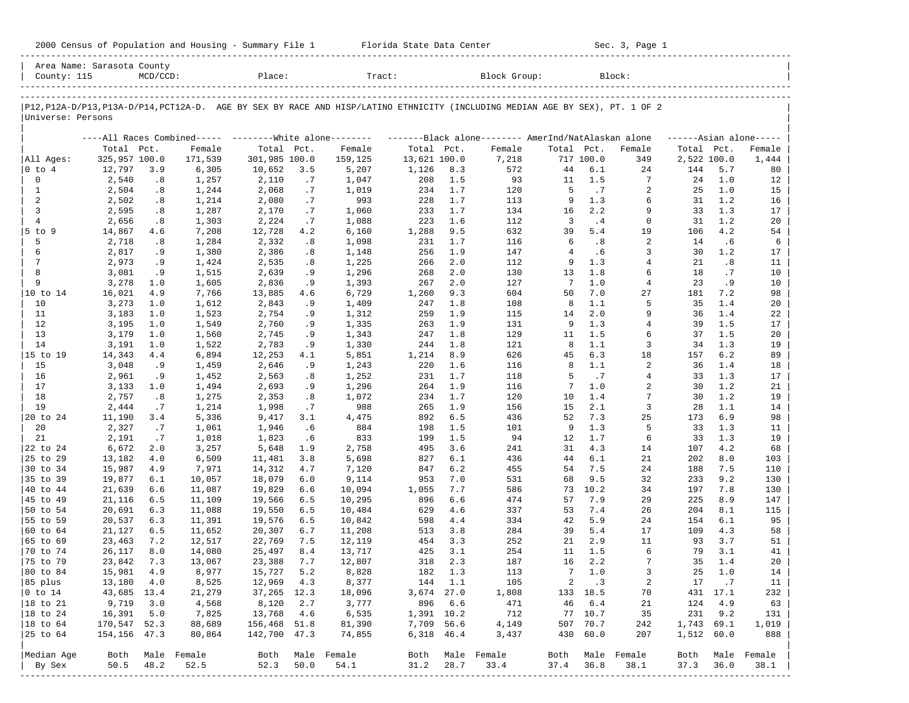2000 Census of Population and Housing - Summary File 1 Florida State Data Center Sec. 3, Page 1

Area Name: Sarasota County
County: 115 MCD/CCD: Place: Tract: Block Group: Block:

P12,P12A-D/P13,P13A-D/P14,PCT12A-D. AGE BY SEX BY RACE AND HISP/LATINO ETHNICITY (INCLUDING MEDIAN AGE BY SEX), PT. 1 OF 2
Universe: Persons

| | All Races Combined | | | White alone | | | Black alone | | | AmerInd/NatAlaskan alone | | | Asian alone | | |
|---|---|---|---|---|---|---|---|---|---|---|---|---|---|---|---|
| | Total | Pct. | Female | Total | Pct. | Female | Total | Pct. | Female | Total | Pct. | Female | Total | Pct. | Female |
| All Ages: | 325,957 | 100.0 | 171,539 | 301,985 | 100.0 | 159,125 | 13,621 | 100.0 | 7,218 | 717 | 100.0 | 349 | 2,522 | 100.0 | 1,444 |
| 0 to 4 | 12,797 | 3.9 | 6,305 | 10,652 | 3.5 | 5,207 | 1,126 | 8.3 | 572 | 44 | 6.1 | 24 | 144 | 5.7 | 80 |
| 0 | 2,540 | .8 | 1,257 | 2,110 | .7 | 1,047 | 208 | 1.5 | 93 | 11 | 1.5 | 7 | 24 | 1.0 | 12 |
| 1 | 2,504 | .8 | 1,244 | 2,068 | .7 | 1,019 | 234 | 1.7 | 120 | 5 | .7 | 2 | 25 | 1.0 | 15 |
| 2 | 2,502 | .8 | 1,214 | 2,080 | .7 | 993 | 228 | 1.7 | 113 | 9 | 1.3 | 6 | 31 | 1.2 | 16 |
| 3 | 2,595 | .8 | 1,287 | 2,170 | .7 | 1,060 | 233 | 1.7 | 134 | 16 | 2.2 | 9 | 33 | 1.3 | 17 |
| 4 | 2,656 | .8 | 1,303 | 2,224 | .7 | 1,088 | 223 | 1.6 | 112 | 3 | .4 | 0 | 31 | 1.2 | 20 |
| 5 to 9 | 14,867 | 4.6 | 7,208 | 12,728 | 4.2 | 6,160 | 1,288 | 9.5 | 632 | 39 | 5.4 | 19 | 106 | 4.2 | 54 |
| 5 | 2,718 | .8 | 1,284 | 2,332 | .8 | 1,098 | 231 | 1.7 | 116 | 6 | .8 | 2 | 14 | .6 | 6 |
| 6 | 2,817 | .9 | 1,380 | 2,386 | .8 | 1,148 | 256 | 1.9 | 147 | 4 | .6 | 3 | 30 | 1.2 | 17 |
| 7 | 2,973 | .9 | 1,424 | 2,535 | .8 | 1,225 | 266 | 2.0 | 112 | 9 | 1.3 | 4 | 21 | .8 | 11 |
| 8 | 3,081 | .9 | 1,515 | 2,639 | .9 | 1,296 | 268 | 2.0 | 130 | 13 | 1.8 | 6 | 18 | .7 | 10 |
| 9 | 3,278 | 1.0 | 1,605 | 2,836 | .9 | 1,393 | 267 | 2.0 | 127 | 7 | 1.0 | 4 | 23 | .9 | 10 |
| 10 to 14 | 16,021 | 4.9 | 7,766 | 13,885 | 4.6 | 6,729 | 1,260 | 9.3 | 604 | 50 | 7.0 | 27 | 181 | 7.2 | 98 |
| 10 | 3,273 | 1.0 | 1,612 | 2,843 | .9 | 1,409 | 247 | 1.8 | 108 | 8 | 1.1 | 5 | 35 | 1.4 | 20 |
| 11 | 3,183 | 1.0 | 1,523 | 2,754 | .9 | 1,312 | 259 | 1.9 | 115 | 14 | 2.0 | 9 | 36 | 1.4 | 22 |
| 12 | 3,195 | 1.0 | 1,549 | 2,760 | .9 | 1,335 | 263 | 1.9 | 131 | 9 | 1.3 | 4 | 39 | 1.5 | 17 |
| 13 | 3,179 | 1.0 | 1,560 | 2,745 | .9 | 1,343 | 247 | 1.8 | 129 | 11 | 1.5 | 6 | 37 | 1.5 | 20 |
| 14 | 3,191 | 1.0 | 1,522 | 2,783 | .9 | 1,330 | 244 | 1.8 | 121 | 8 | 1.1 | 3 | 34 | 1.3 | 19 |
| 15 to 19 | 14,343 | 4.4 | 6,894 | 12,253 | 4.1 | 5,851 | 1,214 | 8.9 | 626 | 45 | 6.3 | 18 | 157 | 6.2 | 89 |
| 15 | 3,048 | .9 | 1,459 | 2,646 | .9 | 1,243 | 220 | 1.6 | 116 | 8 | 1.1 | 2 | 36 | 1.4 | 18 |
| 16 | 2,961 | .9 | 1,452 | 2,563 | .8 | 1,252 | 231 | 1.7 | 118 | 5 | .7 | 4 | 33 | 1.3 | 17 |
| 17 | 3,133 | 1.0 | 1,494 | 2,693 | .9 | 1,296 | 264 | 1.9 | 116 | 7 | 1.0 | 2 | 30 | 1.2 | 21 |
| 18 | 2,757 | .8 | 1,275 | 2,353 | .8 | 1,072 | 234 | 1.7 | 120 | 10 | 1.4 | 7 | 30 | 1.2 | 19 |
| 19 | 2,444 | .7 | 1,214 | 1,998 | .7 | 988 | 265 | 1.9 | 156 | 15 | 2.1 | 3 | 28 | 1.1 | 14 |
| 20 to 24 | 11,190 | 3.4 | 5,336 | 9,417 | 3.1 | 4,475 | 892 | 6.5 | 436 | 52 | 7.3 | 25 | 173 | 6.9 | 98 |
| 20 | 2,327 | .7 | 1,061 | 1,946 | .6 | 884 | 198 | 1.5 | 101 | 9 | 1.3 | 5 | 33 | 1.3 | 11 |
| 21 | 2,191 | .7 | 1,018 | 1,823 | .6 | 833 | 199 | 1.5 | 94 | 12 | 1.7 | 6 | 33 | 1.3 | 19 |
| 22 to 24 | 6,672 | 2.0 | 3,257 | 5,648 | 1.9 | 2,758 | 495 | 3.6 | 241 | 31 | 4.3 | 14 | 107 | 4.2 | 68 |
| 25 to 29 | 13,182 | 4.0 | 6,509 | 11,481 | 3.8 | 5,698 | 827 | 6.1 | 436 | 44 | 6.1 | 21 | 202 | 8.0 | 103 |
| 30 to 34 | 15,987 | 4.9 | 7,971 | 14,312 | 4.7 | 7,120 | 847 | 6.2 | 455 | 54 | 7.5 | 24 | 188 | 7.5 | 110 |
| 35 to 39 | 19,877 | 6.1 | 10,057 | 18,079 | 6.0 | 9,114 | 953 | 7.0 | 531 | 68 | 9.5 | 32 | 233 | 9.2 | 130 |
| 40 to 44 | 21,639 | 6.6 | 11,087 | 19,829 | 6.6 | 10,094 | 1,055 | 7.7 | 586 | 73 | 10.2 | 34 | 197 | 7.8 | 130 |
| 45 to 49 | 21,116 | 6.5 | 11,109 | 19,566 | 6.5 | 10,295 | 896 | 6.6 | 474 | 57 | 7.9 | 29 | 225 | 8.9 | 147 |
| 50 to 54 | 20,691 | 6.3 | 11,088 | 19,550 | 6.5 | 10,484 | 629 | 4.6 | 337 | 53 | 7.4 | 26 | 204 | 8.1 | 115 |
| 55 to 59 | 20,537 | 6.3 | 11,391 | 19,576 | 6.5 | 10,842 | 598 | 4.4 | 334 | 42 | 5.9 | 24 | 154 | 6.1 | 95 |
| 60 to 64 | 21,127 | 6.5 | 11,652 | 20,307 | 6.7 | 11,208 | 513 | 3.8 | 284 | 39 | 5.4 | 17 | 109 | 4.3 | 58 |
| 65 to 69 | 23,463 | 7.2 | 12,517 | 22,769 | 7.5 | 12,119 | 454 | 3.3 | 252 | 21 | 2.9 | 11 | 93 | 3.7 | 51 |
| 70 to 74 | 26,117 | 8.0 | 14,080 | 25,497 | 8.4 | 13,717 | 425 | 3.1 | 254 | 11 | 1.5 | 6 | 79 | 3.1 | 41 |
| 75 to 79 | 23,842 | 7.3 | 13,067 | 23,388 | 7.7 | 12,807 | 318 | 2.3 | 187 | 16 | 2.2 | 7 | 35 | 1.4 | 20 |
| 80 to 84 | 15,981 | 4.9 | 8,977 | 15,727 | 5.2 | 8,828 | 182 | 1.3 | 113 | 7 | 1.0 | 3 | 25 | 1.0 | 14 |
| 85 plus | 13,180 | 4.0 | 8,525 | 12,969 | 4.3 | 8,377 | 144 | 1.1 | 105 | 2 | .3 | 2 | 17 | .7 | 11 |
| 0 to 14 | 43,685 | 13.4 | 21,279 | 37,265 | 12.3 | 18,096 | 3,674 | 27.0 | 1,808 | 133 | 18.5 | 70 | 431 | 17.1 | 232 |
| 18 to 21 | 9,719 | 3.0 | 4,568 | 8,120 | 2.7 | 3,777 | 896 | 6.6 | 471 | 46 | 6.4 | 21 | 124 | 4.9 | 63 |
| 18 to 24 | 16,391 | 5.0 | 7,825 | 13,768 | 4.6 | 6,535 | 1,391 | 10.2 | 712 | 77 | 10.7 | 35 | 231 | 9.2 | 131 |
| 18 to 64 | 170,547 | 52.3 | 88,689 | 156,468 | 51.8 | 81,390 | 7,709 | 56.6 | 4,149 | 507 | 70.7 | 242 | 1,743 | 69.1 | 1,019 |
| 25 to 64 | 154,156 | 47.3 | 80,864 | 142,700 | 47.3 | 74,855 | 6,318 | 46.4 | 3,437 | 430 | 60.0 | 207 | 1,512 | 60.0 | 888 |
| Median Age | Both | Male | Female | Both | Male | Female | Both | Male | Female | Both | Male | Female | Both | Male | Female |
| By Sex | 50.5 | 48.2 | 52.5 | 52.3 | 50.0 | 54.1 | 31.2 | 28.7 | 33.4 | 37.4 | 36.8 | 38.1 | 37.3 | 36.0 | 38.1 |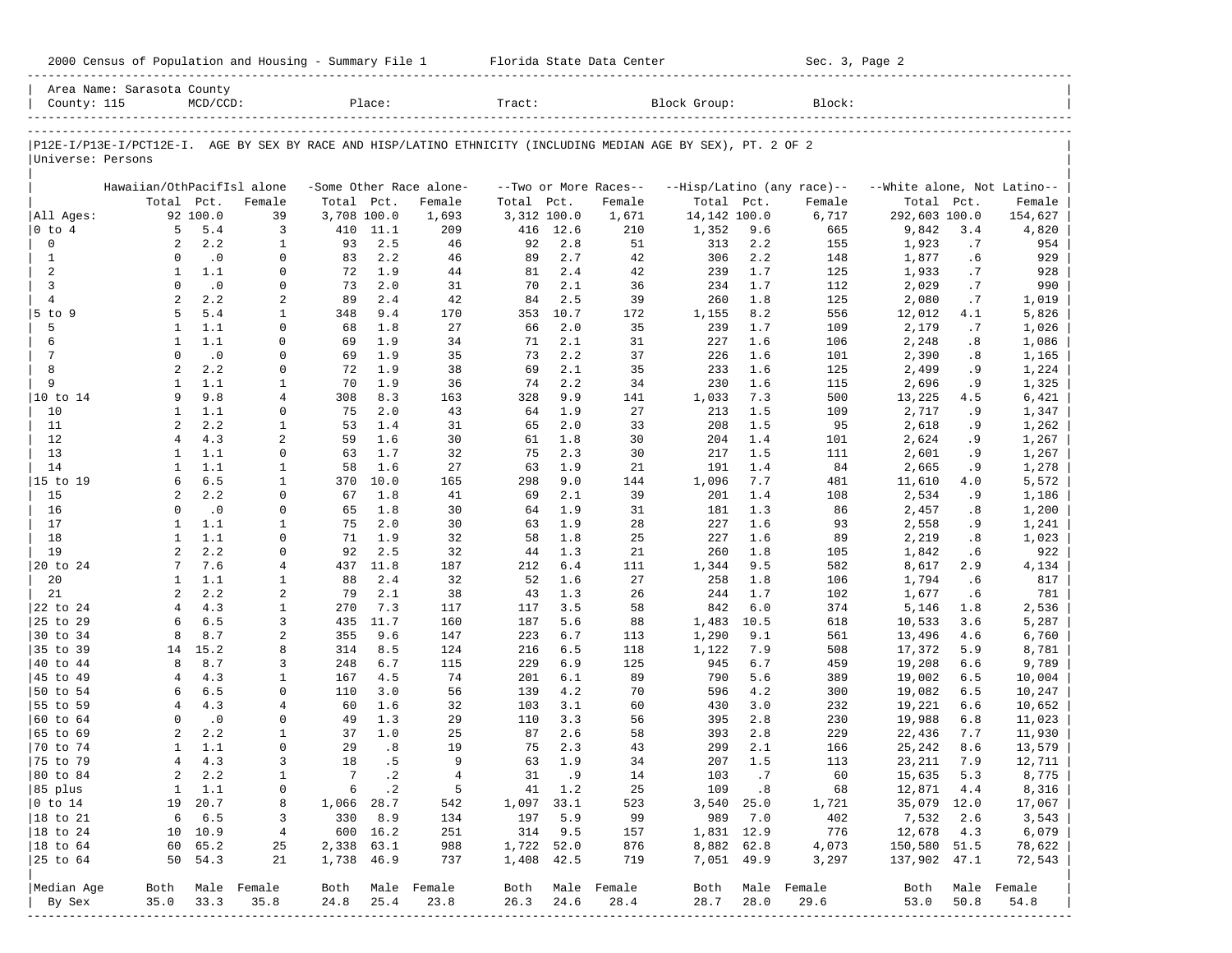2000 Census of Population and Housing - Summary File 1 Florida State Data Center Sec. 3, Page 2

| Area Name: Sarasota County | | | | | |
|---|---|---|---|---|---|
| County: 115 | MCD/CCD: | Place: | Tract: | Block Group: | Block: |

P12E-I/P13E-I/PCT12E-I. AGE BY SEX BY RACE AND HISP/LATINO ETHNICITY (INCLUDING MEDIAN AGE BY SEX), PT. 2 OF 2

Universe: Persons

| | Hawaiian/OthPacifIsl alone | | | -Some Other Race alone- | | | --Two or More Races-- | | | --Hisp/Latino (any race)-- | | | --White alone, Not Latino-- | | |
|---|---|---|---|---|---|---|---|---|---|---|---|---|---|---|---|
| | Total | Pct. | Female | Total | Pct. | Female | Total | Pct. | Female | Total | Pct. | Female | Total | Pct. | Female |
| All Ages: | 92 | 100.0 | 39 | 3,708 | 100.0 | 1,693 | 3,312 | 100.0 | 1,671 | 14,142 | 100.0 | 6,717 | 292,603 | 100.0 | 154,627 |
| 0 to 4 | 5 | 5.4 | 3 | 410 | 11.1 | 209 | 416 | 12.6 | 210 | 1,352 | 9.6 | 665 | 9,842 | 3.4 | 4,820 |
| 0 | 2 | 2.2 | 1 | 93 | 2.5 | 46 | 92 | 2.8 | 51 | 313 | 2.2 | 155 | 1,923 | .7 | 954 |
| 1 | 0 | .0 | 0 | 83 | 2.2 | 46 | 89 | 2.7 | 42 | 306 | 2.2 | 148 | 1,877 | .6 | 929 |
| 2 | 1 | 1.1 | 0 | 72 | 1.9 | 44 | 81 | 2.4 | 42 | 239 | 1.7 | 125 | 1,933 | .7 | 928 |
| 3 | 0 | .0 | 0 | 73 | 2.0 | 31 | 70 | 2.1 | 36 | 234 | 1.7 | 112 | 2,029 | .7 | 990 |
| 4 | 2 | 2.2 | 2 | 89 | 2.4 | 42 | 84 | 2.5 | 39 | 260 | 1.8 | 125 | 2,080 | .7 | 1,019 |
| 5 to 9 | 5 | 5.4 | 1 | 348 | 9.4 | 170 | 353 | 10.7 | 172 | 1,155 | 8.2 | 556 | 12,012 | 4.1 | 5,826 |
| 5 | 1 | 1.1 | 0 | 68 | 1.8 | 27 | 66 | 2.0 | 35 | 239 | 1.7 | 109 | 2,179 | .7 | 1,026 |
| 6 | 1 | 1.1 | 0 | 69 | 1.9 | 34 | 71 | 2.1 | 31 | 227 | 1.6 | 106 | 2,248 | .8 | 1,086 |
| 7 | 0 | .0 | 0 | 69 | 1.9 | 35 | 73 | 2.2 | 37 | 226 | 1.6 | 101 | 2,390 | .8 | 1,165 |
| 8 | 2 | 2.2 | 0 | 72 | 1.9 | 38 | 69 | 2.1 | 35 | 233 | 1.6 | 125 | 2,499 | .9 | 1,224 |
| 9 | 1 | 1.1 | 1 | 70 | 1.9 | 36 | 74 | 2.2 | 34 | 230 | 1.6 | 115 | 2,696 | .9 | 1,325 |
| 10 to 14 | 9 | 9.8 | 4 | 308 | 8.3 | 163 | 328 | 9.9 | 141 | 1,033 | 7.3 | 500 | 13,225 | 4.5 | 6,421 |
| 10 | 1 | 1.1 | 0 | 75 | 2.0 | 43 | 64 | 1.9 | 27 | 213 | 1.5 | 109 | 2,717 | .9 | 1,347 |
| 11 | 2 | 2.2 | 1 | 53 | 1.4 | 31 | 65 | 2.0 | 33 | 208 | 1.5 | 95 | 2,618 | .9 | 1,262 |
| 12 | 4 | 4.3 | 2 | 59 | 1.6 | 30 | 61 | 1.8 | 30 | 204 | 1.4 | 101 | 2,624 | .9 | 1,267 |
| 13 | 1 | 1.1 | 0 | 63 | 1.7 | 32 | 75 | 2.3 | 30 | 217 | 1.5 | 111 | 2,601 | .9 | 1,267 |
| 14 | 1 | 1.1 | 1 | 58 | 1.6 | 27 | 63 | 1.9 | 21 | 191 | 1.4 | 84 | 2,665 | .9 | 1,278 |
| 15 to 19 | 6 | 6.5 | 1 | 370 | 10.0 | 165 | 298 | 9.0 | 144 | 1,096 | 7.7 | 481 | 11,610 | 4.0 | 5,572 |
| 15 | 2 | 2.2 | 0 | 67 | 1.8 | 41 | 69 | 2.1 | 39 | 201 | 1.4 | 108 | 2,534 | .9 | 1,186 |
| 16 | 0 | .0 | 0 | 65 | 1.8 | 30 | 64 | 1.9 | 31 | 181 | 1.3 | 86 | 2,457 | .8 | 1,200 |
| 17 | 1 | 1.1 | 1 | 75 | 2.0 | 30 | 63 | 1.9 | 28 | 227 | 1.6 | 93 | 2,558 | .9 | 1,241 |
| 18 | 1 | 1.1 | 0 | 71 | 1.9 | 32 | 58 | 1.8 | 25 | 227 | 1.6 | 89 | 2,219 | .8 | 1,023 |
| 19 | 2 | 2.2 | 0 | 92 | 2.5 | 32 | 44 | 1.3 | 21 | 260 | 1.8 | 105 | 1,842 | .6 | 922 |
| 20 to 24 | 7 | 7.6 | 4 | 437 | 11.8 | 187 | 212 | 6.4 | 111 | 1,344 | 9.5 | 582 | 8,617 | 2.9 | 4,134 |
| 20 | 1 | 1.1 | 1 | 88 | 2.4 | 32 | 52 | 1.6 | 27 | 258 | 1.8 | 106 | 1,794 | .6 | 817 |
| 21 | 2 | 2.2 | 2 | 79 | 2.1 | 38 | 43 | 1.3 | 26 | 244 | 1.7 | 102 | 1,677 | .6 | 781 |
| 22 to 24 | 4 | 4.3 | 1 | 270 | 7.3 | 117 | 117 | 3.5 | 58 | 842 | 6.0 | 374 | 5,146 | 1.8 | 2,536 |
| 25 to 29 | 6 | 6.5 | 3 | 435 | 11.7 | 160 | 187 | 5.6 | 88 | 1,483 | 10.5 | 618 | 10,533 | 3.6 | 5,287 |
| 30 to 34 | 8 | 8.7 | 2 | 355 | 9.6 | 147 | 223 | 6.7 | 113 | 1,290 | 9.1 | 561 | 13,496 | 4.6 | 6,760 |
| 35 to 39 | 14 | 15.2 | 8 | 314 | 8.5 | 124 | 216 | 6.5 | 118 | 1,122 | 7.9 | 508 | 17,372 | 5.9 | 8,781 |
| 40 to 44 | 8 | 8.7 | 3 | 248 | 6.7 | 115 | 229 | 6.9 | 125 | 945 | 6.7 | 459 | 19,208 | 6.6 | 9,789 |
| 45 to 49 | 4 | 4.3 | 1 | 167 | 4.5 | 74 | 201 | 6.1 | 89 | 790 | 5.6 | 389 | 19,002 | 6.5 | 10,004 |
| 50 to 54 | 6 | 6.5 | 0 | 110 | 3.0 | 56 | 139 | 4.2 | 70 | 596 | 4.2 | 300 | 19,082 | 6.5 | 10,247 |
| 55 to 59 | 4 | 4.3 | 4 | 60 | 1.6 | 32 | 103 | 3.1 | 60 | 430 | 3.0 | 232 | 19,221 | 6.6 | 10,652 |
| 60 to 64 | 0 | .0 | 0 | 49 | 1.3 | 29 | 110 | 3.3 | 56 | 395 | 2.8 | 230 | 19,988 | 6.8 | 11,023 |
| 65 to 69 | 2 | 2.2 | 1 | 37 | 1.0 | 25 | 87 | 2.6 | 58 | 393 | 2.8 | 229 | 22,436 | 7.7 | 11,930 |
| 70 to 74 | 1 | 1.1 | 0 | 29 | .8 | 19 | 75 | 2.3 | 43 | 299 | 2.1 | 166 | 25,242 | 8.6 | 13,579 |
| 75 to 79 | 4 | 4.3 | 3 | 18 | .5 | 9 | 63 | 1.9 | 34 | 207 | 1.5 | 113 | 23,211 | 7.9 | 12,711 |
| 80 to 84 | 2 | 2.2 | 1 | 7 | .2 | 4 | 31 | .9 | 14 | 103 | .7 | 60 | 15,635 | 5.3 | 8,775 |
| 85 plus | 1 | 1.1 | 0 | 6 | .2 | 5 | 41 | 1.2 | 25 | 109 | .8 | 68 | 12,871 | 4.4 | 8,316 |
| 0 to 14 | 19 | 20.7 | 8 | 1,066 | 28.7 | 542 | 1,097 | 33.1 | 523 | 3,540 | 25.0 | 1,721 | 35,079 | 12.0 | 17,067 |
| 18 to 21 | 6 | 6.5 | 3 | 330 | 8.9 | 134 | 197 | 5.9 | 99 | 989 | 7.0 | 402 | 7,532 | 2.6 | 3,543 |
| 18 to 24 | 10 | 10.9 | 4 | 600 | 16.2 | 251 | 314 | 9.5 | 157 | 1,831 | 12.9 | 776 | 12,678 | 4.3 | 6,079 |
| 18 to 64 | 60 | 65.2 | 25 | 2,338 | 63.1 | 988 | 1,722 | 52.0 | 876 | 8,882 | 62.8 | 4,073 | 150,580 | 51.5 | 78,622 |
| 25 to 64 | 50 | 54.3 | 21 | 1,738 | 46.9 | 737 | 1,408 | 42.5 | 719 | 7,051 | 49.9 | 3,297 | 137,902 | 47.1 | 72,543 |
| Median Age | Both | Male | Female | Both | Male | Female | Both | Male | Female | Both | Male | Female | Both | Male | Female |
| By Sex | 35.0 | 33.3 | 35.8 | 24.8 | 25.4 | 23.8 | 26.3 | 24.6 | 28.4 | 28.7 | 28.0 | 29.6 | 53.0 | 50.8 | 54.8 |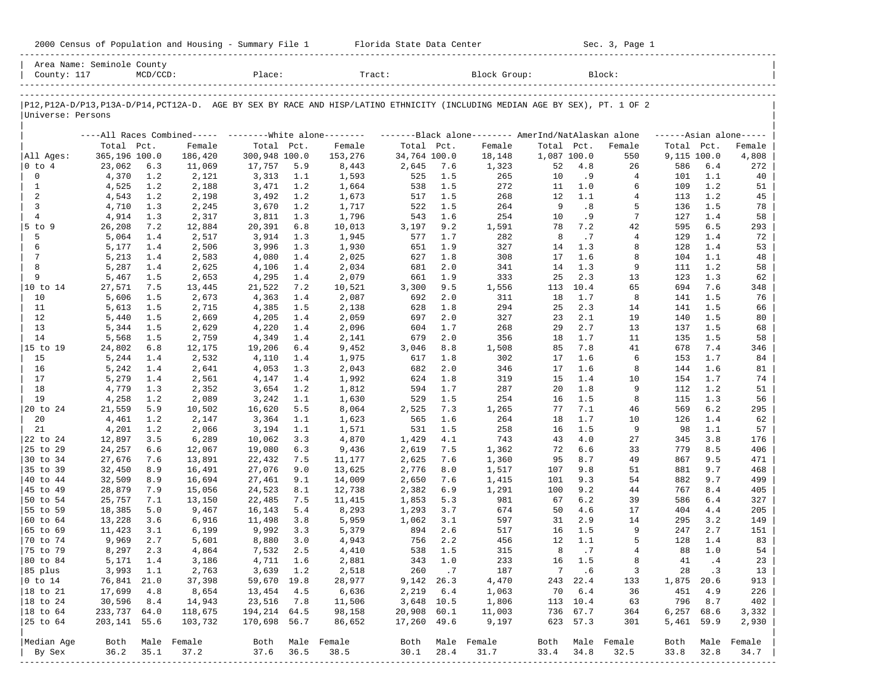2000 Census of Population and Housing - Summary File 1 Florida State Data Center Sec. 3, Page 1

Area Name: Seminole County
County: 117 MCD/CCD: Place: Tract: Block Group: Block:

P12,P12A-D/P13,P13A-D/P14,PCT12A-D. AGE BY SEX BY RACE AND HISP/LATINO ETHNICITY (INCLUDING MEDIAN AGE BY SEX), PT. 1 OF 2
Universe: Persons

| | All Races Combined | | | White alone | | | Black alone | | | AmerInd/NatAlaskan alone | | | Asian alone | | |
|---|---|---|---|---|---|---|---|---|---|---|---|---|---|---|---|
| | Total | Pct. | Female | Total | Pct. | Female | Total | Pct. | Female | Total | Pct. | Female | Total | Pct. | Female |
| All Ages: | 365,196 | 100.0 | 186,420 | 300,948 | 100.0 | 153,276 | 34,764 | 100.0 | 18,148 | 1,087 | 100.0 | 550 | 9,115 | 100.0 | 4,808 |
| 0 to 4 | 23,062 | 6.3 | 11,069 | 17,757 | 5.9 | 8,443 | 2,645 | 7.6 | 1,323 | 52 | 4.8 | 26 | 586 | 6.4 | 272 |
| 0 | 4,370 | 1.2 | 2,121 | 3,313 | 1.1 | 1,593 | 525 | 1.5 | 265 | 10 | .9 | 4 | 101 | 1.1 | 40 |
| 1 | 4,525 | 1.2 | 2,188 | 3,471 | 1.2 | 1,664 | 538 | 1.5 | 272 | 11 | 1.0 | 6 | 109 | 1.2 | 51 |
| 2 | 4,543 | 1.2 | 2,198 | 3,492 | 1.2 | 1,673 | 517 | 1.5 | 268 | 12 | 1.1 | 4 | 113 | 1.2 | 45 |
| 3 | 4,710 | 1.3 | 2,245 | 3,670 | 1.2 | 1,717 | 522 | 1.5 | 264 | 9 | .8 | 5 | 136 | 1.5 | 78 |
| 4 | 4,914 | 1.3 | 2,317 | 3,811 | 1.3 | 1,796 | 543 | 1.6 | 254 | 10 | .9 | 7 | 127 | 1.4 | 58 |
| 5 to 9 | 26,208 | 7.2 | 12,884 | 20,391 | 6.8 | 10,013 | 3,197 | 9.2 | 1,591 | 78 | 7.2 | 42 | 595 | 6.5 | 293 |
| 5 | 5,064 | 1.4 | 2,517 | 3,914 | 1.3 | 1,945 | 577 | 1.7 | 282 | 8 | .7 | 4 | 129 | 1.4 | 72 |
| 6 | 5,177 | 1.4 | 2,506 | 3,996 | 1.3 | 1,930 | 651 | 1.9 | 327 | 14 | 1.3 | 8 | 128 | 1.4 | 53 |
| 7 | 5,213 | 1.4 | 2,583 | 4,080 | 1.4 | 2,025 | 627 | 1.8 | 308 | 17 | 1.6 | 8 | 104 | 1.1 | 48 |
| 8 | 5,287 | 1.4 | 2,625 | 4,106 | 1.4 | 2,034 | 681 | 2.0 | 341 | 14 | 1.3 | 9 | 111 | 1.2 | 58 |
| 9 | 5,467 | 1.5 | 2,653 | 4,295 | 1.4 | 2,079 | 661 | 1.9 | 333 | 25 | 2.3 | 13 | 123 | 1.3 | 62 |
| 10 to 14 | 27,571 | 7.5 | 13,445 | 21,522 | 7.2 | 10,521 | 3,300 | 9.5 | 1,556 | 113 | 10.4 | 65 | 694 | 7.6 | 348 |
| 10 | 5,606 | 1.5 | 2,673 | 4,363 | 1.4 | 2,087 | 692 | 2.0 | 311 | 18 | 1.7 | 8 | 141 | 1.5 | 76 |
| 11 | 5,613 | 1.5 | 2,715 | 4,385 | 1.5 | 2,138 | 628 | 1.8 | 294 | 25 | 2.3 | 14 | 141 | 1.5 | 66 |
| 12 | 5,440 | 1.5 | 2,669 | 4,205 | 1.4 | 2,059 | 697 | 2.0 | 327 | 23 | 2.1 | 19 | 140 | 1.5 | 80 |
| 13 | 5,344 | 1.5 | 2,629 | 4,220 | 1.4 | 2,096 | 604 | 1.7 | 268 | 29 | 2.7 | 13 | 137 | 1.5 | 68 |
| 14 | 5,568 | 1.5 | 2,759 | 4,349 | 1.4 | 2,141 | 679 | 2.0 | 356 | 18 | 1.7 | 11 | 135 | 1.5 | 58 |
| 15 to 19 | 24,802 | 6.8 | 12,175 | 19,206 | 6.4 | 9,452 | 3,046 | 8.8 | 1,508 | 85 | 7.8 | 41 | 678 | 7.4 | 346 |
| 15 | 5,244 | 1.4 | 2,532 | 4,110 | 1.4 | 1,975 | 617 | 1.8 | 302 | 17 | 1.6 | 6 | 153 | 1.7 | 84 |
| 16 | 5,242 | 1.4 | 2,641 | 4,053 | 1.3 | 2,043 | 682 | 2.0 | 346 | 17 | 1.6 | 8 | 144 | 1.6 | 81 |
| 17 | 5,279 | 1.4 | 2,561 | 4,147 | 1.4 | 1,992 | 624 | 1.8 | 319 | 15 | 1.4 | 10 | 154 | 1.7 | 74 |
| 18 | 4,779 | 1.3 | 2,352 | 3,654 | 1.2 | 1,812 | 594 | 1.7 | 287 | 20 | 1.8 | 9 | 112 | 1.2 | 51 |
| 19 | 4,258 | 1.2 | 2,089 | 3,242 | 1.1 | 1,630 | 529 | 1.5 | 254 | 16 | 1.5 | 8 | 115 | 1.3 | 56 |
| 20 to 24 | 21,559 | 5.9 | 10,502 | 16,620 | 5.5 | 8,064 | 2,525 | 7.3 | 1,265 | 77 | 7.1 | 46 | 569 | 6.2 | 295 |
| 20 | 4,461 | 1.2 | 2,147 | 3,364 | 1.1 | 1,623 | 565 | 1.6 | 264 | 18 | 1.7 | 10 | 126 | 1.4 | 62 |
| 21 | 4,201 | 1.2 | 2,066 | 3,194 | 1.1 | 1,571 | 531 | 1.5 | 258 | 16 | 1.5 | 9 | 98 | 1.1 | 57 |
| 22 to 24 | 12,897 | 3.5 | 6,289 | 10,062 | 3.3 | 4,870 | 1,429 | 4.1 | 743 | 43 | 4.0 | 27 | 345 | 3.8 | 176 |
| 25 to 29 | 24,257 | 6.6 | 12,067 | 19,080 | 6.3 | 9,436 | 2,619 | 7.5 | 1,362 | 72 | 6.6 | 33 | 779 | 8.5 | 406 |
| 30 to 34 | 27,676 | 7.6 | 13,891 | 22,432 | 7.5 | 11,177 | 2,625 | 7.6 | 1,360 | 95 | 8.7 | 49 | 867 | 9.5 | 471 |
| 35 to 39 | 32,450 | 8.9 | 16,491 | 27,076 | 9.0 | 13,625 | 2,776 | 8.0 | 1,517 | 107 | 9.8 | 51 | 881 | 9.7 | 468 |
| 40 to 44 | 32,509 | 8.9 | 16,694 | 27,461 | 9.1 | 14,009 | 2,650 | 7.6 | 1,415 | 101 | 9.3 | 54 | 882 | 9.7 | 499 |
| 45 to 49 | 28,879 | 7.9 | 15,056 | 24,523 | 8.1 | 12,738 | 2,382 | 6.9 | 1,291 | 100 | 9.2 | 44 | 767 | 8.4 | 405 |
| 50 to 54 | 25,757 | 7.1 | 13,150 | 22,485 | 7.5 | 11,415 | 1,853 | 5.3 | 981 | 67 | 6.2 | 39 | 586 | 6.4 | 327 |
| 55 to 59 | 18,385 | 5.0 | 9,467 | 16,143 | 5.4 | 8,293 | 1,293 | 3.7 | 674 | 50 | 4.6 | 17 | 404 | 4.4 | 205 |
| 60 to 64 | 13,228 | 3.6 | 6,916 | 11,498 | 3.8 | 5,959 | 1,062 | 3.1 | 597 | 31 | 2.9 | 14 | 295 | 3.2 | 149 |
| 65 to 69 | 11,423 | 3.1 | 6,199 | 9,992 | 3.3 | 5,379 | 894 | 2.6 | 517 | 16 | 1.5 | 9 | 247 | 2.7 | 151 |
| 70 to 74 | 9,969 | 2.7 | 5,601 | 8,880 | 3.0 | 4,943 | 756 | 2.2 | 456 | 12 | 1.1 | 5 | 128 | 1.4 | 83 |
| 75 to 79 | 8,297 | 2.3 | 4,864 | 7,532 | 2.5 | 4,410 | 538 | 1.5 | 315 | 8 | .7 | 4 | 88 | 1.0 | 54 |
| 80 to 84 | 5,171 | 1.4 | 3,186 | 4,711 | 1.6 | 2,881 | 343 | 1.0 | 233 | 16 | 1.5 | 8 | 41 | .4 | 23 |
| 85 plus | 3,993 | 1.1 | 2,763 | 3,639 | 1.2 | 2,518 | 260 | .7 | 187 | 7 | .6 | 3 | 28 | .3 | 13 |
| 0 to 14 | 76,841 | 21.0 | 37,398 | 59,670 | 19.8 | 28,977 | 9,142 | 26.3 | 4,470 | 243 | 22.4 | 133 | 1,875 | 20.6 | 913 |
| 18 to 21 | 17,699 | 4.8 | 8,654 | 13,454 | 4.5 | 6,636 | 2,219 | 6.4 | 1,063 | 70 | 6.4 | 36 | 451 | 4.9 | 226 |
| 18 to 24 | 30,596 | 8.4 | 14,943 | 23,516 | 7.8 | 11,506 | 3,648 | 10.5 | 1,806 | 113 | 10.4 | 63 | 796 | 8.7 | 402 |
| 18 to 64 | 233,737 | 64.0 | 118,675 | 194,214 | 64.5 | 98,158 | 20,908 | 60.1 | 11,003 | 736 | 67.7 | 364 | 6,257 | 68.6 | 3,332 |
| 25 to 64 | 203,141 | 55.6 | 103,732 | 170,698 | 56.7 | 86,652 | 17,260 | 49.6 | 9,197 | 623 | 57.3 | 301 | 5,461 | 59.9 | 2,930 |
| Median Age | Both | Male | Female | Both | Male | Female | Both | Male | Female | Both | Male | Female | Both | Male | Female |
| By Sex | 36.2 | 35.1 | 37.2 | 37.6 | 36.5 | 38.5 | 30.1 | 28.4 | 31.7 | 33.4 | 34.8 | 32.5 | 33.8 | 32.8 | 34.7 |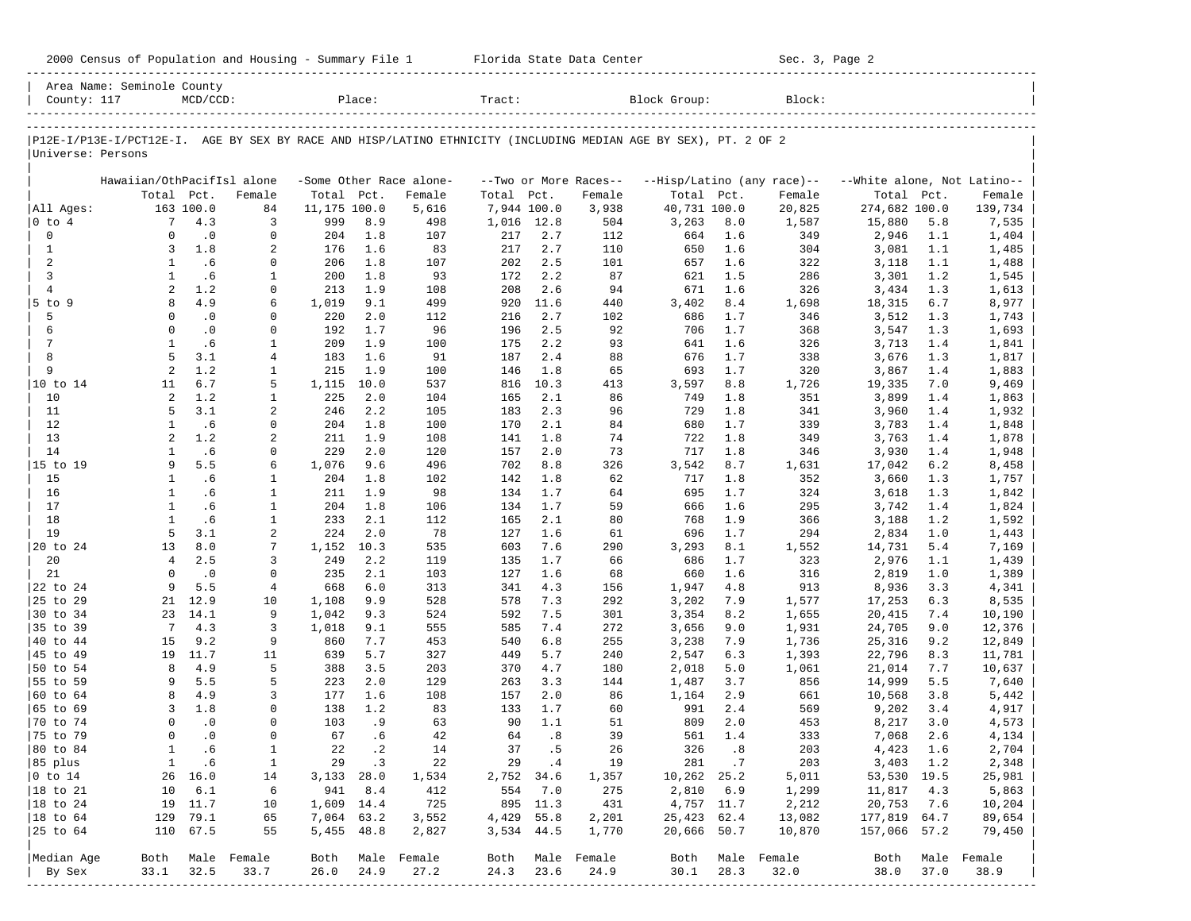2000 Census of Population and Housing - Summary File 1 Florida State Data Center Sec. 3, Page 2

Area Name: Seminole County
County: 117 MCD/CCD: Place: Tract: Block Group: Block:

P12E-I/P13E-I/PCT12E-I. AGE BY SEX BY RACE AND HISP/LATINO ETHNICITY (INCLUDING MEDIAN AGE BY SEX), PT. 2 OF 2
Universe: Persons

| | Hawaiian/OthPacifIsl alone | | | -Some Other Race alone- | | | --Two or More Races-- | | | --Hisp/Latino (any race)-- | | | --White alone, Not Latino-- | | |
|---|---|---|---|---|---|---|---|---|---|---|---|---|---|---|---|
| | Total | Pct. | Female | Total | Pct. | Female | Total | Pct. | Female | Total | Pct. | Female | Total | Pct. | Female |
| All Ages: | 163 | 100.0 | 84 | 11,175 | 100.0 | 5,616 | 7,944 | 100.0 | 3,938 | 40,731 | 100.0 | 20,825 | 274,682 | 100.0 | 139,734 |
| 0 to 4 | 7 | 4.3 | 3 | 999 | 8.9 | 498 | 1,016 | 12.8 | 504 | 3,263 | 8.0 | 1,587 | 15,880 | 5.8 | 7,535 |
| 0 | 0 | .0 | 0 | 204 | 1.8 | 107 | 217 | 2.7 | 112 | 664 | 1.6 | 349 | 2,946 | 1.1 | 1,404 |
| 1 | 3 | 1.8 | 2 | 176 | 1.6 | 83 | 217 | 2.7 | 110 | 650 | 1.6 | 304 | 3,081 | 1.1 | 1,485 |
| 2 | 1 | .6 | 0 | 206 | 1.8 | 107 | 202 | 2.5 | 101 | 657 | 1.6 | 322 | 3,118 | 1.1 | 1,488 |
| 3 | 1 | .6 | 1 | 200 | 1.8 | 93 | 172 | 2.2 | 87 | 621 | 1.5 | 286 | 3,301 | 1.2 | 1,545 |
| 4 | 2 | 1.2 | 0 | 213 | 1.9 | 108 | 208 | 2.6 | 94 | 671 | 1.6 | 326 | 3,434 | 1.3 | 1,613 |
| 5 to 9 | 8 | 4.9 | 6 | 1,019 | 9.1 | 499 | 920 | 11.6 | 440 | 3,402 | 8.4 | 1,698 | 18,315 | 6.7 | 8,977 |
| 5 | 0 | .0 | 0 | 220 | 2.0 | 112 | 216 | 2.7 | 102 | 686 | 1.7 | 346 | 3,512 | 1.3 | 1,743 |
| 6 | 0 | .0 | 0 | 192 | 1.7 | 96 | 196 | 2.5 | 92 | 706 | 1.7 | 368 | 3,547 | 1.3 | 1,693 |
| 7 | 1 | .6 | 1 | 209 | 1.9 | 100 | 175 | 2.2 | 93 | 641 | 1.6 | 326 | 3,713 | 1.4 | 1,841 |
| 8 | 5 | 3.1 | 4 | 183 | 1.6 | 91 | 187 | 2.4 | 88 | 676 | 1.7 | 338 | 3,676 | 1.3 | 1,817 |
| 9 | 2 | 1.2 | 1 | 215 | 1.9 | 100 | 146 | 1.8 | 65 | 693 | 1.7 | 320 | 3,867 | 1.4 | 1,883 |
| 10 to 14 | 11 | 6.7 | 5 | 1,115 | 10.0 | 537 | 816 | 10.3 | 413 | 3,597 | 8.8 | 1,726 | 19,335 | 7.0 | 9,469 |
| 10 | 2 | 1.2 | 1 | 225 | 2.0 | 104 | 165 | 2.1 | 86 | 749 | 1.8 | 351 | 3,899 | 1.4 | 1,863 |
| 11 | 5 | 3.1 | 2 | 246 | 2.2 | 105 | 183 | 2.3 | 96 | 729 | 1.8 | 341 | 3,960 | 1.4 | 1,932 |
| 12 | 1 | .6 | 0 | 204 | 1.8 | 100 | 170 | 2.1 | 84 | 680 | 1.7 | 339 | 3,783 | 1.4 | 1,848 |
| 13 | 2 | 1.2 | 2 | 211 | 1.9 | 108 | 141 | 1.8 | 74 | 722 | 1.8 | 349 | 3,763 | 1.4 | 1,878 |
| 14 | 1 | .6 | 0 | 229 | 2.0 | 120 | 157 | 2.0 | 73 | 717 | 1.8 | 346 | 3,930 | 1.4 | 1,948 |
| 15 to 19 | 9 | 5.5 | 6 | 1,076 | 9.6 | 496 | 702 | 8.8 | 326 | 3,542 | 8.7 | 1,631 | 17,042 | 6.2 | 8,458 |
| 15 | 1 | .6 | 1 | 204 | 1.8 | 102 | 142 | 1.8 | 62 | 717 | 1.8 | 352 | 3,660 | 1.3 | 1,757 |
| 16 | 1 | .6 | 1 | 211 | 1.9 | 98 | 134 | 1.7 | 64 | 695 | 1.7 | 324 | 3,618 | 1.3 | 1,842 |
| 17 | 1 | .6 | 1 | 204 | 1.8 | 106 | 134 | 1.7 | 59 | 666 | 1.6 | 295 | 3,742 | 1.4 | 1,824 |
| 18 | 1 | .6 | 1 | 233 | 2.1 | 112 | 165 | 2.1 | 80 | 768 | 1.9 | 366 | 3,188 | 1.2 | 1,592 |
| 19 | 5 | 3.1 | 2 | 224 | 2.0 | 78 | 127 | 1.6 | 61 | 696 | 1.7 | 294 | 2,834 | 1.0 | 1,443 |
| 20 to 24 | 13 | 8.0 | 7 | 1,152 | 10.3 | 535 | 603 | 7.6 | 290 | 3,293 | 8.1 | 1,552 | 14,731 | 5.4 | 7,169 |
| 20 | 4 | 2.5 | 3 | 249 | 2.2 | 119 | 135 | 1.7 | 66 | 686 | 1.7 | 323 | 2,976 | 1.1 | 1,439 |
| 21 | 0 | .0 | 0 | 235 | 2.1 | 103 | 127 | 1.6 | 68 | 660 | 1.6 | 316 | 2,819 | 1.0 | 1,389 |
| 22 to 24 | 9 | 5.5 | 4 | 668 | 6.0 | 313 | 341 | 4.3 | 156 | 1,947 | 4.8 | 913 | 8,936 | 3.3 | 4,341 |
| 25 to 29 | 21 | 12.9 | 10 | 1,108 | 9.9 | 528 | 578 | 7.3 | 292 | 3,202 | 7.9 | 1,577 | 17,253 | 6.3 | 8,535 |
| 30 to 34 | 23 | 14.1 | 9 | 1,042 | 9.3 | 524 | 592 | 7.5 | 301 | 3,354 | 8.2 | 1,655 | 20,415 | 7.4 | 10,190 |
| 35 to 39 | 7 | 4.3 | 3 | 1,018 | 9.1 | 555 | 585 | 7.4 | 272 | 3,656 | 9.0 | 1,931 | 24,705 | 9.0 | 12,376 |
| 40 to 44 | 15 | 9.2 | 9 | 860 | 7.7 | 453 | 540 | 6.8 | 255 | 3,238 | 7.9 | 1,736 | 25,316 | 9.2 | 12,849 |
| 45 to 49 | 19 | 11.7 | 11 | 639 | 5.7 | 327 | 449 | 5.7 | 240 | 2,547 | 6.3 | 1,393 | 22,796 | 8.3 | 11,781 |
| 50 to 54 | 8 | 4.9 | 5 | 388 | 3.5 | 203 | 370 | 4.7 | 180 | 2,018 | 5.0 | 1,061 | 21,014 | 7.7 | 10,637 |
| 55 to 59 | 9 | 5.5 | 5 | 223 | 2.0 | 129 | 263 | 3.3 | 144 | 1,487 | 3.7 | 856 | 14,999 | 5.5 | 7,640 |
| 60 to 64 | 8 | 4.9 | 3 | 177 | 1.6 | 108 | 157 | 2.0 | 86 | 1,164 | 2.9 | 661 | 10,568 | 3.8 | 5,442 |
| 65 to 69 | 3 | 1.8 | 0 | 138 | 1.2 | 83 | 133 | 1.7 | 60 | 991 | 2.4 | 569 | 9,202 | 3.4 | 4,917 |
| 70 to 74 | 0 | .0 | 0 | 103 | .9 | 63 | 90 | 1.1 | 51 | 809 | 2.0 | 453 | 8,217 | 3.0 | 4,573 |
| 75 to 79 | 0 | .0 | 0 | 67 | .6 | 42 | 64 | .8 | 39 | 561 | 1.4 | 333 | 7,068 | 2.6 | 4,134 |
| 80 to 84 | 1 | .6 | 1 | 22 | .2 | 14 | 37 | .5 | 26 | 326 | .8 | 203 | 4,423 | 1.6 | 2,704 |
| 85 plus | 1 | .6 | 1 | 29 | .3 | 22 | 29 | .4 | 19 | 281 | .7 | 203 | 3,403 | 1.2 | 2,348 |
| 0 to 14 | 26 | 16.0 | 14 | 3,133 | 28.0 | 1,534 | 2,752 | 34.6 | 1,357 | 10,262 | 25.2 | 5,011 | 53,530 | 19.5 | 25,981 |
| 18 to 21 | 10 | 6.1 | 6 | 941 | 8.4 | 412 | 554 | 7.0 | 275 | 2,810 | 6.9 | 1,299 | 11,817 | 4.3 | 5,863 |
| 18 to 24 | 19 | 11.7 | 10 | 1,609 | 14.4 | 725 | 895 | 11.3 | 431 | 4,757 | 11.7 | 2,212 | 20,753 | 7.6 | 10,204 |
| 18 to 64 | 129 | 79.1 | 65 | 7,064 | 63.2 | 3,552 | 4,429 | 55.8 | 2,201 | 25,423 | 62.4 | 13,082 | 177,819 | 64.7 | 89,654 |
| 25 to 64 | 110 | 67.5 | 55 | 5,455 | 48.8 | 2,827 | 3,534 | 44.5 | 1,770 | 20,666 | 50.7 | 10,870 | 157,066 | 57.2 | 79,450 |
| Median Age | Both | Male | Female | Both | Male | Female | Both | Male | Female | Both | Male | Female | Both | Male | Female |
| By Sex | 33.1 | 32.5 | 33.7 | 26.0 | 24.9 | 27.2 | 24.3 | 23.6 | 24.9 | 30.1 | 28.3 | 32.0 | 38.0 | 37.0 | 38.9 |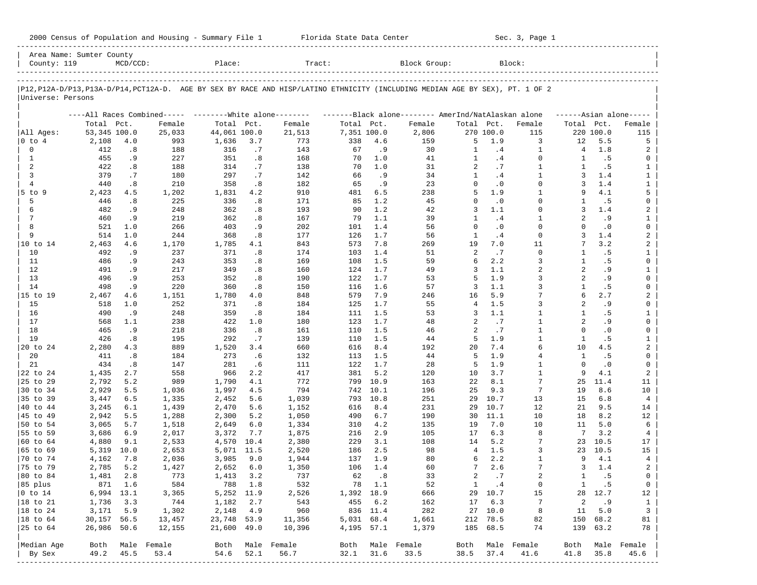2000 Census of Population and Housing - Summary File 1 Florida State Data Center Sec. 3, Page 1

Area Name: Sumter County
County: 119 MCD/CCD: Place: Tract: Block Group: Block:

P12,P12A-D/P13,P13A-D/P14,PCT12A-D. AGE BY SEX BY RACE AND HISP/LATINO ETHNICITY (INCLUDING MEDIAN AGE BY SEX), PT. 1 OF 2
Universe: Persons

| | All Races Combined | | | White alone | | | Black alone | | | AmerInd/NatAlaskan alone | | | Asian alone | | |
|---|---|---|---|---|---|---|---|---|---|---|---|---|---|---|---|
| | Total | Pct. | Female | Total | Pct. | Female | Total | Pct. | Female | Total | Pct. | Female | Total | Pct. | Female |
| All Ages: | 53,345 | 100.0 | 25,033 | 44,061 | 100.0 | 21,513 | 7,351 | 100.0 | 2,806 | 270 | 100.0 | 115 | 220 | 100.0 | 115 |
| 0 to 4 | 2,108 | 4.0 | 993 | 1,636 | 3.7 | 773 | 338 | 4.6 | 159 | 5 | 1.9 | 3 | 12 | 5.5 | 5 |
| 0 | 412 | .8 | 188 | 316 | .7 | 143 | 67 | .9 | 30 | 1 | .4 | 1 | 4 | 1.8 | 2 |
| 1 | 455 | .9 | 227 | 351 | .8 | 168 | 70 | 1.0 | 41 | 1 | .4 | 0 | 1 | .5 | 0 |
| 2 | 422 | .8 | 188 | 314 | .7 | 138 | 70 | 1.0 | 31 | 2 | .7 | 1 | 1 | .5 | 1 |
| 3 | 379 | .7 | 180 | 297 | .7 | 142 | 66 | .9 | 34 | 1 | .4 | 1 | 3 | 1.4 | 1 |
| 4 | 440 | .8 | 210 | 358 | .8 | 182 | 65 | .9 | 23 | 0 | .0 | 0 | 3 | 1.4 | 1 |
| 5 to 9 | 2,423 | 4.5 | 1,202 | 1,831 | 4.2 | 910 | 481 | 6.5 | 238 | 5 | 1.9 | 1 | 9 | 4.1 | 5 |
| 5 | 446 | .8 | 225 | 336 | .8 | 171 | 85 | 1.2 | 45 | 0 | .0 | 0 | 1 | .5 | 0 |
| 6 | 482 | .9 | 248 | 362 | .8 | 193 | 90 | 1.2 | 42 | 3 | 1.1 | 0 | 3 | 1.4 | 2 |
| 7 | 460 | .9 | 219 | 362 | .8 | 167 | 79 | 1.1 | 39 | 1 | .4 | 1 | 2 | .9 | 1 |
| 8 | 521 | 1.0 | 266 | 403 | .9 | 202 | 101 | 1.4 | 56 | 0 | .0 | 0 | 0 | .0 | 0 |
| 9 | 514 | 1.0 | 244 | 368 | .8 | 177 | 126 | 1.7 | 56 | 1 | .4 | 0 | 3 | 1.4 | 2 |
| 10 to 14 | 2,463 | 4.6 | 1,170 | 1,785 | 4.1 | 843 | 573 | 7.8 | 269 | 19 | 7.0 | 11 | 7 | 3.2 | 2 |
| 10 | 492 | .9 | 237 | 371 | .8 | 174 | 103 | 1.4 | 51 | 2 | .7 | 0 | 1 | .5 | 1 |
| 11 | 486 | .9 | 243 | 353 | .8 | 169 | 108 | 1.5 | 59 | 6 | 2.2 | 3 | 1 | .5 | 0 |
| 12 | 491 | .9 | 217 | 349 | .8 | 160 | 124 | 1.7 | 49 | 3 | 1.1 | 2 | 2 | .9 | 1 |
| 13 | 496 | .9 | 253 | 352 | .8 | 190 | 122 | 1.7 | 53 | 5 | 1.9 | 3 | 2 | .9 | 0 |
| 14 | 498 | .9 | 220 | 360 | .8 | 150 | 116 | 1.6 | 57 | 3 | 1.1 | 3 | 1 | .5 | 0 |
| 15 to 19 | 2,467 | 4.6 | 1,151 | 1,780 | 4.0 | 848 | 579 | 7.9 | 246 | 16 | 5.9 | 7 | 6 | 2.7 | 2 |
| 15 | 518 | 1.0 | 252 | 371 | .8 | 184 | 125 | 1.7 | 55 | 4 | 1.5 | 3 | 2 | .9 | 0 |
| 16 | 490 | .9 | 248 | 359 | .8 | 184 | 111 | 1.5 | 53 | 3 | 1.1 | 1 | 1 | .5 | 1 |
| 17 | 568 | 1.1 | 238 | 422 | 1.0 | 180 | 123 | 1.7 | 48 | 2 | .7 | 1 | 2 | .9 | 0 |
| 18 | 465 | .9 | 218 | 336 | .8 | 161 | 110 | 1.5 | 46 | 2 | .7 | 1 | 0 | .0 | 0 |
| 19 | 426 | .8 | 195 | 292 | .7 | 139 | 110 | 1.5 | 44 | 5 | 1.9 | 1 | 1 | .5 | 1 |
| 20 to 24 | 2,280 | 4.3 | 889 | 1,520 | 3.4 | 660 | 616 | 8.4 | 192 | 20 | 7.4 | 6 | 10 | 4.5 | 2 |
| 20 | 411 | .8 | 184 | 273 | .6 | 132 | 113 | 1.5 | 44 | 5 | 1.9 | 4 | 1 | .5 | 0 |
| 21 | 434 | .8 | 147 | 281 | .6 | 111 | 122 | 1.7 | 28 | 5 | 1.9 | 1 | 0 | .0 | 0 |
| 22 to 24 | 1,435 | 2.7 | 558 | 966 | 2.2 | 417 | 381 | 5.2 | 120 | 10 | 3.7 | 1 | 9 | 4.1 | 2 |
| 25 to 29 | 2,792 | 5.2 | 989 | 1,790 | 4.1 | 772 | 799 | 10.9 | 163 | 22 | 8.1 | 7 | 25 | 11.4 | 11 |
| 30 to 34 | 2,929 | 5.5 | 1,036 | 1,997 | 4.5 | 794 | 742 | 10.1 | 196 | 25 | 9.3 | 7 | 19 | 8.6 | 10 |
| 35 to 39 | 3,447 | 6.5 | 1,335 | 2,452 | 5.6 | 1,039 | 793 | 10.8 | 251 | 29 | 10.7 | 13 | 15 | 6.8 | 4 |
| 40 to 44 | 3,245 | 6.1 | 1,439 | 2,470 | 5.6 | 1,152 | 616 | 8.4 | 231 | 29 | 10.7 | 12 | 21 | 9.5 | 14 |
| 45 to 49 | 2,942 | 5.5 | 1,288 | 2,300 | 5.2 | 1,050 | 490 | 6.7 | 190 | 30 | 11.1 | 10 | 18 | 8.2 | 12 |
| 50 to 54 | 3,065 | 5.7 | 1,518 | 2,649 | 6.0 | 1,334 | 310 | 4.2 | 135 | 19 | 7.0 | 10 | 11 | 5.0 | 6 |
| 55 to 59 | 3,686 | 6.9 | 2,017 | 3,372 | 7.7 | 1,875 | 216 | 2.9 | 105 | 17 | 6.3 | 8 | 7 | 3.2 | 4 |
| 60 to 64 | 4,880 | 9.1 | 2,533 | 4,570 | 10.4 | 2,380 | 229 | 3.1 | 108 | 14 | 5.2 | 7 | 23 | 10.5 | 17 |
| 65 to 69 | 5,319 | 10.0 | 2,653 | 5,071 | 11.5 | 2,520 | 186 | 2.5 | 98 | 4 | 1.5 | 3 | 23 | 10.5 | 15 |
| 70 to 74 | 4,162 | 7.8 | 2,036 | 3,985 | 9.0 | 1,944 | 137 | 1.9 | 80 | 6 | 2.2 | 1 | 9 | 4.1 | 4 |
| 75 to 79 | 2,785 | 5.2 | 1,427 | 2,652 | 6.0 | 1,350 | 106 | 1.4 | 60 | 7 | 2.6 | 7 | 3 | 1.4 | 2 |
| 80 to 84 | 1,481 | 2.8 | 773 | 1,413 | 3.2 | 737 | 62 | .8 | 33 | 2 | .7 | 2 | 1 | .5 | 0 |
| 85 plus | 871 | 1.6 | 584 | 788 | 1.8 | 532 | 78 | 1.1 | 52 | 1 | .4 | 0 | 1 | .5 | 0 |
| 0 to 14 | 6,994 | 13.1 | 3,365 | 5,252 | 11.9 | 2,526 | 1,392 | 18.9 | 666 | 29 | 10.7 | 15 | 28 | 12.7 | 12 |
| 18 to 21 | 1,736 | 3.3 | 744 | 1,182 | 2.7 | 543 | 455 | 6.2 | 162 | 17 | 6.3 | 7 | 2 | .9 | 1 |
| 18 to 24 | 3,171 | 5.9 | 1,302 | 2,148 | 4.9 | 960 | 836 | 11.4 | 282 | 27 | 10.0 | 8 | 11 | 5.0 | 3 |
| 18 to 64 | 30,157 | 56.5 | 13,457 | 23,748 | 53.9 | 11,356 | 5,031 | 68.4 | 1,661 | 212 | 78.5 | 82 | 150 | 68.2 | 81 |
| 25 to 64 | 26,986 | 50.6 | 12,155 | 21,600 | 49.0 | 10,396 | 4,195 | 57.1 | 1,379 | 185 | 68.5 | 74 | 139 | 63.2 | 78 |
| Median Age | Both | Male | Female | Both | Male | Female | Both | Male | Female | Both | Male | Female | Both | Male | Female |
| By Sex | 49.2 | 45.5 | 53.4 | 54.6 | 52.1 | 56.7 | 32.1 | 31.6 | 33.5 | 38.5 | 37.4 | 41.6 | 41.8 | 35.8 | 45.6 |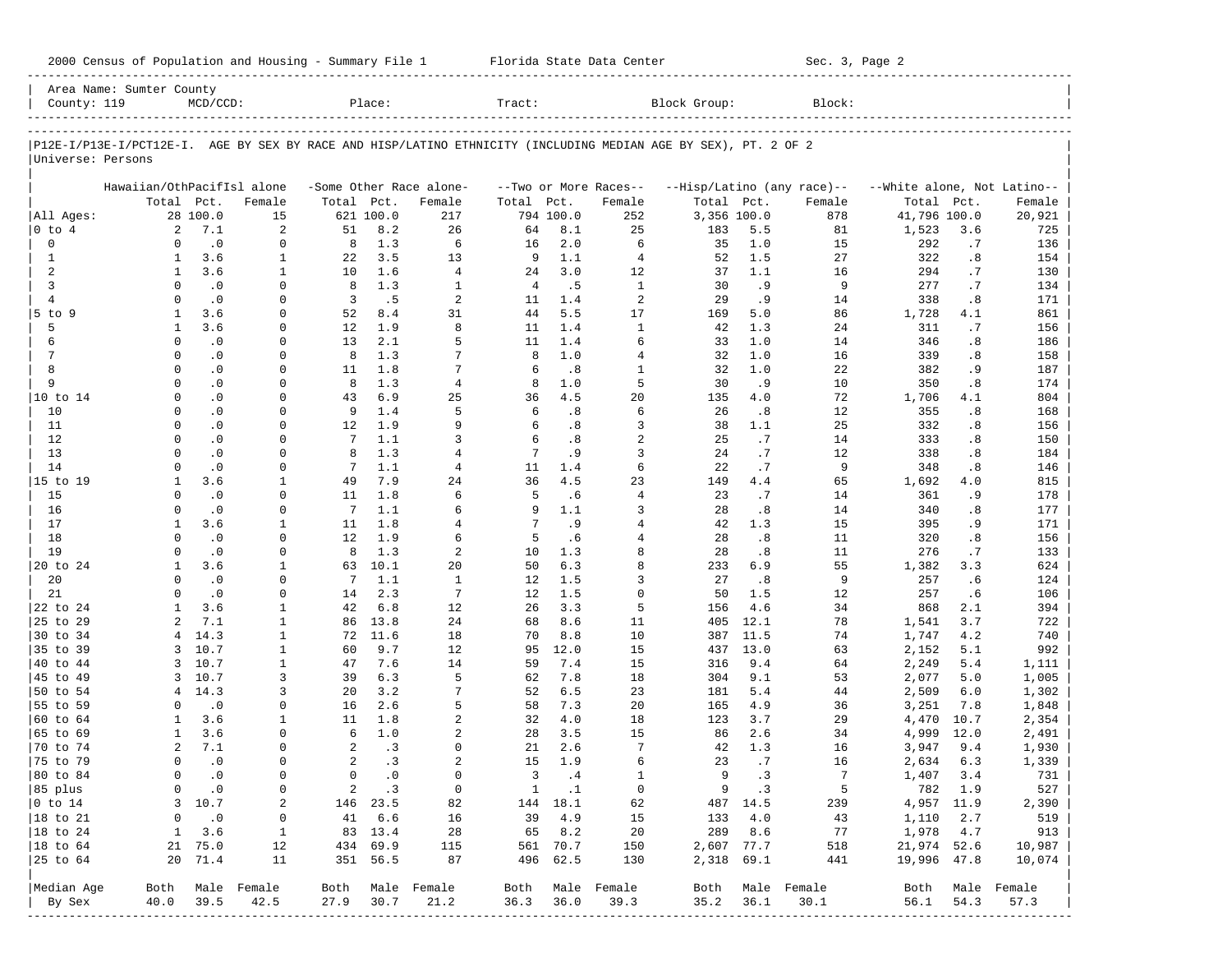Area Name: Sumter County
County: 119 MCD/CCD: Place: Tract: Block Group: Block:

P12E-I/P13E-I/PCT12E-I. AGE BY SEX BY RACE AND HISP/LATINO ETHNICITY (INCLUDING MEDIAN AGE BY SEX), PT. 2 OF 2

Universe: Persons

| | Hawaiian/OthPacifIsl alone | | | -Some Other Race alone- | | | --Two or More Races-- | | | --Hisp/Latino (any race)-- | | | --White alone, Not Latino-- | | |
|---|---|---|---|---|---|---|---|---|---|---|---|---|---|---|---|
| | Total | Pct. | Female | Total | Pct. | Female | Total | Pct. | Female | Total | Pct. | Female | Total | Pct. | Female |
| All Ages: | 28 | 100.0 | 15 | 621 | 100.0 | 217 | 794 | 100.0 | 252 | 3,356 | 100.0 | 878 | 41,796 | 100.0 | 20,921 |
| 0 to 4 | 2 | 7.1 | 2 | 51 | 8.2 | 26 | 64 | 8.1 | 25 | 183 | 5.5 | 81 | 1,523 | 3.6 | 725 |
| 0 | 0 | .0 | 0 | 8 | 1.3 | 6 | 16 | 2.0 | 6 | 35 | 1.0 | 15 | 292 | .7 | 136 |
| 1 | 1 | 3.6 | 1 | 22 | 3.5 | 13 | 9 | 1.1 | 4 | 52 | 1.5 | 27 | 322 | .8 | 154 |
| 2 | 1 | 3.6 | 1 | 10 | 1.6 | 4 | 24 | 3.0 | 12 | 37 | 1.1 | 16 | 294 | .7 | 130 |
| 3 | 0 | .0 | 0 | 8 | 1.3 | 1 | 4 | .5 | 1 | 30 | .9 | 9 | 277 | .7 | 134 |
| 4 | 0 | .0 | 0 | 3 | .5 | 2 | 11 | 1.4 | 2 | 29 | .9 | 14 | 338 | .8 | 171 |
| 5 to 9 | 1 | 3.6 | 0 | 52 | 8.4 | 31 | 44 | 5.5 | 17 | 169 | 5.0 | 86 | 1,728 | 4.1 | 861 |
| 5 | 1 | 3.6 | 0 | 12 | 1.9 | 8 | 11 | 1.4 | 1 | 42 | 1.3 | 24 | 311 | .7 | 156 |
| 6 | 0 | .0 | 0 | 13 | 2.1 | 5 | 11 | 1.4 | 6 | 33 | 1.0 | 14 | 346 | .8 | 186 |
| 7 | 0 | .0 | 0 | 8 | 1.3 | 7 | 8 | 1.0 | 4 | 32 | 1.0 | 16 | 339 | .8 | 158 |
| 8 | 0 | .0 | 0 | 11 | 1.8 | 7 | 6 | .8 | 1 | 32 | 1.0 | 22 | 382 | .9 | 187 |
| 9 | 0 | .0 | 0 | 8 | 1.3 | 4 | 8 | 1.0 | 5 | 30 | .9 | 10 | 350 | .8 | 174 |
| 10 to 14 | 0 | .0 | 0 | 43 | 6.9 | 25 | 36 | 4.5 | 20 | 135 | 4.0 | 72 | 1,706 | 4.1 | 804 |
| 10 | 0 | .0 | 0 | 9 | 1.4 | 5 | 6 | .8 | 6 | 26 | .8 | 12 | 355 | .8 | 168 |
| 11 | 0 | .0 | 0 | 12 | 1.9 | 9 | 6 | .8 | 3 | 38 | 1.1 | 25 | 332 | .8 | 156 |
| 12 | 0 | .0 | 0 | 7 | 1.1 | 3 | 6 | .8 | 2 | 25 | .7 | 14 | 333 | .8 | 150 |
| 13 | 0 | .0 | 0 | 8 | 1.3 | 4 | 7 | .9 | 3 | 24 | .7 | 12 | 338 | .8 | 184 |
| 14 | 0 | .0 | 0 | 7 | 1.1 | 4 | 11 | 1.4 | 6 | 22 | .7 | 9 | 348 | .8 | 146 |
| 15 to 19 | 1 | 3.6 | 1 | 49 | 7.9 | 24 | 36 | 4.5 | 23 | 149 | 4.4 | 65 | 1,692 | 4.0 | 815 |
| 15 | 0 | .0 | 0 | 11 | 1.8 | 6 | 5 | .6 | 4 | 23 | .7 | 14 | 361 | .9 | 178 |
| 16 | 0 | .0 | 0 | 7 | 1.1 | 6 | 9 | 1.1 | 3 | 28 | .8 | 14 | 340 | .8 | 177 |
| 17 | 1 | 3.6 | 1 | 11 | 1.8 | 4 | 7 | .9 | 4 | 42 | 1.3 | 15 | 395 | .9 | 171 |
| 18 | 0 | .0 | 0 | 12 | 1.9 | 6 | 5 | .6 | 4 | 28 | .8 | 11 | 320 | .8 | 156 |
| 19 | 0 | .0 | 0 | 8 | 1.3 | 2 | 10 | 1.3 | 8 | 28 | .8 | 11 | 276 | .7 | 133 |
| 20 to 24 | 1 | 3.6 | 1 | 63 | 10.1 | 20 | 50 | 6.3 | 8 | 233 | 6.9 | 55 | 1,382 | 3.3 | 624 |
| 20 | 0 | .0 | 0 | 7 | 1.1 | 1 | 12 | 1.5 | 3 | 27 | .8 | 9 | 257 | .6 | 124 |
| 21 | 0 | .0 | 0 | 14 | 2.3 | 7 | 12 | 1.5 | 0 | 50 | 1.5 | 12 | 257 | .6 | 106 |
| 22 to 24 | 1 | 3.6 | 1 | 42 | 6.8 | 12 | 26 | 3.3 | 5 | 156 | 4.6 | 34 | 868 | 2.1 | 394 |
| 25 to 29 | 2 | 7.1 | 1 | 86 | 13.8 | 24 | 68 | 8.6 | 11 | 405 | 12.1 | 78 | 1,541 | 3.7 | 722 |
| 30 to 34 | 4 | 14.3 | 1 | 72 | 11.6 | 18 | 70 | 8.8 | 10 | 387 | 11.5 | 74 | 1,747 | 4.2 | 740 |
| 35 to 39 | 3 | 10.7 | 1 | 60 | 9.7 | 12 | 95 | 12.0 | 15 | 437 | 13.0 | 63 | 2,152 | 5.1 | 992 |
| 40 to 44 | 3 | 10.7 | 1 | 47 | 7.6 | 14 | 59 | 7.4 | 15 | 316 | 9.4 | 64 | 2,249 | 5.4 | 1,111 |
| 45 to 49 | 3 | 10.7 | 3 | 39 | 6.3 | 5 | 62 | 7.8 | 18 | 304 | 9.1 | 53 | 2,077 | 5.0 | 1,005 |
| 50 to 54 | 4 | 14.3 | 3 | 20 | 3.2 | 7 | 52 | 6.5 | 23 | 181 | 5.4 | 44 | 2,509 | 6.0 | 1,302 |
| 55 to 59 | 0 | .0 | 0 | 16 | 2.6 | 5 | 58 | 7.3 | 20 | 165 | 4.9 | 36 | 3,251 | 7.8 | 1,848 |
| 60 to 64 | 1 | 3.6 | 1 | 11 | 1.8 | 2 | 32 | 4.0 | 18 | 123 | 3.7 | 29 | 4,470 | 10.7 | 2,354 |
| 65 to 69 | 1 | 3.6 | 0 | 6 | 1.0 | 2 | 28 | 3.5 | 15 | 86 | 2.6 | 34 | 4,999 | 12.0 | 2,491 |
| 70 to 74 | 2 | 7.1 | 0 | 2 | .3 | 0 | 21 | 2.6 | 7 | 42 | 1.3 | 16 | 3,947 | 9.4 | 1,930 |
| 75 to 79 | 0 | .0 | 0 | 2 | .3 | 2 | 15 | 1.9 | 6 | 23 | .7 | 16 | 2,634 | 6.3 | 1,339 |
| 80 to 84 | 0 | .0 | 0 | 0 | .0 | 0 | 3 | .4 | 1 | 9 | .3 | 7 | 1,407 | 3.4 | 731 |
| 85 plus | 0 | .0 | 0 | 2 | .3 | 0 | 1 | .1 | 0 | 9 | .3 | 5 | 782 | 1.9 | 527 |
| 0 to 14 | 3 | 10.7 | 2 | 146 | 23.5 | 82 | 144 | 18.1 | 62 | 487 | 14.5 | 239 | 4,957 | 11.9 | 2,390 |
| 18 to 21 | 0 | .0 | 0 | 41 | 6.6 | 16 | 39 | 4.9 | 15 | 133 | 4.0 | 43 | 1,110 | 2.7 | 519 |
| 18 to 24 | 1 | 3.6 | 1 | 83 | 13.4 | 28 | 65 | 8.2 | 20 | 289 | 8.6 | 77 | 1,978 | 4.7 | 913 |
| 18 to 64 | 21 | 75.0 | 12 | 434 | 69.9 | 115 | 561 | 70.7 | 150 | 2,607 | 77.7 | 518 | 21,974 | 52.6 | 10,987 |
| 25 to 64 | 20 | 71.4 | 11 | 351 | 56.5 | 87 | 496 | 62.5 | 130 | 2,318 | 69.1 | 441 | 19,996 | 47.8 | 10,074 |
| Median Age | Both | Male | Female | Both | Male | Female | Both | Male | Female | Both | Male | Female | Both | Male | Female |
| By Sex | 40.0 | 39.5 | 42.5 | 27.9 | 30.7 | 21.2 | 36.3 | 36.0 | 39.3 | 35.2 | 36.1 | 30.1 | 56.1 | 54.3 | 57.3 |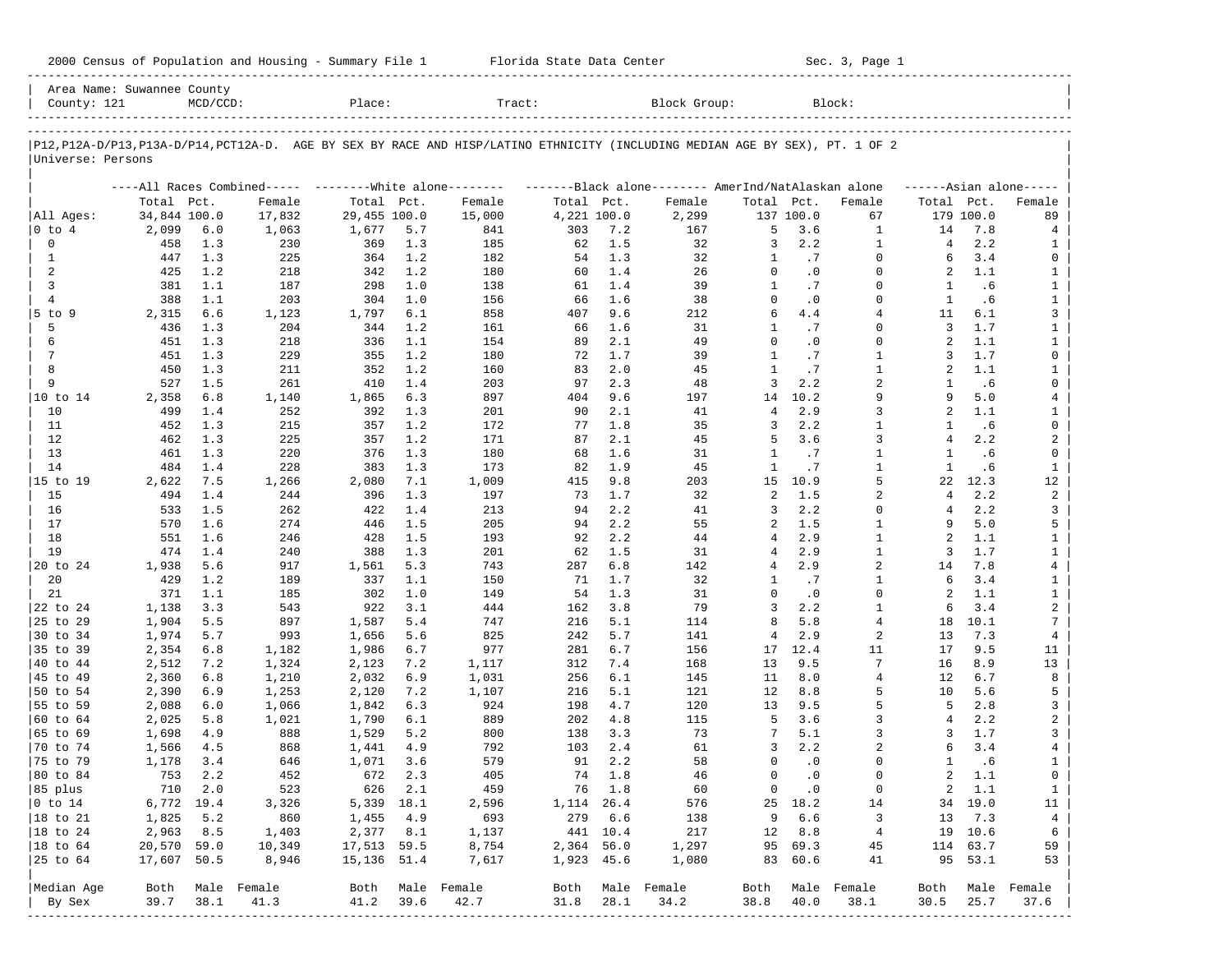2000 Census of Population and Housing - Summary File 1 Florida State Data Center Sec. 3, Page 1

Area Name: Suwannee County
County: 121 MCD/CCD: Place: Tract: Block Group: Block:

P12,P12A-D/P13,P13A-D/P14,PCT12A-D. AGE BY SEX BY RACE AND HISP/LATINO ETHNICITY (INCLUDING MEDIAN AGE BY SEX), PT. 1 OF 2
Universe: Persons

| | All Races Combined Total | Pct. | Female | White alone Total | Pct. | Female | Black alone Total | Pct. | Female | AmerInd/NatAlaskan alone Total | Pct. | Female | Asian alone Total | Pct. | Female |
|---|---|---|---|---|---|---|---|---|---|---|---|---|---|---|---|
| All Ages: | 34,844 | 100.0 | 17,832 | 29,455 | 100.0 | 15,000 | 4,221 | 100.0 | 2,299 | 137 | 100.0 | 67 | 179 | 100.0 | 89 |
| 0 to 4 | 2,099 | 6.0 | 1,063 | 1,677 | 5.7 | 841 | 303 | 7.2 | 167 | 5 | 3.6 | 1 | 14 | 7.8 | 4 |
| 0 | 458 | 1.3 | 230 | 369 | 1.3 | 185 | 62 | 1.5 | 32 | 3 | 2.2 | 1 | 4 | 2.2 | 1 |
| 1 | 447 | 1.3 | 225 | 364 | 1.2 | 182 | 54 | 1.3 | 32 | 1 | .7 | 0 | 6 | 3.4 | 0 |
| 2 | 425 | 1.2 | 218 | 342 | 1.2 | 180 | 60 | 1.4 | 26 | 0 | .0 | 0 | 2 | 1.1 | 1 |
| 3 | 381 | 1.1 | 187 | 298 | 1.0 | 138 | 61 | 1.4 | 39 | 1 | .7 | 0 | 1 | .6 | 1 |
| 4 | 388 | 1.1 | 203 | 304 | 1.0 | 156 | 66 | 1.6 | 38 | 0 | .0 | 0 | 1 | .6 | 1 |
| 5 to 9 | 2,315 | 6.6 | 1,123 | 1,797 | 6.1 | 858 | 407 | 9.6 | 212 | 6 | 4.4 | 4 | 11 | 6.1 | 3 |
| 5 | 436 | 1.3 | 204 | 344 | 1.2 | 161 | 66 | 1.6 | 31 | 1 | .7 | 0 | 3 | 1.7 | 1 |
| 6 | 451 | 1.3 | 218 | 336 | 1.1 | 154 | 89 | 2.1 | 49 | 0 | .0 | 0 | 2 | 1.1 | 1 |
| 7 | 451 | 1.3 | 229 | 355 | 1.2 | 180 | 72 | 1.7 | 39 | 1 | .7 | 1 | 3 | 1.7 | 0 |
| 8 | 450 | 1.3 | 211 | 352 | 1.2 | 160 | 83 | 2.0 | 45 | 1 | .7 | 1 | 2 | 1.1 | 1 |
| 9 | 527 | 1.5 | 261 | 410 | 1.4 | 203 | 97 | 2.3 | 48 | 3 | 2.2 | 2 | 1 | .6 | 0 |
| 10 to 14 | 2,358 | 6.8 | 1,140 | 1,865 | 6.3 | 897 | 404 | 9.6 | 197 | 14 | 10.2 | 9 | 9 | 5.0 | 4 |
| 10 | 499 | 1.4 | 252 | 392 | 1.3 | 201 | 90 | 2.1 | 41 | 4 | 2.9 | 3 | 2 | 1.1 | 1 |
| 11 | 452 | 1.3 | 215 | 357 | 1.2 | 172 | 77 | 1.8 | 35 | 3 | 2.2 | 1 | 1 | .6 | 0 |
| 12 | 462 | 1.3 | 225 | 357 | 1.2 | 171 | 87 | 2.1 | 45 | 5 | 3.6 | 3 | 4 | 2.2 | 2 |
| 13 | 461 | 1.3 | 220 | 376 | 1.3 | 180 | 68 | 1.6 | 31 | 1 | .7 | 1 | 1 | .6 | 0 |
| 14 | 484 | 1.4 | 228 | 383 | 1.3 | 173 | 82 | 1.9 | 45 | 1 | .7 | 1 | 1 | .6 | 1 |
| 15 to 19 | 2,622 | 7.5 | 1,266 | 2,080 | 7.1 | 1,009 | 415 | 9.8 | 203 | 15 | 10.9 | 5 | 22 | 12.3 | 12 |
| 15 | 494 | 1.4 | 244 | 396 | 1.3 | 197 | 73 | 1.7 | 32 | 2 | 1.5 | 2 | 4 | 2.2 | 2 |
| 16 | 533 | 1.5 | 262 | 422 | 1.4 | 213 | 94 | 2.2 | 41 | 3 | 2.2 | 0 | 4 | 2.2 | 3 |
| 17 | 570 | 1.6 | 274 | 446 | 1.5 | 205 | 94 | 2.2 | 55 | 2 | 1.5 | 1 | 9 | 5.0 | 5 |
| 18 | 551 | 1.6 | 246 | 428 | 1.5 | 193 | 92 | 2.2 | 44 | 4 | 2.9 | 1 | 2 | 1.1 | 1 |
| 19 | 474 | 1.4 | 240 | 388 | 1.3 | 201 | 62 | 1.5 | 31 | 4 | 2.9 | 1 | 3 | 1.7 | 1 |
| 20 to 24 | 1,938 | 5.6 | 917 | 1,561 | 5.3 | 743 | 287 | 6.8 | 142 | 4 | 2.9 | 2 | 14 | 7.8 | 4 |
| 20 | 429 | 1.2 | 189 | 337 | 1.1 | 150 | 71 | 1.7 | 32 | 1 | .7 | 1 | 6 | 3.4 | 1 |
| 21 | 371 | 1.1 | 185 | 302 | 1.0 | 149 | 54 | 1.3 | 31 | 0 | .0 | 0 | 2 | 1.1 | 1 |
| 22 to 24 | 1,138 | 3.3 | 543 | 922 | 3.1 | 444 | 162 | 3.8 | 79 | 3 | 2.2 | 1 | 6 | 3.4 | 2 |
| 25 to 29 | 1,904 | 5.5 | 897 | 1,587 | 5.4 | 747 | 216 | 5.1 | 114 | 8 | 5.8 | 4 | 18 | 10.1 | 7 |
| 30 to 34 | 1,974 | 5.7 | 993 | 1,656 | 5.6 | 825 | 242 | 5.7 | 141 | 4 | 2.9 | 2 | 13 | 7.3 | 4 |
| 35 to 39 | 2,354 | 6.8 | 1,182 | 1,986 | 6.7 | 977 | 281 | 6.7 | 156 | 17 | 12.4 | 11 | 17 | 9.5 | 11 |
| 40 to 44 | 2,512 | 7.2 | 1,324 | 2,123 | 7.2 | 1,117 | 312 | 7.4 | 168 | 13 | 9.5 | 7 | 16 | 8.9 | 13 |
| 45 to 49 | 2,360 | 6.8 | 1,210 | 2,032 | 6.9 | 1,031 | 256 | 6.1 | 145 | 11 | 8.0 | 4 | 12 | 6.7 | 8 |
| 50 to 54 | 2,390 | 6.9 | 1,253 | 2,120 | 7.2 | 1,107 | 216 | 5.1 | 121 | 12 | 8.8 | 5 | 10 | 5.6 | 5 |
| 55 to 59 | 2,088 | 6.0 | 1,066 | 1,842 | 6.3 | 924 | 198 | 4.7 | 120 | 13 | 9.5 | 5 | 5 | 2.8 | 3 |
| 60 to 64 | 2,025 | 5.8 | 1,021 | 1,790 | 6.1 | 889 | 202 | 4.8 | 115 | 5 | 3.6 | 3 | 4 | 2.2 | 2 |
| 65 to 69 | 1,698 | 4.9 | 888 | 1,529 | 5.2 | 800 | 138 | 3.3 | 73 | 7 | 5.1 | 3 | 3 | 1.7 | 3 |
| 70 to 74 | 1,566 | 4.5 | 868 | 1,441 | 4.9 | 792 | 103 | 2.4 | 61 | 3 | 2.2 | 2 | 6 | 3.4 | 4 |
| 75 to 79 | 1,178 | 3.4 | 646 | 1,071 | 3.6 | 579 | 91 | 2.2 | 58 | 0 | .0 | 0 | 1 | .6 | 1 |
| 80 to 84 | 753 | 2.2 | 452 | 672 | 2.3 | 405 | 74 | 1.8 | 46 | 0 | .0 | 0 | 2 | 1.1 | 0 |
| 85 plus | 710 | 2.0 | 523 | 626 | 2.1 | 459 | 76 | 1.8 | 60 | 0 | .0 | 0 | 2 | 1.1 | 1 |
| 0 to 14 | 6,772 | 19.4 | 3,326 | 5,339 | 18.1 | 2,596 | 1,114 | 26.4 | 576 | 25 | 18.2 | 14 | 34 | 19.0 | 11 |
| 18 to 21 | 1,825 | 5.2 | 860 | 1,455 | 4.9 | 693 | 279 | 6.6 | 138 | 9 | 6.6 | 3 | 13 | 7.3 | 4 |
| 18 to 24 | 2,963 | 8.5 | 1,403 | 2,377 | 8.1 | 1,137 | 441 | 10.4 | 217 | 12 | 8.8 | 4 | 19 | 10.6 | 6 |
| 18 to 64 | 20,570 | 59.0 | 10,349 | 17,513 | 59.5 | 8,754 | 2,364 | 56.0 | 1,297 | 95 | 69.3 | 45 | 114 | 63.7 | 59 |
| 25 to 64 | 17,607 | 50.5 | 8,946 | 15,136 | 51.4 | 7,617 | 1,923 | 45.6 | 1,080 | 83 | 60.6 | 41 | 95 | 53.1 | 53 |

| Median Age By Sex | Both | Male | Female | Both | Male | Female | Both | Male | Female | Both | Male | Female | Both | Male | Female |
|---|---|---|---|---|---|---|---|---|---|---|---|---|---|---|---|
| | 39.7 | 38.1 | 41.3 | 41.2 | 39.6 | 42.7 | 31.8 | 28.1 | 34.2 | 38.8 | 40.0 | 38.1 | 30.5 | 25.7 | 37.6 |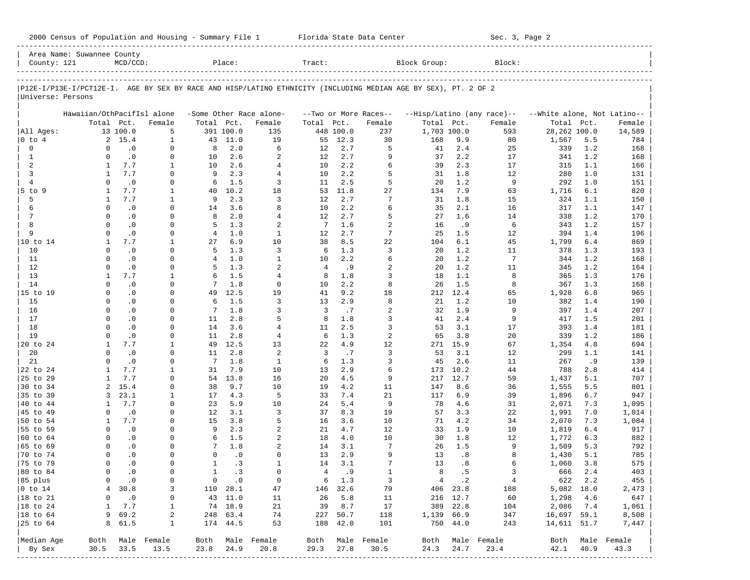Area Name: Suwannee County
County: 121 MCD/CCD: Place: Tract: Block Group: Block:

P12E-I/P13E-I/PCT12E-I. AGE BY SEX BY RACE AND HISP/LATINO ETHNICITY (INCLUDING MEDIAN AGE BY SEX), PT. 2 OF 2
Universe: Persons

| | Hawaiian/OthPacifIsl alone | | | -Some Other Race alone- | | | --Two or More Races-- | | | --Hisp/Latino (any race)-- | | | --White alone, Not Latino-- | | |
|---|---|---|---|---|---|---|---|---|---|---|---|---|---|---|---|
| | Total | Pct. | Female | Total | Pct. | Female | Total | Pct. | Female | Total | Pct. | Female | Total | Pct. | Female |
| All Ages: | 13 | 100.0 | 5 | 391 | 100.0 | 135 | 448 | 100.0 | 237 | 1,703 | 100.0 | 593 | 28,262 | 100.0 | 14,589 |
| 0 to 4 | 2 | 15.4 | 1 | 43 | 11.0 | 19 | 55 | 12.3 | 30 | 168 | 9.9 | 80 | 1,567 | 5.5 | 784 |
| 0 | 0 | .0 | 0 | 8 | 2.0 | 6 | 12 | 2.7 | 5 | 41 | 2.4 | 25 | 339 | 1.2 | 168 |
| 1 | 0 | .0 | 0 | 10 | 2.6 | 2 | 12 | 2.7 | 9 | 37 | 2.2 | 17 | 341 | 1.2 | 168 |
| 2 | 1 | 7.7 | 1 | 10 | 2.6 | 4 | 10 | 2.2 | 6 | 39 | 2.3 | 17 | 315 | 1.1 | 166 |
| 3 | 1 | 7.7 | 0 | 9 | 2.3 | 4 | 10 | 2.2 | 5 | 31 | 1.8 | 12 | 280 | 1.0 | 131 |
| 4 | 0 | .0 | 0 | 6 | 1.5 | 3 | 11 | 2.5 | 5 | 20 | 1.2 | 9 | 292 | 1.0 | 151 |
| 5 to 9 | 1 | 7.7 | 1 | 40 | 10.2 | 18 | 53 | 11.8 | 27 | 134 | 7.9 | 63 | 1,716 | 6.1 | 820 |
| 5 | 1 | 7.7 | 1 | 9 | 2.3 | 3 | 12 | 2.7 | 7 | 31 | 1.8 | 15 | 324 | 1.1 | 150 |
| 6 | 0 | .0 | 0 | 14 | 3.6 | 8 | 10 | 2.2 | 6 | 35 | 2.1 | 16 | 317 | 1.1 | 147 |
| 7 | 0 | .0 | 0 | 8 | 2.0 | 4 | 12 | 2.7 | 5 | 27 | 1.6 | 14 | 338 | 1.2 | 170 |
| 8 | 0 | .0 | 0 | 5 | 1.3 | 2 | 7 | 1.6 | 2 | 16 | .9 | 6 | 343 | 1.2 | 157 |
| 9 | 0 | .0 | 0 | 4 | 1.0 | 1 | 12 | 2.7 | 7 | 25 | 1.5 | 12 | 394 | 1.4 | 196 |
| 10 to 14 | 1 | 7.7 | 1 | 27 | 6.9 | 10 | 38 | 8.5 | 22 | 104 | 6.1 | 45 | 1,799 | 6.4 | 869 |
| 10 | 0 | .0 | 0 | 5 | 1.3 | 3 | 6 | 1.3 | 3 | 20 | 1.2 | 11 | 378 | 1.3 | 193 |
| 11 | 0 | .0 | 0 | 4 | 1.0 | 1 | 10 | 2.2 | 6 | 20 | 1.2 | 7 | 344 | 1.2 | 168 |
| 12 | 0 | .0 | 0 | 5 | 1.3 | 2 | 4 | .9 | 2 | 20 | 1.2 | 11 | 345 | 1.2 | 164 |
| 13 | 1 | 7.7 | 1 | 6 | 1.5 | 4 | 8 | 1.8 | 3 | 18 | 1.1 | 8 | 365 | 1.3 | 176 |
| 14 | 0 | .0 | 0 | 7 | 1.8 | 0 | 10 | 2.2 | 8 | 26 | 1.5 | 8 | 367 | 1.3 | 168 |
| 15 to 19 | 0 | .0 | 0 | 49 | 12.5 | 19 | 41 | 9.2 | 18 | 212 | 12.4 | 65 | 1,928 | 6.8 | 965 |
| 15 | 0 | .0 | 0 | 6 | 1.5 | 3 | 13 | 2.9 | 8 | 21 | 1.2 | 10 | 382 | 1.4 | 190 |
| 16 | 0 | .0 | 0 | 7 | 1.8 | 3 | 3 | .7 | 2 | 32 | 1.9 | 9 | 397 | 1.4 | 207 |
| 17 | 0 | .0 | 0 | 11 | 2.8 | 5 | 8 | 1.8 | 3 | 41 | 2.4 | 9 | 417 | 1.5 | 201 |
| 18 | 0 | .0 | 0 | 14 | 3.6 | 4 | 11 | 2.5 | 3 | 53 | 3.1 | 17 | 393 | 1.4 | 181 |
| 19 | 0 | .0 | 0 | 11 | 2.8 | 4 | 6 | 1.3 | 2 | 65 | 3.8 | 20 | 339 | 1.2 | 186 |
| 20 to 24 | 1 | 7.7 | 1 | 49 | 12.5 | 13 | 22 | 4.9 | 12 | 271 | 15.9 | 67 | 1,354 | 4.8 | 694 |
| 20 | 0 | .0 | 0 | 11 | 2.8 | 2 | 3 | .7 | 3 | 53 | 3.1 | 12 | 299 | 1.1 | 141 |
| 21 | 0 | .0 | 0 | 7 | 1.8 | 1 | 6 | 1.3 | 3 | 45 | 2.6 | 11 | 267 | .9 | 139 |
| 22 to 24 | 1 | 7.7 | 1 | 31 | 7.9 | 10 | 13 | 2.9 | 6 | 173 | 10.2 | 44 | 788 | 2.8 | 414 |
| 25 to 29 | 1 | 7.7 | 0 | 54 | 13.8 | 16 | 20 | 4.5 | 9 | 217 | 12.7 | 59 | 1,437 | 5.1 | 707 |
| 30 to 34 | 2 | 15.4 | 0 | 38 | 9.7 | 10 | 19 | 4.2 | 11 | 147 | 8.6 | 36 | 1,555 | 5.5 | 801 |
| 35 to 39 | 3 | 23.1 | 1 | 17 | 4.3 | 5 | 33 | 7.4 | 21 | 117 | 6.9 | 39 | 1,896 | 6.7 | 947 |
| 40 to 44 | 1 | 7.7 | 0 | 23 | 5.9 | 10 | 24 | 5.4 | 9 | 78 | 4.6 | 31 | 2,071 | 7.3 | 1,095 |
| 45 to 49 | 0 | .0 | 0 | 12 | 3.1 | 3 | 37 | 8.3 | 19 | 57 | 3.3 | 22 | 1,991 | 7.0 | 1,014 |
| 50 to 54 | 1 | 7.7 | 0 | 15 | 3.8 | 5 | 16 | 3.6 | 10 | 71 | 4.2 | 34 | 2,070 | 7.3 | 1,084 |
| 55 to 59 | 0 | .0 | 0 | 9 | 2.3 | 2 | 21 | 4.7 | 12 | 33 | 1.9 | 10 | 1,819 | 6.4 | 917 |
| 60 to 64 | 0 | .0 | 0 | 6 | 1.5 | 2 | 18 | 4.0 | 10 | 30 | 1.8 | 12 | 1,772 | 6.3 | 882 |
| 65 to 69 | 0 | .0 | 0 | 7 | 1.8 | 2 | 14 | 3.1 | 7 | 26 | 1.5 | 9 | 1,509 | 5.3 | 792 |
| 70 to 74 | 0 | .0 | 0 | 0 | .0 | 0 | 13 | 2.9 | 9 | 13 | .8 | 8 | 1,430 | 5.1 | 785 |
| 75 to 79 | 0 | .0 | 0 | 1 | .3 | 1 | 14 | 3.1 | 7 | 13 | .8 | 6 | 1,060 | 3.8 | 575 |
| 80 to 84 | 0 | .0 | 0 | 1 | .3 | 0 | 4 | .9 | 1 | 8 | .5 | 3 | 666 | 2.4 | 403 |
| 85 plus | 0 | .0 | 0 | 0 | .0 | 0 | 6 | 1.3 | 3 | 4 | .2 | 4 | 622 | 2.2 | 455 |
| 0 to 14 | 4 | 30.8 | 3 | 110 | 28.1 | 47 | 146 | 32.6 | 79 | 406 | 23.8 | 188 | 5,082 | 18.0 | 2,473 |
| 18 to 21 | 0 | .0 | 0 | 43 | 11.0 | 11 | 26 | 5.8 | 11 | 216 | 12.7 | 60 | 1,298 | 4.6 | 647 |
| 18 to 24 | 1 | 7.7 | 1 | 74 | 18.9 | 21 | 39 | 8.7 | 17 | 389 | 22.8 | 104 | 2,086 | 7.4 | 1,061 |
| 18 to 64 | 9 | 69.2 | 2 | 248 | 63.4 | 74 | 227 | 50.7 | 118 | 1,139 | 66.9 | 347 | 16,697 | 59.1 | 8,508 |
| 25 to 64 | 8 | 61.5 | 1 | 174 | 44.5 | 53 | 188 | 42.0 | 101 | 750 | 44.0 | 243 | 14,611 | 51.7 | 7,447 |
| Median Age | Both | Male | Female | Both | Male | Female | Both | Male | Female | Both | Male | Female | Both | Male | Female |
| By Sex | 30.5 | 33.5 | 13.5 | 23.8 | 24.9 | 20.8 | 29.3 | 27.8 | 30.5 | 24.3 | 24.7 | 23.4 | 42.1 | 40.9 | 43.3 |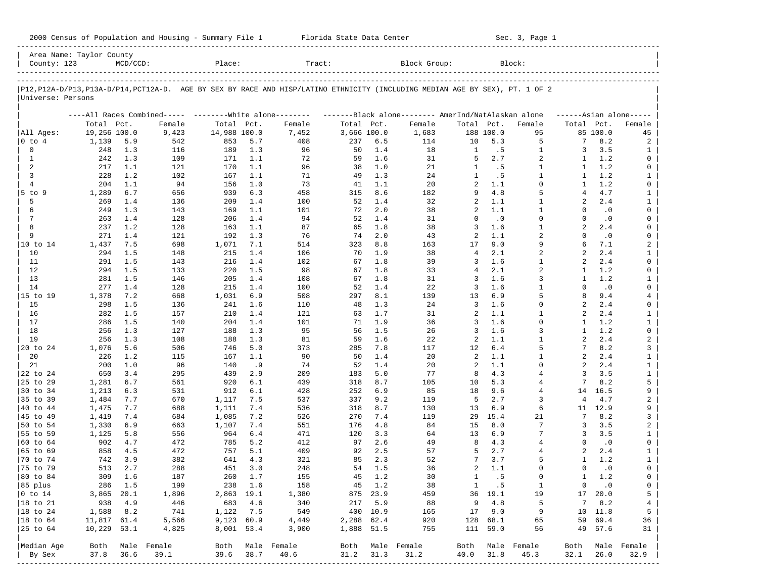2000 Census of Population and Housing - Summary File 1 Florida State Data Center Sec. 3, Page 1

Area Name: Taylor County
County: 123 MCD/CCD: Place: Tract: Block Group: Block:

P12,P12A-D/P13,P13A-D/P14,PCT12A-D. AGE BY SEX BY RACE AND HISP/LATINO ETHNICITY (INCLUDING MEDIAN AGE BY SEX), PT. 1 OF 2
Universe: Persons

| | All Races Combined Total | Pct. | Female | White alone Total | Pct. | Female | Black alone Total | Pct. | Female | AmerInd/NatAlaskan alone Total | Pct. | Female | Asian alone Total | Pct. | Female |
|---|---|---|---|---|---|---|---|---|---|---|---|---|---|---|---|
| All Ages: | 19,256 | 100.0 | 9,423 | 14,988 | 100.0 | 7,452 | 3,666 | 100.0 | 1,683 | 188 | 100.0 | 95 | 85 | 100.0 | 45 |
| 0 to 4 | 1,139 | 5.9 | 542 | 853 | 5.7 | 408 | 237 | 6.5 | 114 | 10 | 5.3 | 5 | 7 | 8.2 | 2 |
| 0 | 248 | 1.3 | 116 | 189 | 1.3 | 96 | 50 | 1.4 | 18 | 1 | .5 | 1 | 3 | 3.5 | 1 |
| 1 | 242 | 1.3 | 109 | 171 | 1.1 | 72 | 59 | 1.6 | 31 | 5 | 2.7 | 2 | 1 | 1.2 | 0 |
| 2 | 217 | 1.1 | 121 | 170 | 1.1 | 96 | 38 | 1.0 | 21 | 1 | .5 | 1 | 1 | 1.2 | 0 |
| 3 | 228 | 1.2 | 102 | 167 | 1.1 | 71 | 49 | 1.3 | 24 | 1 | .5 | 1 | 1 | 1.2 | 1 |
| 4 | 204 | 1.1 | 94 | 156 | 1.0 | 73 | 41 | 1.1 | 20 | 2 | 1.1 | 0 | 1 | 1.2 | 0 |
| 5 to 9 | 1,289 | 6.7 | 656 | 939 | 6.3 | 458 | 315 | 8.6 | 182 | 9 | 4.8 | 5 | 4 | 4.7 | 1 |
| 5 | 269 | 1.4 | 136 | 209 | 1.4 | 100 | 52 | 1.4 | 32 | 2 | 1.1 | 1 | 2 | 2.4 | 1 |
| 6 | 249 | 1.3 | 143 | 169 | 1.1 | 101 | 72 | 2.0 | 38 | 2 | 1.1 | 1 | 0 | .0 | 0 |
| 7 | 263 | 1.4 | 128 | 206 | 1.4 | 94 | 52 | 1.4 | 31 | 0 | .0 | 0 | 0 | .0 | 0 |
| 8 | 237 | 1.2 | 128 | 163 | 1.1 | 87 | 65 | 1.8 | 38 | 3 | 1.6 | 1 | 2 | 2.4 | 0 |
| 9 | 271 | 1.4 | 121 | 192 | 1.3 | 76 | 74 | 2.0 | 43 | 2 | 1.1 | 2 | 0 | .0 | 0 |
| 10 to 14 | 1,437 | 7.5 | 698 | 1,071 | 7.1 | 514 | 323 | 8.8 | 163 | 17 | 9.0 | 9 | 6 | 7.1 | 2 |
| 10 | 294 | 1.5 | 148 | 215 | 1.4 | 106 | 70 | 1.9 | 38 | 4 | 2.1 | 2 | 2 | 2.4 | 1 |
| 11 | 291 | 1.5 | 143 | 216 | 1.4 | 102 | 67 | 1.8 | 39 | 3 | 1.6 | 1 | 2 | 2.4 | 0 |
| 12 | 294 | 1.5 | 133 | 220 | 1.5 | 98 | 67 | 1.8 | 33 | 4 | 2.1 | 2 | 1 | 1.2 | 0 |
| 13 | 281 | 1.5 | 146 | 205 | 1.4 | 108 | 67 | 1.8 | 31 | 3 | 1.6 | 3 | 1 | 1.2 | 1 |
| 14 | 277 | 1.4 | 128 | 215 | 1.4 | 100 | 52 | 1.4 | 22 | 3 | 1.6 | 1 | 0 | .0 | 0 |
| 15 to 19 | 1,378 | 7.2 | 668 | 1,031 | 6.9 | 508 | 297 | 8.1 | 139 | 13 | 6.9 | 5 | 8 | 9.4 | 4 |
| 15 | 298 | 1.5 | 136 | 241 | 1.6 | 110 | 48 | 1.3 | 24 | 3 | 1.6 | 0 | 2 | 2.4 | 0 |
| 16 | 282 | 1.5 | 157 | 210 | 1.4 | 121 | 63 | 1.7 | 31 | 2 | 1.1 | 1 | 2 | 2.4 | 1 |
| 17 | 286 | 1.5 | 140 | 204 | 1.4 | 101 | 71 | 1.9 | 36 | 3 | 1.6 | 0 | 1 | 1.2 | 1 |
| 18 | 256 | 1.3 | 127 | 188 | 1.3 | 95 | 56 | 1.5 | 26 | 3 | 1.6 | 3 | 1 | 1.2 | 0 |
| 19 | 256 | 1.3 | 108 | 188 | 1.3 | 81 | 59 | 1.6 | 22 | 2 | 1.1 | 1 | 2 | 2.4 | 2 |
| 20 to 24 | 1,076 | 5.6 | 506 | 746 | 5.0 | 373 | 285 | 7.8 | 117 | 12 | 6.4 | 5 | 7 | 8.2 | 3 |
| 20 | 226 | 1.2 | 115 | 167 | 1.1 | 90 | 50 | 1.4 | 20 | 2 | 1.1 | 1 | 2 | 2.4 | 1 |
| 21 | 200 | 1.0 | 96 | 140 | .9 | 74 | 52 | 1.4 | 20 | 2 | 1.1 | 0 | 2 | 2.4 | 1 |
| 22 to 24 | 650 | 3.4 | 295 | 439 | 2.9 | 209 | 183 | 5.0 | 77 | 8 | 4.3 | 4 | 3 | 3.5 | 1 |
| 25 to 29 | 1,281 | 6.7 | 561 | 920 | 6.1 | 439 | 318 | 8.7 | 105 | 10 | 5.3 | 4 | 7 | 8.2 | 5 |
| 30 to 34 | 1,213 | 6.3 | 531 | 912 | 6.1 | 428 | 252 | 6.9 | 85 | 18 | 9.6 | 4 | 14 | 16.5 | 9 |
| 35 to 39 | 1,484 | 7.7 | 670 | 1,117 | 7.5 | 537 | 337 | 9.2 | 119 | 5 | 2.7 | 3 | 4 | 4.7 | 2 |
| 40 to 44 | 1,475 | 7.7 | 688 | 1,111 | 7.4 | 536 | 318 | 8.7 | 130 | 13 | 6.9 | 6 | 11 | 12.9 | 9 |
| 45 to 49 | 1,419 | 7.4 | 684 | 1,085 | 7.2 | 526 | 270 | 7.4 | 119 | 29 | 15.4 | 21 | 7 | 8.2 | 3 |
| 50 to 54 | 1,330 | 6.9 | 663 | 1,107 | 7.4 | 551 | 176 | 4.8 | 84 | 15 | 8.0 | 7 | 3 | 3.5 | 2 |
| 55 to 59 | 1,125 | 5.8 | 556 | 964 | 6.4 | 471 | 120 | 3.3 | 64 | 13 | 6.9 | 7 | 3 | 3.5 | 1 |
| 60 to 64 | 902 | 4.7 | 472 | 785 | 5.2 | 412 | 97 | 2.6 | 49 | 8 | 4.3 | 4 | 0 | .0 | 0 |
| 65 to 69 | 858 | 4.5 | 472 | 757 | 5.1 | 409 | 92 | 2.5 | 57 | 5 | 2.7 | 4 | 2 | 2.4 | 1 |
| 70 to 74 | 742 | 3.9 | 382 | 641 | 4.3 | 321 | 85 | 2.3 | 52 | 7 | 3.7 | 5 | 1 | 1.2 | 1 |
| 75 to 79 | 513 | 2.7 | 288 | 451 | 3.0 | 248 | 54 | 1.5 | 36 | 2 | 1.1 | 0 | 0 | .0 | 0 |
| 80 to 84 | 309 | 1.6 | 187 | 260 | 1.7 | 155 | 45 | 1.2 | 30 | 1 | .5 | 0 | 1 | 1.2 | 0 |
| 85 plus | 286 | 1.5 | 199 | 238 | 1.6 | 158 | 45 | 1.2 | 38 | 1 | .5 | 1 | 0 | .0 | 0 |
| 0 to 14 | 3,865 | 20.1 | 1,896 | 2,863 | 19.1 | 1,380 | 875 | 23.9 | 459 | 36 | 19.1 | 19 | 17 | 20.0 | 5 |
| 18 to 21 | 938 | 4.9 | 446 | 683 | 4.6 | 340 | 217 | 5.9 | 88 | 9 | 4.8 | 5 | 7 | 8.2 | 4 |
| 18 to 24 | 1,588 | 8.2 | 741 | 1,122 | 7.5 | 549 | 400 | 10.9 | 165 | 17 | 9.0 | 9 | 10 | 11.8 | 5 |
| 18 to 64 | 11,817 | 61.4 | 5,566 | 9,123 | 60.9 | 4,449 | 2,288 | 62.4 | 920 | 128 | 68.1 | 65 | 59 | 69.4 | 36 |
| 25 to 64 | 10,229 | 53.1 | 4,825 | 8,001 | 53.4 | 3,900 | 1,888 | 51.5 | 755 | 111 | 59.0 | 56 | 49 | 57.6 | 31 |

| Median Age By Sex | Both | Male | Female | Both | Male | Female | Both | Male | Female | Both | Male | Female | Both | Male | Female |
|---|---|---|---|---|---|---|---|---|---|---|---|---|---|---|---|
| | 37.8 | 36.6 | 39.1 | 39.6 | 38.7 | 40.6 | 31.2 | 31.3 | 31.2 | 40.0 | 31.8 | 45.3 | 32.1 | 26.0 | 32.9 |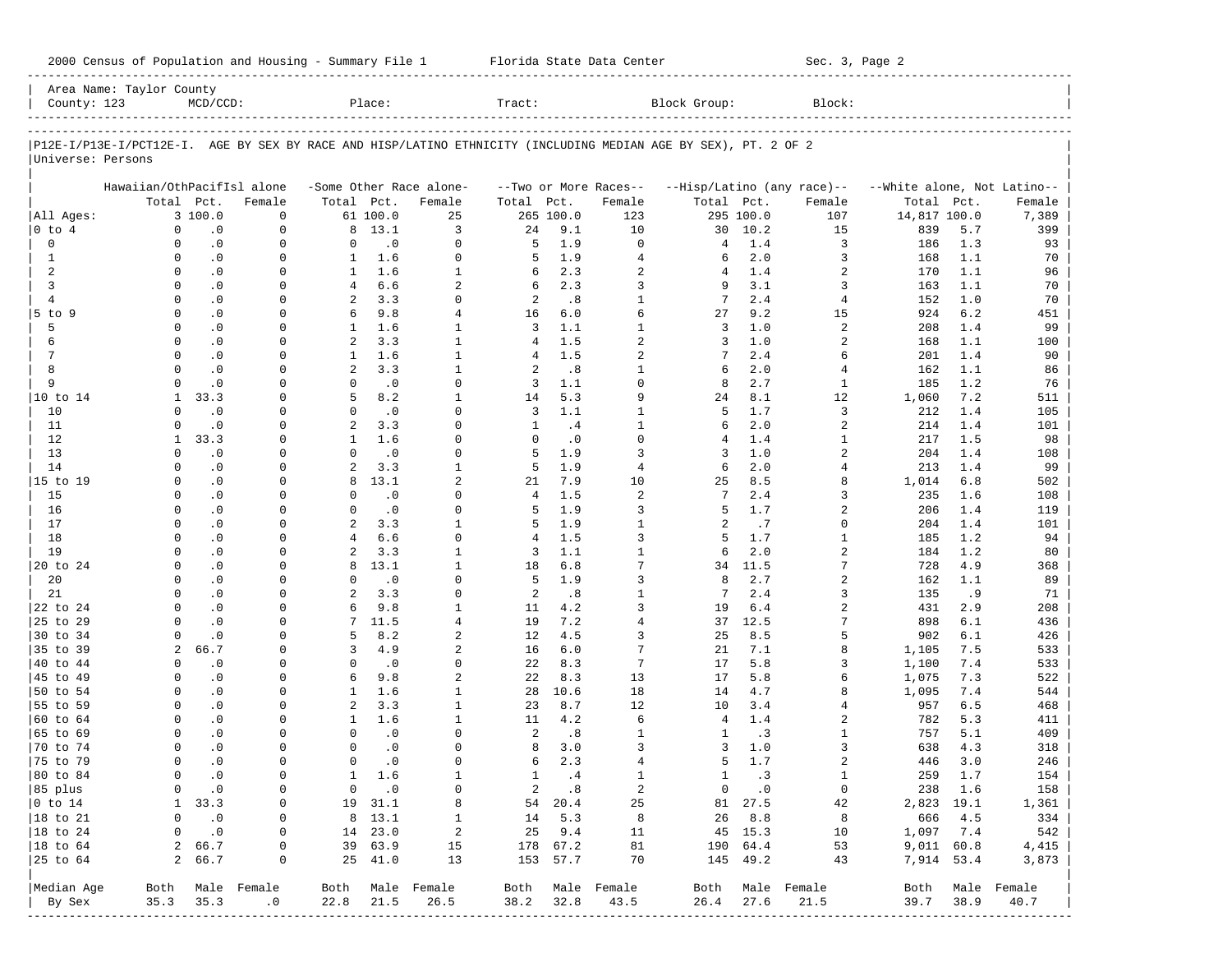2000 Census of Population and Housing - Summary File 1    Florida State Data Center    Sec. 3, Page 2

Area Name: Taylor County
County: 123    MCD/CCD:    Place:    Tract:    Block Group:    Block:

P12E-I/P13E-I/PCT12E-I. AGE BY SEX BY RACE AND HISP/LATINO ETHNICITY (INCLUDING MEDIAN AGE BY SEX), PT. 2 OF 2
Universe: Persons

| | Hawaiian/OthPacifIsl alone | | | -Some Other Race alone- | | | --Two or More Races-- | | | --Hisp/Latino (any race)-- | | | --White alone, Not Latino-- | | |
|---|---|---|---|---|---|---|---|---|---|---|---|---|---|---|---|
| | Total | Pct. | Female | Total | Pct. | Female | Total | Pct. | Female | Total | Pct. | Female | Total | Pct. | Female |
| All Ages: | 3 | 100.0 | 0 | 61 | 100.0 | 25 | 265 | 100.0 | 123 | 295 | 100.0 | 107 | 14,817 | 100.0 | 7,389 |
| 0 to 4 | 0 | .0 | 0 | 8 | 13.1 | 3 | 24 | 9.1 | 10 | 30 | 10.2 | 15 | 839 | 5.7 | 399 |
| 0 | 0 | .0 | 0 | 0 | .0 | 0 | 5 | 1.9 | 0 | 4 | 1.4 | 3 | 186 | 1.3 | 93 |
| 1 | 0 | .0 | 0 | 1 | 1.6 | 0 | 5 | 1.9 | 4 | 6 | 2.0 | 3 | 168 | 1.1 | 70 |
| 2 | 0 | .0 | 0 | 1 | 1.6 | 1 | 6 | 2.3 | 2 | 4 | 1.4 | 2 | 170 | 1.1 | 96 |
| 3 | 0 | .0 | 0 | 4 | 6.6 | 2 | 6 | 2.3 | 3 | 9 | 3.1 | 3 | 163 | 1.1 | 70 |
| 4 | 0 | .0 | 0 | 2 | 3.3 | 0 | 2 | .8 | 1 | 7 | 2.4 | 4 | 152 | 1.0 | 70 |
| 5 to 9 | 0 | .0 | 0 | 6 | 9.8 | 4 | 16 | 6.0 | 6 | 27 | 9.2 | 15 | 924 | 6.2 | 451 |
| 5 | 0 | .0 | 0 | 1 | 1.6 | 1 | 3 | 1.1 | 1 | 3 | 1.0 | 2 | 208 | 1.4 | 99 |
| 6 | 0 | .0 | 0 | 2 | 3.3 | 1 | 4 | 1.5 | 2 | 3 | 1.0 | 2 | 168 | 1.1 | 100 |
| 7 | 0 | .0 | 0 | 1 | 1.6 | 1 | 4 | 1.5 | 2 | 7 | 2.4 | 6 | 201 | 1.4 | 90 |
| 8 | 0 | .0 | 0 | 2 | 3.3 | 1 | 2 | .8 | 1 | 6 | 2.0 | 4 | 162 | 1.1 | 86 |
| 9 | 0 | .0 | 0 | 0 | .0 | 0 | 3 | 1.1 | 0 | 8 | 2.7 | 1 | 185 | 1.2 | 76 |
| 10 to 14 | 1 | 33.3 | 0 | 5 | 8.2 | 1 | 14 | 5.3 | 9 | 24 | 8.1 | 12 | 1,060 | 7.2 | 511 |
| 10 | 0 | .0 | 0 | 0 | .0 | 0 | 3 | 1.1 | 1 | 5 | 1.7 | 3 | 212 | 1.4 | 105 |
| 11 | 0 | .0 | 0 | 2 | 3.3 | 0 | 1 | .4 | 1 | 6 | 2.0 | 2 | 214 | 1.4 | 101 |
| 12 | 1 | 33.3 | 0 | 1 | 1.6 | 0 | 0 | .0 | 0 | 4 | 1.4 | 1 | 217 | 1.5 | 98 |
| 13 | 0 | .0 | 0 | 0 | .0 | 0 | 5 | 1.9 | 3 | 3 | 1.0 | 2 | 204 | 1.4 | 108 |
| 14 | 0 | .0 | 0 | 2 | 3.3 | 1 | 5 | 1.9 | 4 | 6 | 2.0 | 4 | 213 | 1.4 | 99 |
| 15 to 19 | 0 | .0 | 0 | 8 | 13.1 | 2 | 21 | 7.9 | 10 | 25 | 8.5 | 8 | 1,014 | 6.8 | 502 |
| 15 | 0 | .0 | 0 | 0 | .0 | 0 | 4 | 1.5 | 2 | 7 | 2.4 | 3 | 235 | 1.6 | 108 |
| 16 | 0 | .0 | 0 | 0 | .0 | 0 | 5 | 1.9 | 3 | 5 | 1.7 | 2 | 206 | 1.4 | 119 |
| 17 | 0 | .0 | 0 | 2 | 3.3 | 1 | 5 | 1.9 | 1 | 2 | .7 | 0 | 204 | 1.4 | 101 |
| 18 | 0 | .0 | 0 | 4 | 6.6 | 0 | 4 | 1.5 | 3 | 5 | 1.7 | 1 | 185 | 1.2 | 94 |
| 19 | 0 | .0 | 0 | 2 | 3.3 | 1 | 3 | 1.1 | 1 | 6 | 2.0 | 2 | 184 | 1.2 | 80 |
| 20 to 24 | 0 | .0 | 0 | 8 | 13.1 | 1 | 18 | 6.8 | 7 | 34 | 11.5 | 7 | 728 | 4.9 | 368 |
| 20 | 0 | .0 | 0 | 0 | .0 | 0 | 5 | 1.9 | 3 | 8 | 2.7 | 2 | 162 | 1.1 | 89 |
| 21 | 0 | .0 | 0 | 2 | 3.3 | 0 | 2 | .8 | 1 | 7 | 2.4 | 3 | 135 | .9 | 71 |
| 22 to 24 | 0 | .0 | 0 | 6 | 9.8 | 1 | 11 | 4.2 | 3 | 19 | 6.4 | 2 | 431 | 2.9 | 208 |
| 25 to 29 | 0 | .0 | 0 | 7 | 11.5 | 4 | 19 | 7.2 | 4 | 37 | 12.5 | 7 | 898 | 6.1 | 436 |
| 30 to 34 | 0 | .0 | 0 | 5 | 8.2 | 2 | 12 | 4.5 | 3 | 25 | 8.5 | 5 | 902 | 6.1 | 426 |
| 35 to 39 | 2 | 66.7 | 0 | 3 | 4.9 | 2 | 16 | 6.0 | 7 | 21 | 7.1 | 8 | 1,105 | 7.5 | 533 |
| 40 to 44 | 0 | .0 | 0 | 0 | .0 | 0 | 22 | 8.3 | 7 | 17 | 5.8 | 3 | 1,100 | 7.4 | 533 |
| 45 to 49 | 0 | .0 | 0 | 6 | 9.8 | 2 | 22 | 8.3 | 13 | 17 | 5.8 | 6 | 1,075 | 7.3 | 522 |
| 50 to 54 | 0 | .0 | 0 | 1 | 1.6 | 1 | 28 | 10.6 | 18 | 14 | 4.7 | 8 | 1,095 | 7.4 | 544 |
| 55 to 59 | 0 | .0 | 0 | 2 | 3.3 | 1 | 23 | 8.7 | 12 | 10 | 3.4 | 4 | 957 | 6.5 | 468 |
| 60 to 64 | 0 | .0 | 0 | 1 | 1.6 | 1 | 11 | 4.2 | 6 | 4 | 1.4 | 2 | 782 | 5.3 | 411 |
| 65 to 69 | 0 | .0 | 0 | 0 | .0 | 0 | 2 | .8 | 1 | 1 | .3 | 1 | 757 | 5.1 | 409 |
| 70 to 74 | 0 | .0 | 0 | 0 | .0 | 0 | 8 | 3.0 | 3 | 3 | 1.0 | 3 | 638 | 4.3 | 318 |
| 75 to 79 | 0 | .0 | 0 | 0 | .0 | 0 | 6 | 2.3 | 4 | 5 | 1.7 | 2 | 446 | 3.0 | 246 |
| 80 to 84 | 0 | .0 | 0 | 1 | 1.6 | 1 | 1 | .4 | 1 | 1 | .3 | 1 | 259 | 1.7 | 154 |
| 85 plus | 0 | .0 | 0 | 0 | .0 | 0 | 2 | .8 | 2 | 0 | .0 | 0 | 238 | 1.6 | 158 |
| 0 to 14 | 1 | 33.3 | 0 | 19 | 31.1 | 8 | 54 | 20.4 | 25 | 81 | 27.5 | 42 | 2,823 | 19.1 | 1,361 |
| 18 to 21 | 0 | .0 | 0 | 8 | 13.1 | 1 | 14 | 5.3 | 8 | 26 | 8.8 | 8 | 666 | 4.5 | 334 |
| 18 to 24 | 0 | .0 | 0 | 14 | 23.0 | 2 | 25 | 9.4 | 11 | 45 | 15.3 | 10 | 1,097 | 7.4 | 542 |
| 18 to 64 | 2 | 66.7 | 0 | 39 | 63.9 | 15 | 178 | 67.2 | 81 | 190 | 64.4 | 53 | 9,011 | 60.8 | 4,415 |
| 25 to 64 | 2 | 66.7 | 0 | 25 | 41.0 | 13 | 153 | 57.7 | 70 | 145 | 49.2 | 43 | 7,914 | 53.4 | 3,873 |
| Median Age | Both | Male | Female | Both | Male | Female | Both | Male | Female | Both | Male | Female | Both | Male | Female |
| By Sex | 35.3 | 35.3 | .0 | 22.8 | 21.5 | 26.5 | 38.2 | 32.8 | 43.5 | 26.4 | 27.6 | 21.5 | 39.7 | 38.9 | 40.7 |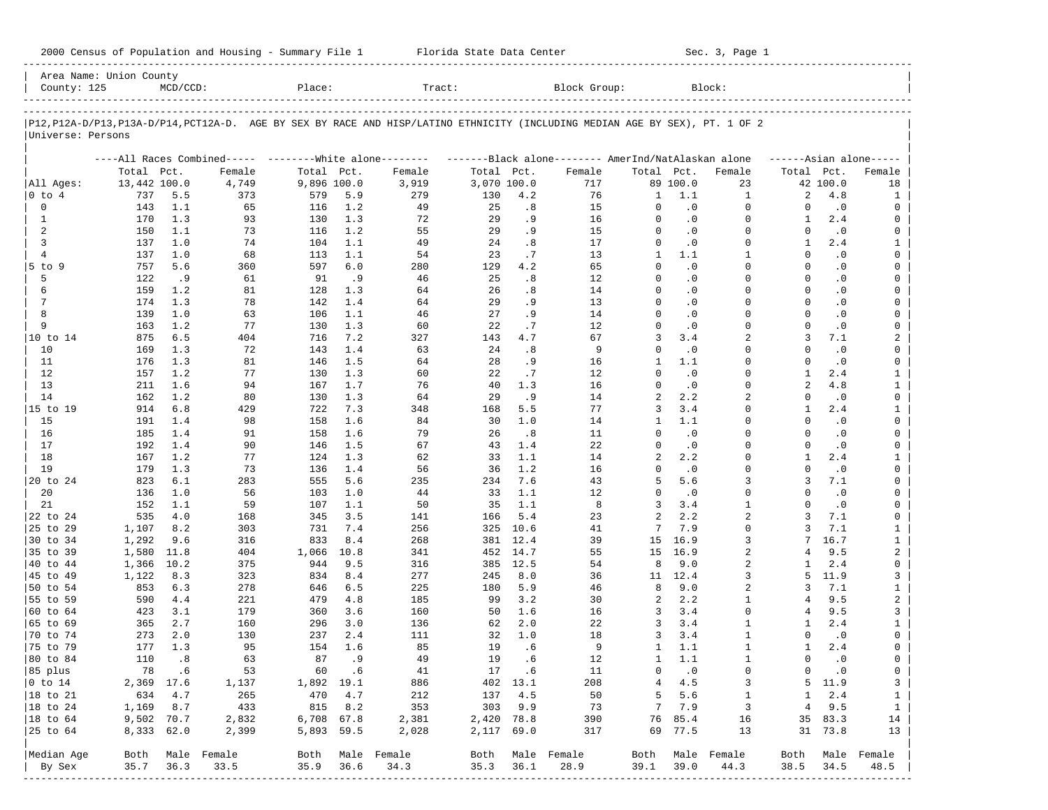2000 Census of Population and Housing - Summary File 1 Florida State Data Center Sec. 3, Page 1

Area Name: Union County
County: 125 MCD/CCD: Place: Tract: Block Group: Block:

P12,P12A-D/P13,P13A-D/P14,PCT12A-D. AGE BY SEX BY RACE AND HISP/LATINO ETHNICITY (INCLUDING MEDIAN AGE BY SEX), PT. 1 OF 2
Universe: Persons

| | All Races Combined | | | White alone | | | Black alone | | | AmerInd/NatAlaskan alone | | | Asian alone | | |
|---|---|---|---|---|---|---|---|---|---|---|---|---|---|---|---|
| | Total | Pct. | Female | Total | Pct. | Female | Total | Pct. | Female | Total | Pct. | Female | Total | Pct. | Female |
| All Ages: | 13,442 | 100.0 | 4,749 | 9,896 | 100.0 | 3,919 | 3,070 | 100.0 | 717 | 89 | 100.0 | 23 | 42 | 100.0 | 18 |
| 0 to 4 | 737 | 5.5 | 373 | 579 | 5.9 | 279 | 130 | 4.2 | 76 | 1 | 1.1 | 1 | 2 | 4.8 | 1 |
| 0 | 143 | 1.1 | 65 | 116 | 1.2 | 49 | 25 | .8 | 15 | 0 | .0 | 0 | 0 | .0 | 0 |
| 1 | 170 | 1.3 | 93 | 130 | 1.3 | 72 | 29 | .9 | 16 | 0 | .0 | 0 | 1 | 2.4 | 0 |
| 2 | 150 | 1.1 | 73 | 116 | 1.2 | 55 | 29 | .9 | 15 | 0 | .0 | 0 | 0 | .0 | 0 |
| 3 | 137 | 1.0 | 74 | 104 | 1.1 | 49 | 24 | .8 | 17 | 0 | .0 | 0 | 1 | 2.4 | 1 |
| 4 | 137 | 1.0 | 68 | 113 | 1.1 | 54 | 23 | .7 | 13 | 1 | 1.1 | 1 | 0 | .0 | 0 |
| 5 to 9 | 757 | 5.6 | 360 | 597 | 6.0 | 280 | 129 | 4.2 | 65 | 0 | .0 | 0 | 0 | .0 | 0 |
| 5 | 122 | .9 | 61 | 91 | .9 | 46 | 25 | .8 | 12 | 0 | .0 | 0 | 0 | .0 | 0 |
| 6 | 159 | 1.2 | 81 | 128 | 1.3 | 64 | 26 | .8 | 14 | 0 | .0 | 0 | 0 | .0 | 0 |
| 7 | 174 | 1.3 | 78 | 142 | 1.4 | 64 | 29 | .9 | 13 | 0 | .0 | 0 | 0 | .0 | 0 |
| 8 | 139 | 1.0 | 63 | 106 | 1.1 | 46 | 27 | .9 | 14 | 0 | .0 | 0 | 0 | .0 | 0 |
| 9 | 163 | 1.2 | 77 | 130 | 1.3 | 60 | 22 | .7 | 12 | 0 | .0 | 0 | 0 | .0 | 0 |
| 10 to 14 | 875 | 6.5 | 404 | 716 | 7.2 | 327 | 143 | 4.7 | 67 | 3 | 3.4 | 2 | 3 | 7.1 | 2 |
| 10 | 169 | 1.3 | 72 | 143 | 1.4 | 63 | 24 | .8 | 9 | 0 | .0 | 0 | 0 | .0 | 0 |
| 11 | 176 | 1.3 | 81 | 146 | 1.5 | 64 | 28 | .9 | 16 | 1 | 1.1 | 0 | 0 | .0 | 0 |
| 12 | 157 | 1.2 | 77 | 130 | 1.3 | 60 | 22 | .7 | 12 | 0 | .0 | 0 | 1 | 2.4 | 1 |
| 13 | 211 | 1.6 | 94 | 167 | 1.7 | 76 | 40 | 1.3 | 16 | 0 | .0 | 0 | 2 | 4.8 | 1 |
| 14 | 162 | 1.2 | 80 | 130 | 1.3 | 64 | 29 | .9 | 14 | 2 | 2.2 | 2 | 0 | .0 | 0 |
| 15 to 19 | 914 | 6.8 | 429 | 722 | 7.3 | 348 | 168 | 5.5 | 77 | 3 | 3.4 | 0 | 1 | 2.4 | 1 |
| 15 | 191 | 1.4 | 98 | 158 | 1.6 | 84 | 30 | 1.0 | 14 | 1 | 1.1 | 0 | 0 | .0 | 0 |
| 16 | 185 | 1.4 | 91 | 158 | 1.6 | 79 | 26 | .8 | 11 | 0 | .0 | 0 | 0 | .0 | 0 |
| 17 | 192 | 1.4 | 90 | 146 | 1.5 | 67 | 43 | 1.4 | 22 | 0 | .0 | 0 | 0 | .0 | 0 |
| 18 | 167 | 1.2 | 77 | 124 | 1.3 | 62 | 33 | 1.1 | 14 | 2 | 2.2 | 0 | 1 | 2.4 | 1 |
| 19 | 179 | 1.3 | 73 | 136 | 1.4 | 56 | 36 | 1.2 | 16 | 0 | .0 | 0 | 0 | .0 | 0 |
| 20 to 24 | 823 | 6.1 | 283 | 555 | 5.6 | 235 | 234 | 7.6 | 43 | 5 | 5.6 | 3 | 3 | 7.1 | 0 |
| 20 | 136 | 1.0 | 56 | 103 | 1.0 | 44 | 33 | 1.1 | 12 | 0 | .0 | 0 | 0 | .0 | 0 |
| 21 | 152 | 1.1 | 59 | 107 | 1.1 | 50 | 35 | 1.1 | 8 | 3 | 3.4 | 1 | 0 | .0 | 0 |
| 22 to 24 | 535 | 4.0 | 168 | 345 | 3.5 | 141 | 166 | 5.4 | 23 | 2 | 2.2 | 2 | 3 | 7.1 | 0 |
| 25 to 29 | 1,107 | 8.2 | 303 | 731 | 7.4 | 256 | 325 | 10.6 | 41 | 7 | 7.9 | 0 | 3 | 7.1 | 1 |
| 30 to 34 | 1,292 | 9.6 | 316 | 833 | 8.4 | 268 | 381 | 12.4 | 39 | 15 | 16.9 | 3 | 7 | 16.7 | 1 |
| 35 to 39 | 1,580 | 11.8 | 404 | 1,066 | 10.8 | 341 | 452 | 14.7 | 55 | 15 | 16.9 | 2 | 4 | 9.5 | 2 |
| 40 to 44 | 1,366 | 10.2 | 375 | 944 | 9.5 | 316 | 385 | 12.5 | 54 | 8 | 9.0 | 2 | 1 | 2.4 | 0 |
| 45 to 49 | 1,122 | 8.3 | 323 | 834 | 8.4 | 277 | 245 | 8.0 | 36 | 11 | 12.4 | 3 | 5 | 11.9 | 3 |
| 50 to 54 | 853 | 6.3 | 278 | 646 | 6.5 | 225 | 180 | 5.9 | 46 | 8 | 9.0 | 2 | 3 | 7.1 | 1 |
| 55 to 59 | 590 | 4.4 | 221 | 479 | 4.8 | 185 | 99 | 3.2 | 30 | 2 | 2.2 | 1 | 4 | 9.5 | 2 |
| 60 to 64 | 423 | 3.1 | 179 | 360 | 3.6 | 160 | 50 | 1.6 | 16 | 3 | 3.4 | 0 | 4 | 9.5 | 3 |
| 65 to 69 | 365 | 2.7 | 160 | 296 | 3.0 | 136 | 62 | 2.0 | 22 | 3 | 3.4 | 1 | 1 | 2.4 | 1 |
| 70 to 74 | 273 | 2.0 | 130 | 237 | 2.4 | 111 | 32 | 1.0 | 18 | 3 | 3.4 | 1 | 0 | .0 | 0 |
| 75 to 79 | 177 | 1.3 | 95 | 154 | 1.6 | 85 | 19 | .6 | 9 | 1 | 1.1 | 1 | 1 | 2.4 | 0 |
| 80 to 84 | 110 | .8 | 63 | 87 | .9 | 49 | 19 | .6 | 12 | 1 | 1.1 | 1 | 0 | .0 | 0 |
| 85 plus | 78 | .6 | 53 | 60 | .6 | 41 | 17 | .6 | 11 | 0 | .0 | 0 | 0 | .0 | 0 |
| 0 to 14 | 2,369 | 17.6 | 1,137 | 1,892 | 19.1 | 886 | 402 | 13.1 | 208 | 4 | 4.5 | 3 | 5 | 11.9 | 3 |
| 18 to 21 | 634 | 4.7 | 265 | 470 | 4.7 | 212 | 137 | 4.5 | 50 | 5 | 5.6 | 1 | 1 | 2.4 | 1 |
| 18 to 24 | 1,169 | 8.7 | 433 | 815 | 8.2 | 353 | 303 | 9.9 | 73 | 7 | 7.9 | 3 | 4 | 9.5 | 1 |
| 18 to 64 | 9,502 | 70.7 | 2,832 | 6,708 | 67.8 | 2,381 | 2,420 | 78.8 | 390 | 76 | 85.4 | 16 | 35 | 83.3 | 14 |
| 25 to 64 | 8,333 | 62.0 | 2,399 | 5,893 | 59.5 | 2,028 | 2,117 | 69.0 | 317 | 69 | 77.5 | 13 | 31 | 73.8 | 13 |
| Median Age | Both | Male | Female | Both | Male | Female | Both | Male | Female | Both | Male | Female | Both | Male | Female |
| By Sex | 35.7 | 36.3 | 33.5 | 35.9 | 36.6 | 34.3 | 35.3 | 36.1 | 28.9 | 39.1 | 39.0 | 44.3 | 38.5 | 34.5 | 48.5 |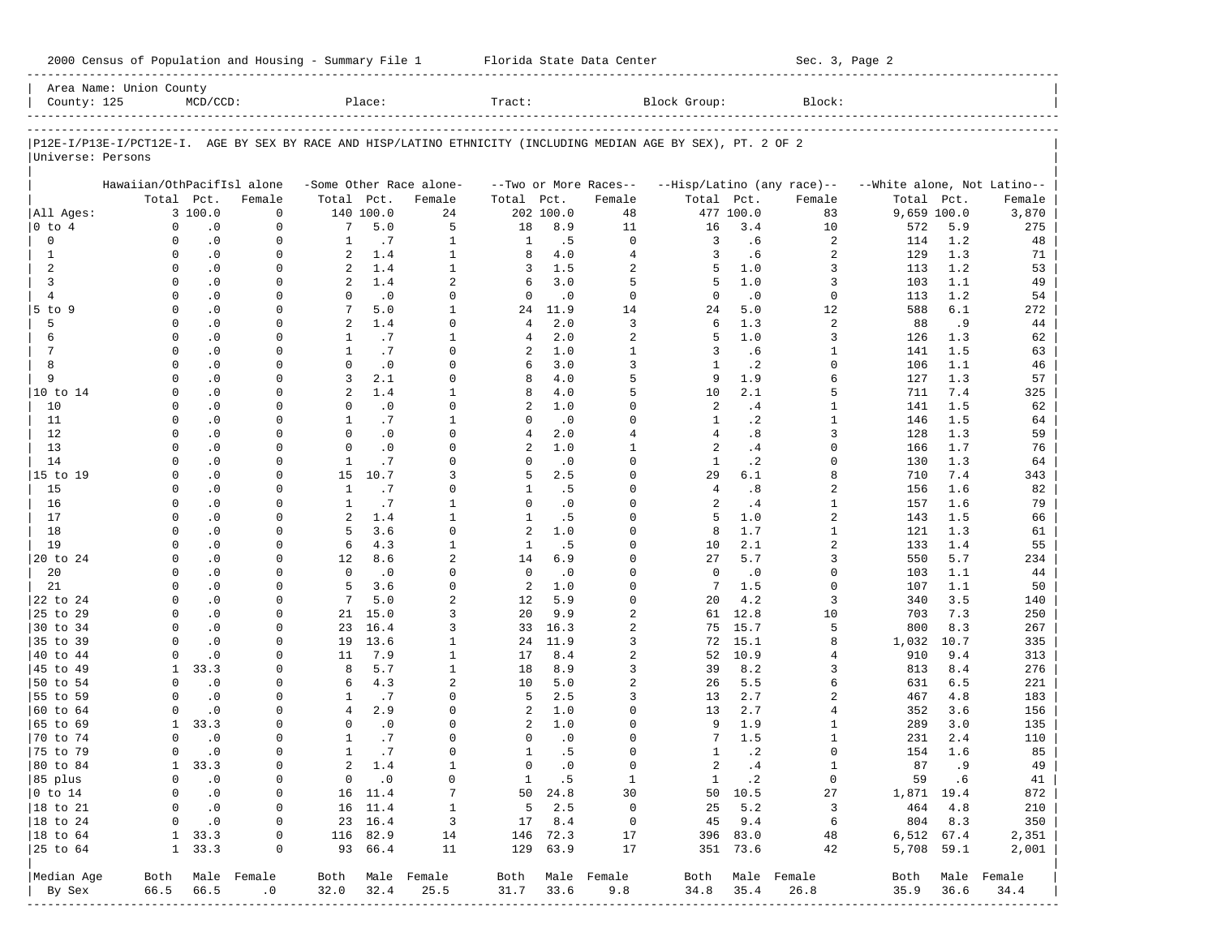2000 Census of Population and Housing - Summary File 1 Florida State Data Center Sec. 3, Page 2

Area Name: Union County
County: 125 MCD/CCD: Place: Tract: Block Group: Block:

P12E-I/P13E-I/PCT12E-I. AGE BY SEX BY RACE AND HISP/LATINO ETHNICITY (INCLUDING MEDIAN AGE BY SEX), PT. 2 OF 2
Universe: Persons

| | Hawaiian/OthPacifIsl alone | | | -Some Other Race alone- | | | --Two or More Races-- | | | --Hisp/Latino (any race)-- | | | --White alone, Not Latino-- | | |
|---|---|---|---|---|---|---|---|---|---|---|---|---|---|---|---|
| | Total | Pct. | Female | Total | Pct. | Female | Total | Pct. | Female | Total | Pct. | Female | Total | Pct. | Female |
| All Ages: | 3 | 100.0 | 0 | 140 | 100.0 | 24 | 202 | 100.0 | 48 | 477 | 100.0 | 83 | 9,659 | 100.0 | 3,870 |
| 0 to 4 | 0 | .0 | 0 | 7 | 5.0 | 5 | 18 | 8.9 | 11 | 16 | 3.4 | 10 | 572 | 5.9 | 275 |
| 0 | 0 | .0 | 0 | 1 | .7 | 1 | 1 | .5 | 0 | 3 | .6 | 2 | 114 | 1.2 | 48 |
| 1 | 0 | .0 | 0 | 2 | 1.4 | 1 | 8 | 4.0 | 4 | 3 | .6 | 2 | 129 | 1.3 | 71 |
| 2 | 0 | .0 | 0 | 2 | 1.4 | 1 | 3 | 1.5 | 2 | 5 | 1.0 | 3 | 113 | 1.2 | 53 |
| 3 | 0 | .0 | 0 | 2 | 1.4 | 2 | 6 | 3.0 | 5 | 5 | 1.0 | 3 | 103 | 1.1 | 49 |
| 4 | 0 | .0 | 0 | 0 | .0 | 0 | 0 | .0 | 0 | 0 | .0 | 0 | 113 | 1.2 | 54 |
| 5 to 9 | 0 | .0 | 0 | 7 | 5.0 | 1 | 24 | 11.9 | 14 | 24 | 5.0 | 12 | 588 | 6.1 | 272 |
| 5 | 0 | .0 | 0 | 2 | 1.4 | 0 | 4 | 2.0 | 3 | 6 | 1.3 | 2 | 88 | .9 | 44 |
| 6 | 0 | .0 | 0 | 1 | .7 | 1 | 4 | 2.0 | 2 | 5 | 1.0 | 3 | 126 | 1.3 | 62 |
| 7 | 0 | .0 | 0 | 1 | .7 | 0 | 2 | 1.0 | 1 | 3 | .6 | 1 | 141 | 1.5 | 63 |
| 8 | 0 | .0 | 0 | 0 | .0 | 0 | 6 | 3.0 | 3 | 1 | .2 | 0 | 106 | 1.1 | 46 |
| 9 | 0 | .0 | 0 | 3 | 2.1 | 0 | 8 | 4.0 | 5 | 9 | 1.9 | 6 | 127 | 1.3 | 57 |
| 10 to 14 | 0 | .0 | 0 | 2 | 1.4 | 1 | 8 | 4.0 | 5 | 10 | 2.1 | 5 | 711 | 7.4 | 325 |
| 10 | 0 | .0 | 0 | 0 | .0 | 0 | 2 | 1.0 | 0 | 2 | .4 | 1 | 141 | 1.5 | 62 |
| 11 | 0 | .0 | 0 | 1 | .7 | 1 | 0 | .0 | 0 | 1 | .2 | 1 | 146 | 1.5 | 64 |
| 12 | 0 | .0 | 0 | 0 | .0 | 0 | 4 | 2.0 | 4 | 4 | .8 | 3 | 128 | 1.3 | 59 |
| 13 | 0 | .0 | 0 | 0 | .0 | 0 | 2 | 1.0 | 1 | 2 | .4 | 0 | 166 | 1.7 | 76 |
| 14 | 0 | .0 | 0 | 1 | .7 | 0 | 0 | .0 | 0 | 1 | .2 | 0 | 130 | 1.3 | 64 |
| 15 to 19 | 0 | .0 | 0 | 15 | 10.7 | 3 | 5 | 2.5 | 0 | 29 | 6.1 | 8 | 710 | 7.4 | 343 |
| 15 | 0 | .0 | 0 | 1 | .7 | 0 | 1 | .5 | 0 | 4 | .8 | 2 | 156 | 1.6 | 82 |
| 16 | 0 | .0 | 0 | 1 | .7 | 1 | 0 | .0 | 0 | 2 | .4 | 1 | 157 | 1.6 | 79 |
| 17 | 0 | .0 | 0 | 2 | 1.4 | 1 | 1 | .5 | 0 | 5 | 1.0 | 2 | 143 | 1.5 | 66 |
| 18 | 0 | .0 | 0 | 5 | 3.6 | 0 | 2 | 1.0 | 0 | 8 | 1.7 | 1 | 121 | 1.3 | 61 |
| 19 | 0 | .0 | 0 | 6 | 4.3 | 1 | 1 | .5 | 0 | 10 | 2.1 | 2 | 133 | 1.4 | 55 |
| 20 to 24 | 0 | .0 | 0 | 12 | 8.6 | 2 | 14 | 6.9 | 0 | 27 | 5.7 | 3 | 550 | 5.7 | 234 |
| 20 | 0 | .0 | 0 | 0 | .0 | 0 | 0 | .0 | 0 | 0 | .0 | 0 | 103 | 1.1 | 44 |
| 21 | 0 | .0 | 0 | 5 | 3.6 | 0 | 2 | 1.0 | 0 | 7 | 1.5 | 0 | 107 | 1.1 | 50 |
| 22 to 24 | 0 | .0 | 0 | 7 | 5.0 | 2 | 12 | 5.9 | 0 | 20 | 4.2 | 3 | 340 | 3.5 | 140 |
| 25 to 29 | 0 | .0 | 0 | 21 | 15.0 | 3 | 20 | 9.9 | 2 | 61 | 12.8 | 10 | 703 | 7.3 | 250 |
| 30 to 34 | 0 | .0 | 0 | 23 | 16.4 | 3 | 33 | 16.3 | 2 | 75 | 15.7 | 5 | 800 | 8.3 | 267 |
| 35 to 39 | 0 | .0 | 0 | 19 | 13.6 | 1 | 24 | 11.9 | 3 | 72 | 15.1 | 8 | 1,032 | 10.7 | 335 |
| 40 to 44 | 0 | .0 | 0 | 11 | 7.9 | 1 | 17 | 8.4 | 2 | 52 | 10.9 | 4 | 910 | 9.4 | 313 |
| 45 to 49 | 1 | 33.3 | 0 | 8 | 5.7 | 1 | 18 | 8.9 | 3 | 39 | 8.2 | 3 | 813 | 8.4 | 276 |
| 50 to 54 | 0 | .0 | 0 | 6 | 4.3 | 2 | 10 | 5.0 | 2 | 26 | 5.5 | 6 | 631 | 6.5 | 221 |
| 55 to 59 | 0 | .0 | 0 | 1 | .7 | 0 | 5 | 2.5 | 3 | 13 | 2.7 | 2 | 467 | 4.8 | 183 |
| 60 to 64 | 0 | .0 | 0 | 4 | 2.9 | 0 | 2 | 1.0 | 0 | 13 | 2.7 | 4 | 352 | 3.6 | 156 |
| 65 to 69 | 1 | 33.3 | 0 | 0 | .0 | 0 | 2 | 1.0 | 0 | 9 | 1.9 | 1 | 289 | 3.0 | 135 |
| 70 to 74 | 0 | .0 | 0 | 1 | .7 | 0 | 0 | .0 | 0 | 7 | 1.5 | 1 | 231 | 2.4 | 110 |
| 75 to 79 | 0 | .0 | 0 | 1 | .7 | 0 | 1 | .5 | 0 | 1 | .2 | 0 | 154 | 1.6 | 85 |
| 80 to 84 | 1 | 33.3 | 0 | 2 | 1.4 | 1 | 0 | .0 | 0 | 2 | .4 | 1 | 87 | .9 | 49 |
| 85 plus | 0 | .0 | 0 | 0 | .0 | 0 | 1 | .5 | 1 | 1 | .2 | 0 | 59 | .6 | 41 |
| 0 to 14 | 0 | .0 | 0 | 16 | 11.4 | 7 | 50 | 24.8 | 30 | 50 | 10.5 | 27 | 1,871 | 19.4 | 872 |
| 18 to 21 | 0 | .0 | 0 | 16 | 11.4 | 1 | 5 | 2.5 | 0 | 25 | 5.2 | 3 | 464 | 4.8 | 210 |
| 18 to 24 | 0 | .0 | 0 | 23 | 16.4 | 3 | 17 | 8.4 | 0 | 45 | 9.4 | 6 | 804 | 8.3 | 350 |
| 18 to 64 | 1 | 33.3 | 0 | 116 | 82.9 | 14 | 146 | 72.3 | 17 | 396 | 83.0 | 48 | 6,512 | 67.4 | 2,351 |
| 25 to 64 | 1 | 33.3 | 0 | 93 | 66.4 | 11 | 129 | 63.9 | 17 | 351 | 73.6 | 42 | 5,708 | 59.1 | 2,001 |
| Median Age | Both | Male | Female | Both | Male | Female | Both | Male | Female | Both | Male | Female | Both | Male | Female |
| By Sex | 66.5 | 66.5 | .0 | 32.0 | 32.4 | 25.5 | 31.7 | 33.6 | 9.8 | 34.8 | 35.4 | 26.8 | 35.9 | 36.6 | 34.4 |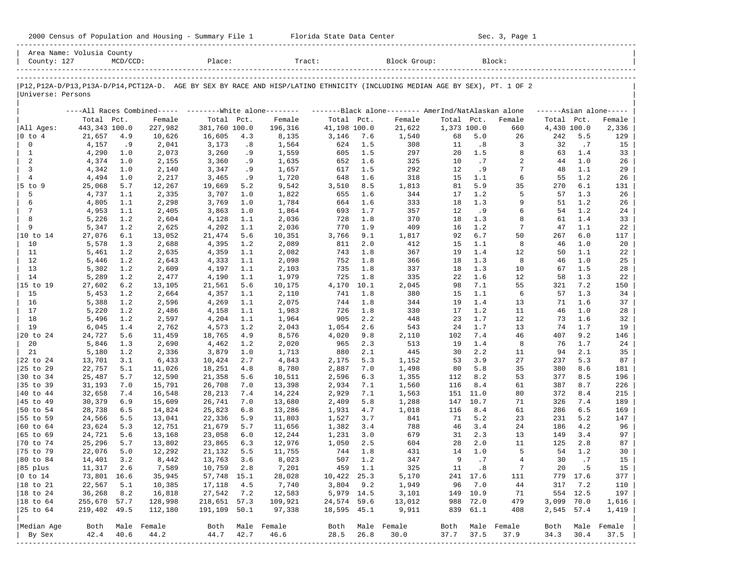2000 Census of Population and Housing - Summary File 1 Florida State Data Center Sec. 3, Page 1

Area Name: Volusia County
County: 127 MCD/CCD: Place: Tract: Block Group: Block:

P12,P12A-D/P13,P13A-D/P14,PCT12A-D. AGE BY SEX BY RACE AND HISP/LATINO ETHNICITY (INCLUDING MEDIAN AGE BY SEX), PT. 1 OF 2
Universe: Persons

| | All Races Combined Total | Pct. | Female | White alone Total | Pct. | Female | Black alone Total | Pct. | Female | AmerInd/NatAlaskan alone Total | Pct. | Female | Asian alone Total | Pct. | Female |
|---|---|---|---|---|---|---|---|---|---|---|---|---|---|---|---|
| All Ages: | 443,343 | 100.0 | 227,982 | 381,760 | 100.0 | 196,316 | 41,198 | 100.0 | 21,622 | 1,373 | 100.0 | 660 | 4,430 | 100.0 | 2,336 |
| 0 to 4 | 21,657 | 4.9 | 10,626 | 16,605 | 4.3 | 8,135 | 3,146 | 7.6 | 1,540 | 68 | 5.0 | 26 | 242 | 5.5 | 129 |
| 0 | 4,157 | .9 | 2,041 | 3,173 | .8 | 1,564 | 624 | 1.5 | 308 | 11 | .8 | 3 | 32 | .7 | 15 |
| 1 | 4,290 | 1.0 | 2,073 | 3,260 | .9 | 1,559 | 605 | 1.5 | 297 | 20 | 1.5 | 8 | 63 | 1.4 | 33 |
| 2 | 4,374 | 1.0 | 2,155 | 3,360 | .9 | 1,635 | 652 | 1.6 | 325 | 10 | .7 | 2 | 44 | 1.0 | 26 |
| 3 | 4,342 | 1.0 | 2,140 | 3,347 | .9 | 1,657 | 617 | 1.5 | 292 | 12 | .9 | 7 | 48 | 1.1 | 29 |
| 4 | 4,494 | 1.0 | 2,217 | 3,465 | .9 | 1,720 | 648 | 1.6 | 318 | 15 | 1.1 | 6 | 55 | 1.2 | 26 |
| 5 to 9 | 25,068 | 5.7 | 12,267 | 19,669 | 5.2 | 9,542 | 3,510 | 8.5 | 1,813 | 81 | 5.9 | 35 | 270 | 6.1 | 131 |
| 5 | 4,737 | 1.1 | 2,335 | 3,707 | 1.0 | 1,822 | 655 | 1.6 | 344 | 17 | 1.2 | 5 | 57 | 1.3 | 26 |
| 6 | 4,805 | 1.1 | 2,298 | 3,769 | 1.0 | 1,784 | 664 | 1.6 | 333 | 18 | 1.3 | 9 | 51 | 1.2 | 26 |
| 7 | 4,953 | 1.1 | 2,405 | 3,863 | 1.0 | 1,864 | 693 | 1.7 | 357 | 12 | .9 | 6 | 54 | 1.2 | 24 |
| 8 | 5,226 | 1.2 | 2,604 | 4,128 | 1.1 | 2,036 | 728 | 1.8 | 370 | 18 | 1.3 | 8 | 61 | 1.4 | 33 |
| 9 | 5,347 | 1.2 | 2,625 | 4,202 | 1.1 | 2,036 | 770 | 1.9 | 409 | 16 | 1.2 | 7 | 47 | 1.1 | 22 |
| 10 to 14 | 27,076 | 6.1 | 13,052 | 21,474 | 5.6 | 10,351 | 3,766 | 9.1 | 1,817 | 92 | 6.7 | 50 | 267 | 6.0 | 117 |
| 10 | 5,578 | 1.3 | 2,688 | 4,395 | 1.2 | 2,089 | 811 | 2.0 | 412 | 15 | 1.1 | 8 | 46 | 1.0 | 20 |
| 11 | 5,461 | 1.2 | 2,635 | 4,359 | 1.1 | 2,082 | 743 | 1.8 | 367 | 19 | 1.4 | 12 | 50 | 1.1 | 22 |
| 12 | 5,446 | 1.2 | 2,643 | 4,333 | 1.1 | 2,098 | 752 | 1.8 | 366 | 18 | 1.3 | 8 | 46 | 1.0 | 25 |
| 13 | 5,302 | 1.2 | 2,609 | 4,197 | 1.1 | 2,103 | 735 | 1.8 | 337 | 18 | 1.3 | 10 | 67 | 1.5 | 28 |
| 14 | 5,289 | 1.2 | 2,477 | 4,190 | 1.1 | 1,979 | 725 | 1.8 | 335 | 22 | 1.6 | 12 | 58 | 1.3 | 22 |
| 15 to 19 | 27,602 | 6.2 | 13,105 | 21,561 | 5.6 | 10,175 | 4,170 | 10.1 | 2,045 | 98 | 7.1 | 55 | 321 | 7.2 | 150 |
| 15 | 5,453 | 1.2 | 2,664 | 4,357 | 1.1 | 2,110 | 741 | 1.8 | 380 | 15 | 1.1 | 6 | 57 | 1.3 | 34 |
| 16 | 5,388 | 1.2 | 2,596 | 4,269 | 1.1 | 2,075 | 744 | 1.8 | 344 | 19 | 1.4 | 13 | 71 | 1.6 | 37 |
| 17 | 5,220 | 1.2 | 2,486 | 4,158 | 1.1 | 1,983 | 726 | 1.8 | 330 | 17 | 1.2 | 11 | 46 | 1.0 | 28 |
| 18 | 5,496 | 1.2 | 2,597 | 4,204 | 1.1 | 1,964 | 905 | 2.2 | 448 | 23 | 1.7 | 12 | 73 | 1.6 | 32 |
| 19 | 6,045 | 1.4 | 2,762 | 4,573 | 1.2 | 2,043 | 1,054 | 2.6 | 543 | 24 | 1.7 | 13 | 74 | 1.7 | 19 |
| 20 to 24 | 24,727 | 5.6 | 11,459 | 18,765 | 4.9 | 8,576 | 4,020 | 9.8 | 2,110 | 102 | 7.4 | 46 | 407 | 9.2 | 146 |
| 20 | 5,846 | 1.3 | 2,690 | 4,462 | 1.2 | 2,020 | 965 | 2.3 | 513 | 19 | 1.4 | 8 | 76 | 1.7 | 24 |
| 21 | 5,180 | 1.2 | 2,336 | 3,879 | 1.0 | 1,713 | 880 | 2.1 | 445 | 30 | 2.2 | 11 | 94 | 2.1 | 35 |
| 22 to 24 | 13,701 | 3.1 | 6,433 | 10,424 | 2.7 | 4,843 | 2,175 | 5.3 | 1,152 | 53 | 3.9 | 27 | 237 | 5.3 | 87 |
| 25 to 29 | 22,757 | 5.1 | 11,026 | 18,251 | 4.8 | 8,780 | 2,887 | 7.0 | 1,498 | 80 | 5.8 | 35 | 380 | 8.6 | 181 |
| 30 to 34 | 25,487 | 5.7 | 12,590 | 21,358 | 5.6 | 10,511 | 2,596 | 6.3 | 1,355 | 112 | 8.2 | 53 | 377 | 8.5 | 196 |
| 35 to 39 | 31,193 | 7.0 | 15,791 | 26,708 | 7.0 | 13,398 | 2,934 | 7.1 | 1,560 | 116 | 8.4 | 61 | 387 | 8.7 | 226 |
| 40 to 44 | 32,658 | 7.4 | 16,548 | 28,213 | 7.4 | 14,224 | 2,929 | 7.1 | 1,563 | 151 | 11.0 | 80 | 372 | 8.4 | 215 |
| 45 to 49 | 30,379 | 6.9 | 15,609 | 26,741 | 7.0 | 13,680 | 2,409 | 5.8 | 1,288 | 147 | 10.7 | 71 | 326 | 7.4 | 189 |
| 50 to 54 | 28,738 | 6.5 | 14,824 | 25,823 | 6.8 | 13,286 | 1,931 | 4.7 | 1,018 | 116 | 8.4 | 61 | 286 | 6.5 | 169 |
| 55 to 59 | 24,566 | 5.5 | 13,041 | 22,336 | 5.9 | 11,803 | 1,527 | 3.7 | 841 | 71 | 5.2 | 23 | 231 | 5.2 | 147 |
| 60 to 64 | 23,624 | 5.3 | 12,751 | 21,679 | 5.7 | 11,656 | 1,382 | 3.4 | 788 | 46 | 3.4 | 24 | 186 | 4.2 | 96 |
| 65 to 69 | 24,721 | 5.6 | 13,168 | 23,058 | 6.0 | 12,244 | 1,231 | 3.0 | 679 | 31 | 2.3 | 13 | 149 | 3.4 | 97 |
| 70 to 74 | 25,296 | 5.7 | 13,802 | 23,865 | 6.3 | 12,976 | 1,050 | 2.5 | 604 | 28 | 2.0 | 11 | 125 | 2.8 | 87 |
| 75 to 79 | 22,076 | 5.0 | 12,292 | 21,132 | 5.5 | 11,755 | 744 | 1.8 | 431 | 14 | 1.0 | 5 | 54 | 1.2 | 30 |
| 80 to 84 | 14,401 | 3.2 | 8,442 | 13,763 | 3.6 | 8,023 | 507 | 1.2 | 347 | 9 | .7 | 4 | 30 | .7 | 15 |
| 85 plus | 11,317 | 2.6 | 7,589 | 10,759 | 2.8 | 7,201 | 459 | 1.1 | 325 | 11 | .8 | 7 | 20 | .5 | 15 |
| 0 to 14 | 73,801 | 16.6 | 35,945 | 57,748 | 15.1 | 28,028 | 10,422 | 25.3 | 5,170 | 241 | 17.6 | 111 | 779 | 17.6 | 377 |
| 18 to 21 | 22,567 | 5.1 | 10,385 | 17,118 | 4.5 | 7,740 | 3,804 | 9.2 | 1,949 | 96 | 7.0 | 44 | 317 | 7.2 | 110 |
| 18 to 24 | 36,268 | 8.2 | 16,818 | 27,542 | 7.2 | 12,583 | 5,979 | 14.5 | 3,101 | 149 | 10.9 | 71 | 554 | 12.5 | 197 |
| 18 to 64 | 255,670 | 57.7 | 128,998 | 218,651 | 57.3 | 109,921 | 24,574 | 59.6 | 13,012 | 988 | 72.0 | 479 | 3,099 | 70.0 | 1,616 |
| 25 to 64 | 219,402 | 49.5 | 112,180 | 191,109 | 50.1 | 97,338 | 18,595 | 45.1 | 9,911 | 839 | 61.1 | 408 | 2,545 | 57.4 | 1,419 |

| Median Age By Sex | Both | Male | Female | Both | Male | Female | Both | Male | Female | Both | Male | Female | Both | Male | Female |
|---|---|---|---|---|---|---|---|---|---|---|---|---|---|---|---|
| | 42.4 | 40.6 | 44.2 | 44.7 | 42.7 | 46.6 | 28.5 | 26.8 | 30.0 | 37.7 | 37.5 | 37.9 | 34.3 | 30.4 | 37.5 |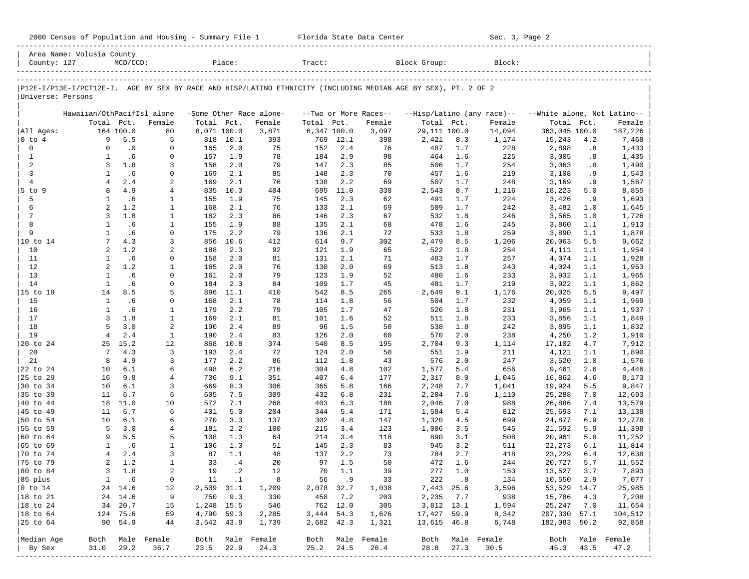2000 Census of Population and Housing - Summary File 1 Florida State Data Center Sec. 3, Page 2

Area Name: Volusia County
County: 127 MCD/CCD: Place: Tract: Block Group: Block:

P12E-I/P13E-I/PCT12E-I. AGE BY SEX BY RACE AND HISP/LATINO ETHNICITY (INCLUDING MEDIAN AGE BY SEX), PT. 2 OF 2
Universe: Persons

| | Hawaiian/OthPacifIsl alone | | | -Some Other Race alone- | | | --Two or More Races-- | | | --Hisp/Latino (any race)-- | | | --White alone, Not Latino-- | | |
|---|---|---|---|---|---|---|---|---|---|---|---|---|---|---|---|
| | Total | Pct. | Female | Total | Pct. | Female | Total | Pct. | Female | Total | Pct. | Female | Total | Pct. | Female |
| All Ages: | 164 | 100.0 | 80 | 8,071 | 100.0 | 3,871 | 6,347 | 100.0 | 3,097 | 29,111 | 100.0 | 14,094 | 363,045 | 100.0 | 187,226 |
| 0 to 4 | 9 | 5.5 | 5 | 818 | 10.1 | 393 | 769 | 12.1 | 398 | 2,421 | 8.3 | 1,174 | 15,243 | 4.2 | 7,468 |
| 0 | 0 | .0 | 0 | 165 | 2.0 | 75 | 152 | 2.4 | 76 | 487 | 1.7 | 228 | 2,898 | .8 | 1,433 |
| 1 | 1 | .6 | 0 | 157 | 1.9 | 78 | 184 | 2.9 | 98 | 464 | 1.6 | 225 | 3,005 | .8 | 1,435 |
| 2 | 3 | 1.8 | 3 | 158 | 2.0 | 79 | 147 | 2.3 | 85 | 506 | 1.7 | 254 | 3,063 | .8 | 1,490 |
| 3 | 1 | .6 | 0 | 169 | 2.1 | 85 | 148 | 2.3 | 70 | 457 | 1.6 | 219 | 3,108 | .9 | 1,543 |
| 4 | 4 | 2.4 | 2 | 169 | 2.1 | 76 | 138 | 2.2 | 69 | 507 | 1.7 | 248 | 3,169 | .9 | 1,567 |
| 5 to 9 | 8 | 4.9 | 4 | 835 | 10.3 | 404 | 695 | 11.0 | 338 | 2,543 | 8.7 | 1,216 | 18,223 | 5.0 | 8,855 |
| 5 | 1 | .6 | 1 | 155 | 1.9 | 75 | 145 | 2.3 | 62 | 491 | 1.7 | 224 | 3,426 | .9 | 1,693 |
| 6 | 2 | 1.2 | 1 | 168 | 2.1 | 76 | 133 | 2.1 | 69 | 509 | 1.7 | 242 | 3,482 | 1.0 | 1,645 |
| 7 | 3 | 1.8 | 1 | 182 | 2.3 | 86 | 146 | 2.3 | 67 | 532 | 1.8 | 246 | 3,565 | 1.0 | 1,726 |
| 8 | 1 | .6 | 1 | 155 | 1.9 | 88 | 135 | 2.1 | 68 | 478 | 1.6 | 245 | 3,860 | 1.1 | 1,913 |
| 9 | 1 | .6 | 0 | 175 | 2.2 | 79 | 136 | 2.1 | 72 | 533 | 1.8 | 259 | 3,890 | 1.1 | 1,878 |
| 10 to 14 | 7 | 4.3 | 3 | 856 | 10.6 | 412 | 614 | 9.7 | 302 | 2,479 | 8.5 | 1,206 | 20,063 | 5.5 | 9,662 |
| 10 | 2 | 1.2 | 2 | 188 | 2.3 | 92 | 121 | 1.9 | 65 | 522 | 1.8 | 254 | 4,111 | 1.1 | 1,954 |
| 11 | 1 | .6 | 0 | 158 | 2.0 | 81 | 131 | 2.1 | 71 | 483 | 1.7 | 257 | 4,074 | 1.1 | 1,928 |
| 12 | 2 | 1.2 | 1 | 165 | 2.0 | 76 | 130 | 2.0 | 69 | 513 | 1.8 | 243 | 4,024 | 1.1 | 1,953 |
| 13 | 1 | .6 | 0 | 161 | 2.0 | 79 | 123 | 1.9 | 52 | 480 | 1.6 | 233 | 3,932 | 1.1 | 1,965 |
| 14 | 1 | .6 | 0 | 184 | 2.3 | 84 | 109 | 1.7 | 45 | 481 | 1.7 | 219 | 3,922 | 1.1 | 1,862 |
| 15 to 19 | 14 | 8.5 | 5 | 896 | 11.1 | 410 | 542 | 8.5 | 265 | 2,649 | 9.1 | 1,176 | 20,025 | 5.5 | 9,497 |
| 15 | 1 | .6 | 0 | 168 | 2.1 | 78 | 114 | 1.8 | 56 | 504 | 1.7 | 232 | 4,059 | 1.1 | 1,969 |
| 16 | 1 | .6 | 1 | 179 | 2.2 | 79 | 105 | 1.7 | 47 | 526 | 1.8 | 231 | 3,965 | 1.1 | 1,937 |
| 17 | 3 | 1.8 | 1 | 169 | 2.1 | 81 | 101 | 1.6 | 52 | 511 | 1.8 | 233 | 3,856 | 1.1 | 1,849 |
| 18 | 5 | 3.0 | 2 | 190 | 2.4 | 89 | 96 | 1.5 | 50 | 538 | 1.8 | 242 | 3,895 | 1.1 | 1,832 |
| 19 | 4 | 2.4 | 1 | 190 | 2.4 | 83 | 126 | 2.0 | 60 | 570 | 2.0 | 238 | 4,250 | 1.2 | 1,910 |
| 20 to 24 | 25 | 15.2 | 12 | 868 | 10.8 | 374 | 540 | 8.5 | 195 | 2,704 | 9.3 | 1,114 | 17,102 | 4.7 | 7,912 |
| 20 | 7 | 4.3 | 3 | 193 | 2.4 | 72 | 124 | 2.0 | 50 | 551 | 1.9 | 211 | 4,121 | 1.1 | 1,890 |
| 21 | 8 | 4.9 | 3 | 177 | 2.2 | 86 | 112 | 1.8 | 43 | 576 | 2.0 | 247 | 3,520 | 1.0 | 1,576 |
| 22 to 24 | 10 | 6.1 | 6 | 498 | 6.2 | 216 | 304 | 4.8 | 102 | 1,577 | 5.4 | 656 | 9,461 | 2.6 | 4,446 |
| 25 to 29 | 16 | 9.8 | 4 | 736 | 9.1 | 351 | 407 | 6.4 | 177 | 2,317 | 8.0 | 1,045 | 16,862 | 4.6 | 8,173 |
| 30 to 34 | 10 | 6.1 | 3 | 669 | 8.3 | 306 | 365 | 5.8 | 166 | 2,248 | 7.7 | 1,041 | 19,924 | 5.5 | 9,847 |
| 35 to 39 | 11 | 6.7 | 6 | 605 | 7.5 | 309 | 432 | 6.8 | 231 | 2,204 | 7.6 | 1,110 | 25,288 | 7.0 | 12,693 |
| 40 to 44 | 18 | 11.0 | 10 | 572 | 7.1 | 268 | 403 | 6.3 | 188 | 2,046 | 7.0 | 988 | 26,886 | 7.4 | 13,579 |
| 45 to 49 | 11 | 6.7 | 6 | 401 | 5.0 | 204 | 344 | 5.4 | 171 | 1,584 | 5.4 | 812 | 25,693 | 7.1 | 13,138 |
| 50 to 54 | 10 | 6.1 | 6 | 270 | 3.3 | 137 | 302 | 4.8 | 147 | 1,320 | 4.5 | 699 | 24,877 | 6.9 | 12,778 |
| 55 to 59 | 5 | 3.0 | 4 | 181 | 2.2 | 100 | 215 | 3.4 | 123 | 1,006 | 3.5 | 545 | 21,592 | 5.9 | 11,398 |
| 60 to 64 | 9 | 5.5 | 5 | 108 | 1.3 | 64 | 214 | 3.4 | 118 | 890 | 3.1 | 508 | 20,961 | 5.8 | 11,252 |
| 65 to 69 | 1 | .6 | 1 | 106 | 1.3 | 51 | 145 | 2.3 | 83 | 945 | 3.2 | 511 | 22,273 | 6.1 | 11,814 |
| 70 to 74 | 4 | 2.4 | 3 | 87 | 1.1 | 48 | 137 | 2.2 | 73 | 784 | 2.7 | 418 | 23,229 | 6.4 | 12,638 |
| 75 to 79 | 2 | 1.2 | 1 | 33 | .4 | 20 | 97 | 1.5 | 50 | 472 | 1.6 | 244 | 20,727 | 5.7 | 11,552 |
| 80 to 84 | 3 | 1.8 | 2 | 19 | .2 | 12 | 70 | 1.1 | 39 | 277 | 1.0 | 153 | 13,527 | 3.7 | 7,893 |
| 85 plus | 1 | .6 | 0 | 11 | .1 | 8 | 56 | .9 | 33 | 222 | .8 | 134 | 10,550 | 2.9 | 7,077 |
| 0 to 14 | 24 | 14.6 | 12 | 2,509 | 31.1 | 1,209 | 2,078 | 32.7 | 1,038 | 7,443 | 25.6 | 3,596 | 53,529 | 14.7 | 25,985 |
| 18 to 21 | 24 | 14.6 | 9 | 750 | 9.3 | 330 | 458 | 7.2 | 203 | 2,235 | 7.7 | 938 | 15,786 | 4.3 | 7,208 |
| 18 to 24 | 34 | 20.7 | 15 | 1,248 | 15.5 | 546 | 762 | 12.0 | 305 | 3,812 | 13.1 | 1,594 | 25,247 | 7.0 | 11,654 |
| 18 to 64 | 124 | 75.6 | 59 | 4,790 | 59.3 | 2,285 | 3,444 | 54.3 | 1,626 | 17,427 | 59.9 | 8,342 | 207,330 | 57.1 | 104,512 |
| 25 to 64 | 90 | 54.9 | 44 | 3,542 | 43.9 | 1,739 | 2,682 | 42.3 | 1,321 | 13,615 | 46.8 | 6,748 | 182,083 | 50.2 | 92,858 |
| Median Age | Both | Male | Female | Both | Male | Female | Both | Male | Female | Both | Male | Female | Both | Male | Female |
| By Sex | 31.0 | 29.2 | 36.7 | 23.5 | 22.9 | 24.3 | 25.2 | 24.5 | 26.4 | 28.8 | 27.3 | 30.5 | 45.3 | 43.5 | 47.2 |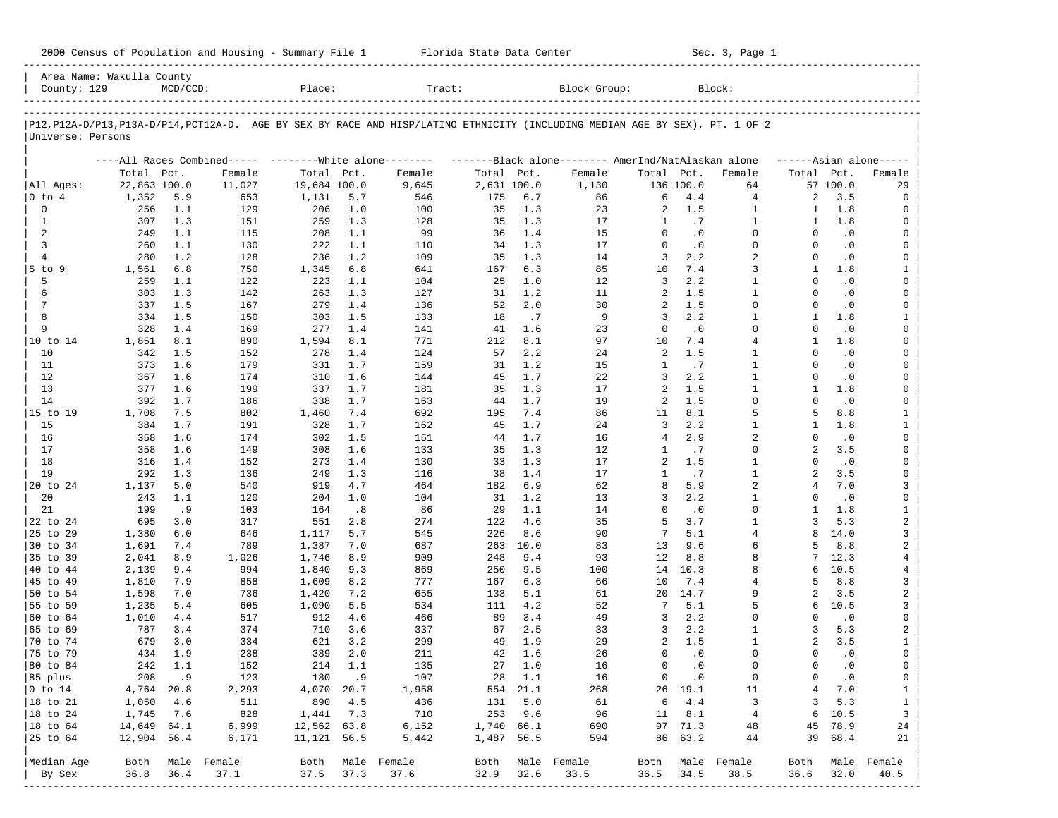2000 Census of Population and Housing - Summary File 1 Florida State Data Center Sec. 3, Page 1

Area Name: Wakulla County
County: 129 MCD/CCD: Place: Tract: Block Group: Block:

P12,P12A-D/P13,P13A-D/P14,PCT12A-D. AGE BY SEX BY RACE AND HISP/LATINO ETHNICITY (INCLUDING MEDIAN AGE BY SEX), PT. 1 OF 2
Universe: Persons

| | All Races Combined | | | White alone | | | Black alone | | | AmerInd/NatAlaskan alone | | | Asian alone | | |
|---|---|---|---|---|---|---|---|---|---|---|---|---|---|---|---|
| | Total | Pct. | Female | Total | Pct. | Female | Total | Pct. | Female | Total | Pct. | Female | Total | Pct. | Female |
| All Ages: | 22,863 | 100.0 | 11,027 | 19,684 | 100.0 | 9,645 | 2,631 | 100.0 | 1,130 | 136 | 100.0 | 64 | 57 | 100.0 | 29 |
| 0 to 4 | 1,352 | 5.9 | 653 | 1,131 | 5.7 | 546 | 175 | 6.7 | 86 | 6 | 4.4 | 4 | 2 | 3.5 | 0 |
| 0 | 256 | 1.1 | 129 | 206 | 1.0 | 100 | 35 | 1.3 | 23 | 2 | 1.5 | 1 | 1 | 1.8 | 0 |
| 1 | 307 | 1.3 | 151 | 259 | 1.3 | 128 | 35 | 1.3 | 17 | 1 | .7 | 1 | 1 | 1.8 | 0 |
| 2 | 249 | 1.1 | 115 | 208 | 1.1 | 99 | 36 | 1.4 | 15 | 0 | .0 | 0 | 0 | .0 | 0 |
| 3 | 260 | 1.1 | 130 | 222 | 1.1 | 110 | 34 | 1.3 | 17 | 0 | .0 | 0 | 0 | .0 | 0 |
| 4 | 280 | 1.2 | 128 | 236 | 1.2 | 109 | 35 | 1.3 | 14 | 3 | 2.2 | 2 | 0 | .0 | 0 |
| 5 to 9 | 1,561 | 6.8 | 750 | 1,345 | 6.8 | 641 | 167 | 6.3 | 85 | 10 | 7.4 | 3 | 1 | 1.8 | 1 |
| 5 | 259 | 1.1 | 122 | 223 | 1.1 | 104 | 25 | 1.0 | 12 | 3 | 2.2 | 1 | 0 | .0 | 0 |
| 6 | 303 | 1.3 | 142 | 263 | 1.3 | 127 | 31 | 1.2 | 11 | 2 | 1.5 | 1 | 0 | .0 | 0 |
| 7 | 337 | 1.5 | 167 | 279 | 1.4 | 136 | 52 | 2.0 | 30 | 2 | 1.5 | 0 | 0 | .0 | 0 |
| 8 | 334 | 1.5 | 150 | 303 | 1.5 | 133 | 18 | .7 | 9 | 3 | 2.2 | 1 | 1 | 1.8 | 1 |
| 9 | 328 | 1.4 | 169 | 277 | 1.4 | 141 | 41 | 1.6 | 23 | 0 | .0 | 0 | 0 | .0 | 0 |
| 10 to 14 | 1,851 | 8.1 | 890 | 1,594 | 8.1 | 771 | 212 | 8.1 | 97 | 10 | 7.4 | 4 | 1 | 1.8 | 0 |
| 10 | 342 | 1.5 | 152 | 278 | 1.4 | 124 | 57 | 2.2 | 24 | 2 | 1.5 | 1 | 0 | .0 | 0 |
| 11 | 373 | 1.6 | 179 | 331 | 1.7 | 159 | 31 | 1.2 | 15 | 1 | .7 | 1 | 0 | .0 | 0 |
| 12 | 367 | 1.6 | 174 | 310 | 1.6 | 144 | 45 | 1.7 | 22 | 3 | 2.2 | 1 | 0 | .0 | 0 |
| 13 | 377 | 1.6 | 199 | 337 | 1.7 | 181 | 35 | 1.3 | 17 | 2 | 1.5 | 1 | 1 | 1.8 | 0 |
| 14 | 392 | 1.7 | 186 | 338 | 1.7 | 163 | 44 | 1.7 | 19 | 2 | 1.5 | 0 | 0 | .0 | 0 |
| 15 to 19 | 1,708 | 7.5 | 802 | 1,460 | 7.4 | 692 | 195 | 7.4 | 86 | 11 | 8.1 | 5 | 5 | 8.8 | 1 |
| 15 | 384 | 1.7 | 191 | 328 | 1.7 | 162 | 45 | 1.7 | 24 | 3 | 2.2 | 1 | 1 | 1.8 | 1 |
| 16 | 358 | 1.6 | 174 | 302 | 1.5 | 151 | 44 | 1.7 | 16 | 4 | 2.9 | 2 | 0 | .0 | 0 |
| 17 | 358 | 1.6 | 149 | 308 | 1.6 | 133 | 35 | 1.3 | 12 | 1 | .7 | 0 | 2 | 3.5 | 0 |
| 18 | 316 | 1.4 | 152 | 273 | 1.4 | 130 | 33 | 1.3 | 17 | 2 | 1.5 | 1 | 0 | .0 | 0 |
| 19 | 292 | 1.3 | 136 | 249 | 1.3 | 116 | 38 | 1.4 | 17 | 1 | .7 | 1 | 2 | 3.5 | 0 |
| 20 to 24 | 1,137 | 5.0 | 540 | 919 | 4.7 | 464 | 182 | 6.9 | 62 | 8 | 5.9 | 2 | 4 | 7.0 | 3 |
| 20 | 243 | 1.1 | 120 | 204 | 1.0 | 104 | 31 | 1.2 | 13 | 3 | 2.2 | 1 | 0 | .0 | 0 |
| 21 | 199 | .9 | 103 | 164 | .8 | 86 | 29 | 1.1 | 14 | 0 | .0 | 0 | 1 | 1.8 | 1 |
| 22 to 24 | 695 | 3.0 | 317 | 551 | 2.8 | 274 | 122 | 4.6 | 35 | 5 | 3.7 | 1 | 3 | 5.3 | 2 |
| 25 to 29 | 1,380 | 6.0 | 646 | 1,117 | 5.7 | 545 | 226 | 8.6 | 90 | 7 | 5.1 | 4 | 8 | 14.0 | 3 |
| 30 to 34 | 1,691 | 7.4 | 789 | 1,387 | 7.0 | 687 | 263 | 10.0 | 83 | 13 | 9.6 | 6 | 5 | 8.8 | 2 |
| 35 to 39 | 2,041 | 8.9 | 1,026 | 1,746 | 8.9 | 909 | 248 | 9.4 | 93 | 12 | 8.8 | 8 | 7 | 12.3 | 4 |
| 40 to 44 | 2,139 | 9.4 | 994 | 1,840 | 9.3 | 869 | 250 | 9.5 | 100 | 14 | 10.3 | 8 | 6 | 10.5 | 4 |
| 45 to 49 | 1,810 | 7.9 | 858 | 1,609 | 8.2 | 777 | 167 | 6.3 | 66 | 10 | 7.4 | 4 | 5 | 8.8 | 3 |
| 50 to 54 | 1,598 | 7.0 | 736 | 1,420 | 7.2 | 655 | 133 | 5.1 | 61 | 20 | 14.7 | 9 | 2 | 3.5 | 2 |
| 55 to 59 | 1,235 | 5.4 | 605 | 1,090 | 5.5 | 534 | 111 | 4.2 | 52 | 7 | 5.1 | 5 | 6 | 10.5 | 3 |
| 60 to 64 | 1,010 | 4.4 | 517 | 912 | 4.6 | 466 | 89 | 3.4 | 49 | 3 | 2.2 | 0 | 0 | .0 | 0 |
| 65 to 69 | 787 | 3.4 | 374 | 710 | 3.6 | 337 | 67 | 2.5 | 33 | 3 | 2.2 | 1 | 3 | 5.3 | 2 |
| 70 to 74 | 679 | 3.0 | 334 | 621 | 3.2 | 299 | 49 | 1.9 | 29 | 2 | 1.5 | 1 | 2 | 3.5 | 1 |
| 75 to 79 | 434 | 1.9 | 238 | 389 | 2.0 | 211 | 42 | 1.6 | 26 | 0 | .0 | 0 | 0 | .0 | 0 |
| 80 to 84 | 242 | 1.1 | 152 | 214 | 1.1 | 135 | 27 | 1.0 | 16 | 0 | .0 | 0 | 0 | .0 | 0 |
| 85 plus | 208 | .9 | 123 | 180 | .9 | 107 | 28 | 1.1 | 16 | 0 | .0 | 0 | 0 | .0 | 0 |
| 0 to 14 | 4,764 | 20.8 | 2,293 | 4,070 | 20.7 | 1,958 | 554 | 21.1 | 268 | 26 | 19.1 | 11 | 4 | 7.0 | 1 |
| 18 to 21 | 1,050 | 4.6 | 511 | 890 | 4.5 | 436 | 131 | 5.0 | 61 | 6 | 4.4 | 3 | 3 | 5.3 | 1 |
| 18 to 24 | 1,745 | 7.6 | 828 | 1,441 | 7.3 | 710 | 253 | 9.6 | 96 | 11 | 8.1 | 4 | 6 | 10.5 | 3 |
| 18 to 64 | 14,649 | 64.1 | 6,999 | 12,562 | 63.8 | 6,152 | 1,740 | 66.1 | 690 | 97 | 71.3 | 48 | 45 | 78.9 | 24 |
| 25 to 64 | 12,904 | 56.4 | 6,171 | 11,121 | 56.5 | 5,442 | 1,487 | 56.5 | 594 | 86 | 63.2 | 44 | 39 | 68.4 | 21 |

| Median Age By Sex | Both | Male | Female | Both | Male | Female | Both | Male | Female | Both | Male | Female | Both | Male | Female |
|---|---|---|---|---|---|---|---|---|---|---|---|---|---|---|---|
| | 36.8 | 36.4 | 37.1 | 37.5 | 37.3 | 37.6 | 32.9 | 32.6 | 33.5 | 36.5 | 34.5 | 38.5 | 36.6 | 32.0 | 40.5 |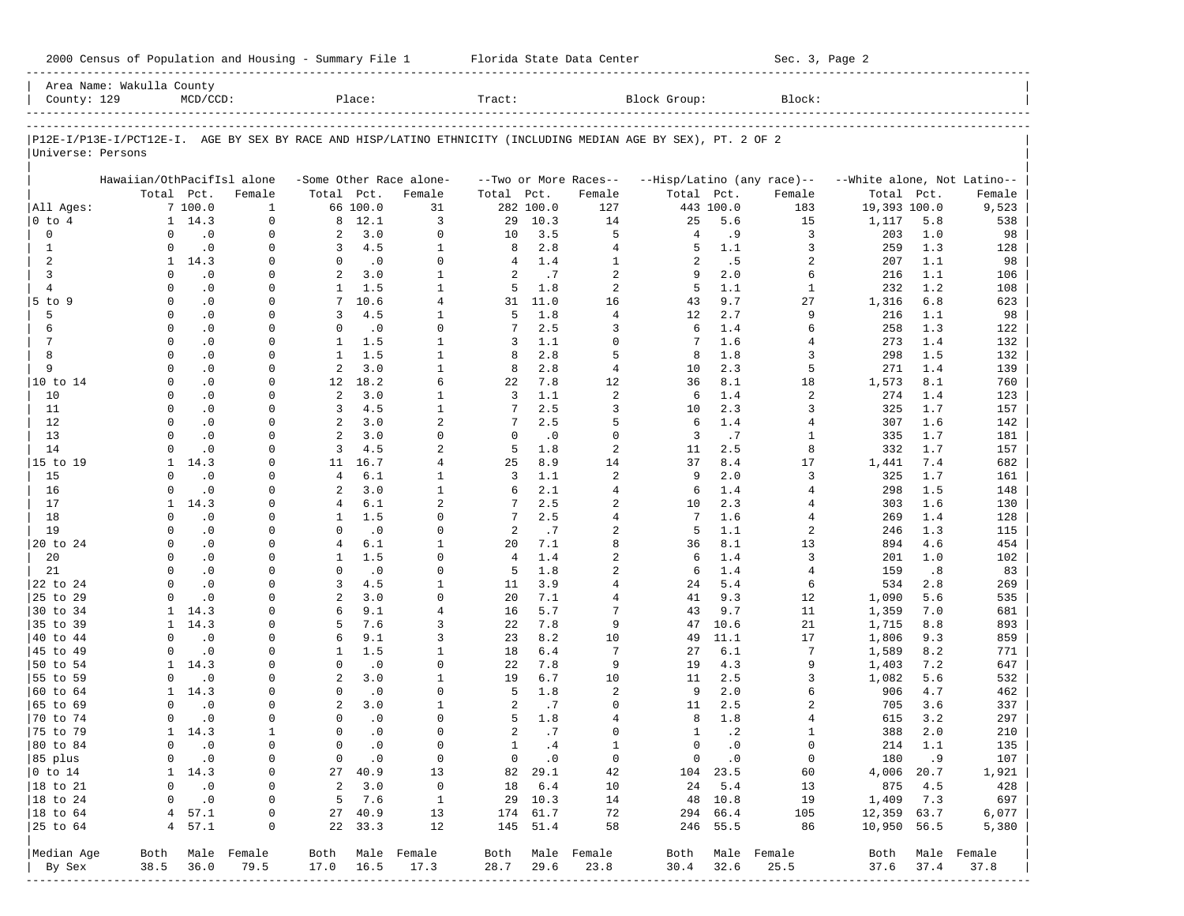2000 Census of Population and Housing - Summary File 1 &nbsp;&nbsp;&nbsp;&nbsp; Florida State Data Center &nbsp;&nbsp;&nbsp;&nbsp; Sec. 3, Page 2

Area Name: Wakulla County
County: 129 &nbsp;&nbsp; MCD/CCD: &nbsp;&nbsp; Place: &nbsp;&nbsp; Tract: &nbsp;&nbsp; Block Group: &nbsp;&nbsp; Block:

P12E-I/P13E-I/PCT12E-I. AGE BY SEX BY RACE AND HISP/LATINO ETHNICITY (INCLUDING MEDIAN AGE BY SEX), PT. 2 OF 2
Universe: Persons

| | Hawaiian/OthPacifIsl alone | | | -Some Other Race alone- | | | --Two or More Races-- | | | --Hisp/Latino (any race)-- | | | --White alone, Not Latino-- | | |
|---|---|---|---|---|---|---|---|---|---|---|---|---|---|---|---|
| | Total | Pct. | Female | Total | Pct. | Female | Total | Pct. | Female | Total | Pct. | Female | Total | Pct. | Female |
| All Ages: | 7 | 100.0 | 1 | 66 | 100.0 | 31 | 282 | 100.0 | 127 | 443 | 100.0 | 183 | 19,393 | 100.0 | 9,523 |
| 0 to 4 | 1 | 14.3 | 0 | 8 | 12.1 | 3 | 29 | 10.3 | 14 | 25 | 5.6 | 15 | 1,117 | 5.8 | 538 |
| 0 | 0 | .0 | 0 | 2 | 3.0 | 0 | 10 | 3.5 | 5 | 4 | .9 | 3 | 203 | 1.0 | 98 |
| 1 | 0 | .0 | 0 | 3 | 4.5 | 1 | 8 | 2.8 | 4 | 5 | 1.1 | 3 | 259 | 1.3 | 128 |
| 2 | 1 | 14.3 | 0 | 0 | .0 | 0 | 4 | 1.4 | 1 | 2 | .5 | 2 | 207 | 1.1 | 98 |
| 3 | 0 | .0 | 0 | 2 | 3.0 | 1 | 2 | .7 | 2 | 9 | 2.0 | 6 | 216 | 1.1 | 106 |
| 4 | 0 | .0 | 0 | 1 | 1.5 | 1 | 5 | 1.8 | 2 | 5 | 1.1 | 1 | 232 | 1.2 | 108 |
| 5 to 9 | 0 | .0 | 0 | 7 | 10.6 | 4 | 31 | 11.0 | 16 | 43 | 9.7 | 27 | 1,316 | 6.8 | 623 |
| 5 | 0 | .0 | 0 | 3 | 4.5 | 1 | 5 | 1.8 | 4 | 12 | 2.7 | 9 | 216 | 1.1 | 98 |
| 6 | 0 | .0 | 0 | 0 | .0 | 0 | 7 | 2.5 | 3 | 6 | 1.4 | 6 | 258 | 1.3 | 122 |
| 7 | 0 | .0 | 0 | 1 | 1.5 | 1 | 3 | 1.1 | 0 | 7 | 1.6 | 4 | 273 | 1.4 | 132 |
| 8 | 0 | .0 | 0 | 1 | 1.5 | 1 | 8 | 2.8 | 5 | 8 | 1.8 | 3 | 298 | 1.5 | 132 |
| 9 | 0 | .0 | 0 | 2 | 3.0 | 1 | 8 | 2.8 | 4 | 10 | 2.3 | 5 | 271 | 1.4 | 139 |
| 10 to 14 | 0 | .0 | 0 | 12 | 18.2 | 6 | 22 | 7.8 | 12 | 36 | 8.1 | 18 | 1,573 | 8.1 | 760 |
| 10 | 0 | .0 | 0 | 2 | 3.0 | 1 | 3 | 1.1 | 2 | 6 | 1.4 | 2 | 274 | 1.4 | 123 |
| 11 | 0 | .0 | 0 | 3 | 4.5 | 1 | 7 | 2.5 | 3 | 10 | 2.3 | 3 | 325 | 1.7 | 157 |
| 12 | 0 | .0 | 0 | 2 | 3.0 | 2 | 7 | 2.5 | 5 | 6 | 1.4 | 4 | 307 | 1.6 | 142 |
| 13 | 0 | .0 | 0 | 2 | 3.0 | 0 | 0 | .0 | 0 | 3 | .7 | 1 | 335 | 1.7 | 181 |
| 14 | 0 | .0 | 0 | 3 | 4.5 | 2 | 5 | 1.8 | 2 | 11 | 2.5 | 8 | 332 | 1.7 | 157 |
| 15 to 19 | 1 | 14.3 | 0 | 11 | 16.7 | 4 | 25 | 8.9 | 14 | 37 | 8.4 | 17 | 1,441 | 7.4 | 682 |
| 15 | 0 | .0 | 0 | 4 | 6.1 | 1 | 3 | 1.1 | 2 | 9 | 2.0 | 3 | 325 | 1.7 | 161 |
| 16 | 0 | .0 | 0 | 2 | 3.0 | 1 | 6 | 2.1 | 4 | 6 | 1.4 | 4 | 298 | 1.5 | 148 |
| 17 | 1 | 14.3 | 0 | 4 | 6.1 | 2 | 7 | 2.5 | 2 | 10 | 2.3 | 4 | 303 | 1.6 | 130 |
| 18 | 0 | .0 | 0 | 1 | 1.5 | 0 | 7 | 2.5 | 4 | 7 | 1.6 | 4 | 269 | 1.4 | 128 |
| 19 | 0 | .0 | 0 | 0 | .0 | 0 | 2 | .7 | 2 | 5 | 1.1 | 2 | 246 | 1.3 | 115 |
| 20 to 24 | 0 | .0 | 0 | 4 | 6.1 | 1 | 20 | 7.1 | 8 | 36 | 8.1 | 13 | 894 | 4.6 | 454 |
| 20 | 0 | .0 | 0 | 1 | 1.5 | 0 | 4 | 1.4 | 2 | 6 | 1.4 | 3 | 201 | 1.0 | 102 |
| 21 | 0 | .0 | 0 | 0 | .0 | 0 | 5 | 1.8 | 2 | 6 | 1.4 | 4 | 159 | .8 | 83 |
| 22 to 24 | 0 | .0 | 0 | 3 | 4.5 | 1 | 11 | 3.9 | 4 | 24 | 5.4 | 6 | 534 | 2.8 | 269 |
| 25 to 29 | 0 | .0 | 0 | 2 | 3.0 | 0 | 20 | 7.1 | 4 | 41 | 9.3 | 12 | 1,090 | 5.6 | 535 |
| 30 to 34 | 1 | 14.3 | 0 | 6 | 9.1 | 4 | 16 | 5.7 | 7 | 43 | 9.7 | 11 | 1,359 | 7.0 | 681 |
| 35 to 39 | 1 | 14.3 | 0 | 5 | 7.6 | 3 | 22 | 7.8 | 9 | 47 | 10.6 | 21 | 1,715 | 8.8 | 893 |
| 40 to 44 | 0 | .0 | 0 | 6 | 9.1 | 3 | 23 | 8.2 | 10 | 49 | 11.1 | 17 | 1,806 | 9.3 | 859 |
| 45 to 49 | 0 | .0 | 0 | 1 | 1.5 | 1 | 18 | 6.4 | 7 | 27 | 6.1 | 7 | 1,589 | 8.2 | 771 |
| 50 to 54 | 1 | 14.3 | 0 | 0 | .0 | 0 | 22 | 7.8 | 9 | 19 | 4.3 | 9 | 1,403 | 7.2 | 647 |
| 55 to 59 | 0 | .0 | 0 | 2 | 3.0 | 1 | 19 | 6.7 | 10 | 11 | 2.5 | 3 | 1,082 | 5.6 | 532 |
| 60 to 64 | 1 | 14.3 | 0 | 0 | .0 | 0 | 5 | 1.8 | 2 | 9 | 2.0 | 6 | 906 | 4.7 | 462 |
| 65 to 69 | 0 | .0 | 0 | 2 | 3.0 | 1 | 2 | .7 | 0 | 11 | 2.5 | 2 | 705 | 3.6 | 337 |
| 70 to 74 | 0 | .0 | 0 | 0 | .0 | 0 | 5 | 1.8 | 4 | 8 | 1.8 | 4 | 615 | 3.2 | 297 |
| 75 to 79 | 1 | 14.3 | 1 | 0 | .0 | 0 | 2 | .7 | 0 | 1 | .2 | 1 | 388 | 2.0 | 210 |
| 80 to 84 | 0 | .0 | 0 | 0 | .0 | 0 | 1 | .4 | 1 | 0 | .0 | 0 | 214 | 1.1 | 135 |
| 85 plus | 0 | .0 | 0 | 0 | .0 | 0 | 0 | .0 | 0 | 0 | .0 | 0 | 180 | .9 | 107 |
| 0 to 14 | 1 | 14.3 | 0 | 27 | 40.9 | 13 | 82 | 29.1 | 42 | 104 | 23.5 | 60 | 4,006 | 20.7 | 1,921 |
| 18 to 21 | 0 | .0 | 0 | 2 | 3.0 | 0 | 18 | 6.4 | 10 | 24 | 5.4 | 13 | 875 | 4.5 | 428 |
| 18 to 24 | 0 | .0 | 0 | 5 | 7.6 | 1 | 29 | 10.3 | 14 | 48 | 10.8 | 19 | 1,409 | 7.3 | 697 |
| 18 to 64 | 4 | 57.1 | 0 | 27 | 40.9 | 13 | 174 | 61.7 | 72 | 294 | 66.4 | 105 | 12,359 | 63.7 | 6,077 |
| 25 to 64 | 4 | 57.1 | 0 | 22 | 33.3 | 12 | 145 | 51.4 | 58 | 246 | 55.5 | 86 | 10,950 | 56.5 | 5,380 |
| Median Age | Both | Male | Female | Both | Male | Female | Both | Male | Female | Both | Male | Female | Both | Male | Female |
| By Sex | 38.5 | 36.0 | 79.5 | 17.0 | 16.5 | 17.3 | 28.7 | 29.6 | 23.8 | 30.4 | 32.6 | 25.5 | 37.6 | 37.4 | 37.8 |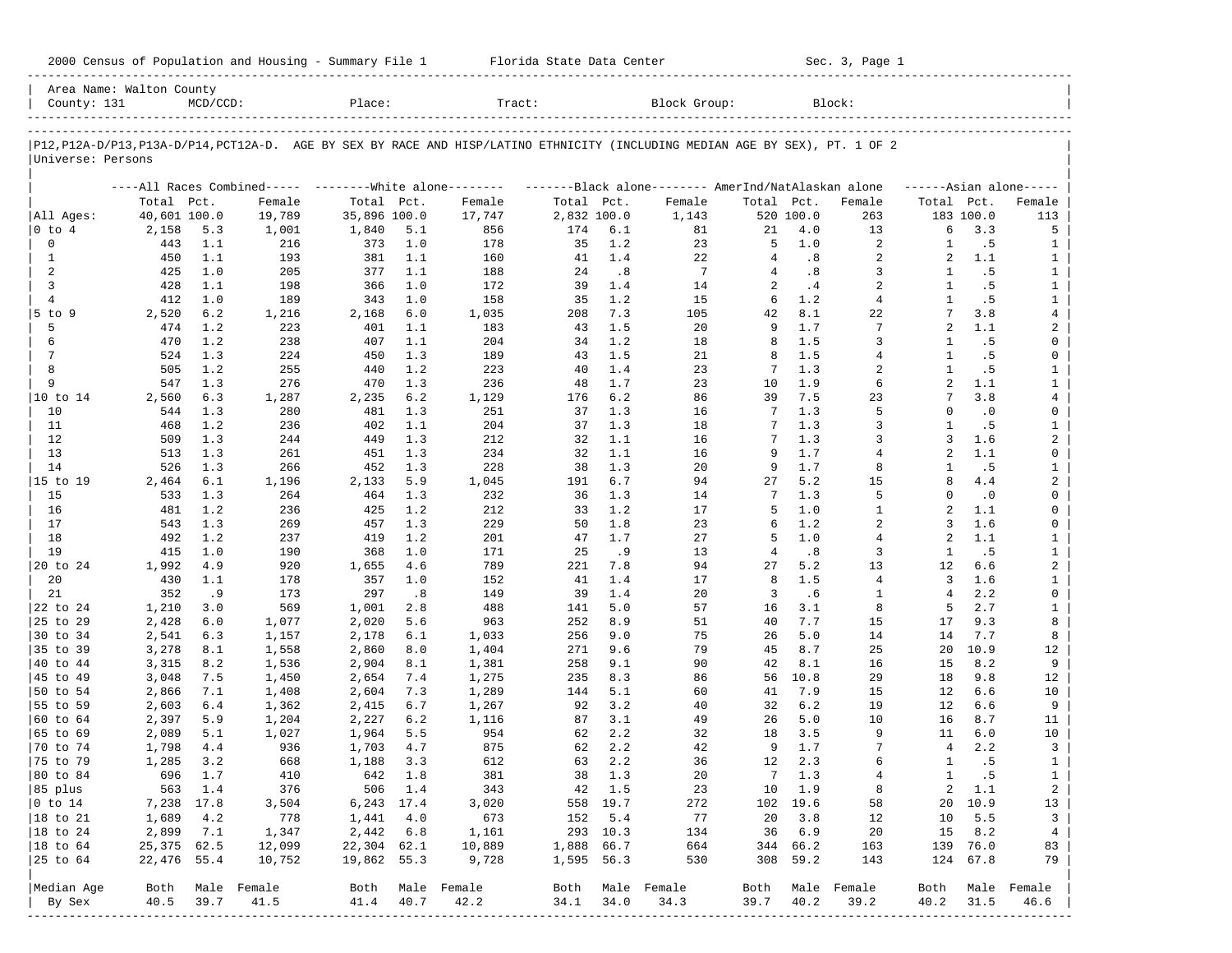2000 Census of Population and Housing - Summary File 1 Florida State Data Center Sec. 3, Page 1

Area Name: Walton County
County: 131 MCD/CCD: Place: Tract: Block Group: Block:

P12,P12A-D/P13,P13A-D/P14,PCT12A-D. AGE BY SEX BY RACE AND HISP/LATINO ETHNICITY (INCLUDING MEDIAN AGE BY SEX), PT. 1 OF 2
Universe: Persons

| | All Races Combined | | | White alone | | | Black alone | | | AmerInd/NatAlaskan alone | | | Asian alone | | |
|---|---|---|---|---|---|---|---|---|---|---|---|---|---|---|---|
| | Total | Pct. | Female | Total | Pct. | Female | Total | Pct. | Female | Total | Pct. | Female | Total | Pct. | Female |
| All Ages: | 40,601 | 100.0 | 19,789 | 35,896 | 100.0 | 17,747 | 2,832 | 100.0 | 1,143 | 520 | 100.0 | 263 | 183 | 100.0 | 113 |
| 0 to 4 | 2,158 | 5.3 | 1,001 | 1,840 | 5.1 | 856 | 174 | 6.1 | 81 | 21 | 4.0 | 13 | 6 | 3.3 | 5 |
| 0 | 443 | 1.1 | 216 | 373 | 1.0 | 178 | 35 | 1.2 | 23 | 5 | 1.0 | 2 | 1 | .5 | 1 |
| 1 | 450 | 1.1 | 193 | 381 | 1.1 | 160 | 41 | 1.4 | 22 | 4 | .8 | 2 | 2 | 1.1 | 1 |
| 2 | 425 | 1.0 | 205 | 377 | 1.1 | 188 | 24 | .8 | 7 | 4 | .8 | 3 | 1 | .5 | 1 |
| 3 | 428 | 1.1 | 198 | 366 | 1.0 | 172 | 39 | 1.4 | 14 | 2 | .4 | 2 | 1 | .5 | 1 |
| 4 | 412 | 1.0 | 189 | 343 | 1.0 | 158 | 35 | 1.2 | 15 | 6 | 1.2 | 4 | 1 | .5 | 1 |
| 5 to 9 | 2,520 | 6.2 | 1,216 | 2,168 | 6.0 | 1,035 | 208 | 7.3 | 105 | 42 | 8.1 | 22 | 7 | 3.8 | 4 |
| 5 | 474 | 1.2 | 223 | 401 | 1.1 | 183 | 43 | 1.5 | 20 | 9 | 1.7 | 7 | 2 | 1.1 | 2 |
| 6 | 470 | 1.2 | 238 | 407 | 1.1 | 204 | 34 | 1.2 | 18 | 8 | 1.5 | 3 | 1 | .5 | 0 |
| 7 | 524 | 1.3 | 224 | 450 | 1.3 | 189 | 43 | 1.5 | 21 | 8 | 1.5 | 4 | 1 | .5 | 0 |
| 8 | 505 | 1.2 | 255 | 440 | 1.2 | 223 | 40 | 1.4 | 23 | 7 | 1.3 | 2 | 1 | .5 | 1 |
| 9 | 547 | 1.3 | 276 | 470 | 1.3 | 236 | 48 | 1.7 | 23 | 10 | 1.9 | 6 | 2 | 1.1 | 1 |
| 10 to 14 | 2,560 | 6.3 | 1,287 | 2,235 | 6.2 | 1,129 | 176 | 6.2 | 86 | 39 | 7.5 | 23 | 7 | 3.8 | 4 |
| 10 | 544 | 1.3 | 280 | 481 | 1.3 | 251 | 37 | 1.3 | 16 | 7 | 1.3 | 5 | 0 | .0 | 0 |
| 11 | 468 | 1.2 | 236 | 402 | 1.1 | 204 | 37 | 1.3 | 18 | 7 | 1.3 | 3 | 1 | .5 | 1 |
| 12 | 509 | 1.3 | 244 | 449 | 1.3 | 212 | 32 | 1.1 | 16 | 7 | 1.3 | 3 | 3 | 1.6 | 2 |
| 13 | 513 | 1.3 | 261 | 451 | 1.3 | 234 | 32 | 1.1 | 16 | 9 | 1.7 | 4 | 2 | 1.1 | 0 |
| 14 | 526 | 1.3 | 266 | 452 | 1.3 | 228 | 38 | 1.3 | 20 | 9 | 1.7 | 8 | 1 | .5 | 1 |
| 15 to 19 | 2,464 | 6.1 | 1,196 | 2,133 | 5.9 | 1,045 | 191 | 6.7 | 94 | 27 | 5.2 | 15 | 8 | 4.4 | 2 |
| 15 | 533 | 1.3 | 264 | 464 | 1.3 | 232 | 36 | 1.3 | 14 | 7 | 1.3 | 5 | 0 | .0 | 0 |
| 16 | 481 | 1.2 | 236 | 425 | 1.2 | 212 | 33 | 1.2 | 17 | 5 | 1.0 | 1 | 2 | 1.1 | 0 |
| 17 | 543 | 1.3 | 269 | 457 | 1.3 | 229 | 50 | 1.8 | 23 | 6 | 1.2 | 2 | 3 | 1.6 | 0 |
| 18 | 492 | 1.2 | 237 | 419 | 1.2 | 201 | 47 | 1.7 | 27 | 5 | 1.0 | 4 | 2 | 1.1 | 1 |
| 19 | 415 | 1.0 | 190 | 368 | 1.0 | 171 | 25 | .9 | 13 | 4 | .8 | 3 | 1 | .5 | 1 |
| 20 to 24 | 1,992 | 4.9 | 920 | 1,655 | 4.6 | 789 | 221 | 7.8 | 94 | 27 | 5.2 | 13 | 12 | 6.6 | 2 |
| 20 | 430 | 1.1 | 178 | 357 | 1.0 | 152 | 41 | 1.4 | 17 | 8 | 1.5 | 4 | 3 | 1.6 | 1 |
| 21 | 352 | .9 | 173 | 297 | .8 | 149 | 39 | 1.4 | 20 | 3 | .6 | 1 | 4 | 2.2 | 0 |
| 22 to 24 | 1,210 | 3.0 | 569 | 1,001 | 2.8 | 488 | 141 | 5.0 | 57 | 16 | 3.1 | 8 | 5 | 2.7 | 1 |
| 25 to 29 | 2,428 | 6.0 | 1,077 | 2,020 | 5.6 | 963 | 252 | 8.9 | 51 | 40 | 7.7 | 15 | 17 | 9.3 | 8 |
| 30 to 34 | 2,541 | 6.3 | 1,157 | 2,178 | 6.1 | 1,033 | 256 | 9.0 | 75 | 26 | 5.0 | 14 | 14 | 7.7 | 8 |
| 35 to 39 | 3,278 | 8.1 | 1,558 | 2,860 | 8.0 | 1,404 | 271 | 9.6 | 79 | 45 | 8.7 | 25 | 20 | 10.9 | 12 |
| 40 to 44 | 3,315 | 8.2 | 1,536 | 2,904 | 8.1 | 1,381 | 258 | 9.1 | 90 | 42 | 8.1 | 16 | 15 | 8.2 | 9 |
| 45 to 49 | 3,048 | 7.5 | 1,450 | 2,654 | 7.4 | 1,275 | 235 | 8.3 | 86 | 56 | 10.8 | 29 | 18 | 9.8 | 12 |
| 50 to 54 | 2,866 | 7.1 | 1,408 | 2,604 | 7.3 | 1,289 | 144 | 5.1 | 60 | 41 | 7.9 | 15 | 12 | 6.6 | 10 |
| 55 to 59 | 2,603 | 6.4 | 1,362 | 2,415 | 6.7 | 1,267 | 92 | 3.2 | 40 | 32 | 6.2 | 19 | 12 | 6.6 | 9 |
| 60 to 64 | 2,397 | 5.9 | 1,204 | 2,227 | 6.2 | 1,116 | 87 | 3.1 | 49 | 26 | 5.0 | 10 | 16 | 8.7 | 11 |
| 65 to 69 | 2,089 | 5.1 | 1,027 | 1,964 | 5.5 | 954 | 62 | 2.2 | 32 | 18 | 3.5 | 9 | 11 | 6.0 | 10 |
| 70 to 74 | 1,798 | 4.4 | 936 | 1,703 | 4.7 | 875 | 62 | 2.2 | 42 | 9 | 1.7 | 7 | 4 | 2.2 | 3 |
| 75 to 79 | 1,285 | 3.2 | 668 | 1,188 | 3.3 | 612 | 63 | 2.2 | 36 | 12 | 2.3 | 6 | 1 | .5 | 1 |
| 80 to 84 | 696 | 1.7 | 410 | 642 | 1.8 | 381 | 38 | 1.3 | 20 | 7 | 1.3 | 4 | 1 | .5 | 1 |
| 85 plus | 563 | 1.4 | 376 | 506 | 1.4 | 343 | 42 | 1.5 | 23 | 10 | 1.9 | 8 | 2 | 1.1 | 2 |
| 0 to 14 | 7,238 | 17.8 | 3,504 | 6,243 | 17.4 | 3,020 | 558 | 19.7 | 272 | 102 | 19.6 | 58 | 20 | 10.9 | 13 |
| 18 to 21 | 1,689 | 4.2 | 778 | 1,441 | 4.0 | 673 | 152 | 5.4 | 77 | 20 | 3.8 | 12 | 10 | 5.5 | 3 |
| 18 to 24 | 2,899 | 7.1 | 1,347 | 2,442 | 6.8 | 1,161 | 293 | 10.3 | 134 | 36 | 6.9 | 20 | 15 | 8.2 | 4 |
| 18 to 64 | 25,375 | 62.5 | 12,099 | 22,304 | 62.1 | 10,889 | 1,888 | 66.7 | 664 | 344 | 66.2 | 163 | 139 | 76.0 | 83 |
| 25 to 64 | 22,476 | 55.4 | 10,752 | 19,862 | 55.3 | 9,728 | 1,595 | 56.3 | 530 | 308 | 59.2 | 143 | 124 | 67.8 | 79 |
| Median Age | Both | Male | Female | Both | Male | Female | Both | Male | Female | Both | Male | Female | Both | Male | Female |
| By Sex | 40.5 | 39.7 | 41.5 | 41.4 | 40.7 | 42.2 | 34.1 | 34.0 | 34.3 | 39.7 | 40.2 | 39.2 | 40.2 | 31.5 | 46.6 |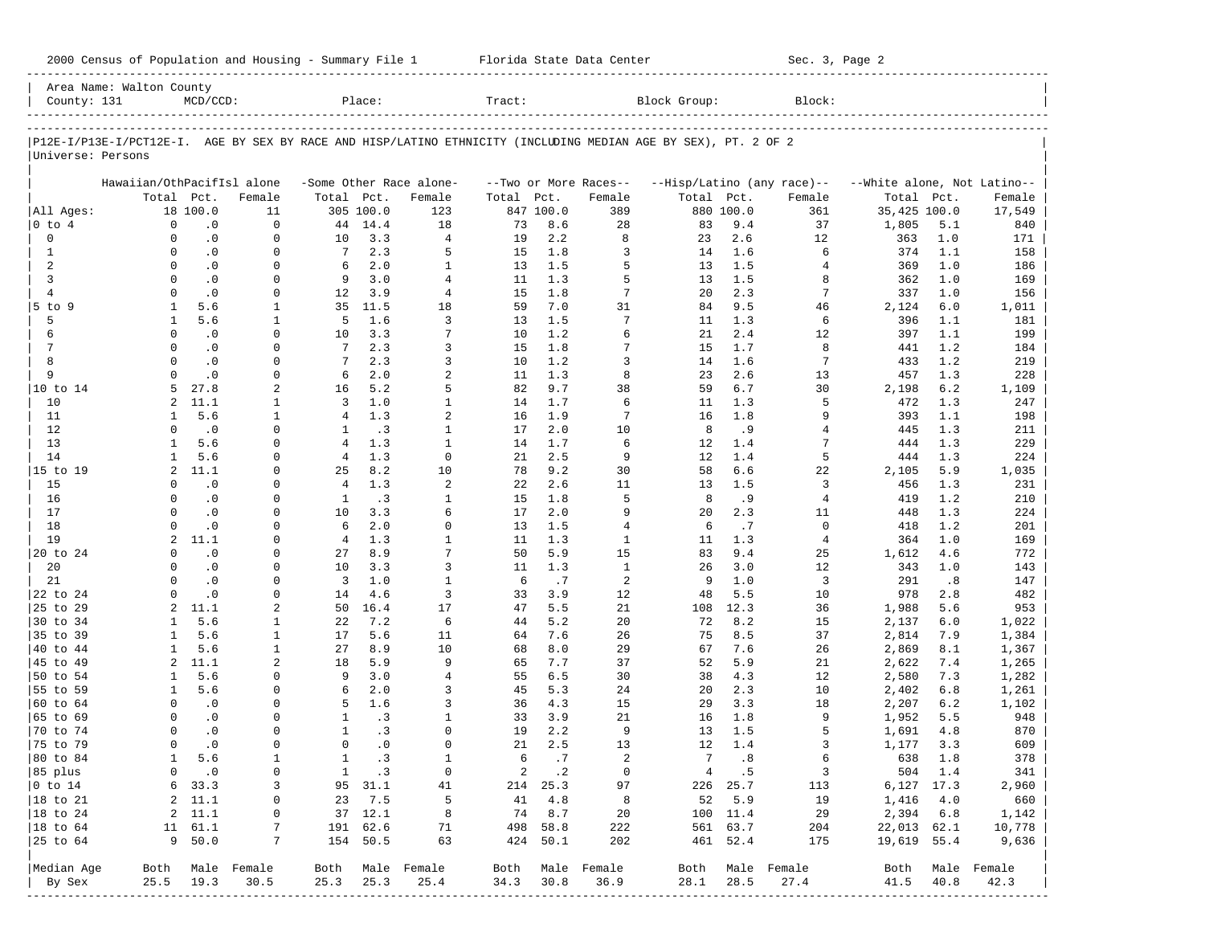2000 Census of Population and Housing - Summary File 1 Florida State Data Center Sec. 3, Page 2

Area Name: Walton County
County: 131 MCD/CCD: Place: Tract: Block Group: Block:

P12E-I/P13E-I/PCT12E-I. AGE BY SEX BY RACE AND HISP/LATINO ETHNICITY (INCLUDING MEDIAN AGE BY SEX), PT. 2 OF 2
Universe: Persons

| | Hawaiian/OthPacifIsl alone | | | -Some Other Race alone- | | | --Two or More Races-- | | | --Hisp/Latino (any race)-- | | | --White alone, Not Latino-- | | |
|---|---|---|---|---|---|---|---|---|---|---|---|---|---|---|---|
| | Total | Pct. | Female | Total | Pct. | Female | Total | Pct. | Female | Total | Pct. | Female | Total | Pct. | Female |
| All Ages: | 18 | 100.0 | 11 | 305 | 100.0 | 123 | 847 | 100.0 | 389 | 880 | 100.0 | 361 | 35,425 | 100.0 | 17,549 |
| 0 to 4 | 0 | .0 | 0 | 44 | 14.4 | 18 | 73 | 8.6 | 28 | 83 | 9.4 | 37 | 1,805 | 5.1 | 840 |
| 0 | 0 | .0 | 0 | 10 | 3.3 | 4 | 19 | 2.2 | 8 | 23 | 2.6 | 12 | 363 | 1.0 | 171 |
| 1 | 0 | .0 | 0 | 7 | 2.3 | 5 | 15 | 1.8 | 3 | 14 | 1.6 | 6 | 374 | 1.1 | 158 |
| 2 | 0 | .0 | 0 | 6 | 2.0 | 1 | 13 | 1.5 | 5 | 13 | 1.5 | 4 | 369 | 1.0 | 186 |
| 3 | 0 | .0 | 0 | 9 | 3.0 | 4 | 11 | 1.3 | 5 | 13 | 1.5 | 8 | 362 | 1.0 | 169 |
| 4 | 0 | .0 | 0 | 12 | 3.9 | 4 | 15 | 1.8 | 7 | 20 | 2.3 | 7 | 337 | 1.0 | 156 |
| 5 to 9 | 1 | 5.6 | 1 | 35 | 11.5 | 18 | 59 | 7.0 | 31 | 84 | 9.5 | 46 | 2,124 | 6.0 | 1,011 |
| 5 | 1 | 5.6 | 1 | 5 | 1.6 | 3 | 13 | 1.5 | 7 | 11 | 1.3 | 6 | 396 | 1.1 | 181 |
| 6 | 0 | .0 | 0 | 10 | 3.3 | 7 | 10 | 1.2 | 6 | 21 | 2.4 | 12 | 397 | 1.1 | 199 |
| 7 | 0 | .0 | 0 | 7 | 2.3 | 3 | 15 | 1.8 | 7 | 15 | 1.7 | 8 | 441 | 1.2 | 184 |
| 8 | 0 | .0 | 0 | 7 | 2.3 | 3 | 10 | 1.2 | 3 | 14 | 1.6 | 7 | 433 | 1.2 | 219 |
| 9 | 0 | .0 | 0 | 6 | 2.0 | 2 | 11 | 1.3 | 8 | 23 | 2.6 | 13 | 457 | 1.3 | 228 |
| 10 to 14 | 5 | 27.8 | 2 | 16 | 5.2 | 5 | 82 | 9.7 | 38 | 59 | 6.7 | 30 | 2,198 | 6.2 | 1,109 |
| 10 | 2 | 11.1 | 1 | 3 | 1.0 | 1 | 14 | 1.7 | 6 | 11 | 1.3 | 5 | 472 | 1.3 | 247 |
| 11 | 1 | 5.6 | 1 | 4 | 1.3 | 2 | 16 | 1.9 | 7 | 16 | 1.8 | 9 | 393 | 1.1 | 198 |
| 12 | 0 | .0 | 0 | 1 | .3 | 1 | 17 | 2.0 | 10 | 8 | .9 | 4 | 445 | 1.3 | 211 |
| 13 | 1 | 5.6 | 0 | 4 | 1.3 | 1 | 14 | 1.7 | 6 | 12 | 1.4 | 7 | 444 | 1.3 | 229 |
| 14 | 1 | 5.6 | 0 | 4 | 1.3 | 0 | 21 | 2.5 | 9 | 12 | 1.4 | 5 | 444 | 1.3 | 224 |
| 15 to 19 | 2 | 11.1 | 0 | 25 | 8.2 | 10 | 78 | 9.2 | 30 | 58 | 6.6 | 22 | 2,105 | 5.9 | 1,035 |
| 15 | 0 | .0 | 0 | 4 | 1.3 | 2 | 22 | 2.6 | 11 | 13 | 1.5 | 3 | 456 | 1.3 | 231 |
| 16 | 0 | .0 | 0 | 1 | .3 | 1 | 15 | 1.8 | 5 | 8 | .9 | 4 | 419 | 1.2 | 210 |
| 17 | 0 | .0 | 0 | 10 | 3.3 | 6 | 17 | 2.0 | 9 | 20 | 2.3 | 11 | 448 | 1.3 | 224 |
| 18 | 0 | .0 | 0 | 6 | 2.0 | 0 | 13 | 1.5 | 4 | 6 | .7 | 0 | 418 | 1.2 | 201 |
| 19 | 2 | 11.1 | 0 | 4 | 1.3 | 1 | 11 | 1.3 | 1 | 11 | 1.3 | 4 | 364 | 1.0 | 169 |
| 20 to 24 | 0 | .0 | 0 | 27 | 8.9 | 7 | 50 | 5.9 | 15 | 83 | 9.4 | 25 | 1,612 | 4.6 | 772 |
| 20 | 0 | .0 | 0 | 10 | 3.3 | 3 | 11 | 1.3 | 1 | 26 | 3.0 | 12 | 343 | 1.0 | 143 |
| 21 | 0 | .0 | 0 | 3 | 1.0 | 1 | 6 | .7 | 2 | 9 | 1.0 | 3 | 291 | .8 | 147 |
| 22 to 24 | 0 | .0 | 0 | 14 | 4.6 | 3 | 33 | 3.9 | 12 | 48 | 5.5 | 10 | 978 | 2.8 | 482 |
| 25 to 29 | 2 | 11.1 | 2 | 50 | 16.4 | 17 | 47 | 5.5 | 21 | 108 | 12.3 | 36 | 1,988 | 5.6 | 953 |
| 30 to 34 | 1 | 5.6 | 1 | 22 | 7.2 | 6 | 44 | 5.2 | 20 | 72 | 8.2 | 15 | 2,137 | 6.0 | 1,022 |
| 35 to 39 | 1 | 5.6 | 1 | 17 | 5.6 | 11 | 64 | 7.6 | 26 | 75 | 8.5 | 37 | 2,814 | 7.9 | 1,384 |
| 40 to 44 | 1 | 5.6 | 1 | 27 | 8.9 | 10 | 68 | 8.0 | 29 | 67 | 7.6 | 26 | 2,869 | 8.1 | 1,367 |
| 45 to 49 | 2 | 11.1 | 2 | 18 | 5.9 | 9 | 65 | 7.7 | 37 | 52 | 5.9 | 21 | 2,622 | 7.4 | 1,265 |
| 50 to 54 | 1 | 5.6 | 0 | 9 | 3.0 | 4 | 55 | 6.5 | 30 | 38 | 4.3 | 12 | 2,580 | 7.3 | 1,282 |
| 55 to 59 | 1 | 5.6 | 0 | 6 | 2.0 | 3 | 45 | 5.3 | 24 | 20 | 2.3 | 10 | 2,402 | 6.8 | 1,261 |
| 60 to 64 | 0 | .0 | 0 | 5 | 1.6 | 3 | 36 | 4.3 | 15 | 29 | 3.3 | 18 | 2,207 | 6.2 | 1,102 |
| 65 to 69 | 0 | .0 | 0 | 1 | .3 | 1 | 33 | 3.9 | 21 | 16 | 1.8 | 9 | 1,952 | 5.5 | 948 |
| 70 to 74 | 0 | .0 | 0 | 1 | .3 | 0 | 19 | 2.2 | 9 | 13 | 1.5 | 5 | 1,691 | 4.8 | 870 |
| 75 to 79 | 0 | .0 | 0 | 0 | .0 | 0 | 21 | 2.5 | 13 | 12 | 1.4 | 3 | 1,177 | 3.3 | 609 |
| 80 to 84 | 1 | 5.6 | 1 | 1 | .3 | 1 | 6 | .7 | 2 | 7 | .8 | 6 | 638 | 1.8 | 378 |
| 85 plus | 0 | .0 | 0 | 1 | .3 | 0 | 2 | .2 | 0 | 4 | .5 | 3 | 504 | 1.4 | 341 |
| 0 to 14 | 6 | 33.3 | 3 | 95 | 31.1 | 41 | 214 | 25.3 | 97 | 226 | 25.7 | 113 | 6,127 | 17.3 | 2,960 |
| 18 to 21 | 2 | 11.1 | 0 | 23 | 7.5 | 5 | 41 | 4.8 | 8 | 52 | 5.9 | 19 | 1,416 | 4.0 | 660 |
| 18 to 24 | 2 | 11.1 | 0 | 37 | 12.1 | 8 | 74 | 8.7 | 20 | 100 | 11.4 | 29 | 2,394 | 6.8 | 1,142 |
| 18 to 64 | 11 | 61.1 | 7 | 191 | 62.6 | 71 | 498 | 58.8 | 222 | 561 | 63.7 | 204 | 22,013 | 62.1 | 10,778 |
| 25 to 64 | 9 | 50.0 | 7 | 154 | 50.5 | 63 | 424 | 50.1 | 202 | 461 | 52.4 | 175 | 19,619 | 55.4 | 9,636 |
| Median Age | Both | Male | Female | Both | Male | Female | Both | Male | Female | Both | Male | Female | Both | Male | Female |
| By Sex | 25.5 | 19.3 | 30.5 | 25.3 | 25.3 | 25.4 | 34.3 | 30.8 | 36.9 | 28.1 | 28.5 | 27.4 | 41.5 | 40.8 | 42.3 |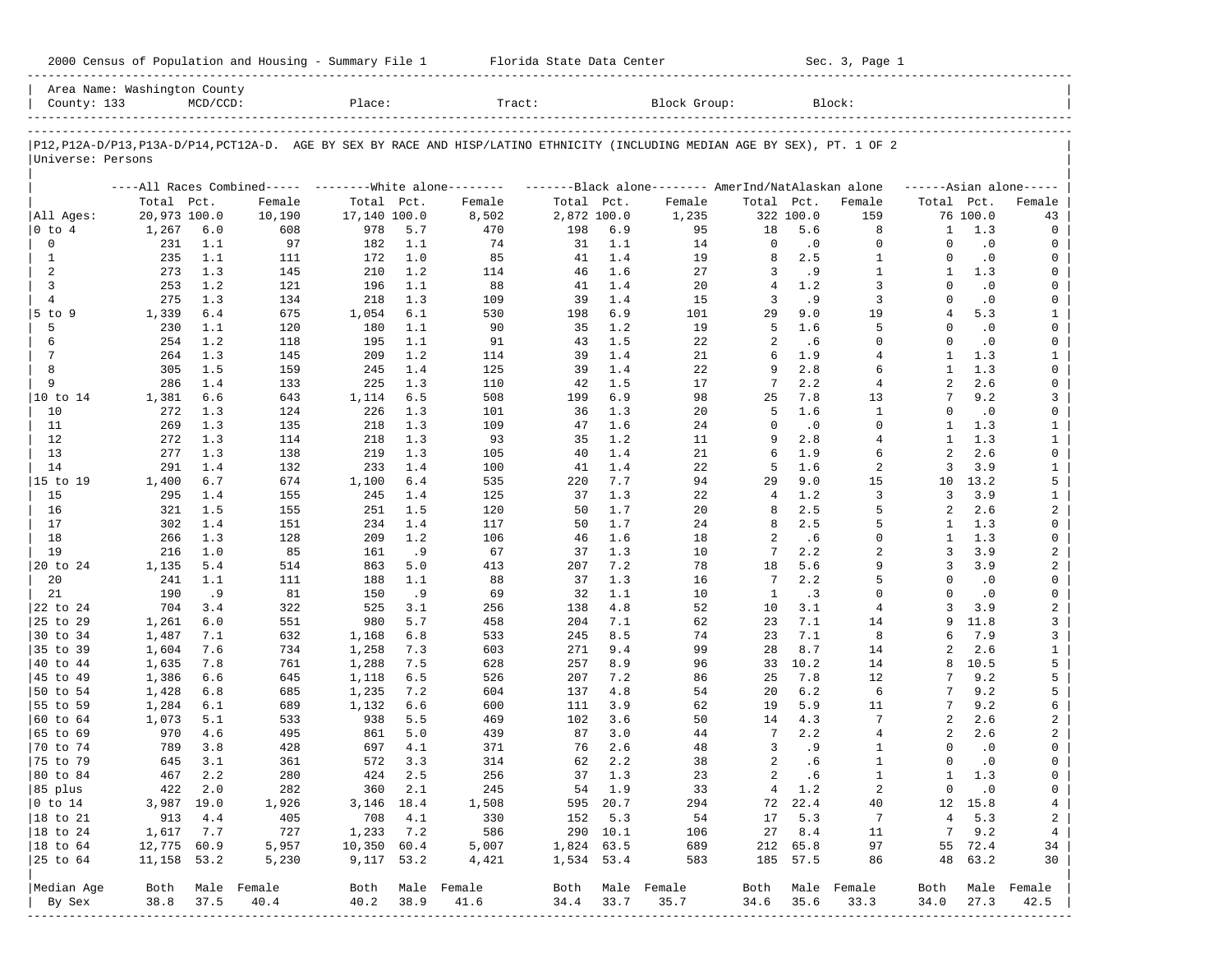2000 Census of Population and Housing - Summary File 1 — Florida State Data Center — Sec. 3, Page 1

Area Name: Washington County
County: 133 MCD/CCD: Place: Tract: Block Group: Block:

P12,P12A-D/P13,P13A-D/P14,PCT12A-D. AGE BY SEX BY RACE AND HISP/LATINO ETHNICITY (INCLUDING MEDIAN AGE BY SEX), PT. 1 OF 2
Universe: Persons

| | All Races Combined | | | White alone | | | Black alone | | | AmerInd/NatAlaskan alone | | | Asian alone | | |
|---|---|---|---|---|---|---|---|---|---|---|---|---|---|---|---|
| | Total | Pct. | Female | Total | Pct. | Female | Total | Pct. | Female | Total | Pct. | Female | Total | Pct. | Female |
| All Ages: | 20,973 | 100.0 | 10,190 | 17,140 | 100.0 | 8,502 | 2,872 | 100.0 | 1,235 | 322 | 100.0 | 159 | 76 | 100.0 | 43 |
| 0 to 4 | 1,267 | 6.0 | 608 | 978 | 5.7 | 470 | 198 | 6.9 | 95 | 18 | 5.6 | 8 | 1 | 1.3 | 0 |
| 0 | 231 | 1.1 | 97 | 182 | 1.1 | 74 | 31 | 1.1 | 14 | 0 | .0 | 0 | 0 | .0 | 0 |
| 1 | 235 | 1.1 | 111 | 172 | 1.0 | 85 | 41 | 1.4 | 19 | 8 | 2.5 | 1 | 0 | .0 | 0 |
| 2 | 273 | 1.3 | 145 | 210 | 1.2 | 114 | 46 | 1.6 | 27 | 3 | .9 | 1 | 1 | 1.3 | 0 |
| 3 | 253 | 1.2 | 121 | 196 | 1.1 | 88 | 41 | 1.4 | 20 | 4 | 1.2 | 3 | 0 | .0 | 0 |
| 4 | 275 | 1.3 | 134 | 218 | 1.3 | 109 | 39 | 1.4 | 15 | 3 | .9 | 3 | 0 | .0 | 0 |
| 5 to 9 | 1,339 | 6.4 | 675 | 1,054 | 6.1 | 530 | 198 | 6.9 | 101 | 29 | 9.0 | 19 | 4 | 5.3 | 1 |
| 5 | 230 | 1.1 | 120 | 180 | 1.1 | 90 | 35 | 1.2 | 19 | 5 | 1.6 | 5 | 0 | .0 | 0 |
| 6 | 254 | 1.2 | 118 | 195 | 1.1 | 91 | 43 | 1.5 | 22 | 2 | .6 | 0 | 0 | .0 | 0 |
| 7 | 264 | 1.3 | 145 | 209 | 1.2 | 114 | 39 | 1.4 | 21 | 6 | 1.9 | 4 | 1 | 1.3 | 1 |
| 8 | 305 | 1.5 | 159 | 245 | 1.4 | 125 | 39 | 1.4 | 22 | 9 | 2.8 | 6 | 1 | 1.3 | 0 |
| 9 | 286 | 1.4 | 133 | 225 | 1.3 | 110 | 42 | 1.5 | 17 | 7 | 2.2 | 4 | 2 | 2.6 | 0 |
| 10 to 14 | 1,381 | 6.6 | 643 | 1,114 | 6.5 | 508 | 199 | 6.9 | 98 | 25 | 7.8 | 13 | 7 | 9.2 | 3 |
| 10 | 272 | 1.3 | 124 | 226 | 1.3 | 101 | 36 | 1.3 | 20 | 5 | 1.6 | 1 | 0 | .0 | 0 |
| 11 | 269 | 1.3 | 135 | 218 | 1.3 | 109 | 47 | 1.6 | 24 | 0 | .0 | 0 | 1 | 1.3 | 1 |
| 12 | 272 | 1.3 | 114 | 218 | 1.3 | 93 | 35 | 1.2 | 11 | 9 | 2.8 | 4 | 1 | 1.3 | 1 |
| 13 | 277 | 1.3 | 138 | 219 | 1.3 | 105 | 40 | 1.4 | 21 | 6 | 1.9 | 6 | 2 | 2.6 | 0 |
| 14 | 291 | 1.4 | 132 | 233 | 1.4 | 100 | 41 | 1.4 | 22 | 5 | 1.6 | 2 | 3 | 3.9 | 1 |
| 15 to 19 | 1,400 | 6.7 | 674 | 1,100 | 6.4 | 535 | 220 | 7.7 | 94 | 29 | 9.0 | 15 | 10 | 13.2 | 5 |
| 15 | 295 | 1.4 | 155 | 245 | 1.4 | 125 | 37 | 1.3 | 22 | 4 | 1.2 | 3 | 3 | 3.9 | 1 |
| 16 | 321 | 1.5 | 155 | 251 | 1.5 | 120 | 50 | 1.7 | 20 | 8 | 2.5 | 5 | 2 | 2.6 | 2 |
| 17 | 302 | 1.4 | 151 | 234 | 1.4 | 117 | 50 | 1.7 | 24 | 8 | 2.5 | 5 | 1 | 1.3 | 0 |
| 18 | 266 | 1.3 | 128 | 209 | 1.2 | 106 | 46 | 1.6 | 18 | 2 | .6 | 0 | 1 | 1.3 | 0 |
| 19 | 216 | 1.0 | 85 | 161 | .9 | 67 | 37 | 1.3 | 10 | 7 | 2.2 | 2 | 3 | 3.9 | 2 |
| 20 to 24 | 1,135 | 5.4 | 514 | 863 | 5.0 | 413 | 207 | 7.2 | 78 | 18 | 5.6 | 9 | 3 | 3.9 | 2 |
| 20 | 241 | 1.1 | 111 | 188 | 1.1 | 88 | 37 | 1.3 | 16 | 7 | 2.2 | 5 | 0 | .0 | 0 |
| 21 | 190 | .9 | 81 | 150 | .9 | 69 | 32 | 1.1 | 10 | 1 | .3 | 0 | 0 | .0 | 0 |
| 22 to 24 | 704 | 3.4 | 322 | 525 | 3.1 | 256 | 138 | 4.8 | 52 | 10 | 3.1 | 4 | 3 | 3.9 | 2 |
| 25 to 29 | 1,261 | 6.0 | 551 | 980 | 5.7 | 458 | 204 | 7.1 | 62 | 23 | 7.1 | 14 | 9 | 11.8 | 3 |
| 30 to 34 | 1,487 | 7.1 | 632 | 1,168 | 6.8 | 533 | 245 | 8.5 | 74 | 23 | 7.1 | 8 | 6 | 7.9 | 3 |
| 35 to 39 | 1,604 | 7.6 | 734 | 1,258 | 7.3 | 603 | 271 | 9.4 | 99 | 28 | 8.7 | 14 | 2 | 2.6 | 1 |
| 40 to 44 | 1,635 | 7.8 | 761 | 1,288 | 7.5 | 628 | 257 | 8.9 | 96 | 33 | 10.2 | 14 | 8 | 10.5 | 5 |
| 45 to 49 | 1,386 | 6.6 | 645 | 1,118 | 6.5 | 526 | 207 | 7.2 | 86 | 25 | 7.8 | 12 | 7 | 9.2 | 5 |
| 50 to 54 | 1,428 | 6.8 | 685 | 1,235 | 7.2 | 604 | 137 | 4.8 | 54 | 20 | 6.2 | 6 | 7 | 9.2 | 5 |
| 55 to 59 | 1,284 | 6.1 | 689 | 1,132 | 6.6 | 600 | 111 | 3.9 | 62 | 19 | 5.9 | 11 | 7 | 9.2 | 6 |
| 60 to 64 | 1,073 | 5.1 | 533 | 938 | 5.5 | 469 | 102 | 3.6 | 50 | 14 | 4.3 | 7 | 2 | 2.6 | 2 |
| 65 to 69 | 970 | 4.6 | 495 | 861 | 5.0 | 439 | 87 | 3.0 | 44 | 7 | 2.2 | 4 | 2 | 2.6 | 2 |
| 70 to 74 | 789 | 3.8 | 428 | 697 | 4.1 | 371 | 76 | 2.6 | 48 | 3 | .9 | 1 | 0 | .0 | 0 |
| 75 to 79 | 645 | 3.1 | 361 | 572 | 3.3 | 314 | 62 | 2.2 | 38 | 2 | .6 | 1 | 0 | .0 | 0 |
| 80 to 84 | 467 | 2.2 | 280 | 424 | 2.5 | 256 | 37 | 1.3 | 23 | 2 | .6 | 1 | 1 | 1.3 | 0 |
| 85 plus | 422 | 2.0 | 282 | 360 | 2.1 | 245 | 54 | 1.9 | 33 | 4 | 1.2 | 2 | 0 | .0 | 0 |
| 0 to 14 | 3,987 | 19.0 | 1,926 | 3,146 | 18.4 | 1,508 | 595 | 20.7 | 294 | 72 | 22.4 | 40 | 12 | 15.8 | 4 |
| 18 to 21 | 913 | 4.4 | 405 | 708 | 4.1 | 330 | 152 | 5.3 | 54 | 17 | 5.3 | 7 | 4 | 5.3 | 2 |
| 18 to 24 | 1,617 | 7.7 | 727 | 1,233 | 7.2 | 586 | 290 | 10.1 | 106 | 27 | 8.4 | 11 | 7 | 9.2 | 4 |
| 18 to 64 | 12,775 | 60.9 | 5,957 | 10,350 | 60.4 | 5,007 | 1,824 | 63.5 | 689 | 212 | 65.8 | 97 | 55 | 72.4 | 34 |
| 25 to 64 | 11,158 | 53.2 | 5,230 | 9,117 | 53.2 | 4,421 | 1,534 | 53.4 | 583 | 185 | 57.5 | 86 | 48 | 63.2 | 30 |
| Median Age | Both | Male | Female | Both | Male | Female | Both | Male | Female | Both | Male | Female | Both | Male | Female |
| By Sex | 38.8 | 37.5 | 40.4 | 40.2 | 38.9 | 41.6 | 34.4 | 33.7 | 35.7 | 34.6 | 35.6 | 33.3 | 34.0 | 27.3 | 42.5 |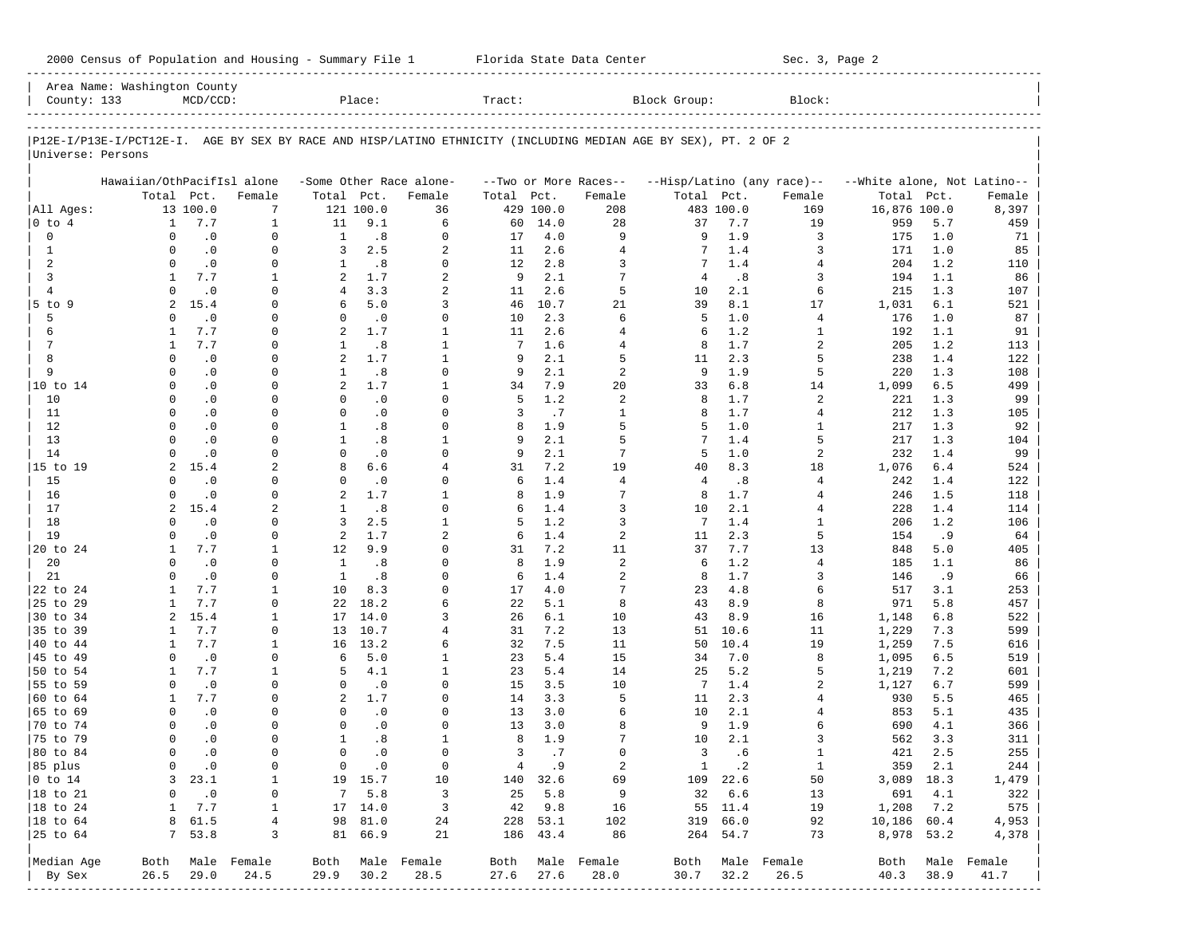2000 Census of Population and Housing - Summary File 1 Florida State Data Center Sec. 3, Page 2

Area Name: Washington County
County: 133 MCD/CCD: Place: Tract: Block Group: Block:

P12E-I/P13E-I/PCT12E-I. AGE BY SEX BY RACE AND HISP/LATINO ETHNICITY (INCLUDING MEDIAN AGE BY SEX), PT. 2 OF 2
Universe: Persons

| | Hawaiian/OthPacifIsl alone | | | -Some Other Race alone- | | | --Two or More Races-- | | | --Hisp/Latino (any race)-- | | | --White alone, Not Latino-- | | |
|---|---|---|---|---|---|---|---|---|---|---|---|---|---|---|---|
| | Total | Pct. | Female | Total | Pct. | Female | Total | Pct. | Female | Total | Pct. | Female | Total | Pct. | Female |
| All Ages: | 13 | 100.0 | 7 | 121 | 100.0 | 36 | 429 | 100.0 | 208 | 483 | 100.0 | 169 | 16,876 | 100.0 | 8,397 |
| 0 to 4 | 1 | 7.7 | 1 | 11 | 9.1 | 6 | 60 | 14.0 | 28 | 37 | 7.7 | 19 | 959 | 5.7 | 459 |
| 0 | 0 | .0 | 0 | 1 | .8 | 0 | 17 | 4.0 | 9 | 9 | 1.9 | 3 | 175 | 1.0 | 71 |
| 1 | 0 | .0 | 0 | 3 | 2.5 | 2 | 11 | 2.6 | 4 | 7 | 1.4 | 3 | 171 | 1.0 | 85 |
| 2 | 0 | .0 | 0 | 1 | .8 | 0 | 12 | 2.8 | 3 | 7 | 1.4 | 4 | 204 | 1.2 | 110 |
| 3 | 1 | 7.7 | 1 | 2 | 1.7 | 2 | 9 | 2.1 | 7 | 4 | .8 | 3 | 194 | 1.1 | 86 |
| 4 | 0 | .0 | 0 | 4 | 3.3 | 2 | 11 | 2.6 | 5 | 10 | 2.1 | 6 | 215 | 1.3 | 107 |
| 5 to 9 | 2 | 15.4 | 0 | 6 | 5.0 | 3 | 46 | 10.7 | 21 | 39 | 8.1 | 17 | 1,031 | 6.1 | 521 |
| 5 | 0 | .0 | 0 | 0 | .0 | 0 | 10 | 2.3 | 6 | 5 | 1.0 | 4 | 176 | 1.0 | 87 |
| 6 | 1 | 7.7 | 0 | 2 | 1.7 | 1 | 11 | 2.6 | 4 | 6 | 1.2 | 1 | 192 | 1.1 | 91 |
| 7 | 1 | 7.7 | 0 | 1 | .8 | 1 | 7 | 1.6 | 4 | 8 | 1.7 | 2 | 205 | 1.2 | 113 |
| 8 | 0 | .0 | 0 | 2 | 1.7 | 1 | 9 | 2.1 | 5 | 11 | 2.3 | 5 | 238 | 1.4 | 122 |
| 9 | 0 | .0 | 0 | 1 | .8 | 0 | 9 | 2.1 | 2 | 9 | 1.9 | 5 | 220 | 1.3 | 108 |
| 10 to 14 | 0 | .0 | 0 | 2 | 1.7 | 1 | 34 | 7.9 | 20 | 33 | 6.8 | 14 | 1,099 | 6.5 | 499 |
| 10 | 0 | .0 | 0 | 0 | .0 | 0 | 5 | 1.2 | 2 | 8 | 1.7 | 2 | 221 | 1.3 | 99 |
| 11 | 0 | .0 | 0 | 0 | .0 | 0 | 3 | .7 | 1 | 8 | 1.7 | 4 | 212 | 1.3 | 105 |
| 12 | 0 | .0 | 0 | 1 | .8 | 0 | 8 | 1.9 | 5 | 5 | 1.0 | 1 | 217 | 1.3 | 92 |
| 13 | 0 | .0 | 0 | 1 | .8 | 1 | 9 | 2.1 | 5 | 7 | 1.4 | 5 | 217 | 1.3 | 104 |
| 14 | 0 | .0 | 0 | 0 | .0 | 0 | 9 | 2.1 | 7 | 5 | 1.0 | 2 | 232 | 1.4 | 99 |
| 15 to 19 | 2 | 15.4 | 2 | 8 | 6.6 | 4 | 31 | 7.2 | 19 | 40 | 8.3 | 18 | 1,076 | 6.4 | 524 |
| 15 | 0 | .0 | 0 | 0 | .0 | 0 | 6 | 1.4 | 4 | 4 | .8 | 4 | 242 | 1.4 | 122 |
| 16 | 0 | .0 | 0 | 2 | 1.7 | 1 | 8 | 1.9 | 7 | 8 | 1.7 | 4 | 246 | 1.5 | 118 |
| 17 | 2 | 15.4 | 2 | 1 | .8 | 0 | 6 | 1.4 | 3 | 10 | 2.1 | 4 | 228 | 1.4 | 114 |
| 18 | 0 | .0 | 0 | 3 | 2.5 | 1 | 5 | 1.2 | 3 | 7 | 1.4 | 1 | 206 | 1.2 | 106 |
| 19 | 0 | .0 | 0 | 2 | 1.7 | 2 | 6 | 1.4 | 2 | 11 | 2.3 | 5 | 154 | .9 | 64 |
| 20 to 24 | 1 | 7.7 | 1 | 12 | 9.9 | 0 | 31 | 7.2 | 11 | 37 | 7.7 | 13 | 848 | 5.0 | 405 |
| 20 | 0 | .0 | 0 | 1 | .8 | 0 | 8 | 1.9 | 2 | 6 | 1.2 | 4 | 185 | 1.1 | 86 |
| 21 | 0 | .0 | 0 | 1 | .8 | 0 | 6 | 1.4 | 2 | 8 | 1.7 | 3 | 146 | .9 | 66 |
| 22 to 24 | 1 | 7.7 | 1 | 10 | 8.3 | 0 | 17 | 4.0 | 7 | 23 | 4.8 | 6 | 517 | 3.1 | 253 |
| 25 to 29 | 1 | 7.7 | 0 | 22 | 18.2 | 6 | 22 | 5.1 | 8 | 43 | 8.9 | 8 | 971 | 5.8 | 457 |
| 30 to 34 | 2 | 15.4 | 1 | 17 | 14.0 | 3 | 26 | 6.1 | 10 | 43 | 8.9 | 16 | 1,148 | 6.8 | 522 |
| 35 to 39 | 1 | 7.7 | 0 | 13 | 10.7 | 4 | 31 | 7.2 | 13 | 51 | 10.6 | 11 | 1,229 | 7.3 | 599 |
| 40 to 44 | 1 | 7.7 | 1 | 16 | 13.2 | 6 | 32 | 7.5 | 11 | 50 | 10.4 | 19 | 1,259 | 7.5 | 616 |
| 45 to 49 | 0 | .0 | 0 | 6 | 5.0 | 1 | 23 | 5.4 | 15 | 34 | 7.0 | 8 | 1,095 | 6.5 | 519 |
| 50 to 54 | 1 | 7.7 | 1 | 5 | 4.1 | 1 | 23 | 5.4 | 14 | 25 | 5.2 | 5 | 1,219 | 7.2 | 601 |
| 55 to 59 | 0 | .0 | 0 | 0 | .0 | 0 | 15 | 3.5 | 10 | 7 | 1.4 | 2 | 1,127 | 6.7 | 599 |
| 60 to 64 | 1 | 7.7 | 0 | 2 | 1.7 | 0 | 14 | 3.3 | 5 | 11 | 2.3 | 4 | 930 | 5.5 | 465 |
| 65 to 69 | 0 | .0 | 0 | 0 | .0 | 0 | 13 | 3.0 | 6 | 10 | 2.1 | 4 | 853 | 5.1 | 435 |
| 70 to 74 | 0 | .0 | 0 | 0 | .0 | 0 | 13 | 3.0 | 8 | 9 | 1.9 | 6 | 690 | 4.1 | 366 |
| 75 to 79 | 0 | .0 | 0 | 1 | .8 | 1 | 8 | 1.9 | 7 | 10 | 2.1 | 3 | 562 | 3.3 | 311 |
| 80 to 84 | 0 | .0 | 0 | 0 | .0 | 0 | 3 | .7 | 0 | 3 | .6 | 1 | 421 | 2.5 | 255 |
| 85 plus | 0 | .0 | 0 | 0 | .0 | 0 | 4 | .9 | 2 | 1 | .2 | 1 | 359 | 2.1 | 244 |
| 0 to 14 | 3 | 23.1 | 1 | 19 | 15.7 | 10 | 140 | 32.6 | 69 | 109 | 22.6 | 50 | 3,089 | 18.3 | 1,479 |
| 18 to 21 | 0 | .0 | 0 | 7 | 5.8 | 3 | 25 | 5.8 | 9 | 32 | 6.6 | 13 | 691 | 4.1 | 322 |
| 18 to 24 | 1 | 7.7 | 1 | 17 | 14.0 | 3 | 42 | 9.8 | 16 | 55 | 11.4 | 19 | 1,208 | 7.2 | 575 |
| 18 to 64 | 8 | 61.5 | 4 | 98 | 81.0 | 24 | 228 | 53.1 | 102 | 319 | 66.0 | 92 | 10,186 | 60.4 | 4,953 |
| 25 to 64 | 7 | 53.8 | 3 | 81 | 66.9 | 21 | 186 | 43.4 | 86 | 264 | 54.7 | 73 | 8,978 | 53.2 | 4,378 |
| Median Age | Both | Male | Female | Both | Male | Female | Both | Male | Female | Both | Male | Female | Both | Male | Female |
| By Sex | 26.5 | 29.0 | 24.5 | 29.9 | 30.2 | 28.5 | 27.6 | 27.6 | 28.0 | 30.7 | 32.2 | 26.5 | 40.3 | 38.9 | 41.7 |